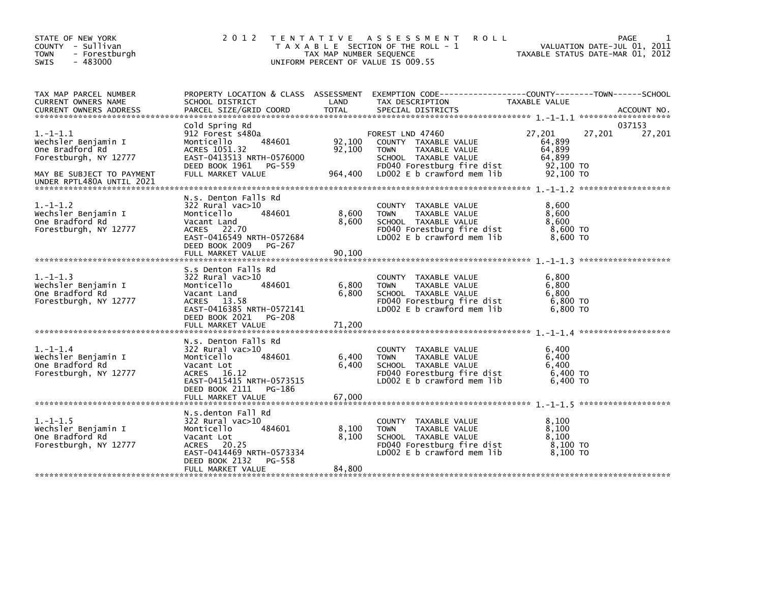STATE OF NEW YORK
COUNTY - Sullivan
TOWN - Forestburgh
SWIS - 483000

# 2012 TENTATIVE ASSESSMENT ROLL

TAXABLE SECTION OF THE ROLL - 1
TAX MAP NUMBER SEQUENCE
UNIFORM PERCENT OF VALUE IS 009.55

VALUATION DATE-JUL 01, 2011
TAXABLE STATUS DATE-MAR 01, 2012

| TAX MAP PARCEL NUMBER / CURRENT OWNERS NAME / CURRENT OWNERS ADDRESS | PROPERTY LOCATION & CLASS / SCHOOL DISTRICT / PARCEL SIZE/GRID COORD | ASSESSMENT LAND | TOTAL | EXEMPTION CODE / TAX DESCRIPTION / SPECIAL DISTRICTS | COUNTY | TOWN | SCHOOL | ACCOUNT NO. |
|---|---|---|---|---|---|---|---|---|
| **1.-1-1.1** | Cold Spring Rd | | | | | | | 037153 |
| 1.-1-1.1 | 912 Forest s480a | | | FOREST LND 47460 | 27,201 | 27,201 | 27,201 | |
| Wechsler Benjamin I | Monticello 484601 | 92,100 | | COUNTY TAXABLE VALUE | 64,899 | | | |
| One Bradford Rd | ACRES 1051.32 | | 92,100 | TOWN TAXABLE VALUE | | 64,899 | | |
| Forestburgh, NY 12777 | EAST-0413513 NRTH-0576000 | | | SCHOOL TAXABLE VALUE | | | 64,899 | |
| | DEED BOOK 1961 PG-559 | | | FD040 Forestburg fire dist | 92,100 TO | | | |
| MAY BE SUBJECT TO PAYMENT UNDER RPTL480A UNTIL 2021 | FULL MARKET VALUE | | 964,400 | LD002 E b crawford mem lib | 92,100 TO | | | |
| **1.-1-1.2** | N.S. Denton Falls Rd | | | | | | | |
| 1.-1-1.2 | 322 Rural vac>10 | | | COUNTY TAXABLE VALUE | 8,600 | | | |
| Wechsler Benjamin I | Monticello 484601 | 8,600 | | TOWN TAXABLE VALUE | | 8,600 | | |
| One Bradford Rd | Vacant Land | | 8,600 | SCHOOL TAXABLE VALUE | | | 8,600 | |
| Forestburgh, NY 12777 | ACRES 22.70 | | | FD040 Forestburg fire dist | 8,600 TO | | | |
| | EAST-0416549 NRTH-0572684 | | | LD002 E b crawford mem lib | 8,600 TO | | | |
| | DEED BOOK 2009 PG-267 | | | | | | | |
| | FULL MARKET VALUE | | 90,100 | | | | | |
| **1.-1-1.3** | S.s Denton Falls Rd | | | | | | | |
| 1.-1-1.3 | 322 Rural vac>10 | | | COUNTY TAXABLE VALUE | 6,800 | | | |
| Wechsler Benjamin I | Monticello 484601 | 6,800 | | TOWN TAXABLE VALUE | | 6,800 | | |
| One Bradford Rd | Vacant Land | | 6,800 | SCHOOL TAXABLE VALUE | | | 6,800 | |
| Forestburgh, NY 12777 | ACRES 13.58 | | | FD040 Forestburg fire dist | 6,800 TO | | | |
| | EAST-0416385 NRTH-0572141 | | | LD002 E b crawford mem lib | 6,800 TO | | | |
| | DEED BOOK 2021 PG-208 | | | | | | | |
| | FULL MARKET VALUE | | 71,200 | | | | | |
| **1.-1-1.4** | N.S. Denton Falls Rd | | | | | | | |
| 1.-1-1.4 | 322 Rural vac>10 | | | COUNTY TAXABLE VALUE | 6,400 | | | |
| Wechsler Benjamin I | Monticello 484601 | 6,400 | | TOWN TAXABLE VALUE | | 6,400 | | |
| One Bradford Rd | Vacant Lot | | 6,400 | SCHOOL TAXABLE VALUE | | | 6,400 | |
| Forestburgh, NY 12777 | ACRES 16.12 | | | FD040 Forestburg fire dist | 6,400 TO | | | |
| | EAST-0415415 NRTH-0573515 | | | LD002 E b crawford mem lib | 6,400 TO | | | |
| | DEED BOOK 2111 PG-186 | | | | | | | |
| | FULL MARKET VALUE | | 67,000 | | | | | |
| **1.-1-1.5** | N.s.denton Fall Rd | | | | | | | |
| 1.-1-1.5 | 322 Rural vac>10 | | | COUNTY TAXABLE VALUE | 8,100 | | | |
| Wechsler Benjamin I | Monticello 484601 | 8,100 | | TOWN TAXABLE VALUE | | 8,100 | | |
| One Bradford Rd | Vacant Lot | | 8,100 | SCHOOL TAXABLE VALUE | | | 8,100 | |
| Forestburgh, NY 12777 | ACRES 20.25 | | | FD040 Forestburg fire dist | 8,100 TO | | | |
| | EAST-0414469 NRTH-0573334 | | | LD002 E b crawford mem lib | 8,100 TO | | | |
| | DEED BOOK 2132 PG-558 | | | | | | | |
| | FULL MARKET VALUE | | 84,800 | | | | | |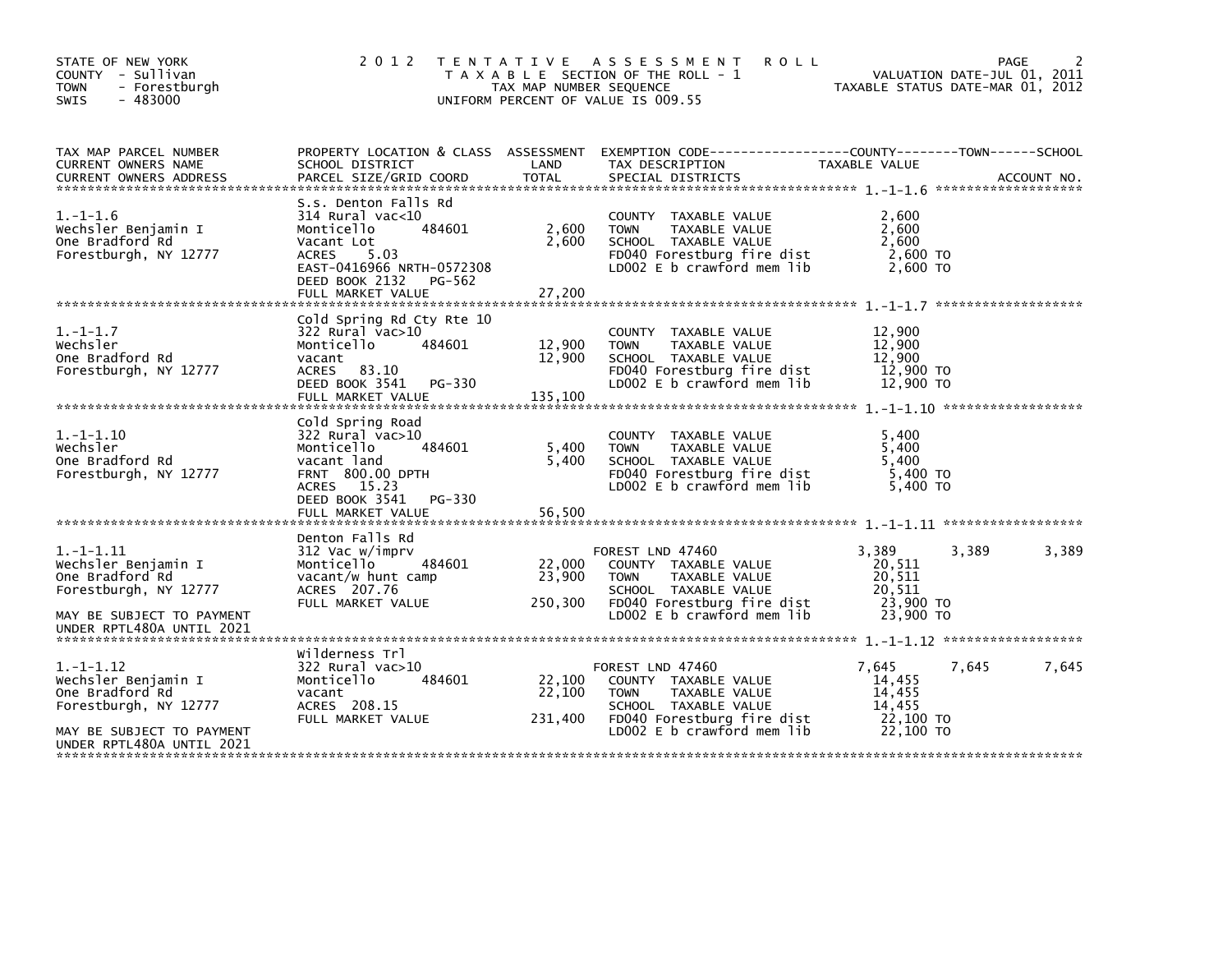STATE OF NEW YORK
COUNTY - Sullivan
TOWN - Forestburgh
SWIS - 483000

# 2012 TENTATIVE ASSESSMENT ROLL

TAXABLE SECTION OF THE ROLL - 1
TAX MAP NUMBER SEQUENCE
UNIFORM PERCENT OF VALUE IS 009.55

VALUATION DATE-JUL 01, 2011
TAXABLE STATUS DATE-MAR 01, 2012

| TAX MAP PARCEL NUMBER / CURRENT OWNERS NAME / CURRENT OWNERS ADDRESS | PROPERTY LOCATION & CLASS / SCHOOL DISTRICT / PARCEL SIZE/GRID COORD | ASSESSMENT LAND / TOTAL | EXEMPTION CODE / TAX DESCRIPTION / SPECIAL DISTRICTS | COUNTY TAXABLE VALUE | TOWN | SCHOOL | ACCOUNT NO. |
|---|---|---|---|---|---|---|---|
| **1.-1-1.6** | S.s. Denton Falls Rd | | | | | | |
| 1.-1-1.6 | 314 Rural vac<10 | | COUNTY TAXABLE VALUE | 2,600 | | | |
| Wechsler Benjamin I | Monticello 484601 | 2,600 | TOWN TAXABLE VALUE | 2,600 | | | |
| One Bradford Rd | Vacant Lot | 2,600 | SCHOOL TAXABLE VALUE | 2,600 | | | |
| Forestburgh, NY 12777 | ACRES 5.03 | | FD040 Forestburg fire dist | 2,600 TO | | | |
| | EAST-0416966 NRTH-0572308 | | LD002 E b crawford mem lib | 2,600 TO | | | |
| | DEED BOOK 2132 PG-562 | | | | | | |
| | FULL MARKET VALUE | 27,200 | | | | | |
| **1.-1-1.7** | Cold Spring Rd Cty Rte 10 | | | | | | |
| 1.-1-1.7 | 322 Rural vac>10 | | COUNTY TAXABLE VALUE | 12,900 | | | |
| Wechsler | Monticello 484601 | 12,900 | TOWN TAXABLE VALUE | 12,900 | | | |
| One Bradford Rd | vacant | 12,900 | SCHOOL TAXABLE VALUE | 12,900 | | | |
| Forestburgh, NY 12777 | ACRES 83.10 | | FD040 Forestburg fire dist | 12,900 TO | | | |
| | DEED BOOK 3541 PG-330 | | LD002 E b crawford mem lib | 12,900 TO | | | |
| | FULL MARKET VALUE | 135,100 | | | | | |
| **1.-1-1.10** | Cold Spring Road | | | | | | |
| 1.-1-1.10 | 322 Rural vac>10 | | COUNTY TAXABLE VALUE | 5,400 | | | |
| Wechsler | Monticello 484601 | 5,400 | TOWN TAXABLE VALUE | 5,400 | | | |
| One Bradford Rd | vacant land | 5,400 | SCHOOL TAXABLE VALUE | 5,400 | | | |
| Forestburgh, NY 12777 | FRNT 800.00 DPTH | | FD040 Forestburg fire dist | 5,400 TO | | | |
| | ACRES 15.23 | | LD002 E b crawford mem lib | 5,400 TO | | | |
| | DEED BOOK 3541 PG-330 | | | | | | |
| | FULL MARKET VALUE | 56,500 | | | | | |
| **1.-1-1.11** | Denton Falls Rd | | | | | | |
| 1.-1-1.11 | 312 Vac w/imprv | | FOREST LND 47460 | 3,389 | 3,389 | 3,389 | |
| Wechsler Benjamin I | Monticello 484601 | 22,000 | COUNTY TAXABLE VALUE | 20,511 | | | |
| One Bradford Rd | vacant/w hunt camp | 23,900 | TOWN TAXABLE VALUE | 20,511 | | | |
| Forestburgh, NY 12777 | ACRES 207.76 | | SCHOOL TAXABLE VALUE | 20,511 | | | |
| | FULL MARKET VALUE | 250,300 | FD040 Forestburg fire dist | 23,900 TO | | | |
| MAY BE SUBJECT TO PAYMENT UNDER RPTL480A UNTIL 2021 | | | LD002 E b crawford mem lib | 23,900 TO | | | |
| **1.-1-1.12** | Wilderness Trl | | | | | | |
| 1.-1-1.12 | 322 Rural vac>10 | | FOREST LND 47460 | 7,645 | 7,645 | 7,645 | |
| Wechsler Benjamin I | Monticello 484601 | 22,100 | COUNTY TAXABLE VALUE | 14,455 | | | |
| One Bradford Rd | vacant | 22,100 | TOWN TAXABLE VALUE | 14,455 | | | |
| Forestburgh, NY 12777 | ACRES 208.15 | | SCHOOL TAXABLE VALUE | 14,455 | | | |
| | FULL MARKET VALUE | 231,400 | FD040 Forestburg fire dist | 22,100 TO | | | |
| MAY BE SUBJECT TO PAYMENT UNDER RPTL480A UNTIL 2021 | | | LD002 E b crawford mem lib | 22,100 TO | | | |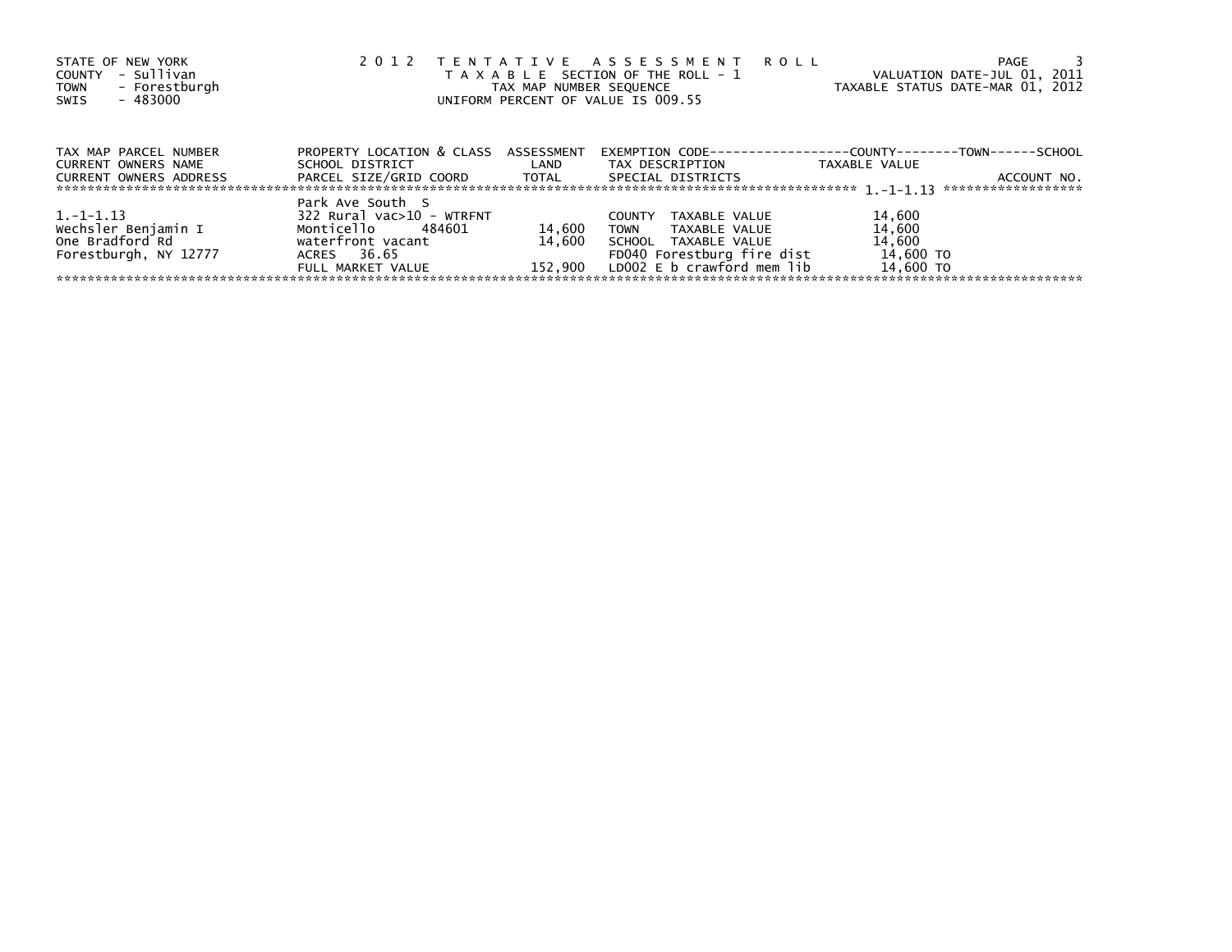STATE OF NEW YORK
COUNTY - Sullivan
TOWN - Forestburgh
SWIS - 483000

# 2012 TENTATIVE ASSESSMENT ROLL

TAXABLE SECTION OF THE ROLL - 1
TAX MAP NUMBER SEQUENCE
UNIFORM PERCENT OF VALUE IS 009.55

VALUATION DATE-JUL 01, 2011
TAXABLE STATUS DATE-MAR 01, 2012

| TAX MAP PARCEL NUMBER / CURRENT OWNERS NAME / CURRENT OWNERS ADDRESS | PROPERTY LOCATION & CLASS / SCHOOL DISTRICT / PARCEL SIZE/GRID COORD | ASSESSMENT LAND / TOTAL | EXEMPTION CODE / TAX DESCRIPTION / SPECIAL DISTRICTS | COUNTY--------TOWN------SCHOOL TAXABLE VALUE | ACCOUNT NO. |
|---|---|---|---|---|---|
| | Park Ave South S | | | | |
| 1.-1-1.13 | 322 Rural vac>10 - WTRFNT | | COUNTY TAXABLE VALUE | 14,600 | |
| Wechsler Benjamin I | Monticello 484601 | 14,600 | TOWN TAXABLE VALUE | 14,600 | |
| One Bradford Rd | waterfront vacant | 14,600 | SCHOOL TAXABLE VALUE | 14,600 | |
| Forestburgh, NY 12777 | ACRES 36.65 | | FD040 Forestburg fire dist | 14,600 TO | |
| | FULL MARKET VALUE | 152,900 | LD002 E b crawford mem lib | 14,600 TO | |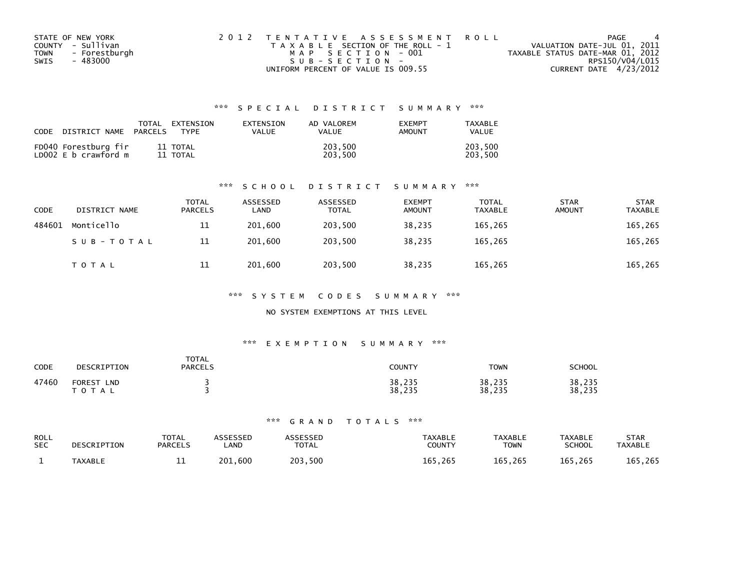STATE OF NEW YORK
COUNTY - Sullivan
TOWN - Forestburgh
SWIS - 483000

2012 TENTATIVE ASSESSMENT ROLL
TAXABLE SECTION OF THE ROLL - 1
MAP SECTION - 001
SUB-SECTION -
UNIFORM PERCENT OF VALUE IS 009.55

VALUATION DATE-JUL 01, 2011
TAXABLE STATUS DATE-MAR 01, 2012
RPS150/V04/L015
CURRENT DATE 4/23/2012

## *** SPECIAL DISTRICT SUMMARY ***

| CODE DISTRICT NAME | TOTAL PARCELS | EXTENSION TYPE | EXTENSION VALUE | AD VALOREM VALUE | EXEMPT AMOUNT | TAXABLE VALUE |
|---|---|---|---|---|---|---|
| FD040 Forestburg fir | 11 | TOTAL | | 203,500 | | 203,500 |
| LD002 E b crawford m | 11 | TOTAL | | 203,500 | | 203,500 |

## *** SCHOOL DISTRICT SUMMARY ***

| CODE | DISTRICT NAME | TOTAL PARCELS | ASSESSED LAND | ASSESSED TOTAL | EXEMPT AMOUNT | TOTAL TAXABLE | STAR AMOUNT | STAR TAXABLE |
|---|---|---|---|---|---|---|---|---|
| 484601 | Monticello | 11 | 201,600 | 203,500 | 38,235 | 165,265 | | 165,265 |
| | SUB-TOTAL | 11 | 201,600 | 203,500 | 38,235 | 165,265 | | 165,265 |
| | TOTAL | 11 | 201,600 | 203,500 | 38,235 | 165,265 | | 165,265 |

## *** SYSTEM CODES SUMMARY ***

NO SYSTEM EXEMPTIONS AT THIS LEVEL

## *** EXEMPTION SUMMARY ***

| CODE | DESCRIPTION | TOTAL PARCELS | COUNTY | TOWN | SCHOOL |
|---|---|---|---|---|---|
| 47460 | FOREST LND | 3 | 38,235 | 38,235 | 38,235 |
| | TOTAL | 3 | 38,235 | 38,235 | 38,235 |

## *** GRAND TOTALS ***

| ROLL SEC | DESCRIPTION | TOTAL PARCELS | ASSESSED LAND | ASSESSED TOTAL | TAXABLE COUNTY | TAXABLE TOWN | TAXABLE SCHOOL | STAR TAXABLE |
|---|---|---|---|---|---|---|---|---|
| 1 | TAXABLE | 11 | 201,600 | 203,500 | 165,265 | 165,265 | 165,265 | 165,265 |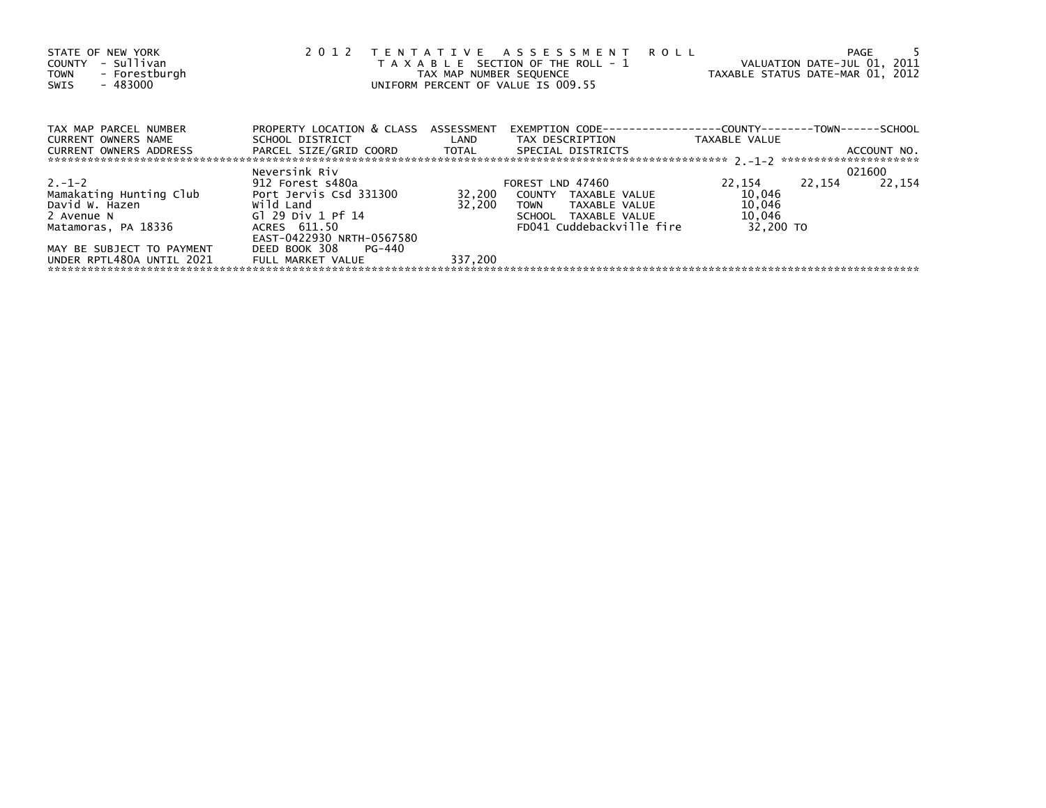STATE OF NEW YORK
COUNTY - Sullivan
TOWN - Forestburgh
SWIS - 483000

2 0 1 2 T E N T A T I V E A S S E S S M E N T R O L L
T A X A B L E SECTION OF THE ROLL - 1
TAX MAP NUMBER SEQUENCE
UNIFORM PERCENT OF VALUE IS 009.55

VALUATION DATE-JUL 01, 2011
TAXABLE STATUS DATE-MAR 01, 2012

| TAX MAP PARCEL NUMBER / CURRENT OWNERS NAME / CURRENT OWNERS ADDRESS | PROPERTY LOCATION & CLASS / SCHOOL DISTRICT / PARCEL SIZE/GRID COORD | ASSESSMENT LAND / TOTAL | EXEMPTION CODE / TAX DESCRIPTION / SPECIAL DISTRICTS | COUNTY TAXABLE VALUE | TOWN | SCHOOL / ACCOUNT NO. |
|---|---|---|---|---|---|---|
| 2.-1-2 | Neversink Riv | | | | | 021600 |
| | 912 Forest s480a | | FOREST LND 47460 | 22,154 | 22,154 | 22,154 |
| Mamakating Hunting Club | Port Jervis Csd 331300 | 32,200 | COUNTY TAXABLE VALUE | 10,046 | | |
| David W. Hazen | Wild Land | 32,200 | TOWN TAXABLE VALUE | 10,046 | | |
| 2 Avenue N | Gl 29 Div 1 Pf 14 | | SCHOOL TAXABLE VALUE | 10,046 | | |
| Matamoras, PA 18336 | ACRES 611.50 | | FD041 Cuddebackville fire | 32,200 TO | | |
| | EAST-0422930 NRTH-0567580 | | | | | |
| MAY BE SUBJECT TO PAYMENT | DEED BOOK 308 PG-440 | | | | | |
| UNDER RPTL480A UNTIL 2021 | FULL MARKET VALUE | 337,200 | | | | |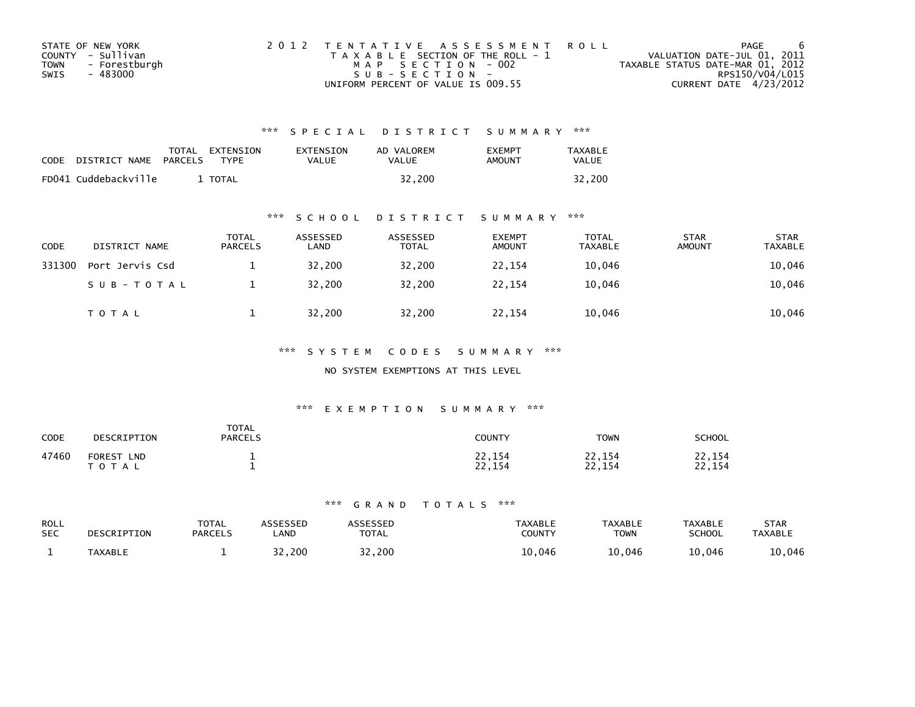STATE OF NEW YORK
COUNTY - Sullivan
TOWN - Forestburgh
SWIS - 483000

2 0 1 2 T E N T A T I V E A S S E S S M E N T R O L L
T A X A B L E SECTION OF THE ROLL - 1
M A P S E C T I O N - 002
S U B - S E C T I O N -
UNIFORM PERCENT OF VALUE IS 009.55

VALUATION DATE-JUL 01, 2011
TAXABLE STATUS DATE-MAR 01, 2012
RPS150/V04/L015
CURRENT DATE 4/23/2012

### *** S P E C I A L D I S T R I C T S U M M A R Y ***

| CODE | DISTRICT NAME | TOTAL PARCELS | EXTENSION TYPE | EXTENSION VALUE | AD VALOREM VALUE | EXEMPT AMOUNT | TAXABLE VALUE |
|---|---|---|---|---|---|---|---|
| FD041 | Cuddebackville | 1 | TOTAL | | 32,200 | | 32,200 |

### *** S C H O O L D I S T R I C T S U M M A R Y ***

| CODE | DISTRICT NAME | TOTAL PARCELS | ASSESSED LAND | ASSESSED TOTAL | EXEMPT AMOUNT | TOTAL TAXABLE | STAR AMOUNT | STAR TAXABLE |
|---|---|---|---|---|---|---|---|---|
| 331300 | Port Jervis Csd | 1 | 32,200 | 32,200 | 22,154 | 10,046 | | 10,046 |
| | S U B - T O T A L | 1 | 32,200 | 32,200 | 22,154 | 10,046 | | 10,046 |
| | T O T A L | 1 | 32,200 | 32,200 | 22,154 | 10,046 | | 10,046 |

### *** S Y S T E M C O D E S S U M M A R Y ***

NO SYSTEM EXEMPTIONS AT THIS LEVEL

### *** E X E M P T I O N S U M M A R Y ***

| CODE | DESCRIPTION | TOTAL PARCELS | COUNTY | TOWN | SCHOOL |
|---|---|---|---|---|---|
| 47460 | FOREST LND | 1 | 22,154 | 22,154 | 22,154 |
| | T O T A L | 1 | 22,154 | 22,154 | 22,154 |

### *** G R A N D T O T A L S ***

| ROLL SEC | DESCRIPTION | TOTAL PARCELS | ASSESSED LAND | ASSESSED TOTAL | TAXABLE COUNTY | TAXABLE TOWN | TAXABLE SCHOOL | STAR TAXABLE |
|---|---|---|---|---|---|---|---|---|
| 1 | TAXABLE | 1 | 32,200 | 32,200 | 10,046 | 10,046 | 10,046 | 10,046 |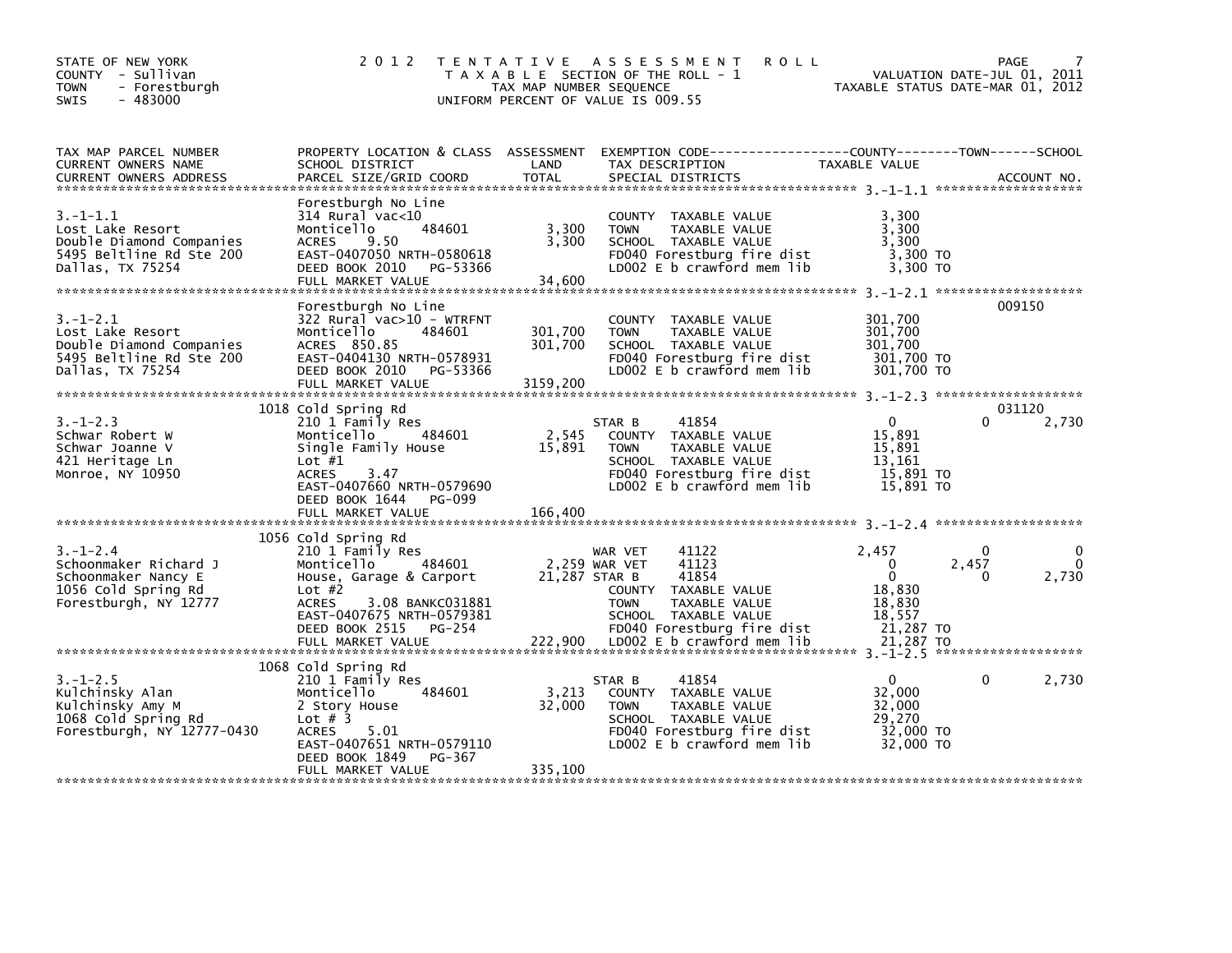STATE OF NEW YORK
COUNTY - Sullivan
TOWN - Forestburgh
SWIS - 483000

2012 TENTATIVE ASSESSMENT ROLL
TAXABLE SECTION OF THE ROLL - 1
TAX MAP NUMBER SEQUENCE
UNIFORM PERCENT OF VALUE IS 009.55

VALUATION DATE-JUL 01, 2011
TAXABLE STATUS DATE-MAR 01, 2012

| TAX MAP PARCEL NUMBER / CURRENT OWNERS NAME / CURRENT OWNERS ADDRESS | PROPERTY LOCATION & CLASS / SCHOOL DISTRICT / PARCEL SIZE/GRID COORD | ASSESSMENT LAND / TOTAL | EXEMPTION CODE / TAX DESCRIPTION / SPECIAL DISTRICTS | COUNTY TAXABLE VALUE | TOWN | SCHOOL / ACCOUNT NO. |
|---|---|---|---|---|---|---|
| 3.-1-1.1 | Forestburgh No Line | | | | | |
| | 314 Rural vac<10 | | COUNTY TAXABLE VALUE | 3,300 | | |
| Lost Lake Resort | Monticello 484601 | 3,300 | TOWN TAXABLE VALUE | 3,300 | | |
| Double Diamond Companies | ACRES 9.50 | 3,300 | SCHOOL TAXABLE VALUE | 3,300 | | |
| 5495 Beltline Rd Ste 200 | EAST-0407050 NRTH-0580618 | | FD040 Forestburg fire dist | 3,300 TO | | |
| Dallas, TX 75254 | DEED BOOK 2010 PG-53366 | | LD002 E b crawford mem lib | 3,300 TO | | |
| | FULL MARKET VALUE | 34,600 | | | | |
| 3.-1-2.1 | Forestburgh No Line | | | | | 009150 |
| | 322 Rural vac>10 - WTRFNT | | COUNTY TAXABLE VALUE | 301,700 | | |
| Lost Lake Resort | Monticello 484601 | 301,700 | TOWN TAXABLE VALUE | 301,700 | | |
| Double Diamond Companies | ACRES 850.85 | 301,700 | SCHOOL TAXABLE VALUE | 301,700 | | |
| 5495 Beltline Rd Ste 200 | EAST-0404130 NRTH-0578931 | | FD040 Forestburg fire dist | 301,700 TO | | |
| Dallas, TX 75254 | DEED BOOK 2010 PG-53366 | | LD002 E b crawford mem lib | 301,700 TO | | |
| | FULL MARKET VALUE | 3159,200 | | | | |
| 3.-1-2.3 | 1018 Cold Spring Rd | | | | | 031120 |
| | 210 1 Family Res | | STAR B 41854 | 0 | 0 | 2,730 |
| Schwar Robert W | Monticello 484601 | 2,545 | COUNTY TAXABLE VALUE | 15,891 | | |
| Schwar Joanne V | Single Family House | 15,891 | TOWN TAXABLE VALUE | 15,891 | | |
| 421 Heritage Ln | Lot #1 | | SCHOOL TAXABLE VALUE | 13,161 | | |
| Monroe, NY 10950 | ACRES 3.47 | | FD040 Forestburg fire dist | 15,891 TO | | |
| | EAST-0407660 NRTH-0579690 | | LD002 E b crawford mem lib | 15,891 TO | | |
| | DEED BOOK 1644 PG-099 | | | | | |
| | FULL MARKET VALUE | 166,400 | | | | |
| 3.-1-2.4 | 1056 Cold Spring Rd | | | | | |
| | 210 1 Family Res | | WAR VET 41122 | 2,457 | 0 | 0 |
| Schoonmaker Richard J | Monticello 484601 | 2,259 | WAR VET 41123 | 0 | 2,457 | 0 |
| Schoonmaker Nancy E | House, Garage & Carport | 21,287 | STAR B 41854 | 0 | 0 | 2,730 |
| 1056 Cold Spring Rd | Lot #2 | | COUNTY TAXABLE VALUE | 18,830 | | |
| Forestburgh, NY 12777 | ACRES 3.08 BANKC031881 | | TOWN TAXABLE VALUE | 18,830 | | |
| | EAST-0407675 NRTH-0579381 | | SCHOOL TAXABLE VALUE | 18,557 | | |
| | DEED BOOK 2515 PG-254 | | FD040 Forestburg fire dist | 21,287 TO | | |
| | FULL MARKET VALUE | 222,900 | LD002 E b crawford mem lib | 21,287 TO | | |
| 3.-1-2.5 | 1068 Cold Spring Rd | | | | | |
| | 210 1 Family Res | | STAR B 41854 | 0 | 0 | 2,730 |
| Kulchinsky Alan | Monticello 484601 | 3,213 | COUNTY TAXABLE VALUE | 32,000 | | |
| Kulchinsky Amy M | 2 Story House | 32,000 | TOWN TAXABLE VALUE | 32,000 | | |
| 1068 Cold Spring Rd | Lot # 3 | | SCHOOL TAXABLE VALUE | 29,270 | | |
| Forestburgh, NY 12777-0430 | ACRES 5.01 | | FD040 Forestburg fire dist | 32,000 TO | | |
| | EAST-0407651 NRTH-0579110 | | LD002 E b crawford mem lib | 32,000 TO | | |
| | DEED BOOK 1849 PG-367 | | | | | |
| | FULL MARKET VALUE | 335,100 | | | | |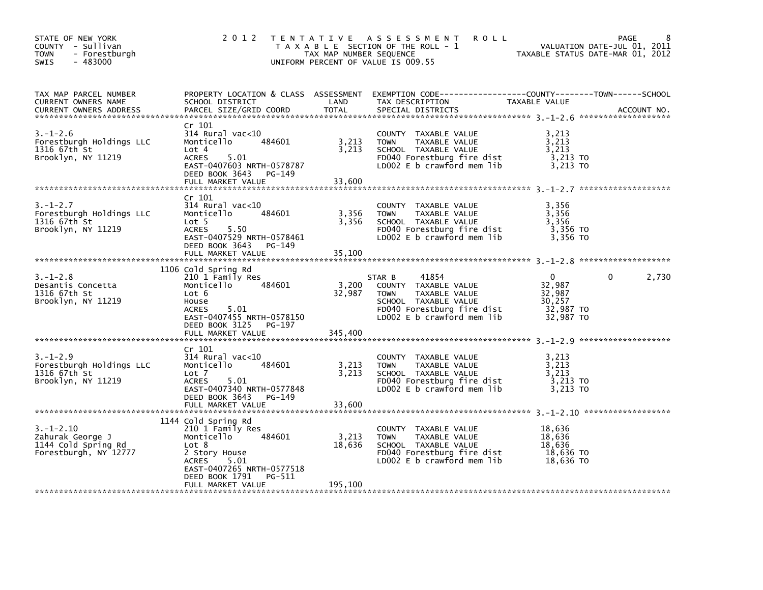STATE OF NEW YORK
COUNTY - Sullivan
TOWN - Forestburgh
SWIS - 483000

2012 TENTATIVE ASSESSMENT ROLL
TAXABLE SECTION OF THE ROLL - 1
TAX MAP NUMBER SEQUENCE
UNIFORM PERCENT OF VALUE IS 009.55

VALUATION DATE-JUL 01, 2011
TAXABLE STATUS DATE-MAR 01, 2012

| TAX MAP PARCEL NUMBER / CURRENT OWNERS NAME / CURRENT OWNERS ADDRESS | PROPERTY LOCATION & CLASS / SCHOOL DISTRICT / PARCEL SIZE/GRID COORD | ASSESSMENT LAND | TOTAL | EXEMPTION CODE / TAX DESCRIPTION / SPECIAL DISTRICTS | COUNTY TAXABLE VALUE | TOWN | SCHOOL |
|---|---|---|---|---|---|---|---|
| **3.-1-2.6** | Cr 101 | | | | | | |
| Forestburgh Holdings LLC | 314 Rural vac<10 | | | COUNTY TAXABLE VALUE | 3,213 | | |
| 1316 67th St | Monticello 484601 | 3,213 | | TOWN TAXABLE VALUE | 3,213 | | |
| Brooklyn, NY 11219 | Lot 4 | | 3,213 | SCHOOL TAXABLE VALUE | 3,213 | | |
| | ACRES 5.01 | | | FD040 Forestburg fire dist | 3,213 TO | | |
| | EAST-0407603 NRTH-0578787 | | | LD002 E b crawford mem lib | 3,213 TO | | |
| | DEED BOOK 3643 PG-149 | | | | | | |
| | FULL MARKET VALUE | | 33,600 | | | | |
| **3.-1-2.7** | Cr 101 | | | | | | |
| Forestburgh Holdings LLC | 314 Rural vac<10 | | | COUNTY TAXABLE VALUE | 3,356 | | |
| 1316 67th St | Monticello 484601 | 3,356 | | TOWN TAXABLE VALUE | 3,356 | | |
| Brooklyn, NY 11219 | Lot 5 | | 3,356 | SCHOOL TAXABLE VALUE | 3,356 | | |
| | ACRES 5.50 | | | FD040 Forestburg fire dist | 3,356 TO | | |
| | EAST-0407529 NRTH-0578461 | | | LD002 E b crawford mem lib | 3,356 TO | | |
| | DEED BOOK 3643 PG-149 | | | | | | |
| | FULL MARKET VALUE | | 35,100 | | | | |
| **3.-1-2.8** | 1106 Cold Spring Rd | | | | | | |
| Desantis Concetta | 210 1 Family Res | | | STAR B 41854 | 0 | 0 | 2,730 |
| 1316 67th St | Monticello 484601 | 3,200 | | COUNTY TAXABLE VALUE | 32,987 | | |
| Brooklyn, NY 11219 | Lot 6 | | 32,987 | TOWN TAXABLE VALUE | 32,987 | | |
| | House | | | SCHOOL TAXABLE VALUE | 30,257 | | |
| | ACRES 5.01 | | | FD040 Forestburg fire dist | 32,987 TO | | |
| | EAST-0407455 NRTH-0578150 | | | LD002 E b crawford mem lib | 32,987 TO | | |
| | DEED BOOK 3125 PG-197 | | | | | | |
| | FULL MARKET VALUE | | 345,400 | | | | |
| **3.-1-2.9** | Cr 101 | | | | | | |
| Forestburgh Holdings LLC | 314 Rural vac<10 | | | COUNTY TAXABLE VALUE | 3,213 | | |
| 1316 67th St | Monticello 484601 | 3,213 | | TOWN TAXABLE VALUE | 3,213 | | |
| Brooklyn, NY 11219 | Lot 7 | | 3,213 | SCHOOL TAXABLE VALUE | 3,213 | | |
| | ACRES 5.01 | | | FD040 Forestburg fire dist | 3,213 TO | | |
| | EAST-0407340 NRTH-0577848 | | | LD002 E b crawford mem lib | 3,213 TO | | |
| | DEED BOOK 3643 PG-149 | | | | | | |
| | FULL MARKET VALUE | | 33,600 | | | | |
| **3.-1-2.10** | 1144 Cold Spring Rd | | | | | | |
| Zahurak George J | 210 1 Family Res | | | COUNTY TAXABLE VALUE | 18,636 | | |
| 1144 Cold Spring Rd | Monticello 484601 | 3,213 | | TOWN TAXABLE VALUE | 18,636 | | |
| Forestburgh, NY 12777 | Lot 8 | | 18,636 | SCHOOL TAXABLE VALUE | 18,636 | | |
| | 2 Story House | | | FD040 Forestburg fire dist | 18,636 TO | | |
| | ACRES 5.01 | | | LD002 E b crawford mem lib | 18,636 TO | | |
| | EAST-0407265 NRTH-0577518 | | | | | | |
| | DEED BOOK 1791 PG-511 | | | | | | |
| | FULL MARKET VALUE | | 195,100 | | | | |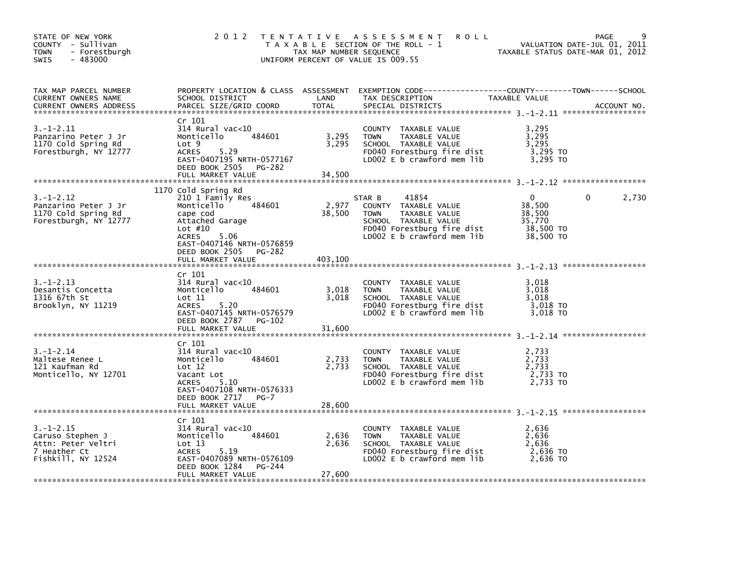STATE OF NEW YORK
COUNTY - Sullivan
TOWN - Forestburgh
SWIS - 483000

# 2012 TENTATIVE ASSESSMENT ROLL

TAXABLE SECTION OF THE ROLL - 1
TAX MAP NUMBER SEQUENCE
UNIFORM PERCENT OF VALUE IS 009.55

VALUATION DATE-JUL 01, 2011
TAXABLE STATUS DATE-MAR 01, 2012

| TAX MAP PARCEL NUMBER / CURRENT OWNERS NAME / CURRENT OWNERS ADDRESS | PROPERTY LOCATION & CLASS / SCHOOL DISTRICT / PARCEL SIZE/GRID COORD | ASSESSMENT LAND | TOTAL | EXEMPTION CODE / TAX DESCRIPTION / SPECIAL DISTRICTS | COUNTY TAXABLE VALUE | TOWN | SCHOOL |
|---|---|---|---|---|---|---|---|
| 3.-1-2.11 | Cr 101 | | | | | | |
| Panzarino Peter J Jr | 314 Rural vac<10 | | | COUNTY TAXABLE VALUE | 3,295 | | |
| 1170 Cold Spring Rd | Monticello 484601 | 3,295 | | TOWN TAXABLE VALUE | 3,295 | | |
| Forestburgh, NY 12777 | Lot 9 | | 3,295 | SCHOOL TAXABLE VALUE | 3,295 | | |
| | ACRES 5.29 | | | FD040 Forestburg fire dist | 3,295 TO | | |
| | EAST-0407195 NRTH-0577167 | | | LD002 E b crawford mem lib | 3,295 TO | | |
| | DEED BOOK 2505 PG-282 | | | | | | |
| | FULL MARKET VALUE | | 34,500 | | | | |
| 3.-1-2.12 | 1170 Cold Spring Rd | | | | | | |
| Panzarino Peter J Jr | 210 1 Family Res | | | STAR B 41854 | 0 | 0 | 2,730 |
| 1170 Cold Spring Rd | Monticello 484601 | 2,977 | | COUNTY TAXABLE VALUE | 38,500 | | |
| Forestburgh, NY 12777 | cape cod | | 38,500 | TOWN TAXABLE VALUE | 38,500 | | |
| | Attached Garage | | | SCHOOL TAXABLE VALUE | 35,770 | | |
| | Lot #10 | | | FD040 Forestburg fire dist | 38,500 TO | | |
| | ACRES 5.06 | | | LD002 E b crawford mem lib | 38,500 TO | | |
| | EAST-0407146 NRTH-0576859 | | | | | | |
| | DEED BOOK 2505 PG-282 | | | | | | |
| | FULL MARKET VALUE | | 403,100 | | | | |
| 3.-1-2.13 | Cr 101 | | | | | | |
| Desantis Concetta | 314 Rural vac<10 | | | COUNTY TAXABLE VALUE | 3,018 | | |
| 1316 67th St | Monticello 484601 | 3,018 | | TOWN TAXABLE VALUE | 3,018 | | |
| Brooklyn, NY 11219 | Lot 11 | | 3,018 | SCHOOL TAXABLE VALUE | 3,018 | | |
| | ACRES 5.20 | | | FD040 Forestburg fire dist | 3,018 TO | | |
| | EAST-0407145 NRTH-0576579 | | | LD002 E b crawford mem lib | 3,018 TO | | |
| | DEED BOOK 2787 PG-102 | | | | | | |
| | FULL MARKET VALUE | | 31,600 | | | | |
| 3.-1-2.14 | Cr 101 | | | | | | |
| Maltese Renee L | 314 Rural vac<10 | | | COUNTY TAXABLE VALUE | 2,733 | | |
| 121 Kaufman Rd | Monticello 484601 | 2,733 | | TOWN TAXABLE VALUE | 2,733 | | |
| Monticello, NY 12701 | Lot 12 | | 2,733 | SCHOOL TAXABLE VALUE | 2,733 | | |
| | Vacant Lot | | | FD040 Forestburg fire dist | 2,733 TO | | |
| | ACRES 5.10 | | | LD002 E b crawford mem lib | 2,733 TO | | |
| | EAST-0407108 NRTH-0576333 | | | | | | |
| | DEED BOOK 2717 PG-7 | | | | | | |
| | FULL MARKET VALUE | | 28,600 | | | | |
| 3.-1-2.15 | Cr 101 | | | | | | |
| Caruso Stephen J | 314 Rural vac<10 | | | COUNTY TAXABLE VALUE | 2,636 | | |
| Attn: Peter Veltri | Monticello 484601 | 2,636 | | TOWN TAXABLE VALUE | 2,636 | | |
| 7 Heather Ct | Lot 13 | | 2,636 | SCHOOL TAXABLE VALUE | 2,636 | | |
| Fishkill, NY 12524 | ACRES 5.19 | | | FD040 Forestburg fire dist | 2,636 TO | | |
| | EAST-0407089 NRTH-0576109 | | | LD002 E b crawford mem lib | 2,636 TO | | |
| | DEED BOOK 1284 PG-244 | | | | | | |
| | FULL MARKET VALUE | | 27,600 | | | | |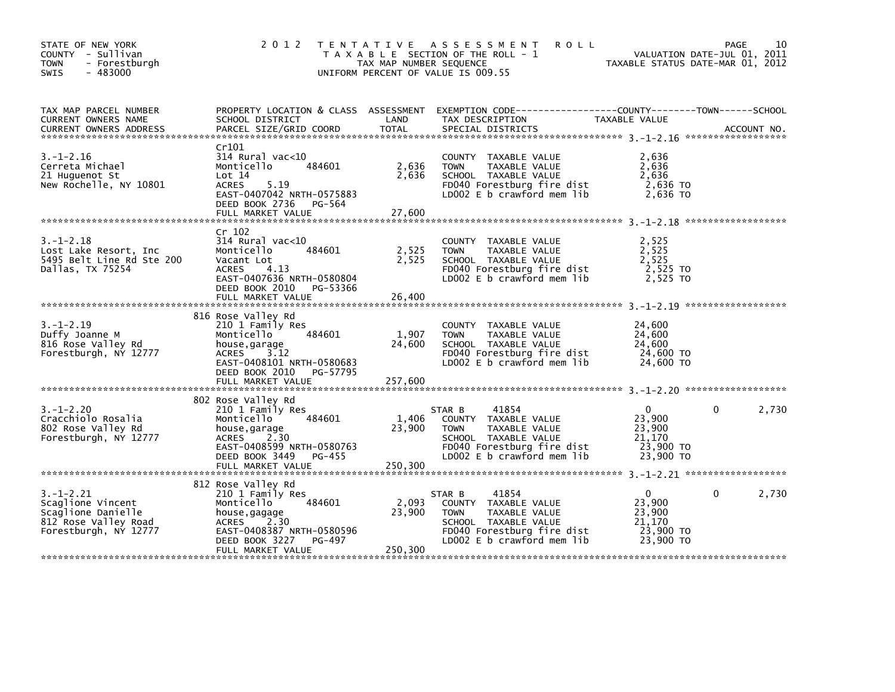STATE OF NEW YORK
COUNTY - Sullivan
TOWN - Forestburgh
SWIS - 483000

2 0 1 2 T E N T A T I V E A S S E S S M E N T R O L L
T A X A B L E SECTION OF THE ROLL - 1
TAX MAP NUMBER SEQUENCE
UNIFORM PERCENT OF VALUE IS 009.55

VALUATION DATE-JUL 01, 2011
TAXABLE STATUS DATE-MAR 01, 2012

| TAX MAP PARCEL NUMBER / CURRENT OWNERS NAME / CURRENT OWNERS ADDRESS | PROPERTY LOCATION & CLASS / SCHOOL DISTRICT / PARCEL SIZE/GRID COORD | ASSESSMENT LAND | TOTAL | EXEMPTION CODE / TAX DESCRIPTION / SPECIAL DISTRICTS | COUNTY TAXABLE VALUE | TOWN | SCHOOL | ACCOUNT NO. |
|---|---|---|---|---|---|---|---|---|
| **3.-1-2.16** | Cr101 | | | | | | | |
| 3.-1-2.16 | 314 Rural vac<10 | | | COUNTY TAXABLE VALUE | 2,636 | | | |
| Cerreta Michael | Monticello 484601 | 2,636 | | TOWN TAXABLE VALUE | 2,636 | | | |
| 21 Huguenot St | Lot 14 | | 2,636 | SCHOOL TAXABLE VALUE | 2,636 | | | |
| New Rochelle, NY 10801 | ACRES 5.19 | | | FD040 Forestburg fire dist | 2,636 TO | | | |
| | EAST-0407042 NRTH-0575883 | | | LD002 E b crawford mem lib | 2,636 TO | | | |
| | DEED BOOK 2736 PG-564 | | | | | | | |
| | FULL MARKET VALUE | | 27,600 | | | | | |
| **3.-1-2.18** | Cr 102 | | | | | | | |
| 3.-1-2.18 | 314 Rural vac<10 | | | COUNTY TAXABLE VALUE | 2,525 | | | |
| Lost Lake Resort, Inc | Monticello 484601 | 2,525 | | TOWN TAXABLE VALUE | 2,525 | | | |
| 5495 Belt Line Rd Ste 200 | Vacant Lot | | 2,525 | SCHOOL TAXABLE VALUE | 2,525 | | | |
| Dallas, TX 75254 | ACRES 4.13 | | | FD040 Forestburg fire dist | 2,525 TO | | | |
| | EAST-0407636 NRTH-0580804 | | | LD002 E b crawford mem lib | 2,525 TO | | | |
| | DEED BOOK 2010 PG-53366 | | | | | | | |
| | FULL MARKET VALUE | | 26,400 | | | | | |
| **3.-1-2.19** | 816 Rose Valley Rd | | | | | | | |
| 3.-1-2.19 | 210 1 Family Res | | | COUNTY TAXABLE VALUE | 24,600 | | | |
| Duffy Joanne M | Monticello 484601 | 1,907 | | TOWN TAXABLE VALUE | 24,600 | | | |
| 816 Rose Valley Rd | house,garage | | 24,600 | SCHOOL TAXABLE VALUE | 24,600 | | | |
| Forestburgh, NY 12777 | ACRES 3.12 | | | FD040 Forestburg fire dist | 24,600 TO | | | |
| | EAST-0408101 NRTH-0580683 | | | LD002 E b crawford mem lib | 24,600 TO | | | |
| | DEED BOOK 2010 PG-57795 | | | | | | | |
| | FULL MARKET VALUE | | 257,600 | | | | | |
| **3.-1-2.20** | 802 Rose Valley Rd | | | | | | | |
| 3.-1-2.20 | 210 1 Family Res | | | STAR B 41854 | 0 | 0 | 2,730 | |
| Cracchiolo Rosalia | Monticello 484601 | 1,406 | | COUNTY TAXABLE VALUE | 23,900 | | | |
| 802 Rose Valley Rd | house,garage | | 23,900 | TOWN TAXABLE VALUE | 23,900 | | | |
| Forestburgh, NY 12777 | ACRES 2.30 | | | SCHOOL TAXABLE VALUE | 21,170 | | | |
| | EAST-0408599 NRTH-0580763 | | | FD040 Forestburg fire dist | 23,900 TO | | | |
| | DEED BOOK 3449 PG-455 | | | LD002 E b crawford mem lib | 23,900 TO | | | |
| | FULL MARKET VALUE | | 250,300 | | | | | |
| **3.-1-2.21** | 812 Rose Valley Rd | | | | | | | |
| 3.-1-2.21 | 210 1 Family Res | | | STAR B 41854 | 0 | 0 | 2,730 | |
| Scaglione Vincent | Monticello 484601 | 2,093 | | COUNTY TAXABLE VALUE | 23,900 | | | |
| Scaglione Danielle | house,gagage | | 23,900 | TOWN TAXABLE VALUE | 23,900 | | | |
| 812 Rose Valley Road | ACRES 2.30 | | | SCHOOL TAXABLE VALUE | 21,170 | | | |
| Forestburgh, NY 12777 | EAST-0408387 NRTH-0580596 | | | FD040 Forestburg fire dist | 23,900 TO | | | |
| | DEED BOOK 3227 PG-497 | | | LD002 E b crawford mem lib | 23,900 TO | | | |
| | FULL MARKET VALUE | | 250,300 | | | | | |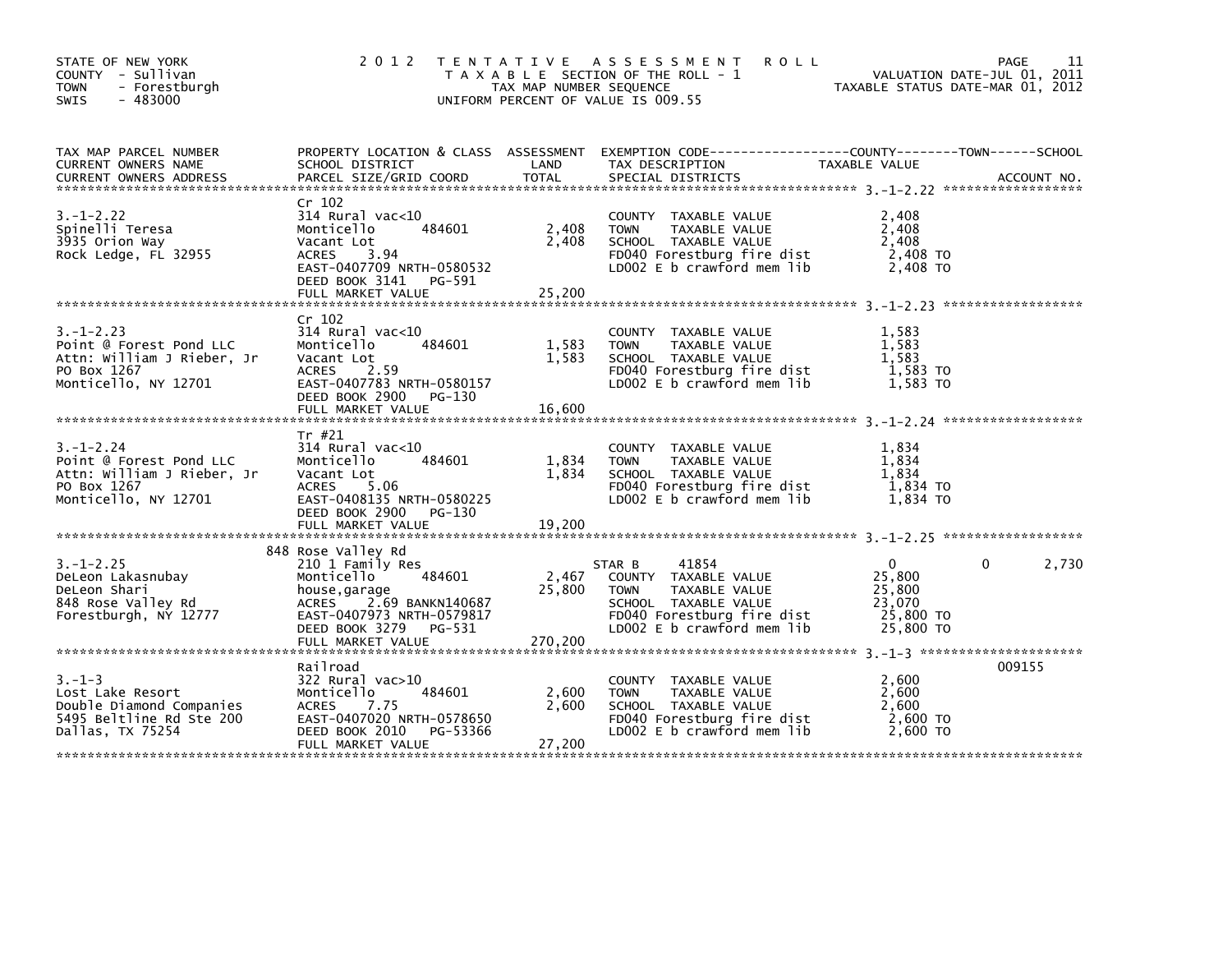STATE OF NEW YORK
COUNTY - Sullivan
TOWN - Forestburgh
SWIS - 483000

2012 TENTATIVE ASSESSMENT ROLL
TAXABLE SECTION OF THE ROLL - 1
TAX MAP NUMBER SEQUENCE
UNIFORM PERCENT OF VALUE IS 009.55

VALUATION DATE-JUL 01, 2011
TAXABLE STATUS DATE-MAR 01, 2012

| TAX MAP PARCEL NUMBER / CURRENT OWNERS NAME / CURRENT OWNERS ADDRESS | PROPERTY LOCATION & CLASS / SCHOOL DISTRICT / PARCEL SIZE/GRID COORD | ASSESSMENT LAND / TOTAL | EXEMPTION CODE / TAX DESCRIPTION / SPECIAL DISTRICTS | COUNTY TAXABLE VALUE | TOWN | SCHOOL / ACCOUNT NO. |
|---|---|---|---|---|---|---|
| **3.-1-2.22** | Cr 102 | | | | | |
| 3.-1-2.22 | 314 Rural vac<10 | | COUNTY TAXABLE VALUE | 2,408 | | |
| Spinelli Teresa | Monticello 484601 | 2,408 | TOWN TAXABLE VALUE | 2,408 | | |
| 3935 Orion Way | Vacant Lot | 2,408 | SCHOOL TAXABLE VALUE | 2,408 | | |
| Rock Ledge, FL 32955 | ACRES 3.94 | | FD040 Forestburg fire dist | 2,408 TO | | |
| | EAST-0407709 NRTH-0580532 | | LD002 E b crawford mem lib | 2,408 TO | | |
| | DEED BOOK 3141 PG-591 | | | | | |
| | FULL MARKET VALUE | 25,200 | | | | |
| **3.-1-2.23** | Cr 102 | | | | | |
| 3.-1-2.23 | 314 Rural vac<10 | | COUNTY TAXABLE VALUE | 1,583 | | |
| Point @ Forest Pond LLC | Monticello 484601 | 1,583 | TOWN TAXABLE VALUE | 1,583 | | |
| Attn: William J Rieber, Jr | Vacant Lot | 1,583 | SCHOOL TAXABLE VALUE | 1,583 | | |
| PO Box 1267 | ACRES 2.59 | | FD040 Forestburg fire dist | 1,583 TO | | |
| Monticello, NY 12701 | EAST-0407783 NRTH-0580157 | | LD002 E b crawford mem lib | 1,583 TO | | |
| | DEED BOOK 2900 PG-130 | | | | | |
| | FULL MARKET VALUE | 16,600 | | | | |
| **3.-1-2.24** | Tr #21 | | | | | |
| 3.-1-2.24 | 314 Rural vac<10 | | COUNTY TAXABLE VALUE | 1,834 | | |
| Point @ Forest Pond LLC | Monticello 484601 | 1,834 | TOWN TAXABLE VALUE | 1,834 | | |
| Attn: William J Rieber, Jr | Vacant Lot | 1,834 | SCHOOL TAXABLE VALUE | 1,834 | | |
| PO Box 1267 | ACRES 5.06 | | FD040 Forestburg fire dist | 1,834 TO | | |
| Monticello, NY 12701 | EAST-0408135 NRTH-0580225 | | LD002 E b crawford mem lib | 1,834 TO | | |
| | DEED BOOK 2900 PG-130 | | | | | |
| | FULL MARKET VALUE | 19,200 | | | | |
| **3.-1-2.25** | 848 Rose Valley Rd | | | | | |
| 3.-1-2.25 | 210 1 Family Res | | STAR B 41854 | 0 | 0 | 2,730 |
| DeLeon Lakasnubay | Monticello 484601 | 2,467 | COUNTY TAXABLE VALUE | 25,800 | | |
| DeLeon Shari | house,garage | 25,800 | TOWN TAXABLE VALUE | 25,800 | | |
| 848 Rose Valley Rd | ACRES 2.69 BANKN140687 | | SCHOOL TAXABLE VALUE | 23,070 | | |
| Forestburgh, NY 12777 | EAST-0407973 NRTH-0579817 | | FD040 Forestburg fire dist | 25,800 TO | | |
| | DEED BOOK 3279 PG-531 | | LD002 E b crawford mem lib | 25,800 TO | | |
| | FULL MARKET VALUE | 270,200 | | | | |
| **3.-1-3** | Railroad | | | | | 009155 |
| 3.-1-3 | 322 Rural vac>10 | | COUNTY TAXABLE VALUE | 2,600 | | |
| Lost Lake Resort | Monticello 484601 | 2,600 | TOWN TAXABLE VALUE | 2,600 | | |
| Double Diamond Companies | ACRES 7.75 | 2,600 | SCHOOL TAXABLE VALUE | 2,600 | | |
| 5495 Beltline Rd Ste 200 | EAST-0407020 NRTH-0578650 | | FD040 Forestburg fire dist | 2,600 TO | | |
| Dallas, TX 75254 | DEED BOOK 2010 PG-53366 | | LD002 E b crawford mem lib | 2,600 TO | | |
| | FULL MARKET VALUE | 27,200 | | | | |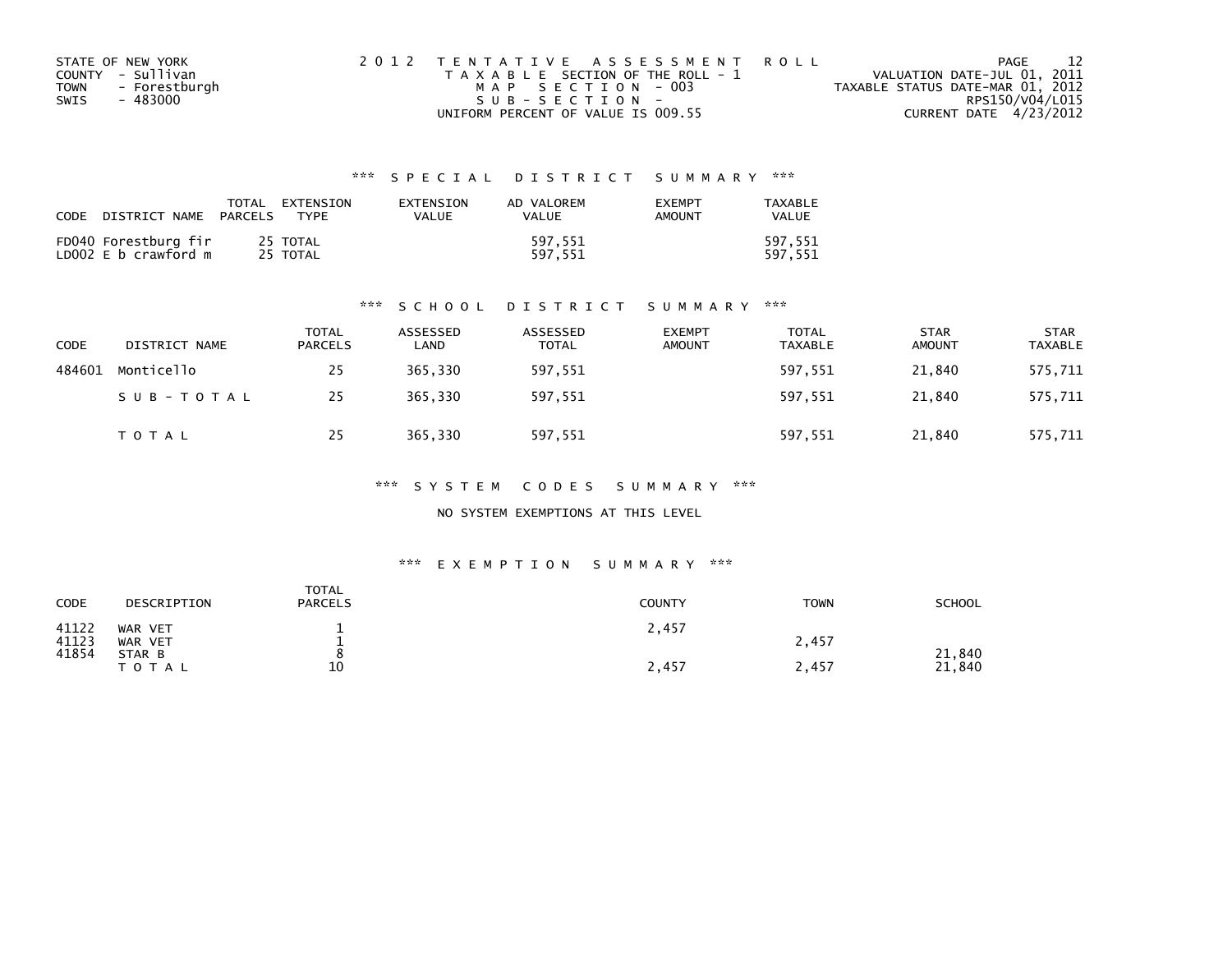STATE OF NEW YORK
COUNTY - Sullivan
TOWN - Forestburgh
SWIS - 483000

2 0 1 2 T E N T A T I V E A S S E S S M E N T R O L L
T A X A B L E SECTION OF THE ROLL - 1
M A P S E C T I O N - 003
S U B - S E C T I O N -
UNIFORM PERCENT OF VALUE IS 009.55

VALUATION DATE-JUL 01, 2011
TAXABLE STATUS DATE-MAR 01, 2012
RPS150/V04/L015
CURRENT DATE 4/23/2012

### *** S P E C I A L D I S T R I C T S U M M A R Y ***

| CODE | DISTRICT NAME | TOTAL PARCELS | EXTENSION TYPE | EXTENSION VALUE | AD VALOREM VALUE | EXEMPT AMOUNT | TAXABLE VALUE |
|---|---|---|---|---|---|---|---|
| FD040 | Forestburg fir | 25 | TOTAL | | 597,551 | | 597,551 |
| LD002 | E b crawford m | 25 | TOTAL | | 597,551 | | 597,551 |

### *** S C H O O L D I S T R I C T S U M M A R Y ***

| CODE | DISTRICT NAME | TOTAL PARCELS | ASSESSED LAND | ASSESSED TOTAL | EXEMPT AMOUNT | TOTAL TAXABLE | STAR AMOUNT | STAR TAXABLE |
|---|---|---|---|---|---|---|---|---|
| 484601 | Monticello | 25 | 365,330 | 597,551 | | 597,551 | 21,840 | 575,711 |
| | S U B - T O T A L | 25 | 365,330 | 597,551 | | 597,551 | 21,840 | 575,711 |
| | T O T A L | 25 | 365,330 | 597,551 | | 597,551 | 21,840 | 575,711 |

### *** S Y S T E M C O D E S S U M M A R Y ***

NO SYSTEM EXEMPTIONS AT THIS LEVEL

### *** E X E M P T I O N S U M M A R Y ***

| CODE | DESCRIPTION | TOTAL PARCELS | COUNTY | TOWN | SCHOOL |
|---|---|---|---|---|---|
| 41122 | WAR VET | 1 | 2,457 | | |
| 41123 | WAR VET | 1 | | 2,457 | |
| 41854 | STAR B | 8 | | | 21,840 |
| | T O T A L | 10 | 2,457 | 2,457 | 21,840 |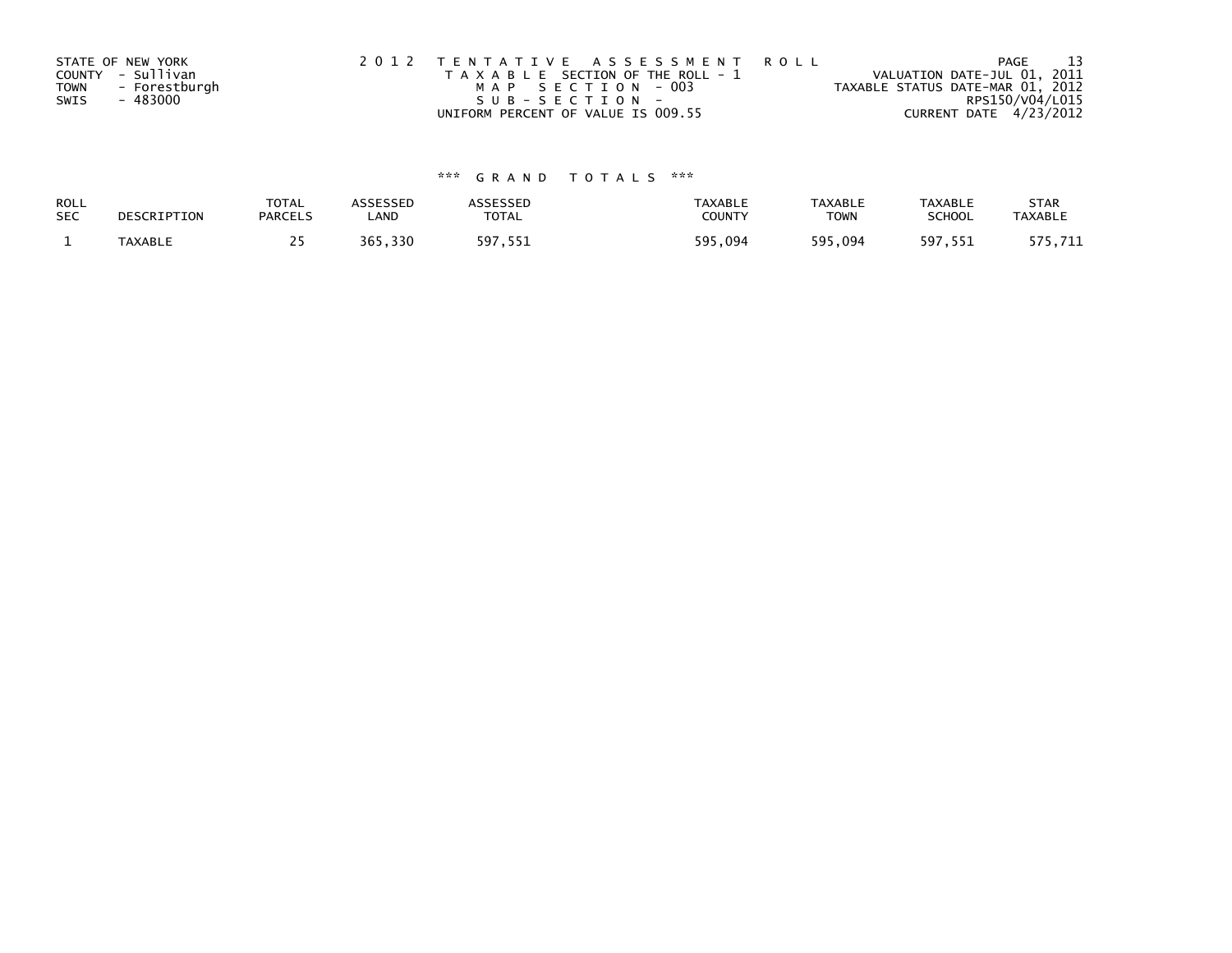STATE OF NEW YORK
COUNTY - Sullivan
TOWN - Forestburgh
SWIS - 483000

2012 TENTATIVE ASSESSMENT ROLL
TAXABLE SECTION OF THE ROLL - 1
MAP SECTION - 003
SUB-SECTION -
UNIFORM PERCENT OF VALUE IS 009.55

VALUATION DATE-JUL 01, 2011
TAXABLE STATUS DATE-MAR 01, 2012
RPS150/V04/L015
CURRENT DATE 4/23/2012

### *** GRAND TOTALS ***

| ROLL SEC | DESCRIPTION | TOTAL PARCELS | ASSESSED LAND | ASSESSED TOTAL | TAXABLE COUNTY | TAXABLE TOWN | TAXABLE SCHOOL | STAR TAXABLE |
|---|---|---|---|---|---|---|---|---|
| 1 | TAXABLE | 25 | 365,330 | 597,551 | 595,094 | 595,094 | 597,551 | 575,711 |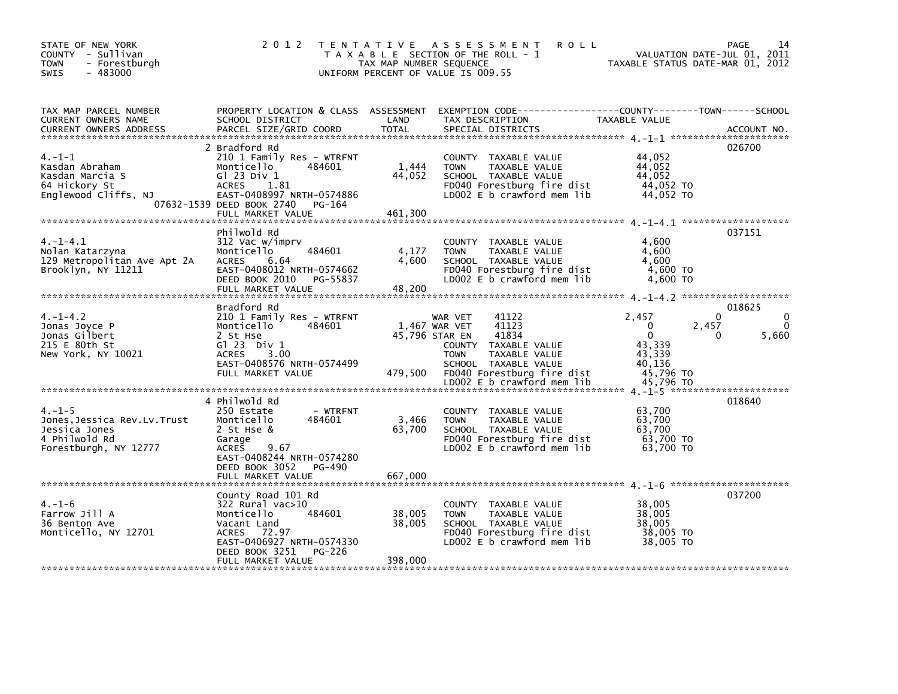STATE OF NEW YORK
COUNTY - Sullivan
TOWN - Forestburgh
SWIS - 483000

# 2012 TENTATIVE ASSESSMENT ROLL

TAXABLE SECTION OF THE ROLL - 1
TAX MAP NUMBER SEQUENCE
UNIFORM PERCENT OF VALUE IS 009.55

VALUATION DATE-JUL 01, 2011
TAXABLE STATUS DATE-MAR 01, 2012

| TAX MAP PARCEL NUMBER / CURRENT OWNERS NAME / CURRENT OWNERS ADDRESS | PROPERTY LOCATION & CLASS / SCHOOL DISTRICT / PARCEL SIZE/GRID COORD | ASSESSMENT LAND / TOTAL | EXEMPTION CODE / TAX DESCRIPTION / SPECIAL DISTRICTS | COUNTY TAXABLE VALUE | TOWN | SCHOOL | ACCOUNT NO. |
|---|---|---|---|---|---|---|---|
| 4.-1-1 | 2 Bradford Rd | | | | | | 026700 |
| Kasdan Abraham | 210 1 Family Res - WTRFNT | | COUNTY TAXABLE VALUE | 44,052 | | | |
| Kasdan Marcia S | Monticello 484601 | 1,444 | TOWN TAXABLE VALUE | 44,052 | | | |
| 64 Hickory St | Gl 23 Div 1 | 44,052 | SCHOOL TAXABLE VALUE | 44,052 | | | |
| Englewood Cliffs, NJ 07632-1539 | ACRES 1.81 | | FD040 Forestburg fire dist | 44,052 TO | | | |
| | EAST-0408997 NRTH-0574886 | | LD002 E b crawford mem lib | 44,052 TO | | | |
| | DEED BOOK 2740 PG-164 | | | | | | |
| | FULL MARKET VALUE | 461,300 | | | | | |
| 4.-1-4.1 | Philwold Rd | | | | | | 037151 |
| Nolan Katarzyna | 312 Vac w/imprv | | COUNTY TAXABLE VALUE | 4,600 | | | |
| 129 Metropolitan Ave Apt 2A | Monticello 484601 | 4,177 | TOWN TAXABLE VALUE | 4,600 | | | |
| Brooklyn, NY 11211 | ACRES 6.64 | 4,600 | SCHOOL TAXABLE VALUE | 4,600 | | | |
| | EAST-0408012 NRTH-0574662 | | FD040 Forestburg fire dist | 4,600 TO | | | |
| | DEED BOOK 2010 PG-55837 | | LD002 E b crawford mem lib | 4,600 TO | | | |
| | FULL MARKET VALUE | 48,200 | | | | | |
| 4.-1-4.2 | Bradford Rd | | | | | | 018625 |
| Jonas Joyce P | 210 1 Family Res - WTRFNT | | WAR VET 41122 | 2,457 | 0 | 0 | |
| Jonas Gilbert | Monticello 484601 | 1,467 | WAR VET 41123 | 0 | 2,457 | 0 | |
| 215 E 80th St | 2 St Hse | 45,796 | STAR EN 41834 | 0 | 0 | 5,660 | |
| New York, NY 10021 | Gl 23 Div 1 | | COUNTY TAXABLE VALUE | 43,339 | | | |
| | ACRES 3.00 | | TOWN TAXABLE VALUE | 43,339 | | | |
| | EAST-0408576 NRTH-0574499 | | SCHOOL TAXABLE VALUE | 40,136 | | | |
| | FULL MARKET VALUE | 479,500 | FD040 Forestburg fire dist | 45,796 TO | | | |
| | | | LD002 E b crawford mem lib | 45,796 TO | | | |
| 4.-1-5 | 4 Philwold Rd | | | | | | 018640 |
| Jones,Jessica Rev.Lv.Trust | 250 Estate - WTRFNT | | COUNTY TAXABLE VALUE | 63,700 | | | |
| Jessica Jones | Monticello 484601 | 3,466 | TOWN TAXABLE VALUE | 63,700 | | | |
| 4 Philwold Rd | 2 St Hse & | 63,700 | SCHOOL TAXABLE VALUE | 63,700 | | | |
| Forestburgh, NY 12777 | Garage | | FD040 Forestburg fire dist | 63,700 TO | | | |
| | ACRES 9.67 | | LD002 E b crawford mem lib | 63,700 TO | | | |
| | EAST-0408244 NRTH-0574280 | | | | | | |
| | DEED BOOK 3052 PG-490 | | | | | | |
| | FULL MARKET VALUE | 667,000 | | | | | |
| 4.-1-6 | County Road 101 Rd | | | | | | 037200 |
| Farrow Jill A | 322 Rural vac>10 | | COUNTY TAXABLE VALUE | 38,005 | | | |
| 36 Benton Ave | Monticello 484601 | 38,005 | TOWN TAXABLE VALUE | 38,005 | | | |
| Monticello, NY 12701 | Vacant Land | 38,005 | SCHOOL TAXABLE VALUE | 38,005 | | | |
| | ACRES 72.97 | | FD040 Forestburg fire dist | 38,005 TO | | | |
| | EAST-0406927 NRTH-0574330 | | LD002 E b crawford mem lib | 38,005 TO | | | |
| | DEED BOOK 3251 PG-226 | | | | | | |
| | FULL MARKET VALUE | 398,000 | | | | | |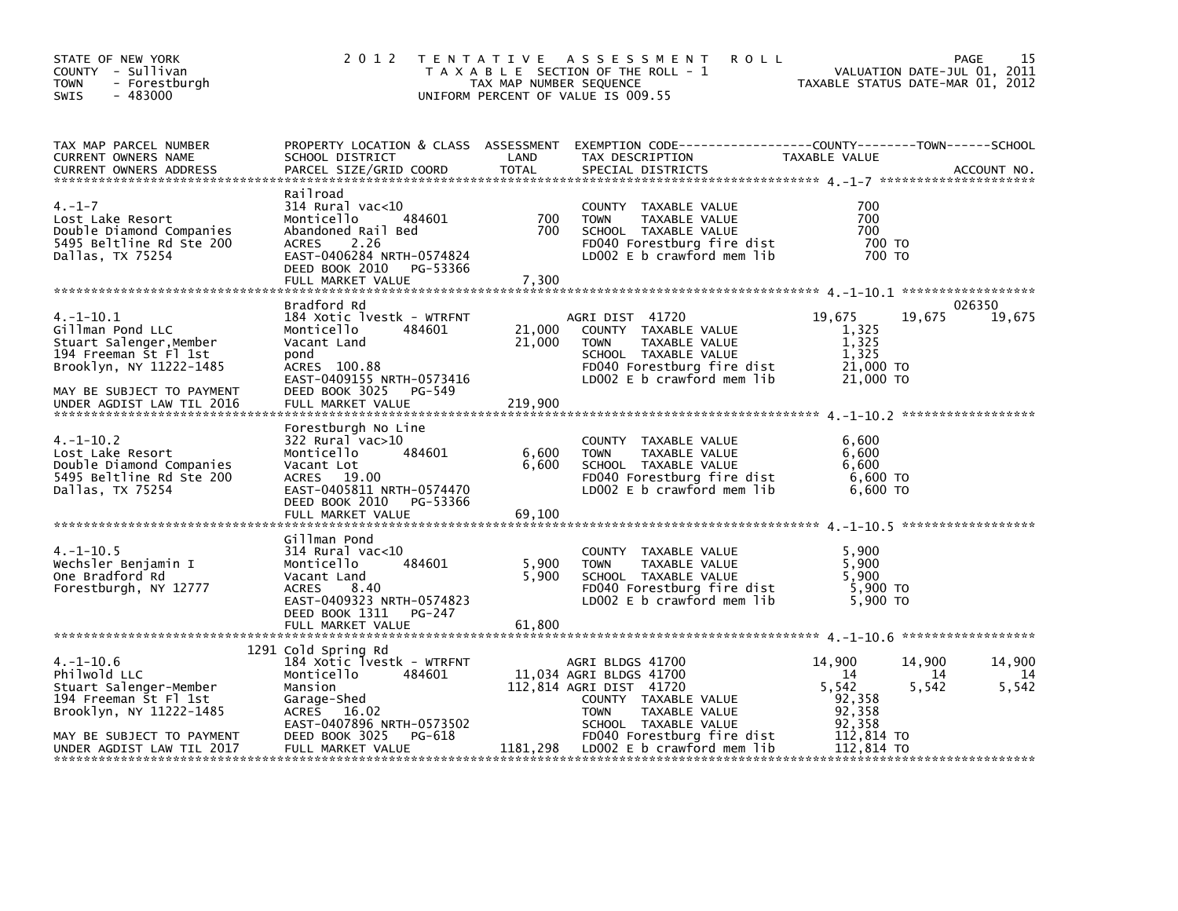STATE OF NEW YORK
COUNTY - Sullivan
TOWN - Forestburgh
SWIS - 483000

# 2012 TENTATIVE ASSESSMENT ROLL

TAXABLE SECTION OF THE ROLL - 1
TAX MAP NUMBER SEQUENCE
UNIFORM PERCENT OF VALUE IS 009.55

VALUATION DATE-JUL 01, 2011
TAXABLE STATUS DATE-MAR 01, 2012

| TAX MAP PARCEL NUMBER / CURRENT OWNERS NAME / CURRENT OWNERS ADDRESS | PROPERTY LOCATION & CLASS / SCHOOL DISTRICT / PARCEL SIZE/GRID COORD | ASSESSMENT LAND / TOTAL | EXEMPTION CODE / TAX DESCRIPTION / SPECIAL DISTRICTS | COUNTY | TOWN | SCHOOL |
|---|---|---|---|---|---|---|
| 4.-1-7 | Railroad | | | | | |
| | 314 Rural vac<10 | | COUNTY TAXABLE VALUE | 700 | | |
| Lost Lake Resort | Monticello 484601 | 700 | TOWN TAXABLE VALUE | 700 | | |
| Double Diamond Companies | Abandoned Rail Bed | 700 | SCHOOL TAXABLE VALUE | 700 | | |
| 5495 Beltline Rd Ste 200 | ACRES 2.26 | | FD040 Forestburg fire dist | 700 TO | | |
| Dallas, TX 75254 | EAST-0406284 NRTH-0574824 | | LD002 E b crawford mem lib | 700 TO | | |
| | DEED BOOK 2010 PG-53366 | | | | | |
| | FULL MARKET VALUE | 7,300 | | | | |
| 4.-1-10.1 | Bradford Rd | | | | | 026350 |
| | 184 Xotic lvestk - WTRFNT | | AGRI DIST 41720 | 19,675 | 19,675 | 19,675 |
| Gillman Pond LLC | Monticello 484601 | 21,000 | COUNTY TAXABLE VALUE | 1,325 | | |
| Stuart Salenger,Member | Vacant Land | 21,000 | TOWN TAXABLE VALUE | 1,325 | | |
| 194 Freeman St Fl 1st | pond | | SCHOOL TAXABLE VALUE | 1,325 | | |
| Brooklyn, NY 11222-1485 | ACRES 100.88 | | FD040 Forestburg fire dist | 21,000 TO | | |
| | EAST-0409155 NRTH-0573416 | | LD002 E b crawford mem lib | 21,000 TO | | |
| MAY BE SUBJECT TO PAYMENT | DEED BOOK 3025 PG-549 | | | | | |
| UNDER AGDIST LAW TIL 2016 | FULL MARKET VALUE | 219,900 | | | | |
| 4.-1-10.2 | Forestburgh No Line | | | | | |
| | 322 Rural vac>10 | | COUNTY TAXABLE VALUE | 6,600 | | |
| Lost Lake Resort | Monticello 484601 | 6,600 | TOWN TAXABLE VALUE | 6,600 | | |
| Double Diamond Companies | Vacant Lot | 6,600 | SCHOOL TAXABLE VALUE | 6,600 | | |
| 5495 Beltline Rd Ste 200 | ACRES 19.00 | | FD040 Forestburg fire dist | 6,600 TO | | |
| Dallas, TX 75254 | EAST-0405811 NRTH-0574470 | | LD002 E b crawford mem lib | 6,600 TO | | |
| | DEED BOOK 2010 PG-53366 | | | | | |
| | FULL MARKET VALUE | 69,100 | | | | |
| 4.-1-10.5 | Gillman Pond | | | | | |
| | 314 Rural vac<10 | | COUNTY TAXABLE VALUE | 5,900 | | |
| Wechsler Benjamin I | Monticello 484601 | 5,900 | TOWN TAXABLE VALUE | 5,900 | | |
| One Bradford Rd | Vacant Land | 5,900 | SCHOOL TAXABLE VALUE | 5,900 | | |
| Forestburgh, NY 12777 | ACRES 8.40 | | FD040 Forestburg fire dist | 5,900 TO | | |
| | EAST-0409323 NRTH-0574823 | | LD002 E b crawford mem lib | 5,900 TO | | |
| | DEED BOOK 1311 PG-247 | | | | | |
| | FULL MARKET VALUE | 61,800 | | | | |
| 4.-1-10.6 | 1291 Cold Spring Rd | | | | | |
| | 184 Xotic lvestk - WTRFNT | | AGRI BLDGS 41700 | 14,900 | 14,900 | 14,900 |
| Philwold LLC | Monticello 484601 | 11,034 | AGRI BLDGS 41700 | 14 | 14 | 14 |
| Stuart Salenger-Member | Mansion | 112,814 | AGRI DIST 41720 | 5,542 | 5,542 | 5,542 |
| 194 Freeman St Fl 1st | Garage-Shed | | COUNTY TAXABLE VALUE | 92,358 | | |
| Brooklyn, NY 11222-1485 | ACRES 16.02 | | TOWN TAXABLE VALUE | 92,358 | | |
| | EAST-0407896 NRTH-0573502 | | SCHOOL TAXABLE VALUE | 92,358 | | |
| MAY BE SUBJECT TO PAYMENT | DEED BOOK 3025 PG-618 | | FD040 Forestburg fire dist | 112,814 TO | | |
| UNDER AGDIST LAW TIL 2017 | FULL MARKET VALUE | 1181,298 | LD002 E b crawford mem lib | 112,814 TO | | |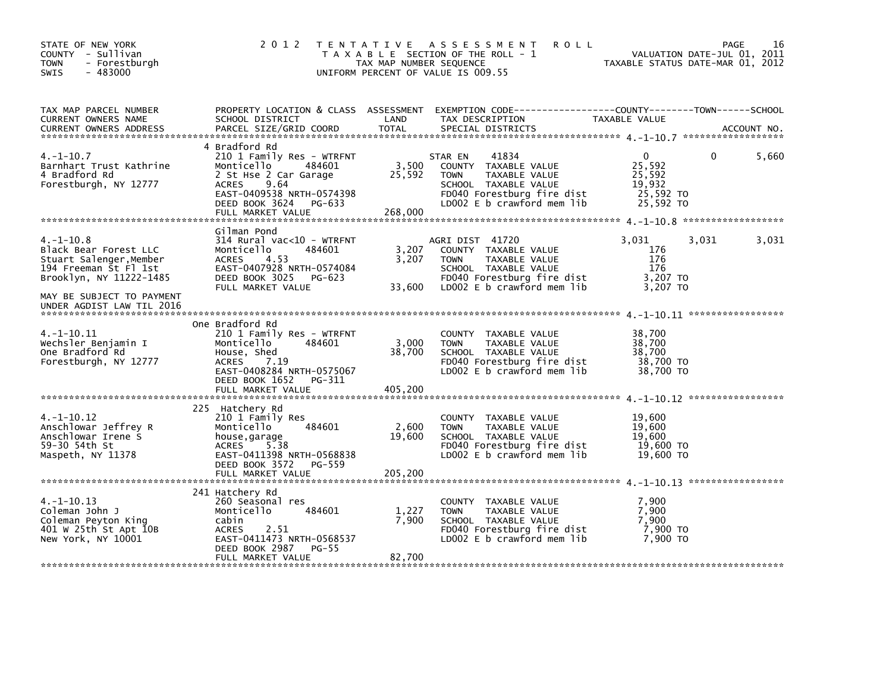STATE OF NEW YORK
COUNTY - Sullivan
TOWN - Forestburgh
SWIS - 483000

# 2012 TENTATIVE ASSESSMENT ROLL

TAXABLE SECTION OF THE ROLL - 1
TAX MAP NUMBER SEQUENCE
UNIFORM PERCENT OF VALUE IS 009.55

VALUATION DATE-JUL 01, 2011
TAXABLE STATUS DATE-MAR 01, 2012

| TAX MAP PARCEL NUMBER / CURRENT OWNERS NAME / CURRENT OWNERS ADDRESS | PROPERTY LOCATION & CLASS / SCHOOL DISTRICT / PARCEL SIZE/GRID COORD | ASSESSMENT LAND | TOTAL | EXEMPTION CODE / TAX DESCRIPTION / SPECIAL DISTRICTS | COUNTY TAXABLE VALUE | TOWN | SCHOOL | ACCOUNT NO. |
|---|---|---|---|---|---|---|---|---|
| **4.-1-10.7** | 4 Bradford Rd | | | | | | | |
| Barnhart Trust Kathrine | 210 1 Family Res - WTRFNT | | | STAR EN 41834 | 0 | 0 | 5,660 | |
| 4 Bradford Rd | Monticello 484601 | 3,500 | | COUNTY TAXABLE VALUE | 25,592 | | | |
| Forestburgh, NY 12777 | 2 St Hse 2 Car Garage | | 25,592 | TOWN TAXABLE VALUE | 25,592 | | | |
| | ACRES 9.64 | | | SCHOOL TAXABLE VALUE | 19,932 | | | |
| | EAST-0409538 NRTH-0574398 | | | FD040 Forestburg fire dist | 25,592 TO | | | |
| | DEED BOOK 3624 PG-633 | | | LD002 E b crawford mem lib | 25,592 TO | | | |
| | FULL MARKET VALUE | | 268,000 | | | | | |
| **4.-1-10.8** | Gilman Pond | | | | | | | |
| Black Bear Forest LLC | 314 Rural vac<10 - WTRFNT | | | AGRI DIST 41720 | 3,031 | 3,031 | 3,031 | |
| Stuart Salenger,Member | Monticello 484601 | 3,207 | | COUNTY TAXABLE VALUE | 176 | | | |
| 194 Freeman St Fl 1st | ACRES 4.53 | | 3,207 | TOWN TAXABLE VALUE | 176 | | | |
| Brooklyn, NY 11222-1485 | EAST-0407928 NRTH-0574084 | | | SCHOOL TAXABLE VALUE | 176 | | | |
| | DEED BOOK 3025 PG-623 | | | FD040 Forestburg fire dist | 3,207 TO | | | |
| | FULL MARKET VALUE | | 33,600 | LD002 E b crawford mem lib | 3,207 TO | | | |
| MAY BE SUBJECT TO PAYMENT UNDER AGDIST LAW TIL 2016 | | | | | | | | |
| **4.-1-10.11** | One Bradford Rd | | | | | | | |
| Wechsler Benjamin I | 210 1 Family Res - WTRFNT | | | COUNTY TAXABLE VALUE | 38,700 | | | |
| One Bradford Rd | Monticello 484601 | 3,000 | | TOWN TAXABLE VALUE | 38,700 | | | |
| Forestburgh, NY 12777 | House, Shed | | 38,700 | SCHOOL TAXABLE VALUE | 38,700 | | | |
| | ACRES 7.19 | | | FD040 Forestburg fire dist | 38,700 TO | | | |
| | EAST-0408284 NRTH-0575067 | | | LD002 E b crawford mem lib | 38,700 TO | | | |
| | DEED BOOK 1652 PG-311 | | | | | | | |
| | FULL MARKET VALUE | | 405,200 | | | | | |
| **4.-1-10.12** | 225 Hatchery Rd | | | | | | | |
| Anschlowar Jeffrey R | 210 1 Family Res | | | COUNTY TAXABLE VALUE | 19,600 | | | |
| Anschlowar Irene S | Monticello 484601 | 2,600 | | TOWN TAXABLE VALUE | 19,600 | | | |
| 59-30 54th St | house,garage | | 19,600 | SCHOOL TAXABLE VALUE | 19,600 | | | |
| Maspeth, NY 11378 | ACRES 5.38 | | | FD040 Forestburg fire dist | 19,600 TO | | | |
| | EAST-0411398 NRTH-0568838 | | | LD002 E b crawford mem lib | 19,600 TO | | | |
| | DEED BOOK 3572 PG-559 | | | | | | | |
| | FULL MARKET VALUE | | 205,200 | | | | | |
| **4.-1-10.13** | 241 Hatchery Rd | | | | | | | |
| Coleman John J | 260 Seasonal res | | | COUNTY TAXABLE VALUE | 7,900 | | | |
| Coleman Peyton King | Monticello 484601 | 1,227 | | TOWN TAXABLE VALUE | 7,900 | | | |
| 401 W 25th St Apt 10B | cabin | | 7,900 | SCHOOL TAXABLE VALUE | 7,900 | | | |
| New York, NY 10001 | ACRES 2.51 | | | FD040 Forestburg fire dist | 7,900 TO | | | |
| | EAST-0411473 NRTH-0568537 | | | LD002 E b crawford mem lib | 7,900 TO | | | |
| | DEED BOOK 2987 PG-55 | | | | | | | |
| | FULL MARKET VALUE | | 82,700 | | | | | |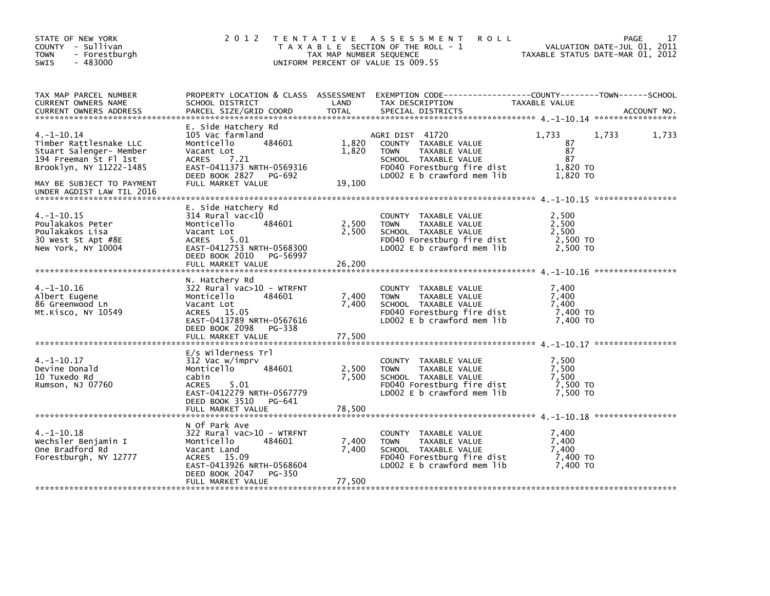STATE OF NEW YORK
COUNTY - Sullivan
TOWN - Forestburgh
SWIS - 483000

2012 TENTATIVE ASSESSMENT ROLL
TAXABLE SECTION OF THE ROLL - 1
TAX MAP NUMBER SEQUENCE
UNIFORM PERCENT OF VALUE IS 009.55

VALUATION DATE-JUL 01, 2011
TAXABLE STATUS DATE-MAR 01, 2012

| TAX MAP PARCEL NUMBER / CURRENT OWNERS NAME / CURRENT OWNERS ADDRESS | PROPERTY LOCATION & CLASS / SCHOOL DISTRICT / PARCEL SIZE/GRID COORD | ASSESSMENT LAND | TOTAL | EXEMPTION CODE / TAX DESCRIPTION / SPECIAL DISTRICTS | COUNTY TAXABLE VALUE | TOWN | SCHOOL |
|---|---|---|---|---|---|---|---|
| **4.-1-10.14** | E. Side Hatchery Rd | | | | | | |
| 4.-1-10.14 | 105 Vac farmland | | | AGRI DIST 41720 | 1,733 | 1,733 | 1,733 |
| Timber Rattlesnake LLC | Monticello 484601 | 1,820 | | COUNTY TAXABLE VALUE | 87 | | |
| Stuart Salenger- Member | Vacant Lot | | 1,820 | TOWN TAXABLE VALUE | 87 | | |
| 194 Freeman St Fl 1st | ACRES 7.21 | | | SCHOOL TAXABLE VALUE | 87 | | |
| Brooklyn, NY 11222-1485 | EAST-0411373 NRTH-0569316 | | | FD040 Forestburg fire dist | 1,820 TO | | |
| | DEED BOOK 2827 PG-692 | | | LD002 E b crawford mem lib | 1,820 TO | | |
| MAY BE SUBJECT TO PAYMENT UNDER AGDIST LAW TIL 2016 | FULL MARKET VALUE | | 19,100 | | | | |
| **4.-1-10.15** | E. Side Hatchery Rd | | | | | | |
| 4.-1-10.15 | 314 Rural vac<10 | | | COUNTY TAXABLE VALUE | 2,500 | | |
| Poulakakos Peter | Monticello 484601 | 2,500 | | TOWN TAXABLE VALUE | 2,500 | | |
| Poulakakos Lisa | Vacant Lot | | 2,500 | SCHOOL TAXABLE VALUE | 2,500 | | |
| 30 West St Apt #8E | ACRES 5.01 | | | FD040 Forestburg fire dist | 2,500 TO | | |
| New York, NY 10004 | EAST-0412753 NRTH-0568300 | | | LD002 E b crawford mem lib | 2,500 TO | | |
| | DEED BOOK 2010 PG-56997 | | | | | | |
| | FULL MARKET VALUE | | 26,200 | | | | |
| **4.-1-10.16** | N. Hatchery Rd | | | | | | |
| 4.-1-10.16 | 322 Rural vac>10 - WTRFNT | | | COUNTY TAXABLE VALUE | 7,400 | | |
| Albert Eugene | Monticello 484601 | 7,400 | | TOWN TAXABLE VALUE | 7,400 | | |
| 86 Greenwood Ln | Vacant Lot | | 7,400 | SCHOOL TAXABLE VALUE | 7,400 | | |
| Mt.Kisco, NY 10549 | ACRES 15.05 | | | FD040 Forestburg fire dist | 7,400 TO | | |
| | EAST-0413789 NRTH-0567616 | | | LD002 E b crawford mem lib | 7,400 TO | | |
| | DEED BOOK 2098 PG-338 | | | | | | |
| | FULL MARKET VALUE | | 77,500 | | | | |
| **4.-1-10.17** | E/s Wilderness Trl | | | | | | |
| 4.-1-10.17 | 312 Vac w/imprv | | | COUNTY TAXABLE VALUE | 7,500 | | |
| Devine Donald | Monticello 484601 | 2,500 | | TOWN TAXABLE VALUE | 7,500 | | |
| 10 Tuxedo Rd | cabin | | 7,500 | SCHOOL TAXABLE VALUE | 7,500 | | |
| Rumson, NJ 07760 | ACRES 5.01 | | | FD040 Forestburg fire dist | 7,500 TO | | |
| | EAST-0412279 NRTH-0567779 | | | LD002 E b crawford mem lib | 7,500 TO | | |
| | DEED BOOK 3510 PG-641 | | | | | | |
| | FULL MARKET VALUE | | 78,500 | | | | |
| **4.-1-10.18** | N Of Park Ave | | | | | | |
| 4.-1-10.18 | 322 Rural vac>10 - WTRFNT | | | COUNTY TAXABLE VALUE | 7,400 | | |
| Wechsler Benjamin I | Monticello 484601 | 7,400 | | TOWN TAXABLE VALUE | 7,400 | | |
| One Bradford Rd | Vacant Land | | 7,400 | SCHOOL TAXABLE VALUE | 7,400 | | |
| Forestburgh, NY 12777 | ACRES 15.09 | | | FD040 Forestburg fire dist | 7,400 TO | | |
| | EAST-0413926 NRTH-0568604 | | | LD002 E b crawford mem lib | 7,400 TO | | |
| | DEED BOOK 2047 PG-350 | | | | | | |
| | FULL MARKET VALUE | | 77,500 | | | | |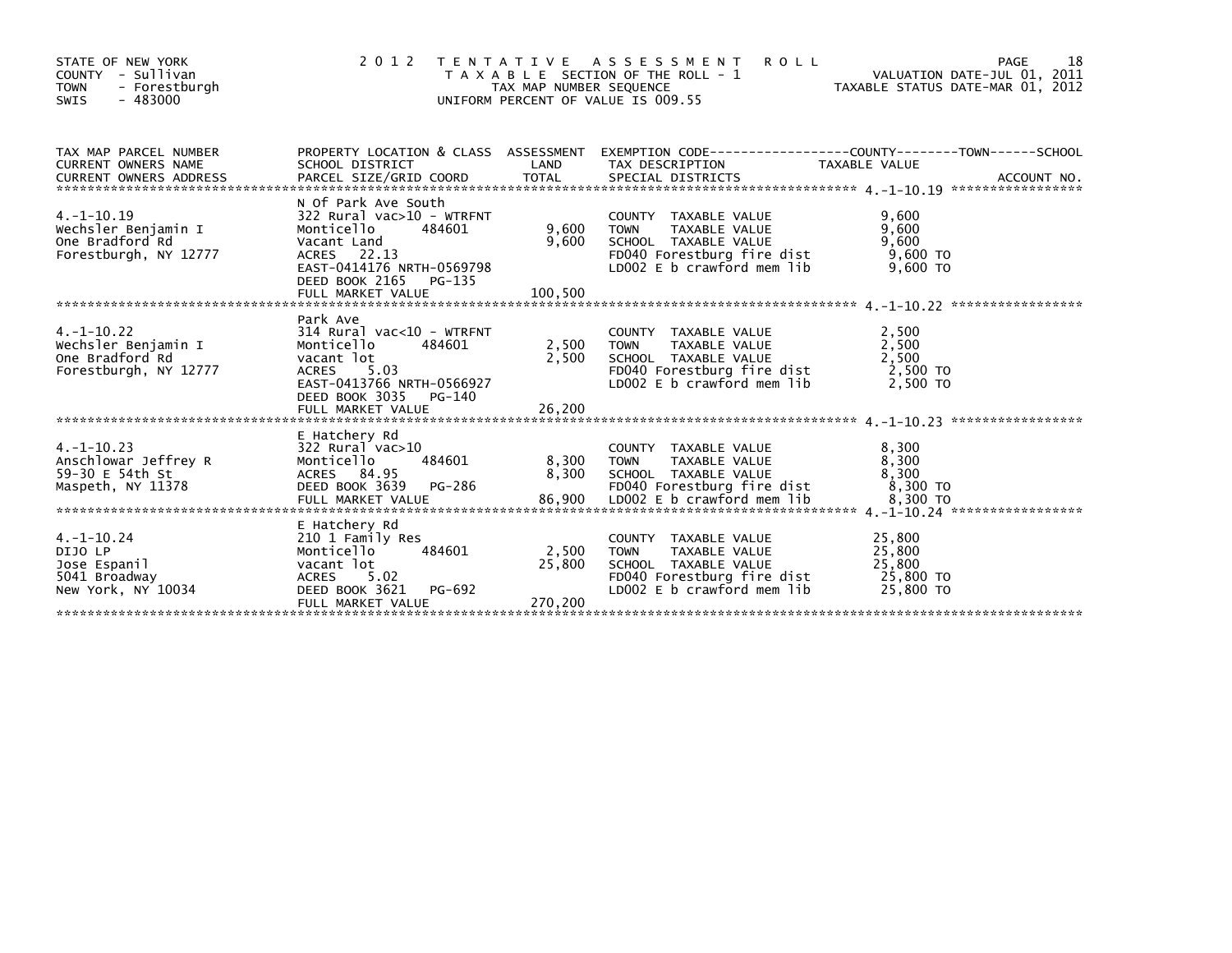STATE OF NEW YORK
COUNTY - Sullivan
TOWN - Forestburgh
SWIS - 483000

# 2012 TENTATIVE ASSESSMENT ROLL

TAXABLE SECTION OF THE ROLL - 1
TAX MAP NUMBER SEQUENCE
UNIFORM PERCENT OF VALUE IS 009.55

VALUATION DATE-JUL 01, 2011
TAXABLE STATUS DATE-MAR 01, 2012

| TAX MAP PARCEL NUMBER / CURRENT OWNERS NAME / CURRENT OWNERS ADDRESS | PROPERTY LOCATION & CLASS / SCHOOL DISTRICT / PARCEL SIZE/GRID COORD | ASSESSMENT LAND / TOTAL | EXEMPTION CODE / TAX DESCRIPTION / SPECIAL DISTRICTS | TAXABLE VALUE (COUNTY / TOWN / SCHOOL) | ACCOUNT NO. |
|---|---|---|---|---|---|
| 4.-1-10.19 | N Of Park Ave South | | | | |
| | 322 Rural vac>10 - WTRFNT | | COUNTY TAXABLE VALUE | 9,600 | |
| Wechsler Benjamin I | Monticello 484601 | 9,600 | TOWN TAXABLE VALUE | 9,600 | |
| One Bradford Rd | Vacant Land | 9,600 | SCHOOL TAXABLE VALUE | 9,600 | |
| Forestburgh, NY 12777 | ACRES 22.13 | | FD040 Forestburg fire dist | 9,600 TO | |
| | EAST-0414176 NRTH-0569798 | | LD002 E b crawford mem lib | 9,600 TO | |
| | DEED BOOK 2165 PG-135 | | | | |
| | FULL MARKET VALUE | 100,500 | | | |
| 4.-1-10.22 | Park Ave | | | | |
| | 314 Rural vac<10 - WTRFNT | | COUNTY TAXABLE VALUE | 2,500 | |
| Wechsler Benjamin I | Monticello 484601 | 2,500 | TOWN TAXABLE VALUE | 2,500 | |
| One Bradford Rd | vacant lot | 2,500 | SCHOOL TAXABLE VALUE | 2,500 | |
| Forestburgh, NY 12777 | ACRES 5.03 | | FD040 Forestburg fire dist | 2,500 TO | |
| | EAST-0413766 NRTH-0566927 | | LD002 E b crawford mem lib | 2,500 TO | |
| | DEED BOOK 3035 PG-140 | | | | |
| | FULL MARKET VALUE | 26,200 | | | |
| 4.-1-10.23 | E Hatchery Rd | | | | |
| | 322 Rural vac>10 | | COUNTY TAXABLE VALUE | 8,300 | |
| Anschlowar Jeffrey R | Monticello 484601 | 8,300 | TOWN TAXABLE VALUE | 8,300 | |
| 59-30 E 54th St | ACRES 84.95 | 8,300 | SCHOOL TAXABLE VALUE | 8,300 | |
| Maspeth, NY 11378 | DEED BOOK 3639 PG-286 | | FD040 Forestburg fire dist | 8,300 TO | |
| | FULL MARKET VALUE | 86,900 | LD002 E b crawford mem lib | 8,300 TO | |
| 4.-1-10.24 | E Hatchery Rd | | | | |
| | 210 1 Family Res | | COUNTY TAXABLE VALUE | 25,800 | |
| DIJO LP | Monticello 484601 | 2,500 | TOWN TAXABLE VALUE | 25,800 | |
| Jose Espanil | vacant lot | 25,800 | SCHOOL TAXABLE VALUE | 25,800 | |
| 5041 Broadway | ACRES 5.02 | | FD040 Forestburg fire dist | 25,800 TO | |
| New York, NY 10034 | DEED BOOK 3621 PG-692 | | LD002 E b crawford mem lib | 25,800 TO | |
| | FULL MARKET VALUE | 270,200 | | | |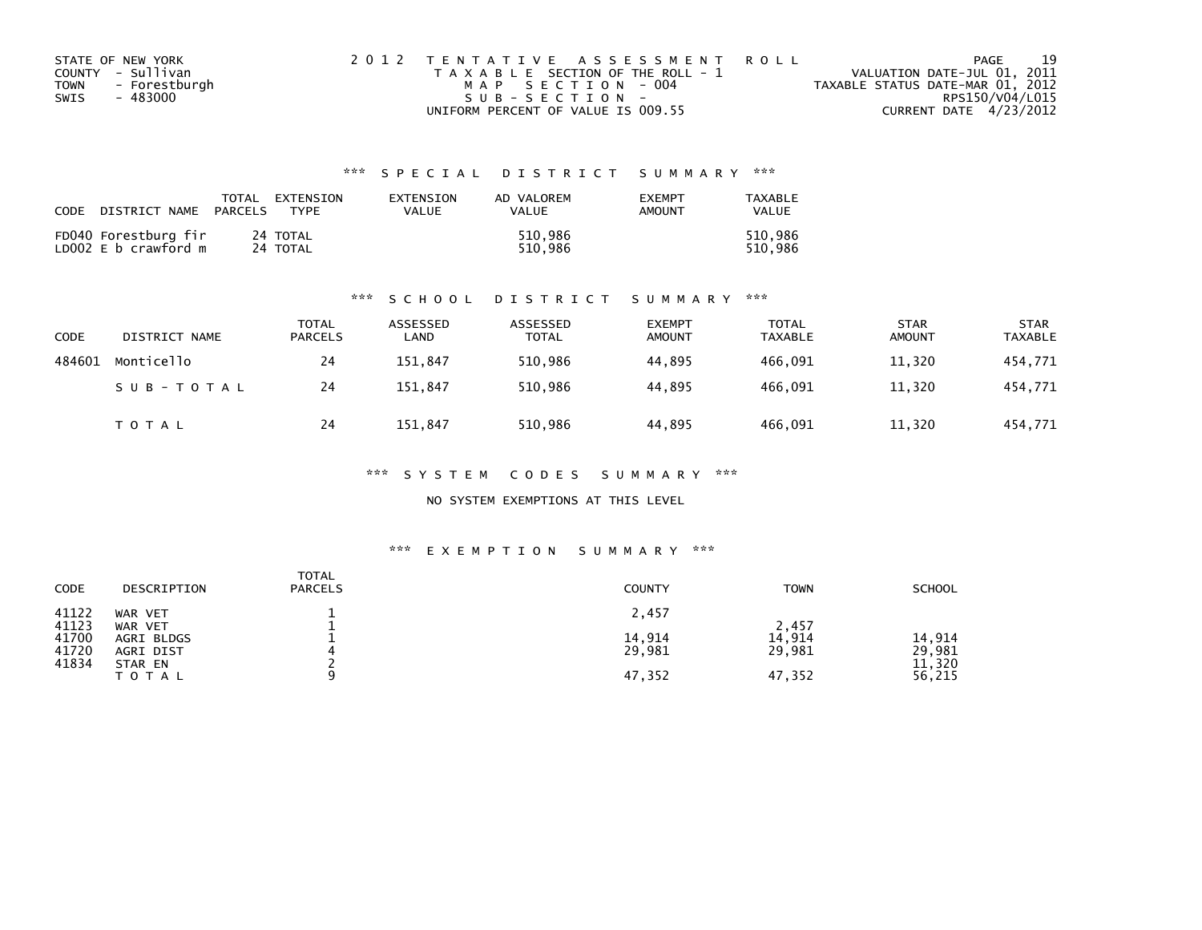STATE OF NEW YORK
COUNTY - Sullivan
TOWN - Forestburgh
SWIS - 483000

2012 TENTATIVE ASSESSMENT ROLL
TAXABLE SECTION OF THE ROLL - 1
MAP SECTION - 004
SUB-SECTION -
UNIFORM PERCENT OF VALUE IS 009.55

VALUATION DATE-JUL 01, 2011
TAXABLE STATUS DATE-MAR 01, 2012
RPS150/V04/L015
CURRENT DATE 4/23/2012

### *** SPECIAL DISTRICT SUMMARY ***

| CODE | DISTRICT NAME | TOTAL PARCELS | EXTENSION TYPE | EXTENSION VALUE | AD VALOREM VALUE | EXEMPT AMOUNT | TAXABLE VALUE |
|---|---|---|---|---|---|---|---|
| FD040 | Forestburg fir | 24 | TOTAL | | 510,986 | | 510,986 |
| LD002 | E b crawford m | 24 | TOTAL | | 510,986 | | 510,986 |

### *** SCHOOL DISTRICT SUMMARY ***

| CODE | DISTRICT NAME | TOTAL PARCELS | ASSESSED LAND | ASSESSED TOTAL | EXEMPT AMOUNT | TOTAL TAXABLE | STAR AMOUNT | STAR TAXABLE |
|---|---|---|---|---|---|---|---|---|
| 484601 | Monticello | 24 | 151,847 | 510,986 | 44,895 | 466,091 | 11,320 | 454,771 |
| | SUB-TOTAL | 24 | 151,847 | 510,986 | 44,895 | 466,091 | 11,320 | 454,771 |
| | TOTAL | 24 | 151,847 | 510,986 | 44,895 | 466,091 | 11,320 | 454,771 |

### *** SYSTEM CODES SUMMARY ***

NO SYSTEM EXEMPTIONS AT THIS LEVEL

### *** EXEMPTION SUMMARY ***

| CODE | DESCRIPTION | TOTAL PARCELS | COUNTY | TOWN | SCHOOL |
|---|---|---|---|---|---|
| 41122 | WAR VET | 1 | 2,457 | | |
| 41123 | WAR VET | 1 | | 2,457 | |
| 41700 | AGRI BLDGS | 1 | 14,914 | 14,914 | 14,914 |
| 41720 | AGRI DIST | 4 | 29,981 | 29,981 | 29,981 |
| 41834 | STAR EN | 2 | | | 11,320 |
| | TOTAL | 9 | 47,352 | 47,352 | 56,215 |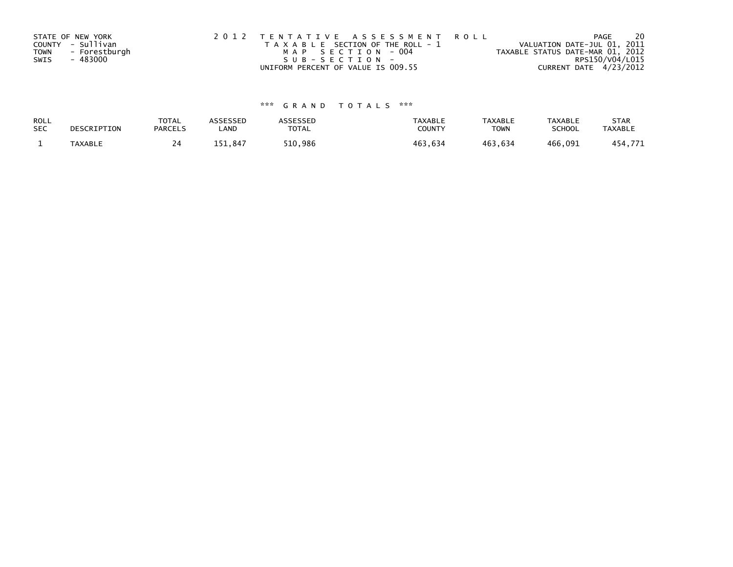STATE OF NEW YORK
COUNTY - Sullivan
TOWN - Forestburgh
SWIS - 483000

2 0 1 2 T E N T A T I V E A S S E S S M E N T R O L L
T A X A B L E SECTION OF THE ROLL - 1
M A P S E C T I O N - 004
S U B - S E C T I O N -
UNIFORM PERCENT OF VALUE IS 009.55

VALUATION DATE-JUL 01, 2011
TAXABLE STATUS DATE-MAR 01, 2012
RPS150/V04/L015
CURRENT DATE 4/23/2012

### *** G R A N D T O T A L S ***

| ROLL SEC | DESCRIPTION | TOTAL PARCELS | ASSESSED LAND | ASSESSED TOTAL | TAXABLE COUNTY | TAXABLE TOWN | TAXABLE SCHOOL | STAR TAXABLE |
|---|---|---|---|---|---|---|---|---|
| 1 | TAXABLE | 24 | 151,847 | 510,986 | 463,634 | 463,634 | 466,091 | 454,771 |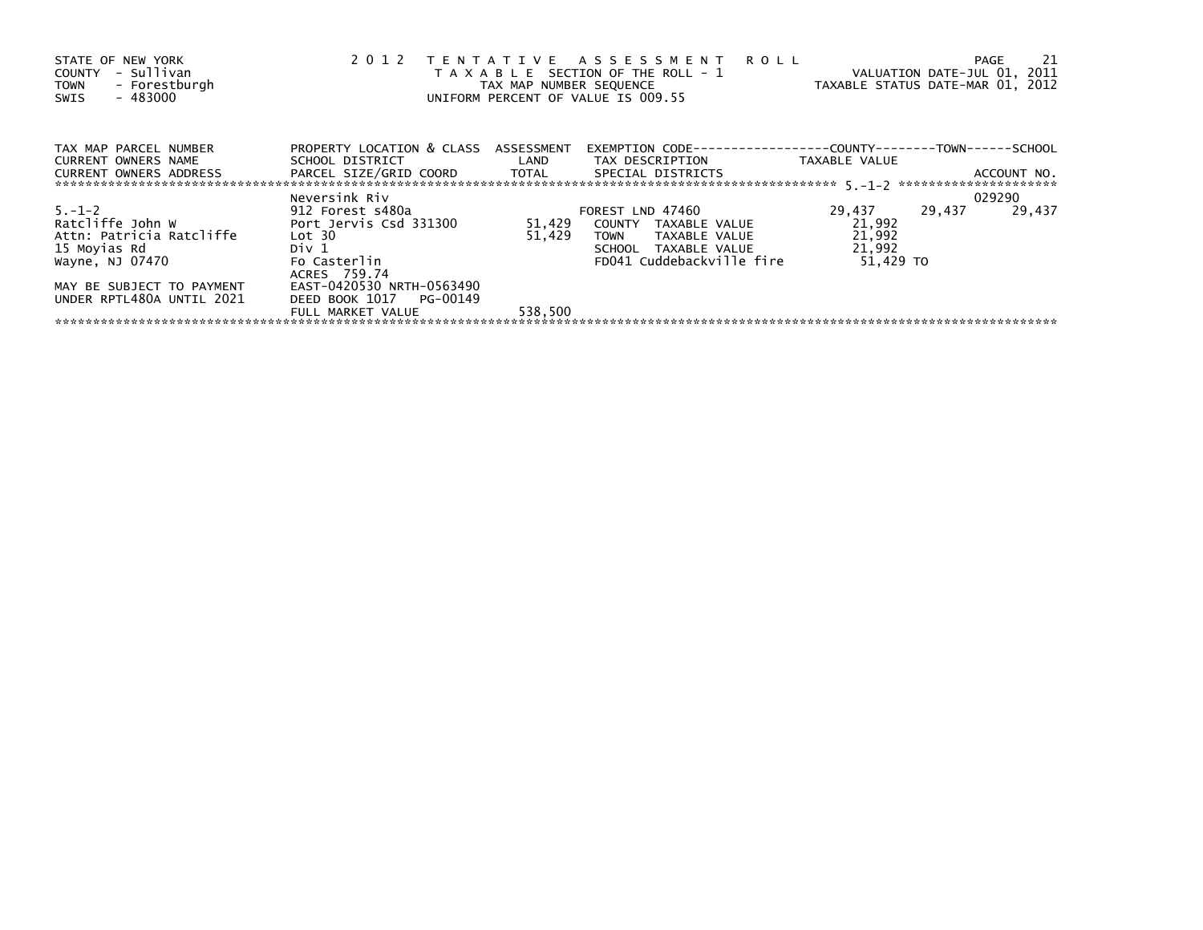STATE OF NEW YORK
COUNTY - Sullivan
TOWN - Forestburgh
SWIS - 483000

2 0 1 2 T E N T A T I V E A S S E S S M E N T R O L L
T A X A B L E SECTION OF THE ROLL - 1
TAX MAP NUMBER SEQUENCE
UNIFORM PERCENT OF VALUE IS 009.55

VALUATION DATE-JUL 01, 2011
TAXABLE STATUS DATE-MAR 01, 2012

| TAX MAP PARCEL NUMBER<br>CURRENT OWNERS NAME<br>CURRENT OWNERS ADDRESS | PROPERTY LOCATION & CLASS<br>SCHOOL DISTRICT<br>PARCEL SIZE/GRID COORD | ASSESSMENT<br>LAND<br>TOTAL | EXEMPTION CODE<br>TAX DESCRIPTION<br>SPECIAL DISTRICTS | COUNTY<br>TAXABLE VALUE | TOWN | SCHOOL<br>ACCOUNT NO. |
|---|---|---|---|---|---|---|
| | Neversink Riv | | | | | 029290 |
| 5.-1-2 | 912 Forest s480a | | FOREST LND 47460 | 29,437 | 29,437 | 29,437 |
| Ratcliffe John W | Port Jervis Csd 331300 | 51,429 | COUNTY TAXABLE VALUE | 21,992 | | |
| Attn: Patricia Ratcliffe | Lot 30 | 51,429 | TOWN TAXABLE VALUE | 21,992 | | |
| 15 Moyias Rd | Div 1 | | SCHOOL TAXABLE VALUE | 21,992 | | |
| Wayne, NJ 07470 | Fo Casterlin | | FD041 Cuddebackville fire | 51,429 TO | | |
| | ACRES 759.74 | | | | | |
| MAY BE SUBJECT TO PAYMENT | EAST-0420530 NRTH-0563490 | | | | | |
| UNDER RPTL480A UNTIL 2021 | DEED BOOK 1017 PG-00149 | | | | | |
| | FULL MARKET VALUE | 538,500 | | | | |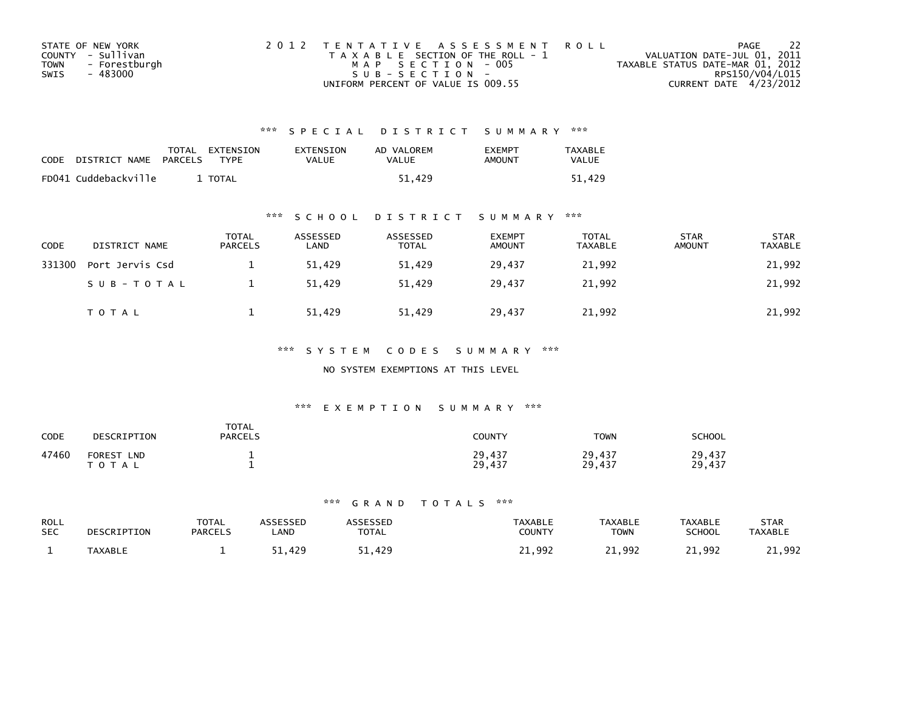STATE OF NEW YORK
COUNTY - Sullivan
TOWN - Forestburgh
SWIS - 483000

2012 TENTATIVE ASSESSMENT ROLL
TAXABLE SECTION OF THE ROLL - 1
MAP SECTION - 005
SUB-SECTION -
UNIFORM PERCENT OF VALUE IS 009.55

VALUATION DATE-JUL 01, 2011
TAXABLE STATUS DATE-MAR 01, 2012
RPS150/V04/L015
CURRENT DATE 4/23/2012

## *** SPECIAL DISTRICT SUMMARY ***

| CODE | DISTRICT NAME | TOTAL PARCELS | EXTENSION TYPE | EXTENSION VALUE | AD VALOREM VALUE | EXEMPT AMOUNT | TAXABLE VALUE |
|---|---|---|---|---|---|---|---|
| FD041 | Cuddebackville | 1 | TOTAL | | 51,429 | | 51,429 |

## *** SCHOOL DISTRICT SUMMARY ***

| CODE | DISTRICT NAME | TOTAL PARCELS | ASSESSED LAND | ASSESSED TOTAL | EXEMPT AMOUNT | TOTAL TAXABLE | STAR AMOUNT | STAR TAXABLE |
|---|---|---|---|---|---|---|---|---|
| 331300 | Port Jervis Csd | 1 | 51,429 | 51,429 | 29,437 | 21,992 | | 21,992 |
| | SUB-TOTAL | 1 | 51,429 | 51,429 | 29,437 | 21,992 | | 21,992 |
| | TOTAL | 1 | 51,429 | 51,429 | 29,437 | 21,992 | | 21,992 |

## *** SYSTEM CODES SUMMARY ***

NO SYSTEM EXEMPTIONS AT THIS LEVEL

## *** EXEMPTION SUMMARY ***

| CODE | DESCRIPTION | TOTAL PARCELS | COUNTY | TOWN | SCHOOL |
|---|---|---|---|---|---|
| 47460 | FOREST LND | 1 | 29,437 | 29,437 | 29,437 |
| | TOTAL | 1 | 29,437 | 29,437 | 29,437 |

## *** GRAND TOTALS ***

| ROLL SEC | DESCRIPTION | TOTAL PARCELS | ASSESSED LAND | ASSESSED TOTAL | TAXABLE COUNTY | TAXABLE TOWN | TAXABLE SCHOOL | STAR TAXABLE |
|---|---|---|---|---|---|---|---|---|
| 1 | TAXABLE | 1 | 51,429 | 51,429 | 21,992 | 21,992 | 21,992 | 21,992 |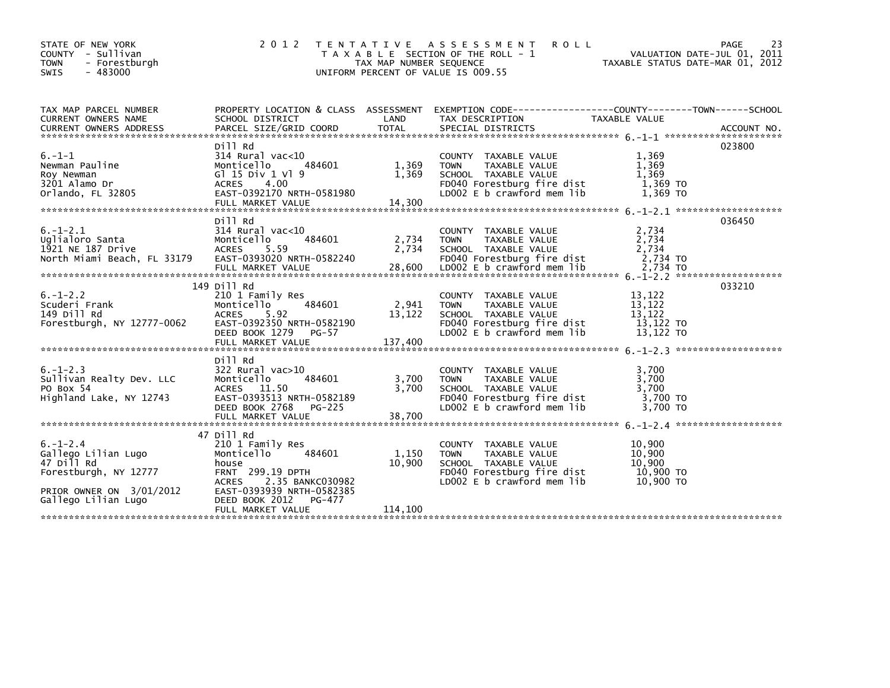STATE OF NEW YORK
COUNTY - Sullivan
TOWN - Forestburgh
SWIS - 483000

2012 TENTATIVE ASSESSMENT ROLL
TAXABLE SECTION OF THE ROLL - 1
TAX MAP NUMBER SEQUENCE
UNIFORM PERCENT OF VALUE IS 009.55

VALUATION DATE-JUL 01, 2011
TAXABLE STATUS DATE-MAR 01, 2012

| TAX MAP PARCEL NUMBER / CURRENT OWNERS NAME / CURRENT OWNERS ADDRESS | PROPERTY LOCATION & CLASS / SCHOOL DISTRICT / PARCEL SIZE/GRID COORD | ASSESSMENT LAND | TOTAL | EXEMPTION CODE / TAX DESCRIPTION / SPECIAL DISTRICTS | TAXABLE VALUE (COUNTY / TOWN / SCHOOL) | ACCOUNT NO. |
|---|---|---|---|---|---|---|
| 6.-1-1 | Dill Rd | | | | | 023800 |
| Newman Pauline | 314 Rural vac<10 | | | COUNTY TAXABLE VALUE | 1,369 | |
| Roy Newman | Monticello 484601 | 1,369 | | TOWN TAXABLE VALUE | 1,369 | |
| 3201 Alamo Dr | Gl 15 Div 1 Vl 9 | | 1,369 | SCHOOL TAXABLE VALUE | 1,369 | |
| Orlando, FL 32805 | ACRES 4.00 | | | FD040 Forestburg fire dist | 1,369 TO | |
| | EAST-0392170 NRTH-0581980 | | | LD002 E b crawford mem lib | 1,369 TO | |
| | FULL MARKET VALUE | | 14,300 | | | |
| 6.-1-2.1 | Dill Rd | | | | | 036450 |
| Uglialoro Santa | 314 Rural vac<10 | | | COUNTY TAXABLE VALUE | 2,734 | |
| 1921 NE 187 Drive | Monticello 484601 | 2,734 | | TOWN TAXABLE VALUE | 2,734 | |
| North Miami Beach, FL 33179 | ACRES 5.59 | | 2,734 | SCHOOL TAXABLE VALUE | 2,734 | |
| | EAST-0393020 NRTH-0582240 | | | FD040 Forestburg fire dist | 2,734 TO | |
| | FULL MARKET VALUE | | 28,600 | LD002 E b crawford mem lib | 2,734 TO | |
| 6.-1-2.2 | 149 Dill Rd | | | | | 033210 |
| Scuderi Frank | 210 1 Family Res | | | COUNTY TAXABLE VALUE | 13,122 | |
| 149 Dill Rd | Monticello 484601 | 2,941 | | TOWN TAXABLE VALUE | 13,122 | |
| Forestburgh, NY 12777-0062 | ACRES 5.92 | | 13,122 | SCHOOL TAXABLE VALUE | 13,122 | |
| | EAST-0392350 NRTH-0582190 | | | FD040 Forestburg fire dist | 13,122 TO | |
| | DEED BOOK 1279 PG-57 | | | LD002 E b crawford mem lib | 13,122 TO | |
| | FULL MARKET VALUE | | 137,400 | | | |
| 6.-1-2.3 | Dill Rd | | | | | |
| Sullivan Realty Dev. LLC | 322 Rural vac>10 | | | COUNTY TAXABLE VALUE | 3,700 | |
| PO Box 54 | Monticello 484601 | 3,700 | | TOWN TAXABLE VALUE | 3,700 | |
| Highland Lake, NY 12743 | ACRES 11.50 | | 3,700 | SCHOOL TAXABLE VALUE | 3,700 | |
| | EAST-0393513 NRTH-0582189 | | | FD040 Forestburg fire dist | 3,700 TO | |
| | DEED BOOK 2768 PG-225 | | | LD002 E b crawford mem lib | 3,700 TO | |
| | FULL MARKET VALUE | | 38,700 | | | |
| 6.-1-2.4 | 47 Dill Rd | | | | | |
| Gallego Lilian Lugo | 210 1 Family Res | | | COUNTY TAXABLE VALUE | 10,900 | |
| 47 Dill Rd | Monticello 484601 | 1,150 | | TOWN TAXABLE VALUE | 10,900 | |
| Forestburgh, NY 12777 | house | | 10,900 | SCHOOL TAXABLE VALUE | 10,900 | |
| | FRNT 299.19 DPTH | | | FD040 Forestburg fire dist | 10,900 TO | |
| | ACRES 2.35 BANKC030982 | | | LD002 E b crawford mem lib | 10,900 TO | |
| PRIOR OWNER ON 3/01/2012 | EAST-0393939 NRTH-0582385 | | | | | |
| Gallego Lilian Lugo | DEED BOOK 2012 PG-477 | | | | | |
| | FULL MARKET VALUE | | 114,100 | | | |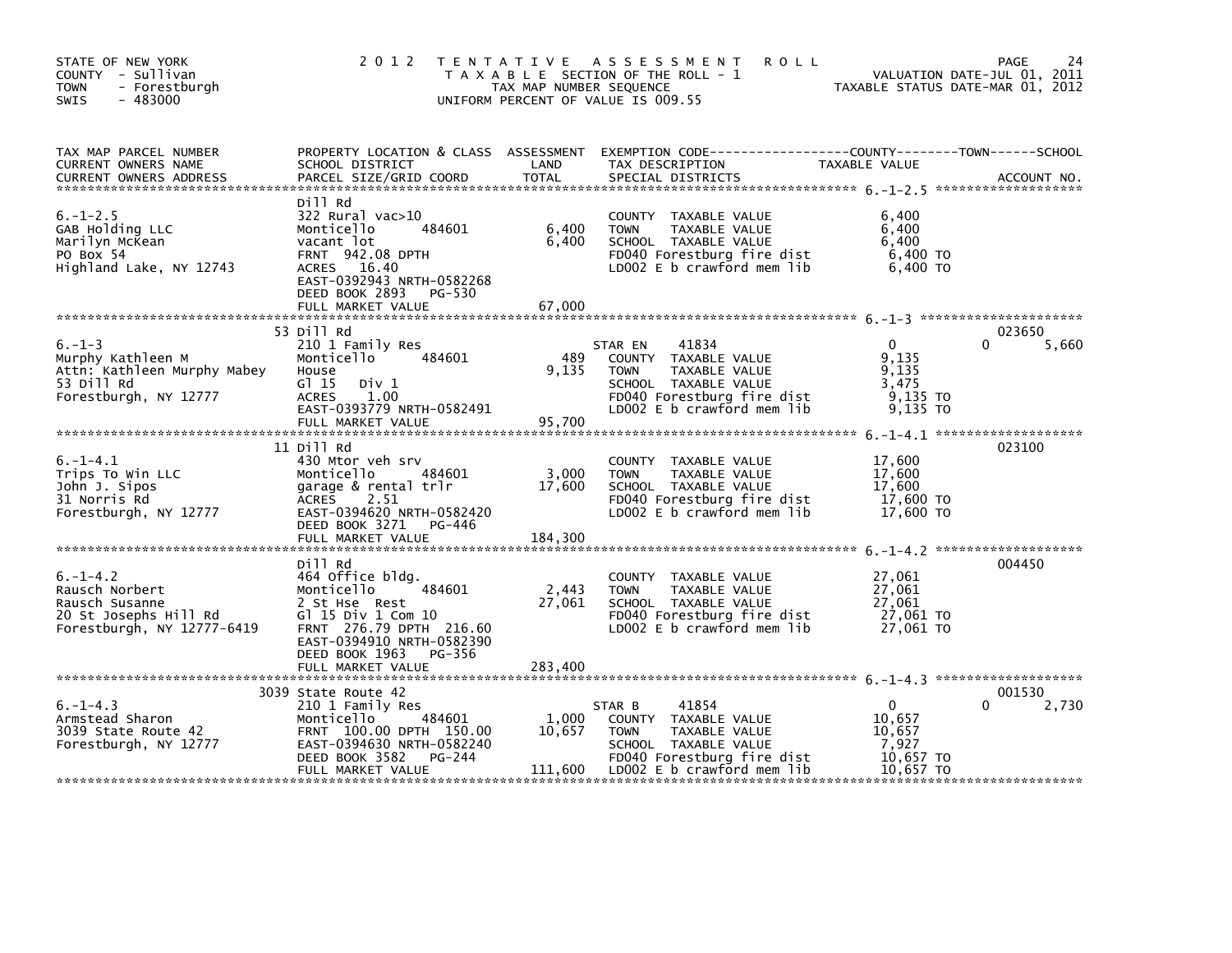STATE OF NEW YORK
COUNTY - Sullivan
TOWN - Forestburgh
SWIS - 483000

# 2012 TENTATIVE ASSESSMENT ROLL

TAXABLE SECTION OF THE ROLL - 1
TAX MAP NUMBER SEQUENCE
UNIFORM PERCENT OF VALUE IS 009.55

VALUATION DATE-JUL 01, 2011
TAXABLE STATUS DATE-MAR 01, 2012

| TAX MAP PARCEL NUMBER / CURRENT OWNERS NAME / CURRENT OWNERS ADDRESS | PROPERTY LOCATION & CLASS / SCHOOL DISTRICT / PARCEL SIZE/GRID COORD | ASSESSMENT LAND | TOTAL | EXEMPTION CODE / TAX DESCRIPTION / SPECIAL DISTRICTS | COUNTY TAXABLE VALUE | TOWN | SCHOOL | ACCOUNT NO. |
|---|---|---|---|---|---|---|---|---|
| 6.-1-2.5 | Dill Rd | | | | | | | |
| | 322 Rural vac>10 | | | COUNTY TAXABLE VALUE | 6,400 | | | |
| GAB Holding LLC | Monticello 484601 | 6,400 | | TOWN TAXABLE VALUE | 6,400 | | | |
| Marilyn McKean | vacant lot | | 6,400 | SCHOOL TAXABLE VALUE | 6,400 | | | |
| PO Box 54 | FRNT 942.08 DPTH | | | FD040 Forestburg fire dist | 6,400 TO | | | |
| Highland Lake, NY 12743 | ACRES 16.40 | | | LD002 E b crawford mem lib | 6,400 TO | | | |
| | EAST-0392943 NRTH-0582268 | | | | | | | |
| | DEED BOOK 2893 PG-530 | | | | | | | |
| | FULL MARKET VALUE | | 67,000 | | | | | |
| 6.-1-3 | 53 Dill Rd | | | | | | | 023650 |
| | 210 1 Family Res | | | STAR EN 41834 | 0 | 0 | 5,660 | |
| Murphy Kathleen M | Monticello 484601 | 489 | | COUNTY TAXABLE VALUE | 9,135 | | | |
| Attn: Kathleen Murphy Mabey | House | | 9,135 | TOWN TAXABLE VALUE | 9,135 | | | |
| 53 Dill Rd | Gl 15 Div 1 | | | SCHOOL TAXABLE VALUE | 3,475 | | | |
| Forestburgh, NY 12777 | ACRES 1.00 | | | FD040 Forestburg fire dist | 9,135 TO | | | |
| | EAST-0393779 NRTH-0582491 | | | LD002 E b crawford mem lib | 9,135 TO | | | |
| | FULL MARKET VALUE | | 95,700 | | | | | |
| 6.-1-4.1 | 11 Dill Rd | | | | | | | 023100 |
| | 430 Mtor veh srv | | | COUNTY TAXABLE VALUE | 17,600 | | | |
| Trips To Win LLC | Monticello 484601 | 3,000 | | TOWN TAXABLE VALUE | 17,600 | | | |
| John J. Sipos | garage & rental trlr | | 17,600 | SCHOOL TAXABLE VALUE | 17,600 | | | |
| 31 Norris Rd | ACRES 2.51 | | | FD040 Forestburg fire dist | 17,600 TO | | | |
| Forestburgh, NY 12777 | EAST-0394620 NRTH-0582420 | | | LD002 E b crawford mem lib | 17,600 TO | | | |
| | DEED BOOK 3271 PG-446 | | | | | | | |
| | FULL MARKET VALUE | | 184,300 | | | | | |
| 6.-1-4.2 | Dill Rd | | | | | | | 004450 |
| | 464 Office bldg. | | | COUNTY TAXABLE VALUE | 27,061 | | | |
| Rausch Norbert | Monticello 484601 | 2,443 | | TOWN TAXABLE VALUE | 27,061 | | | |
| Rausch Susanne | 2 St Hse Rest | | 27,061 | SCHOOL TAXABLE VALUE | 27,061 | | | |
| 20 St Josephs Hill Rd | Gl 15 Div 1 Com 10 | | | FD040 Forestburg fire dist | 27,061 TO | | | |
| Forestburgh, NY 12777-6419 | FRNT 276.79 DPTH 216.60 | | | LD002 E b crawford mem lib | 27,061 TO | | | |
| | EAST-0394910 NRTH-0582390 | | | | | | | |
| | DEED BOOK 1963 PG-356 | | | | | | | |
| | FULL MARKET VALUE | | 283,400 | | | | | |
| 6.-1-4.3 | 3039 State Route 42 | | | | | | | 001530 |
| | 210 1 Family Res | | | STAR B 41854 | 0 | 0 | 2,730 | |
| Armstead Sharon | Monticello 484601 | 1,000 | | COUNTY TAXABLE VALUE | 10,657 | | | |
| 3039 State Route 42 | FRNT 100.00 DPTH 150.00 | | 10,657 | TOWN TAXABLE VALUE | 10,657 | | | |
| Forestburgh, NY 12777 | EAST-0394630 NRTH-0582240 | | | SCHOOL TAXABLE VALUE | 7,927 | | | |
| | DEED BOOK 3582 PG-244 | | | FD040 Forestburg fire dist | 10,657 TO | | | |
| | FULL MARKET VALUE | | 111,600 | LD002 E b crawford mem lib | 10,657 TO | | | |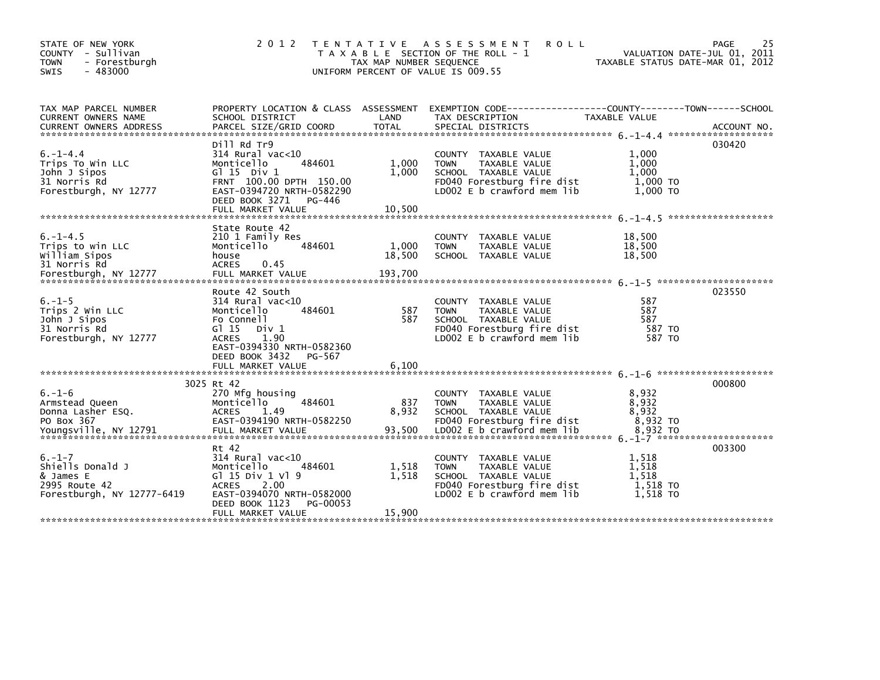STATE OF NEW YORK
COUNTY - Sullivan
TOWN - Forestburgh
SWIS - 483000

2012 TENTATIVE ASSESSMENT ROLL
TAXABLE SECTION OF THE ROLL - 1
TAX MAP NUMBER SEQUENCE
UNIFORM PERCENT OF VALUE IS 009.55

VALUATION DATE-JUL 01, 2011
TAXABLE STATUS DATE-MAR 01, 2012

| TAX MAP PARCEL NUMBER / CURRENT OWNERS NAME / CURRENT OWNERS ADDRESS | PROPERTY LOCATION & CLASS / SCHOOL DISTRICT / PARCEL SIZE/GRID COORD | ASSESSMENT LAND | TOTAL | EXEMPTION CODE / TAX DESCRIPTION / SPECIAL DISTRICTS | TAXABLE VALUE (COUNTY / TOWN / SCHOOL) | ACCOUNT NO. |
|---|---|---|---|---|---|---|
| 6.-1-4.4 | Dill Rd Tr9 | | | | | 030420 |
| 6.-1-4.4 | 314 Rural vac<10 | | | COUNTY TAXABLE VALUE | 1,000 | |
| Trips To Win LLC | Monticello 484601 | 1,000 | | TOWN TAXABLE VALUE | 1,000 | |
| John J Sipos | Gl 15 Div 1 | | 1,000 | SCHOOL TAXABLE VALUE | 1,000 | |
| 31 Norris Rd | FRNT 100.00 DPTH 150.00 | | | FD040 Forestburg fire dist | 1,000 TO | |
| Forestburgh, NY 12777 | EAST-0394720 NRTH-0582290 | | | LD002 E b crawford mem lib | 1,000 TO | |
| | DEED BOOK 3271 PG-446 | | | | | |
| | FULL MARKET VALUE | | 10,500 | | | |
| 6.-1-4.5 | State Route 42 | | | | | |
| 6.-1-4.5 | 210 1 Family Res | | | COUNTY TAXABLE VALUE | 18,500 | |
| Trips to win LLC | Monticello 484601 | 1,000 | | TOWN TAXABLE VALUE | 18,500 | |
| William Sipos | house | | 18,500 | SCHOOL TAXABLE VALUE | 18,500 | |
| 31 Norris Rd | ACRES 0.45 | | | | | |
| Forestburgh, NY 12777 | FULL MARKET VALUE | | 193,700 | | | |
| 6.-1-5 | Route 42 South | | | | | 023550 |
| 6.-1-5 | 314 Rural vac<10 | | | COUNTY TAXABLE VALUE | 587 | |
| Trips 2 Win LLC | Monticello 484601 | 587 | | TOWN TAXABLE VALUE | 587 | |
| John J Sipos | Fo Connell | | 587 | SCHOOL TAXABLE VALUE | 587 | |
| 31 Norris Rd | Gl 15 Div 1 | | | FD040 Forestburg fire dist | 587 TO | |
| Forestburgh, NY 12777 | ACRES 1.90 | | | LD002 E b crawford mem lib | 587 TO | |
| | EAST-0394330 NRTH-0582360 | | | | | |
| | DEED BOOK 3432 PG-567 | | | | | |
| | FULL MARKET VALUE | | 6,100 | | | |
| 6.-1-6 | 3025 Rt 42 | | | | | 000800 |
| 6.-1-6 | 270 Mfg housing | | | COUNTY TAXABLE VALUE | 8,932 | |
| Armstead Queen | Monticello 484601 | 837 | | TOWN TAXABLE VALUE | 8,932 | |
| Donna Lasher ESQ. | ACRES 1.49 | | 8,932 | SCHOOL TAXABLE VALUE | 8,932 | |
| PO Box 367 | EAST-0394190 NRTH-0582250 | | | FD040 Forestburg fire dist | 8,932 TO | |
| Youngsville, NY 12791 | FULL MARKET VALUE | | 93,500 | LD002 E b crawford mem lib | 8,932 TO | |
| 6.-1-7 | Rt 42 | | | | | 003300 |
| 6.-1-7 | 314 Rural vac<10 | | | COUNTY TAXABLE VALUE | 1,518 | |
| Shiells Donald J | Monticello 484601 | 1,518 | | TOWN TAXABLE VALUE | 1,518 | |
| & James E | Gl 15 Div 1 Vl 9 | | 1,518 | SCHOOL TAXABLE VALUE | 1,518 | |
| 2995 Route 42 | ACRES 2.00 | | | FD040 Forestburg fire dist | 1,518 TO | |
| Forestburgh, NY 12777-6419 | EAST-0394070 NRTH-0582000 | | | LD002 E b crawford mem lib | 1,518 TO | |
| | DEED BOOK 1123 PG-00053 | | | | | |
| | FULL MARKET VALUE | | 15,900 | | | |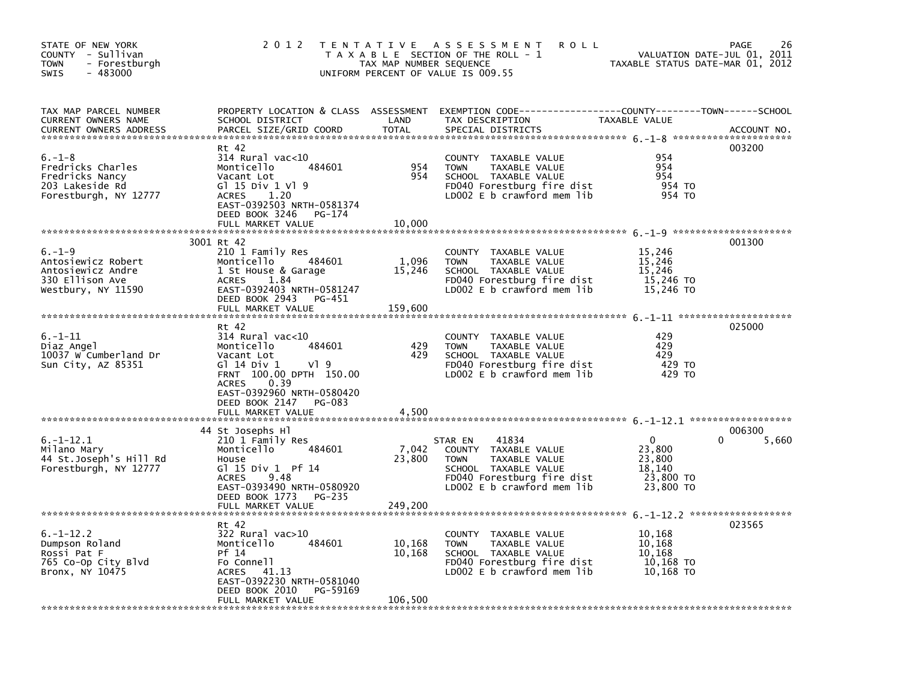STATE OF NEW YORK
COUNTY - Sullivan
TOWN - Forestburgh
SWIS - 483000

2012 TENTATIVE ASSESSMENT ROLL
TAXABLE SECTION OF THE ROLL - 1
TAX MAP NUMBER SEQUENCE
UNIFORM PERCENT OF VALUE IS 009.55

VALUATION DATE-JUL 01, 2011
TAXABLE STATUS DATE-MAR 01, 2012

| TAX MAP PARCEL NUMBER / CURRENT OWNERS NAME / CURRENT OWNERS ADDRESS | PROPERTY LOCATION & CLASS / SCHOOL DISTRICT / PARCEL SIZE/GRID COORD | ASSESSMENT LAND | TOTAL | EXEMPTION CODE / TAX DESCRIPTION / SPECIAL DISTRICTS | COUNTY TAXABLE VALUE | TOWN | SCHOOL | ACCOUNT NO. |
|---|---|---|---|---|---|---|---|---|
| 6.-1-8 | Rt 42 | | | | | | | 003200 |
| Fredricks Charles | 314 Rural vac<10 | | | COUNTY TAXABLE VALUE | 954 | | | |
| Fredricks Nancy | Monticello 484601 | 954 | | TOWN TAXABLE VALUE | 954 | | | |
| 203 Lakeside Rd | Vacant Lot | | 954 | SCHOOL TAXABLE VALUE | 954 | | | |
| Forestburgh, NY 12777 | Gl 15 Div 1 Vl 9 | | | FD040 Forestburg fire dist | 954 TO | | | |
| | ACRES 1.20 | | | LD002 E b crawford mem lib | 954 TO | | | |
| | EAST-0392503 NRTH-0581374 | | | | | | | |
| | DEED BOOK 3246 PG-174 | | | | | | | |
| | FULL MARKET VALUE | | 10,000 | | | | | |
| 6.-1-9 | 3001 Rt 42 | | | | | | | 001300 |
| Antosiewicz Robert | 210 1 Family Res | | | COUNTY TAXABLE VALUE | 15,246 | | | |
| Antosiewicz Andre | Monticello 484601 | 1,096 | | TOWN TAXABLE VALUE | 15,246 | | | |
| 330 Ellison Ave | 1 St House & Garage | | 15,246 | SCHOOL TAXABLE VALUE | 15,246 | | | |
| Westbury, NY 11590 | ACRES 1.84 | | | FD040 Forestburg fire dist | 15,246 TO | | | |
| | EAST-0392403 NRTH-0581247 | | | LD002 E b crawford mem lib | 15,246 TO | | | |
| | DEED BOOK 2943 PG-451 | | | | | | | |
| | FULL MARKET VALUE | | 159,600 | | | | | |
| 6.-1-11 | Rt 42 | | | | | | | 025000 |
| Diaz Angel | 314 Rural vac<10 | | | COUNTY TAXABLE VALUE | 429 | | | |
| 10037 W Cumberland Dr | Monticello 484601 | 429 | | TOWN TAXABLE VALUE | 429 | | | |
| Sun City, AZ 85351 | Vacant Lot | | 429 | SCHOOL TAXABLE VALUE | 429 | | | |
| | Gl 14 Div 1 Vl 9 | | | FD040 Forestburg fire dist | 429 TO | | | |
| | FRNT 100.00 DPTH 150.00 | | | LD002 E b crawford mem lib | 429 TO | | | |
| | ACRES 0.39 | | | | | | | |
| | EAST-0392960 NRTH-0580420 | | | | | | | |
| | DEED BOOK 2147 PG-083 | | | | | | | |
| | FULL MARKET VALUE | | 4,500 | | | | | |
| 6.-1-12.1 | 44 St Josephs Hl | | | | | | | 006300 |
| Milano Mary | 210 1 Family Res | | | STAR EN 41834 | 0 | 0 | 5,660 | |
| 44 St.Joseph's Hill Rd | Monticello 484601 | 7,042 | | COUNTY TAXABLE VALUE | 23,800 | | | |
| Forestburgh, NY 12777 | House | | 23,800 | TOWN TAXABLE VALUE | 23,800 | | | |
| | Gl 15 Div 1 Pf 14 | | | SCHOOL TAXABLE VALUE | 18,140 | | | |
| | ACRES 9.48 | | | FD040 Forestburg fire dist | 23,800 TO | | | |
| | EAST-0393490 NRTH-0580920 | | | LD002 E b crawford mem lib | 23,800 TO | | | |
| | DEED BOOK 1773 PG-235 | | | | | | | |
| | FULL MARKET VALUE | | 249,200 | | | | | |
| 6.-1-12.2 | Rt 42 | | | | | | | 023565 |
| Dumpson Roland | 322 Rural vac>10 | | | COUNTY TAXABLE VALUE | 10,168 | | | |
| Rossi Pat F | Monticello 484601 | 10,168 | | TOWN TAXABLE VALUE | 10,168 | | | |
| 765 Co-Op City Blvd | Pf 14 | | 10,168 | SCHOOL TAXABLE VALUE | 10,168 | | | |
| Bronx, NY 10475 | Fo Connell | | | FD040 Forestburg fire dist | 10,168 TO | | | |
| | ACRES 41.13 | | | LD002 E b crawford mem lib | 10,168 TO | | | |
| | EAST-0392230 NRTH-0581040 | | | | | | | |
| | DEED BOOK 2010 PG-59169 | | | | | | | |
| | FULL MARKET VALUE | | 106,500 | | | | | |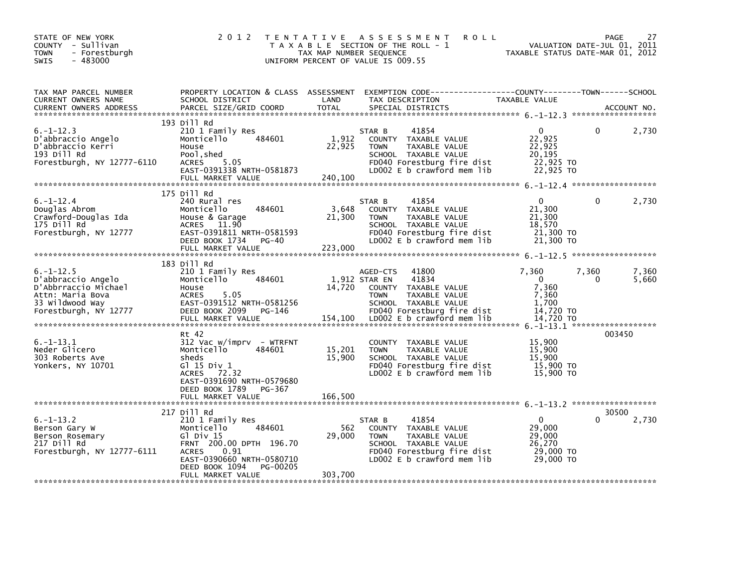STATE OF NEW YORK
COUNTY - Sullivan
TOWN - Forestburgh
SWIS - 483000

# 2012 TENTATIVE ASSESSMENT ROLL

TAXABLE SECTION OF THE ROLL - 1
TAX MAP NUMBER SEQUENCE
UNIFORM PERCENT OF VALUE IS 009.55

VALUATION DATE-JUL 01, 2011
TAXABLE STATUS DATE-MAR 01, 2012

| TAX MAP PARCEL NUMBER / CURRENT OWNERS NAME / CURRENT OWNERS ADDRESS | PROPERTY LOCATION & CLASS / SCHOOL DISTRICT / PARCEL SIZE/GRID COORD | ASSESSMENT LAND | TOTAL | EXEMPTION CODE / TAX DESCRIPTION / SPECIAL DISTRICTS | COUNTY TAXABLE VALUE | TOWN | SCHOOL | ACCOUNT NO. |
|---|---|---|---|---|---|---|---|---|
| 6.-1-12.3 | 193 Dill Rd | | | | | | | |
| D'abbraccio Angelo | 210 1 Family Res | | | STAR B 41854 | 0 | 0 | 2,730 | |
| D'abbraccio Kerri | Monticello 484601 | 1,912 | | COUNTY TAXABLE VALUE | 22,925 | | | |
| 193 Dill Rd | House | | 22,925 | TOWN TAXABLE VALUE | 22,925 | | | |
| Forestburgh, NY 12777-6110 | Pool,shed | | | SCHOOL TAXABLE VALUE | 20,195 | | | |
| | ACRES 5.05 | | | FD040 Forestburg fire dist | 22,925 TO | | | |
| | EAST-0391338 NRTH-0581873 | | | LD002 E b crawford mem lib | 22,925 TO | | | |
| | FULL MARKET VALUE | | 240,100 | | | | | |
| 6.-1-12.4 | 175 Dill Rd | | | | | | | |
| Douglas Abrom | 240 Rural res | | | STAR B 41854 | 0 | 0 | 2,730 | |
| Crawford-Douglas Ida | Monticello 484601 | 3,648 | | COUNTY TAXABLE VALUE | 21,300 | | | |
| 175 Dill Rd | House & Garage | | 21,300 | TOWN TAXABLE VALUE | 21,300 | | | |
| Forestburgh, NY 12777 | ACRES 11.90 | | | SCHOOL TAXABLE VALUE | 18,570 | | | |
| | EAST-0391811 NRTH-0581593 | | | FD040 Forestburg fire dist | 21,300 TO | | | |
| | DEED BOOK 1734 PG-40 | | | LD002 E b crawford mem lib | 21,300 TO | | | |
| | FULL MARKET VALUE | | 223,000 | | | | | |
| 6.-1-12.5 | 183 Dill Rd | | | | | | | |
| D'abbraccio Angelo | 210 1 Family Res | | | AGED-CTS 41800 | 7,360 | 7,360 | 7,360 | |
| D'Abbrraccio Michael | Monticello 484601 | 1,912 | | STAR EN 41834 | 0 | 0 | 5,660 | |
| Attn: Maria Bova | House | | 14,720 | COUNTY TAXABLE VALUE | 7,360 | | | |
| 33 Wildwood Way | ACRES 5.05 | | | TOWN TAXABLE VALUE | 7,360 | | | |
| Forestburgh, NY 12777 | EAST-0391512 NRTH-0581256 | | | SCHOOL TAXABLE VALUE | 1,700 | | | |
| | DEED BOOK 2099 PG-146 | | | FD040 Forestburg fire dist | 14,720 TO | | | |
| | FULL MARKET VALUE | | 154,100 | LD002 E b crawford mem lib | 14,720 TO | | | |
| 6.-1-13.1 | Rt 42 | | | | | | | 003450 |
| Neder Glicero | 312 Vac w/imprv - WTRFNT | | | COUNTY TAXABLE VALUE | 15,900 | | | |
| 303 Roberts Ave | Monticello 484601 | 15,201 | | TOWN TAXABLE VALUE | 15,900 | | | |
| Yonkers, NY 10701 | sheds | | 15,900 | SCHOOL TAXABLE VALUE | 15,900 | | | |
| | Gl 15 Div 1 | | | FD040 Forestburg fire dist | 15,900 TO | | | |
| | ACRES 72.32 | | | LD002 E b crawford mem lib | 15,900 TO | | | |
| | EAST-0391690 NRTH-0579680 | | | | | | | |
| | DEED BOOK 1789 PG-367 | | | | | | | |
| | FULL MARKET VALUE | | 166,500 | | | | | |
| 6.-1-13.2 | 217 Dill Rd | | | | | | | 30500 |
| Berson Gary W | 210 1 Family Res | | | STAR B 41854 | 0 | 0 | 2,730 | |
| Berson Rosemary | Monticello 484601 | 562 | | COUNTY TAXABLE VALUE | 29,000 | | | |
| 217 Dill Rd | Gl Div 15 | | 29,000 | TOWN TAXABLE VALUE | 29,000 | | | |
| Forestburgh, NY 12777-6111 | FRNT 200.00 DPTH 196.70 | | | SCHOOL TAXABLE VALUE | 26,270 | | | |
| | ACRES 0.91 | | | FD040 Forestburg fire dist | 29,000 TO | | | |
| | EAST-0390660 NRTH-0580710 | | | LD002 E b crawford mem lib | 29,000 TO | | | |
| | DEED BOOK 1094 PG-00205 | | | | | | | |
| | FULL MARKET VALUE | | 303,700 | | | | | |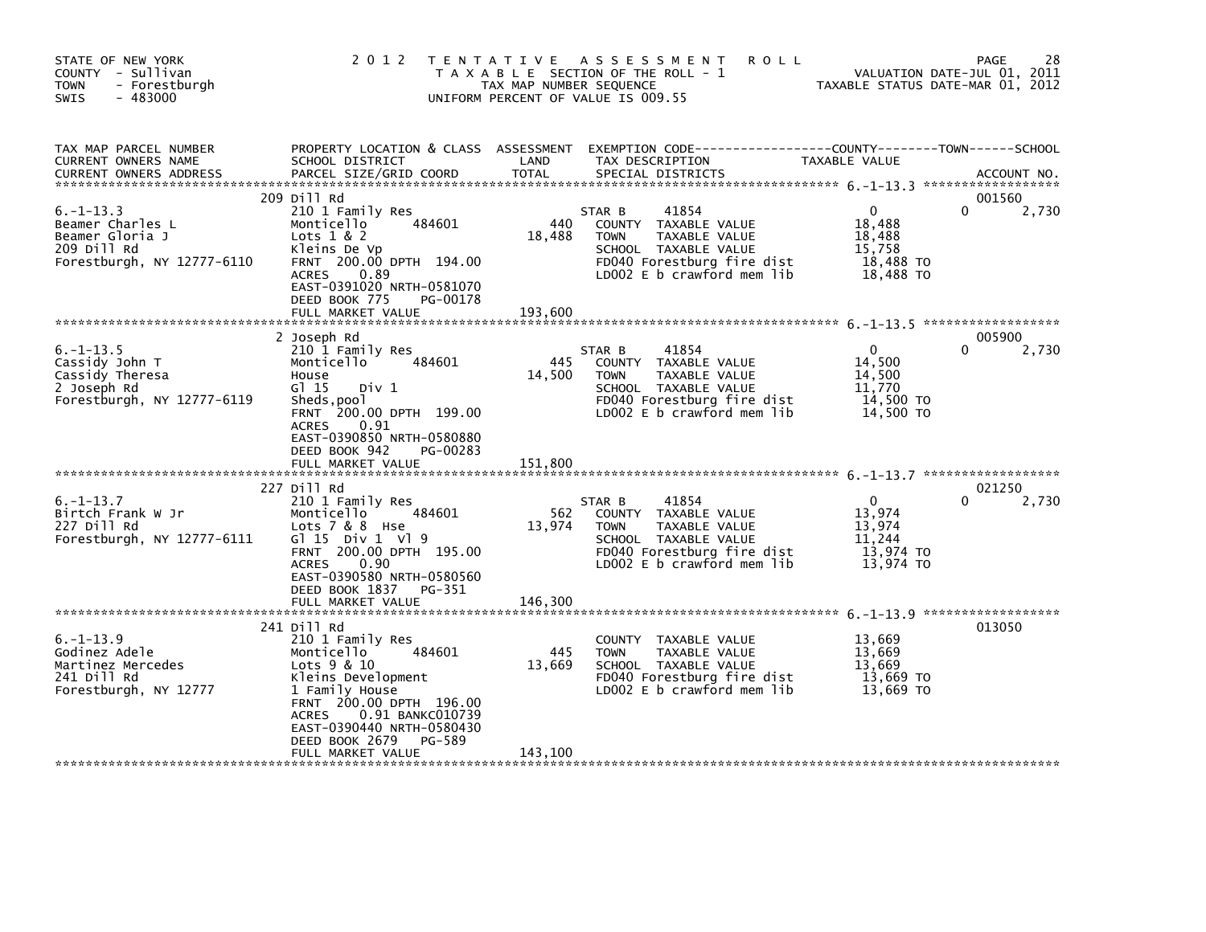STATE OF NEW YORK
COUNTY - Sullivan
TOWN - Forestburgh
SWIS - 483000

2012 TENTATIVE ASSESSMENT ROLL
TAXABLE SECTION OF THE ROLL - 1
TAX MAP NUMBER SEQUENCE
UNIFORM PERCENT OF VALUE IS 009.55

VALUATION DATE-JUL 01, 2011
TAXABLE STATUS DATE-MAR 01, 2012

| TAX MAP PARCEL NUMBER / CURRENT OWNERS NAME / CURRENT OWNERS ADDRESS | PROPERTY LOCATION & CLASS / SCHOOL DISTRICT / PARCEL SIZE/GRID COORD | ASSESSMENT LAND / TOTAL | EXEMPTION CODE / TAX DESCRIPTION / SPECIAL DISTRICTS | COUNTY TAXABLE VALUE | TOWN | SCHOOL / ACCOUNT NO. |
|---|---|---|---|---|---|---|
| 6.-1-13.3 | 209 Dill Rd | | | | | 001560 |
| Beamer Charles L | 210 1 Family Res | | STAR B 41854 | 0 | 0 | 2,730 |
| Beamer Gloria J | Monticello 484601 | 440 | COUNTY TAXABLE VALUE | 18,488 | | |
| 209 Dill Rd | Lots 1 & 2 | 18,488 | TOWN TAXABLE VALUE | 18,488 | | |
| Forestburgh, NY 12777-6110 | Kleins De Vp | | SCHOOL TAXABLE VALUE | 15,758 | | |
| | FRNT 200.00 DPTH 194.00 | | FD040 Forestburg fire dist | 18,488 TO | | |
| | ACRES 0.89 | | LD002 E b crawford mem lib | 18,488 TO | | |
| | EAST-0391020 NRTH-0581070 | | | | | |
| | DEED BOOK 775 PG-00178 | | | | | |
| | FULL MARKET VALUE | 193,600 | | | | |
| 6.-1-13.5 | 2 Joseph Rd | | | | | 005900 |
| Cassidy John T | 210 1 Family Res | | STAR B 41854 | 0 | 0 | 2,730 |
| Cassidy Theresa | Monticello 484601 | 445 | COUNTY TAXABLE VALUE | 14,500 | | |
| 2 Joseph Rd | House | 14,500 | TOWN TAXABLE VALUE | 14,500 | | |
| Forestburgh, NY 12777-6119 | Gl 15 Div 1 | | SCHOOL TAXABLE VALUE | 11,770 | | |
| | Sheds,pool | | FD040 Forestburg fire dist | 14,500 TO | | |
| | FRNT 200.00 DPTH 199.00 | | LD002 E b crawford mem lib | 14,500 TO | | |
| | ACRES 0.91 | | | | | |
| | EAST-0390850 NRTH-0580880 | | | | | |
| | DEED BOOK 942 PG-00283 | | | | | |
| | FULL MARKET VALUE | 151,800 | | | | |
| 6.-1-13.7 | 227 Dill Rd | | | | | 021250 |
| Birtch Frank W Jr | 210 1 Family Res | | STAR B 41854 | 0 | 0 | 2,730 |
| 227 Dill Rd | Monticello 484601 | 562 | COUNTY TAXABLE VALUE | 13,974 | | |
| Forestburgh, NY 12777-6111 | Lots 7 & 8 Hse | 13,974 | TOWN TAXABLE VALUE | 13,974 | | |
| | Gl 15 Div 1 Vl 9 | | SCHOOL TAXABLE VALUE | 11,244 | | |
| | FRNT 200.00 DPTH 195.00 | | FD040 Forestburg fire dist | 13,974 TO | | |
| | ACRES 0.90 | | LD002 E b crawford mem lib | 13,974 TO | | |
| | EAST-0390580 NRTH-0580560 | | | | | |
| | DEED BOOK 1837 PG-351 | | | | | |
| | FULL MARKET VALUE | 146,300 | | | | |
| 6.-1-13.9 | 241 Dill Rd | | | | | 013050 |
| Godinez Adele | 210 1 Family Res | | COUNTY TAXABLE VALUE | 13,669 | | |
| Martinez Mercedes | Monticello 484601 | 445 | TOWN TAXABLE VALUE | 13,669 | | |
| 241 Dill Rd | Lots 9 & 10 | 13,669 | SCHOOL TAXABLE VALUE | 13,669 | | |
| Forestburgh, NY 12777 | Kleins Development | | FD040 Forestburg fire dist | 13,669 TO | | |
| | 1 Family House | | LD002 E b crawford mem lib | 13,669 TO | | |
| | FRNT 200.00 DPTH 196.00 | | | | | |
| | ACRES 0.91 BANKC010739 | | | | | |
| | EAST-0390440 NRTH-0580430 | | | | | |
| | DEED BOOK 2679 PG-589 | | | | | |
| | FULL MARKET VALUE | 143,100 | | | | |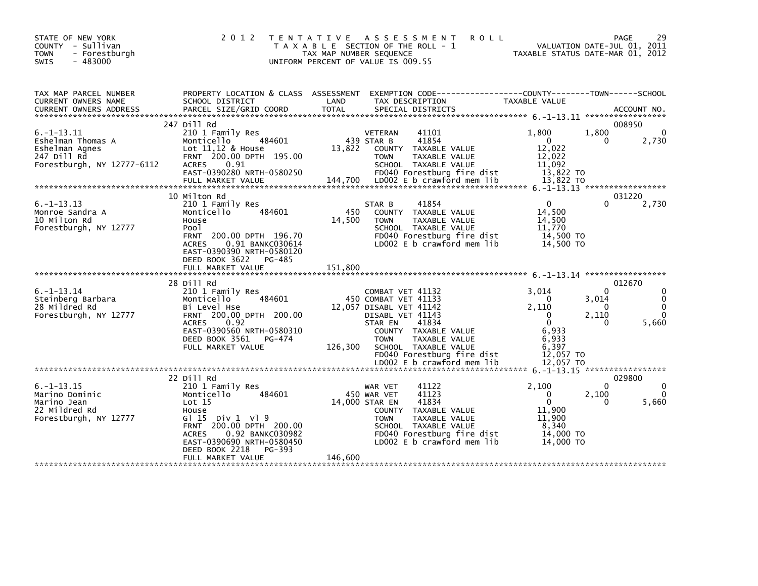STATE OF NEW YORK
COUNTY - Sullivan
TOWN - Forestburgh
SWIS - 483000

2012 TENTATIVE ASSESSMENT ROLL
TAXABLE SECTION OF THE ROLL - 1
TAX MAP NUMBER SEQUENCE
UNIFORM PERCENT OF VALUE IS 009.55

VALUATION DATE-JUL 01, 2011
TAXABLE STATUS DATE-MAR 01, 2012

| TAX MAP PARCEL NUMBER / CURRENT OWNERS NAME / CURRENT OWNERS ADDRESS | PROPERTY LOCATION & CLASS / SCHOOL DISTRICT / PARCEL SIZE/GRID COORD | ASSESSMENT LAND / TOTAL | EXEMPTION CODE / TAX DESCRIPTION / SPECIAL DISTRICTS | COUNTY TAXABLE VALUE | TOWN | SCHOOL | ACCOUNT NO. |
|---|---|---|---|---|---|---|---|
| 6.-1-13.11 | 247 Dill Rd | | | | | | 008950 |
| | 210 1 Family Res | | VETERAN 41101 | 1,800 | 1,800 | 0 | |
| Eshelman Thomas A | Monticello 484601 | 439 | STAR B 41854 | 0 | 0 | 2,730 | |
| Eshelman Agnes | Lot 11,12 & House | 13,822 | COUNTY TAXABLE VALUE | 12,022 | | | |
| 247 Dill Rd | FRNT 200.00 DPTH 195.00 | | TOWN TAXABLE VALUE | 12,022 | | | |
| Forestburgh, NY 12777-6112 | ACRES 0.91 | | SCHOOL TAXABLE VALUE | 11,092 | | | |
| | EAST-0390280 NRTH-0580250 | | FD040 Forestburg fire dist | 13,822 TO | | | |
| | FULL MARKET VALUE | 144,700 | LD002 E b crawford mem lib | 13,822 TO | | | |
| 6.-1-13.13 | 10 Milton Rd | | | | | | 031220 |
| | 210 1 Family Res | | STAR B 41854 | 0 | 0 | 2,730 | |
| Monroe Sandra A | Monticello 484601 | 450 | COUNTY TAXABLE VALUE | 14,500 | | | |
| 10 Milton Rd | House | 14,500 | TOWN TAXABLE VALUE | 14,500 | | | |
| Forestburgh, NY 12777 | Pool | | SCHOOL TAXABLE VALUE | 11,770 | | | |
| | FRNT 200.00 DPTH 196.70 | | FD040 Forestburg fire dist | 14,500 TO | | | |
| | ACRES 0.91 BANKC030614 | | LD002 E b crawford mem lib | 14,500 TO | | | |
| | EAST-0390390 NRTH-0580120 | | | | | | |
| | DEED BOOK 3622 PG-485 | | | | | | |
| | FULL MARKET VALUE | 151,800 | | | | | |
| 6.-1-13.14 | 28 Dill Rd | | | | | | 012670 |
| | 210 1 Family Res | | COMBAT VET 41132 | 3,014 | 0 | 0 | |
| Steinberg Barbara | Monticello 484601 | 450 | COMBAT VET 41133 | 0 | 3,014 | 0 | |
| 28 Mildred Rd | Bi Level Hse | 12,057 | DISABL VET 41142 | 2,110 | 0 | 0 | |
| Forestburgh, NY 12777 | FRNT 200.00 DPTH 200.00 | | DISABL VET 41143 | 0 | 2,110 | 0 | |
| | ACRES 0.92 | | STAR EN 41834 | 0 | 0 | 5,660 | |
| | EAST-0390560 NRTH-0580310 | | COUNTY TAXABLE VALUE | 6,933 | | | |
| | DEED BOOK 3561 PG-474 | | TOWN TAXABLE VALUE | 6,933 | | | |
| | FULL MARKET VALUE | 126,300 | SCHOOL TAXABLE VALUE | 6,397 | | | |
| | | | FD040 Forestburg fire dist | 12,057 TO | | | |
| | | | LD002 E b crawford mem lib | 12,057 TO | | | |
| 6.-1-13.15 | 22 Dill Rd | | | | | | 029800 |
| | 210 1 Family Res | | WAR VET 41122 | 2,100 | 0 | 0 | |
| Marino Dominic | Monticello 484601 | 450 | WAR VET 41123 | 0 | 2,100 | 0 | |
| Marino Jean | Lot 15 | 14,000 | STAR EN 41834 | 0 | 0 | 5,660 | |
| 22 Mildred Rd | House | | COUNTY TAXABLE VALUE | 11,900 | | | |
| Forestburgh, NY 12777 | Gl 15 Div 1 Vl 9 | | TOWN TAXABLE VALUE | 11,900 | | | |
| | FRNT 200.00 DPTH 200.00 | | SCHOOL TAXABLE VALUE | 8,340 | | | |
| | ACRES 0.92 BANKC030982 | | FD040 Forestburg fire dist | 14,000 TO | | | |
| | EAST-0390690 NRTH-0580450 | | LD002 E b crawford mem lib | 14,000 TO | | | |
| | DEED BOOK 2218 PG-393 | | | | | | |
| | FULL MARKET VALUE | 146,600 | | | | | |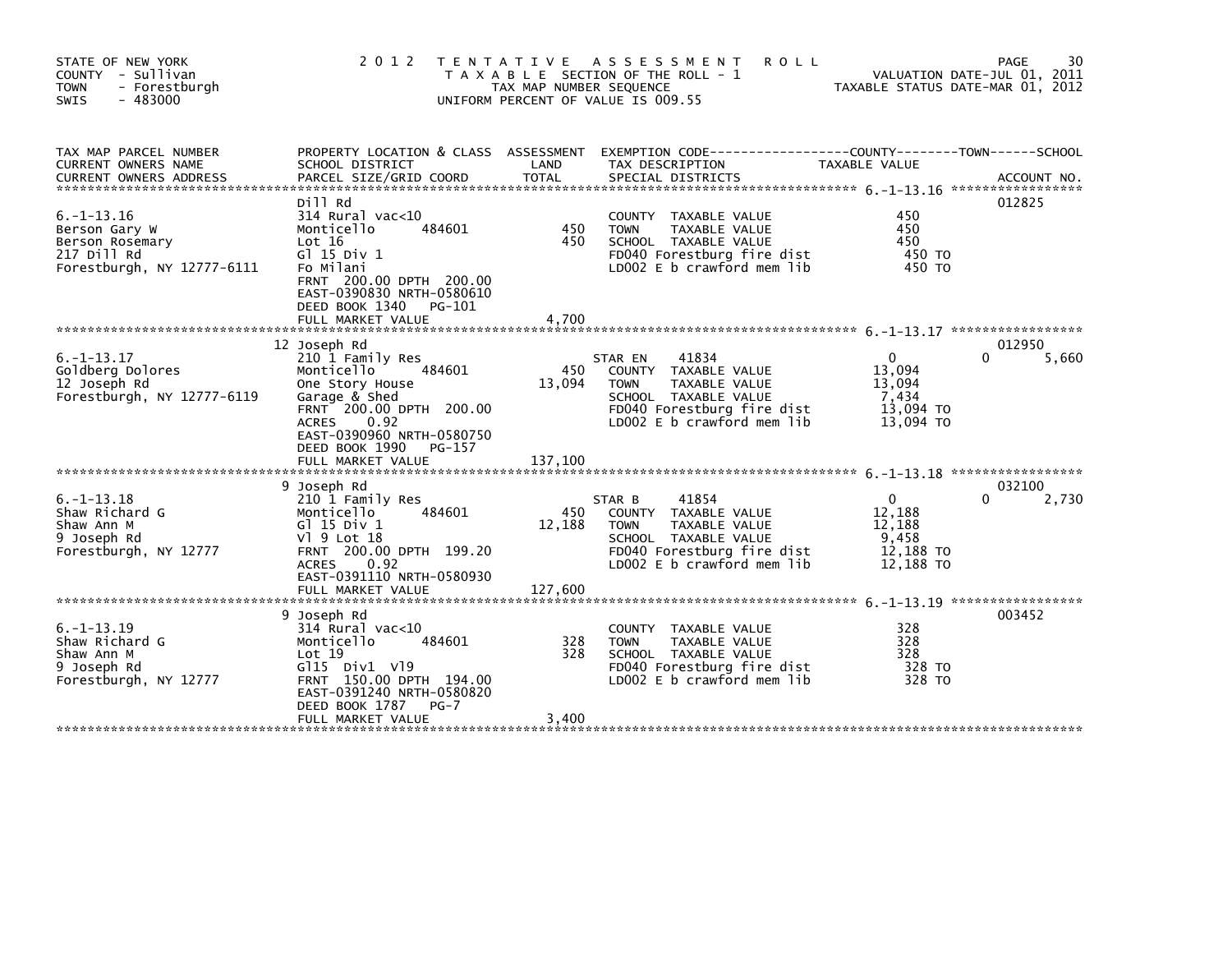STATE OF NEW YORK
COUNTY - Sullivan
TOWN - Forestburgh
SWIS - 483000

2012 TENTATIVE ASSESSMENT ROLL
TAXABLE SECTION OF THE ROLL - 1
TAX MAP NUMBER SEQUENCE
UNIFORM PERCENT OF VALUE IS 009.55

VALUATION DATE-JUL 01, 2011
TAXABLE STATUS DATE-MAR 01, 2012

| TAX MAP PARCEL NUMBER / CURRENT OWNERS NAME / CURRENT OWNERS ADDRESS | PROPERTY LOCATION & CLASS / SCHOOL DISTRICT / PARCEL SIZE/GRID COORD | ASSESSMENT LAND | ASSESSMENT TOTAL | EXEMPTION CODE / TAX DESCRIPTION / SPECIAL DISTRICTS | COUNTY TAXABLE VALUE | TOWN | SCHOOL / ACCOUNT NO. |
|---|---|---|---|---|---|---|---|
| 6.-1-13.16 | Dill Rd | | | | | | 012825 |
| Berson Gary W | 314 Rural vac<10 | | | COUNTY TAXABLE VALUE | 450 | | |
| Berson Rosemary | Monticello 484601 | 450 | | TOWN TAXABLE VALUE | 450 | | |
| 217 Dill Rd | Lot 16 | | 450 | SCHOOL TAXABLE VALUE | 450 | | |
| Forestburgh, NY 12777-6111 | Gl 15 Div 1 | | | FD040 Forestburg fire dist | 450 TO | | |
| | Fo Milani | | | LD002 E b crawford mem lib | 450 TO | | |
| | FRNT 200.00 DPTH 200.00 | | | | | | |
| | EAST-0390830 NRTH-0580610 | | | | | | |
| | DEED BOOK 1340 PG-101 | | | | | | |
| | FULL MARKET VALUE | | 4,700 | | | | |
| 6.-1-13.17 | 12 Joseph Rd | | | | | | 012950 |
| Goldberg Dolores | 210 1 Family Res | | | STAR EN 41834 | 0 | 0 | 5,660 |
| 12 Joseph Rd | Monticello 484601 | 450 | | COUNTY TAXABLE VALUE | 13,094 | | |
| Forestburgh, NY 12777-6119 | One Story House | | 13,094 | TOWN TAXABLE VALUE | 13,094 | | |
| | Garage & Shed | | | SCHOOL TAXABLE VALUE | 7,434 | | |
| | FRNT 200.00 DPTH 200.00 | | | FD040 Forestburg fire dist | 13,094 TO | | |
| | ACRES 0.92 | | | LD002 E b crawford mem lib | 13,094 TO | | |
| | EAST-0390960 NRTH-0580750 | | | | | | |
| | DEED BOOK 1990 PG-157 | | | | | | |
| | FULL MARKET VALUE | | 137,100 | | | | |
| 6.-1-13.18 | 9 Joseph Rd | | | | | | 032100 |
| Shaw Richard G | 210 1 Family Res | | | STAR B 41854 | 0 | 0 | 2,730 |
| Shaw Ann M | Monticello 484601 | 450 | | COUNTY TAXABLE VALUE | 12,188 | | |
| 9 Joseph Rd | Gl 15 Div 1 | | 12,188 | TOWN TAXABLE VALUE | 12,188 | | |
| Forestburgh, NY 12777 | Vl 9 Lot 18 | | | SCHOOL TAXABLE VALUE | 9,458 | | |
| | FRNT 200.00 DPTH 199.20 | | | FD040 Forestburg fire dist | 12,188 TO | | |
| | ACRES 0.92 | | | LD002 E b crawford mem lib | 12,188 TO | | |
| | EAST-0391110 NRTH-0580930 | | | | | | |
| | FULL MARKET VALUE | | 127,600 | | | | |
| 6.-1-13.19 | 9 Joseph Rd | | | | | | 003452 |
| Shaw Richard G | 314 Rural vac<10 | | | COUNTY TAXABLE VALUE | 328 | | |
| Shaw Ann M | Monticello 484601 | 328 | | TOWN TAXABLE VALUE | 328 | | |
| 9 Joseph Rd | Lot 19 | | 328 | SCHOOL TAXABLE VALUE | 328 | | |
| Forestburgh, NY 12777 | Gl15 Div1 Vl9 | | | FD040 Forestburg fire dist | 328 TO | | |
| | FRNT 150.00 DPTH 194.00 | | | LD002 E b crawford mem lib | 328 TO | | |
| | EAST-0391240 NRTH-0580820 | | | | | | |
| | DEED BOOK 1787 PG-7 | | | | | | |
| | FULL MARKET VALUE | | 3,400 | | | | |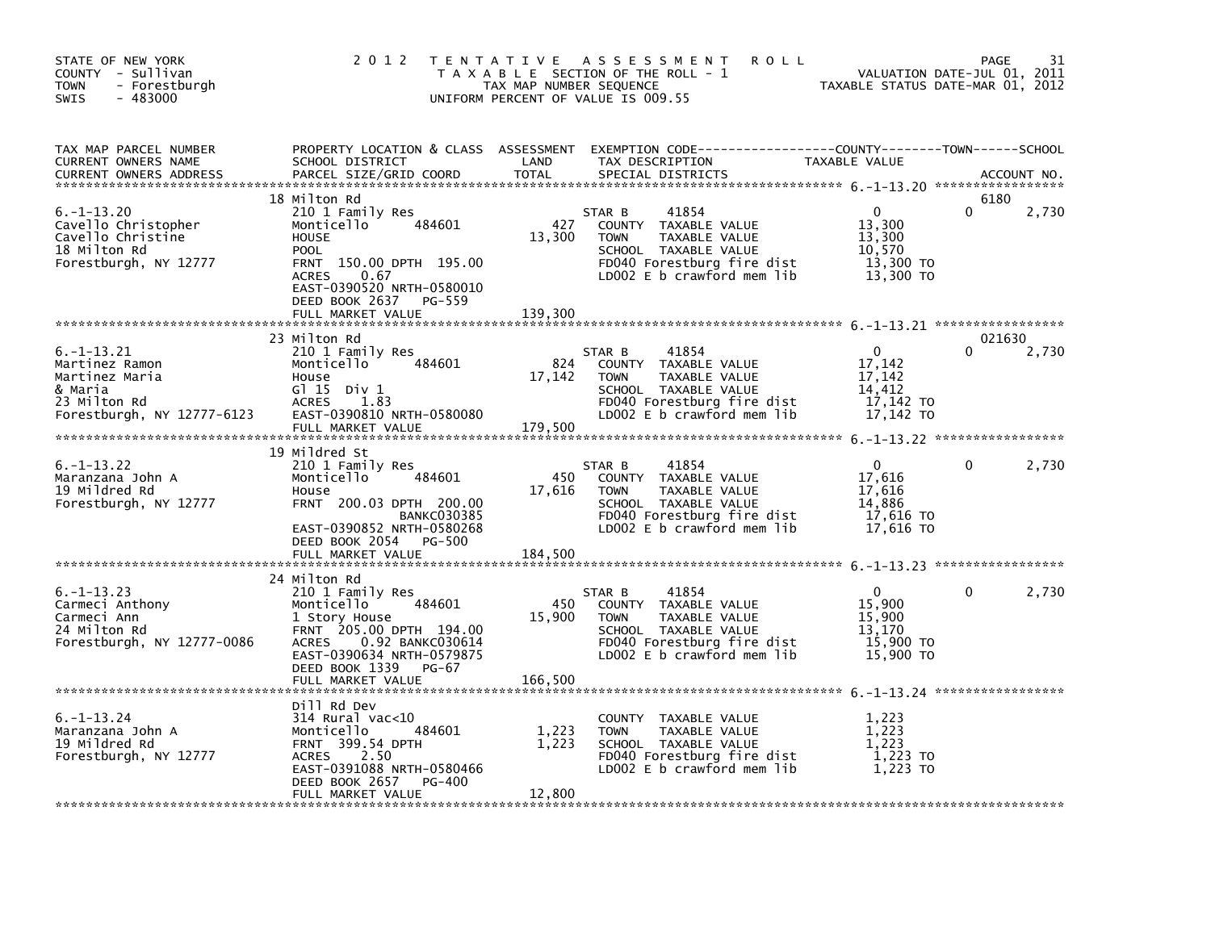STATE OF NEW YORK
COUNTY - Sullivan
TOWN - Forestburgh
SWIS - 483000

2012 TENTATIVE ASSESSMENT ROLL
TAXABLE SECTION OF THE ROLL - 1
TAX MAP NUMBER SEQUENCE
UNIFORM PERCENT OF VALUE IS 009.55

VALUATION DATE-JUL 01, 2011
TAXABLE STATUS DATE-MAR 01, 2012

| TAX MAP PARCEL NUMBER / CURRENT OWNERS NAME / CURRENT OWNERS ADDRESS | PROPERTY LOCATION & CLASS / SCHOOL DISTRICT / PARCEL SIZE/GRID COORD | ASSESSMENT LAND / TOTAL | EXEMPTION CODE / TAX DESCRIPTION / SPECIAL DISTRICTS | COUNTY TAXABLE VALUE | TOWN | SCHOOL / ACCOUNT NO. |
|---|---|---|---|---|---|---|
| 6.-1-13.20 | 18 Milton Rd | | | | | 6180 |
| Cavello Christopher | 210 1 Family Res | | STAR B 41854 | 0 | 0 | 2,730 |
| Cavello Christine | Monticello 484601 | 427 | COUNTY TAXABLE VALUE | 13,300 | | |
| 18 Milton Rd | HOUSE | 13,300 | TOWN TAXABLE VALUE | 13,300 | | |
| Forestburgh, NY 12777 | POOL | | SCHOOL TAXABLE VALUE | 10,570 | | |
| | FRNT 150.00 DPTH 195.00 | | FD040 Forestburg fire dist | 13,300 TO | | |
| | ACRES 0.67 | | LD002 E b crawford mem lib | 13,300 TO | | |
| | EAST-0390520 NRTH-0580010 | | | | | |
| | DEED BOOK 2637 PG-559 | | | | | |
| | FULL MARKET VALUE | 139,300 | | | | |
| 6.-1-13.21 | 23 Milton Rd | | | | | 021630 |
| Martinez Ramon | 210 1 Family Res | | STAR B 41854 | 0 | 0 | 2,730 |
| Martinez Maria | Monticello 484601 | 824 | COUNTY TAXABLE VALUE | 17,142 | | |
| & Maria | House | 17,142 | TOWN TAXABLE VALUE | 17,142 | | |
| 23 Milton Rd | Gl 15 Div 1 | | SCHOOL TAXABLE VALUE | 14,412 | | |
| Forestburgh, NY 12777-6123 | ACRES 1.83 | | FD040 Forestburg fire dist | 17,142 TO | | |
| | EAST-0390810 NRTH-0580080 | | LD002 E b crawford mem lib | 17,142 TO | | |
| | FULL MARKET VALUE | 179,500 | | | | |
| 6.-1-13.22 | 19 Mildred St | | | | | |
| Maranzana John A | 210 1 Family Res | | STAR B 41854 | 0 | 0 | 2,730 |
| 19 Mildred Rd | Monticello 484601 | 450 | COUNTY TAXABLE VALUE | 17,616 | | |
| Forestburgh, NY 12777 | House | 17,616 | TOWN TAXABLE VALUE | 17,616 | | |
| | FRNT 200.03 DPTH 200.00 | | SCHOOL TAXABLE VALUE | 14,886 | | |
| | BANKC030385 | | FD040 Forestburg fire dist | 17,616 TO | | |
| | EAST-0390852 NRTH-0580268 | | LD002 E b crawford mem lib | 17,616 TO | | |
| | DEED BOOK 2054 PG-500 | | | | | |
| | FULL MARKET VALUE | 184,500 | | | | |
| 6.-1-13.23 | 24 Milton Rd | | | | | |
| Carmeci Anthony | 210 1 Family Res | | STAR B 41854 | 0 | 0 | 2,730 |
| Carmeci Ann | Monticello 484601 | 450 | COUNTY TAXABLE VALUE | 15,900 | | |
| 24 Milton Rd | 1 Story House | 15,900 | TOWN TAXABLE VALUE | 15,900 | | |
| Forestburgh, NY 12777-0086 | FRNT 205.00 DPTH 194.00 | | SCHOOL TAXABLE VALUE | 13,170 | | |
| | ACRES 0.92 BANKC030614 | | FD040 Forestburg fire dist | 15,900 TO | | |
| | EAST-0390634 NRTH-0579875 | | LD002 E b crawford mem lib | 15,900 TO | | |
| | DEED BOOK 1339 PG-67 | | | | | |
| | FULL MARKET VALUE | 166,500 | | | | |
| 6.-1-13.24 | Dill Rd Dev | | | | | |
| Maranzana John A | 314 Rural vac<10 | | COUNTY TAXABLE VALUE | 1,223 | | |
| 19 Mildred Rd | Monticello 484601 | 1,223 | TOWN TAXABLE VALUE | 1,223 | | |
| Forestburgh, NY 12777 | FRNT 399.54 DPTH | 1,223 | SCHOOL TAXABLE VALUE | 1,223 | | |
| | ACRES 2.50 | | FD040 Forestburg fire dist | 1,223 TO | | |
| | EAST-0391088 NRTH-0580466 | | LD002 E b crawford mem lib | 1,223 TO | | |
| | DEED BOOK 2657 PG-400 | | | | | |
| | FULL MARKET VALUE | 12,800 | | | | |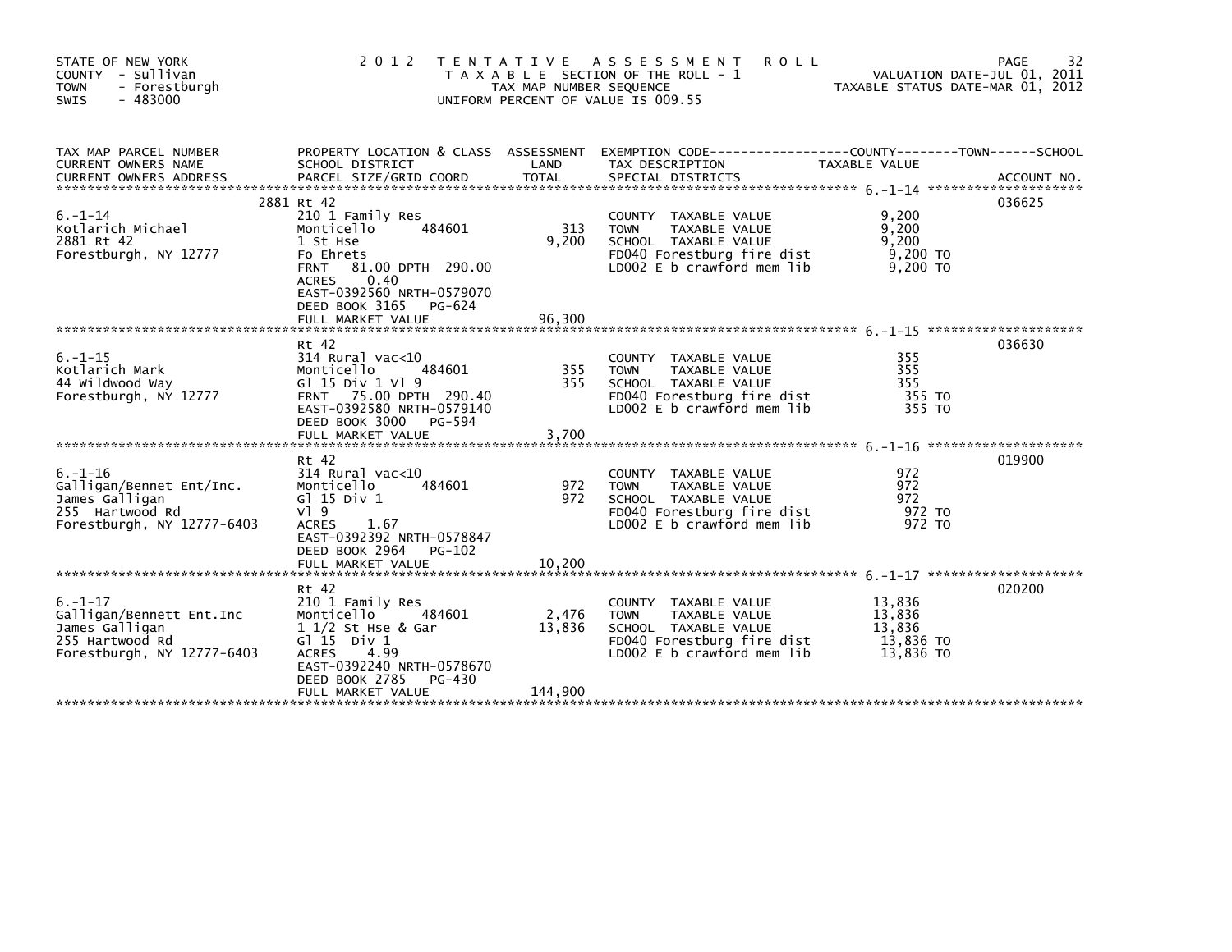STATE OF NEW YORK
COUNTY - Sullivan
TOWN - Forestburgh
SWIS - 483000

2012 TENTATIVE ASSESSMENT ROLL
TAXABLE SECTION OF THE ROLL - 1
TAX MAP NUMBER SEQUENCE
UNIFORM PERCENT OF VALUE IS 009.55

VALUATION DATE-JUL 01, 2011
TAXABLE STATUS DATE-MAR 01, 2012

| TAX MAP PARCEL NUMBER / CURRENT OWNERS NAME / CURRENT OWNERS ADDRESS | PROPERTY LOCATION & CLASS / SCHOOL DISTRICT / PARCEL SIZE/GRID COORD | ASSESSMENT LAND | ASSESSMENT TOTAL | EXEMPTION CODE / TAX DESCRIPTION / SPECIAL DISTRICTS | TAXABLE VALUE (COUNTY / TOWN / SCHOOL) | ACCOUNT NO. |
|---|---|---|---|---|---|---|
| 6.-1-14 | 2881 Rt 42 | | | | | 036625 |
| Kotlarich Michael | 210 1 Family Res | | | COUNTY TAXABLE VALUE | 9,200 | |
| 2881 Rt 42 | Monticello 484601 | 313 | | TOWN TAXABLE VALUE | 9,200 | |
| Forestburgh, NY 12777 | 1 St Hse | | 9,200 | SCHOOL TAXABLE VALUE | 9,200 | |
| | Fo Ehrets | | | FD040 Forestburg fire dist | 9,200 TO | |
| | FRNT 81.00 DPTH 290.00 | | | LD002 E b crawford mem lib | 9,200 TO | |
| | ACRES 0.40 | | | | | |
| | EAST-0392560 NRTH-0579070 | | | | | |
| | DEED BOOK 3165 PG-624 | | | | | |
| | FULL MARKET VALUE | | 96,300 | | | |
| 6.-1-15 | Rt 42 | | | | | 036630 |
| Kotlarich Mark | 314 Rural vac<10 | | | COUNTY TAXABLE VALUE | 355 | |
| 44 Wildwood Way | Monticello 484601 | 355 | | TOWN TAXABLE VALUE | 355 | |
| Forestburgh, NY 12777 | Gl 15 Div 1 Vl 9 | | 355 | SCHOOL TAXABLE VALUE | 355 | |
| | FRNT 75.00 DPTH 290.40 | | | FD040 Forestburg fire dist | 355 TO | |
| | EAST-0392580 NRTH-0579140 | | | LD002 E b crawford mem lib | 355 TO | |
| | DEED BOOK 3000 PG-594 | | | | | |
| | FULL MARKET VALUE | | 3,700 | | | |
| 6.-1-16 | Rt 42 | | | | | 019900 |
| Galligan/Bennet Ent/Inc. | 314 Rural vac<10 | | | COUNTY TAXABLE VALUE | 972 | |
| James Galligan | Monticello 484601 | 972 | | TOWN TAXABLE VALUE | 972 | |
| 255 Hartwood Rd | Gl 15 Div 1 | | 972 | SCHOOL TAXABLE VALUE | 972 | |
| Forestburgh, NY 12777-6403 | Vl 9 | | | FD040 Forestburg fire dist | 972 TO | |
| | ACRES 1.67 | | | LD002 E b crawford mem lib | 972 TO | |
| | EAST-0392392 NRTH-0578847 | | | | | |
| | DEED BOOK 2964 PG-102 | | | | | |
| | FULL MARKET VALUE | | 10,200 | | | |
| 6.-1-17 | Rt 42 | | | | | 020200 |
| Galligan/Bennett Ent.Inc | 210 1 Family Res | | | COUNTY TAXABLE VALUE | 13,836 | |
| James Galligan | Monticello 484601 | 2,476 | | TOWN TAXABLE VALUE | 13,836 | |
| 255 Hartwood Rd | 1 1/2 St Hse & Gar | | 13,836 | SCHOOL TAXABLE VALUE | 13,836 | |
| Forestburgh, NY 12777-6403 | Gl 15 Div 1 | | | FD040 Forestburg fire dist | 13,836 TO | |
| | ACRES 4.99 | | | LD002 E b crawford mem lib | 13,836 TO | |
| | EAST-0392240 NRTH-0578670 | | | | | |
| | DEED BOOK 2785 PG-430 | | | | | |
| | FULL MARKET VALUE | | 144,900 | | | |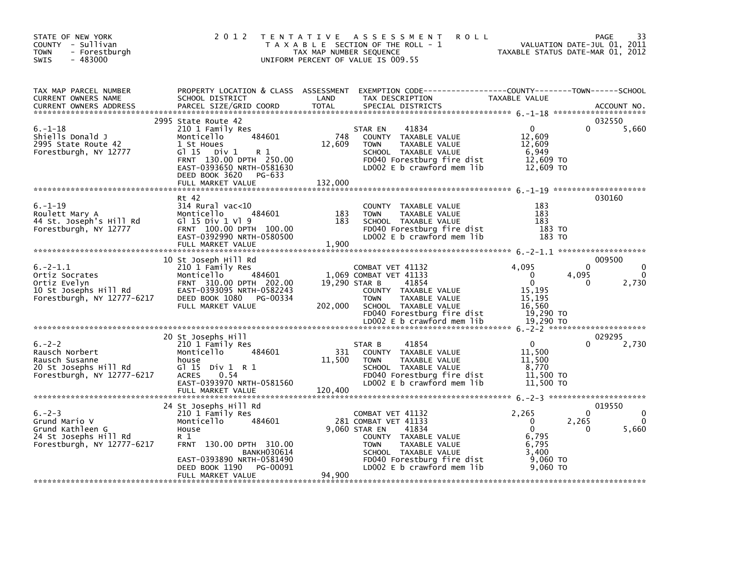STATE OF NEW YORK
COUNTY - Sullivan
TOWN - Forestburgh
SWIS - 483000

2 0 1 2 T E N T A T I V E A S S E S S M E N T R O L L
T A X A B L E SECTION OF THE ROLL - 1
TAX MAP NUMBER SEQUENCE
UNIFORM PERCENT OF VALUE IS 009.55

VALUATION DATE-JUL 01, 2011
TAXABLE STATUS DATE-MAR 01, 2012

| TAX MAP PARCEL NUMBER / CURRENT OWNERS NAME / CURRENT OWNERS ADDRESS | PROPERTY LOCATION & CLASS / SCHOOL DISTRICT / PARCEL SIZE/GRID COORD | ASSESSMENT LAND | ASSESSMENT TOTAL | EXEMPTION CODE / TAX DESCRIPTION / SPECIAL DISTRICTS | COUNTY TAXABLE VALUE | TOWN | SCHOOL | ACCOUNT NO. |
|---|---|---|---|---|---|---|---|---|
| 6.-1-18 | 2995 State Route 42 | | | | | | | 032550 |
| Shiells Donald J | 210 1 Family Res | | | STAR EN 41834 | 0 | 0 | 5,660 | |
| 2995 State Route 42 | Monticello 484601 | 748 | | COUNTY TAXABLE VALUE | 12,609 | | | |
| Forestburgh, NY 12777 | 1 St Houes | | 12,609 | TOWN TAXABLE VALUE | 12,609 | | | |
| | Gl 15 Div 1 R 1 | | | SCHOOL TAXABLE VALUE | 6,949 | | | |
| | FRNT 130.00 DPTH 250.00 | | | FD040 Forestburg fire dist | 12,609 TO | | | |
| | EAST-0393650 NRTH-0581630 | | | LD002 E b crawford mem lib | 12,609 TO | | | |
| | DEED BOOK 3620 PG-633 | | | | | | | |
| | FULL MARKET VALUE | | 132,000 | | | | | |
| 6.-1-19 | Rt 42 | | | | | | | 030160 |
| Roulett Mary A | 314 Rural vac<10 | | | COUNTY TAXABLE VALUE | 183 | | | |
| 44 St. Joseph's Hill Rd | Monticello 484601 | 183 | | TOWN TAXABLE VALUE | 183 | | | |
| Forestburgh, NY 12777 | Gl 15 Div 1 Vl 9 | | 183 | SCHOOL TAXABLE VALUE | 183 | | | |
| | FRNT 100.00 DPTH 100.00 | | | FD040 Forestburg fire dist | 183 TO | | | |
| | EAST-0392990 NRTH-0580500 | | | LD002 E b crawford mem lib | 183 TO | | | |
| | FULL MARKET VALUE | | 1,900 | | | | | |
| 6.-2-1.1 | 10 St Joseph Hill Rd | | | | | | | 009500 |
| Ortiz Socrates | 210 1 Family Res | | | COMBAT VET 41132 | 4,095 | 0 | 0 | |
| Ortiz Evelyn | Monticello 484601 | 1,069 | | COMBAT VET 41133 | 0 | 4,095 | 0 | |
| 10 St Josephs Hill Rd | FRNT 310.00 DPTH 202.00 | | 19,290 | STAR B 41854 | 0 | 0 | 2,730 | |
| Forestburgh, NY 12777-6217 | EAST-0393095 NRTH-0582243 | | | COUNTY TAXABLE VALUE | 15,195 | | | |
| | DEED BOOK 1080 PG-00334 | | | TOWN TAXABLE VALUE | 15,195 | | | |
| | FULL MARKET VALUE | | 202,000 | SCHOOL TAXABLE VALUE | 16,560 | | | |
| | | | | FD040 Forestburg fire dist | 19,290 TO | | | |
| | | | | LD002 E b crawford mem lib | 19,290 TO | | | |
| 6.-2-2 | 20 St Josephs Hill | | | | | | | 029295 |
| Rausch Norbert | 210 1 Family Res | | | STAR B 41854 | 0 | 0 | 2,730 | |
| Rausch Susanne | Monticello 484601 | 331 | | COUNTY TAXABLE VALUE | 11,500 | | | |
| 20 St Josephs Hill Rd | house | | 11,500 | TOWN TAXABLE VALUE | 11,500 | | | |
| Forestburgh, NY 12777-6217 | Gl 15 Div 1 R 1 | | | SCHOOL TAXABLE VALUE | 8,770 | | | |
| | ACRES 0.54 | | | FD040 Forestburg fire dist | 11,500 TO | | | |
| | EAST-0393970 NRTH-0581560 | | | LD002 E b crawford mem lib | 11,500 TO | | | |
| | FULL MARKET VALUE | | 120,400 | | | | | |
| 6.-2-3 | 24 St Josephs Hill Rd | | | | | | | 019550 |
| Grund Mario V | 210 1 Family Res | | | COMBAT VET 41132 | 2,265 | 0 | 0 | |
| Grund Kathleen G | Monticello 484601 | 281 | | COMBAT VET 41133 | 0 | 2,265 | 0 | |
| 24 St Josephs Hill Rd | House | | 9,060 | STAR EN 41834 | 0 | 0 | 5,660 | |
| Forestburgh, NY 12777-6217 | R 1 | | | COUNTY TAXABLE VALUE | 6,795 | | | |
| | FRNT 130.00 DPTH 310.00 | | | TOWN TAXABLE VALUE | 6,795 | | | |
| | BANKH030614 | | | SCHOOL TAXABLE VALUE | 3,400 | | | |
| | EAST-0393890 NRTH-0581490 | | | FD040 Forestburg fire dist | 9,060 TO | | | |
| | DEED BOOK 1190 PG-00091 | | | LD002 E b crawford mem lib | 9,060 TO | | | |
| | FULL MARKET VALUE | | 94,900 | | | | | |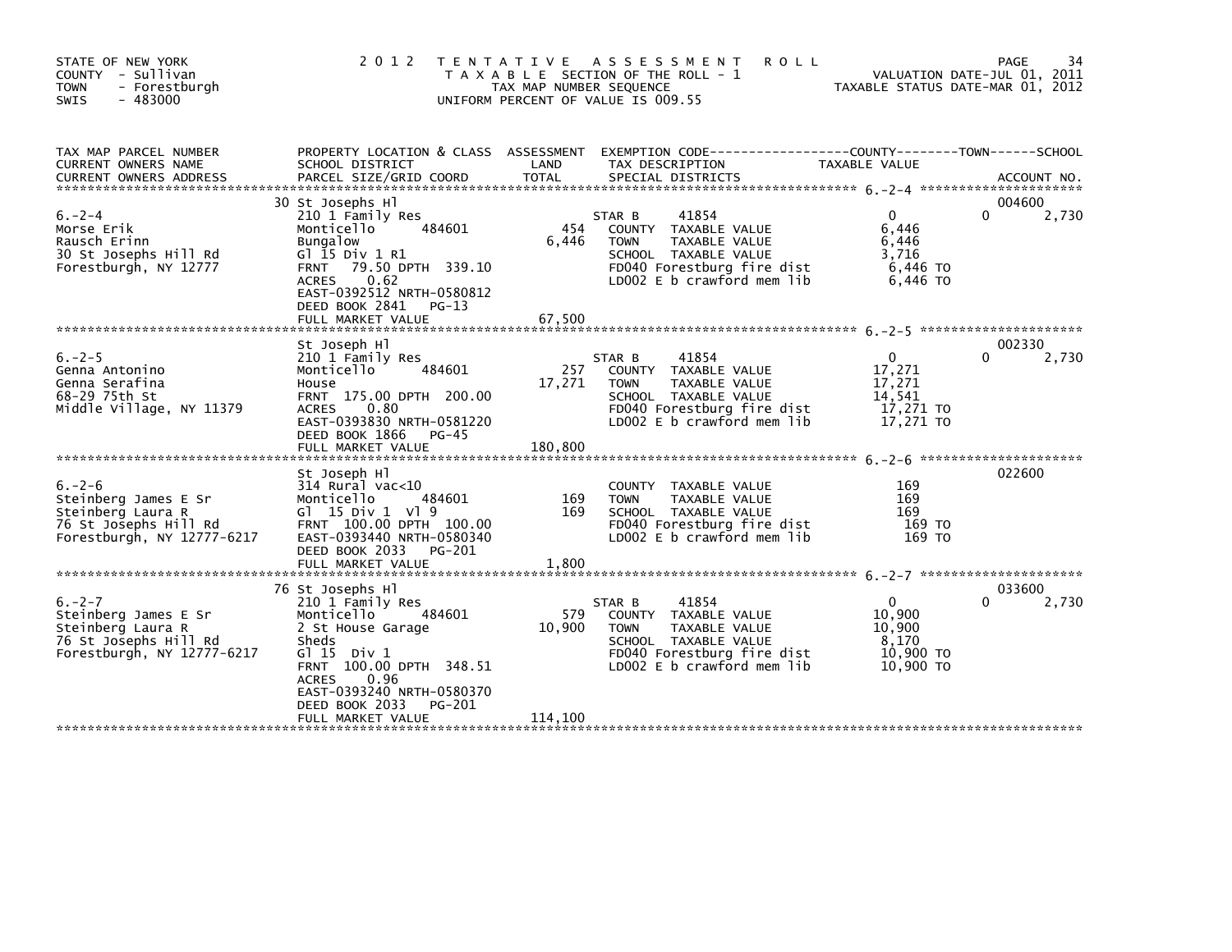STATE OF NEW YORK
COUNTY - Sullivan
TOWN - Forestburgh
SWIS - 483000

2 0 1 2 T E N T A T I V E A S S E S S M E N T R O L L
T A X A B L E SECTION OF THE ROLL - 1
TAX MAP NUMBER SEQUENCE
UNIFORM PERCENT OF VALUE IS 009.55

VALUATION DATE-JUL 01, 2011
TAXABLE STATUS DATE-MAR 01, 2012

| TAX MAP PARCEL NUMBER / CURRENT OWNERS NAME / CURRENT OWNERS ADDRESS | PROPERTY LOCATION & CLASS / SCHOOL DISTRICT / PARCEL SIZE/GRID COORD | ASSESSMENT LAND | TOTAL | EXEMPTION CODE / TAX DESCRIPTION / SPECIAL DISTRICTS | COUNTY TAXABLE VALUE | TOWN | SCHOOL / ACCOUNT NO. |
|---|---|---|---|---|---|---|---|
| 6.-2-4 | 30 St Josephs Hl | | | | | | 004600 |
| Morse Erik | 210 1 Family Res | | | STAR B 41854 | 0 | 0 | 2,730 |
| Rausch Erinn | Monticello 484601 | 454 | | COUNTY TAXABLE VALUE | 6,446 | | |
| 30 St Josephs Hill Rd | Bungalow | | 6,446 | TOWN TAXABLE VALUE | 6,446 | | |
| Forestburgh, NY 12777 | Gl 15 Div 1 R1 | | | SCHOOL TAXABLE VALUE | 3,716 | | |
| | FRNT 79.50 DPTH 339.10 | | | FD040 Forestburg fire dist | 6,446 TO | | |
| | ACRES 0.62 | | | LD002 E b crawford mem lib | 6,446 TO | | |
| | EAST-0392512 NRTH-0580812 | | | | | | |
| | DEED BOOK 2841 PG-13 | | | | | | |
| | FULL MARKET VALUE | | 67,500 | | | | |
| 6.-2-5 | St Joseph Hl | | | | | | 002330 |
| Genna Antonino | 210 1 Family Res | | | STAR B 41854 | 0 | 0 | 2,730 |
| Genna Serafina | Monticello 484601 | 257 | | COUNTY TAXABLE VALUE | 17,271 | | |
| 68-29 75th St | House | | 17,271 | TOWN TAXABLE VALUE | 17,271 | | |
| Middle Village, NY 11379 | FRNT 175.00 DPTH 200.00 | | | SCHOOL TAXABLE VALUE | 14,541 | | |
| | ACRES 0.80 | | | FD040 Forestburg fire dist | 17,271 TO | | |
| | EAST-0393830 NRTH-0581220 | | | LD002 E b crawford mem lib | 17,271 TO | | |
| | DEED BOOK 1866 PG-45 | | | | | | |
| | FULL MARKET VALUE | | 180,800 | | | | |
| 6.-2-6 | St Joseph Hl | | | | | | 022600 |
| Steinberg James E Sr | 314 Rural vac<10 | | | COUNTY TAXABLE VALUE | 169 | | |
| Steinberg Laura R | Monticello 484601 | 169 | | TOWN TAXABLE VALUE | 169 | | |
| 76 St Josephs Hill Rd | Gl 15 Div 1 Vl 9 | | 169 | SCHOOL TAXABLE VALUE | 169 | | |
| Forestburgh, NY 12777-6217 | FRNT 100.00 DPTH 100.00 | | | FD040 Forestburg fire dist | 169 TO | | |
| | EAST-0393440 NRTH-0580340 | | | LD002 E b crawford mem lib | 169 TO | | |
| | DEED BOOK 2033 PG-201 | | | | | | |
| | FULL MARKET VALUE | | 1,800 | | | | |
| 6.-2-7 | 76 St Josephs Hl | | | | | | 033600 |
| Steinberg James E Sr | 210 1 Family Res | | | STAR B 41854 | 0 | 0 | 2,730 |
| Steinberg Laura R | Monticello 484601 | 579 | | COUNTY TAXABLE VALUE | 10,900 | | |
| 76 St Josephs Hill Rd | 2 St House Garage | | 10,900 | TOWN TAXABLE VALUE | 10,900 | | |
| Forestburgh, NY 12777-6217 | Sheds | | | SCHOOL TAXABLE VALUE | 8,170 | | |
| | Gl 15 Div 1 | | | FD040 Forestburg fire dist | 10,900 TO | | |
| | FRNT 100.00 DPTH 348.51 | | | LD002 E b crawford mem lib | 10,900 TO | | |
| | ACRES 0.96 | | | | | | |
| | EAST-0393240 NRTH-0580370 | | | | | | |
| | DEED BOOK 2033 PG-201 | | | | | | |
| | FULL MARKET VALUE | | 114,100 | | | | |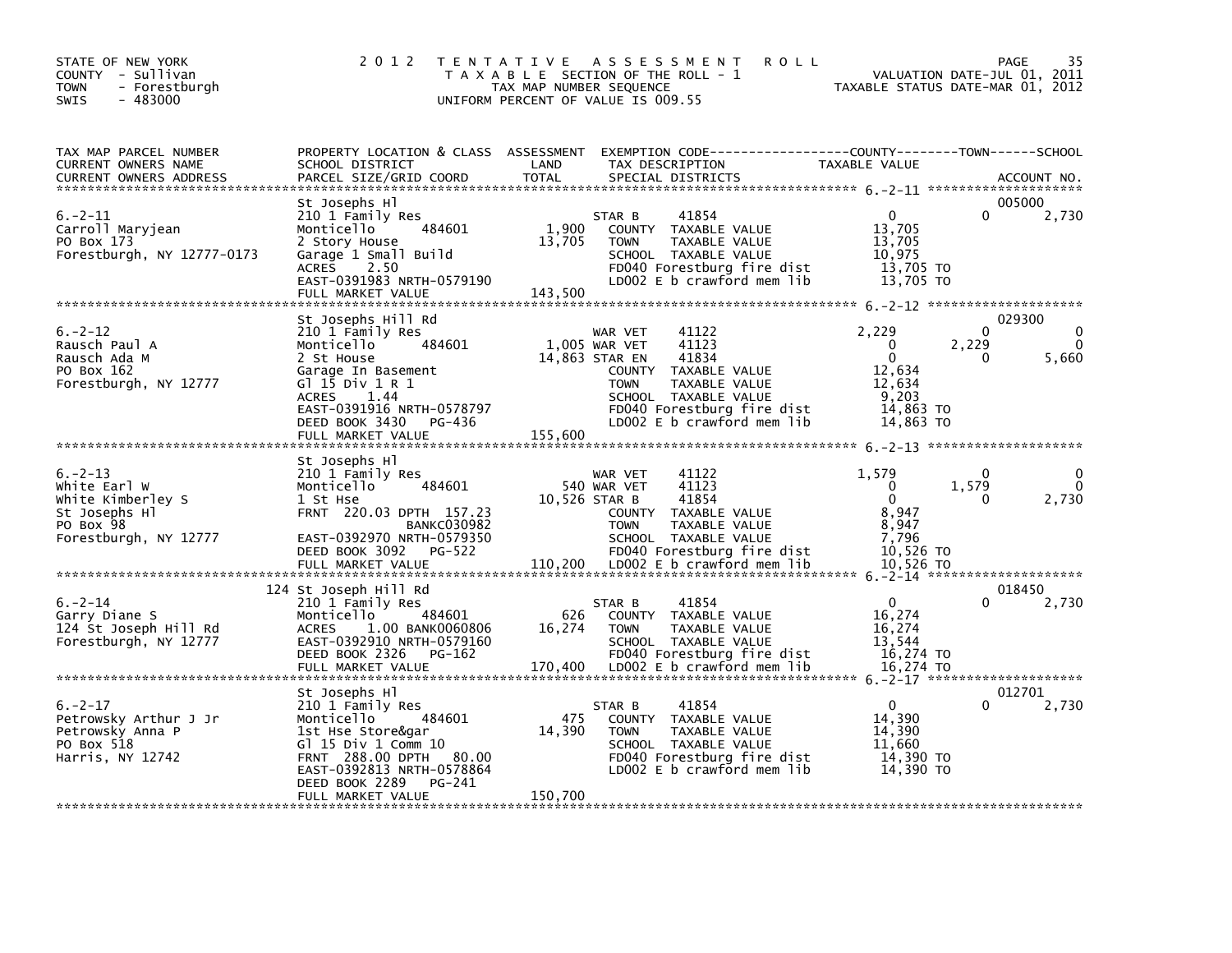STATE OF NEW YORK
COUNTY - Sullivan
TOWN - Forestburgh
SWIS - 483000

2012 TENTATIVE ASSESSMENT ROLL
TAXABLE SECTION OF THE ROLL - 1
TAX MAP NUMBER SEQUENCE
UNIFORM PERCENT OF VALUE IS 009.55

VALUATION DATE-JUL 01, 2011
TAXABLE STATUS DATE-MAR 01, 2012

| TAX MAP PARCEL NUMBER / CURRENT OWNERS NAME / CURRENT OWNERS ADDRESS | PROPERTY LOCATION & CLASS / SCHOOL DISTRICT / PARCEL SIZE/GRID COORD | ASSESSMENT LAND / TOTAL | EXEMPTION CODE / TAX DESCRIPTION / SPECIAL DISTRICTS | COUNTY TAXABLE VALUE | TOWN | SCHOOL | ACCOUNT NO. |
|---|---|---|---|---|---|---|---|
| 6.-2-11 | St Josephs Hl | | | | | | 005000 |
| Carroll Maryjean | 210 1 Family Res | | STAR B 41854 | 0 | 0 | 2,730 | |
| PO Box 173 | Monticello 484601 | 1,900 | COUNTY TAXABLE VALUE | 13,705 | | | |
| Forestburgh, NY 12777-0173 | 2 Story House | 13,705 | TOWN TAXABLE VALUE | 13,705 | | | |
| | Garage 1 Small Build | | SCHOOL TAXABLE VALUE | 10,975 | | | |
| | ACRES 2.50 | | FD040 Forestburg fire dist | 13,705 TO | | | |
| | EAST-0391983 NRTH-0579190 | | LD002 E b crawford mem lib | 13,705 TO | | | |
| | FULL MARKET VALUE | 143,500 | | | | | |
| 6.-2-12 | St Josephs Hill Rd | | | | | | 029300 |
| Rausch Paul A | 210 1 Family Res | | WAR VET 41122 | 2,229 | 0 | 0 | |
| Rausch Ada M | Monticello 484601 | 1,005 | WAR VET 41123 | 0 | 2,229 | 0 | |
| PO Box 162 | 2 St House | 14,863 | STAR EN 41834 | 0 | 0 | 5,660 | |
| Forestburgh, NY 12777 | Garage In Basement | | COUNTY TAXABLE VALUE | 12,634 | | | |
| | Gl 15 Div 1 R 1 | | TOWN TAXABLE VALUE | 12,634 | | | |
| | ACRES 1.44 | | SCHOOL TAXABLE VALUE | 9,203 | | | |
| | EAST-0391916 NRTH-0578797 | | FD040 Forestburg fire dist | 14,863 TO | | | |
| | DEED BOOK 3430 PG-436 | | LD002 E b crawford mem lib | 14,863 TO | | | |
| | FULL MARKET VALUE | 155,600 | | | | | |
| 6.-2-13 | St Josephs Hl | | | | | | |
| White Earl W | 210 1 Family Res | | WAR VET 41122 | 1,579 | 0 | 0 | |
| White Kimberley S | Monticello 484601 | 540 | WAR VET 41123 | 0 | 1,579 | 0 | |
| St Josephs Hl | 1 St Hse | 10,526 | STAR B 41854 | 0 | 0 | 2,730 | |
| PO Box 98 | FRNT 220.03 DPTH 157.23 | | COUNTY TAXABLE VALUE | 8,947 | | | |
| Forestburgh, NY 12777 | BANKC030982 | | TOWN TAXABLE VALUE | 8,947 | | | |
| | EAST-0392970 NRTH-0579350 | | SCHOOL TAXABLE VALUE | 7,796 | | | |
| | DEED BOOK 3092 PG-522 | | FD040 Forestburg fire dist | 10,526 TO | | | |
| | FULL MARKET VALUE | 110,200 | LD002 E b crawford mem lib | 10,526 TO | | | |
| 6.-2-14 | 124 St Joseph Hill Rd | | | | | | 018450 |
| Garry Diane S | 210 1 Family Res | | STAR B 41854 | 0 | 0 | 2,730 | |
| 124 St Joseph Hill Rd | Monticello 484601 | 626 | COUNTY TAXABLE VALUE | 16,274 | | | |
| Forestburgh, NY 12777 | ACRES 1.00 BANK0060806 | 16,274 | TOWN TAXABLE VALUE | 16,274 | | | |
| | EAST-0392910 NRTH-0579160 | | SCHOOL TAXABLE VALUE | 13,544 | | | |
| | DEED BOOK 2326 PG-162 | | FD040 Forestburg fire dist | 16,274 TO | | | |
| | FULL MARKET VALUE | 170,400 | LD002 E b crawford mem lib | 16,274 TO | | | |
| 6.-2-17 | St Josephs Hl | | | | | | 012701 |
| Petrowsky Arthur J Jr | 210 1 Family Res | | STAR B 41854 | 0 | 0 | 2,730 | |
| Petrowsky Anna P | Monticello 484601 | 475 | COUNTY TAXABLE VALUE | 14,390 | | | |
| PO Box 518 | 1st Hse Store&gar | 14,390 | TOWN TAXABLE VALUE | 14,390 | | | |
| Harris, NY 12742 | Gl 15 Div 1 Comm 10 | | SCHOOL TAXABLE VALUE | 11,660 | | | |
| | FRNT 288.00 DPTH 80.00 | | FD040 Forestburg fire dist | 14,390 TO | | | |
| | EAST-0392813 NRTH-0578864 | | LD002 E b crawford mem lib | 14,390 TO | | | |
| | DEED BOOK 2289 PG-241 | | | | | | |
| | FULL MARKET VALUE | 150,700 | | | | | |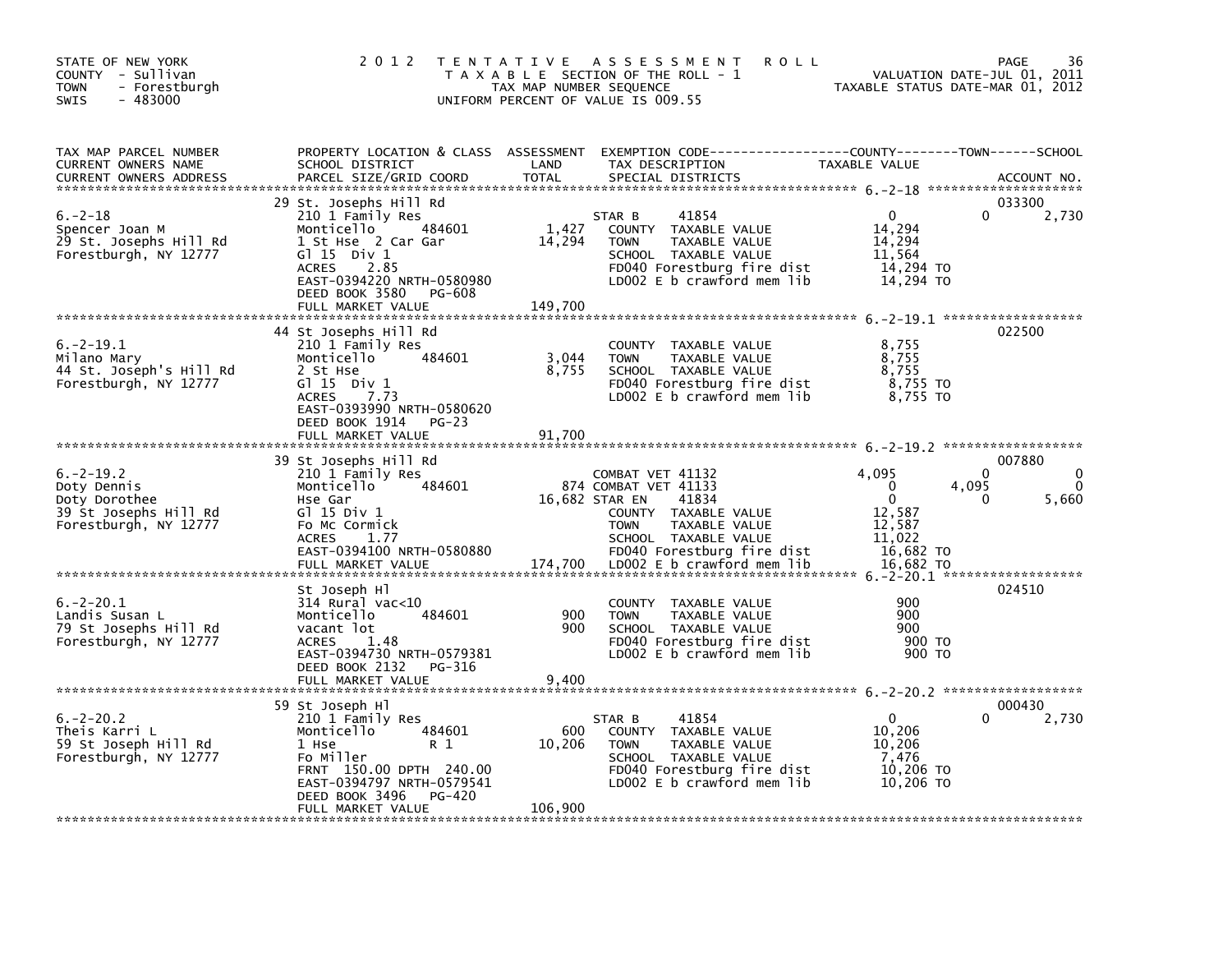STATE OF NEW YORK
COUNTY - Sullivan
TOWN - Forestburgh
SWIS - 483000

2012 TENTATIVE ASSESSMENT ROLL
TAXABLE SECTION OF THE ROLL - 1
TAX MAP NUMBER SEQUENCE
UNIFORM PERCENT OF VALUE IS 009.55

VALUATION DATE-JUL 01, 2011
TAXABLE STATUS DATE-MAR 01, 2012

| TAX MAP PARCEL NUMBER / CURRENT OWNERS NAME / CURRENT OWNERS ADDRESS | PROPERTY LOCATION & CLASS / SCHOOL DISTRICT / PARCEL SIZE/GRID COORD | ASSESSMENT LAND / TOTAL | EXEMPTION CODE / TAX DESCRIPTION / SPECIAL DISTRICTS | COUNTY TAXABLE VALUE | TOWN | SCHOOL | ACCOUNT NO. |
|---|---|---|---|---|---|---|---|
| 6.-2-18 | 29 St. Josephs Hill Rd | | | | | | 033300 |
| 6.-2-18 | 210 1 Family Res | | STAR B 41854 | 0 | 0 | 2,730 | |
| Spencer Joan M | Monticello 484601 | 1,427 | COUNTY TAXABLE VALUE | 14,294 | | | |
| 29 St. Josephs Hill Rd | 1 St Hse 2 Car Gar | 14,294 | TOWN TAXABLE VALUE | 14,294 | | | |
| Forestburgh, NY 12777 | Gl 15 Div 1 | | SCHOOL TAXABLE VALUE | 11,564 | | | |
| | ACRES 2.85 | | FD040 Forestburg fire dist | 14,294 TO | | | |
| | EAST-0394220 NRTH-0580980 | | LD002 E b crawford mem lib | 14,294 TO | | | |
| | DEED BOOK 3580 PG-608 | | | | | | |
| | FULL MARKET VALUE | 149,700 | | | | | |
| 6.-2-19.1 | 44 St Josephs Hill Rd | | | | | | 022500 |
| 6.-2-19.1 | 210 1 Family Res | | COUNTY TAXABLE VALUE | 8,755 | | | |
| Milano Mary | Monticello 484601 | 3,044 | TOWN TAXABLE VALUE | 8,755 | | | |
| 44 St. Joseph's Hill Rd | 2 St Hse | 8,755 | SCHOOL TAXABLE VALUE | 8,755 | | | |
| Forestburgh, NY 12777 | Gl 15 Div 1 | | FD040 Forestburg fire dist | 8,755 TO | | | |
| | ACRES 7.73 | | LD002 E b crawford mem lib | 8,755 TO | | | |
| | EAST-0393990 NRTH-0580620 | | | | | | |
| | DEED BOOK 1914 PG-23 | | | | | | |
| | FULL MARKET VALUE | 91,700 | | | | | |
| 6.-2-19.2 | 39 St Josephs Hill Rd | | | | | | 007880 |
| 6.-2-19.2 | 210 1 Family Res | | COMBAT VET 41132 | 4,095 | 0 | 0 | |
| Doty Dennis | Monticello 484601 | 874 | COMBAT VET 41133 | 0 | 4,095 | 0 | |
| Doty Dorothee | Hse Gar | 16,682 | STAR EN 41834 | 0 | 0 | 5,660 | |
| 39 St Josephs Hill Rd | Gl 15 Div 1 | | COUNTY TAXABLE VALUE | 12,587 | | | |
| Forestburgh, NY 12777 | Fo Mc Cormick | | TOWN TAXABLE VALUE | 12,587 | | | |
| | ACRES 1.77 | | SCHOOL TAXABLE VALUE | 11,022 | | | |
| | EAST-0394100 NRTH-0580880 | | FD040 Forestburg fire dist | 16,682 TO | | | |
| | FULL MARKET VALUE | 174,700 | LD002 E b crawford mem lib | 16,682 TO | | | |
| 6.-2-20.1 | St Joseph Hl | | | | | | 024510 |
| 6.-2-20.1 | 314 Rural vac<10 | | COUNTY TAXABLE VALUE | 900 | | | |
| Landis Susan L | Monticello 484601 | 900 | TOWN TAXABLE VALUE | 900 | | | |
| 79 St Josephs Hill Rd | vacant lot | 900 | SCHOOL TAXABLE VALUE | 900 | | | |
| Forestburgh, NY 12777 | ACRES 1.48 | | FD040 Forestburg fire dist | 900 TO | | | |
| | EAST-0394730 NRTH-0579381 | | LD002 E b crawford mem lib | 900 TO | | | |
| | DEED BOOK 2132 PG-316 | | | | | | |
| | FULL MARKET VALUE | 9,400 | | | | | |
| 6.-2-20.2 | 59 St Joseph Hl | | | | | | 000430 |
| 6.-2-20.2 | 210 1 Family Res | | STAR B 41854 | 0 | 0 | 2,730 | |
| Theis Karri L | Monticello 484601 | 600 | COUNTY TAXABLE VALUE | 10,206 | | | |
| 59 St Joseph Hill Rd | 1 Hse R 1 | 10,206 | TOWN TAXABLE VALUE | 10,206 | | | |
| Forestburgh, NY 12777 | Fo Miller | | SCHOOL TAXABLE VALUE | 7,476 | | | |
| | FRNT 150.00 DPTH 240.00 | | FD040 Forestburg fire dist | 10,206 TO | | | |
| | EAST-0394797 NRTH-0579541 | | LD002 E b crawford mem lib | 10,206 TO | | | |
| | DEED BOOK 3496 PG-420 | | | | | | |
| | FULL MARKET VALUE | 106,900 | | | | | |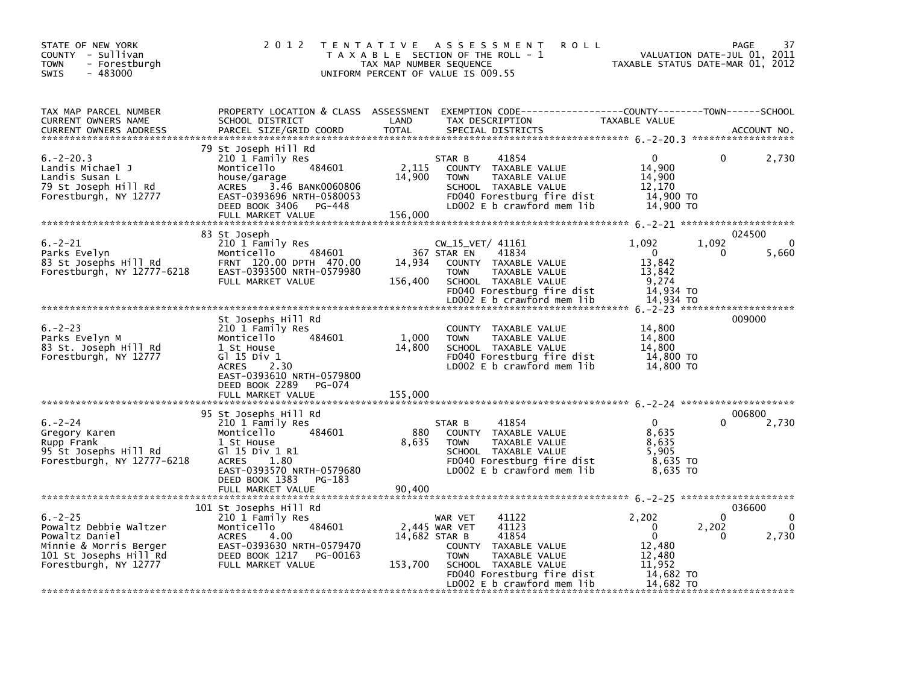STATE OF NEW YORK
COUNTY - Sullivan
TOWN - Forestburgh
SWIS - 483000

# 2012 TENTATIVE ASSESSMENT ROLL

TAXABLE SECTION OF THE ROLL - 1
TAX MAP NUMBER SEQUENCE
UNIFORM PERCENT OF VALUE IS 009.55

VALUATION DATE-JUL 01, 2011
TAXABLE STATUS DATE-MAR 01, 2012

| TAX MAP PARCEL NUMBER / CURRENT OWNERS NAME / CURRENT OWNERS ADDRESS | PROPERTY LOCATION & CLASS / SCHOOL DISTRICT / PARCEL SIZE/GRID COORD | ASSESSMENT LAND | TOTAL | EXEMPTION CODE / TAX DESCRIPTION / SPECIAL DISTRICTS | COUNTY TAXABLE VALUE | TOWN | SCHOOL | ACCOUNT NO. |
|---|---|---|---|---|---|---|---|---|
| 6.-2-20.3 | 79 St Joseph Hill Rd | | | | | | | |
| | 210 1 Family Res | | | STAR B 41854 | 0 | 0 | 2,730 | |
| Landis Michael J | Monticello 484601 | 2,115 | | COUNTY TAXABLE VALUE | 14,900 | | | |
| Landis Susan L | house/garage | | 14,900 | TOWN TAXABLE VALUE | 14,900 | | | |
| 79 St Joseph Hill Rd | ACRES 3.46 BANK0060806 | | | SCHOOL TAXABLE VALUE | 12,170 | | | |
| Forestburgh, NY 12777 | EAST-0393696 NRTH-0580053 | | | FD040 Forestburg fire dist | 14,900 TO | | | |
| | DEED BOOK 3406 PG-448 | | | LD002 E b crawford mem lib | 14,900 TO | | | |
| | FULL MARKET VALUE | | 156,000 | | | | | |
| 6.-2-21 | 83 St Joseph | | | | | | | 024500 |
| | 210 1 Family Res | | | CW_15_VET/ 41161 | 1,092 | 1,092 | 0 | |
| Parks Evelyn | Monticello 484601 | 367 | | STAR EN 41834 | 0 | 0 | 5,660 | |
| 83 St Josephs Hill Rd | FRNT 120.00 DPTH 470.00 | | 14,934 | COUNTY TAXABLE VALUE | 13,842 | | | |
| Forestburgh, NY 12777-6218 | EAST-0393500 NRTH-0579980 | | | TOWN TAXABLE VALUE | 13,842 | | | |
| | FULL MARKET VALUE | | 156,400 | SCHOOL TAXABLE VALUE | 9,274 | | | |
| | | | | FD040 Forestburg fire dist | 14,934 TO | | | |
| | | | | LD002 E b crawford mem lib | 14,934 TO | | | |
| 6.-2-23 | St Josephs Hill Rd | | | | | | | 009000 |
| | 210 1 Family Res | | | COUNTY TAXABLE VALUE | 14,800 | | | |
| Parks Evelyn M | Monticello 484601 | 1,000 | | TOWN TAXABLE VALUE | 14,800 | | | |
| 83 St. Joseph Hill Rd | 1 St House | | 14,800 | SCHOOL TAXABLE VALUE | 14,800 | | | |
| Forestburgh, NY 12777 | Gl 15 Div 1 | | | FD040 Forestburg fire dist | 14,800 TO | | | |
| | ACRES 2.30 | | | LD002 E b crawford mem lib | 14,800 TO | | | |
| | EAST-0393610 NRTH-0579800 | | | | | | | |
| | DEED BOOK 2289 PG-074 | | | | | | | |
| | FULL MARKET VALUE | | 155,000 | | | | | |
| 6.-2-24 | 95 St Josephs Hill Rd | | | | | | | 006800 |
| | 210 1 Family Res | | | STAR B 41854 | 0 | 0 | 2,730 | |
| Gregory Karen | Monticello 484601 | 880 | | COUNTY TAXABLE VALUE | 8,635 | | | |
| Rupp Frank | 1 St House | | 8,635 | TOWN TAXABLE VALUE | 8,635 | | | |
| 95 St Josephs Hill Rd | Gl 15 Div 1 R1 | | | SCHOOL TAXABLE VALUE | 5,905 | | | |
| Forestburgh, NY 12777-6218 | ACRES 1.80 | | | FD040 Forestburg fire dist | 8,635 TO | | | |
| | EAST-0393570 NRTH-0579680 | | | LD002 E b crawford mem lib | 8,635 TO | | | |
| | DEED BOOK 1383 PG-183 | | | | | | | |
| | FULL MARKET VALUE | | 90,400 | | | | | |
| 6.-2-25 | 101 St Josephs Hill Rd | | | | | | | 036600 |
| | 210 1 Family Res | | | WAR VET 41122 | 2,202 | 0 | 0 | |
| Powaltz Debbie Waltzer | Monticello 484601 | 2,445 | | WAR VET 41123 | 0 | 2,202 | 0 | |
| Powaltz Daniel | ACRES 4.00 | | 14,682 | STAR B 41854 | 0 | 0 | 2,730 | |
| Minnie & Morris Berger | EAST-0393630 NRTH-0579470 | | | COUNTY TAXABLE VALUE | 12,480 | | | |
| 101 St Josephs Hill Rd | DEED BOOK 1217 PG-00163 | | | TOWN TAXABLE VALUE | 12,480 | | | |
| Forestburgh, NY 12777 | FULL MARKET VALUE | | 153,700 | SCHOOL TAXABLE VALUE | 11,952 | | | |
| | | | | FD040 Forestburg fire dist | 14,682 TO | | | |
| | | | | LD002 E b crawford mem lib | 14,682 TO | | | |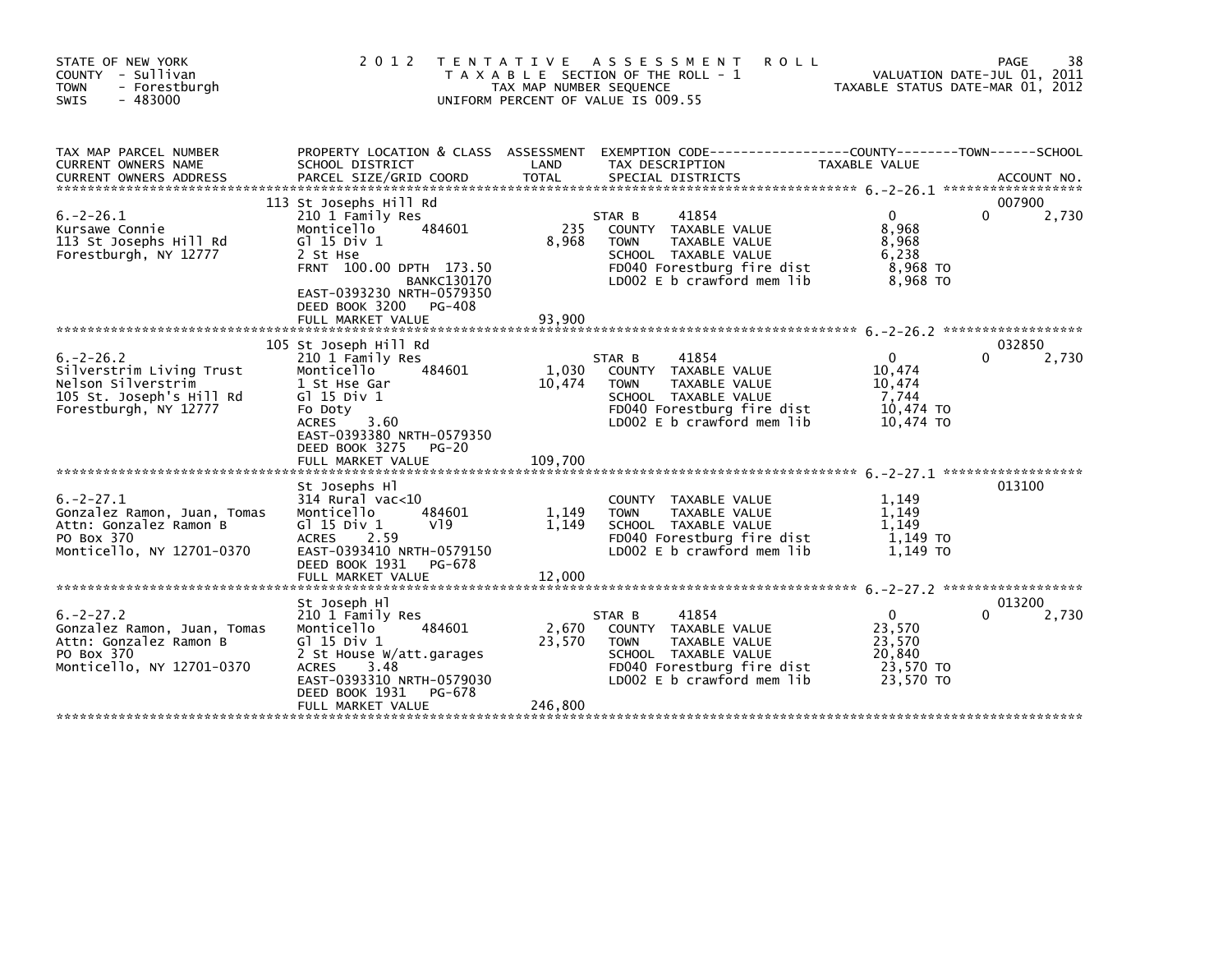STATE OF NEW YORK
COUNTY - Sullivan
TOWN - Forestburgh
SWIS - 483000

2012 TENTATIVE ASSESSMENT ROLL
TAXABLE SECTION OF THE ROLL - 1
TAX MAP NUMBER SEQUENCE
UNIFORM PERCENT OF VALUE IS 009.55

VALUATION DATE-JUL 01, 2011
TAXABLE STATUS DATE-MAR 01, 2012

| TAX MAP PARCEL NUMBER / CURRENT OWNERS NAME / CURRENT OWNERS ADDRESS | PROPERTY LOCATION & CLASS / SCHOOL DISTRICT / PARCEL SIZE/GRID COORD | ASSESSMENT LAND | TOTAL | EXEMPTION CODE / TAX DESCRIPTION / SPECIAL DISTRICTS | COUNTY TAXABLE VALUE | TOWN | SCHOOL / ACCOUNT NO. |
|---|---|---|---|---|---|---|---|
| 6.-2-26.1 | 113 St Josephs Hill Rd | | | | | | 007900 |
| Kursawe Connie | 210 1 Family Res | | | STAR B 41854 | 0 | 0 | 2,730 |
| 113 St Josephs Hill Rd | Monticello 484601 | 235 | | COUNTY TAXABLE VALUE | 8,968 | | |
| Forestburgh, NY 12777 | Gl 15 Div 1 | | 8,968 | TOWN TAXABLE VALUE | 8,968 | | |
| | 2 St Hse | | | SCHOOL TAXABLE VALUE | 6,238 | | |
| | FRNT 100.00 DPTH 173.50 | | | FD040 Forestburg fire dist | 8,968 TO | | |
| | BANKC130170 | | | LD002 E b crawford mem lib | 8,968 TO | | |
| | EAST-0393230 NRTH-0579350 | | | | | | |
| | DEED BOOK 3200 PG-408 | | | | | | |
| | FULL MARKET VALUE | | 93,900 | | | | |
| 6.-2-26.2 | 105 St Joseph Hill Rd | | | | | | 032850 |
| Silverstrim Living Trust | 210 1 Family Res | | | STAR B 41854 | 0 | 0 | 2,730 |
| Nelson Silverstrim | Monticello 484601 | 1,030 | | COUNTY TAXABLE VALUE | 10,474 | | |
| 105 St. Joseph's Hill Rd | 1 St Hse Gar | | 10,474 | TOWN TAXABLE VALUE | 10,474 | | |
| Forestburgh, NY 12777 | Gl 15 Div 1 | | | SCHOOL TAXABLE VALUE | 7,744 | | |
| | Fo Doty | | | FD040 Forestburg fire dist | 10,474 TO | | |
| | ACRES 3.60 | | | LD002 E b crawford mem lib | 10,474 TO | | |
| | EAST-0393380 NRTH-0579350 | | | | | | |
| | DEED BOOK 3275 PG-20 | | | | | | |
| | FULL MARKET VALUE | | 109,700 | | | | |
| 6.-2-27.1 | St Josephs Hl | | | | | | 013100 |
| Gonzalez Ramon, Juan, Tomas | 314 Rural vac<10 | | | COUNTY TAXABLE VALUE | 1,149 | | |
| Attn: Gonzalez Ramon B | Monticello 484601 | 1,149 | | TOWN TAXABLE VALUE | 1,149 | | |
| PO Box 370 | Gl 15 Div 1 Vl9 | | 1,149 | SCHOOL TAXABLE VALUE | 1,149 | | |
| Monticello, NY 12701-0370 | ACRES 2.59 | | | FD040 Forestburg fire dist | 1,149 TO | | |
| | EAST-0393410 NRTH-0579150 | | | LD002 E b crawford mem lib | 1,149 TO | | |
| | DEED BOOK 1931 PG-678 | | | | | | |
| | FULL MARKET VALUE | | 12,000 | | | | |
| 6.-2-27.2 | St Joseph Hl | | | | | | 013200 |
| Gonzalez Ramon, Juan, Tomas | 210 1 Family Res | | | STAR B 41854 | 0 | 0 | 2,730 |
| Attn: Gonzalez Ramon B | Monticello 484601 | 2,670 | | COUNTY TAXABLE VALUE | 23,570 | | |
| PO Box 370 | Gl 15 Div 1 | | 23,570 | TOWN TAXABLE VALUE | 23,570 | | |
| Monticello, NY 12701-0370 | 2 St House W/att.garages | | | SCHOOL TAXABLE VALUE | 20,840 | | |
| | ACRES 3.48 | | | FD040 Forestburg fire dist | 23,570 TO | | |
| | EAST-0393310 NRTH-0579030 | | | LD002 E b crawford mem lib | 23,570 TO | | |
| | DEED BOOK 1931 PG-678 | | | | | | |
| | FULL MARKET VALUE | | 246,800 | | | | |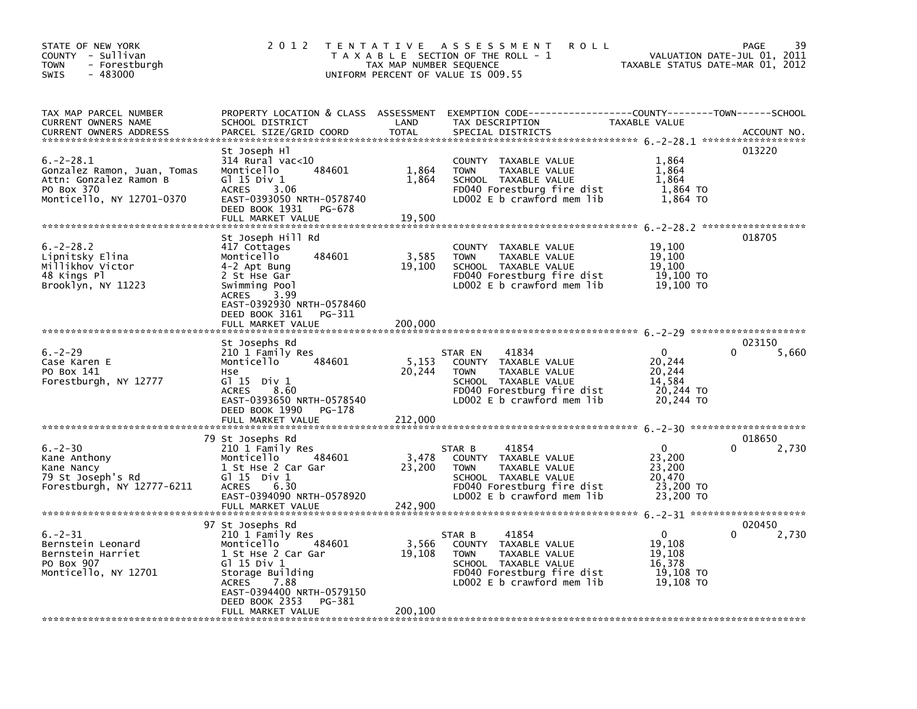STATE OF NEW YORK
COUNTY - Sullivan
TOWN - Forestburgh
SWIS - 483000

# 2012 TENTATIVE ASSESSMENT ROLL

TAXABLE SECTION OF THE ROLL - 1
TAX MAP NUMBER SEQUENCE
UNIFORM PERCENT OF VALUE IS 009.55

VALUATION DATE-JUL 01, 2011
TAXABLE STATUS DATE-MAR 01, 2012

| TAX MAP PARCEL NUMBER / CURRENT OWNERS NAME / CURRENT OWNERS ADDRESS | PROPERTY LOCATION & CLASS / SCHOOL DISTRICT / PARCEL SIZE/GRID COORD | ASSESSMENT LAND | TOTAL | EXEMPTION CODE / TAX DESCRIPTION / SPECIAL DISTRICTS | COUNTY TAXABLE VALUE | TOWN | SCHOOL | ACCOUNT NO. |
|---|---|---|---|---|---|---|---|---|
| 6.-2-28.1 | St Joseph Hl | | | | | | | 013220 |
| Gonzalez Ramon, Juan, Tomas | 314 Rural vac<10 | | | COUNTY TAXABLE VALUE | 1,864 | | | |
| Attn: Gonzalez Ramon B | Monticello 484601 | 1,864 | | TOWN TAXABLE VALUE | 1,864 | | | |
| PO Box 370 | Gl 15 Div 1 | | 1,864 | SCHOOL TAXABLE VALUE | 1,864 | | | |
| Monticello, NY 12701-0370 | ACRES 3.06 | | | FD040 Forestburg fire dist | 1,864 TO | | | |
| | EAST-0393050 NRTH-0578740 | | | LD002 E b crawford mem lib | 1,864 TO | | | |
| | DEED BOOK 1931 PG-678 | | | | | | | |
| | FULL MARKET VALUE | | 19,500 | | | | | |
| 6.-2-28.2 | St Joseph Hill Rd | | | | | | | 018705 |
| Lipnitsky Elina | 417 Cottages | | | COUNTY TAXABLE VALUE | 19,100 | | | |
| Millikhov Victor | Monticello 484601 | 3,585 | | TOWN TAXABLE VALUE | 19,100 | | | |
| 48 Kings Pl | 4-2 Apt Bung | | 19,100 | SCHOOL TAXABLE VALUE | 19,100 | | | |
| Brooklyn, NY 11223 | 2 St Hse Gar | | | FD040 Forestburg fire dist | 19,100 TO | | | |
| | Swimming Pool | | | LD002 E b crawford mem lib | 19,100 TO | | | |
| | ACRES 3.99 | | | | | | | |
| | EAST-0392930 NRTH-0578460 | | | | | | | |
| | DEED BOOK 3161 PG-311 | | | | | | | |
| | FULL MARKET VALUE | | 200,000 | | | | | |
| 6.-2-29 | St Josephs Rd | | | | | | | 023150 |
| Case Karen E | 210 1 Family Res | | | STAR EN 41834 | 0 | 0 | 5,660 | |
| PO Box 141 | Monticello 484601 | 5,153 | | COUNTY TAXABLE VALUE | 20,244 | | | |
| Forestburgh, NY 12777 | Hse | | 20,244 | TOWN TAXABLE VALUE | 20,244 | | | |
| | Gl 15 Div 1 | | | SCHOOL TAXABLE VALUE | 14,584 | | | |
| | ACRES 8.60 | | | FD040 Forestburg fire dist | 20,244 TO | | | |
| | EAST-0393650 NRTH-0578540 | | | LD002 E b crawford mem lib | 20,244 TO | | | |
| | DEED BOOK 1990 PG-178 | | | | | | | |
| | FULL MARKET VALUE | | 212,000 | | | | | |
| 6.-2-30 | 79 St Josephs Rd | | | | | | | 018650 |
| Kane Anthony | 210 1 Family Res | | | STAR B 41854 | 0 | 0 | 2,730 | |
| Kane Nancy | Monticello 484601 | 3,478 | | COUNTY TAXABLE VALUE | 23,200 | | | |
| 79 St Joseph's Rd | 1 St Hse 2 Car Gar | | 23,200 | TOWN TAXABLE VALUE | 23,200 | | | |
| Forestburgh, NY 12777-6211 | Gl 15 Div 1 | | | SCHOOL TAXABLE VALUE | 20,470 | | | |
| | ACRES 6.30 | | | FD040 Forestburg fire dist | 23,200 TO | | | |
| | EAST-0394090 NRTH-0578920 | | | LD002 E b crawford mem lib | 23,200 TO | | | |
| | FULL MARKET VALUE | | 242,900 | | | | | |
| 6.-2-31 | 97 St Josephs Rd | | | | | | | 020450 |
| Bernstein Leonard | 210 1 Family Res | | | STAR B 41854 | 0 | 0 | 2,730 | |
| Bernstein Harriet | Monticello 484601 | 3,566 | | COUNTY TAXABLE VALUE | 19,108 | | | |
| PO Box 907 | 1 St Hse 2 Car Gar | | 19,108 | TOWN TAXABLE VALUE | 19,108 | | | |
| Monticello, NY 12701 | Gl 15 Div 1 | | | SCHOOL TAXABLE VALUE | 16,378 | | | |
| | Storage Building | | | FD040 Forestburg fire dist | 19,108 TO | | | |
| | ACRES 7.88 | | | LD002 E b crawford mem lib | 19,108 TO | | | |
| | EAST-0394400 NRTH-0579150 | | | | | | | |
| | DEED BOOK 2353 PG-381 | | | | | | | |
| | FULL MARKET VALUE | | 200,100 | | | | | |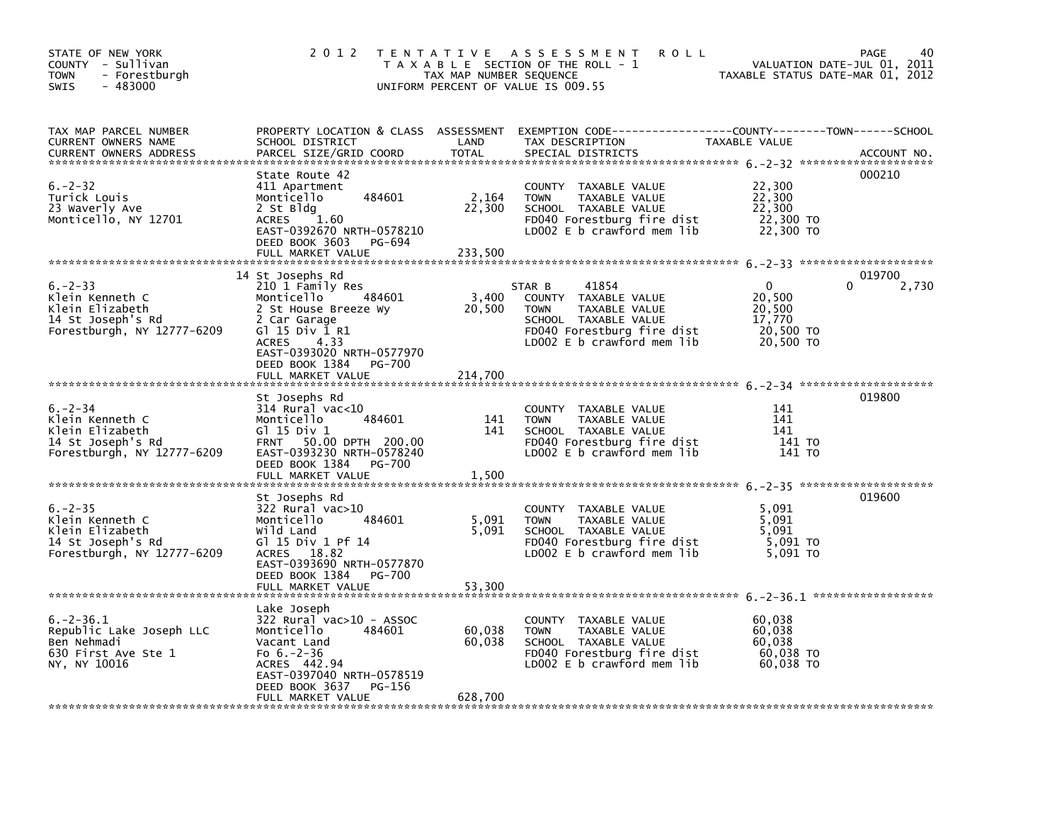STATE OF NEW YORK
COUNTY - Sullivan
TOWN - Forestburgh
SWIS - 483000

# 2012 TENTATIVE ASSESSMENT ROLL

TAXABLE SECTION OF THE ROLL - 1
TAX MAP NUMBER SEQUENCE
UNIFORM PERCENT OF VALUE IS 009.55

VALUATION DATE-JUL 01, 2011
TAXABLE STATUS DATE-MAR 01, 2012

| TAX MAP PARCEL NUMBER / CURRENT OWNERS NAME / CURRENT OWNERS ADDRESS | PROPERTY LOCATION & CLASS / SCHOOL DISTRICT / PARCEL SIZE/GRID COORD | ASSESSMENT LAND | TOTAL | EXEMPTION CODE / TAX DESCRIPTION / SPECIAL DISTRICTS | COUNTY TAXABLE VALUE | TOWN | SCHOOL | ACCOUNT NO. |
|---|---|---|---|---|---|---|---|---|
| **6.-2-32** | State Route 42 | | | | | | | 000210 |
| 6.-2-32 | 411 Apartment | | | COUNTY TAXABLE VALUE | 22,300 | | | |
| Turick Louis | Monticello 484601 | 2,164 | | TOWN TAXABLE VALUE | 22,300 | | | |
| 23 Waverly Ave | 2 St Bldg | | 22,300 | SCHOOL TAXABLE VALUE | 22,300 | | | |
| Monticello, NY 12701 | ACRES 1.60 | | | FD040 Forestburg fire dist | 22,300 TO | | | |
| | EAST-0392670 NRTH-0578210 | | | LD002 E b crawford mem lib | 22,300 TO | | | |
| | DEED BOOK 3603 PG-694 | | | | | | | |
| | FULL MARKET VALUE | | 233,500 | | | | | |
| **6.-2-33** | 14 St Josephs Rd | | | | | | | 019700 |
| 6.-2-33 | 210 1 Family Res | | | STAR B 41854 | 0 | 0 | 2,730 | |
| Klein Kenneth C | Monticello 484601 | 3,400 | | COUNTY TAXABLE VALUE | 20,500 | | | |
| Klein Elizabeth | 2 St House Breeze Wy | | 20,500 | TOWN TAXABLE VALUE | 20,500 | | | |
| 14 St Joseph's Rd | 2 Car Garage | | | SCHOOL TAXABLE VALUE | 17,770 | | | |
| Forestburgh, NY 12777-6209 | Gl 15 Div 1 R1 | | | FD040 Forestburg fire dist | 20,500 TO | | | |
| | ACRES 4.33 | | | LD002 E b crawford mem lib | 20,500 TO | | | |
| | EAST-0393020 NRTH-0577970 | | | | | | | |
| | DEED BOOK 1384 PG-700 | | | | | | | |
| | FULL MARKET VALUE | | 214,700 | | | | | |
| **6.-2-34** | St Josephs Rd | | | | | | | 019800 |
| 6.-2-34 | 314 Rural vac<10 | | | COUNTY TAXABLE VALUE | 141 | | | |
| Klein Kenneth C | Monticello 484601 | 141 | | TOWN TAXABLE VALUE | 141 | | | |
| Klein Elizabeth | Gl 15 Div 1 | | 141 | SCHOOL TAXABLE VALUE | 141 | | | |
| 14 St Joseph's Rd | FRNT 50.00 DPTH 200.00 | | | FD040 Forestburg fire dist | 141 TO | | | |
| Forestburgh, NY 12777-6209 | EAST-0393230 NRTH-0578240 | | | LD002 E b crawford mem lib | 141 TO | | | |
| | DEED BOOK 1384 PG-700 | | | | | | | |
| | FULL MARKET VALUE | | 1,500 | | | | | |
| **6.-2-35** | St Josephs Rd | | | | | | | 019600 |
| 6.-2-35 | 322 Rural vac>10 | | | COUNTY TAXABLE VALUE | 5,091 | | | |
| Klein Kenneth C | Monticello 484601 | 5,091 | | TOWN TAXABLE VALUE | 5,091 | | | |
| Klein Elizabeth | Wild Land | | 5,091 | SCHOOL TAXABLE VALUE | 5,091 | | | |
| 14 St Joseph's Rd | Gl 15 Div 1 Pf 14 | | | FD040 Forestburg fire dist | 5,091 TO | | | |
| Forestburgh, NY 12777-6209 | ACRES 18.82 | | | LD002 E b crawford mem lib | 5,091 TO | | | |
| | EAST-0393690 NRTH-0577870 | | | | | | | |
| | DEED BOOK 1384 PG-700 | | | | | | | |
| | FULL MARKET VALUE | | 53,300 | | | | | |
| **6.-2-36.1** | Lake Joseph | | | | | | | |
| 6.-2-36.1 | 322 Rural vac>10 - ASSOC | | | COUNTY TAXABLE VALUE | 60,038 | | | |
| Republic Lake Joseph LLC | Monticello 484601 | 60,038 | | TOWN TAXABLE VALUE | 60,038 | | | |
| Ben Nehmadi | Vacant Land | | 60,038 | SCHOOL TAXABLE VALUE | 60,038 | | | |
| 630 First Ave Ste 1 | Fo 6.-2-36 | | | FD040 Forestburg fire dist | 60,038 TO | | | |
| NY, NY 10016 | ACRES 442.94 | | | LD002 E b crawford mem lib | 60,038 TO | | | |
| | EAST-0397040 NRTH-0578519 | | | | | | | |
| | DEED BOOK 3637 PG-156 | | | | | | | |
| | FULL MARKET VALUE | | 628,700 | | | | | |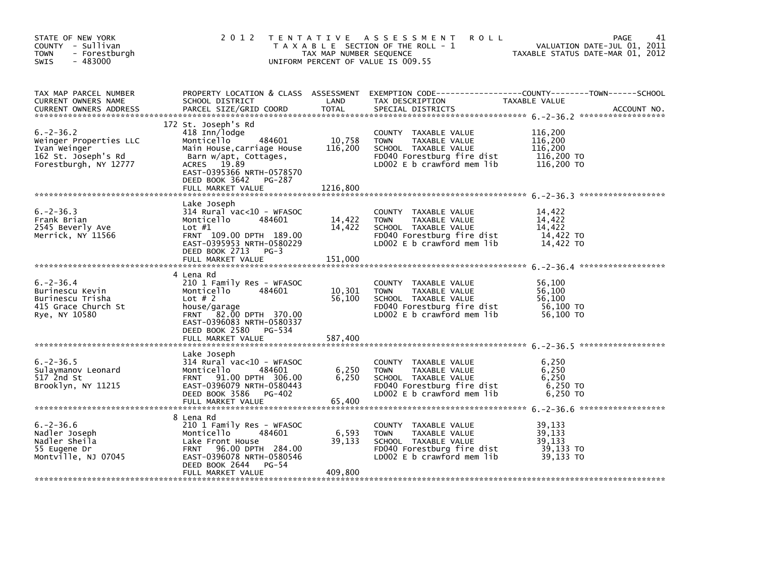STATE OF NEW YORK
COUNTY - Sullivan
TOWN - Forestburgh
SWIS - 483000

2 0 1 2 T E N T A T I V E A S S E S S M E N T R O L L
T A X A B L E SECTION OF THE ROLL - 1
TAX MAP NUMBER SEQUENCE
UNIFORM PERCENT OF VALUE IS 009.55

VALUATION DATE-JUL 01, 2011
TAXABLE STATUS DATE-MAR 01, 2012

| TAX MAP PARCEL NUMBER<br>CURRENT OWNERS NAME<br>CURRENT OWNERS ADDRESS | PROPERTY LOCATION & CLASS<br>SCHOOL DISTRICT<br>PARCEL SIZE/GRID COORD | ASSESSMENT<br>LAND<br>TOTAL | EXEMPTION CODE------COUNTY-----TOWN-----SCHOOL<br>TAX DESCRIPTION<br>SPECIAL DISTRICTS | TAXABLE VALUE<br>ACCOUNT NO. |
|---|---|---|---|---|
| 6.-2-36.2 | 172 St. Joseph's Rd | | | |
| 6.-2-36.2 | 418 Inn/lodge | | COUNTY TAXABLE VALUE | 116,200 |
| Weinger Properties LLC | Monticello 484601 | 10,758 | TOWN TAXABLE VALUE | 116,200 |
| Ivan Weinger | Main House,carriage House | 116,200 | SCHOOL TAXABLE VALUE | 116,200 |
| 162 St. Joseph's Rd | Barn w/apt, Cottages, | | FD040 Forestburg fire dist | 116,200 TO |
| Forestburgh, NY 12777 | ACRES 19.89 | | LD002 E b crawford mem lib | 116,200 TO |
| | EAST-0395366 NRTH-0578570 | | | |
| | DEED BOOK 3642 PG-287 | | | |
| | FULL MARKET VALUE | 1216,800 | | |
| 6.-2-36.3 | Lake Joseph | | | |
| 6.-2-36.3 | 314 Rural vac<10 - WFASOC | | COUNTY TAXABLE VALUE | 14,422 |
| Frank Brian | Monticello 484601 | 14,422 | TOWN TAXABLE VALUE | 14,422 |
| 2545 Beverly Ave | Lot #1 | 14,422 | SCHOOL TAXABLE VALUE | 14,422 |
| Merrick, NY 11566 | FRNT 109.00 DPTH 189.00 | | FD040 Forestburg fire dist | 14,422 TO |
| | EAST-0395953 NRTH-0580229 | | LD002 E b crawford mem lib | 14,422 TO |
| | DEED BOOK 2713 PG-3 | | | |
| | FULL MARKET VALUE | 151,000 | | |
| 6.-2-36.4 | 4 Lena Rd | | | |
| 6.-2-36.4 | 210 1 Family Res - WFASOC | | COUNTY TAXABLE VALUE | 56,100 |
| Burinescu Kevin | Monticello 484601 | 10,301 | TOWN TAXABLE VALUE | 56,100 |
| Burinescu Trisha | Lot # 2 | 56,100 | SCHOOL TAXABLE VALUE | 56,100 |
| 415 Grace Church St | house/garage | | FD040 Forestburg fire dist | 56,100 TO |
| Rye, NY 10580 | FRNT 82.00 DPTH 370.00 | | LD002 E b crawford mem lib | 56,100 TO |
| | EAST-0396083 NRTH-0580337 | | | |
| | DEED BOOK 2580 PG-534 | | | |
| | FULL MARKET VALUE | 587,400 | | |
| 6.-2-36.5 | Lake Joseph | | | |
| 6.-2-36.5 | 314 Rural vac<10 - WFASOC | | COUNTY TAXABLE VALUE | 6,250 |
| Sulaymanov Leonard | Monticello 484601 | 6,250 | TOWN TAXABLE VALUE | 6,250 |
| 517 2nd St | FRNT 91.00 DPTH 306.00 | 6,250 | SCHOOL TAXABLE VALUE | 6,250 |
| Brooklyn, NY 11215 | EAST-0396079 NRTH-0580443 | | FD040 Forestburg fire dist | 6,250 TO |
| | DEED BOOK 3586 PG-402 | | LD002 E b crawford mem lib | 6,250 TO |
| | FULL MARKET VALUE | 65,400 | | |
| 6.-2-36.6 | 8 Lena Rd | | | |
| 6.-2-36.6 | 210 1 Family Res - WFASOC | | COUNTY TAXABLE VALUE | 39,133 |
| Nadler Joseph | Monticello 484601 | 6,593 | TOWN TAXABLE VALUE | 39,133 |
| Nadler Sheila | Lake Front House | 39,133 | SCHOOL TAXABLE VALUE | 39,133 |
| 55 Eugene Dr | FRNT 96.00 DPTH 284.00 | | FD040 Forestburg fire dist | 39,133 TO |
| Montville, NJ 07045 | EAST-0396078 NRTH-0580546 | | LD002 E b crawford mem lib | 39,133 TO |
| | DEED BOOK 2644 PG-54 | | | |
| | FULL MARKET VALUE | 409,800 | | |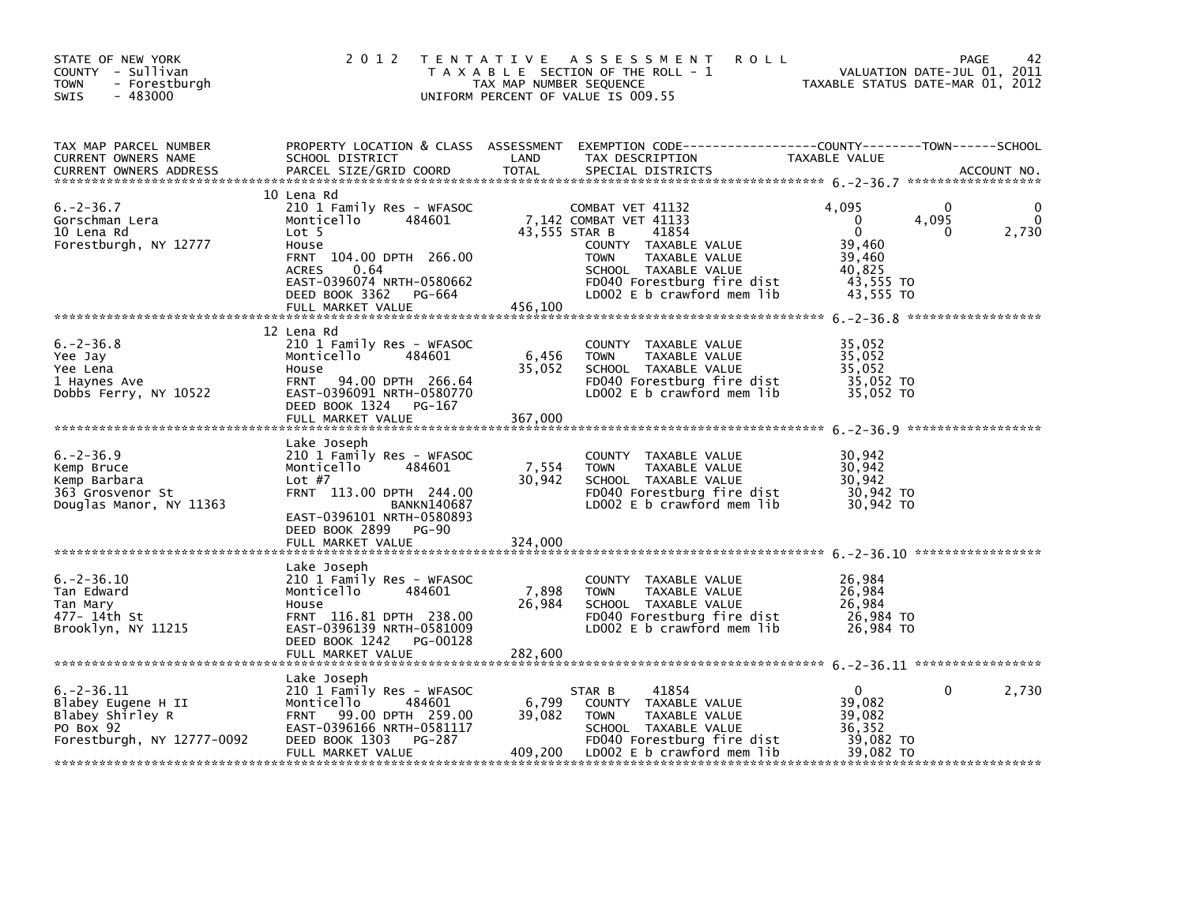STATE OF NEW YORK
COUNTY - Sullivan
TOWN - Forestburgh
SWIS - 483000

2 0 1 2 T E N T A T I V E A S S E S S M E N T R O L L
T A X A B L E SECTION OF THE ROLL - 1
TAX MAP NUMBER SEQUENCE
UNIFORM PERCENT OF VALUE IS 009.55

VALUATION DATE-JUL 01, 2011
TAXABLE STATUS DATE-MAR 01, 2012

| TAX MAP PARCEL NUMBER / CURRENT OWNERS NAME / CURRENT OWNERS ADDRESS | PROPERTY LOCATION & CLASS / SCHOOL DISTRICT / PARCEL SIZE/GRID COORD | ASSESSMENT LAND / TOTAL | EXEMPTION CODE / TAX DESCRIPTION / SPECIAL DISTRICTS | COUNTY TAXABLE VALUE | TOWN | SCHOOL |
|---|---|---|---|---|---|---|
| **6.-2-36.7** | 10 Lena Rd | | | | | |
| 6.-2-36.7 | 210 1 Family Res - WFASOC | | COMBAT VET 41132 | 4,095 | 0 | 0 |
| Gorschman Lera | Monticello 484601 | 7,142 | COMBAT VET 41133 | 0 | 4,095 | 0 |
| 10 Lena Rd | Lot 5 | 43,555 | STAR B 41854 | 0 | 0 | 2,730 |
| Forestburgh, NY 12777 | House | | COUNTY TAXABLE VALUE | 39,460 | | |
| | FRNT 104.00 DPTH 266.00 | | TOWN TAXABLE VALUE | 39,460 | | |
| | ACRES 0.64 | | SCHOOL TAXABLE VALUE | 40,825 | | |
| | EAST-0396074 NRTH-0580662 | | FD040 Forestburg fire dist | 43,555 TO | | |
| | DEED BOOK 3362 PG-664 | | LD002 E b crawford mem lib | 43,555 TO | | |
| | FULL MARKET VALUE | 456,100 | | | | |
| **6.-2-36.8** | 12 Lena Rd | | | | | |
| 6.-2-36.8 | 210 1 Family Res - WFASOC | | COUNTY TAXABLE VALUE | 35,052 | | |
| Yee Jay | Monticello 484601 | 6,456 | TOWN TAXABLE VALUE | 35,052 | | |
| Yee Lena | House | 35,052 | SCHOOL TAXABLE VALUE | 35,052 | | |
| 1 Haynes Ave | FRNT 94.00 DPTH 266.64 | | FD040 Forestburg fire dist | 35,052 TO | | |
| Dobbs Ferry, NY 10522 | EAST-0396091 NRTH-0580770 | | LD002 E b crawford mem lib | 35,052 TO | | |
| | DEED BOOK 1324 PG-167 | | | | | |
| | FULL MARKET VALUE | 367,000 | | | | |
| **6.-2-36.9** | Lake Joseph | | | | | |
| 6.-2-36.9 | 210 1 Family Res - WFASOC | | COUNTY TAXABLE VALUE | 30,942 | | |
| Kemp Bruce | Monticello 484601 | 7,554 | TOWN TAXABLE VALUE | 30,942 | | |
| Kemp Barbara | Lot #7 | 30,942 | SCHOOL TAXABLE VALUE | 30,942 | | |
| 363 Grosvenor St | FRNT 113.00 DPTH 244.00 | | FD040 Forestburg fire dist | 30,942 TO | | |
| Douglas Manor, NY 11363 | BANKN140687 | | LD002 E b crawford mem lib | 30,942 TO | | |
| | EAST-0396101 NRTH-0580893 | | | | | |
| | DEED BOOK 2899 PG-90 | | | | | |
| | FULL MARKET VALUE | 324,000 | | | | |
| **6.-2-36.10** | Lake Joseph | | | | | |
| 6.-2-36.10 | 210 1 Family Res - WFASOC | | COUNTY TAXABLE VALUE | 26,984 | | |
| Tan Edward | Monticello 484601 | 7,898 | TOWN TAXABLE VALUE | 26,984 | | |
| Tan Mary | House | 26,984 | SCHOOL TAXABLE VALUE | 26,984 | | |
| 477- 14th St | FRNT 116.81 DPTH 238.00 | | FD040 Forestburg fire dist | 26,984 TO | | |
| Brooklyn, NY 11215 | EAST-0396139 NRTH-0581009 | | LD002 E b crawford mem lib | 26,984 TO | | |
| | DEED BOOK 1242 PG-00128 | | | | | |
| | FULL MARKET VALUE | 282,600 | | | | |
| **6.-2-36.11** | Lake Joseph | | | | | |
| 6.-2-36.11 | 210 1 Family Res - WFASOC | | STAR B 41854 | 0 | 0 | 2,730 |
| Blabey Eugene H II | Monticello 484601 | 6,799 | COUNTY TAXABLE VALUE | 39,082 | | |
| Blabey Shirley R | FRNT 99.00 DPTH 259.00 | 39,082 | TOWN TAXABLE VALUE | 39,082 | | |
| PO Box 92 | EAST-0396166 NRTH-0581117 | | SCHOOL TAXABLE VALUE | 36,352 | | |
| Forestburgh, NY 12777-0092 | DEED BOOK 1303 PG-287 | | FD040 Forestburg fire dist | 39,082 TO | | |
| | FULL MARKET VALUE | 409,200 | LD002 E b crawford mem lib | 39,082 TO | | |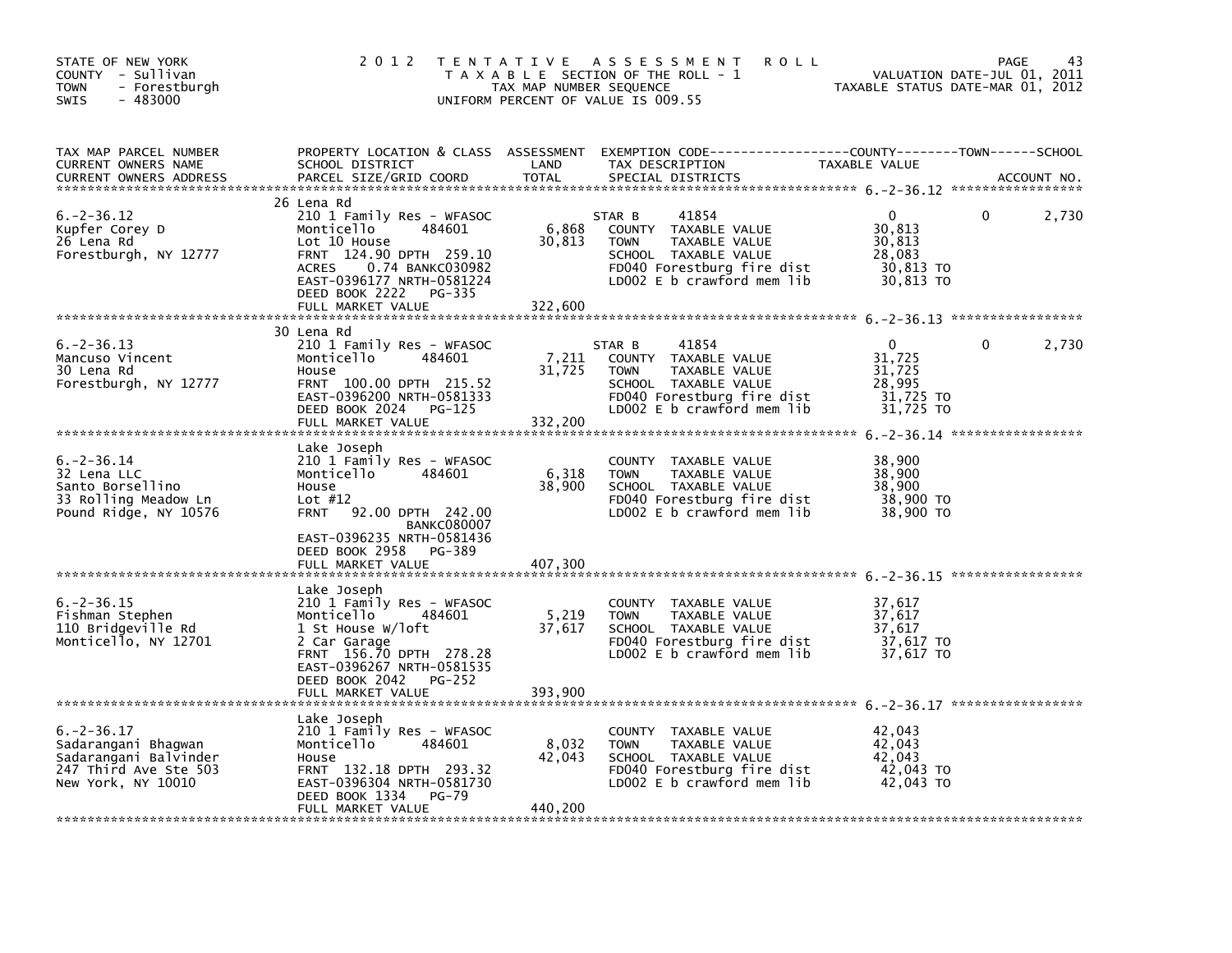STATE OF NEW YORK
COUNTY - Sullivan
TOWN - Forestburgh
SWIS - 483000

2012 TENTATIVE ASSESSMENT ROLL
TAXABLE SECTION OF THE ROLL - 1
TAX MAP NUMBER SEQUENCE
UNIFORM PERCENT OF VALUE IS 009.55

VALUATION DATE-JUL 01, 2011
TAXABLE STATUS DATE-MAR 01, 2012

| TAX MAP PARCEL NUMBER / CURRENT OWNERS NAME / CURRENT OWNERS ADDRESS | PROPERTY LOCATION & CLASS / SCHOOL DISTRICT / PARCEL SIZE/GRID COORD | ASSESSMENT LAND / TOTAL | EXEMPTION CODE / TAX DESCRIPTION / SPECIAL DISTRICTS | COUNTY TAXABLE VALUE | TOWN | SCHOOL |
|---|---|---|---|---|---|---|
| **6.-2-36.12** | 26 Lena Rd | | | | | |
| | 210 1 Family Res - WFASOC | | STAR B 41854 | 0 | 0 | 2,730 |
| Kupfer Corey D | Monticello 484601 | 6,868 | COUNTY TAXABLE VALUE | 30,813 | | |
| 26 Lena Rd | Lot 10 House | 30,813 | TOWN TAXABLE VALUE | 30,813 | | |
| Forestburgh, NY 12777 | FRNT 124.90 DPTH 259.10 | | SCHOOL TAXABLE VALUE | 28,083 | | |
| | ACRES 0.74 BANKC030982 | | FD040 Forestburg fire dist | 30,813 TO | | |
| | EAST-0396177 NRTH-0581224 | | LD002 E b crawford mem lib | 30,813 TO | | |
| | DEED BOOK 2222 PG-335 | | | | | |
| | FULL MARKET VALUE | 322,600 | | | | |
| **6.-2-36.13** | 30 Lena Rd | | | | | |
| | 210 1 Family Res - WFASOC | | STAR B 41854 | 0 | 0 | 2,730 |
| Mancuso Vincent | Monticello 484601 | 7,211 | COUNTY TAXABLE VALUE | 31,725 | | |
| 30 Lena Rd | House | 31,725 | TOWN TAXABLE VALUE | 31,725 | | |
| Forestburgh, NY 12777 | FRNT 100.00 DPTH 215.52 | | SCHOOL TAXABLE VALUE | 28,995 | | |
| | EAST-0396200 NRTH-0581333 | | FD040 Forestburg fire dist | 31,725 TO | | |
| | DEED BOOK 2024 PG-125 | | LD002 E b crawford mem lib | 31,725 TO | | |
| | FULL MARKET VALUE | 332,200 | | | | |
| **6.-2-36.14** | Lake Joseph | | | | | |
| 32 Lena LLC | 210 1 Family Res - WFASOC | | COUNTY TAXABLE VALUE | 38,900 | | |
| Santo Borsellino | Monticello 484601 | 6,318 | TOWN TAXABLE VALUE | 38,900 | | |
| 33 Rolling Meadow Ln | House | 38,900 | SCHOOL TAXABLE VALUE | 38,900 | | |
| Pound Ridge, NY 10576 | Lot #12 | | FD040 Forestburg fire dist | 38,900 TO | | |
| | FRNT 92.00 DPTH 242.00 | | LD002 E b crawford mem lib | 38,900 TO | | |
| | BANKC080007 | | | | | |
| | EAST-0396235 NRTH-0581436 | | | | | |
| | DEED BOOK 2958 PG-389 | | | | | |
| | FULL MARKET VALUE | 407,300 | | | | |
| **6.-2-36.15** | Lake Joseph | | | | | |
| Fishman Stephen | 210 1 Family Res - WFASOC | | COUNTY TAXABLE VALUE | 37,617 | | |
| 110 Bridgeville Rd | Monticello 484601 | 5,219 | TOWN TAXABLE VALUE | 37,617 | | |
| Monticello, NY 12701 | 1 St House W/loft | 37,617 | SCHOOL TAXABLE VALUE | 37,617 | | |
| | 2 Car Garage | | FD040 Forestburg fire dist | 37,617 TO | | |
| | FRNT 156.70 DPTH 278.28 | | LD002 E b crawford mem lib | 37,617 TO | | |
| | EAST-0396267 NRTH-0581535 | | | | | |
| | DEED BOOK 2042 PG-252 | | | | | |
| | FULL MARKET VALUE | 393,900 | | | | |
| **6.-2-36.17** | Lake Joseph | | | | | |
| Sadarangani Bhagwan | 210 1 Family Res - WFASOC | | COUNTY TAXABLE VALUE | 42,043 | | |
| Sadarangani Balvinder | Monticello 484601 | 8,032 | TOWN TAXABLE VALUE | 42,043 | | |
| 247 Third Ave Ste 503 | House | 42,043 | SCHOOL TAXABLE VALUE | 42,043 | | |
| New York, NY 10010 | FRNT 132.18 DPTH 293.32 | | FD040 Forestburg fire dist | 42,043 TO | | |
| | EAST-0396304 NRTH-0581730 | | LD002 E b crawford mem lib | 42,043 TO | | |
| | DEED BOOK 1334 PG-79 | | | | | |
| | FULL MARKET VALUE | 440,200 | | | | |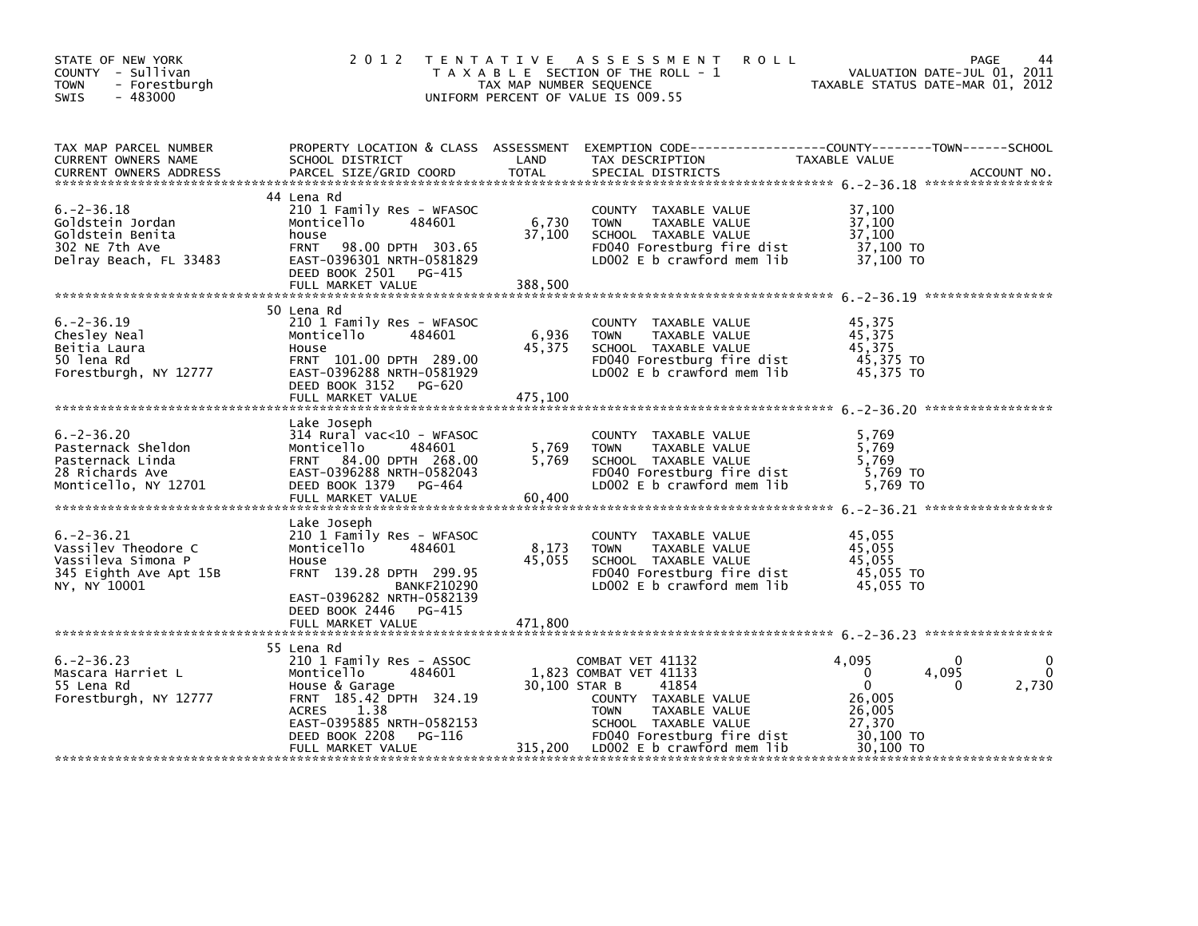STATE OF NEW YORK
COUNTY - Sullivan
TOWN - Forestburgh
SWIS - 483000

# 2012 TENTATIVE ASSESSMENT ROLL

TAXABLE SECTION OF THE ROLL - 1
TAX MAP NUMBER SEQUENCE
UNIFORM PERCENT OF VALUE IS 009.55

VALUATION DATE-JUL 01, 2011
TAXABLE STATUS DATE-MAR 01, 2012

| TAX MAP PARCEL NUMBER / CURRENT OWNERS NAME / CURRENT OWNERS ADDRESS | PROPERTY LOCATION & CLASS / SCHOOL DISTRICT / PARCEL SIZE/GRID COORD | ASSESSMENT LAND | TOTAL | EXEMPTION CODE / TAX DESCRIPTION / SPECIAL DISTRICTS | COUNTY TAXABLE VALUE | TOWN | SCHOOL |
|---|---|---|---|---|---|---|---|
| **6.-2-36.18** | 44 Lena Rd | | | | | | |
| 6.-2-36.18 | 210 1 Family Res - WFASOC | | | COUNTY TAXABLE VALUE | 37,100 | | |
| Goldstein Jordan | Monticello 484601 | 6,730 | | TOWN TAXABLE VALUE | 37,100 | | |
| Goldstein Benita | house | | 37,100 | SCHOOL TAXABLE VALUE | 37,100 | | |
| 302 NE 7th Ave | FRNT 98.00 DPTH 303.65 | | | FD040 Forestburg fire dist | 37,100 TO | | |
| Delray Beach, FL 33483 | EAST-0396301 NRTH-0581829 | | | LD002 E b crawford mem lib | 37,100 TO | | |
| | DEED BOOK 2501 PG-415 | | | | | | |
| | FULL MARKET VALUE | | 388,500 | | | | |
| **6.-2-36.19** | 50 Lena Rd | | | | | | |
| 6.-2-36.19 | 210 1 Family Res - WFASOC | | | COUNTY TAXABLE VALUE | 45,375 | | |
| Chesley Neal | Monticello 484601 | 6,936 | | TOWN TAXABLE VALUE | 45,375 | | |
| Beitia Laura | House | | 45,375 | SCHOOL TAXABLE VALUE | 45,375 | | |
| 50 lena Rd | FRNT 101.00 DPTH 289.00 | | | FD040 Forestburg fire dist | 45,375 TO | | |
| Forestburgh, NY 12777 | EAST-0396288 NRTH-0581929 | | | LD002 E b crawford mem lib | 45,375 TO | | |
| | DEED BOOK 3152 PG-620 | | | | | | |
| | FULL MARKET VALUE | | 475,100 | | | | |
| **6.-2-36.20** | Lake Joseph | | | | | | |
| 6.-2-36.20 | 314 Rural vac<10 - WFASOC | | | COUNTY TAXABLE VALUE | 5,769 | | |
| Pasternack Sheldon | Monticello 484601 | 5,769 | | TOWN TAXABLE VALUE | 5,769 | | |
| Pasternack Linda | FRNT 84.00 DPTH 268.00 | | 5,769 | SCHOOL TAXABLE VALUE | 5,769 | | |
| 28 Richards Ave | EAST-0396288 NRTH-0582043 | | | FD040 Forestburg fire dist | 5,769 TO | | |
| Monticello, NY 12701 | DEED BOOK 1379 PG-464 | | | LD002 E b crawford mem lib | 5,769 TO | | |
| | FULL MARKET VALUE | | 60,400 | | | | |
| **6.-2-36.21** | Lake Joseph | | | | | | |
| 6.-2-36.21 | 210 1 Family Res - WFASOC | | | COUNTY TAXABLE VALUE | 45,055 | | |
| Vassilev Theodore C | Monticello 484601 | 8,173 | | TOWN TAXABLE VALUE | 45,055 | | |
| Vassileva Simona P | House | | 45,055 | SCHOOL TAXABLE VALUE | 45,055 | | |
| 345 Eighth Ave Apt 15B | FRNT 139.28 DPTH 299.95 | | | FD040 Forestburg fire dist | 45,055 TO | | |
| NY, NY 10001 | BANKF210290 | | | LD002 E b crawford mem lib | 45,055 TO | | |
| | EAST-0396282 NRTH-0582139 | | | | | | |
| | DEED BOOK 2446 PG-415 | | | | | | |
| | FULL MARKET VALUE | | 471,800 | | | | |
| **6.-2-36.23** | 55 Lena Rd | | | | | | |
| 6.-2-36.23 | 210 1 Family Res - ASSOC | | | COMBAT VET 41132 | 4,095 | 0 | 0 |
| Mascara Harriet L | Monticello 484601 | 1,823 | | COMBAT VET 41133 | 0 | 4,095 | 0 |
| 55 Lena Rd | House & Garage | | 30,100 | STAR B 41854 | 0 | 0 | 2,730 |
| Forestburgh, NY 12777 | FRNT 185.42 DPTH 324.19 | | | COUNTY TAXABLE VALUE | 26,005 | | |
| | ACRES 1.38 | | | TOWN TAXABLE VALUE | 26,005 | | |
| | EAST-0395885 NRTH-0582153 | | | SCHOOL TAXABLE VALUE | 27,370 | | |
| | DEED BOOK 2208 PG-116 | | | FD040 Forestburg fire dist | 30,100 TO | | |
| | FULL MARKET VALUE | | 315,200 | LD002 E b crawford mem lib | 30,100 TO | | |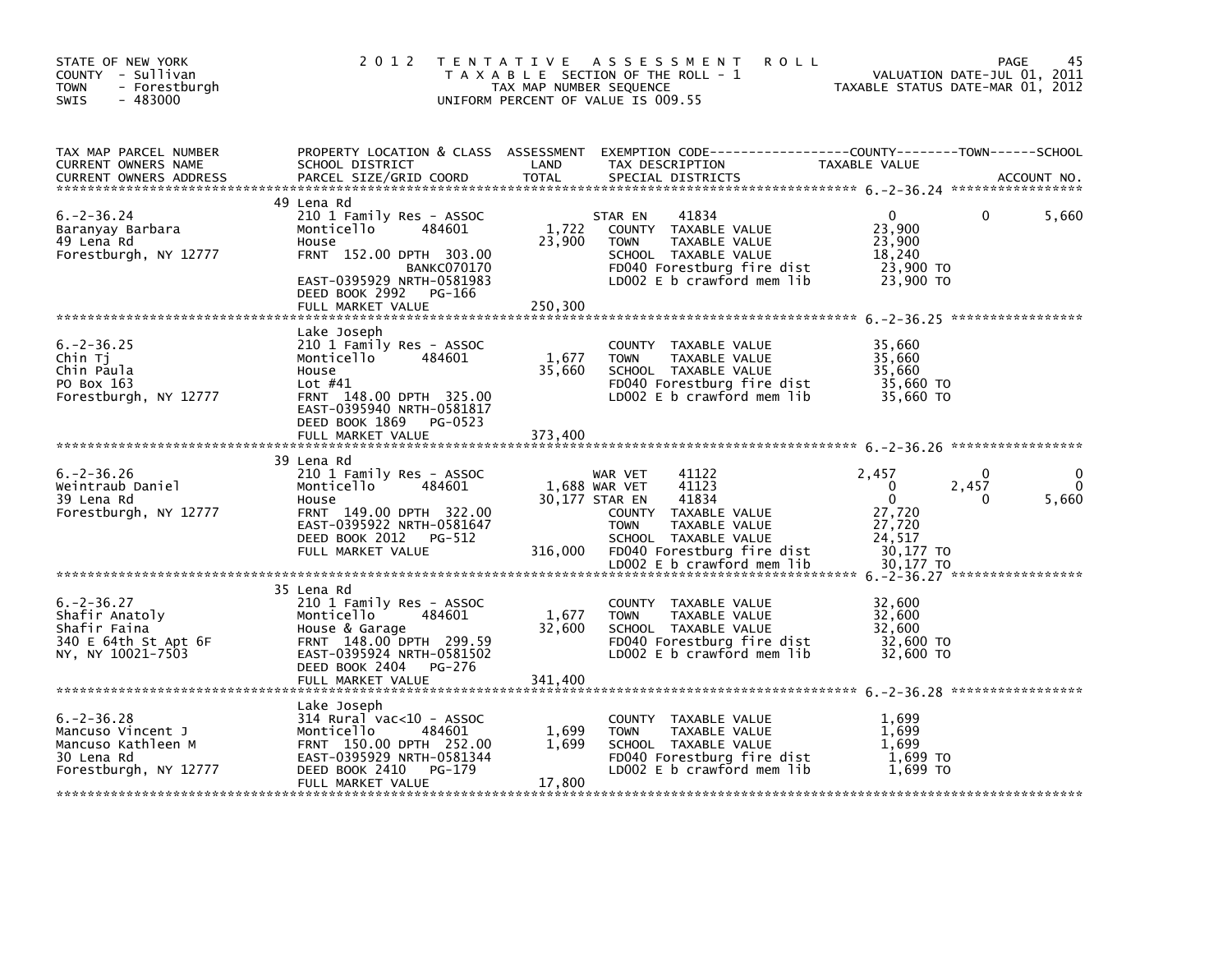STATE OF NEW YORK
COUNTY - Sullivan
TOWN - Forestburgh
SWIS - 483000

# 2012 TENTATIVE ASSESSMENT ROLL

TAXABLE SECTION OF THE ROLL - 1
TAX MAP NUMBER SEQUENCE
UNIFORM PERCENT OF VALUE IS 009.55

VALUATION DATE-JUL 01, 2011
TAXABLE STATUS DATE-MAR 01, 2012

| TAX MAP PARCEL NUMBER / CURRENT OWNERS NAME / CURRENT OWNERS ADDRESS | PROPERTY LOCATION & CLASS / SCHOOL DISTRICT / PARCEL SIZE/GRID COORD | ASSESSMENT LAND / TOTAL | EXEMPTION CODE / TAX DESCRIPTION / SPECIAL DISTRICTS | COUNTY TAXABLE VALUE | TOWN | SCHOOL / ACCOUNT NO. |
|---|---|---|---|---|---|---|
| **6.-2-36.24** | 49 Lena Rd | | | | | |
| 6.-2-36.24 | 210 1 Family Res - ASSOC | | STAR EN 41834 | 0 | 0 | 5,660 |
| Baranyay Barbara | Monticello 484601 | 1,722 | COUNTY TAXABLE VALUE | 23,900 | | |
| 49 Lena Rd | House | 23,900 | TOWN TAXABLE VALUE | 23,900 | | |
| Forestburgh, NY 12777 | FRNT 152.00 DPTH 303.00 | | SCHOOL TAXABLE VALUE | 18,240 | | |
| | BANKC070170 | | FD040 Forestburg fire dist | 23,900 TO | | |
| | EAST-0395929 NRTH-0581983 | | LD002 E b crawford mem lib | 23,900 TO | | |
| | DEED BOOK 2992 PG-166 | | | | | |
| | FULL MARKET VALUE | 250,300 | | | | |
| **6.-2-36.25** | Lake Joseph | | | | | |
| 6.-2-36.25 | 210 1 Family Res - ASSOC | | COUNTY TAXABLE VALUE | 35,660 | | |
| Chin Tj | Monticello 484601 | 1,677 | TOWN TAXABLE VALUE | 35,660 | | |
| Chin Paula | House | 35,660 | SCHOOL TAXABLE VALUE | 35,660 | | |
| PO Box 163 | Lot #41 | | FD040 Forestburg fire dist | 35,660 TO | | |
| Forestburgh, NY 12777 | FRNT 148.00 DPTH 325.00 | | LD002 E b crawford mem lib | 35,660 TO | | |
| | EAST-0395940 NRTH-0581817 | | | | | |
| | DEED BOOK 1869 PG-0523 | | | | | |
| | FULL MARKET VALUE | 373,400 | | | | |
| **6.-2-36.26** | 39 Lena Rd | | | | | |
| 6.-2-36.26 | 210 1 Family Res - ASSOC | | WAR VET 41122 | 2,457 | 0 | 0 |
| Weintraub Daniel | Monticello 484601 | 1,688 | WAR VET 41123 | 0 | 2,457 | 0 |
| 39 Lena Rd | House | 30,177 | STAR EN 41834 | 0 | 0 | 5,660 |
| Forestburgh, NY 12777 | FRNT 149.00 DPTH 322.00 | | COUNTY TAXABLE VALUE | 27,720 | | |
| | EAST-0395922 NRTH-0581647 | | TOWN TAXABLE VALUE | 27,720 | | |
| | DEED BOOK 2012 PG-512 | | SCHOOL TAXABLE VALUE | 24,517 | | |
| | FULL MARKET VALUE | 316,000 | FD040 Forestburg fire dist | 30,177 TO | | |
| | | | LD002 E b crawford mem lib | 30,177 TO | | |
| **6.-2-36.27** | 35 Lena Rd | | | | | |
| 6.-2-36.27 | 210 1 Family Res - ASSOC | | COUNTY TAXABLE VALUE | 32,600 | | |
| Shafir Anatoly | Monticello 484601 | 1,677 | TOWN TAXABLE VALUE | 32,600 | | |
| Shafir Faina | House & Garage | 32,600 | SCHOOL TAXABLE VALUE | 32,600 | | |
| 340 E 64th St Apt 6F | FRNT 148.00 DPTH 299.59 | | FD040 Forestburg fire dist | 32,600 TO | | |
| NY, NY 10021-7503 | EAST-0395924 NRTH-0581502 | | LD002 E b crawford mem lib | 32,600 TO | | |
| | DEED BOOK 2404 PG-276 | | | | | |
| | FULL MARKET VALUE | 341,400 | | | | |
| **6.-2-36.28** | Lake Joseph | | | | | |
| 6.-2-36.28 | 314 Rural vac<10 - ASSOC | | COUNTY TAXABLE VALUE | 1,699 | | |
| Mancuso Vincent J | Monticello 484601 | 1,699 | TOWN TAXABLE VALUE | 1,699 | | |
| Mancuso Kathleen M | FRNT 150.00 DPTH 252.00 | 1,699 | SCHOOL TAXABLE VALUE | 1,699 | | |
| 30 Lena Rd | EAST-0395929 NRTH-0581344 | | FD040 Forestburg fire dist | 1,699 TO | | |
| Forestburgh, NY 12777 | DEED BOOK 2410 PG-179 | | LD002 E b crawford mem lib | 1,699 TO | | |
| | FULL MARKET VALUE | 17,800 | | | | |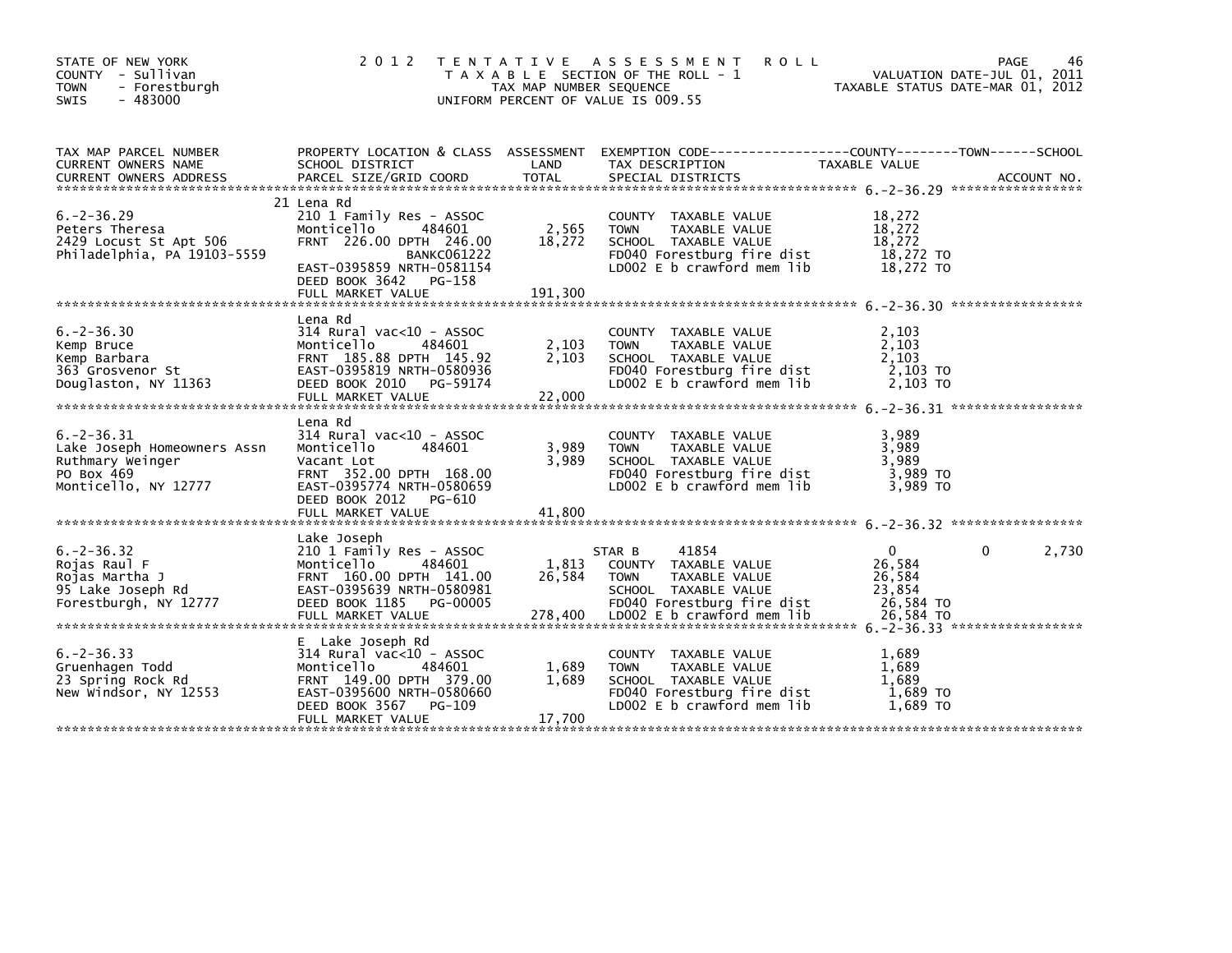STATE OF NEW YORK
COUNTY - Sullivan
TOWN - Forestburgh
SWIS - 483000

2 0 1 2 T E N T A T I V E A S S E S S M E N T R O L L
T A X A B L E SECTION OF THE ROLL - 1
TAX MAP NUMBER SEQUENCE
UNIFORM PERCENT OF VALUE IS 009.55

VALUATION DATE-JUL 01, 2011
TAXABLE STATUS DATE-MAR 01, 2012

| TAX MAP PARCEL NUMBER / CURRENT OWNERS NAME / CURRENT OWNERS ADDRESS | PROPERTY LOCATION & CLASS / SCHOOL DISTRICT / PARCEL SIZE/GRID COORD | ASSESSMENT LAND / TOTAL | EXEMPTION CODE / TAX DESCRIPTION / SPECIAL DISTRICTS | COUNTY | TOWN | SCHOOL TAXABLE VALUE | ACCOUNT NO. |
|---|---|---|---|---|---|---|---|
| 6.-2-36.29 | 21 Lena Rd | | | | | | |
| | 210 1 Family Res - ASSOC | | COUNTY TAXABLE VALUE | 18,272 | | | |
| Peters Theresa | Monticello 484601 | 2,565 | TOWN TAXABLE VALUE | | 18,272 | | |
| 2429 Locust St Apt 506 | FRNT 226.00 DPTH 246.00 | 18,272 | SCHOOL TAXABLE VALUE | | | 18,272 | |
| Philadelphia, PA 19103-5559 | BANKC061222 | | FD040 Forestburg fire dist | 18,272 TO | | | |
| | EAST-0395859 NRTH-0581154 | | LD002 E b crawford mem lib | 18,272 TO | | | |
| | DEED BOOK 3642 PG-158 | | | | | | |
| | FULL MARKET VALUE | 191,300 | | | | | |
| 6.-2-36.30 | Lena Rd | | | | | | |
| | 314 Rural vac<10 - ASSOC | | COUNTY TAXABLE VALUE | 2,103 | | | |
| Kemp Bruce | Monticello 484601 | 2,103 | TOWN TAXABLE VALUE | | 2,103 | | |
| Kemp Barbara | FRNT 185.88 DPTH 145.92 | 2,103 | SCHOOL TAXABLE VALUE | | | 2,103 | |
| 363 Grosvenor St | EAST-0395819 NRTH-0580936 | | FD040 Forestburg fire dist | 2,103 TO | | | |
| Douglaston, NY 11363 | DEED BOOK 2010 PG-59174 | | LD002 E b crawford mem lib | 2,103 TO | | | |
| | FULL MARKET VALUE | 22,000 | | | | | |
| 6.-2-36.31 | Lena Rd | | | | | | |
| | 314 Rural vac<10 - ASSOC | | COUNTY TAXABLE VALUE | 3,989 | | | |
| Lake Joseph Homeowners Assn | Monticello 484601 | 3,989 | TOWN TAXABLE VALUE | | 3,989 | | |
| Ruthmary Weinger | Vacant Lot | 3,989 | SCHOOL TAXABLE VALUE | | | 3,989 | |
| PO Box 469 | FRNT 352.00 DPTH 168.00 | | FD040 Forestburg fire dist | 3,989 TO | | | |
| Monticello, NY 12777 | EAST-0395774 NRTH-0580659 | | LD002 E b crawford mem lib | 3,989 TO | | | |
| | DEED BOOK 2012 PG-610 | | | | | | |
| | FULL MARKET VALUE | 41,800 | | | | | |
| 6.-2-36.32 | Lake Joseph | | | | | | |
| | 210 1 Family Res - ASSOC | | STAR B 41854 | 0 | 0 | 2,730 | |
| Rojas Raul F | Monticello 484601 | 1,813 | COUNTY TAXABLE VALUE | 26,584 | | | |
| Rojas Martha J | FRNT 160.00 DPTH 141.00 | 26,584 | TOWN TAXABLE VALUE | | 26,584 | | |
| 95 Lake Joseph Rd | EAST-0395639 NRTH-0580981 | | SCHOOL TAXABLE VALUE | | | 23,854 | |
| Forestburgh, NY 12777 | DEED BOOK 1185 PG-00005 | | FD040 Forestburg fire dist | 26,584 TO | | | |
| | FULL MARKET VALUE | 278,400 | LD002 E b crawford mem lib | 26,584 TO | | | |
| 6.-2-36.33 | E Lake Joseph Rd | | | | | | |
| | 314 Rural vac<10 - ASSOC | | COUNTY TAXABLE VALUE | 1,689 | | | |
| Gruenhagen Todd | Monticello 484601 | 1,689 | TOWN TAXABLE VALUE | | 1,689 | | |
| 23 Spring Rock Rd | FRNT 149.00 DPTH 379.00 | 1,689 | SCHOOL TAXABLE VALUE | | | 1,689 | |
| New Windsor, NY 12553 | EAST-0395600 NRTH-0580660 | | FD040 Forestburg fire dist | 1,689 TO | | | |
| | DEED BOOK 3567 PG-109 | | LD002 E b crawford mem lib | 1,689 TO | | | |
| | FULL MARKET VALUE | 17,700 | | | | | |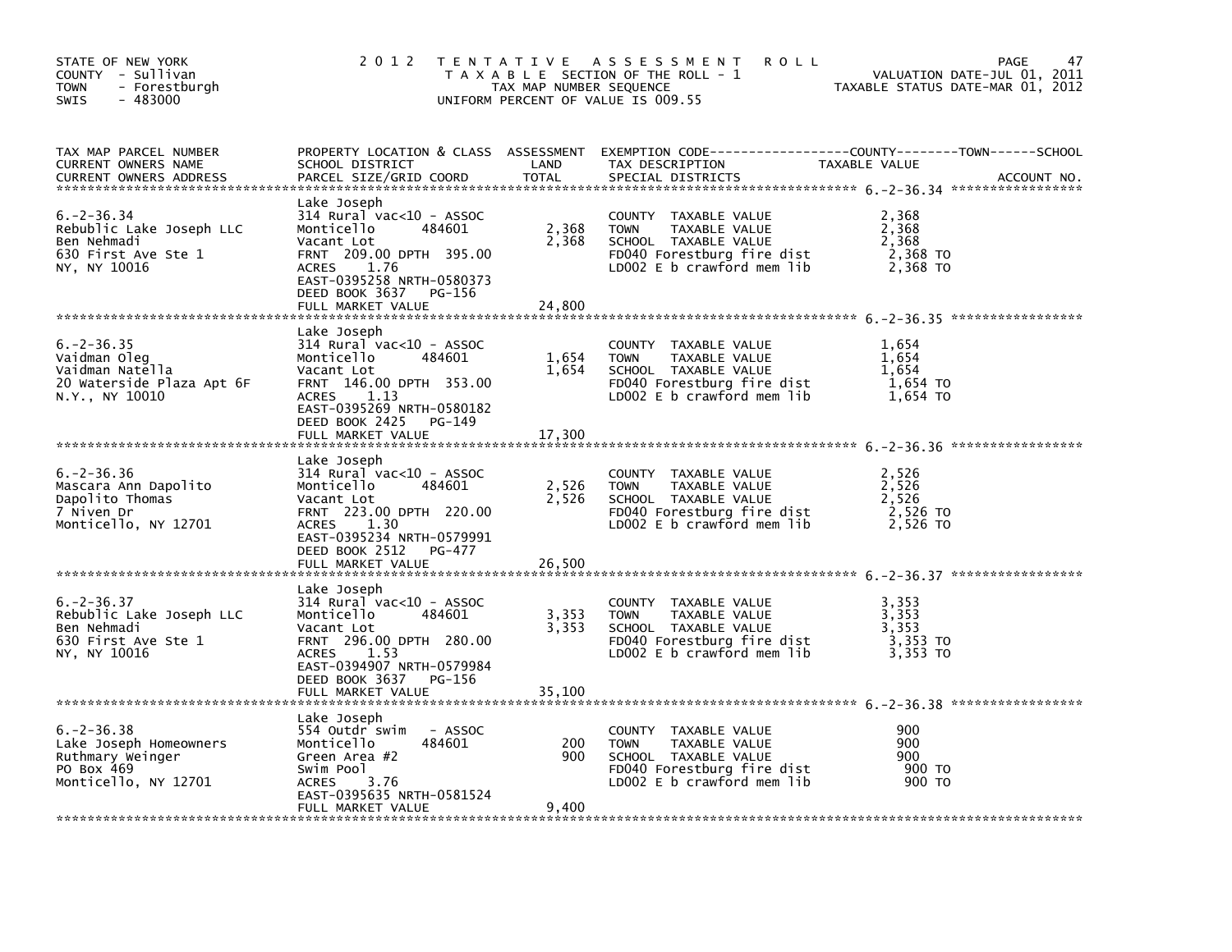STATE OF NEW YORK
COUNTY - Sullivan
TOWN - Forestburgh
SWIS - 483000

# 2012 TENTATIVE ASSESSMENT ROLL

TAXABLE SECTION OF THE ROLL - 1
TAX MAP NUMBER SEQUENCE
UNIFORM PERCENT OF VALUE IS 009.55

VALUATION DATE-JUL 01, 2011
TAXABLE STATUS DATE-MAR 01, 2012

| TAX MAP PARCEL NUMBER / CURRENT OWNERS NAME / CURRENT OWNERS ADDRESS | PROPERTY LOCATION & CLASS / SCHOOL DISTRICT / PARCEL SIZE/GRID COORD | ASSESSMENT LAND / TOTAL | EXEMPTION CODE / TAX DESCRIPTION / SPECIAL DISTRICTS | TAXABLE VALUE (COUNTY / TOWN / SCHOOL) | ACCOUNT NO. |
|---|---|---|---|---|---|
| 6.-2-36.34 | Lake Joseph | | | | |
| 6.-2-36.34 | 314 Rural vac<10 - ASSOC | | COUNTY TAXABLE VALUE | 2,368 | |
| Rebublic Lake Joseph LLC | Monticello 484601 | 2,368 | TOWN TAXABLE VALUE | 2,368 | |
| Ben Nehmadi | Vacant Lot | 2,368 | SCHOOL TAXABLE VALUE | 2,368 | |
| 630 First Ave Ste 1 | FRNT 209.00 DPTH 395.00 | | FD040 Forestburg fire dist | 2,368 TO | |
| NY, NY 10016 | ACRES 1.76 | | LD002 E b crawford mem lib | 2,368 TO | |
| | EAST-0395258 NRTH-0580373 | | | | |
| | DEED BOOK 3637 PG-156 | | | | |
| | FULL MARKET VALUE | 24,800 | | | |
| 6.-2-36.35 | Lake Joseph | | | | |
| 6.-2-36.35 | 314 Rural vac<10 - ASSOC | | COUNTY TAXABLE VALUE | 1,654 | |
| Vaidman Oleg | Monticello 484601 | 1,654 | TOWN TAXABLE VALUE | 1,654 | |
| Vaidman Natella | Vacant Lot | 1,654 | SCHOOL TAXABLE VALUE | 1,654 | |
| 20 Waterside Plaza Apt 6F | FRNT 146.00 DPTH 353.00 | | FD040 Forestburg fire dist | 1,654 TO | |
| N.Y., NY 10010 | ACRES 1.13 | | LD002 E b crawford mem lib | 1,654 TO | |
| | EAST-0395269 NRTH-0580182 | | | | |
| | DEED BOOK 2425 PG-149 | | | | |
| | FULL MARKET VALUE | 17,300 | | | |
| 6.-2-36.36 | Lake Joseph | | | | |
| 6.-2-36.36 | 314 Rural vac<10 - ASSOC | | COUNTY TAXABLE VALUE | 2,526 | |
| Mascara Ann Dapolito | Monticello 484601 | 2,526 | TOWN TAXABLE VALUE | 2,526 | |
| Dapolito Thomas | Vacant Lot | 2,526 | SCHOOL TAXABLE VALUE | 2,526 | |
| 7 Niven Dr | FRNT 223.00 DPTH 220.00 | | FD040 Forestburg fire dist | 2,526 TO | |
| Monticello, NY 12701 | ACRES 1.30 | | LD002 E b crawford mem lib | 2,526 TO | |
| | EAST-0395234 NRTH-0579991 | | | | |
| | DEED BOOK 2512 PG-477 | | | | |
| | FULL MARKET VALUE | 26,500 | | | |
| 6.-2-36.37 | Lake Joseph | | | | |
| 6.-2-36.37 | 314 Rural vac<10 - ASSOC | | COUNTY TAXABLE VALUE | 3,353 | |
| Rebublic Lake Joseph LLC | Monticello 484601 | 3,353 | TOWN TAXABLE VALUE | 3,353 | |
| Ben Nehmadi | Vacant Lot | 3,353 | SCHOOL TAXABLE VALUE | 3,353 | |
| 630 First Ave Ste 1 | FRNT 296.00 DPTH 280.00 | | FD040 Forestburg fire dist | 3,353 TO | |
| NY, NY 10016 | ACRES 1.53 | | LD002 E b crawford mem lib | 3,353 TO | |
| | EAST-0394907 NRTH-0579984 | | | | |
| | DEED BOOK 3637 PG-156 | | | | |
| | FULL MARKET VALUE | 35,100 | | | |
| 6.-2-36.38 | Lake Joseph | | | | |
| 6.-2-36.38 | 554 Outdr swim - ASSOC | | COUNTY TAXABLE VALUE | 900 | |
| Lake Joseph Homeowners | Monticello 484601 | 200 | TOWN TAXABLE VALUE | 900 | |
| Ruthmary Weinger | Green Area #2 | 900 | SCHOOL TAXABLE VALUE | 900 | |
| PO Box 469 | Swim Pool | | FD040 Forestburg fire dist | 900 TO | |
| Monticello, NY 12701 | ACRES 3.76 | | LD002 E b crawford mem lib | 900 TO | |
| | EAST-0395635 NRTH-0581524 | | | | |
| | FULL MARKET VALUE | 9,400 | | | |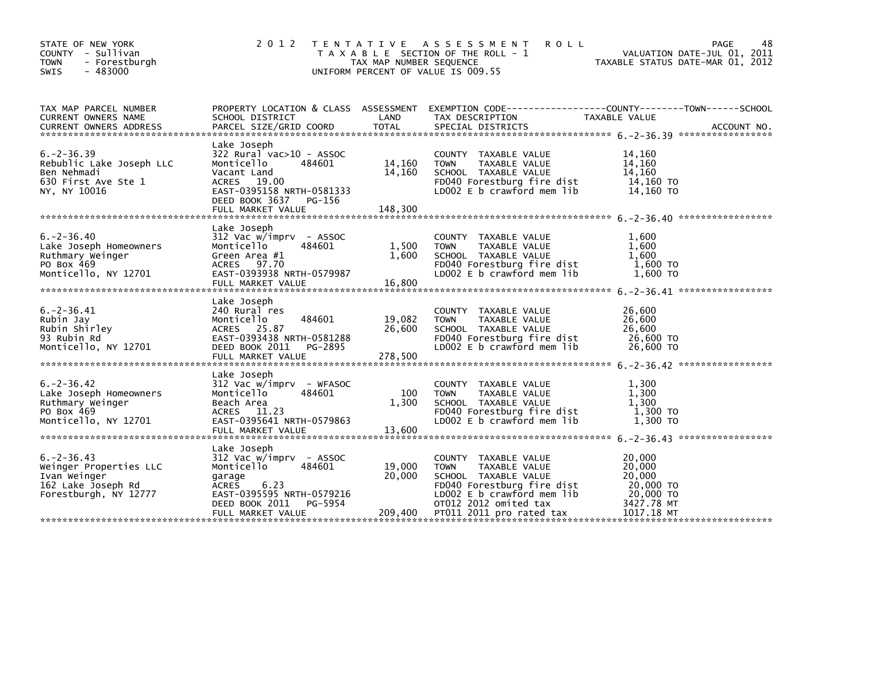STATE OF NEW YORK
COUNTY - Sullivan
TOWN - Forestburgh
SWIS - 483000

# 2012 TENTATIVE ASSESSMENT ROLL

TAXABLE SECTION OF THE ROLL - 1
TAX MAP NUMBER SEQUENCE
UNIFORM PERCENT OF VALUE IS 009.55

VALUATION DATE-JUL 01, 2011
TAXABLE STATUS DATE-MAR 01, 2012

| TAX MAP PARCEL NUMBER / CURRENT OWNERS NAME / CURRENT OWNERS ADDRESS | PROPERTY LOCATION & CLASS / SCHOOL DISTRICT / PARCEL SIZE/GRID COORD | ASSESSMENT LAND | TOTAL | EXEMPTION CODE / TAX DESCRIPTION / SPECIAL DISTRICTS | TAXABLE VALUE (COUNTY / TOWN / SCHOOL) | ACCOUNT NO. |
|---|---|---|---|---|---|---|
| **6.-2-36.39** | Lake Joseph | | | | | |
| 6.-2-36.39 | 322 Rural vac>10 - ASSOC | | | COUNTY TAXABLE VALUE | 14,160 | |
| Rebublic Lake Joseph LLC | Monticello 484601 | 14,160 | | TOWN TAXABLE VALUE | 14,160 | |
| Ben Nehmadi | Vacant Land | | 14,160 | SCHOOL TAXABLE VALUE | 14,160 | |
| 630 First Ave Ste 1 | ACRES 19.00 | | | FD040 Forestburg fire dist | 14,160 TO | |
| NY, NY 10016 | EAST-0395158 NRTH-0581333 | | | LD002 E b crawford mem lib | 14,160 TO | |
| | DEED BOOK 3637 PG-156 | | | | | |
| | FULL MARKET VALUE | | 148,300 | | | |
| **6.-2-36.40** | Lake Joseph | | | | | |
| 6.-2-36.40 | 312 Vac w/imprv - ASSOC | | | COUNTY TAXABLE VALUE | 1,600 | |
| Lake Joseph Homeowners | Monticello 484601 | 1,500 | | TOWN TAXABLE VALUE | 1,600 | |
| Ruthmary Weinger | Green Area #1 | | 1,600 | SCHOOL TAXABLE VALUE | 1,600 | |
| PO Box 469 | ACRES 97.70 | | | FD040 Forestburg fire dist | 1,600 TO | |
| Monticello, NY 12701 | EAST-0393938 NRTH-0579987 | | | LD002 E b crawford mem lib | 1,600 TO | |
| | FULL MARKET VALUE | | 16,800 | | | |
| **6.-2-36.41** | Lake Joseph | | | | | |
| 6.-2-36.41 | 240 Rural res | | | COUNTY TAXABLE VALUE | 26,600 | |
| Rubin Jay | Monticello 484601 | 19,082 | | TOWN TAXABLE VALUE | 26,600 | |
| Rubin Shirley | ACRES 25.87 | | 26,600 | SCHOOL TAXABLE VALUE | 26,600 | |
| 93 Rubin Rd | EAST-0393438 NRTH-0581288 | | | FD040 Forestburg fire dist | 26,600 TO | |
| Monticello, NY 12701 | DEED BOOK 2011 PG-2895 | | | LD002 E b crawford mem lib | 26,600 TO | |
| | FULL MARKET VALUE | | 278,500 | | | |
| **6.-2-36.42** | Lake Joseph | | | | | |
| 6.-2-36.42 | 312 Vac w/imprv - WFASOC | | | COUNTY TAXABLE VALUE | 1,300 | |
| Lake Joseph Homeowners | Monticello 484601 | 100 | | TOWN TAXABLE VALUE | 1,300 | |
| Ruthmary Weinger | Beach Area | | 1,300 | SCHOOL TAXABLE VALUE | 1,300 | |
| PO Box 469 | ACRES 11.23 | | | FD040 Forestburg fire dist | 1,300 TO | |
| Monticello, NY 12701 | EAST-0395641 NRTH-0579863 | | | LD002 E b crawford mem lib | 1,300 TO | |
| | FULL MARKET VALUE | | 13,600 | | | |
| **6.-2-36.43** | Lake Joseph | | | | | |
| 6.-2-36.43 | 312 Vac w/imprv - ASSOC | | | COUNTY TAXABLE VALUE | 20,000 | |
| Weinger Properties LLC | Monticello 484601 | 19,000 | | TOWN TAXABLE VALUE | 20,000 | |
| Ivan Weinger | garage | | 20,000 | SCHOOL TAXABLE VALUE | 20,000 | |
| 162 Lake Joseph Rd | ACRES 6.23 | | | FD040 Forestburg fire dist | 20,000 TO | |
| Forestburgh, NY 12777 | EAST-0395595 NRTH-0579216 | | | LD002 E b crawford mem lib | 20,000 TO | |
| | DEED BOOK 2011 PG-5954 | | | OT012 2012 omited tax | 3427.78 MT | |
| | FULL MARKET VALUE | | 209,400 | PT011 2011 pro rated tax | 1017.18 MT | |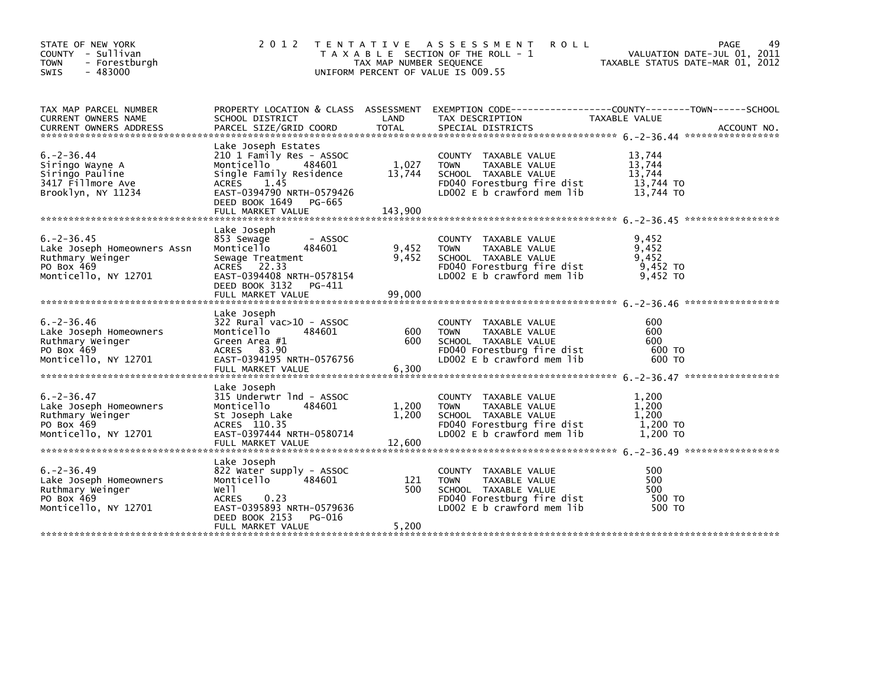STATE OF NEW YORK
COUNTY - Sullivan
TOWN - Forestburgh
SWIS - 483000

# 2012 TENTATIVE ASSESSMENT ROLL

TAXABLE SECTION OF THE ROLL - 1
TAX MAP NUMBER SEQUENCE
UNIFORM PERCENT OF VALUE IS 009.55

VALUATION DATE-JUL 01, 2011
TAXABLE STATUS DATE-MAR 01, 2012

| TAX MAP PARCEL NUMBER / CURRENT OWNERS NAME / CURRENT OWNERS ADDRESS | PROPERTY LOCATION & CLASS / SCHOOL DISTRICT / PARCEL SIZE/GRID COORD | ASSESSMENT LAND | TOTAL | EXEMPTION CODE / TAX DESCRIPTION / SPECIAL DISTRICTS | TAXABLE VALUE | ACCOUNT NO. |
|---|---|---|---|---|---|---|
| 6.-2-36.44 | Lake Joseph Estates | | | | | |
| 6.-2-36.44 | 210 1 Family Res - ASSOC | | | COUNTY TAXABLE VALUE | 13,744 | |
| Siringo Wayne A | Monticello 484601 | 1,027 | | TOWN TAXABLE VALUE | 13,744 | |
| Siringo Pauline | Single Family Residence | | 13,744 | SCHOOL TAXABLE VALUE | 13,744 | |
| 3417 Fillmore Ave | ACRES 1.45 | | | FD040 Forestburg fire dist | 13,744 TO | |
| Brooklyn, NY 11234 | EAST-0394790 NRTH-0579426 | | | LD002 E b crawford mem lib | 13,744 TO | |
| | DEED BOOK 1649 PG-665 | | | | | |
| | FULL MARKET VALUE | | 143,900 | | | |
| 6.-2-36.45 | Lake Joseph | | | | | |
| 6.-2-36.45 | 853 Sewage - ASSOC | | | COUNTY TAXABLE VALUE | 9,452 | |
| Lake Joseph Homeowners Assn | Monticello 484601 | 9,452 | | TOWN TAXABLE VALUE | 9,452 | |
| Ruthmary Weinger | Sewage Treatment | | 9,452 | SCHOOL TAXABLE VALUE | 9,452 | |
| PO Box 469 | ACRES 22.33 | | | FD040 Forestburg fire dist | 9,452 TO | |
| Monticello, NY 12701 | EAST-0394408 NRTH-0578154 | | | LD002 E b crawford mem lib | 9,452 TO | |
| | DEED BOOK 3132 PG-411 | | | | | |
| | FULL MARKET VALUE | | 99,000 | | | |
| 6.-2-36.46 | Lake Joseph | | | | | |
| 6.-2-36.46 | 322 Rural vac>10 - ASSOC | | | COUNTY TAXABLE VALUE | 600 | |
| Lake Joseph Homeowners | Monticello 484601 | 600 | | TOWN TAXABLE VALUE | 600 | |
| Ruthmary Weinger | Green Area #1 | | 600 | SCHOOL TAXABLE VALUE | 600 | |
| PO Box 469 | ACRES 83.90 | | | FD040 Forestburg fire dist | 600 TO | |
| Monticello, NY 12701 | EAST-0394195 NRTH-0576756 | | | LD002 E b crawford mem lib | 600 TO | |
| | FULL MARKET VALUE | | 6,300 | | | |
| 6.-2-36.47 | Lake Joseph | | | | | |
| 6.-2-36.47 | 315 Underwtr lnd - ASSOC | | | COUNTY TAXABLE VALUE | 1,200 | |
| Lake Joseph Homeowners | Monticello 484601 | 1,200 | | TOWN TAXABLE VALUE | 1,200 | |
| Ruthmary Weinger | St Joseph Lake | | 1,200 | SCHOOL TAXABLE VALUE | 1,200 | |
| PO Box 469 | ACRES 110.35 | | | FD040 Forestburg fire dist | 1,200 TO | |
| Monticello, NY 12701 | EAST-0397444 NRTH-0580714 | | | LD002 E b crawford mem lib | 1,200 TO | |
| | FULL MARKET VALUE | | 12,600 | | | |
| 6.-2-36.49 | Lake Joseph | | | | | |
| 6.-2-36.49 | 822 Water supply - ASSOC | | | COUNTY TAXABLE VALUE | 500 | |
| Lake Joseph Homeowners | Monticello 484601 | 121 | | TOWN TAXABLE VALUE | 500 | |
| Ruthmary Weinger | Well | | 500 | SCHOOL TAXABLE VALUE | 500 | |
| PO Box 469 | ACRES 0.23 | | | FD040 Forestburg fire dist | 500 TO | |
| Monticello, NY 12701 | EAST-0395893 NRTH-0579636 | | | LD002 E b crawford mem lib | 500 TO | |
| | DEED BOOK 2153 PG-016 | | | | | |
| | FULL MARKET VALUE | | 5,200 | | | |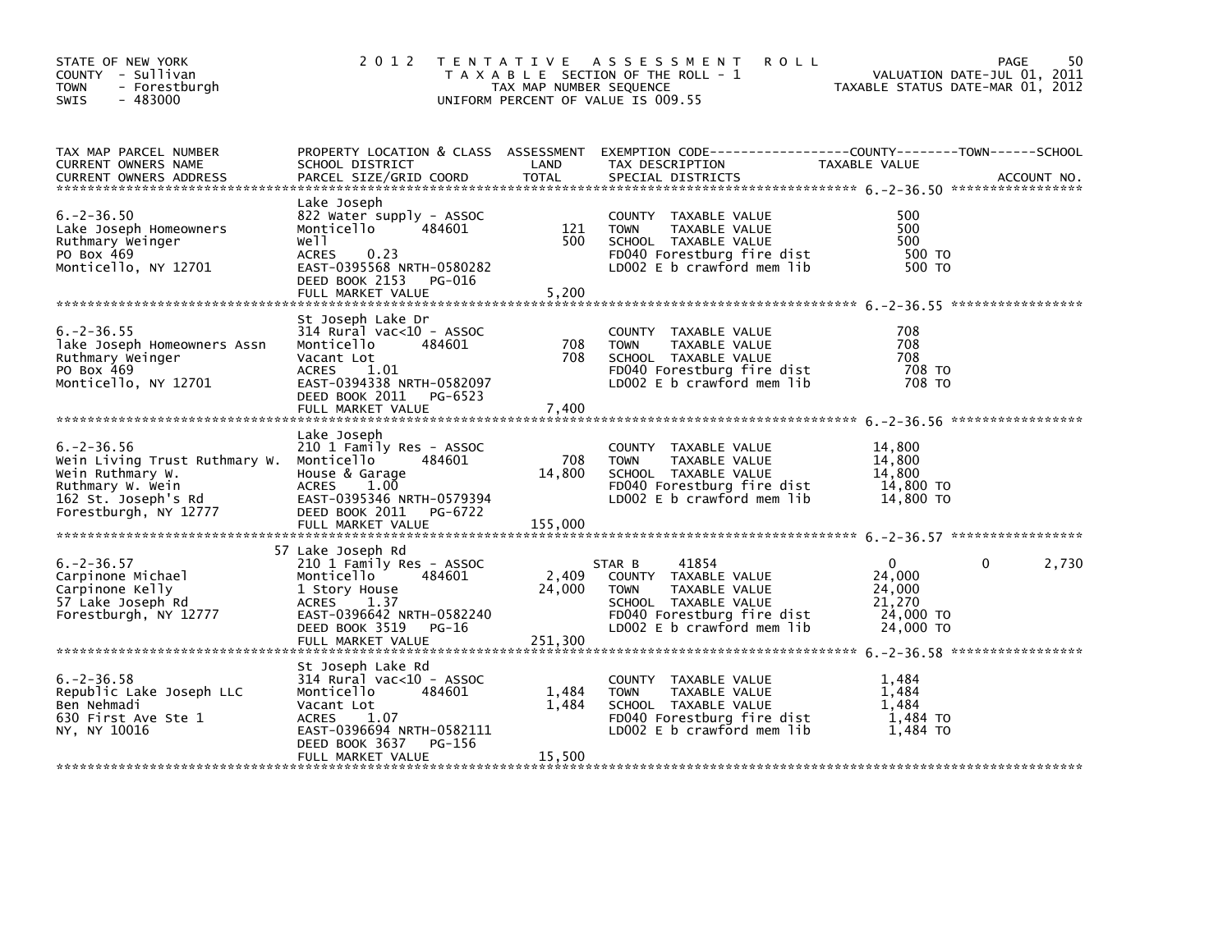STATE OF NEW YORK
COUNTY - Sullivan
TOWN - Forestburgh
SWIS - 483000

2012 TENTATIVE ASSESSMENT ROLL
TAXABLE SECTION OF THE ROLL - 1
TAX MAP NUMBER SEQUENCE
UNIFORM PERCENT OF VALUE IS 009.55

VALUATION DATE-JUL 01, 2011
TAXABLE STATUS DATE-MAR 01, 2012

| TAX MAP PARCEL NUMBER / CURRENT OWNERS NAME / CURRENT OWNERS ADDRESS | PROPERTY LOCATION & CLASS / SCHOOL DISTRICT / PARCEL SIZE/GRID COORD | ASSESSMENT LAND / TOTAL | EXEMPTION CODE / TAX DESCRIPTION / SPECIAL DISTRICTS | COUNTY TAXABLE VALUE | TOWN | SCHOOL |
|---|---|---|---|---|---|---|
| **6.-2-36.50** | Lake Joseph | | | | | |
| Lake Joseph Homeowners | 822 Water supply - ASSOC | | COUNTY TAXABLE VALUE | 500 | | |
| Ruthmary Weinger | Monticello 484601 | 121 | TOWN TAXABLE VALUE | 500 | | |
| PO Box 469 | Well | 500 | SCHOOL TAXABLE VALUE | 500 | | |
| Monticello, NY 12701 | ACRES 0.23 | | FD040 Forestburg fire dist | 500 TO | | |
| | EAST-0395568 NRTH-0580282 | | LD002 E b crawford mem lib | 500 TO | | |
| | DEED BOOK 2153 PG-016 | | | | | |
| | FULL MARKET VALUE | 5,200 | | | | |
| **6.-2-36.55** | St Joseph Lake Dr | | | | | |
| lake Joseph Homeowners Assn | 314 Rural vac<10 - ASSOC | | COUNTY TAXABLE VALUE | 708 | | |
| Ruthmary Weinger | Monticello 484601 | 708 | TOWN TAXABLE VALUE | 708 | | |
| PO Box 469 | Vacant Lot | 708 | SCHOOL TAXABLE VALUE | 708 | | |
| Monticello, NY 12701 | ACRES 1.01 | | FD040 Forestburg fire dist | 708 TO | | |
| | EAST-0394338 NRTH-0582097 | | LD002 E b crawford mem lib | 708 TO | | |
| | DEED BOOK 2011 PG-6523 | | | | | |
| | FULL MARKET VALUE | 7,400 | | | | |
| **6.-2-36.56** | Lake Joseph | | | | | |
| Wein Living Trust Ruthmary W. | 210 1 Family Res - ASSOC | | COUNTY TAXABLE VALUE | 14,800 | | |
| Wein Ruthmary W. | Monticello 484601 | 708 | TOWN TAXABLE VALUE | 14,800 | | |
| Ruthmary W. Wein | House & Garage | 14,800 | SCHOOL TAXABLE VALUE | 14,800 | | |
| 162 St. Joseph's Rd | ACRES 1.00 | | FD040 Forestburg fire dist | 14,800 TO | | |
| Forestburgh, NY 12777 | EAST-0395346 NRTH-0579394 | | LD002 E b crawford mem lib | 14,800 TO | | |
| | DEED BOOK 2011 PG-6722 | | | | | |
| | FULL MARKET VALUE | 155,000 | | | | |
| **6.-2-36.57** | 57 Lake Joseph Rd | | | | | |
| Carpinone Michael | 210 1 Family Res - ASSOC | | STAR B 41854 | 0 | 0 | 2,730 |
| Carpinone Kelly | Monticello 484601 | 2,409 | COUNTY TAXABLE VALUE | 24,000 | | |
| 57 Lake Joseph Rd | 1 Story House | 24,000 | TOWN TAXABLE VALUE | 24,000 | | |
| Forestburgh, NY 12777 | ACRES 1.37 | | SCHOOL TAXABLE VALUE | 21,270 | | |
| | EAST-0396642 NRTH-0582240 | | FD040 Forestburg fire dist | 24,000 TO | | |
| | DEED BOOK 3519 PG-16 | | LD002 E b crawford mem lib | 24,000 TO | | |
| | FULL MARKET VALUE | 251,300 | | | | |
| **6.-2-36.58** | St Joseph Lake Rd | | | | | |
| Republic Lake Joseph LLC | 314 Rural vac<10 - ASSOC | | COUNTY TAXABLE VALUE | 1,484 | | |
| Ben Nehmadi | Monticello 484601 | 1,484 | TOWN TAXABLE VALUE | 1,484 | | |
| 630 First Ave Ste 1 | Vacant Lot | 1,484 | SCHOOL TAXABLE VALUE | 1,484 | | |
| NY, NY 10016 | ACRES 1.07 | | FD040 Forestburg fire dist | 1,484 TO | | |
| | EAST-0396694 NRTH-0582111 | | LD002 E b crawford mem lib | 1,484 TO | | |
| | DEED BOOK 3637 PG-156 | | | | | |
| | FULL MARKET VALUE | 15,500 | | | | |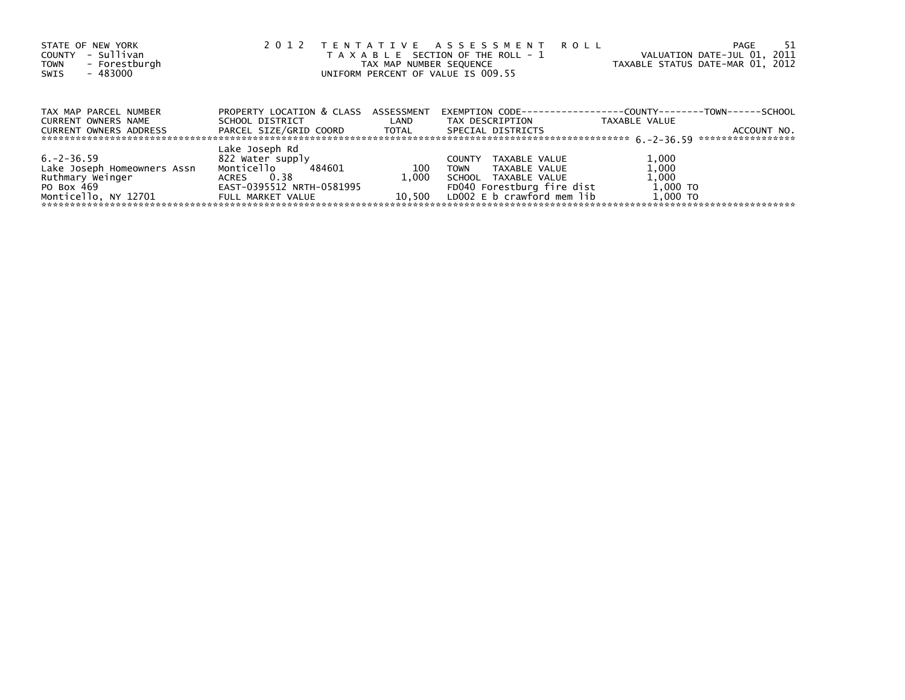STATE OF NEW YORK
COUNTY - Sullivan
TOWN - Forestburgh
SWIS - 483000

2012 TENTATIVE ASSESSMENT ROLL
TAXABLE SECTION OF THE ROLL - 1
TAX MAP NUMBER SEQUENCE
UNIFORM PERCENT OF VALUE IS 009.55

VALUATION DATE-JUL 01, 2011
TAXABLE STATUS DATE-MAR 01, 2012

| TAX MAP PARCEL NUMBER<br>CURRENT OWNERS NAME<br>CURRENT OWNERS ADDRESS | PROPERTY LOCATION & CLASS<br>SCHOOL DISTRICT<br>PARCEL SIZE/GRID COORD | ASSESSMENT<br>LAND<br>TOTAL | EXEMPTION CODE------------------COUNTY--------TOWN------SCHOOL<br>TAX DESCRIPTION<br>SPECIAL DISTRICTS | TAXABLE VALUE<br><br>ACCOUNT NO. |
|---|---|---|---|---|
| ******************************** | | | | 6.-2-36.59 ***************** |
| | Lake Joseph Rd | | | |
| 6.-2-36.59 | 822 Water supply | | COUNTY TAXABLE VALUE | 1,000 |
| Lake Joseph Homeowners Assn | Monticello 484601 | 100 | TOWN TAXABLE VALUE | 1,000 |
| Ruthmary Weinger | ACRES 0.38 | 1,000 | SCHOOL TAXABLE VALUE | 1,000 |
| PO Box 469 | EAST-0395512 NRTH-0581995 | | FD040 Forestburg fire dist | 1,000 TO |
| Monticello, NY 12701 | FULL MARKET VALUE | 10,500 | LD002 E b crawford mem lib | 1,000 TO |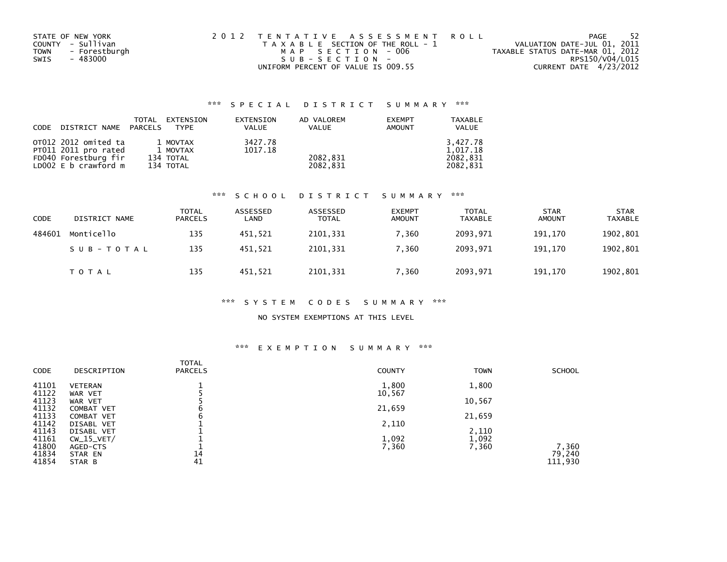STATE OF NEW YORK
COUNTY - Sullivan
TOWN - Forestburgh
SWIS - 483000

2 0 1 2 T E N T A T I V E A S S E S S M E N T R O L L
T A X A B L E SECTION OF THE ROLL - 1
M A P S E C T I O N - 006
S U B - S E C T I O N -
UNIFORM PERCENT OF VALUE IS 009.55

VALUATION DATE-JUL 01, 2011
TAXABLE STATUS DATE-MAR 01, 2012
RPS150/V04/L015
CURRENT DATE 4/23/2012

## *** S P E C I A L D I S T R I C T S U M M A R Y ***

| CODE | DISTRICT NAME | TOTAL PARCELS | EXTENSION TYPE | EXTENSION VALUE | AD VALOREM VALUE | EXEMPT AMOUNT | TAXABLE VALUE |
|---|---|---|---|---|---|---|---|
| OT012 | 2012 omited ta | 1 | MOVTAX | 3427.78 | | | 3,427.78 |
| PT011 | 2011 pro rated | 1 | MOVTAX | 1017.18 | | | 1,017.18 |
| FD040 | Forestburg fir | 134 | TOTAL | | 2082,831 | | 2082,831 |
| LD002 | E b crawford m | 134 | TOTAL | | 2082,831 | | 2082,831 |

## *** S C H O O L D I S T R I C T S U M M A R Y ***

| CODE | DISTRICT NAME | TOTAL PARCELS | ASSESSED LAND | ASSESSED TOTAL | EXEMPT AMOUNT | TOTAL TAXABLE | STAR AMOUNT | STAR TAXABLE |
|---|---|---|---|---|---|---|---|---|
| 484601 | Monticello | 135 | 451,521 | 2101,331 | 7,360 | 2093,971 | 191,170 | 1902,801 |
| | S U B - T O T A L | 135 | 451,521 | 2101,331 | 7,360 | 2093,971 | 191,170 | 1902,801 |
| | T O T A L | 135 | 451,521 | 2101,331 | 7,360 | 2093,971 | 191,170 | 1902,801 |

## *** S Y S T E M C O D E S S U M M A R Y ***

NO SYSTEM EXEMPTIONS AT THIS LEVEL

## *** E X E M P T I O N S U M M A R Y ***

| CODE | DESCRIPTION | TOTAL PARCELS | COUNTY | TOWN | SCHOOL |
|---|---|---|---|---|---|
| 41101 | VETERAN | 1 | 1,800 | 1,800 | |
| 41122 | WAR VET | 5 | 10,567 | | |
| 41123 | WAR VET | 5 | | 10,567 | |
| 41132 | COMBAT VET | 6 | 21,659 | | |
| 41133 | COMBAT VET | 6 | | 21,659 | |
| 41142 | DISABL VET | 1 | 2,110 | | |
| 41143 | DISABL VET | 1 | | 2,110 | |
| 41161 | CW_15_VET/ | 1 | 1,092 | 1,092 | |
| 41800 | AGED-CTS | 1 | 7,360 | 7,360 | 7,360 |
| 41834 | STAR EN | 14 | | | 79,240 |
| 41854 | STAR B | 41 | | | 111,930 |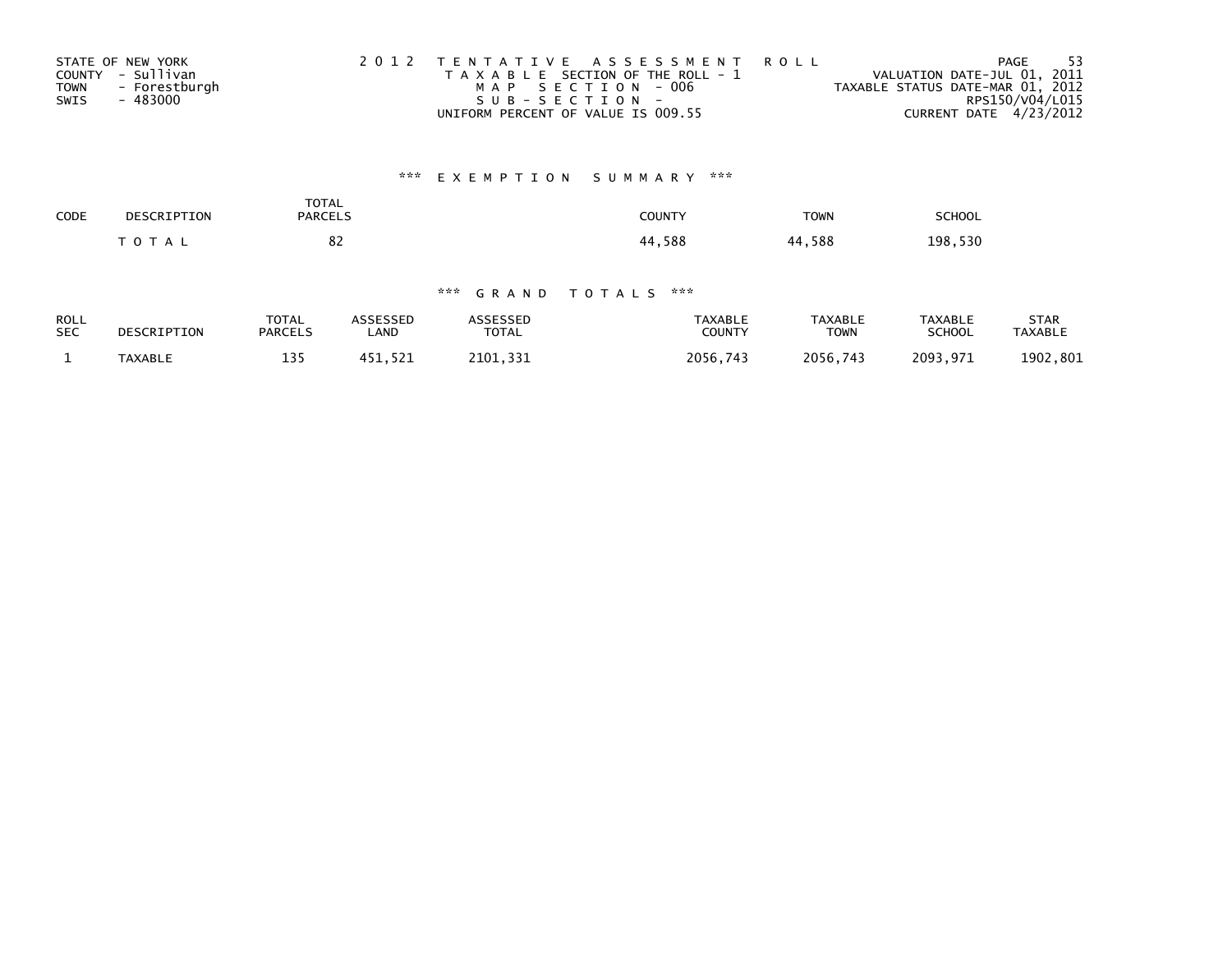STATE OF NEW YORK
COUNTY - Sullivan
TOWN - Forestburgh
SWIS - 483000

2012 TENTATIVE ASSESSMENT ROLL
TAXABLE SECTION OF THE ROLL - 1
MAP SECTION - 006
SUB-SECTION -
UNIFORM PERCENT OF VALUE IS 009.55

VALUATION DATE-JUL 01, 2011
TAXABLE STATUS DATE-MAR 01, 2012
RPS150/V04/L015
CURRENT DATE 4/23/2012

### *** EXEMPTION SUMMARY ***

| CODE | DESCRIPTION | TOTAL PARCELS | COUNTY | TOWN | SCHOOL |
|---|---|---|---|---|---|
| | TOTAL | 82 | 44,588 | 44,588 | 198,530 |

### *** GRAND TOTALS ***

| ROLL SEC | DESCRIPTION | TOTAL PARCELS | ASSESSED LAND | ASSESSED TOTAL | TAXABLE COUNTY | TAXABLE TOWN | TAXABLE SCHOOL | STAR TAXABLE |
|---|---|---|---|---|---|---|---|---|
| 1 | TAXABLE | 135 | 451,521 | 2101,331 | 2056,743 | 2056,743 | 2093,971 | 1902,801 |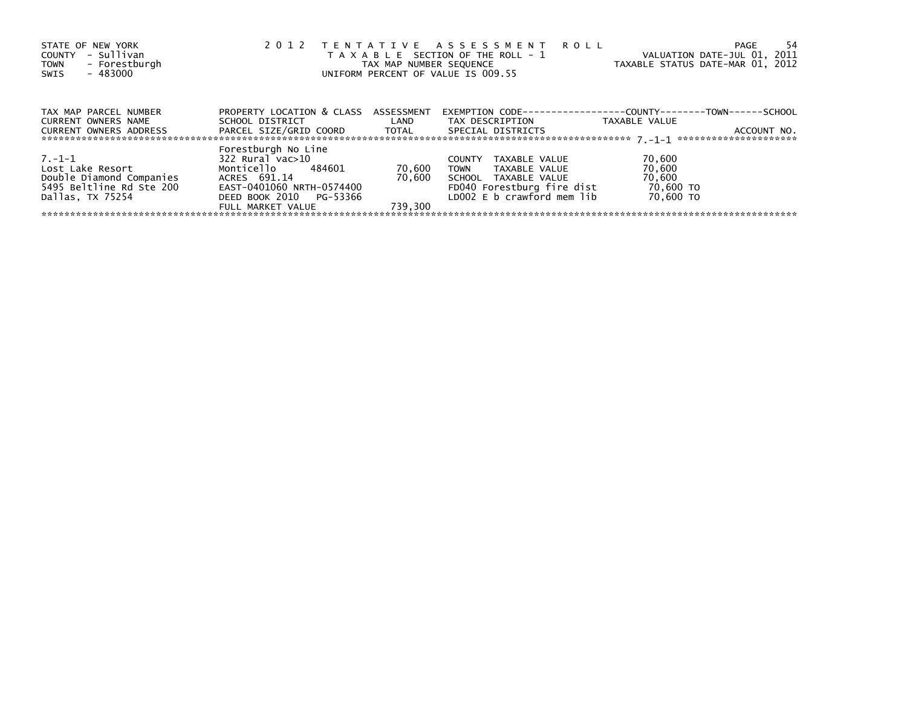STATE OF NEW YORK
COUNTY - Sullivan
TOWN - Forestburgh
SWIS - 483000

2012 TENTATIVE ASSESSMENT ROLL
TAXABLE SECTION OF THE ROLL - 1
TAX MAP NUMBER SEQUENCE
UNIFORM PERCENT OF VALUE IS 009.55

VALUATION DATE-JUL 01, 2011
TAXABLE STATUS DATE-MAR 01, 2012

| TAX MAP PARCEL NUMBER<br>CURRENT OWNERS NAME<br>CURRENT OWNERS ADDRESS | PROPERTY LOCATION & CLASS<br>SCHOOL DISTRICT<br>PARCEL SIZE/GRID COORD | ASSESSMENT<br>LAND<br>TOTAL | EXEMPTION CODE------------------COUNTY--------TOWN------SCHOOL<br>TAX DESCRIPTION<br>SPECIAL DISTRICTS | TAXABLE VALUE | ACCOUNT NO. |
|---|---|---|---|---|---|
| ******************************** | | | | 7.-1-1 | ****************** |
| | Forestburgh No Line | | | | |
| 7.-1-1 | 322 Rural vac>10 | | COUNTY TAXABLE VALUE | 70,600 | |
| Lost Lake Resort | Monticello 484601 | 70,600 | TOWN TAXABLE VALUE | 70,600 | |
| Double Diamond Companies | ACRES 691.14 | 70,600 | SCHOOL TAXABLE VALUE | 70,600 | |
| 5495 Beltline Rd Ste 200 | EAST-0401060 NRTH-0574400 | | FD040 Forestburg fire dist | 70,600 TO | |
| Dallas, TX 75254 | DEED BOOK 2010 PG-53366 | | LD002 E b crawford mem lib | 70,600 TO | |
| | FULL MARKET VALUE | 739,300 | | | |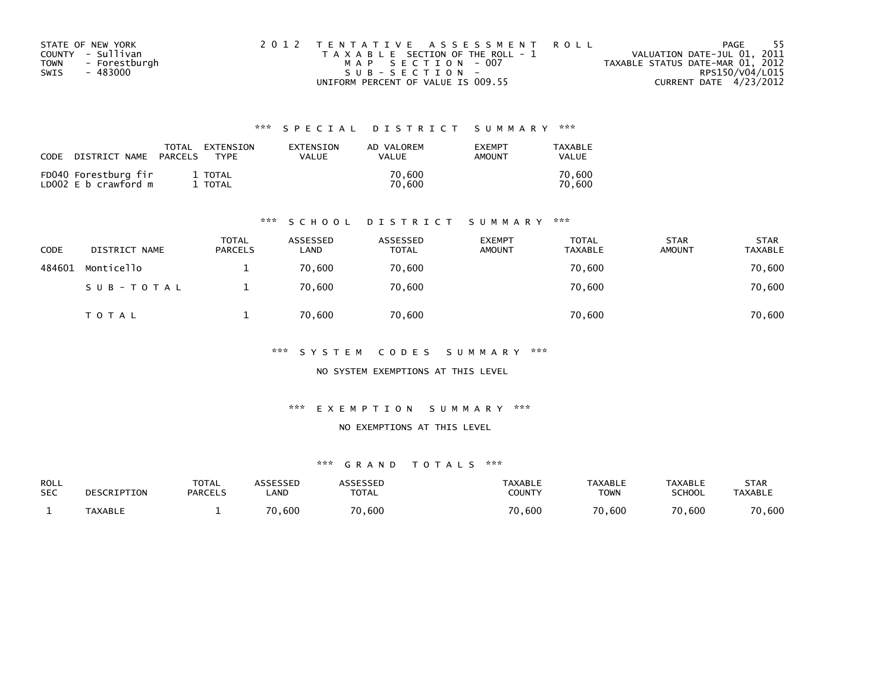STATE OF NEW YORK
COUNTY - Sullivan
TOWN - Forestburgh
SWIS - 483000

2012 TENTATIVE ASSESSMENT ROLL
TAXABLE SECTION OF THE ROLL - 1
MAP SECTION - 007
SUB-SECTION -
UNIFORM PERCENT OF VALUE IS 009.55

VALUATION DATE-JUL 01, 2011
TAXABLE STATUS DATE-MAR 01, 2012
RPS150/V04/L015
CURRENT DATE 4/23/2012

### *** SPECIAL DISTRICT SUMMARY ***

| CODE | DISTRICT NAME | TOTAL PARCELS | EXTENSION TYPE | EXTENSION VALUE | AD VALOREM VALUE | EXEMPT AMOUNT | TAXABLE VALUE |
|---|---|---|---|---|---|---|---|
| FD040 | Forestburg fir | 1 | TOTAL | | 70,600 | | 70,600 |
| LD002 | E b crawford m | 1 | TOTAL | | 70,600 | | 70,600 |

### *** SCHOOL DISTRICT SUMMARY ***

| CODE | DISTRICT NAME | TOTAL PARCELS | ASSESSED LAND | ASSESSED TOTAL | EXEMPT AMOUNT | TOTAL TAXABLE | STAR AMOUNT | STAR TAXABLE |
|---|---|---|---|---|---|---|---|---|
| 484601 | Monticello | 1 | 70,600 | 70,600 | | 70,600 | | 70,600 |
| | SUB-TOTAL | 1 | 70,600 | 70,600 | | 70,600 | | 70,600 |
| | TOTAL | 1 | 70,600 | 70,600 | | 70,600 | | 70,600 |

### *** SYSTEM CODES SUMMARY ***

NO SYSTEM EXEMPTIONS AT THIS LEVEL

### *** EXEMPTION SUMMARY ***

NO EXEMPTIONS AT THIS LEVEL

### *** GRAND TOTALS ***

| ROLL SEC | DESCRIPTION | TOTAL PARCELS | ASSESSED LAND | ASSESSED TOTAL | TAXABLE COUNTY | TAXABLE TOWN | TAXABLE SCHOOL | STAR TAXABLE |
|---|---|---|---|---|---|---|---|---|
| 1 | TAXABLE | 1 | 70,600 | 70,600 | 70,600 | 70,600 | 70,600 | 70,600 |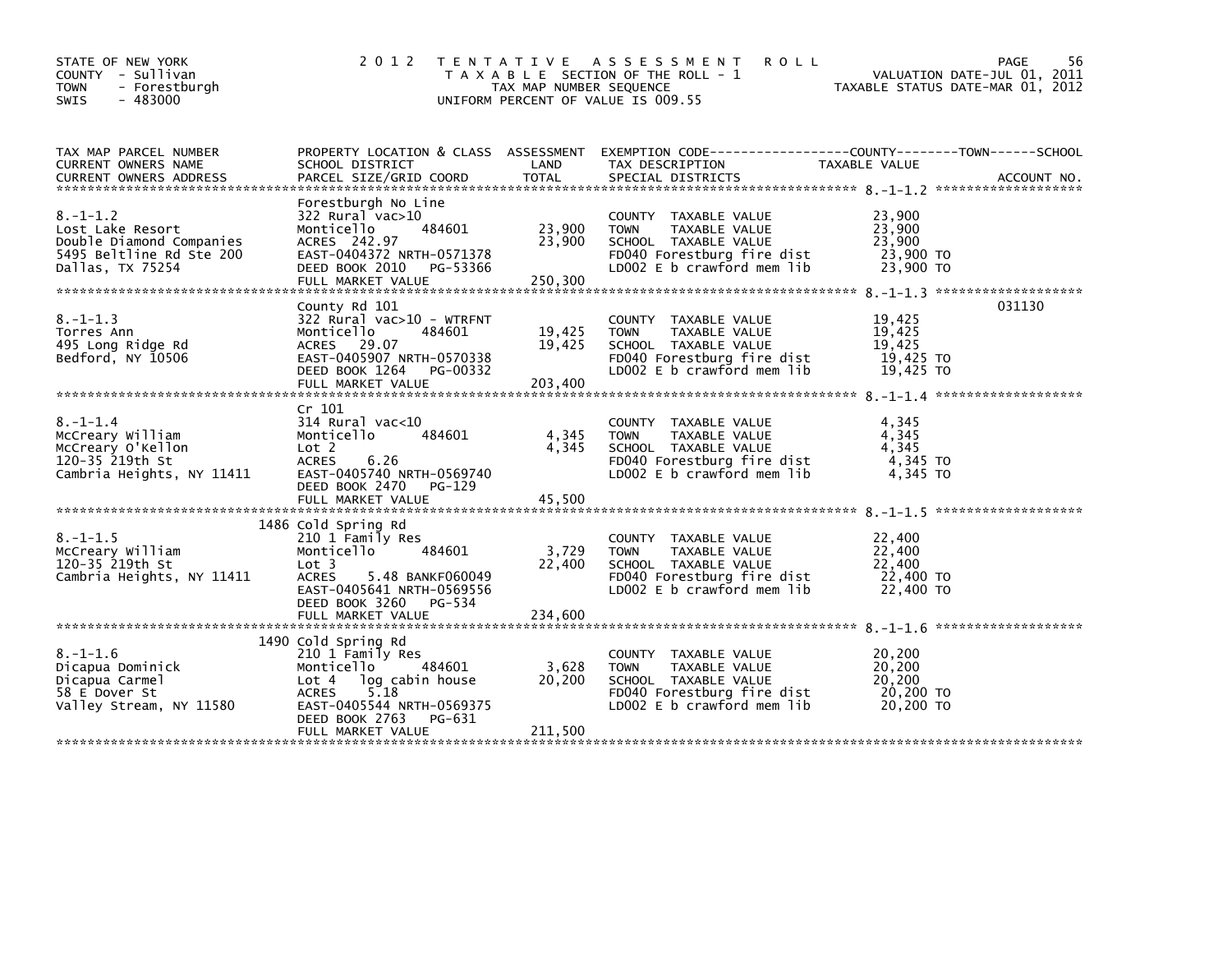STATE OF NEW YORK
COUNTY - Sullivan
TOWN - Forestburgh
SWIS - 483000

2012 TENTATIVE ASSESSMENT ROLL
TAXABLE SECTION OF THE ROLL - 1
TAX MAP NUMBER SEQUENCE
UNIFORM PERCENT OF VALUE IS 009.55

VALUATION DATE-JUL 01, 2011
TAXABLE STATUS DATE-MAR 01, 2012

| TAX MAP PARCEL NUMBER / CURRENT OWNERS NAME / CURRENT OWNERS ADDRESS | PROPERTY LOCATION & CLASS / SCHOOL DISTRICT / PARCEL SIZE/GRID COORD | ASSESSMENT LAND | TOTAL | EXEMPTION CODE / TAX DESCRIPTION / SPECIAL DISTRICTS | TAXABLE VALUE | ACCOUNT NO. |
|---|---|---|---|---|---|---|
| 8.-1-1.2 | Forestburgh No Line | | | | | |
| | 322 Rural vac>10 | | | COUNTY TAXABLE VALUE | 23,900 | |
| Lost Lake Resort | Monticello 484601 | 23,900 | | TOWN TAXABLE VALUE | 23,900 | |
| Double Diamond Companies | ACRES 242.97 | | 23,900 | SCHOOL TAXABLE VALUE | 23,900 | |
| 5495 Beltline Rd Ste 200 | EAST-0404372 NRTH-0571378 | | | FD040 Forestburg fire dist | 23,900 TO | |
| Dallas, TX 75254 | DEED BOOK 2010 PG-53366 | | | LD002 E b crawford mem lib | 23,900 TO | |
| | FULL MARKET VALUE | | 250,300 | | | |
| 8.-1-1.3 | County Rd 101 | | | | | 031130 |
| | 322 Rural vac>10 - WTRFNT | | | COUNTY TAXABLE VALUE | 19,425 | |
| Torres Ann | Monticello 484601 | 19,425 | | TOWN TAXABLE VALUE | 19,425 | |
| 495 Long Ridge Rd | ACRES 29.07 | | 19,425 | SCHOOL TAXABLE VALUE | 19,425 | |
| Bedford, NY 10506 | EAST-0405907 NRTH-0570338 | | | FD040 Forestburg fire dist | 19,425 TO | |
| | DEED BOOK 1264 PG-00332 | | | LD002 E b crawford mem lib | 19,425 TO | |
| | FULL MARKET VALUE | | 203,400 | | | |
| 8.-1-1.4 | Cr 101 | | | | | |
| | 314 Rural vac<10 | | | COUNTY TAXABLE VALUE | 4,345 | |
| McCreary William | Monticello 484601 | 4,345 | | TOWN TAXABLE VALUE | 4,345 | |
| McCreary O'Kellon | Lot 2 | | 4,345 | SCHOOL TAXABLE VALUE | 4,345 | |
| 120-35 219th St | ACRES 6.26 | | | FD040 Forestburg fire dist | 4,345 TO | |
| Cambria Heights, NY 11411 | EAST-0405740 NRTH-0569740 | | | LD002 E b crawford mem lib | 4,345 TO | |
| | DEED BOOK 2470 PG-129 | | | | | |
| | FULL MARKET VALUE | | 45,500 | | | |
| 8.-1-1.5 | 1486 Cold Spring Rd | | | | | |
| | 210 1 Family Res | | | COUNTY TAXABLE VALUE | 22,400 | |
| McCreary William | Monticello 484601 | 3,729 | | TOWN TAXABLE VALUE | 22,400 | |
| 120-35 219th St | Lot 3 | | 22,400 | SCHOOL TAXABLE VALUE | 22,400 | |
| Cambria Heights, NY 11411 | ACRES 5.48 BANKF060049 | | | FD040 Forestburg fire dist | 22,400 TO | |
| | EAST-0405641 NRTH-0569556 | | | LD002 E b crawford mem lib | 22,400 TO | |
| | DEED BOOK 3260 PG-534 | | | | | |
| | FULL MARKET VALUE | | 234,600 | | | |
| 8.-1-1.6 | 1490 Cold Spring Rd | | | | | |
| | 210 1 Family Res | | | COUNTY TAXABLE VALUE | 20,200 | |
| Dicapua Dominick | Monticello 484601 | 3,628 | | TOWN TAXABLE VALUE | 20,200 | |
| Dicapua Carmel | Lot 4 log cabin house | | 20,200 | SCHOOL TAXABLE VALUE | 20,200 | |
| 58 E Dover St | ACRES 5.18 | | | FD040 Forestburg fire dist | 20,200 TO | |
| Valley Stream, NY 11580 | EAST-0405544 NRTH-0569375 | | | LD002 E b crawford mem lib | 20,200 TO | |
| | DEED BOOK 2763 PG-631 | | | | | |
| | FULL MARKET VALUE | | 211,500 | | | |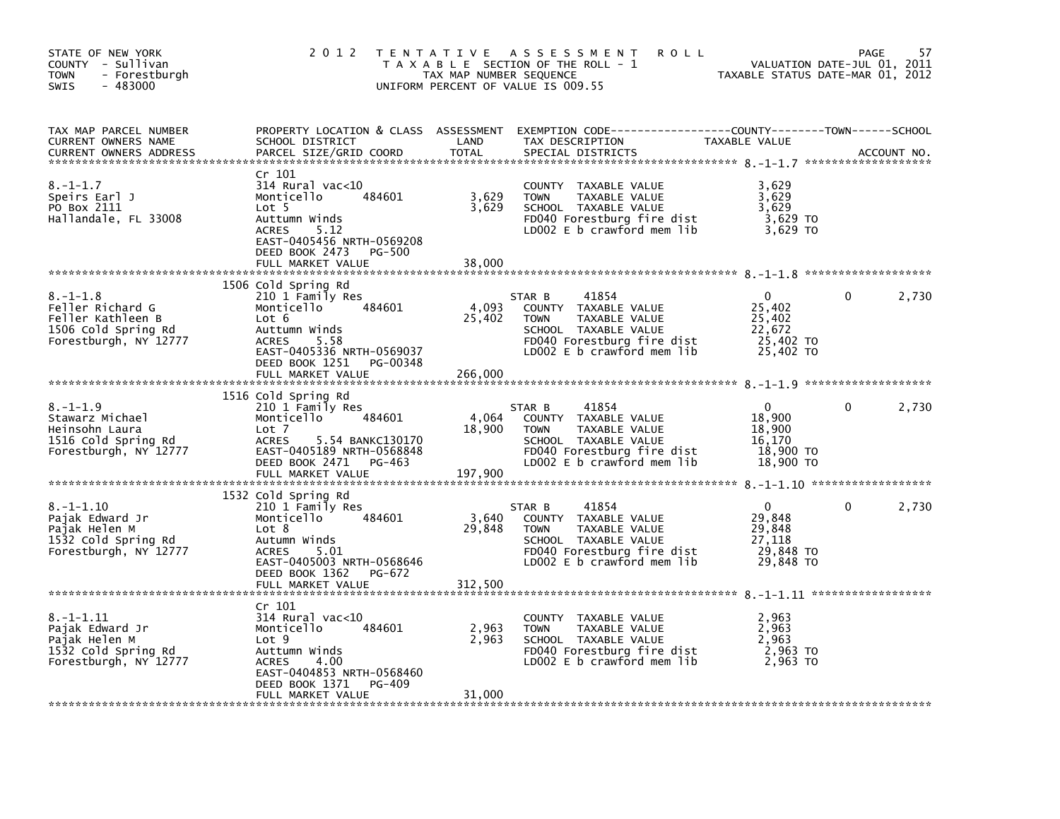STATE OF NEW YORK
COUNTY - Sullivan
TOWN - Forestburgh
SWIS - 483000

# 2012 TENTATIVE ASSESSMENT ROLL

TAXABLE SECTION OF THE ROLL - 1
TAX MAP NUMBER SEQUENCE
UNIFORM PERCENT OF VALUE IS 009.55

VALUATION DATE-JUL 01, 2011
TAXABLE STATUS DATE-MAR 01, 2012

| TAX MAP PARCEL NUMBER / CURRENT OWNERS NAME / CURRENT OWNERS ADDRESS | PROPERTY LOCATION & CLASS / SCHOOL DISTRICT / PARCEL SIZE/GRID COORD | ASSESSMENT LAND / TOTAL | EXEMPTION CODE / TAX DESCRIPTION / SPECIAL DISTRICTS | COUNTY TAXABLE VALUE | TOWN | SCHOOL |
|---|---|---|---|---|---|---|
| 8.-1-1.7 | Cr 101 | | | | | |
| Speirs Earl J | 314 Rural vac<10 | | COUNTY TAXABLE VALUE | 3,629 | | |
| PO Box 2111 | Monticello 484601 | 3,629 | TOWN TAXABLE VALUE | 3,629 | | |
| Hallandale, FL 33008 | Lot 5 | 3,629 | SCHOOL TAXABLE VALUE | 3,629 | | |
| | Auttumn Winds | | FD040 Forestburg fire dist | 3,629 TO | | |
| | ACRES 5.12 | | LD002 E b crawford mem lib | 3,629 TO | | |
| | EAST-0405456 NRTH-0569208 | | | | | |
| | DEED BOOK 2473 PG-500 | | | | | |
| | FULL MARKET VALUE | 38,000 | | | | |
| 8.-1-1.8 | 1506 Cold Spring Rd | | | | | |
| Feller Richard G | 210 1 Family Res | | STAR B 41854 | 0 | 0 | 2,730 |
| Feller Kathleen B | Monticello 484601 | 4,093 | COUNTY TAXABLE VALUE | 25,402 | | |
| 1506 Cold Spring Rd | Lot 6 | 25,402 | TOWN TAXABLE VALUE | 25,402 | | |
| Forestburgh, NY 12777 | Auttumn Winds | | SCHOOL TAXABLE VALUE | 22,672 | | |
| | ACRES 5.58 | | FD040 Forestburg fire dist | 25,402 TO | | |
| | EAST-0405336 NRTH-0569037 | | LD002 E b crawford mem lib | 25,402 TO | | |
| | DEED BOOK 1251 PG-00348 | | | | | |
| | FULL MARKET VALUE | 266,000 | | | | |
| 8.-1-1.9 | 1516 Cold Spring Rd | | | | | |
| Stawarz Michael | 210 1 Family Res | | STAR B 41854 | 0 | 0 | 2,730 |
| Heinsohn Laura | Monticello 484601 | 4,064 | COUNTY TAXABLE VALUE | 18,900 | | |
| 1516 Cold Spring Rd | Lot 7 | 18,900 | TOWN TAXABLE VALUE | 18,900 | | |
| Forestburgh, NY 12777 | ACRES 5.54 BANKC130170 | | SCHOOL TAXABLE VALUE | 16,170 | | |
| | EAST-0405189 NRTH-0568848 | | FD040 Forestburg fire dist | 18,900 TO | | |
| | DEED BOOK 2471 PG-463 | | LD002 E b crawford mem lib | 18,900 TO | | |
| | FULL MARKET VALUE | 197,900 | | | | |
| 8.-1-1.10 | 1532 Cold Spring Rd | | | | | |
| Pajak Edward Jr | 210 1 Family Res | | STAR B 41854 | 0 | 0 | 2,730 |
| Pajak Helen M | Monticello 484601 | 3,640 | COUNTY TAXABLE VALUE | 29,848 | | |
| 1532 Cold Spring Rd | Lot 8 | 29,848 | TOWN TAXABLE VALUE | 29,848 | | |
| Forestburgh, NY 12777 | Auttumn Winds | | SCHOOL TAXABLE VALUE | 27,118 | | |
| | ACRES 5.01 | | FD040 Forestburg fire dist | 29,848 TO | | |
| | EAST-0405003 NRTH-0568646 | | LD002 E b crawford mem lib | 29,848 TO | | |
| | DEED BOOK 1362 PG-672 | | | | | |
| | FULL MARKET VALUE | 312,500 | | | | |
| 8.-1-1.11 | Cr 101 | | | | | |
| Pajak Edward Jr | 314 Rural vac<10 | | COUNTY TAXABLE VALUE | 2,963 | | |
| Pajak Helen M | Monticello 484601 | 2,963 | TOWN TAXABLE VALUE | 2,963 | | |
| 1532 Cold Spring Rd | Lot 9 | 2,963 | SCHOOL TAXABLE VALUE | 2,963 | | |
| Forestburgh, NY 12777 | Auttumn Winds | | FD040 Forestburg fire dist | 2,963 TO | | |
| | ACRES 4.00 | | LD002 E b crawford mem lib | 2,963 TO | | |
| | EAST-0404853 NRTH-0568460 | | | | | |
| | DEED BOOK 1371 PG-409 | | | | | |
| | FULL MARKET VALUE | 31,000 | | | | |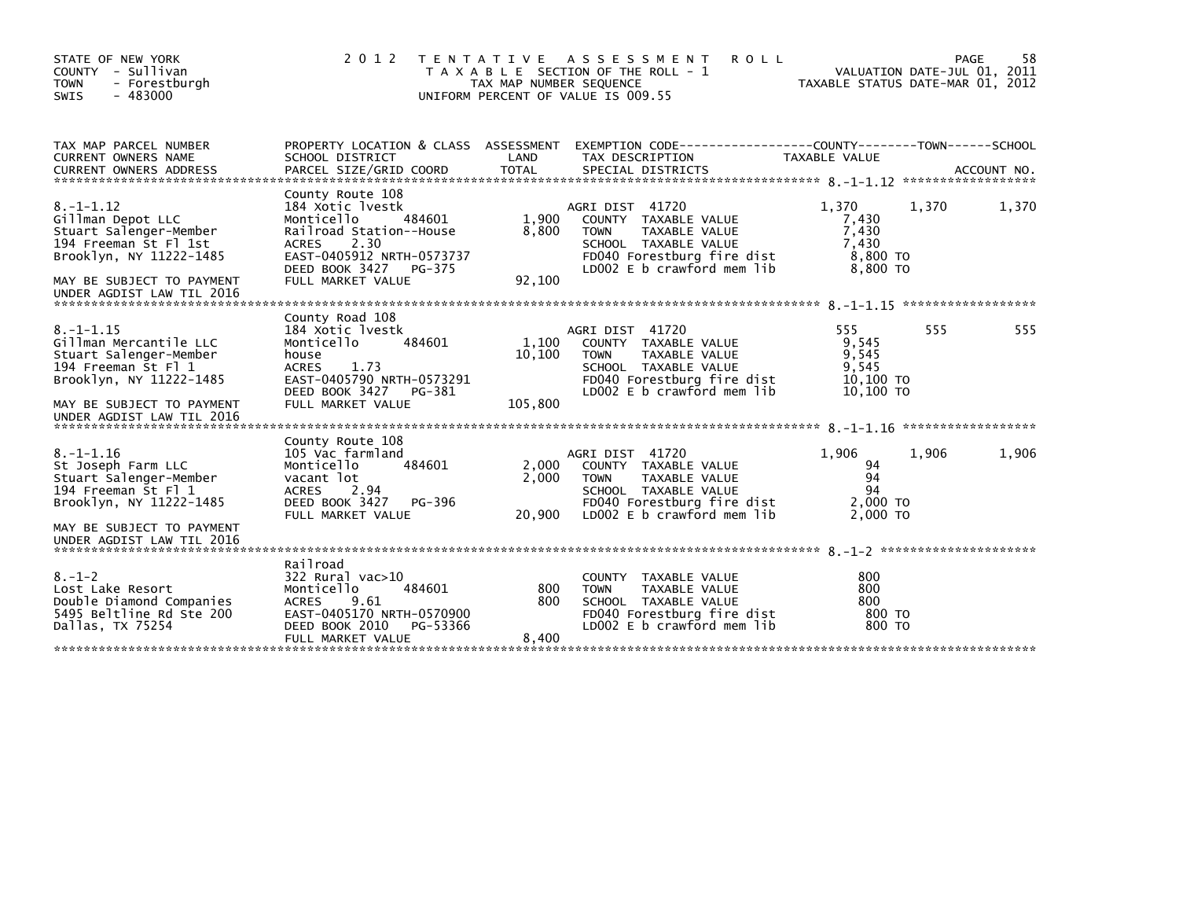STATE OF NEW YORK
COUNTY - Sullivan
TOWN - Forestburgh
SWIS - 483000

# 2012 TENTATIVE ASSESSMENT ROLL

TAXABLE SECTION OF THE ROLL - 1
TAX MAP NUMBER SEQUENCE
UNIFORM PERCENT OF VALUE IS 009.55

VALUATION DATE-JUL 01, 2011
TAXABLE STATUS DATE-MAR 01, 2012

| TAX MAP PARCEL NUMBER / CURRENT OWNERS NAME / CURRENT OWNERS ADDRESS | PROPERTY LOCATION & CLASS / SCHOOL DISTRICT / PARCEL SIZE/GRID COORD | ASSESSMENT LAND / TOTAL | EXEMPTION CODE / TAX DESCRIPTION / SPECIAL DISTRICTS | COUNTY TAXABLE VALUE | TOWN | SCHOOL |
|---|---|---|---|---|---|---|
| 8.-1-1.12 | County Route 108 | | | | | |
| | 184 Xotic lvestk | | AGRI DIST 41720 | 1,370 | 1,370 | 1,370 |
| Gillman Depot LLC | Monticello 484601 | 1,900 | COUNTY TAXABLE VALUE | 7,430 | | |
| Stuart Salenger-Member | Railroad Station--House | 8,800 | TOWN TAXABLE VALUE | 7,430 | | |
| 194 Freeman St Fl 1st | ACRES 2.30 | | SCHOOL TAXABLE VALUE | 7,430 | | |
| Brooklyn, NY 11222-1485 | EAST-0405912 NRTH-0573737 | | FD040 Forestburg fire dist | 8,800 TO | | |
| | DEED BOOK 3427 PG-375 | | LD002 E b crawford mem lib | 8,800 TO | | |
| MAY BE SUBJECT TO PAYMENT UNDER AGDIST LAW TIL 2016 | FULL MARKET VALUE | 92,100 | | | | |
| 8.-1-1.15 | County Road 108 | | | | | |
| | 184 Xotic lvestk | | AGRI DIST 41720 | 555 | 555 | 555 |
| Gillman Mercantile LLC | Monticello 484601 | 1,100 | COUNTY TAXABLE VALUE | 9,545 | | |
| Stuart Salenger-Member | house | 10,100 | TOWN TAXABLE VALUE | 9,545 | | |
| 194 Freeman St Fl 1 | ACRES 1.73 | | SCHOOL TAXABLE VALUE | 9,545 | | |
| Brooklyn, NY 11222-1485 | EAST-0405790 NRTH-0573291 | | FD040 Forestburg fire dist | 10,100 TO | | |
| | DEED BOOK 3427 PG-381 | | LD002 E b crawford mem lib | 10,100 TO | | |
| MAY BE SUBJECT TO PAYMENT UNDER AGDIST LAW TIL 2016 | FULL MARKET VALUE | 105,800 | | | | |
| 8.-1-1.16 | County Route 108 | | | | | |
| | 105 Vac farmland | | AGRI DIST 41720 | 1,906 | 1,906 | 1,906 |
| St Joseph Farm LLC | Monticello 484601 | 2,000 | COUNTY TAXABLE VALUE | 94 | | |
| Stuart Salenger-Member | vacant lot | 2,000 | TOWN TAXABLE VALUE | 94 | | |
| 194 Freeman St Fl 1 | ACRES 2.94 | | SCHOOL TAXABLE VALUE | 94 | | |
| Brooklyn, NY 11222-1485 | DEED BOOK 3427 PG-396 | | FD040 Forestburg fire dist | 2,000 TO | | |
| | FULL MARKET VALUE | 20,900 | LD002 E b crawford mem lib | 2,000 TO | | |
| MAY BE SUBJECT TO PAYMENT UNDER AGDIST LAW TIL 2016 | | | | | | |
| 8.-1-2 | Railroad | | | | | |
| | 322 Rural vac>10 | | COUNTY TAXABLE VALUE | 800 | | |
| Lost Lake Resort | Monticello 484601 | 800 | TOWN TAXABLE VALUE | 800 | | |
| Double Diamond Companies | ACRES 9.61 | 800 | SCHOOL TAXABLE VALUE | 800 | | |
| 5495 Beltline Rd Ste 200 | EAST-0405170 NRTH-0570900 | | FD040 Forestburg fire dist | 800 TO | | |
| Dallas, TX 75254 | DEED BOOK 2010 PG-53366 | | LD002 E b crawford mem lib | 800 TO | | |
| | FULL MARKET VALUE | 8,400 | | | | |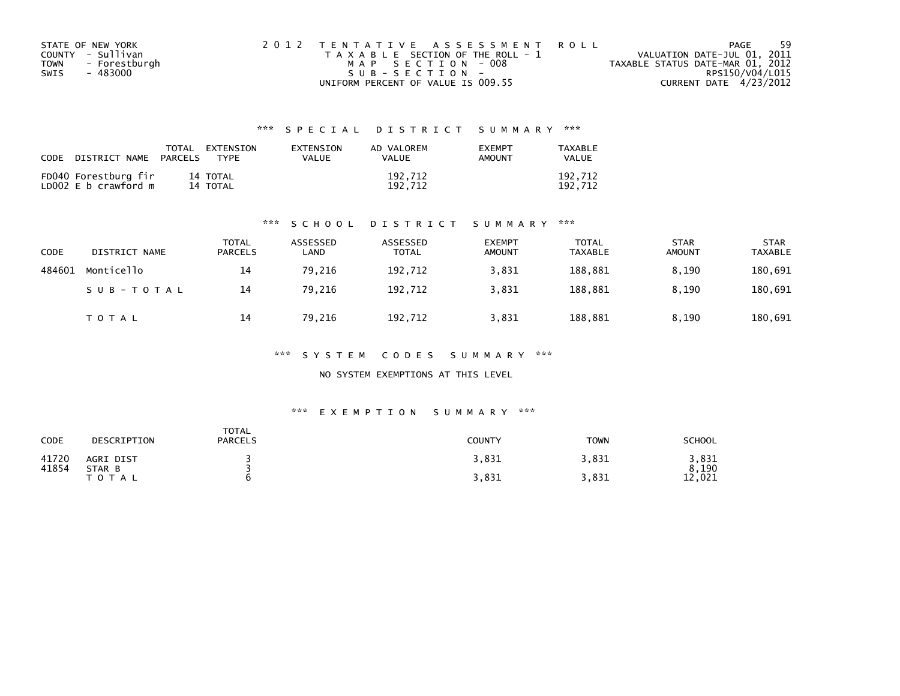STATE OF NEW YORK
COUNTY - Sullivan
TOWN - Forestburgh
SWIS - 483000

2012 TENTATIVE ASSESSMENT ROLL
TAXABLE SECTION OF THE ROLL - 1
MAP SECTION - 008
SUB-SECTION -
UNIFORM PERCENT OF VALUE IS 009.55

VALUATION DATE-JUL 01, 2011
TAXABLE STATUS DATE-MAR 01, 2012
RPS150/V04/L015
CURRENT DATE 4/23/2012

### *** SPECIAL DISTRICT SUMMARY ***

| CODE | DISTRICT NAME | TOTAL PARCELS | EXTENSION TYPE | EXTENSION VALUE | AD VALOREM VALUE | EXEMPT AMOUNT | TAXABLE VALUE |
|---|---|---|---|---|---|---|---|
| FD040 | Forestburg fir | 14 | TOTAL | | 192,712 | | 192,712 |
| LD002 | E b crawford m | 14 | TOTAL | | 192,712 | | 192,712 |

### *** SCHOOL DISTRICT SUMMARY ***

| CODE | DISTRICT NAME | TOTAL PARCELS | ASSESSED LAND | ASSESSED TOTAL | EXEMPT AMOUNT | TOTAL TAXABLE | STAR AMOUNT | STAR TAXABLE |
|---|---|---|---|---|---|---|---|---|
| 484601 | Monticello | 14 | 79,216 | 192,712 | 3,831 | 188,881 | 8,190 | 180,691 |
| | SUB-TOTAL | 14 | 79,216 | 192,712 | 3,831 | 188,881 | 8,190 | 180,691 |
| | TOTAL | 14 | 79,216 | 192,712 | 3,831 | 188,881 | 8,190 | 180,691 |

### *** SYSTEM CODES SUMMARY ***

NO SYSTEM EXEMPTIONS AT THIS LEVEL

### *** EXEMPTION SUMMARY ***

| CODE | DESCRIPTION | TOTAL PARCELS | COUNTY | TOWN | SCHOOL |
|---|---|---|---|---|---|
| 41720 | AGRI DIST | 3 | 3,831 | 3,831 | 3,831 |
| 41854 | STAR B | 3 | | | 8,190 |
| | TOTAL | 6 | 3,831 | 3,831 | 12,021 |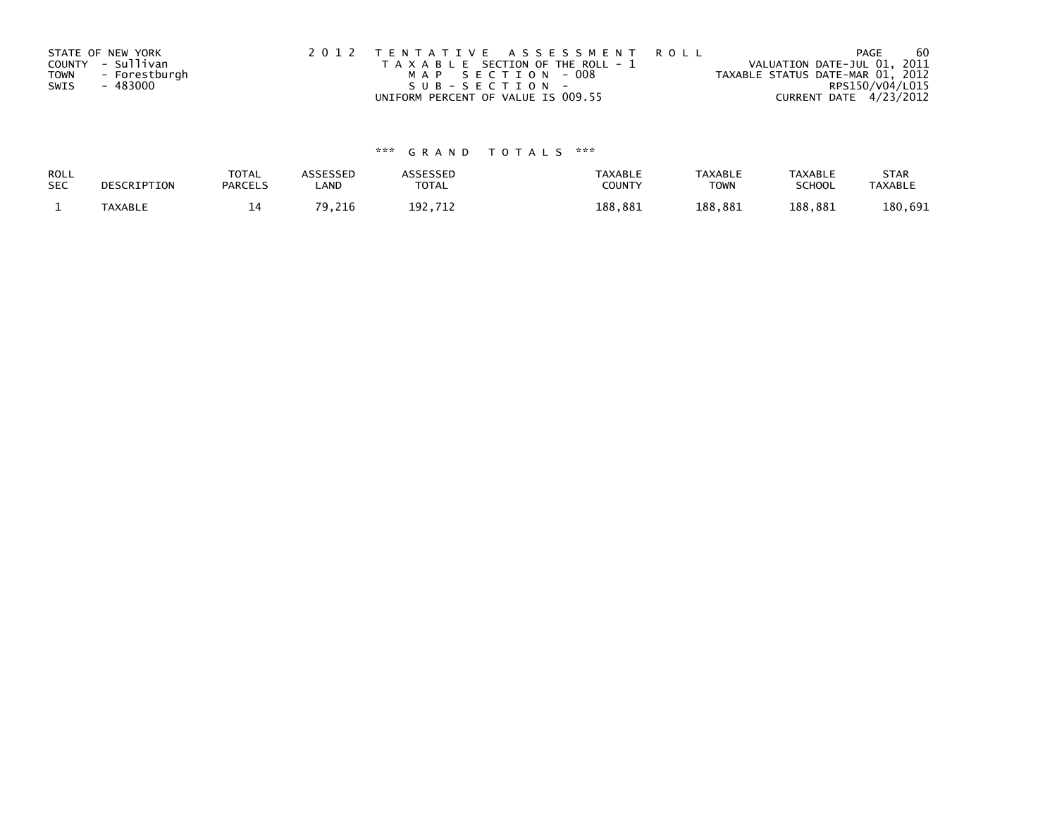STATE OF NEW YORK
COUNTY - Sullivan
TOWN - Forestburgh
SWIS - 483000

2012 TENTATIVE ASSESSMENT ROLL
TAXABLE SECTION OF THE ROLL - 1
MAP SECTION - 008
SUB-SECTION -
UNIFORM PERCENT OF VALUE IS 009.55

VALUATION DATE-JUL 01, 2011
TAXABLE STATUS DATE-MAR 01, 2012
RPS150/V04/L015
CURRENT DATE 4/23/2012

*** GRAND TOTALS ***

| ROLL SEC | DESCRIPTION | TOTAL PARCELS | ASSESSED LAND | ASSESSED TOTAL | TAXABLE COUNTY | TAXABLE TOWN | TAXABLE SCHOOL | STAR TAXABLE |
|---|---|---|---|---|---|---|---|---|
| 1 | TAXABLE | 14 | 79,216 | 192,712 | 188,881 | 188,881 | 188,881 | 180,691 |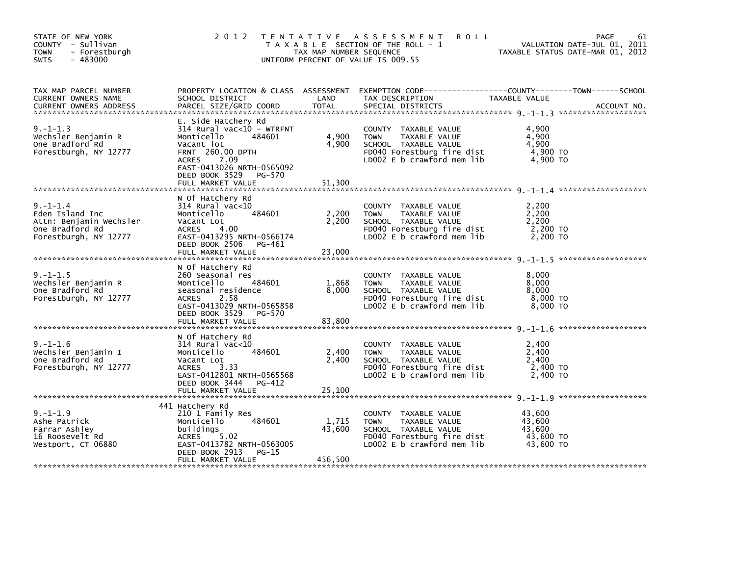STATE OF NEW YORK
COUNTY - Sullivan
TOWN - Forestburgh
SWIS - 483000

# 2012 TENTATIVE ASSESSMENT ROLL

TAXABLE SECTION OF THE ROLL - 1
TAX MAP NUMBER SEQUENCE
UNIFORM PERCENT OF VALUE IS 009.55

VALUATION DATE-JUL 01, 2011
TAXABLE STATUS DATE-MAR 01, 2012

| TAX MAP PARCEL NUMBER / CURRENT OWNERS NAME / CURRENT OWNERS ADDRESS | PROPERTY LOCATION & CLASS / SCHOOL DISTRICT / PARCEL SIZE/GRID COORD | ASSESSMENT LAND | TOTAL | EXEMPTION CODE / TAX DESCRIPTION / SPECIAL DISTRICTS | TAXABLE VALUE (COUNTY / TOWN / SCHOOL) | ACCOUNT NO. |
|---|---|---|---|---|---|---|
| 9.-1-1.3 | E. Side Hatchery Rd | | | | | |
| Wechsler Benjamin R | 314 Rural vac<10 - WTRFNT | | | COUNTY TAXABLE VALUE | 4,900 | |
| One Bradford Rd | Monticello 484601 | 4,900 | | TOWN TAXABLE VALUE | 4,900 | |
| Forestburgh, NY 12777 | Vacant lot | | 4,900 | SCHOOL TAXABLE VALUE | 4,900 | |
| | FRNT 260.00 DPTH | | | FD040 Forestburg fire dist | 4,900 TO | |
| | ACRES 7.09 | | | LD002 E b crawford mem lib | 4,900 TO | |
| | EAST-0413026 NRTH-0565092 | | | | | |
| | DEED BOOK 3529 PG-570 | | | | | |
| | FULL MARKET VALUE | | 51,300 | | | |
| 9.-1-1.4 | N Of Hatchery Rd | | | | | |
| Eden Island Inc | 314 Rural vac<10 | | | COUNTY TAXABLE VALUE | 2,200 | |
| Attn: Benjamin Wechsler | Monticello 484601 | 2,200 | | TOWN TAXABLE VALUE | 2,200 | |
| One Bradford Rd | Vacant Lot | | 2,200 | SCHOOL TAXABLE VALUE | 2,200 | |
| Forestburgh, NY 12777 | ACRES 4.00 | | | FD040 Forestburg fire dist | 2,200 TO | |
| | EAST-0413295 NRTH-0566174 | | | LD002 E b crawford mem lib | 2,200 TO | |
| | DEED BOOK 2506 PG-461 | | | | | |
| | FULL MARKET VALUE | | 23,000 | | | |
| 9.-1-1.5 | N Of Hatchery Rd | | | | | |
| Wechsler Benjamin R | 260 Seasonal res | | | COUNTY TAXABLE VALUE | 8,000 | |
| One Bradford Rd | Monticello 484601 | 1,868 | | TOWN TAXABLE VALUE | 8,000 | |
| Forestburgh, NY 12777 | seasonal residence | | 8,000 | SCHOOL TAXABLE VALUE | 8,000 | |
| | ACRES 2.58 | | | FD040 Forestburg fire dist | 8,000 TO | |
| | EAST-0413029 NRTH-0565858 | | | LD002 E b crawford mem lib | 8,000 TO | |
| | DEED BOOK 3529 PG-570 | | | | | |
| | FULL MARKET VALUE | | 83,800 | | | |
| 9.-1-1.6 | N Of Hatchery Rd | | | | | |
| Wechsler Benjamin I | 314 Rural vac<10 | | | COUNTY TAXABLE VALUE | 2,400 | |
| One Bradford Rd | Monticello 484601 | 2,400 | | TOWN TAXABLE VALUE | 2,400 | |
| Forestburgh, NY 12777 | Vacant Lot | | 2,400 | SCHOOL TAXABLE VALUE | 2,400 | |
| | ACRES 3.33 | | | FD040 Forestburg fire dist | 2,400 TO | |
| | EAST-0412801 NRTH-0565568 | | | LD002 E b crawford mem lib | 2,400 TO | |
| | DEED BOOK 3444 PG-412 | | | | | |
| | FULL MARKET VALUE | | 25,100 | | | |
| 9.-1-1.9 | 441 Hatchery Rd | | | | | |
| Ashe Patrick | 210 1 Family Res | | | COUNTY TAXABLE VALUE | 43,600 | |
| Farrar Ashley | Monticello 484601 | 1,715 | | TOWN TAXABLE VALUE | 43,600 | |
| 16 Roosevelt Rd | buildings | | 43,600 | SCHOOL TAXABLE VALUE | 43,600 | |
| Westport, CT 06880 | ACRES 5.02 | | | FD040 Forestburg fire dist | 43,600 TO | |
| | EAST-0413782 NRTH-0563005 | | | LD002 E b crawford mem lib | 43,600 TO | |
| | DEED BOOK 2913 PG-15 | | | | | |
| | FULL MARKET VALUE | | 456,500 | | | |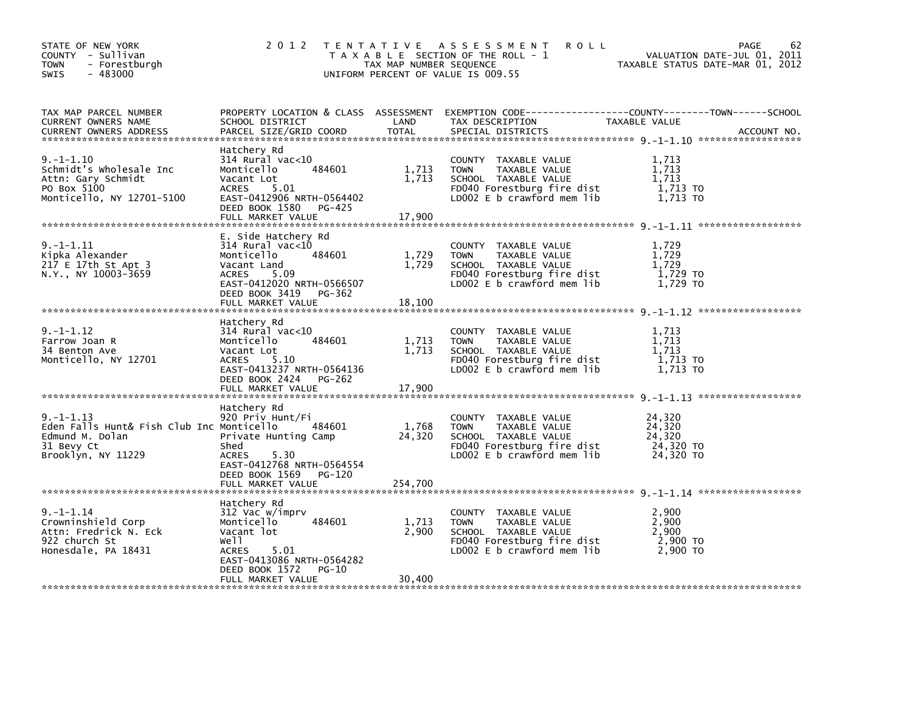STATE OF NEW YORK
COUNTY - Sullivan
TOWN - Forestburgh
SWIS - 483000

# 2012 TENTATIVE ASSESSMENT ROLL

TAXABLE SECTION OF THE ROLL - 1
TAX MAP NUMBER SEQUENCE
UNIFORM PERCENT OF VALUE IS 009.55

VALUATION DATE-JUL 01, 2011
TAXABLE STATUS DATE-MAR 01, 2012

| TAX MAP PARCEL NUMBER / CURRENT OWNERS NAME / CURRENT OWNERS ADDRESS | PROPERTY LOCATION & CLASS / SCHOOL DISTRICT / PARCEL SIZE/GRID COORD | ASSESSMENT LAND | ASSESSMENT TOTAL | EXEMPTION CODE / TAX DESCRIPTION / SPECIAL DISTRICTS | TAXABLE VALUE (COUNTY/TOWN/SCHOOL) | ACCOUNT NO. |
|---|---|---|---|---|---|---|
| 9.-1-1.10 | Hatchery Rd | | | | | |
| Schmidt's Wholesale Inc | 314 Rural vac<10 | | | COUNTY TAXABLE VALUE | 1,713 | |
| Attn: Gary Schmidt | Monticello 484601 | 1,713 | | TOWN TAXABLE VALUE | 1,713 | |
| PO Box 5100 | Vacant Lot | | 1,713 | SCHOOL TAXABLE VALUE | 1,713 | |
| Monticello, NY 12701-5100 | ACRES 5.01 | | | FD040 Forestburg fire dist | 1,713 TO | |
| | EAST-0412906 NRTH-0564402 | | | LD002 E b crawford mem lib | 1,713 TO | |
| | DEED BOOK 1580 PG-425 | | | | | |
| | FULL MARKET VALUE | | 17,900 | | | |
| 9.-1-1.11 | E. Side Hatchery Rd | | | | | |
| Kipka Alexander | 314 Rural vac<10 | | | COUNTY TAXABLE VALUE | 1,729 | |
| 217 E 17th St Apt 3 | Monticello 484601 | 1,729 | | TOWN TAXABLE VALUE | 1,729 | |
| N.Y., NY 10003-3659 | Vacant Land | | 1,729 | SCHOOL TAXABLE VALUE | 1,729 | |
| | ACRES 5.09 | | | FD040 Forestburg fire dist | 1,729 TO | |
| | EAST-0412020 NRTH-0566507 | | | LD002 E b crawford mem lib | 1,729 TO | |
| | DEED BOOK 3419 PG-362 | | | | | |
| | FULL MARKET VALUE | | 18,100 | | | |
| 9.-1-1.12 | Hatchery Rd | | | | | |
| Farrow Joan R | 314 Rural vac<10 | | | COUNTY TAXABLE VALUE | 1,713 | |
| 34 Benton Ave | Monticello 484601 | 1,713 | | TOWN TAXABLE VALUE | 1,713 | |
| Monticello, NY 12701 | Vacant Lot | | 1,713 | SCHOOL TAXABLE VALUE | 1,713 | |
| | ACRES 5.10 | | | FD040 Forestburg fire dist | 1,713 TO | |
| | EAST-0413237 NRTH-0564136 | | | LD002 E b crawford mem lib | 1,713 TO | |
| | DEED BOOK 2424 PG-262 | | | | | |
| | FULL MARKET VALUE | | 17,900 | | | |
| 9.-1-1.13 | Hatchery Rd | | | | | |
| Eden Falls Hunt& Fish Club Inc | 920 Priv Hunt/Fi | | | COUNTY TAXABLE VALUE | 24,320 | |
| Edmund M. Dolan | Monticello 484601 | 1,768 | | TOWN TAXABLE VALUE | 24,320 | |
| 31 Bevy Ct | Private Hunting Camp | | 24,320 | SCHOOL TAXABLE VALUE | 24,320 | |
| Brooklyn, NY 11229 | Shed | | | FD040 Forestburg fire dist | 24,320 TO | |
| | ACRES 5.30 | | | LD002 E b crawford mem lib | 24,320 TO | |
| | EAST-0412768 NRTH-0564554 | | | | | |
| | DEED BOOK 1569 PG-120 | | | | | |
| | FULL MARKET VALUE | | 254,700 | | | |
| 9.-1-1.14 | Hatchery Rd | | | | | |
| Crowninshield Corp | 312 Vac w/imprv | | | COUNTY TAXABLE VALUE | 2,900 | |
| Attn: Fredrick N. Eck | Monticello 484601 | 1,713 | | TOWN TAXABLE VALUE | 2,900 | |
| 922 church St | Vacant lot | | 2,900 | SCHOOL TAXABLE VALUE | 2,900 | |
| Honesdale, PA 18431 | Well | | | FD040 Forestburg fire dist | 2,900 TO | |
| | ACRES 5.01 | | | LD002 E b crawford mem lib | 2,900 TO | |
| | EAST-0413086 NRTH-0564282 | | | | | |
| | DEED BOOK 1572 PG-10 | | | | | |
| | FULL MARKET VALUE | | 30,400 | | | |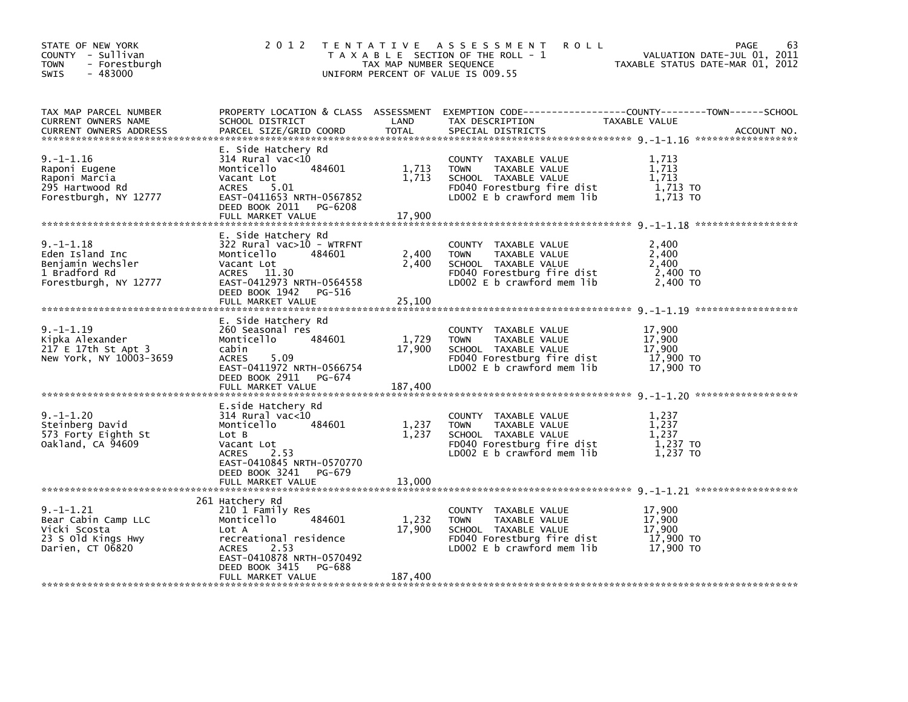STATE OF NEW YORK
COUNTY - Sullivan
TOWN - Forestburgh
SWIS - 483000

# 2012 TENTATIVE ASSESSMENT ROLL

TAXABLE SECTION OF THE ROLL - 1
TAX MAP NUMBER SEQUENCE
UNIFORM PERCENT OF VALUE IS 009.55

VALUATION DATE-JUL 01, 2011
TAXABLE STATUS DATE-MAR 01, 2012

| TAX MAP PARCEL NUMBER / CURRENT OWNERS NAME / CURRENT OWNERS ADDRESS | PROPERTY LOCATION & CLASS / SCHOOL DISTRICT / PARCEL SIZE/GRID COORD | ASSESSMENT LAND | TOTAL | EXEMPTION CODE / TAX DESCRIPTION / SPECIAL DISTRICTS | TAXABLE VALUE (COUNTY / TOWN / SCHOOL) | ACCOUNT NO. |
|---|---|---|---|---|---|---|
| 9.-1-1.16 | E. Side Hatchery Rd | | | | | |
| Raponi Eugene | 314 Rural vac<10 | | | COUNTY TAXABLE VALUE | 1,713 | |
| Raponi Marcia | Monticello 484601 | 1,713 | | TOWN TAXABLE VALUE | 1,713 | |
| 295 Hartwood Rd | Vacant Lot | | 1,713 | SCHOOL TAXABLE VALUE | 1,713 | |
| Forestburgh, NY 12777 | ACRES 5.01 | | | FD040 Forestburg fire dist | 1,713 TO | |
| | EAST-0411653 NRTH-0567852 | | | LD002 E b crawford mem lib | 1,713 TO | |
| | DEED BOOK 2011 PG-6208 | | | | | |
| | FULL MARKET VALUE | | 17,900 | | | |
| 9.-1-1.18 | E. Side Hatchery Rd | | | | | |
| Eden Island Inc | 322 Rural vac>10 - WTRFNT | | | COUNTY TAXABLE VALUE | 2,400 | |
| Benjamin Wechsler | Monticello 484601 | 2,400 | | TOWN TAXABLE VALUE | 2,400 | |
| 1 Bradford Rd | Vacant Lot | | 2,400 | SCHOOL TAXABLE VALUE | 2,400 | |
| Forestburgh, NY 12777 | ACRES 11.30 | | | FD040 Forestburg fire dist | 2,400 TO | |
| | EAST-0412973 NRTH-0564558 | | | LD002 E b crawford mem lib | 2,400 TO | |
| | DEED BOOK 1942 PG-516 | | | | | |
| | FULL MARKET VALUE | | 25,100 | | | |
| 9.-1-1.19 | E. Side Hatchery Rd | | | | | |
| Kipka Alexander | 260 Seasonal res | | | COUNTY TAXABLE VALUE | 17,900 | |
| 217 E 17th St Apt 3 | Monticello 484601 | 1,729 | | TOWN TAXABLE VALUE | 17,900 | |
| New York, NY 10003-3659 | cabin | | 17,900 | SCHOOL TAXABLE VALUE | 17,900 | |
| | ACRES 5.09 | | | FD040 Forestburg fire dist | 17,900 TO | |
| | EAST-0411972 NRTH-0566754 | | | LD002 E b crawford mem lib | 17,900 TO | |
| | DEED BOOK 2911 PG-674 | | | | | |
| | FULL MARKET VALUE | | 187,400 | | | |
| 9.-1-1.20 | E.side Hatchery Rd | | | | | |
| Steinberg David | 314 Rural vac<10 | | | COUNTY TAXABLE VALUE | 1,237 | |
| 573 Forty Eighth St | Monticello 484601 | 1,237 | | TOWN TAXABLE VALUE | 1,237 | |
| Oakland, CA 94609 | Lot B | | 1,237 | SCHOOL TAXABLE VALUE | 1,237 | |
| | Vacant Lot | | | FD040 Forestburg fire dist | 1,237 TO | |
| | ACRES 2.53 | | | LD002 E b crawford mem lib | 1,237 TO | |
| | EAST-0410845 NRTH-0570770 | | | | | |
| | DEED BOOK 3241 PG-679 | | | | | |
| | FULL MARKET VALUE | | 13,000 | | | |
| 9.-1-1.21 | 261 Hatchery Rd | | | | | |
| Bear Cabin Camp LLC | 210 1 Family Res | | | COUNTY TAXABLE VALUE | 17,900 | |
| Vicki Scosta | Monticello 484601 | 1,232 | | TOWN TAXABLE VALUE | 17,900 | |
| 23 S Old Kings Hwy | Lot A | | 17,900 | SCHOOL TAXABLE VALUE | 17,900 | |
| Darien, CT 06820 | recreational residence | | | FD040 Forestburg fire dist | 17,900 TO | |
| | ACRES 2.53 | | | LD002 E b crawford mem lib | 17,900 TO | |
| | EAST-0410878 NRTH-0570492 | | | | | |
| | DEED BOOK 3415 PG-688 | | | | | |
| | FULL MARKET VALUE | | 187,400 | | | |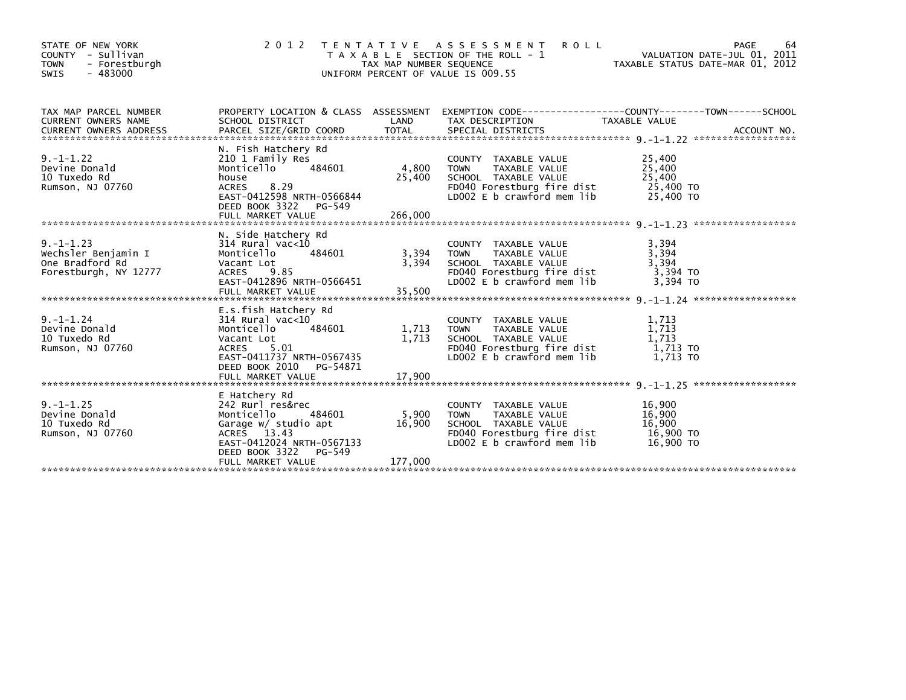STATE OF NEW YORK
COUNTY - Sullivan
TOWN - Forestburgh
SWIS - 483000

2012 TENTATIVE ASSESSMENT ROLL
TAXABLE SECTION OF THE ROLL - 1
TAX MAP NUMBER SEQUENCE
UNIFORM PERCENT OF VALUE IS 009.55

VALUATION DATE-JUL 01, 2011
TAXABLE STATUS DATE-MAR 01, 2012

| TAX MAP PARCEL NUMBER / CURRENT OWNERS NAME / CURRENT OWNERS ADDRESS | PROPERTY LOCATION & CLASS / SCHOOL DISTRICT / PARCEL SIZE/GRID COORD | ASSESSMENT LAND | TOTAL | EXEMPTION CODE / TAX DESCRIPTION / SPECIAL DISTRICTS | TAXABLE VALUE (COUNTY / TOWN / SCHOOL) | ACCOUNT NO. |
|---|---|---|---|---|---|---|
| 9.-1-1.22 | N. Fish Hatchery Rd | | | | | |
| Devine Donald | 210 1 Family Res | | | COUNTY TAXABLE VALUE | 25,400 | |
| 10 Tuxedo Rd | Monticello 484601 | 4,800 | | TOWN TAXABLE VALUE | 25,400 | |
| Rumson, NJ 07760 | house | | 25,400 | SCHOOL TAXABLE VALUE | 25,400 | |
| | ACRES 8.29 | | | FD040 Forestburg fire dist | 25,400 TO | |
| | EAST-0412598 NRTH-0566844 | | | LD002 E b crawford mem lib | 25,400 TO | |
| | DEED BOOK 3322 PG-549 | | | | | |
| | FULL MARKET VALUE | | 266,000 | | | |
| 9.-1-1.23 | N. Side Hatchery Rd | | | | | |
| Wechsler Benjamin I | 314 Rural vac<10 | | | COUNTY TAXABLE VALUE | 3,394 | |
| One Bradford Rd | Monticello 484601 | 3,394 | | TOWN TAXABLE VALUE | 3,394 | |
| Forestburgh, NY 12777 | Vacant Lot | | 3,394 | SCHOOL TAXABLE VALUE | 3,394 | |
| | ACRES 9.85 | | | FD040 Forestburg fire dist | 3,394 TO | |
| | EAST-0412896 NRTH-0566451 | | | LD002 E b crawford mem lib | 3,394 TO | |
| | FULL MARKET VALUE | | 35,500 | | | |
| 9.-1-1.24 | E.s.fish Hatchery Rd | | | | | |
| Devine Donald | 314 Rural vac<10 | | | COUNTY TAXABLE VALUE | 1,713 | |
| 10 Tuxedo Rd | Monticello 484601 | 1,713 | | TOWN TAXABLE VALUE | 1,713 | |
| Rumson, NJ 07760 | Vacant Lot | | 1,713 | SCHOOL TAXABLE VALUE | 1,713 | |
| | ACRES 5.01 | | | FD040 Forestburg fire dist | 1,713 TO | |
| | EAST-0411737 NRTH-0567435 | | | LD002 E b crawford mem lib | 1,713 TO | |
| | DEED BOOK 2010 PG-54871 | | | | | |
| | FULL MARKET VALUE | | 17,900 | | | |
| 9.-1-1.25 | E Hatchery Rd | | | | | |
| Devine Donald | 242 Rurl res&rec | | | COUNTY TAXABLE VALUE | 16,900 | |
| 10 Tuxedo Rd | Monticello 484601 | 5,900 | | TOWN TAXABLE VALUE | 16,900 | |
| Rumson, NJ 07760 | Garage w/ studio apt | | 16,900 | SCHOOL TAXABLE VALUE | 16,900 | |
| | ACRES 13.43 | | | FD040 Forestburg fire dist | 16,900 TO | |
| | EAST-0412024 NRTH-0567133 | | | LD002 E b crawford mem lib | 16,900 TO | |
| | DEED BOOK 3322 PG-549 | | | | | |
| | FULL MARKET VALUE | | 177,000 | | | |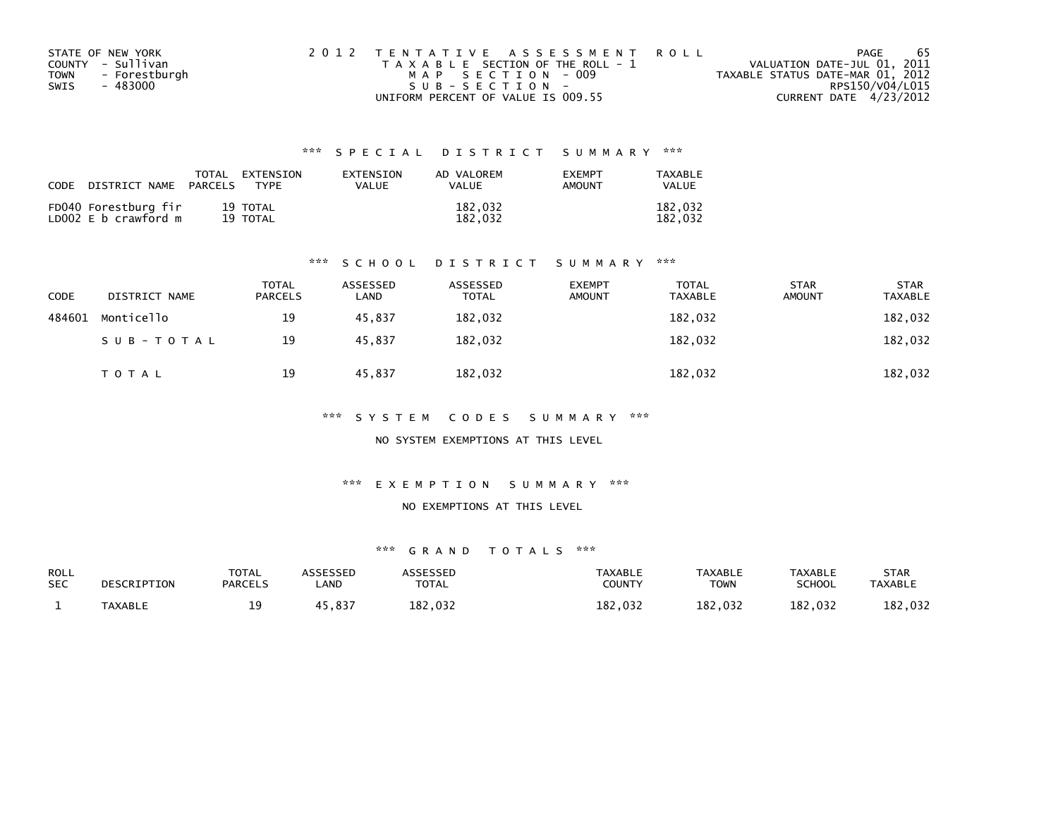STATE OF NEW YORK
COUNTY - Sullivan
TOWN - Forestburgh
SWIS - 483000

2 0 1 2 T E N T A T I V E A S S E S S M E N T R O L L
T A X A B L E SECTION OF THE ROLL - 1
M A P S E C T I O N - 009
S U B - S E C T I O N -
UNIFORM PERCENT OF VALUE IS 009.55

VALUATION DATE-JUL 01, 2011
TAXABLE STATUS DATE-MAR 01, 2012
RPS150/V04/L015
CURRENT DATE 4/23/2012

### *** S P E C I A L D I S T R I C T S U M M A R Y ***

| CODE DISTRICT NAME | TOTAL PARCELS | EXTENSION TYPE | EXTENSION VALUE | AD VALOREM VALUE | EXEMPT AMOUNT | TAXABLE VALUE |
|---|---|---|---|---|---|---|
| FD040 Forestburg fir | 19 | TOTAL | | 182,032 | | 182,032 |
| LD002 E b crawford m | 19 | TOTAL | | 182,032 | | 182,032 |

### *** S C H O O L D I S T R I C T S U M M A R Y ***

| CODE | DISTRICT NAME | TOTAL PARCELS | ASSESSED LAND | ASSESSED TOTAL | EXEMPT AMOUNT | TOTAL TAXABLE | STAR AMOUNT | STAR TAXABLE |
|---|---|---|---|---|---|---|---|---|
| 484601 | Monticello | 19 | 45,837 | 182,032 | | 182,032 | | 182,032 |
| | S U B - T O T A L | 19 | 45,837 | 182,032 | | 182,032 | | 182,032 |
| | T O T A L | 19 | 45,837 | 182,032 | | 182,032 | | 182,032 |

### *** S Y S T E M C O D E S S U M M A R Y ***

NO SYSTEM EXEMPTIONS AT THIS LEVEL

### *** E X E M P T I O N S U M M A R Y ***

NO EXEMPTIONS AT THIS LEVEL

### *** G R A N D T O T A L S ***

| ROLL SEC | DESCRIPTION | TOTAL PARCELS | ASSESSED LAND | ASSESSED TOTAL | TAXABLE COUNTY | TAXABLE TOWN | TAXABLE SCHOOL | STAR TAXABLE |
|---|---|---|---|---|---|---|---|---|
| 1 | TAXABLE | 19 | 45,837 | 182,032 | 182,032 | 182,032 | 182,032 | 182,032 |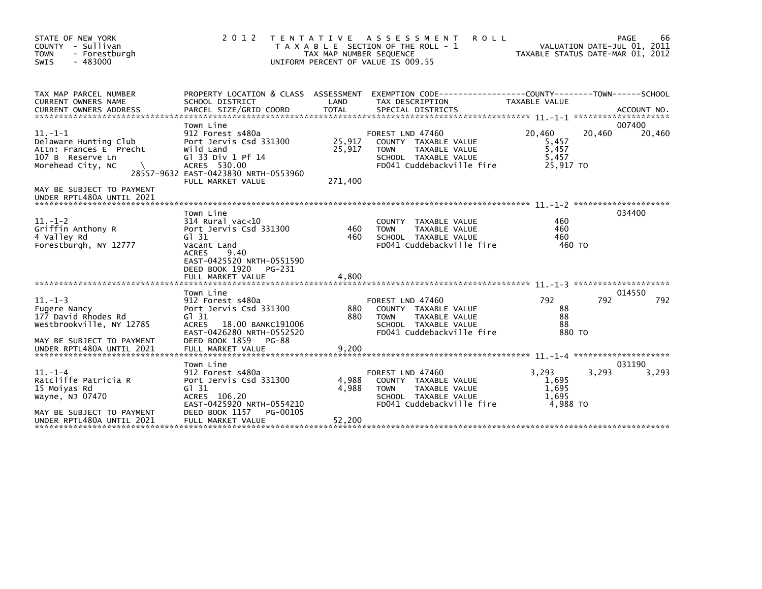STATE OF NEW YORK
COUNTY - Sullivan
TOWN - Forestburgh
SWIS - 483000

2 0 1 2 T E N T A T I V E A S S E S S M E N T R O L L
T A X A B L E SECTION OF THE ROLL - 1
TAX MAP NUMBER SEQUENCE
UNIFORM PERCENT OF VALUE IS 009.55

VALUATION DATE-JUL 01, 2011
TAXABLE STATUS DATE-MAR 01, 2012

| TAX MAP PARCEL NUMBER / CURRENT OWNERS NAME / CURRENT OWNERS ADDRESS | PROPERTY LOCATION & CLASS / SCHOOL DISTRICT / PARCEL SIZE/GRID COORD | ASSESSMENT LAND / TOTAL | EXEMPTION CODE / TAX DESCRIPTION / SPECIAL DISTRICTS | COUNTY TAXABLE VALUE | TOWN | SCHOOL | ACCOUNT NO. |
|---|---|---|---|---|---|---|---|
| 11.-1-1 | Town Line | | | | | | 007400 |
| Delaware Hunting Club | 912 Forest s480a | | FOREST LND 47460 | 20,460 | 20,460 | 20,460 | |
| Attn: Frances E Precht | Port Jervis Csd 331300 | 25,917 | COUNTY TAXABLE VALUE | 5,457 | | | |
| 107 B Reserve Ln | Wild Land | 25,917 | TOWN TAXABLE VALUE | 5,457 | | | |
| Morehead City, NC \ 28557-9632 | Gl 33 Div 1 Pf 14 | | SCHOOL TAXABLE VALUE | 5,457 | | | |
| | ACRES 530.00 | | FD041 Cuddebackville fire | 25,917 TO | | | |
| | EAST-0423830 NRTH-0553960 | | | | | | |
| MAY BE SUBJECT TO PAYMENT UNDER RPTL480A UNTIL 2021 | FULL MARKET VALUE | 271,400 | | | | | |
| 11.-1-2 | Town Line | | | | | | 034400 |
| Griffin Anthony R | 314 Rural vac<10 | | COUNTY TAXABLE VALUE | 460 | | | |
| 4 Valley Rd | Port Jervis Csd 331300 | 460 | TOWN TAXABLE VALUE | 460 | | | |
| Forestburgh, NY 12777 | Gl 31 | 460 | SCHOOL TAXABLE VALUE | 460 | | | |
| | Vacant Land | | FD041 Cuddebackville fire | 460 TO | | | |
| | ACRES 9.40 | | | | | | |
| | EAST-0425520 NRTH-0551590 | | | | | | |
| | DEED BOOK 1920 PG-231 | | | | | | |
| | FULL MARKET VALUE | 4,800 | | | | | |
| 11.-1-3 | Town Line | | | | | | 014550 |
| Fugere Nancy | 912 Forest s480a | | FOREST LND 47460 | 792 | 792 | 792 | |
| 177 David Rhodes Rd | Port Jervis Csd 331300 | 880 | COUNTY TAXABLE VALUE | 88 | | | |
| Westbrookville, NY 12785 | Gl 31 | 880 | TOWN TAXABLE VALUE | 88 | | | |
| | ACRES 18.00 BANKC191006 | | SCHOOL TAXABLE VALUE | 88 | | | |
| | EAST-0426280 NRTH-0552520 | | FD041 Cuddebackville fire | 880 TO | | | |
| MAY BE SUBJECT TO PAYMENT | DEED BOOK 1859 PG-88 | | | | | | |
| UNDER RPTL480A UNTIL 2021 | FULL MARKET VALUE | 9,200 | | | | | |
| 11.-1-4 | Town Line | | | | | | 031190 |
| Ratcliffe Patricia R | 912 Forest s480a | | FOREST LND 47460 | 3,293 | 3,293 | 3,293 | |
| 15 Moiyas Rd | Port Jervis Csd 331300 | 4,988 | COUNTY TAXABLE VALUE | 1,695 | | | |
| Wayne, NJ 07470 | Gl 31 | 4,988 | TOWN TAXABLE VALUE | 1,695 | | | |
| | ACRES 106.20 | | SCHOOL TAXABLE VALUE | 1,695 | | | |
| | EAST-0425920 NRTH-0554210 | | FD041 Cuddebackville fire | 4,988 TO | | | |
| MAY BE SUBJECT TO PAYMENT | DEED BOOK 1157 PG-00105 | | | | | | |
| UNDER RPTL480A UNTIL 2021 | FULL MARKET VALUE | 52,200 | | | | | |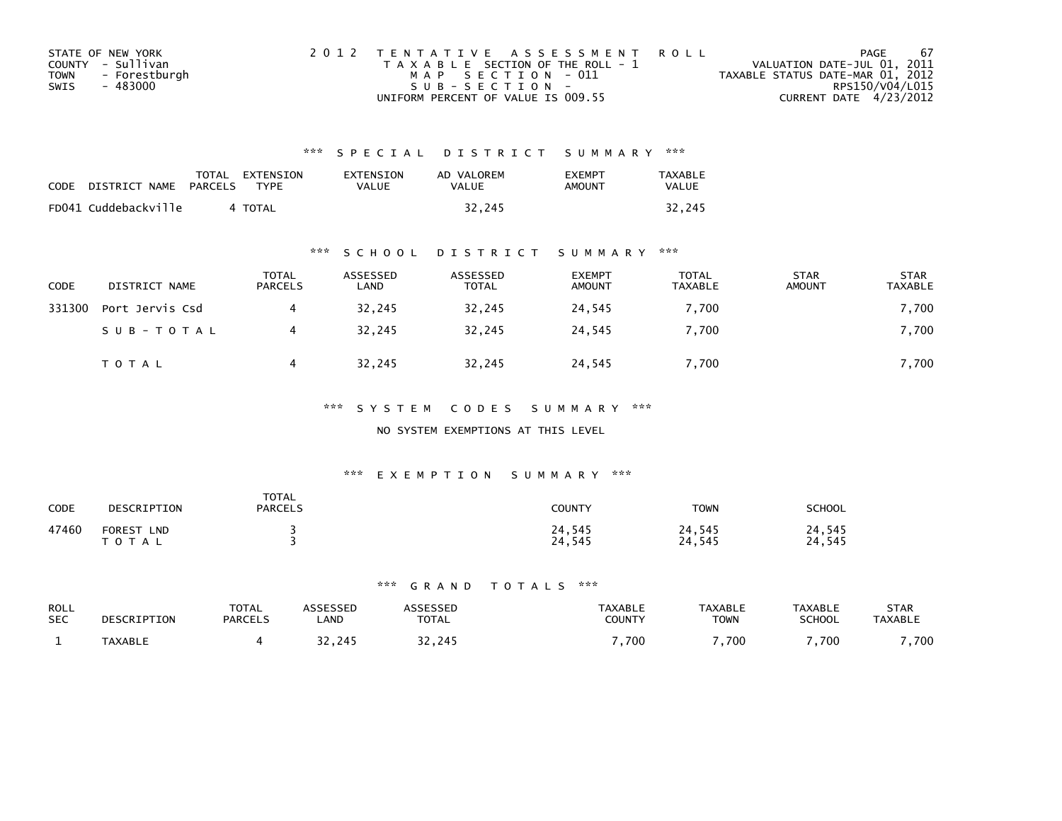STATE OF NEW YORK
COUNTY - Sullivan
TOWN - Forestburgh
SWIS - 483000

2012 TENTATIVE ASSESSMENT ROLL
TAXABLE SECTION OF THE ROLL - 1
MAP SECTION - 011
SUB-SECTION -
UNIFORM PERCENT OF VALUE IS 009.55

VALUATION DATE-JUL 01, 2011
TAXABLE STATUS DATE-MAR 01, 2012
RPS150/V04/L015
CURRENT DATE 4/23/2012

## *** SPECIAL DISTRICT SUMMARY ***

| CODE | DISTRICT NAME | TOTAL PARCELS | EXTENSION TYPE | EXTENSION VALUE | AD VALOREM VALUE | EXEMPT AMOUNT | TAXABLE VALUE |
|---|---|---|---|---|---|---|---|
| FD041 | Cuddebackville | 4 | TOTAL | | 32,245 | | 32,245 |

## *** SCHOOL DISTRICT SUMMARY ***

| CODE | DISTRICT NAME | TOTAL PARCELS | ASSESSED LAND | ASSESSED TOTAL | EXEMPT AMOUNT | TOTAL TAXABLE | STAR AMOUNT | STAR TAXABLE |
|---|---|---|---|---|---|---|---|---|
| 331300 | Port Jervis Csd | 4 | 32,245 | 32,245 | 24,545 | 7,700 | | 7,700 |
| | SUB-TOTAL | 4 | 32,245 | 32,245 | 24,545 | 7,700 | | 7,700 |
| | TOTAL | 4 | 32,245 | 32,245 | 24,545 | 7,700 | | 7,700 |

## *** SYSTEM CODES SUMMARY ***

NO SYSTEM EXEMPTIONS AT THIS LEVEL

## *** EXEMPTION SUMMARY ***

| CODE | DESCRIPTION | TOTAL PARCELS | COUNTY | TOWN | SCHOOL |
|---|---|---|---|---|---|
| 47460 | FOREST LND | 3 | 24,545 | 24,545 | 24,545 |
| | TOTAL | 3 | 24,545 | 24,545 | 24,545 |

## *** GRAND TOTALS ***

| ROLL SEC | DESCRIPTION | TOTAL PARCELS | ASSESSED LAND | ASSESSED TOTAL | TAXABLE COUNTY | TAXABLE TOWN | TAXABLE SCHOOL | STAR TAXABLE |
|---|---|---|---|---|---|---|---|---|
| 1 | TAXABLE | 4 | 32,245 | 32,245 | 7,700 | 7,700 | 7,700 | 7,700 |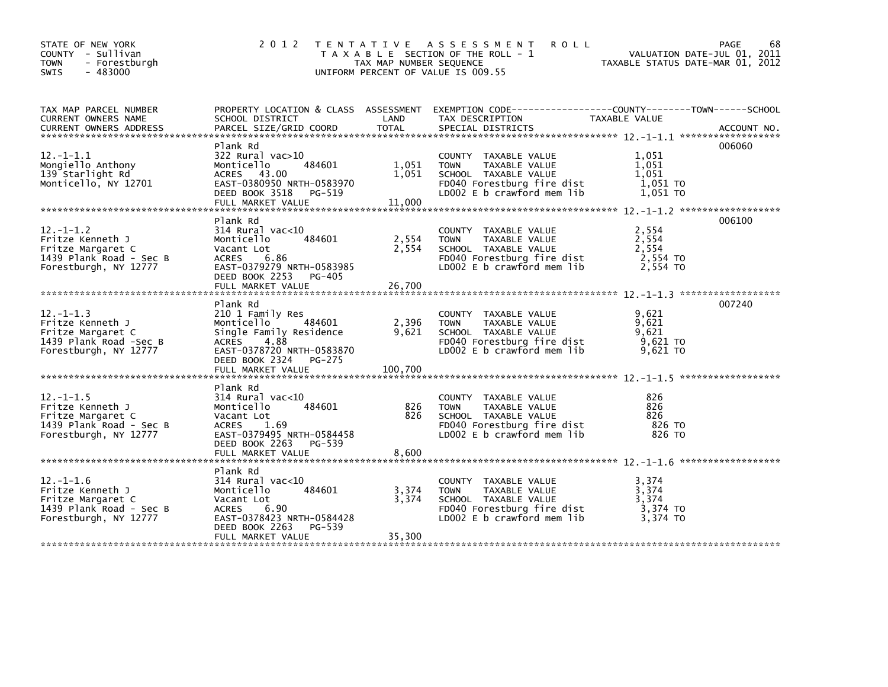STATE OF NEW YORK
COUNTY - Sullivan
TOWN - Forestburgh
SWIS - 483000

# 2012 TENTATIVE ASSESSMENT ROLL

TAXABLE SECTION OF THE ROLL - 1
TAX MAP NUMBER SEQUENCE
UNIFORM PERCENT OF VALUE IS 009.55

VALUATION DATE-JUL 01, 2011
TAXABLE STATUS DATE-MAR 01, 2012

| TAX MAP PARCEL NUMBER / CURRENT OWNERS NAME / CURRENT OWNERS ADDRESS | PROPERTY LOCATION & CLASS / SCHOOL DISTRICT / PARCEL SIZE/GRID COORD | ASSESSMENT LAND | TOTAL | EXEMPTION CODE / TAX DESCRIPTION / SPECIAL DISTRICTS | TAXABLE VALUE (COUNTY / TOWN / SCHOOL) | ACCOUNT NO. |
|---|---|---|---|---|---|---|
| 12.-1-1.1 | Plank Rd | | | | | 006060 |
| Mongiello Anthony | 322 Rural vac>10 | | | COUNTY TAXABLE VALUE | 1,051 | |
| 139 Starlight Rd | Monticello 484601 | 1,051 | | TOWN TAXABLE VALUE | 1,051 | |
| Monticello, NY 12701 | ACRES 43.00 | | 1,051 | SCHOOL TAXABLE VALUE | 1,051 | |
| | EAST-0380950 NRTH-0583970 | | | FD040 Forestburg fire dist | 1,051 TO | |
| | DEED BOOK 3518 PG-519 | | | LD002 E b crawford mem lib | 1,051 TO | |
| | FULL MARKET VALUE | | 11,000 | | | |
| 12.-1-1.2 | Plank Rd | | | | | 006100 |
| Fritze Kenneth J | 314 Rural vac<10 | | | COUNTY TAXABLE VALUE | 2,554 | |
| Fritze Margaret C | Monticello 484601 | 2,554 | | TOWN TAXABLE VALUE | 2,554 | |
| 1439 Plank Road - Sec B | Vacant Lot | | 2,554 | SCHOOL TAXABLE VALUE | 2,554 | |
| Forestburgh, NY 12777 | ACRES 6.86 | | | FD040 Forestburg fire dist | 2,554 TO | |
| | EAST-0379279 NRTH-0583985 | | | LD002 E b crawford mem lib | 2,554 TO | |
| | DEED BOOK 2253 PG-405 | | | | | |
| | FULL MARKET VALUE | | 26,700 | | | |
| 12.-1-1.3 | Plank Rd | | | | | 007240 |
| Fritze Kenneth J | 210 1 Family Res | | | COUNTY TAXABLE VALUE | 9,621 | |
| Fritze Margaret C | Monticello 484601 | 2,396 | | TOWN TAXABLE VALUE | 9,621 | |
| 1439 Plank Road -Sec B | Single Family Residence | | 9,621 | SCHOOL TAXABLE VALUE | 9,621 | |
| Forestburgh, NY 12777 | ACRES 4.88 | | | FD040 Forestburg fire dist | 9,621 TO | |
| | EAST-0378720 NRTH-0583870 | | | LD002 E b crawford mem lib | 9,621 TO | |
| | DEED BOOK 2324 PG-275 | | | | | |
| | FULL MARKET VALUE | | 100,700 | | | |
| 12.-1-1.5 | Plank Rd | | | | | |
| Fritze Kenneth J | 314 Rural vac<10 | | | COUNTY TAXABLE VALUE | 826 | |
| Fritze Margaret C | Monticello 484601 | 826 | | TOWN TAXABLE VALUE | 826 | |
| 1439 Plank Road - Sec B | Vacant Lot | | 826 | SCHOOL TAXABLE VALUE | 826 | |
| Forestburgh, NY 12777 | ACRES 1.69 | | | FD040 Forestburg fire dist | 826 TO | |
| | EAST-0379495 NRTH-0584458 | | | LD002 E b crawford mem lib | 826 TO | |
| | DEED BOOK 2263 PG-539 | | | | | |
| | FULL MARKET VALUE | | 8,600 | | | |
| 12.-1-1.6 | Plank Rd | | | | | |
| Fritze Kenneth J | 314 Rural vac<10 | | | COUNTY TAXABLE VALUE | 3,374 | |
| Fritze Margaret C | Monticello 484601 | 3,374 | | TOWN TAXABLE VALUE | 3,374 | |
| 1439 Plank Road - Sec B | Vacant Lot | | 3,374 | SCHOOL TAXABLE VALUE | 3,374 | |
| Forestburgh, NY 12777 | ACRES 6.90 | | | FD040 Forestburg fire dist | 3,374 TO | |
| | EAST-0378423 NRTH-0584428 | | | LD002 E b crawford mem lib | 3,374 TO | |
| | DEED BOOK 2263 PG-539 | | | | | |
| | FULL MARKET VALUE | | 35,300 | | | |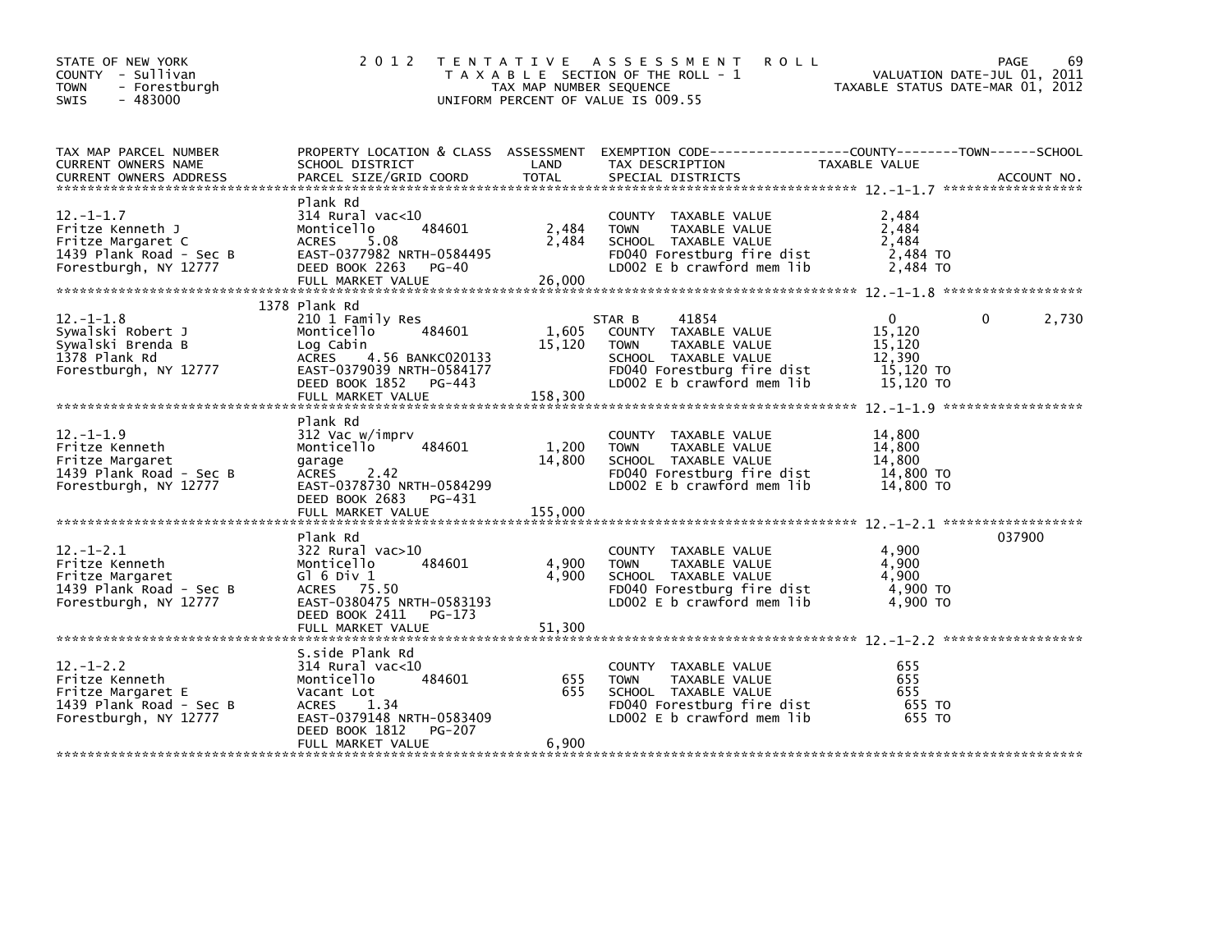STATE OF NEW YORK
COUNTY - Sullivan
TOWN - Forestburgh
SWIS - 483000

2 0 1 2 TENTATIVE ASSESSMENT ROLL
TAXABLE SECTION OF THE ROLL - 1
TAX MAP NUMBER SEQUENCE
UNIFORM PERCENT OF VALUE IS 009.55

VALUATION DATE-JUL 01, 2011
TAXABLE STATUS DATE-MAR 01, 2012

| TAX MAP PARCEL NUMBER / CURRENT OWNERS NAME / CURRENT OWNERS ADDRESS | PROPERTY LOCATION & CLASS / SCHOOL DISTRICT / PARCEL SIZE/GRID COORD | ASSESSMENT LAND | TOTAL | EXEMPTION CODE / TAX DESCRIPTION / SPECIAL DISTRICTS | COUNTY TAXABLE VALUE | TOWN | SCHOOL | ACCOUNT NO. |
|---|---|---|---|---|---|---|---|---|
| **12.-1-1.7** | Plank Rd | | | | | | | |
| Fritze Kenneth J | 314 Rural vac<10 | | | COUNTY TAXABLE VALUE | 2,484 | | | |
| Fritze Margaret C | Monticello 484601 | 2,484 | | TOWN TAXABLE VALUE | 2,484 | | | |
| 1439 Plank Road - Sec B | ACRES 5.08 | | 2,484 | SCHOOL TAXABLE VALUE | 2,484 | | | |
| Forestburgh, NY 12777 | EAST-0377982 NRTH-0584495 | | | FD040 Forestburg fire dist | 2,484 TO | | | |
| | DEED BOOK 2263 PG-40 | | | LD002 E b crawford mem lib | 2,484 TO | | | |
| | FULL MARKET VALUE | | 26,000 | | | | | |
| **12.-1-1.8** | 1378 Plank Rd | | | | | | | |
| Sywalski Robert J | 210 1 Family Res | | | STAR B 41854 | 0 | 0 | 2,730 | |
| Sywalski Brenda B | Monticello 484601 | 1,605 | | COUNTY TAXABLE VALUE | 15,120 | | | |
| 1378 Plank Rd | Log Cabin | | 15,120 | TOWN TAXABLE VALUE | 15,120 | | | |
| Forestburgh, NY 12777 | ACRES 4.56 BANKC020133 | | | SCHOOL TAXABLE VALUE | 12,390 | | | |
| | EAST-0379039 NRTH-0584177 | | | FD040 Forestburg fire dist | 15,120 TO | | | |
| | DEED BOOK 1852 PG-443 | | | LD002 E b crawford mem lib | 15,120 TO | | | |
| | FULL MARKET VALUE | | 158,300 | | | | | |
| **12.-1-1.9** | Plank Rd | | | | | | | |
| Fritze Kenneth | 312 Vac w/imprv | | | COUNTY TAXABLE VALUE | 14,800 | | | |
| Fritze Margaret | Monticello 484601 | 1,200 | | TOWN TAXABLE VALUE | 14,800 | | | |
| 1439 Plank Road - Sec B | garage | | 14,800 | SCHOOL TAXABLE VALUE | 14,800 | | | |
| Forestburgh, NY 12777 | ACRES 2.42 | | | FD040 Forestburg fire dist | 14,800 TO | | | |
| | EAST-0378730 NRTH-0584299 | | | LD002 E b crawford mem lib | 14,800 TO | | | |
| | DEED BOOK 2683 PG-431 | | | | | | | |
| | FULL MARKET VALUE | | 155,000 | | | | | |
| **12.-1-2.1** | Plank Rd | | | | | | | 037900 |
| Fritze Kenneth | 322 Rural vac>10 | | | COUNTY TAXABLE VALUE | 4,900 | | | |
| Fritze Margaret | Monticello 484601 | 4,900 | | TOWN TAXABLE VALUE | 4,900 | | | |
| 1439 Plank Road - Sec B | Gl 6 Div 1 | | 4,900 | SCHOOL TAXABLE VALUE | 4,900 | | | |
| Forestburgh, NY 12777 | ACRES 75.50 | | | FD040 Forestburg fire dist | 4,900 TO | | | |
| | EAST-0380475 NRTH-0583193 | | | LD002 E b crawford mem lib | 4,900 TO | | | |
| | DEED BOOK 2411 PG-173 | | | | | | | |
| | FULL MARKET VALUE | | 51,300 | | | | | |
| **12.-1-2.2** | S.side Plank Rd | | | | | | | |
| Fritze Kenneth | 314 Rural vac<10 | | | COUNTY TAXABLE VALUE | 655 | | | |
| Fritze Margaret E | Monticello 484601 | 655 | | TOWN TAXABLE VALUE | 655 | | | |
| 1439 Plank Road - Sec B | Vacant Lot | | 655 | SCHOOL TAXABLE VALUE | 655 | | | |
| Forestburgh, NY 12777 | ACRES 1.34 | | | FD040 Forestburg fire dist | 655 TO | | | |
| | EAST-0379148 NRTH-0583409 | | | LD002 E b crawford mem lib | 655 TO | | | |
| | DEED BOOK 1812 PG-207 | | | | | | | |
| | FULL MARKET VALUE | | 6,900 | | | | | |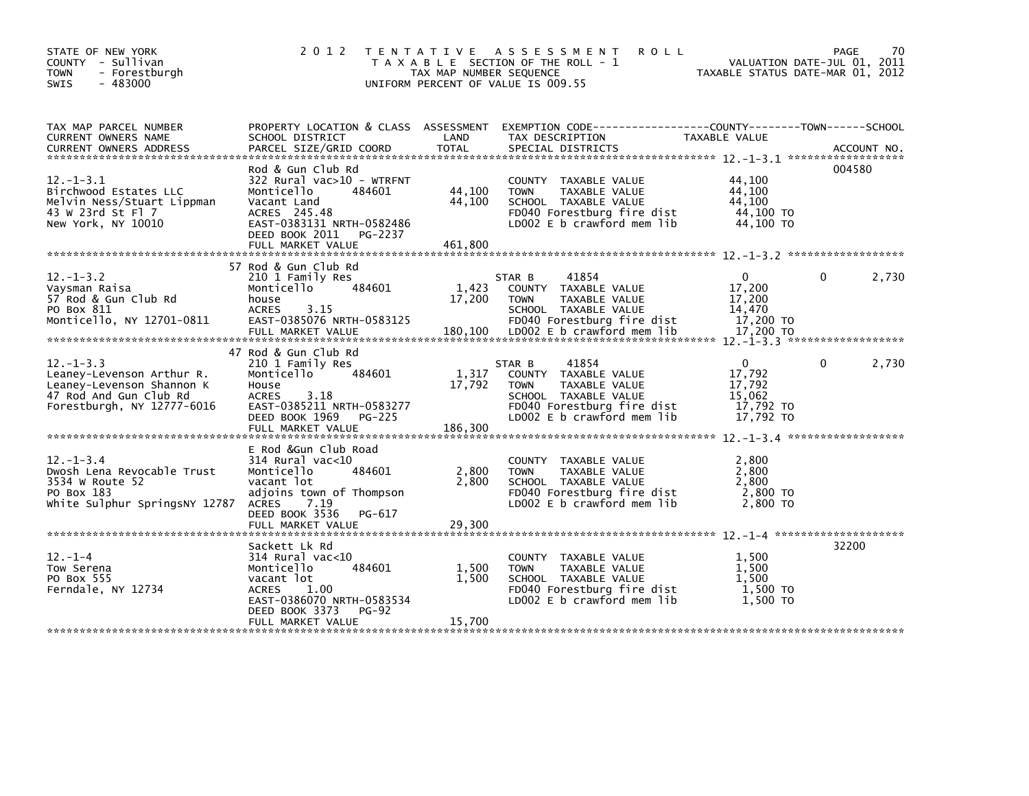STATE OF NEW YORK
COUNTY - Sullivan
TOWN - Forestburgh
SWIS - 483000

2 0 1 2 T E N T A T I V E A S S E S S M E N T R O L L
T A X A B L E SECTION OF THE ROLL - 1
TAX MAP NUMBER SEQUENCE
UNIFORM PERCENT OF VALUE IS 009.55

VALUATION DATE-JUL 01, 2011
TAXABLE STATUS DATE-MAR 01, 2012

| TAX MAP PARCEL NUMBER / CURRENT OWNERS NAME / CURRENT OWNERS ADDRESS | PROPERTY LOCATION & CLASS / SCHOOL DISTRICT / PARCEL SIZE/GRID COORD | ASSESSMENT LAND | TOTAL | EXEMPTION CODE / TAX DESCRIPTION / SPECIAL DISTRICTS | COUNTY TAXABLE VALUE | TOWN | SCHOOL | ACCOUNT NO. |
|---|---|---|---|---|---|---|---|---|
| 12.-1-3.1 | Rod & Gun Club Rd | | | | | | | 004580 |
| | 322 Rural vac>10 - WTRFNT | | | COUNTY TAXABLE VALUE | 44,100 | | | |
| Birchwood Estates LLC | Monticello 484601 | 44,100 | | TOWN TAXABLE VALUE | 44,100 | | | |
| Melvin Ness/Stuart Lippman | Vacant Land | | 44,100 | SCHOOL TAXABLE VALUE | 44,100 | | | |
| 43 W 23rd St Fl 7 | ACRES 245.48 | | | FD040 Forestburg fire dist | 44,100 TO | | | |
| New York, NY 10010 | EAST-0383131 NRTH-0582486 | | | LD002 E b crawford mem lib | 44,100 TO | | | |
| | DEED BOOK 2011 PG-2237 | | | | | | | |
| | FULL MARKET VALUE | | 461,800 | | | | | |
| 12.-1-3.2 | 57 Rod & Gun Club Rd | | | | | | | |
| | 210 1 Family Res | | | STAR B 41854 | 0 | 0 | 2,730 | |
| Vaysman Raisa | Monticello 484601 | 1,423 | | COUNTY TAXABLE VALUE | 17,200 | | | |
| 57 Rod & Gun Club Rd | house | | 17,200 | TOWN TAXABLE VALUE | 17,200 | | | |
| PO Box 811 | ACRES 3.15 | | | SCHOOL TAXABLE VALUE | 14,470 | | | |
| Monticello, NY 12701-0811 | EAST-0385076 NRTH-0583125 | | | FD040 Forestburg fire dist | 17,200 TO | | | |
| | FULL MARKET VALUE | | 180,100 | LD002 E b crawford mem lib | 17,200 TO | | | |
| 12.-1-3.3 | 47 Rod & Gun Club Rd | | | | | | | |
| | 210 1 Family Res | | | STAR B 41854 | 0 | 0 | 2,730 | |
| Leaney-Levenson Arthur R. | Monticello 484601 | 1,317 | | COUNTY TAXABLE VALUE | 17,792 | | | |
| Leaney-Levenson Shannon K | House | | 17,792 | TOWN TAXABLE VALUE | 17,792 | | | |
| 47 Rod And Gun Club Rd | ACRES 3.18 | | | SCHOOL TAXABLE VALUE | 15,062 | | | |
| Forestburgh, NY 12777-6016 | EAST-0385211 NRTH-0583277 | | | FD040 Forestburg fire dist | 17,792 TO | | | |
| | DEED BOOK 1969 PG-225 | | | LD002 E b crawford mem lib | 17,792 TO | | | |
| | FULL MARKET VALUE | | 186,300 | | | | | |
| 12.-1-3.4 | E Rod &Gun Club Road | | | | | | | |
| | 314 Rural vac<10 | | | COUNTY TAXABLE VALUE | 2,800 | | | |
| Dwosh Lena Revocable Trust | Monticello 484601 | 2,800 | | TOWN TAXABLE VALUE | 2,800 | | | |
| 3534 W Route 52 | vacant lot | | 2,800 | SCHOOL TAXABLE VALUE | 2,800 | | | |
| PO Box 183 | adjoins town of Thompson | | | FD040 Forestburg fire dist | 2,800 TO | | | |
| White Sulphur SpringsNY 12787 | ACRES 7.19 | | | LD002 E b crawford mem lib | 2,800 TO | | | |
| | DEED BOOK 3536 PG-617 | | | | | | | |
| | FULL MARKET VALUE | | 29,300 | | | | | |
| 12.-1-4 | Sackett Lk Rd | | | | | | | 32200 |
| | 314 Rural vac<10 | | | COUNTY TAXABLE VALUE | 1,500 | | | |
| Tow Serena | Monticello 484601 | 1,500 | | TOWN TAXABLE VALUE | 1,500 | | | |
| PO Box 555 | vacant lot | | 1,500 | SCHOOL TAXABLE VALUE | 1,500 | | | |
| Ferndale, NY 12734 | ACRES 1.00 | | | FD040 Forestburg fire dist | 1,500 TO | | | |
| | EAST-0386070 NRTH-0583534 | | | LD002 E b crawford mem lib | 1,500 TO | | | |
| | DEED BOOK 3373 PG-92 | | | | | | | |
| | FULL MARKET VALUE | | 15,700 | | | | | |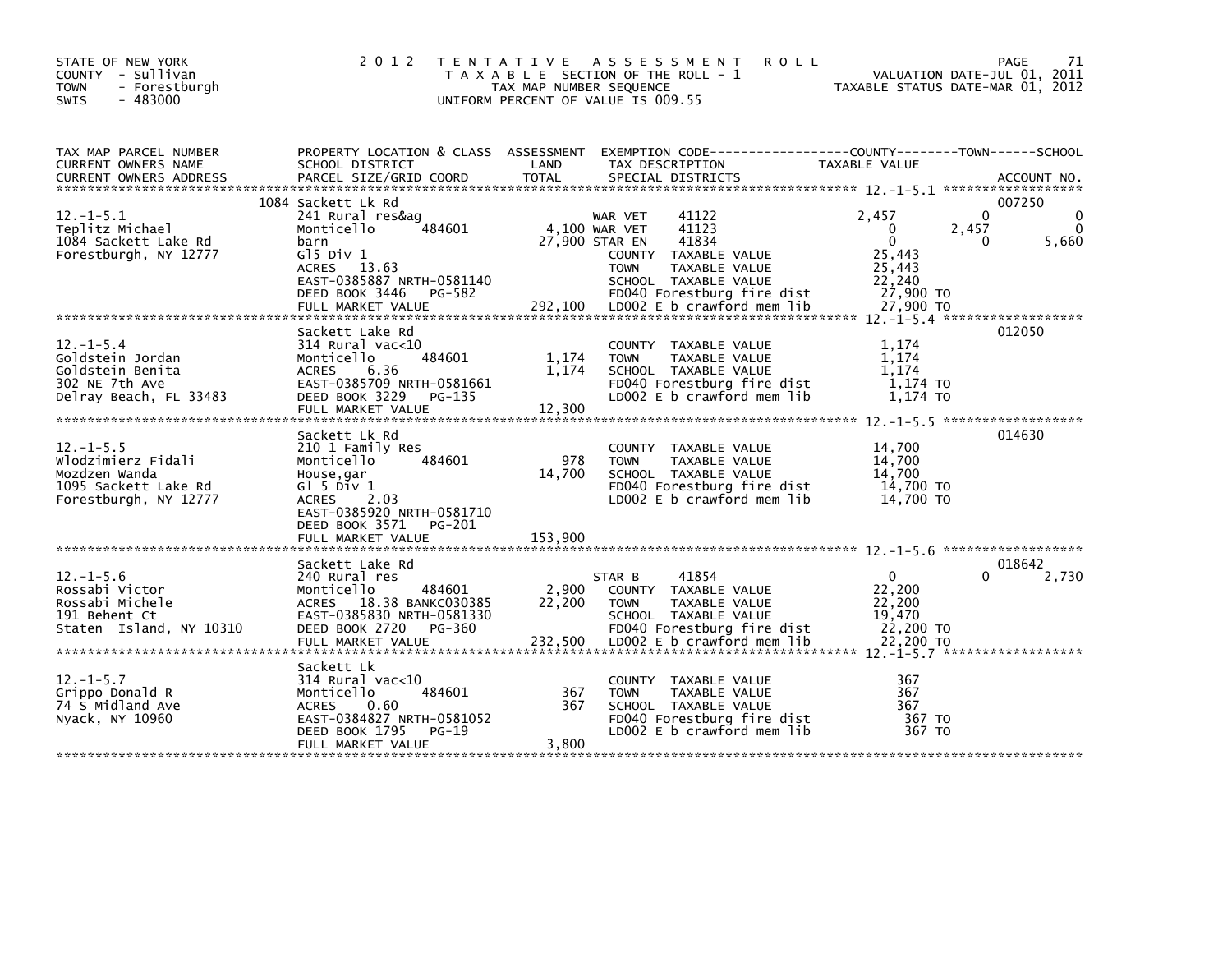STATE OF NEW YORK
COUNTY - Sullivan
TOWN - Forestburgh
SWIS - 483000

# 2012 TENTATIVE ASSESSMENT ROLL

TAXABLE SECTION OF THE ROLL - 1
TAX MAP NUMBER SEQUENCE
UNIFORM PERCENT OF VALUE IS 009.55

VALUATION DATE-JUL 01, 2011
TAXABLE STATUS DATE-MAR 01, 2012

| TAX MAP PARCEL NUMBER / CURRENT OWNERS NAME / CURRENT OWNERS ADDRESS | PROPERTY LOCATION & CLASS / SCHOOL DISTRICT / PARCEL SIZE/GRID COORD | ASSESSMENT LAND / TOTAL | EXEMPTION CODE / TAX DESCRIPTION / SPECIAL DISTRICTS | COUNTY TAXABLE VALUE | TOWN | SCHOOL | ACCOUNT NO. |
|---|---|---|---|---|---|---|---|
| 12.-1-5.1 | 1084 Sackett Lk Rd | | | | | | 007250 |
| Teplitz Michael | 241 Rural res&ag | | WAR VET 41122 | 2,457 | 0 | 0 | |
| 1084 Sackett Lake Rd | Monticello 484601 | 4,100 | WAR VET 41123 | 0 | 2,457 | 0 | |
| Forestburgh, NY 12777 | barn | 27,900 | STAR EN 41834 | 0 | 0 | 5,660 | |
| | Gl5 Div 1 | | COUNTY TAXABLE VALUE | 25,443 | | | |
| | ACRES 13.63 | | TOWN TAXABLE VALUE | 25,443 | | | |
| | EAST-0385887 NRTH-0581140 | | SCHOOL TAXABLE VALUE | 22,240 | | | |
| | DEED BOOK 3446 PG-582 | | FD040 Forestburg fire dist | 27,900 TO | | | |
| | FULL MARKET VALUE | 292,100 | LD002 E b crawford mem lib | 27,900 TO | | | |
| 12.-1-5.4 | Sackett Lake Rd | | | | | | 012050 |
| Goldstein Jordan | 314 Rural vac<10 | | COUNTY TAXABLE VALUE | 1,174 | | | |
| Goldstein Benita | Monticello 484601 | 1,174 | TOWN TAXABLE VALUE | 1,174 | | | |
| 302 NE 7th Ave | ACRES 6.36 | 1,174 | SCHOOL TAXABLE VALUE | 1,174 | | | |
| Delray Beach, FL 33483 | EAST-0385709 NRTH-0581661 | | FD040 Forestburg fire dist | 1,174 TO | | | |
| | DEED BOOK 3229 PG-135 | | LD002 E b crawford mem lib | 1,174 TO | | | |
| | FULL MARKET VALUE | 12,300 | | | | | |
| 12.-1-5.5 | Sackett Lk Rd | | | | | | 014630 |
| Wlodzimierz Fidali | 210 1 Family Res | | COUNTY TAXABLE VALUE | 14,700 | | | |
| Mozdzen Wanda | Monticello 484601 | 978 | TOWN TAXABLE VALUE | 14,700 | | | |
| 1095 Sackett Lake Rd | House,gar | 14,700 | SCHOOL TAXABLE VALUE | 14,700 | | | |
| Forestburgh, NY 12777 | Gl 5 Div 1 | | FD040 Forestburg fire dist | 14,700 TO | | | |
| | ACRES 2.03 | | LD002 E b crawford mem lib | 14,700 TO | | | |
| | EAST-0385920 NRTH-0581710 | | | | | | |
| | DEED BOOK 3571 PG-201 | | | | | | |
| | FULL MARKET VALUE | 153,900 | | | | | |
| 12.-1-5.6 | Sackett Lake Rd | | | | | | 018642 |
| Rossabi Victor | 240 Rural res | | STAR B 41854 | 0 | 0 | 2,730 | |
| Rossabi Michele | Monticello 484601 | 2,900 | COUNTY TAXABLE VALUE | 22,200 | | | |
| 191 Behent Ct | ACRES 18.38 BANKC030385 | 22,200 | TOWN TAXABLE VALUE | 22,200 | | | |
| Staten Island, NY 10310 | EAST-0385830 NRTH-0581330 | | SCHOOL TAXABLE VALUE | 19,470 | | | |
| | DEED BOOK 2720 PG-360 | | FD040 Forestburg fire dist | 22,200 TO | | | |
| | FULL MARKET VALUE | 232,500 | LD002 E b crawford mem lib | 22,200 TO | | | |
| 12.-1-5.7 | Sackett Lk | | | | | | |
| Grippo Donald R | 314 Rural vac<10 | | COUNTY TAXABLE VALUE | 367 | | | |
| 74 S Midland Ave | Monticello 484601 | 367 | TOWN TAXABLE VALUE | 367 | | | |
| Nyack, NY 10960 | ACRES 0.60 | 367 | SCHOOL TAXABLE VALUE | 367 | | | |
| | EAST-0384827 NRTH-0581052 | | FD040 Forestburg fire dist | 367 TO | | | |
| | DEED BOOK 1795 PG-19 | | LD002 E b crawford mem lib | 367 TO | | | |
| | FULL MARKET VALUE | 3,800 | | | | | |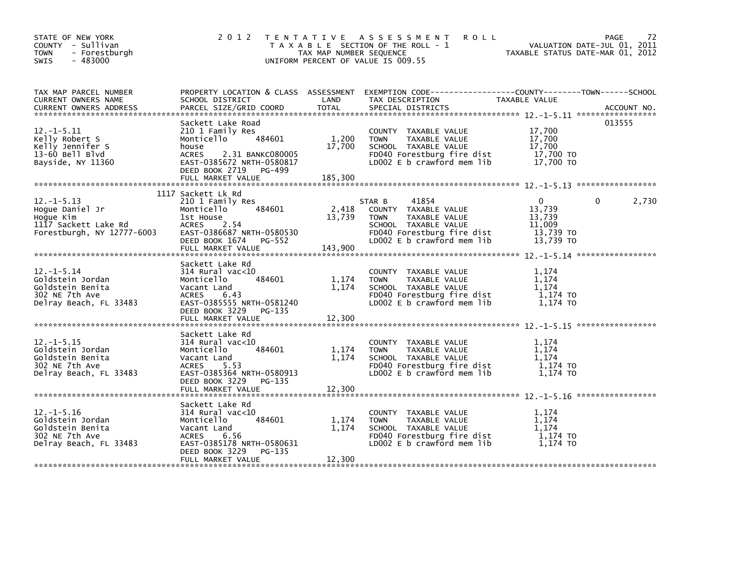STATE OF NEW YORK
COUNTY - Sullivan
TOWN - Forestburgh
SWIS - 483000

2012 TENTATIVE ASSESSMENT ROLL
TAXABLE SECTION OF THE ROLL - 1
TAX MAP NUMBER SEQUENCE
UNIFORM PERCENT OF VALUE IS 009.55

VALUATION DATE-JUL 01, 2011
TAXABLE STATUS DATE-MAR 01, 2012

| TAX MAP PARCEL NUMBER / CURRENT OWNERS NAME / CURRENT OWNERS ADDRESS | PROPERTY LOCATION & CLASS / SCHOOL DISTRICT / PARCEL SIZE/GRID COORD | ASSESSMENT LAND | TOTAL | EXEMPTION CODE / TAX DESCRIPTION / SPECIAL DISTRICTS | COUNTY TAXABLE VALUE | TOWN | SCHOOL | ACCOUNT NO. |
|---|---|---|---|---|---|---|---|---|
| 12.-1-5.11 | Sackett Lake Road | | | | | | | 013555 |
| Kelly Robert S | 210 1 Family Res | | | COUNTY TAXABLE VALUE | 17,700 | | | |
| Kelly Jennifer S | Monticello 484601 | 1,200 | | TOWN TAXABLE VALUE | 17,700 | | | |
| 13-60 Bell Blvd | house | | 17,700 | SCHOOL TAXABLE VALUE | 17,700 | | | |
| Bayside, NY 11360 | ACRES 2.31 BANKC080005 | | | FD040 Forestburg fire dist | 17,700 TO | | | |
| | EAST-0385672 NRTH-0580817 | | | LD002 E b crawford mem lib | 17,700 TO | | | |
| | DEED BOOK 2719 PG-499 | | | | | | | |
| | FULL MARKET VALUE | | 185,300 | | | | | |
| 12.-1-5.13 | 1117 Sackett Lk Rd | | | | | | | |
| Hogue Daniel Jr | 210 1 Family Res | | | STAR B 41854 | 0 | | 0 | 2,730 |
| Hogue Kim | Monticello 484601 | 2,418 | | COUNTY TAXABLE VALUE | 13,739 | | | |
| 1117 Sackett Lake Rd | 1st House | | 13,739 | TOWN TAXABLE VALUE | 13,739 | | | |
| Forestburgh, NY 12777-6003 | ACRES 2.54 | | | SCHOOL TAXABLE VALUE | 11,009 | | | |
| | EAST-0386687 NRTH-0580530 | | | FD040 Forestburg fire dist | 13,739 TO | | | |
| | DEED BOOK 1674 PG-552 | | | LD002 E b crawford mem lib | 13,739 TO | | | |
| | FULL MARKET VALUE | | 143,900 | | | | | |
| 12.-1-5.14 | Sackett Lake Rd | | | | | | | |
| Goldstein Jordan | 314 Rural vac<10 | | | COUNTY TAXABLE VALUE | 1,174 | | | |
| Goldstein Benita | Monticello 484601 | 1,174 | | TOWN TAXABLE VALUE | 1,174 | | | |
| 302 NE 7th Ave | Vacant Land | | 1,174 | SCHOOL TAXABLE VALUE | 1,174 | | | |
| Delray Beach, FL 33483 | ACRES 6.43 | | | FD040 Forestburg fire dist | 1,174 TO | | | |
| | EAST-0385555 NRTH-0581240 | | | LD002 E b crawford mem lib | 1,174 TO | | | |
| | DEED BOOK 3229 PG-135 | | | | | | | |
| | FULL MARKET VALUE | | 12,300 | | | | | |
| 12.-1-5.15 | Sackett Lake Rd | | | | | | | |
| Goldstein Jordan | 314 Rural vac<10 | | | COUNTY TAXABLE VALUE | 1,174 | | | |
| Goldstein Benita | Monticello 484601 | 1,174 | | TOWN TAXABLE VALUE | 1,174 | | | |
| 302 NE 7th Ave | Vacant Land | | 1,174 | SCHOOL TAXABLE VALUE | 1,174 | | | |
| Delray Beach, FL 33483 | ACRES 5.53 | | | FD040 Forestburg fire dist | 1,174 TO | | | |
| | EAST-0385364 NRTH-0580913 | | | LD002 E b crawford mem lib | 1,174 TO | | | |
| | DEED BOOK 3229 PG-135 | | | | | | | |
| | FULL MARKET VALUE | | 12,300 | | | | | |
| 12.-1-5.16 | Sackett Lake Rd | | | | | | | |
| Goldstein Jordan | 314 Rural vac<10 | | | COUNTY TAXABLE VALUE | 1,174 | | | |
| Goldstein Benita | Monticello 484601 | 1,174 | | TOWN TAXABLE VALUE | 1,174 | | | |
| 302 NE 7th Ave | Vacant Land | | 1,174 | SCHOOL TAXABLE VALUE | 1,174 | | | |
| Delray Beach, FL 33483 | ACRES 6.56 | | | FD040 Forestburg fire dist | 1,174 TO | | | |
| | EAST-0385178 NRTH-0580631 | | | LD002 E b crawford mem lib | 1,174 TO | | | |
| | DEED BOOK 3229 PG-135 | | | | | | | |
| | FULL MARKET VALUE | | 12,300 | | | | | |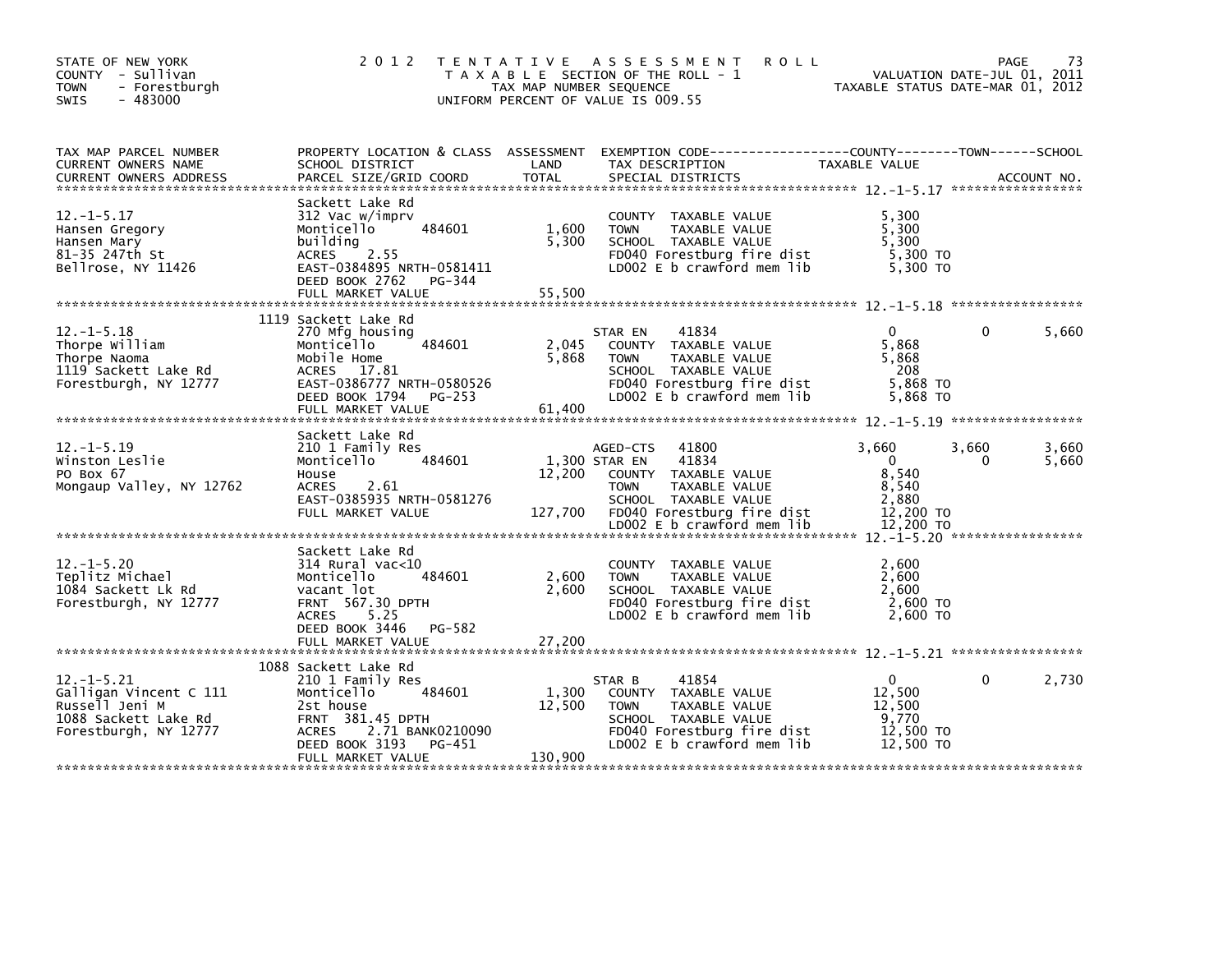STATE OF NEW YORK
COUNTY - Sullivan
TOWN - Forestburgh
SWIS - 483000

2012 TENTATIVE ASSESSMENT ROLL
TAXABLE SECTION OF THE ROLL - 1
TAX MAP NUMBER SEQUENCE
UNIFORM PERCENT OF VALUE IS 009.55

VALUATION DATE-JUL 01, 2011
TAXABLE STATUS DATE-MAR 01, 2012

| TAX MAP PARCEL NUMBER / CURRENT OWNERS NAME / CURRENT OWNERS ADDRESS | PROPERTY LOCATION & CLASS / SCHOOL DISTRICT / PARCEL SIZE/GRID COORD | ASSESSMENT LAND | TOTAL | EXEMPTION CODE / TAX DESCRIPTION / SPECIAL DISTRICTS | COUNTY TAXABLE VALUE | TOWN | SCHOOL |
|---|---|---|---|---|---|---|---|
| **12.-1-5.17** | Sackett Lake Rd | | | | | | |
| 12.-1-5.17 | 312 Vac w/imprv | | | COUNTY TAXABLE VALUE | 5,300 | | |
| Hansen Gregory | Monticello 484601 | 1,600 | | TOWN TAXABLE VALUE | 5,300 | | |
| Hansen Mary | building | | 5,300 | SCHOOL TAXABLE VALUE | 5,300 | | |
| 81-35 247th St | ACRES 2.55 | | | FD040 Forestburg fire dist | 5,300 TO | | |
| Bellrose, NY 11426 | EAST-0384895 NRTH-0581411 | | | LD002 E b crawford mem lib | 5,300 TO | | |
| | DEED BOOK 2762 PG-344 | | | | | | |
| | FULL MARKET VALUE | | 55,500 | | | | |
| **12.-1-5.18** | 1119 Sackett Lake Rd | | | | | | |
| 12.-1-5.18 | 270 Mfg housing | | | STAR EN 41834 | 0 | 0 | 5,660 |
| Thorpe William | Monticello 484601 | 2,045 | | COUNTY TAXABLE VALUE | 5,868 | | |
| Thorpe Naoma | Mobile Home | | 5,868 | TOWN TAXABLE VALUE | 5,868 | | |
| 1119 Sackett Lake Rd | ACRES 17.81 | | | SCHOOL TAXABLE VALUE | 208 | | |
| Forestburgh, NY 12777 | EAST-0386777 NRTH-0580526 | | | FD040 Forestburg fire dist | 5,868 TO | | |
| | DEED BOOK 1794 PG-253 | | | LD002 E b crawford mem lib | 5,868 TO | | |
| | FULL MARKET VALUE | | 61,400 | | | | |
| **12.-1-5.19** | Sackett Lake Rd | | | | | | |
| 12.-1-5.19 | 210 1 Family Res | | | AGED-CTS 41800 | 3,660 | 3,660 | 3,660 |
| Winston Leslie | Monticello 484601 | 1,300 | | STAR EN 41834 | 0 | 0 | 5,660 |
| PO Box 67 | House | | 12,200 | COUNTY TAXABLE VALUE | 8,540 | | |
| Mongaup Valley, NY 12762 | ACRES 2.61 | | | TOWN TAXABLE VALUE | 8,540 | | |
| | EAST-0385935 NRTH-0581276 | | | SCHOOL TAXABLE VALUE | 2,880 | | |
| | FULL MARKET VALUE | | 127,700 | FD040 Forestburg fire dist | 12,200 TO | | |
| | | | | LD002 E b crawford mem lib | 12,200 TO | | |
| **12.-1-5.20** | Sackett Lake Rd | | | | | | |
| 12.-1-5.20 | 314 Rural vac<10 | | | COUNTY TAXABLE VALUE | 2,600 | | |
| Teplitz Michael | Monticello 484601 | 2,600 | | TOWN TAXABLE VALUE | 2,600 | | |
| 1084 Sackett Lk Rd | vacant lot | | 2,600 | SCHOOL TAXABLE VALUE | 2,600 | | |
| Forestburgh, NY 12777 | FRNT 567.30 DPTH | | | FD040 Forestburg fire dist | 2,600 TO | | |
| | ACRES 5.25 | | | LD002 E b crawford mem lib | 2,600 TO | | |
| | DEED BOOK 3446 PG-582 | | | | | | |
| | FULL MARKET VALUE | | 27,200 | | | | |
| **12.-1-5.21** | 1088 Sackett Lake Rd | | | | | | |
| 12.-1-5.21 | 210 1 Family Res | | | STAR B 41854 | 0 | 0 | 2,730 |
| Galligan Vincent C 111 | Monticello 484601 | 1,300 | | COUNTY TAXABLE VALUE | 12,500 | | |
| Russell Jeni M | 2st house | | 12,500 | TOWN TAXABLE VALUE | 12,500 | | |
| 1088 Sackett Lake Rd | FRNT 381.45 DPTH | | | SCHOOL TAXABLE VALUE | 9,770 | | |
| Forestburgh, NY 12777 | ACRES 2.71 BANK0210090 | | | FD040 Forestburg fire dist | 12,500 TO | | |
| | DEED BOOK 3193 PG-451 | | | LD002 E b crawford mem lib | 12,500 TO | | |
| | FULL MARKET VALUE | | 130,900 | | | | |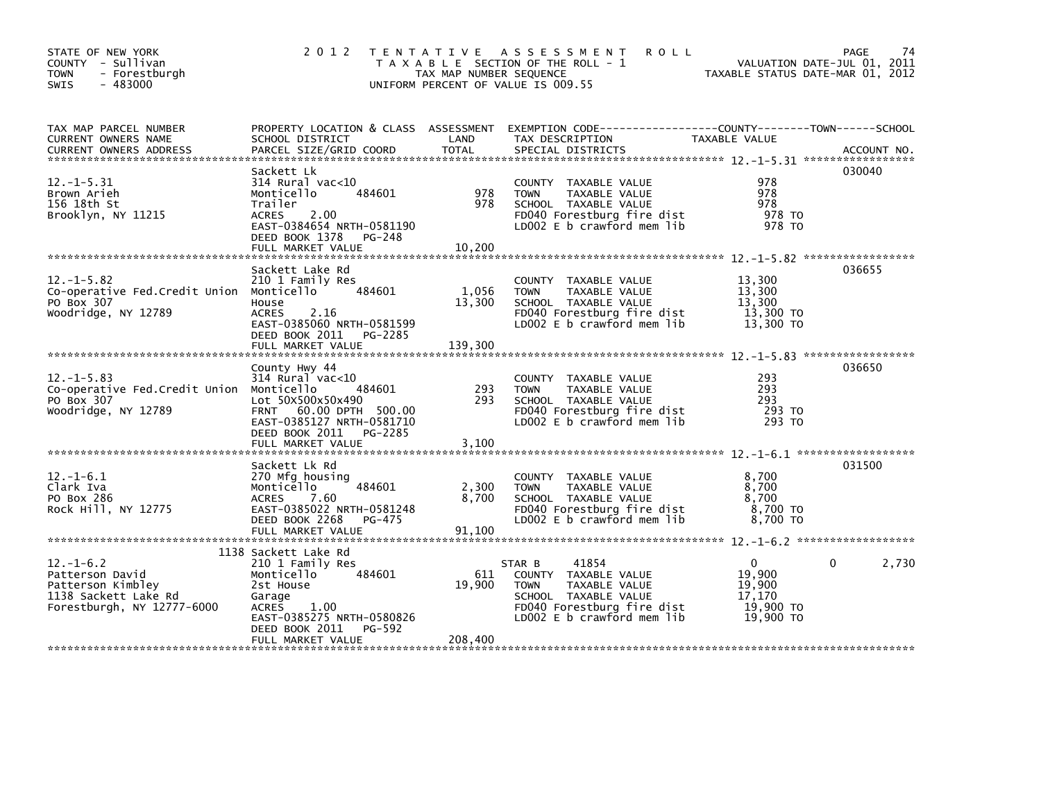STATE OF NEW YORK
COUNTY - Sullivan
TOWN - Forestburgh
SWIS - 483000

2012 TENTATIVE ASSESSMENT ROLL
TAXABLE SECTION OF THE ROLL - 1
TAX MAP NUMBER SEQUENCE
UNIFORM PERCENT OF VALUE IS 009.55

VALUATION DATE-JUL 01, 2011
TAXABLE STATUS DATE-MAR 01, 2012

| TAX MAP PARCEL NUMBER / CURRENT OWNERS NAME / CURRENT OWNERS ADDRESS | PROPERTY LOCATION & CLASS / SCHOOL DISTRICT / PARCEL SIZE/GRID COORD | ASSESSMENT LAND | TOTAL | EXEMPTION CODE / TAX DESCRIPTION / SPECIAL DISTRICTS | COUNTY TAXABLE VALUE | TOWN | SCHOOL | ACCOUNT NO. |
|---|---|---|---|---|---|---|---|---|
| 12.-1-5.31 | Sackett Lk | | | | | | | 030040 |
| Brown Arieh | 314 Rural vac<10 | | | COUNTY TAXABLE VALUE | 978 | | | |
| 156 18th St | Monticello 484601 | 978 | | TOWN TAXABLE VALUE | 978 | | | |
| Brooklyn, NY 11215 | Trailer | | 978 | SCHOOL TAXABLE VALUE | 978 | | | |
| | ACRES 2.00 | | | FD040 Forestburg fire dist | 978 TO | | | |
| | EAST-0384654 NRTH-0581190 | | | LD002 E b crawford mem lib | 978 TO | | | |
| | DEED BOOK 1378 PG-248 | | | | | | | |
| | FULL MARKET VALUE | | 10,200 | | | | | |
| 12.-1-5.82 | Sackett Lake Rd | | | | | | | 036655 |
| Co-operative Fed.Credit Union | 210 1 Family Res | | | COUNTY TAXABLE VALUE | 13,300 | | | |
| PO Box 307 | Monticello 484601 | 1,056 | | TOWN TAXABLE VALUE | 13,300 | | | |
| Woodridge, NY 12789 | House | | 13,300 | SCHOOL TAXABLE VALUE | 13,300 | | | |
| | ACRES 2.16 | | | FD040 Forestburg fire dist | 13,300 TO | | | |
| | EAST-0385060 NRTH-0581599 | | | LD002 E b crawford mem lib | 13,300 TO | | | |
| | DEED BOOK 2011 PG-2285 | | | | | | | |
| | FULL MARKET VALUE | | 139,300 | | | | | |
| 12.-1-5.83 | County Hwy 44 | | | | | | | 036650 |
| Co-operative Fed.Credit Union | 314 Rural vac<10 | | | COUNTY TAXABLE VALUE | 293 | | | |
| PO Box 307 | Monticello 484601 | 293 | | TOWN TAXABLE VALUE | 293 | | | |
| Woodridge, NY 12789 | Lot 50X500x50x490 | | 293 | SCHOOL TAXABLE VALUE | 293 | | | |
| | FRNT 60.00 DPTH 500.00 | | | FD040 Forestburg fire dist | 293 TO | | | |
| | EAST-0385127 NRTH-0581710 | | | LD002 E b crawford mem lib | 293 TO | | | |
| | DEED BOOK 2011 PG-2285 | | | | | | | |
| | FULL MARKET VALUE | | 3,100 | | | | | |
| 12.-1-6.1 | Sackett Lk Rd | | | | | | | 031500 |
| Clark Iva | 270 Mfg housing | | | COUNTY TAXABLE VALUE | 8,700 | | | |
| PO Box 286 | Monticello 484601 | 2,300 | | TOWN TAXABLE VALUE | 8,700 | | | |
| Rock Hill, NY 12775 | ACRES 7.60 | | 8,700 | SCHOOL TAXABLE VALUE | 8,700 | | | |
| | EAST-0385022 NRTH-0581248 | | | FD040 Forestburg fire dist | 8,700 TO | | | |
| | DEED BOOK 2268 PG-475 | | | LD002 E b crawford mem lib | 8,700 TO | | | |
| | FULL MARKET VALUE | | 91,100 | | | | | |
| 12.-1-6.2 | 1138 Sackett Lake Rd | | | | | | | |
| Patterson David | 210 1 Family Res | | | STAR B 41854 | 0 | 0 | 2,730 | |
| Patterson Kimbley | Monticello 484601 | 611 | | COUNTY TAXABLE VALUE | 19,900 | | | |
| 1138 Sackett Lake Rd | 2st House | | 19,900 | TOWN TAXABLE VALUE | 19,900 | | | |
| Forestburgh, NY 12777-6000 | Garage | | | SCHOOL TAXABLE VALUE | 17,170 | | | |
| | ACRES 1.00 | | | FD040 Forestburg fire dist | 19,900 TO | | | |
| | EAST-0385275 NRTH-0580826 | | | LD002 E b crawford mem lib | 19,900 TO | | | |
| | DEED BOOK 2011 PG-592 | | | | | | | |
| | FULL MARKET VALUE | | 208,400 | | | | | |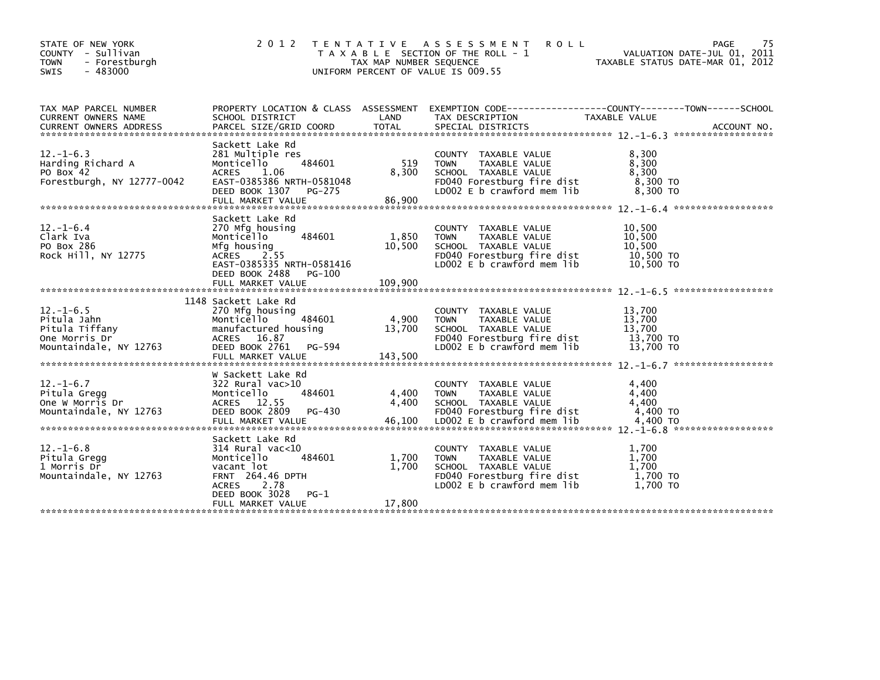STATE OF NEW YORK
COUNTY - Sullivan
TOWN - Forestburgh
SWIS - 483000

# 2012 TENTATIVE ASSESSMENT ROLL

TAXABLE SECTION OF THE ROLL - 1
TAX MAP NUMBER SEQUENCE
UNIFORM PERCENT OF VALUE IS 009.55

VALUATION DATE-JUL 01, 2011
TAXABLE STATUS DATE-MAR 01, 2012

| TAX MAP PARCEL NUMBER / CURRENT OWNERS NAME / CURRENT OWNERS ADDRESS | PROPERTY LOCATION & CLASS / SCHOOL DISTRICT / PARCEL SIZE/GRID COORD | ASSESSMENT LAND | TOTAL | EXEMPTION CODE / TAX DESCRIPTION / SPECIAL DISTRICTS | TAXABLE VALUE (COUNTY--TOWN--SCHOOL) | ACCOUNT NO. |
|---|---|---|---|---|---|---|
| 12.-1-6.3 | Sackett Lake Rd | | | | | |
| Harding Richard A | 281 Multiple res | | | COUNTY TAXABLE VALUE | 8,300 | |
| PO Box 42 | Monticello 484601 | 519 | | TOWN TAXABLE VALUE | 8,300 | |
| Forestburgh, NY 12777-0042 | ACRES 1.06 | | 8,300 | SCHOOL TAXABLE VALUE | 8,300 | |
| | EAST-0385386 NRTH-0581048 | | | FD040 Forestburg fire dist | 8,300 TO | |
| | DEED BOOK 1307 PG-275 | | | LD002 E b crawford mem lib | 8,300 TO | |
| | FULL MARKET VALUE | | 86,900 | | | |
| 12.-1-6.4 | Sackett Lake Rd | | | | | |
| Clark Iva | 270 Mfg housing | | | COUNTY TAXABLE VALUE | 10,500 | |
| PO Box 286 | Monticello 484601 | 1,850 | | TOWN TAXABLE VALUE | 10,500 | |
| Rock Hill, NY 12775 | Mfg housing | | 10,500 | SCHOOL TAXABLE VALUE | 10,500 | |
| | ACRES 2.55 | | | FD040 Forestburg fire dist | 10,500 TO | |
| | EAST-0385335 NRTH-0581416 | | | LD002 E b crawford mem lib | 10,500 TO | |
| | DEED BOOK 2488 PG-100 | | | | | |
| | FULL MARKET VALUE | | 109,900 | | | |
| 12.-1-6.5 | 1148 Sackett Lake Rd | | | | | |
| Pitula Jahn | 270 Mfg housing | | | COUNTY TAXABLE VALUE | 13,700 | |
| Pitula Tiffany | Monticello 484601 | 4,900 | | TOWN TAXABLE VALUE | 13,700 | |
| One Morris Dr | manufactured housing | | 13,700 | SCHOOL TAXABLE VALUE | 13,700 | |
| Mountaindale, NY 12763 | ACRES 16.87 | | | FD040 Forestburg fire dist | 13,700 TO | |
| | DEED BOOK 2761 PG-594 | | | LD002 E b crawford mem lib | 13,700 TO | |
| | FULL MARKET VALUE | | 143,500 | | | |
| 12.-1-6.7 | W Sackett Lake Rd | | | | | |
| Pitula Gregg | 322 Rural vac>10 | | | COUNTY TAXABLE VALUE | 4,400 | |
| One W Morris Dr | Monticello 484601 | 4,400 | | TOWN TAXABLE VALUE | 4,400 | |
| Mountaindale, NY 12763 | ACRES 12.55 | | 4,400 | SCHOOL TAXABLE VALUE | 4,400 | |
| | DEED BOOK 2809 PG-430 | | | FD040 Forestburg fire dist | 4,400 TO | |
| | FULL MARKET VALUE | | 46,100 | LD002 E b crawford mem lib | 4,400 TO | |
| 12.-1-6.8 | Sackett Lake Rd | | | | | |
| Pitula Gregg | 314 Rural vac<10 | | | COUNTY TAXABLE VALUE | 1,700 | |
| 1 Morris Dr | Monticello 484601 | 1,700 | | TOWN TAXABLE VALUE | 1,700 | |
| Mountaindale, NY 12763 | vacant lot | | 1,700 | SCHOOL TAXABLE VALUE | 1,700 | |
| | FRNT 264.46 DPTH | | | FD040 Forestburg fire dist | 1,700 TO | |
| | ACRES 2.78 | | | LD002 E b crawford mem lib | 1,700 TO | |
| | DEED BOOK 3028 PG-1 | | | | | |
| | FULL MARKET VALUE | | 17,800 | | | |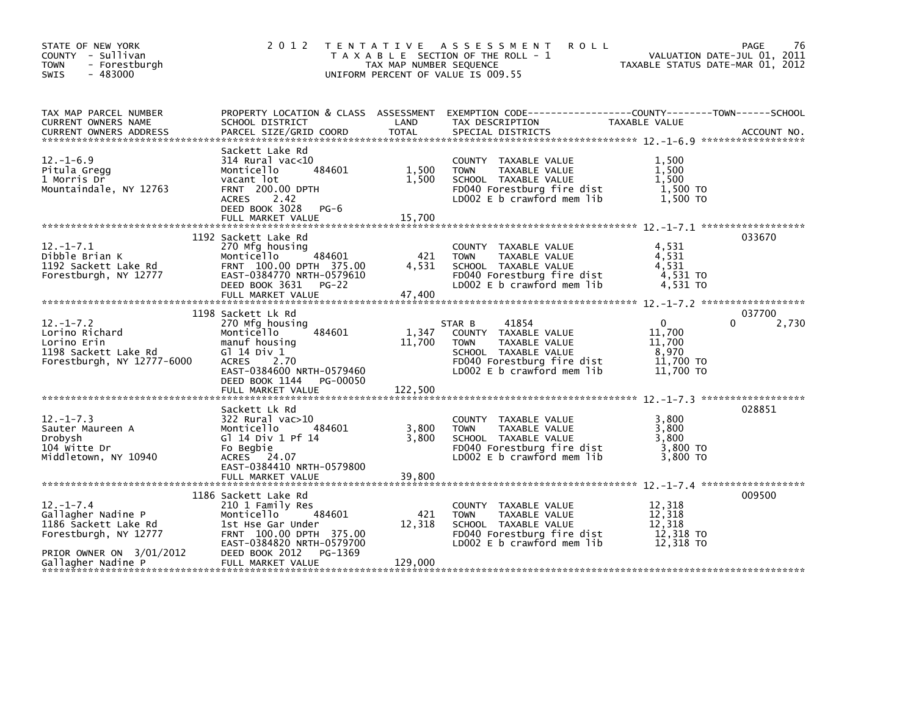STATE OF NEW YORK
COUNTY - Sullivan
TOWN - Forestburgh
SWIS - 483000

# 2012 TENTATIVE ASSESSMENT ROLL

TAXABLE SECTION OF THE ROLL - 1
TAX MAP NUMBER SEQUENCE
UNIFORM PERCENT OF VALUE IS 009.55

VALUATION DATE-JUL 01, 2011
TAXABLE STATUS DATE-MAR 01, 2012

| TAX MAP PARCEL NUMBER / CURRENT OWNERS NAME / CURRENT OWNERS ADDRESS | PROPERTY LOCATION & CLASS / SCHOOL DISTRICT / PARCEL SIZE/GRID COORD | ASSESSMENT LAND / TOTAL | EXEMPTION CODE / TAX DESCRIPTION / SPECIAL DISTRICTS | COUNTY TAXABLE VALUE | TOWN | SCHOOL / ACCOUNT NO. |
|---|---|---|---|---|---|---|
| **12.-1-6.9** | Sackett Lake Rd | | | | | |
| 12.-1-6.9 | 314 Rural vac<10 | | COUNTY TAXABLE VALUE | 1,500 | | |
| Pitula Gregg | Monticello 484601 | 1,500 | TOWN TAXABLE VALUE | 1,500 | | |
| 1 Morris Dr | vacant lot | 1,500 | SCHOOL TAXABLE VALUE | 1,500 | | |
| Mountaindale, NY 12763 | FRNT 200.00 DPTH | | FD040 Forestburg fire dist | 1,500 TO | | |
| | ACRES 2.42 | | LD002 E b crawford mem lib | 1,500 TO | | |
| | DEED BOOK 3028 PG-6 | | | | | |
| | FULL MARKET VALUE | 15,700 | | | | |
| **12.-1-7.1** | 1192 Sackett Lake Rd | | | | | 033670 |
| 12.-1-7.1 | 270 Mfg housing | | COUNTY TAXABLE VALUE | 4,531 | | |
| Dibble Brian K | Monticello 484601 | 421 | TOWN TAXABLE VALUE | 4,531 | | |
| 1192 Sackett Lake Rd | FRNT 100.00 DPTH 375.00 | 4,531 | SCHOOL TAXABLE VALUE | 4,531 | | |
| Forestburgh, NY 12777 | EAST-0384770 NRTH-0579610 | | FD040 Forestburg fire dist | 4,531 TO | | |
| | DEED BOOK 3631 PG-22 | | LD002 E b crawford mem lib | 4,531 TO | | |
| | FULL MARKET VALUE | 47,400 | | | | |
| **12.-1-7.2** | 1198 Sackett Lk Rd | | | | | 037700 |
| 12.-1-7.2 | 270 Mfg housing | | STAR B 41854 | 0 | 0 | 2,730 |
| Lorino Richard | Monticello 484601 | 1,347 | COUNTY TAXABLE VALUE | 11,700 | | |
| Lorino Erin | manuf housing | 11,700 | TOWN TAXABLE VALUE | 11,700 | | |
| 1198 Sackett Lake Rd | Gl 14 Div 1 | | SCHOOL TAXABLE VALUE | 8,970 | | |
| Forestburgh, NY 12777-6000 | ACRES 2.70 | | FD040 Forestburg fire dist | 11,700 TO | | |
| | EAST-0384600 NRTH-0579460 | | LD002 E b crawford mem lib | 11,700 TO | | |
| | DEED BOOK 1144 PG-00050 | | | | | |
| | FULL MARKET VALUE | 122,500 | | | | |
| **12.-1-7.3** | Sackett Lk Rd | | | | | 028851 |
| 12.-1-7.3 | 322 Rural vac>10 | | COUNTY TAXABLE VALUE | 3,800 | | |
| Sauter Maureen A | Monticello 484601 | 3,800 | TOWN TAXABLE VALUE | 3,800 | | |
| Drobysh | Gl 14 Div 1 Pf 14 | 3,800 | SCHOOL TAXABLE VALUE | 3,800 | | |
| 104 Witte Dr | Fo Begbie | | FD040 Forestburg fire dist | 3,800 TO | | |
| Middletown, NY 10940 | ACRES 24.07 | | LD002 E b crawford mem lib | 3,800 TO | | |
| | EAST-0384410 NRTH-0579800 | | | | | |
| | FULL MARKET VALUE | 39,800 | | | | |
| **12.-1-7.4** | 1186 Sackett Lake Rd | | | | | 009500 |
| 12.-1-7.4 | 210 1 Family Res | | COUNTY TAXABLE VALUE | 12,318 | | |
| Gallagher Nadine P | Monticello 484601 | 421 | TOWN TAXABLE VALUE | 12,318 | | |
| 1186 Sackett Lake Rd | 1st Hse Gar Under | 12,318 | SCHOOL TAXABLE VALUE | 12,318 | | |
| Forestburgh, NY 12777 | FRNT 100.00 DPTH 375.00 | | FD040 Forestburg fire dist | 12,318 TO | | |
| | EAST-0384820 NRTH-0579700 | | LD002 E b crawford mem lib | 12,318 TO | | |
| PRIOR OWNER ON 3/01/2012 | DEED BOOK 2012 PG-1369 | | | | | |
| Gallagher Nadine P | FULL MARKET VALUE | 129,000 | | | | |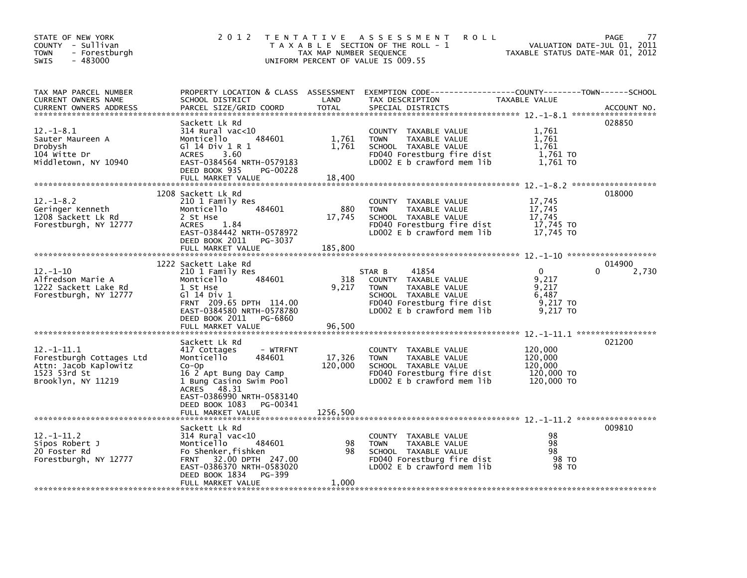STATE OF NEW YORK
COUNTY - Sullivan
TOWN - Forestburgh
SWIS - 483000

# 2012 TENTATIVE ASSESSMENT ROLL

TAXABLE SECTION OF THE ROLL - 1
TAX MAP NUMBER SEQUENCE
UNIFORM PERCENT OF VALUE IS 009.55

VALUATION DATE-JUL 01, 2011
TAXABLE STATUS DATE-MAR 01, 2012

| TAX MAP PARCEL NUMBER / CURRENT OWNERS NAME / CURRENT OWNERS ADDRESS | PROPERTY LOCATION & CLASS / SCHOOL DISTRICT / PARCEL SIZE/GRID COORD | ASSESSMENT LAND | TOTAL | EXEMPTION CODE / TAX DESCRIPTION / SPECIAL DISTRICTS | COUNTY | TOWN | SCHOOL TAXABLE VALUE | ACCOUNT NO. |
|---|---|---|---|---|---|---|---|---|
| 12.-1-8.1 | Sackett Lk Rd | | | | | | | 028850 |
| Sauter Maureen A | 314 Rural vac<10 | | | COUNTY TAXABLE VALUE | 1,761 | | | |
| Drobysh | Monticello 484601 | 1,761 | | TOWN TAXABLE VALUE | | 1,761 | | |
| 104 Witte Dr | Gl 14 Div 1 R 1 | | 1,761 | SCHOOL TAXABLE VALUE | | | 1,761 | |
| Middletown, NY 10940 | ACRES 3.60 | | | FD040 Forestburg fire dist | 1,761 TO | | | |
| | EAST-0384564 NRTH-0579183 | | | LD002 E b crawford mem lib | 1,761 TO | | | |
| | DEED BOOK 935 PG-00228 | | | | | | | |
| | FULL MARKET VALUE | | 18,400 | | | | | |
| 12.-1-8.2 | 1208 Sackett Lk Rd | | | | | | | 018000 |
| Geringer Kenneth | 210 1 Family Res | | | COUNTY TAXABLE VALUE | 17,745 | | | |
| 1208 Sackett Lk Rd | Monticello 484601 | 880 | | TOWN TAXABLE VALUE | | 17,745 | | |
| Forestburgh, NY 12777 | 2 St Hse | | 17,745 | SCHOOL TAXABLE VALUE | | | 17,745 | |
| | ACRES 1.84 | | | FD040 Forestburg fire dist | 17,745 TO | | | |
| | EAST-0384442 NRTH-0578972 | | | LD002 E b crawford mem lib | 17,745 TO | | | |
| | DEED BOOK 2011 PG-3037 | | | | | | | |
| | FULL MARKET VALUE | | 185,800 | | | | | |
| 12.-1-10 | 1222 Sackett Lake Rd | | | | | | | 014900 |
| Alfredson Marie A | 210 1 Family Res | | | STAR B 41854 | 0 | 0 | 2,730 | |
| 1222 Sackett Lake Rd | Monticello 484601 | 318 | | COUNTY TAXABLE VALUE | 9,217 | | | |
| Forestburgh, NY 12777 | 1 St Hse | | 9,217 | TOWN TAXABLE VALUE | | 9,217 | | |
| | Gl 14 Div 1 | | | SCHOOL TAXABLE VALUE | | | 6,487 | |
| | FRNT 209.65 DPTH 114.00 | | | FD040 Forestburg fire dist | 9,217 TO | | | |
| | EAST-0384580 NRTH-0578780 | | | LD002 E b crawford mem lib | 9,217 TO | | | |
| | DEED BOOK 2011 PG-6860 | | | | | | | |
| | FULL MARKET VALUE | | 96,500 | | | | | |
| 12.-1-11.1 | Sackett Lk Rd | | | | | | | 021200 |
| Forestburgh Cottages Ltd | 417 Cottages - WTRFNT | | | COUNTY TAXABLE VALUE | 120,000 | | | |
| Attn: Jacob Kaplowitz | Monticello 484601 | 17,326 | | TOWN TAXABLE VALUE | | 120,000 | | |
| 1523 53rd St | Co-Op | | 120,000 | SCHOOL TAXABLE VALUE | | | 120,000 | |
| Brooklyn, NY 11219 | 16 2 Apt Bung Day Camp | | | FD040 Forestburg fire dist | 120,000 TO | | | |
| | 1 Bung Casino Swim Pool | | | LD002 E b crawford mem lib | 120,000 TO | | | |
| | ACRES 48.31 | | | | | | | |
| | EAST-0386990 NRTH-0583140 | | | | | | | |
| | DEED BOOK 1083 PG-00341 | | | | | | | |
| | FULL MARKET VALUE | | 1256,500 | | | | | |
| 12.-1-11.2 | Sackett Lk Rd | | | | | | | 009810 |
| Sipos Robert J | 314 Rural vac<10 | | | COUNTY TAXABLE VALUE | 98 | | | |
| 20 Foster Rd | Monticello 484601 | 98 | | TOWN TAXABLE VALUE | | 98 | | |
| Forestburgh, NY 12777 | Fo Shenker,fishken | | 98 | SCHOOL TAXABLE VALUE | | | 98 | |
| | FRNT 32.00 DPTH 247.00 | | | FD040 Forestburg fire dist | 98 TO | | | |
| | EAST-0386370 NRTH-0583020 | | | LD002 E b crawford mem lib | 98 TO | | | |
| | DEED BOOK 1834 PG-399 | | | | | | | |
| | FULL MARKET VALUE | | 1,000 | | | | | |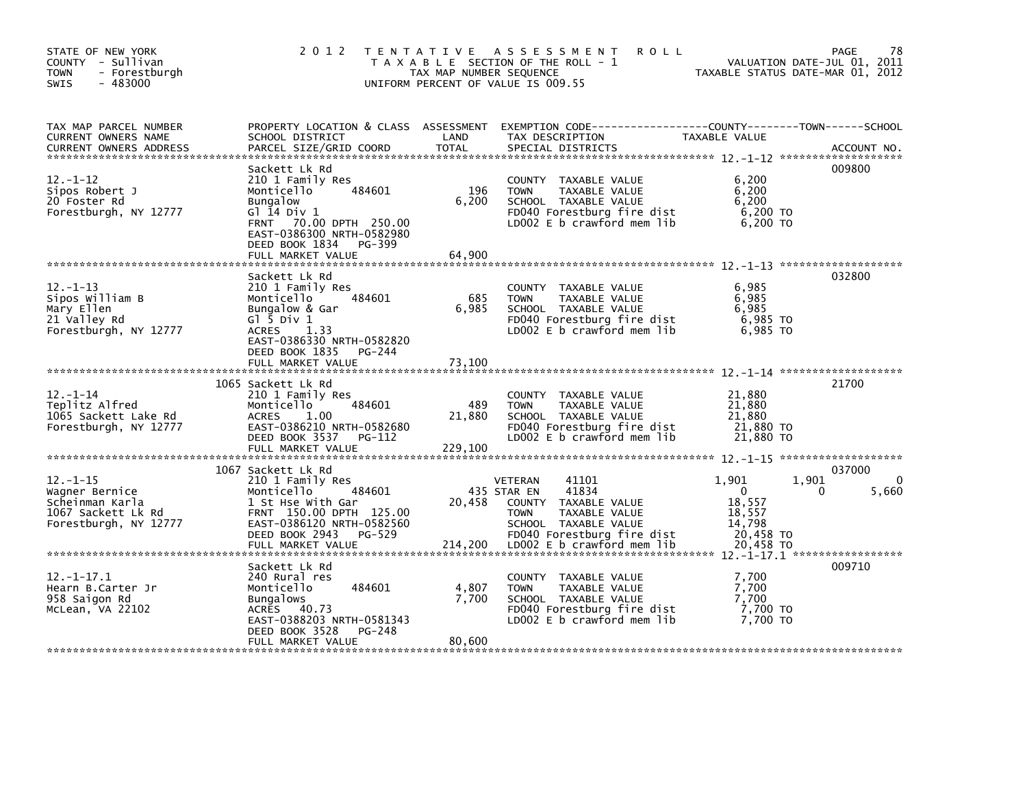STATE OF NEW YORK
COUNTY - Sullivan
TOWN - Forestburgh
SWIS - 483000

2 0 1 2 T E N T A T I V E A S S E S S M E N T R O L L
T A X A B L E SECTION OF THE ROLL - 1
TAX MAP NUMBER SEQUENCE
UNIFORM PERCENT OF VALUE IS 009.55

VALUATION DATE-JUL 01, 2011
TAXABLE STATUS DATE-MAR 01, 2012

| TAX MAP PARCEL NUMBER / CURRENT OWNERS NAME / CURRENT OWNERS ADDRESS | PROPERTY LOCATION & CLASS / SCHOOL DISTRICT / PARCEL SIZE/GRID COORD | ASSESSMENT LAND | TOTAL | EXEMPTION CODE / TAX DESCRIPTION / SPECIAL DISTRICTS | COUNTY TAXABLE VALUE | TOWN | SCHOOL | ACCOUNT NO. |
|---|---|---|---|---|---|---|---|---|
| 12.-1-12 | Sackett Lk Rd | | | | | | | 009800 |
| Sipos Robert J | 210 1 Family Res | | | COUNTY TAXABLE VALUE | 6,200 | | | |
| 20 Foster Rd | Monticello 484601 | 196 | | TOWN TAXABLE VALUE | 6,200 | | | |
| Forestburgh, NY 12777 | Bungalow | | 6,200 | SCHOOL TAXABLE VALUE | 6,200 | | | |
| | Gl 14 Div 1 | | | FD040 Forestburg fire dist | 6,200 TO | | | |
| | FRNT 70.00 DPTH 250.00 | | | LD002 E b crawford mem lib | 6,200 TO | | | |
| | EAST-0386300 NRTH-0582980 | | | | | | | |
| | DEED BOOK 1834 PG-399 | | | | | | | |
| | FULL MARKET VALUE | | 64,900 | | | | | |
| 12.-1-13 | Sackett Lk Rd | | | | | | | 032800 |
| Sipos William B | 210 1 Family Res | | | COUNTY TAXABLE VALUE | 6,985 | | | |
| Mary Ellen | Monticello 484601 | 685 | | TOWN TAXABLE VALUE | 6,985 | | | |
| 21 Valley Rd | Bungalow & Gar | | 6,985 | SCHOOL TAXABLE VALUE | 6,985 | | | |
| Forestburgh, NY 12777 | Gl 5 Div 1 | | | FD040 Forestburg fire dist | 6,985 TO | | | |
| | ACRES 1.33 | | | LD002 E b crawford mem lib | 6,985 TO | | | |
| | EAST-0386330 NRTH-0582820 | | | | | | | |
| | DEED BOOK 1835 PG-244 | | | | | | | |
| | FULL MARKET VALUE | | 73,100 | | | | | |
| 12.-1-14 | 1065 Sackett Lk Rd | | | | | | | 21700 |
| Teplitz Alfred | 210 1 Family Res | | | COUNTY TAXABLE VALUE | 21,880 | | | |
| 1065 Sackett Lake Rd | Monticello 484601 | 489 | | TOWN TAXABLE VALUE | 21,880 | | | |
| Forestburgh, NY 12777 | ACRES 1.00 | | 21,880 | SCHOOL TAXABLE VALUE | 21,880 | | | |
| | EAST-0386210 NRTH-0582680 | | | FD040 Forestburg fire dist | 21,880 TO | | | |
| | DEED BOOK 3537 PG-112 | | | LD002 E b crawford mem lib | 21,880 TO | | | |
| | FULL MARKET VALUE | | 229,100 | | | | | |
| 12.-1-15 | 1067 Sackett Lk Rd | | | | | | | 037000 |
| Wagner Bernice | 210 1 Family Res | | | VETERAN 41101 | 1,901 | 1,901 | 0 | |
| Scheinman Karla | Monticello 484601 | 435 | | STAR EN 41834 | 0 | 0 | 5,660 | |
| 1067 Sackett Lk Rd | 1 St Hse With Gar | | 20,458 | COUNTY TAXABLE VALUE | 18,557 | | | |
| Forestburgh, NY 12777 | FRNT 150.00 DPTH 125.00 | | | TOWN TAXABLE VALUE | 18,557 | | | |
| | EAST-0386120 NRTH-0582560 | | | SCHOOL TAXABLE VALUE | 14,798 | | | |
| | DEED BOOK 2943 PG-529 | | | FD040 Forestburg fire dist | 20,458 TO | | | |
| | FULL MARKET VALUE | | 214,200 | LD002 E b crawford mem lib | 20,458 TO | | | |
| 12.-1-17.1 | Sackett Lk Rd | | | | | | | 009710 |
| Hearn B.Carter Jr | 240 Rural res | | | COUNTY TAXABLE VALUE | 7,700 | | | |
| 958 Saigon Rd | Monticello 484601 | 4,807 | | TOWN TAXABLE VALUE | 7,700 | | | |
| McLean, VA 22102 | Bungalows | | 7,700 | SCHOOL TAXABLE VALUE | 7,700 | | | |
| | ACRES 40.73 | | | FD040 Forestburg fire dist | 7,700 TO | | | |
| | EAST-0388203 NRTH-0581343 | | | LD002 E b crawford mem lib | 7,700 TO | | | |
| | DEED BOOK 3528 PG-248 | | | | | | | |
| | FULL MARKET VALUE | | 80,600 | | | | | |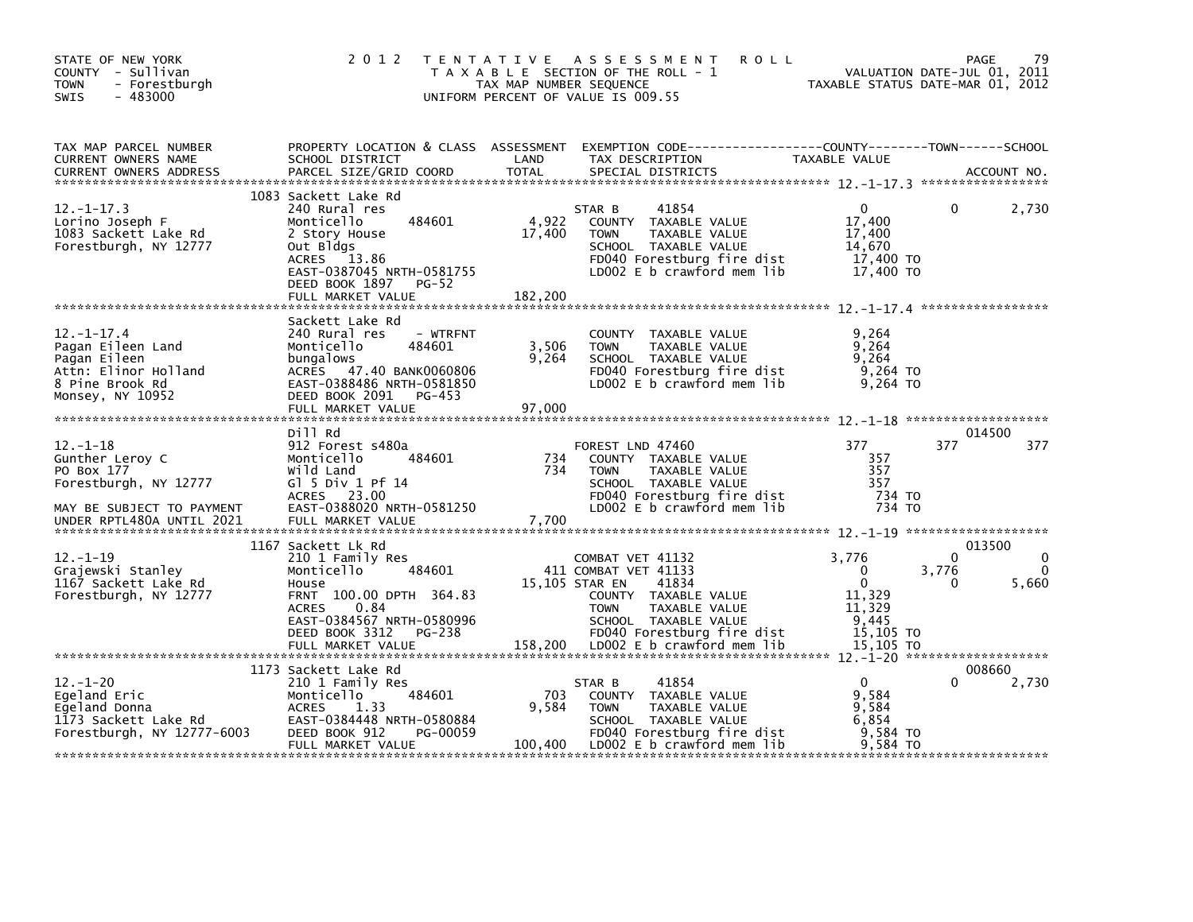STATE OF NEW YORK
COUNTY - Sullivan
TOWN - Forestburgh
SWIS - 483000

# 2012 TENTATIVE ASSESSMENT ROLL

TAXABLE SECTION OF THE ROLL - 1
TAX MAP NUMBER SEQUENCE
UNIFORM PERCENT OF VALUE IS 009.55

VALUATION DATE-JUL 01, 2011
TAXABLE STATUS DATE-MAR 01, 2012

| TAX MAP PARCEL NUMBER / CURRENT OWNERS NAME / CURRENT OWNERS ADDRESS | PROPERTY LOCATION & CLASS / SCHOOL DISTRICT / PARCEL SIZE/GRID COORD | ASSESSMENT LAND | TOTAL | EXEMPTION CODE / TAX DESCRIPTION / SPECIAL DISTRICTS | COUNTY TAXABLE VALUE | TOWN | SCHOOL | ACCOUNT NO. |
|---|---|---|---|---|---|---|---|---|
| 12.-1-17.3 | 1083 Sackett Lake Rd | | | | | | | |
| Lorino Joseph F | 240 Rural res | | | STAR B 41854 | 0 | 0 | 2,730 | |
| 1083 Sackett Lake Rd | Monticello 484601 | 4,922 | | COUNTY TAXABLE VALUE | 17,400 | | | |
| Forestburgh, NY 12777 | 2 Story House | | 17,400 | TOWN TAXABLE VALUE | 17,400 | | | |
| | Out Bldgs | | | SCHOOL TAXABLE VALUE | 14,670 | | | |
| | ACRES 13.86 | | | FD040 Forestburg fire dist | 17,400 TO | | | |
| | EAST-0387045 NRTH-0581755 | | | LD002 E b crawford mem lib | 17,400 TO | | | |
| | DEED BOOK 1897 PG-52 | | | | | | | |
| | FULL MARKET VALUE | | 182,200 | | | | | |
| 12.-1-17.4 | Sackett Lake Rd | | | | | | | |
| Pagan Eileen Land | 240 Rural res - WTRFNT | | | COUNTY TAXABLE VALUE | 9,264 | | | |
| Pagan Eileen | Monticello 484601 | 3,506 | | TOWN TAXABLE VALUE | 9,264 | | | |
| Attn: Elinor Holland | bungalows | | 9,264 | SCHOOL TAXABLE VALUE | 9,264 | | | |
| 8 Pine Brook Rd | ACRES 47.40 BANK0060806 | | | FD040 Forestburg fire dist | 9,264 TO | | | |
| Monsey, NY 10952 | EAST-0388486 NRTH-0581850 | | | LD002 E b crawford mem lib | 9,264 TO | | | |
| | DEED BOOK 2091 PG-453 | | | | | | | |
| | FULL MARKET VALUE | | 97,000 | | | | | |
| 12.-1-18 | Dill Rd | | | | | | | 014500 |
| Gunther Leroy C | 912 Forest s480a | | | FOREST LND 47460 | 377 | 377 | 377 | |
| PO Box 177 | Monticello 484601 | 734 | | COUNTY TAXABLE VALUE | 357 | | | |
| Forestburgh, NY 12777 | Wild Land | | 734 | TOWN TAXABLE VALUE | 357 | | | |
| | Gl 5 Div 1 Pf 14 | | | SCHOOL TAXABLE VALUE | 357 | | | |
| | ACRES 23.00 | | | FD040 Forestburg fire dist | 734 TO | | | |
| MAY BE SUBJECT TO PAYMENT | EAST-0388020 NRTH-0581250 | | | LD002 E b crawford mem lib | 734 TO | | | |
| UNDER RPTL480A UNTIL 2021 | FULL MARKET VALUE | | 7,700 | | | | | |
| 12.-1-19 | 1167 Sackett Lk Rd | | | | | | | 013500 |
| Grajewski Stanley | 210 1 Family Res | | | COMBAT VET 41132 | 3,776 | 0 | 0 | |
| 1167 Sackett Lake Rd | Monticello 484601 | 411 | | COMBAT VET 41133 | 0 | 3,776 | 0 | |
| Forestburgh, NY 12777 | House | | 15,105 | STAR EN 41834 | 0 | 0 | 5,660 | |
| | FRNT 100.00 DPTH 364.83 | | | COUNTY TAXABLE VALUE | 11,329 | | | |
| | ACRES 0.84 | | | TOWN TAXABLE VALUE | 11,329 | | | |
| | EAST-0384567 NRTH-0580996 | | | SCHOOL TAXABLE VALUE | 9,445 | | | |
| | DEED BOOK 3312 PG-238 | | | FD040 Forestburg fire dist | 15,105 TO | | | |
| | FULL MARKET VALUE | | 158,200 | LD002 E b crawford mem lib | 15,105 TO | | | |
| 12.-1-20 | 1173 Sackett Lake Rd | | | | | | | 008660 |
| Egeland Eric | 210 1 Family Res | | | STAR B 41854 | 0 | 0 | 2,730 | |
| Egeland Donna | Monticello 484601 | 703 | | COUNTY TAXABLE VALUE | 9,584 | | | |
| 1173 Sackett Lake Rd | ACRES 1.33 | | 9,584 | TOWN TAXABLE VALUE | 9,584 | | | |
| Forestburgh, NY 12777-6003 | EAST-0384448 NRTH-0580884 | | | SCHOOL TAXABLE VALUE | 6,854 | | | |
| | DEED BOOK 912 PG-00059 | | | FD040 Forestburg fire dist | 9,584 TO | | | |
| | FULL MARKET VALUE | | 100,400 | LD002 E b crawford mem lib | 9,584 TO | | | |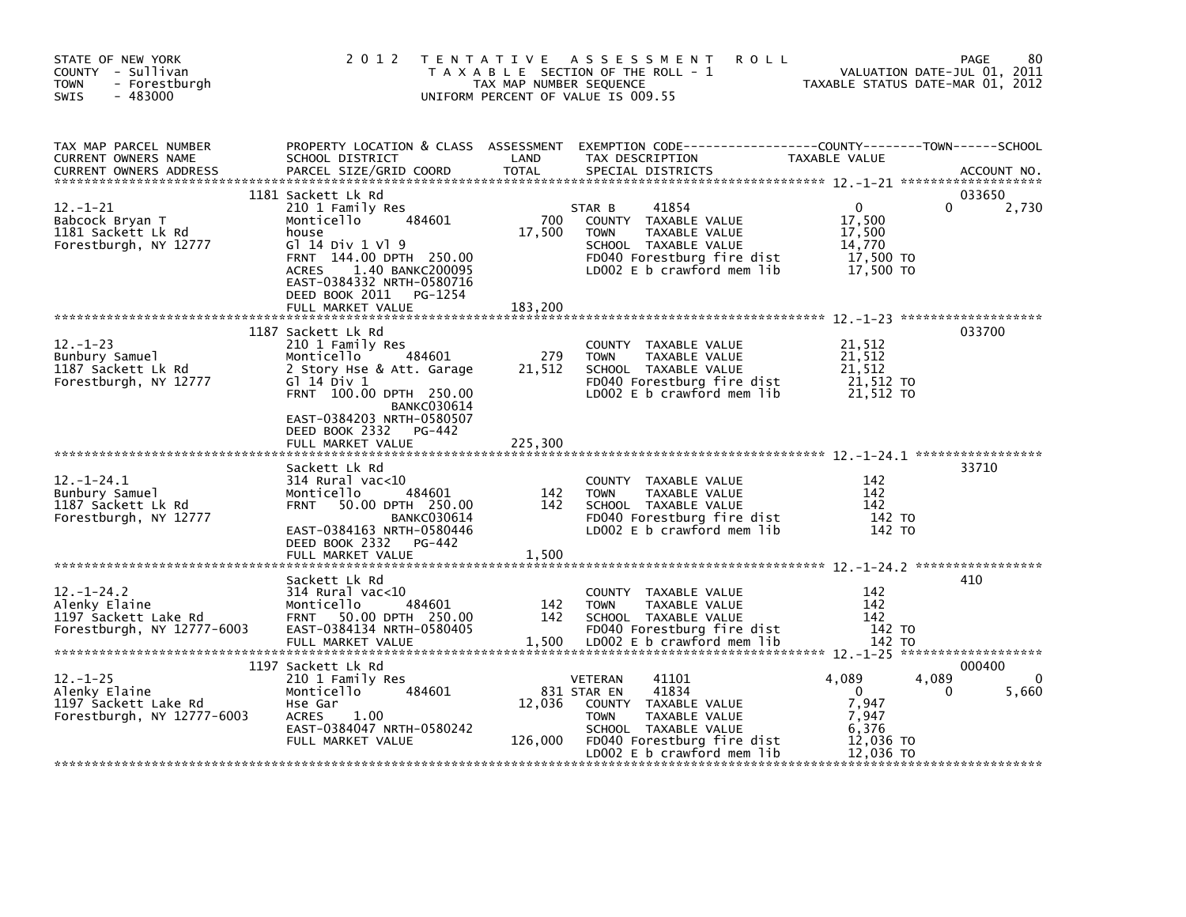STATE OF NEW YORK
COUNTY - Sullivan
TOWN - Forestburgh
SWIS - 483000

# 2012 TENTATIVE ASSESSMENT ROLL

TAXABLE SECTION OF THE ROLL - 1
TAX MAP NUMBER SEQUENCE
UNIFORM PERCENT OF VALUE IS 009.55

VALUATION DATE-JUL 01, 2011
TAXABLE STATUS DATE-MAR 01, 2012

| TAX MAP PARCEL NUMBER / CURRENT OWNERS NAME / CURRENT OWNERS ADDRESS | PROPERTY LOCATION & CLASS / SCHOOL DISTRICT / PARCEL SIZE/GRID COORD | ASSESSMENT LAND | TOTAL | EXEMPTION CODE / TAX DESCRIPTION / SPECIAL DISTRICTS | COUNTY TAXABLE VALUE | TOWN | SCHOOL | ACCOUNT NO. |
|---|---|---|---|---|---|---|---|---|
| 12.-1-21 | 1181 Sackett Lk Rd | | | | | | | 033650 |
| Babcock Bryan T | 210 1 Family Res | | | STAR B 41854 | 0 | 0 | 2,730 | |
| 1181 Sackett Lk Rd | Monticello 484601 | 700 | | COUNTY TAXABLE VALUE | 17,500 | | | |
| Forestburgh, NY 12777 | house | | 17,500 | TOWN TAXABLE VALUE | 17,500 | | | |
| | Gl 14 Div 1 Vl 9 | | | SCHOOL TAXABLE VALUE | 14,770 | | | |
| | FRNT 144.00 DPTH 250.00 | | | FD040 Forestburg fire dist | 17,500 TO | | | |
| | ACRES 1.40 BANKC200095 | | | LD002 E b crawford mem lib | 17,500 TO | | | |
| | EAST-0384332 NRTH-0580716 | | | | | | | |
| | DEED BOOK 2011 PG-1254 | | | | | | | |
| | FULL MARKET VALUE | | 183,200 | | | | | |
| 12.-1-23 | 1187 Sackett Lk Rd | | | | | | | 033700 |
| Bunbury Samuel | 210 1 Family Res | | | COUNTY TAXABLE VALUE | 21,512 | | | |
| 1187 Sackett Lk Rd | Monticello 484601 | 279 | | TOWN TAXABLE VALUE | 21,512 | | | |
| Forestburgh, NY 12777 | 2 Story Hse & Att. Garage | | 21,512 | SCHOOL TAXABLE VALUE | 21,512 | | | |
| | Gl 14 Div 1 | | | FD040 Forestburg fire dist | 21,512 TO | | | |
| | FRNT 100.00 DPTH 250.00 | | | LD002 E b crawford mem lib | 21,512 TO | | | |
| | BANKC030614 | | | | | | | |
| | EAST-0384203 NRTH-0580507 | | | | | | | |
| | DEED BOOK 2332 PG-442 | | | | | | | |
| | FULL MARKET VALUE | | 225,300 | | | | | |
| 12.-1-24.1 | Sackett Lk Rd | | | | | | | 33710 |
| Bunbury Samuel | 314 Rural vac<10 | | | COUNTY TAXABLE VALUE | 142 | | | |
| 1187 Sackett Lk Rd | Monticello 484601 | 142 | | TOWN TAXABLE VALUE | 142 | | | |
| Forestburgh, NY 12777 | FRNT 50.00 DPTH 250.00 | | 142 | SCHOOL TAXABLE VALUE | 142 | | | |
| | BANKC030614 | | | FD040 Forestburg fire dist | 142 TO | | | |
| | EAST-0384163 NRTH-0580446 | | | LD002 E b crawford mem lib | 142 TO | | | |
| | DEED BOOK 2332 PG-442 | | | | | | | |
| | FULL MARKET VALUE | | 1,500 | | | | | |
| 12.-1-24.2 | Sackett Lk Rd | | | | | | | 410 |
| Alenky Elaine | 314 Rural vac<10 | | | COUNTY TAXABLE VALUE | 142 | | | |
| 1197 Sackett Lake Rd | Monticello 484601 | 142 | | TOWN TAXABLE VALUE | 142 | | | |
| Forestburgh, NY 12777-6003 | FRNT 50.00 DPTH 250.00 | | 142 | SCHOOL TAXABLE VALUE | 142 | | | |
| | EAST-0384134 NRTH-0580405 | | | FD040 Forestburg fire dist | 142 TO | | | |
| | FULL MARKET VALUE | | 1,500 | LD002 E b crawford mem lib | 142 TO | | | |
| 12.-1-25 | 1197 Sackett Lk Rd | | | | | | | 000400 |
| Alenky Elaine | 210 1 Family Res | | | VETERAN 41101 | 4,089 | 4,089 | 0 | |
| 1197 Sackett Lake Rd | Monticello 484601 | 831 | | STAR EN 41834 | 0 | 0 | 5,660 | |
| Forestburgh, NY 12777-6003 | Hse Gar | | 12,036 | COUNTY TAXABLE VALUE | 7,947 | | | |
| | ACRES 1.00 | | | TOWN TAXABLE VALUE | 7,947 | | | |
| | EAST-0384047 NRTH-0580242 | | | SCHOOL TAXABLE VALUE | 6,376 | | | |
| | FULL MARKET VALUE | | 126,000 | FD040 Forestburg fire dist | 12,036 TO | | | |
| | | | | LD002 E b crawford mem lib | 12,036 TO | | | |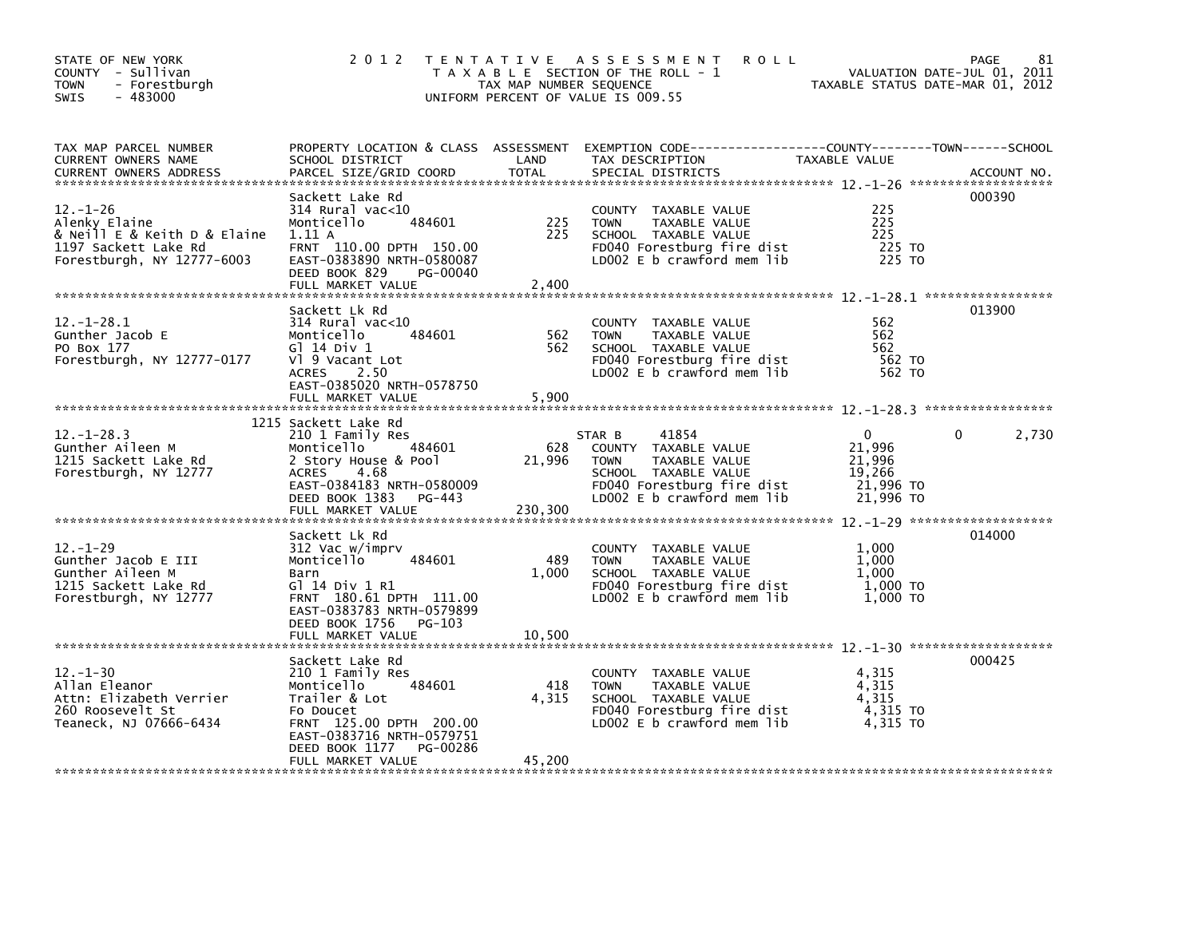STATE OF NEW YORK
COUNTY - Sullivan
TOWN - Forestburgh
SWIS - 483000

# 2012 TENTATIVE ASSESSMENT ROLL

TAXABLE SECTION OF THE ROLL - 1
TAX MAP NUMBER SEQUENCE
UNIFORM PERCENT OF VALUE IS 009.55

VALUATION DATE-JUL 01, 2011
TAXABLE STATUS DATE-MAR 01, 2012

| TAX MAP PARCEL NUMBER / CURRENT OWNERS NAME / CURRENT OWNERS ADDRESS | PROPERTY LOCATION & CLASS / SCHOOL DISTRICT / PARCEL SIZE/GRID COORD | ASSESSMENT LAND | TOTAL | EXEMPTION CODE / TAX DESCRIPTION / SPECIAL DISTRICTS | COUNTY TAXABLE VALUE | TOWN | SCHOOL | ACCOUNT NO. |
|---|---|---|---|---|---|---|---|---|
| 12.-1-26 | Sackett Lake Rd | | | | | | | 000390 |
| Alenky Elaine | 314 Rural vac<10 | | | COUNTY TAXABLE VALUE | 225 | | | |
| & Neill E & Keith D & Elaine | Monticello 484601 | 225 | | TOWN TAXABLE VALUE | 225 | | | |
| 1197 Sackett Lake Rd | 1.11 A | | 225 | SCHOOL TAXABLE VALUE | 225 | | | |
| Forestburgh, NY 12777-6003 | FRNT 110.00 DPTH 150.00 | | | FD040 Forestburg fire dist | 225 TO | | | |
| | EAST-0383890 NRTH-0580087 | | | LD002 E b crawford mem lib | 225 TO | | | |
| | DEED BOOK 829 PG-00040 | | | | | | | |
| | FULL MARKET VALUE | | 2,400 | | | | | |
| 12.-1-28.1 | Sackett Lk Rd | | | | | | | 013900 |
| Gunther Jacob E | 314 Rural vac<10 | | | COUNTY TAXABLE VALUE | 562 | | | |
| PO Box 177 | Monticello 484601 | 562 | | TOWN TAXABLE VALUE | 562 | | | |
| Forestburgh, NY 12777-0177 | Gl 14 Div 1 | | 562 | SCHOOL TAXABLE VALUE | 562 | | | |
| | Vl 9 Vacant Lot | | | FD040 Forestburg fire dist | 562 TO | | | |
| | ACRES 2.50 | | | LD002 E b crawford mem lib | 562 TO | | | |
| | EAST-0385020 NRTH-0578750 | | | | | | | |
| | FULL MARKET VALUE | | 5,900 | | | | | |
| 12.-1-28.3 | 1215 Sackett Lake Rd | | | | | | | |
| Gunther Aileen M | 210 1 Family Res | | | STAR B 41854 | 0 | 0 | 2,730 | |
| 1215 Sackett Lake Rd | Monticello 484601 | 628 | | COUNTY TAXABLE VALUE | 21,996 | | | |
| Forestburgh, NY 12777 | 2 Story House & Pool | | 21,996 | TOWN TAXABLE VALUE | 21,996 | | | |
| | ACRES 4.68 | | | SCHOOL TAXABLE VALUE | 19,266 | | | |
| | EAST-0384183 NRTH-0580009 | | | FD040 Forestburg fire dist | 21,996 TO | | | |
| | DEED BOOK 1383 PG-443 | | | LD002 E b crawford mem lib | 21,996 TO | | | |
| | FULL MARKET VALUE | | 230,300 | | | | | |
| 12.-1-29 | Sackett Lk Rd | | | | | | | 014000 |
| Gunther Jacob E III | 312 Vac w/imprv | | | COUNTY TAXABLE VALUE | 1,000 | | | |
| Gunther Aileen M | Monticello 484601 | 489 | | TOWN TAXABLE VALUE | 1,000 | | | |
| 1215 Sackett Lake Rd | Barn | | 1,000 | SCHOOL TAXABLE VALUE | 1,000 | | | |
| Forestburgh, NY 12777 | Gl 14 Div 1 R1 | | | FD040 Forestburg fire dist | 1,000 TO | | | |
| | FRNT 180.61 DPTH 111.00 | | | LD002 E b crawford mem lib | 1,000 TO | | | |
| | EAST-0383783 NRTH-0579899 | | | | | | | |
| | DEED BOOK 1756 PG-103 | | | | | | | |
| | FULL MARKET VALUE | | 10,500 | | | | | |
| 12.-1-30 | Sackett Lake Rd | | | | | | | 000425 |
| Allan Eleanor | 210 1 Family Res | | | COUNTY TAXABLE VALUE | 4,315 | | | |
| Attn: Elizabeth Verrier | Monticello 484601 | 418 | | TOWN TAXABLE VALUE | 4,315 | | | |
| 260 Roosevelt St | Trailer & Lot | | 4,315 | SCHOOL TAXABLE VALUE | 4,315 | | | |
| Teaneck, NJ 07666-6434 | Fo Doucet | | | FD040 Forestburg fire dist | 4,315 TO | | | |
| | FRNT 125.00 DPTH 200.00 | | | LD002 E b crawford mem lib | 4,315 TO | | | |
| | EAST-0383716 NRTH-0579751 | | | | | | | |
| | DEED BOOK 1177 PG-00286 | | | | | | | |
| | FULL MARKET VALUE | | 45,200 | | | | | |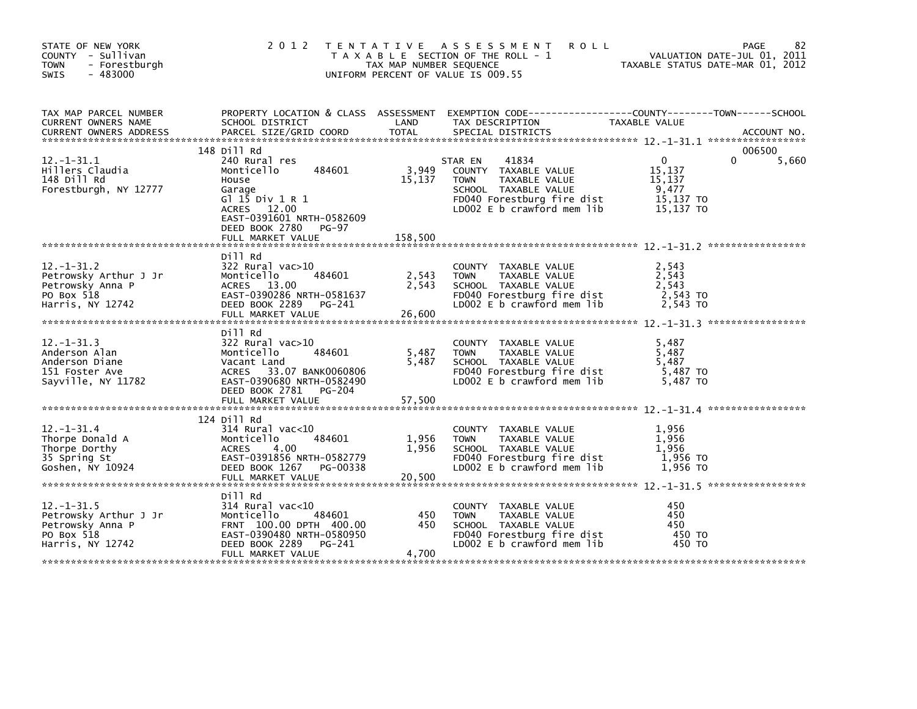STATE OF NEW YORK
COUNTY - Sullivan
TOWN - Forestburgh
SWIS - 483000

2012 TENTATIVE ASSESSMENT ROLL
TAXABLE SECTION OF THE ROLL - 1
TAX MAP NUMBER SEQUENCE
UNIFORM PERCENT OF VALUE IS 009.55

VALUATION DATE-JUL 01, 2011
TAXABLE STATUS DATE-MAR 01, 2012

| TAX MAP PARCEL NUMBER / CURRENT OWNERS NAME / CURRENT OWNERS ADDRESS | PROPERTY LOCATION & CLASS / SCHOOL DISTRICT / PARCEL SIZE/GRID COORD | ASSESSMENT LAND | TOTAL | EXEMPTION CODE / TAX DESCRIPTION / SPECIAL DISTRICTS | COUNTY TAXABLE VALUE | TOWN | SCHOOL / ACCOUNT NO. |
|---|---|---|---|---|---|---|---|
| 12.-1-31.1 | 148 Dill Rd | | | | | | 006500 |
| Hillers Claudia | 240 Rural res | | | STAR EN 41834 | 0 | 0 | 5,660 |
| 148 Dill Rd | Monticello 484601 | 3,949 | | COUNTY TAXABLE VALUE | 15,137 | | |
| Forestburgh, NY 12777 | House | | 15,137 | TOWN TAXABLE VALUE | 15,137 | | |
| | Garage | | | SCHOOL TAXABLE VALUE | 9,477 | | |
| | Gl 15 Div 1 R 1 | | | FD040 Forestburg fire dist | 15,137 TO | | |
| | ACRES 12.00 | | | LD002 E b crawford mem lib | 15,137 TO | | |
| | EAST-0391601 NRTH-0582609 | | | | | | |
| | DEED BOOK 2780 PG-97 | | | | | | |
| | FULL MARKET VALUE | | 158,500 | | | | |
| 12.-1-31.2 | Dill Rd | | | | | | |
| Petrowsky Arthur J Jr | 322 Rural vac>10 | | | COUNTY TAXABLE VALUE | 2,543 | | |
| Petrowsky Anna P | Monticello 484601 | 2,543 | | TOWN TAXABLE VALUE | 2,543 | | |
| PO Box 518 | ACRES 13.00 | | 2,543 | SCHOOL TAXABLE VALUE | 2,543 | | |
| Harris, NY 12742 | EAST-0390286 NRTH-0581637 | | | FD040 Forestburg fire dist | 2,543 TO | | |
| | DEED BOOK 2289 PG-241 | | | LD002 E b crawford mem lib | 2,543 TO | | |
| | FULL MARKET VALUE | | 26,600 | | | | |
| 12.-1-31.3 | Dill Rd | | | | | | |
| Anderson Alan | 322 Rural vac>10 | | | COUNTY TAXABLE VALUE | 5,487 | | |
| Anderson Diane | Monticello 484601 | 5,487 | | TOWN TAXABLE VALUE | 5,487 | | |
| 151 Foster Ave | Vacant Land | | 5,487 | SCHOOL TAXABLE VALUE | 5,487 | | |
| Sayville, NY 11782 | ACRES 33.07 BANK0060806 | | | FD040 Forestburg fire dist | 5,487 TO | | |
| | EAST-0390680 NRTH-0582490 | | | LD002 E b crawford mem lib | 5,487 TO | | |
| | DEED BOOK 2781 PG-204 | | | | | | |
| | FULL MARKET VALUE | | 57,500 | | | | |
| 12.-1-31.4 | 124 Dill Rd | | | | | | |
| Thorpe Donald A | 314 Rural vac<10 | | | COUNTY TAXABLE VALUE | 1,956 | | |
| Thorpe Dorthy | Monticello 484601 | 1,956 | | TOWN TAXABLE VALUE | 1,956 | | |
| 35 Spring St | ACRES 4.00 | | 1,956 | SCHOOL TAXABLE VALUE | 1,956 | | |
| Goshen, NY 10924 | EAST-0391856 NRTH-0582779 | | | FD040 Forestburg fire dist | 1,956 TO | | |
| | DEED BOOK 1267 PG-00338 | | | LD002 E b crawford mem lib | 1,956 TO | | |
| | FULL MARKET VALUE | | 20,500 | | | | |
| 12.-1-31.5 | Dill Rd | | | | | | |
| Petrowsky Arthur J Jr | 314 Rural vac<10 | | | COUNTY TAXABLE VALUE | 450 | | |
| Petrowsky Anna P | Monticello 484601 | 450 | | TOWN TAXABLE VALUE | 450 | | |
| PO Box 518 | FRNT 100.00 DPTH 400.00 | | 450 | SCHOOL TAXABLE VALUE | 450 | | |
| Harris, NY 12742 | EAST-0390480 NRTH-0580950 | | | FD040 Forestburg fire dist | 450 TO | | |
| | DEED BOOK 2289 PG-241 | | | LD002 E b crawford mem lib | 450 TO | | |
| | FULL MARKET VALUE | | 4,700 | | | | |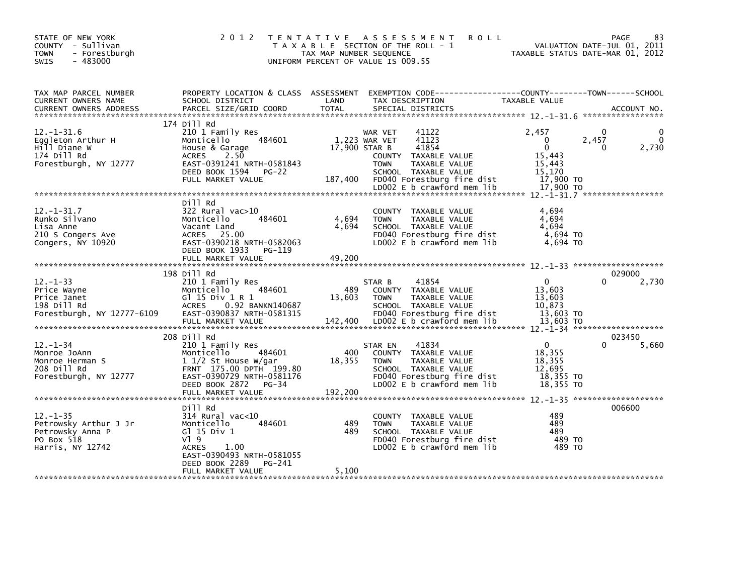STATE OF NEW YORK
COUNTY - Sullivan
TOWN - Forestburgh
SWIS - 483000

# 2012 TENTATIVE ASSESSMENT ROLL

TAXABLE SECTION OF THE ROLL - 1
TAX MAP NUMBER SEQUENCE
UNIFORM PERCENT OF VALUE IS 009.55

VALUATION DATE-JUL 01, 2011
TAXABLE STATUS DATE-MAR 01, 2012

| TAX MAP PARCEL NUMBER / CURRENT OWNERS NAME / CURRENT OWNERS ADDRESS | PROPERTY LOCATION & CLASS / SCHOOL DISTRICT / PARCEL SIZE/GRID COORD | ASSESSMENT LAND / TOTAL | EXEMPTION CODE / TAX DESCRIPTION / SPECIAL DISTRICTS | COUNTY TAXABLE VALUE | TOWN | SCHOOL / ACCOUNT NO. |
|---|---|---|---|---|---|---|
| **12.-1-31.6** | 174 Dill Rd | | | | | |
| | 210 1 Family Res | | WAR VET 41122 | 2,457 | 0 | 0 |
| Eggleton Arthur H | Monticello 484601 | 1,223 | WAR VET 41123 | 0 | 2,457 | 0 |
| Hill Diane W | House & Garage | 17,900 | STAR B 41854 | 0 | 0 | 2,730 |
| 174 Dill Rd | ACRES 2.50 | | COUNTY TAXABLE VALUE | 15,443 | | |
| Forestburgh, NY 12777 | EAST-0391241 NRTH-0581843 | | TOWN TAXABLE VALUE | 15,443 | | |
| | DEED BOOK 1594 PG-22 | | SCHOOL TAXABLE VALUE | 15,170 | | |
| | FULL MARKET VALUE | 187,400 | FD040 Forestburg fire dist | 17,900 TO | | |
| | | | LD002 E b crawford mem lib | 17,900 TO | | |
| **12.-1-31.7** | Dill Rd | | | | | |
| | 322 Rural vac>10 | | COUNTY TAXABLE VALUE | 4,694 | | |
| Runko Silvano | Monticello 484601 | 4,694 | TOWN TAXABLE VALUE | 4,694 | | |
| Lisa Anne | Vacant Land | 4,694 | SCHOOL TAXABLE VALUE | 4,694 | | |
| 210 S Congers Ave | ACRES 25.00 | | FD040 Forestburg fire dist | 4,694 TO | | |
| Congers, NY 10920 | EAST-0390218 NRTH-0582063 | | LD002 E b crawford mem lib | 4,694 TO | | |
| | DEED BOOK 1933 PG-119 | | | | | |
| | FULL MARKET VALUE | 49,200 | | | | |
| **12.-1-33** | 198 Dill Rd | | | | | 029000 |
| | 210 1 Family Res | | STAR B 41854 | 0 | 0 | 2,730 |
| Price Wayne | Monticello 484601 | 489 | COUNTY TAXABLE VALUE | 13,603 | | |
| Price Janet | Gl 15 Div 1 R 1 | 13,603 | TOWN TAXABLE VALUE | 13,603 | | |
| 198 Dill Rd | ACRES 0.92 BANKN140687 | | SCHOOL TAXABLE VALUE | 10,873 | | |
| Forestburgh, NY 12777-6109 | EAST-0390837 NRTH-0581315 | | FD040 Forestburg fire dist | 13,603 TO | | |
| | FULL MARKET VALUE | 142,400 | LD002 E b crawford mem lib | 13,603 TO | | |
| **12.-1-34** | 208 Dill Rd | | | | | 023450 |
| | 210 1 Family Res | | STAR EN 41834 | 0 | 0 | 5,660 |
| Monroe JoAnn | Monticello 484601 | 400 | COUNTY TAXABLE VALUE | 18,355 | | |
| Monroe Herman S | 1 1/2 St House W/gar | 18,355 | TOWN TAXABLE VALUE | 18,355 | | |
| 208 Dill Rd | FRNT 175.00 DPTH 199.80 | | SCHOOL TAXABLE VALUE | 12,695 | | |
| Forestburgh, NY 12777 | EAST-0390729 NRTH-0581176 | | FD040 Forestburg fire dist | 18,355 TO | | |
| | DEED BOOK 2872 PG-34 | | LD002 E b crawford mem lib | 18,355 TO | | |
| | FULL MARKET VALUE | 192,200 | | | | |
| **12.-1-35** | Dill Rd | | | | | 006600 |
| | 314 Rural vac<10 | | COUNTY TAXABLE VALUE | 489 | | |
| Petrowsky Arthur J Jr | Monticello 484601 | 489 | TOWN TAXABLE VALUE | 489 | | |
| Petrowsky Anna P | Gl 15 Div 1 | 489 | SCHOOL TAXABLE VALUE | 489 | | |
| PO Box 518 | Vl 9 | | FD040 Forestburg fire dist | 489 TO | | |
| Harris, NY 12742 | ACRES 1.00 | | LD002 E b crawford mem lib | 489 TO | | |
| | EAST-0390493 NRTH-0581055 | | | | | |
| | DEED BOOK 2289 PG-241 | | | | | |
| | FULL MARKET VALUE | 5,100 | | | | |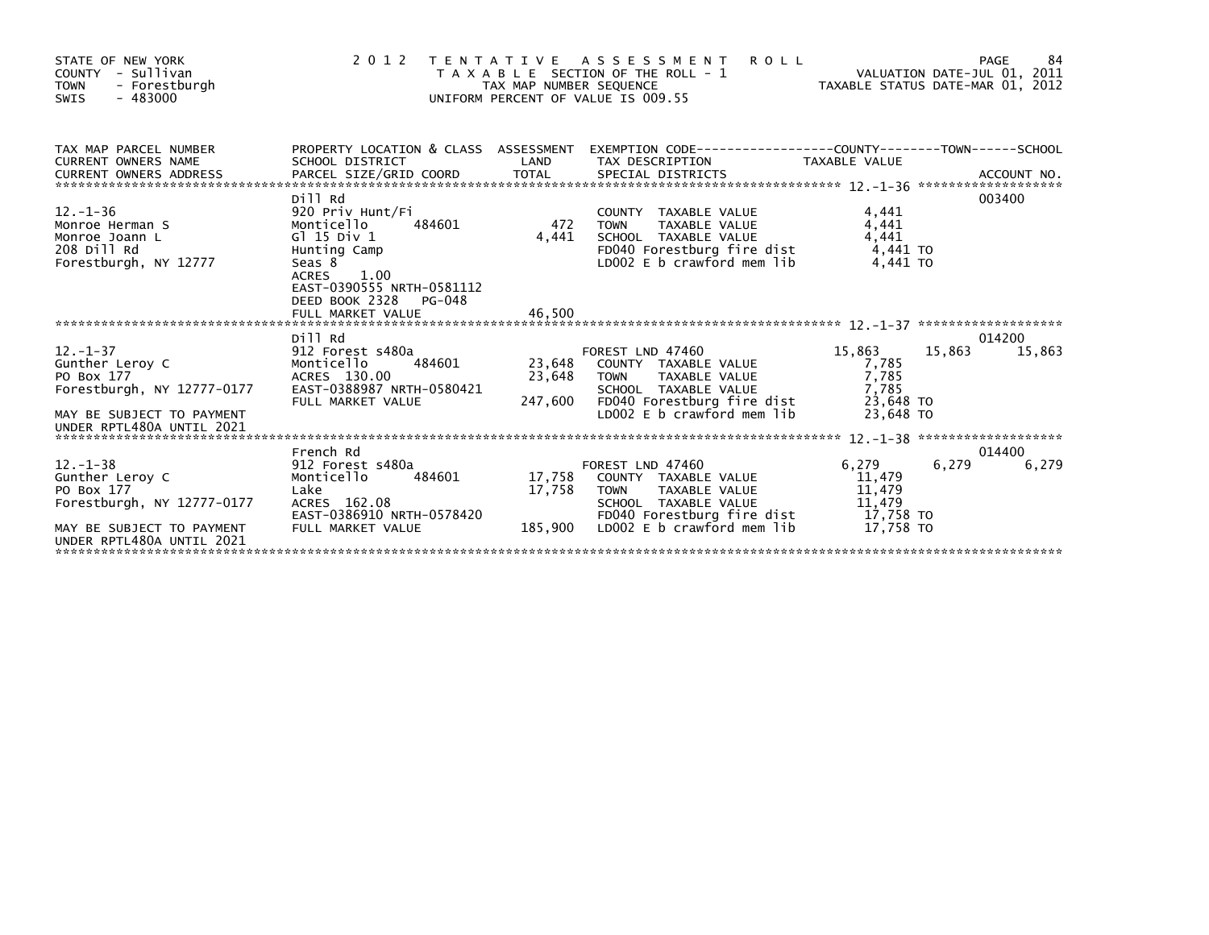STATE OF NEW YORK
COUNTY - Sullivan
TOWN - Forestburgh
SWIS - 483000

2 0 1 2 T E N T A T I V E A S S E S S M E N T R O L L
T A X A B L E SECTION OF THE ROLL - 1
TAX MAP NUMBER SEQUENCE
UNIFORM PERCENT OF VALUE IS 009.55

VALUATION DATE-JUL 01, 2011
TAXABLE STATUS DATE-MAR 01, 2012

| TAX MAP PARCEL NUMBER / CURRENT OWNERS NAME / CURRENT OWNERS ADDRESS | PROPERTY LOCATION & CLASS / SCHOOL DISTRICT / PARCEL SIZE/GRID COORD | ASSESSMENT LAND | TOTAL | EXEMPTION CODE / TAX DESCRIPTION / SPECIAL DISTRICTS | COUNTY TAXABLE VALUE | TOWN | SCHOOL | ACCOUNT NO. |
|---|---|---|---|---|---|---|---|---|
| 12.-1-36 | Dill Rd | | | | | | | 003400 |
| | 920 Priv Hunt/Fi | | | COUNTY TAXABLE VALUE | 4,441 | | | |
| Monroe Herman S | Monticello 484601 | 472 | | TOWN TAXABLE VALUE | 4,441 | | | |
| Monroe Joann L | Gl 15 Div 1 | | 4,441 | SCHOOL TAXABLE VALUE | 4,441 | | | |
| 208 Dill Rd | Hunting Camp | | | FD040 Forestburg fire dist | 4,441 TO | | | |
| Forestburgh, NY 12777 | Seas 8 | | | LD002 E b crawford mem lib | 4,441 TO | | | |
| | ACRES 1.00 | | | | | | | |
| | EAST-0390555 NRTH-0581112 | | | | | | | |
| | DEED BOOK 2328 PG-048 | | | | | | | |
| | FULL MARKET VALUE | | 46,500 | | | | | |
| 12.-1-37 | Dill Rd | | | | | | | 014200 |
| Gunther Leroy C | 912 Forest s480a | | | FOREST LND 47460 | 15,863 | 15,863 | 15,863 | |
| PO Box 177 | Monticello 484601 | 23,648 | | COUNTY TAXABLE VALUE | 7,785 | | | |
| Forestburgh, NY 12777-0177 | ACRES 130.00 | | 23,648 | TOWN TAXABLE VALUE | 7,785 | | | |
| | EAST-0388987 NRTH-0580421 | | | SCHOOL TAXABLE VALUE | 7,785 | | | |
| MAY BE SUBJECT TO PAYMENT | FULL MARKET VALUE | | 247,600 | FD040 Forestburg fire dist | 23,648 TO | | | |
| UNDER RPTL480A UNTIL 2021 | | | | LD002 E b crawford mem lib | 23,648 TO | | | |
| 12.-1-38 | French Rd | | | | | | | 014400 |
| Gunther Leroy C | 912 Forest s480a | | | FOREST LND 47460 | 6,279 | 6,279 | 6,279 | |
| PO Box 177 | Monticello 484601 | 17,758 | | COUNTY TAXABLE VALUE | 11,479 | | | |
| Forestburgh, NY 12777-0177 | Lake | | 17,758 | TOWN TAXABLE VALUE | 11,479 | | | |
| | ACRES 162.08 | | | SCHOOL TAXABLE VALUE | 11,479 | | | |
| | EAST-0386910 NRTH-0578420 | | | FD040 Forestburg fire dist | 17,758 TO | | | |
| MAY BE SUBJECT TO PAYMENT | FULL MARKET VALUE | | 185,900 | LD002 E b crawford mem lib | 17,758 TO | | | |
| UNDER RPTL480A UNTIL 2021 | | | | | | | | |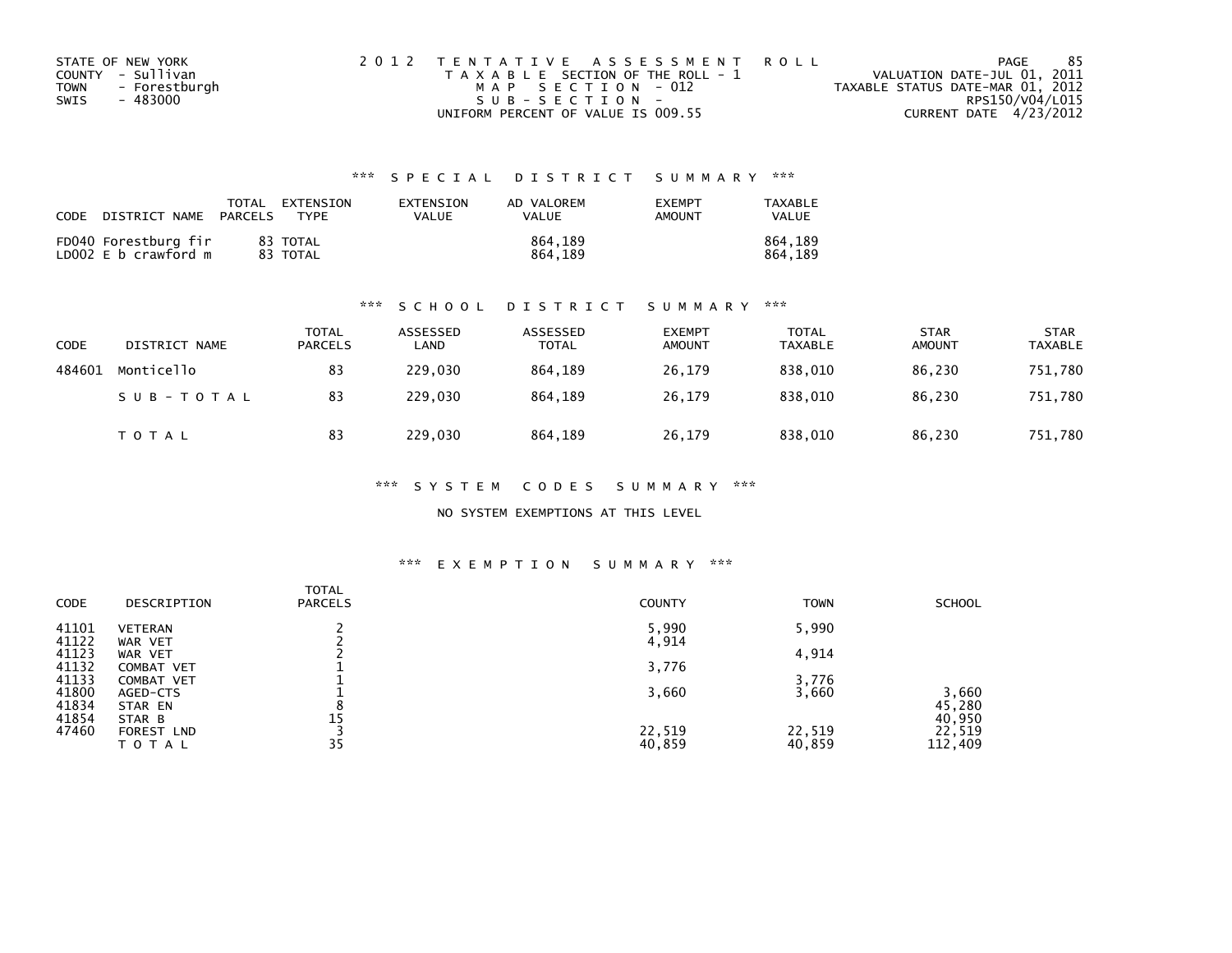STATE OF NEW YORK
COUNTY - Sullivan
TOWN - Forestburgh
SWIS - 483000

2012 TENTATIVE ASSESSMENT ROLL
TAXABLE SECTION OF THE ROLL - 1
MAP SECTION - 012
SUB-SECTION -
UNIFORM PERCENT OF VALUE IS 009.55

VALUATION DATE-JUL 01, 2011
TAXABLE STATUS DATE-MAR 01, 2012
RPS150/V04/L015
CURRENT DATE 4/23/2012

### *** SPECIAL DISTRICT SUMMARY ***

| CODE | DISTRICT NAME | TOTAL PARCELS | EXTENSION TYPE | EXTENSION VALUE | AD VALOREM VALUE | EXEMPT AMOUNT | TAXABLE VALUE |
|---|---|---|---|---|---|---|---|
| FD040 | Forestburg fir | 83 | TOTAL | | 864,189 | | 864,189 |
| LD002 | E b crawford m | 83 | TOTAL | | 864,189 | | 864,189 |

### *** SCHOOL DISTRICT SUMMARY ***

| CODE | DISTRICT NAME | TOTAL PARCELS | ASSESSED LAND | ASSESSED TOTAL | EXEMPT AMOUNT | TOTAL TAXABLE | STAR AMOUNT | STAR TAXABLE |
|---|---|---|---|---|---|---|---|---|
| 484601 | Monticello | 83 | 229,030 | 864,189 | 26,179 | 838,010 | 86,230 | 751,780 |
| | SUB-TOTAL | 83 | 229,030 | 864,189 | 26,179 | 838,010 | 86,230 | 751,780 |
| | TOTAL | 83 | 229,030 | 864,189 | 26,179 | 838,010 | 86,230 | 751,780 |

### *** SYSTEM CODES SUMMARY ***

NO SYSTEM EXEMPTIONS AT THIS LEVEL

### *** EXEMPTION SUMMARY ***

| CODE | DESCRIPTION | TOTAL PARCELS | COUNTY | TOWN | SCHOOL |
|---|---|---|---|---|---|
| 41101 | VETERAN | 2 | 5,990 | 5,990 | |
| 41122 | WAR VET | 2 | 4,914 | | |
| 41123 | WAR VET | 2 | | 4,914 | |
| 41132 | COMBAT VET | 1 | 3,776 | | |
| 41133 | COMBAT VET | 1 | | 3,776 | |
| 41800 | AGED-CTS | 1 | 3,660 | 3,660 | 3,660 |
| 41834 | STAR EN | 8 | | | 45,280 |
| 41854 | STAR B | 15 | | | 40,950 |
| 47460 | FOREST LND | 3 | 22,519 | 22,519 | 22,519 |
| | TOTAL | 35 | 40,859 | 40,859 | 112,409 |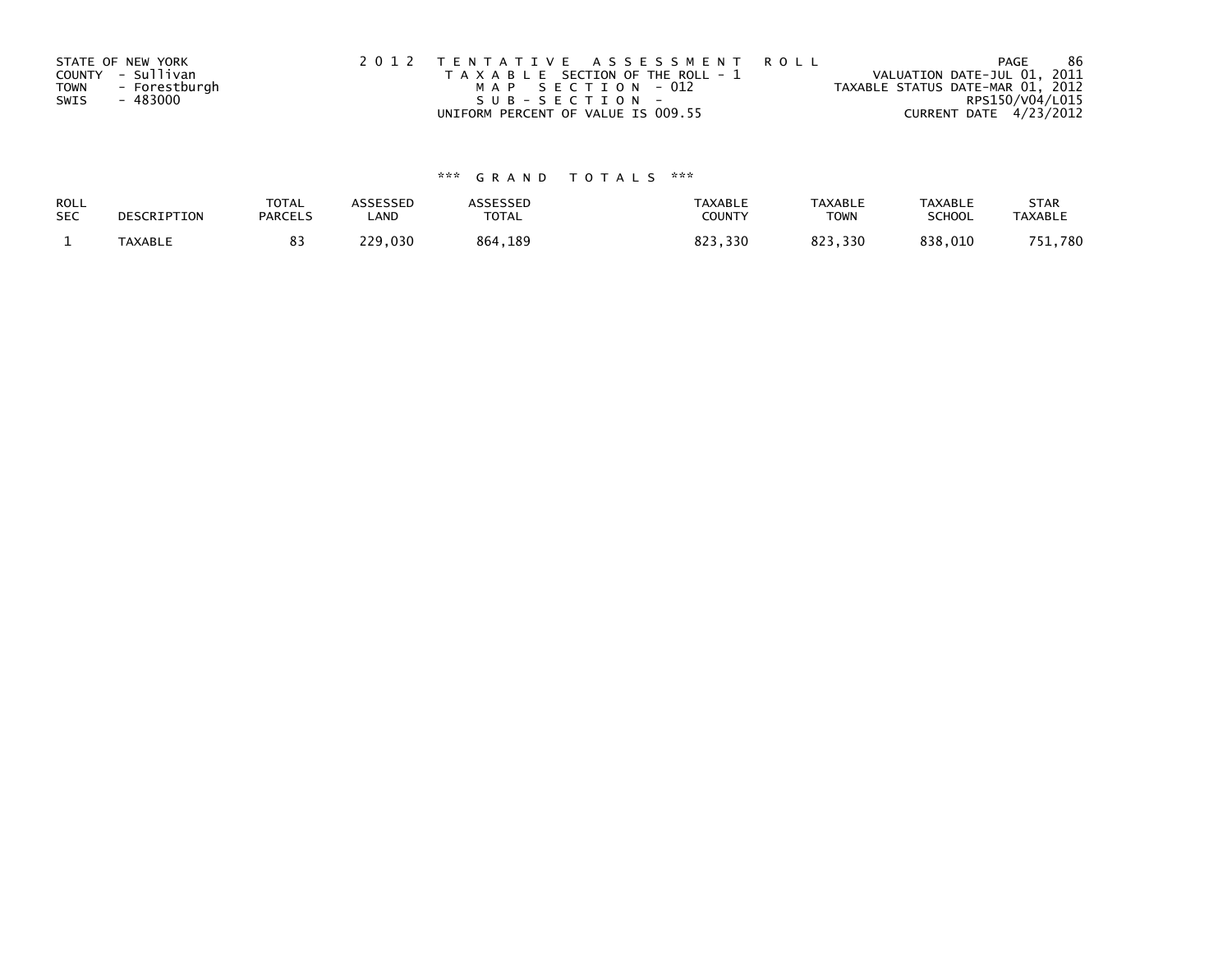STATE OF NEW YORK
COUNTY - Sullivan
TOWN - Forestburgh
SWIS - 483000

2 0 1 2 T E N T A T I V E A S S E S S M E N T R O L L
T A X A B L E SECTION OF THE ROLL - 1
M A P S E C T I O N - 012
S U B - S E C T I O N -
UNIFORM PERCENT OF VALUE IS 009.55

VALUATION DATE-JUL 01, 2011
TAXABLE STATUS DATE-MAR 01, 2012
RPS150/V04/L015
CURRENT DATE 4/23/2012

\*\*\* G R A N D T O T A L S \*\*\*

| ROLL SEC | DESCRIPTION | TOTAL PARCELS | ASSESSED LAND | ASSESSED TOTAL | TAXABLE COUNTY | TAXABLE TOWN | TAXABLE SCHOOL | STAR TAXABLE |
|---|---|---|---|---|---|---|---|---|
| 1 | TAXABLE | 83 | 229,030 | 864,189 | 823,330 | 823,330 | 838,010 | 751,780 |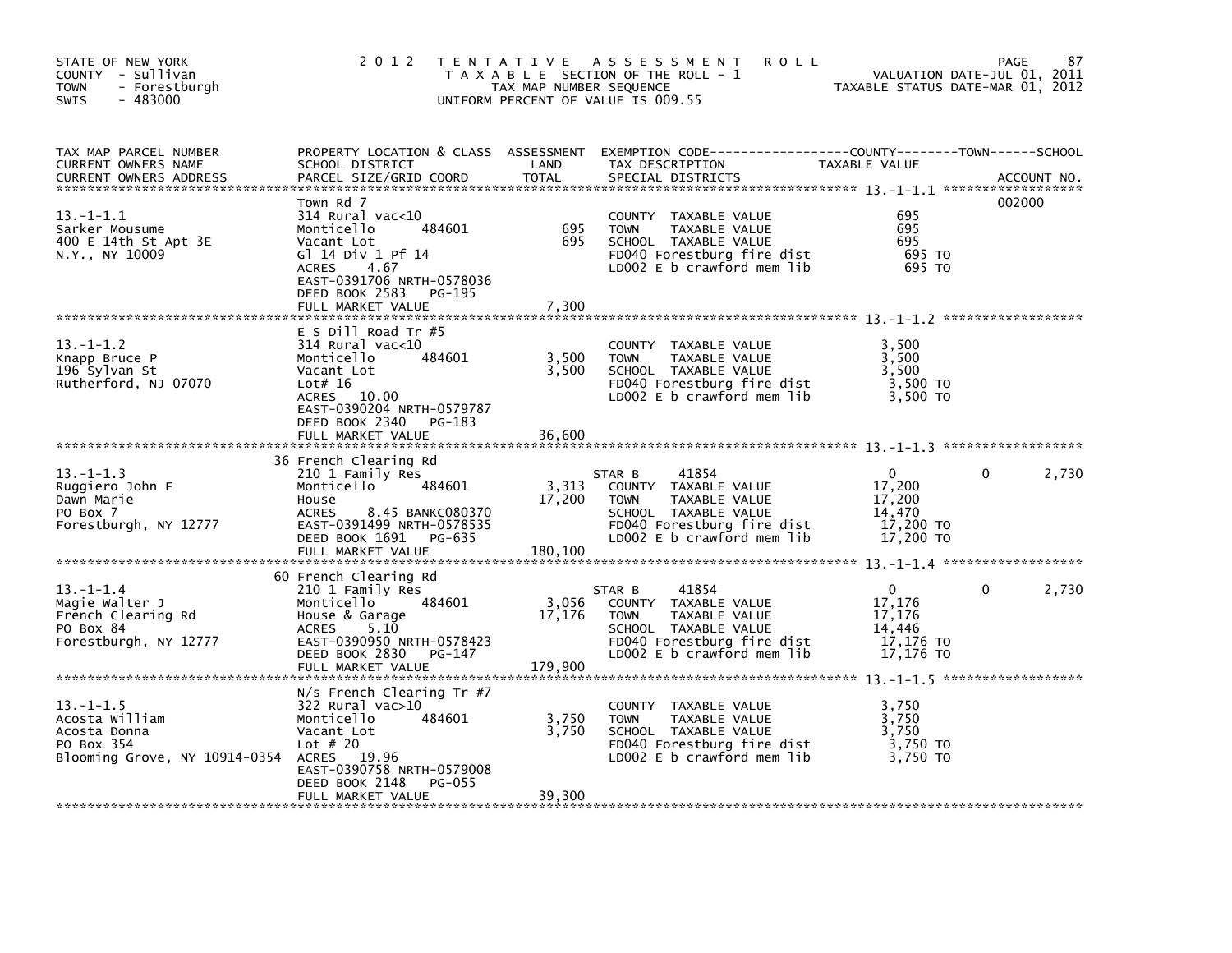STATE OF NEW YORK
COUNTY - Sullivan
TOWN - Forestburgh
SWIS - 483000

# 2012 TENTATIVE ASSESSMENT ROLL

TAXABLE SECTION OF THE ROLL - 1
TAX MAP NUMBER SEQUENCE
UNIFORM PERCENT OF VALUE IS 009.55

VALUATION DATE-JUL 01, 2011
TAXABLE STATUS DATE-MAR 01, 2012

| TAX MAP PARCEL NUMBER / CURRENT OWNERS NAME / CURRENT OWNERS ADDRESS | PROPERTY LOCATION & CLASS / SCHOOL DISTRICT / PARCEL SIZE/GRID COORD | ASSESSMENT LAND / TOTAL | EXEMPTION CODE / TAX DESCRIPTION / SPECIAL DISTRICTS | COUNTY TAXABLE VALUE | TOWN | SCHOOL / ACCOUNT NO. |
|---|---|---|---|---|---|---|
| 13.-1-1.1 | Town Rd 7 | | | | | 002000 |
| 13.-1-1.1 | 314 Rural vac<10 | | COUNTY TAXABLE VALUE | 695 | | |
| Sarker Mousume | Monticello 484601 | 695 | TOWN TAXABLE VALUE | 695 | | |
| 400 E 14th St Apt 3E | Vacant Lot | 695 | SCHOOL TAXABLE VALUE | 695 | | |
| N.Y., NY 10009 | Gl 14 Div 1 Pf 14 | | FD040 Forestburg fire dist | 695 TO | | |
| | ACRES 4.67 | | LD002 E b crawford mem lib | 695 TO | | |
| | EAST-0391706 NRTH-0578036 | | | | | |
| | DEED BOOK 2583 PG-195 | | | | | |
| | FULL MARKET VALUE | 7,300 | | | | |
| 13.-1-1.2 | E S Dill Road Tr #5 | | | | | |
| 13.-1-1.2 | 314 Rural vac<10 | | COUNTY TAXABLE VALUE | 3,500 | | |
| Knapp Bruce P | Monticello 484601 | 3,500 | TOWN TAXABLE VALUE | 3,500 | | |
| 196 Sylvan St | Vacant Lot | 3,500 | SCHOOL TAXABLE VALUE | 3,500 | | |
| Rutherford, NJ 07070 | Lot# 16 | | FD040 Forestburg fire dist | 3,500 TO | | |
| | ACRES 10.00 | | LD002 E b crawford mem lib | 3,500 TO | | |
| | EAST-0390204 NRTH-0579787 | | | | | |
| | DEED BOOK 2340 PG-183 | | | | | |
| | FULL MARKET VALUE | 36,600 | | | | |
| 13.-1-1.3 | 36 French Clearing Rd | | | | | |
| 13.-1-1.3 | 210 1 Family Res | | STAR B 41854 | 0 | 0 | 2,730 |
| Ruggiero John F | Monticello 484601 | 3,313 | COUNTY TAXABLE VALUE | 17,200 | | |
| Dawn Marie | House | 17,200 | TOWN TAXABLE VALUE | 17,200 | | |
| PO Box 7 | ACRES 8.45 BANKC080370 | | SCHOOL TAXABLE VALUE | 14,470 | | |
| Forestburgh, NY 12777 | EAST-0391499 NRTH-0578535 | | FD040 Forestburg fire dist | 17,200 TO | | |
| | DEED BOOK 1691 PG-635 | | LD002 E b crawford mem lib | 17,200 TO | | |
| | FULL MARKET VALUE | 180,100 | | | | |
| 13.-1-1.4 | 60 French Clearing Rd | | | | | |
| 13.-1-1.4 | 210 1 Family Res | | STAR B 41854 | 0 | 0 | 2,730 |
| Magie Walter J | Monticello 484601 | 3,056 | COUNTY TAXABLE VALUE | 17,176 | | |
| French Clearing Rd | House & Garage | 17,176 | TOWN TAXABLE VALUE | 17,176 | | |
| PO Box 84 | ACRES 5.10 | | SCHOOL TAXABLE VALUE | 14,446 | | |
| Forestburgh, NY 12777 | EAST-0390950 NRTH-0578423 | | FD040 Forestburg fire dist | 17,176 TO | | |
| | DEED BOOK 2830 PG-147 | | LD002 E b crawford mem lib | 17,176 TO | | |
| | FULL MARKET VALUE | 179,900 | | | | |
| 13.-1-1.5 | N/s French Clearing Tr #7 | | | | | |
| 13.-1-1.5 | 322 Rural vac>10 | | COUNTY TAXABLE VALUE | 3,750 | | |
| Acosta William | Monticello 484601 | 3,750 | TOWN TAXABLE VALUE | 3,750 | | |
| Acosta Donna | Vacant Lot | 3,750 | SCHOOL TAXABLE VALUE | 3,750 | | |
| PO Box 354 | Lot # 20 | | FD040 Forestburg fire dist | 3,750 TO | | |
| Blooming Grove, NY 10914-0354 | ACRES 19.96 | | LD002 E b crawford mem lib | 3,750 TO | | |
| | EAST-0390758 NRTH-0579008 | | | | | |
| | DEED BOOK 2148 PG-055 | | | | | |
| | FULL MARKET VALUE | 39,300 | | | | |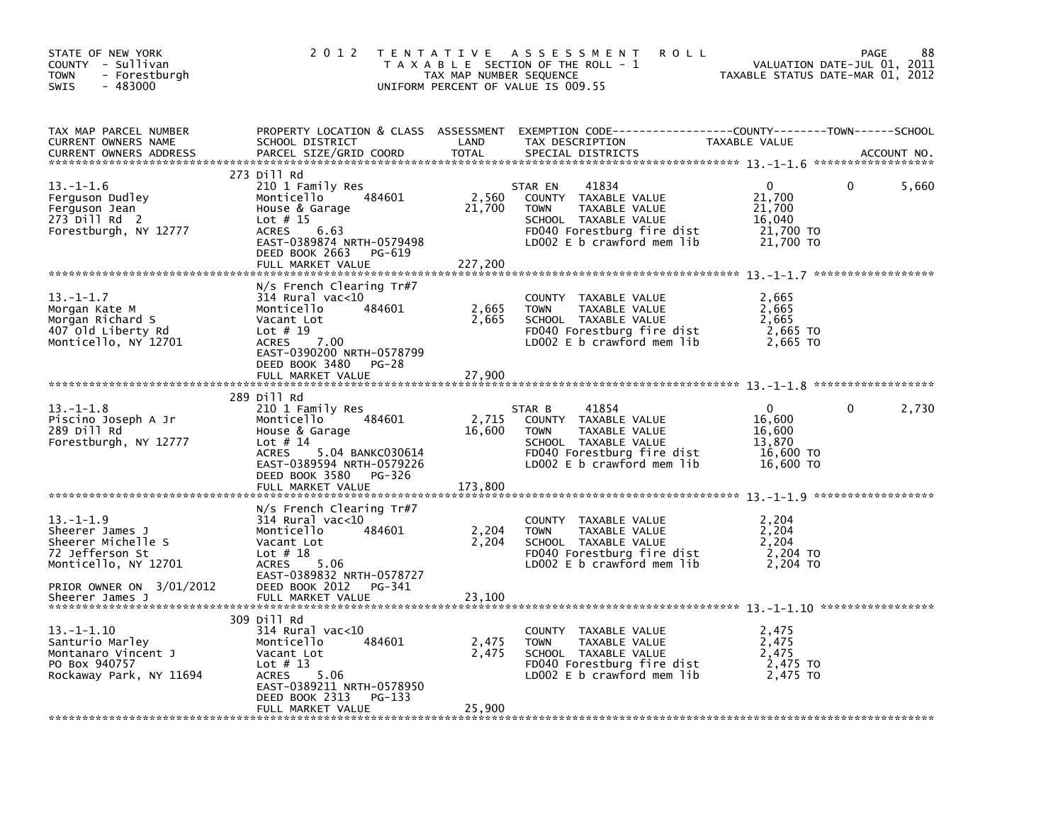STATE OF NEW YORK
COUNTY - Sullivan
TOWN - Forestburgh
SWIS - 483000

# 2012 TENTATIVE ASSESSMENT ROLL

TAXABLE SECTION OF THE ROLL - 1
TAX MAP NUMBER SEQUENCE
UNIFORM PERCENT OF VALUE IS 009.55

VALUATION DATE-JUL 01, 2011
TAXABLE STATUS DATE-MAR 01, 2012

| TAX MAP PARCEL NUMBER / CURRENT OWNERS NAME / CURRENT OWNERS ADDRESS | PROPERTY LOCATION & CLASS / SCHOOL DISTRICT / PARCEL SIZE/GRID COORD | ASSESSMENT LAND / TOTAL | EXEMPTION CODE / TAX DESCRIPTION / SPECIAL DISTRICTS | COUNTY TAXABLE VALUE | TOWN | SCHOOL / ACCOUNT NO. |
|---|---|---|---|---|---|---|
| **13.-1-1.6** | 273 Dill Rd | | | | | |
| | 210 1 Family Res | | STAR EN 41834 | 0 | 0 | 5,660 |
| Ferguson Dudley | Monticello 484601 | 2,560 | COUNTY TAXABLE VALUE | 21,700 | | |
| Ferguson Jean | House & Garage | 21,700 | TOWN TAXABLE VALUE | 21,700 | | |
| 273 Dill Rd 2 | Lot # 15 | | SCHOOL TAXABLE VALUE | 16,040 | | |
| Forestburgh, NY 12777 | ACRES 6.63 | | FD040 Forestburg fire dist | 21,700 TO | | |
| | EAST-0389874 NRTH-0579498 | | LD002 E b crawford mem lib | 21,700 TO | | |
| | DEED BOOK 2663 PG-619 | | | | | |
| | FULL MARKET VALUE | 227,200 | | | | |
| **13.-1-1.7** | N/s French Clearing Tr#7 | | | | | |
| | 314 Rural vac<10 | | COUNTY TAXABLE VALUE | 2,665 | | |
| Morgan Kate M | Monticello 484601 | 2,665 | TOWN TAXABLE VALUE | 2,665 | | |
| Morgan Richard S | Vacant Lot | 2,665 | SCHOOL TAXABLE VALUE | 2,665 | | |
| 407 Old Liberty Rd | Lot # 19 | | FD040 Forestburg fire dist | 2,665 TO | | |
| Monticello, NY 12701 | ACRES 7.00 | | LD002 E b crawford mem lib | 2,665 TO | | |
| | EAST-0390200 NRTH-0578799 | | | | | |
| | DEED BOOK 3480 PG-28 | | | | | |
| | FULL MARKET VALUE | 27,900 | | | | |
| **13.-1-1.8** | 289 Dill Rd | | | | | |
| | 210 1 Family Res | | STAR B 41854 | 0 | 0 | 2,730 |
| Piscino Joseph A Jr | Monticello 484601 | 2,715 | COUNTY TAXABLE VALUE | 16,600 | | |
| 289 Dill Rd | House & Garage | 16,600 | TOWN TAXABLE VALUE | 16,600 | | |
| Forestburgh, NY 12777 | Lot # 14 | | SCHOOL TAXABLE VALUE | 13,870 | | |
| | ACRES 5.04 BANKC030614 | | FD040 Forestburg fire dist | 16,600 TO | | |
| | EAST-0389594 NRTH-0579226 | | LD002 E b crawford mem lib | 16,600 TO | | |
| | DEED BOOK 3580 PG-326 | | | | | |
| | FULL MARKET VALUE | 173,800 | | | | |
| **13.-1-1.9** | N/s French Clearing Tr#7 | | | | | |
| | 314 Rural vac<10 | | COUNTY TAXABLE VALUE | 2,204 | | |
| Sheerer James J | Monticello 484601 | 2,204 | TOWN TAXABLE VALUE | 2,204 | | |
| Sheerer Michelle S | Vacant Lot | 2,204 | SCHOOL TAXABLE VALUE | 2,204 | | |
| 72 Jefferson St | Lot # 18 | | FD040 Forestburg fire dist | 2,204 TO | | |
| Monticello, NY 12701 | ACRES 5.06 | | LD002 E b crawford mem lib | 2,204 TO | | |
| | EAST-0389832 NRTH-0578727 | | | | | |
| PRIOR OWNER ON 3/01/2012 | DEED BOOK 2012 PG-341 | | | | | |
| Sheerer James J | FULL MARKET VALUE | 23,100 | | | | |
| **13.-1-1.10** | 309 Dill Rd | | | | | |
| | 314 Rural vac<10 | | COUNTY TAXABLE VALUE | 2,475 | | |
| Santurio Marley | Monticello 484601 | 2,475 | TOWN TAXABLE VALUE | 2,475 | | |
| Montanaro Vincent J | Vacant Lot | 2,475 | SCHOOL TAXABLE VALUE | 2,475 | | |
| PO Box 940757 | Lot # 13 | | FD040 Forestburg fire dist | 2,475 TO | | |
| Rockaway Park, NY 11694 | ACRES 5.06 | | LD002 E b crawford mem lib | 2,475 TO | | |
| | EAST-0389211 NRTH-0578950 | | | | | |
| | DEED BOOK 2313 PG-133 | | | | | |
| | FULL MARKET VALUE | 25,900 | | | | |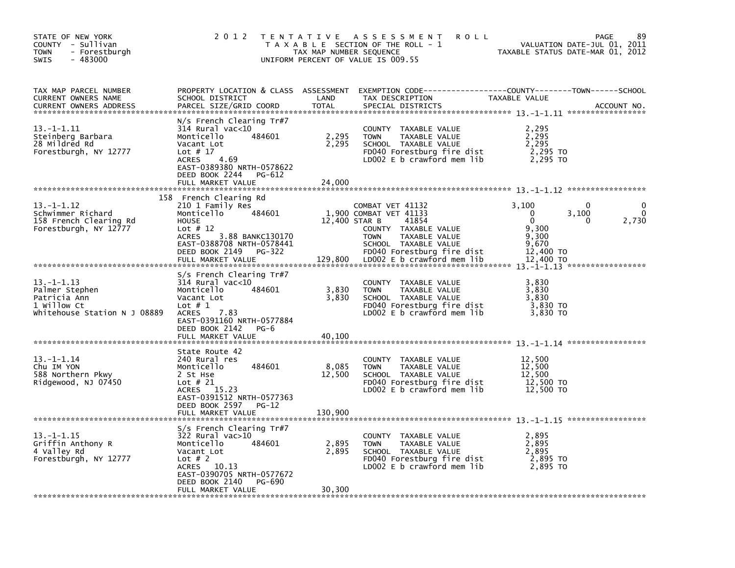STATE OF NEW YORK
COUNTY - Sullivan
TOWN - Forestburgh
SWIS - 483000

2012 TENTATIVE ASSESSMENT ROLL
TAXABLE SECTION OF THE ROLL - 1
TAX MAP NUMBER SEQUENCE
UNIFORM PERCENT OF VALUE IS 009.55

VALUATION DATE-JUL 01, 2011
TAXABLE STATUS DATE-MAR 01, 2012

| TAX MAP PARCEL NUMBER / CURRENT OWNERS NAME / CURRENT OWNERS ADDRESS | PROPERTY LOCATION & CLASS / SCHOOL DISTRICT / PARCEL SIZE/GRID COORD | ASSESSMENT LAND / TOTAL | EXEMPTION CODE / TAX DESCRIPTION / SPECIAL DISTRICTS | COUNTY TAXABLE VALUE | TOWN | SCHOOL |
|---|---|---|---|---|---|---|
| **13.-1-1.11** | N/S French Clearing Tr#7 | | | | | |
| 13.-1-1.11 | 314 Rural vac<10 | | COUNTY TAXABLE VALUE | 2,295 | | |
| Steinberg Barbara | Monticello 484601 | 2,295 | TOWN TAXABLE VALUE | 2,295 | | |
| 28 Mildred Rd | Vacant Lot | 2,295 | SCHOOL TAXABLE VALUE | 2,295 | | |
| Forestburgh, NY 12777 | Lot # 17 | | FD040 Forestburg fire dist | 2,295 TO | | |
| | ACRES 4.69 | | LD002 E b crawford mem lib | 2,295 TO | | |
| | EAST-0389380 NRTH-0578622 | | | | | |
| | DEED BOOK 2244 PG-612 | | | | | |
| | FULL MARKET VALUE | 24,000 | | | | |
| **13.-1-1.12** | 158 French Clearing Rd | | | | | |
| 13.-1-1.12 | 210 1 Family Res | | COMBAT VET 41132 | 3,100 | 0 | 0 |
| Schwimmer Richard | Monticello 484601 | 1,900 | COMBAT VET 41133 | 0 | 3,100 | 0 |
| 158 French Clearing Rd | HOUSE | 12,400 | STAR B 41854 | 0 | 0 | 2,730 |
| Forestburgh, NY 12777 | Lot # 12 | | COUNTY TAXABLE VALUE | 9,300 | | |
| | ACRES 3.88 BANKC130170 | | TOWN TAXABLE VALUE | 9,300 | | |
| | EAST-0388708 NRTH-0578441 | | SCHOOL TAXABLE VALUE | 9,670 | | |
| | DEED BOOK 2149 PG-322 | | FD040 Forestburg fire dist | 12,400 TO | | |
| | FULL MARKET VALUE | 129,800 | LD002 E b crawford mem lib | 12,400 TO | | |
| **13.-1-1.13** | S/s French Clearing Tr#7 | | | | | |
| 13.-1-1.13 | 314 Rural vac<10 | | COUNTY TAXABLE VALUE | 3,830 | | |
| Palmer Stephen | Monticello 484601 | 3,830 | TOWN TAXABLE VALUE | 3,830 | | |
| Patricia Ann | Vacant Lot | 3,830 | SCHOOL TAXABLE VALUE | 3,830 | | |
| 1 Willow Ct | Lot # 1 | | FD040 Forestburg fire dist | 3,830 TO | | |
| Whitehouse Station N J 08889 | ACRES 7.83 | | LD002 E b crawford mem lib | 3,830 TO | | |
| | EAST-0391160 NRTH-0577884 | | | | | |
| | DEED BOOK 2142 PG-6 | | | | | |
| | FULL MARKET VALUE | 40,100 | | | | |
| **13.-1-1.14** | State Route 42 | | | | | |
| 13.-1-1.14 | 240 Rural res | | COUNTY TAXABLE VALUE | 12,500 | | |
| Chu IM YON | Monticello 484601 | 8,085 | TOWN TAXABLE VALUE | 12,500 | | |
| 588 Northern Pkwy | 2 St Hse | 12,500 | SCHOOL TAXABLE VALUE | 12,500 | | |
| Ridgewood, NJ 07450 | Lot # 21 | | FD040 Forestburg fire dist | 12,500 TO | | |
| | ACRES 15.23 | | LD002 E b crawford mem lib | 12,500 TO | | |
| | EAST-0391512 NRTH-0577363 | | | | | |
| | DEED BOOK 2597 PG-12 | | | | | |
| | FULL MARKET VALUE | 130,900 | | | | |
| **13.-1-1.15** | S/s French Clearing Tr#7 | | | | | |
| 13.-1-1.15 | 322 Rural vac>10 | | COUNTY TAXABLE VALUE | 2,895 | | |
| Griffin Anthony R | Monticello 484601 | 2,895 | TOWN TAXABLE VALUE | 2,895 | | |
| 4 Valley Rd | Vacant Lot | 2,895 | SCHOOL TAXABLE VALUE | 2,895 | | |
| Forestburgh, NY 12777 | Lot # 2 | | FD040 Forestburg fire dist | 2,895 TO | | |
| | ACRES 10.13 | | LD002 E b crawford mem lib | 2,895 TO | | |
| | EAST-0390705 NRTH-0577672 | | | | | |
| | DEED BOOK 2140 PG-690 | | | | | |
| | FULL MARKET VALUE | 30,300 | | | | |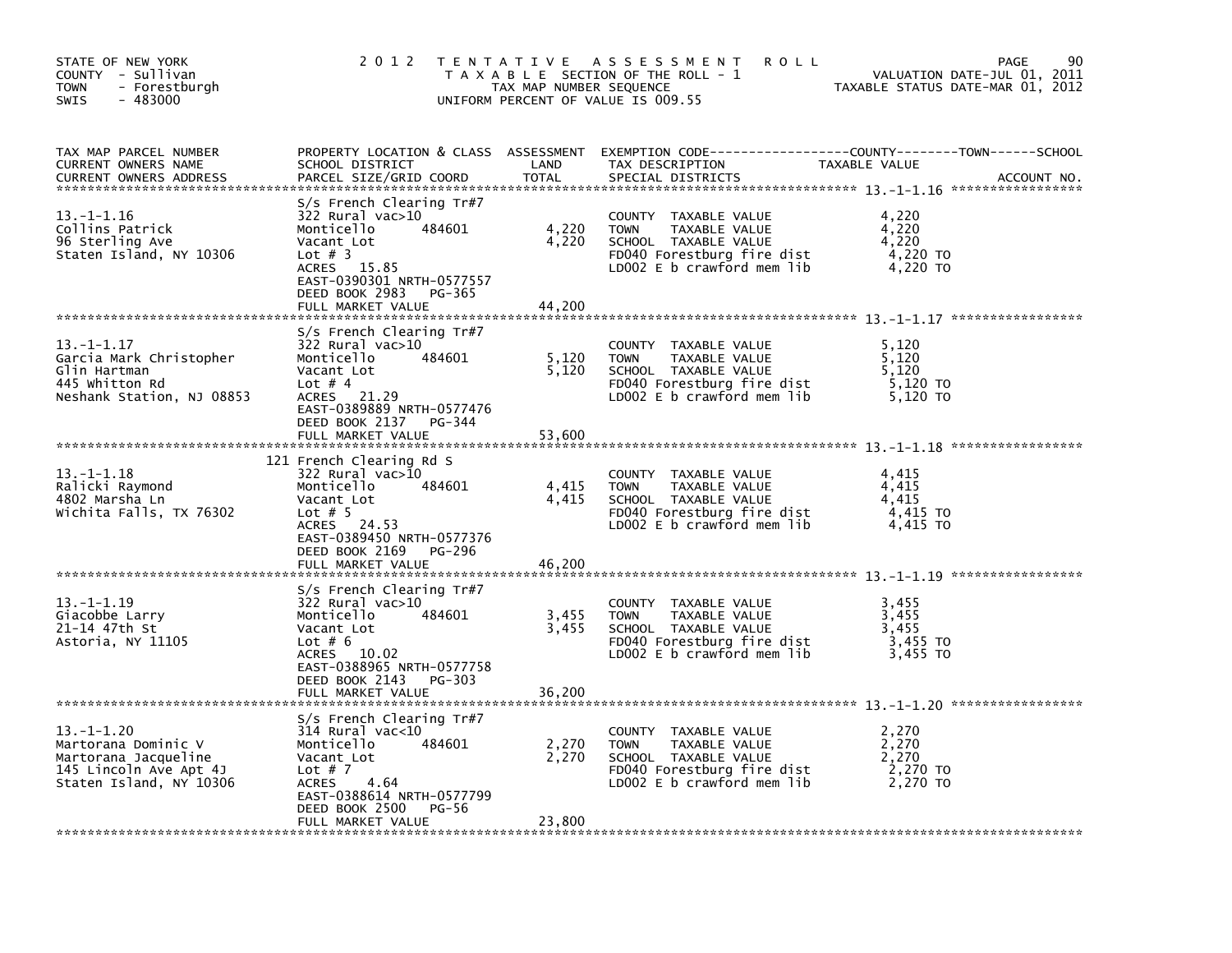STATE OF NEW YORK — COUNTY - Sullivan — TOWN - Forestburgh — SWIS - 483000

2012 TENTATIVE ASSESSMENT ROLL — TAXABLE SECTION OF THE ROLL - 1 — TAX MAP NUMBER SEQUENCE — UNIFORM PERCENT OF VALUE IS 009.55

VALUATION DATE-JUL 01, 2011 — TAXABLE STATUS DATE-MAR 01, 2012

| TAX MAP PARCEL NUMBER / CURRENT OWNERS NAME / CURRENT OWNERS ADDRESS | PROPERTY LOCATION & CLASS / SCHOOL DISTRICT / PARCEL SIZE/GRID COORD | ASSESSMENT LAND | TOTAL | EXEMPTION CODE / TAX DESCRIPTION / SPECIAL DISTRICTS | TAXABLE VALUE (COUNTY--TOWN--SCHOOL) | ACCOUNT NO. |
|---|---|---|---|---|---|---|
| 13.-1-1.16 | S/s French Clearing Tr#7 | | | | | |
| | 322 Rural vac>10 | | | COUNTY TAXABLE VALUE | 4,220 | |
| Collins Patrick | Monticello 484601 | 4,220 | | TOWN TAXABLE VALUE | 4,220 | |
| 96 Sterling Ave | Vacant Lot | | 4,220 | SCHOOL TAXABLE VALUE | 4,220 | |
| Staten Island, NY 10306 | Lot # 3 | | | FD040 Forestburg fire dist | 4,220 TO | |
| | ACRES 15.85 | | | LD002 E b crawford mem lib | 4,220 TO | |
| | EAST-0390301 NRTH-0577557 | | | | | |
| | DEED BOOK 2983 PG-365 | | | | | |
| | FULL MARKET VALUE | | 44,200 | | | |
| 13.-1-1.17 | S/s French Clearing Tr#7 | | | | | |
| | 322 Rural vac>10 | | | COUNTY TAXABLE VALUE | 5,120 | |
| Garcia Mark Christopher | Monticello 484601 | 5,120 | | TOWN TAXABLE VALUE | 5,120 | |
| Glin Hartman | Vacant Lot | | 5,120 | SCHOOL TAXABLE VALUE | 5,120 | |
| 445 Whitton Rd | Lot # 4 | | | FD040 Forestburg fire dist | 5,120 TO | |
| Neshank Station, NJ 08853 | ACRES 21.29 | | | LD002 E b crawford mem lib | 5,120 TO | |
| | EAST-0389889 NRTH-0577476 | | | | | |
| | DEED BOOK 2137 PG-344 | | | | | |
| | FULL MARKET VALUE | | 53,600 | | | |
| 13.-1-1.18 | 121 French Clearing Rd S | | | | | |
| | 322 Rural vac>10 | | | COUNTY TAXABLE VALUE | 4,415 | |
| Ralicki Raymond | Monticello 484601 | 4,415 | | TOWN TAXABLE VALUE | 4,415 | |
| 4802 Marsha Ln | Vacant Lot | | 4,415 | SCHOOL TAXABLE VALUE | 4,415 | |
| Wichita Falls, TX 76302 | Lot # 5 | | | FD040 Forestburg fire dist | 4,415 TO | |
| | ACRES 24.53 | | | LD002 E b crawford mem lib | 4,415 TO | |
| | EAST-0389450 NRTH-0577376 | | | | | |
| | DEED BOOK 2169 PG-296 | | | | | |
| | FULL MARKET VALUE | | 46,200 | | | |
| 13.-1-1.19 | S/s French Clearing Tr#7 | | | | | |
| | 322 Rural vac>10 | | | COUNTY TAXABLE VALUE | 3,455 | |
| Giacobbe Larry | Monticello 484601 | 3,455 | | TOWN TAXABLE VALUE | 3,455 | |
| 21-14 47th St | Vacant Lot | | 3,455 | SCHOOL TAXABLE VALUE | 3,455 | |
| Astoria, NY 11105 | Lot # 6 | | | FD040 Forestburg fire dist | 3,455 TO | |
| | ACRES 10.02 | | | LD002 E b crawford mem lib | 3,455 TO | |
| | EAST-0388965 NRTH-0577758 | | | | | |
| | DEED BOOK 2143 PG-303 | | | | | |
| | FULL MARKET VALUE | | 36,200 | | | |
| 13.-1-1.20 | S/s French Clearing Tr#7 | | | | | |
| | 314 Rural vac<10 | | | COUNTY TAXABLE VALUE | 2,270 | |
| Martorana Dominic V | Monticello 484601 | 2,270 | | TOWN TAXABLE VALUE | 2,270 | |
| Martorana Jacqueline | Vacant Lot | | 2,270 | SCHOOL TAXABLE VALUE | 2,270 | |
| 145 Lincoln Ave Apt 4J | Lot # 7 | | | FD040 Forestburg fire dist | 2,270 TO | |
| Staten Island, NY 10306 | ACRES 4.64 | | | LD002 E b crawford mem lib | 2,270 TO | |
| | EAST-0388614 NRTH-0577799 | | | | | |
| | DEED BOOK 2500 PG-56 | | | | | |
| | FULL MARKET VALUE | | 23,800 | | | |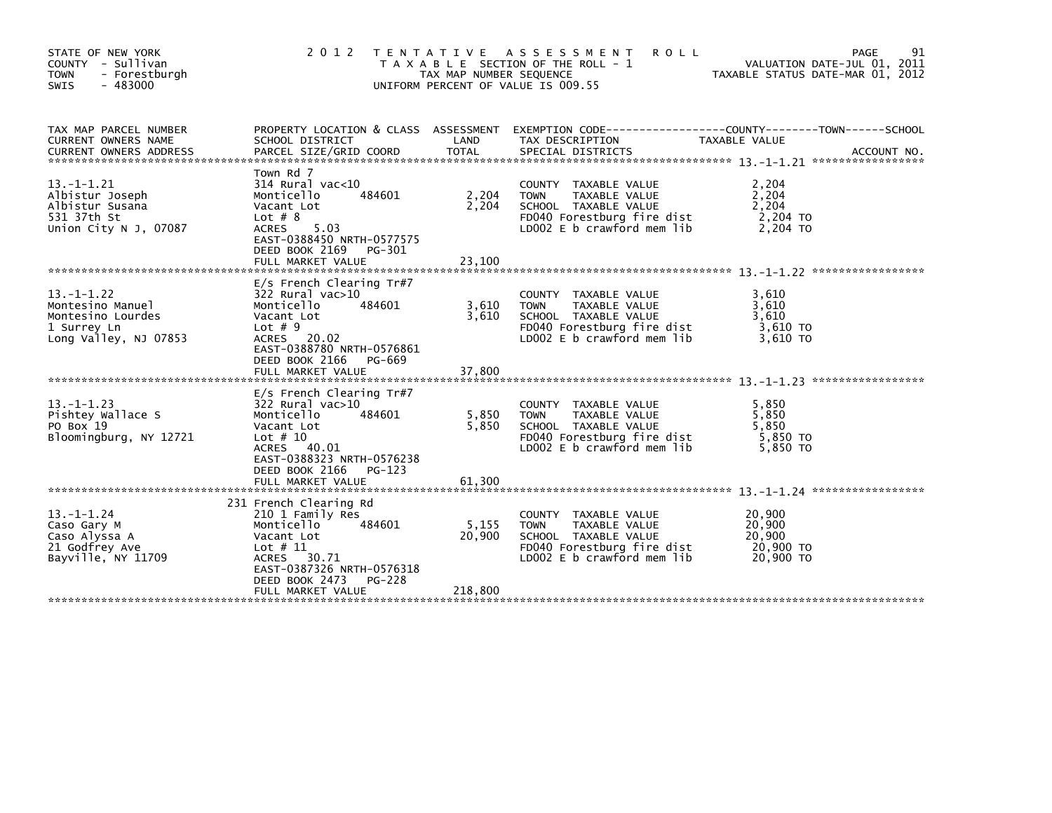STATE OF NEW YORK
COUNTY - Sullivan
TOWN - Forestburgh
SWIS - 483000

2012 TENTATIVE ASSESSMENT ROLL
TAXABLE SECTION OF THE ROLL - 1
TAX MAP NUMBER SEQUENCE
UNIFORM PERCENT OF VALUE IS 009.55

VALUATION DATE-JUL 01, 2011
TAXABLE STATUS DATE-MAR 01, 2012

| TAX MAP PARCEL NUMBER / CURRENT OWNERS NAME / CURRENT OWNERS ADDRESS | PROPERTY LOCATION & CLASS / SCHOOL DISTRICT / PARCEL SIZE/GRID COORD | ASSESSMENT LAND / TOTAL | EXEMPTION CODE / TAX DESCRIPTION / SPECIAL DISTRICTS | TAXABLE VALUE (COUNTY--TOWN--SCHOOL) | ACCOUNT NO. |
|---|---|---|---|---|---|
| **13.-1-1.21** | Town Rd 7 | | | | |
| 13.-1-1.21 | 314 Rural vac<10 | | COUNTY TAXABLE VALUE | 2,204 | |
| Albistur Joseph | Monticello 484601 | 2,204 | TOWN TAXABLE VALUE | 2,204 | |
| Albistur Susana | Vacant Lot | 2,204 | SCHOOL TAXABLE VALUE | 2,204 | |
| 531 37th St | Lot # 8 | | FD040 Forestburg fire dist | 2,204 TO | |
| Union City N J, 07087 | ACRES 5.03 | | LD002 E b crawford mem lib | 2,204 TO | |
| | EAST-0388450 NRTH-0577575 | | | | |
| | DEED BOOK 2169 PG-301 | | | | |
| | FULL MARKET VALUE | 23,100 | | | |
| **13.-1-1.22** | E/s French Clearing Tr#7 | | | | |
| 13.-1-1.22 | 322 Rural vac>10 | | COUNTY TAXABLE VALUE | 3,610 | |
| Montesino Manuel | Monticello 484601 | 3,610 | TOWN TAXABLE VALUE | 3,610 | |
| Montesino Lourdes | Vacant Lot | 3,610 | SCHOOL TAXABLE VALUE | 3,610 | |
| 1 Surrey Ln | Lot # 9 | | FD040 Forestburg fire dist | 3,610 TO | |
| Long Valley, NJ 07853 | ACRES 20.02 | | LD002 E b crawford mem lib | 3,610 TO | |
| | EAST-0388780 NRTH-0576861 | | | | |
| | DEED BOOK 2166 PG-669 | | | | |
| | FULL MARKET VALUE | 37,800 | | | |
| **13.-1-1.23** | E/s French Clearing Tr#7 | | | | |
| 13.-1-1.23 | 322 Rural vac>10 | | COUNTY TAXABLE VALUE | 5,850 | |
| Pishtey Wallace S | Monticello 484601 | 5,850 | TOWN TAXABLE VALUE | 5,850 | |
| PO Box 19 | Vacant Lot | 5,850 | SCHOOL TAXABLE VALUE | 5,850 | |
| Bloomingburg, NY 12721 | Lot # 10 | | FD040 Forestburg fire dist | 5,850 TO | |
| | ACRES 40.01 | | LD002 E b crawford mem lib | 5,850 TO | |
| | EAST-0388323 NRTH-0576238 | | | | |
| | DEED BOOK 2166 PG-123 | | | | |
| | FULL MARKET VALUE | 61,300 | | | |
| **13.-1-1.24** | 231 French Clearing Rd | | | | |
| 13.-1-1.24 | 210 1 Family Res | | COUNTY TAXABLE VALUE | 20,900 | |
| Caso Gary M | Monticello 484601 | 5,155 | TOWN TAXABLE VALUE | 20,900 | |
| Caso Alyssa A | Vacant Lot | 20,900 | SCHOOL TAXABLE VALUE | 20,900 | |
| 21 Godfrey Ave | Lot # 11 | | FD040 Forestburg fire dist | 20,900 TO | |
| Bayville, NY 11709 | ACRES 30.71 | | LD002 E b crawford mem lib | 20,900 TO | |
| | EAST-0387326 NRTH-0576318 | | | | |
| | DEED BOOK 2473 PG-228 | | | | |
| | FULL MARKET VALUE | 218,800 | | | |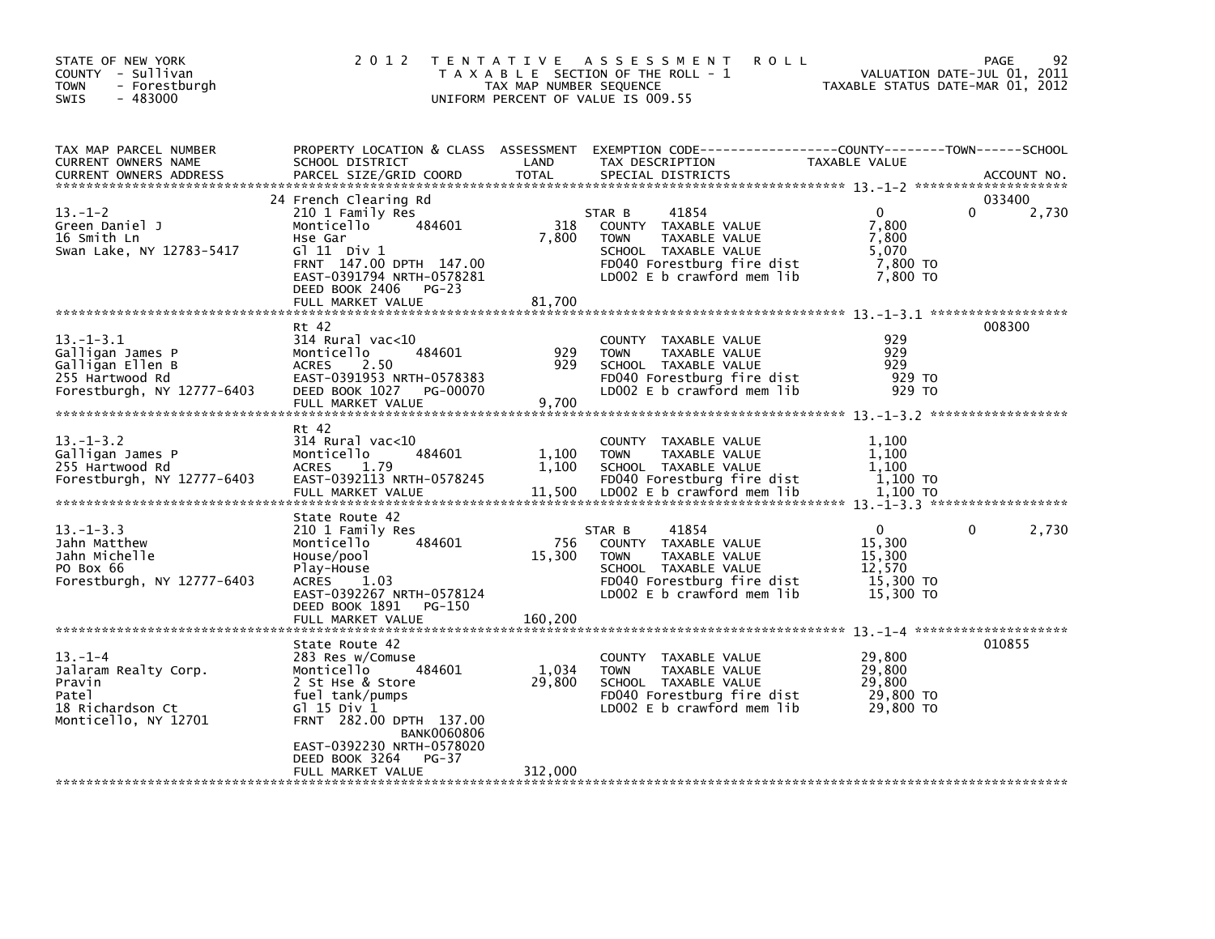STATE OF NEW YORK
COUNTY - Sullivan
TOWN - Forestburgh
SWIS - 483000

# 2012 TENTATIVE ASSESSMENT ROLL

TAXABLE SECTION OF THE ROLL - 1
TAX MAP NUMBER SEQUENCE
UNIFORM PERCENT OF VALUE IS 009.55

VALUATION DATE-JUL 01, 2011
TAXABLE STATUS DATE-MAR 01, 2012

| TAX MAP PARCEL NUMBER / CURRENT OWNERS NAME / CURRENT OWNERS ADDRESS | PROPERTY LOCATION & CLASS / SCHOOL DISTRICT / PARCEL SIZE/GRID COORD | ASSESSMENT LAND | TOTAL | EXEMPTION CODE / TAX DESCRIPTION / SPECIAL DISTRICTS | COUNTY TAXABLE VALUE | TOWN | SCHOOL / ACCOUNT NO. |
|---|---|---|---|---|---|---|---|
| 13.-1-2 | 24 French Clearing Rd | | | | | | 033400 |
| Green Daniel J | 210 1 Family Res | | | STAR B 41854 | 0 | 0 | 2,730 |
| 16 Smith Ln | Monticello 484601 | 318 | | COUNTY TAXABLE VALUE | 7,800 | | |
| Swan Lake, NY 12783-5417 | Hse Gar | | 7,800 | TOWN TAXABLE VALUE | 7,800 | | |
| | Gl 11 Div 1 | | | SCHOOL TAXABLE VALUE | 5,070 | | |
| | FRNT 147.00 DPTH 147.00 | | | FD040 Forestburg fire dist | 7,800 TO | | |
| | EAST-0391794 NRTH-0578281 | | | LD002 E b crawford mem lib | 7,800 TO | | |
| | DEED BOOK 2406 PG-23 | | | | | | |
| | FULL MARKET VALUE | | 81,700 | | | | |
| 13.-1-3.1 | Rt 42 | | | | | | 008300 |
| Galligan James P | 314 Rural vac<10 | | | COUNTY TAXABLE VALUE | 929 | | |
| Galligan Ellen B | Monticello 484601 | 929 | | TOWN TAXABLE VALUE | 929 | | |
| 255 Hartwood Rd | ACRES 2.50 | | 929 | SCHOOL TAXABLE VALUE | 929 | | |
| Forestburgh, NY 12777-6403 | EAST-0391953 NRTH-0578383 | | | FD040 Forestburg fire dist | 929 TO | | |
| | DEED BOOK 1027 PG-00070 | | | LD002 E b crawford mem lib | 929 TO | | |
| | FULL MARKET VALUE | | 9,700 | | | | |
| 13.-1-3.2 | Rt 42 | | | | | | |
| Galligan James P | 314 Rural vac<10 | | | COUNTY TAXABLE VALUE | 1,100 | | |
| 255 Hartwood Rd | Monticello 484601 | 1,100 | | TOWN TAXABLE VALUE | 1,100 | | |
| Forestburgh, NY 12777-6403 | ACRES 1.79 | | 1,100 | SCHOOL TAXABLE VALUE | 1,100 | | |
| | EAST-0392113 NRTH-0578245 | | | FD040 Forestburg fire dist | 1,100 TO | | |
| | FULL MARKET VALUE | | 11,500 | LD002 E b crawford mem lib | 1,100 TO | | |
| 13.-1-3.3 | State Route 42 | | | | | | |
| Jahn Matthew | 210 1 Family Res | | | STAR B 41854 | 0 | 0 | 2,730 |
| Jahn Michelle | Monticello 484601 | 756 | | COUNTY TAXABLE VALUE | 15,300 | | |
| PO Box 66 | House/pool | | 15,300 | TOWN TAXABLE VALUE | 15,300 | | |
| Forestburgh, NY 12777-6403 | Play-House | | | SCHOOL TAXABLE VALUE | 12,570 | | |
| | ACRES 1.03 | | | FD040 Forestburg fire dist | 15,300 TO | | |
| | EAST-0392267 NRTH-0578124 | | | LD002 E b crawford mem lib | 15,300 TO | | |
| | DEED BOOK 1891 PG-150 | | | | | | |
| | FULL MARKET VALUE | | 160,200 | | | | |
| 13.-1-4 | State Route 42 | | | | | | 010855 |
| Jalaram Realty Corp. | 283 Res w/Comuse | | | COUNTY TAXABLE VALUE | 29,800 | | |
| Pravin | Monticello 484601 | 1,034 | | TOWN TAXABLE VALUE | 29,800 | | |
| Patel | 2 St Hse & Store | | 29,800 | SCHOOL TAXABLE VALUE | 29,800 | | |
| 18 Richardson Ct | fuel tank/pumps | | | FD040 Forestburg fire dist | 29,800 TO | | |
| Monticello, NY 12701 | Gl 15 Div 1 | | | LD002 E b crawford mem lib | 29,800 TO | | |
| | FRNT 282.00 DPTH 137.00 | | | | | | |
| | BANK0060806 | | | | | | |
| | EAST-0392230 NRTH-0578020 | | | | | | |
| | DEED BOOK 3264 PG-37 | | | | | | |
| | FULL MARKET VALUE | | 312,000 | | | | |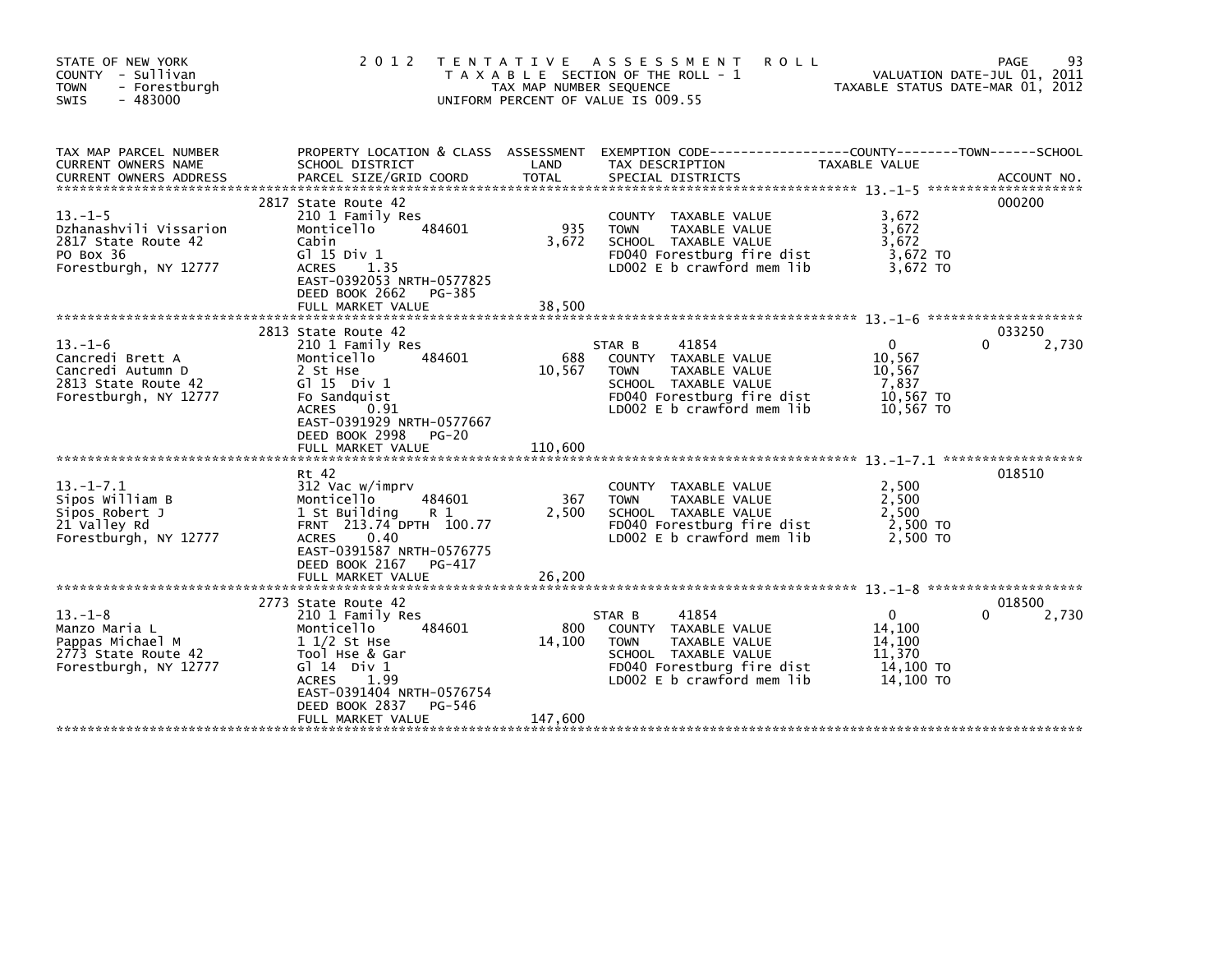STATE OF NEW YORK
COUNTY - Sullivan
TOWN - Forestburgh
SWIS - 483000

2012 TENTATIVE ASSESSMENT ROLL
TAXABLE SECTION OF THE ROLL - 1
TAX MAP NUMBER SEQUENCE
UNIFORM PERCENT OF VALUE IS 009.55

VALUATION DATE-JUL 01, 2011
TAXABLE STATUS DATE-MAR 01, 2012

| TAX MAP PARCEL NUMBER / CURRENT OWNERS NAME / CURRENT OWNERS ADDRESS | PROPERTY LOCATION & CLASS / SCHOOL DISTRICT / PARCEL SIZE/GRID COORD | ASSESSMENT LAND | TOTAL | EXEMPTION CODE / TAX DESCRIPTION / SPECIAL DISTRICTS | COUNTY TAXABLE VALUE | TOWN | SCHOOL / ACCOUNT NO. |
|---|---|---|---|---|---|---|---|
| 13.-1-5 | 2817 State Route 42 | | | | | | 000200 |
| Dzhanashvili Vissarion | 210 1 Family Res | | | COUNTY TAXABLE VALUE | 3,672 | | |
| 2817 State Route 42 | Monticello 484601 | 935 | | TOWN TAXABLE VALUE | 3,672 | | |
| PO Box 36 | Cabin | | 3,672 | SCHOOL TAXABLE VALUE | 3,672 | | |
| Forestburgh, NY 12777 | Gl 15 Div 1 | | | FD040 Forestburg fire dist | 3,672 TO | | |
| | ACRES 1.35 | | | LD002 E b crawford mem lib | 3,672 TO | | |
| | EAST-0392053 NRTH-0577825 | | | | | | |
| | DEED BOOK 2662 PG-385 | | | | | | |
| | FULL MARKET VALUE | | 38,500 | | | | |
| 13.-1-6 | 2813 State Route 42 | | | | | | 033250 |
| Cancredi Brett A | 210 1 Family Res | | | STAR B 41854 | 0 | 0 | 2,730 |
| Cancredi Autumn D | Monticello 484601 | 688 | | COUNTY TAXABLE VALUE | 10,567 | | |
| 2813 State Route 42 | 2 St Hse | | 10,567 | TOWN TAXABLE VALUE | 10,567 | | |
| Forestburgh, NY 12777 | Gl 15 Div 1 | | | SCHOOL TAXABLE VALUE | 7,837 | | |
| | Fo Sandquist | | | FD040 Forestburg fire dist | 10,567 TO | | |
| | ACRES 0.91 | | | LD002 E b crawford mem lib | 10,567 TO | | |
| | EAST-0391929 NRTH-0577667 | | | | | | |
| | DEED BOOK 2998 PG-20 | | | | | | |
| | FULL MARKET VALUE | | 110,600 | | | | |
| 13.-1-7.1 | Rt 42 | | | | | | 018510 |
| Sipos William B | 312 Vac w/imprv | | | COUNTY TAXABLE VALUE | 2,500 | | |
| Sipos Robert J | Monticello 484601 | 367 | | TOWN TAXABLE VALUE | 2,500 | | |
| 21 Valley Rd | 1 St Building R 1 | | 2,500 | SCHOOL TAXABLE VALUE | 2,500 | | |
| Forestburgh, NY 12777 | FRNT 213.74 DPTH 100.77 | | | FD040 Forestburg fire dist | 2,500 TO | | |
| | ACRES 0.40 | | | LD002 E b crawford mem lib | 2,500 TO | | |
| | EAST-0391587 NRTH-0576775 | | | | | | |
| | DEED BOOK 2167 PG-417 | | | | | | |
| | FULL MARKET VALUE | | 26,200 | | | | |
| 13.-1-8 | 2773 State Route 42 | | | | | | 018500 |
| Manzo Maria L | 210 1 Family Res | | | STAR B 41854 | 0 | 0 | 2,730 |
| Pappas Michael M | Monticello 484601 | 800 | | COUNTY TAXABLE VALUE | 14,100 | | |
| 2773 State Route 42 | 1 1/2 St Hse | | 14,100 | TOWN TAXABLE VALUE | 14,100 | | |
| Forestburgh, NY 12777 | Tool Hse & Gar | | | SCHOOL TAXABLE VALUE | 11,370 | | |
| | Gl 14 Div 1 | | | FD040 Forestburg fire dist | 14,100 TO | | |
| | ACRES 1.99 | | | LD002 E b crawford mem lib | 14,100 TO | | |
| | EAST-0391404 NRTH-0576754 | | | | | | |
| | DEED BOOK 2837 PG-546 | | | | | | |
| | FULL MARKET VALUE | | 147,600 | | | | |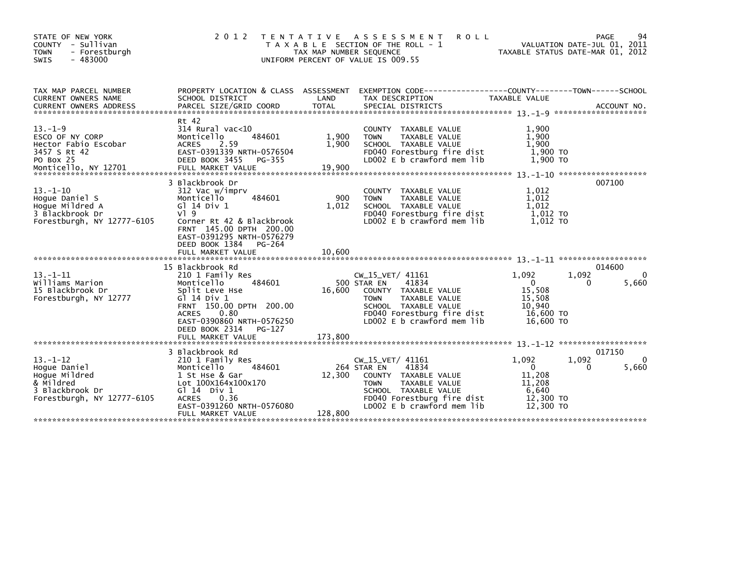STATE OF NEW YORK
COUNTY - Sullivan
TOWN - Forestburgh
SWIS - 483000

2012 TENTATIVE ASSESSMENT ROLL
TAXABLE SECTION OF THE ROLL - 1
TAX MAP NUMBER SEQUENCE
UNIFORM PERCENT OF VALUE IS 009.55

VALUATION DATE-JUL 01, 2011
TAXABLE STATUS DATE-MAR 01, 2012

| TAX MAP PARCEL NUMBER / CURRENT OWNERS NAME / CURRENT OWNERS ADDRESS | PROPERTY LOCATION & CLASS / SCHOOL DISTRICT / PARCEL SIZE/GRID COORD | ASSESSMENT LAND | TOTAL | EXEMPTION CODE / TAX DESCRIPTION / SPECIAL DISTRICTS | COUNTY TAXABLE VALUE | TOWN | SCHOOL | ACCOUNT NO. |
|---|---|---|---|---|---|---|---|---|
| **13.-1-9** | Rt 42 | | | | | | | |
| 13.-1-9 | 314 Rural vac<10 | | | COUNTY TAXABLE VALUE | 1,900 | | | |
| ESCO OF NY CORP | Monticello 484601 | 1,900 | | TOWN TAXABLE VALUE | 1,900 | | | |
| Hector Fabio Escobar | ACRES 2.59 | | 1,900 | SCHOOL TAXABLE VALUE | 1,900 | | | |
| 3457 S Rt 42 | EAST-0391339 NRTH-0576504 | | | FD040 Forestburg fire dist | 1,900 TO | | | |
| PO Box 25 | DEED BOOK 3455 PG-355 | | | LD002 E b crawford mem lib | 1,900 TO | | | |
| Monticello, NY 12701 | FULL MARKET VALUE | | 19,900 | | | | | |
| **13.-1-10** | 3 Blackbrook Dr | | | | | | | 007100 |
| 13.-1-10 | 312 Vac w/imprv | | | COUNTY TAXABLE VALUE | 1,012 | | | |
| Hogue Daniel S | Monticello 484601 | 900 | | TOWN TAXABLE VALUE | 1,012 | | | |
| Hogue Mildred A | Gl 14 Div 1 | | 1,012 | SCHOOL TAXABLE VALUE | 1,012 | | | |
| 3 Blackbrook Dr | Vl 9 | | | FD040 Forestburg fire dist | 1,012 TO | | | |
| Forestburgh, NY 12777-6105 | Corner Rt 42 & Blackbrook | | | LD002 E b crawford mem lib | 1,012 TO | | | |
| | FRNT 145.00 DPTH 200.00 | | | | | | | |
| | EAST-0391295 NRTH-0576279 | | | | | | | |
| | DEED BOOK 1384 PG-264 | | | | | | | |
| | FULL MARKET VALUE | | 10,600 | | | | | |
| **13.-1-11** | 15 Blackbrook Rd | | | | | | | 014600 |
| 13.-1-11 | 210 1 Family Res | | | CW_15_VET/ 41161 | 1,092 | 1,092 | 0 | |
| Williams Marion | Monticello 484601 | 500 | | STAR EN 41834 | 0 | 0 | 5,660 | |
| 15 Blackbrook Dr | Split Leve Hse | | 16,600 | COUNTY TAXABLE VALUE | 15,508 | | | |
| Forestburgh, NY 12777 | Gl 14 Div 1 | | | TOWN TAXABLE VALUE | 15,508 | | | |
| | FRNT 150.00 DPTH 200.00 | | | SCHOOL TAXABLE VALUE | 10,940 | | | |
| | ACRES 0.80 | | | FD040 Forestburg fire dist | 16,600 TO | | | |
| | EAST-0390860 NRTH-0576250 | | | LD002 E b crawford mem lib | 16,600 TO | | | |
| | DEED BOOK 2314 PG-127 | | | | | | | |
| | FULL MARKET VALUE | | 173,800 | | | | | |
| **13.-1-12** | 3 Blackbrook Rd | | | | | | | 017150 |
| 13.-1-12 | 210 1 Family Res | | | CW_15_VET/ 41161 | 1,092 | 1,092 | 0 | |
| Hogue Daniel | Monticello 484601 | 264 | | STAR EN 41834 | 0 | 0 | 5,660 | |
| Hogue Mildred | 1 St Hse & Gar | | 12,300 | COUNTY TAXABLE VALUE | 11,208 | | | |
| & Mildred | Lot 100x164x100x170 | | | TOWN TAXABLE VALUE | 11,208 | | | |
| 3 Blackbrook Dr | Gl 14 Div 1 | | | SCHOOL TAXABLE VALUE | 6,640 | | | |
| Forestburgh, NY 12777-6105 | ACRES 0.36 | | | FD040 Forestburg fire dist | 12,300 TO | | | |
| | EAST-0391260 NRTH-0576080 | | | LD002 E b crawford mem lib | 12,300 TO | | | |
| | FULL MARKET VALUE | | 128,800 | | | | | |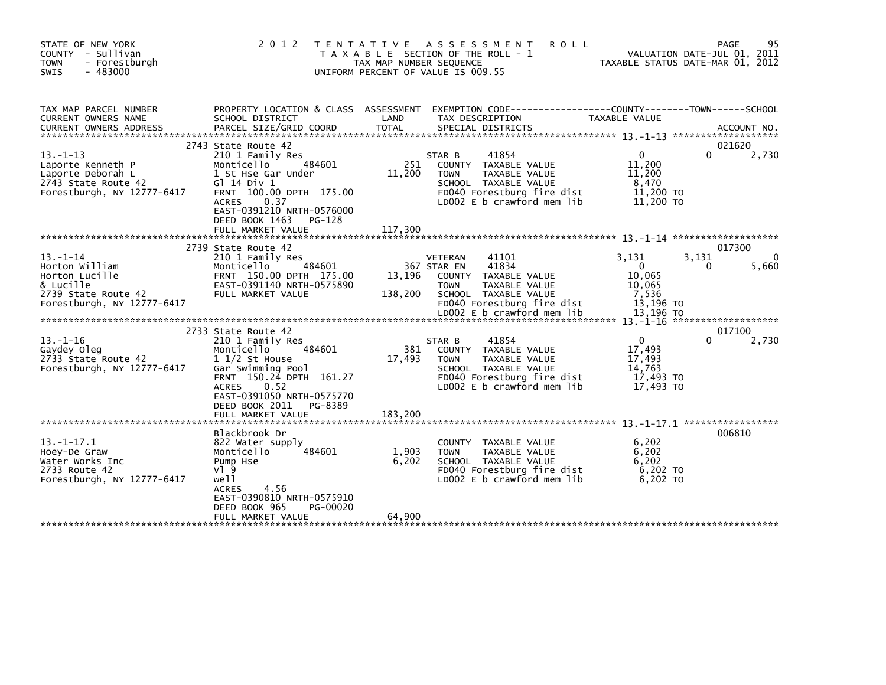STATE OF NEW YORK
COUNTY - Sullivan
TOWN - Forestburgh
SWIS - 483000

2012 TENTATIVE ASSESSMENT ROLL
TAXABLE SECTION OF THE ROLL - 1
TAX MAP NUMBER SEQUENCE
UNIFORM PERCENT OF VALUE IS 009.55

VALUATION DATE-JUL 01, 2011
TAXABLE STATUS DATE-MAR 01, 2012

| TAX MAP PARCEL NUMBER / CURRENT OWNERS NAME / CURRENT OWNERS ADDRESS | PROPERTY LOCATION & CLASS / SCHOOL DISTRICT / PARCEL SIZE/GRID COORD | ASSESSMENT LAND / TOTAL | EXEMPTION CODE / TAX DESCRIPTION / SPECIAL DISTRICTS | COUNTY TAXABLE VALUE | TOWN | SCHOOL / ACCOUNT NO. |
|---|---|---|---|---|---|---|
| | 2743 State Route 42 | | | | | 021620 |
| 13.-1-13 | 210 1 Family Res | | STAR B 41854 | 0 | 0 | 2,730 |
| Laporte Kenneth P | Monticello 484601 | 251 | COUNTY TAXABLE VALUE | 11,200 | | |
| Laporte Deborah L | 1 St Hse Gar Under | 11,200 | TOWN TAXABLE VALUE | 11,200 | | |
| 2743 State Route 42 | Gl 14 Div 1 | | SCHOOL TAXABLE VALUE | 8,470 | | |
| Forestburgh, NY 12777-6417 | FRNT 100.00 DPTH 175.00 | | FD040 Forestburg fire dist | 11,200 TO | | |
| | ACRES 0.37 | | LD002 E b crawford mem lib | 11,200 TO | | |
| | EAST-0391210 NRTH-0576000 | | | | | |
| | DEED BOOK 1463 PG-128 | | | | | |
| | FULL MARKET VALUE | 117,300 | | | | |
| | 2739 State Route 42 | | | | | 017300 |
| 13.-1-14 | 210 1 Family Res | | VETERAN 41101 | 3,131 | 3,131 | 0 |
| Horton William | Monticello 484601 | 367 | STAR EN 41834 | 0 | 0 | 5,660 |
| Horton Lucille | FRNT 150.00 DPTH 175.00 | 13,196 | COUNTY TAXABLE VALUE | 10,065 | | |
| & Lucille | EAST-0391140 NRTH-0575890 | | TOWN TAXABLE VALUE | 10,065 | | |
| 2739 State Route 42 | FULL MARKET VALUE | 138,200 | SCHOOL TAXABLE VALUE | 7,536 | | |
| Forestburgh, NY 12777-6417 | | | FD040 Forestburg fire dist | 13,196 TO | | |
| | | | LD002 E b crawford mem lib | 13,196 TO | | |
| | 2733 State Route 42 | | | | | 017100 |
| 13.-1-16 | 210 1 Family Res | | STAR B 41854 | 0 | 0 | 2,730 |
| Gaydey Oleg | Monticello 484601 | 381 | COUNTY TAXABLE VALUE | 17,493 | | |
| 2733 State Route 42 | 1 1/2 St House | 17,493 | TOWN TAXABLE VALUE | 17,493 | | |
| Forestburgh, NY 12777-6417 | Gar Swimming Pool | | SCHOOL TAXABLE VALUE | 14,763 | | |
| | FRNT 150.24 DPTH 161.27 | | FD040 Forestburg fire dist | 17,493 TO | | |
| | ACRES 0.52 | | LD002 E b crawford mem lib | 17,493 TO | | |
| | EAST-0391050 NRTH-0575770 | | | | | |
| | DEED BOOK 2011 PG-8389 | | | | | |
| | FULL MARKET VALUE | 183,200 | | | | |
| | Blackbrook Dr | | | | | 006810 |
| 13.-1-17.1 | 822 Water supply | | COUNTY TAXABLE VALUE | 6,202 | | |
| Hoey-De Graw | Monticello 484601 | 1,903 | TOWN TAXABLE VALUE | 6,202 | | |
| Water Works Inc | Pump Hse | 6,202 | SCHOOL TAXABLE VALUE | 6,202 | | |
| 2733 Route 42 | Vl 9 | | FD040 Forestburg fire dist | 6,202 TO | | |
| Forestburgh, NY 12777-6417 | well | | LD002 E b crawford mem lib | 6,202 TO | | |
| | ACRES 4.56 | | | | | |
| | EAST-0390810 NRTH-0575910 | | | | | |
| | DEED BOOK 965 PG-00020 | | | | | |
| | FULL MARKET VALUE | 64,900 | | | | |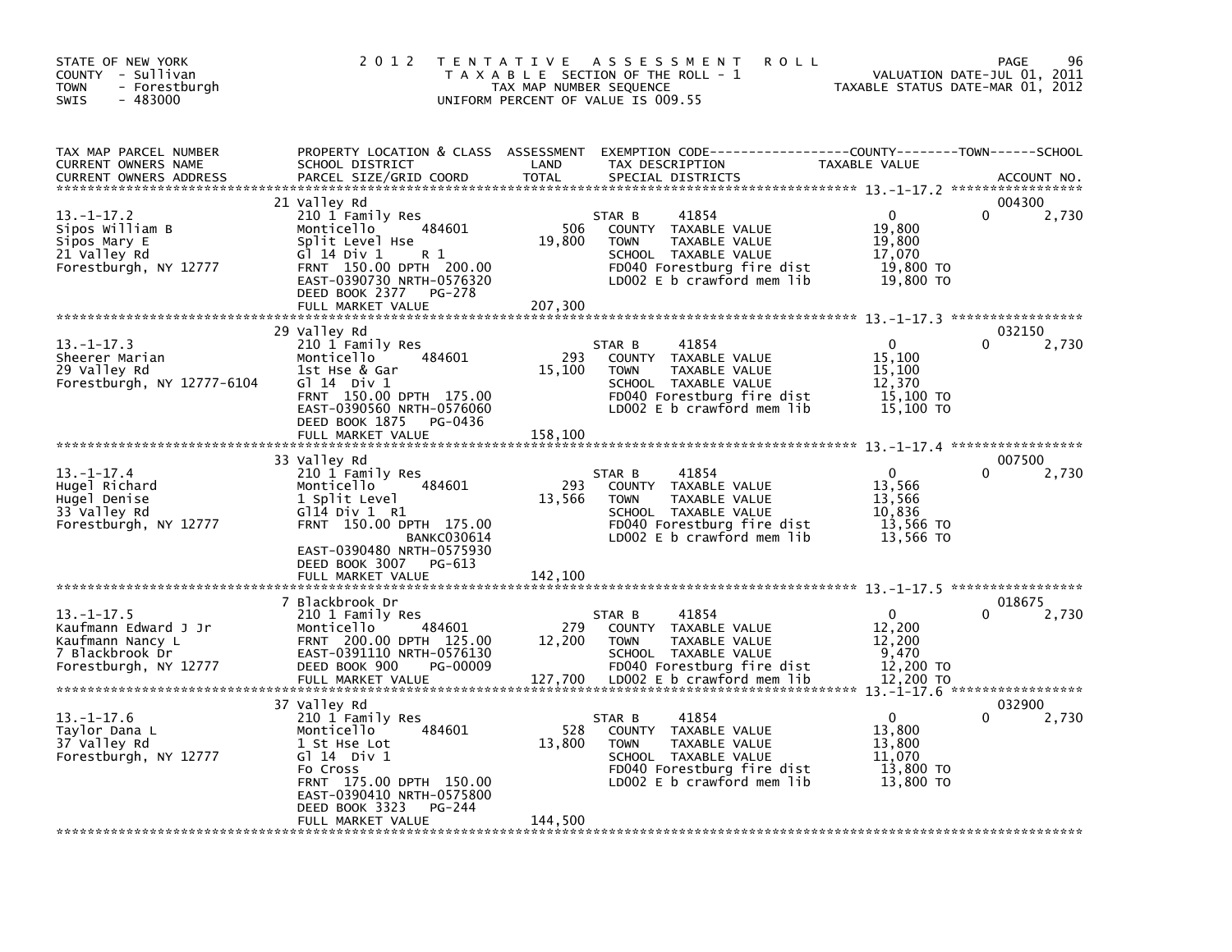STATE OF NEW YORK
COUNTY - Sullivan
TOWN - Forestburgh
SWIS - 483000

# 2012 TENTATIVE ASSESSMENT ROLL

TAXABLE SECTION OF THE ROLL - 1
TAX MAP NUMBER SEQUENCE
UNIFORM PERCENT OF VALUE IS 009.55

VALUATION DATE-JUL 01, 2011
TAXABLE STATUS DATE-MAR 01, 2012

| TAX MAP PARCEL NUMBER / CURRENT OWNERS NAME / CURRENT OWNERS ADDRESS | PROPERTY LOCATION & CLASS / SCHOOL DISTRICT / PARCEL SIZE/GRID COORD | ASSESSMENT LAND / TOTAL | EXEMPTION CODE / TAX DESCRIPTION / SPECIAL DISTRICTS | COUNTY TAXABLE VALUE | TOWN | SCHOOL / ACCOUNT NO. |
|---|---|---|---|---|---|---|
| 13.-1-17.2 | 21 Valley Rd | | | | | 004300 |
| Sipos William B | 210 1 Family Res | | STAR B 41854 | 0 | 0 | 2,730 |
| Sipos Mary E | Monticello 484601 | 506 | COUNTY TAXABLE VALUE | 19,800 | | |
| 21 Valley Rd | Split Level Hse | 19,800 | TOWN TAXABLE VALUE | 19,800 | | |
| Forestburgh, NY 12777 | Gl 14 Div 1 R 1 | | SCHOOL TAXABLE VALUE | 17,070 | | |
| | FRNT 150.00 DPTH 200.00 | | FD040 Forestburg fire dist | 19,800 TO | | |
| | EAST-0390730 NRTH-0576320 | | LD002 E b crawford mem lib | 19,800 TO | | |
| | DEED BOOK 2377 PG-278 | | | | | |
| | FULL MARKET VALUE | 207,300 | | | | |
| 13.-1-17.3 | 29 Valley Rd | | | | | 032150 |
| Sheerer Marian | 210 1 Family Res | | STAR B 41854 | 0 | 0 | 2,730 |
| 29 Valley Rd | Monticello 484601 | 293 | COUNTY TAXABLE VALUE | 15,100 | | |
| Forestburgh, NY 12777-6104 | 1st Hse & Gar | 15,100 | TOWN TAXABLE VALUE | 15,100 | | |
| | Gl 14 Div 1 | | SCHOOL TAXABLE VALUE | 12,370 | | |
| | FRNT 150.00 DPTH 175.00 | | FD040 Forestburg fire dist | 15,100 TO | | |
| | EAST-0390560 NRTH-0576060 | | LD002 E b crawford mem lib | 15,100 TO | | |
| | DEED BOOK 1875 PG-0436 | | | | | |
| | FULL MARKET VALUE | 158,100 | | | | |
| 13.-1-17.4 | 33 Valley Rd | | | | | 007500 |
| Hugel Richard | 210 1 Family Res | | STAR B 41854 | 0 | 0 | 2,730 |
| Hugel Denise | Monticello 484601 | 293 | COUNTY TAXABLE VALUE | 13,566 | | |
| 33 Valley Rd | 1 Split Level | 13,566 | TOWN TAXABLE VALUE | 13,566 | | |
| Forestburgh, NY 12777 | Gl14 Div 1 R1 | | SCHOOL TAXABLE VALUE | 10,836 | | |
| | FRNT 150.00 DPTH 175.00 | | FD040 Forestburg fire dist | 13,566 TO | | |
| | BANKC030614 | | LD002 E b crawford mem lib | 13,566 TO | | |
| | EAST-0390480 NRTH-0575930 | | | | | |
| | DEED BOOK 3007 PG-613 | | | | | |
| | FULL MARKET VALUE | 142,100 | | | | |
| 13.-1-17.5 | 7 Blackbrook Dr | | | | | 018675 |
| Kaufmann Edward J Jr | 210 1 Family Res | | STAR B 41854 | 0 | 0 | 2,730 |
| Kaufmann Nancy L | Monticello 484601 | 279 | COUNTY TAXABLE VALUE | 12,200 | | |
| 7 Blackbrook Dr | FRNT 200.00 DPTH 125.00 | 12,200 | TOWN TAXABLE VALUE | 12,200 | | |
| Forestburgh, NY 12777 | EAST-0391110 NRTH-0576130 | | SCHOOL TAXABLE VALUE | 9,470 | | |
| | DEED BOOK 900 PG-00009 | | FD040 Forestburg fire dist | 12,200 TO | | |
| | FULL MARKET VALUE | 127,700 | LD002 E b crawford mem lib | 12,200 TO | | |
| 13.-1-17.6 | 37 Valley Rd | | | | | 032900 |
| Taylor Dana L | 210 1 Family Res | | STAR B 41854 | 0 | 0 | 2,730 |
| 37 Valley Rd | Monticello 484601 | 528 | COUNTY TAXABLE VALUE | 13,800 | | |
| Forestburgh, NY 12777 | 1 St Hse Lot | 13,800 | TOWN TAXABLE VALUE | 13,800 | | |
| | Gl 14 Div 1 | | SCHOOL TAXABLE VALUE | 11,070 | | |
| | Fo Cross | | FD040 Forestburg fire dist | 13,800 TO | | |
| | FRNT 175.00 DPTH 150.00 | | LD002 E b crawford mem lib | 13,800 TO | | |
| | EAST-0390410 NRTH-0575800 | | | | | |
| | DEED BOOK 3323 PG-244 | | | | | |
| | FULL MARKET VALUE | 144,500 | | | | |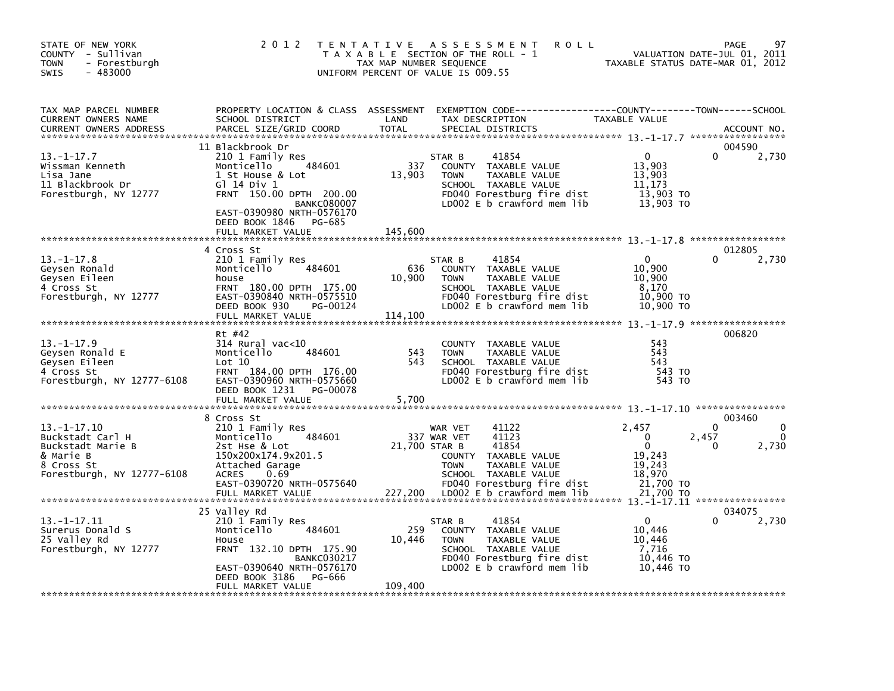STATE OF NEW YORK
COUNTY - Sullivan
TOWN - Forestburgh
SWIS - 483000

# 2012 TENTATIVE ASSESSMENT ROLL

TAXABLE SECTION OF THE ROLL - 1
TAX MAP NUMBER SEQUENCE
UNIFORM PERCENT OF VALUE IS 009.55

VALUATION DATE-JUL 01, 2011
TAXABLE STATUS DATE-MAR 01, 2012

| TAX MAP PARCEL NUMBER / CURRENT OWNERS NAME / CURRENT OWNERS ADDRESS | PROPERTY LOCATION & CLASS / SCHOOL DISTRICT / PARCEL SIZE/GRID COORD | ASSESSMENT LAND / TOTAL | EXEMPTION CODE / TAX DESCRIPTION / SPECIAL DISTRICTS | COUNTY TAXABLE VALUE | TOWN | SCHOOL | ACCOUNT NO. |
|---|---|---|---|---|---|---|---|
| 13.-1-17.7 | 11 Blackbrook Dr | | | | | | 004590 |
| Wissman Kenneth | 210 1 Family Res | | STAR B 41854 | 0 | 0 | 2,730 | |
| Lisa Jane | Monticello 484601 | 337 | COUNTY TAXABLE VALUE | 13,903 | | | |
| 11 Blackbrook Dr | 1 St House & Lot | 13,903 | TOWN TAXABLE VALUE | 13,903 | | | |
| Forestburgh, NY 12777 | Gl 14 Div 1 | | SCHOOL TAXABLE VALUE | 11,173 | | | |
| | FRNT 150.00 DPTH 200.00 | | FD040 Forestburg fire dist | 13,903 TO | | | |
| | BANKC080007 | | LD002 E b crawford mem lib | 13,903 TO | | | |
| | EAST-0390980 NRTH-0576170 | | | | | | |
| | DEED BOOK 1846 PG-685 | | | | | | |
| | FULL MARKET VALUE | 145,600 | | | | | |
| 13.-1-17.8 | 4 Cross St | | | | | | 012805 |
| Geysen Ronald | 210 1 Family Res | | STAR B 41854 | 0 | 0 | 2,730 | |
| Geysen Eileen | Monticello 484601 | 636 | COUNTY TAXABLE VALUE | 10,900 | | | |
| 4 Cross St | house | 10,900 | TOWN TAXABLE VALUE | 10,900 | | | |
| Forestburgh, NY 12777 | FRNT 180.00 DPTH 175.00 | | SCHOOL TAXABLE VALUE | 8,170 | | | |
| | EAST-0390840 NRTH-0575510 | | FD040 Forestburg fire dist | 10,900 TO | | | |
| | DEED BOOK 930 PG-00124 | | LD002 E b crawford mem lib | 10,900 TO | | | |
| | FULL MARKET VALUE | 114,100 | | | | | |
| 13.-1-17.9 | Rt #42 | | | | | | 006820 |
| Geysen Ronald E | 314 Rural vac<10 | | COUNTY TAXABLE VALUE | 543 | | | |
| Geysen Eileen | Monticello 484601 | 543 | TOWN TAXABLE VALUE | 543 | | | |
| 4 Cross St | Lot 10 | 543 | SCHOOL TAXABLE VALUE | 543 | | | |
| Forestburgh, NY 12777-6108 | FRNT 184.00 DPTH 176.00 | | FD040 Forestburg fire dist | 543 TO | | | |
| | EAST-0390960 NRTH-0575660 | | LD002 E b crawford mem lib | 543 TO | | | |
| | DEED BOOK 1231 PG-00078 | | | | | | |
| | FULL MARKET VALUE | 5,700 | | | | | |
| 13.-1-17.10 | 8 Cross St | | | | | | 003460 |
| Buckstadt Carl H | 210 1 Family Res | | WAR VET 41122 | 2,457 | 0 | 0 | |
| Buckstadt Marie B | Monticello 484601 | 337 | WAR VET 41123 | 0 | 2,457 | 0 | |
| & Marie B | 2st Hse & Lot | 21,700 | STAR B 41854 | 0 | 0 | 2,730 | |
| 8 Cross St | 150x200x174.9x201.5 | | COUNTY TAXABLE VALUE | 19,243 | | | |
| Forestburgh, NY 12777-6108 | Attached Garage | | TOWN TAXABLE VALUE | 19,243 | | | |
| | ACRES 0.69 | | SCHOOL TAXABLE VALUE | 18,970 | | | |
| | EAST-0390720 NRTH-0575640 | | FD040 Forestburg fire dist | 21,700 TO | | | |
| | FULL MARKET VALUE | 227,200 | LD002 E b crawford mem lib | 21,700 TO | | | |
| 13.-1-17.11 | 25 Valley Rd | | | | | | 034075 |
| Surerus Donald S | 210 1 Family Res | | STAR B 41854 | 0 | 0 | 2,730 | |
| 25 Valley Rd | Monticello 484601 | 259 | COUNTY TAXABLE VALUE | 10,446 | | | |
| Forestburgh, NY 12777 | House | 10,446 | TOWN TAXABLE VALUE | 10,446 | | | |
| | FRNT 132.10 DPTH 175.90 | | SCHOOL TAXABLE VALUE | 7,716 | | | |
| | BANKC030217 | | FD040 Forestburg fire dist | 10,446 TO | | | |
| | EAST-0390640 NRTH-0576170 | | LD002 E b crawford mem lib | 10,446 TO | | | |
| | DEED BOOK 3186 PG-666 | | | | | | |
| | FULL MARKET VALUE | 109,400 | | | | | |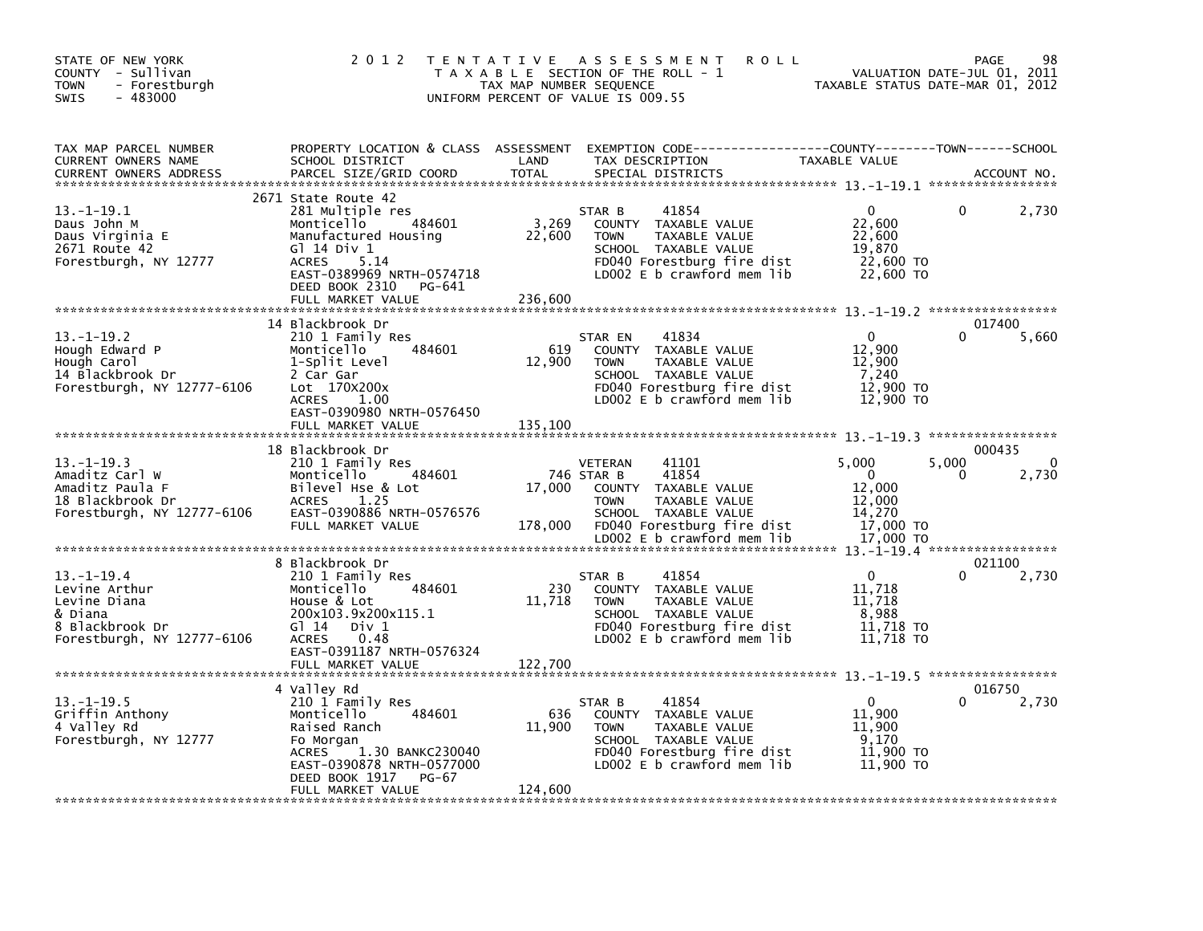STATE OF NEW YORK
COUNTY - Sullivan
TOWN - Forestburgh
SWIS - 483000

# 2012 TENTATIVE ASSESSMENT ROLL

TAXABLE SECTION OF THE ROLL - 1
TAX MAP NUMBER SEQUENCE
UNIFORM PERCENT OF VALUE IS 009.55

VALUATION DATE-JUL 01, 2011
TAXABLE STATUS DATE-MAR 01, 2012

| TAX MAP PARCEL NUMBER / CURRENT OWNERS NAME / CURRENT OWNERS ADDRESS | PROPERTY LOCATION & CLASS / SCHOOL DISTRICT / PARCEL SIZE/GRID COORD | ASSESSMENT LAND / TOTAL | EXEMPTION CODE / TAX DESCRIPTION / SPECIAL DISTRICTS | COUNTY TAXABLE VALUE | TOWN | SCHOOL / ACCOUNT NO. |
|---|---|---|---|---|---|---|
| 13.-1-19.1 | 2671 State Route 42 | | | | | |
| Daus John M | 281 Multiple res | | STAR B 41854 | 0 | 0 | 2,730 |
| Daus Virginia E | Monticello 484601 | 3,269 | COUNTY TAXABLE VALUE | 22,600 | | |
| 2671 Route 42 | Manufactured Housing | 22,600 | TOWN TAXABLE VALUE | 22,600 | | |
| Forestburgh, NY 12777 | Gl 14 Div 1 | | SCHOOL TAXABLE VALUE | 19,870 | | |
| | ACRES 5.14 | | FD040 Forestburg fire dist | 22,600 TO | | |
| | EAST-0389969 NRTH-0574718 | | LD002 E b crawford mem lib | 22,600 TO | | |
| | DEED BOOK 2310 PG-641 | | | | | |
| | FULL MARKET VALUE | 236,600 | | | | |
| 13.-1-19.2 | 14 Blackbrook Dr | | | | | 017400 |
| Hough Edward P | 210 1 Family Res | | STAR EN 41834 | 0 | 0 | 5,660 |
| Hough Carol | Monticello 484601 | 619 | COUNTY TAXABLE VALUE | 12,900 | | |
| 14 Blackbrook Dr | 1-Split Level | 12,900 | TOWN TAXABLE VALUE | 12,900 | | |
| Forestburgh, NY 12777-6106 | 2 Car Gar | | SCHOOL TAXABLE VALUE | 7,240 | | |
| | Lot 170X200x | | FD040 Forestburg fire dist | 12,900 TO | | |
| | ACRES 1.00 | | LD002 E b crawford mem lib | 12,900 TO | | |
| | EAST-0390980 NRTH-0576450 | | | | | |
| | FULL MARKET VALUE | 135,100 | | | | |
| 13.-1-19.3 | 18 Blackbrook Dr | | | | | 000435 |
| Amaditz Carl W | 210 1 Family Res | | VETERAN 41101 | 5,000 | 5,000 | 0 |
| Amaditz Paula F | Monticello 484601 | 746 | STAR B 41854 | 0 | 0 | 2,730 |
| 18 Blackbrook Dr | Bilevel Hse & Lot | 17,000 | COUNTY TAXABLE VALUE | 12,000 | | |
| Forestburgh, NY 12777-6106 | ACRES 1.25 | | TOWN TAXABLE VALUE | 12,000 | | |
| | EAST-0390886 NRTH-0576576 | | SCHOOL TAXABLE VALUE | 14,270 | | |
| | FULL MARKET VALUE | 178,000 | FD040 Forestburg fire dist | 17,000 TO | | |
| | | | LD002 E b crawford mem lib | 17,000 TO | | |
| 13.-1-19.4 | 8 Blackbrook Dr | | | | | 021100 |
| Levine Arthur | 210 1 Family Res | | STAR B 41854 | 0 | 0 | 2,730 |
| Levine Diana | Monticello 484601 | 230 | COUNTY TAXABLE VALUE | 11,718 | | |
| & Diana | House & Lot | 11,718 | TOWN TAXABLE VALUE | 11,718 | | |
| 8 Blackbrook Dr | 200x103.9x200x115.1 | | SCHOOL TAXABLE VALUE | 8,988 | | |
| Forestburgh, NY 12777-6106 | Gl 14 Div 1 | | FD040 Forestburg fire dist | 11,718 TO | | |
| | ACRES 0.48 | | LD002 E b crawford mem lib | 11,718 TO | | |
| | EAST-0391187 NRTH-0576324 | | | | | |
| | FULL MARKET VALUE | 122,700 | | | | |
| 13.-1-19.5 | 4 Valley Rd | | | | | 016750 |
| Griffin Anthony | 210 1 Family Res | | STAR B 41854 | 0 | 0 | 2,730 |
| 4 Valley Rd | Monticello 484601 | 636 | COUNTY TAXABLE VALUE | 11,900 | | |
| Forestburgh, NY 12777 | Raised Ranch | 11,900 | TOWN TAXABLE VALUE | 11,900 | | |
| | Fo Morgan | | SCHOOL TAXABLE VALUE | 9,170 | | |
| | ACRES 1.30 BANKC230040 | | FD040 Forestburg fire dist | 11,900 TO | | |
| | EAST-0390878 NRTH-0577000 | | LD002 E b crawford mem lib | 11,900 TO | | |
| | DEED BOOK 1917 PG-67 | | | | | |
| | FULL MARKET VALUE | 124,600 | | | | |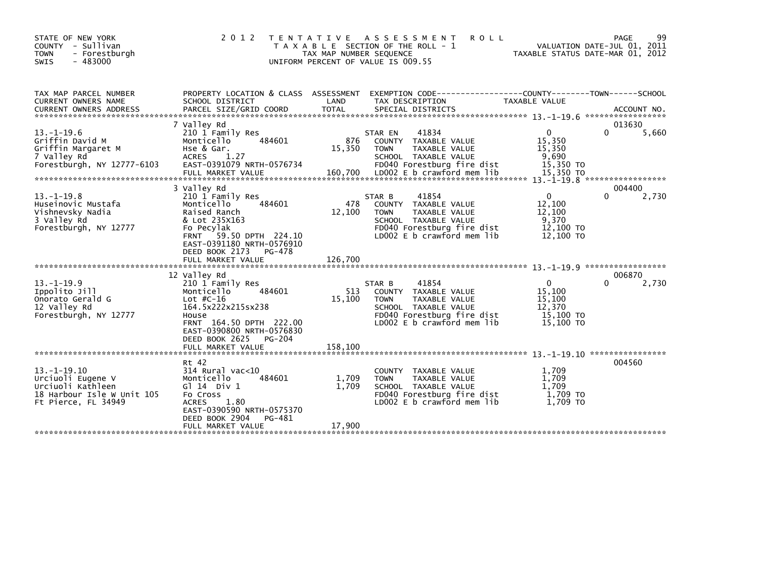STATE OF NEW YORK
COUNTY - Sullivan
TOWN - Forestburgh
SWIS - 483000

2 0 1 2 T E N T A T I V E A S S E S S M E N T R O L L
T A X A B L E SECTION OF THE ROLL - 1
TAX MAP NUMBER SEQUENCE
UNIFORM PERCENT OF VALUE IS 009.55

VALUATION DATE-JUL 01, 2011
TAXABLE STATUS DATE-MAR 01, 2012

| TAX MAP PARCEL NUMBER / CURRENT OWNERS NAME / CURRENT OWNERS ADDRESS | PROPERTY LOCATION & CLASS / SCHOOL DISTRICT / PARCEL SIZE/GRID COORD | ASSESSMENT LAND / TOTAL | EXEMPTION CODE / TAX DESCRIPTION / SPECIAL DISTRICTS | COUNTY TAXABLE VALUE | TOWN | SCHOOL | ACCOUNT NO. |
|---|---|---|---|---|---|---|---|
| 13.-1-19.6 | 7 Valley Rd | | | | | | 013630 |
| | 210 1 Family Res | | STAR EN 41834 | 0 | 0 | 5,660 | |
| Griffin David M | Monticello 484601 | 876 | COUNTY TAXABLE VALUE | 15,350 | | | |
| Griffin Margaret M | Hse & Gar. | 15,350 | TOWN TAXABLE VALUE | 15,350 | | | |
| 7 Valley Rd | ACRES 1.27 | | SCHOOL TAXABLE VALUE | 9,690 | | | |
| Forestburgh, NY 12777-6103 | EAST-0391079 NRTH-0576734 | | FD040 Forestburg fire dist | 15,350 TO | | | |
| | FULL MARKET VALUE | 160,700 | LD002 E b crawford mem lib | 15,350 TO | | | |
| 13.-1-19.8 | 3 Valley Rd | | | | | | 004400 |
| | 210 1 Family Res | | STAR B 41854 | 0 | 0 | 2,730 | |
| Huseinovic Mustafa | Monticello 484601 | 478 | COUNTY TAXABLE VALUE | 12,100 | | | |
| Vishnevsky Nadia | Raised Ranch | 12,100 | TOWN TAXABLE VALUE | 12,100 | | | |
| 3 Valley Rd | & Lot 235X163 | | SCHOOL TAXABLE VALUE | 9,370 | | | |
| Forestburgh, NY 12777 | Fo Pecylak | | FD040 Forestburg fire dist | 12,100 TO | | | |
| | FRNT 59.50 DPTH 224.10 | | LD002 E b crawford mem lib | 12,100 TO | | | |
| | EAST-0391180 NRTH-0576910 | | | | | | |
| | DEED BOOK 2173 PG-478 | | | | | | |
| | FULL MARKET VALUE | 126,700 | | | | | |
| 13.-1-19.9 | 12 Valley Rd | | | | | | 006870 |
| | 210 1 Family Res | | STAR B 41854 | 0 | 0 | 2,730 | |
| Ippolito Jill | Monticello 484601 | 513 | COUNTY TAXABLE VALUE | 15,100 | | | |
| Onorato Gerald G | Lot #C-16 | 15,100 | TOWN TAXABLE VALUE | 15,100 | | | |
| 12 Valley Rd | 164.5x222x215sx238 | | SCHOOL TAXABLE VALUE | 12,370 | | | |
| Forestburgh, NY 12777 | House | | FD040 Forestburg fire dist | 15,100 TO | | | |
| | FRNT 164.50 DPTH 222.00 | | LD002 E b crawford mem lib | 15,100 TO | | | |
| | EAST-0390800 NRTH-0576830 | | | | | | |
| | DEED BOOK 2625 PG-204 | | | | | | |
| | FULL MARKET VALUE | 158,100 | | | | | |
| 13.-1-19.10 | Rt 42 | | | | | | 004560 |
| | 314 Rural vac<10 | | COUNTY TAXABLE VALUE | 1,709 | | | |
| Urciuoli Eugene V | Monticello 484601 | 1,709 | TOWN TAXABLE VALUE | 1,709 | | | |
| Urciuoli Kathleen | Gl 14 Div 1 | 1,709 | SCHOOL TAXABLE VALUE | 1,709 | | | |
| 18 Harbour Isle W Unit 105 | Fo Cross | | FD040 Forestburg fire dist | 1,709 TO | | | |
| Ft Pierce, FL 34949 | ACRES 1.80 | | LD002 E b crawford mem lib | 1,709 TO | | | |
| | EAST-0390590 NRTH-0575370 | | | | | | |
| | DEED BOOK 2904 PG-481 | | | | | | |
| | FULL MARKET VALUE | 17,900 | | | | | |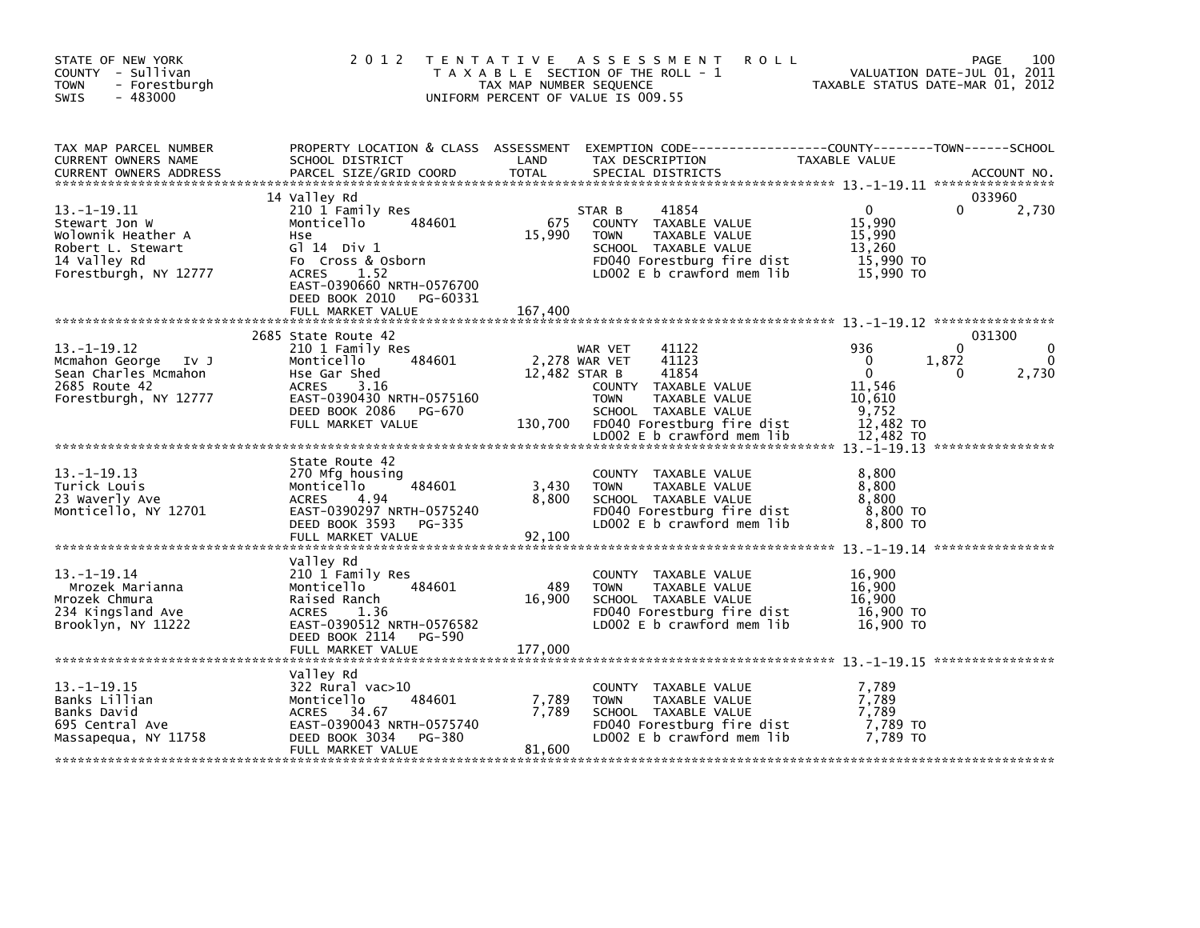STATE OF NEW YORK
COUNTY - Sullivan
TOWN - Forestburgh
SWIS - 483000

# 2012 TENTATIVE ASSESSMENT ROLL

TAXABLE SECTION OF THE ROLL - 1
TAX MAP NUMBER SEQUENCE
UNIFORM PERCENT OF VALUE IS 009.55

VALUATION DATE-JUL 01, 2011
TAXABLE STATUS DATE-MAR 01, 2012

| TAX MAP PARCEL NUMBER / CURRENT OWNERS NAME / CURRENT OWNERS ADDRESS | PROPERTY LOCATION & CLASS / SCHOOL DISTRICT / PARCEL SIZE/GRID COORD | ASSESSMENT LAND / TOTAL | EXEMPTION CODE / TAX DESCRIPTION / SPECIAL DISTRICTS | COUNTY TAXABLE VALUE | TOWN | SCHOOL | ACCOUNT NO. |
|---|---|---|---|---|---|---|---|
| 13.-1-19.11 | 14 Valley Rd | | | | | | 033960 |
| Stewart Jon W | 210 1 Family Res | | STAR B 41854 | 0 | 0 | 2,730 | |
| Wolownik Heather A | Monticello 484601 | 675 | COUNTY TAXABLE VALUE | 15,990 | | | |
| Robert L. Stewart | Hse | 15,990 | TOWN TAXABLE VALUE | 15,990 | | | |
| 14 Valley Rd | Gl 14 Div 1 | | SCHOOL TAXABLE VALUE | 13,260 | | | |
| Forestburgh, NY 12777 | Fo Cross & Osborn | | FD040 Forestburg fire dist | 15,990 TO | | | |
| | ACRES 1.52 | | LD002 E b crawford mem lib | 15,990 TO | | | |
| | EAST-0390660 NRTH-0576700 | | | | | | |
| | DEED BOOK 2010 PG-60331 | | | | | | |
| | FULL MARKET VALUE | 167,400 | | | | | |
| 13.-1-19.12 | 2685 State Route 42 | | | | | | 031300 |
| Mcmahon George Iv J | 210 1 Family Res | | WAR VET 41122 | 936 | 0 | 0 | |
| Sean Charles Mcmahon | Monticello 484601 | 2,278 | WAR VET 41123 | 0 | 1,872 | 0 | |
| 2685 Route 42 | Hse Gar Shed | 12,482 | STAR B 41854 | 0 | 0 | 2,730 | |
| Forestburgh, NY 12777 | ACRES 3.16 | | COUNTY TAXABLE VALUE | 11,546 | | | |
| | EAST-0390430 NRTH-0575160 | | TOWN TAXABLE VALUE | 10,610 | | | |
| | DEED BOOK 2086 PG-670 | | SCHOOL TAXABLE VALUE | 9,752 | | | |
| | FULL MARKET VALUE | 130,700 | FD040 Forestburg fire dist | 12,482 TO | | | |
| | | | LD002 E b crawford mem lib | 12,482 TO | | | |
| 13.-1-19.13 | State Route 42 | | | | | | |
| Turick Louis | 270 Mfg housing | | COUNTY TAXABLE VALUE | 8,800 | | | |
| 23 Waverly Ave | Monticello 484601 | 3,430 | TOWN TAXABLE VALUE | 8,800 | | | |
| Monticello, NY 12701 | ACRES 4.94 | 8,800 | SCHOOL TAXABLE VALUE | 8,800 | | | |
| | EAST-0390297 NRTH-0575240 | | FD040 Forestburg fire dist | 8,800 TO | | | |
| | DEED BOOK 3593 PG-335 | | LD002 E b crawford mem lib | 8,800 TO | | | |
| | FULL MARKET VALUE | 92,100 | | | | | |
| 13.-1-19.14 | Valley Rd | | | | | | |
| Mrozek Marianna | 210 1 Family Res | | COUNTY TAXABLE VALUE | 16,900 | | | |
| Mrozek Chmura | Monticello 484601 | 489 | TOWN TAXABLE VALUE | 16,900 | | | |
| 234 Kingsland Ave | Raised Ranch | 16,900 | SCHOOL TAXABLE VALUE | 16,900 | | | |
| Brooklyn, NY 11222 | ACRES 1.36 | | FD040 Forestburg fire dist | 16,900 TO | | | |
| | EAST-0390512 NRTH-0576582 | | LD002 E b crawford mem lib | 16,900 TO | | | |
| | DEED BOOK 2114 PG-590 | | | | | | |
| | FULL MARKET VALUE | 177,000 | | | | | |
| 13.-1-19.15 | Valley Rd | | | | | | |
| Banks Lillian | 322 Rural vac>10 | | COUNTY TAXABLE VALUE | 7,789 | | | |
| Banks David | Monticello 484601 | 7,789 | TOWN TAXABLE VALUE | 7,789 | | | |
| 695 Central Ave | ACRES 34.67 | 7,789 | SCHOOL TAXABLE VALUE | 7,789 | | | |
| Massapequa, NY 11758 | EAST-0390043 NRTH-0575740 | | FD040 Forestburg fire dist | 7,789 TO | | | |
| | DEED BOOK 3034 PG-380 | | LD002 E b crawford mem lib | 7,789 TO | | | |
| | FULL MARKET VALUE | 81,600 | | | | | |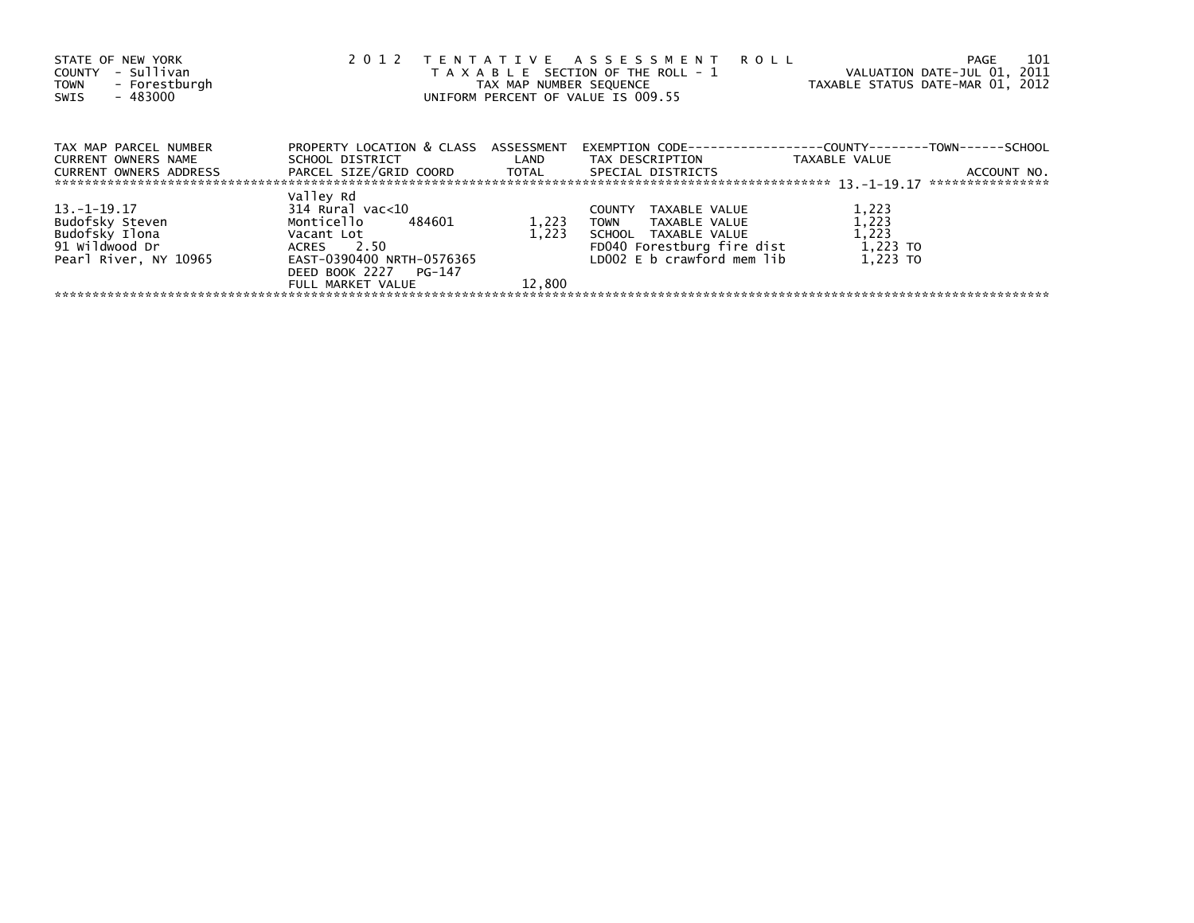STATE OF NEW YORK
COUNTY - Sullivan
TOWN - Forestburgh
SWIS - 483000

2 0 1 2 T E N T A T I V E A S S E S S M E N T R O L L
T A X A B L E SECTION OF THE ROLL - 1
TAX MAP NUMBER SEQUENCE
UNIFORM PERCENT OF VALUE IS 009.55

VALUATION DATE-JUL 01, 2011
TAXABLE STATUS DATE-MAR 01, 2012

| TAX MAP PARCEL NUMBER<br>CURRENT OWNERS NAME<br>CURRENT OWNERS ADDRESS | PROPERTY LOCATION & CLASS<br>SCHOOL DISTRICT<br>PARCEL SIZE/GRID COORD | ASSESSMENT<br>LAND<br>TOTAL | EXEMPTION CODE------------------COUNTY--------TOWN------SCHOOL<br>TAX DESCRIPTION<br>SPECIAL DISTRICTS | TAXABLE VALUE | ACCOUNT NO. |
|---|---|---|---|---|---|
| 13.-1-19.17 | Valley Rd | | | | |
| 13.-1-19.17 | 314 Rural vac<10 | | COUNTY TAXABLE VALUE | 1,223 | |
| Budofsky Steven | Monticello 484601 | 1,223 | TOWN TAXABLE VALUE | 1,223 | |
| Budofsky Ilona | Vacant Lot | 1,223 | SCHOOL TAXABLE VALUE | 1,223 | |
| 91 Wildwood Dr | ACRES 2.50 | | FD040 Forestburg fire dist | 1,223 TO | |
| Pearl River, NY 10965 | EAST-0390400 NRTH-0576365 | | LD002 E b crawford mem lib | 1,223 TO | |
| | DEED BOOK 2227 PG-147 | | | | |
| | FULL MARKET VALUE | 12,800 | | | |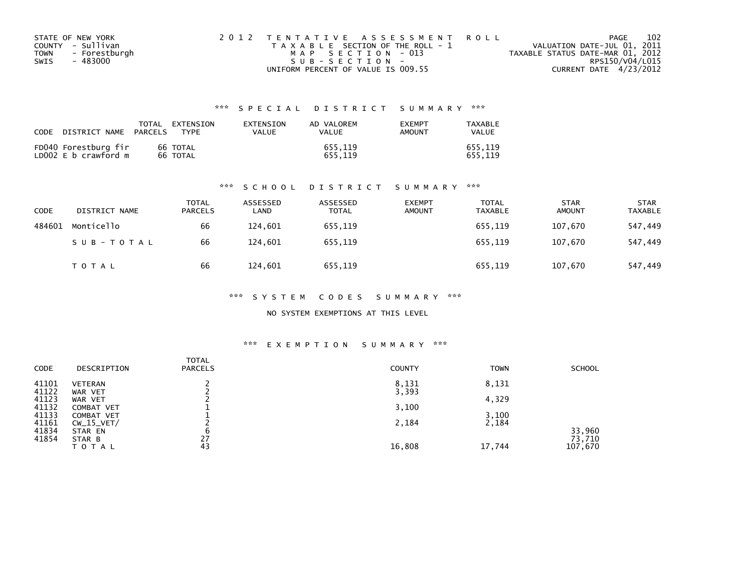STATE OF NEW YORK
COUNTY - Sullivan
TOWN - Forestburgh
SWIS - 483000

2012 TENTATIVE ASSESSMENT ROLL
TAXABLE SECTION OF THE ROLL - 1
MAP SECTION - 013
SUB-SECTION -
UNIFORM PERCENT OF VALUE IS 009.55

VALUATION DATE-JUL 01, 2011
TAXABLE STATUS DATE-MAR 01, 2012
RPS150/V04/L015
CURRENT DATE 4/23/2012

### *** SPECIAL DISTRICT SUMMARY ***

| CODE | DISTRICT NAME | TOTAL PARCELS | EXTENSION TYPE | EXTENSION VALUE | AD VALOREM VALUE | EXEMPT AMOUNT | TAXABLE VALUE |
|---|---|---|---|---|---|---|---|
| FD040 | Forestburg fir | 66 | TOTAL | | 655,119 | | 655,119 |
| LD002 | E b crawford m | 66 | TOTAL | | 655,119 | | 655,119 |

### *** SCHOOL DISTRICT SUMMARY ***

| CODE | DISTRICT NAME | TOTAL PARCELS | ASSESSED LAND | ASSESSED TOTAL | EXEMPT AMOUNT | TOTAL TAXABLE | STAR AMOUNT | STAR TAXABLE |
|---|---|---|---|---|---|---|---|---|
| 484601 | Monticello | 66 | 124,601 | 655,119 | | 655,119 | 107,670 | 547,449 |
| | SUB-TOTAL | 66 | 124,601 | 655,119 | | 655,119 | 107,670 | 547,449 |
| | TOTAL | 66 | 124,601 | 655,119 | | 655,119 | 107,670 | 547,449 |

### *** SYSTEM CODES SUMMARY ***

NO SYSTEM EXEMPTIONS AT THIS LEVEL

### *** EXEMPTION SUMMARY ***

| CODE | DESCRIPTION | TOTAL PARCELS | COUNTY | TOWN | SCHOOL |
|---|---|---|---|---|---|
| 41101 | VETERAN | 2 | 8,131 | 8,131 | |
| 41122 | WAR VET | 2 | 3,393 | | |
| 41123 | WAR VET | 2 | | 4,329 | |
| 41132 | COMBAT VET | 1 | 3,100 | | |
| 41133 | COMBAT VET | 1 | | 3,100 | |
| 41161 | CW_15_VET/ | 2 | 2,184 | 2,184 | |
| 41834 | STAR EN | 6 | | | 33,960 |
| 41854 | STAR B | 27 | | | 73,710 |
| | TOTAL | 43 | 16,808 | 17,744 | 107,670 |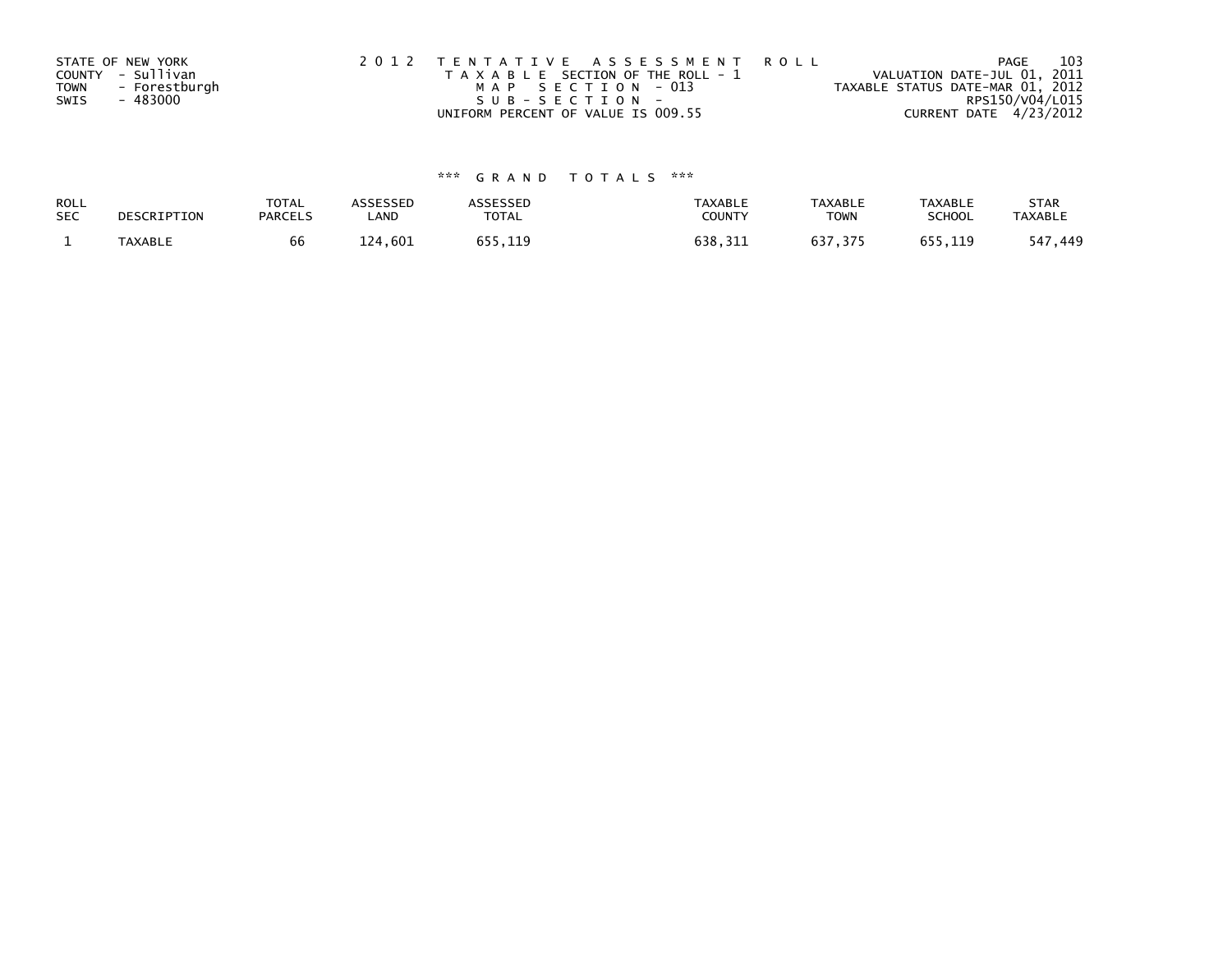STATE OF NEW YORK
COUNTY - Sullivan
TOWN - Forestburgh
SWIS - 483000

2 0 1 2 T E N T A T I V E A S S E S S M E N T R O L L
T A X A B L E SECTION OF THE ROLL - 1
M A P S E C T I O N - 013
S U B - S E C T I O N -
UNIFORM PERCENT OF VALUE IS 009.55

VALUATION DATE-JUL 01, 2011
TAXABLE STATUS DATE-MAR 01, 2012
RPS150/V04/L015
CURRENT DATE 4/23/2012

### *** G R A N D T O T A L S ***

| ROLL SEC | DESCRIPTION | TOTAL PARCELS | ASSESSED LAND | ASSESSED TOTAL | TAXABLE COUNTY | TAXABLE TOWN | TAXABLE SCHOOL | STAR TAXABLE |
|---|---|---|---|---|---|---|---|---|
| 1 | TAXABLE | 66 | 124,601 | 655,119 | 638,311 | 637,375 | 655,119 | 547,449 |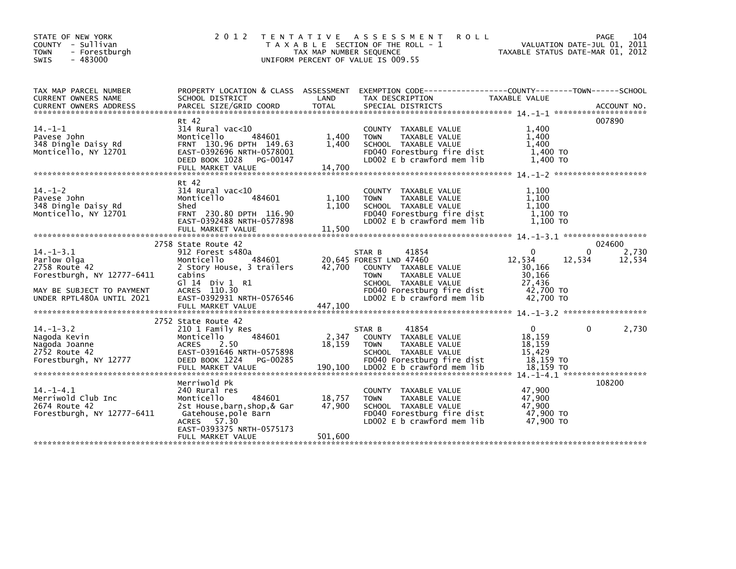STATE OF NEW YORK
COUNTY - Sullivan
TOWN - Forestburgh
SWIS - 483000

2012 TENTATIVE ASSESSMENT ROLL
TAXABLE SECTION OF THE ROLL - 1
TAX MAP NUMBER SEQUENCE
UNIFORM PERCENT OF VALUE IS 009.55

VALUATION DATE-JUL 01, 2011
TAXABLE STATUS DATE-MAR 01, 2012

| TAX MAP PARCEL NUMBER / CURRENT OWNERS NAME / CURRENT OWNERS ADDRESS | PROPERTY LOCATION & CLASS / SCHOOL DISTRICT / PARCEL SIZE/GRID COORD | ASSESSMENT LAND | TOTAL | EXEMPTION CODE / TAX DESCRIPTION / SPECIAL DISTRICTS | COUNTY TAXABLE VALUE | TOWN | SCHOOL | ACCOUNT NO. |
|---|---|---|---|---|---|---|---|---|
| 14.-1-1 | Rt 42 | | | | | | | 007890 |
| Pavese John | 314 Rural vac<10 | | | COUNTY TAXABLE VALUE | 1,400 | | | |
| 348 Dingle Daisy Rd | Monticello 484601 | 1,400 | | TOWN TAXABLE VALUE | 1,400 | | | |
| Monticello, NY 12701 | FRNT 130.96 DPTH 149.63 | | 1,400 | SCHOOL TAXABLE VALUE | 1,400 | | | |
| | EAST-0392696 NRTH-0578001 | | | FD040 Forestburg fire dist | 1,400 TO | | | |
| | DEED BOOK 1028 PG-00147 | | | LD002 E b crawford mem lib | 1,400 TO | | | |
| | FULL MARKET VALUE | | 14,700 | | | | | |
| 14.-1-2 | Rt 42 | | | | | | | |
| Pavese John | 314 Rural vac<10 | | | COUNTY TAXABLE VALUE | 1,100 | | | |
| 348 Dingle Daisy Rd | Monticello 484601 | 1,100 | | TOWN TAXABLE VALUE | 1,100 | | | |
| Monticello, NY 12701 | Shed | | 1,100 | SCHOOL TAXABLE VALUE | 1,100 | | | |
| | FRNT 230.80 DPTH 116.90 | | | FD040 Forestburg fire dist | 1,100 TO | | | |
| | EAST-0392488 NRTH-0577898 | | | LD002 E b crawford mem lib | 1,100 TO | | | |
| | FULL MARKET VALUE | | 11,500 | | | | | |
| 14.-1-3.1 | 2758 State Route 42 | | | | | | | 024600 |
| Parlow Olga | 912 Forest s480a | | | STAR B 41854 | 0 | 0 | 2,730 | |
| 2758 Route 42 | Monticello 484601 | 20,645 | | FOREST LND 47460 | 12,534 | 12,534 | 12,534 | |
| Forestburgh, NY 12777-6411 | 2 Story House, 3 trailers | | 42,700 | COUNTY TAXABLE VALUE | 30,166 | | | |
| | cabins | | | TOWN TAXABLE VALUE | 30,166 | | | |
| | Gl 14 Div 1 R1 | | | SCHOOL TAXABLE VALUE | 27,436 | | | |
| MAY BE SUBJECT TO PAYMENT | ACRES 110.30 | | | FD040 Forestburg fire dist | 42,700 TO | | | |
| UNDER RPTL480A UNTIL 2021 | EAST-0392931 NRTH-0576546 | | | LD002 E b crawford mem lib | 42,700 TO | | | |
| | FULL MARKET VALUE | | 447,100 | | | | | |
| 14.-1-3.2 | 2752 State Route 42 | | | | | | | |
| Nagoda Kevin | 210 1 Family Res | | | STAR B 41854 | 0 | 0 | 2,730 | |
| Nagoda Joanne | Monticello 484601 | 2,347 | | COUNTY TAXABLE VALUE | 18,159 | | | |
| 2752 Route 42 | ACRES 2.50 | | 18,159 | TOWN TAXABLE VALUE | 18,159 | | | |
| Forestburgh, NY 12777 | EAST-0391646 NRTH-0575898 | | | SCHOOL TAXABLE VALUE | 15,429 | | | |
| | DEED BOOK 1224 PG-00285 | | | FD040 Forestburg fire dist | 18,159 TO | | | |
| | FULL MARKET VALUE | | 190,100 | LD002 E b crawford mem lib | 18,159 TO | | | |
| 14.-1-4.1 | Merriwold Pk | | | | | | | 108200 |
| Merriwold Club Inc | 240 Rural res | | | COUNTY TAXABLE VALUE | 47,900 | | | |
| 2674 Route 42 | Monticello 484601 | 18,757 | | TOWN TAXABLE VALUE | 47,900 | | | |
| Forestburgh, NY 12777-6411 | 2st House,barn,shop,& Gar | | 47,900 | SCHOOL TAXABLE VALUE | 47,900 | | | |
| | Gatehouse,pole Barn | | | FD040 Forestburg fire dist | 47,900 TO | | | |
| | ACRES 57.30 | | | LD002 E b crawford mem lib | 47,900 TO | | | |
| | EAST-0393375 NRTH-0575173 | | | | | | | |
| | FULL MARKET VALUE | | 501,600 | | | | | |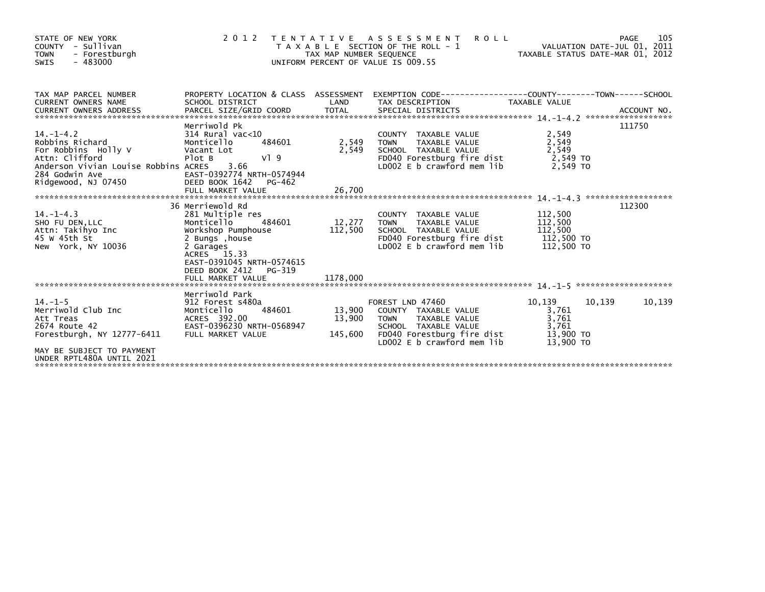STATE OF NEW YORK
COUNTY - Sullivan
TOWN - Forestburgh
SWIS - 483000

2012 TENTATIVE ASSESSMENT ROLL
TAXABLE SECTION OF THE ROLL - 1
TAX MAP NUMBER SEQUENCE
UNIFORM PERCENT OF VALUE IS 009.55

VALUATION DATE-JUL 01, 2011
TAXABLE STATUS DATE-MAR 01, 2012

| TAX MAP PARCEL NUMBER / CURRENT OWNERS NAME / CURRENT OWNERS ADDRESS | PROPERTY LOCATION & CLASS / SCHOOL DISTRICT / PARCEL SIZE/GRID COORD | ASSESSMENT LAND | TOTAL | EXEMPTION CODE / TAX DESCRIPTION / SPECIAL DISTRICTS | COUNTY TAXABLE VALUE | TOWN | SCHOOL | ACCOUNT NO. |
|---|---|---|---|---|---|---|---|---|
| 14.-1-4.2 | Merriwold Pk | | | | | | | 111750 |
| Robbins Richard | 314 Rural vac<10 | | | COUNTY TAXABLE VALUE | 2,549 | | | |
| For Robbins Holly V | Monticello 484601 | 2,549 | | TOWN TAXABLE VALUE | 2,549 | | | |
| Attn: Clifford | Vacant Lot | | 2,549 | SCHOOL TAXABLE VALUE | 2,549 | | | |
| Anderson Vivian Louise Robbins | Plot B Vl 9 | | | FD040 Forestburg fire dist | 2,549 TO | | | |
| 284 Godwin Ave | ACRES 3.66 | | | LD002 E b crawford mem lib | 2,549 TO | | | |
| Ridgewood, NJ 07450 | EAST-0392774 NRTH-0574944 | | | | | | | |
| | DEED BOOK 1642 PG-462 | | | | | | | |
| | FULL MARKET VALUE | | 26,700 | | | | | |
| 14.-1-4.3 | 36 Merriewold Rd | | | | | | | 112300 |
| SHO FU DEN,LLC | 281 Multiple res | | | COUNTY TAXABLE VALUE | 112,500 | | | |
| Attn: Takihyo Inc | Monticello 484601 | 12,277 | | TOWN TAXABLE VALUE | 112,500 | | | |
| 45 W 45th St | Workshop Pumphouse | | 112,500 | SCHOOL TAXABLE VALUE | 112,500 | | | |
| New York, NY 10036 | 2 Bungs ,house | | | FD040 Forestburg fire dist | 112,500 TO | | | |
| | 2 Garages | | | LD002 E b crawford mem lib | 112,500 TO | | | |
| | ACRES 15.33 | | | | | | | |
| | EAST-0391045 NRTH-0574615 | | | | | | | |
| | DEED BOOK 2412 PG-319 | | | | | | | |
| | FULL MARKET VALUE | | 1178,000 | | | | | |
| 14.-1-5 | Merriwold Park | | | | | | | |
| Merriwold Club Inc | 912 Forest s480a | | | FOREST LND 47460 | 10,139 | 10,139 | 10,139 | |
| Att Treas | Monticello 484601 | 13,900 | | COUNTY TAXABLE VALUE | 3,761 | | | |
| 2674 Route 42 | ACRES 392.00 | | 13,900 | TOWN TAXABLE VALUE | 3,761 | | | |
| Forestburgh, NY 12777-6411 | EAST-0396230 NRTH-0568947 | | | SCHOOL TAXABLE VALUE | 3,761 | | | |
| | FULL MARKET VALUE | | 145,600 | FD040 Forestburg fire dist | 13,900 TO | | | |
| | | | | LD002 E b crawford mem lib | 13,900 TO | | | |
| MAY BE SUBJECT TO PAYMENT UNDER RPTL480A UNTIL 2021 | | | | | | | | |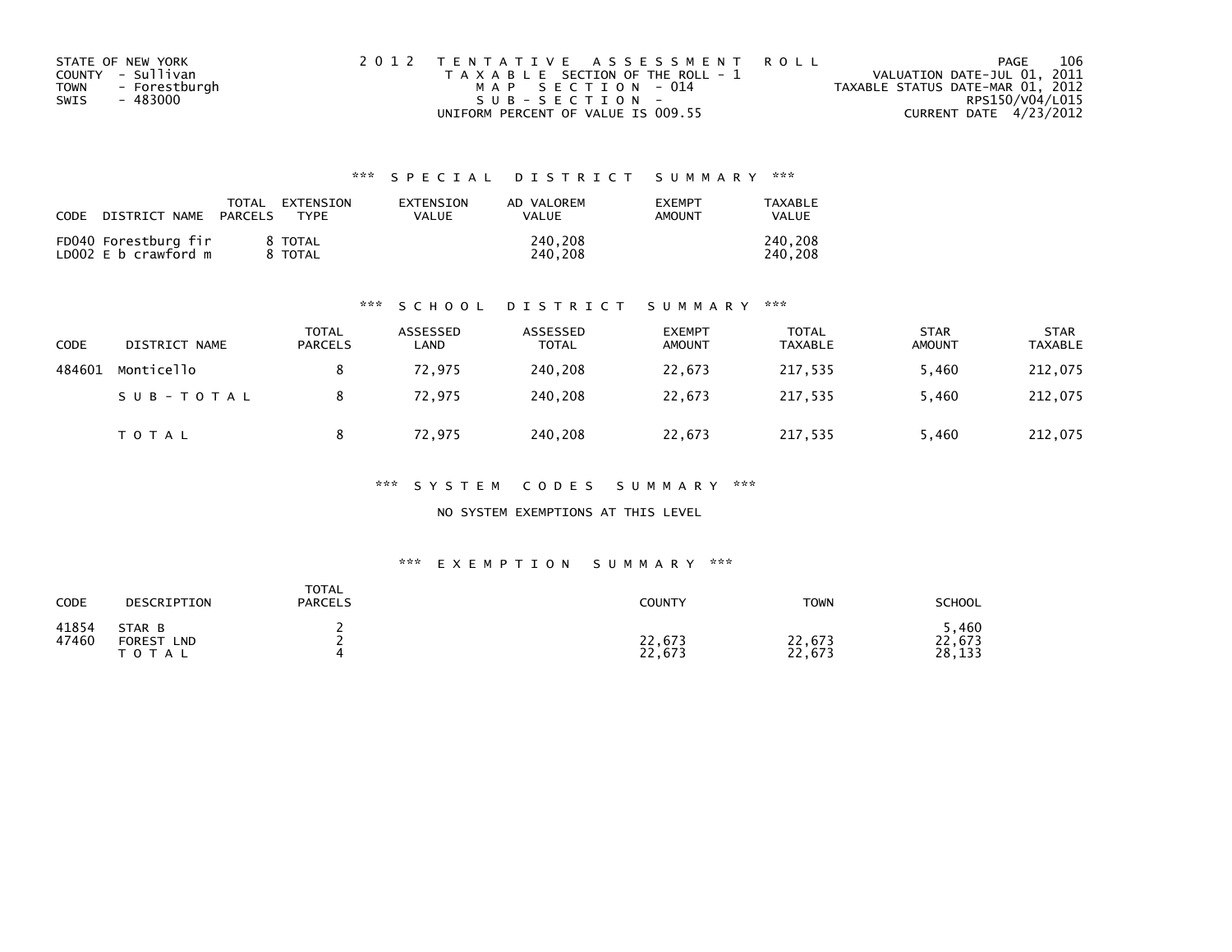STATE OF NEW YORK
COUNTY - Sullivan
TOWN - Forestburgh
SWIS - 483000

2012 TENTATIVE ASSESSMENT ROLL
TAXABLE SECTION OF THE ROLL - 1
MAP SECTION - 014
SUB-SECTION -
UNIFORM PERCENT OF VALUE IS 009.55

VALUATION DATE-JUL 01, 2011
TAXABLE STATUS DATE-MAR 01, 2012
RPS150/V04/L015
CURRENT DATE 4/23/2012

### *** SPECIAL DISTRICT SUMMARY ***

| CODE DISTRICT NAME | TOTAL PARCELS | EXTENSION TYPE | EXTENSION VALUE | AD VALOREM VALUE | EXEMPT AMOUNT | TAXABLE VALUE |
|---|---|---|---|---|---|---|
| FD040 Forestburg fir | 8 | TOTAL | | 240,208 | | 240,208 |
| LD002 E b crawford m | 8 | TOTAL | | 240,208 | | 240,208 |

### *** SCHOOL DISTRICT SUMMARY ***

| CODE | DISTRICT NAME | TOTAL PARCELS | ASSESSED LAND | ASSESSED TOTAL | EXEMPT AMOUNT | TOTAL TAXABLE | STAR AMOUNT | STAR TAXABLE |
|---|---|---|---|---|---|---|---|---|
| 484601 | Monticello | 8 | 72,975 | 240,208 | 22,673 | 217,535 | 5,460 | 212,075 |
| | SUB-TOTAL | 8 | 72,975 | 240,208 | 22,673 | 217,535 | 5,460 | 212,075 |
| | TOTAL | 8 | 72,975 | 240,208 | 22,673 | 217,535 | 5,460 | 212,075 |

### *** SYSTEM CODES SUMMARY ***

NO SYSTEM EXEMPTIONS AT THIS LEVEL

### *** EXEMPTION SUMMARY ***

| CODE | DESCRIPTION | TOTAL PARCELS | COUNTY | TOWN | SCHOOL |
|---|---|---|---|---|---|
| 41854 | STAR B | 2 | | | 5,460 |
| 47460 | FOREST LND | 2 | 22,673 | 22,673 | 22,673 |
| | TOTAL | 4 | 22,673 | 22,673 | 28,133 |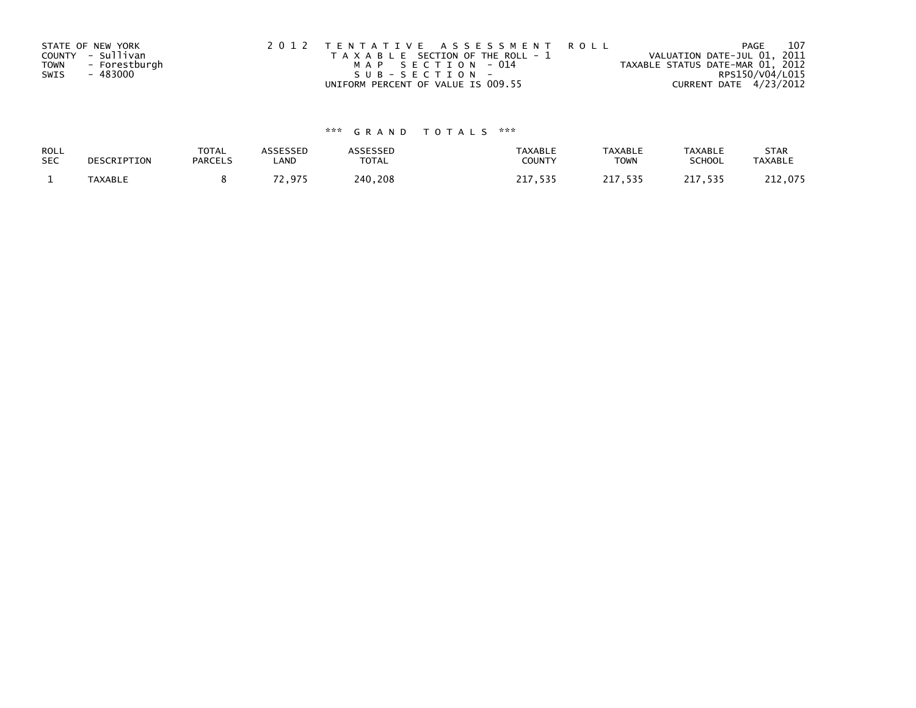STATE OF NEW YORK
COUNTY - Sullivan
TOWN - Forestburgh
SWIS - 483000

2 0 1 2 T E N T A T I V E A S S E S S M E N T R O L L
T A X A B L E SECTION OF THE ROLL - 1
M A P S E C T I O N - 014
S U B - S E C T I O N -
UNIFORM PERCENT OF VALUE IS 009.55

VALUATION DATE-JUL 01, 2011
TAXABLE STATUS DATE-MAR 01, 2012
RPS150/V04/L015
CURRENT DATE 4/23/2012

*** G R A N D T O T A L S ***

| ROLL SEC | DESCRIPTION | TOTAL PARCELS | ASSESSED LAND | ASSESSED TOTAL | TAXABLE COUNTY | TAXABLE TOWN | TAXABLE SCHOOL | STAR TAXABLE |
|---|---|---|---|---|---|---|---|---|
| 1 | TAXABLE | 8 | 72,975 | 240,208 | 217,535 | 217,535 | 217,535 | 212,075 |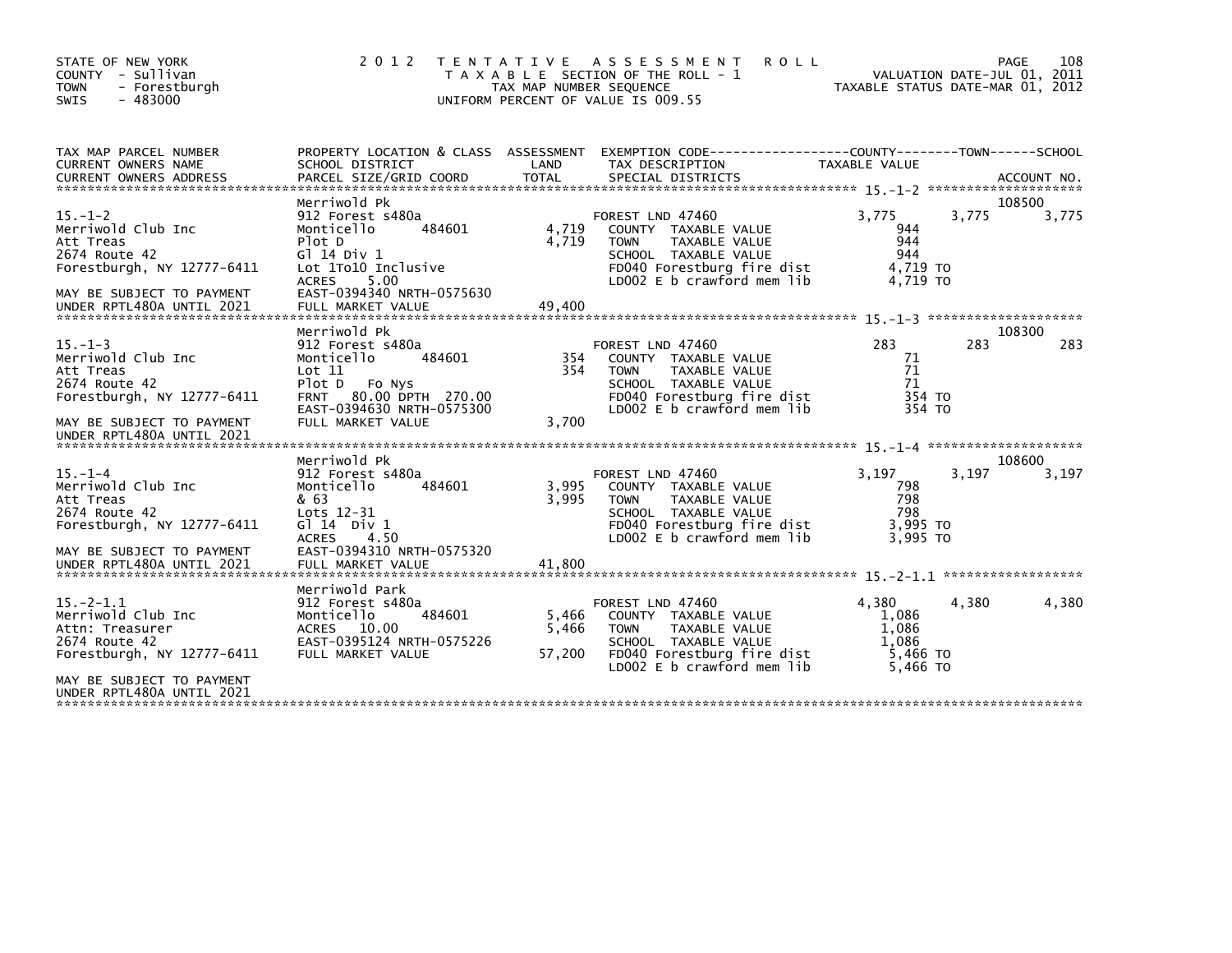STATE OF NEW YORK
COUNTY - Sullivan
TOWN - Forestburgh
SWIS - 483000

# 2012 TENTATIVE ASSESSMENT ROLL

TAXABLE SECTION OF THE ROLL - 1
TAX MAP NUMBER SEQUENCE
UNIFORM PERCENT OF VALUE IS 009.55

VALUATION DATE-JUL 01, 2011
TAXABLE STATUS DATE-MAR 01, 2012

| TAX MAP PARCEL NUMBER / CURRENT OWNERS NAME / CURRENT OWNERS ADDRESS | PROPERTY LOCATION & CLASS / SCHOOL DISTRICT / PARCEL SIZE/GRID COORD | ASSESSMENT LAND / TOTAL | EXEMPTION CODE / TAX DESCRIPTION / SPECIAL DISTRICTS | COUNTY TAXABLE VALUE | TOWN | SCHOOL | ACCOUNT NO. |
|---|---|---|---|---|---|---|---|
| 15.-1-2 | Merriwold Pk | | | | | | 108500 |
| | 912 Forest s480a | | FOREST LND 47460 | 3,775 | 3,775 | 3,775 | |
| Merriwold Club Inc | Monticello 484601 | 4,719 | COUNTY TAXABLE VALUE | 944 | | | |
| Att Treas | Plot D | 4,719 | TOWN TAXABLE VALUE | 944 | | | |
| 2674 Route 42 | Gl 14 Div 1 | | SCHOOL TAXABLE VALUE | 944 | | | |
| Forestburgh, NY 12777-6411 | Lot 1To10 Inclusive | | FD040 Forestburg fire dist | 4,719 TO | | | |
| | ACRES 5.00 | | LD002 E b crawford mem lib | 4,719 TO | | | |
| MAY BE SUBJECT TO PAYMENT | EAST-0394340 NRTH-0575630 | | | | | | |
| UNDER RPTL480A UNTIL 2021 | FULL MARKET VALUE | 49,400 | | | | | |
| 15.-1-3 | Merriwold Pk | | | | | | 108300 |
| | 912 Forest s480a | | FOREST LND 47460 | 283 | 283 | 283 | |
| Merriwold Club Inc | Monticello 484601 | 354 | COUNTY TAXABLE VALUE | 71 | | | |
| Att Treas | Lot 11 | 354 | TOWN TAXABLE VALUE | 71 | | | |
| 2674 Route 42 | Plot D Fo Nys | | SCHOOL TAXABLE VALUE | 71 | | | |
| Forestburgh, NY 12777-6411 | FRNT 80.00 DPTH 270.00 | | FD040 Forestburg fire dist | 354 TO | | | |
| | EAST-0394630 NRTH-0575300 | | LD002 E b crawford mem lib | 354 TO | | | |
| MAY BE SUBJECT TO PAYMENT | FULL MARKET VALUE | 3,700 | | | | | |
| UNDER RPTL480A UNTIL 2021 | | | | | | | |
| 15.-1-4 | Merriwold Pk | | | | | | 108600 |
| | 912 Forest s480a | | FOREST LND 47460 | 3,197 | 3,197 | 3,197 | |
| Merriwold Club Inc | Monticello 484601 | 3,995 | COUNTY TAXABLE VALUE | 798 | | | |
| Att Treas | & 63 | 3,995 | TOWN TAXABLE VALUE | 798 | | | |
| 2674 Route 42 | Lots 12-31 | | SCHOOL TAXABLE VALUE | 798 | | | |
| Forestburgh, NY 12777-6411 | Gl 14 Div 1 | | FD040 Forestburg fire dist | 3,995 TO | | | |
| | ACRES 4.50 | | LD002 E b crawford mem lib | 3,995 TO | | | |
| MAY BE SUBJECT TO PAYMENT | EAST-0394310 NRTH-0575320 | | | | | | |
| UNDER RPTL480A UNTIL 2021 | FULL MARKET VALUE | 41,800 | | | | | |
| 15.-2-1.1 | Merriwold Park | | | | | | |
| | 912 Forest s480a | | FOREST LND 47460 | 4,380 | 4,380 | 4,380 | |
| Merriwold Club Inc | Monticello 484601 | 5,466 | COUNTY TAXABLE VALUE | 1,086 | | | |
| Attn: Treasurer | ACRES 10.00 | 5,466 | TOWN TAXABLE VALUE | 1,086 | | | |
| 2674 Route 42 | EAST-0395124 NRTH-0575226 | | SCHOOL TAXABLE VALUE | 1,086 | | | |
| Forestburgh, NY 12777-6411 | FULL MARKET VALUE | 57,200 | FD040 Forestburg fire dist | 5,466 TO | | | |
| | | | LD002 E b crawford mem lib | 5,466 TO | | | |
| MAY BE SUBJECT TO PAYMENT | | | | | | | |
| UNDER RPTL480A UNTIL 2021 | | | | | | | |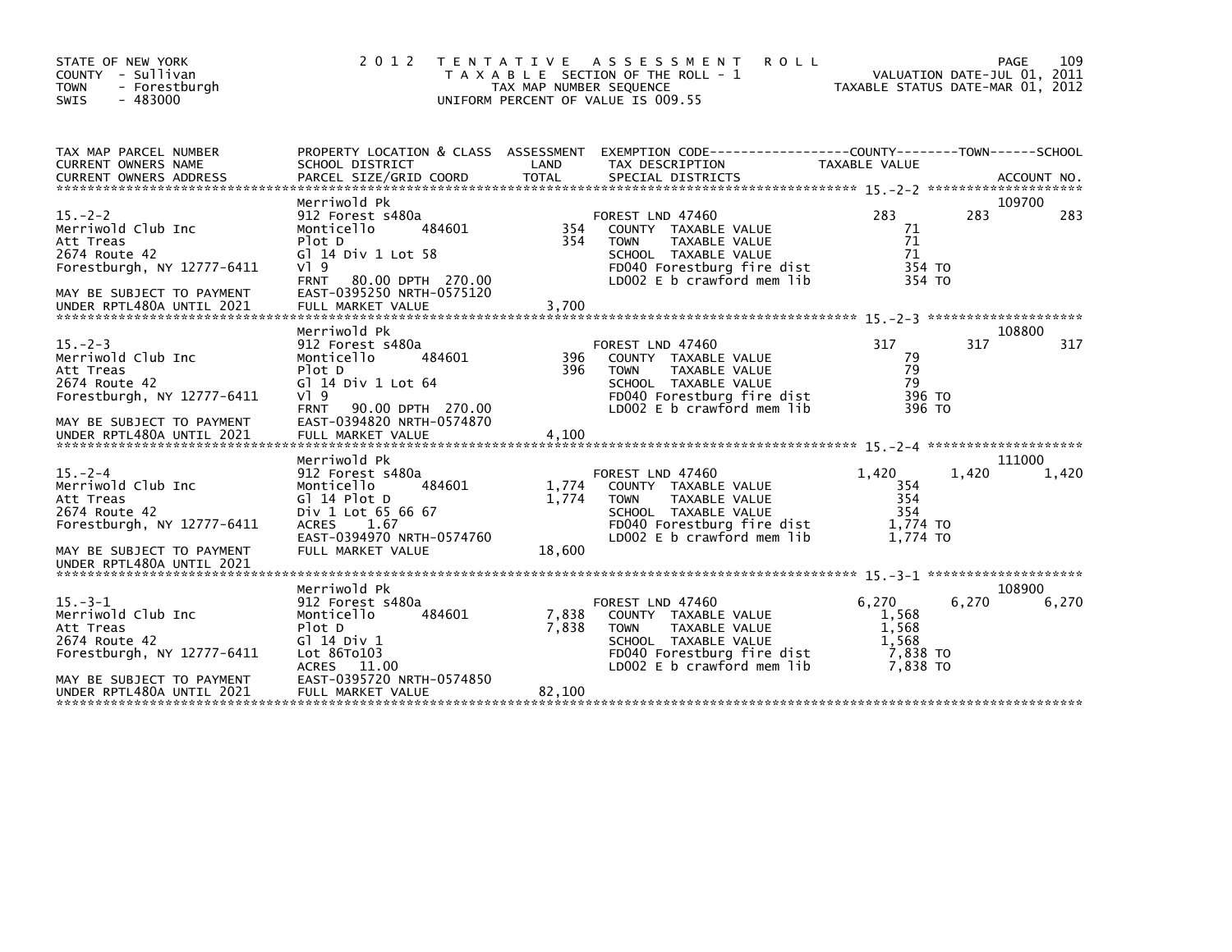STATE OF NEW YORK
COUNTY - Sullivan
TOWN - Forestburgh
SWIS - 483000

2012 TENTATIVE ASSESSMENT ROLL
TAXABLE SECTION OF THE ROLL - 1
TAX MAP NUMBER SEQUENCE
UNIFORM PERCENT OF VALUE IS 009.55

VALUATION DATE-JUL 01, 2011
TAXABLE STATUS DATE-MAR 01, 2012

| TAX MAP PARCEL NUMBER / CURRENT OWNERS NAME / CURRENT OWNERS ADDRESS | PROPERTY LOCATION & CLASS / SCHOOL DISTRICT / PARCEL SIZE/GRID COORD | ASSESSMENT LAND / TOTAL | EXEMPTION CODE / TAX DESCRIPTION / SPECIAL DISTRICTS | COUNTY TAXABLE VALUE | TOWN | SCHOOL / ACCOUNT NO. |
|---|---|---|---|---|---|---|
| **15.-2-2** | Merriwold Pk | | | | | 109700 |
| Merriwold Club Inc | 912 Forest s480a | | FOREST LND 47460 | 283 | 283 | 283 |
| Att Treas | Monticello 484601 | 354 | COUNTY TAXABLE VALUE | 71 | | |
| 2674 Route 42 | Plot D | 354 | TOWN TAXABLE VALUE | 71 | | |
| Forestburgh, NY 12777-6411 | Gl 14 Div 1 Lot 58 | | SCHOOL TAXABLE VALUE | 71 | | |
| | Vl 9 | | FD040 Forestburg fire dist | 354 TO | | |
| | FRNT 80.00 DPTH 270.00 | | LD002 E b crawford mem lib | 354 TO | | |
| MAY BE SUBJECT TO PAYMENT | EAST-0395250 NRTH-0575120 | | | | | |
| UNDER RPTL480A UNTIL 2021 | FULL MARKET VALUE | 3,700 | | | | |
| **15.-2-3** | Merriwold Pk | | | | | 108800 |
| Merriwold Club Inc | 912 Forest s480a | | FOREST LND 47460 | 317 | 317 | 317 |
| Att Treas | Monticello 484601 | 396 | COUNTY TAXABLE VALUE | 79 | | |
| 2674 Route 42 | Plot D | 396 | TOWN TAXABLE VALUE | 79 | | |
| Forestburgh, NY 12777-6411 | Gl 14 Div 1 Lot 64 | | SCHOOL TAXABLE VALUE | 79 | | |
| | Vl 9 | | FD040 Forestburg fire dist | 396 TO | | |
| | FRNT 90.00 DPTH 270.00 | | LD002 E b crawford mem lib | 396 TO | | |
| MAY BE SUBJECT TO PAYMENT | EAST-0394820 NRTH-0574870 | | | | | |
| UNDER RPTL480A UNTIL 2021 | FULL MARKET VALUE | 4,100 | | | | |
| **15.-2-4** | Merriwold Pk | | | | | 111000 |
| Merriwold Club Inc | 912 Forest s480a | | FOREST LND 47460 | 1,420 | 1,420 | 1,420 |
| Att Treas | Monticello 484601 | 1,774 | COUNTY TAXABLE VALUE | 354 | | |
| 2674 Route 42 | Gl 14 Plot D | 1,774 | TOWN TAXABLE VALUE | 354 | | |
| Forestburgh, NY 12777-6411 | Div 1 Lot 65 66 67 | | SCHOOL TAXABLE VALUE | 354 | | |
| | ACRES 1.67 | | FD040 Forestburg fire dist | 1,774 TO | | |
| | EAST-0394970 NRTH-0574760 | | LD002 E b crawford mem lib | 1,774 TO | | |
| MAY BE SUBJECT TO PAYMENT | FULL MARKET VALUE | 18,600 | | | | |
| UNDER RPTL480A UNTIL 2021 | | | | | | |
| **15.-3-1** | Merriwold Pk | | | | | 108900 |
| Merriwold Club Inc | 912 Forest s480a | | FOREST LND 47460 | 6,270 | 6,270 | 6,270 |
| Att Treas | Monticello 484601 | 7,838 | COUNTY TAXABLE VALUE | 1,568 | | |
| 2674 Route 42 | Plot D | 7,838 | TOWN TAXABLE VALUE | 1,568 | | |
| Forestburgh, NY 12777-6411 | Gl 14 Div 1 | | SCHOOL TAXABLE VALUE | 1,568 | | |
| | Lot 86To103 | | FD040 Forestburg fire dist | 7,838 TO | | |
| | ACRES 11.00 | | LD002 E b crawford mem lib | 7,838 TO | | |
| MAY BE SUBJECT TO PAYMENT | EAST-0395720 NRTH-0574850 | | | | | |
| UNDER RPTL480A UNTIL 2021 | FULL MARKET VALUE | 82,100 | | | | |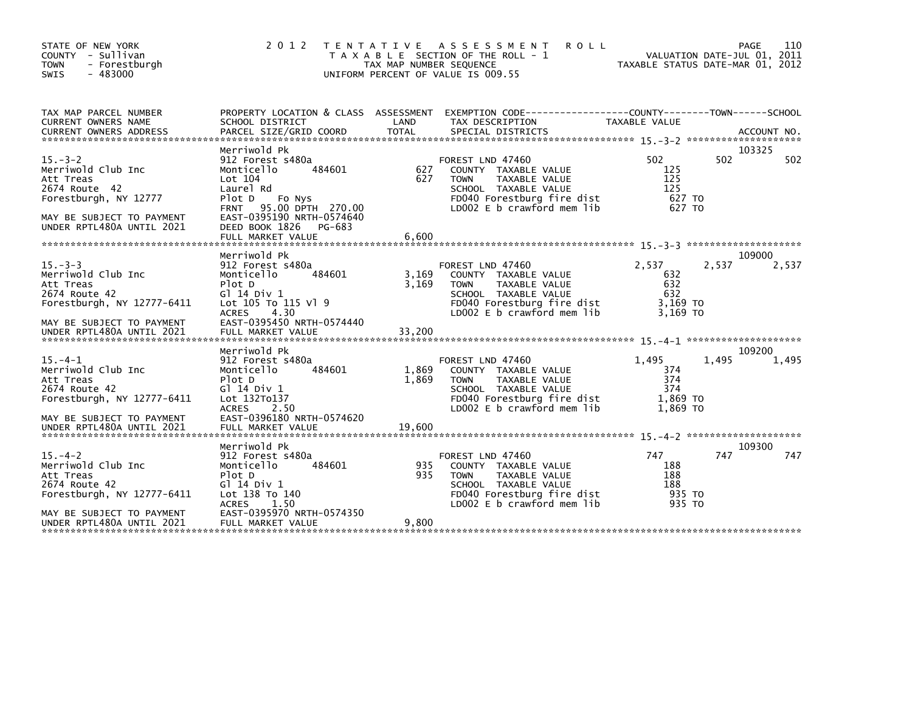STATE OF NEW YORK
COUNTY - Sullivan
TOWN - Forestburgh
SWIS - 483000

2 0 1 2 T E N T A T I V E A S S E S S M E N T R O L L
T A X A B L E SECTION OF THE ROLL - 1
TAX MAP NUMBER SEQUENCE
UNIFORM PERCENT OF VALUE IS 009.55

VALUATION DATE-JUL 01, 2011
TAXABLE STATUS DATE-MAR 01, 2012

| TAX MAP PARCEL NUMBER / CURRENT OWNERS NAME / CURRENT OWNERS ADDRESS | PROPERTY LOCATION & CLASS / SCHOOL DISTRICT / PARCEL SIZE/GRID COORD | ASSESSMENT LAND | TOTAL | EXEMPTION CODE / TAX DESCRIPTION / SPECIAL DISTRICTS | COUNTY TAXABLE VALUE | TOWN | SCHOOL | ACCOUNT NO. |
|---|---|---|---|---|---|---|---|---|
| 15.-3-2 | Merriwold Pk | | | | | | | 103325 |
| Merriwold Club Inc | 912 Forest s480a | | | FOREST LND 47460 | 502 | 502 | 502 | |
| Att Treas | Monticello 484601 | 627 | | COUNTY TAXABLE VALUE | 125 | | | |
| 2674 Route 42 | Lot 104 | | 627 | TOWN TAXABLE VALUE | 125 | | | |
| Forestburgh, NY 12777 | Laurel Rd | | | SCHOOL TAXABLE VALUE | 125 | | | |
| | Plot D Fo Nys | | | FD040 Forestburg fire dist | 627 TO | | | |
| MAY BE SUBJECT TO PAYMENT | FRNT 95.00 DPTH 270.00 | | | LD002 E b crawford mem lib | 627 TO | | | |
| UNDER RPTL480A UNTIL 2021 | EAST-0395190 NRTH-0574640 | | | | | | | |
| | DEED BOOK 1826 PG-683 | | | | | | | |
| | FULL MARKET VALUE | | 6,600 | | | | | |
| 15.-3-3 | Merriwold Pk | | | | | | | 109000 |
| Merriwold Club Inc | 912 Forest s480a | | | FOREST LND 47460 | 2,537 | 2,537 | 2,537 | |
| Att Treas | Monticello 484601 | 3,169 | | COUNTY TAXABLE VALUE | 632 | | | |
| 2674 Route 42 | Plot D | | 3,169 | TOWN TAXABLE VALUE | 632 | | | |
| Forestburgh, NY 12777-6411 | Gl 14 Div 1 | | | SCHOOL TAXABLE VALUE | 632 | | | |
| | Lot 105 To 115 Vl 9 | | | FD040 Forestburg fire dist | 3,169 TO | | | |
| | ACRES 4.30 | | | LD002 E b crawford mem lib | 3,169 TO | | | |
| MAY BE SUBJECT TO PAYMENT | EAST-0395450 NRTH-0574440 | | | | | | | |
| UNDER RPTL480A UNTIL 2021 | FULL MARKET VALUE | | 33,200 | | | | | |
| 15.-4-1 | Merriwold Pk | | | | | | | 109200 |
| Merriwold Club Inc | 912 Forest s480a | | | FOREST LND 47460 | 1,495 | 1,495 | 1,495 | |
| Att Treas | Monticello 484601 | 1,869 | | COUNTY TAXABLE VALUE | 374 | | | |
| 2674 Route 42 | Plot D | | 1,869 | TOWN TAXABLE VALUE | 374 | | | |
| Forestburgh, NY 12777-6411 | Gl 14 Div 1 | | | SCHOOL TAXABLE VALUE | 374 | | | |
| | Lot 132To137 | | | FD040 Forestburg fire dist | 1,869 TO | | | |
| | ACRES 2.50 | | | LD002 E b crawford mem lib | 1,869 TO | | | |
| MAY BE SUBJECT TO PAYMENT | EAST-0396180 NRTH-0574620 | | | | | | | |
| UNDER RPTL480A UNTIL 2021 | FULL MARKET VALUE | | 19,600 | | | | | |
| 15.-4-2 | Merriwold Pk | | | | | | | 109300 |
| Merriwold Club Inc | 912 Forest s480a | | | FOREST LND 47460 | 747 | 747 | 747 | |
| Att Treas | Monticello 484601 | 935 | | COUNTY TAXABLE VALUE | 188 | | | |
| 2674 Route 42 | Plot D | | 935 | TOWN TAXABLE VALUE | 188 | | | |
| Forestburgh, NY 12777-6411 | Gl 14 Div 1 | | | SCHOOL TAXABLE VALUE | 188 | | | |
| | Lot 138 To 140 | | | FD040 Forestburg fire dist | 935 TO | | | |
| | ACRES 1.50 | | | LD002 E b crawford mem lib | 935 TO | | | |
| MAY BE SUBJECT TO PAYMENT | EAST-0395970 NRTH-0574350 | | | | | | | |
| UNDER RPTL480A UNTIL 2021 | FULL MARKET VALUE | | 9,800 | | | | | |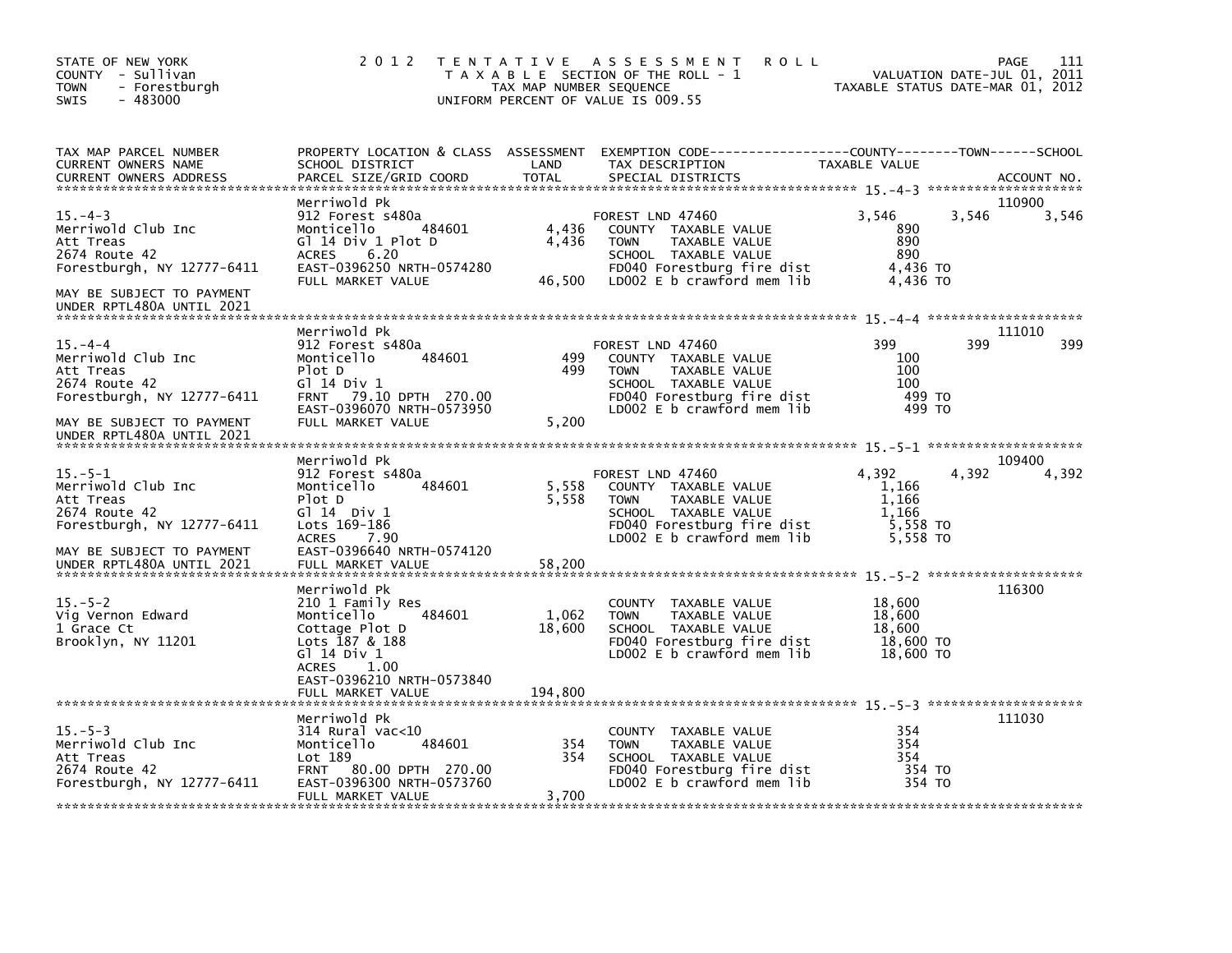STATE OF NEW YORK
COUNTY - Sullivan
TOWN - Forestburgh
SWIS - 483000

2 0 1 2 T E N T A T I V E A S S E S S M E N T R O L L
T A X A B L E SECTION OF THE ROLL - 1
TAX MAP NUMBER SEQUENCE
UNIFORM PERCENT OF VALUE IS 009.55

VALUATION DATE-JUL 01, 2011
TAXABLE STATUS DATE-MAR 01, 2012

| TAX MAP PARCEL NUMBER / CURRENT OWNERS NAME / CURRENT OWNERS ADDRESS | PROPERTY LOCATION & CLASS / SCHOOL DISTRICT / PARCEL SIZE/GRID COORD | ASSESSMENT LAND | TOTAL | EXEMPTION CODE / TAX DESCRIPTION / SPECIAL DISTRICTS | COUNTY TAXABLE VALUE | TOWN | SCHOOL | ACCOUNT NO. |
|---|---|---|---|---|---|---|---|---|
| 15.-4-3 | Merriwold Pk | | | | | | | 110900 |
| Merriwold Club Inc | 912 Forest s480a | | | FOREST LND 47460 | 3,546 | 3,546 | 3,546 | |
| Att Treas | Monticello 484601 | 4,436 | | COUNTY TAXABLE VALUE | 890 | | | |
| 2674 Route 42 | Gl 14 Div 1 Plot D | | 4,436 | TOWN TAXABLE VALUE | 890 | | | |
| Forestburgh, NY 12777-6411 | ACRES 6.20 | | | SCHOOL TAXABLE VALUE | 890 | | | |
| | EAST-0396250 NRTH-0574280 | | | FD040 Forestburg fire dist | 4,436 TO | | | |
| | FULL MARKET VALUE | | 46,500 | LD002 E b crawford mem lib | 4,436 TO | | | |
| MAY BE SUBJECT TO PAYMENT UNDER RPTL480A UNTIL 2021 | | | | | | | | |
| 15.-4-4 | Merriwold Pk | | | | | | | 111010 |
| Merriwold Club Inc | 912 Forest s480a | | | FOREST LND 47460 | 399 | 399 | 399 | |
| Att Treas | Monticello 484601 | 499 | | COUNTY TAXABLE VALUE | 100 | | | |
| 2674 Route 42 | Plot D | | 499 | TOWN TAXABLE VALUE | 100 | | | |
| Forestburgh, NY 12777-6411 | Gl 14 Div 1 | | | SCHOOL TAXABLE VALUE | 100 | | | |
| | FRNT 79.10 DPTH 270.00 | | | FD040 Forestburg fire dist | 499 TO | | | |
| | EAST-0396070 NRTH-0573950 | | | LD002 E b crawford mem lib | 499 TO | | | |
| MAY BE SUBJECT TO PAYMENT UNDER RPTL480A UNTIL 2021 | FULL MARKET VALUE | | 5,200 | | | | | |
| 15.-5-1 | Merriwold Pk | | | | | | | 109400 |
| Merriwold Club Inc | 912 Forest s480a | | | FOREST LND 47460 | 4,392 | 4,392 | 4,392 | |
| Att Treas | Monticello 484601 | 5,558 | | COUNTY TAXABLE VALUE | 1,166 | | | |
| 2674 Route 42 | Plot D | | 5,558 | TOWN TAXABLE VALUE | 1,166 | | | |
| Forestburgh, NY 12777-6411 | Gl 14 Div 1 | | | SCHOOL TAXABLE VALUE | 1,166 | | | |
| | Lots 169-186 | | | FD040 Forestburg fire dist | 5,558 TO | | | |
| | ACRES 7.90 | | | LD002 E b crawford mem lib | 5,558 TO | | | |
| MAY BE SUBJECT TO PAYMENT | EAST-0396640 NRTH-0574120 | | | | | | | |
| UNDER RPTL480A UNTIL 2021 | FULL MARKET VALUE | | 58,200 | | | | | |
| 15.-5-2 | Merriwold Pk | | | | | | | 116300 |
| Vig Vernon Edward | 210 1 Family Res | | | COUNTY TAXABLE VALUE | 18,600 | | | |
| 1 Grace Ct | Monticello 484601 | 1,062 | | TOWN TAXABLE VALUE | 18,600 | | | |
| Brooklyn, NY 11201 | Cottage Plot D | | 18,600 | SCHOOL TAXABLE VALUE | 18,600 | | | |
| | Lots 187 & 188 | | | FD040 Forestburg fire dist | 18,600 TO | | | |
| | Gl 14 Div 1 | | | LD002 E b crawford mem lib | 18,600 TO | | | |
| | ACRES 1.00 | | | | | | | |
| | EAST-0396210 NRTH-0573840 | | | | | | | |
| | FULL MARKET VALUE | | 194,800 | | | | | |
| 15.-5-3 | Merriwold Pk | | | | | | | 111030 |
| Merriwold Club Inc | 314 Rural vac<10 | | | COUNTY TAXABLE VALUE | 354 | | | |
| Att Treas | Monticello 484601 | 354 | | TOWN TAXABLE VALUE | 354 | | | |
| 2674 Route 42 | Lot 189 | | 354 | SCHOOL TAXABLE VALUE | 354 | | | |
| Forestburgh, NY 12777-6411 | FRNT 80.00 DPTH 270.00 | | | FD040 Forestburg fire dist | 354 TO | | | |
| | EAST-0396300 NRTH-0573760 | | | LD002 E b crawford mem lib | 354 TO | | | |
| | FULL MARKET VALUE | | 3,700 | | | | | |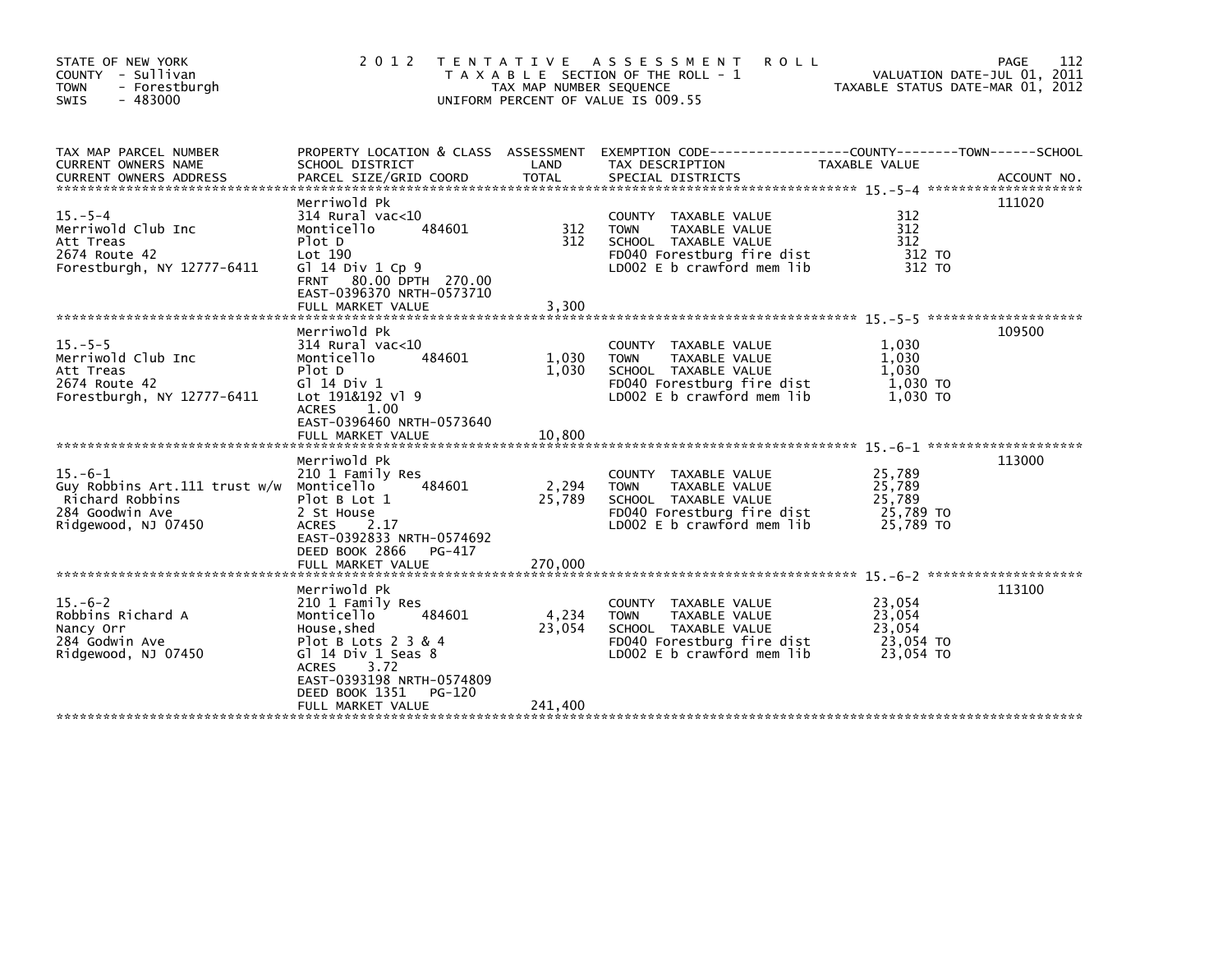STATE OF NEW YORK
COUNTY - Sullivan
TOWN - Forestburgh
SWIS - 483000

**2012 TENTATIVE ASSESSMENT ROLL**
TAXABLE SECTION OF THE ROLL - 1
TAX MAP NUMBER SEQUENCE
UNIFORM PERCENT OF VALUE IS 009.55

VALUATION DATE-JUL 01, 2011
TAXABLE STATUS DATE-MAR 01, 2012

| TAX MAP PARCEL NUMBER / CURRENT OWNERS NAME / CURRENT OWNERS ADDRESS | PROPERTY LOCATION & CLASS / SCHOOL DISTRICT / PARCEL SIZE/GRID COORD | ASSESSMENT LAND | TOTAL | EXEMPTION CODE / TAX DESCRIPTION / SPECIAL DISTRICTS | TAXABLE VALUE | ACCOUNT NO. |
|---|---|---|---|---|---|---|
| 15.-5-4 | Merriwold Pk | | | | | 111020 |
| Merriwold Club Inc | 314 Rural vac<10 | | | COUNTY TAXABLE VALUE | 312 | |
| Att Treas | Monticello 484601 | 312 | | TOWN TAXABLE VALUE | 312 | |
| 2674 Route 42 | Plot D | | 312 | SCHOOL TAXABLE VALUE | 312 | |
| Forestburgh, NY 12777-6411 | Lot 190 | | | FD040 Forestburg fire dist | 312 TO | |
| | Gl 14 Div 1 Cp 9 | | | LD002 E b crawford mem lib | 312 TO | |
| | FRNT 80.00 DPTH 270.00 | | | | | |
| | EAST-0396370 NRTH-0573710 | | | | | |
| | FULL MARKET VALUE | | 3,300 | | | |
| 15.-5-5 | Merriwold Pk | | | | | 109500 |
| Merriwold Club Inc | 314 Rural vac<10 | | | COUNTY TAXABLE VALUE | 1,030 | |
| Att Treas | Monticello 484601 | 1,030 | | TOWN TAXABLE VALUE | 1,030 | |
| 2674 Route 42 | Plot D | | 1,030 | SCHOOL TAXABLE VALUE | 1,030 | |
| Forestburgh, NY 12777-6411 | Gl 14 Div 1 | | | FD040 Forestburg fire dist | 1,030 TO | |
| | Lot 191&192 Vl 9 | | | LD002 E b crawford mem lib | 1,030 TO | |
| | ACRES 1.00 | | | | | |
| | EAST-0396460 NRTH-0573640 | | | | | |
| | FULL MARKET VALUE | | 10,800 | | | |
| 15.-6-1 | Merriwold Pk | | | | | 113000 |
| Guy Robbins Art.111 trust w/w | 210 1 Family Res | | | COUNTY TAXABLE VALUE | 25,789 | |
| Richard Robbins | Monticello 484601 | 2,294 | | TOWN TAXABLE VALUE | 25,789 | |
| 284 Goodwin Ave | Plot B Lot 1 | | 25,789 | SCHOOL TAXABLE VALUE | 25,789 | |
| Ridgewood, NJ 07450 | 2 St House | | | FD040 Forestburg fire dist | 25,789 TO | |
| | ACRES 2.17 | | | LD002 E b crawford mem lib | 25,789 TO | |
| | EAST-0392833 NRTH-0574692 | | | | | |
| | DEED BOOK 2866 PG-417 | | | | | |
| | FULL MARKET VALUE | | 270,000 | | | |
| 15.-6-2 | Merriwold Pk | | | | | 113100 |
| Robbins Richard A | 210 1 Family Res | | | COUNTY TAXABLE VALUE | 23,054 | |
| Nancy Orr | Monticello 484601 | 4,234 | | TOWN TAXABLE VALUE | 23,054 | |
| 284 Godwin Ave | House,shed | | 23,054 | SCHOOL TAXABLE VALUE | 23,054 | |
| Ridgewood, NJ 07450 | Plot B Lots 2 3 & 4 | | | FD040 Forestburg fire dist | 23,054 TO | |
| | Gl 14 Div 1 Seas 8 | | | LD002 E b crawford mem lib | 23,054 TO | |
| | ACRES 3.72 | | | | | |
| | EAST-0393198 NRTH-0574809 | | | | | |
| | DEED BOOK 1351 PG-120 | | | | | |
| | FULL MARKET VALUE | | 241,400 | | | |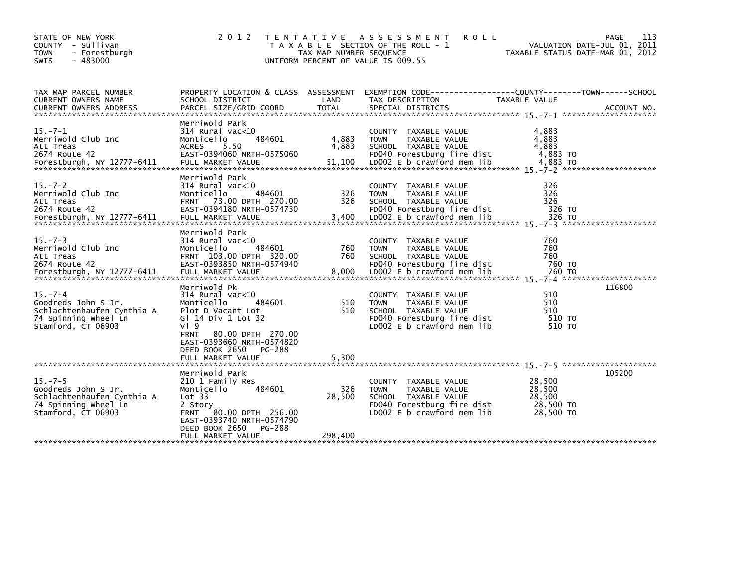STATE OF NEW YORK
COUNTY - Sullivan
TOWN - Forestburgh
SWIS - 483000

# 2012 TENTATIVE ASSESSMENT ROLL

TAXABLE SECTION OF THE ROLL - 1
TAX MAP NUMBER SEQUENCE
UNIFORM PERCENT OF VALUE IS 009.55

VALUATION DATE-JUL 01, 2011
TAXABLE STATUS DATE-MAR 01, 2012

| TAX MAP PARCEL NUMBER / CURRENT OWNERS NAME / CURRENT OWNERS ADDRESS | PROPERTY LOCATION & CLASS / SCHOOL DISTRICT / PARCEL SIZE/GRID COORD | ASSESSMENT LAND | TOTAL | EXEMPTION CODE / TAX DESCRIPTION / SPECIAL DISTRICTS | TAXABLE VALUE (COUNTY / TOWN / SCHOOL) | ACCOUNT NO. |
|---|---|---|---|---|---|---|
| 15.-7-1 | Merriwold Park | | | | | |
| Merriwold Club Inc | 314 Rural vac<10 | | | COUNTY TAXABLE VALUE | 4,883 | |
| Att Treas | Monticello 484601 | 4,883 | | TOWN TAXABLE VALUE | 4,883 | |
| 2674 Route 42 | ACRES 5.50 | | 4,883 | SCHOOL TAXABLE VALUE | 4,883 | |
| Forestburgh, NY 12777-6411 | EAST-0394060 NRTH-0575060 | | | FD040 Forestburg fire dist | 4,883 TO | |
| | FULL MARKET VALUE | | 51,100 | LD002 E b crawford mem lib | 4,883 TO | |
| 15.-7-2 | Merriwold Park | | | | | |
| Merriwold Club Inc | 314 Rural vac<10 | | | COUNTY TAXABLE VALUE | 326 | |
| Att Treas | Monticello 484601 | 326 | | TOWN TAXABLE VALUE | 326 | |
| 2674 Route 42 | FRNT 73.00 DPTH 270.00 | | 326 | SCHOOL TAXABLE VALUE | 326 | |
| Forestburgh, NY 12777-6411 | EAST-0394180 NRTH-0574730 | | | FD040 Forestburg fire dist | 326 TO | |
| | FULL MARKET VALUE | | 3,400 | LD002 E b crawford mem lib | 326 TO | |
| 15.-7-3 | Merriwold Park | | | | | |
| Merriwold Club Inc | 314 Rural vac<10 | | | COUNTY TAXABLE VALUE | 760 | |
| Att Treas | Monticello 484601 | 760 | | TOWN TAXABLE VALUE | 760 | |
| 2674 Route 42 | FRNT 103.00 DPTH 320.00 | | 760 | SCHOOL TAXABLE VALUE | 760 | |
| Forestburgh, NY 12777-6411 | EAST-0393850 NRTH-0574940 | | | FD040 Forestburg fire dist | 760 TO | |
| | FULL MARKET VALUE | | 8,000 | LD002 E b crawford mem lib | 760 TO | |
| 15.-7-4 | Merriwold Pk | | | | | 116800 |
| Goodreds John S Jr. | 314 Rural vac<10 | | | COUNTY TAXABLE VALUE | 510 | |
| Schlachtenhaufen Cynthia A | Monticello 484601 | 510 | | TOWN TAXABLE VALUE | 510 | |
| 74 Spinning Wheel Ln | Plot D Vacant Lot | | 510 | SCHOOL TAXABLE VALUE | 510 | |
| Stamford, CT 06903 | Gl 14 Div 1 Lot 32 | | | FD040 Forestburg fire dist | 510 TO | |
| | Vl 9 | | | LD002 E b crawford mem lib | 510 TO | |
| | FRNT 80.00 DPTH 270.00 | | | | | |
| | EAST-0393660 NRTH-0574820 | | | | | |
| | DEED BOOK 2650 PG-288 | | | | | |
| | FULL MARKET VALUE | | 5,300 | | | |
| 15.-7-5 | Merriwold Park | | | | | 105200 |
| Goodreds John S Jr. | 210 1 Family Res | | | COUNTY TAXABLE VALUE | 28,500 | |
| Schlachtenhaufen Cynthia A | Monticello 484601 | 326 | | TOWN TAXABLE VALUE | 28,500 | |
| 74 Spinning Wheel Ln | Lot 33 | | 28,500 | SCHOOL TAXABLE VALUE | 28,500 | |
| Stamford, CT 06903 | 2 Story | | | FD040 Forestburg fire dist | 28,500 TO | |
| | FRNT 80.00 DPTH 256.00 | | | LD002 E b crawford mem lib | 28,500 TO | |
| | EAST-0393740 NRTH-0574790 | | | | | |
| | DEED BOOK 2650 PG-288 | | | | | |
| | FULL MARKET VALUE | | 298,400 | | | |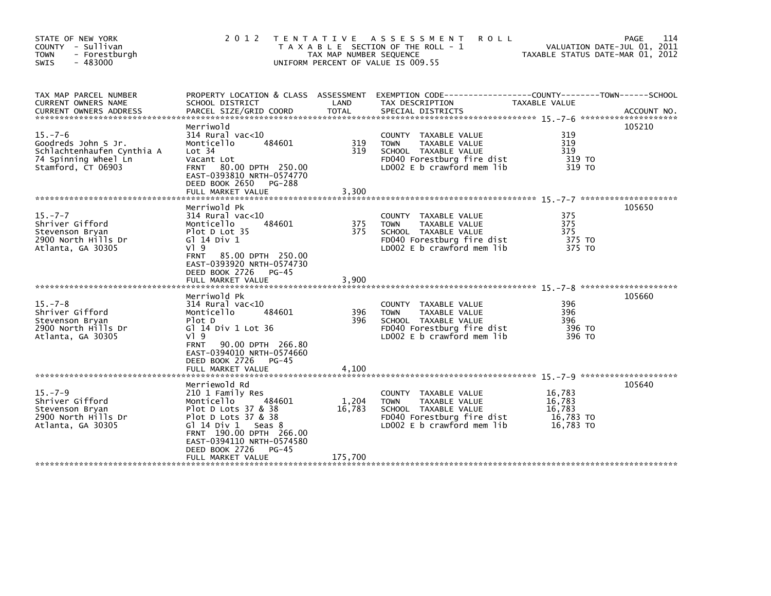STATE OF NEW YORK
COUNTY - Sullivan
TOWN - Forestburgh
SWIS - 483000

2 0 1 2 T E N T A T I V E A S S E S S M E N T R O L L
T A X A B L E SECTION OF THE ROLL - 1
TAX MAP NUMBER SEQUENCE
UNIFORM PERCENT OF VALUE IS 009.55

VALUATION DATE-JUL 01, 2011
TAXABLE STATUS DATE-MAR 01, 2012

| TAX MAP PARCEL NUMBER / CURRENT OWNERS NAME / CURRENT OWNERS ADDRESS | PROPERTY LOCATION & CLASS / SCHOOL DISTRICT / PARCEL SIZE/GRID COORD | ASSESSMENT LAND / TOTAL | EXEMPTION CODE / TAX DESCRIPTION / SPECIAL DISTRICTS | TAXABLE VALUE (COUNTY--TOWN--SCHOOL) | ACCOUNT NO. |
|---|---|---|---|---|---|
| 15.-7-6 | Merriwold | | | | 105210 |
| Goodreds John S Jr. | 314 Rural vac<10 | | COUNTY TAXABLE VALUE | 319 | |
| Schlachtenhaufen Cynthia A | Monticello 484601 | 319 | TOWN TAXABLE VALUE | 319 | |
| 74 Spinning Wheel Ln | Lot 34 | 319 | SCHOOL TAXABLE VALUE | 319 | |
| Stamford, CT 06903 | Vacant Lot | | FD040 Forestburg fire dist | 319 TO | |
| | FRNT 80.00 DPTH 250.00 | | LD002 E b crawford mem lib | 319 TO | |
| | EAST-0393810 NRTH-0574770 | | | | |
| | DEED BOOK 2650 PG-288 | | | | |
| | FULL MARKET VALUE | 3,300 | | | |
| 15.-7-7 | Merriwold Pk | | | | 105650 |
| Shriver Gifford | 314 Rural vac<10 | | COUNTY TAXABLE VALUE | 375 | |
| Stevenson Bryan | Monticello 484601 | 375 | TOWN TAXABLE VALUE | 375 | |
| 2900 North Hills Dr | Plot D Lot 35 | 375 | SCHOOL TAXABLE VALUE | 375 | |
| Atlanta, GA 30305 | Gl 14 Div 1 | | FD040 Forestburg fire dist | 375 TO | |
| | Vl 9 | | LD002 E b crawford mem lib | 375 TO | |
| | FRNT 85.00 DPTH 250.00 | | | | |
| | EAST-0393920 NRTH-0574730 | | | | |
| | DEED BOOK 2726 PG-45 | | | | |
| | FULL MARKET VALUE | 3,900 | | | |
| 15.-7-8 | Merriwold Pk | | | | 105660 |
| Shriver Gifford | 314 Rural vac<10 | | COUNTY TAXABLE VALUE | 396 | |
| Stevenson Bryan | Monticello 484601 | 396 | TOWN TAXABLE VALUE | 396 | |
| 2900 North Hills Dr | Plot D | 396 | SCHOOL TAXABLE VALUE | 396 | |
| Atlanta, GA 30305 | Gl 14 Div 1 Lot 36 | | FD040 Forestburg fire dist | 396 TO | |
| | Vl 9 | | LD002 E b crawford mem lib | 396 TO | |
| | FRNT 90.00 DPTH 266.80 | | | | |
| | EAST-0394010 NRTH-0574660 | | | | |
| | DEED BOOK 2726 PG-45 | | | | |
| | FULL MARKET VALUE | 4,100 | | | |
| 15.-7-9 | Merriewold Rd | | | | 105640 |
| Shriver Gifford | 210 1 Family Res | | COUNTY TAXABLE VALUE | 16,783 | |
| Stevenson Bryan | Monticello 484601 | 1,204 | TOWN TAXABLE VALUE | 16,783 | |
| 2900 North Hills Dr | Plot D Lots 37 & 38 | 16,783 | SCHOOL TAXABLE VALUE | 16,783 | |
| Atlanta, GA 30305 | Plot D Lots 37 & 38 | | FD040 Forestburg fire dist | 16,783 TO | |
| | Gl 14 Div 1 Seas 8 | | LD002 E b crawford mem lib | 16,783 TO | |
| | FRNT 190.00 DPTH 266.00 | | | | |
| | EAST-0394110 NRTH-0574580 | | | | |
| | DEED BOOK 2726 PG-45 | | | | |
| | FULL MARKET VALUE | 175,700 | | | |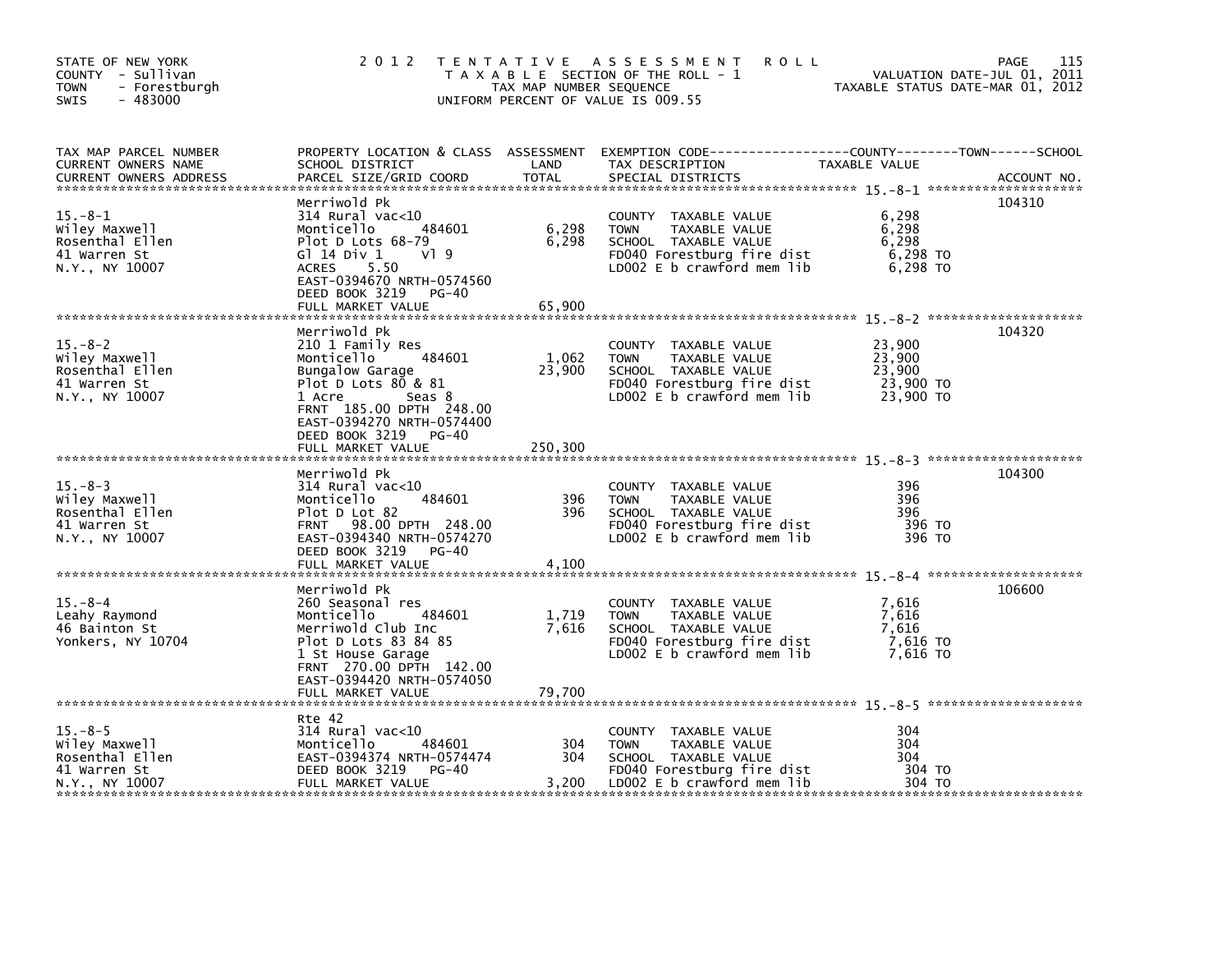STATE OF NEW YORK
COUNTY - Sullivan
TOWN - Forestburgh
SWIS - 483000

# 2012 TENTATIVE ASSESSMENT ROLL

TAXABLE SECTION OF THE ROLL - 1
TAX MAP NUMBER SEQUENCE
UNIFORM PERCENT OF VALUE IS 009.55

VALUATION DATE-JUL 01, 2011
TAXABLE STATUS DATE-MAR 01, 2012

| TAX MAP PARCEL NUMBER / CURRENT OWNERS NAME / CURRENT OWNERS ADDRESS | PROPERTY LOCATION & CLASS / SCHOOL DISTRICT / PARCEL SIZE/GRID COORD | ASSESSMENT LAND | TOTAL | EXEMPTION CODE / TAX DESCRIPTION / SPECIAL DISTRICTS | TAXABLE VALUE (COUNTY / TOWN / SCHOOL) | ACCOUNT NO. |
|---|---|---|---|---|---|---|
| 15.-8-1 | Merriwold Pk | | | | | 104310 |
| Wiley Maxwell | 314 Rural vac<10 | | | COUNTY TAXABLE VALUE | 6,298 | |
| Rosenthal Ellen | Monticello 484601 | 6,298 | | TOWN TAXABLE VALUE | 6,298 | |
| 41 Warren St | Plot D Lots 68-79 | | 6,298 | SCHOOL TAXABLE VALUE | 6,298 | |
| N.Y., NY 10007 | Gl 14 Div 1 Vl 9 | | | FD040 Forestburg fire dist | 6,298 TO | |
| | ACRES 5.50 | | | LD002 E b crawford mem lib | 6,298 TO | |
| | EAST-0394670 NRTH-0574560 | | | | | |
| | DEED BOOK 3219 PG-40 | | | | | |
| | FULL MARKET VALUE | | 65,900 | | | |
| 15.-8-2 | Merriwold Pk | | | | | 104320 |
| Wiley Maxwell | 210 1 Family Res | | | COUNTY TAXABLE VALUE | 23,900 | |
| Rosenthal Ellen | Monticello 484601 | 1,062 | | TOWN TAXABLE VALUE | 23,900 | |
| 41 Warren St | Bungalow Garage | | 23,900 | SCHOOL TAXABLE VALUE | 23,900 | |
| N.Y., NY 10007 | Plot D Lots 80 & 81 | | | FD040 Forestburg fire dist | 23,900 TO | |
| | 1 Acre Seas 8 | | | LD002 E b crawford mem lib | 23,900 TO | |
| | FRNT 185.00 DPTH 248.00 | | | | | |
| | EAST-0394270 NRTH-0574400 | | | | | |
| | DEED BOOK 3219 PG-40 | | | | | |
| | FULL MARKET VALUE | | 250,300 | | | |
| 15.-8-3 | Merriwold Pk | | | | | 104300 |
| Wiley Maxwell | 314 Rural vac<10 | | | COUNTY TAXABLE VALUE | 396 | |
| Rosenthal Ellen | Monticello 484601 | 396 | | TOWN TAXABLE VALUE | 396 | |
| 41 Warren St | Plot D Lot 82 | | 396 | SCHOOL TAXABLE VALUE | 396 | |
| N.Y., NY 10007 | FRNT 98.00 DPTH 248.00 | | | FD040 Forestburg fire dist | 396 TO | |
| | EAST-0394340 NRTH-0574270 | | | LD002 E b crawford mem lib | 396 TO | |
| | DEED BOOK 3219 PG-40 | | | | | |
| | FULL MARKET VALUE | | 4,100 | | | |
| 15.-8-4 | Merriwold Pk | | | | | 106600 |
| Leahy Raymond | 260 Seasonal res | | | COUNTY TAXABLE VALUE | 7,616 | |
| 46 Bainton St | Monticello 484601 | 1,719 | | TOWN TAXABLE VALUE | 7,616 | |
| Yonkers, NY 10704 | Merriwold Club Inc | | 7,616 | SCHOOL TAXABLE VALUE | 7,616 | |
| | Plot D Lots 83 84 85 | | | FD040 Forestburg fire dist | 7,616 TO | |
| | 1 St House Garage | | | LD002 E b crawford mem lib | 7,616 TO | |
| | FRNT 270.00 DPTH 142.00 | | | | | |
| | EAST-0394420 NRTH-0574050 | | | | | |
| | FULL MARKET VALUE | | 79,700 | | | |
| 15.-8-5 | Rte 42 | | | | | |
| Wiley Maxwell | 314 Rural vac<10 | | | COUNTY TAXABLE VALUE | 304 | |
| Rosenthal Ellen | Monticello 484601 | 304 | | TOWN TAXABLE VALUE | 304 | |
| 41 Warren St | EAST-0394374 NRTH-0574474 | | 304 | SCHOOL TAXABLE VALUE | 304 | |
| N.Y., NY 10007 | DEED BOOK 3219 PG-40 | | | FD040 Forestburg fire dist | 304 TO | |
| | FULL MARKET VALUE | | 3,200 | LD002 E b crawford mem lib | 304 TO | |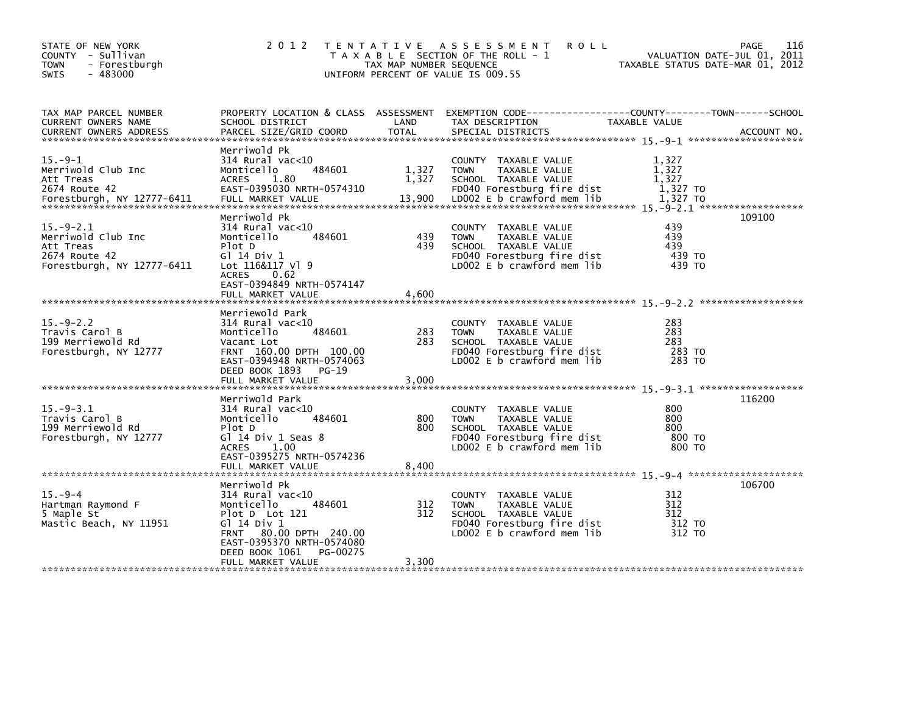STATE OF NEW YORK
COUNTY - Sullivan
TOWN - Forestburgh
SWIS - 483000

# 2012 TENTATIVE ASSESSMENT ROLL

TAXABLE SECTION OF THE ROLL - 1
TAX MAP NUMBER SEQUENCE
UNIFORM PERCENT OF VALUE IS 009.55

VALUATION DATE-JUL 01, 2011
TAXABLE STATUS DATE-MAR 01, 2012

| TAX MAP PARCEL NUMBER / CURRENT OWNERS NAME / CURRENT OWNERS ADDRESS | PROPERTY LOCATION & CLASS / SCHOOL DISTRICT / PARCEL SIZE/GRID COORD | ASSESSMENT LAND | TOTAL | EXEMPTION CODE / TAX DESCRIPTION / SPECIAL DISTRICTS | TAXABLE VALUE (COUNTY--------TOWN------SCHOOL) | ACCOUNT NO. |
|---|---|---|---|---|---|---|
| 15.-9-1 | Merriwold Pk | | | | | |
| 15.-9-1 | 314 Rural vac<10 | | | COUNTY TAXABLE VALUE | 1,327 | |
| Merriwold Club Inc | Monticello 484601 | 1,327 | | TOWN TAXABLE VALUE | 1,327 | |
| Att Treas | ACRES 1.80 | | 1,327 | SCHOOL TAXABLE VALUE | 1,327 | |
| 2674 Route 42 | EAST-0395030 NRTH-0574310 | | | FD040 Forestburg fire dist | 1,327 TO | |
| Forestburgh, NY 12777-6411 | FULL MARKET VALUE | | 13,900 | LD002 E b crawford mem lib | 1,327 TO | |
| 15.-9-2.1 | Merriwold Pk | | | | | 109100 |
| 15.-9-2.1 | 314 Rural vac<10 | | | COUNTY TAXABLE VALUE | 439 | |
| Merriwold Club Inc | Monticello 484601 | 439 | | TOWN TAXABLE VALUE | 439 | |
| Att Treas | Plot D | | 439 | SCHOOL TAXABLE VALUE | 439 | |
| 2674 Route 42 | Gl 14 Div 1 | | | FD040 Forestburg fire dist | 439 TO | |
| Forestburgh, NY 12777-6411 | Lot 116&117 Vl 9 | | | LD002 E b crawford mem lib | 439 TO | |
| | ACRES 0.62 | | | | | |
| | EAST-0394849 NRTH-0574147 | | | | | |
| | FULL MARKET VALUE | | 4,600 | | | |
| 15.-9-2.2 | Merriewold Park | | | | | |
| 15.-9-2.2 | 314 Rural vac<10 | | | COUNTY TAXABLE VALUE | 283 | |
| Travis Carol B | Monticello 484601 | 283 | | TOWN TAXABLE VALUE | 283 | |
| 199 Merriewold Rd | Vacant Lot | | 283 | SCHOOL TAXABLE VALUE | 283 | |
| Forestburgh, NY 12777 | FRNT 160.00 DPTH 100.00 | | | FD040 Forestburg fire dist | 283 TO | |
| | EAST-0394948 NRTH-0574063 | | | LD002 E b crawford mem lib | 283 TO | |
| | DEED BOOK 1893 PG-19 | | | | | |
| | FULL MARKET VALUE | | 3,000 | | | |
| 15.-9-3.1 | Merriwold Park | | | | | 116200 |
| 15.-9-3.1 | 314 Rural vac<10 | | | COUNTY TAXABLE VALUE | 800 | |
| Travis Carol B | Monticello 484601 | 800 | | TOWN TAXABLE VALUE | 800 | |
| 199 Merriewold Rd | Plot D | | 800 | SCHOOL TAXABLE VALUE | 800 | |
| Forestburgh, NY 12777 | Gl 14 Div 1 Seas 8 | | | FD040 Forestburg fire dist | 800 TO | |
| | ACRES 1.00 | | | LD002 E b crawford mem lib | 800 TO | |
| | EAST-0395275 NRTH-0574236 | | | | | |
| | FULL MARKET VALUE | | 8,400 | | | |
| 15.-9-4 | Merriwold Pk | | | | | 106700 |
| 15.-9-4 | 314 Rural vac<10 | | | COUNTY TAXABLE VALUE | 312 | |
| Hartman Raymond F | Monticello 484601 | 312 | | TOWN TAXABLE VALUE | 312 | |
| 5 Maple St | Plot D Lot 121 | | 312 | SCHOOL TAXABLE VALUE | 312 | |
| Mastic Beach, NY 11951 | Gl 14 Div 1 | | | FD040 Forestburg fire dist | 312 TO | |
| | FRNT 80.00 DPTH 240.00 | | | LD002 E b crawford mem lib | 312 TO | |
| | EAST-0395370 NRTH-0574080 | | | | | |
| | DEED BOOK 1061 PG-00275 | | | | | |
| | FULL MARKET VALUE | | 3,300 | | | |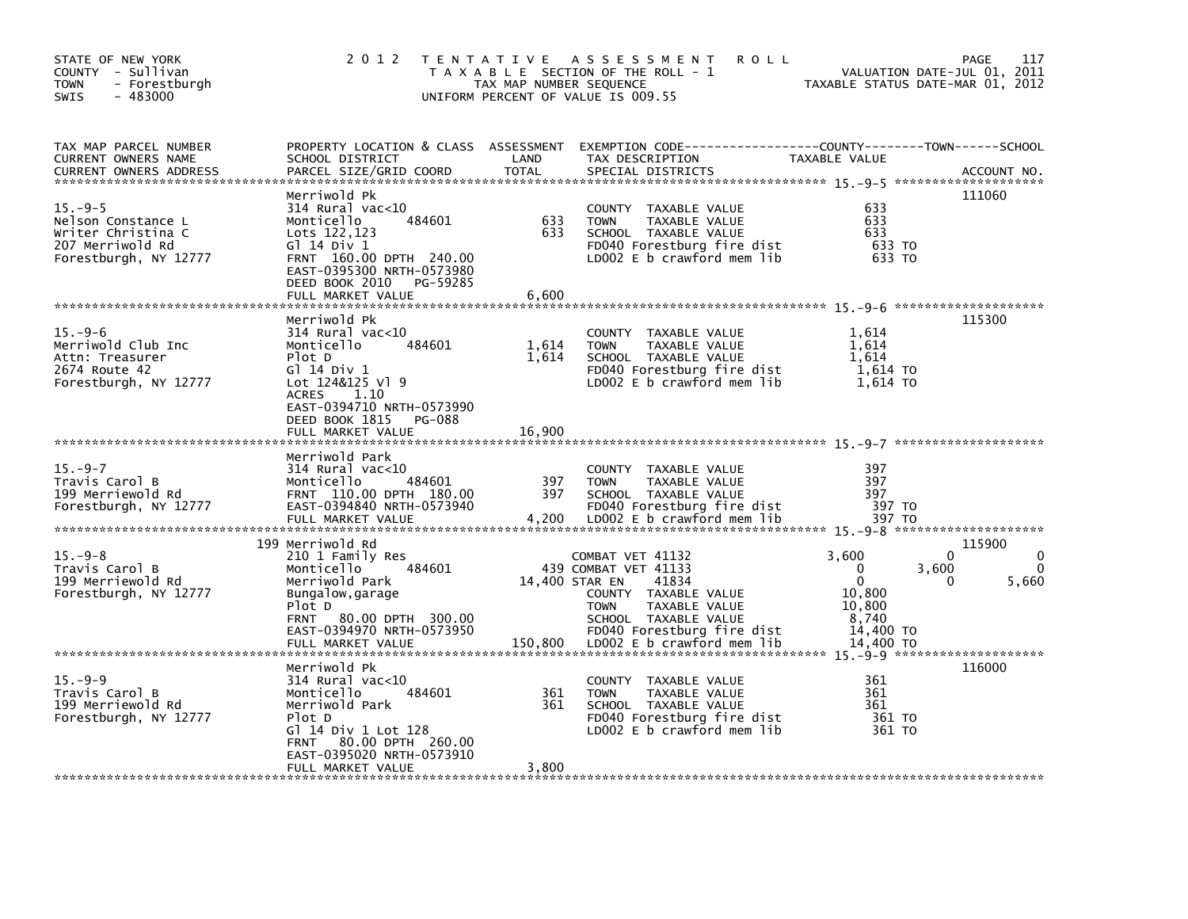STATE OF NEW YORK
COUNTY - Sullivan
TOWN - Forestburgh
SWIS - 483000

2012 TENTATIVE ASSESSMENT ROLL
TAXABLE SECTION OF THE ROLL - 1
TAX MAP NUMBER SEQUENCE
UNIFORM PERCENT OF VALUE IS 009.55

VALUATION DATE-JUL 01, 2011
TAXABLE STATUS DATE-MAR 01, 2012

| TAX MAP PARCEL NUMBER / CURRENT OWNERS NAME / CURRENT OWNERS ADDRESS | PROPERTY LOCATION & CLASS / SCHOOL DISTRICT / PARCEL SIZE/GRID COORD | ASSESSMENT LAND | TOTAL | EXEMPTION CODE / TAX DESCRIPTION / SPECIAL DISTRICTS | COUNTY TAXABLE VALUE | TOWN | SCHOOL | ACCOUNT NO. |
|---|---|---|---|---|---|---|---|---|
| **15.-9-5** | Merriwold Pk | | | | | | | 111060 |
| Nelson Constance L | 314 Rural vac<10 | | | COUNTY TAXABLE VALUE | 633 | | | |
| Writer Christina C | Monticello 484601 | 633 | | TOWN TAXABLE VALUE | 633 | | | |
| 207 Merriwold Rd | Lots 122,123 | | 633 | SCHOOL TAXABLE VALUE | 633 | | | |
| Forestburgh, NY 12777 | Gl 14 Div 1 | | | FD040 Forestburg fire dist | 633 TO | | | |
| | FRNT 160.00 DPTH 240.00 | | | LD002 E b crawford mem lib | 633 TO | | | |
| | EAST-0395300 NRTH-0573980 | | | | | | | |
| | DEED BOOK 2010 PG-59285 | | | | | | | |
| | FULL MARKET VALUE | | 6,600 | | | | | |
| **15.-9-6** | Merriwold Pk | | | | | | | 115300 |
| Merriwold Club Inc | 314 Rural vac<10 | | | COUNTY TAXABLE VALUE | 1,614 | | | |
| Attn: Treasurer | Monticello 484601 | 1,614 | | TOWN TAXABLE VALUE | 1,614 | | | |
| 2674 Route 42 | Plot D | | 1,614 | SCHOOL TAXABLE VALUE | 1,614 | | | |
| Forestburgh, NY 12777 | Gl 14 Div 1 | | | FD040 Forestburg fire dist | 1,614 TO | | | |
| | Lot 124&125 Vl 9 | | | LD002 E b crawford mem lib | 1,614 TO | | | |
| | ACRES 1.10 | | | | | | | |
| | EAST-0394710 NRTH-0573990 | | | | | | | |
| | DEED BOOK 1815 PG-088 | | | | | | | |
| | FULL MARKET VALUE | | 16,900 | | | | | |
| **15.-9-7** | Merriwold Park | | | | | | | |
| Travis Carol B | 314 Rural vac<10 | | | COUNTY TAXABLE VALUE | 397 | | | |
| 199 Merriewold Rd | Monticello 484601 | 397 | | TOWN TAXABLE VALUE | 397 | | | |
| Forestburgh, NY 12777 | FRNT 110.00 DPTH 180.00 | | 397 | SCHOOL TAXABLE VALUE | 397 | | | |
| | EAST-0394840 NRTH-0573940 | | | FD040 Forestburg fire dist | 397 TO | | | |
| | FULL MARKET VALUE | | 4,200 | LD002 E b crawford mem lib | 397 TO | | | |
| **15.-9-8** | 199 Merriwold Rd | | | | | | | 115900 |
| Travis Carol B | 210 1 Family Res | | | COMBAT VET 41132 | 3,600 | 0 | 0 | |
| 199 Merriewold Rd | Monticello 484601 | 439 | | COMBAT VET 41133 | 0 | 3,600 | 0 | |
| Forestburgh, NY 12777 | Merriwold Park | | 14,400 | STAR EN 41834 | 0 | 0 | 5,660 | |
| | Bungalow,garage | | | COUNTY TAXABLE VALUE | 10,800 | | | |
| | Plot D | | | TOWN TAXABLE VALUE | 10,800 | | | |
| | FRNT 80.00 DPTH 300.00 | | | SCHOOL TAXABLE VALUE | 8,740 | | | |
| | EAST-0394970 NRTH-0573950 | | | FD040 Forestburg fire dist | 14,400 TO | | | |
| | FULL MARKET VALUE | | 150,800 | LD002 E b crawford mem lib | 14,400 TO | | | |
| **15.-9-9** | Merriwold Pk | | | | | | | 116000 |
| Travis Carol B | 314 Rural vac<10 | | | COUNTY TAXABLE VALUE | 361 | | | |
| 199 Merriewold Rd | Monticello 484601 | 361 | | TOWN TAXABLE VALUE | 361 | | | |
| Forestburgh, NY 12777 | Merriwold Park | | 361 | SCHOOL TAXABLE VALUE | 361 | | | |
| | Plot D | | | FD040 Forestburg fire dist | 361 TO | | | |
| | Gl 14 Div 1 Lot 128 | | | LD002 E b crawford mem lib | 361 TO | | | |
| | FRNT 80.00 DPTH 260.00 | | | | | | | |
| | EAST-0395020 NRTH-0573910 | | | | | | | |
| | FULL MARKET VALUE | | 3,800 | | | | | |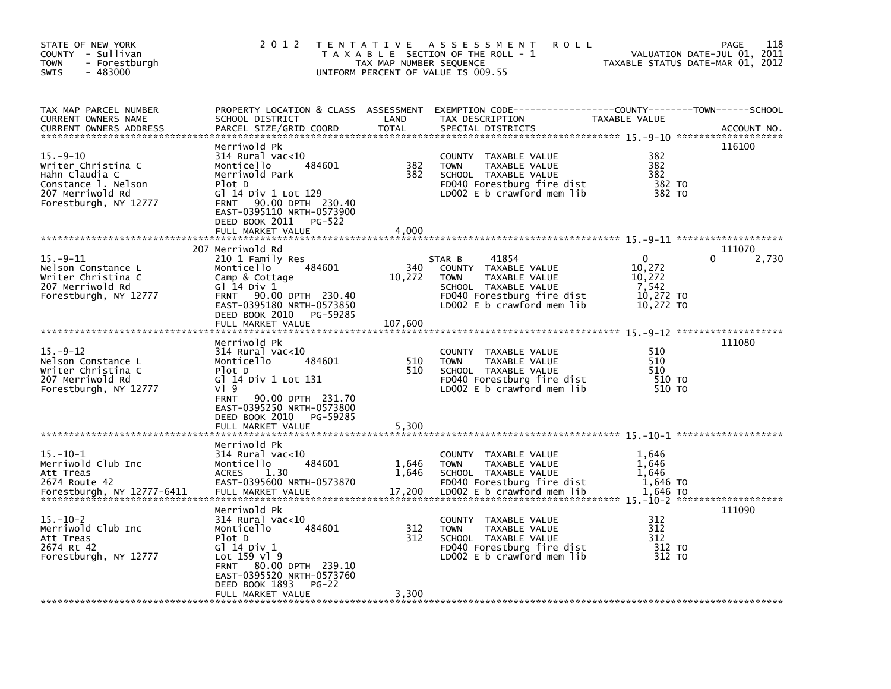STATE OF NEW YORK
COUNTY - Sullivan
TOWN - Forestburgh
SWIS - 483000

2 0 1 2 T E N T A T I V E A S S E S S M E N T R O L L
T A X A B L E SECTION OF THE ROLL - 1
TAX MAP NUMBER SEQUENCE
UNIFORM PERCENT OF VALUE IS 009.55

VALUATION DATE-JUL 01, 2011
TAXABLE STATUS DATE-MAR 01, 2012

```
TAX MAP PARCEL NUMBER          PROPERTY LOCATION & CLASS  ASSESSMENT  EXEMPTION CODE-----------------COUNTY--------TOWN------SCHOOL
CURRENT OWNERS NAME            SCHOOL DISTRICT               LAND      TAX DESCRIPTION            TAXABLE VALUE
CURRENT OWNERS ADDRESS         PARCEL SIZE/GRID COORD        TOTAL     SPECIAL DISTRICTS                                          ACCOUNT NO.
****************************************************************************************************** 15.-9-10 *******************
                               Merriwold Pk                                                                                  116100
15.-9-10                       314 Rural vac<10                        COUNTY  TAXABLE VALUE                382
Writer Christina C             Monticello       484601         382     TOWN    TAXABLE VALUE                382
Hahn Claudia C                 Merriwold Park                  382     SCHOOL  TAXABLE VALUE                382
Constance l. Nelson            Plot D                                  FD040 Forestburg fire dist           382 TO
207 Merriwold Rd               Gl 14 Div 1 Lot 129                     LD002 E b crawford mem lib           382 TO
Forestburgh, NY 12777          FRNT   90.00 DPTH 230.40
                               EAST-0395110 NRTH-0573900
                               DEED BOOK 2011   PG-522
                               FULL MARKET VALUE             4,000
****************************************************************************************************** 15.-9-11 *******************
                               207 Merriwold Rd                                                                              111070
15.-9-11                       210 1 Family Res                        STAR B     41854                    0              0       2,730
Nelson Constance L             Monticello       484601         340     COUNTY  TAXABLE VALUE             10,272
Writer Christina C             Camp & Cottage               10,272     TOWN    TAXABLE VALUE             10,272
207 Merriwold Rd               Gl 14 Div 1                             SCHOOL  TAXABLE VALUE              7,542
Forestburgh, NY 12777          FRNT   90.00 DPTH 230.40                FD040 Forestburg fire dist        10,272 TO
                               EAST-0395180 NRTH-0573850               LD002 E b crawford mem lib        10,272 TO
                               DEED BOOK 2010   PG-59285
                               FULL MARKET VALUE           107,600
****************************************************************************************************** 15.-9-12 *******************
                               Merriwold Pk                                                                                  111080
15.-9-12                       314 Rural vac<10                        COUNTY  TAXABLE VALUE                510
Nelson Constance L             Monticello       484601         510     TOWN    TAXABLE VALUE                510
Writer Christina C             Plot D                          510     SCHOOL  TAXABLE VALUE                510
207 Merriwold Rd               Gl 14 Div 1 Lot 131                     FD040 Forestburg fire dist           510 TO
Forestburgh, NY 12777          Vl 9                                    LD002 E b crawford mem lib           510 TO
                               FRNT   90.00 DPTH 231.70
                               EAST-0395250 NRTH-0573800
                               DEED BOOK 2010   PG-59285
                               FULL MARKET VALUE             5,300
****************************************************************************************************** 15.-10-1 *******************
                               Merriwold Pk
15.-10-1                       314 Rural vac<10                        COUNTY  TAXABLE VALUE              1,646
Merriwold Club Inc             Monticello       484601       1,646     TOWN    TAXABLE VALUE              1,646
Att Treas                      ACRES    1.30                 1,646     SCHOOL  TAXABLE VALUE              1,646
2674 Route 42                  EAST-0395600 NRTH-0573870               FD040 Forestburg fire dist         1,646 TO
Forestburgh, NY 12777-6411     FULL MARKET VALUE            17,200     LD002 E b crawford mem lib         1,646 TO
****************************************************************************************************** 15.-10-2 *******************
                               Merriwold Pk                                                                                  111090
15.-10-2                       314 Rural vac<10                        COUNTY  TAXABLE VALUE                312
Merriwold Club Inc             Monticello       484601         312     TOWN    TAXABLE VALUE                312
Att Treas                      Plot D                          312     SCHOOL  TAXABLE VALUE                312
2674 Rt 42                     Gl 14 Div 1                             FD040 Forestburg fire dist           312 TO
Forestburgh, NY 12777          Lot 159 Vl 9                            LD002 E b crawford mem lib           312 TO
                               FRNT   80.00 DPTH 239.10
                               EAST-0395520 NRTH-0573760
                               DEED BOOK 1893   PG-22
                               FULL MARKET VALUE             3,300
************************************************************************************************************************************
```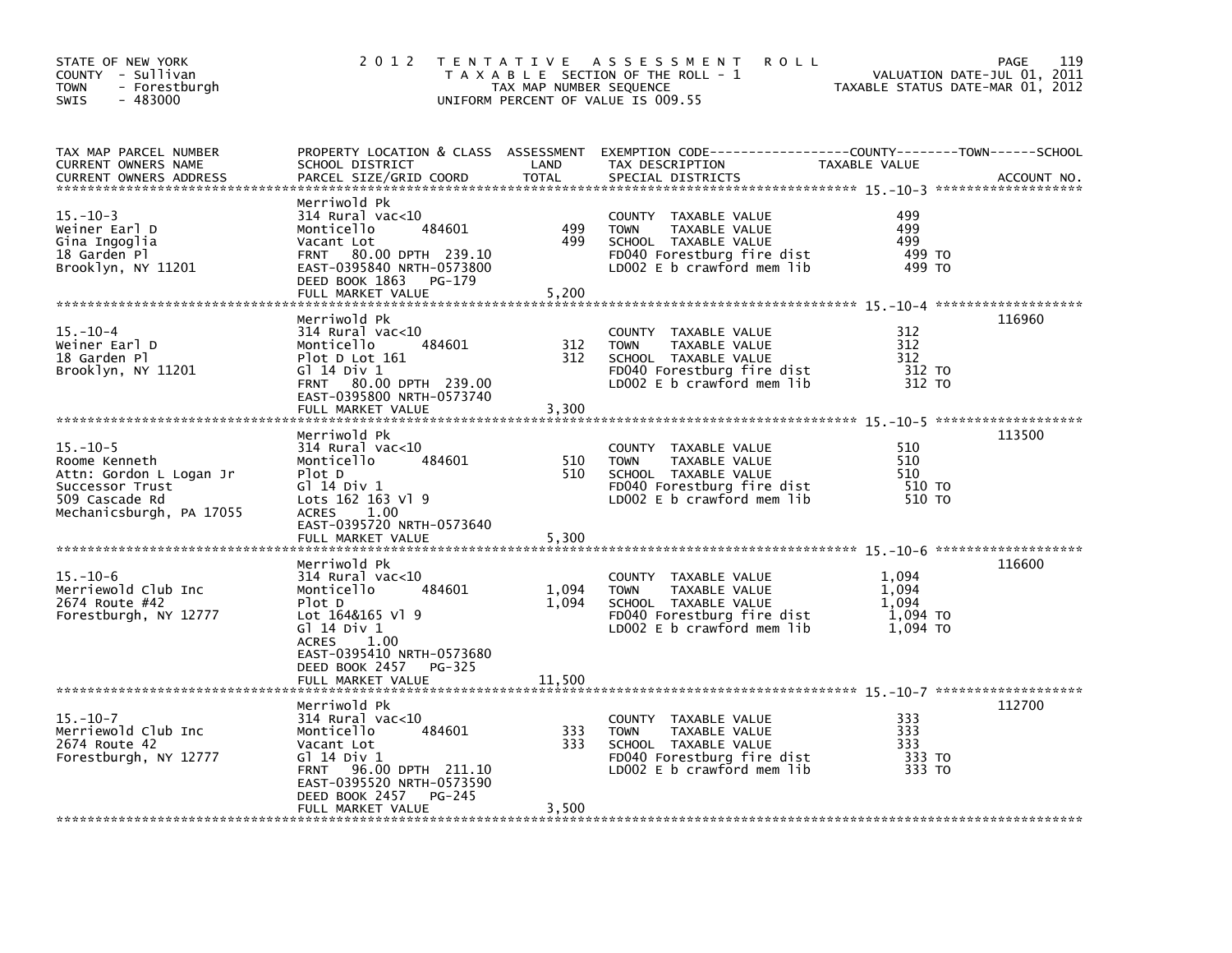STATE OF NEW YORK
COUNTY - Sullivan
TOWN - Forestburgh
SWIS - 483000

# 2012 TENTATIVE ASSESSMENT ROLL

TAXABLE SECTION OF THE ROLL - 1
TAX MAP NUMBER SEQUENCE
UNIFORM PERCENT OF VALUE IS 009.55

VALUATION DATE-JUL 01, 2011
TAXABLE STATUS DATE-MAR 01, 2012

| TAX MAP PARCEL NUMBER / CURRENT OWNERS NAME / CURRENT OWNERS ADDRESS | PROPERTY LOCATION & CLASS / SCHOOL DISTRICT / PARCEL SIZE/GRID COORD | ASSESSMENT LAND | ASSESSMENT TOTAL | EXEMPTION CODE / TAX DESCRIPTION / SPECIAL DISTRICTS | TAXABLE VALUE | ACCOUNT NO. |
|---|---|---|---|---|---|---|
| 15.-10-3 | Merriwold Pk | | | | | |
| Weiner Earl D | 314 Rural vac<10 | | | COUNTY TAXABLE VALUE | 499 | |
| Gina Ingoglia | Monticello 484601 | 499 | | TOWN TAXABLE VALUE | 499 | |
| 18 Garden Pl | Vacant Lot | | 499 | SCHOOL TAXABLE VALUE | 499 | |
| Brooklyn, NY 11201 | FRNT 80.00 DPTH 239.10 | | | FD040 Forestburg fire dist | 499 TO | |
| | EAST-0395840 NRTH-0573800 | | | LD002 E b crawford mem lib | 499 TO | |
| | DEED BOOK 1863 PG-179 | | | | | |
| | FULL MARKET VALUE | | 5,200 | | | |
| 15.-10-4 | Merriwold Pk | | | | | 116960 |
| Weiner Earl D | 314 Rural vac<10 | | | COUNTY TAXABLE VALUE | 312 | |
| 18 Garden Pl | Monticello 484601 | 312 | | TOWN TAXABLE VALUE | 312 | |
| Brooklyn, NY 11201 | Plot D Lot 161 | | 312 | SCHOOL TAXABLE VALUE | 312 | |
| | Gl 14 Div 1 | | | FD040 Forestburg fire dist | 312 TO | |
| | FRNT 80.00 DPTH 239.00 | | | LD002 E b crawford mem lib | 312 TO | |
| | EAST-0395800 NRTH-0573740 | | | | | |
| | FULL MARKET VALUE | | 3,300 | | | |
| 15.-10-5 | Merriwold Pk | | | | | 113500 |
| Roome Kenneth | 314 Rural vac<10 | | | COUNTY TAXABLE VALUE | 510 | |
| Attn: Gordon L Logan Jr | Monticello 484601 | 510 | | TOWN TAXABLE VALUE | 510 | |
| Successor Trust | Plot D | | 510 | SCHOOL TAXABLE VALUE | 510 | |
| 509 Cascade Rd | Gl 14 Div 1 | | | FD040 Forestburg fire dist | 510 TO | |
| Mechanicsburgh, PA 17055 | Lots 162 163 Vl 9 | | | LD002 E b crawford mem lib | 510 TO | |
| | ACRES 1.00 | | | | | |
| | EAST-0395720 NRTH-0573640 | | | | | |
| | FULL MARKET VALUE | | 5,300 | | | |
| 15.-10-6 | Merriwold Pk | | | | | 116600 |
| Merriewold Club Inc | 314 Rural vac<10 | | | COUNTY TAXABLE VALUE | 1,094 | |
| 2674 Route #42 | Monticello 484601 | 1,094 | | TOWN TAXABLE VALUE | 1,094 | |
| Forestburgh, NY 12777 | Plot D | | 1,094 | SCHOOL TAXABLE VALUE | 1,094 | |
| | Lot 164&165 Vl 9 | | | FD040 Forestburg fire dist | 1,094 TO | |
| | Gl 14 Div 1 | | | LD002 E b crawford mem lib | 1,094 TO | |
| | ACRES 1.00 | | | | | |
| | EAST-0395410 NRTH-0573680 | | | | | |
| | DEED BOOK 2457 PG-325 | | | | | |
| | FULL MARKET VALUE | | 11,500 | | | |
| 15.-10-7 | Merriwold Pk | | | | | 112700 |
| Merriewold Club Inc | 314 Rural vac<10 | | | COUNTY TAXABLE VALUE | 333 | |
| 2674 Route 42 | Monticello 484601 | 333 | | TOWN TAXABLE VALUE | 333 | |
| Forestburgh, NY 12777 | Vacant Lot | | 333 | SCHOOL TAXABLE VALUE | 333 | |
| | Gl 14 Div 1 | | | FD040 Forestburg fire dist | 333 TO | |
| | FRNT 96.00 DPTH 211.10 | | | LD002 E b crawford mem lib | 333 TO | |
| | EAST-0395520 NRTH-0573590 | | | | | |
| | DEED BOOK 2457 PG-245 | | | | | |
| | FULL MARKET VALUE | | 3,500 | | | |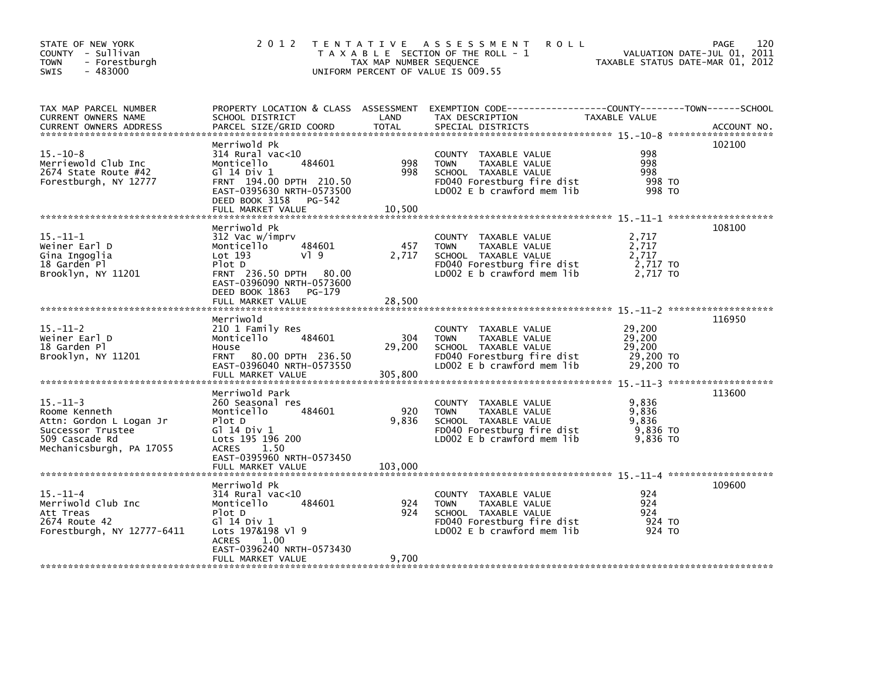STATE OF NEW YORK
COUNTY - Sullivan
TOWN - Forestburgh
SWIS - 483000

# 2012 TENTATIVE ASSESSMENT ROLL
TAXABLE SECTION OF THE ROLL - 1
TAX MAP NUMBER SEQUENCE
UNIFORM PERCENT OF VALUE IS 009.55

VALUATION DATE-JUL 01, 2011
TAXABLE STATUS DATE-MAR 01, 2012

| TAX MAP PARCEL NUMBER / CURRENT OWNERS NAME / CURRENT OWNERS ADDRESS | PROPERTY LOCATION & CLASS / SCHOOL DISTRICT / PARCEL SIZE/GRID COORD | ASSESSMENT LAND | TOTAL | EXEMPTION CODE / TAX DESCRIPTION / SPECIAL DISTRICTS | TAXABLE VALUE (COUNTY / TOWN / SCHOOL) | ACCOUNT NO. |
|---|---|---|---|---|---|---|
| 15.-10-8 | Merriwold Pk | | | | | 102100 |
| Merriewold Club Inc | 314 Rural vac<10 | | | COUNTY TAXABLE VALUE | 998 | |
| 2674 State Route #42 | Monticello 484601 | 998 | | TOWN TAXABLE VALUE | 998 | |
| Forestburgh, NY 12777 | Gl 14 Div 1 | | 998 | SCHOOL TAXABLE VALUE | 998 | |
| | FRNT 194.00 DPTH 210.50 | | | FD040 Forestburg fire dist | 998 TO | |
| | EAST-0395630 NRTH-0573500 | | | LD002 E b crawford mem lib | 998 TO | |
| | DEED BOOK 3158 PG-542 | | | | | |
| | FULL MARKET VALUE | | 10,500 | | | |
| 15.-11-1 | Merriwold Pk | | | | | 108100 |
| Weiner Earl D | 312 Vac w/imprv | | | COUNTY TAXABLE VALUE | 2,717 | |
| Gina Ingoglia | Monticello 484601 | 457 | | TOWN TAXABLE VALUE | 2,717 | |
| 18 Garden Pl | Lot 193 Vl 9 | | 2,717 | SCHOOL TAXABLE VALUE | 2,717 | |
| Brooklyn, NY 11201 | Plot D | | | FD040 Forestburg fire dist | 2,717 TO | |
| | FRNT 236.50 DPTH 80.00 | | | LD002 E b crawford mem lib | 2,717 TO | |
| | EAST-0396090 NRTH-0573600 | | | | | |
| | DEED BOOK 1863 PG-179 | | | | | |
| | FULL MARKET VALUE | | 28,500 | | | |
| 15.-11-2 | Merriwold | | | | | 116950 |
| Weiner Earl D | 210 1 Family Res | | | COUNTY TAXABLE VALUE | 29,200 | |
| 18 Garden Pl | Monticello 484601 | 304 | | TOWN TAXABLE VALUE | 29,200 | |
| Brooklyn, NY 11201 | House | | 29,200 | SCHOOL TAXABLE VALUE | 29,200 | |
| | FRNT 80.00 DPTH 236.50 | | | FD040 Forestburg fire dist | 29,200 TO | |
| | EAST-0396040 NRTH-0573550 | | | LD002 E b crawford mem lib | 29,200 TO | |
| | FULL MARKET VALUE | | 305,800 | | | |
| 15.-11-3 | Merriwold Park | | | | | 113600 |
| Roome Kenneth | 260 Seasonal res | | | COUNTY TAXABLE VALUE | 9,836 | |
| Attn: Gordon L Logan Jr | Monticello 484601 | 920 | | TOWN TAXABLE VALUE | 9,836 | |
| Successor Trustee | Plot D | | 9,836 | SCHOOL TAXABLE VALUE | 9,836 | |
| 509 Cascade Rd | Gl 14 Div 1 | | | FD040 Forestburg fire dist | 9,836 TO | |
| Mechanicsburgh, PA 17055 | Lots 195 196 200 | | | LD002 E b crawford mem lib | 9,836 TO | |
| | ACRES 1.50 | | | | | |
| | EAST-0395960 NRTH-0573450 | | | | | |
| | FULL MARKET VALUE | | 103,000 | | | |
| 15.-11-4 | Merriwold Pk | | | | | 109600 |
| Merriwold Club Inc | 314 Rural vac<10 | | | COUNTY TAXABLE VALUE | 924 | |
| Att Treas | Monticello 484601 | 924 | | TOWN TAXABLE VALUE | 924 | |
| 2674 Route 42 | Plot D | | 924 | SCHOOL TAXABLE VALUE | 924 | |
| Forestburgh, NY 12777-6411 | Gl 14 Div 1 | | | FD040 Forestburg fire dist | 924 TO | |
| | Lots 197&198 Vl 9 | | | LD002 E b crawford mem lib | 924 TO | |
| | ACRES 1.00 | | | | | |
| | EAST-0396240 NRTH-0573430 | | | | | |
| | FULL MARKET VALUE | | 9,700 | | | |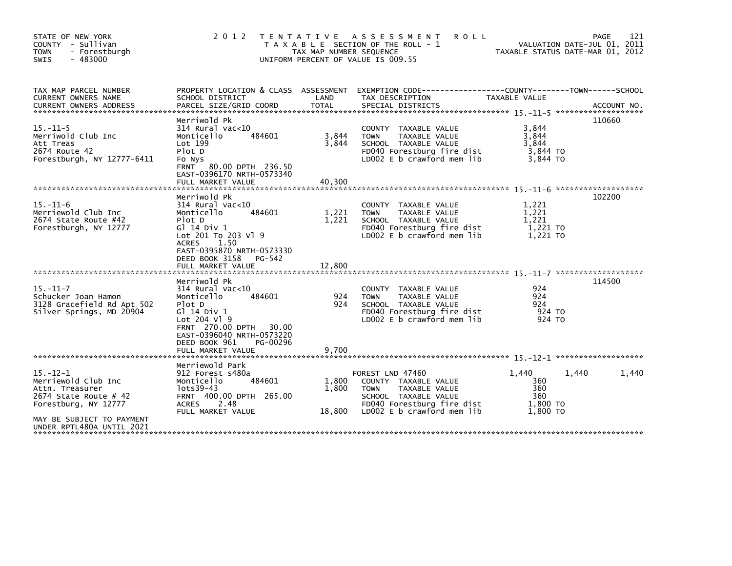STATE OF NEW YORK
COUNTY - Sullivan
TOWN - Forestburgh
SWIS - 483000

2 0 1 2 T E N T A T I V E A S S E S S M E N T R O L L
T A X A B L E SECTION OF THE ROLL - 1
TAX MAP NUMBER SEQUENCE
UNIFORM PERCENT OF VALUE IS 009.55

VALUATION DATE-JUL 01, 2011
TAXABLE STATUS DATE-MAR 01, 2012

| TAX MAP PARCEL NUMBER / CURRENT OWNERS NAME / CURRENT OWNERS ADDRESS | PROPERTY LOCATION & CLASS / SCHOOL DISTRICT / PARCEL SIZE/GRID COORD | ASSESSMENT LAND / TOTAL | EXEMPTION CODE / TAX DESCRIPTION / SPECIAL DISTRICTS | COUNTY TAXABLE VALUE | TOWN | SCHOOL | ACCOUNT NO. |
|---|---|---|---|---|---|---|---|
| 15.-11-5 | Merriwold Pk | | | | | | 110660 |
| 15.-11-5 | 314 Rural vac<10 | | COUNTY TAXABLE VALUE | 3,844 | | | |
| Merriwold Club Inc | Monticello 484601 | 3,844 | TOWN TAXABLE VALUE | 3,844 | | | |
| Att Treas | Lot 199 | 3,844 | SCHOOL TAXABLE VALUE | 3,844 | | | |
| 2674 Route 42 | Plot D | | FD040 Forestburg fire dist | 3,844 TO | | | |
| Forestburgh, NY 12777-6411 | Fo Nys | | LD002 E b crawford mem lib | 3,844 TO | | | |
| | FRNT 80.00 DPTH 236.50 | | | | | | |
| | EAST-0396170 NRTH-0573340 | | | | | | |
| | FULL MARKET VALUE | 40,300 | | | | | |
| 15.-11-6 | Merriwold Pk | | | | | | 102200 |
| 15.-11-6 | 314 Rural vac<10 | | COUNTY TAXABLE VALUE | 1,221 | | | |
| Merriewold Club Inc | Monticello 484601 | 1,221 | TOWN TAXABLE VALUE | 1,221 | | | |
| 2674 State Route #42 | Plot D | 1,221 | SCHOOL TAXABLE VALUE | 1,221 | | | |
| Forestburgh, NY 12777 | Gl 14 Div 1 | | FD040 Forestburg fire dist | 1,221 TO | | | |
| | Lot 201 To 203 Vl 9 | | LD002 E b crawford mem lib | 1,221 TO | | | |
| | ACRES 1.50 | | | | | | |
| | EAST-0395870 NRTH-0573330 | | | | | | |
| | DEED BOOK 3158 PG-542 | | | | | | |
| | FULL MARKET VALUE | 12,800 | | | | | |
| 15.-11-7 | Merriwold Pk | | | | | | 114500 |
| 15.-11-7 | 314 Rural vac<10 | | COUNTY TAXABLE VALUE | 924 | | | |
| Schucker Joan Hamon | Monticello 484601 | 924 | TOWN TAXABLE VALUE | 924 | | | |
| 3128 Gracefield Rd Apt 502 | Plot D | 924 | SCHOOL TAXABLE VALUE | 924 | | | |
| Silver Springs, MD 20904 | Gl 14 Div 1 | | FD040 Forestburg fire dist | 924 TO | | | |
| | Lot 204 Vl 9 | | LD002 E b crawford mem lib | 924 TO | | | |
| | FRNT 270.00 DPTH 30.00 | | | | | | |
| | EAST-0396040 NRTH-0573220 | | | | | | |
| | DEED BOOK 961 PG-00296 | | | | | | |
| | FULL MARKET VALUE | 9,700 | | | | | |
| 15.-12-1 | Merriewold Park | | | | | | |
| 15.-12-1 | 912 Forest s480a | | FOREST LND 47460 | 1,440 | 1,440 | 1,440 | |
| Merriewold Club Inc | Monticello 484601 | 1,800 | COUNTY TAXABLE VALUE | 360 | | | |
| Attn. Treasurer | lots39-43 | 1,800 | TOWN TAXABLE VALUE | 360 | | | |
| 2674 State Route # 42 | FRNT 400.00 DPTH 265.00 | | SCHOOL TAXABLE VALUE | 360 | | | |
| Forestburg, NY 12777 | ACRES 2.48 | | FD040 Forestburg fire dist | 1,800 TO | | | |
| | FULL MARKET VALUE | 18,800 | LD002 E b crawford mem lib | 1,800 TO | | | |
| MAY BE SUBJECT TO PAYMENT UNDER RPTL480A UNTIL 2021 | | | | | | | |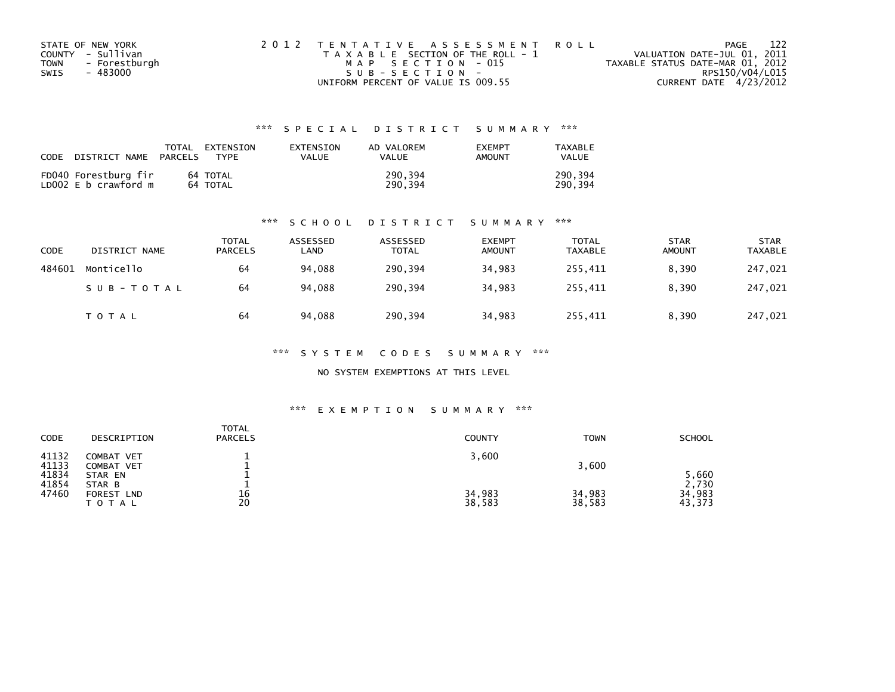STATE OF NEW YORK
COUNTY - Sullivan
TOWN - Forestburgh
SWIS - 483000

2012 TENTATIVE ASSESSMENT ROLL
TAXABLE SECTION OF THE ROLL - 1
MAP SECTION - 015
SUB-SECTION -
UNIFORM PERCENT OF VALUE IS 009.55

VALUATION DATE-JUL 01, 2011
TAXABLE STATUS DATE-MAR 01, 2012
RPS150/V04/L015
CURRENT DATE 4/23/2012

### *** SPECIAL DISTRICT SUMMARY ***

| CODE | DISTRICT NAME | TOTAL PARCELS | EXTENSION TYPE | EXTENSION VALUE | AD VALOREM VALUE | EXEMPT AMOUNT | TAXABLE VALUE |
|---|---|---|---|---|---|---|---|
| FD040 | Forestburg fir | 64 | TOTAL | | 290,394 | | 290,394 |
| LD002 | E b crawford m | 64 | TOTAL | | 290,394 | | 290,394 |

### *** SCHOOL DISTRICT SUMMARY ***

| CODE | DISTRICT NAME | TOTAL PARCELS | ASSESSED LAND | ASSESSED TOTAL | EXEMPT AMOUNT | TOTAL TAXABLE | STAR AMOUNT | STAR TAXABLE |
|---|---|---|---|---|---|---|---|---|
| 484601 | Monticello | 64 | 94,088 | 290,394 | 34,983 | 255,411 | 8,390 | 247,021 |
| | SUB-TOTAL | 64 | 94,088 | 290,394 | 34,983 | 255,411 | 8,390 | 247,021 |
| | TOTAL | 64 | 94,088 | 290,394 | 34,983 | 255,411 | 8,390 | 247,021 |

### *** SYSTEM CODES SUMMARY ***

NO SYSTEM EXEMPTIONS AT THIS LEVEL

### *** EXEMPTION SUMMARY ***

| CODE | DESCRIPTION | TOTAL PARCELS | COUNTY | TOWN | SCHOOL |
|---|---|---|---|---|---|
| 41132 | COMBAT VET | 1 | 3,600 | | |
| 41133 | COMBAT VET | 1 | | 3,600 | |
| 41834 | STAR EN | 1 | | | 5,660 |
| 41854 | STAR B | 1 | | | 2,730 |
| 47460 | FOREST LND | 16 | 34,983 | 34,983 | 34,983 |
| | TOTAL | 20 | 38,583 | 38,583 | 43,373 |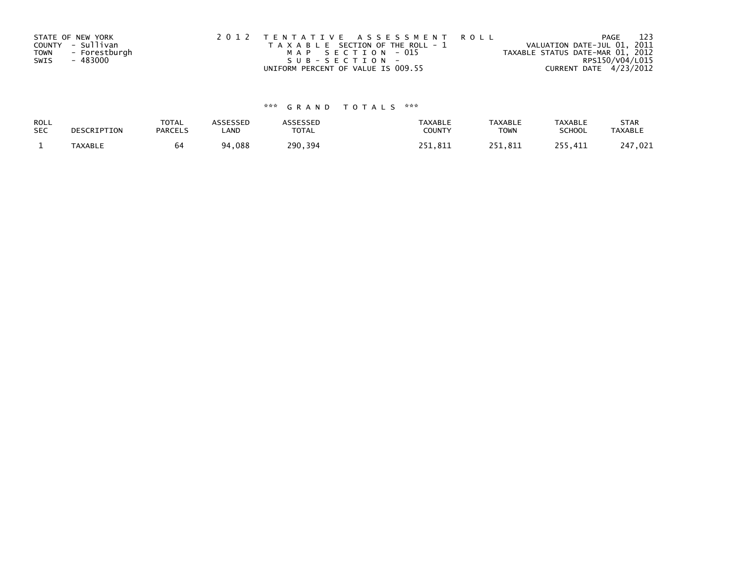STATE OF NEW YORK
COUNTY - Sullivan
TOWN - Forestburgh
SWIS - 483000

2012 TENTATIVE ASSESSMENT ROLL
TAXABLE SECTION OF THE ROLL - 1
MAP SECTION - 015
SUB-SECTION -
UNIFORM PERCENT OF VALUE IS 009.55

VALUATION DATE-JUL 01, 2011
TAXABLE STATUS DATE-MAR 01, 2012
RPS150/V04/L015
CURRENT DATE 4/23/2012

*** GRAND TOTALS ***

| ROLL SEC | DESCRIPTION | TOTAL PARCELS | ASSESSED LAND | ASSESSED TOTAL | TAXABLE COUNTY | TAXABLE TOWN | TAXABLE SCHOOL | STAR TAXABLE |
|---|---|---|---|---|---|---|---|---|
| 1 | TAXABLE | 64 | 94,088 | 290,394 | 251,811 | 251,811 | 255,411 | 247,021 |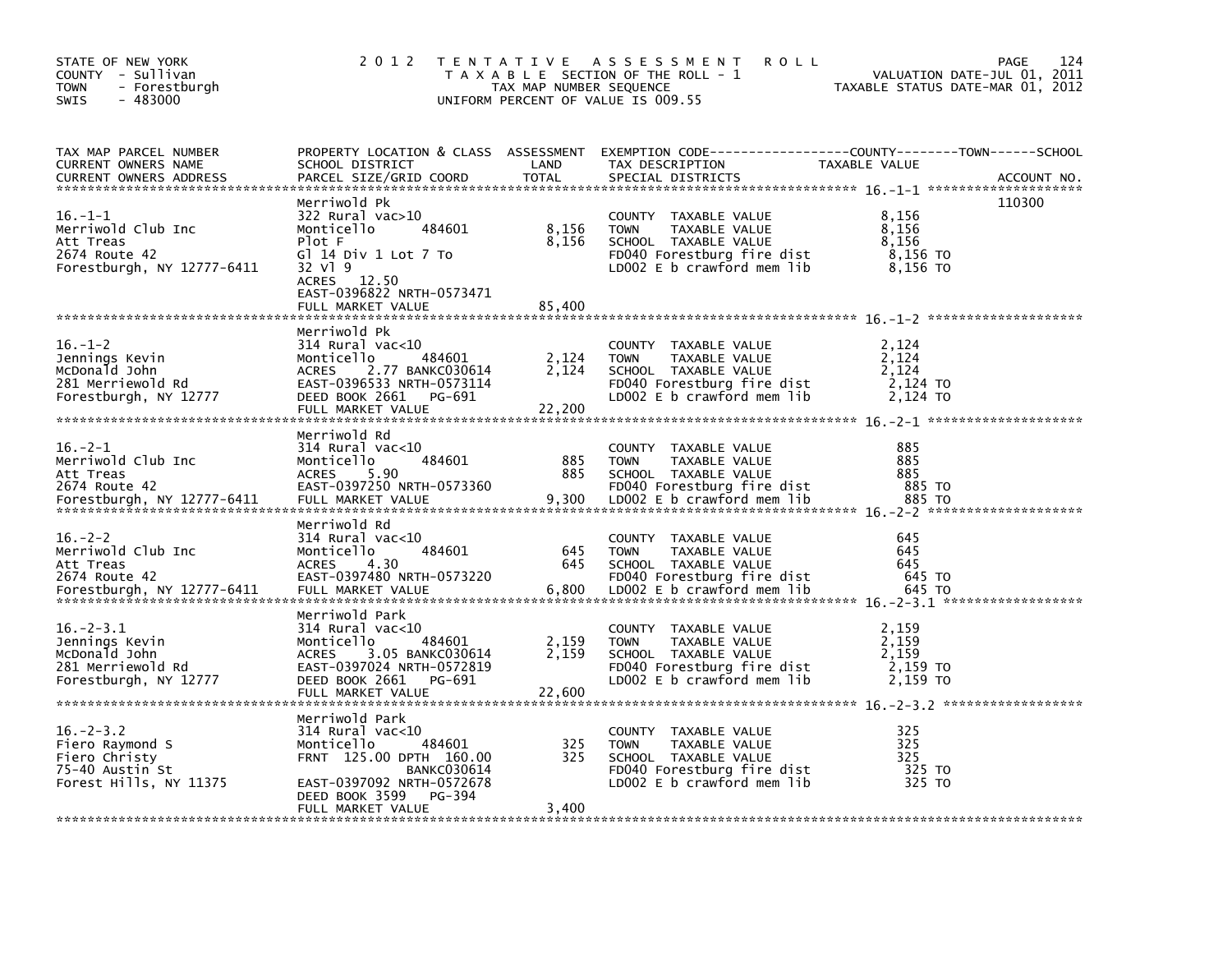STATE OF NEW YORK
COUNTY - Sullivan
TOWN - Forestburgh
SWIS - 483000

2 0 1 2 T E N T A T I V E A S S E S S M E N T R O L L
T A X A B L E SECTION OF THE ROLL - 1
TAX MAP NUMBER SEQUENCE
UNIFORM PERCENT OF VALUE IS 009.55

VALUATION DATE-JUL 01, 2011
TAXABLE STATUS DATE-MAR 01, 2012

| TAX MAP PARCEL NUMBER / CURRENT OWNERS NAME / CURRENT OWNERS ADDRESS | PROPERTY LOCATION & CLASS / SCHOOL DISTRICT / PARCEL SIZE/GRID COORD | ASSESSMENT LAND / TOTAL | EXEMPTION CODE / TAX DESCRIPTION / SPECIAL DISTRICTS | TAXABLE VALUE (COUNTY / TOWN / SCHOOL) | ACCOUNT NO. |
|---|---|---|---|---|---|
| 16.-1-1<br>Merriwold Club Inc<br>Att Treas<br>2674 Route 42<br>Forestburgh, NY 12777-6411 | Merriwold Pk<br>322 Rural vac>10<br>Monticello 484601<br>Plot F<br>Gl 14 Div 1 Lot 7 To<br>32 Vl 9<br>ACRES 12.50<br>EAST-0396822 NRTH-0573471<br>FULL MARKET VALUE | 8,156<br>8,156<br>85,400 | COUNTY TAXABLE VALUE<br>TOWN TAXABLE VALUE<br>SCHOOL TAXABLE VALUE<br>FD040 Forestburg fire dist<br>LD002 E b crawford mem lib | 8,156<br>8,156<br>8,156<br>8,156 TO<br>8,156 TO | 110300 |
| 16.-1-2<br>Jennings Kevin<br>McDonald John<br>281 Merriewold Rd<br>Forestburgh, NY 12777 | Merriwold Pk<br>314 Rural vac<10<br>Monticello 484601<br>ACRES 2.77 BANKC030614<br>EAST-0396533 NRTH-0573114<br>DEED BOOK 2661 PG-691<br>FULL MARKET VALUE | 2,124<br>2,124<br>22,200 | COUNTY TAXABLE VALUE<br>TOWN TAXABLE VALUE<br>SCHOOL TAXABLE VALUE<br>FD040 Forestburg fire dist<br>LD002 E b crawford mem lib | 2,124<br>2,124<br>2,124<br>2,124 TO<br>2,124 TO | |
| 16.-2-1<br>Merriwold Club Inc<br>Att Treas<br>2674 Route 42<br>Forestburgh, NY 12777-6411 | Merriwold Rd<br>314 Rural vac<10<br>Monticello 484601<br>ACRES 5.90<br>EAST-0397250 NRTH-0573360<br>FULL MARKET VALUE | 885<br>885<br>9,300 | COUNTY TAXABLE VALUE<br>TOWN TAXABLE VALUE<br>SCHOOL TAXABLE VALUE<br>FD040 Forestburg fire dist<br>LD002 E b crawford mem lib | 885<br>885<br>885<br>885 TO<br>885 TO | |
| 16.-2-2<br>Merriwold Club Inc<br>Att Treas<br>2674 Route 42<br>Forestburgh, NY 12777-6411 | Merriwold Rd<br>314 Rural vac<10<br>Monticello 484601<br>ACRES 4.30<br>EAST-0397480 NRTH-0573220<br>FULL MARKET VALUE | 645<br>645<br>6,800 | COUNTY TAXABLE VALUE<br>TOWN TAXABLE VALUE<br>SCHOOL TAXABLE VALUE<br>FD040 Forestburg fire dist<br>LD002 E b crawford mem lib | 645<br>645<br>645<br>645 TO<br>645 TO | |
| 16.-2-3.1<br>Jennings Kevin<br>McDonald John<br>281 Merriewold Rd<br>Forestburgh, NY 12777 | Merriwold Park<br>314 Rural vac<10<br>Monticello 484601<br>ACRES 3.05 BANKC030614<br>EAST-0397024 NRTH-0572819<br>DEED BOOK 2661 PG-691<br>FULL MARKET VALUE | 2,159<br>2,159<br>22,600 | COUNTY TAXABLE VALUE<br>TOWN TAXABLE VALUE<br>SCHOOL TAXABLE VALUE<br>FD040 Forestburg fire dist<br>LD002 E b crawford mem lib | 2,159<br>2,159<br>2,159<br>2,159 TO<br>2,159 TO | |
| 16.-2-3.2<br>Fiero Raymond S<br>Fiero Christy<br>75-40 Austin St<br>Forest Hills, NY 11375 | Merriwold Park<br>314 Rural vac<10<br>Monticello 484601<br>FRNT 125.00 DPTH 160.00<br>BANKC030614<br>EAST-0397092 NRTH-0572678<br>DEED BOOK 3599 PG-394<br>FULL MARKET VALUE | 325<br>325<br>3,400 | COUNTY TAXABLE VALUE<br>TOWN TAXABLE VALUE<br>SCHOOL TAXABLE VALUE<br>FD040 Forestburg fire dist<br>LD002 E b crawford mem lib | 325<br>325<br>325<br>325 TO<br>325 TO | |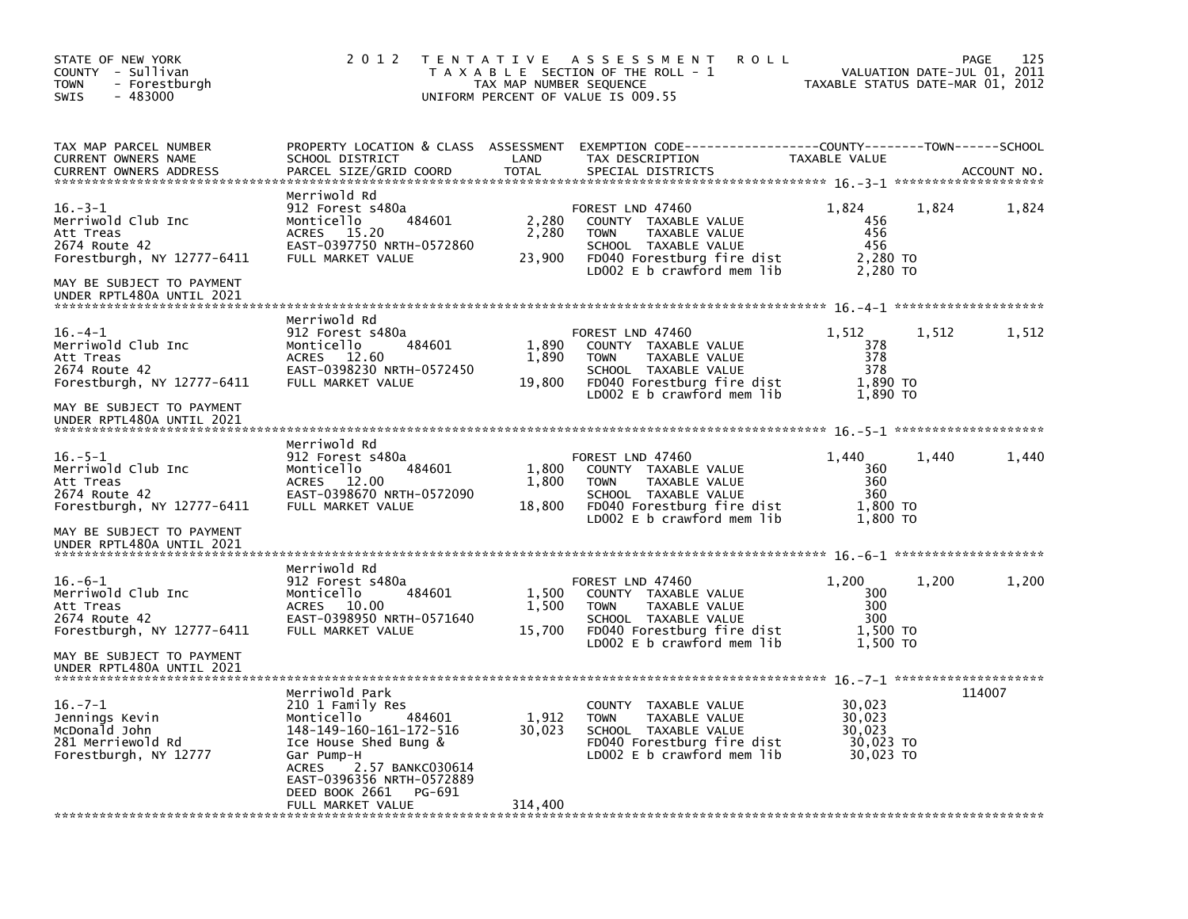STATE OF NEW YORK
COUNTY - Sullivan
TOWN - Forestburgh
SWIS - 483000

# 2012 TENTATIVE ASSESSMENT ROLL

TAXABLE SECTION OF THE ROLL - 1
TAX MAP NUMBER SEQUENCE
UNIFORM PERCENT OF VALUE IS 009.55

VALUATION DATE-JUL 01, 2011
TAXABLE STATUS DATE-MAR 01, 2012

| TAX MAP PARCEL NUMBER / CURRENT OWNERS NAME / CURRENT OWNERS ADDRESS | PROPERTY LOCATION & CLASS / SCHOOL DISTRICT / PARCEL SIZE/GRID COORD | ASSESSMENT LAND / TOTAL | EXEMPTION CODE / TAX DESCRIPTION / SPECIAL DISTRICTS | COUNTY TAXABLE VALUE | TOWN | SCHOOL | ACCOUNT NO. |
|---|---|---|---|---|---|---|---|
| **16.-3-1** | Merriwold Rd | | | | | | |
| 16.-3-1 | 912 Forest s480a | | FOREST LND 47460 | 1,824 | 1,824 | 1,824 | |
| Merriwold Club Inc | Monticello 484601 | 2,280 | COUNTY TAXABLE VALUE | 456 | | | |
| Att Treas | ACRES 15.20 | 2,280 | TOWN TAXABLE VALUE | 456 | | | |
| 2674 Route 42 | EAST-0397750 NRTH-0572860 | | SCHOOL TAXABLE VALUE | 456 | | | |
| Forestburgh, NY 12777-6411 | FULL MARKET VALUE | 23,900 | FD040 Forestburg fire dist | 2,280 TO | | | |
| | | | LD002 E b crawford mem lib | 2,280 TO | | | |
| MAY BE SUBJECT TO PAYMENT UNDER RPTL480A UNTIL 2021 | | | | | | | |
| **16.-4-1** | Merriwold Rd | | | | | | |
| 16.-4-1 | 912 Forest s480a | | FOREST LND 47460 | 1,512 | 1,512 | 1,512 | |
| Merriwold Club Inc | Monticello 484601 | 1,890 | COUNTY TAXABLE VALUE | 378 | | | |
| Att Treas | ACRES 12.60 | 1,890 | TOWN TAXABLE VALUE | 378 | | | |
| 2674 Route 42 | EAST-0398230 NRTH-0572450 | | SCHOOL TAXABLE VALUE | 378 | | | |
| Forestburgh, NY 12777-6411 | FULL MARKET VALUE | 19,800 | FD040 Forestburg fire dist | 1,890 TO | | | |
| | | | LD002 E b crawford mem lib | 1,890 TO | | | |
| MAY BE SUBJECT TO PAYMENT UNDER RPTL480A UNTIL 2021 | | | | | | | |
| **16.-5-1** | Merriwold Rd | | | | | | |
| 16.-5-1 | 912 Forest s480a | | FOREST LND 47460 | 1,440 | 1,440 | 1,440 | |
| Merriwold Club Inc | Monticello 484601 | 1,800 | COUNTY TAXABLE VALUE | 360 | | | |
| Att Treas | ACRES 12.00 | 1,800 | TOWN TAXABLE VALUE | 360 | | | |
| 2674 Route 42 | EAST-0398670 NRTH-0572090 | | SCHOOL TAXABLE VALUE | 360 | | | |
| Forestburgh, NY 12777-6411 | FULL MARKET VALUE | 18,800 | FD040 Forestburg fire dist | 1,800 TO | | | |
| | | | LD002 E b crawford mem lib | 1,800 TO | | | |
| MAY BE SUBJECT TO PAYMENT UNDER RPTL480A UNTIL 2021 | | | | | | | |
| **16.-6-1** | Merriwold Rd | | | | | | |
| 16.-6-1 | 912 Forest s480a | | FOREST LND 47460 | 1,200 | 1,200 | 1,200 | |
| Merriwold Club Inc | Monticello 484601 | 1,500 | COUNTY TAXABLE VALUE | 300 | | | |
| Att Treas | ACRES 10.00 | 1,500 | TOWN TAXABLE VALUE | 300 | | | |
| 2674 Route 42 | EAST-0398950 NRTH-0571640 | | SCHOOL TAXABLE VALUE | 300 | | | |
| Forestburgh, NY 12777-6411 | FULL MARKET VALUE | 15,700 | FD040 Forestburg fire dist | 1,500 TO | | | |
| | | | LD002 E b crawford mem lib | 1,500 TO | | | |
| MAY BE SUBJECT TO PAYMENT UNDER RPTL480A UNTIL 2021 | | | | | | | |
| **16.-7-1** | Merriwold Park | | | | | | 114007 |
| 16.-7-1 | 210 1 Family Res | | COUNTY TAXABLE VALUE | 30,023 | | | |
| Jennings Kevin | Monticello 484601 | 1,912 | TOWN TAXABLE VALUE | 30,023 | | | |
| McDonald John | 148-149-160-161-172-516 | 30,023 | SCHOOL TAXABLE VALUE | 30,023 | | | |
| 281 Merriewold Rd | Ice House Shed Bung & | | FD040 Forestburg fire dist | 30,023 TO | | | |
| Forestburgh, NY 12777 | Gar Pump-H | | LD002 E b crawford mem lib | 30,023 TO | | | |
| | ACRES 2.57 BANKC030614 | | | | | | |
| | EAST-0396356 NRTH-0572889 | | | | | | |
| | DEED BOOK 2661 PG-691 | | | | | | |
| | FULL MARKET VALUE | 314,400 | | | | | |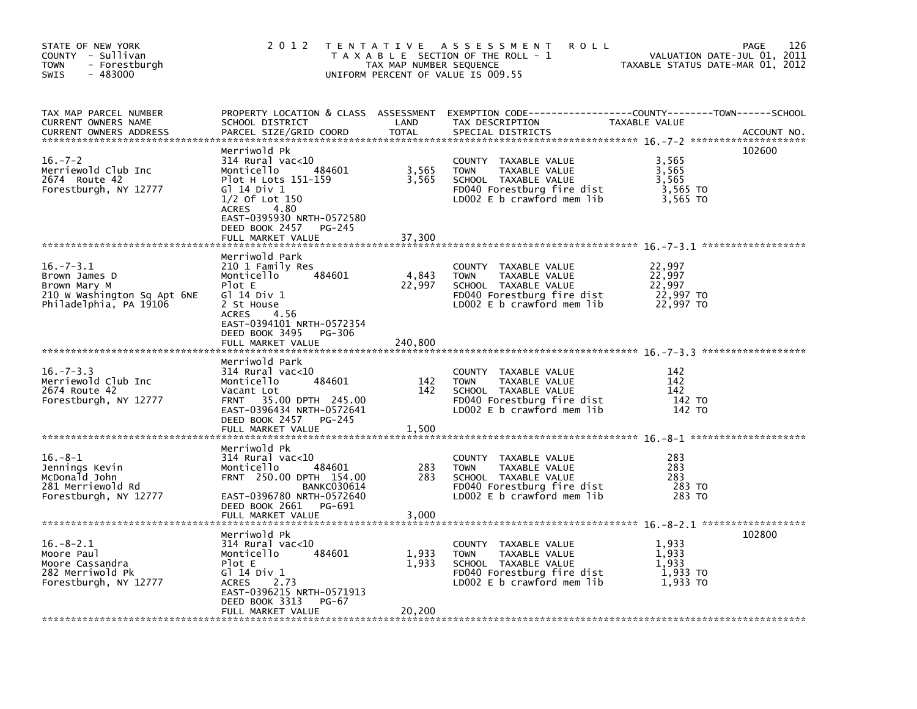STATE OF NEW YORK
COUNTY - Sullivan
TOWN - Forestburgh
SWIS - 483000

2012 TENTATIVE ASSESSMENT ROLL
TAXABLE SECTION OF THE ROLL - 1
TAX MAP NUMBER SEQUENCE
UNIFORM PERCENT OF VALUE IS 009.55

VALUATION DATE-JUL 01, 2011
TAXABLE STATUS DATE-MAR 01, 2012

| TAX MAP PARCEL NUMBER / CURRENT OWNERS NAME / CURRENT OWNERS ADDRESS | PROPERTY LOCATION & CLASS / SCHOOL DISTRICT / PARCEL SIZE/GRID COORD | ASSESSMENT LAND | TOTAL | EXEMPTION CODE / TAX DESCRIPTION / SPECIAL DISTRICTS | TAXABLE VALUE (COUNTY / TOWN / SCHOOL) | ACCOUNT NO. |
|---|---|---|---|---|---|---|
| 16.-7-2 | Merriwold Pk | | | | | 102600 |
| Merriewold Club Inc | 314 Rural vac<10 | | | COUNTY TAXABLE VALUE | 3,565 | |
| 2674 Route 42 | Monticello 484601 | 3,565 | | TOWN TAXABLE VALUE | 3,565 | |
| Forestburgh, NY 12777 | Plot H Lots 151-159 | | 3,565 | SCHOOL TAXABLE VALUE | 3,565 | |
| | Gl 14 Div 1 | | | FD040 Forestburg fire dist | 3,565 TO | |
| | 1/2 Of Lot 150 | | | LD002 E b crawford mem lib | 3,565 TO | |
| | ACRES 4.80 | | | | | |
| | EAST-0395930 NRTH-0572580 | | | | | |
| | DEED BOOK 2457 PG-245 | | | | | |
| | FULL MARKET VALUE | | 37,300 | | | |
| 16.-7-3.1 | Merriwold Park | | | | | |
| Brown James D | 210 1 Family Res | | | COUNTY TAXABLE VALUE | 22,997 | |
| Brown Mary M | Monticello 484601 | 4,843 | | TOWN TAXABLE VALUE | 22,997 | |
| 210 W Washington Sq Apt 6NE | Plot E | | 22,997 | SCHOOL TAXABLE VALUE | 22,997 | |
| Philadelphia, PA 19106 | Gl 14 Div 1 | | | FD040 Forestburg fire dist | 22,997 TO | |
| | 2 St House | | | LD002 E b crawford mem lib | 22,997 TO | |
| | ACRES 4.56 | | | | | |
| | EAST-0394101 NRTH-0572354 | | | | | |
| | DEED BOOK 3495 PG-306 | | | | | |
| | FULL MARKET VALUE | | 240,800 | | | |
| 16.-7-3.3 | Merriwold Park | | | | | |
| Merriewold Club Inc | 314 Rural vac<10 | | | COUNTY TAXABLE VALUE | 142 | |
| 2674 Route 42 | Monticello 484601 | 142 | | TOWN TAXABLE VALUE | 142 | |
| Forestburgh, NY 12777 | Vacant Lot | | 142 | SCHOOL TAXABLE VALUE | 142 | |
| | FRNT 35.00 DPTH 245.00 | | | FD040 Forestburg fire dist | 142 TO | |
| | EAST-0396434 NRTH-0572641 | | | LD002 E b crawford mem lib | 142 TO | |
| | DEED BOOK 2457 PG-245 | | | | | |
| | FULL MARKET VALUE | | 1,500 | | | |
| 16.-8-1 | Merriwold Pk | | | | | |
| Jennings Kevin | 314 Rural vac<10 | | | COUNTY TAXABLE VALUE | 283 | |
| McDonald John | Monticello 484601 | 283 | | TOWN TAXABLE VALUE | 283 | |
| 281 Merriewold Rd | FRNT 250.00 DPTH 154.00 | | 283 | SCHOOL TAXABLE VALUE | 283 | |
| Forestburgh, NY 12777 | BANKC030614 | | | FD040 Forestburg fire dist | 283 TO | |
| | EAST-0396780 NRTH-0572640 | | | LD002 E b crawford mem lib | 283 TO | |
| | DEED BOOK 2661 PG-691 | | | | | |
| | FULL MARKET VALUE | | 3,000 | | | |
| 16.-8-2.1 | Merriwold Pk | | | | | 102800 |
| Moore Paul | 314 Rural vac<10 | | | COUNTY TAXABLE VALUE | 1,933 | |
| Moore Cassandra | Monticello 484601 | 1,933 | | TOWN TAXABLE VALUE | 1,933 | |
| 282 Merriwold Pk | Plot E | | 1,933 | SCHOOL TAXABLE VALUE | 1,933 | |
| Forestburgh, NY 12777 | Gl 14 Div 1 | | | FD040 Forestburg fire dist | 1,933 TO | |
| | ACRES 2.73 | | | LD002 E b crawford mem lib | 1,933 TO | |
| | EAST-0396215 NRTH-0571913 | | | | | |
| | DEED BOOK 3313 PG-67 | | | | | |
| | FULL MARKET VALUE | | 20,200 | | | |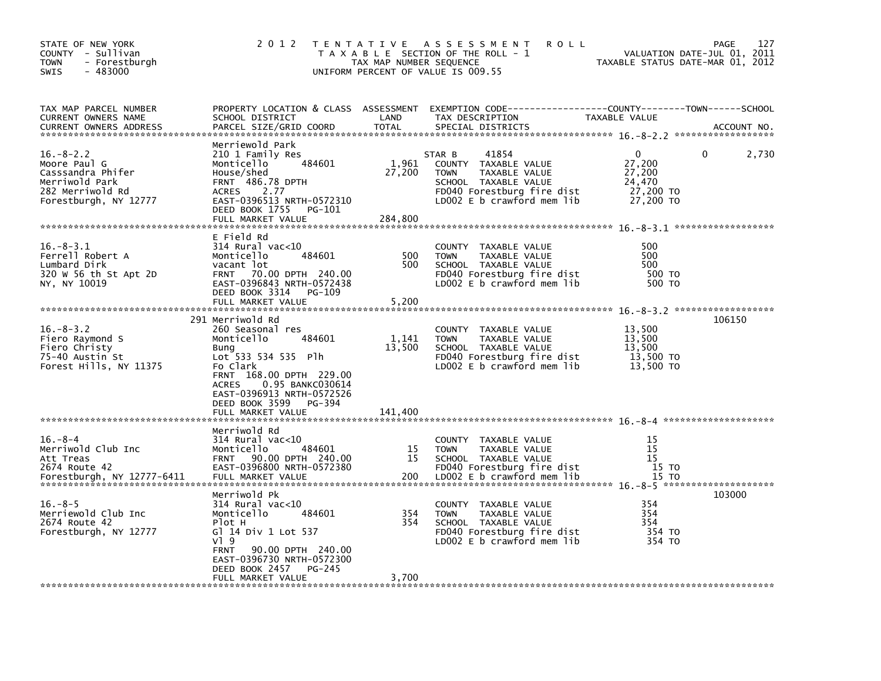STATE OF NEW YORK
COUNTY - Sullivan
TOWN - Forestburgh
SWIS - 483000

2 0 1 2 T E N T A T I V E A S S E S S M E N T R O L L
T A X A B L E SECTION OF THE ROLL - 1
TAX MAP NUMBER SEQUENCE
UNIFORM PERCENT OF VALUE IS 009.55

VALUATION DATE-JUL 01, 2011
TAXABLE STATUS DATE-MAR 01, 2012

| TAX MAP PARCEL NUMBER / CURRENT OWNERS NAME / CURRENT OWNERS ADDRESS | PROPERTY LOCATION & CLASS / SCHOOL DISTRICT / PARCEL SIZE/GRID COORD | ASSESSMENT LAND / TOTAL | EXEMPTION CODE / TAX DESCRIPTION / SPECIAL DISTRICTS | COUNTY | TOWN | SCHOOL | ACCOUNT NO. |
|---|---|---|---|---|---|---|---|
| 16.-8-2.2 | Merriewold Park | | | | | | |
| Moore Paul G | 210 1 Family Res | | STAR B 41854 | 0 | 0 | 2,730 | |
| Casssandra Phifer | Monticello 484601 | 1,961 | COUNTY TAXABLE VALUE | 27,200 | | | |
| Merriwold Park | House/shed | 27,200 | TOWN TAXABLE VALUE | | 27,200 | | |
| 282 Merriwold Rd | FRNT 486.78 DPTH | | SCHOOL TAXABLE VALUE | | | 24,470 | |
| Forestburgh, NY 12777 | ACRES 2.77 | | FD040 Forestburg fire dist | 27,200 TO | | | |
| | EAST-0396513 NRTH-0572310 | | LD002 E b crawford mem lib | 27,200 TO | | | |
| | DEED BOOK 1755 PG-101 | | | | | | |
| | FULL MARKET VALUE | 284,800 | | | | | |
| 16.-8-3.1 | E Field Rd | | | | | | |
| Ferrell Robert A | 314 Rural vac<10 | | COUNTY TAXABLE VALUE | 500 | | | |
| Lumbard Dirk | Monticello 484601 | 500 | TOWN TAXABLE VALUE | | 500 | | |
| 320 W 56 th St Apt 2D | vacant lot | 500 | SCHOOL TAXABLE VALUE | | | 500 | |
| NY, NY 10019 | FRNT 70.00 DPTH 240.00 | | FD040 Forestburg fire dist | 500 TO | | | |
| | EAST-0396843 NRTH-0572438 | | LD002 E b crawford mem lib | 500 TO | | | |
| | DEED BOOK 3314 PG-109 | | | | | | |
| | FULL MARKET VALUE | 5,200 | | | | | |
| 16.-8-3.2 | 291 Merriwold Rd | | | | | | 106150 |
| Fiero Raymond S | 260 Seasonal res | | COUNTY TAXABLE VALUE | 13,500 | | | |
| Fiero Christy | Monticello 484601 | 1,141 | TOWN TAXABLE VALUE | | 13,500 | | |
| 75-40 Austin St | Bung | 13,500 | SCHOOL TAXABLE VALUE | | | 13,500 | |
| Forest Hills, NY 11375 | Lot 533 534 535 Plh | | FD040 Forestburg fire dist | 13,500 TO | | | |
| | Fo Clark | | LD002 E b crawford mem lib | 13,500 TO | | | |
| | FRNT 168.00 DPTH 229.00 | | | | | | |
| | ACRES 0.95 BANKC030614 | | | | | | |
| | EAST-0396913 NRTH-0572526 | | | | | | |
| | DEED BOOK 3599 PG-394 | | | | | | |
| | FULL MARKET VALUE | 141,400 | | | | | |
| 16.-8-4 | Merriwold Rd | | | | | | |
| Merriwold Club Inc | 314 Rural vac<10 | | COUNTY TAXABLE VALUE | 15 | | | |
| Att Treas | Monticello 484601 | 15 | TOWN TAXABLE VALUE | | 15 | | |
| 2674 Route 42 | FRNT 90.00 DPTH 240.00 | 15 | SCHOOL TAXABLE VALUE | | | 15 | |
| Forestburgh, NY 12777-6411 | EAST-0396800 NRTH-0572380 | | FD040 Forestburg fire dist | 15 TO | | | |
| | FULL MARKET VALUE | 200 | LD002 E b crawford mem lib | 15 TO | | | |
| 16.-8-5 | Merriwold Pk | | | | | | 103000 |
| Merriewold Club Inc | 314 Rural vac<10 | | COUNTY TAXABLE VALUE | 354 | | | |
| 2674 Route 42 | Monticello 484601 | 354 | TOWN TAXABLE VALUE | | 354 | | |
| Forestburgh, NY 12777 | Plot H | 354 | SCHOOL TAXABLE VALUE | | | 354 | |
| | Gl 14 Div 1 Lot 537 | | FD040 Forestburg fire dist | 354 TO | | | |
| | Vl 9 | | LD002 E b crawford mem lib | 354 TO | | | |
| | FRNT 90.00 DPTH 240.00 | | | | | | |
| | EAST-0396730 NRTH-0572300 | | | | | | |
| | DEED BOOK 2457 PG-245 | | | | | | |
| | FULL MARKET VALUE | 3,700 | | | | | |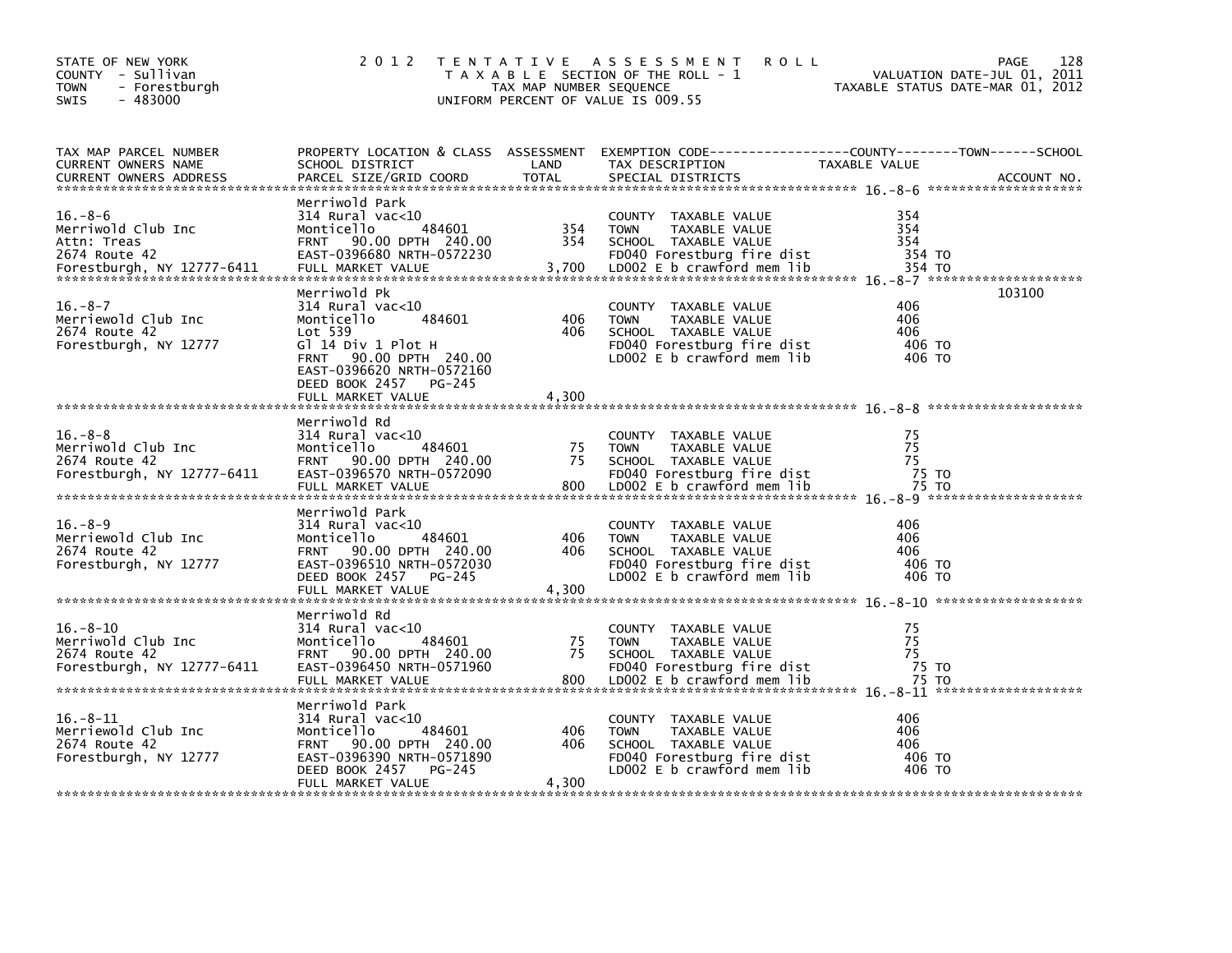STATE OF NEW YORK
COUNTY - Sullivan
TOWN - Forestburgh
SWIS - 483000

2 0 1 2 T E N T A T I V E A S S E S S M E N T R O L L
T A X A B L E SECTION OF THE ROLL - 1
TAX MAP NUMBER SEQUENCE
UNIFORM PERCENT OF VALUE IS 009.55

VALUATION DATE-JUL 01, 2011
TAXABLE STATUS DATE-MAR 01, 2012

| TAX MAP PARCEL NUMBER<br>CURRENT OWNERS NAME<br>CURRENT OWNERS ADDRESS | PROPERTY LOCATION & CLASS<br>SCHOOL DISTRICT<br>PARCEL SIZE/GRID COORD | ASSESSMENT<br>LAND<br>TOTAL | EXEMPTION CODE-----COUNTY-----TOWN-----SCHOOL<br>TAX DESCRIPTION<br>SPECIAL DISTRICTS | TAXABLE VALUE | ACCOUNT NO. |
|---|---|---|---|---|---|
| 16.-8-6 | Merriwold Park | | | | |
| 16.-8-6<br>Merriwold Club Inc<br>Attn: Treas<br>2674 Route 42<br>Forestburgh, NY 12777-6411 | 314 Rural vac<10<br>Monticello 484601<br>FRNT 90.00 DPTH 240.00<br>EAST-0396680 NRTH-0572230<br>FULL MARKET VALUE | 354<br>354<br><br><br>3,700 | COUNTY TAXABLE VALUE<br>TOWN TAXABLE VALUE<br>SCHOOL TAXABLE VALUE<br>FD040 Forestburg fire dist<br>LD002 E b crawford mem lib | 354<br>354<br>354<br>354 TO<br>354 TO | |
| 16.-8-7 | Merriwold Pk | | | | 103100 |
| 16.-8-7<br>Merriewold Club Inc<br>2674 Route 42<br>Forestburgh, NY 12777 | 314 Rural vac<10<br>Monticello 484601<br>Lot 539<br>Gl 14 Div 1 Plot H<br>FRNT 90.00 DPTH 240.00<br>EAST-0396620 NRTH-0572160<br>DEED BOOK 2457 PG-245<br>FULL MARKET VALUE | 406<br>406<br><br><br><br><br><br>4,300 | COUNTY TAXABLE VALUE<br>TOWN TAXABLE VALUE<br>SCHOOL TAXABLE VALUE<br>FD040 Forestburg fire dist<br>LD002 E b crawford mem lib | 406<br>406<br>406<br>406 TO<br>406 TO | |
| 16.-8-8 | Merriwold Rd | | | | |
| 16.-8-8<br>Merriwold Club Inc<br>2674 Route 42<br>Forestburgh, NY 12777-6411 | 314 Rural vac<10<br>Monticello 484601<br>FRNT 90.00 DPTH 240.00<br>EAST-0396570 NRTH-0572090<br>FULL MARKET VALUE | 75<br>75<br><br><br>800 | COUNTY TAXABLE VALUE<br>TOWN TAXABLE VALUE<br>SCHOOL TAXABLE VALUE<br>FD040 Forestburg fire dist<br>LD002 E b crawford mem lib | 75<br>75<br>75<br>75 TO<br>75 TO | |
| 16.-8-9 | Merriwold Park | | | | |
| 16.-8-9<br>Merriewold Club Inc<br>2674 Route 42<br>Forestburgh, NY 12777 | 314 Rural vac<10<br>Monticello 484601<br>FRNT 90.00 DPTH 240.00<br>EAST-0396510 NRTH-0572030<br>DEED BOOK 2457 PG-245<br>FULL MARKET VALUE | 406<br>406<br><br><br><br>4,300 | COUNTY TAXABLE VALUE<br>TOWN TAXABLE VALUE<br>SCHOOL TAXABLE VALUE<br>FD040 Forestburg fire dist<br>LD002 E b crawford mem lib | 406<br>406<br>406<br>406 TO<br>406 TO | |
| 16.-8-10 | Merriwold Rd | | | | |
| 16.-8-10<br>Merriwold Club Inc<br>2674 Route 42<br>Forestburgh, NY 12777-6411 | 314 Rural vac<10<br>Monticello 484601<br>FRNT 90.00 DPTH 240.00<br>EAST-0396450 NRTH-0571960<br>FULL MARKET VALUE | 75<br>75<br><br><br>800 | COUNTY TAXABLE VALUE<br>TOWN TAXABLE VALUE<br>SCHOOL TAXABLE VALUE<br>FD040 Forestburg fire dist<br>LD002 E b crawford mem lib | 75<br>75<br>75<br>75 TO<br>75 TO | |
| 16.-8-11 | Merriwold Park | | | | |
| 16.-8-11<br>Merriewold Club Inc<br>2674 Route 42<br>Forestburgh, NY 12777 | 314 Rural vac<10<br>Monticello 484601<br>FRNT 90.00 DPTH 240.00<br>EAST-0396390 NRTH-0571890<br>DEED BOOK 2457 PG-245<br>FULL MARKET VALUE | 406<br>406<br><br><br><br>4,300 | COUNTY TAXABLE VALUE<br>TOWN TAXABLE VALUE<br>SCHOOL TAXABLE VALUE<br>FD040 Forestburg fire dist<br>LD002 E b crawford mem lib | 406<br>406<br>406<br>406 TO<br>406 TO | |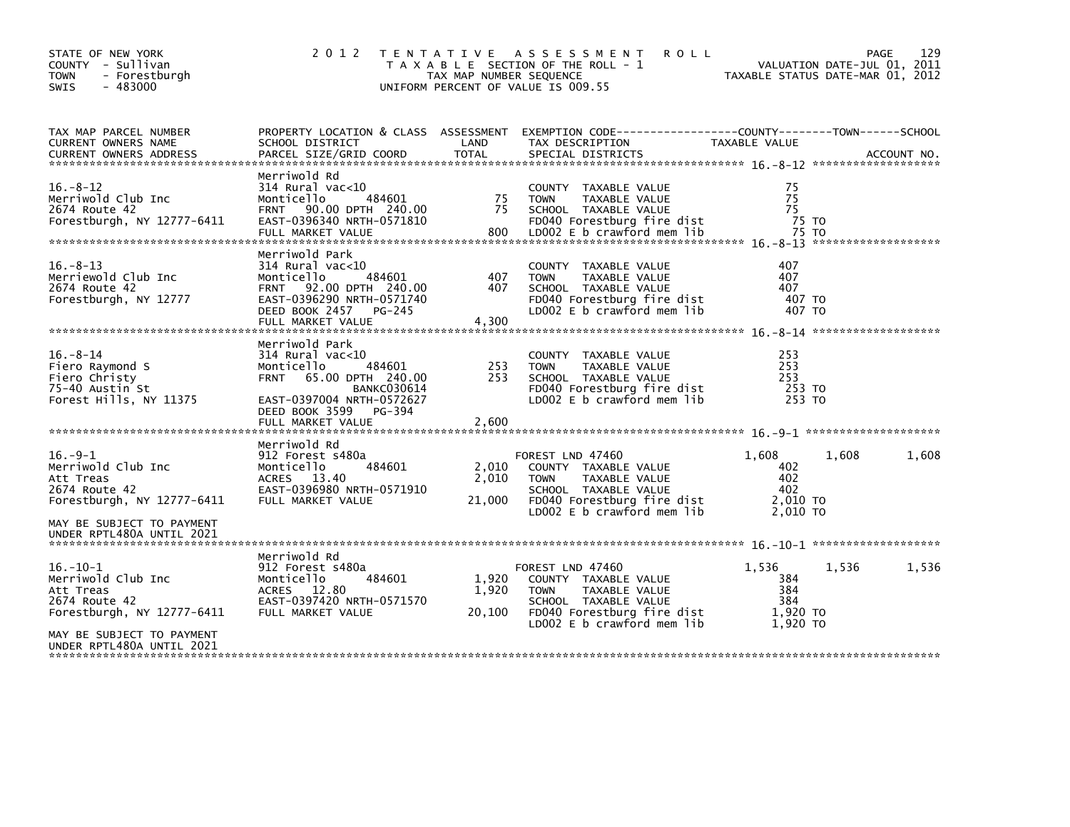STATE OF NEW YORK
COUNTY - Sullivan
TOWN - Forestburgh
SWIS - 483000

2 0 1 2 T E N T A T I V E A S S E S S M E N T R O L L
T A X A B L E SECTION OF THE ROLL - 1
TAX MAP NUMBER SEQUENCE
UNIFORM PERCENT OF VALUE IS 009.55

VALUATION DATE-JUL 01, 2011
TAXABLE STATUS DATE-MAR 01, 2012

| TAX MAP PARCEL NUMBER / CURRENT OWNERS NAME / CURRENT OWNERS ADDRESS | PROPERTY LOCATION & CLASS / SCHOOL DISTRICT / PARCEL SIZE/GRID COORD | ASSESSMENT LAND | TOTAL | EXEMPTION CODE / TAX DESCRIPTION / SPECIAL DISTRICTS | COUNTY TAXABLE VALUE | TOWN | SCHOOL | ACCOUNT NO. |
|---|---|---|---|---|---|---|---|---|
| 16.-8-12 | Merriwold Rd | | | | | | | |
| Merriwold Club Inc | 314 Rural vac<10 | | | COUNTY TAXABLE VALUE | 75 | | | |
| 2674 Route 42 | Monticello 484601 | 75 | | TOWN TAXABLE VALUE | 75 | | | |
| Forestburgh, NY 12777-6411 | FRNT 90.00 DPTH 240.00 | | 75 | SCHOOL TAXABLE VALUE | 75 | | | |
| | EAST-0396340 NRTH-0571810 | | | FD040 Forestburg fire dist | 75 TO | | | |
| | FULL MARKET VALUE | | 800 | LD002 E b crawford mem lib | 75 TO | | | |
| 16.-8-13 | Merriwold Park | | | | | | | |
| Merriewold Club Inc | 314 Rural vac<10 | | | COUNTY TAXABLE VALUE | 407 | | | |
| 2674 Route 42 | Monticello 484601 | 407 | | TOWN TAXABLE VALUE | 407 | | | |
| Forestburgh, NY 12777 | FRNT 92.00 DPTH 240.00 | | 407 | SCHOOL TAXABLE VALUE | 407 | | | |
| | EAST-0396290 NRTH-0571740 | | | FD040 Forestburg fire dist | 407 TO | | | |
| | DEED BOOK 2457 PG-245 | | | LD002 E b crawford mem lib | 407 TO | | | |
| | FULL MARKET VALUE | | 4,300 | | | | | |
| 16.-8-14 | Merriwold Park | | | | | | | |
| Fiero Raymond S | 314 Rural vac<10 | | | COUNTY TAXABLE VALUE | 253 | | | |
| Fiero Christy | Monticello 484601 | 253 | | TOWN TAXABLE VALUE | 253 | | | |
| 75-40 Austin St | FRNT 65.00 DPTH 240.00 | | 253 | SCHOOL TAXABLE VALUE | 253 | | | |
| Forest Hills, NY 11375 | BANKC030614 | | | FD040 Forestburg fire dist | 253 TO | | | |
| | EAST-0397004 NRTH-0572627 | | | LD002 E b crawford mem lib | 253 TO | | | |
| | DEED BOOK 3599 PG-394 | | | | | | | |
| | FULL MARKET VALUE | | 2,600 | | | | | |
| 16.-9-1 | Merriwold Rd | | | | | | | |
| Merriwold Club Inc | 912 Forest s480a | | | FOREST LND 47460 | 1,608 | 1,608 | 1,608 | |
| Att Treas | Monticello 484601 | 2,010 | | COUNTY TAXABLE VALUE | 402 | | | |
| 2674 Route 42 | ACRES 13.40 | | 2,010 | TOWN TAXABLE VALUE | 402 | | | |
| Forestburgh, NY 12777-6411 | EAST-0396980 NRTH-0571910 | | | SCHOOL TAXABLE VALUE | 402 | | | |
| | FULL MARKET VALUE | | 21,000 | FD040 Forestburg fire dist | 2,010 TO | | | |
| MAY BE SUBJECT TO PAYMENT UNDER RPTL480A UNTIL 2021 | | | | LD002 E b crawford mem lib | 2,010 TO | | | |
| 16.-10-1 | Merriwold Rd | | | | | | | |
| Merriwold Club Inc | 912 Forest s480a | | | FOREST LND 47460 | 1,536 | 1,536 | 1,536 | |
| Att Treas | Monticello 484601 | 1,920 | | COUNTY TAXABLE VALUE | 384 | | | |
| 2674 Route 42 | ACRES 12.80 | | 1,920 | TOWN TAXABLE VALUE | 384 | | | |
| Forestburgh, NY 12777-6411 | EAST-0397420 NRTH-0571570 | | | SCHOOL TAXABLE VALUE | 384 | | | |
| | FULL MARKET VALUE | | 20,100 | FD040 Forestburg fire dist | 1,920 TO | | | |
| MAY BE SUBJECT TO PAYMENT UNDER RPTL480A UNTIL 2021 | | | | LD002 E b crawford mem lib | 1,920 TO | | | |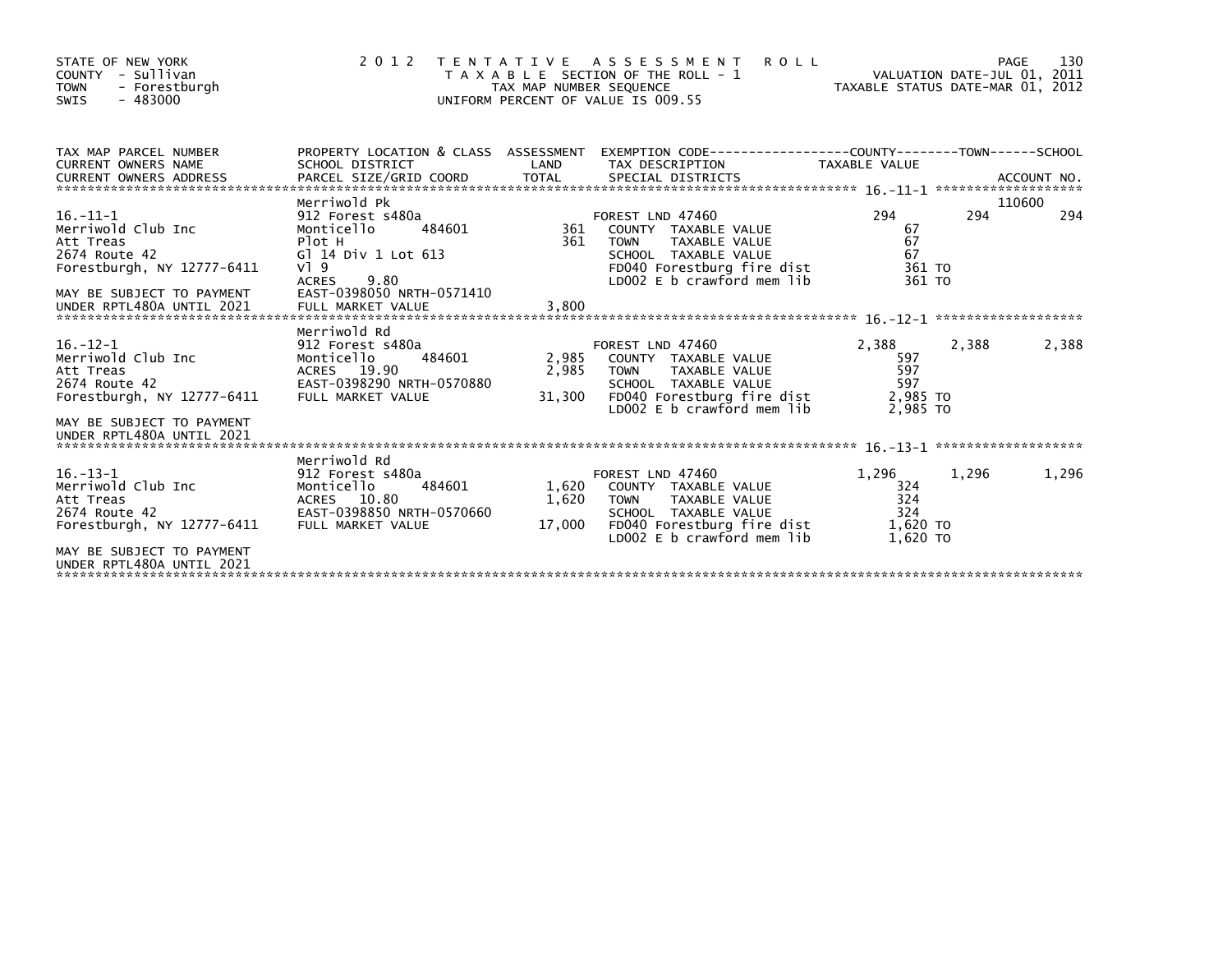STATE OF NEW YORK
COUNTY - Sullivan
TOWN - Forestburgh
SWIS - 483000

2012 TENTATIVE ASSESSMENT ROLL
TAXABLE SECTION OF THE ROLL - 1
TAX MAP NUMBER SEQUENCE
UNIFORM PERCENT OF VALUE IS 009.55

VALUATION DATE-JUL 01, 2011
TAXABLE STATUS DATE-MAR 01, 2012

| TAX MAP PARCEL NUMBER / CURRENT OWNERS NAME / CURRENT OWNERS ADDRESS | PROPERTY LOCATION & CLASS / SCHOOL DISTRICT / PARCEL SIZE/GRID COORD | ASSESSMENT LAND / TOTAL | EXEMPTION CODE / TAX DESCRIPTION / SPECIAL DISTRICTS | COUNTY TAXABLE VALUE | TOWN | SCHOOL / ACCOUNT NO. |
|---|---|---|---|---|---|---|
| 16.-11-1 | Merriwold Pk | | | | | 110600 |
| Merriwold Club Inc | 912 Forest s480a | | FOREST LND 47460 | 294 | 294 | 294 |
| Att Treas | Monticello 484601 | 361 | COUNTY TAXABLE VALUE | 67 | | |
| 2674 Route 42 | Plot H | 361 | TOWN TAXABLE VALUE | 67 | | |
| Forestburgh, NY 12777-6411 | Gl 14 Div 1 Lot 613 | | SCHOOL TAXABLE VALUE | 67 | | |
| | Vl 9 | | FD040 Forestburg fire dist | 361 TO | | |
| | ACRES 9.80 | | LD002 E b crawford mem lib | 361 TO | | |
| MAY BE SUBJECT TO PAYMENT | EAST-0398050 NRTH-0571410 | | | | | |
| UNDER RPTL480A UNTIL 2021 | FULL MARKET VALUE | 3,800 | | | | |
| 16.-12-1 | Merriwold Rd | | | | | |
| Merriwold Club Inc | 912 Forest s480a | | FOREST LND 47460 | 2,388 | 2,388 | 2,388 |
| Att Treas | Monticello 484601 | 2,985 | COUNTY TAXABLE VALUE | 597 | | |
| 2674 Route 42 | ACRES 19.90 | 2,985 | TOWN TAXABLE VALUE | 597 | | |
| Forestburgh, NY 12777-6411 | EAST-0398290 NRTH-0570880 | | SCHOOL TAXABLE VALUE | 597 | | |
| | FULL MARKET VALUE | 31,300 | FD040 Forestburg fire dist | 2,985 TO | | |
| | | | LD002 E b crawford mem lib | 2,985 TO | | |
| MAY BE SUBJECT TO PAYMENT | | | | | | |
| UNDER RPTL480A UNTIL 2021 | | | | | | |
| 16.-13-1 | Merriwold Rd | | | | | |
| Merriwold Club Inc | 912 Forest s480a | | FOREST LND 47460 | 1,296 | 1,296 | 1,296 |
| Att Treas | Monticello 484601 | 1,620 | COUNTY TAXABLE VALUE | 324 | | |
| 2674 Route 42 | ACRES 10.80 | 1,620 | TOWN TAXABLE VALUE | 324 | | |
| Forestburgh, NY 12777-6411 | EAST-0398850 NRTH-0570660 | | SCHOOL TAXABLE VALUE | 324 | | |
| | FULL MARKET VALUE | 17,000 | FD040 Forestburg fire dist | 1,620 TO | | |
| | | | LD002 E b crawford mem lib | 1,620 TO | | |
| MAY BE SUBJECT TO PAYMENT | | | | | | |
| UNDER RPTL480A UNTIL 2021 | | | | | | |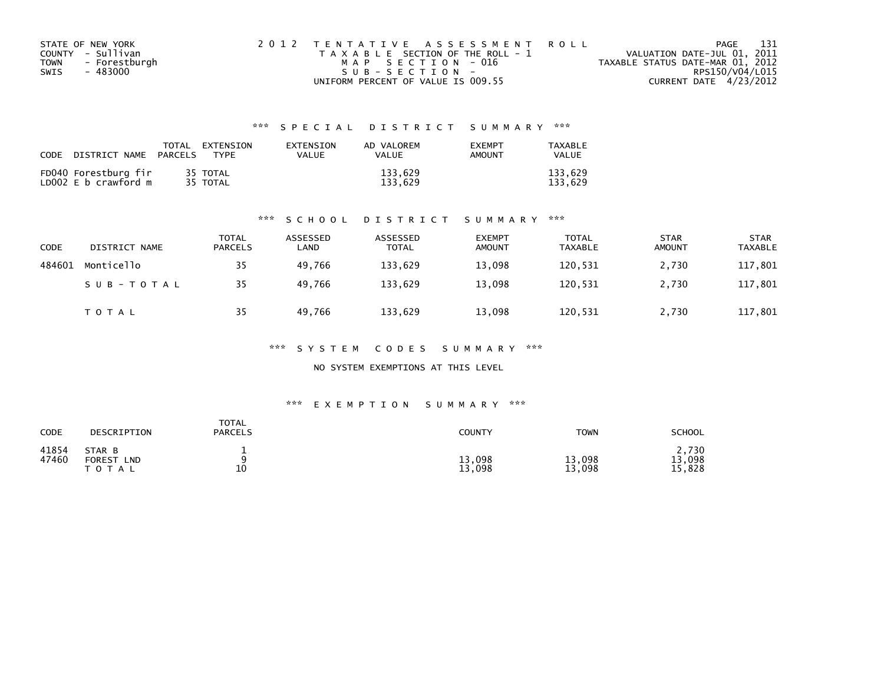STATE OF NEW YORK
COUNTY - Sullivan
TOWN - Forestburgh
SWIS - 483000

2012 TENTATIVE ASSESSMENT ROLL
TAXABLE SECTION OF THE ROLL - 1
MAP SECTION - 016
SUB-SECTION -
UNIFORM PERCENT OF VALUE IS 009.55

VALUATION DATE-JUL 01, 2011
TAXABLE STATUS DATE-MAR 01, 2012
RPS150/V04/L015
CURRENT DATE 4/23/2012

### *** SPECIAL DISTRICT SUMMARY ***

| CODE | DISTRICT NAME | TOTAL PARCELS | EXTENSION TYPE | EXTENSION VALUE | AD VALOREM VALUE | EXEMPT AMOUNT | TAXABLE VALUE |
|---|---|---|---|---|---|---|---|
| FD040 | Forestburg fir | 35 | TOTAL | | 133,629 | | 133,629 |
| LD002 | E b crawford m | 35 | TOTAL | | 133,629 | | 133,629 |

### *** SCHOOL DISTRICT SUMMARY ***

| CODE | DISTRICT NAME | TOTAL PARCELS | ASSESSED LAND | ASSESSED TOTAL | EXEMPT AMOUNT | TOTAL TAXABLE | STAR AMOUNT | STAR TAXABLE |
|---|---|---|---|---|---|---|---|---|
| 484601 | Monticello | 35 | 49,766 | 133,629 | 13,098 | 120,531 | 2,730 | 117,801 |
| | SUB-TOTAL | 35 | 49,766 | 133,629 | 13,098 | 120,531 | 2,730 | 117,801 |
| | TOTAL | 35 | 49,766 | 133,629 | 13,098 | 120,531 | 2,730 | 117,801 |

### *** SYSTEM CODES SUMMARY ***

NO SYSTEM EXEMPTIONS AT THIS LEVEL

### *** EXEMPTION SUMMARY ***

| CODE | DESCRIPTION | TOTAL PARCELS | COUNTY | TOWN | SCHOOL |
|---|---|---|---|---|---|
| 41854 | STAR B | 1 | | | 2,730 |
| 47460 | FOREST LND | 9 | 13,098 | 13,098 | 13,098 |
| | TOTAL | 10 | 13,098 | 13,098 | 15,828 |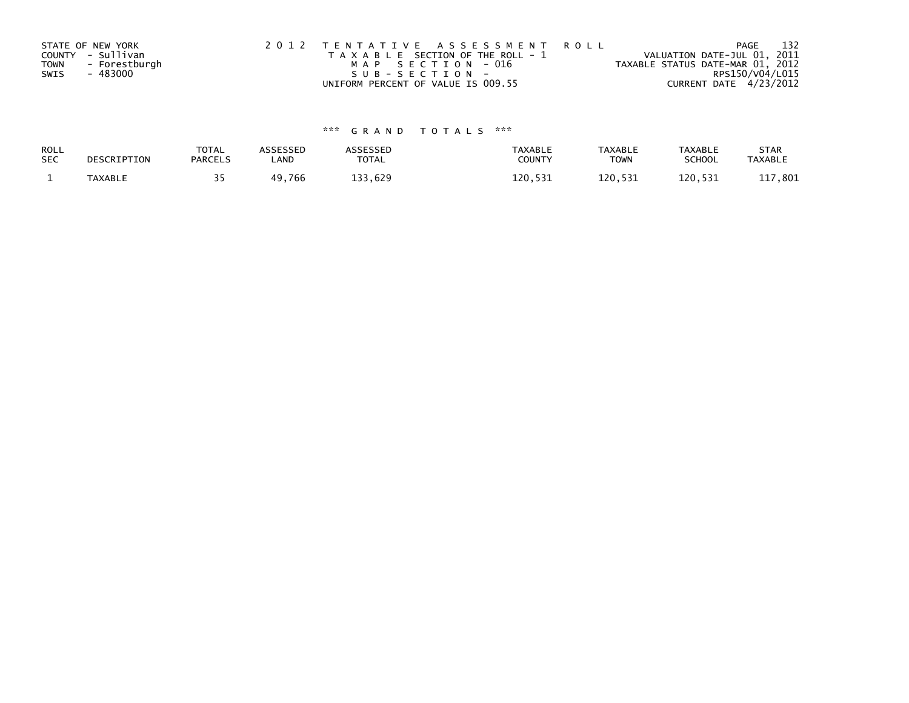STATE OF NEW YORK
COUNTY - Sullivan
TOWN - Forestburgh
SWIS - 483000

2012 TENTATIVE ASSESSMENT ROLL
TAXABLE SECTION OF THE ROLL - 1
MAP SECTION - 016
SUB-SECTION -
UNIFORM PERCENT OF VALUE IS 009.55

VALUATION DATE-JUL 01, 2011
TAXABLE STATUS DATE-MAR 01, 2012
RPS150/V04/L015
CURRENT DATE 4/23/2012

*** GRAND TOTALS ***

| ROLL SEC | DESCRIPTION | TOTAL PARCELS | ASSESSED LAND | ASSESSED TOTAL | TAXABLE COUNTY | TAXABLE TOWN | TAXABLE SCHOOL | STAR TAXABLE |
|---|---|---|---|---|---|---|---|---|
| 1 | TAXABLE | 35 | 49,766 | 133,629 | 120,531 | 120,531 | 120,531 | 117,801 |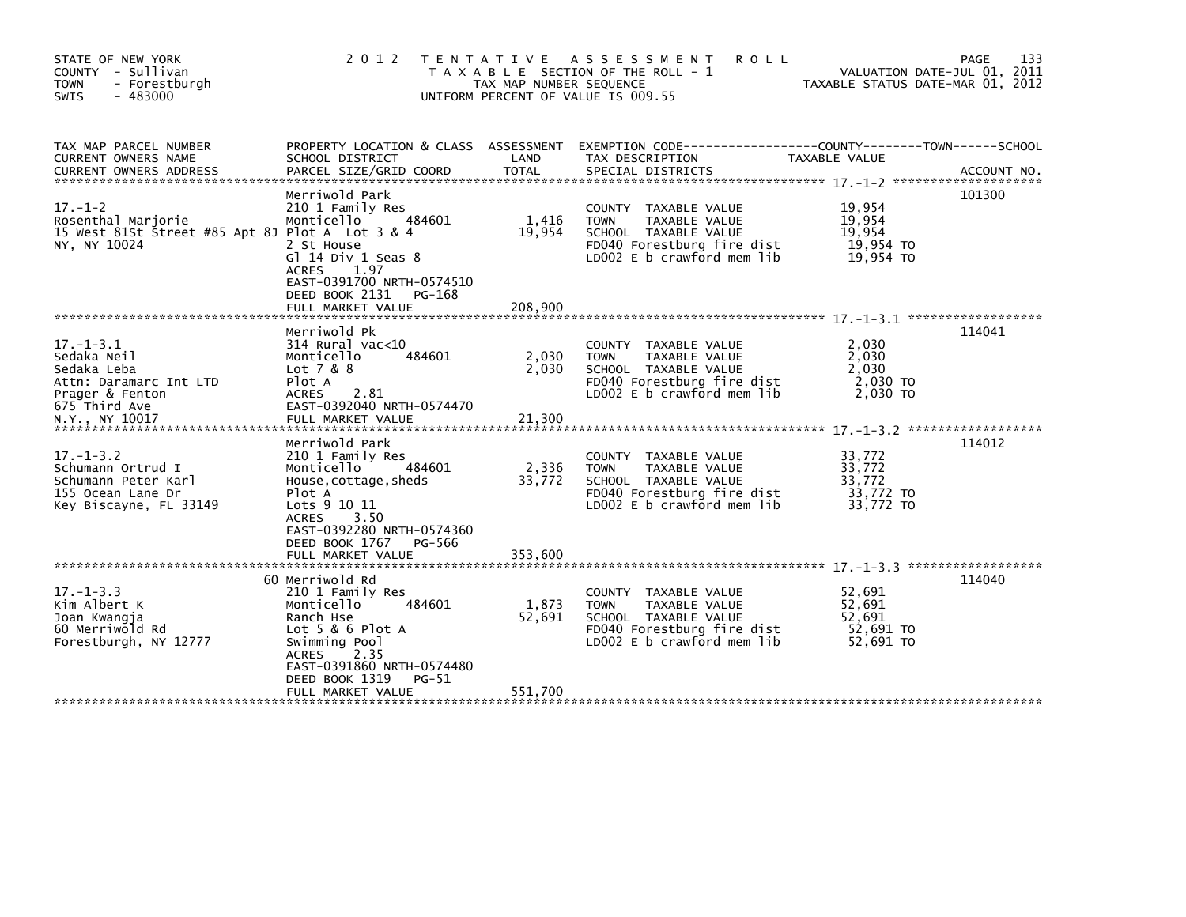STATE OF NEW YORK
COUNTY - Sullivan
TOWN - Forestburgh
SWIS - 483000

2012 TENTATIVE ASSESSMENT ROLL
TAXABLE SECTION OF THE ROLL - 1
TAX MAP NUMBER SEQUENCE
UNIFORM PERCENT OF VALUE IS 009.55

VALUATION DATE-JUL 01, 2011
TAXABLE STATUS DATE-MAR 01, 2012

| TAX MAP PARCEL NUMBER / CURRENT OWNERS NAME / CURRENT OWNERS ADDRESS | PROPERTY LOCATION & CLASS / SCHOOL DISTRICT / PARCEL SIZE/GRID COORD | ASSESSMENT LAND | TOTAL | EXEMPTION CODE / TAX DESCRIPTION / SPECIAL DISTRICTS | TAXABLE VALUE (COUNTY / TOWN / SCHOOL) | ACCOUNT NO. |
|---|---|---|---|---|---|---|
| 17.-1-2 | Merriwold Park | | | | | 101300 |
| | 210 1 Family Res | | | COUNTY TAXABLE VALUE | 19,954 | |
| Rosenthal Marjorie | Monticello 484601 | 1,416 | | TOWN TAXABLE VALUE | 19,954 | |
| 15 West 81St Street #85 Apt 8J | Plot A Lot 3 & 4 | | 19,954 | SCHOOL TAXABLE VALUE | 19,954 | |
| NY, NY 10024 | 2 St House | | | FD040 Forestburg fire dist | 19,954 TO | |
| | Gl 14 Div 1 Seas 8 | | | LD002 E b crawford mem lib | 19,954 TO | |
| | ACRES 1.97 | | | | | |
| | EAST-0391700 NRTH-0574510 | | | | | |
| | DEED BOOK 2131 PG-168 | | | | | |
| | FULL MARKET VALUE | | 208,900 | | | |
| 17.-1-3.1 | Merriwold Pk | | | | | 114041 |
| | 314 Rural vac<10 | | | COUNTY TAXABLE VALUE | 2,030 | |
| Sedaka Neil | Monticello 484601 | 2,030 | | TOWN TAXABLE VALUE | 2,030 | |
| Sedaka Leba | Lot 7 & 8 | | 2,030 | SCHOOL TAXABLE VALUE | 2,030 | |
| Attn: Daramarc Int LTD | Plot A | | | FD040 Forestburg fire dist | 2,030 TO | |
| Prager & Fenton | ACRES 2.81 | | | LD002 E b crawford mem lib | 2,030 TO | |
| 675 Third Ave | EAST-0392040 NRTH-0574470 | | | | | |
| N.Y., NY 10017 | FULL MARKET VALUE | | 21,300 | | | |
| 17.-1-3.2 | Merriwold Park | | | | | 114012 |
| | 210 1 Family Res | | | COUNTY TAXABLE VALUE | 33,772 | |
| Schumann Ortrud I | Monticello 484601 | 2,336 | | TOWN TAXABLE VALUE | 33,772 | |
| Schumann Peter Karl | House,cottage,sheds | | 33,772 | SCHOOL TAXABLE VALUE | 33,772 | |
| 155 Ocean Lane Dr | Plot A | | | FD040 Forestburg fire dist | 33,772 TO | |
| Key Biscayne, FL 33149 | Lots 9 10 11 | | | LD002 E b crawford mem lib | 33,772 TO | |
| | ACRES 3.50 | | | | | |
| | EAST-0392280 NRTH-0574360 | | | | | |
| | DEED BOOK 1767 PG-566 | | | | | |
| | FULL MARKET VALUE | | 353,600 | | | |
| 17.-1-3.3 | 60 Merriwold Rd | | | | | 114040 |
| | 210 1 Family Res | | | COUNTY TAXABLE VALUE | 52,691 | |
| Kim Albert K | Monticello 484601 | 1,873 | | TOWN TAXABLE VALUE | 52,691 | |
| Joan Kwangja | Ranch Hse | | 52,691 | SCHOOL TAXABLE VALUE | 52,691 | |
| 60 Merriwold Rd | Lot 5 & 6 Plot A | | | FD040 Forestburg fire dist | 52,691 TO | |
| Forestburgh, NY 12777 | Swimming Pool | | | LD002 E b crawford mem lib | 52,691 TO | |
| | ACRES 2.35 | | | | | |
| | EAST-0391860 NRTH-0574480 | | | | | |
| | DEED BOOK 1319 PG-51 | | | | | |
| | FULL MARKET VALUE | | 551,700 | | | |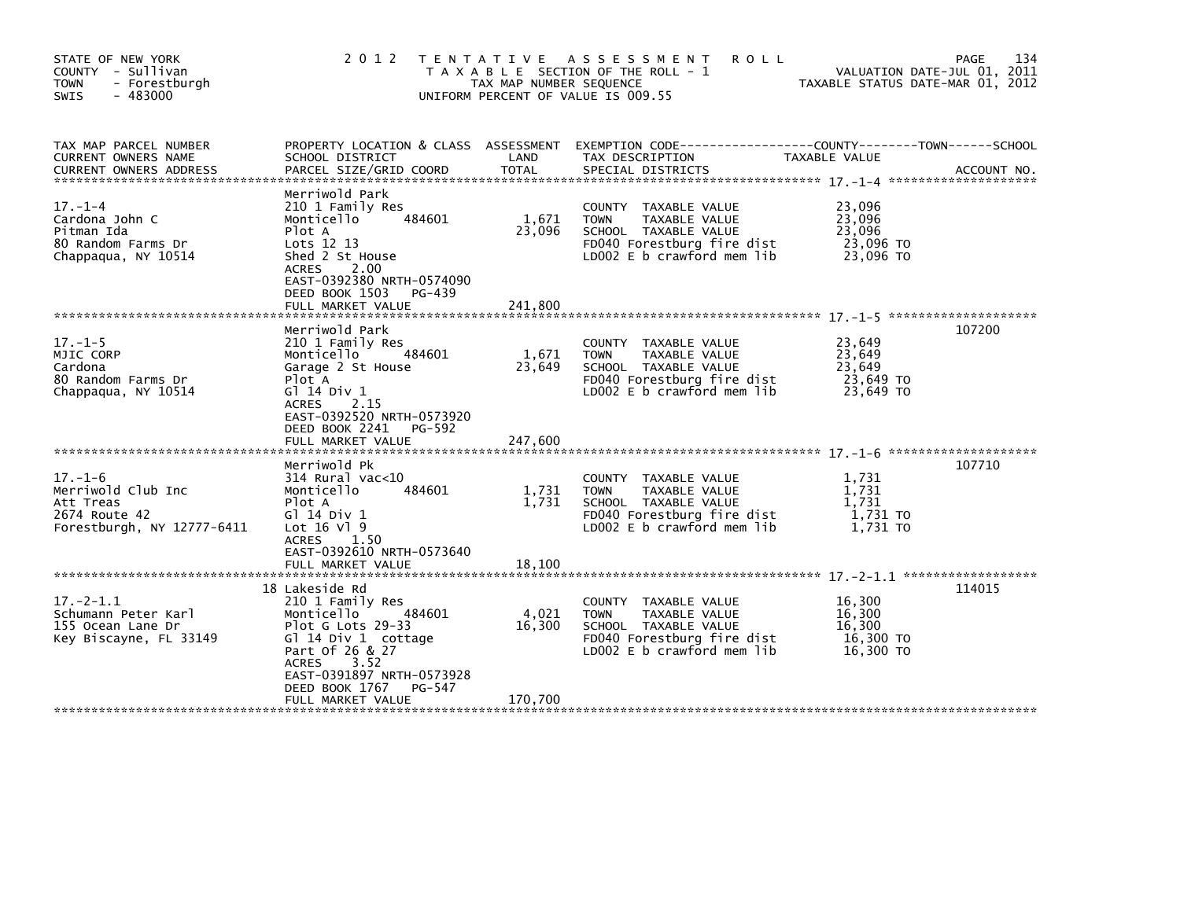STATE OF NEW YORK
COUNTY - Sullivan
TOWN - Forestburgh
SWIS - 483000

# 2012 TENTATIVE ASSESSMENT ROLL

TAXABLE SECTION OF THE ROLL - 1
TAX MAP NUMBER SEQUENCE
UNIFORM PERCENT OF VALUE IS 009.55

VALUATION DATE-JUL 01, 2011
TAXABLE STATUS DATE-MAR 01, 2012

| TAX MAP PARCEL NUMBER / CURRENT OWNERS NAME / CURRENT OWNERS ADDRESS | PROPERTY LOCATION & CLASS / SCHOOL DISTRICT / PARCEL SIZE/GRID COORD | ASSESSMENT LAND / TOTAL | EXEMPTION CODE / TAX DESCRIPTION / SPECIAL DISTRICTS | TAXABLE VALUE (COUNTY / TOWN / SCHOOL) | ACCOUNT NO. |
|---|---|---|---|---|---|
| 17.-1-4 | Merriwold Park | | | | |
| | 210 1 Family Res | | COUNTY TAXABLE VALUE | 23,096 | |
| Cardona John C | Monticello 484601 | 1,671 | TOWN TAXABLE VALUE | 23,096 | |
| Pitman Ida | Plot A | 23,096 | SCHOOL TAXABLE VALUE | 23,096 | |
| 80 Random Farms Dr | Lots 12 13 | | FD040 Forestburg fire dist | 23,096 TO | |
| Chappaqua, NY 10514 | Shed 2 St House | | LD002 E b crawford mem lib | 23,096 TO | |
| | ACRES 2.00 | | | | |
| | EAST-0392380 NRTH-0574090 | | | | |
| | DEED BOOK 1503 PG-439 | | | | |
| | FULL MARKET VALUE | 241,800 | | | |
| 17.-1-5 | Merriwold Park | | | | 107200 |
| | 210 1 Family Res | | COUNTY TAXABLE VALUE | 23,649 | |
| MJIC CORP | Monticello 484601 | 1,671 | TOWN TAXABLE VALUE | 23,649 | |
| Cardona | Garage 2 St House | 23,649 | SCHOOL TAXABLE VALUE | 23,649 | |
| 80 Random Farms Dr | Plot A | | FD040 Forestburg fire dist | 23,649 TO | |
| Chappaqua, NY 10514 | Gl 14 Div 1 | | LD002 E b crawford mem lib | 23,649 TO | |
| | ACRES 2.15 | | | | |
| | EAST-0392520 NRTH-0573920 | | | | |
| | DEED BOOK 2241 PG-592 | | | | |
| | FULL MARKET VALUE | 247,600 | | | |
| 17.-1-6 | Merriwold Pk | | | | 107710 |
| | 314 Rural vac<10 | | COUNTY TAXABLE VALUE | 1,731 | |
| Merriwold Club Inc | Monticello 484601 | 1,731 | TOWN TAXABLE VALUE | 1,731 | |
| Att Treas | Plot A | 1,731 | SCHOOL TAXABLE VALUE | 1,731 | |
| 2674 Route 42 | Gl 14 Div 1 | | FD040 Forestburg fire dist | 1,731 TO | |
| Forestburgh, NY 12777-6411 | Lot 16 Vl 9 | | LD002 E b crawford mem lib | 1,731 TO | |
| | ACRES 1.50 | | | | |
| | EAST-0392610 NRTH-0573640 | | | | |
| | FULL MARKET VALUE | 18,100 | | | |
| 17.-2-1.1 | 18 Lakeside Rd | | | | 114015 |
| | 210 1 Family Res | | COUNTY TAXABLE VALUE | 16,300 | |
| Schumann Peter Karl | Monticello 484601 | 4,021 | TOWN TAXABLE VALUE | 16,300 | |
| 155 Ocean Lane Dr | Plot G Lots 29-33 | 16,300 | SCHOOL TAXABLE VALUE | 16,300 | |
| Key Biscayne, FL 33149 | Gl 14 Div 1 cottage | | FD040 Forestburg fire dist | 16,300 TO | |
| | Part Of 26 & 27 | | LD002 E b crawford mem lib | 16,300 TO | |
| | ACRES 3.52 | | | | |
| | EAST-0391897 NRTH-0573928 | | | | |
| | DEED BOOK 1767 PG-547 | | | | |
| | FULL MARKET VALUE | 170,700 | | | |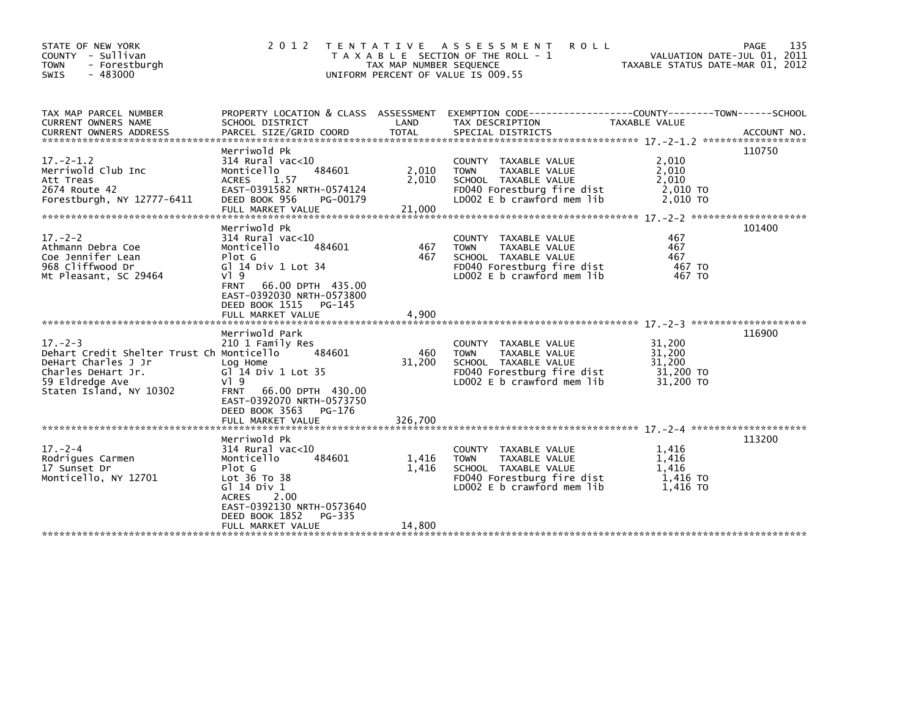STATE OF NEW YORK
COUNTY - Sullivan
TOWN - Forestburgh
SWIS - 483000

2012 TENTATIVE ASSESSMENT ROLL
TAXABLE SECTION OF THE ROLL - 1
TAX MAP NUMBER SEQUENCE
UNIFORM PERCENT OF VALUE IS 009.55

VALUATION DATE-JUL 01, 2011
TAXABLE STATUS DATE-MAR 01, 2012

| TAX MAP PARCEL NUMBER / CURRENT OWNERS NAME / CURRENT OWNERS ADDRESS | PROPERTY LOCATION & CLASS / SCHOOL DISTRICT / PARCEL SIZE/GRID COORD | ASSESSMENT LAND | TOTAL | EXEMPTION CODE / TAX DESCRIPTION / SPECIAL DISTRICTS | TAXABLE VALUE | ACCOUNT NO. |
|---|---|---|---|---|---|---|
| 17.-2-1.2 | Merriwold Pk | | | | | 110750 |
| Merriwold Club Inc | 314 Rural vac<10 | | | COUNTY TAXABLE VALUE | 2,010 | |
| Att Treas | Monticello 484601 | 2,010 | | TOWN TAXABLE VALUE | 2,010 | |
| 2674 Route 42 | ACRES 1.57 | | 2,010 | SCHOOL TAXABLE VALUE | 2,010 | |
| Forestburgh, NY 12777-6411 | EAST-0391582 NRTH-0574124 | | | FD040 Forestburg fire dist | 2,010 TO | |
| | DEED BOOK 956 PG-00179 | | | LD002 E b crawford mem lib | 2,010 TO | |
| | FULL MARKET VALUE | | 21,000 | | | |
| 17.-2-2 | Merriwold Pk | | | | | 101400 |
| Athmann Debra Coe | 314 Rural vac<10 | | | COUNTY TAXABLE VALUE | 467 | |
| Coe Jennifer Lean | Monticello 484601 | 467 | | TOWN TAXABLE VALUE | 467 | |
| 968 Cliffwood Dr | Plot G | | 467 | SCHOOL TAXABLE VALUE | 467 | |
| Mt Pleasant, SC 29464 | Gl 14 Div 1 Lot 34 | | | FD040 Forestburg fire dist | 467 TO | |
| | Vl 9 | | | LD002 E b crawford mem lib | 467 TO | |
| | FRNT 66.00 DPTH 435.00 | | | | | |
| | EAST-0392030 NRTH-0573800 | | | | | |
| | DEED BOOK 1515 PG-145 | | | | | |
| | FULL MARKET VALUE | | 4,900 | | | |
| 17.-2-3 | Merriwold Park | | | | | 116900 |
| Dehart Credit Shelter Trust Ch | 210 1 Family Res | | | COUNTY TAXABLE VALUE | 31,200 | |
| DeHart Charles J Jr | Monticello 484601 | 460 | | TOWN TAXABLE VALUE | 31,200 | |
| Charles DeHart Jr. | Log Home | | 31,200 | SCHOOL TAXABLE VALUE | 31,200 | |
| 59 Eldredge Ave | Gl 14 Div 1 Lot 35 | | | FD040 Forestburg fire dist | 31,200 TO | |
| Staten Island, NY 10302 | Vl 9 | | | LD002 E b crawford mem lib | 31,200 TO | |
| | FRNT 66.00 DPTH 430.00 | | | | | |
| | EAST-0392070 NRTH-0573750 | | | | | |
| | DEED BOOK 3563 PG-176 | | | | | |
| | FULL MARKET VALUE | | 326,700 | | | |
| 17.-2-4 | Merriwold Pk | | | | | 113200 |
| Rodrigues Carmen | 314 Rural vac<10 | | | COUNTY TAXABLE VALUE | 1,416 | |
| 17 Sunset Dr | Monticello 484601 | 1,416 | | TOWN TAXABLE VALUE | 1,416 | |
| Monticello, NY 12701 | Plot G | | 1,416 | SCHOOL TAXABLE VALUE | 1,416 | |
| | Lot 36 To 38 | | | FD040 Forestburg fire dist | 1,416 TO | |
| | Gl 14 Div 1 | | | LD002 E b crawford mem lib | 1,416 TO | |
| | ACRES 2.00 | | | | | |
| | EAST-0392130 NRTH-0573640 | | | | | |
| | DEED BOOK 1852 PG-335 | | | | | |
| | FULL MARKET VALUE | | 14,800 | | | |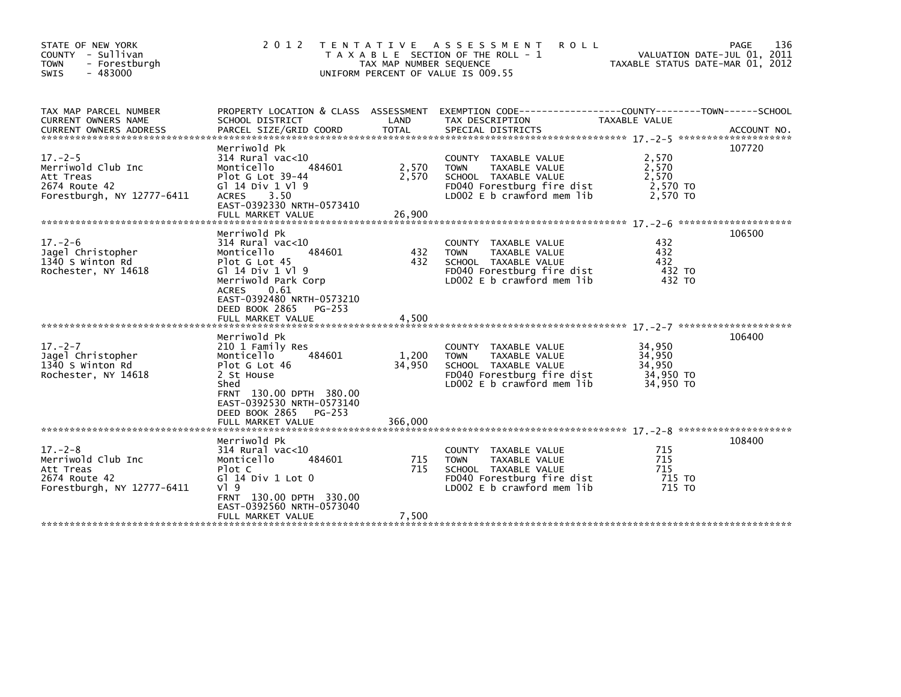STATE OF NEW YORK
COUNTY - Sullivan
TOWN - Forestburgh
SWIS - 483000

2012 TENTATIVE ASSESSMENT ROLL
TAXABLE SECTION OF THE ROLL - 1
TAX MAP NUMBER SEQUENCE
UNIFORM PERCENT OF VALUE IS 009.55

VALUATION DATE-JUL 01, 2011
TAXABLE STATUS DATE-MAR 01, 2012

| TAX MAP PARCEL NUMBER / CURRENT OWNERS NAME / CURRENT OWNERS ADDRESS | PROPERTY LOCATION & CLASS / SCHOOL DISTRICT / PARCEL SIZE/GRID COORD | ASSESSMENT LAND | TOTAL | EXEMPTION CODE / TAX DESCRIPTION / SPECIAL DISTRICTS | TAXABLE VALUE | ACCOUNT NO. |
|---|---|---|---|---|---|---|
| 17.-2-5 | Merriwold Pk | | | | | 107720 |
| Merriwold Club Inc | 314 Rural vac<10 | | | COUNTY TAXABLE VALUE | 2,570 | |
| Att Treas | Monticello 484601 | 2,570 | | TOWN TAXABLE VALUE | 2,570 | |
| 2674 Route 42 | Plot G Lot 39-44 | | 2,570 | SCHOOL TAXABLE VALUE | 2,570 | |
| Forestburgh, NY 12777-6411 | Gl 14 Div 1 Vl 9 | | | FD040 Forestburg fire dist | 2,570 TO | |
| | ACRES 3.50 | | | LD002 E b crawford mem lib | 2,570 TO | |
| | EAST-0392330 NRTH-0573410 | | | | | |
| | FULL MARKET VALUE | | 26,900 | | | |
| 17.-2-6 | Merriwold Pk | | | | | 106500 |
| Jagel Christopher | 314 Rural vac<10 | | | COUNTY TAXABLE VALUE | 432 | |
| 1340 S Winton Rd | Monticello 484601 | 432 | | TOWN TAXABLE VALUE | 432 | |
| Rochester, NY 14618 | Plot G Lot 45 | | 432 | SCHOOL TAXABLE VALUE | 432 | |
| | Gl 14 Div 1 Vl 9 | | | FD040 Forestburg fire dist | 432 TO | |
| | Merriwold Park Corp | | | LD002 E b crawford mem lib | 432 TO | |
| | ACRES 0.61 | | | | | |
| | EAST-0392480 NRTH-0573210 | | | | | |
| | DEED BOOK 2865 PG-253 | | | | | |
| | FULL MARKET VALUE | | 4,500 | | | |
| 17.-2-7 | Merriwold Pk | | | | | 106400 |
| Jagel Christopher | 210 1 Family Res | | | COUNTY TAXABLE VALUE | 34,950 | |
| 1340 S Winton Rd | Monticello 484601 | 1,200 | | TOWN TAXABLE VALUE | 34,950 | |
| Rochester, NY 14618 | Plot G Lot 46 | | 34,950 | SCHOOL TAXABLE VALUE | 34,950 | |
| | 2 St House | | | FD040 Forestburg fire dist | 34,950 TO | |
| | Shed | | | LD002 E b crawford mem lib | 34,950 TO | |
| | FRNT 130.00 DPTH 380.00 | | | | | |
| | EAST-0392530 NRTH-0573140 | | | | | |
| | DEED BOOK 2865 PG-253 | | | | | |
| | FULL MARKET VALUE | | 366,000 | | | |
| 17.-2-8 | Merriwold Pk | | | | | 108400 |
| Merriwold Club Inc | 314 Rural vac<10 | | | COUNTY TAXABLE VALUE | 715 | |
| Att Treas | Monticello 484601 | 715 | | TOWN TAXABLE VALUE | 715 | |
| 2674 Route 42 | Plot C | | 715 | SCHOOL TAXABLE VALUE | 715 | |
| Forestburgh, NY 12777-6411 | Gl 14 Div 1 Lot 0 | | | FD040 Forestburg fire dist | 715 TO | |
| | Vl 9 | | | LD002 E b crawford mem lib | 715 TO | |
| | FRNT 130.00 DPTH 330.00 | | | | | |
| | EAST-0392560 NRTH-0573040 | | | | | |
| | FULL MARKET VALUE | | 7,500 | | | |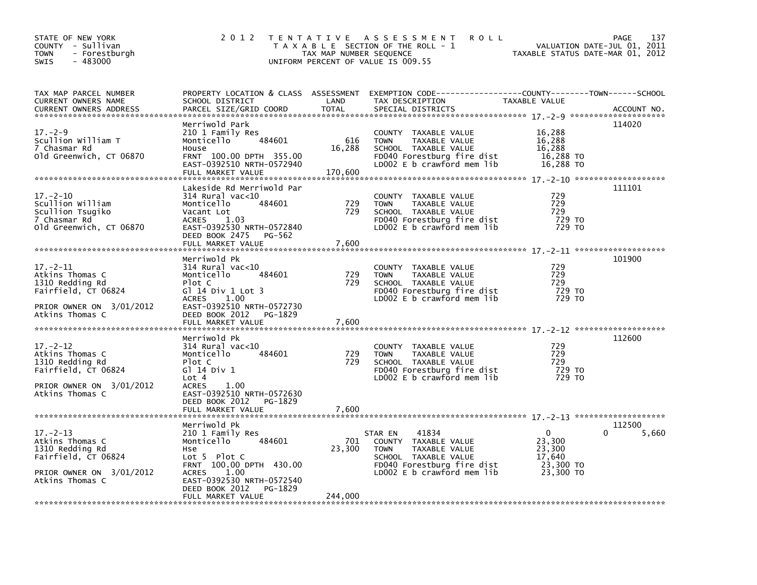STATE OF NEW YORK
COUNTY - Sullivan
TOWN - Forestburgh
SWIS - 483000

# 2012 TENTATIVE ASSESSMENT ROLL

TAXABLE SECTION OF THE ROLL - 1
TAX MAP NUMBER SEQUENCE
UNIFORM PERCENT OF VALUE IS 009.55

VALUATION DATE-JUL 01, 2011
TAXABLE STATUS DATE-MAR 01, 2012

| TAX MAP PARCEL NUMBER / CURRENT OWNERS NAME / CURRENT OWNERS ADDRESS | PROPERTY LOCATION & CLASS / SCHOOL DISTRICT / PARCEL SIZE/GRID COORD | ASSESSMENT LAND | ASSESSMENT TOTAL | EXEMPTION CODE / TAX DESCRIPTION / SPECIAL DISTRICTS | COUNTY TAXABLE VALUE | TOWN | SCHOOL | ACCOUNT NO. |
|---|---|---|---|---|---|---|---|---|
| 17.-2-9 | Merriwold Park | | | | | | | 114020 |
| Scullion William T | 210 1 Family Res | | | COUNTY TAXABLE VALUE | 16,288 | | | |
| 7 Chasmar Rd | Monticello 484601 | 616 | | TOWN TAXABLE VALUE | 16,288 | | | |
| Old Greenwich, CT 06870 | House | | 16,288 | SCHOOL TAXABLE VALUE | 16,288 | | | |
| | FRNT 100.00 DPTH 355.00 | | | FD040 Forestburg fire dist | 16,288 TO | | | |
| | EAST-0392510 NRTH-0572940 | | | LD002 E b crawford mem lib | 16,288 TO | | | |
| | FULL MARKET VALUE | | 170,600 | | | | | |
| 17.-2-10 | Lakeside Rd Merriwold Par | | | | | | | 111101 |
| Scullion William | 314 Rural vac<10 | | | COUNTY TAXABLE VALUE | 729 | | | |
| Scullion Tsugiko | Monticello 484601 | 729 | | TOWN TAXABLE VALUE | 729 | | | |
| 7 Chasmar Rd | Vacant Lot | | 729 | SCHOOL TAXABLE VALUE | 729 | | | |
| Old Greenwich, CT 06870 | ACRES 1.03 | | | FD040 Forestburg fire dist | 729 TO | | | |
| | EAST-0392530 NRTH-0572840 | | | LD002 E b crawford mem lib | 729 TO | | | |
| | DEED BOOK 2475 PG-562 | | | | | | | |
| | FULL MARKET VALUE | | 7,600 | | | | | |
| 17.-2-11 | Merriwold Pk | | | | | | | 101900 |
| Atkins Thomas C | 314 Rural vac<10 | | | COUNTY TAXABLE VALUE | 729 | | | |
| 1310 Redding Rd | Monticello 484601 | 729 | | TOWN TAXABLE VALUE | 729 | | | |
| Fairfield, CT 06824 | Plot C | | 729 | SCHOOL TAXABLE VALUE | 729 | | | |
| | Gl 14 Div 1 Lot 3 | | | FD040 Forestburg fire dist | 729 TO | | | |
| | ACRES 1.00 | | | LD002 E b crawford mem lib | 729 TO | | | |
| PRIOR OWNER ON 3/01/2012 | EAST-0392510 NRTH-0572730 | | | | | | | |
| Atkins Thomas C | DEED BOOK 2012 PG-1829 | | | | | | | |
| | FULL MARKET VALUE | | 7,600 | | | | | |
| 17.-2-12 | Merriwold Pk | | | | | | | 112600 |
| Atkins Thomas C | 314 Rural vac<10 | | | COUNTY TAXABLE VALUE | 729 | | | |
| 1310 Redding Rd | Monticello 484601 | 729 | | TOWN TAXABLE VALUE | 729 | | | |
| Fairfield, CT 06824 | Plot C | | 729 | SCHOOL TAXABLE VALUE | 729 | | | |
| | Gl 14 Div 1 | | | FD040 Forestburg fire dist | 729 TO | | | |
| | Lot 4 | | | LD002 E b crawford mem lib | 729 TO | | | |
| PRIOR OWNER ON 3/01/2012 | ACRES 1.00 | | | | | | | |
| Atkins Thomas C | EAST-0392510 NRTH-0572630 | | | | | | | |
| | DEED BOOK 2012 PG-1829 | | | | | | | |
| | FULL MARKET VALUE | | 7,600 | | | | | |
| 17.-2-13 | Merriwold Pk | | | | | | | 112500 |
| Atkins Thomas C | 210 1 Family Res | | | STAR EN 41834 | 0 | 0 | 5,660 | |
| 1310 Redding Rd | Monticello 484601 | 701 | | COUNTY TAXABLE VALUE | 23,300 | | | |
| Fairfield, CT 06824 | Hse | | 23,300 | TOWN TAXABLE VALUE | 23,300 | | | |
| | Lot 5 Plot C | | | SCHOOL TAXABLE VALUE | 17,640 | | | |
| | FRNT 100.00 DPTH 430.00 | | | FD040 Forestburg fire dist | 23,300 TO | | | |
| PRIOR OWNER ON 3/01/2012 | ACRES 1.00 | | | LD002 E b crawford mem lib | 23,300 TO | | | |
| Atkins Thomas C | EAST-0392530 NRTH-0572540 | | | | | | | |
| | DEED BOOK 2012 PG-1829 | | | | | | | |
| | FULL MARKET VALUE | | 244,000 | | | | | |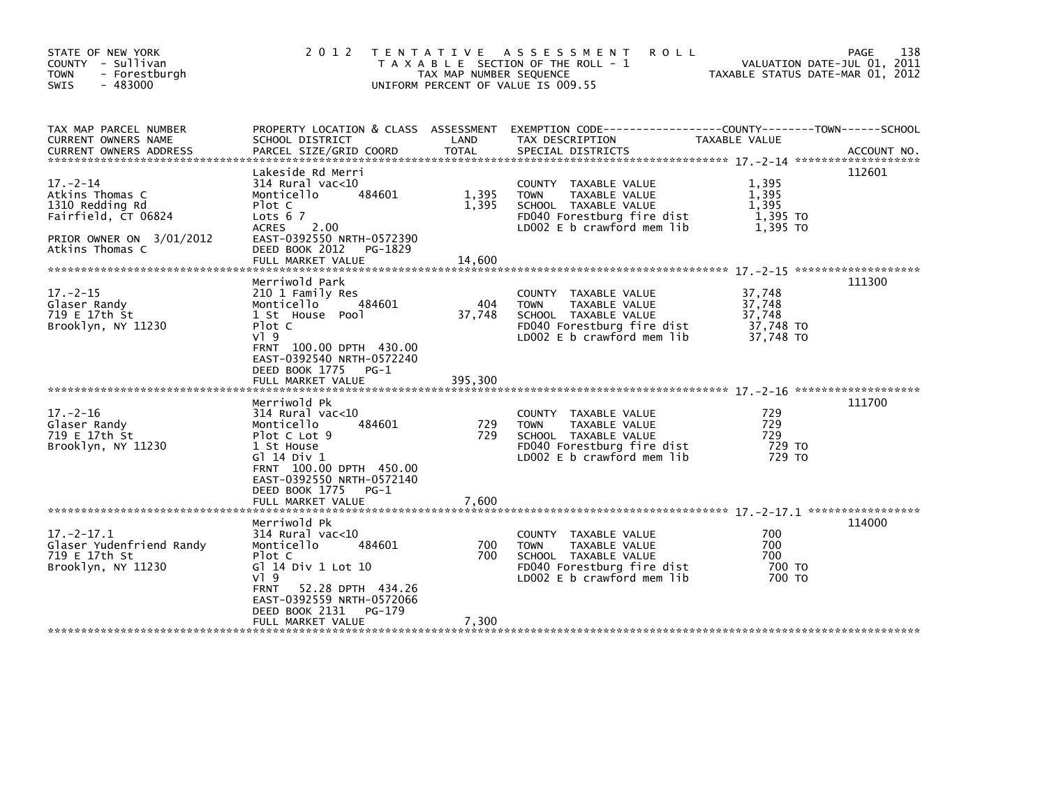STATE OF NEW YORK
COUNTY - Sullivan
TOWN - Forestburgh
SWIS - 483000

2012 TENTATIVE ASSESSMENT ROLL
TAXABLE SECTION OF THE ROLL - 1
TAX MAP NUMBER SEQUENCE
UNIFORM PERCENT OF VALUE IS 009.55

VALUATION DATE-JUL 01, 2011
TAXABLE STATUS DATE-MAR 01, 2012

| TAX MAP PARCEL NUMBER / CURRENT OWNERS NAME / CURRENT OWNERS ADDRESS | PROPERTY LOCATION & CLASS / SCHOOL DISTRICT / PARCEL SIZE/GRID COORD | ASSESSMENT LAND | TOTAL | EXEMPTION CODE / TAX DESCRIPTION / SPECIAL DISTRICTS | TAXABLE VALUE | ACCOUNT NO. |
|---|---|---|---|---|---|---|
| 17.-2-14 | Lakeside Rd Merri | | | | | 112601 |
| Atkins Thomas C | 314 Rural vac<10 | | | COUNTY TAXABLE VALUE | 1,395 | |
| 1310 Redding Rd | Monticello 484601 | 1,395 | | TOWN TAXABLE VALUE | 1,395 | |
| Fairfield, CT 06824 | Plot C | | 1,395 | SCHOOL TAXABLE VALUE | 1,395 | |
| | Lots 6 7 | | | FD040 Forestburg fire dist | 1,395 TO | |
| PRIOR OWNER ON 3/01/2012 | ACRES 2.00 | | | LD002 E b crawford mem lib | 1,395 TO | |
| Atkins Thomas C | EAST-0392550 NRTH-0572390 | | | | | |
| | DEED BOOK 2012 PG-1829 | | | | | |
| | FULL MARKET VALUE | | 14,600 | | | |
| 17.-2-15 | Merriwold Park | | | | | 111300 |
| Glaser Randy | 210 1 Family Res | | | COUNTY TAXABLE VALUE | 37,748 | |
| 719 E 17th St | Monticello 484601 | 404 | | TOWN TAXABLE VALUE | 37,748 | |
| Brooklyn, NY 11230 | 1 St House Pool | | 37,748 | SCHOOL TAXABLE VALUE | 37,748 | |
| | Plot C | | | FD040 Forestburg fire dist | 37,748 TO | |
| | Vl 9 | | | LD002 E b crawford mem lib | 37,748 TO | |
| | FRNT 100.00 DPTH 430.00 | | | | | |
| | EAST-0392540 NRTH-0572240 | | | | | |
| | DEED BOOK 1775 PG-1 | | | | | |
| | FULL MARKET VALUE | | 395,300 | | | |
| 17.-2-16 | Merriwold Pk | | | | | 111700 |
| Glaser Randy | 314 Rural vac<10 | | | COUNTY TAXABLE VALUE | 729 | |
| 719 E 17th St | Monticello 484601 | 729 | | TOWN TAXABLE VALUE | 729 | |
| Brooklyn, NY 11230 | Plot C Lot 9 | | 729 | SCHOOL TAXABLE VALUE | 729 | |
| | 1 St House | | | FD040 Forestburg fire dist | 729 TO | |
| | Gl 14 Div 1 | | | LD002 E b crawford mem lib | 729 TO | |
| | FRNT 100.00 DPTH 450.00 | | | | | |
| | EAST-0392550 NRTH-0572140 | | | | | |
| | DEED BOOK 1775 PG-1 | | | | | |
| | FULL MARKET VALUE | | 7,600 | | | |
| 17.-2-17.1 | Merriwold Pk | | | | | 114000 |
| Glaser Yudenfriend Randy | 314 Rural vac<10 | | | COUNTY TAXABLE VALUE | 700 | |
| 719 E 17th St | Monticello 484601 | 700 | | TOWN TAXABLE VALUE | 700 | |
| Brooklyn, NY 11230 | Plot C | | 700 | SCHOOL TAXABLE VALUE | 700 | |
| | Gl 14 Div 1 Lot 10 | | | FD040 Forestburg fire dist | 700 TO | |
| | Vl 9 | | | LD002 E b crawford mem lib | 700 TO | |
| | FRNT 52.28 DPTH 434.26 | | | | | |
| | EAST-0392559 NRTH-0572066 | | | | | |
| | DEED BOOK 2131 PG-179 | | | | | |
| | FULL MARKET VALUE | | 7,300 | | | |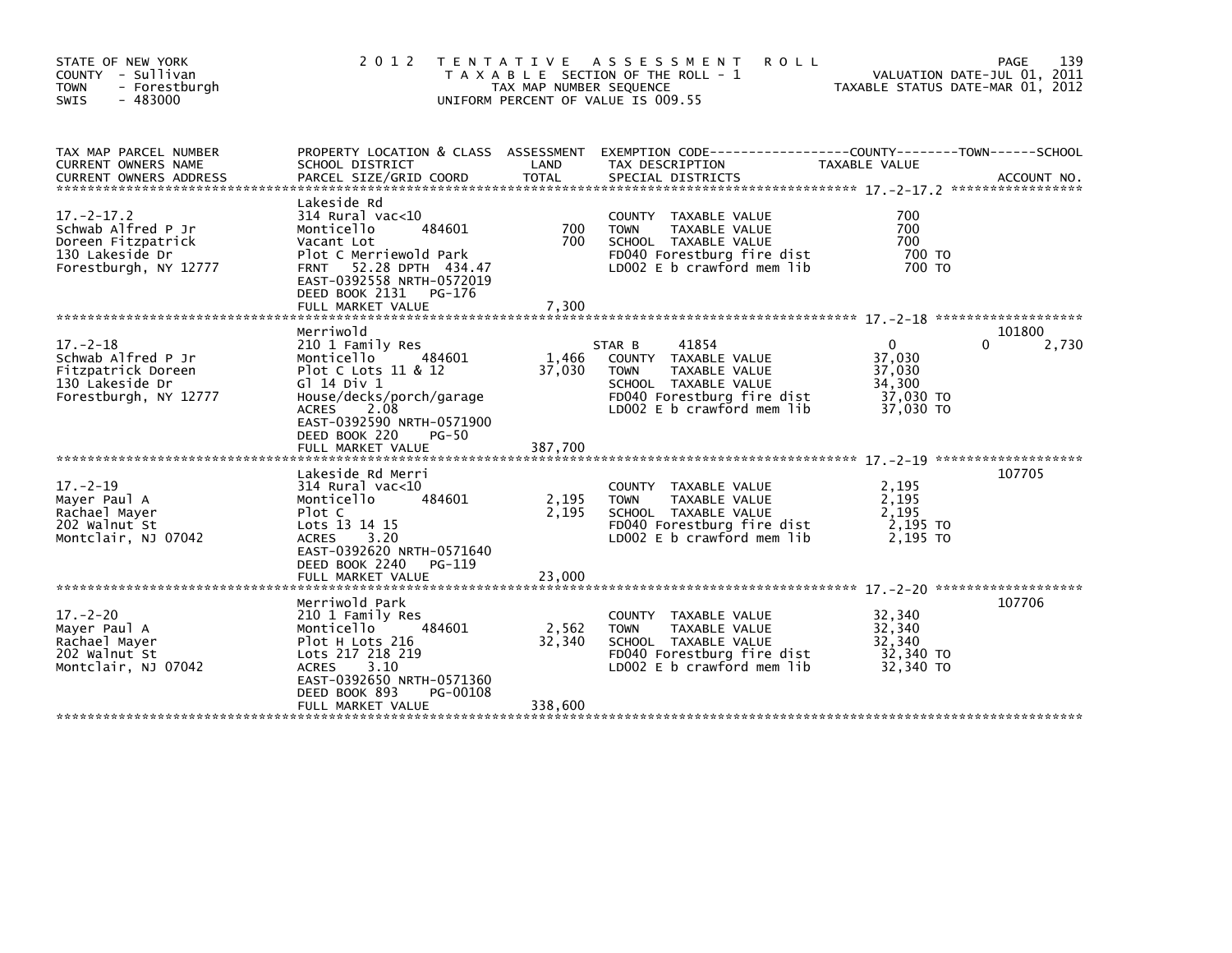STATE OF NEW YORK
COUNTY - Sullivan
TOWN - Forestburgh
SWIS - 483000

# 2012 TENTATIVE ASSESSMENT ROLL

TAXABLE SECTION OF THE ROLL - 1
TAX MAP NUMBER SEQUENCE
UNIFORM PERCENT OF VALUE IS 009.55

VALUATION DATE-JUL 01, 2011
TAXABLE STATUS DATE-MAR 01, 2012

| TAX MAP PARCEL NUMBER / CURRENT OWNERS NAME / CURRENT OWNERS ADDRESS | PROPERTY LOCATION & CLASS / SCHOOL DISTRICT / PARCEL SIZE/GRID COORD | ASSESSMENT LAND / TOTAL | EXEMPTION CODE / TAX DESCRIPTION / SPECIAL DISTRICTS | COUNTY | TOWN | SCHOOL / ACCOUNT NO. |
|---|---|---|---|---|---|---|
| **17.-2-17.2** | Lakeside Rd | | | | | |
| 17.-2-17.2 | 314 Rural vac<10 | | COUNTY TAXABLE VALUE | 700 | | |
| Schwab Alfred P Jr | Monticello 484601 | 700 | TOWN TAXABLE VALUE | 700 | | |
| Doreen Fitzpatrick | Vacant Lot | 700 | SCHOOL TAXABLE VALUE | 700 | | |
| 130 Lakeside Dr | Plot C Merriewold Park | | FD040 Forestburg fire dist | 700 TO | | |
| Forestburgh, NY 12777 | FRNT 52.28 DPTH 434.47 | | LD002 E b crawford mem lib | 700 TO | | |
| | EAST-0392558 NRTH-0572019 | | | | | |
| | DEED BOOK 2131 PG-176 | | | | | |
| | FULL MARKET VALUE | 7,300 | | | | |
| **17.-2-18** | Merriwold | | | | | 101800 |
| 17.-2-18 | 210 1 Family Res | | STAR B 41854 | 0 | 0 | 2,730 |
| Schwab Alfred P Jr | Monticello 484601 | 1,466 | COUNTY TAXABLE VALUE | 37,030 | | |
| Fitzpatrick Doreen | Plot C Lots 11 & 12 | 37,030 | TOWN TAXABLE VALUE | 37,030 | | |
| 130 Lakeside Dr | Gl 14 Div 1 | | SCHOOL TAXABLE VALUE | 34,300 | | |
| Forestburgh, NY 12777 | House/decks/porch/garage | | FD040 Forestburg fire dist | 37,030 TO | | |
| | ACRES 2.08 | | LD002 E b crawford mem lib | 37,030 TO | | |
| | EAST-0392590 NRTH-0571900 | | | | | |
| | DEED BOOK 220 PG-50 | | | | | |
| | FULL MARKET VALUE | 387,700 | | | | |
| **17.-2-19** | Lakeside Rd Merri | | | | | 107705 |
| 17.-2-19 | 314 Rural vac<10 | | COUNTY TAXABLE VALUE | 2,195 | | |
| Mayer Paul A | Monticello 484601 | 2,195 | TOWN TAXABLE VALUE | 2,195 | | |
| Rachael Mayer | Plot C | 2,195 | SCHOOL TAXABLE VALUE | 2,195 | | |
| 202 Walnut St | Lots 13 14 15 | | FD040 Forestburg fire dist | 2,195 TO | | |
| Montclair, NJ 07042 | ACRES 3.20 | | LD002 E b crawford mem lib | 2,195 TO | | |
| | EAST-0392620 NRTH-0571640 | | | | | |
| | DEED BOOK 2240 PG-119 | | | | | |
| | FULL MARKET VALUE | 23,000 | | | | |
| **17.-2-20** | Merriwold Park | | | | | 107706 |
| 17.-2-20 | 210 1 Family Res | | COUNTY TAXABLE VALUE | 32,340 | | |
| Mayer Paul A | Monticello 484601 | 2,562 | TOWN TAXABLE VALUE | 32,340 | | |
| Rachael Mayer | Plot H Lots 216 | 32,340 | SCHOOL TAXABLE VALUE | 32,340 | | |
| 202 Walnut St | Lots 217 218 219 | | FD040 Forestburg fire dist | 32,340 TO | | |
| Montclair, NJ 07042 | ACRES 3.10 | | LD002 E b crawford mem lib | 32,340 TO | | |
| | EAST-0392650 NRTH-0571360 | | | | | |
| | DEED BOOK 893 PG-00108 | | | | | |
| | FULL MARKET VALUE | 338,600 | | | | |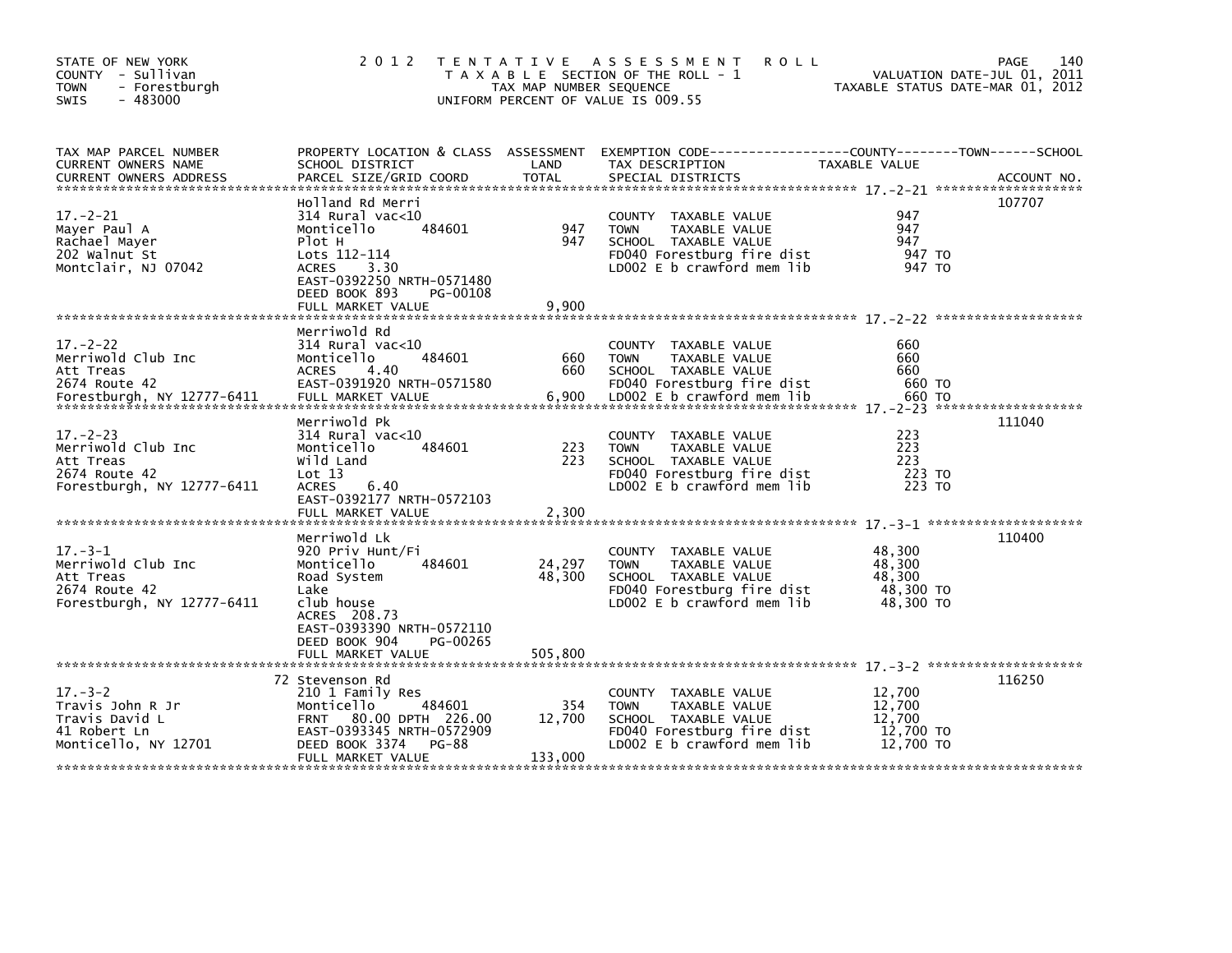STATE OF NEW YORK
COUNTY - Sullivan
TOWN - Forestburgh
SWIS - 483000

2012 TENTATIVE ASSESSMENT ROLL
TAXABLE SECTION OF THE ROLL - 1
TAX MAP NUMBER SEQUENCE
UNIFORM PERCENT OF VALUE IS 009.55

VALUATION DATE-JUL 01, 2011
TAXABLE STATUS DATE-MAR 01, 2012

| TAX MAP PARCEL NUMBER / CURRENT OWNERS NAME / CURRENT OWNERS ADDRESS | PROPERTY LOCATION & CLASS / SCHOOL DISTRICT / PARCEL SIZE/GRID COORD | ASSESSMENT LAND | TOTAL | EXEMPTION CODE / TAX DESCRIPTION / SPECIAL DISTRICTS | TAXABLE VALUE (COUNTY / TOWN / SCHOOL) | ACCOUNT NO. |
|---|---|---|---|---|---|---|
| 17.-2-21 | Holland Rd Merri | | | | | 107707 |
| Mayer Paul A | 314 Rural vac<10 | | | COUNTY TAXABLE VALUE | 947 | |
| Rachael Mayer | Monticello 484601 | 947 | | TOWN TAXABLE VALUE | 947 | |
| 202 Walnut St | Plot H | | 947 | SCHOOL TAXABLE VALUE | 947 | |
| Montclair, NJ 07042 | Lots 112-114 | | | FD040 Forestburg fire dist | 947 TO | |
| | ACRES 3.30 | | | LD002 E b crawford mem lib | 947 TO | |
| | EAST-0392250 NRTH-0571480 | | | | | |
| | DEED BOOK 893 PG-00108 | | | | | |
| | FULL MARKET VALUE | | 9,900 | | | |
| 17.-2-22 | Merriwold Rd | | | | | |
| Merriwold Club Inc | 314 Rural vac<10 | | | COUNTY TAXABLE VALUE | 660 | |
| Att Treas | Monticello 484601 | 660 | | TOWN TAXABLE VALUE | 660 | |
| 2674 Route 42 | ACRES 4.40 | | 660 | SCHOOL TAXABLE VALUE | 660 | |
| Forestburgh, NY 12777-6411 | EAST-0391920 NRTH-0571580 | | | FD040 Forestburg fire dist | 660 TO | |
| | FULL MARKET VALUE | | 6,900 | LD002 E b crawford mem lib | 660 TO | |
| 17.-2-23 | Merriwold Pk | | | | | 111040 |
| Merriwold Club Inc | 314 Rural vac<10 | | | COUNTY TAXABLE VALUE | 223 | |
| Att Treas | Monticello 484601 | 223 | | TOWN TAXABLE VALUE | 223 | |
| 2674 Route 42 | Wild Land | | 223 | SCHOOL TAXABLE VALUE | 223 | |
| Forestburgh, NY 12777-6411 | Lot 13 | | | FD040 Forestburg fire dist | 223 TO | |
| | ACRES 6.40 | | | LD002 E b crawford mem lib | 223 TO | |
| | EAST-0392177 NRTH-0572103 | | | | | |
| | FULL MARKET VALUE | | 2,300 | | | |
| 17.-3-1 | Merriwold Lk | | | | | 110400 |
| Merriwold Club Inc | 920 Priv Hunt/Fi | | | COUNTY TAXABLE VALUE | 48,300 | |
| Att Treas | Monticello 484601 | 24,297 | | TOWN TAXABLE VALUE | 48,300 | |
| 2674 Route 42 | Road System | | 48,300 | SCHOOL TAXABLE VALUE | 48,300 | |
| Forestburgh, NY 12777-6411 | Lake | | | FD040 Forestburg fire dist | 48,300 TO | |
| | club house | | | LD002 E b crawford mem lib | 48,300 TO | |
| | ACRES 208.73 | | | | | |
| | EAST-0393390 NRTH-0572110 | | | | | |
| | DEED BOOK 904 PG-00265 | | | | | |
| | FULL MARKET VALUE | | 505,800 | | | |
| 17.-3-2 | 72 Stevenson Rd | | | | | 116250 |
| Travis John R Jr | 210 1 Family Res | | | COUNTY TAXABLE VALUE | 12,700 | |
| Travis David L | Monticello 484601 | 354 | | TOWN TAXABLE VALUE | 12,700 | |
| 41 Robert Ln | FRNT 80.00 DPTH 226.00 | | 12,700 | SCHOOL TAXABLE VALUE | 12,700 | |
| Monticello, NY 12701 | EAST-0393345 NRTH-0572909 | | | FD040 Forestburg fire dist | 12,700 TO | |
| | DEED BOOK 3374 PG-88 | | | LD002 E b crawford mem lib | 12,700 TO | |
| | FULL MARKET VALUE | | 133,000 | | | |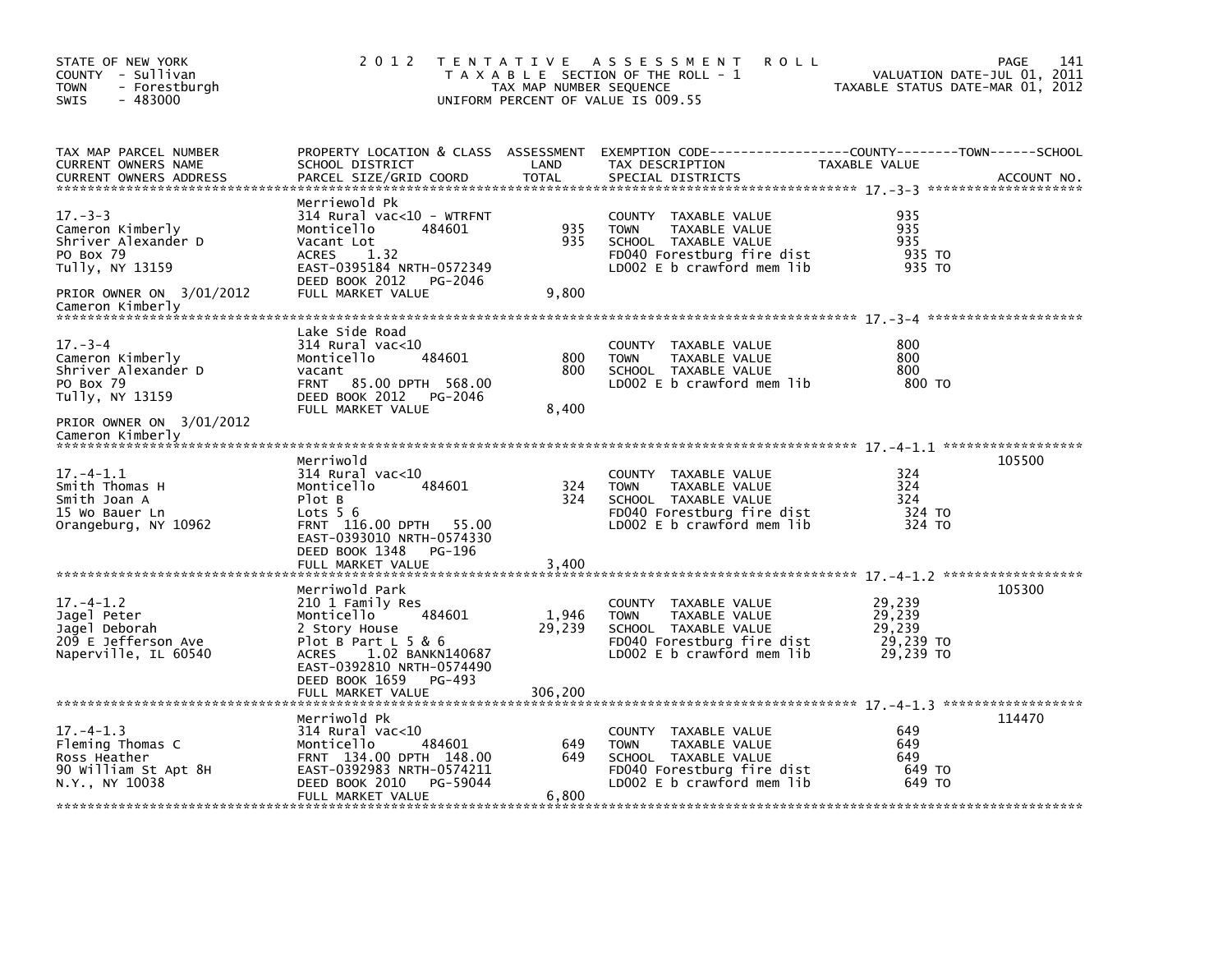STATE OF NEW YORK
COUNTY - Sullivan
TOWN - Forestburgh
SWIS - 483000

2012 TENTATIVE ASSESSMENT ROLL
TAXABLE SECTION OF THE ROLL - 1
TAX MAP NUMBER SEQUENCE
UNIFORM PERCENT OF VALUE IS 009.55

VALUATION DATE-JUL 01, 2011
TAXABLE STATUS DATE-MAR 01, 2012

| TAX MAP PARCEL NUMBER / CURRENT OWNERS NAME / CURRENT OWNERS ADDRESS | PROPERTY LOCATION & CLASS / SCHOOL DISTRICT / PARCEL SIZE/GRID COORD | ASSESSMENT LAND / TOTAL | EXEMPTION CODE / TAX DESCRIPTION / SPECIAL DISTRICTS | TAXABLE VALUE | ACCOUNT NO. |
|---|---|---|---|---|---|
| **17.-3-3** | Merriewold Pk | | | | |
| 17.-3-3 | 314 Rural vac<10 - WTRFNT | | COUNTY TAXABLE VALUE | 935 | |
| Cameron Kimberly | Monticello 484601 | 935 | TOWN TAXABLE VALUE | 935 | |
| Shriver Alexander D | Vacant Lot | 935 | SCHOOL TAXABLE VALUE | 935 | |
| PO Box 79 | ACRES 1.32 | | FD040 Forestburg fire dist | 935 TO | |
| Tully, NY 13159 | EAST-0395184 NRTH-0572349 | | LD002 E b crawford mem lib | 935 TO | |
| | DEED BOOK 2012 PG-2046 | | | | |
| PRIOR OWNER ON 3/01/2012 | FULL MARKET VALUE | 9,800 | | | |
| Cameron Kimberly | | | | | |
| **17.-3-4** | Lake Side Road | | | | |
| 17.-3-4 | 314 Rural vac<10 | | COUNTY TAXABLE VALUE | 800 | |
| Cameron Kimberly | Monticello 484601 | 800 | TOWN TAXABLE VALUE | 800 | |
| Shriver Alexander D | vacant | 800 | SCHOOL TAXABLE VALUE | 800 | |
| PO Box 79 | FRNT 85.00 DPTH 568.00 | | LD002 E b crawford mem lib | 800 TO | |
| Tully, NY 13159 | DEED BOOK 2012 PG-2046 | | | | |
| | FULL MARKET VALUE | 8,400 | | | |
| PRIOR OWNER ON 3/01/2012 | | | | | |
| Cameron Kimberly | | | | | |
| **17.-4-1.1** | Merriwold | | | | 105500 |
| 17.-4-1.1 | 314 Rural vac<10 | | COUNTY TAXABLE VALUE | 324 | |
| Smith Thomas H | Monticello 484601 | 324 | TOWN TAXABLE VALUE | 324 | |
| Smith Joan A | Plot B | 324 | SCHOOL TAXABLE VALUE | 324 | |
| 15 Wo Bauer Ln | Lots 5 6 | | FD040 Forestburg fire dist | 324 TO | |
| Orangeburg, NY 10962 | FRNT 116.00 DPTH 55.00 | | LD002 E b crawford mem lib | 324 TO | |
| | EAST-0393010 NRTH-0574330 | | | | |
| | DEED BOOK 1348 PG-196 | | | | |
| | FULL MARKET VALUE | 3,400 | | | |
| **17.-4-1.2** | Merriwold Park | | | | 105300 |
| 17.-4-1.2 | 210 1 Family Res | | COUNTY TAXABLE VALUE | 29,239 | |
| Jagel Peter | Monticello 484601 | 1,946 | TOWN TAXABLE VALUE | 29,239 | |
| Jagel Deborah | 2 Story House | 29,239 | SCHOOL TAXABLE VALUE | 29,239 | |
| 209 E Jefferson Ave | Plot B Part L 5 & 6 | | FD040 Forestburg fire dist | 29,239 TO | |
| Naperville, IL 60540 | ACRES 1.02 BANKN140687 | | LD002 E b crawford mem lib | 29,239 TO | |
| | EAST-0392810 NRTH-0574490 | | | | |
| | DEED BOOK 1659 PG-493 | | | | |
| | FULL MARKET VALUE | 306,200 | | | |
| **17.-4-1.3** | Merriwold Pk | | | | 114470 |
| 17.-4-1.3 | 314 Rural vac<10 | | COUNTY TAXABLE VALUE | 649 | |
| Fleming Thomas C | Monticello 484601 | 649 | TOWN TAXABLE VALUE | 649 | |
| Ross Heather | FRNT 134.00 DPTH 148.00 | 649 | SCHOOL TAXABLE VALUE | 649 | |
| 90 William St Apt 8H | EAST-0392983 NRTH-0574211 | | FD040 Forestburg fire dist | 649 TO | |
| N.Y., NY 10038 | DEED BOOK 2010 PG-59044 | | LD002 E b crawford mem lib | 649 TO | |
| | FULL MARKET VALUE | 6,800 | | | |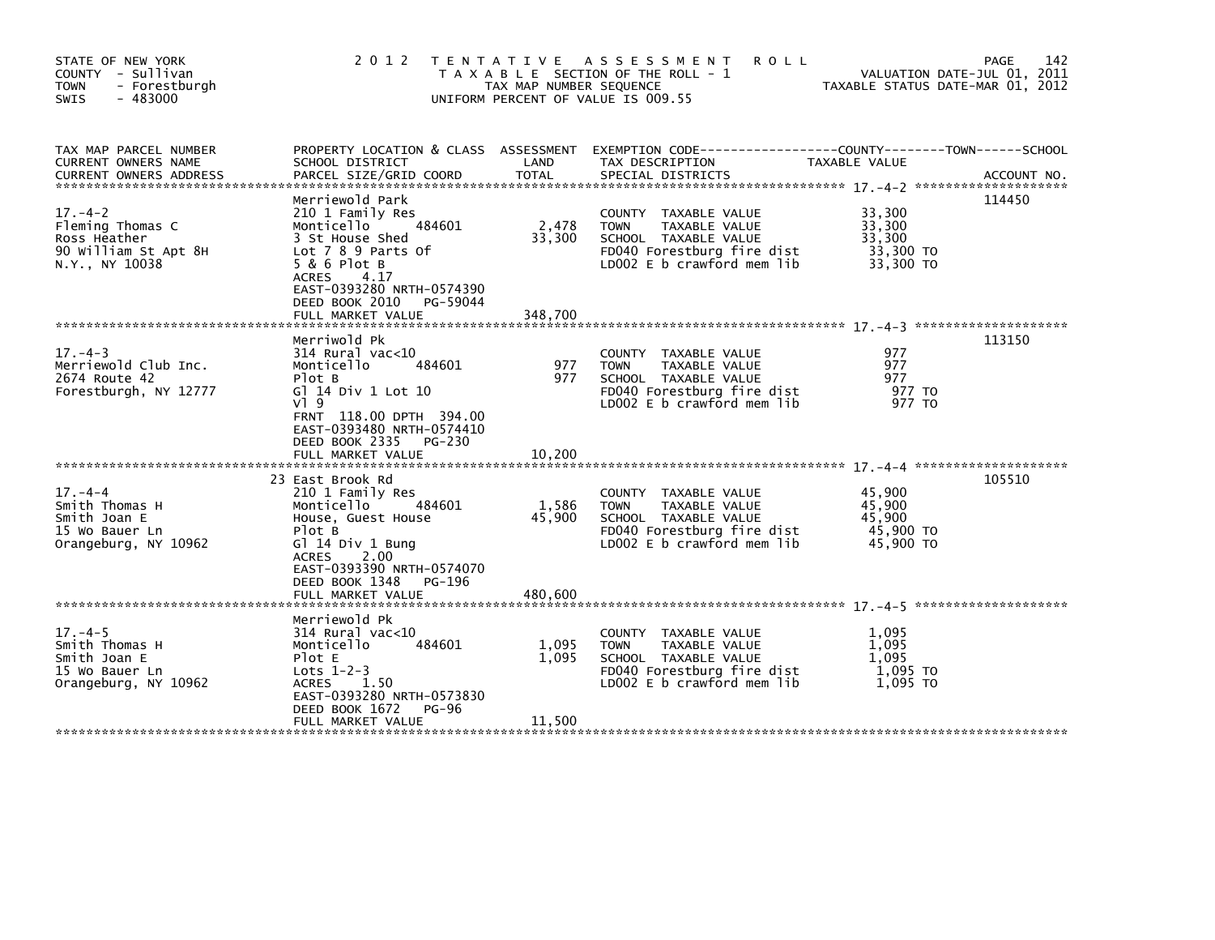STATE OF NEW YORK
COUNTY - Sullivan
TOWN - Forestburgh
SWIS - 483000

2012 TENTATIVE ASSESSMENT ROLL
TAXABLE SECTION OF THE ROLL - 1
TAX MAP NUMBER SEQUENCE
UNIFORM PERCENT OF VALUE IS 009.55

VALUATION DATE-JUL 01, 2011
TAXABLE STATUS DATE-MAR 01, 2012

| TAX MAP PARCEL NUMBER / CURRENT OWNERS NAME / CURRENT OWNERS ADDRESS | PROPERTY LOCATION & CLASS / SCHOOL DISTRICT / PARCEL SIZE/GRID COORD | ASSESSMENT LAND | TOTAL | EXEMPTION CODE / TAX DESCRIPTION / SPECIAL DISTRICTS | TAXABLE VALUE (COUNTY / TOWN / SCHOOL) | ACCOUNT NO. |
|---|---|---|---|---|---|---|
| 17.-4-2 | Merriewold Park | | | | | 114450 |
| Fleming Thomas C | 210 1 Family Res | | | COUNTY TAXABLE VALUE | 33,300 | |
| Ross Heather | Monticello 484601 | 2,478 | | TOWN TAXABLE VALUE | 33,300 | |
| 90 William St Apt 8H | 3 St House Shed | | 33,300 | SCHOOL TAXABLE VALUE | 33,300 | |
| N.Y., NY 10038 | Lot 7 8 9 Parts Of | | | FD040 Forestburg fire dist | 33,300 TO | |
| | 5 & 6 Plot B | | | LD002 E b crawford mem lib | 33,300 TO | |
| | ACRES 4.17 | | | | | |
| | EAST-0393280 NRTH-0574390 | | | | | |
| | DEED BOOK 2010 PG-59044 | | | | | |
| | FULL MARKET VALUE | | 348,700 | | | |
| 17.-4-3 | Merriwold Pk | | | | | 113150 |
| Merriewold Club Inc. | 314 Rural vac<10 | | | COUNTY TAXABLE VALUE | 977 | |
| 2674 Route 42 | Monticello 484601 | 977 | | TOWN TAXABLE VALUE | 977 | |
| Forestburgh, NY 12777 | Plot B | | 977 | SCHOOL TAXABLE VALUE | 977 | |
| | Gl 14 Div 1 Lot 10 | | | FD040 Forestburg fire dist | 977 TO | |
| | Vl 9 | | | LD002 E b crawford mem lib | 977 TO | |
| | FRNT 118.00 DPTH 394.00 | | | | | |
| | EAST-0393480 NRTH-0574410 | | | | | |
| | DEED BOOK 2335 PG-230 | | | | | |
| | FULL MARKET VALUE | | 10,200 | | | |
| 17.-4-4 | 23 East Brook Rd | | | | | 105510 |
| Smith Thomas H | 210 1 Family Res | | | COUNTY TAXABLE VALUE | 45,900 | |
| Smith Joan E | Monticello 484601 | 1,586 | | TOWN TAXABLE VALUE | 45,900 | |
| 15 Wo Bauer Ln | House, Guest House | | 45,900 | SCHOOL TAXABLE VALUE | 45,900 | |
| Orangeburg, NY 10962 | Plot B | | | FD040 Forestburg fire dist | 45,900 TO | |
| | Gl 14 Div 1 Bung | | | LD002 E b crawford mem lib | 45,900 TO | |
| | ACRES 2.00 | | | | | |
| | EAST-0393390 NRTH-0574070 | | | | | |
| | DEED BOOK 1348 PG-196 | | | | | |
| | FULL MARKET VALUE | | 480,600 | | | |
| 17.-4-5 | Merriewold Pk | | | | | |
| Smith Thomas H | 314 Rural vac<10 | | | COUNTY TAXABLE VALUE | 1,095 | |
| Smith Joan E | Monticello 484601 | 1,095 | | TOWN TAXABLE VALUE | 1,095 | |
| 15 Wo Bauer Ln | Plot E | | 1,095 | SCHOOL TAXABLE VALUE | 1,095 | |
| Orangeburg, NY 10962 | Lots 1-2-3 | | | FD040 Forestburg fire dist | 1,095 TO | |
| | ACRES 1.50 | | | LD002 E b crawford mem lib | 1,095 TO | |
| | EAST-0393280 NRTH-0573830 | | | | | |
| | DEED BOOK 1672 PG-96 | | | | | |
| | FULL MARKET VALUE | | 11,500 | | | |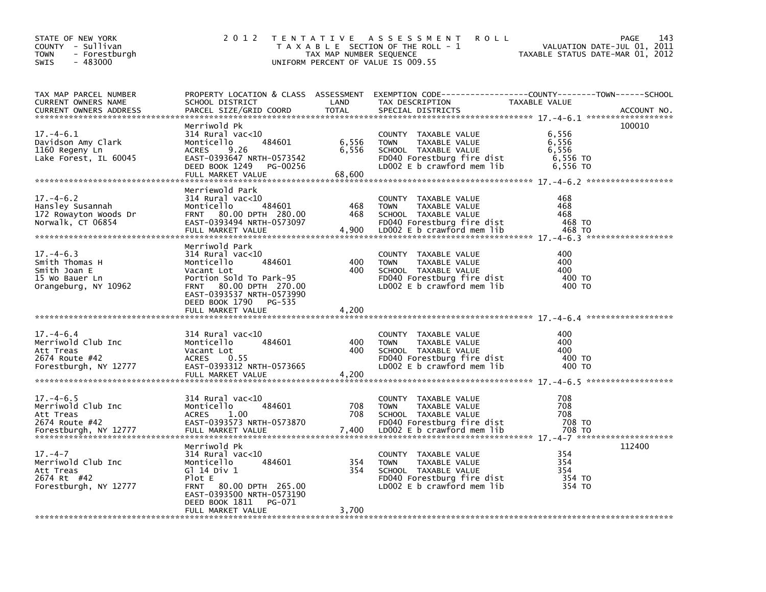STATE OF NEW YORK
COUNTY - Sullivan
TOWN - Forestburgh
SWIS - 483000

2012 TENTATIVE ASSESSMENT ROLL
TAXABLE SECTION OF THE ROLL - 1
TAX MAP NUMBER SEQUENCE
UNIFORM PERCENT OF VALUE IS 009.55

VALUATION DATE-JUL 01, 2011
TAXABLE STATUS DATE-MAR 01, 2012

| TAX MAP PARCEL NUMBER / CURRENT OWNERS NAME / CURRENT OWNERS ADDRESS | PROPERTY LOCATION & CLASS / SCHOOL DISTRICT / PARCEL SIZE/GRID COORD | ASSESSMENT LAND | TOTAL | EXEMPTION CODE / TAX DESCRIPTION / SPECIAL DISTRICTS | TAXABLE VALUE (COUNTY / TOWN / SCHOOL) | ACCOUNT NO. |
|---|---|---|---|---|---|---|
| 17.-4-6.1 | Merriwold Pk | | | | | 100010 |
| Davidson Amy Clark | 314 Rural vac<10 | | | COUNTY TAXABLE VALUE | 6,556 | |
| 1160 Regeny Ln | Monticello 484601 | 6,556 | | TOWN TAXABLE VALUE | 6,556 | |
| Lake Forest, IL 60045 | ACRES 9.26 | | 6,556 | SCHOOL TAXABLE VALUE | 6,556 | |
| | EAST-0393647 NRTH-0573542 | | | FD040 Forestburg fire dist | 6,556 TO | |
| | DEED BOOK 1249 PG-00256 | | | LD002 E b crawford mem lib | 6,556 TO | |
| | FULL MARKET VALUE | | 68,600 | | | |
| 17.-4-6.2 | Merriewold Park | | | | | |
| Hansley Susannah | 314 Rural vac<10 | | | COUNTY TAXABLE VALUE | 468 | |
| 172 Rowayton Woods Dr | Monticello 484601 | 468 | | TOWN TAXABLE VALUE | 468 | |
| Norwalk, CT 06854 | FRNT 80.00 DPTH 280.00 | | 468 | SCHOOL TAXABLE VALUE | 468 | |
| | EAST-0393494 NRTH-0573097 | | | FD040 Forestburg fire dist | 468 TO | |
| | FULL MARKET VALUE | | 4,900 | LD002 E b crawford mem lib | 468 TO | |
| 17.-4-6.3 | Merriwold Park | | | | | |
| Smith Thomas H | 314 Rural vac<10 | | | COUNTY TAXABLE VALUE | 400 | |
| Smith Joan E | Monticello 484601 | 400 | | TOWN TAXABLE VALUE | 400 | |
| 15 Wo Bauer Ln | Vacant Lot | | 400 | SCHOOL TAXABLE VALUE | 400 | |
| Orangeburg, NY 10962 | Portion Sold To Park-95 | | | FD040 Forestburg fire dist | 400 TO | |
| | FRNT 80.00 DPTH 270.00 | | | LD002 E b crawford mem lib | 400 TO | |
| | EAST-0393537 NRTH-0573990 | | | | | |
| | DEED BOOK 1790 PG-535 | | | | | |
| | FULL MARKET VALUE | | 4,200 | | | |
| 17.-4-6.4 | 314 Rural vac<10 | | | COUNTY TAXABLE VALUE | 400 | |
| Merriwold Club Inc | Monticello 484601 | 400 | | TOWN TAXABLE VALUE | 400 | |
| Att Treas | Vacant Lot | | 400 | SCHOOL TAXABLE VALUE | 400 | |
| 2674 Route #42 | ACRES 0.55 | | | FD040 Forestburg fire dist | 400 TO | |
| Forestburgh, NY 12777 | EAST-0393312 NRTH-0573665 | | | LD002 E b crawford mem lib | 400 TO | |
| | FULL MARKET VALUE | | 4,200 | | | |
| 17.-4-6.5 | 314 Rural vac<10 | | | COUNTY TAXABLE VALUE | 708 | |
| Merriwold Club Inc | Monticello 484601 | 708 | | TOWN TAXABLE VALUE | 708 | |
| Att Treas | ACRES 1.00 | | 708 | SCHOOL TAXABLE VALUE | 708 | |
| 2674 Route #42 | EAST-0393573 NRTH-0573870 | | | FD040 Forestburg fire dist | 708 TO | |
| Forestburgh, NY 12777 | FULL MARKET VALUE | | 7,400 | LD002 E b crawford mem lib | 708 TO | |
| 17.-4-7 | Merriwold Pk | | | | | 112400 |
| Merriwold Club Inc | 314 Rural vac<10 | | | COUNTY TAXABLE VALUE | 354 | |
| Att Treas | Monticello 484601 | 354 | | TOWN TAXABLE VALUE | 354 | |
| 2674 Rt #42 | Gl 14 Div 1 | | 354 | SCHOOL TAXABLE VALUE | 354 | |
| Forestburgh, NY 12777 | Plot E | | | FD040 Forestburg fire dist | 354 TO | |
| | FRNT 80.00 DPTH 265.00 | | | LD002 E b crawford mem lib | 354 TO | |
| | EAST-0393500 NRTH-0573190 | | | | | |
| | DEED BOOK 1811 PG-071 | | | | | |
| | FULL MARKET VALUE | | 3,700 | | | |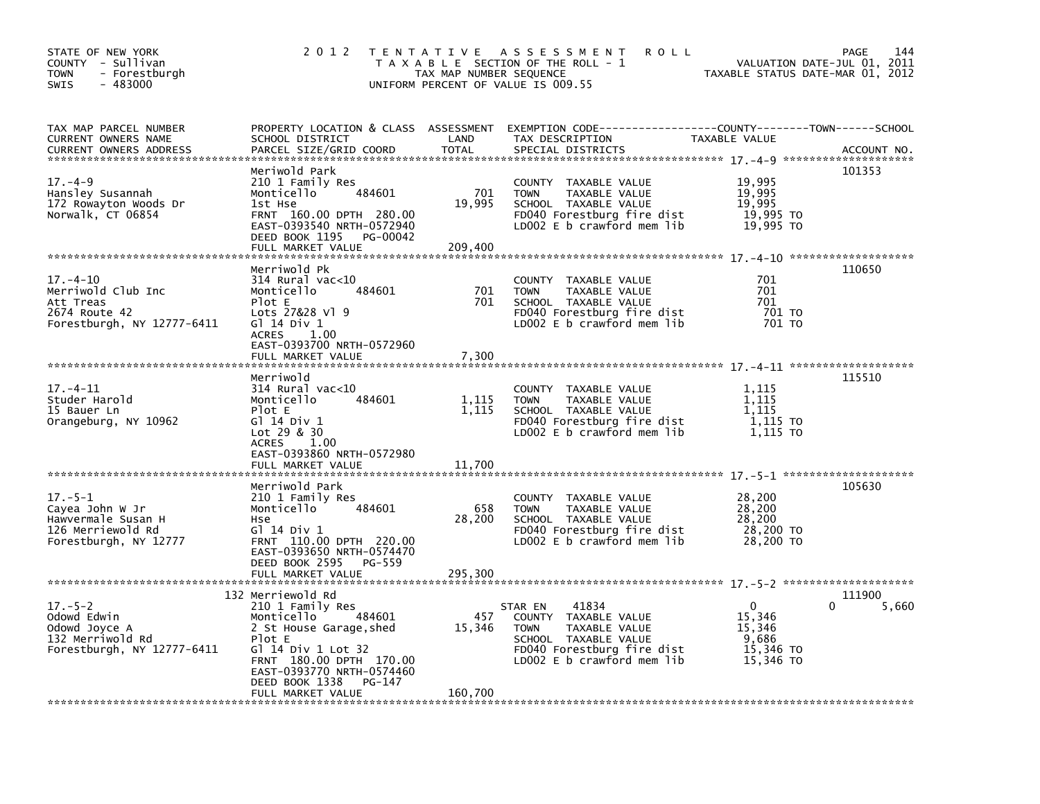STATE OF NEW YORK
COUNTY - Sullivan
TOWN - Forestburgh
SWIS - 483000

# 2012 TENTATIVE ASSESSMENT ROLL

TAXABLE SECTION OF THE ROLL - 1
TAX MAP NUMBER SEQUENCE
UNIFORM PERCENT OF VALUE IS 009.55

VALUATION DATE-JUL 01, 2011
TAXABLE STATUS DATE-MAR 01, 2012

| TAX MAP PARCEL NUMBER / CURRENT OWNERS NAME / CURRENT OWNERS ADDRESS | PROPERTY LOCATION & CLASS / SCHOOL DISTRICT / PARCEL SIZE/GRID COORD | ASSESSMENT LAND | TOTAL | EXEMPTION CODE / TAX DESCRIPTION / SPECIAL DISTRICTS | COUNTY TAXABLE VALUE | TOWN | SCHOOL | ACCOUNT NO. |
|---|---|---|---|---|---|---|---|---|
| 17.-4-9 | Meriwold Park | | | | | | | 101353 |
| Hansley Susannah | 210 1 Family Res | | | COUNTY TAXABLE VALUE | 19,995 | | | |
| 172 Rowayton Woods Dr | Monticello 484601 | 701 | | TOWN TAXABLE VALUE | 19,995 | | | |
| Norwalk, CT 06854 | 1st Hse | | 19,995 | SCHOOL TAXABLE VALUE | 19,995 | | | |
| | FRNT 160.00 DPTH 280.00 | | | FD040 Forestburg fire dist | 19,995 TO | | | |
| | EAST-0393540 NRTH-0572940 | | | LD002 E b crawford mem lib | 19,995 TO | | | |
| | DEED BOOK 1195 PG-00042 | | | | | | | |
| | FULL MARKET VALUE | | 209,400 | | | | | |
| 17.-4-10 | Merriwold Pk | | | | | | | 110650 |
| Merriwold Club Inc | 314 Rural vac<10 | | | COUNTY TAXABLE VALUE | 701 | | | |
| Att Treas | Monticello 484601 | 701 | | TOWN TAXABLE VALUE | 701 | | | |
| 2674 Route 42 | Plot E | | 701 | SCHOOL TAXABLE VALUE | 701 | | | |
| Forestburgh, NY 12777-6411 | Lots 27&28 Vl 9 | | | FD040 Forestburg fire dist | 701 TO | | | |
| | Gl 14 Div 1 | | | LD002 E b crawford mem lib | 701 TO | | | |
| | ACRES 1.00 | | | | | | | |
| | EAST-0393700 NRTH-0572960 | | | | | | | |
| | FULL MARKET VALUE | | 7,300 | | | | | |
| 17.-4-11 | Merriwold | | | | | | | 115510 |
| Studer Harold | 314 Rural vac<10 | | | COUNTY TAXABLE VALUE | 1,115 | | | |
| 15 Bauer Ln | Monticello 484601 | 1,115 | | TOWN TAXABLE VALUE | 1,115 | | | |
| Orangeburg, NY 10962 | Plot E | | 1,115 | SCHOOL TAXABLE VALUE | 1,115 | | | |
| | Gl 14 Div 1 | | | FD040 Forestburg fire dist | 1,115 TO | | | |
| | Lot 29 & 30 | | | LD002 E b crawford mem lib | 1,115 TO | | | |
| | ACRES 1.00 | | | | | | | |
| | EAST-0393860 NRTH-0572980 | | | | | | | |
| | FULL MARKET VALUE | | 11,700 | | | | | |
| 17.-5-1 | Merriwold Park | | | | | | | 105630 |
| Cayea John W Jr | 210 1 Family Res | | | COUNTY TAXABLE VALUE | 28,200 | | | |
| Hawvermale Susan H | Monticello 484601 | 658 | | TOWN TAXABLE VALUE | 28,200 | | | |
| 126 Merriewold Rd | Hse | | 28,200 | SCHOOL TAXABLE VALUE | 28,200 | | | |
| Forestburgh, NY 12777 | Gl 14 Div 1 | | | FD040 Forestburg fire dist | 28,200 TO | | | |
| | FRNT 110.00 DPTH 220.00 | | | LD002 E b crawford mem lib | 28,200 TO | | | |
| | EAST-0393650 NRTH-0574470 | | | | | | | |
| | DEED BOOK 2595 PG-559 | | | | | | | |
| | FULL MARKET VALUE | | 295,300 | | | | | |
| 17.-5-2 | 132 Merriewold Rd | | | | | | | 111900 |
| Odowd Edwin | 210 1 Family Res | | | STAR EN 41834 | 0 | 0 | 5,660 | |
| Odowd Joyce A | Monticello 484601 | 457 | | COUNTY TAXABLE VALUE | 15,346 | | | |
| 132 Merriwold Rd | 2 St House Garage,shed | | 15,346 | TOWN TAXABLE VALUE | 15,346 | | | |
| Forestburgh, NY 12777-6411 | Plot E | | | SCHOOL TAXABLE VALUE | 9,686 | | | |
| | Gl 14 Div 1 Lot 32 | | | FD040 Forestburg fire dist | 15,346 TO | | | |
| | FRNT 180.00 DPTH 170.00 | | | LD002 E b crawford mem lib | 15,346 TO | | | |
| | EAST-0393770 NRTH-0574460 | | | | | | | |
| | DEED BOOK 1338 PG-147 | | | | | | | |
| | FULL MARKET VALUE | | 160,700 | | | | | |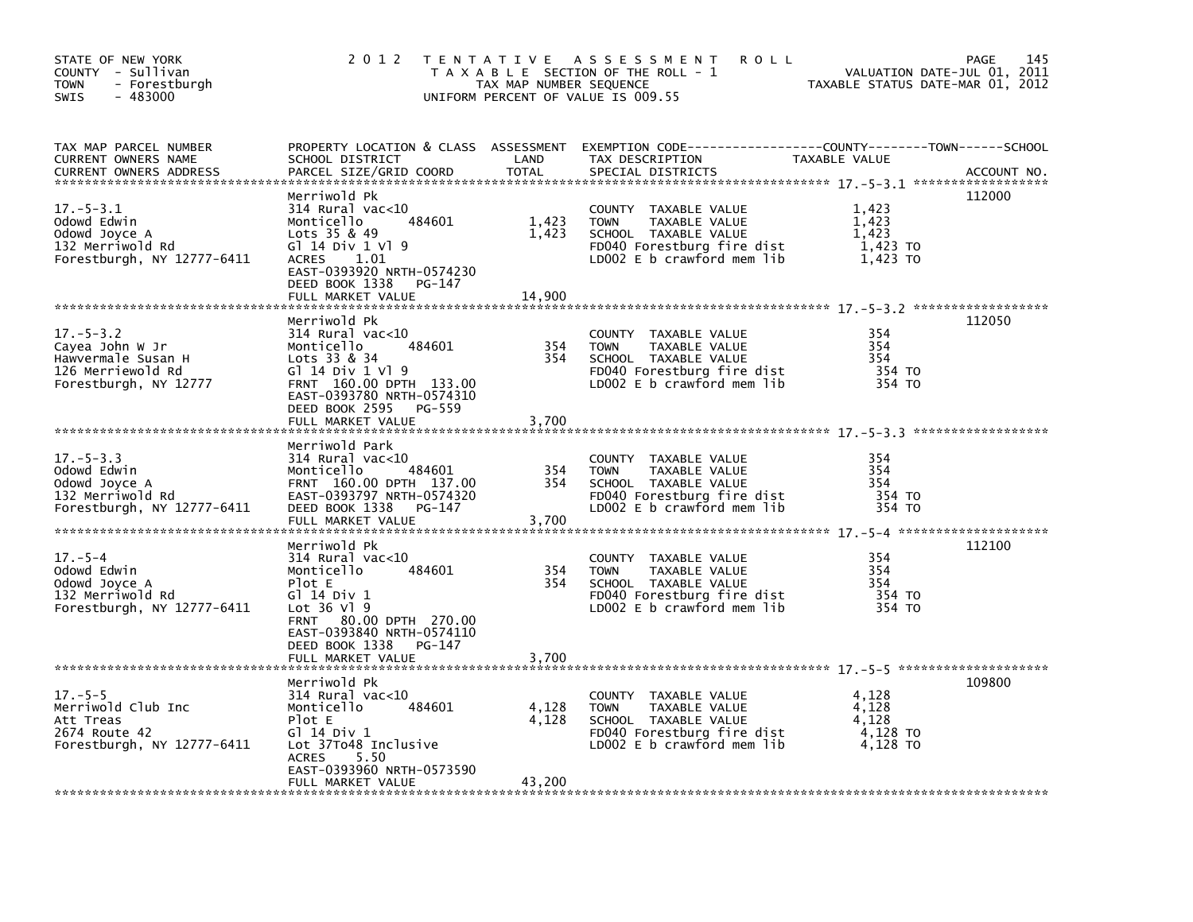STATE OF NEW YORK
COUNTY - Sullivan
TOWN - Forestburgh
SWIS - 483000

2 0 1 2 T E N T A T I V E A S S E S S M E N T R O L L
T A X A B L E SECTION OF THE ROLL - 1
TAX MAP NUMBER SEQUENCE
UNIFORM PERCENT OF VALUE IS 009.55

VALUATION DATE-JUL 01, 2011
TAXABLE STATUS DATE-MAR 01, 2012

| TAX MAP PARCEL NUMBER / CURRENT OWNERS NAME / CURRENT OWNERS ADDRESS | PROPERTY LOCATION & CLASS / SCHOOL DISTRICT / PARCEL SIZE/GRID COORD | ASSESSMENT LAND / TOTAL | EXEMPTION CODE / TAX DESCRIPTION / SPECIAL DISTRICTS | TAXABLE VALUE (COUNTY / TOWN / SCHOOL) | ACCOUNT NO. |
|---|---|---|---|---|---|
| **17.-5-3.1** | Merriwold Pk | | | | 112000 |
| 17.-5-3.1 | 314 Rural vac<10 | | COUNTY TAXABLE VALUE | 1,423 | |
| Odowd Edwin | Monticello 484601 | 1,423 | TOWN TAXABLE VALUE | 1,423 | |
| Odowd Joyce A | Lots 35 & 49 | 1,423 | SCHOOL TAXABLE VALUE | 1,423 | |
| 132 Merriwold Rd | Gl 14 Div 1 Vl 9 | | FD040 Forestburg fire dist | 1,423 TO | |
| Forestburgh, NY 12777-6411 | ACRES 1.01 | | LD002 E b crawford mem lib | 1,423 TO | |
| | EAST-0393920 NRTH-0574230 | | | | |
| | DEED BOOK 1338 PG-147 | | | | |
| | FULL MARKET VALUE | 14,900 | | | |
| **17.-5-3.2** | Merriwold Pk | | | | 112050 |
| 17.-5-3.2 | 314 Rural vac<10 | | COUNTY TAXABLE VALUE | 354 | |
| Cayea John W Jr | Monticello 484601 | 354 | TOWN TAXABLE VALUE | 354 | |
| Hawvermale Susan H | Lots 33 & 34 | 354 | SCHOOL TAXABLE VALUE | 354 | |
| 126 Merriewold Rd | Gl 14 Div 1 Vl 9 | | FD040 Forestburg fire dist | 354 TO | |
| Forestburgh, NY 12777 | FRNT 160.00 DPTH 133.00 | | LD002 E b crawford mem lib | 354 TO | |
| | EAST-0393780 NRTH-0574310 | | | | |
| | DEED BOOK 2595 PG-559 | | | | |
| | FULL MARKET VALUE | 3,700 | | | |
| **17.-5-3.3** | Merriwold Park | | | | |
| 17.-5-3.3 | 314 Rural vac<10 | | COUNTY TAXABLE VALUE | 354 | |
| Odowd Edwin | Monticello 484601 | 354 | TOWN TAXABLE VALUE | 354 | |
| Odowd Joyce A | FRNT 160.00 DPTH 137.00 | 354 | SCHOOL TAXABLE VALUE | 354 | |
| 132 Merriwold Rd | EAST-0393797 NRTH-0574320 | | FD040 Forestburg fire dist | 354 TO | |
| Forestburgh, NY 12777-6411 | DEED BOOK 1338 PG-147 | | LD002 E b crawford mem lib | 354 TO | |
| | FULL MARKET VALUE | 3,700 | | | |
| **17.-5-4** | Merriwold Pk | | | | 112100 |
| 17.-5-4 | 314 Rural vac<10 | | COUNTY TAXABLE VALUE | 354 | |
| Odowd Edwin | Monticello 484601 | 354 | TOWN TAXABLE VALUE | 354 | |
| Odowd Joyce A | Plot E | 354 | SCHOOL TAXABLE VALUE | 354 | |
| 132 Merriwold Rd | Gl 14 Div 1 | | FD040 Forestburg fire dist | 354 TO | |
| Forestburgh, NY 12777-6411 | Lot 36 Vl 9 | | LD002 E b crawford mem lib | 354 TO | |
| | FRNT 80.00 DPTH 270.00 | | | | |
| | EAST-0393840 NRTH-0574110 | | | | |
| | DEED BOOK 1338 PG-147 | | | | |
| | FULL MARKET VALUE | 3,700 | | | |
| **17.-5-5** | Merriwold Pk | | | | 109800 |
| 17.-5-5 | 314 Rural vac<10 | | COUNTY TAXABLE VALUE | 4,128 | |
| Merriwold Club Inc | Monticello 484601 | 4,128 | TOWN TAXABLE VALUE | 4,128 | |
| Att Treas | Plot E | 4,128 | SCHOOL TAXABLE VALUE | 4,128 | |
| 2674 Route 42 | Gl 14 Div 1 | | FD040 Forestburg fire dist | 4,128 TO | |
| Forestburgh, NY 12777-6411 | Lot 37To48 Inclusive | | LD002 E b crawford mem lib | 4,128 TO | |
| | ACRES 5.50 | | | | |
| | EAST-0393960 NRTH-0573590 | | | | |
| | FULL MARKET VALUE | 43,200 | | | |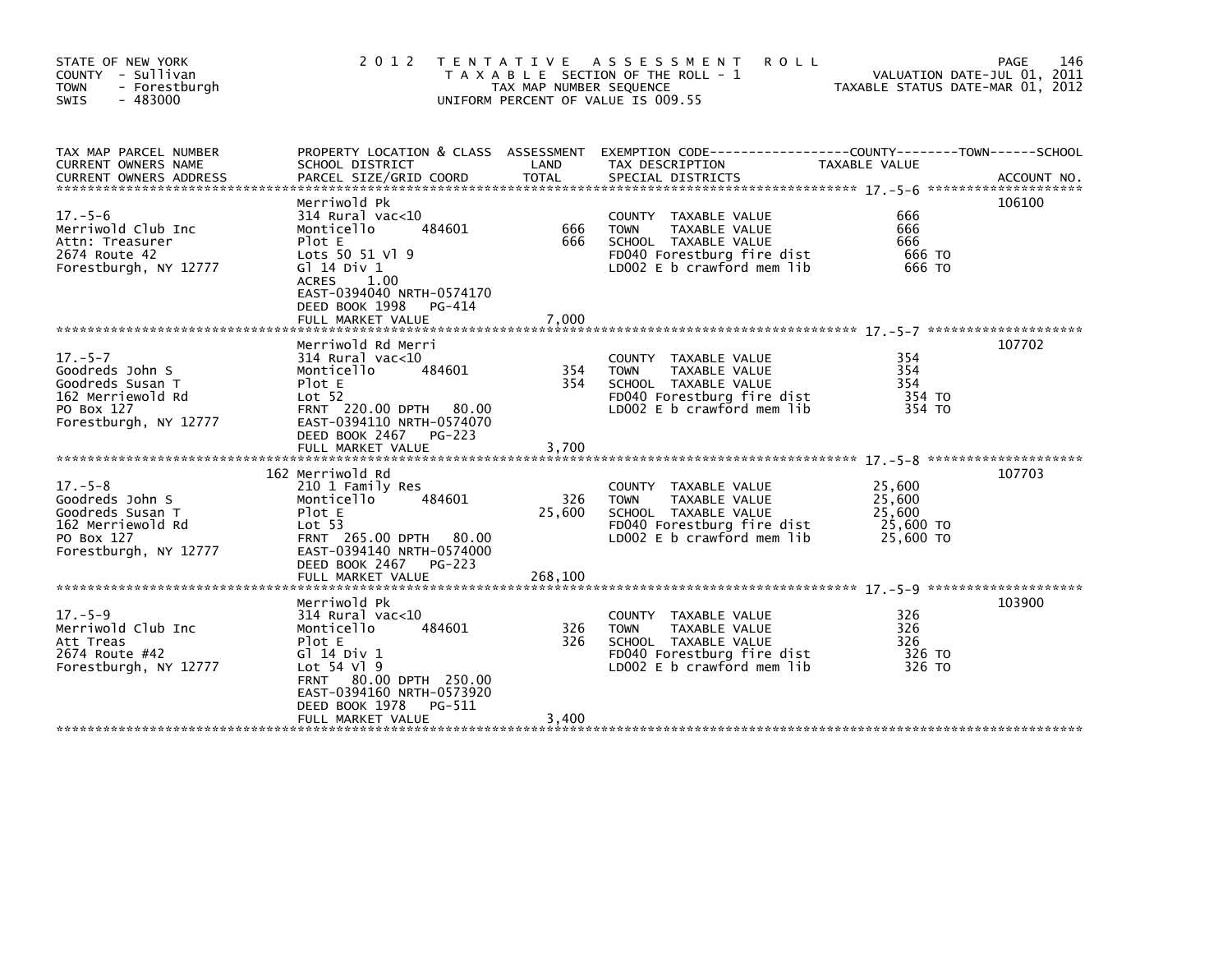STATE OF NEW YORK
COUNTY - Sullivan
TOWN - Forestburgh
SWIS - 483000

2012 TENTATIVE ASSESSMENT ROLL
TAXABLE SECTION OF THE ROLL - 1
TAX MAP NUMBER SEQUENCE
UNIFORM PERCENT OF VALUE IS 009.55

VALUATION DATE-JUL 01, 2011
TAXABLE STATUS DATE-MAR 01, 2012

| TAX MAP PARCEL NUMBER / CURRENT OWNERS NAME / CURRENT OWNERS ADDRESS | PROPERTY LOCATION & CLASS / SCHOOL DISTRICT / PARCEL SIZE/GRID COORD | ASSESSMENT LAND | TOTAL | EXEMPTION CODE / TAX DESCRIPTION / SPECIAL DISTRICTS | TAXABLE VALUE | ACCOUNT NO. |
|---|---|---|---|---|---|---|
| 17.-5-6 | Merriwold Pk | | | | | 106100 |
| Merriwold Club Inc | 314 Rural vac<10 | | | COUNTY TAXABLE VALUE | 666 | |
| Attn: Treasurer | Monticello 484601 | 666 | | TOWN TAXABLE VALUE | 666 | |
| 2674 Route 42 | Plot E | | 666 | SCHOOL TAXABLE VALUE | 666 | |
| Forestburgh, NY 12777 | Lots 50 51 Vl 9 | | | FD040 Forestburg fire dist | 666 TO | |
| | Gl 14 Div 1 | | | LD002 E b crawford mem lib | 666 TO | |
| | ACRES 1.00 | | | | | |
| | EAST-0394040 NRTH-0574170 | | | | | |
| | DEED BOOK 1998 PG-414 | | | | | |
| | FULL MARKET VALUE | | 7,000 | | | |
| 17.-5-7 | Merriwold Rd Merri | | | | | 107702 |
| Goodreds John S | 314 Rural vac<10 | | | COUNTY TAXABLE VALUE | 354 | |
| Goodreds Susan T | Monticello 484601 | 354 | | TOWN TAXABLE VALUE | 354 | |
| 162 Merriewold Rd | Plot E | | 354 | SCHOOL TAXABLE VALUE | 354 | |
| PO Box 127 | Lot 52 | | | FD040 Forestburg fire dist | 354 TO | |
| Forestburgh, NY 12777 | FRNT 220.00 DPTH 80.00 | | | LD002 E b crawford mem lib | 354 TO | |
| | EAST-0394110 NRTH-0574070 | | | | | |
| | DEED BOOK 2467 PG-223 | | | | | |
| | FULL MARKET VALUE | | 3,700 | | | |
| 17.-5-8 | 162 Merriwold Rd | | | | | 107703 |
| Goodreds John S | 210 1 Family Res | | | COUNTY TAXABLE VALUE | 25,600 | |
| Goodreds Susan T | Monticello 484601 | 326 | | TOWN TAXABLE VALUE | 25,600 | |
| 162 Merriewold Rd | Plot E | | 25,600 | SCHOOL TAXABLE VALUE | 25,600 | |
| PO Box 127 | Lot 53 | | | FD040 Forestburg fire dist | 25,600 TO | |
| Forestburgh, NY 12777 | FRNT 265.00 DPTH 80.00 | | | LD002 E b crawford mem lib | 25,600 TO | |
| | EAST-0394140 NRTH-0574000 | | | | | |
| | DEED BOOK 2467 PG-223 | | | | | |
| | FULL MARKET VALUE | | 268,100 | | | |
| 17.-5-9 | Merriwold Pk | | | | | 103900 |
| Merriwold Club Inc | 314 Rural vac<10 | | | COUNTY TAXABLE VALUE | 326 | |
| Att Treas | Monticello 484601 | 326 | | TOWN TAXABLE VALUE | 326 | |
| 2674 Route #42 | Plot E | | 326 | SCHOOL TAXABLE VALUE | 326 | |
| Forestburgh, NY 12777 | Gl 14 Div 1 | | | FD040 Forestburg fire dist | 326 TO | |
| | Lot 54 Vl 9 | | | LD002 E b crawford mem lib | 326 TO | |
| | FRNT 80.00 DPTH 250.00 | | | | | |
| | EAST-0394160 NRTH-0573920 | | | | | |
| | DEED BOOK 1978 PG-511 | | | | | |
| | FULL MARKET VALUE | | 3,400 | | | |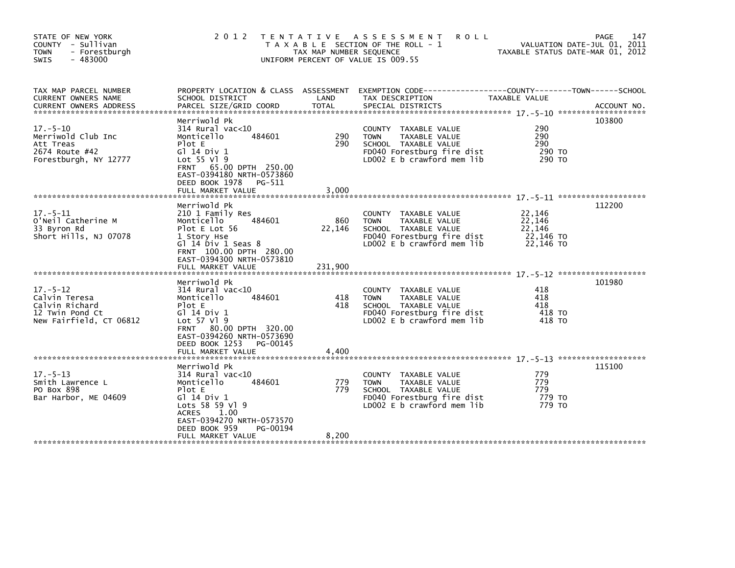STATE OF NEW YORK
COUNTY - Sullivan
TOWN - Forestburgh
SWIS - 483000

2012 TENTATIVE ASSESSMENT ROLL
TAXABLE SECTION OF THE ROLL - 1
TAX MAP NUMBER SEQUENCE
UNIFORM PERCENT OF VALUE IS 009.55

VALUATION DATE-JUL 01, 2011
TAXABLE STATUS DATE-MAR 01, 2012

| TAX MAP PARCEL NUMBER / CURRENT OWNERS NAME / CURRENT OWNERS ADDRESS | PROPERTY LOCATION & CLASS / SCHOOL DISTRICT / PARCEL SIZE/GRID COORD | ASSESSMENT LAND | TOTAL | EXEMPTION CODE / TAX DESCRIPTION / SPECIAL DISTRICTS | TAXABLE VALUE | ACCOUNT NO. |
|---|---|---|---|---|---|---|
| 17.-5-10 | Merriwold Pk | | | | | 103800 |
| Merriwold Club Inc | 314 Rural vac<10 | | | COUNTY TAXABLE VALUE | 290 | |
| Att Treas | Monticello 484601 | 290 | | TOWN TAXABLE VALUE | 290 | |
| 2674 Route #42 | Plot E | | 290 | SCHOOL TAXABLE VALUE | 290 | |
| Forestburgh, NY 12777 | Gl 14 Div 1 | | | FD040 Forestburg fire dist | 290 TO | |
| | Lot 55 Vl 9 | | | LD002 E b crawford mem lib | 290 TO | |
| | FRNT 65.00 DPTH 250.00 | | | | | |
| | EAST-0394180 NRTH-0573860 | | | | | |
| | DEED BOOK 1978 PG-511 | | | | | |
| | FULL MARKET VALUE | | 3,000 | | | |
| 17.-5-11 | Merriwold Pk | | | | | 112200 |
| O'Neil Catherine M | 210 1 Family Res | | | COUNTY TAXABLE VALUE | 22,146 | |
| 33 Byron Rd | Monticello 484601 | 860 | | TOWN TAXABLE VALUE | 22,146 | |
| Short Hills, NJ 07078 | Plot E Lot 56 | | 22,146 | SCHOOL TAXABLE VALUE | 22,146 | |
| | 1 Story Hse | | | FD040 Forestburg fire dist | 22,146 TO | |
| | Gl 14 Div 1 Seas 8 | | | LD002 E b crawford mem lib | 22,146 TO | |
| | FRNT 100.00 DPTH 280.00 | | | | | |
| | EAST-0394300 NRTH-0573810 | | | | | |
| | FULL MARKET VALUE | | 231,900 | | | |
| 17.-5-12 | Merriwold Pk | | | | | 101980 |
| Calvin Teresa | 314 Rural vac<10 | | | COUNTY TAXABLE VALUE | 418 | |
| Calvin Richard | Monticello 484601 | 418 | | TOWN TAXABLE VALUE | 418 | |
| 12 Twin Pond Ct | Plot E | | 418 | SCHOOL TAXABLE VALUE | 418 | |
| New Fairfield, CT 06812 | Gl 14 Div 1 | | | FD040 Forestburg fire dist | 418 TO | |
| | Lot 57 Vl 9 | | | LD002 E b crawford mem lib | 418 TO | |
| | FRNT 80.00 DPTH 320.00 | | | | | |
| | EAST-0394260 NRTH-0573690 | | | | | |
| | DEED BOOK 1253 PG-00145 | | | | | |
| | FULL MARKET VALUE | | 4,400 | | | |
| 17.-5-13 | Merriwold Pk | | | | | 115100 |
| Smith Lawrence L | 314 Rural vac<10 | | | COUNTY TAXABLE VALUE | 779 | |
| PO Box 898 | Monticello 484601 | 779 | | TOWN TAXABLE VALUE | 779 | |
| Bar Harbor, ME 04609 | Plot E | | 779 | SCHOOL TAXABLE VALUE | 779 | |
| | Gl 14 Div 1 | | | FD040 Forestburg fire dist | 779 TO | |
| | Lots 58 59 Vl 9 | | | LD002 E b crawford mem lib | 779 TO | |
| | ACRES 1.00 | | | | | |
| | EAST-0394270 NRTH-0573570 | | | | | |
| | DEED BOOK 959 PG-00194 | | | | | |
| | FULL MARKET VALUE | | 8,200 | | | |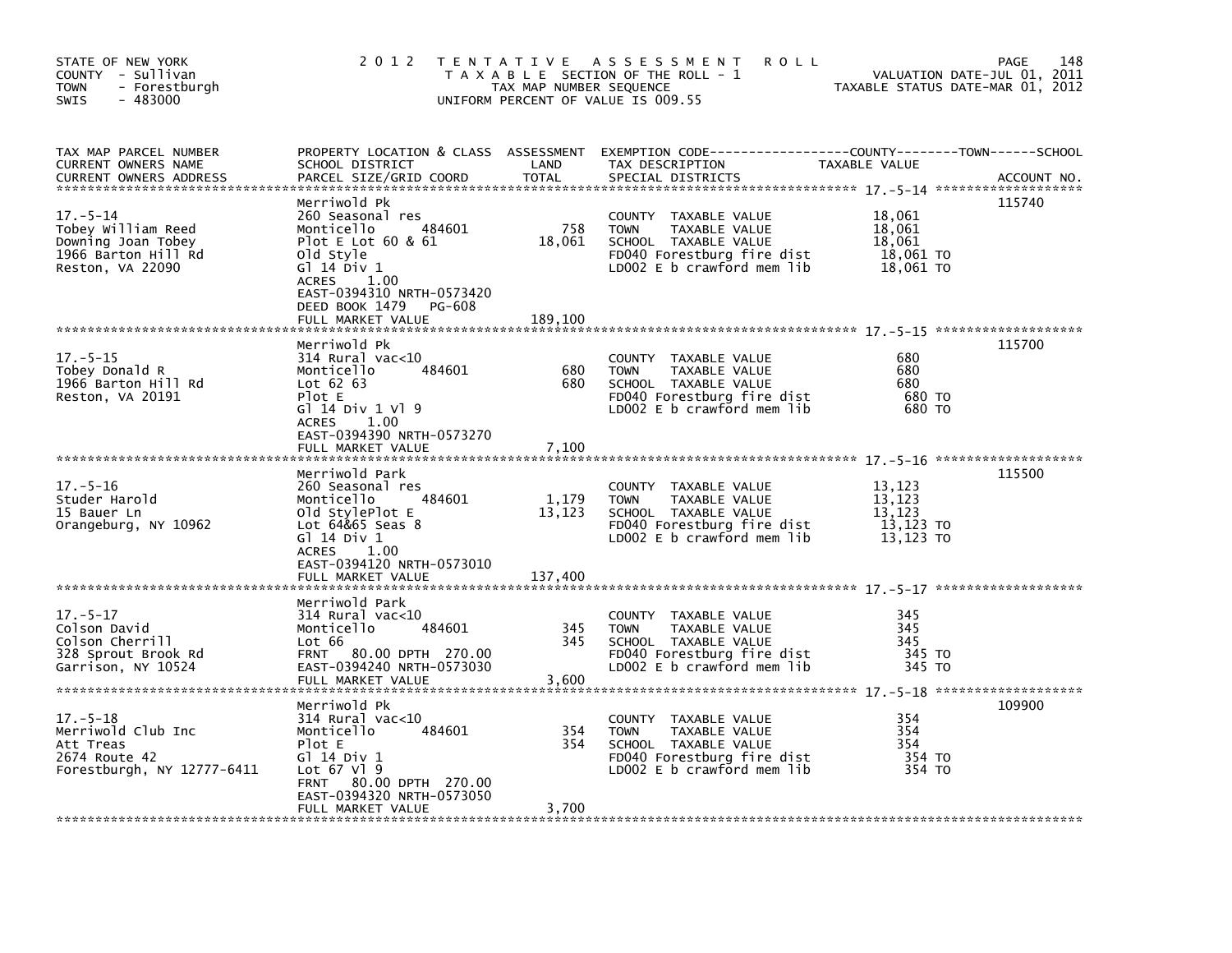STATE OF NEW YORK
COUNTY - Sullivan
TOWN - Forestburgh
SWIS - 483000

# 2012 TENTATIVE ASSESSMENT ROLL

TAXABLE SECTION OF THE ROLL - 1
TAX MAP NUMBER SEQUENCE
UNIFORM PERCENT OF VALUE IS 009.55

VALUATION DATE-JUL 01, 2011
TAXABLE STATUS DATE-MAR 01, 2012

| TAX MAP PARCEL NUMBER / CURRENT OWNERS NAME / CURRENT OWNERS ADDRESS | PROPERTY LOCATION & CLASS / SCHOOL DISTRICT / PARCEL SIZE/GRID COORD | ASSESSMENT LAND | TOTAL | EXEMPTION CODE / TAX DESCRIPTION / SPECIAL DISTRICTS | TAXABLE VALUE (COUNTY--TOWN--SCHOOL) | ACCOUNT NO. |
|---|---|---|---|---|---|---|
| **17.-5-14** | Merriwold Pk | | | | | 115740 |
| 17.-5-14 | 260 Seasonal res | | | COUNTY TAXABLE VALUE | 18,061 | |
| Tobey William Reed | Monticello 484601 | 758 | | TOWN TAXABLE VALUE | 18,061 | |
| Downing Joan Tobey | Plot E Lot 60 & 61 | | 18,061 | SCHOOL TAXABLE VALUE | 18,061 | |
| 1966 Barton Hill Rd | Old Style | | | FD040 Forestburg fire dist | 18,061 TO | |
| Reston, VA 22090 | Gl 14 Div 1 | | | LD002 E b crawford mem lib | 18,061 TO | |
| | ACRES 1.00 | | | | | |
| | EAST-0394310 NRTH-0573420 | | | | | |
| | DEED BOOK 1479 PG-608 | | | | | |
| | FULL MARKET VALUE | | 189,100 | | | |
| **17.-5-15** | Merriwold Pk | | | | | 115700 |
| 17.-5-15 | 314 Rural vac<10 | | | COUNTY TAXABLE VALUE | 680 | |
| Tobey Donald R | Monticello 484601 | 680 | | TOWN TAXABLE VALUE | 680 | |
| 1966 Barton Hill Rd | Lot 62 63 | | 680 | SCHOOL TAXABLE VALUE | 680 | |
| Reston, VA 20191 | Plot E | | | FD040 Forestburg fire dist | 680 TO | |
| | Gl 14 Div 1 Vl 9 | | | LD002 E b crawford mem lib | 680 TO | |
| | ACRES 1.00 | | | | | |
| | EAST-0394390 NRTH-0573270 | | | | | |
| | FULL MARKET VALUE | | 7,100 | | | |
| **17.-5-16** | Merriwold Park | | | | | 115500 |
| 17.-5-16 | 260 Seasonal res | | | COUNTY TAXABLE VALUE | 13,123 | |
| Studer Harold | Monticello 484601 | 1,179 | | TOWN TAXABLE VALUE | 13,123 | |
| 15 Bauer Ln | Old StylePlot E | | 13,123 | SCHOOL TAXABLE VALUE | 13,123 | |
| Orangeburg, NY 10962 | Lot 64&65 Seas 8 | | | FD040 Forestburg fire dist | 13,123 TO | |
| | Gl 14 Div 1 | | | LD002 E b crawford mem lib | 13,123 TO | |
| | ACRES 1.00 | | | | | |
| | EAST-0394120 NRTH-0573010 | | | | | |
| | FULL MARKET VALUE | | 137,400 | | | |
| **17.-5-17** | Merriwold Park | | | | | |
| 17.-5-17 | 314 Rural vac<10 | | | COUNTY TAXABLE VALUE | 345 | |
| Colson David | Monticello 484601 | 345 | | TOWN TAXABLE VALUE | 345 | |
| Colson Cherrill | Lot 66 | | 345 | SCHOOL TAXABLE VALUE | 345 | |
| 328 Sprout Brook Rd | FRNT 80.00 DPTH 270.00 | | | FD040 Forestburg fire dist | 345 TO | |
| Garrison, NY 10524 | EAST-0394240 NRTH-0573030 | | | LD002 E b crawford mem lib | 345 TO | |
| | FULL MARKET VALUE | | 3,600 | | | |
| **17.-5-18** | Merriwold Pk | | | | | 109900 |
| 17.-5-18 | 314 Rural vac<10 | | | COUNTY TAXABLE VALUE | 354 | |
| Merriwold Club Inc | Monticello 484601 | 354 | | TOWN TAXABLE VALUE | 354 | |
| Att Treas | Plot E | | 354 | SCHOOL TAXABLE VALUE | 354 | |
| 2674 Route 42 | Gl 14 Div 1 | | | FD040 Forestburg fire dist | 354 TO | |
| Forestburgh, NY 12777-6411 | Lot 67 Vl 9 | | | LD002 E b crawford mem lib | 354 TO | |
| | FRNT 80.00 DPTH 270.00 | | | | | |
| | EAST-0394320 NRTH-0573050 | | | | | |
| | FULL MARKET VALUE | | 3,700 | | | |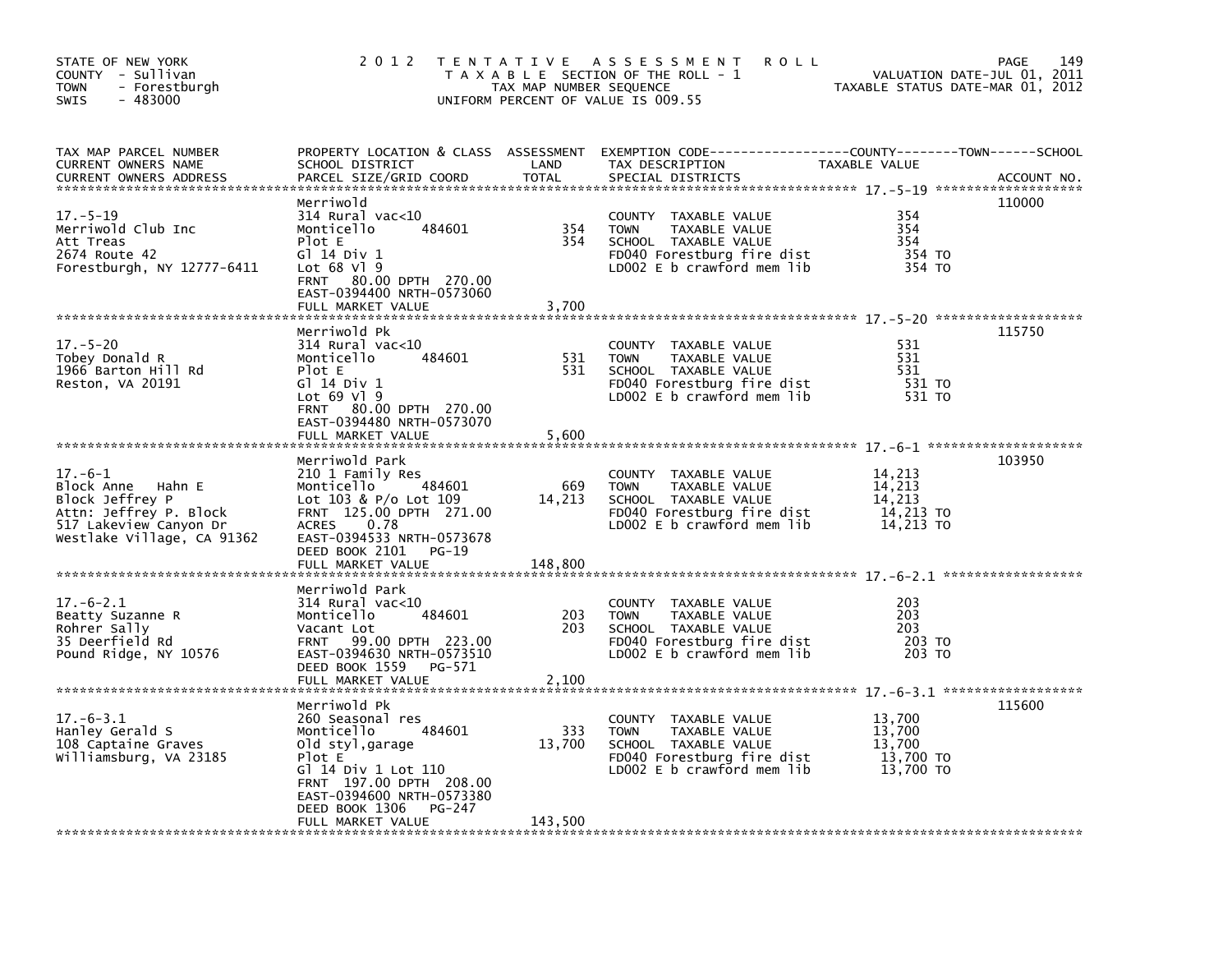STATE OF NEW YORK
COUNTY - Sullivan
TOWN - Forestburgh
SWIS - 483000

2012 TENTATIVE ASSESSMENT ROLL
TAXABLE SECTION OF THE ROLL - 1
TAX MAP NUMBER SEQUENCE
UNIFORM PERCENT OF VALUE IS 009.55

VALUATION DATE-JUL 01, 2011
TAXABLE STATUS DATE-MAR 01, 2012

| TAX MAP PARCEL NUMBER / CURRENT OWNERS NAME / CURRENT OWNERS ADDRESS | PROPERTY LOCATION & CLASS / SCHOOL DISTRICT / PARCEL SIZE/GRID COORD | ASSESSMENT LAND / TOTAL | EXEMPTION CODE / TAX DESCRIPTION / SPECIAL DISTRICTS | TAXABLE VALUE (COUNTY / TOWN / SCHOOL) | ACCOUNT NO. |
|---|---|---|---|---|---|
| **17.-5-19** | Merriwold | | | | 110000 |
| Merriwold Club Inc | 314 Rural vac<10 | | COUNTY TAXABLE VALUE | 354 | |
| Att Treas | Monticello 484601 | 354 | TOWN TAXABLE VALUE | 354 | |
| 2674 Route 42 | Plot E | 354 | SCHOOL TAXABLE VALUE | 354 | |
| Forestburgh, NY 12777-6411 | Gl 14 Div 1 | | FD040 Forestburg fire dist | 354 TO | |
| | Lot 68 Vl 9 | | LD002 E b crawford mem lib | 354 TO | |
| | FRNT 80.00 DPTH 270.00 | | | | |
| | EAST-0394400 NRTH-0573060 | | | | |
| | FULL MARKET VALUE | 3,700 | | | |
| **17.-5-20** | Merriwold Pk | | | | 115750 |
| Tobey Donald R | 314 Rural vac<10 | | COUNTY TAXABLE VALUE | 531 | |
| 1966 Barton Hill Rd | Monticello 484601 | 531 | TOWN TAXABLE VALUE | 531 | |
| Reston, VA 20191 | Plot E | 531 | SCHOOL TAXABLE VALUE | 531 | |
| | Gl 14 Div 1 | | FD040 Forestburg fire dist | 531 TO | |
| | Lot 69 Vl 9 | | LD002 E b crawford mem lib | 531 TO | |
| | FRNT 80.00 DPTH 270.00 | | | | |
| | EAST-0394480 NRTH-0573070 | | | | |
| | FULL MARKET VALUE | 5,600 | | | |
| **17.-6-1** | Merriwold Park | | | | 103950 |
| Block Anne Hahn E | 210 1 Family Res | | COUNTY TAXABLE VALUE | 14,213 | |
| Block Jeffrey P | Monticello 484601 | 669 | TOWN TAXABLE VALUE | 14,213 | |
| Attn: Jeffrey P. Block | Lot 103 & P/o Lot 109 | 14,213 | SCHOOL TAXABLE VALUE | 14,213 | |
| 517 Lakeview Canyon Dr | FRNT 125.00 DPTH 271.00 | | FD040 Forestburg fire dist | 14,213 TO | |
| Westlake Village, CA 91362 | ACRES 0.78 | | LD002 E b crawford mem lib | 14,213 TO | |
| | EAST-0394533 NRTH-0573678 | | | | |
| | DEED BOOK 2101 PG-19 | | | | |
| | FULL MARKET VALUE | 148,800 | | | |
| **17.-6-2.1** | Merriwold Park | | | | |
| Beatty Suzanne R | 314 Rural vac<10 | | COUNTY TAXABLE VALUE | 203 | |
| Rohrer Sally | Monticello 484601 | 203 | TOWN TAXABLE VALUE | 203 | |
| 35 Deerfield Rd | Vacant Lot | 203 | SCHOOL TAXABLE VALUE | 203 | |
| Pound Ridge, NY 10576 | FRNT 99.00 DPTH 223.00 | | FD040 Forestburg fire dist | 203 TO | |
| | EAST-0394630 NRTH-0573510 | | LD002 E b crawford mem lib | 203 TO | |
| | DEED BOOK 1559 PG-571 | | | | |
| | FULL MARKET VALUE | 2,100 | | | |
| **17.-6-3.1** | Merriwold Pk | | | | 115600 |
| Hanley Gerald S | 260 Seasonal res | | COUNTY TAXABLE VALUE | 13,700 | |
| 108 Captaine Graves | Monticello 484601 | 333 | TOWN TAXABLE VALUE | 13,700 | |
| Williamsburg, VA 23185 | Old styl,garage | 13,700 | SCHOOL TAXABLE VALUE | 13,700 | |
| | Plot E | | FD040 Forestburg fire dist | 13,700 TO | |
| | Gl 14 Div 1 Lot 110 | | LD002 E b crawford mem lib | 13,700 TO | |
| | FRNT 197.00 DPTH 208.00 | | | | |
| | EAST-0394600 NRTH-0573380 | | | | |
| | DEED BOOK 1306 PG-247 | | | | |
| | FULL MARKET VALUE | 143,500 | | | |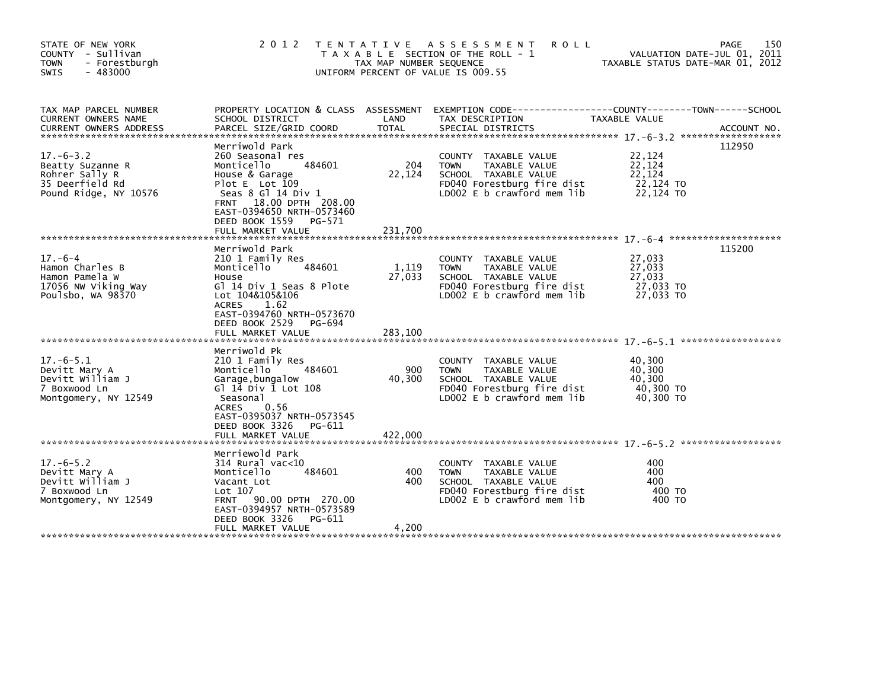STATE OF NEW YORK
COUNTY - Sullivan
TOWN - Forestburgh
SWIS - 483000

2012 TENTATIVE ASSESSMENT ROLL
TAXABLE SECTION OF THE ROLL - 1
TAX MAP NUMBER SEQUENCE
UNIFORM PERCENT OF VALUE IS 009.55

VALUATION DATE-JUL 01, 2011
TAXABLE STATUS DATE-MAR 01, 2012

| TAX MAP PARCEL NUMBER / CURRENT OWNERS NAME / CURRENT OWNERS ADDRESS | PROPERTY LOCATION & CLASS / SCHOOL DISTRICT / PARCEL SIZE/GRID COORD | ASSESSMENT LAND / TOTAL | EXEMPTION CODE / TAX DESCRIPTION / SPECIAL DISTRICTS | COUNTY--TOWN--SCHOOL TAXABLE VALUE | ACCOUNT NO. |
|---|---|---|---|---|---|
| **17.-6-3.2** | Merriwold Park | | | | 112950 |
| Beatty Suzanne R | 260 Seasonal res | | COUNTY TAXABLE VALUE | 22,124 | |
| Rohrer Sally R | Monticello 484601 | 204 | TOWN TAXABLE VALUE | 22,124 | |
| 35 Deerfield Rd | House & Garage | 22,124 | SCHOOL TAXABLE VALUE | 22,124 | |
| Pound Ridge, NY 10576 | Plot E Lot 109 | | FD040 Forestburg fire dist | 22,124 TO | |
| | Seas 8 Gl 14 Div 1 | | LD002 E b crawford mem lib | 22,124 TO | |
| | FRNT 18.00 DPTH 208.00 | | | | |
| | EAST-0394650 NRTH-0573460 | | | | |
| | DEED BOOK 1559 PG-571 | | | | |
| | FULL MARKET VALUE | 231,700 | | | |
| **17.-6-4** | Merriwold Park | | | | 115200 |
| Hamon Charles B | 210 1 Family Res | | COUNTY TAXABLE VALUE | 27,033 | |
| Hamon Pamela W | Monticello 484601 | 1,119 | TOWN TAXABLE VALUE | 27,033 | |
| 17056 NW Viking Way | House | 27,033 | SCHOOL TAXABLE VALUE | 27,033 | |
| Poulsbo, WA 98370 | Gl 14 Div 1 Seas 8 Plote | | FD040 Forestburg fire dist | 27,033 TO | |
| | Lot 104&105&106 | | LD002 E b crawford mem lib | 27,033 TO | |
| | ACRES 1.62 | | | | |
| | EAST-0394760 NRTH-0573670 | | | | |
| | DEED BOOK 2529 PG-694 | | | | |
| | FULL MARKET VALUE | 283,100 | | | |
| **17.-6-5.1** | Merriwold Pk | | | | |
| Devitt Mary A | 210 1 Family Res | | COUNTY TAXABLE VALUE | 40,300 | |
| Devitt William J | Monticello 484601 | 900 | TOWN TAXABLE VALUE | 40,300 | |
| 7 Boxwood Ln | Garage,bungalow | 40,300 | SCHOOL TAXABLE VALUE | 40,300 | |
| Montgomery, NY 12549 | Gl 14 Div 1 Lot 108 | | FD040 Forestburg fire dist | 40,300 TO | |
| | Seasonal | | LD002 E b crawford mem lib | 40,300 TO | |
| | ACRES 0.56 | | | | |
| | EAST-0395037 NRTH-0573545 | | | | |
| | DEED BOOK 3326 PG-611 | | | | |
| | FULL MARKET VALUE | 422,000 | | | |
| **17.-6-5.2** | Merriewold Park | | | | |
| Devitt Mary A | 314 Rural vac<10 | | COUNTY TAXABLE VALUE | 400 | |
| Devitt William J | Monticello 484601 | 400 | TOWN TAXABLE VALUE | 400 | |
| 7 Boxwood Ln | Vacant Lot | 400 | SCHOOL TAXABLE VALUE | 400 | |
| Montgomery, NY 12549 | Lot 107 | | FD040 Forestburg fire dist | 400 TO | |
| | FRNT 90.00 DPTH 270.00 | | LD002 E b crawford mem lib | 400 TO | |
| | EAST-0394957 NRTH-0573589 | | | | |
| | DEED BOOK 3326 PG-611 | | | | |
| | FULL MARKET VALUE | 4,200 | | | |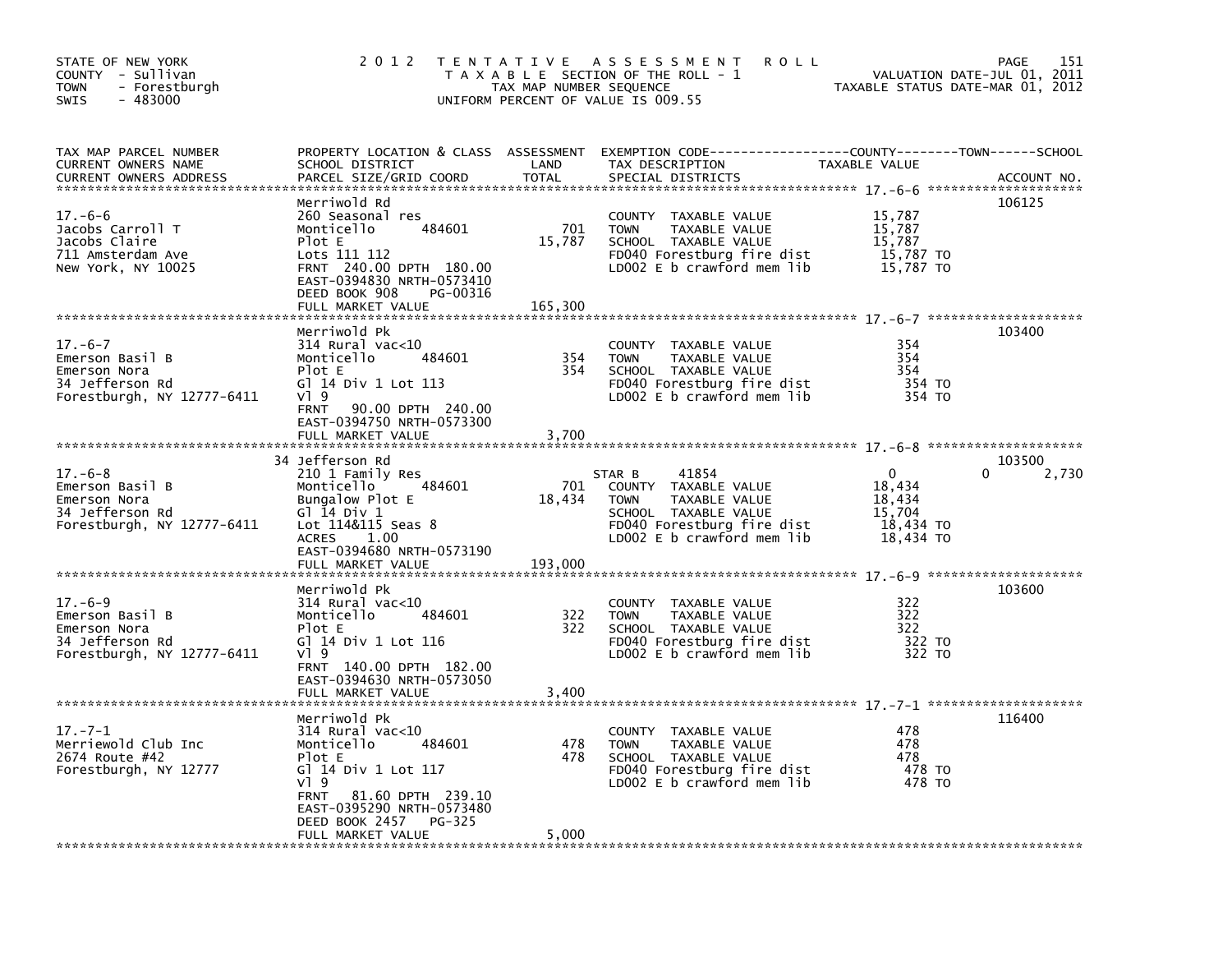STATE OF NEW YORK
COUNTY - Sullivan
TOWN - Forestburgh
SWIS - 483000

# 2012 TENTATIVE ASSESSMENT ROLL

TAXABLE SECTION OF THE ROLL - 1
TAX MAP NUMBER SEQUENCE
UNIFORM PERCENT OF VALUE IS 009.55

VALUATION DATE-JUL 01, 2011
TAXABLE STATUS DATE-MAR 01, 2012

| TAX MAP PARCEL NUMBER / CURRENT OWNERS NAME / CURRENT OWNERS ADDRESS | PROPERTY LOCATION & CLASS / SCHOOL DISTRICT / PARCEL SIZE/GRID COORD | ASSESSMENT LAND | TOTAL | EXEMPTION CODE / TAX DESCRIPTION / SPECIAL DISTRICTS | COUNTY TAXABLE VALUE | TOWN | SCHOOL | ACCOUNT NO. |
|---|---|---|---|---|---|---|---|---|
| 17.-6-6 | Merriwold Rd | | | | | | | 106125 |
| 17.-6-6 | 260 Seasonal res | | | COUNTY TAXABLE VALUE | 15,787 | | | |
| Jacobs Carroll T | Monticello 484601 | 701 | | TOWN TAXABLE VALUE | 15,787 | | | |
| Jacobs Claire | Plot E | | 15,787 | SCHOOL TAXABLE VALUE | 15,787 | | | |
| 711 Amsterdam Ave | Lots 111 112 | | | FD040 Forestburg fire dist | 15,787 TO | | | |
| New York, NY 10025 | FRNT 240.00 DPTH 180.00 | | | LD002 E b crawford mem lib | 15,787 TO | | | |
| | EAST-0394830 NRTH-0573410 | | | | | | | |
| | DEED BOOK 908 PG-00316 | | | | | | | |
| | FULL MARKET VALUE | | 165,300 | | | | | |
| 17.-6-7 | Merriwold Pk | | | | | | | 103400 |
| 17.-6-7 | 314 Rural vac<10 | | | COUNTY TAXABLE VALUE | 354 | | | |
| Emerson Basil B | Monticello 484601 | 354 | | TOWN TAXABLE VALUE | 354 | | | |
| Emerson Nora | Plot E | | 354 | SCHOOL TAXABLE VALUE | 354 | | | |
| 34 Jefferson Rd | Gl 14 Div 1 Lot 113 | | | FD040 Forestburg fire dist | 354 TO | | | |
| Forestburgh, NY 12777-6411 | Vl 9 | | | LD002 E b crawford mem lib | 354 TO | | | |
| | FRNT 90.00 DPTH 240.00 | | | | | | | |
| | EAST-0394750 NRTH-0573300 | | | | | | | |
| | FULL MARKET VALUE | | 3,700 | | | | | |
| 17.-6-8 | 34 Jefferson Rd | | | | | | | 103500 |
| 17.-6-8 | 210 1 Family Res | | | STAR B 41854 | 0 | | 0 | 2,730 |
| Emerson Basil B | Monticello 484601 | 701 | | COUNTY TAXABLE VALUE | 18,434 | | | |
| Emerson Nora | Bungalow Plot E | | 18,434 | TOWN TAXABLE VALUE | 18,434 | | | |
| 34 Jefferson Rd | Gl 14 Div 1 | | | SCHOOL TAXABLE VALUE | 15,704 | | | |
| Forestburgh, NY 12777-6411 | Lot 114&115 Seas 8 | | | FD040 Forestburg fire dist | 18,434 TO | | | |
| | ACRES 1.00 | | | LD002 E b crawford mem lib | 18,434 TO | | | |
| | EAST-0394680 NRTH-0573190 | | | | | | | |
| | FULL MARKET VALUE | | 193,000 | | | | | |
| 17.-6-9 | Merriwold Pk | | | | | | | 103600 |
| 17.-6-9 | 314 Rural vac<10 | | | COUNTY TAXABLE VALUE | 322 | | | |
| Emerson Basil B | Monticello 484601 | 322 | | TOWN TAXABLE VALUE | 322 | | | |
| Emerson Nora | Plot E | | 322 | SCHOOL TAXABLE VALUE | 322 | | | |
| 34 Jefferson Rd | Gl 14 Div 1 Lot 116 | | | FD040 Forestburg fire dist | 322 TO | | | |
| Forestburgh, NY 12777-6411 | Vl 9 | | | LD002 E b crawford mem lib | 322 TO | | | |
| | FRNT 140.00 DPTH 182.00 | | | | | | | |
| | EAST-0394630 NRTH-0573050 | | | | | | | |
| | FULL MARKET VALUE | | 3,400 | | | | | |
| 17.-7-1 | Merriwold Pk | | | | | | | 116400 |
| 17.-7-1 | 314 Rural vac<10 | | | COUNTY TAXABLE VALUE | 478 | | | |
| Merriewold Club Inc | Monticello 484601 | 478 | | TOWN TAXABLE VALUE | 478 | | | |
| 2674 Route #42 | Plot E | | 478 | SCHOOL TAXABLE VALUE | 478 | | | |
| Forestburgh, NY 12777 | Gl 14 Div 1 Lot 117 | | | FD040 Forestburg fire dist | 478 TO | | | |
| | Vl 9 | | | LD002 E b crawford mem lib | 478 TO | | | |
| | FRNT 81.60 DPTH 239.10 | | | | | | | |
| | EAST-0395290 NRTH-0573480 | | | | | | | |
| | DEED BOOK 2457 PG-325 | | | | | | | |
| | FULL MARKET VALUE | | 5,000 | | | | | |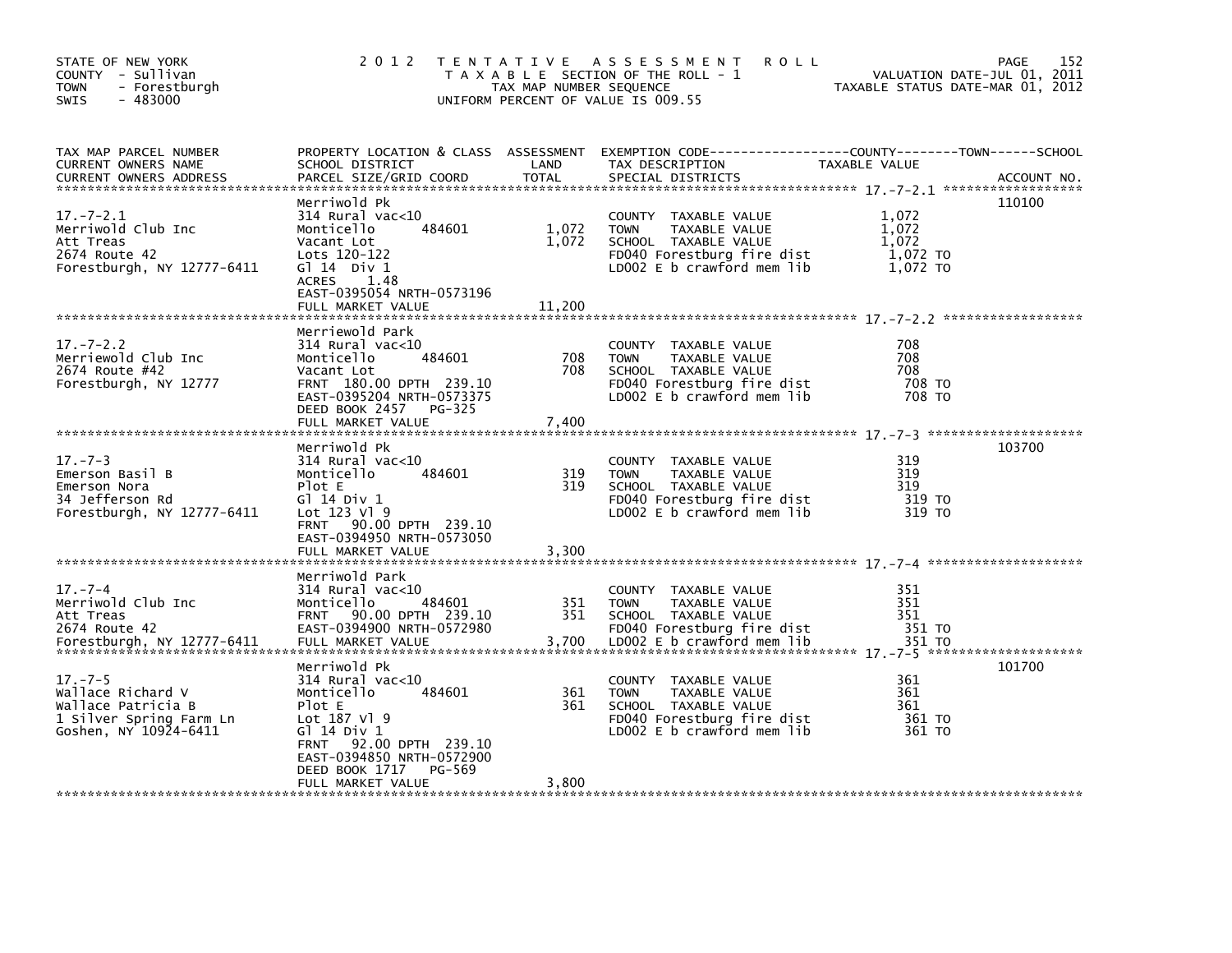STATE OF NEW YORK
COUNTY - Sullivan
TOWN - Forestburgh
SWIS - 483000

2012 TENTATIVE ASSESSMENT ROLL
TAXABLE SECTION OF THE ROLL - 1
TAX MAP NUMBER SEQUENCE
UNIFORM PERCENT OF VALUE IS 009.55

VALUATION DATE-JUL 01, 2011
TAXABLE STATUS DATE-MAR 01, 2012

| TAX MAP PARCEL NUMBER / CURRENT OWNERS NAME / CURRENT OWNERS ADDRESS | PROPERTY LOCATION & CLASS / SCHOOL DISTRICT / PARCEL SIZE/GRID COORD | ASSESSMENT LAND | TOTAL | EXEMPTION CODE / TAX DESCRIPTION / SPECIAL DISTRICTS | TAXABLE VALUE (COUNTY / TOWN / SCHOOL) | ACCOUNT NO. |
|---|---|---|---|---|---|---|
| 17.-7-2.1 | Merriwold Pk | | | | | 110100 |
| Merriwold Club Inc | 314 Rural vac<10 | | | COUNTY TAXABLE VALUE | 1,072 | |
| Att Treas | Monticello 484601 | 1,072 | | TOWN TAXABLE VALUE | 1,072 | |
| 2674 Route 42 | Vacant Lot | | 1,072 | SCHOOL TAXABLE VALUE | 1,072 | |
| Forestburgh, NY 12777-6411 | Lots 120-122 | | | FD040 Forestburg fire dist | 1,072 TO | |
| | Gl 14 Div 1 | | | LD002 E b crawford mem lib | 1,072 TO | |
| | ACRES 1.48 | | | | | |
| | EAST-0395054 NRTH-0573196 | | | | | |
| | FULL MARKET VALUE | | 11,200 | | | |
| 17.-7-2.2 | Merriewold Park | | | | | |
| Merriewold Club Inc | 314 Rural vac<10 | | | COUNTY TAXABLE VALUE | 708 | |
| 2674 Route #42 | Monticello 484601 | 708 | | TOWN TAXABLE VALUE | 708 | |
| Forestburgh, NY 12777 | Vacant Lot | | 708 | SCHOOL TAXABLE VALUE | 708 | |
| | FRNT 180.00 DPTH 239.10 | | | FD040 Forestburg fire dist | 708 TO | |
| | EAST-0395204 NRTH-0573375 | | | LD002 E b crawford mem lib | 708 TO | |
| | DEED BOOK 2457 PG-325 | | | | | |
| | FULL MARKET VALUE | | 7,400 | | | |
| 17.-7-3 | Merriwold Pk | | | | | 103700 |
| Emerson Basil B | 314 Rural vac<10 | | | COUNTY TAXABLE VALUE | 319 | |
| Emerson Nora | Monticello 484601 | 319 | | TOWN TAXABLE VALUE | 319 | |
| 34 Jefferson Rd | Plot E | | 319 | SCHOOL TAXABLE VALUE | 319 | |
| Forestburgh, NY 12777-6411 | Gl 14 Div 1 | | | FD040 Forestburg fire dist | 319 TO | |
| | Lot 123 Vl 9 | | | LD002 E b crawford mem lib | 319 TO | |
| | FRNT 90.00 DPTH 239.10 | | | | | |
| | EAST-0394950 NRTH-0573050 | | | | | |
| | FULL MARKET VALUE | | 3,300 | | | |
| 17.-7-4 | Merriwold Park | | | | | |
| Merriwold Club Inc | 314 Rural vac<10 | | | COUNTY TAXABLE VALUE | 351 | |
| Att Treas | Monticello 484601 | 351 | | TOWN TAXABLE VALUE | 351 | |
| 2674 Route 42 | FRNT 90.00 DPTH 239.10 | | 351 | SCHOOL TAXABLE VALUE | 351 | |
| Forestburgh, NY 12777-6411 | EAST-0394900 NRTH-0572980 | | | FD040 Forestburg fire dist | 351 TO | |
| | FULL MARKET VALUE | | 3,700 | LD002 E b crawford mem lib | 351 TO | |
| 17.-7-5 | Merriwold Pk | | | | | 101700 |
| Wallace Richard V | 314 Rural vac<10 | | | COUNTY TAXABLE VALUE | 361 | |
| Wallace Patricia B | Monticello 484601 | 361 | | TOWN TAXABLE VALUE | 361 | |
| 1 Silver Spring Farm Ln | Plot E | | 361 | SCHOOL TAXABLE VALUE | 361 | |
| Goshen, NY 10924-6411 | Lot 187 Vl 9 | | | FD040 Forestburg fire dist | 361 TO | |
| | Gl 14 Div 1 | | | LD002 E b crawford mem lib | 361 TO | |
| | FRNT 92.00 DPTH 239.10 | | | | | |
| | EAST-0394850 NRTH-0572900 | | | | | |
| | DEED BOOK 1717 PG-569 | | | | | |
| | FULL MARKET VALUE | | 3,800 | | | |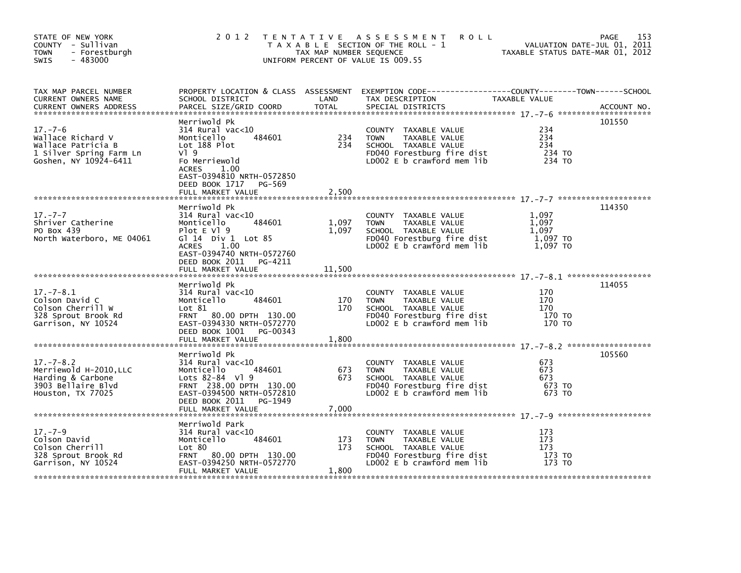STATE OF NEW YORK
COUNTY - Sullivan
TOWN - Forestburgh
SWIS - 483000

# 2012 TENTATIVE ASSESSMENT ROLL

TAXABLE SECTION OF THE ROLL - 1
TAX MAP NUMBER SEQUENCE
UNIFORM PERCENT OF VALUE IS 009.55

VALUATION DATE-JUL 01, 2011
TAXABLE STATUS DATE-MAR 01, 2012

| TAX MAP PARCEL NUMBER / CURRENT OWNERS NAME / CURRENT OWNERS ADDRESS | PROPERTY LOCATION & CLASS / SCHOOL DISTRICT / PARCEL SIZE/GRID COORD | ASSESSMENT LAND | TOTAL | EXEMPTION CODE / TAX DESCRIPTION / SPECIAL DISTRICTS | TAXABLE VALUE (COUNTY / TOWN / SCHOOL) | ACCOUNT NO. |
|---|---|---|---|---|---|---|
| 17.-7-6 | Merriwold Pk | | | | | 101550 |
| 17.-7-6 | 314 Rural vac<10 | | | COUNTY TAXABLE VALUE | 234 | |
| Wallace Richard V | Monticello 484601 | 234 | | TOWN TAXABLE VALUE | 234 | |
| Wallace Patricia B | Lot 188 Plot | | 234 | SCHOOL TAXABLE VALUE | 234 | |
| 1 Silver Spring Farm Ln | Vl 9 | | | FD040 Forestburg fire dist | 234 TO | |
| Goshen, NY 10924-6411 | Fo Merriewold | | | LD002 E b crawford mem lib | 234 TO | |
| | ACRES 1.00 | | | | | |
| | EAST-0394810 NRTH-0572850 | | | | | |
| | DEED BOOK 1717 PG-569 | | | | | |
| | FULL MARKET VALUE | | 2,500 | | | |
| 17.-7-7 | Merriwold Pk | | | | | 114350 |
| 17.-7-7 | 314 Rural vac<10 | | | COUNTY TAXABLE VALUE | 1,097 | |
| Shriver Catherine | Monticello 484601 | 1,097 | | TOWN TAXABLE VALUE | 1,097 | |
| PO Box 439 | Plot E Vl 9 | | 1,097 | SCHOOL TAXABLE VALUE | 1,097 | |
| North Waterboro, ME 04061 | Gl 14 Div 1 Lot 85 | | | FD040 Forestburg fire dist | 1,097 TO | |
| | ACRES 1.00 | | | LD002 E b crawford mem lib | 1,097 TO | |
| | EAST-0394740 NRTH-0572760 | | | | | |
| | DEED BOOK 2011 PG-4211 | | | | | |
| | FULL MARKET VALUE | | 11,500 | | | |
| 17.-7-8.1 | Merriwold Pk | | | | | 114055 |
| 17.-7-8.1 | 314 Rural vac<10 | | | COUNTY TAXABLE VALUE | 170 | |
| Colson David C | Monticello 484601 | 170 | | TOWN TAXABLE VALUE | 170 | |
| Colson Cherrill W | Lot 81 | | 170 | SCHOOL TAXABLE VALUE | 170 | |
| 328 Sprout Brook Rd | FRNT 80.00 DPTH 130.00 | | | FD040 Forestburg fire dist | 170 TO | |
| Garrison, NY 10524 | EAST-0394330 NRTH-0572770 | | | LD002 E b crawford mem lib | 170 TO | |
| | DEED BOOK 1001 PG-00343 | | | | | |
| | FULL MARKET VALUE | | 1,800 | | | |
| 17.-7-8.2 | Merriwold Pk | | | | | 105560 |
| 17.-7-8.2 | 314 Rural vac<10 | | | COUNTY TAXABLE VALUE | 673 | |
| Merriewold H-2010,LLC | Monticello 484601 | 673 | | TOWN TAXABLE VALUE | 673 | |
| Harding & Carbone | Lots 82-84 Vl 9 | | 673 | SCHOOL TAXABLE VALUE | 673 | |
| 3903 Bellaire Blvd | FRNT 238.00 DPTH 130.00 | | | FD040 Forestburg fire dist | 673 TO | |
| Houston, TX 77025 | EAST-0394500 NRTH-0572810 | | | LD002 E b crawford mem lib | 673 TO | |
| | DEED BOOK 2011 PG-1949 | | | | | |
| | FULL MARKET VALUE | | 7,000 | | | |
| 17.-7-9 | Merriwold Park | | | | | |
| 17.-7-9 | 314 Rural vac<10 | | | COUNTY TAXABLE VALUE | 173 | |
| Colson David | Monticello 484601 | 173 | | TOWN TAXABLE VALUE | 173 | |
| Colson Cherrill | Lot 80 | | 173 | SCHOOL TAXABLE VALUE | 173 | |
| 328 Sprout Brook Rd | FRNT 80.00 DPTH 130.00 | | | FD040 Forestburg fire dist | 173 TO | |
| Garrison, NY 10524 | EAST-0394250 NRTH-0572770 | | | LD002 E b crawford mem lib | 173 TO | |
| | FULL MARKET VALUE | | 1,800 | | | |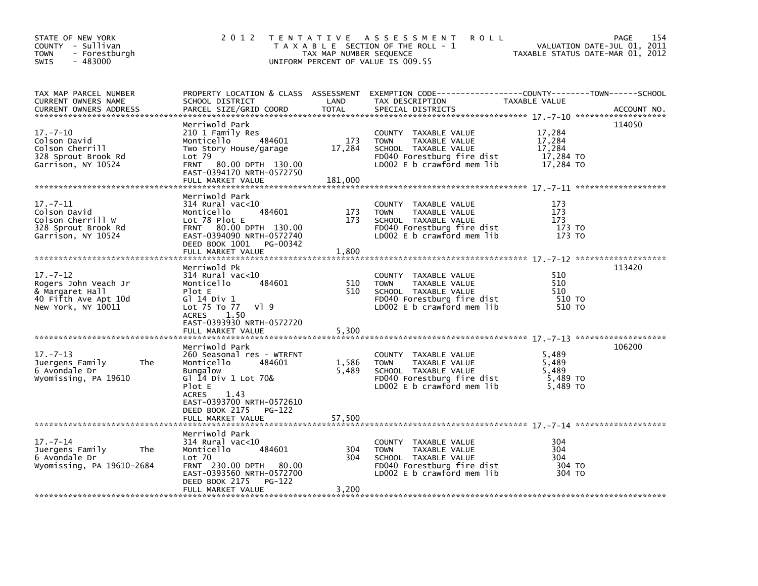STATE OF NEW YORK
COUNTY - Sullivan
TOWN - Forestburgh
SWIS - 483000

2012 TENTATIVE ASSESSMENT ROLL
TAXABLE SECTION OF THE ROLL - 1
TAX MAP NUMBER SEQUENCE
UNIFORM PERCENT OF VALUE IS 009.55

VALUATION DATE-JUL 01, 2011
TAXABLE STATUS DATE-MAR 01, 2012

| TAX MAP PARCEL NUMBER / CURRENT OWNERS NAME / CURRENT OWNERS ADDRESS | PROPERTY LOCATION & CLASS / SCHOOL DISTRICT / PARCEL SIZE/GRID COORD | ASSESSMENT LAND | TOTAL | EXEMPTION CODE / TAX DESCRIPTION / SPECIAL DISTRICTS | TAXABLE VALUE (COUNTY / TOWN / SCHOOL) | ACCOUNT NO. |
|---|---|---|---|---|---|---|
| 17.-7-10 | Merriwold Park | | | | | 114050 |
| | 210 1 Family Res | | | COUNTY TAXABLE VALUE | 17,284 | |
| Colson David | Monticello 484601 | 173 | | TOWN TAXABLE VALUE | 17,284 | |
| Colson Cherrill | Two Story House/garage | | 17,284 | SCHOOL TAXABLE VALUE | 17,284 | |
| 328 Sprout Brook Rd | Lot 79 | | | FD040 Forestburg fire dist | 17,284 TO | |
| Garrison, NY 10524 | FRNT 80.00 DPTH 130.00 | | | LD002 E b crawford mem lib | 17,284 TO | |
| | EAST-0394170 NRTH-0572750 | | | | | |
| | FULL MARKET VALUE | | 181,000 | | | |
| 17.-7-11 | Merriwold Park | | | | | |
| | 314 Rural vac<10 | | | COUNTY TAXABLE VALUE | 173 | |
| Colson David | Monticello 484601 | 173 | | TOWN TAXABLE VALUE | 173 | |
| Colson Cherrill W | Lot 78 Plot E | | 173 | SCHOOL TAXABLE VALUE | 173 | |
| 328 Sprout Brook Rd | FRNT 80.00 DPTH 130.00 | | | FD040 Forestburg fire dist | 173 TO | |
| Garrison, NY 10524 | EAST-0394090 NRTH-0572740 | | | LD002 E b crawford mem lib | 173 TO | |
| | DEED BOOK 1001 PG-00342 | | | | | |
| | FULL MARKET VALUE | | 1,800 | | | |
| 17.-7-12 | Merriwold Pk | | | | | 113420 |
| | 314 Rural vac<10 | | | COUNTY TAXABLE VALUE | 510 | |
| Rogers John Veach Jr | Monticello 484601 | 510 | | TOWN TAXABLE VALUE | 510 | |
| & Margaret Hall | Plot E | | 510 | SCHOOL TAXABLE VALUE | 510 | |
| 40 Fifth Ave Apt 10d | Gl 14 Div 1 | | | FD040 Forestburg fire dist | 510 TO | |
| New York, NY 10011 | Lot 75 To 77 Vl 9 | | | LD002 E b crawford mem lib | 510 TO | |
| | ACRES 1.50 | | | | | |
| | EAST-0393930 NRTH-0572720 | | | | | |
| | FULL MARKET VALUE | | 5,300 | | | |
| 17.-7-13 | Merriwold Park | | | | | 106200 |
| | 260 Seasonal res - WTRFNT | | | COUNTY TAXABLE VALUE | 5,489 | |
| Juergens Family The | Monticello 484601 | 1,586 | | TOWN TAXABLE VALUE | 5,489 | |
| 6 Avondale Dr | Bungalow | | 5,489 | SCHOOL TAXABLE VALUE | 5,489 | |
| Wyomissing, PA 19610 | Gl 14 Div 1 Lot 70& | | | FD040 Forestburg fire dist | 5,489 TO | |
| | Plot E | | | LD002 E b crawford mem lib | 5,489 TO | |
| | ACRES 1.43 | | | | | |
| | EAST-0393700 NRTH-0572610 | | | | | |
| | DEED BOOK 2175 PG-122 | | | | | |
| | FULL MARKET VALUE | | 57,500 | | | |
| 17.-7-14 | Merriwold Park | | | | | |
| | 314 Rural vac<10 | | | COUNTY TAXABLE VALUE | 304 | |
| Juergens Family The | Monticello 484601 | 304 | | TOWN TAXABLE VALUE | 304 | |
| 6 Avondale Dr | Lot 70 | | 304 | SCHOOL TAXABLE VALUE | 304 | |
| Wyomissing, PA 19610-2684 | FRNT 230.00 DPTH 80.00 | | | FD040 Forestburg fire dist | 304 TO | |
| | EAST-0393560 NRTH-0572700 | | | LD002 E b crawford mem lib | 304 TO | |
| | DEED BOOK 2175 PG-122 | | | | | |
| | FULL MARKET VALUE | | 3,200 | | | |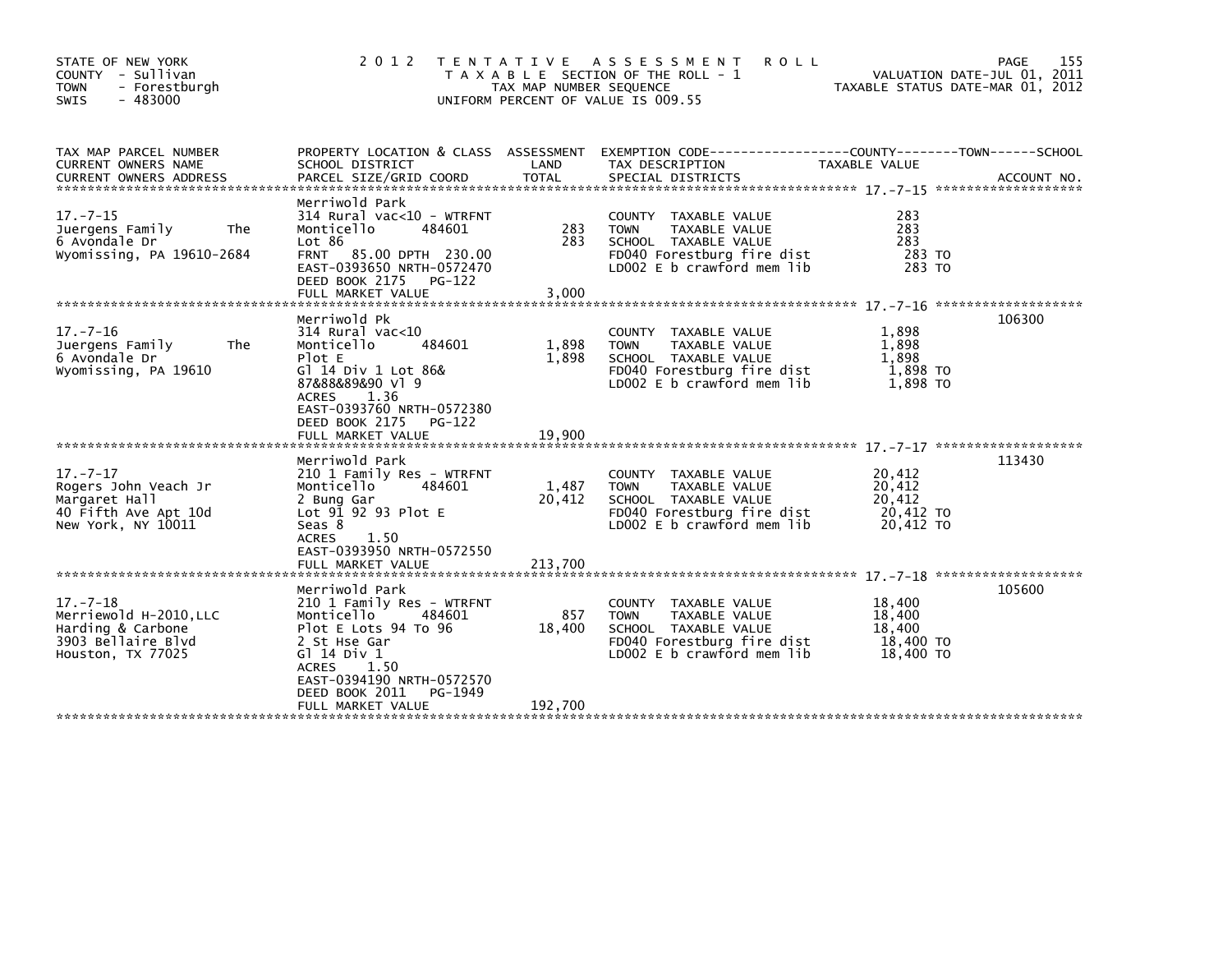STATE OF NEW YORK
COUNTY - Sullivan
TOWN - Forestburgh
SWIS - 483000

2012 TENTATIVE ASSESSMENT ROLL
TAXABLE SECTION OF THE ROLL - 1
TAX MAP NUMBER SEQUENCE
UNIFORM PERCENT OF VALUE IS 009.55

VALUATION DATE-JUL 01, 2011
TAXABLE STATUS DATE-MAR 01, 2012

| TAX MAP PARCEL NUMBER / CURRENT OWNERS NAME / CURRENT OWNERS ADDRESS | PROPERTY LOCATION & CLASS / SCHOOL DISTRICT / PARCEL SIZE/GRID COORD | ASSESSMENT LAND | TOTAL | EXEMPTION CODE / TAX DESCRIPTION / SPECIAL DISTRICTS | TAXABLE VALUE (COUNTY / TOWN / SCHOOL) | ACCOUNT NO. |
|---|---|---|---|---|---|---|
| 17.-7-15 | Merriwold Park | | | | | |
| Juergens Family The | 314 Rural vac<10 - WTRFNT | | | COUNTY TAXABLE VALUE | 283 | |
| 6 Avondale Dr | Monticello 484601 | 283 | | TOWN TAXABLE VALUE | 283 | |
| Wyomissing, PA 19610-2684 | Lot 86 | | 283 | SCHOOL TAXABLE VALUE | 283 | |
| | FRNT 85.00 DPTH 230.00 | | | FD040 Forestburg fire dist | 283 TO | |
| | EAST-0393650 NRTH-0572470 | | | LD002 E b crawford mem lib | 283 TO | |
| | DEED BOOK 2175 PG-122 | | | | | |
| | FULL MARKET VALUE | | 3,000 | | | |
| 17.-7-16 | Merriwold Pk | | | | | 106300 |
| Juergens Family The | 314 Rural vac<10 | | | COUNTY TAXABLE VALUE | 1,898 | |
| 6 Avondale Dr | Monticello 484601 | 1,898 | | TOWN TAXABLE VALUE | 1,898 | |
| Wyomissing, PA 19610 | Plot E | | 1,898 | SCHOOL TAXABLE VALUE | 1,898 | |
| | Gl 14 Div 1 Lot 86& | | | FD040 Forestburg fire dist | 1,898 TO | |
| | 87&88&89&90 Vl 9 | | | LD002 E b crawford mem lib | 1,898 TO | |
| | ACRES 1.36 | | | | | |
| | EAST-0393760 NRTH-0572380 | | | | | |
| | DEED BOOK 2175 PG-122 | | | | | |
| | FULL MARKET VALUE | | 19,900 | | | |
| 17.-7-17 | Merriwold Park | | | | | 113430 |
| Rogers John Veach Jr | 210 1 Family Res - WTRFNT | | | COUNTY TAXABLE VALUE | 20,412 | |
| Margaret Hall | Monticello 484601 | 1,487 | | TOWN TAXABLE VALUE | 20,412 | |
| 40 Fifth Ave Apt 10d | 2 Bung Gar | | 20,412 | SCHOOL TAXABLE VALUE | 20,412 | |
| New York, NY 10011 | Lot 91 92 93 Plot E | | | FD040 Forestburg fire dist | 20,412 TO | |
| | Seas 8 | | | LD002 E b crawford mem lib | 20,412 TO | |
| | ACRES 1.50 | | | | | |
| | EAST-0393950 NRTH-0572550 | | | | | |
| | FULL MARKET VALUE | | 213,700 | | | |
| 17.-7-18 | Merriwold Park | | | | | 105600 |
| Merriewold H-2010,LLC | 210 1 Family Res - WTRFNT | | | COUNTY TAXABLE VALUE | 18,400 | |
| Harding & Carbone | Monticello 484601 | 857 | | TOWN TAXABLE VALUE | 18,400 | |
| 3903 Bellaire Blvd | Plot E Lots 94 To 96 | | 18,400 | SCHOOL TAXABLE VALUE | 18,400 | |
| Houston, TX 77025 | 2 St Hse Gar | | | FD040 Forestburg fire dist | 18,400 TO | |
| | Gl 14 Div 1 | | | LD002 E b crawford mem lib | 18,400 TO | |
| | ACRES 1.50 | | | | | |
| | EAST-0394190 NRTH-0572570 | | | | | |
| | DEED BOOK 2011 PG-1949 | | | | | |
| | FULL MARKET VALUE | | 192,700 | | | |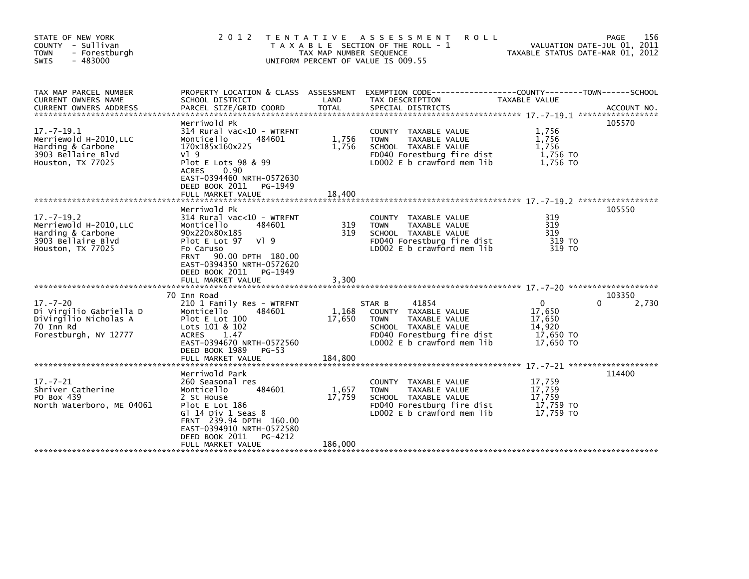STATE OF NEW YORK
COUNTY - Sullivan
TOWN - Forestburgh
SWIS - 483000

2012 TENTATIVE ASSESSMENT ROLL
TAXABLE SECTION OF THE ROLL - 1
TAX MAP NUMBER SEQUENCE
UNIFORM PERCENT OF VALUE IS 009.55

VALUATION DATE-JUL 01, 2011
TAXABLE STATUS DATE-MAR 01, 2012

| TAX MAP PARCEL NUMBER<br>CURRENT OWNERS NAME<br>CURRENT OWNERS ADDRESS | PROPERTY LOCATION & CLASS<br>SCHOOL DISTRICT<br>PARCEL SIZE/GRID COORD | ASSESSMENT<br>LAND<br>TOTAL | EXEMPTION CODE<br>TAX DESCRIPTION<br>SPECIAL DISTRICTS | COUNTY / TOWN<br>TAXABLE VALUE | SCHOOL<br>ACCOUNT NO. |
|---|---|---|---|---|---|
| **17.-7-19.1** | Merriwold Pk | | | | 105570 |
| 17.-7-19.1 | 314 Rural vac<10 - WTRFNT | | COUNTY TAXABLE VALUE | 1,756 | |
| Merriewold H-2010,LLC | Monticello 484601 | 1,756 | TOWN TAXABLE VALUE | 1,756 | |
| Harding & Carbone | 170x185x160x225 | 1,756 | SCHOOL TAXABLE VALUE | 1,756 | |
| 3903 Bellaire Blvd | Vl 9 | | FD040 Forestburg fire dist | 1,756 TO | |
| Houston, TX 77025 | Plot E Lots 98 & 99 | | LD002 E b crawford mem lib | 1,756 TO | |
| | ACRES 0.90 | | | | |
| | EAST-0394460 NRTH-0572630 | | | | |
| | DEED BOOK 2011 PG-1949 | | | | |
| | FULL MARKET VALUE | 18,400 | | | |
| **17.-7-19.2** | Merriwold Pk | | | | 105550 |
| 17.-7-19.2 | 314 Rural vac<10 - WTRFNT | | COUNTY TAXABLE VALUE | 319 | |
| Merriewold H-2010,LLC | Monticello 484601 | 319 | TOWN TAXABLE VALUE | 319 | |
| Harding & Carbone | 90x220x80x185 | 319 | SCHOOL TAXABLE VALUE | 319 | |
| 3903 Bellaire Blvd | Plot E Lot 97 Vl 9 | | FD040 Forestburg fire dist | 319 TO | |
| Houston, TX 77025 | Fo Caruso | | LD002 E b crawford mem lib | 319 TO | |
| | FRNT 90.00 DPTH 180.00 | | | | |
| | EAST-0394350 NRTH-0572620 | | | | |
| | DEED BOOK 2011 PG-1949 | | | | |
| | FULL MARKET VALUE | 3,300 | | | |
| **17.-7-20** | 70 Inn Road | | | | 103350 |
| 17.-7-20 | 210 1 Family Res - WTRFNT | | STAR B 41854 | 0 | 0 / 2,730 |
| Di Virgilio Gabriella D | Monticello 484601 | 1,168 | COUNTY TAXABLE VALUE | 17,650 | |
| DiVirgilio Nicholas A | Plot E Lot 100 | 17,650 | TOWN TAXABLE VALUE | 17,650 | |
| 70 Inn Rd | Lots 101 & 102 | | SCHOOL TAXABLE VALUE | 14,920 | |
| Forestburgh, NY 12777 | ACRES 1.47 | | FD040 Forestburg fire dist | 17,650 TO | |
| | EAST-0394670 NRTH-0572560 | | LD002 E b crawford mem lib | 17,650 TO | |
| | DEED BOOK 1989 PG-53 | | | | |
| | FULL MARKET VALUE | 184,800 | | | |
| **17.-7-21** | Merriwold Park | | | | 114400 |
| 17.-7-21 | 260 Seasonal res | | COUNTY TAXABLE VALUE | 17,759 | |
| Shriver Catherine | Monticello 484601 | 1,657 | TOWN TAXABLE VALUE | 17,759 | |
| PO Box 439 | 2 St House | 17,759 | SCHOOL TAXABLE VALUE | 17,759 | |
| North Waterboro, ME 04061 | Plot E Lot 186 | | FD040 Forestburg fire dist | 17,759 TO | |
| | Gl 14 Div 1 Seas 8 | | LD002 E b crawford mem lib | 17,759 TO | |
| | FRNT 239.94 DPTH 160.00 | | | | |
| | EAST-0394910 NRTH-0572580 | | | | |
| | DEED BOOK 2011 PG-4212 | | | | |
| | FULL MARKET VALUE | 186,000 | | | |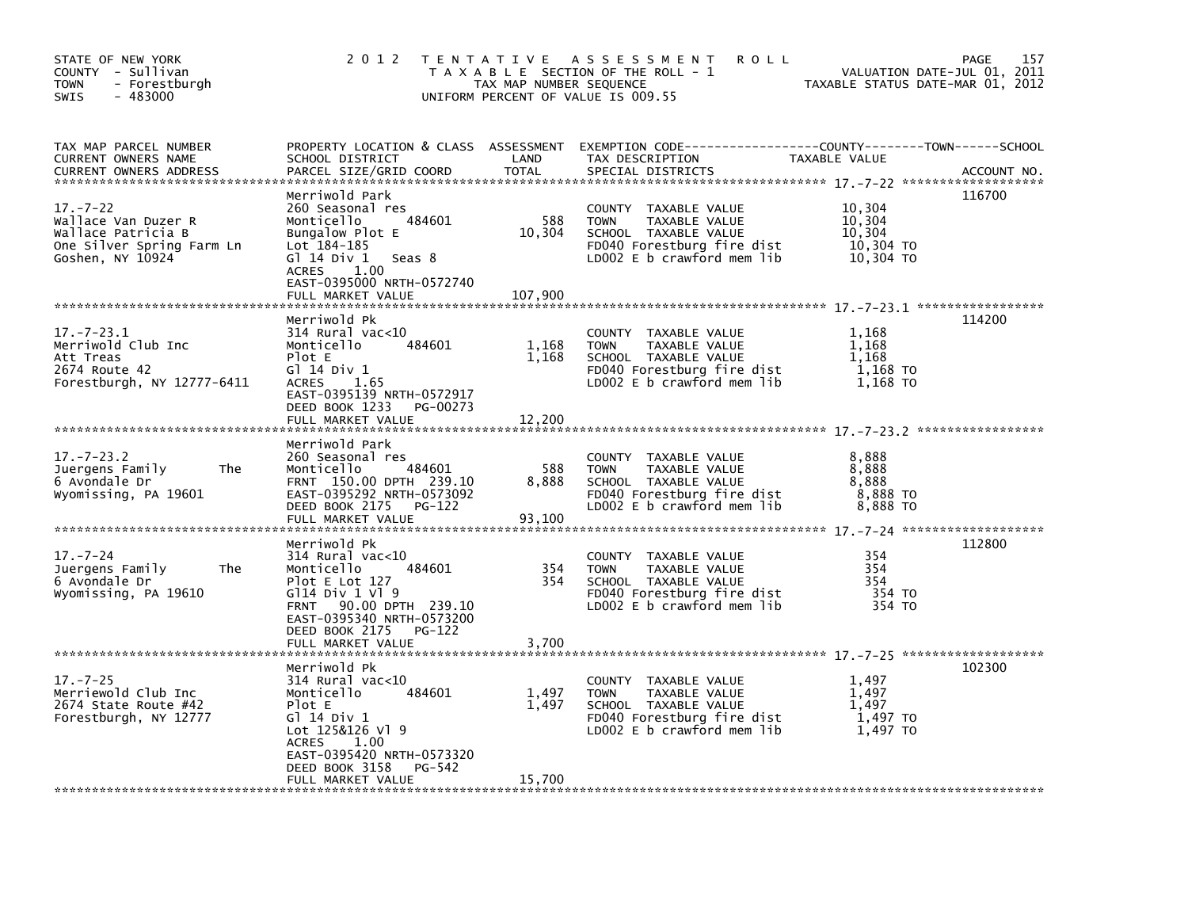STATE OF NEW YORK
COUNTY - Sullivan
TOWN - Forestburgh
SWIS - 483000

2012 TENTATIVE ASSESSMENT ROLL
TAXABLE SECTION OF THE ROLL - 1
TAX MAP NUMBER SEQUENCE
UNIFORM PERCENT OF VALUE IS 009.55

VALUATION DATE-JUL 01, 2011
TAXABLE STATUS DATE-MAR 01, 2012

| TAX MAP PARCEL NUMBER / CURRENT OWNERS NAME / CURRENT OWNERS ADDRESS | PROPERTY LOCATION & CLASS / SCHOOL DISTRICT / PARCEL SIZE/GRID COORD | ASSESSMENT LAND | TOTAL | EXEMPTION CODE / TAX DESCRIPTION / SPECIAL DISTRICTS | TAXABLE VALUE | ACCOUNT NO. |
|---|---|---|---|---|---|---|
| 17.-7-22 | Merriwold Park | | | | | 116700 |
| Wallace Van Duzer R | 260 Seasonal res | | | COUNTY TAXABLE VALUE | 10,304 | |
| Wallace Patricia B | Monticello 484601 | 588 | | TOWN TAXABLE VALUE | 10,304 | |
| One Silver Spring Farm Ln | Bungalow Plot E | | 10,304 | SCHOOL TAXABLE VALUE | 10,304 | |
| Goshen, NY 10924 | Lot 184-185 | | | FD040 Forestburg fire dist | 10,304 TO | |
| | Gl 14 Div 1 Seas 8 | | | LD002 E b crawford mem lib | 10,304 TO | |
| | ACRES 1.00 | | | | | |
| | EAST-0395000 NRTH-0572740 | | | | | |
| | FULL MARKET VALUE | | 107,900 | | | |
| 17.-7-23.1 | Merriwold Pk | | | | | 114200 |
| Merriwold Club Inc | 314 Rural vac<10 | | | COUNTY TAXABLE VALUE | 1,168 | |
| Att Treas | Monticello 484601 | 1,168 | | TOWN TAXABLE VALUE | 1,168 | |
| 2674 Route 42 | Plot E | | 1,168 | SCHOOL TAXABLE VALUE | 1,168 | |
| Forestburgh, NY 12777-6411 | Gl 14 Div 1 | | | FD040 Forestburg fire dist | 1,168 TO | |
| | ACRES 1.65 | | | LD002 E b crawford mem lib | 1,168 TO | |
| | EAST-0395139 NRTH-0572917 | | | | | |
| | DEED BOOK 1233 PG-00273 | | | | | |
| | FULL MARKET VALUE | | 12,200 | | | |
| 17.-7-23.2 | Merriwold Park | | | | | |
| Juergens Family The | 260 Seasonal res | | | COUNTY TAXABLE VALUE | 8,888 | |
| 6 Avondale Dr | Monticello 484601 | 588 | | TOWN TAXABLE VALUE | 8,888 | |
| Wyomissing, PA 19601 | FRNT 150.00 DPTH 239.10 | | 8,888 | SCHOOL TAXABLE VALUE | 8,888 | |
| | EAST-0395292 NRTH-0573092 | | | FD040 Forestburg fire dist | 8,888 TO | |
| | DEED BOOK 2175 PG-122 | | | LD002 E b crawford mem lib | 8,888 TO | |
| | FULL MARKET VALUE | | 93,100 | | | |
| 17.-7-24 | Merriwold Pk | | | | | 112800 |
| Juergens Family The | 314 Rural vac<10 | | | COUNTY TAXABLE VALUE | 354 | |
| 6 Avondale Dr | Monticello 484601 | 354 | | TOWN TAXABLE VALUE | 354 | |
| Wyomissing, PA 19610 | Plot E Lot 127 | | 354 | SCHOOL TAXABLE VALUE | 354 | |
| | Gl14 Div 1 Vl 9 | | | FD040 Forestburg fire dist | 354 TO | |
| | FRNT 90.00 DPTH 239.10 | | | LD002 E b crawford mem lib | 354 TO | |
| | EAST-0395340 NRTH-0573200 | | | | | |
| | DEED BOOK 2175 PG-122 | | | | | |
| | FULL MARKET VALUE | | 3,700 | | | |
| 17.-7-25 | Merriwold Pk | | | | | 102300 |
| Merriewold Club Inc | 314 Rural vac<10 | | | COUNTY TAXABLE VALUE | 1,497 | |
| 2674 State Route #42 | Monticello 484601 | 1,497 | | TOWN TAXABLE VALUE | 1,497 | |
| Forestburgh, NY 12777 | Plot E | | 1,497 | SCHOOL TAXABLE VALUE | 1,497 | |
| | Gl 14 Div 1 | | | FD040 Forestburg fire dist | 1,497 TO | |
| | Lot 125&126 Vl 9 | | | LD002 E b crawford mem lib | 1,497 TO | |
| | ACRES 1.00 | | | | | |
| | EAST-0395420 NRTH-0573320 | | | | | |
| | DEED BOOK 3158 PG-542 | | | | | |
| | FULL MARKET VALUE | | 15,700 | | | |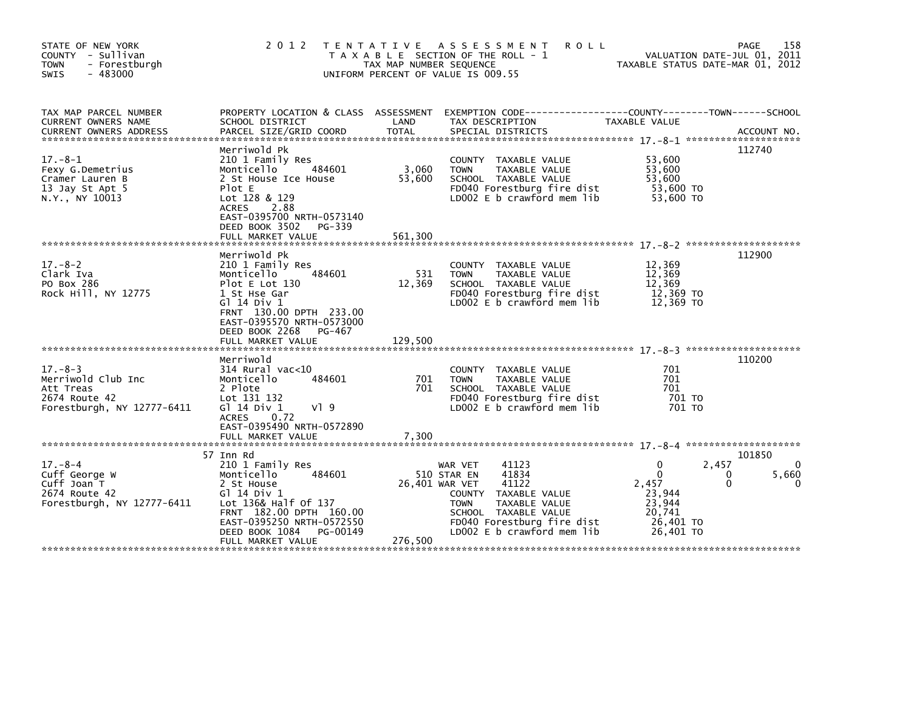STATE OF NEW YORK
COUNTY - Sullivan
TOWN - Forestburgh
SWIS - 483000

**2012 TENTATIVE ASSESSMENT ROLL**
TAXABLE SECTION OF THE ROLL - 1
TAX MAP NUMBER SEQUENCE
UNIFORM PERCENT OF VALUE IS 009.55

VALUATION DATE-JUL 01, 2011
TAXABLE STATUS DATE-MAR 01, 2012

| TAX MAP PARCEL NUMBER / CURRENT OWNERS NAME / CURRENT OWNERS ADDRESS | PROPERTY LOCATION & CLASS / SCHOOL DISTRICT / PARCEL SIZE/GRID COORD | ASSESSMENT LAND / TOTAL | EXEMPTION CODE / TAX DESCRIPTION / SPECIAL DISTRICTS | COUNTY TAXABLE VALUE | TOWN | SCHOOL | ACCOUNT NO. |
|---|---|---|---|---|---|---|---|
| **17.-8-1** | Merriwold Pk | | | | | | 112740 |
| 17.-8-1 | 210 1 Family Res | | COUNTY TAXABLE VALUE | 53,600 | | | |
| Fexy G.Demetrius | Monticello 484601 | 3,060 | TOWN TAXABLE VALUE | 53,600 | | | |
| Cramer Lauren B | 2 St House Ice House | 53,600 | SCHOOL TAXABLE VALUE | 53,600 | | | |
| 13 Jay St Apt 5 | Plot E | | FD040 Forestburg fire dist | 53,600 TO | | | |
| N.Y., NY 10013 | Lot 128 & 129 | | LD002 E b crawford mem lib | 53,600 TO | | | |
| | ACRES 2.88 | | | | | | |
| | EAST-0395700 NRTH-0573140 | | | | | | |
| | DEED BOOK 3502 PG-339 | | | | | | |
| | FULL MARKET VALUE | 561,300 | | | | | |
| **17.-8-2** | Merriwold Pk | | | | | | 112900 |
| 17.-8-2 | 210 1 Family Res | | COUNTY TAXABLE VALUE | 12,369 | | | |
| Clark Iva | Monticello 484601 | 531 | TOWN TAXABLE VALUE | 12,369 | | | |
| PO Box 286 | Plot E Lot 130 | 12,369 | SCHOOL TAXABLE VALUE | 12,369 | | | |
| Rock Hill, NY 12775 | 1 St Hse Gar | | FD040 Forestburg fire dist | 12,369 TO | | | |
| | Gl 14 Div 1 | | LD002 E b crawford mem lib | 12,369 TO | | | |
| | FRNT 130.00 DPTH 233.00 | | | | | | |
| | EAST-0395570 NRTH-0573000 | | | | | | |
| | DEED BOOK 2268 PG-467 | | | | | | |
| | FULL MARKET VALUE | 129,500 | | | | | |
| **17.-8-3** | Merriwold | | | | | | 110200 |
| 17.-8-3 | 314 Rural vac<10 | | COUNTY TAXABLE VALUE | 701 | | | |
| Merriwold Club Inc | Monticello 484601 | 701 | TOWN TAXABLE VALUE | 701 | | | |
| Att Treas | 2 Plote | 701 | SCHOOL TAXABLE VALUE | 701 | | | |
| 2674 Route 42 | Lot 131 132 | | FD040 Forestburg fire dist | 701 TO | | | |
| Forestburgh, NY 12777-6411 | Gl 14 Div 1 Vl 9 | | LD002 E b crawford mem lib | 701 TO | | | |
| | ACRES 0.72 | | | | | | |
| | EAST-0395490 NRTH-0572890 | | | | | | |
| | FULL MARKET VALUE | 7,300 | | | | | |
| **17.-8-4** | 57 Inn Rd | | | | | | 101850 |
| 17.-8-4 | 210 1 Family Res | | WAR VET 41123 | 0 | 2,457 | 0 | |
| Cuff George W | Monticello 484601 | 510 | STAR EN 41834 | 0 | 0 | 5,660 | |
| Cuff Joan T | 2 St House | 26,401 | WAR VET 41122 | 2,457 | 0 | 0 | |
| 2674 Route 42 | Gl 14 Div 1 | | COUNTY TAXABLE VALUE | 23,944 | | | |
| Forestburgh, NY 12777-6411 | Lot 136& Half Of 137 | | TOWN TAXABLE VALUE | 23,944 | | | |
| | FRNT 182.00 DPTH 160.00 | | SCHOOL TAXABLE VALUE | 20,741 | | | |
| | EAST-0395250 NRTH-0572550 | | FD040 Forestburg fire dist | 26,401 TO | | | |
| | DEED BOOK 1084 PG-00149 | | LD002 E b crawford mem lib | 26,401 TO | | | |
| | FULL MARKET VALUE | 276,500 | | | | | |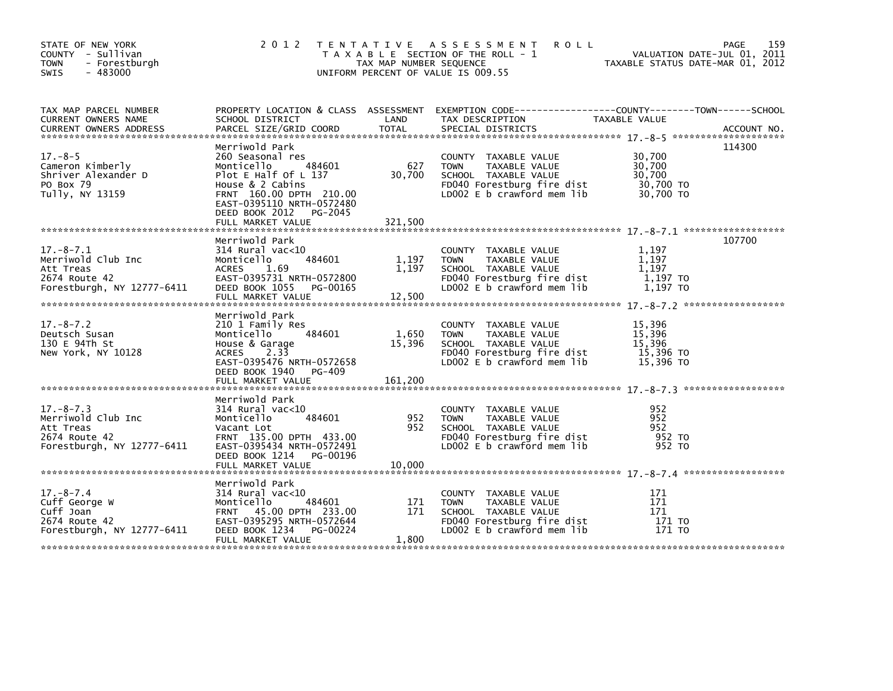STATE OF NEW YORK
COUNTY - Sullivan
TOWN - Forestburgh
SWIS - 483000

2012 TENTATIVE ASSESSMENT ROLL
TAXABLE SECTION OF THE ROLL - 1
TAX MAP NUMBER SEQUENCE
UNIFORM PERCENT OF VALUE IS 009.55

VALUATION DATE-JUL 01, 2011
TAXABLE STATUS DATE-MAR 01, 2012

| TAX MAP PARCEL NUMBER / CURRENT OWNERS NAME / CURRENT OWNERS ADDRESS | PROPERTY LOCATION & CLASS / SCHOOL DISTRICT / PARCEL SIZE/GRID COORD | ASSESSMENT LAND | TOTAL | EXEMPTION CODE / TAX DESCRIPTION / SPECIAL DISTRICTS | TAXABLE VALUE | ACCOUNT NO. |
|---|---|---|---|---|---|---|
| 17.-8-5 | Merriwold Park | | | | | 114300 |
| Cameron Kimberly | 260 Seasonal res | | | COUNTY TAXABLE VALUE | 30,700 | |
| Shriver Alexander D | Monticello 484601 | 627 | | TOWN TAXABLE VALUE | 30,700 | |
| PO Box 79 | Plot E Half Of L 137 | | 30,700 | SCHOOL TAXABLE VALUE | 30,700 | |
| Tully, NY 13159 | House & 2 Cabins | | | FD040 Forestburg fire dist | 30,700 TO | |
| | FRNT 160.00 DPTH 210.00 | | | LD002 E b crawford mem lib | 30,700 TO | |
| | EAST-0395110 NRTH-0572480 | | | | | |
| | DEED BOOK 2012 PG-2045 | | | | | |
| | FULL MARKET VALUE | | 321,500 | | | |
| 17.-8-7.1 | Merriwold Park | | | | | 107700 |
| Merriwold Club Inc | 314 Rural vac<10 | | | COUNTY TAXABLE VALUE | 1,197 | |
| Att Treas | Monticello 484601 | 1,197 | | TOWN TAXABLE VALUE | 1,197 | |
| 2674 Route 42 | ACRES 1.69 | | 1,197 | SCHOOL TAXABLE VALUE | 1,197 | |
| Forestburgh, NY 12777-6411 | EAST-0395731 NRTH-0572800 | | | FD040 Forestburg fire dist | 1,197 TO | |
| | DEED BOOK 1055 PG-00165 | | | LD002 E b crawford mem lib | 1,197 TO | |
| | FULL MARKET VALUE | | 12,500 | | | |
| 17.-8-7.2 | Merriwold Park | | | | | |
| Deutsch Susan | 210 1 Family Res | | | COUNTY TAXABLE VALUE | 15,396 | |
| 130 E 94Th St | Monticello 484601 | 1,650 | | TOWN TAXABLE VALUE | 15,396 | |
| New York, NY 10128 | House & Garage | | 15,396 | SCHOOL TAXABLE VALUE | 15,396 | |
| | ACRES 2.33 | | | FD040 Forestburg fire dist | 15,396 TO | |
| | EAST-0395476 NRTH-0572658 | | | LD002 E b crawford mem lib | 15,396 TO | |
| | DEED BOOK 1940 PG-409 | | | | | |
| | FULL MARKET VALUE | | 161,200 | | | |
| 17.-8-7.3 | Merriwold Park | | | | | |
| Merriwold Club Inc | 314 Rural vac<10 | | | COUNTY TAXABLE VALUE | 952 | |
| Att Treas | Monticello 484601 | 952 | | TOWN TAXABLE VALUE | 952 | |
| 2674 Route 42 | Vacant Lot | | 952 | SCHOOL TAXABLE VALUE | 952 | |
| Forestburgh, NY 12777-6411 | FRNT 135.00 DPTH 433.00 | | | FD040 Forestburg fire dist | 952 TO | |
| | EAST-0395434 NRTH-0572491 | | | LD002 E b crawford mem lib | 952 TO | |
| | DEED BOOK 1214 PG-00196 | | | | | |
| | FULL MARKET VALUE | | 10,000 | | | |
| 17.-8-7.4 | Merriwold Park | | | | | |
| Cuff George W | 314 Rural vac<10 | | | COUNTY TAXABLE VALUE | 171 | |
| Cuff Joan | Monticello 484601 | 171 | | TOWN TAXABLE VALUE | 171 | |
| 2674 Route 42 | FRNT 45.00 DPTH 233.00 | | 171 | SCHOOL TAXABLE VALUE | 171 | |
| Forestburgh, NY 12777-6411 | EAST-0395295 NRTH-0572644 | | | FD040 Forestburg fire dist | 171 TO | |
| | DEED BOOK 1234 PG-00224 | | | LD002 E b crawford mem lib | 171 TO | |
| | FULL MARKET VALUE | | 1,800 | | | |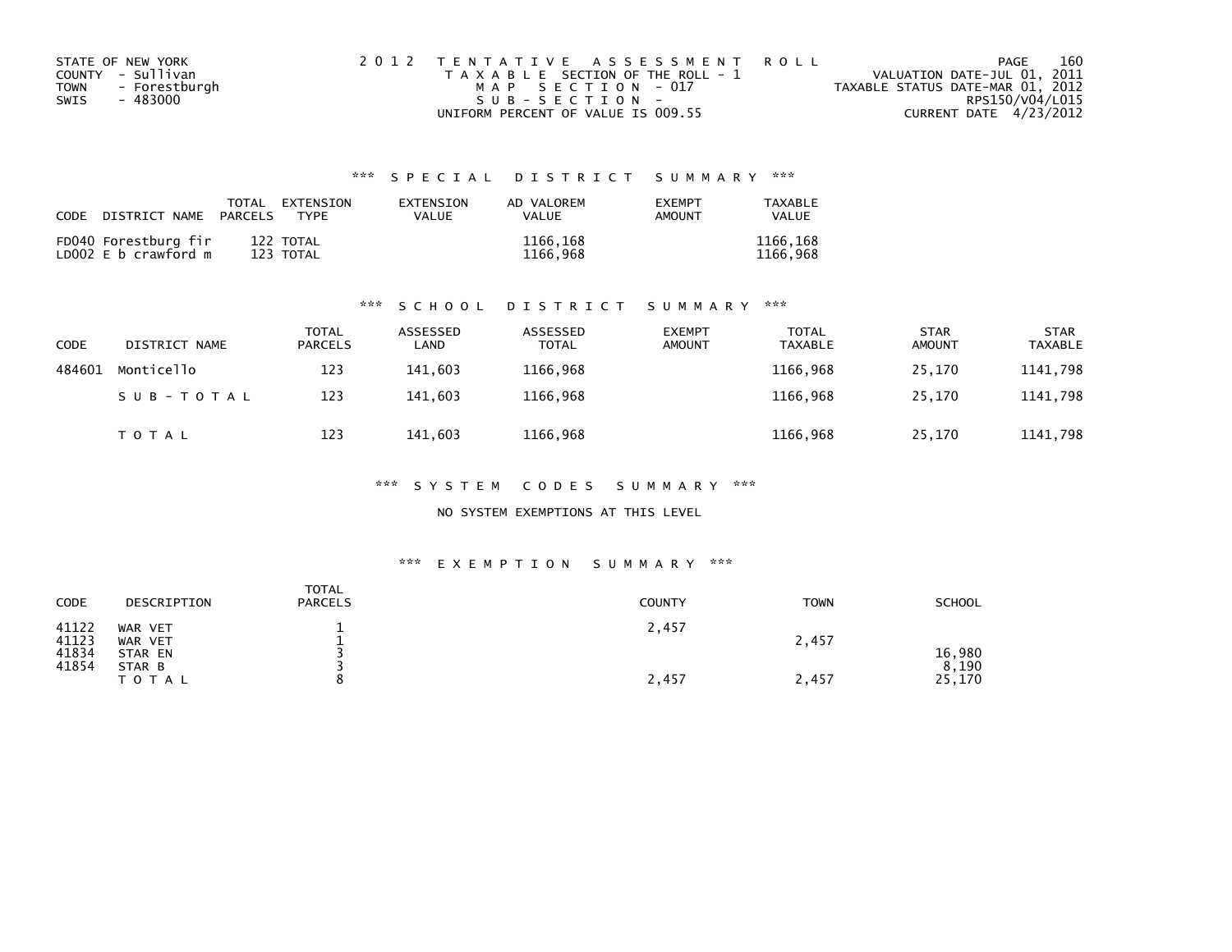STATE OF NEW YORK
COUNTY - Sullivan
TOWN - Forestburgh
SWIS - 483000

2012 TENTATIVE ASSESSMENT ROLL
TAXABLE SECTION OF THE ROLL - 1
MAP SECTION - 017
SUB-SECTION -
UNIFORM PERCENT OF VALUE IS 009.55

VALUATION DATE-JUL 01, 2011
TAXABLE STATUS DATE-MAR 01, 2012
RPS150/V04/L015
CURRENT DATE 4/23/2012

### *** SPECIAL DISTRICT SUMMARY ***

| CODE | DISTRICT NAME | TOTAL PARCELS | EXTENSION TYPE | EXTENSION VALUE | AD VALOREM VALUE | EXEMPT AMOUNT | TAXABLE VALUE |
|---|---|---|---|---|---|---|---|
| FD040 | Forestburg fir | 122 | TOTAL | | 1166,168 | | 1166,168 |
| LD002 | E b crawford m | 123 | TOTAL | | 1166,968 | | 1166,968 |

### *** SCHOOL DISTRICT SUMMARY ***

| CODE | DISTRICT NAME | TOTAL PARCELS | ASSESSED LAND | ASSESSED TOTAL | EXEMPT AMOUNT | TOTAL TAXABLE | STAR AMOUNT | STAR TAXABLE |
|---|---|---|---|---|---|---|---|---|
| 484601 | Monticello | 123 | 141,603 | 1166,968 | | 1166,968 | 25,170 | 1141,798 |
| | SUB-TOTAL | 123 | 141,603 | 1166,968 | | 1166,968 | 25,170 | 1141,798 |
| | TOTAL | 123 | 141,603 | 1166,968 | | 1166,968 | 25,170 | 1141,798 |

### *** SYSTEM CODES SUMMARY ***

NO SYSTEM EXEMPTIONS AT THIS LEVEL

### *** EXEMPTION SUMMARY ***

| CODE | DESCRIPTION | TOTAL PARCELS | COUNTY | TOWN | SCHOOL |
|---|---|---|---|---|---|
| 41122 | WAR VET | 1 | 2,457 | | |
| 41123 | WAR VET | 1 | | 2,457 | |
| 41834 | STAR EN | 3 | | | 16,980 |
| 41854 | STAR B | 3 | | | 8,190 |
| | TOTAL | 8 | 2,457 | 2,457 | 25,170 |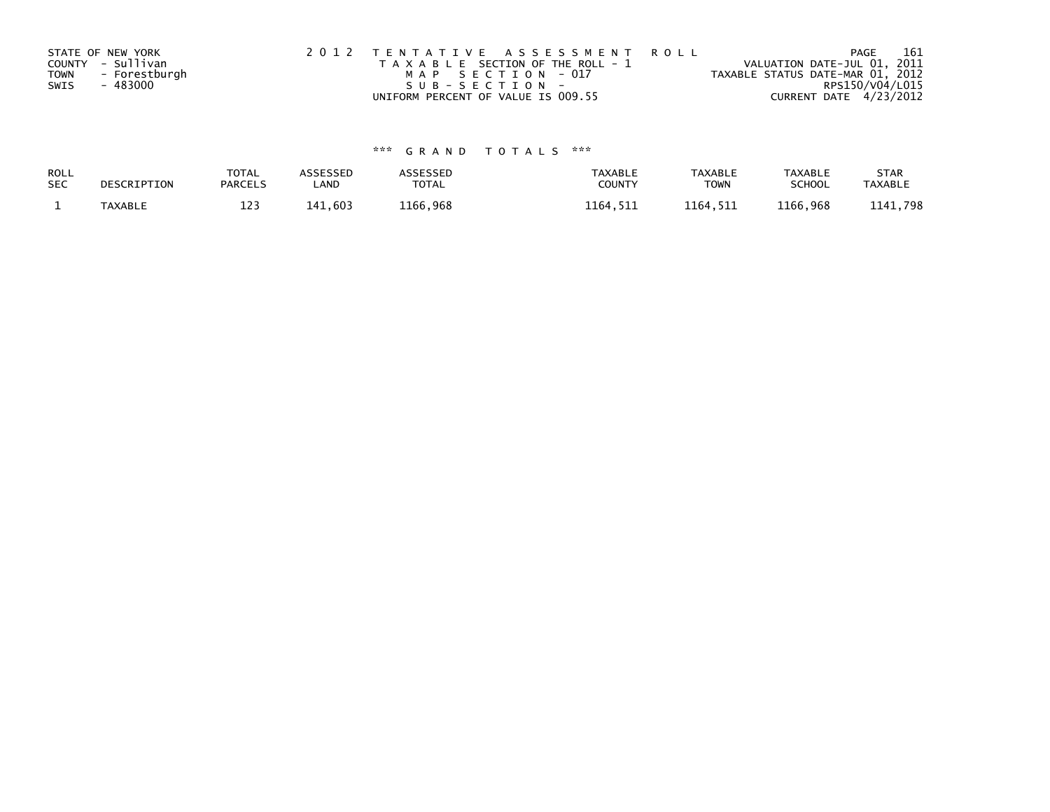STATE OF NEW YORK
COUNTY - Sullivan
TOWN - Forestburgh
SWIS - 483000

2 0 1 2 T E N T A T I V E A S S E S S M E N T R O L L
T A X A B L E SECTION OF THE ROLL - 1
M A P S E C T I O N - 017
S U B - S E C T I O N -
UNIFORM PERCENT OF VALUE IS 009.55

VALUATION DATE-JUL 01, 2011
TAXABLE STATUS DATE-MAR 01, 2012
RPS150/V04/L015
CURRENT DATE 4/23/2012

*** G R A N D T O T A L S ***

| ROLL SEC | DESCRIPTION | TOTAL PARCELS | ASSESSED LAND | ASSESSED TOTAL | TAXABLE COUNTY | TAXABLE TOWN | TAXABLE SCHOOL | STAR TAXABLE |
|---|---|---|---|---|---|---|---|---|
| 1 | TAXABLE | 123 | 141,603 | 1166,968 | 1164,511 | 1164,511 | 1166,968 | 1141,798 |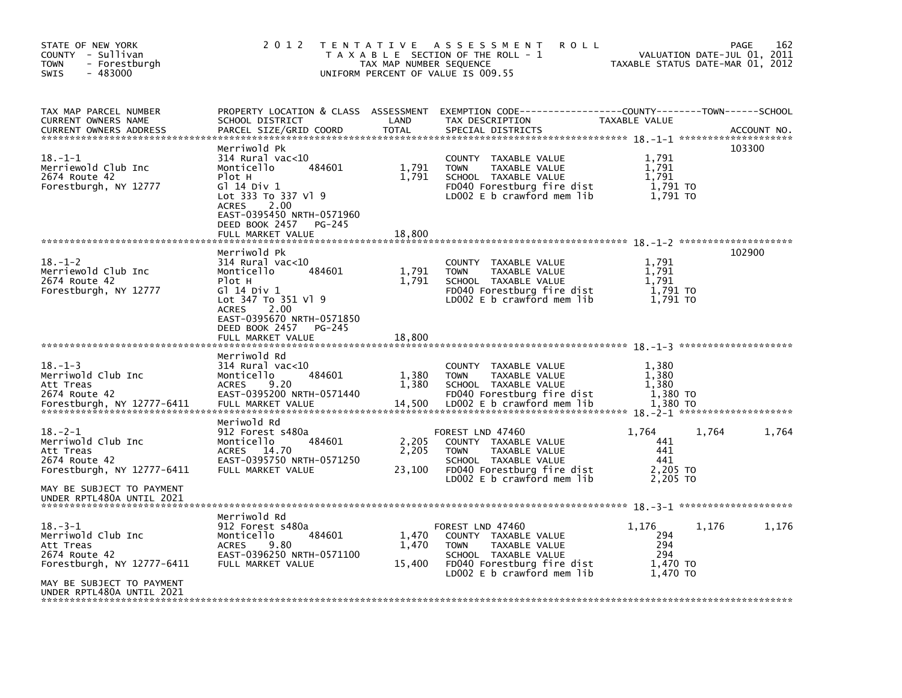STATE OF NEW YORK
COUNTY - Sullivan
TOWN - Forestburgh
SWIS - 483000

2 0 1 2 T E N T A T I V E A S S E S S M E N T R O L L
T A X A B L E SECTION OF THE ROLL - 1
TAX MAP NUMBER SEQUENCE
UNIFORM PERCENT OF VALUE IS 009.55

VALUATION DATE-JUL 01, 2011
TAXABLE STATUS DATE-MAR 01, 2012

| TAX MAP PARCEL NUMBER / CURRENT OWNERS NAME / CURRENT OWNERS ADDRESS | PROPERTY LOCATION & CLASS / SCHOOL DISTRICT / PARCEL SIZE/GRID COORD | ASSESSMENT LAND | TOTAL | EXEMPTION CODE / TAX DESCRIPTION / SPECIAL DISTRICTS | COUNTY TAXABLE VALUE | TOWN | SCHOOL | ACCOUNT NO. |
|---|---|---|---|---|---|---|---|---|
| 18.-1-1 | Merriwold Pk | | | | | | | 103300 |
| Merriewold Club Inc | 314 Rural vac<10 | | | COUNTY TAXABLE VALUE | 1,791 | | | |
| 2674 Route 42 | Monticello 484601 | 1,791 | | TOWN TAXABLE VALUE | 1,791 | | | |
| Forestburgh, NY 12777 | Plot H | | 1,791 | SCHOOL TAXABLE VALUE | 1,791 | | | |
| | Gl 14 Div 1 | | | FD040 Forestburg fire dist | 1,791 TO | | | |
| | Lot 333 To 337 Vl 9 | | | LD002 E b crawford mem lib | 1,791 TO | | | |
| | ACRES 2.00 | | | | | | | |
| | EAST-0395450 NRTH-0571960 | | | | | | | |
| | DEED BOOK 2457 PG-245 | | | | | | | |
| | FULL MARKET VALUE | | 18,800 | | | | | |
| 18.-1-2 | Merriwold Pk | | | | | | | 102900 |
| Merriewold Club Inc | 314 Rural vac<10 | | | COUNTY TAXABLE VALUE | 1,791 | | | |
| 2674 Route 42 | Monticello 484601 | 1,791 | | TOWN TAXABLE VALUE | 1,791 | | | |
| Forestburgh, NY 12777 | Plot H | | 1,791 | SCHOOL TAXABLE VALUE | 1,791 | | | |
| | Gl 14 Div 1 | | | FD040 Forestburg fire dist | 1,791 TO | | | |
| | Lot 347 To 351 Vl 9 | | | LD002 E b crawford mem lib | 1,791 TO | | | |
| | ACRES 2.00 | | | | | | | |
| | EAST-0395670 NRTH-0571850 | | | | | | | |
| | DEED BOOK 2457 PG-245 | | | | | | | |
| | FULL MARKET VALUE | | 18,800 | | | | | |
| 18.-1-3 | Merriwold Rd | | | | | | | |
| Merriwold Club Inc | 314 Rural vac<10 | | | COUNTY TAXABLE VALUE | 1,380 | | | |
| Att Treas | Monticello 484601 | 1,380 | | TOWN TAXABLE VALUE | 1,380 | | | |
| 2674 Route 42 | ACRES 9.20 | | 1,380 | SCHOOL TAXABLE VALUE | 1,380 | | | |
| Forestburgh, NY 12777-6411 | EAST-0395200 NRTH-0571440 | | | FD040 Forestburg fire dist | 1,380 TO | | | |
| | FULL MARKET VALUE | | 14,500 | LD002 E b crawford mem lib | 1,380 TO | | | |
| 18.-2-1 | Meriwold Rd | | | | | | | |
| Merriwold Club Inc | 912 Forest s480a | | | FOREST LND 47460 | 1,764 | 1,764 | 1,764 | |
| Att Treas | Monticello 484601 | 2,205 | | COUNTY TAXABLE VALUE | 441 | | | |
| 2674 Route 42 | ACRES 14.70 | | 2,205 | TOWN TAXABLE VALUE | 441 | | | |
| Forestburgh, NY 12777-6411 | EAST-0395750 NRTH-0571250 | | | SCHOOL TAXABLE VALUE | 441 | | | |
| | FULL MARKET VALUE | | 23,100 | FD040 Forestburg fire dist | 2,205 TO | | | |
| MAY BE SUBJECT TO PAYMENT UNDER RPTL480A UNTIL 2021 | | | | LD002 E b crawford mem lib | 2,205 TO | | | |
| 18.-3-1 | Merriwold Rd | | | | | | | |
| Merriwold Club Inc | 912 Forest s480a | | | FOREST LND 47460 | 1,176 | 1,176 | 1,176 | |
| Att Treas | Monticello 484601 | 1,470 | | COUNTY TAXABLE VALUE | 294 | | | |
| 2674 Route 42 | ACRES 9.80 | | 1,470 | TOWN TAXABLE VALUE | 294 | | | |
| Forestburgh, NY 12777-6411 | EAST-0396250 NRTH-0571100 | | | SCHOOL TAXABLE VALUE | 294 | | | |
| | FULL MARKET VALUE | | 15,400 | FD040 Forestburg fire dist | 1,470 TO | | | |
| MAY BE SUBJECT TO PAYMENT UNDER RPTL480A UNTIL 2021 | | | | LD002 E b crawford mem lib | 1,470 TO | | | |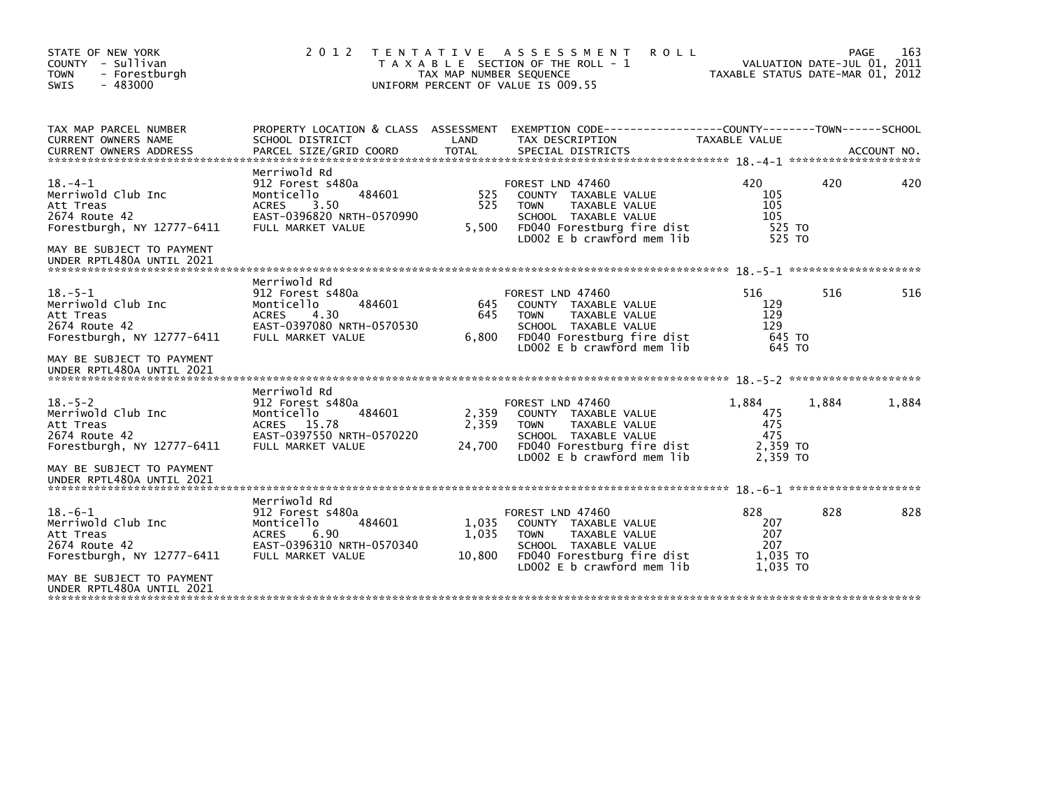STATE OF NEW YORK
COUNTY - Sullivan
TOWN - Forestburgh
SWIS - 483000

2012 TENTATIVE ASSESSMENT ROLL
TAXABLE SECTION OF THE ROLL - 1
TAX MAP NUMBER SEQUENCE
UNIFORM PERCENT OF VALUE IS 009.55

VALUATION DATE-JUL 01, 2011
TAXABLE STATUS DATE-MAR 01, 2012

| TAX MAP PARCEL NUMBER / CURRENT OWNERS NAME / CURRENT OWNERS ADDRESS | PROPERTY LOCATION & CLASS / SCHOOL DISTRICT / PARCEL SIZE/GRID COORD | ASSESSMENT LAND / TOTAL | EXEMPTION CODE / TAX DESCRIPTION / SPECIAL DISTRICTS | COUNTY TAXABLE VALUE | TOWN | SCHOOL |
|---|---|---|---|---|---|---|
| **18.-4-1** | Merriwold Rd | | | | | |
| 18.-4-1 | 912 Forest s480a | | FOREST LND 47460 | 420 | 420 | 420 |
| Merriwold Club Inc | Monticello 484601 | 525 | COUNTY TAXABLE VALUE | 105 | | |
| Att Treas | ACRES 3.50 | 525 | TOWN TAXABLE VALUE | 105 | | |
| 2674 Route 42 | EAST-0396820 NRTH-0570990 | | SCHOOL TAXABLE VALUE | 105 | | |
| Forestburgh, NY 12777-6411 | FULL MARKET VALUE | 5,500 | FD040 Forestburg fire dist | 525 TO | | |
| | | | LD002 E b crawford mem lib | 525 TO | | |
| MAY BE SUBJECT TO PAYMENT UNDER RPTL480A UNTIL 2021 | | | | | | |
| **18.-5-1** | Merriwold Rd | | | | | |
| 18.-5-1 | 912 Forest s480a | | FOREST LND 47460 | 516 | 516 | 516 |
| Merriwold Club Inc | Monticello 484601 | 645 | COUNTY TAXABLE VALUE | 129 | | |
| Att Treas | ACRES 4.30 | 645 | TOWN TAXABLE VALUE | 129 | | |
| 2674 Route 42 | EAST-0397080 NRTH-0570530 | | SCHOOL TAXABLE VALUE | 129 | | |
| Forestburgh, NY 12777-6411 | FULL MARKET VALUE | 6,800 | FD040 Forestburg fire dist | 645 TO | | |
| | | | LD002 E b crawford mem lib | 645 TO | | |
| MAY BE SUBJECT TO PAYMENT UNDER RPTL480A UNTIL 2021 | | | | | | |
| **18.-5-2** | Merriwold Rd | | | | | |
| 18.-5-2 | 912 Forest s480a | | FOREST LND 47460 | 1,884 | 1,884 | 1,884 |
| Merriwold Club Inc | Monticello 484601 | 2,359 | COUNTY TAXABLE VALUE | 475 | | |
| Att Treas | ACRES 15.78 | 2,359 | TOWN TAXABLE VALUE | 475 | | |
| 2674 Route 42 | EAST-0397550 NRTH-0570220 | | SCHOOL TAXABLE VALUE | 475 | | |
| Forestburgh, NY 12777-6411 | FULL MARKET VALUE | 24,700 | FD040 Forestburg fire dist | 2,359 TO | | |
| | | | LD002 E b crawford mem lib | 2,359 TO | | |
| MAY BE SUBJECT TO PAYMENT UNDER RPTL480A UNTIL 2021 | | | | | | |
| **18.-6-1** | Merriwold Rd | | | | | |
| 18.-6-1 | 912 Forest s480a | | FOREST LND 47460 | 828 | 828 | 828 |
| Merriwold Club Inc | Monticello 484601 | 1,035 | COUNTY TAXABLE VALUE | 207 | | |
| Att Treas | ACRES 6.90 | 1,035 | TOWN TAXABLE VALUE | 207 | | |
| 2674 Route 42 | EAST-0396310 NRTH-0570340 | | SCHOOL TAXABLE VALUE | 207 | | |
| Forestburgh, NY 12777-6411 | FULL MARKET VALUE | 10,800 | FD040 Forestburg fire dist | 1,035 TO | | |
| | | | LD002 E b crawford mem lib | 1,035 TO | | |
| MAY BE SUBJECT TO PAYMENT UNDER RPTL480A UNTIL 2021 | | | | | | |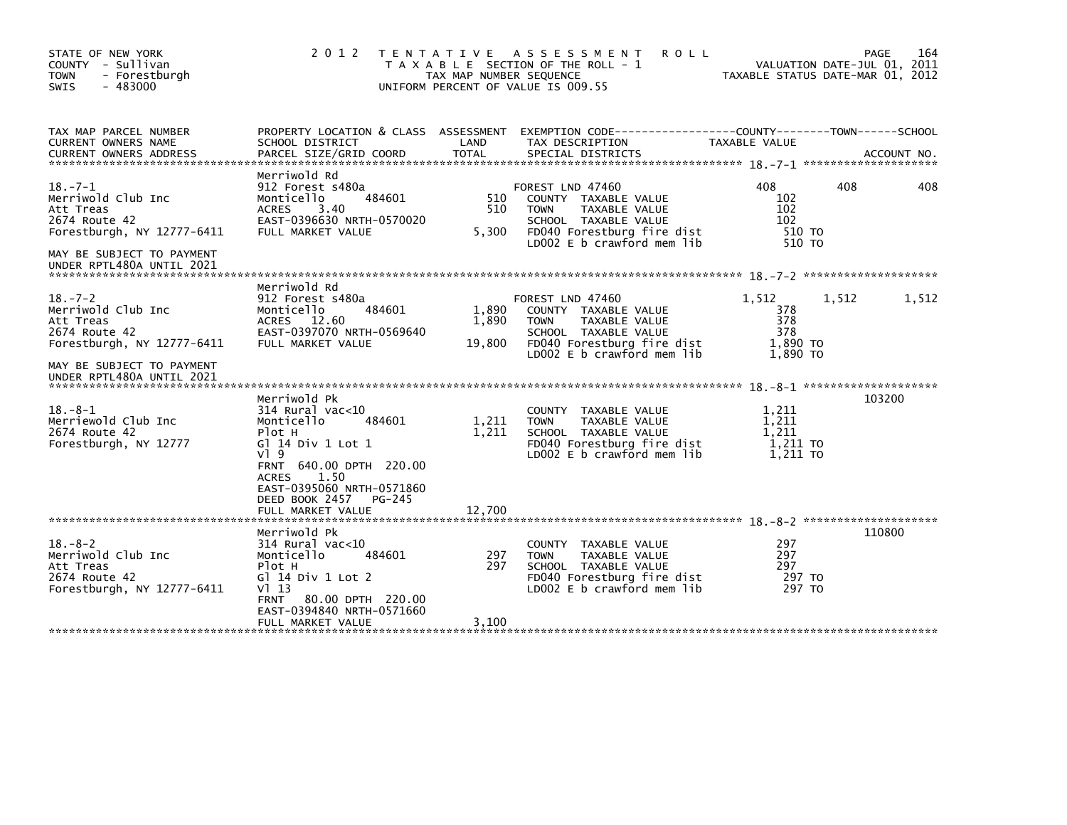STATE OF NEW YORK
COUNTY - Sullivan
TOWN - Forestburgh
SWIS - 483000

2 0 1 2 T E N T A T I V E A S S E S S M E N T R O L L
T A X A B L E SECTION OF THE ROLL - 1
TAX MAP NUMBER SEQUENCE
UNIFORM PERCENT OF VALUE IS 009.55

VALUATION DATE-JUL 01, 2011
TAXABLE STATUS DATE-MAR 01, 2012

| TAX MAP PARCEL NUMBER / CURRENT OWNERS NAME / CURRENT OWNERS ADDRESS | PROPERTY LOCATION & CLASS / SCHOOL DISTRICT / PARCEL SIZE/GRID COORD | ASSESSMENT LAND / TOTAL | EXEMPTION CODE / TAX DESCRIPTION / SPECIAL DISTRICTS | COUNTY TAXABLE VALUE | TOWN | SCHOOL / ACCOUNT NO. |
|---|---|---|---|---|---|---|
| **18.-7-1** | Merriwold Rd | | | | | |
| 18.-7-1 | 912 Forest s480a | | FOREST LND 47460 | 408 | 408 | 408 |
| Merriwold Club Inc | Monticello 484601 | 510 | COUNTY TAXABLE VALUE | 102 | | |
| Att Treas | ACRES 3.40 | 510 | TOWN TAXABLE VALUE | 102 | | |
| 2674 Route 42 | EAST-0396630 NRTH-0570020 | | SCHOOL TAXABLE VALUE | 102 | | |
| Forestburgh, NY 12777-6411 | FULL MARKET VALUE | 5,300 | FD040 Forestburg fire dist | 510 TO | | |
| | | | LD002 E b crawford mem lib | 510 TO | | |
| MAY BE SUBJECT TO PAYMENT UNDER RPTL480A UNTIL 2021 | | | | | | |
| **18.-7-2** | Merriwold Rd | | | | | |
| 18.-7-2 | 912 Forest s480a | | FOREST LND 47460 | 1,512 | 1,512 | 1,512 |
| Merriwold Club Inc | Monticello 484601 | 1,890 | COUNTY TAXABLE VALUE | 378 | | |
| Att Treas | ACRES 12.60 | 1,890 | TOWN TAXABLE VALUE | 378 | | |
| 2674 Route 42 | EAST-0397070 NRTH-0569640 | | SCHOOL TAXABLE VALUE | 378 | | |
| Forestburgh, NY 12777-6411 | FULL MARKET VALUE | 19,800 | FD040 Forestburg fire dist | 1,890 TO | | |
| | | | LD002 E b crawford mem lib | 1,890 TO | | |
| MAY BE SUBJECT TO PAYMENT UNDER RPTL480A UNTIL 2021 | | | | | | |
| **18.-8-1** | Merriwold Pk | | | | | 103200 |
| 18.-8-1 | 314 Rural vac<10 | | COUNTY TAXABLE VALUE | 1,211 | | |
| Merriewold Club Inc | Monticello 484601 | 1,211 | TOWN TAXABLE VALUE | 1,211 | | |
| 2674 Route 42 | Plot H | 1,211 | SCHOOL TAXABLE VALUE | 1,211 | | |
| Forestburgh, NY 12777 | Gl 14 Div 1 Lot 1 | | FD040 Forestburg fire dist | 1,211 TO | | |
| | Vl 9 | | LD002 E b crawford mem lib | 1,211 TO | | |
| | FRNT 640.00 DPTH 220.00 | | | | | |
| | ACRES 1.50 | | | | | |
| | EAST-0395060 NRTH-0571860 | | | | | |
| | DEED BOOK 2457 PG-245 | | | | | |
| | FULL MARKET VALUE | 12,700 | | | | |
| **18.-8-2** | Merriwold Pk | | | | | 110800 |
| 18.-8-2 | 314 Rural vac<10 | | COUNTY TAXABLE VALUE | 297 | | |
| Merriwold Club Inc | Monticello 484601 | 297 | TOWN TAXABLE VALUE | 297 | | |
| Att Treas | Plot H | 297 | SCHOOL TAXABLE VALUE | 297 | | |
| 2674 Route 42 | Gl 14 Div 1 Lot 2 | | FD040 Forestburg fire dist | 297 TO | | |
| Forestburgh, NY 12777-6411 | Vl 13 | | LD002 E b crawford mem lib | 297 TO | | |
| | FRNT 80.00 DPTH 220.00 | | | | | |
| | EAST-0394840 NRTH-0571660 | | | | | |
| | FULL MARKET VALUE | 3,100 | | | | |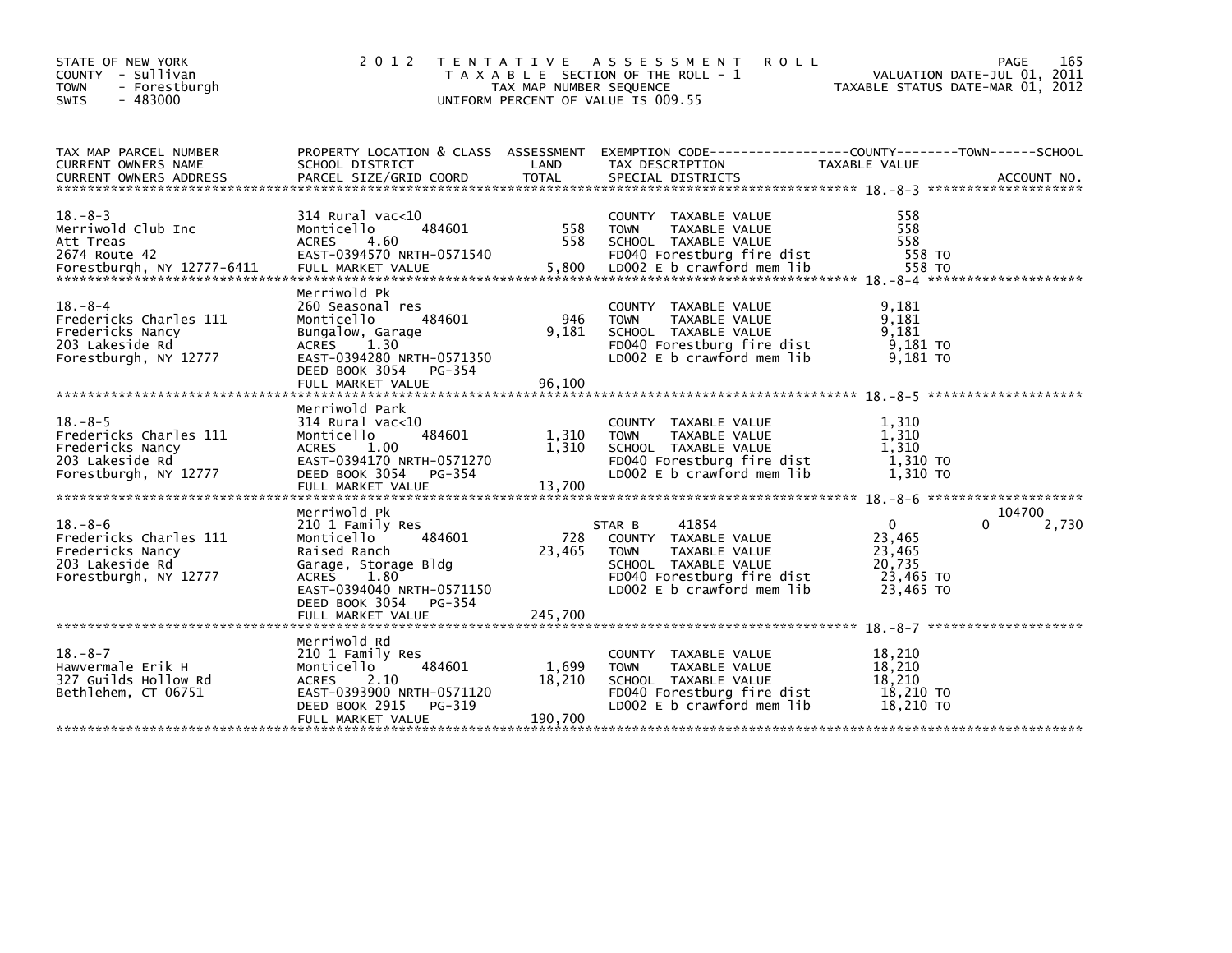STATE OF NEW YORK
COUNTY - Sullivan
TOWN - Forestburgh
SWIS - 483000

# 2012 TENTATIVE ASSESSMENT ROLL

TAXABLE SECTION OF THE ROLL - 1
TAX MAP NUMBER SEQUENCE
UNIFORM PERCENT OF VALUE IS 009.55

VALUATION DATE-JUL 01, 2011
TAXABLE STATUS DATE-MAR 01, 2012

| TAX MAP PARCEL NUMBER / CURRENT OWNERS NAME / CURRENT OWNERS ADDRESS | PROPERTY LOCATION & CLASS / SCHOOL DISTRICT / PARCEL SIZE/GRID COORD | ASSESSMENT LAND | TOTAL | EXEMPTION CODE / TAX DESCRIPTION / SPECIAL DISTRICTS | COUNTY TAXABLE VALUE | TOWN | SCHOOL / ACCOUNT NO. |
|---|---|---|---|---|---|---|---|
| 18.-8-3 | | | | | | | |
| Merriwold Club Inc | 314 Rural vac<10 | | | COUNTY TAXABLE VALUE | 558 | | |
| Att Treas | Monticello 484601 | 558 | | TOWN TAXABLE VALUE | 558 | | |
| 2674 Route 42 | ACRES 4.60 | | 558 | SCHOOL TAXABLE VALUE | 558 | | |
| Forestburgh, NY 12777-6411 | EAST-0394570 NRTH-0571540 | | | FD040 Forestburg fire dist | 558 TO | | |
| | FULL MARKET VALUE | | 5,800 | LD002 E b crawford mem lib | 558 TO | | |
| 18.-8-4 | Merriwold Pk | | | | | | |
| Fredericks Charles 111 | 260 Seasonal res | | | COUNTY TAXABLE VALUE | 9,181 | | |
| Fredericks Nancy | Monticello 484601 | 946 | | TOWN TAXABLE VALUE | 9,181 | | |
| 203 Lakeside Rd | Bungalow, Garage | | 9,181 | SCHOOL TAXABLE VALUE | 9,181 | | |
| Forestburgh, NY 12777 | ACRES 1.30 | | | FD040 Forestburg fire dist | 9,181 TO | | |
| | EAST-0394280 NRTH-0571350 | | | LD002 E b crawford mem lib | 9,181 TO | | |
| | DEED BOOK 3054 PG-354 | | | | | | |
| | FULL MARKET VALUE | | 96,100 | | | | |
| 18.-8-5 | Merriwold Park | | | | | | |
| Fredericks Charles 111 | 314 Rural vac<10 | | | COUNTY TAXABLE VALUE | 1,310 | | |
| Fredericks Nancy | Monticello 484601 | 1,310 | | TOWN TAXABLE VALUE | 1,310 | | |
| 203 Lakeside Rd | ACRES 1.00 | | 1,310 | SCHOOL TAXABLE VALUE | 1,310 | | |
| Forestburgh, NY 12777 | EAST-0394170 NRTH-0571270 | | | FD040 Forestburg fire dist | 1,310 TO | | |
| | DEED BOOK 3054 PG-354 | | | LD002 E b crawford mem lib | 1,310 TO | | |
| | FULL MARKET VALUE | | 13,700 | | | | |
| 18.-8-6 | Merriwold Pk | | | | | | 104700 |
| Fredericks Charles 111 | 210 1 Family Res | | | STAR B 41854 | 0 | 0 | 2,730 |
| Fredericks Nancy | Monticello 484601 | 728 | | COUNTY TAXABLE VALUE | 23,465 | | |
| 203 Lakeside Rd | Raised Ranch | | 23,465 | TOWN TAXABLE VALUE | 23,465 | | |
| Forestburgh, NY 12777 | Garage, Storage Bldg | | | SCHOOL TAXABLE VALUE | 20,735 | | |
| | ACRES 1.80 | | | FD040 Forestburg fire dist | 23,465 TO | | |
| | EAST-0394040 NRTH-0571150 | | | LD002 E b crawford mem lib | 23,465 TO | | |
| | DEED BOOK 3054 PG-354 | | | | | | |
| | FULL MARKET VALUE | | 245,700 | | | | |
| 18.-8-7 | Merriwold Rd | | | | | | |
| Hawvermale Erik H | 210 1 Family Res | | | COUNTY TAXABLE VALUE | 18,210 | | |
| 327 Guilds Hollow Rd | Monticello 484601 | 1,699 | | TOWN TAXABLE VALUE | 18,210 | | |
| Bethlehem, CT 06751 | ACRES 2.10 | | 18,210 | SCHOOL TAXABLE VALUE | 18,210 | | |
| | EAST-0393900 NRTH-0571120 | | | FD040 Forestburg fire dist | 18,210 TO | | |
| | DEED BOOK 2915 PG-319 | | | LD002 E b crawford mem lib | 18,210 TO | | |
| | FULL MARKET VALUE | | 190,700 | | | | |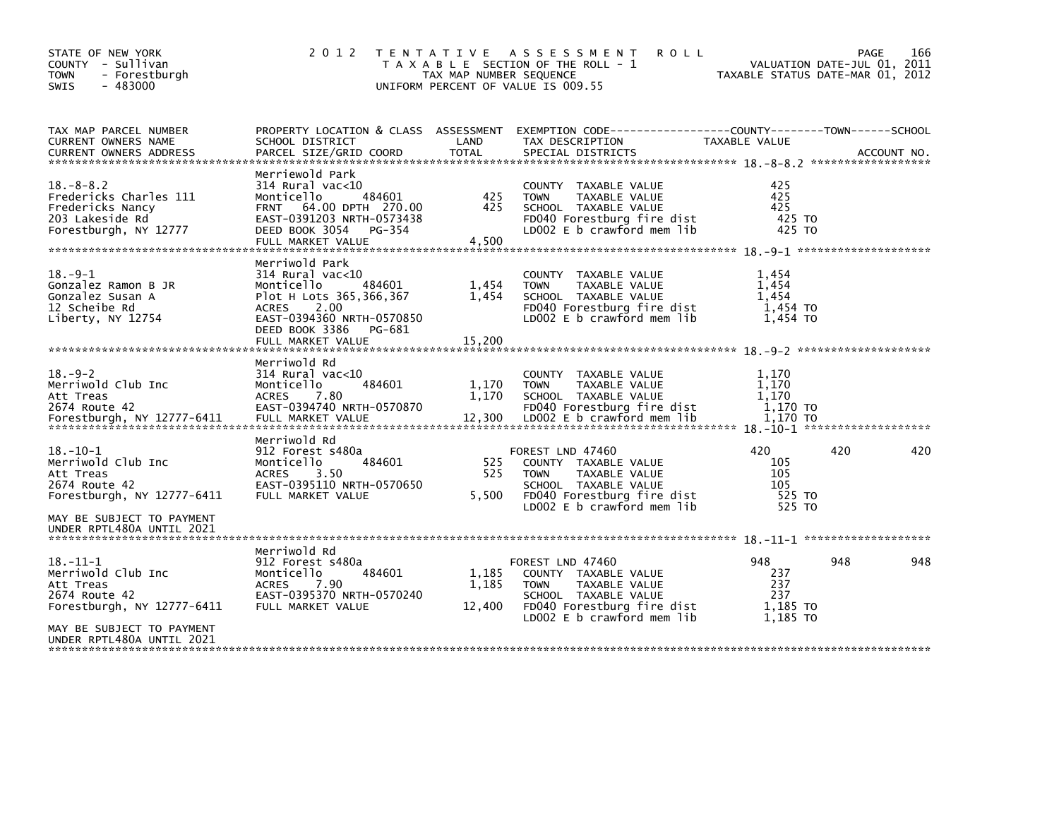STATE OF NEW YORK
COUNTY - Sullivan
TOWN - Forestburgh
SWIS - 483000

2012 TENTATIVE ASSESSMENT ROLL
TAXABLE SECTION OF THE ROLL - 1
TAX MAP NUMBER SEQUENCE
UNIFORM PERCENT OF VALUE IS 009.55

VALUATION DATE-JUL 01, 2011
TAXABLE STATUS DATE-MAR 01, 2012

| TAX MAP PARCEL NUMBER / CURRENT OWNERS NAME / CURRENT OWNERS ADDRESS | PROPERTY LOCATION & CLASS / SCHOOL DISTRICT / PARCEL SIZE/GRID COORD | ASSESSMENT LAND | TOTAL | EXEMPTION CODE / TAX DESCRIPTION / SPECIAL DISTRICTS | COUNTY TAXABLE VALUE | TOWN | SCHOOL |
|---|---|---|---|---|---|---|---|
| **18.-8-8.2** | Merriewold Park | | | | | | |
| 18.-8-8.2 | 314 Rural vac<10 | | | COUNTY TAXABLE VALUE | 425 | | |
| Fredericks Charles 111 | Monticello 484601 | 425 | | TOWN TAXABLE VALUE | 425 | | |
| Fredericks Nancy | FRNT 64.00 DPTH 270.00 | | 425 | SCHOOL TAXABLE VALUE | 425 | | |
| 203 Lakeside Rd | EAST-0391203 NRTH-0573438 | | | FD040 Forestburg fire dist | 425 TO | | |
| Forestburgh, NY 12777 | DEED BOOK 3054 PG-354 | | | LD002 E b crawford mem lib | 425 TO | | |
| | FULL MARKET VALUE | | 4,500 | | | | |
| **18.-9-1** | Merriwold Park | | | | | | |
| 18.-9-1 | 314 Rural vac<10 | | | COUNTY TAXABLE VALUE | 1,454 | | |
| Gonzalez Ramon B JR | Monticello 484601 | 1,454 | | TOWN TAXABLE VALUE | 1,454 | | |
| Gonzalez Susan A | Plot H Lots 365,366,367 | | 1,454 | SCHOOL TAXABLE VALUE | 1,454 | | |
| 12 Scheibe Rd | ACRES 2.00 | | | FD040 Forestburg fire dist | 1,454 TO | | |
| Liberty, NY 12754 | EAST-0394360 NRTH-0570850 | | | LD002 E b crawford mem lib | 1,454 TO | | |
| | DEED BOOK 3386 PG-681 | | | | | | |
| | FULL MARKET VALUE | | 15,200 | | | | |
| **18.-9-2** | Merriwold Rd | | | | | | |
| 18.-9-2 | 314 Rural vac<10 | | | COUNTY TAXABLE VALUE | 1,170 | | |
| Merriwold Club Inc | Monticello 484601 | 1,170 | | TOWN TAXABLE VALUE | 1,170 | | |
| Att Treas | ACRES 7.80 | | 1,170 | SCHOOL TAXABLE VALUE | 1,170 | | |
| 2674 Route 42 | EAST-0394740 NRTH-0570870 | | | FD040 Forestburg fire dist | 1,170 TO | | |
| Forestburgh, NY 12777-6411 | FULL MARKET VALUE | | 12,300 | LD002 E b crawford mem lib | 1,170 TO | | |
| **18.-10-1** | Merriwold Rd | | | | | | |
| 18.-10-1 | 912 Forest s480a | | | FOREST LND 47460 | 420 | 420 | 420 |
| Merriwold Club Inc | Monticello 484601 | 525 | | COUNTY TAXABLE VALUE | 105 | | |
| Att Treas | ACRES 3.50 | | 525 | TOWN TAXABLE VALUE | 105 | | |
| 2674 Route 42 | EAST-0395110 NRTH-0570650 | | | SCHOOL TAXABLE VALUE | 105 | | |
| Forestburgh, NY 12777-6411 | FULL MARKET VALUE | | 5,500 | FD040 Forestburg fire dist | 525 TO | | |
| | | | | LD002 E b crawford mem lib | 525 TO | | |
| MAY BE SUBJECT TO PAYMENT UNDER RPTL480A UNTIL 2021 | | | | | | | |
| **18.-11-1** | Merriwold Rd | | | | | | |
| 18.-11-1 | 912 Forest s480a | | | FOREST LND 47460 | 948 | 948 | 948 |
| Merriwold Club Inc | Monticello 484601 | 1,185 | | COUNTY TAXABLE VALUE | 237 | | |
| Att Treas | ACRES 7.90 | | 1,185 | TOWN TAXABLE VALUE | 237 | | |
| 2674 Route 42 | EAST-0395370 NRTH-0570240 | | | SCHOOL TAXABLE VALUE | 237 | | |
| Forestburgh, NY 12777-6411 | FULL MARKET VALUE | | 12,400 | FD040 Forestburg fire dist | 1,185 TO | | |
| | | | | LD002 E b crawford mem lib | 1,185 TO | | |
| MAY BE SUBJECT TO PAYMENT UNDER RPTL480A UNTIL 2021 | | | | | | | |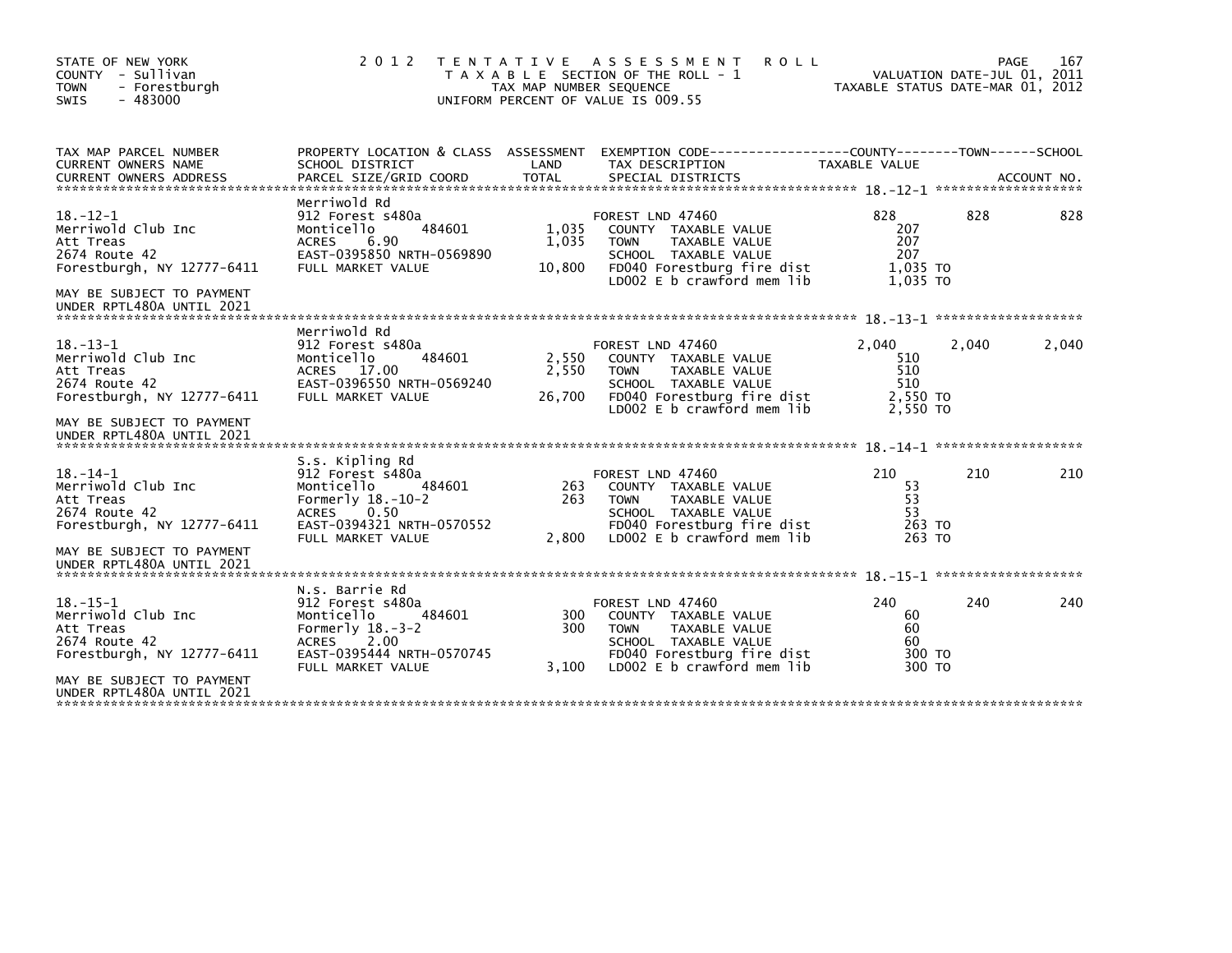STATE OF NEW YORK
COUNTY - Sullivan
TOWN - Forestburgh
SWIS - 483000

2 0 1 2 T E N T A T I V E A S S E S S M E N T R O L L
T A X A B L E SECTION OF THE ROLL - 1
TAX MAP NUMBER SEQUENCE
UNIFORM PERCENT OF VALUE IS 009.55

VALUATION DATE-JUL 01, 2011
TAXABLE STATUS DATE-MAR 01, 2012

| TAX MAP PARCEL NUMBER / CURRENT OWNERS NAME / CURRENT OWNERS ADDRESS | PROPERTY LOCATION & CLASS / SCHOOL DISTRICT / PARCEL SIZE/GRID COORD | ASSESSMENT LAND / TOTAL | EXEMPTION CODE / TAX DESCRIPTION / SPECIAL DISTRICTS | COUNTY TAXABLE VALUE | TOWN | SCHOOL | ACCOUNT NO. |
|---|---|---|---|---|---|---|---|
| 18.-12-1 | Merriwold Rd | | | | | | |
| 18.-12-1 | 912 Forest s480a | | FOREST LND 47460 | 828 | 828 | 828 | |
| Merriwold Club Inc | Monticello 484601 | 1,035 | COUNTY TAXABLE VALUE | 207 | | | |
| Att Treas | ACRES 6.90 | 1,035 | TOWN TAXABLE VALUE | 207 | | | |
| 2674 Route 42 | EAST-0395850 NRTH-0569890 | | SCHOOL TAXABLE VALUE | 207 | | | |
| Forestburgh, NY 12777-6411 | FULL MARKET VALUE | 10,800 | FD040 Forestburg fire dist | 1,035 TO | | | |
| | | | LD002 E b crawford mem lib | 1,035 TO | | | |
| MAY BE SUBJECT TO PAYMENT UNDER RPTL480A UNTIL 2021 | | | | | | | |
| 18.-13-1 | Merriwold Rd | | | | | | |
| 18.-13-1 | 912 Forest s480a | | FOREST LND 47460 | 2,040 | 2,040 | 2,040 | |
| Merriwold Club Inc | Monticello 484601 | 2,550 | COUNTY TAXABLE VALUE | 510 | | | |
| Att Treas | ACRES 17.00 | 2,550 | TOWN TAXABLE VALUE | 510 | | | |
| 2674 Route 42 | EAST-0396550 NRTH-0569240 | | SCHOOL TAXABLE VALUE | 510 | | | |
| Forestburgh, NY 12777-6411 | FULL MARKET VALUE | 26,700 | FD040 Forestburg fire dist | 2,550 TO | | | |
| | | | LD002 E b crawford mem lib | 2,550 TO | | | |
| MAY BE SUBJECT TO PAYMENT UNDER RPTL480A UNTIL 2021 | | | | | | | |
| 18.-14-1 | S.s. Kipling Rd | | | | | | |
| 18.-14-1 | 912 Forest s480a | | FOREST LND 47460 | 210 | 210 | 210 | |
| Merriwold Club Inc | Monticello 484601 | 263 | COUNTY TAXABLE VALUE | 53 | | | |
| Att Treas | Formerly 18.-10-2 | 263 | TOWN TAXABLE VALUE | 53 | | | |
| 2674 Route 42 | ACRES 0.50 | | SCHOOL TAXABLE VALUE | 53 | | | |
| Forestburgh, NY 12777-6411 | EAST-0394321 NRTH-0570552 | | FD040 Forestburg fire dist | 263 TO | | | |
| | FULL MARKET VALUE | 2,800 | LD002 E b crawford mem lib | 263 TO | | | |
| MAY BE SUBJECT TO PAYMENT UNDER RPTL480A UNTIL 2021 | | | | | | | |
| 18.-15-1 | N.s. Barrie Rd | | | | | | |
| 18.-15-1 | 912 Forest s480a | | FOREST LND 47460 | 240 | 240 | 240 | |
| Merriwold Club Inc | Monticello 484601 | 300 | COUNTY TAXABLE VALUE | 60 | | | |
| Att Treas | Formerly 18.-3-2 | 300 | TOWN TAXABLE VALUE | 60 | | | |
| 2674 Route 42 | ACRES 2.00 | | SCHOOL TAXABLE VALUE | 60 | | | |
| Forestburgh, NY 12777-6411 | EAST-0395444 NRTH-0570745 | | FD040 Forestburg fire dist | 300 TO | | | |
| | FULL MARKET VALUE | 3,100 | LD002 E b crawford mem lib | 300 TO | | | |
| MAY BE SUBJECT TO PAYMENT UNDER RPTL480A UNTIL 2021 | | | | | | | |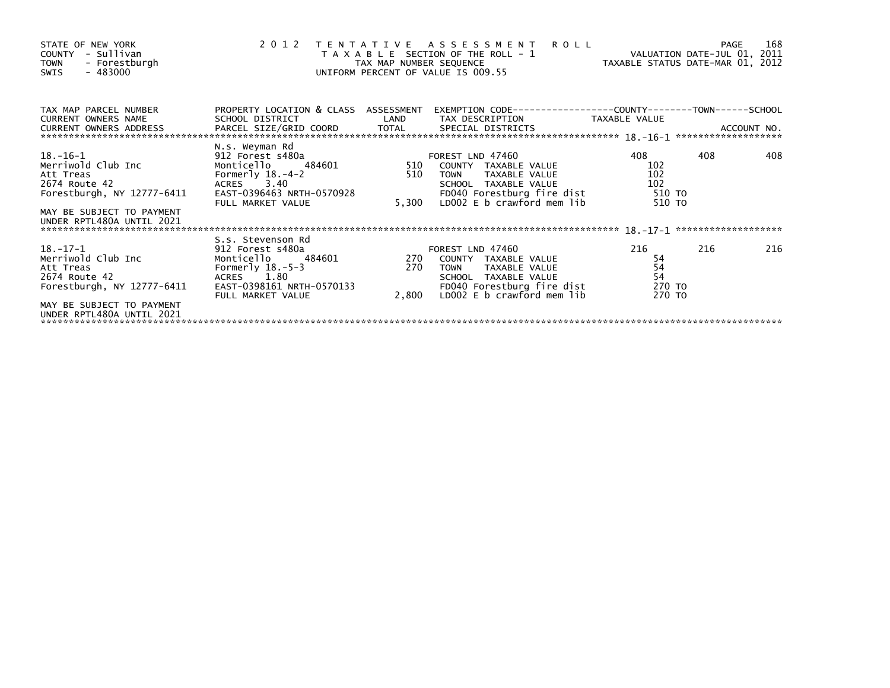STATE OF NEW YORK
COUNTY - Sullivan
TOWN - Forestburgh
SWIS - 483000

2 0 1 2 T E N T A T I V E A S S E S S M E N T R O L L
T A X A B L E SECTION OF THE ROLL - 1
TAX MAP NUMBER SEQUENCE
UNIFORM PERCENT OF VALUE IS 009.55

VALUATION DATE-JUL 01, 2011
TAXABLE STATUS DATE-MAR 01, 2012

| TAX MAP PARCEL NUMBER / CURRENT OWNERS NAME / CURRENT OWNERS ADDRESS | PROPERTY LOCATION & CLASS / SCHOOL DISTRICT / PARCEL SIZE/GRID COORD | ASSESSMENT LAND / TOTAL | EXEMPTION CODE / TAX DESCRIPTION / SPECIAL DISTRICTS | COUNTY TAXABLE VALUE | TOWN | SCHOOL / ACCOUNT NO. |
|---|---|---|---|---|---|---|
| **18.-16-1** | N.s. Weyman Rd | | | | | |
| 18.-16-1 | 912 Forest s480a | | FOREST LND 47460 | 408 | 408 | 408 |
| Merriwold Club Inc | Monticello 484601 | 510 | COUNTY TAXABLE VALUE | 102 | | |
| Att Treas | Formerly 18.-4-2 | 510 | TOWN TAXABLE VALUE | 102 | | |
| 2674 Route 42 | ACRES 3.40 | | SCHOOL TAXABLE VALUE | 102 | | |
| Forestburgh, NY 12777-6411 | EAST-0396463 NRTH-0570928 | | FD040 Forestburg fire dist | 510 TO | | |
| | FULL MARKET VALUE | 5,300 | LD002 E b crawford mem lib | 510 TO | | |
| MAY BE SUBJECT TO PAYMENT UNDER RPTL480A UNTIL 2021 | | | | | | |
| **18.-17-1** | S.s. Stevenson Rd | | | | | |
| 18.-17-1 | 912 Forest s480a | | FOREST LND 47460 | 216 | 216 | 216 |
| Merriwold Club Inc | Monticello 484601 | 270 | COUNTY TAXABLE VALUE | 54 | | |
| Att Treas | Formerly 18.-5-3 | 270 | TOWN TAXABLE VALUE | 54 | | |
| 2674 Route 42 | ACRES 1.80 | | SCHOOL TAXABLE VALUE | 54 | | |
| Forestburgh, NY 12777-6411 | EAST-0398161 NRTH-0570133 | | FD040 Forestburg fire dist | 270 TO | | |
| | FULL MARKET VALUE | 2,800 | LD002 E b crawford mem lib | 270 TO | | |
| MAY BE SUBJECT TO PAYMENT UNDER RPTL480A UNTIL 2021 | | | | | | |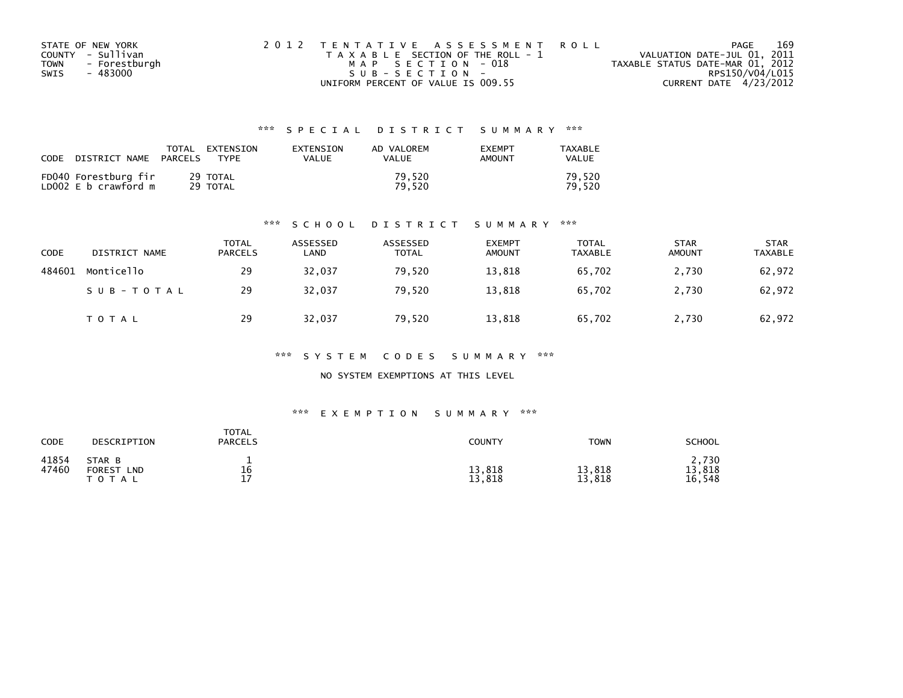STATE OF NEW YORK
COUNTY - Sullivan
TOWN - Forestburgh
SWIS - 483000

2012 TENTATIVE ASSESSMENT ROLL
TAXABLE SECTION OF THE ROLL - 1
MAP SECTION - 018
SUB-SECTION -
UNIFORM PERCENT OF VALUE IS 009.55

VALUATION DATE-JUL 01, 2011
TAXABLE STATUS DATE-MAR 01, 2012
RPS150/V04/L015
CURRENT DATE 4/23/2012

### *** SPECIAL DISTRICT SUMMARY ***

| CODE DISTRICT NAME | TOTAL PARCELS | EXTENSION TYPE | EXTENSION VALUE | AD VALOREM VALUE | EXEMPT AMOUNT | TAXABLE VALUE |
|---|---|---|---|---|---|---|
| FD040 Forestburg fir | 29 | TOTAL | | 79,520 | | 79,520 |
| LD002 E b crawford m | 29 | TOTAL | | 79,520 | | 79,520 |

### *** SCHOOL DISTRICT SUMMARY ***

| CODE | DISTRICT NAME | TOTAL PARCELS | ASSESSED LAND | ASSESSED TOTAL | EXEMPT AMOUNT | TOTAL TAXABLE | STAR AMOUNT | STAR TAXABLE |
|---|---|---|---|---|---|---|---|---|
| 484601 | Monticello | 29 | 32,037 | 79,520 | 13,818 | 65,702 | 2,730 | 62,972 |
| | SUB-TOTAL | 29 | 32,037 | 79,520 | 13,818 | 65,702 | 2,730 | 62,972 |
| | TOTAL | 29 | 32,037 | 79,520 | 13,818 | 65,702 | 2,730 | 62,972 |

### *** SYSTEM CODES SUMMARY ***

NO SYSTEM EXEMPTIONS AT THIS LEVEL

### *** EXEMPTION SUMMARY ***

| CODE | DESCRIPTION | TOTAL PARCELS | COUNTY | TOWN | SCHOOL |
|---|---|---|---|---|---|
| 41854 | STAR B | 1 | | | 2,730 |
| 47460 | FOREST LND | 16 | 13,818 | 13,818 | 13,818 |
| | TOTAL | 17 | 13,818 | 13,818 | 16,548 |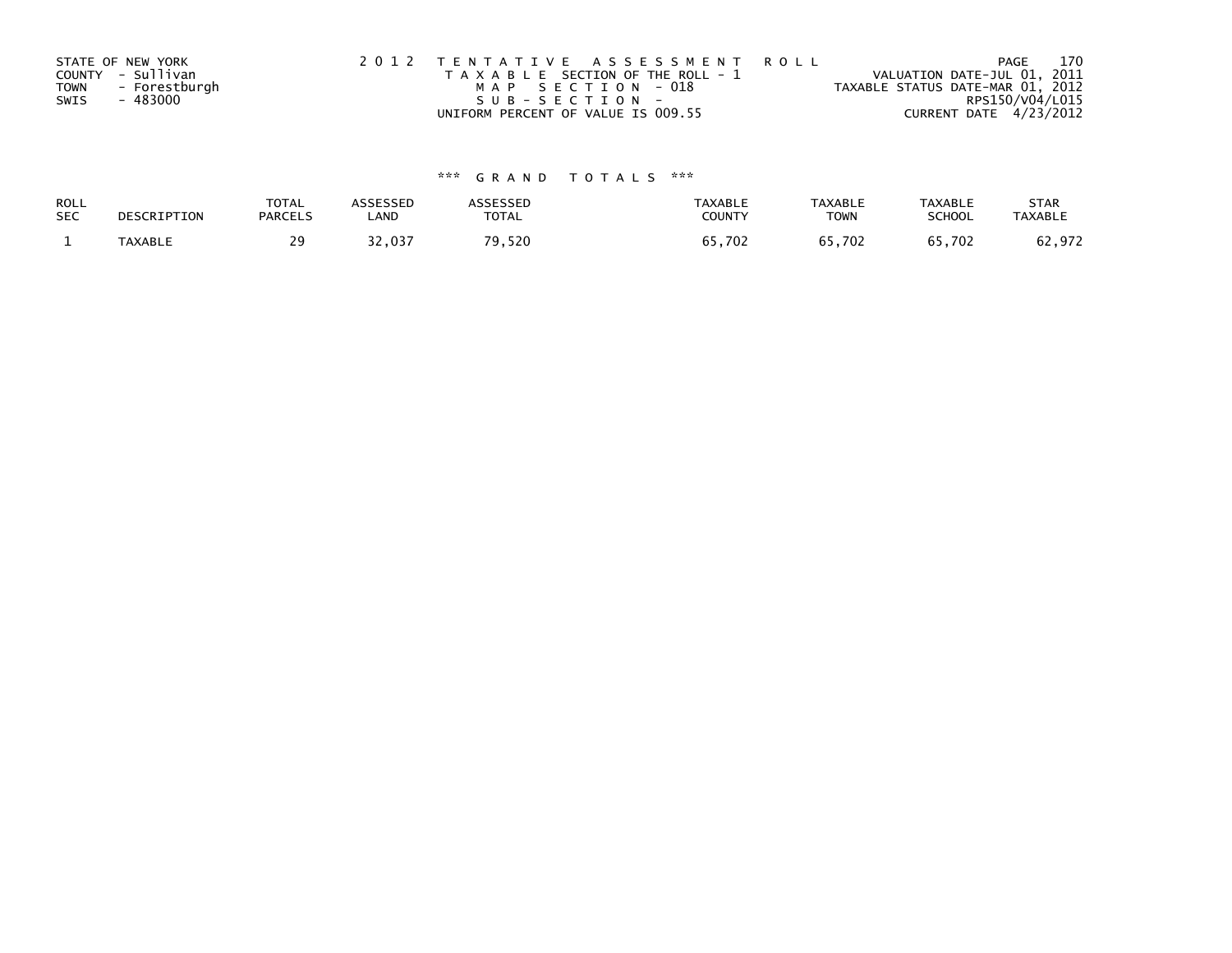STATE OF NEW YORK
COUNTY - Sullivan
TOWN - Forestburgh
SWIS - 483000

2012 TENTATIVE ASSESSMENT ROLL
TAXABLE SECTION OF THE ROLL - 1
MAP SECTION - 018
SUB-SECTION -
UNIFORM PERCENT OF VALUE IS 009.55

VALUATION DATE-JUL 01, 2011
TAXABLE STATUS DATE-MAR 01, 2012
RPS150/V04/L015
CURRENT DATE 4/23/2012

*** GRAND TOTALS ***

| ROLL SEC | DESCRIPTION | TOTAL PARCELS | ASSESSED LAND | ASSESSED TOTAL | TAXABLE COUNTY | TAXABLE TOWN | TAXABLE SCHOOL | STAR TAXABLE |
|---|---|---|---|---|---|---|---|---|
| 1 | TAXABLE | 29 | 32,037 | 79,520 | 65,702 | 65,702 | 65,702 | 62,972 |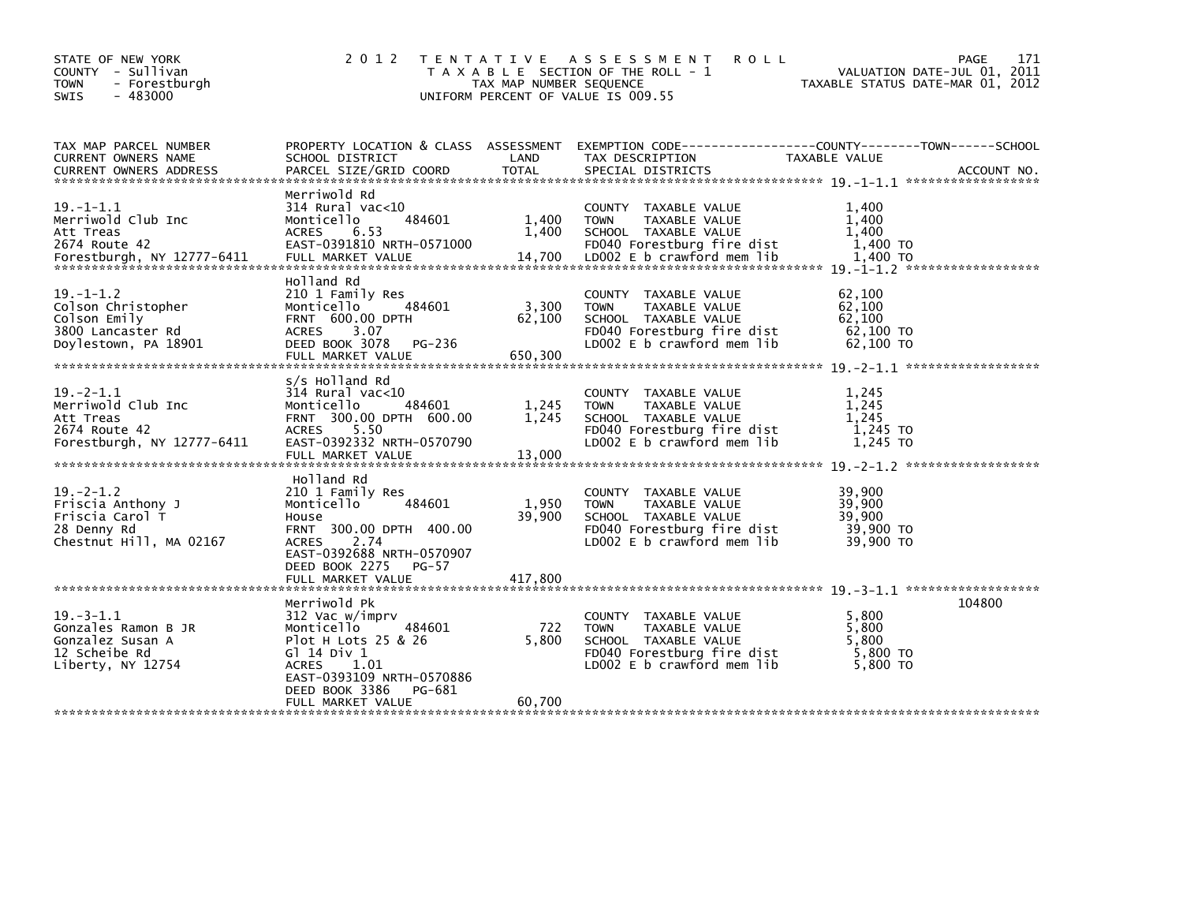STATE OF NEW YORK
COUNTY - Sullivan
TOWN - Forestburgh
SWIS - 483000

2 0 1 2 T E N T A T I V E A S S E S S M E N T R O L L
T A X A B L E SECTION OF THE ROLL - 1
TAX MAP NUMBER SEQUENCE
UNIFORM PERCENT OF VALUE IS 009.55

VALUATION DATE-JUL 01, 2011
TAXABLE STATUS DATE-MAR 01, 2012

| TAX MAP PARCEL NUMBER / CURRENT OWNERS NAME / CURRENT OWNERS ADDRESS | PROPERTY LOCATION & CLASS / SCHOOL DISTRICT / PARCEL SIZE/GRID COORD | ASSESSMENT LAND | ASSESSMENT TOTAL | EXEMPTION CODE / TAX DESCRIPTION / SPECIAL DISTRICTS | TAXABLE VALUE | ACCOUNT NO. |
|---|---|---|---|---|---|---|
| 19.-1-1.1 | Merriwold Rd | | | | | |
| Merriwold Club Inc | 314 Rural vac<10 | | | COUNTY TAXABLE VALUE | 1,400 | |
| Att Treas | Monticello 484601 | 1,400 | | TOWN TAXABLE VALUE | 1,400 | |
| 2674 Route 42 | ACRES 6.53 | | 1,400 | SCHOOL TAXABLE VALUE | 1,400 | |
| Forestburgh, NY 12777-6411 | EAST-0391810 NRTH-0571000 | | | FD040 Forestburg fire dist | 1,400 TO | |
| | FULL MARKET VALUE | | 14,700 | LD002 E b crawford mem lib | 1,400 TO | |
| 19.-1-1.2 | Holland Rd | | | | | |
| Colson Christopher | 210 1 Family Res | | | COUNTY TAXABLE VALUE | 62,100 | |
| Colson Emily | Monticello 484601 | 3,300 | | TOWN TAXABLE VALUE | 62,100 | |
| 3800 Lancaster Rd | FRNT 600.00 DPTH | | 62,100 | SCHOOL TAXABLE VALUE | 62,100 | |
| Doylestown, PA 18901 | ACRES 3.07 | | | FD040 Forestburg fire dist | 62,100 TO | |
| | DEED BOOK 3078 PG-236 | | | LD002 E b crawford mem lib | 62,100 TO | |
| | FULL MARKET VALUE | | 650,300 | | | |
| 19.-2-1.1 | s/s Holland Rd | | | | | |
| Merriwold Club Inc | 314 Rural vac<10 | | | COUNTY TAXABLE VALUE | 1,245 | |
| Att Treas | Monticello 484601 | 1,245 | | TOWN TAXABLE VALUE | 1,245 | |
| 2674 Route 42 | FRNT 300.00 DPTH 600.00 | | 1,245 | SCHOOL TAXABLE VALUE | 1,245 | |
| Forestburgh, NY 12777-6411 | ACRES 5.50 | | | FD040 Forestburg fire dist | 1,245 TO | |
| | EAST-0392332 NRTH-0570790 | | | LD002 E b crawford mem lib | 1,245 TO | |
| | FULL MARKET VALUE | | 13,000 | | | |
| 19.-2-1.2 | Holland Rd | | | | | |
| Friscia Anthony J | 210 1 Family Res | | | COUNTY TAXABLE VALUE | 39,900 | |
| Friscia Carol T | Monticello 484601 | 1,950 | | TOWN TAXABLE VALUE | 39,900 | |
| 28 Denny Rd | House | | 39,900 | SCHOOL TAXABLE VALUE | 39,900 | |
| Chestnut Hill, MA 02167 | FRNT 300.00 DPTH 400.00 | | | FD040 Forestburg fire dist | 39,900 TO | |
| | ACRES 2.74 | | | LD002 E b crawford mem lib | 39,900 TO | |
| | EAST-0392688 NRTH-0570907 | | | | | |
| | DEED BOOK 2275 PG-57 | | | | | |
| | FULL MARKET VALUE | | 417,800 | | | |
| 19.-3-1.1 | Merriwold Pk | | | | | 104800 |
| Gonzales Ramon B JR | 312 Vac w/imprv | | | COUNTY TAXABLE VALUE | 5,800 | |
| Gonzalez Susan A | Monticello 484601 | 722 | | TOWN TAXABLE VALUE | 5,800 | |
| 12 Scheibe Rd | Plot H Lots 25 & 26 | | 5,800 | SCHOOL TAXABLE VALUE | 5,800 | |
| Liberty, NY 12754 | Gl 14 Div 1 | | | FD040 Forestburg fire dist | 5,800 TO | |
| | ACRES 1.01 | | | LD002 E b crawford mem lib | 5,800 TO | |
| | EAST-0393109 NRTH-0570886 | | | | | |
| | DEED BOOK 3386 PG-681 | | | | | |
| | FULL MARKET VALUE | | 60,700 | | | |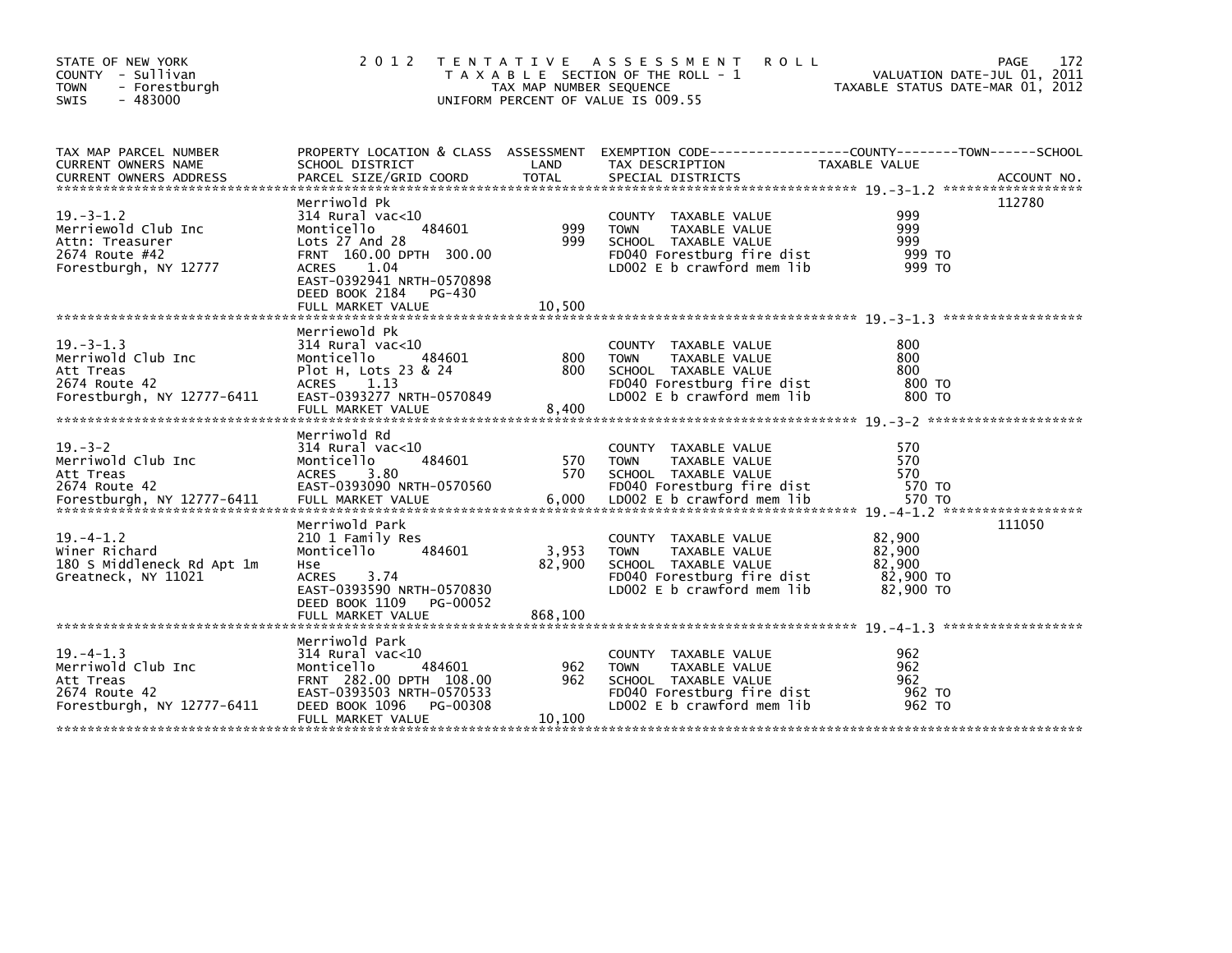STATE OF NEW YORK
COUNTY - Sullivan
TOWN - Forestburgh
SWIS - 483000

2012 TENTATIVE ASSESSMENT ROLL
TAXABLE SECTION OF THE ROLL - 1
TAX MAP NUMBER SEQUENCE
UNIFORM PERCENT OF VALUE IS 009.55

VALUATION DATE-JUL 01, 2011
TAXABLE STATUS DATE-MAR 01, 2012

| TAX MAP PARCEL NUMBER / CURRENT OWNERS NAME / CURRENT OWNERS ADDRESS | PROPERTY LOCATION & CLASS / SCHOOL DISTRICT / PARCEL SIZE/GRID COORD | ASSESSMENT LAND | ASSESSMENT TOTAL | EXEMPTION CODE / TAX DESCRIPTION / SPECIAL DISTRICTS | TAXABLE VALUE (COUNTY--------TOWN------SCHOOL) | ACCOUNT NO. |
|---|---|---|---|---|---|---|
| 19.-3-1.2 | Merriwold Pk | | | | | 112780 |
| Merriewold Club Inc | 314 Rural vac<10 | | | COUNTY TAXABLE VALUE | 999 | |
| Attn: Treasurer | Monticello 484601 | 999 | | TOWN TAXABLE VALUE | 999 | |
| 2674 Route #42 | Lots 27 And 28 | | 999 | SCHOOL TAXABLE VALUE | 999 | |
| Forestburgh, NY 12777 | FRNT 160.00 DPTH 300.00 | | | FD040 Forestburg fire dist | 999 TO | |
| | ACRES 1.04 | | | LD002 E b crawford mem lib | 999 TO | |
| | EAST-0392941 NRTH-0570898 | | | | | |
| | DEED BOOK 2184 PG-430 | | | | | |
| | FULL MARKET VALUE | | 10,500 | | | |
| 19.-3-1.3 | Merriewold Pk | | | | | |
| Merriwold Club Inc | 314 Rural vac<10 | | | COUNTY TAXABLE VALUE | 800 | |
| Att Treas | Monticello 484601 | 800 | | TOWN TAXABLE VALUE | 800 | |
| 2674 Route 42 | Plot H, Lots 23 & 24 | | 800 | SCHOOL TAXABLE VALUE | 800 | |
| Forestburgh, NY 12777-6411 | ACRES 1.13 | | | FD040 Forestburg fire dist | 800 TO | |
| | EAST-0393277 NRTH-0570849 | | | LD002 E b crawford mem lib | 800 TO | |
| | FULL MARKET VALUE | | 8,400 | | | |
| 19.-3-2 | Merriwold Rd | | | | | |
| Merriwold Club Inc | 314 Rural vac<10 | | | COUNTY TAXABLE VALUE | 570 | |
| Att Treas | Monticello 484601 | 570 | | TOWN TAXABLE VALUE | 570 | |
| 2674 Route 42 | ACRES 3.80 | | 570 | SCHOOL TAXABLE VALUE | 570 | |
| Forestburgh, NY 12777-6411 | EAST-0393090 NRTH-0570560 | | | FD040 Forestburg fire dist | 570 TO | |
| | FULL MARKET VALUE | | 6,000 | LD002 E b crawford mem lib | 570 TO | |
| 19.-4-1.2 | Merriwold Park | | | | | 111050 |
| Winer Richard | 210 1 Family Res | | | COUNTY TAXABLE VALUE | 82,900 | |
| 180 S Middleneck Rd Apt 1m | Monticello 484601 | 3,953 | | TOWN TAXABLE VALUE | 82,900 | |
| Greatneck, NY 11021 | Hse | | 82,900 | SCHOOL TAXABLE VALUE | 82,900 | |
| | ACRES 3.74 | | | FD040 Forestburg fire dist | 82,900 TO | |
| | EAST-0393590 NRTH-0570830 | | | LD002 E b crawford mem lib | 82,900 TO | |
| | DEED BOOK 1109 PG-00052 | | | | | |
| | FULL MARKET VALUE | | 868,100 | | | |
| 19.-4-1.3 | Merriwold Park | | | | | |
| Merriwold Club Inc | 314 Rural vac<10 | | | COUNTY TAXABLE VALUE | 962 | |
| Att Treas | Monticello 484601 | 962 | | TOWN TAXABLE VALUE | 962 | |
| 2674 Route 42 | FRNT 282.00 DPTH 108.00 | | 962 | SCHOOL TAXABLE VALUE | 962 | |
| Forestburgh, NY 12777-6411 | EAST-0393503 NRTH-0570533 | | | FD040 Forestburg fire dist | 962 TO | |
| | DEED BOOK 1096 PG-00308 | | | LD002 E b crawford mem lib | 962 TO | |
| | FULL MARKET VALUE | | 10,100 | | | |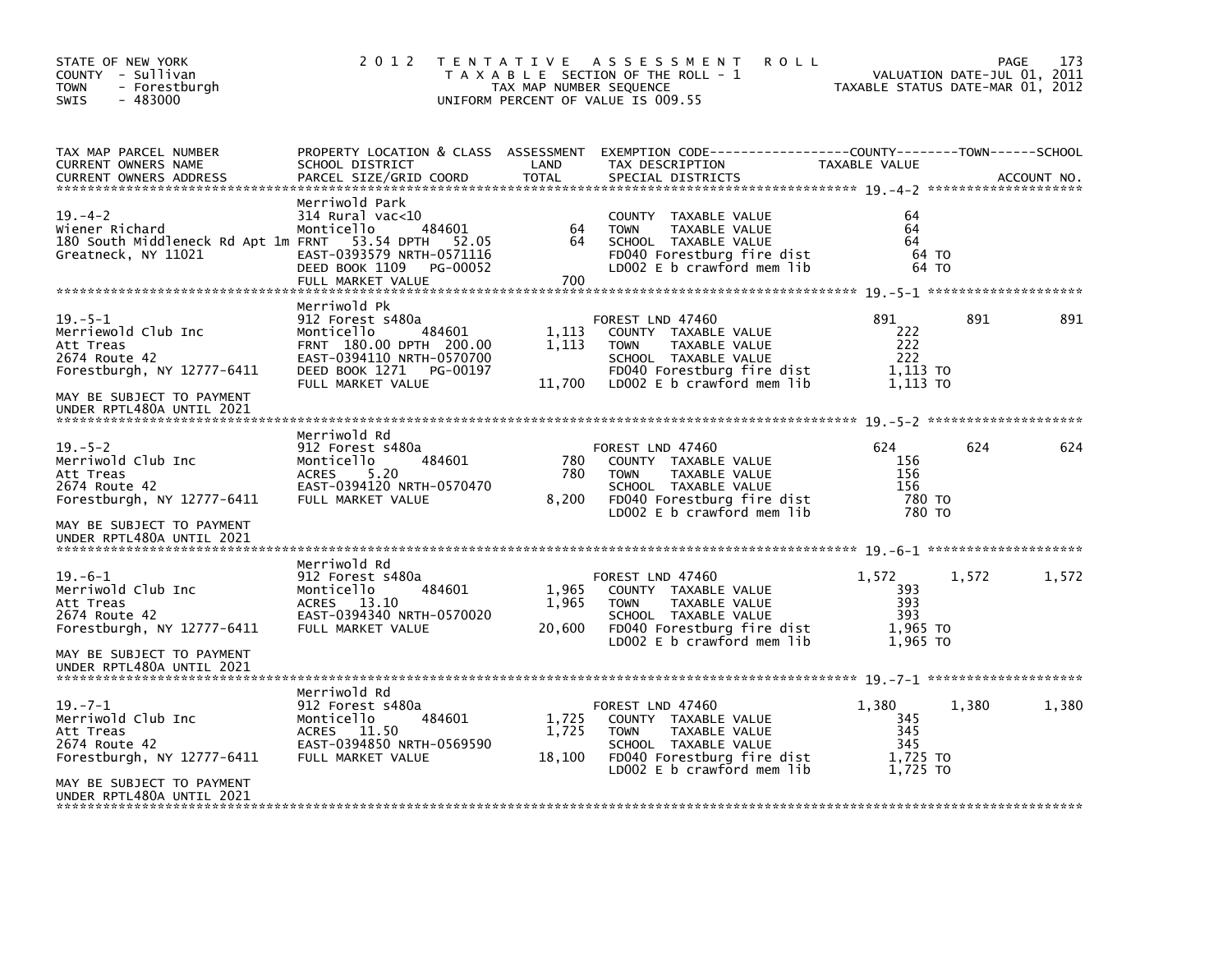STATE OF NEW YORK
COUNTY - Sullivan
TOWN - Forestburgh
SWIS - 483000

2012 TENTATIVE ASSESSMENT ROLL
TAXABLE SECTION OF THE ROLL - 1
TAX MAP NUMBER SEQUENCE
UNIFORM PERCENT OF VALUE IS 009.55

VALUATION DATE-JUL 01, 2011
TAXABLE STATUS DATE-MAR 01, 2012

| TAX MAP PARCEL NUMBER / CURRENT OWNERS NAME / CURRENT OWNERS ADDRESS | PROPERTY LOCATION & CLASS / SCHOOL DISTRICT / PARCEL SIZE/GRID COORD | ASSESSMENT LAND / TOTAL | EXEMPTION CODE / TAX DESCRIPTION / SPECIAL DISTRICTS | COUNTY TAXABLE VALUE | TOWN | SCHOOL |
|---|---|---|---|---|---|---|
| **19.-4-2** | Merriwold Park | | | | | |
| 19.-4-2 | 314 Rural vac<10 | | COUNTY TAXABLE VALUE | 64 | | |
| Wiener Richard | Monticello 484601 | 64 | TOWN TAXABLE VALUE | 64 | | |
| 180 South Middleneck Rd Apt 1m | FRNT 53.54 DPTH 52.05 | 64 | SCHOOL TAXABLE VALUE | 64 | | |
| Greatneck, NY 11021 | EAST-0393579 NRTH-0571116 | | FD040 Forestburg fire dist | 64 TO | | |
| | DEED BOOK 1109 PG-00052 | | LD002 E b crawford mem lib | 64 TO | | |
| | FULL MARKET VALUE | 700 | | | | |
| **19.-5-1** | Merriwold Pk | | | | | |
| 19.-5-1 | 912 Forest s480a | | FOREST LND 47460 | 891 | 891 | 891 |
| Merriewold Club Inc | Monticello 484601 | 1,113 | COUNTY TAXABLE VALUE | 222 | | |
| Att Treas | FRNT 180.00 DPTH 200.00 | 1,113 | TOWN TAXABLE VALUE | 222 | | |
| 2674 Route 42 | EAST-0394110 NRTH-0570700 | | SCHOOL TAXABLE VALUE | 222 | | |
| Forestburgh, NY 12777-6411 | DEED BOOK 1271 PG-00197 | | FD040 Forestburg fire dist | 1,113 TO | | |
| | FULL MARKET VALUE | 11,700 | LD002 E b crawford mem lib | 1,113 TO | | |
| MAY BE SUBJECT TO PAYMENT UNDER RPTL480A UNTIL 2021 | | | | | | |
| **19.-5-2** | Merriwold Rd | | | | | |
| 19.-5-2 | 912 Forest s480a | | FOREST LND 47460 | 624 | 624 | 624 |
| Merriwold Club Inc | Monticello 484601 | 780 | COUNTY TAXABLE VALUE | 156 | | |
| Att Treas | ACRES 5.20 | 780 | TOWN TAXABLE VALUE | 156 | | |
| 2674 Route 42 | EAST-0394120 NRTH-0570470 | | SCHOOL TAXABLE VALUE | 156 | | |
| Forestburgh, NY 12777-6411 | FULL MARKET VALUE | 8,200 | FD040 Forestburg fire dist | 780 TO | | |
| | | | LD002 E b crawford mem lib | 780 TO | | |
| MAY BE SUBJECT TO PAYMENT UNDER RPTL480A UNTIL 2021 | | | | | | |
| **19.-6-1** | Merriwold Rd | | | | | |
| 19.-6-1 | 912 Forest s480a | | FOREST LND 47460 | 1,572 | 1,572 | 1,572 |
| Merriwold Club Inc | Monticello 484601 | 1,965 | COUNTY TAXABLE VALUE | 393 | | |
| Att Treas | ACRES 13.10 | 1,965 | TOWN TAXABLE VALUE | 393 | | |
| 2674 Route 42 | EAST-0394340 NRTH-0570020 | | SCHOOL TAXABLE VALUE | 393 | | |
| Forestburgh, NY 12777-6411 | FULL MARKET VALUE | 20,600 | FD040 Forestburg fire dist | 1,965 TO | | |
| | | | LD002 E b crawford mem lib | 1,965 TO | | |
| MAY BE SUBJECT TO PAYMENT UNDER RPTL480A UNTIL 2021 | | | | | | |
| **19.-7-1** | Merriwold Rd | | | | | |
| 19.-7-1 | 912 Forest s480a | | FOREST LND 47460 | 1,380 | 1,380 | 1,380 |
| Merriwold Club Inc | Monticello 484601 | 1,725 | COUNTY TAXABLE VALUE | 345 | | |
| Att Treas | ACRES 11.50 | 1,725 | TOWN TAXABLE VALUE | 345 | | |
| 2674 Route 42 | EAST-0394850 NRTH-0569590 | | SCHOOL TAXABLE VALUE | 345 | | |
| Forestburgh, NY 12777-6411 | FULL MARKET VALUE | 18,100 | FD040 Forestburg fire dist | 1,725 TO | | |
| | | | LD002 E b crawford mem lib | 1,725 TO | | |
| MAY BE SUBJECT TO PAYMENT UNDER RPTL480A UNTIL 2021 | | | | | | |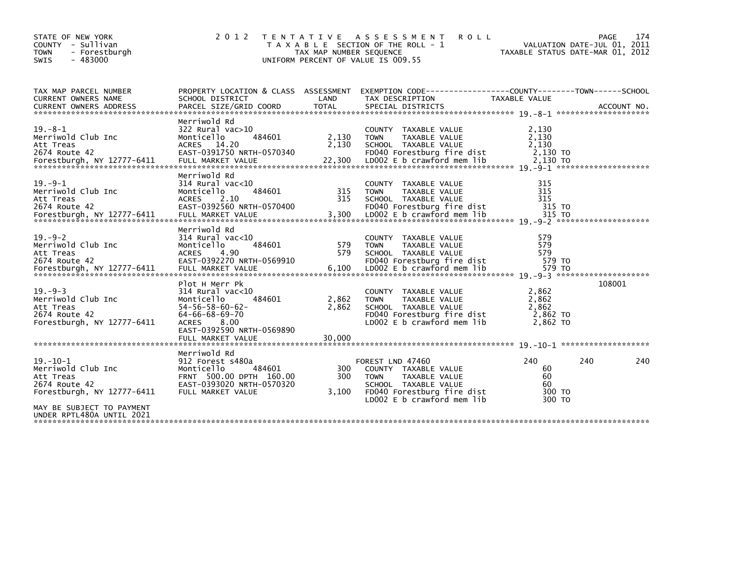STATE OF NEW YORK
COUNTY - Sullivan
TOWN - Forestburgh
SWIS - 483000

2 0 1 2 T E N T A T I V E A S S E S S M E N T R O L L
T A X A B L E SECTION OF THE ROLL - 1
TAX MAP NUMBER SEQUENCE
UNIFORM PERCENT OF VALUE IS 009.55

VALUATION DATE-JUL 01, 2011
TAXABLE STATUS DATE-MAR 01, 2012

| TAX MAP PARCEL NUMBER / CURRENT OWNERS NAME / CURRENT OWNERS ADDRESS | PROPERTY LOCATION & CLASS / SCHOOL DISTRICT / PARCEL SIZE/GRID COORD | ASSESSMENT LAND | TOTAL | EXEMPTION CODE / TAX DESCRIPTION / SPECIAL DISTRICTS | COUNTY TAXABLE VALUE | TOWN | SCHOOL | ACCOUNT NO. |
|---|---|---|---|---|---|---|---|---|
| 19.-8-1 | Merriwold Rd | | | | | | | |
| Merriwold Club Inc | 322 Rural vac>10 | | | COUNTY TAXABLE VALUE | 2,130 | | | |
| Att Treas | Monticello 484601 | 2,130 | | TOWN TAXABLE VALUE | 2,130 | | | |
| 2674 Route 42 | ACRES 14.20 | | 2,130 | SCHOOL TAXABLE VALUE | 2,130 | | | |
| Forestburgh, NY 12777-6411 | EAST-0391750 NRTH-0570340 | | | FD040 Forestburg fire dist | 2,130 TO | | | |
| | FULL MARKET VALUE | | 22,300 | LD002 E b crawford mem lib | 2,130 TO | | | |
| 19.-9-1 | Merriwold Rd | | | | | | | |
| Merriwold Club Inc | 314 Rural vac<10 | | | COUNTY TAXABLE VALUE | 315 | | | |
| Att Treas | Monticello 484601 | 315 | | TOWN TAXABLE VALUE | 315 | | | |
| 2674 Route 42 | ACRES 2.10 | | 315 | SCHOOL TAXABLE VALUE | 315 | | | |
| Forestburgh, NY 12777-6411 | EAST-0392560 NRTH-0570400 | | | FD040 Forestburg fire dist | 315 TO | | | |
| | FULL MARKET VALUE | | 3,300 | LD002 E b crawford mem lib | 315 TO | | | |
| 19.-9-2 | Merriwold Rd | | | | | | | |
| Merriwold Club Inc | 314 Rural vac<10 | | | COUNTY TAXABLE VALUE | 579 | | | |
| Att Treas | Monticello 484601 | 579 | | TOWN TAXABLE VALUE | 579 | | | |
| 2674 Route 42 | ACRES 4.90 | | 579 | SCHOOL TAXABLE VALUE | 579 | | | |
| Forestburgh, NY 12777-6411 | EAST-0392270 NRTH-0569910 | | | FD040 Forestburg fire dist | 579 TO | | | |
| | FULL MARKET VALUE | | 6,100 | LD002 E b crawford mem lib | 579 TO | | | |
| 19.-9-3 | Plot H Merr Pk | | | | | | | 108001 |
| Merriwold Club Inc | 314 Rural vac<10 | | | COUNTY TAXABLE VALUE | 2,862 | | | |
| Att Treas | Monticello 484601 | 2,862 | | TOWN TAXABLE VALUE | 2,862 | | | |
| 2674 Route 42 | 54-56-58-60-62- | | 2,862 | SCHOOL TAXABLE VALUE | 2,862 | | | |
| Forestburgh, NY 12777-6411 | 64-66-68-69-70 | | | FD040 Forestburg fire dist | 2,862 TO | | | |
| | ACRES 8.00 | | | LD002 E b crawford mem lib | 2,862 TO | | | |
| | EAST-0392590 NRTH-0569890 | | | | | | | |
| | FULL MARKET VALUE | | 30,000 | | | | | |
| 19.-10-1 | Merriwold Rd | | | | | | | |
| Merriwold Club Inc | 912 Forest s480a | | | FOREST LND 47460 | 240 | 240 | 240 | |
| Att Treas | Monticello 484601 | 300 | | COUNTY TAXABLE VALUE | 60 | | | |
| 2674 Route 42 | FRNT 500.00 DPTH 160.00 | | 300 | TOWN TAXABLE VALUE | 60 | | | |
| Forestburgh, NY 12777-6411 | EAST-0393020 NRTH-0570320 | | | SCHOOL TAXABLE VALUE | 60 | | | |
| | FULL MARKET VALUE | | 3,100 | FD040 Forestburg fire dist | 300 TO | | | |
| MAY BE SUBJECT TO PAYMENT UNDER RPTL480A UNTIL 2021 | | | | LD002 E b crawford mem lib | 300 TO | | | |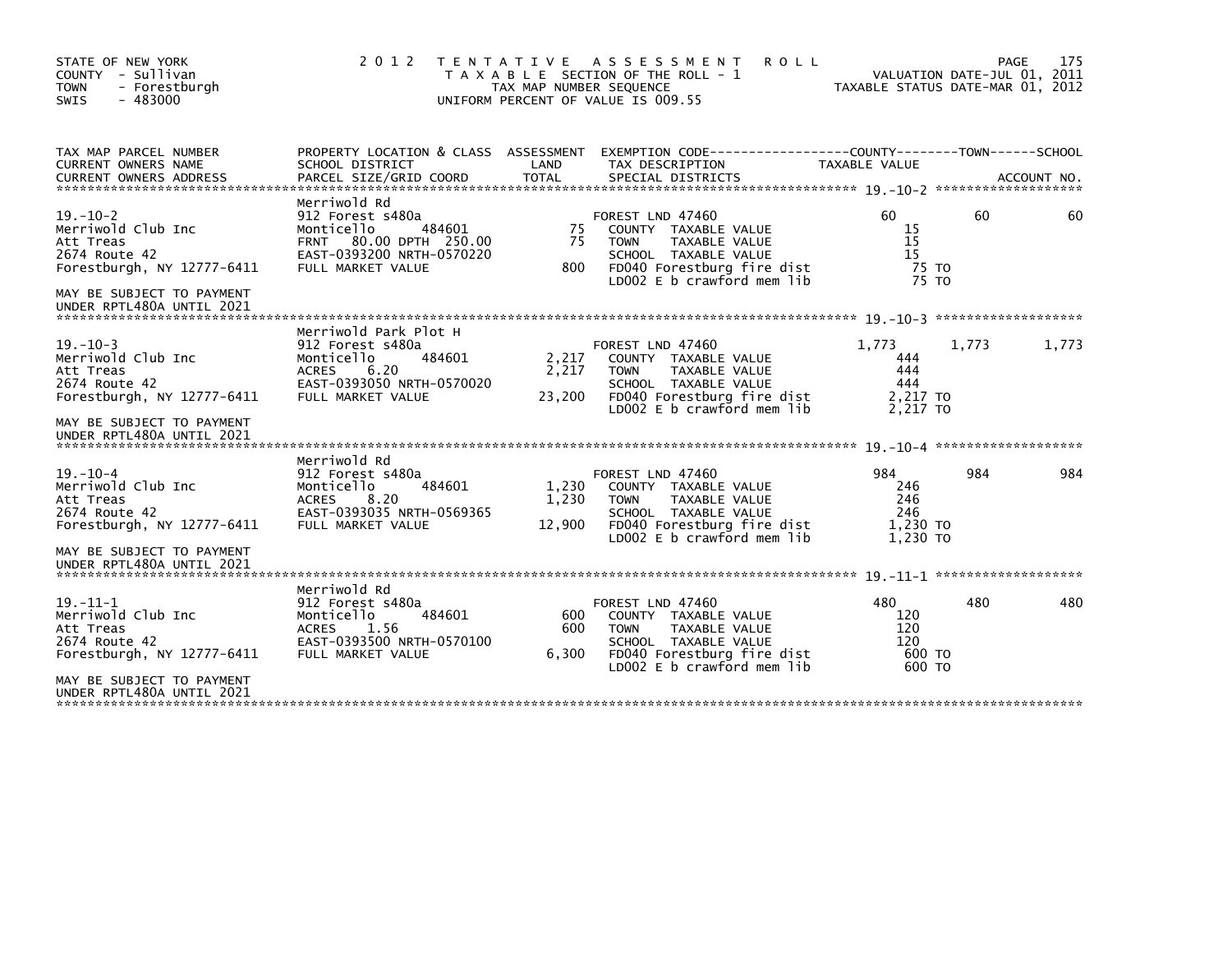STATE OF NEW YORK
COUNTY - Sullivan
TOWN - Forestburgh
SWIS - 483000

# 2012 TENTATIVE ASSESSMENT ROLL

TAXABLE SECTION OF THE ROLL - 1
TAX MAP NUMBER SEQUENCE
UNIFORM PERCENT OF VALUE IS 009.55

VALUATION DATE-JUL 01, 2011
TAXABLE STATUS DATE-MAR 01, 2012

| TAX MAP PARCEL NUMBER / CURRENT OWNERS NAME / CURRENT OWNERS ADDRESS | PROPERTY LOCATION & CLASS / SCHOOL DISTRICT / PARCEL SIZE/GRID COORD | ASSESSMENT LAND / TOTAL | EXEMPTION CODE / TAX DESCRIPTION / SPECIAL DISTRICTS | COUNTY TAXABLE VALUE | TOWN | SCHOOL |
|---|---|---|---|---|---|---|
| **19.-10-2** | Merriwold Rd | | | | | |
| 19.-10-2 | 912 Forest s480a | | FOREST LND 47460 | 60 | 60 | 60 |
| Merriwold Club Inc | Monticello 484601 | 75 | COUNTY TAXABLE VALUE | 15 | | |
| Att Treas | FRNT 80.00 DPTH 250.00 | 75 | TOWN TAXABLE VALUE | 15 | | |
| 2674 Route 42 | EAST-0393200 NRTH-0570220 | | SCHOOL TAXABLE VALUE | 15 | | |
| Forestburgh, NY 12777-6411 | FULL MARKET VALUE | 800 | FD040 Forestburg fire dist | 75 TO | | |
| | | | LD002 E b crawford mem lib | 75 TO | | |
| MAY BE SUBJECT TO PAYMENT UNDER RPTL480A UNTIL 2021 | | | | | | |
| **19.-10-3** | Merriwold Park Plot H | | | | | |
| 19.-10-3 | 912 Forest s480a | | FOREST LND 47460 | 1,773 | 1,773 | 1,773 |
| Merriwold Club Inc | Monticello 484601 | 2,217 | COUNTY TAXABLE VALUE | 444 | | |
| Att Treas | ACRES 6.20 | 2,217 | TOWN TAXABLE VALUE | 444 | | |
| 2674 Route 42 | EAST-0393050 NRTH-0570020 | | SCHOOL TAXABLE VALUE | 444 | | |
| Forestburgh, NY 12777-6411 | FULL MARKET VALUE | 23,200 | FD040 Forestburg fire dist | 2,217 TO | | |
| | | | LD002 E b crawford mem lib | 2,217 TO | | |
| MAY BE SUBJECT TO PAYMENT UNDER RPTL480A UNTIL 2021 | | | | | | |
| **19.-10-4** | Merriwold Rd | | | | | |
| 19.-10-4 | 912 Forest s480a | | FOREST LND 47460 | 984 | 984 | 984 |
| Merriwold Club Inc | Monticello 484601 | 1,230 | COUNTY TAXABLE VALUE | 246 | | |
| Att Treas | ACRES 8.20 | 1,230 | TOWN TAXABLE VALUE | 246 | | |
| 2674 Route 42 | EAST-0393035 NRTH-0569365 | | SCHOOL TAXABLE VALUE | 246 | | |
| Forestburgh, NY 12777-6411 | FULL MARKET VALUE | 12,900 | FD040 Forestburg fire dist | 1,230 TO | | |
| | | | LD002 E b crawford mem lib | 1,230 TO | | |
| MAY BE SUBJECT TO PAYMENT UNDER RPTL480A UNTIL 2021 | | | | | | |
| **19.-11-1** | Merriwold Rd | | | | | |
| 19.-11-1 | 912 Forest s480a | | FOREST LND 47460 | 480 | 480 | 480 |
| Merriwold Club Inc | Monticello 484601 | 600 | COUNTY TAXABLE VALUE | 120 | | |
| Att Treas | ACRES 1.56 | 600 | TOWN TAXABLE VALUE | 120 | | |
| 2674 Route 42 | EAST-0393500 NRTH-0570100 | | SCHOOL TAXABLE VALUE | 120 | | |
| Forestburgh, NY 12777-6411 | FULL MARKET VALUE | 6,300 | FD040 Forestburg fire dist | 600 TO | | |
| | | | LD002 E b crawford mem lib | 600 TO | | |
| MAY BE SUBJECT TO PAYMENT UNDER RPTL480A UNTIL 2021 | | | | | | |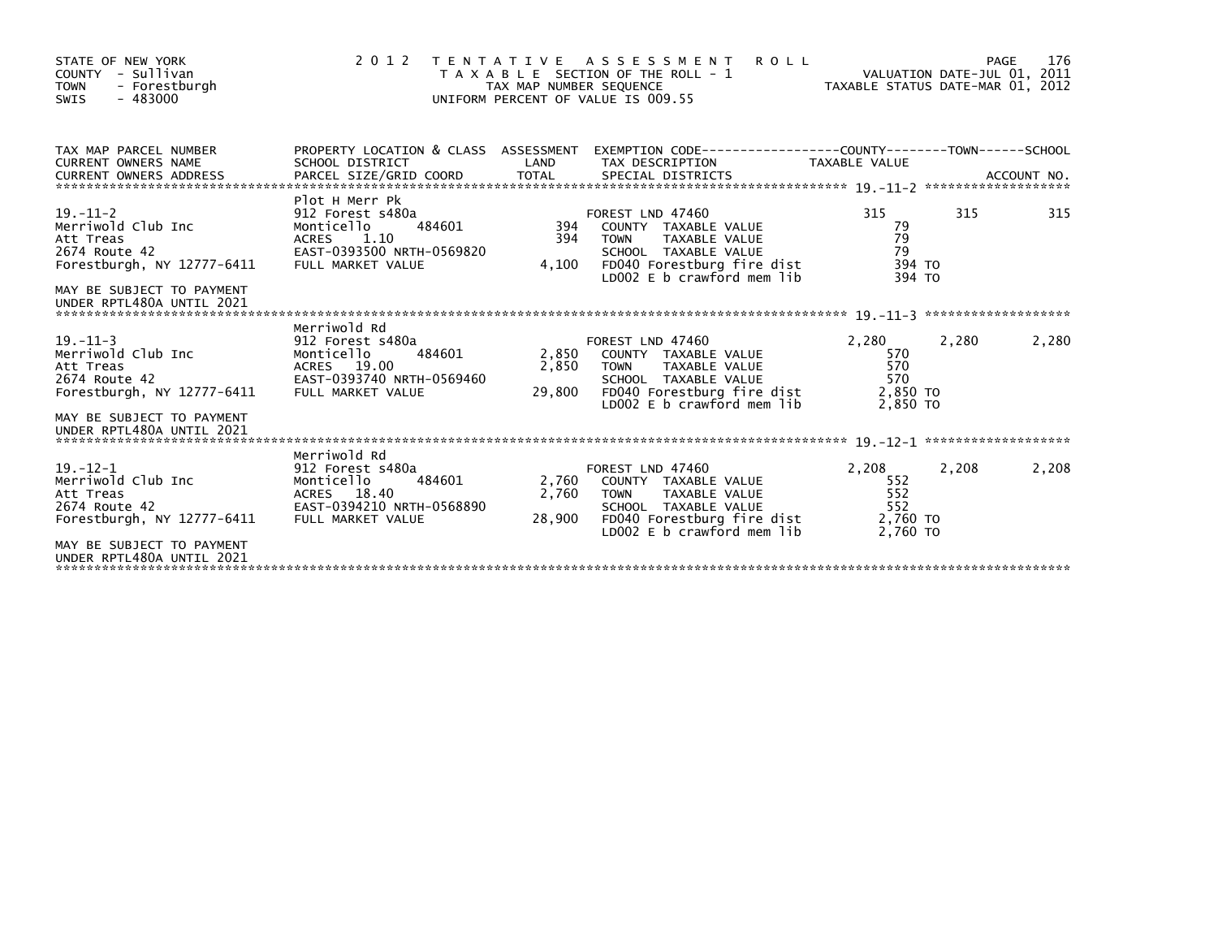STATE OF NEW YORK
COUNTY - Sullivan
TOWN - Forestburgh
SWIS - 483000

2 0 1 2 T E N T A T I V E A S S E S S M E N T R O L L
T A X A B L E SECTION OF THE ROLL - 1
TAX MAP NUMBER SEQUENCE
UNIFORM PERCENT OF VALUE IS 009.55

VALUATION DATE-JUL 01, 2011
TAXABLE STATUS DATE-MAR 01, 2012

| TAX MAP PARCEL NUMBER / CURRENT OWNERS NAME / CURRENT OWNERS ADDRESS | PROPERTY LOCATION & CLASS / SCHOOL DISTRICT / PARCEL SIZE/GRID COORD | ASSESSMENT LAND / TOTAL | EXEMPTION CODE / TAX DESCRIPTION / SPECIAL DISTRICTS | COUNTY TAXABLE VALUE | TOWN | SCHOOL / ACCOUNT NO. |
|---|---|---|---|---|---|---|
| 19.-11-2 | Plot H Merr Pk | | | | | |
| Merriwold Club Inc | 912 Forest s480a | | FOREST LND 47460 | 315 | 315 | 315 |
| Att Treas | Monticello 484601 | 394 | COUNTY TAXABLE VALUE | 79 | | |
| 2674 Route 42 | ACRES 1.10 | 394 | TOWN TAXABLE VALUE | 79 | | |
| Forestburgh, NY 12777-6411 | EAST-0393500 NRTH-0569820 | | SCHOOL TAXABLE VALUE | 79 | | |
| | FULL MARKET VALUE | 4,100 | FD040 Forestburg fire dist | 394 TO | | |
| | | | LD002 E b crawford mem lib | 394 TO | | |
| MAY BE SUBJECT TO PAYMENT UNDER RPTL480A UNTIL 2021 | | | | | | |
| 19.-11-3 | Merriwold Rd | | | | | |
| Merriwold Club Inc | 912 Forest s480a | | FOREST LND 47460 | 2,280 | 2,280 | 2,280 |
| Att Treas | Monticello 484601 | 2,850 | COUNTY TAXABLE VALUE | 570 | | |
| 2674 Route 42 | ACRES 19.00 | 2,850 | TOWN TAXABLE VALUE | 570 | | |
| Forestburgh, NY 12777-6411 | EAST-0393740 NRTH-0569460 | | SCHOOL TAXABLE VALUE | 570 | | |
| | FULL MARKET VALUE | 29,800 | FD040 Forestburg fire dist | 2,850 TO | | |
| | | | LD002 E b crawford mem lib | 2,850 TO | | |
| MAY BE SUBJECT TO PAYMENT UNDER RPTL480A UNTIL 2021 | | | | | | |
| 19.-12-1 | Merriwold Rd | | | | | |
| Merriwold Club Inc | 912 Forest s480a | | FOREST LND 47460 | 2,208 | 2,208 | 2,208 |
| Att Treas | Monticello 484601 | 2,760 | COUNTY TAXABLE VALUE | 552 | | |
| 2674 Route 42 | ACRES 18.40 | 2,760 | TOWN TAXABLE VALUE | 552 | | |
| Forestburgh, NY 12777-6411 | EAST-0394210 NRTH-0568890 | | SCHOOL TAXABLE VALUE | 552 | | |
| | FULL MARKET VALUE | 28,900 | FD040 Forestburg fire dist | 2,760 TO | | |
| | | | LD002 E b crawford mem lib | 2,760 TO | | |
| MAY BE SUBJECT TO PAYMENT UNDER RPTL480A UNTIL 2021 | | | | | | |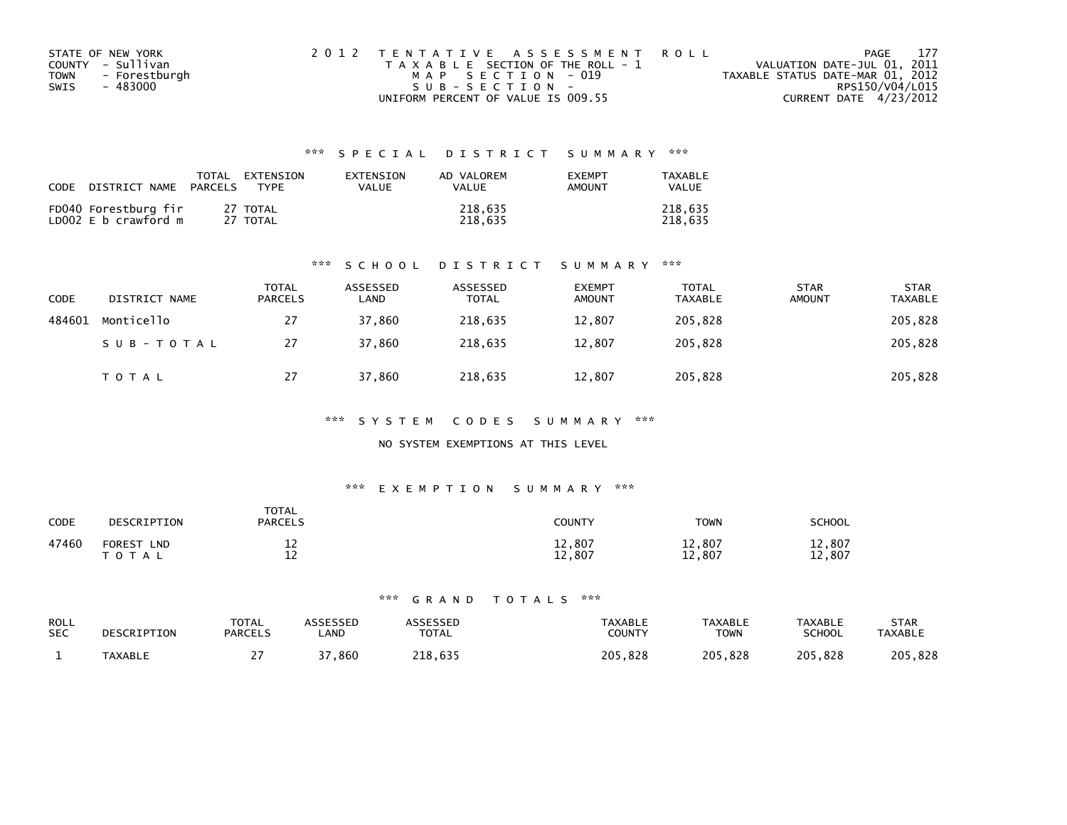STATE OF NEW YORK
COUNTY - Sullivan
TOWN - Forestburgh
SWIS - 483000

2 0 1 2 T E N T A T I V E A S S E S S M E N T R O L L
T A X A B L E SECTION OF THE ROLL - 1
M A P S E C T I O N - 019
S U B - S E C T I O N -
UNIFORM PERCENT OF VALUE IS 009.55

PAGE 177
VALUATION DATE-JUL 01, 2011
TAXABLE STATUS DATE-MAR 01, 2012
RPS150/V04/L015
CURRENT DATE 4/23/2012

## \*\*\* S P E C I A L D I S T R I C T S U M M A R Y \*\*\*

| CODE DISTRICT NAME | TOTAL PARCELS | EXTENSION TYPE | EXTENSION VALUE | AD VALOREM VALUE | EXEMPT AMOUNT | TAXABLE VALUE |
|---|---|---|---|---|---|---|
| FD040 Forestburg fir | 27 | TOTAL | | 218,635 | | 218,635 |
| LD002 E b crawford m | 27 | TOTAL | | 218,635 | | 218,635 |

## \*\*\* S C H O O L D I S T R I C T S U M M A R Y \*\*\*

| CODE | DISTRICT NAME | TOTAL PARCELS | ASSESSED LAND | ASSESSED TOTAL | EXEMPT AMOUNT | TOTAL TAXABLE | STAR AMOUNT | STAR TAXABLE |
|---|---|---|---|---|---|---|---|---|
| 484601 | Monticello | 27 | 37,860 | 218,635 | 12,807 | 205,828 | | 205,828 |
| | S U B - T O T A L | 27 | 37,860 | 218,635 | 12,807 | 205,828 | | 205,828 |
| | T O T A L | 27 | 37,860 | 218,635 | 12,807 | 205,828 | | 205,828 |

## \*\*\* S Y S T E M C O D E S S U M M A R Y \*\*\*

NO SYSTEM EXEMPTIONS AT THIS LEVEL

## \*\*\* E X E M P T I O N S U M M A R Y \*\*\*

| CODE | DESCRIPTION | TOTAL PARCELS | COUNTY | TOWN | SCHOOL |
|---|---|---|---|---|---|
| 47460 | FOREST LND | 12 | 12,807 | 12,807 | 12,807 |
| | T O T A L | 12 | 12,807 | 12,807 | 12,807 |

## \*\*\* G R A N D T O T A L S \*\*\*

| ROLL SEC | DESCRIPTION | TOTAL PARCELS | ASSESSED LAND | ASSESSED TOTAL | TAXABLE COUNTY | TAXABLE TOWN | TAXABLE SCHOOL | STAR TAXABLE |
|---|---|---|---|---|---|---|---|---|
| 1 | TAXABLE | 27 | 37,860 | 218,635 | 205,828 | 205,828 | 205,828 | 205,828 |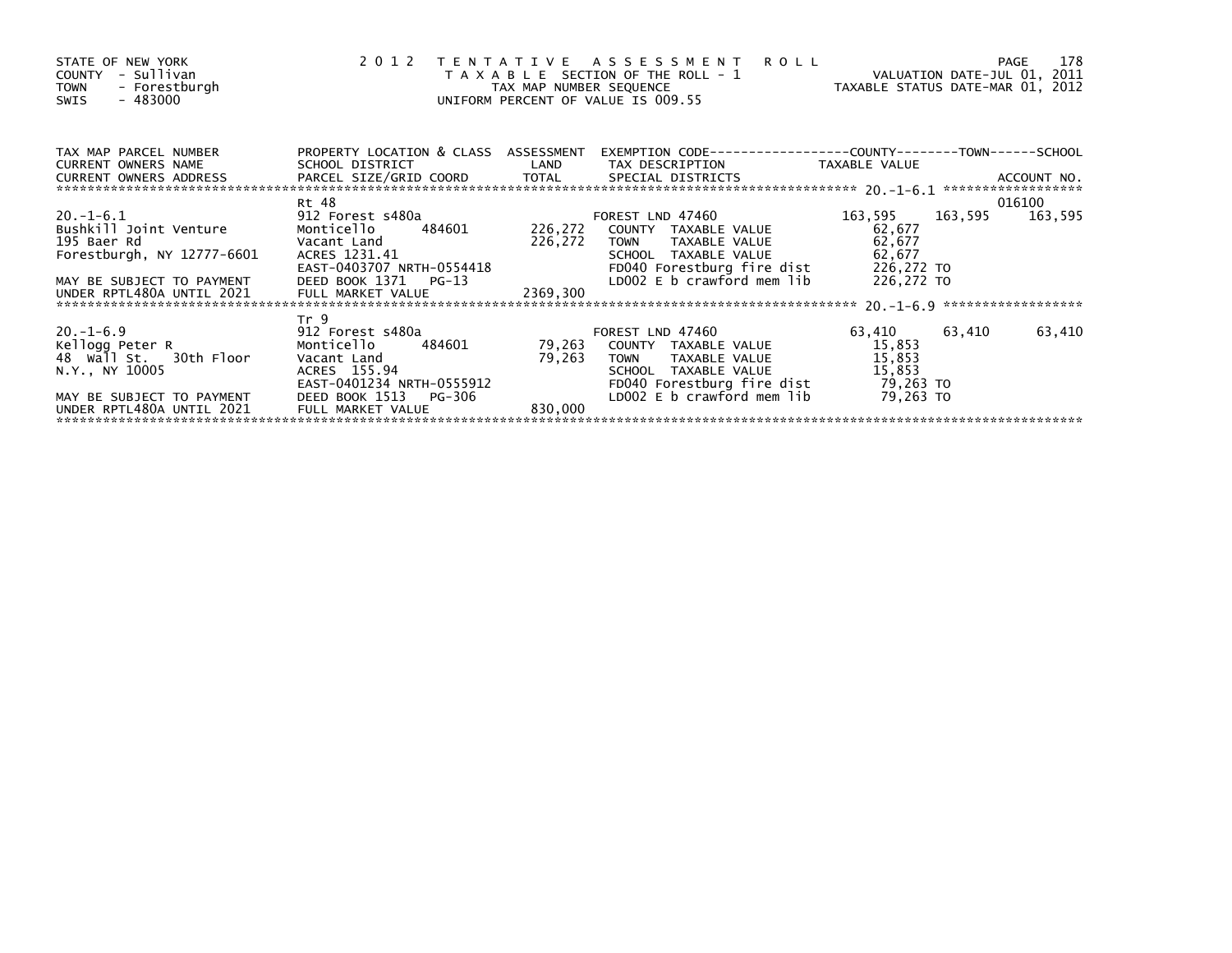STATE OF NEW YORK
COUNTY - Sullivan
TOWN - Forestburgh
SWIS - 483000

2 0 1 2 T E N T A T I V E A S S E S S M E N T R O L L
T A X A B L E SECTION OF THE ROLL - 1
TAX MAP NUMBER SEQUENCE
UNIFORM PERCENT OF VALUE IS 009.55

VALUATION DATE-JUL 01, 2011
TAXABLE STATUS DATE-MAR 01, 2012

| TAX MAP PARCEL NUMBER / CURRENT OWNERS NAME / CURRENT OWNERS ADDRESS | PROPERTY LOCATION & CLASS / SCHOOL DISTRICT / PARCEL SIZE/GRID COORD | ASSESSMENT LAND / TOTAL | EXEMPTION CODE / TAX DESCRIPTION / SPECIAL DISTRICTS | COUNTY TAXABLE VALUE | TOWN | SCHOOL / ACCOUNT NO. |
|---|---|---|---|---|---|---|
| 20.-1-6.1 | Rt 48 | | | | | 016100 |
| | 912 Forest s480a | | FOREST LND 47460 | 163,595 | 163,595 | 163,595 |
| Bushkill Joint Venture | Monticello 484601 | 226,272 | COUNTY TAXABLE VALUE | 62,677 | | |
| 195 Baer Rd | Vacant Land | 226,272 | TOWN TAXABLE VALUE | 62,677 | | |
| Forestburgh, NY 12777-6601 | ACRES 1231.41 | | SCHOOL TAXABLE VALUE | 62,677 | | |
| | EAST-0403707 NRTH-0554418 | | FD040 Forestburg fire dist | 226,272 TO | | |
| MAY BE SUBJECT TO PAYMENT | DEED BOOK 1371 PG-13 | | LD002 E b crawford mem lib | 226,272 TO | | |
| UNDER RPTL480A UNTIL 2021 | FULL MARKET VALUE | 2369,300 | | | | |
| 20.-1-6.9 | Tr 9 | | | | | |
| | 912 Forest s480a | | FOREST LND 47460 | 63,410 | 63,410 | 63,410 |
| Kellogg Peter R | Monticello 484601 | 79,263 | COUNTY TAXABLE VALUE | 15,853 | | |
| 48 Wall St. 30th Floor | Vacant Land | 79,263 | TOWN TAXABLE VALUE | 15,853 | | |
| N.Y., NY 10005 | ACRES 155.94 | | SCHOOL TAXABLE VALUE | 15,853 | | |
| | EAST-0401234 NRTH-0555912 | | FD040 Forestburg fire dist | 79,263 TO | | |
| MAY BE SUBJECT TO PAYMENT | DEED BOOK 1513 PG-306 | | LD002 E b crawford mem lib | 79,263 TO | | |
| UNDER RPTL480A UNTIL 2021 | FULL MARKET VALUE | 830,000 | | | | |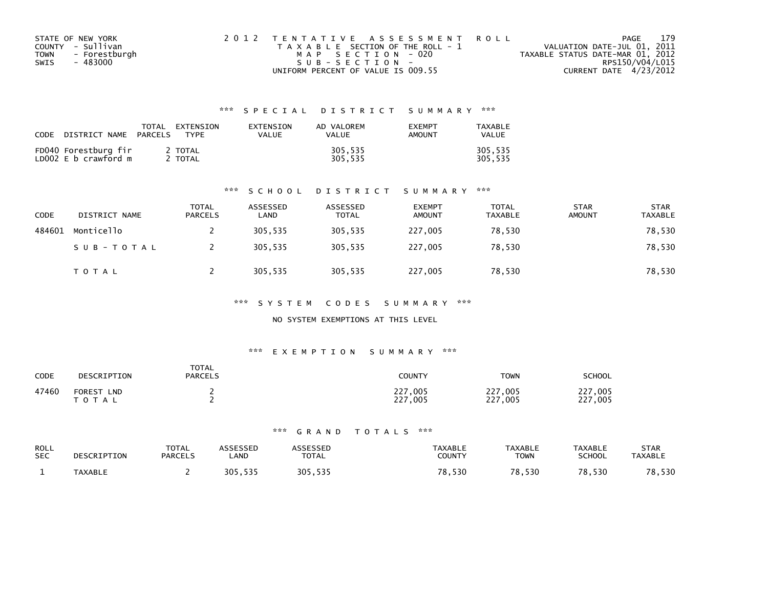STATE OF NEW YORK
COUNTY - Sullivan
TOWN - Forestburgh
SWIS - 483000

2012 TENTATIVE ASSESSMENT ROLL
TAXABLE SECTION OF THE ROLL - 1
MAP SECTION - 020
SUB-SECTION -
UNIFORM PERCENT OF VALUE IS 009.55

VALUATION DATE-JUL 01, 2011
TAXABLE STATUS DATE-MAR 01, 2012
RPS150/V04/L015
CURRENT DATE 4/23/2012

## *** SPECIAL DISTRICT SUMMARY ***

| CODE DISTRICT NAME | TOTAL PARCELS | EXTENSION TYPE | EXTENSION VALUE | AD VALOREM VALUE | EXEMPT AMOUNT | TAXABLE VALUE |
|---|---|---|---|---|---|---|
| FD040 Forestburg fir | 2 | TOTAL | | 305,535 | | 305,535 |
| LD002 E b crawford m | 2 | TOTAL | | 305,535 | | 305,535 |

## *** SCHOOL DISTRICT SUMMARY ***

| CODE | DISTRICT NAME | TOTAL PARCELS | ASSESSED LAND | ASSESSED TOTAL | EXEMPT AMOUNT | TOTAL TAXABLE | STAR AMOUNT | STAR TAXABLE |
|---|---|---|---|---|---|---|---|---|
| 484601 | Monticello | 2 | 305,535 | 305,535 | 227,005 | 78,530 | | 78,530 |
| | SUB-TOTAL | 2 | 305,535 | 305,535 | 227,005 | 78,530 | | 78,530 |
| | TOTAL | 2 | 305,535 | 305,535 | 227,005 | 78,530 | | 78,530 |

## *** SYSTEM CODES SUMMARY ***

NO SYSTEM EXEMPTIONS AT THIS LEVEL

## *** EXEMPTION SUMMARY ***

| CODE | DESCRIPTION | TOTAL PARCELS | COUNTY | TOWN | SCHOOL |
|---|---|---|---|---|---|
| 47460 | FOREST LND | 2 | 227,005 | 227,005 | 227,005 |
| | TOTAL | 2 | 227,005 | 227,005 | 227,005 |

## *** GRAND TOTALS ***

| ROLL SEC | DESCRIPTION | TOTAL PARCELS | ASSESSED LAND | ASSESSED TOTAL | TAXABLE COUNTY | TAXABLE TOWN | TAXABLE SCHOOL | STAR TAXABLE |
|---|---|---|---|---|---|---|---|---|
| 1 | TAXABLE | 2 | 305,535 | 305,535 | 78,530 | 78,530 | 78,530 | 78,530 |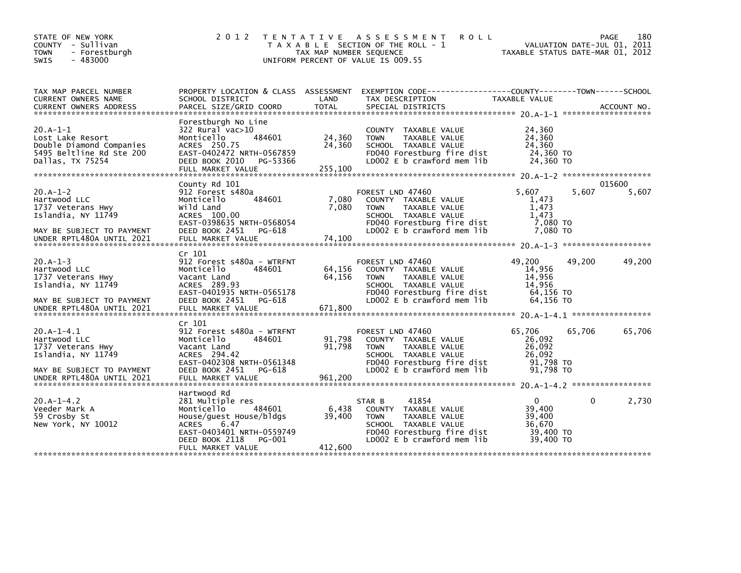STATE OF NEW YORK
COUNTY - Sullivan
TOWN - Forestburgh
SWIS - 483000

2 0 1 2 T E N T A T I V E A S S E S S M E N T R O L L
T A X A B L E SECTION OF THE ROLL - 1
TAX MAP NUMBER SEQUENCE
UNIFORM PERCENT OF VALUE IS 009.55

VALUATION DATE-JUL 01, 2011
TAXABLE STATUS DATE-MAR 01, 2012

| TAX MAP PARCEL NUMBER / CURRENT OWNERS NAME / CURRENT OWNERS ADDRESS | PROPERTY LOCATION & CLASS / SCHOOL DISTRICT / PARCEL SIZE/GRID COORD | ASSESSMENT LAND / TOTAL | EXEMPTION CODE / TAX DESCRIPTION / SPECIAL DISTRICTS | COUNTY TAXABLE VALUE | TOWN | SCHOOL / ACCOUNT NO. |
|---|---|---|---|---|---|---|
| **20.A-1-1** | Forestburgh No Line | | | | | |
| 20.A-1-1 | 322 Rural vac>10 | | COUNTY TAXABLE VALUE | 24,360 | | |
| Lost Lake Resort | Monticello 484601 | 24,360 | TOWN TAXABLE VALUE | 24,360 | | |
| Double Diamond Companies | ACRES 250.75 | 24,360 | SCHOOL TAXABLE VALUE | 24,360 | | |
| 5495 Beltline Rd Ste 200 | EAST-0402472 NRTH-0567859 | | FD040 Forestburg fire dist | 24,360 TO | | |
| Dallas, TX 75254 | DEED BOOK 2010 PG-53366 | | LD002 E b crawford mem lib | 24,360 TO | | |
| | FULL MARKET VALUE | 255,100 | | | | |
| **20.A-1-2** | County Rd 101 | | | | | 015600 |
| 20.A-1-2 | 912 Forest s480a | | FOREST LND 47460 | 5,607 | 5,607 | 5,607 |
| Hartwood LLC | Monticello 484601 | 7,080 | COUNTY TAXABLE VALUE | 1,473 | | |
| 1737 Veterans Hwy | Wild Land | 7,080 | TOWN TAXABLE VALUE | 1,473 | | |
| Islandia, NY 11749 | ACRES 100.00 | | SCHOOL TAXABLE VALUE | 1,473 | | |
| | EAST-0398635 NRTH-0568054 | | FD040 Forestburg fire dist | 7,080 TO | | |
| MAY BE SUBJECT TO PAYMENT | DEED BOOK 2451 PG-618 | | LD002 E b crawford mem lib | 7,080 TO | | |
| UNDER RPTL480A UNTIL 2021 | FULL MARKET VALUE | 74,100 | | | | |
| **20.A-1-3** | Cr 101 | | | | | |
| 20.A-1-3 | 912 Forest s480a - WTRFNT | | FOREST LND 47460 | 49,200 | 49,200 | 49,200 |
| Hartwood LLC | Monticello 484601 | 64,156 | COUNTY TAXABLE VALUE | 14,956 | | |
| 1737 Veterans Hwy | Vacant Land | 64,156 | TOWN TAXABLE VALUE | 14,956 | | |
| Islandia, NY 11749 | ACRES 289.93 | | SCHOOL TAXABLE VALUE | 14,956 | | |
| | EAST-0401935 NRTH-0565178 | | FD040 Forestburg fire dist | 64,156 TO | | |
| MAY BE SUBJECT TO PAYMENT | DEED BOOK 2451 PG-618 | | LD002 E b crawford mem lib | 64,156 TO | | |
| UNDER RPTL480A UNTIL 2021 | FULL MARKET VALUE | 671,800 | | | | |
| **20.A-1-4.1** | Cr 101 | | | | | |
| 20.A-1-4.1 | 912 Forest s480a - WTRFNT | | FOREST LND 47460 | 65,706 | 65,706 | 65,706 |
| Hartwood LLC | Monticello 484601 | 91,798 | COUNTY TAXABLE VALUE | 26,092 | | |
| 1737 Veterans Hwy | Vacant Land | 91,798 | TOWN TAXABLE VALUE | 26,092 | | |
| Islandia, NY 11749 | ACRES 294.42 | | SCHOOL TAXABLE VALUE | 26,092 | | |
| | EAST-0402308 NRTH-0561348 | | FD040 Forestburg fire dist | 91,798 TO | | |
| MAY BE SUBJECT TO PAYMENT | DEED BOOK 2451 PG-618 | | LD002 E b crawford mem lib | 91,798 TO | | |
| UNDER RPTL480A UNTIL 2021 | FULL MARKET VALUE | 961,200 | | | | |
| **20.A-1-4.2** | Hartwood Rd | | | | | |
| 20.A-1-4.2 | 281 Multiple res | | STAR B 41854 | 0 | 0 | 2,730 |
| Veeder Mark A | Monticello 484601 | 6,438 | COUNTY TAXABLE VALUE | 39,400 | | |
| 59 Crosby St | House/guest House/bldgs | 39,400 | TOWN TAXABLE VALUE | 39,400 | | |
| New York, NY 10012 | ACRES 6.47 | | SCHOOL TAXABLE VALUE | 36,670 | | |
| | EAST-0403401 NRTH-0559749 | | FD040 Forestburg fire dist | 39,400 TO | | |
| | DEED BOOK 2118 PG-001 | | LD002 E b crawford mem lib | 39,400 TO | | |
| | FULL MARKET VALUE | 412,600 | | | | |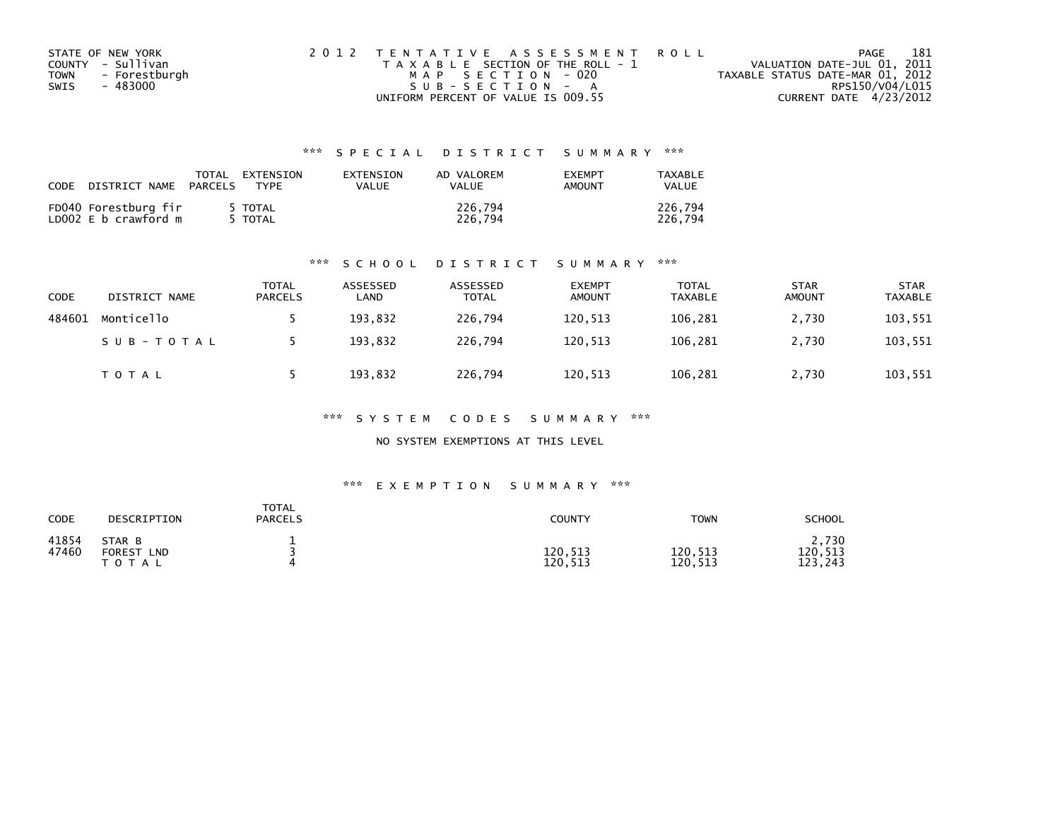STATE OF NEW YORK
COUNTY - Sullivan
TOWN - Forestburgh
SWIS - 483000

2012 TENTATIVE ASSESSMENT ROLL
TAXABLE SECTION OF THE ROLL - 1
MAP SECTION - 020
SUB-SECTION - A
UNIFORM PERCENT OF VALUE IS 009.55

VALUATION DATE-JUL 01, 2011
TAXABLE STATUS DATE-MAR 01, 2012
RPS150/V04/L015
CURRENT DATE 4/23/2012

## *** SPECIAL DISTRICT SUMMARY ***

| CODE DISTRICT NAME | TOTAL PARCELS | EXTENSION TYPE | EXTENSION VALUE | AD VALOREM VALUE | EXEMPT AMOUNT | TAXABLE VALUE |
|---|---|---|---|---|---|---|
| FD040 Forestburg fir | 5 | TOTAL | | 226,794 | | 226,794 |
| LD002 E b crawford m | 5 | TOTAL | | 226,794 | | 226,794 |

## *** SCHOOL DISTRICT SUMMARY ***

| CODE | DISTRICT NAME | TOTAL PARCELS | ASSESSED LAND | ASSESSED TOTAL | EXEMPT AMOUNT | TOTAL TAXABLE | STAR AMOUNT | STAR TAXABLE |
|---|---|---|---|---|---|---|---|---|
| 484601 | Monticello | 5 | 193,832 | 226,794 | 120,513 | 106,281 | 2,730 | 103,551 |
| | SUB-TOTAL | 5 | 193,832 | 226,794 | 120,513 | 106,281 | 2,730 | 103,551 |
| | TOTAL | 5 | 193,832 | 226,794 | 120,513 | 106,281 | 2,730 | 103,551 |

## *** SYSTEM CODES SUMMARY ***

NO SYSTEM EXEMPTIONS AT THIS LEVEL

## *** EXEMPTION SUMMARY ***

| CODE | DESCRIPTION | TOTAL PARCELS | COUNTY | TOWN | SCHOOL |
|---|---|---|---|---|---|
| 41854 | STAR B | 1 | | | 2,730 |
| 47460 | FOREST LND | 3 | 120,513 | 120,513 | 120,513 |
| | TOTAL | 4 | 120,513 | 120,513 | 123,243 |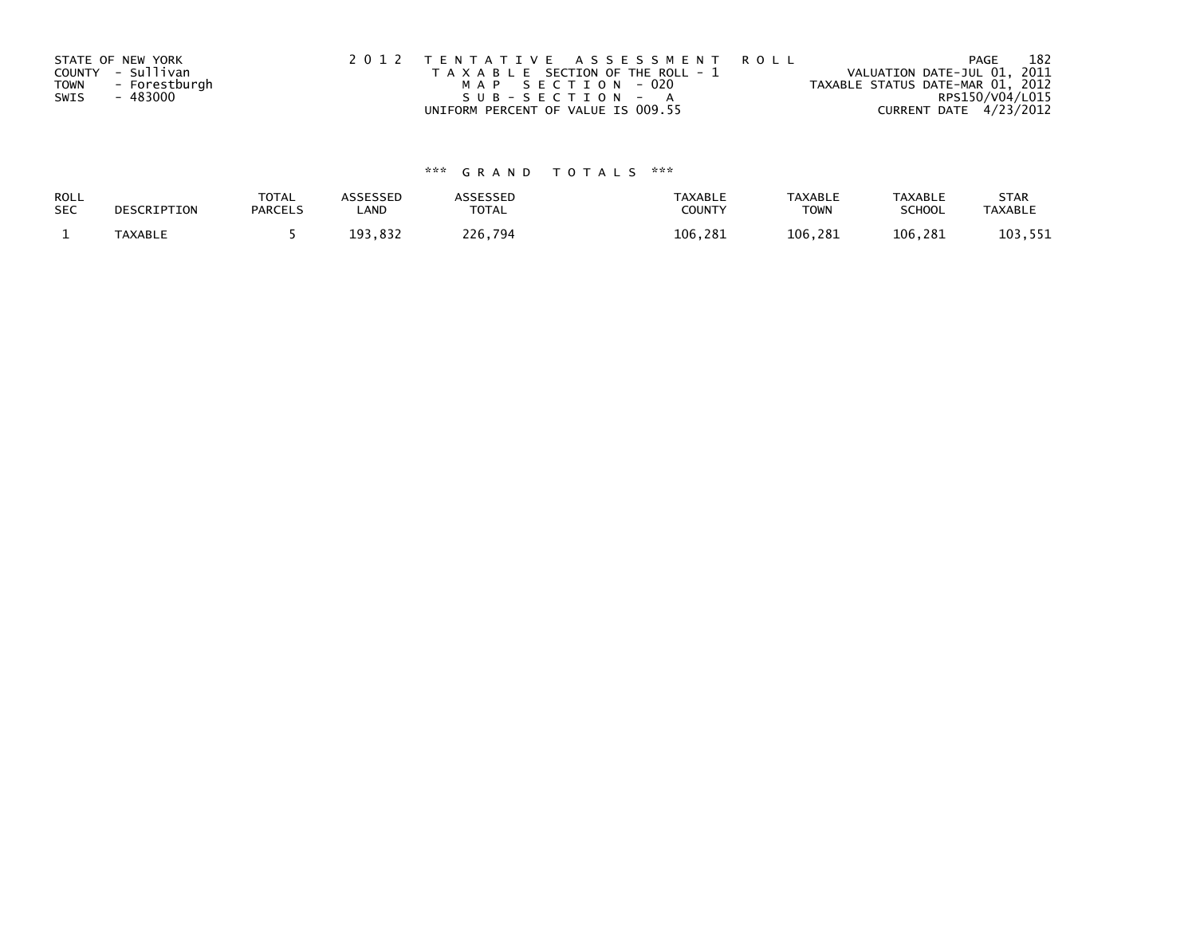STATE OF NEW YORK
COUNTY - Sullivan
TOWN - Forestburgh
SWIS - 483000

2 0 1 2 T E N T A T I V E A S S E S S M E N T R O L L
T A X A B L E SECTION OF THE ROLL - 1
M A P S E C T I O N - 020
S U B - S E C T I O N - A
UNIFORM PERCENT OF VALUE IS 009.55

VALUATION DATE-JUL 01, 2011
TAXABLE STATUS DATE-MAR 01, 2012
RPS150/V04/L015
CURRENT DATE 4/23/2012

### *** G R A N D T O T A L S ***

| ROLL SEC | DESCRIPTION | TOTAL PARCELS | ASSESSED LAND | ASSESSED TOTAL | TAXABLE COUNTY | TAXABLE TOWN | TAXABLE SCHOOL | STAR TAXABLE |
|---|---|---|---|---|---|---|---|---|
| 1 | TAXABLE | 5 | 193,832 | 226,794 | 106,281 | 106,281 | 106,281 | 103,551 |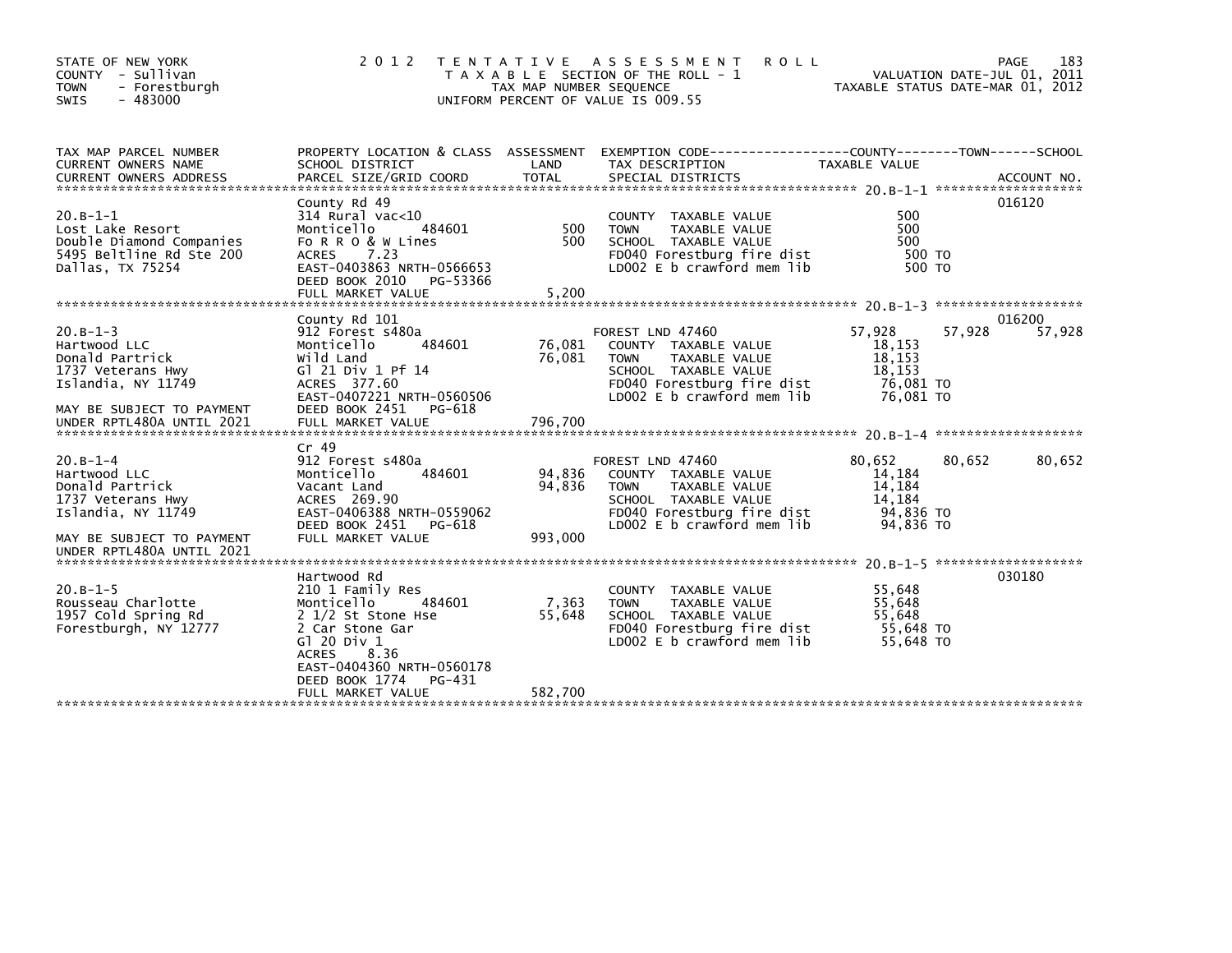STATE OF NEW YORK
COUNTY - Sullivan
TOWN - Forestburgh
SWIS - 483000

2 0 1 2 T E N T A T I V E A S S E S S M E N T R O L L
T A X A B L E SECTION OF THE ROLL - 1
TAX MAP NUMBER SEQUENCE
UNIFORM PERCENT OF VALUE IS 009.55

VALUATION DATE-JUL 01, 2011
TAXABLE STATUS DATE-MAR 01, 2012

| TAX MAP PARCEL NUMBER / CURRENT OWNERS NAME / CURRENT OWNERS ADDRESS | PROPERTY LOCATION & CLASS / SCHOOL DISTRICT / PARCEL SIZE/GRID COORD | ASSESSMENT LAND | ASSESSMENT TOTAL | EXEMPTION CODE / TAX DESCRIPTION / SPECIAL DISTRICTS | COUNTY TAXABLE VALUE | TOWN | SCHOOL | ACCOUNT NO. |
|---|---|---|---|---|---|---|---|---|
| **20.B-1-1** | County Rd 49 | | | | | | | 016120 |
| 20.B-1-1 | 314 Rural vac<10 | | | COUNTY TAXABLE VALUE | 500 | | | |
| Lost Lake Resort | Monticello 484601 | 500 | | TOWN TAXABLE VALUE | 500 | | | |
| Double Diamond Companies | Fo R R O & W Lines | | 500 | SCHOOL TAXABLE VALUE | 500 | | | |
| 5495 Beltline Rd Ste 200 | ACRES 7.23 | | | FD040 Forestburg fire dist | 500 TO | | | |
| Dallas, TX 75254 | EAST-0403863 NRTH-0566653 | | | LD002 E b crawford mem lib | 500 TO | | | |
| | DEED BOOK 2010 PG-53366 | | | | | | | |
| | FULL MARKET VALUE | | 5,200 | | | | | |
| **20.B-1-3** | County Rd 101 | | | | | | | 016200 |
| 20.B-1-3 | 912 Forest s480a | | | FOREST LND 47460 | 57,928 | 57,928 | 57,928 | |
| Hartwood LLC | Monticello 484601 | 76,081 | | COUNTY TAXABLE VALUE | 18,153 | | | |
| Donald Partrick | Wild Land | | 76,081 | TOWN TAXABLE VALUE | 18,153 | | | |
| 1737 Veterans Hwy | Gl 21 Div 1 Pf 14 | | | SCHOOL TAXABLE VALUE | 18,153 | | | |
| Islandia, NY 11749 | ACRES 377.60 | | | FD040 Forestburg fire dist | 76,081 TO | | | |
| | EAST-0407221 NRTH-0560506 | | | LD002 E b crawford mem lib | 76,081 TO | | | |
| MAY BE SUBJECT TO PAYMENT | DEED BOOK 2451 PG-618 | | | | | | | |
| UNDER RPTL480A UNTIL 2021 | FULL MARKET VALUE | | 796,700 | | | | | |
| **20.B-1-4** | Cr 49 | | | | | | | |
| 20.B-1-4 | 912 Forest s480a | | | FOREST LND 47460 | 80,652 | 80,652 | 80,652 | |
| Hartwood LLC | Monticello 484601 | 94,836 | | COUNTY TAXABLE VALUE | 14,184 | | | |
| Donald Partrick | Vacant Land | | 94,836 | TOWN TAXABLE VALUE | 14,184 | | | |
| 1737 Veterans Hwy | ACRES 269.90 | | | SCHOOL TAXABLE VALUE | 14,184 | | | |
| Islandia, NY 11749 | EAST-0406388 NRTH-0559062 | | | FD040 Forestburg fire dist | 94,836 TO | | | |
| | DEED BOOK 2451 PG-618 | | | LD002 E b crawford mem lib | 94,836 TO | | | |
| MAY BE SUBJECT TO PAYMENT | FULL MARKET VALUE | | 993,000 | | | | | |
| UNDER RPTL480A UNTIL 2021 | | | | | | | | |
| **20.B-1-5** | Hartwood Rd | | | | | | | 030180 |
| 20.B-1-5 | 210 1 Family Res | | | COUNTY TAXABLE VALUE | 55,648 | | | |
| Rousseau Charlotte | Monticello 484601 | 7,363 | | TOWN TAXABLE VALUE | 55,648 | | | |
| 1957 Cold Spring Rd | 2 1/2 St Stone Hse | | 55,648 | SCHOOL TAXABLE VALUE | 55,648 | | | |
| Forestburgh, NY 12777 | 2 Car Stone Gar | | | FD040 Forestburg fire dist | 55,648 TO | | | |
| | Gl 20 Div 1 | | | LD002 E b crawford mem lib | 55,648 TO | | | |
| | ACRES 8.36 | | | | | | | |
| | EAST-0404360 NRTH-0560178 | | | | | | | |
| | DEED BOOK 1774 PG-431 | | | | | | | |
| | FULL MARKET VALUE | | 582,700 | | | | | |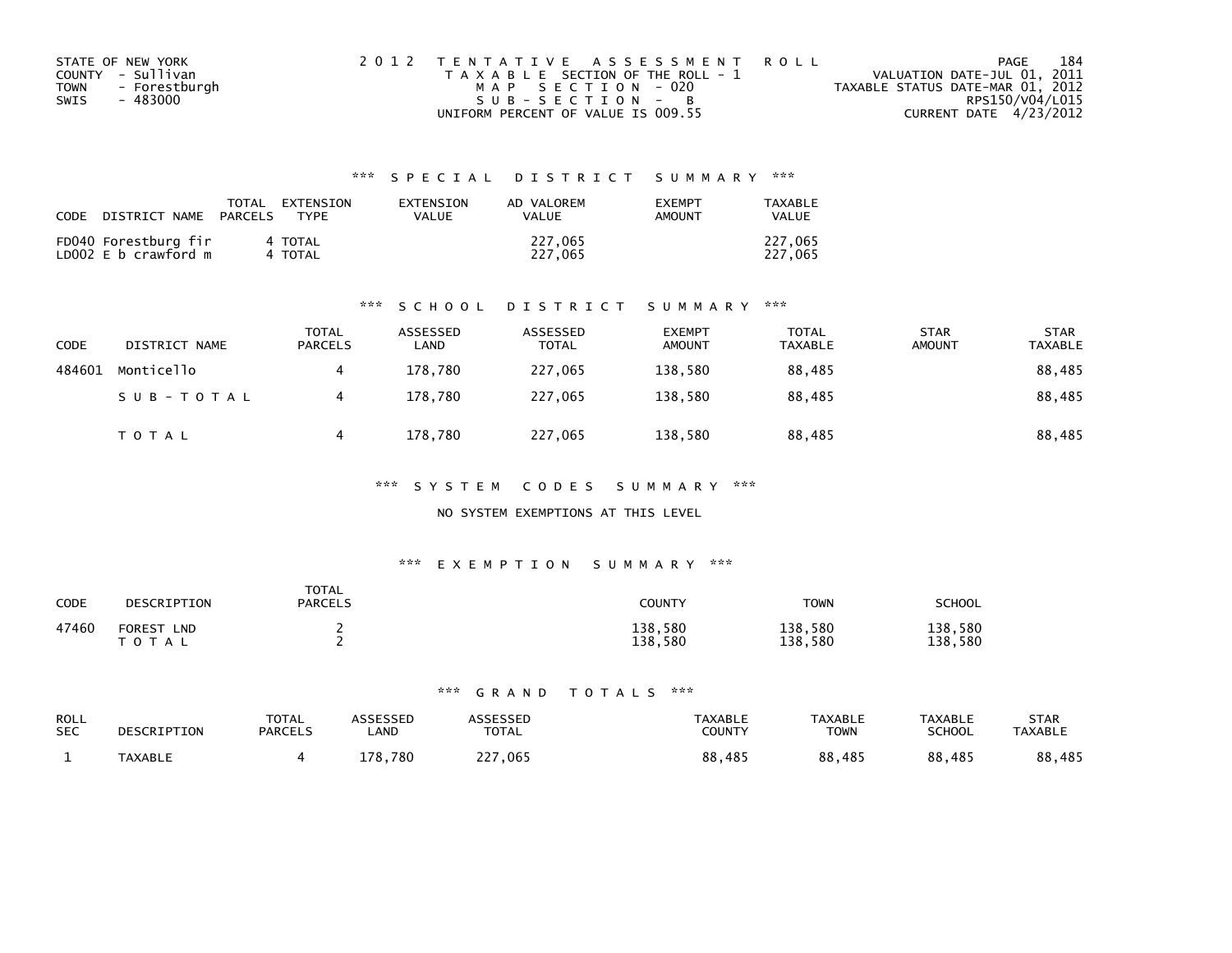STATE OF NEW YORK
COUNTY - Sullivan
TOWN - Forestburgh
SWIS - 483000

2 0 1 2 T E N T A T I V E A S S E S S M E N T R O L L
T A X A B L E SECTION OF THE ROLL - 1
M A P S E C T I O N - 020
S U B - S E C T I O N - B
UNIFORM PERCENT OF VALUE IS 009.55

VALUATION DATE-JUL 01, 2011
TAXABLE STATUS DATE-MAR 01, 2012
RPS150/V04/L015
CURRENT DATE 4/23/2012

### *** S P E C I A L D I S T R I C T S U M M A R Y ***

| CODE DISTRICT NAME | TOTAL PARCELS | EXTENSION TYPE | EXTENSION VALUE | AD VALOREM VALUE | EXEMPT AMOUNT | TAXABLE VALUE |
|---|---|---|---|---|---|---|
| FD040 Forestburg fir | 4 | TOTAL | | 227,065 | | 227,065 |
| LD002 E b crawford m | 4 | TOTAL | | 227,065 | | 227,065 |

### *** S C H O O L D I S T R I C T S U M M A R Y ***

| CODE | DISTRICT NAME | TOTAL PARCELS | ASSESSED LAND | ASSESSED TOTAL | EXEMPT AMOUNT | TOTAL TAXABLE | STAR AMOUNT | STAR TAXABLE |
|---|---|---|---|---|---|---|---|---|
| 484601 | Monticello | 4 | 178,780 | 227,065 | 138,580 | 88,485 | | 88,485 |
| | S U B - T O T A L | 4 | 178,780 | 227,065 | 138,580 | 88,485 | | 88,485 |
| | T O T A L | 4 | 178,780 | 227,065 | 138,580 | 88,485 | | 88,485 |

### *** S Y S T E M C O D E S S U M M A R Y ***

NO SYSTEM EXEMPTIONS AT THIS LEVEL

### *** E X E M P T I O N S U M M A R Y ***

| CODE | DESCRIPTION | TOTAL PARCELS | COUNTY | TOWN | SCHOOL |
|---|---|---|---|---|---|
| 47460 | FOREST LND | 2 | 138,580 | 138,580 | 138,580 |
| | T O T A L | 2 | 138,580 | 138,580 | 138,580 |

### *** G R A N D T O T A L S ***

| ROLL SEC | DESCRIPTION | TOTAL PARCELS | ASSESSED LAND | ASSESSED TOTAL | TAXABLE COUNTY | TAXABLE TOWN | TAXABLE SCHOOL | STAR TAXABLE |
|---|---|---|---|---|---|---|---|---|
| 1 | TAXABLE | 4 | 178,780 | 227,065 | 88,485 | 88,485 | 88,485 | 88,485 |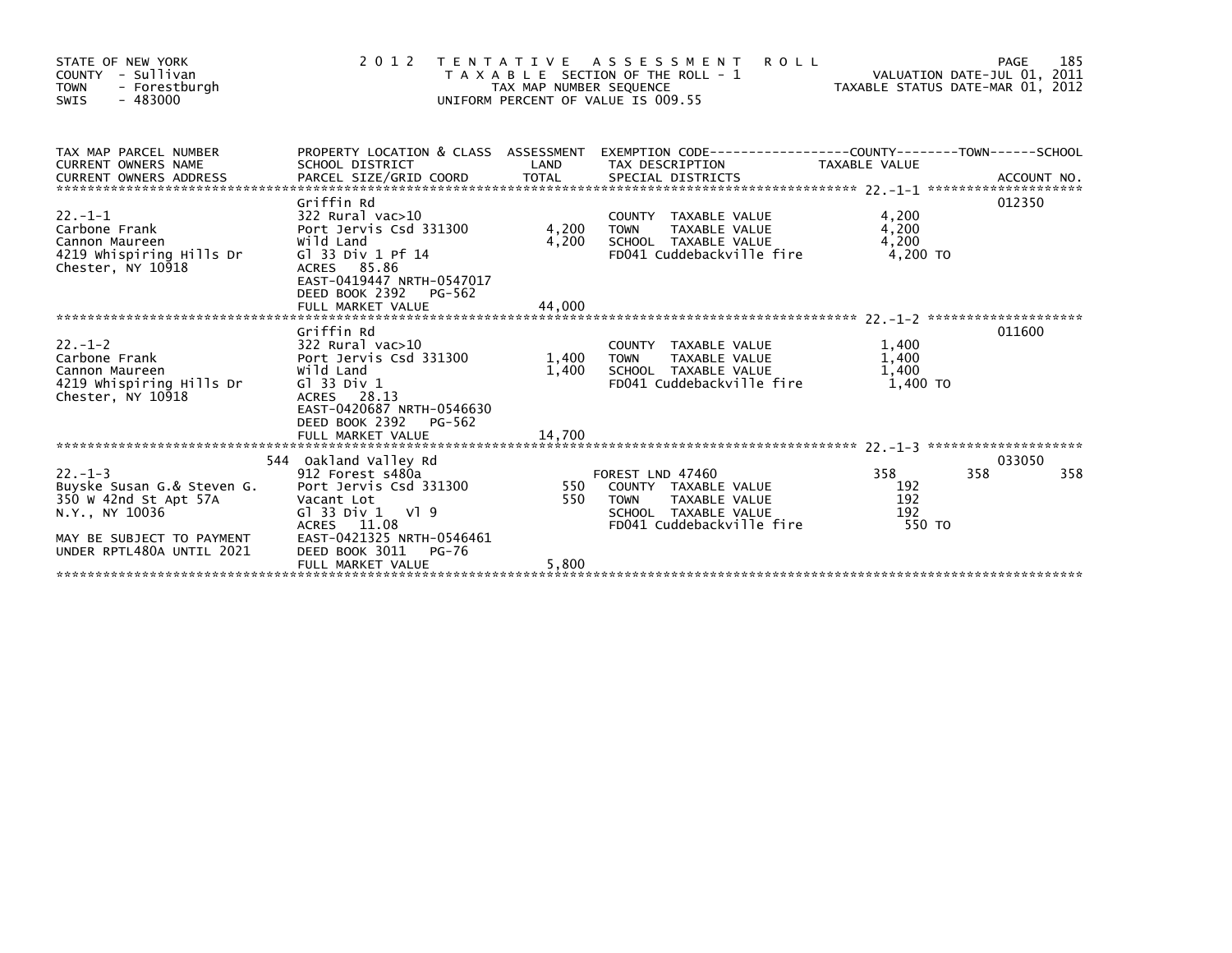STATE OF NEW YORK
COUNTY - Sullivan
TOWN - Forestburgh
SWIS - 483000

2012 TENTATIVE ASSESSMENT ROLL
TAXABLE SECTION OF THE ROLL - 1
TAX MAP NUMBER SEQUENCE
UNIFORM PERCENT OF VALUE IS 009.55

VALUATION DATE-JUL 01, 2011
TAXABLE STATUS DATE-MAR 01, 2012

| TAX MAP PARCEL NUMBER / CURRENT OWNERS NAME / CURRENT OWNERS ADDRESS | PROPERTY LOCATION & CLASS / SCHOOL DISTRICT / PARCEL SIZE/GRID COORD | ASSESSMENT LAND / TOTAL | EXEMPTION CODE / TAX DESCRIPTION / SPECIAL DISTRICTS | COUNTY | TOWN | SCHOOL | ACCOUNT NO. |
|---|---|---|---|---|---|---|---|
| 22.-1-1 | Griffin Rd | | | | | | 012350 |
| | 322 Rural vac>10 | | COUNTY TAXABLE VALUE | 4,200 | | | |
| Carbone Frank | Port Jervis Csd 331300 | 4,200 | TOWN TAXABLE VALUE | 4,200 | | | |
| Cannon Maureen | Wild Land | 4,200 | SCHOOL TAXABLE VALUE | 4,200 | | | |
| 4219 Whispiring Hills Dr | Gl 33 Div 1 Pf 14 | | FD041 Cuddebackville fire | 4,200 TO | | | |
| Chester, NY 10918 | ACRES 85.86 | | | | | | |
| | EAST-0419447 NRTH-0547017 | | | | | | |
| | DEED BOOK 2392 PG-562 | | | | | | |
| | FULL MARKET VALUE | 44,000 | | | | | |
| 22.-1-2 | Griffin Rd | | | | | | 011600 |
| | 322 Rural vac>10 | | COUNTY TAXABLE VALUE | 1,400 | | | |
| Carbone Frank | Port Jervis Csd 331300 | 1,400 | TOWN TAXABLE VALUE | 1,400 | | | |
| Cannon Maureen | Wild Land | 1,400 | SCHOOL TAXABLE VALUE | 1,400 | | | |
| 4219 Whispiring Hills Dr | Gl 33 Div 1 | | FD041 Cuddebackville fire | 1,400 TO | | | |
| Chester, NY 10918 | ACRES 28.13 | | | | | | |
| | EAST-0420687 NRTH-0546630 | | | | | | |
| | DEED BOOK 2392 PG-562 | | | | | | |
| | FULL MARKET VALUE | 14,700 | | | | | |
| 22.-1-3 | 544 Oakland Valley Rd | | | | | | 033050 |
| | 912 Forest s480a | | FOREST LND 47460 | 358 | 358 | 358 | |
| Buyske Susan G.& Steven G. | Port Jervis Csd 331300 | 550 | COUNTY TAXABLE VALUE | 192 | | | |
| 350 W 42nd St Apt 57A | Vacant Lot | 550 | TOWN TAXABLE VALUE | 192 | | | |
| N.Y., NY 10036 | Gl 33 Div 1 Vl 9 | | SCHOOL TAXABLE VALUE | 192 | | | |
| | ACRES 11.08 | | FD041 Cuddebackville fire | 550 TO | | | |
| MAY BE SUBJECT TO PAYMENT | EAST-0421325 NRTH-0546461 | | | | | | |
| UNDER RPTL480A UNTIL 2021 | DEED BOOK 3011 PG-76 | | | | | | |
| | FULL MARKET VALUE | 5,800 | | | | | |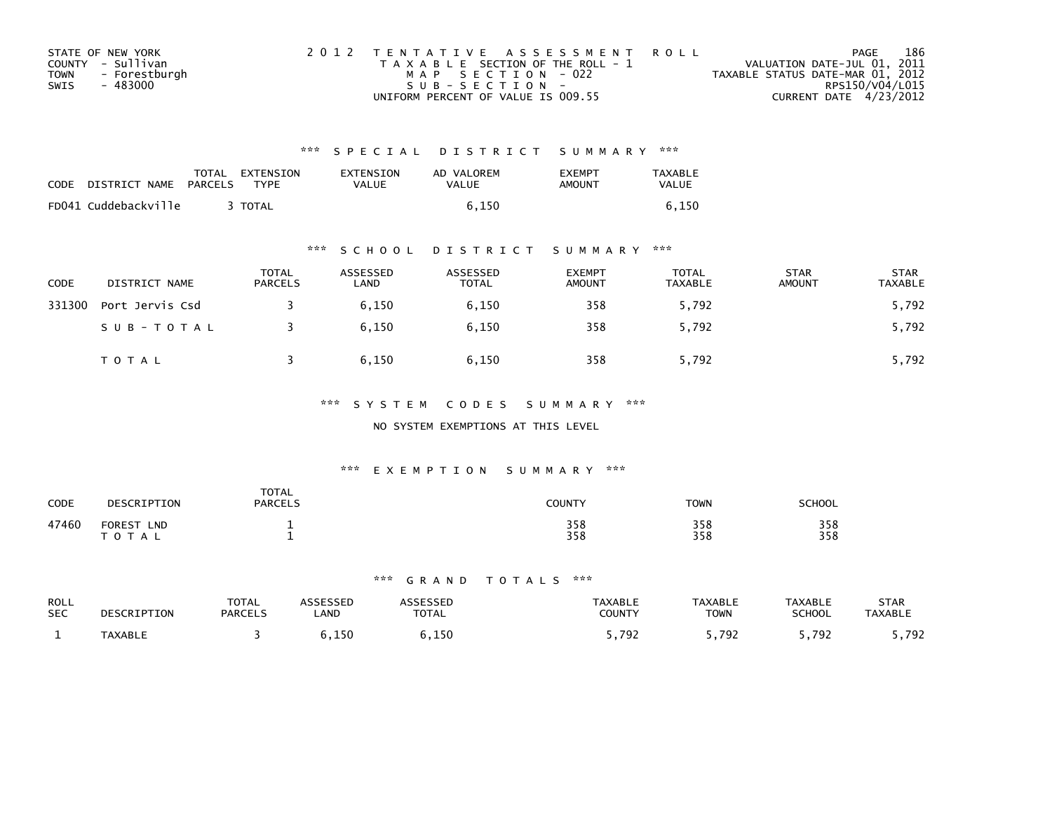STATE OF NEW YORK
COUNTY - Sullivan
TOWN - Forestburgh
SWIS - 483000

2 0 1 2 T E N T A T I V E A S S E S S M E N T R O L L
T A X A B L E SECTION OF THE ROLL - 1
M A P S E C T I O N - 022
S U B - S E C T I O N -
UNIFORM PERCENT OF VALUE IS 009.55

VALUATION DATE-JUL 01, 2011
TAXABLE STATUS DATE-MAR 01, 2012
RPS150/V04/L015
CURRENT DATE 4/23/2012

### *** S P E C I A L D I S T R I C T S U M M A R Y ***

| CODE | DISTRICT NAME | TOTAL PARCELS | EXTENSION TYPE | EXTENSION VALUE | AD VALOREM VALUE | EXEMPT AMOUNT | TAXABLE VALUE |
|---|---|---|---|---|---|---|---|
| FD041 | Cuddebackville | 3 | TOTAL | | 6,150 | | 6,150 |

### *** S C H O O L D I S T R I C T S U M M A R Y ***

| CODE | DISTRICT NAME | TOTAL PARCELS | ASSESSED LAND | ASSESSED TOTAL | EXEMPT AMOUNT | TOTAL TAXABLE | STAR AMOUNT | STAR TAXABLE |
|---|---|---|---|---|---|---|---|---|
| 331300 | Port Jervis Csd | 3 | 6,150 | 6,150 | 358 | 5,792 | | 5,792 |
| | S U B - T O T A L | 3 | 6,150 | 6,150 | 358 | 5,792 | | 5,792 |
| | T O T A L | 3 | 6,150 | 6,150 | 358 | 5,792 | | 5,792 |

### *** S Y S T E M C O D E S S U M M A R Y ***

NO SYSTEM EXEMPTIONS AT THIS LEVEL

### *** E X E M P T I O N S U M M A R Y ***

| CODE | DESCRIPTION | TOTAL PARCELS | COUNTY | TOWN | SCHOOL |
|---|---|---|---|---|---|
| 47460 | FOREST LND | 1 | 358 | 358 | 358 |
| | T O T A L | 1 | 358 | 358 | 358 |

### *** G R A N D T O T A L S ***

| ROLL SEC | DESCRIPTION | TOTAL PARCELS | ASSESSED LAND | ASSESSED TOTAL | TAXABLE COUNTY | TAXABLE TOWN | TAXABLE SCHOOL | STAR TAXABLE |
|---|---|---|---|---|---|---|---|---|
| 1 | TAXABLE | 3 | 6,150 | 6,150 | 5,792 | 5,792 | 5,792 | 5,792 |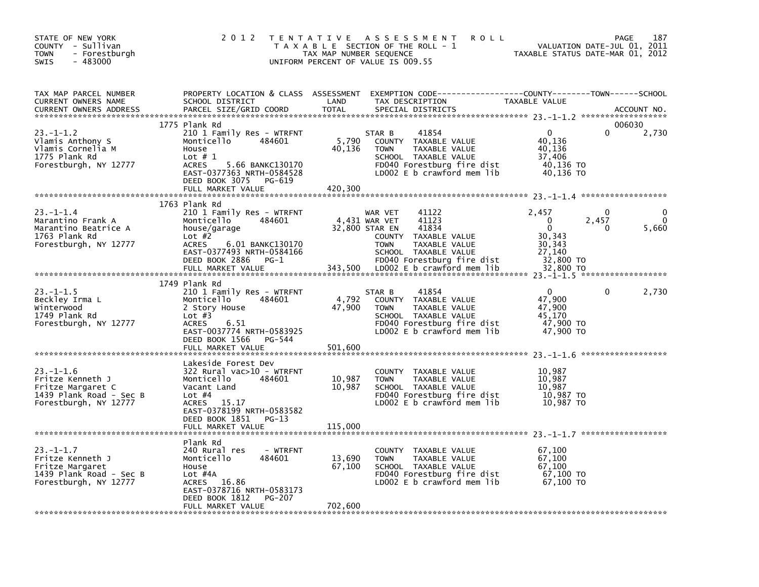STATE OF NEW YORK
COUNTY - Sullivan
TOWN - Forestburgh
SWIS - 483000

# 2012 TENTATIVE ASSESSMENT ROLL

TAXABLE SECTION OF THE ROLL - 1
TAX MAP NUMBER SEQUENCE
UNIFORM PERCENT OF VALUE IS 009.55

VALUATION DATE-JUL 01, 2011
TAXABLE STATUS DATE-MAR 01, 2012

| TAX MAP PARCEL NUMBER / CURRENT OWNERS NAME / CURRENT OWNERS ADDRESS | PROPERTY LOCATION & CLASS / SCHOOL DISTRICT / PARCEL SIZE/GRID COORD | ASSESSMENT LAND / TOTAL | EXEMPTION CODE / TAX DESCRIPTION / SPECIAL DISTRICTS | COUNTY TAXABLE VALUE | TOWN | SCHOOL / ACCOUNT NO. |
|---|---|---|---|---|---|---|
| **23.-1-1.2** | 1775 Plank Rd | | | | | 006030 |
| Vlamis Anthony S | 210 1 Family Res - WTRFNT | | STAR B 41854 | 0 | 0 | 2,730 |
| Vlamis Cornelia M | Monticello 484601 | 5,790 | COUNTY TAXABLE VALUE | 40,136 | | |
| 1775 Plank Rd | House | 40,136 | TOWN TAXABLE VALUE | 40,136 | | |
| Forestburgh, NY 12777 | Lot # 1 | | SCHOOL TAXABLE VALUE | 37,406 | | |
| | ACRES 5.66 BANKC130170 | | FD040 Forestburg fire dist | 40,136 TO | | |
| | EAST-0377363 NRTH-0584528 | | LD002 E b crawford mem lib | 40,136 TO | | |
| | DEED BOOK 3075 PG-619 | | | | | |
| | FULL MARKET VALUE | 420,300 | | | | |
| **23.-1-1.4** | 1763 Plank Rd | | | | | |
| Marantino Frank A | 210 1 Family Res - WTRFNT | | WAR VET 41122 | 2,457 | 0 | 0 |
| Marantino Beatrice A | Monticello 484601 | 4,431 | WAR VET 41123 | 0 | 2,457 | 0 |
| 1763 Plank Rd | house/garage | 32,800 | STAR EN 41834 | 0 | 0 | 5,660 |
| Forestburgh, NY 12777 | Lot #2 | | COUNTY TAXABLE VALUE | 30,343 | | |
| | ACRES 6.01 BANKC130170 | | TOWN TAXABLE VALUE | 30,343 | | |
| | EAST-0377493 NRTH-0584166 | | SCHOOL TAXABLE VALUE | 27,140 | | |
| | DEED BOOK 2886 PG-1 | | FD040 Forestburg fire dist | 32,800 TO | | |
| | FULL MARKET VALUE | 343,500 | LD002 E b crawford mem lib | 32,800 TO | | |
| **23.-1-1.5** | 1749 Plank Rd | | | | | |
| Beckley Irma L | 210 1 Family Res - WTRFNT | | STAR B 41854 | 0 | 0 | 2,730 |
| Winterwood | Monticello 484601 | 4,792 | COUNTY TAXABLE VALUE | 47,900 | | |
| 1749 Plank Rd | 2 Story House | 47,900 | TOWN TAXABLE VALUE | 47,900 | | |
| Forestburgh, NY 12777 | Lot #3 | | SCHOOL TAXABLE VALUE | 45,170 | | |
| | ACRES 6.51 | | FD040 Forestburg fire dist | 47,900 TO | | |
| | EAST-0037774 NRTH-0583925 | | LD002 E b crawford mem lib | 47,900 TO | | |
| | DEED BOOK 1566 PG-544 | | | | | |
| | FULL MARKET VALUE | 501,600 | | | | |
| **23.-1-1.6** | Lakeside Forest Dev | | | | | |
| Fritze Kenneth J | 322 Rural vac>10 - WTRFNT | | COUNTY TAXABLE VALUE | 10,987 | | |
| Fritze Margaret C | Monticello 484601 | 10,987 | TOWN TAXABLE VALUE | 10,987 | | |
| 1439 Plank Road - Sec B | Vacant Land | 10,987 | SCHOOL TAXABLE VALUE | 10,987 | | |
| Forestburgh, NY 12777 | Lot #4 | | FD040 Forestburg fire dist | 10,987 TO | | |
| | ACRES 15.17 | | LD002 E b crawford mem lib | 10,987 TO | | |
| | EAST-0378199 NRTH-0583582 | | | | | |
| | DEED BOOK 1851 PG-13 | | | | | |
| | FULL MARKET VALUE | 115,000 | | | | |
| **23.-1-1.7** | Plank Rd | | | | | |
| Fritze Kenneth J | 240 Rural res - WTRFNT | | COUNTY TAXABLE VALUE | 67,100 | | |
| Fritze Margaret | Monticello 484601 | 13,690 | TOWN TAXABLE VALUE | 67,100 | | |
| 1439 Plank Road - Sec B | House | 67,100 | SCHOOL TAXABLE VALUE | 67,100 | | |
| Forestburgh, NY 12777 | Lot #4A | | FD040 Forestburg fire dist | 67,100 TO | | |
| | ACRES 16.86 | | LD002 E b crawford mem lib | 67,100 TO | | |
| | EAST-0378716 NRTH-0583173 | | | | | |
| | DEED BOOK 1812 PG-207 | | | | | |
| | FULL MARKET VALUE | 702,600 | | | | |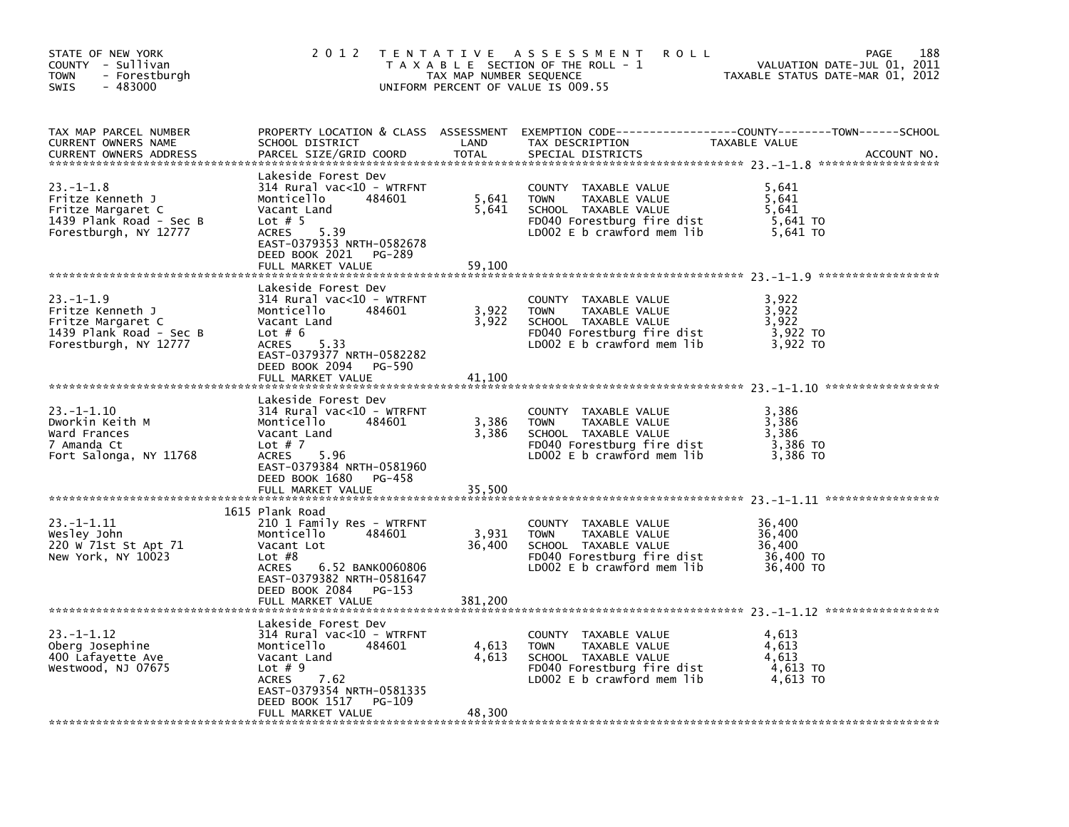STATE OF NEW YORK
COUNTY - Sullivan
TOWN - Forestburgh
SWIS - 483000

# 2012 TENTATIVE ASSESSMENT ROLL

TAXABLE SECTION OF THE ROLL - 1
TAX MAP NUMBER SEQUENCE
UNIFORM PERCENT OF VALUE IS 009.55

VALUATION DATE-JUL 01, 2011
TAXABLE STATUS DATE-MAR 01, 2012

| TAX MAP PARCEL NUMBER / CURRENT OWNERS NAME / CURRENT OWNERS ADDRESS | PROPERTY LOCATION & CLASS / SCHOOL DISTRICT / PARCEL SIZE/GRID COORD | ASSESSMENT LAND | TOTAL | EXEMPTION CODE / TAX DESCRIPTION / SPECIAL DISTRICTS | TAXABLE VALUE (COUNTY / TOWN / SCHOOL) | ACCOUNT NO. |
|---|---|---|---|---|---|---|
| 23.-1-1.8 | Lakeside Forest Dev | | | | | |
| Fritze Kenneth J | 314 Rural vac<10 - WTRFNT | | | COUNTY TAXABLE VALUE | 5,641 | |
| Fritze Margaret C | Monticello 484601 | 5,641 | | TOWN TAXABLE VALUE | 5,641 | |
| 1439 Plank Road - Sec B | Vacant Land | | 5,641 | SCHOOL TAXABLE VALUE | 5,641 | |
| Forestburgh, NY 12777 | Lot # 5 | | | FD040 Forestburg fire dist | 5,641 TO | |
| | ACRES 5.39 | | | LD002 E b crawford mem lib | 5,641 TO | |
| | EAST-0379353 NRTH-0582678 | | | | | |
| | DEED BOOK 2021 PG-289 | | | | | |
| | FULL MARKET VALUE | | 59,100 | | | |
| 23.-1-1.9 | Lakeside Forest Dev | | | | | |
| Fritze Kenneth J | 314 Rural vac<10 - WTRFNT | | | COUNTY TAXABLE VALUE | 3,922 | |
| Fritze Margaret C | Monticello 484601 | 3,922 | | TOWN TAXABLE VALUE | 3,922 | |
| 1439 Plank Road - Sec B | Vacant Land | | 3,922 | SCHOOL TAXABLE VALUE | 3,922 | |
| Forestburgh, NY 12777 | Lot # 6 | | | FD040 Forestburg fire dist | 3,922 TO | |
| | ACRES 5.33 | | | LD002 E b crawford mem lib | 3,922 TO | |
| | EAST-0379377 NRTH-0582282 | | | | | |
| | DEED BOOK 2094 PG-590 | | | | | |
| | FULL MARKET VALUE | | 41,100 | | | |
| 23.-1-1.10 | Lakeside Forest Dev | | | | | |
| Dworkin Keith M | 314 Rural vac<10 - WTRFNT | | | COUNTY TAXABLE VALUE | 3,386 | |
| Ward Frances | Monticello 484601 | 3,386 | | TOWN TAXABLE VALUE | 3,386 | |
| 7 Amanda Ct | Vacant Land | | 3,386 | SCHOOL TAXABLE VALUE | 3,386 | |
| Fort Salonga, NY 11768 | Lot # 7 | | | FD040 Forestburg fire dist | 3,386 TO | |
| | ACRES 5.96 | | | LD002 E b crawford mem lib | 3,386 TO | |
| | EAST-0379384 NRTH-0581960 | | | | | |
| | DEED BOOK 1680 PG-458 | | | | | |
| | FULL MARKET VALUE | | 35,500 | | | |
| 23.-1-1.11 | 1615 Plank Road | | | | | |
| Wesley John | 210 1 Family Res - WTRFNT | | | COUNTY TAXABLE VALUE | 36,400 | |
| 220 W 71st St Apt 71 | Monticello 484601 | 3,931 | | TOWN TAXABLE VALUE | 36,400 | |
| New York, NY 10023 | Vacant Lot | | 36,400 | SCHOOL TAXABLE VALUE | 36,400 | |
| | Lot #8 | | | FD040 Forestburg fire dist | 36,400 TO | |
| | ACRES 6.52 BANK0060806 | | | LD002 E b crawford mem lib | 36,400 TO | |
| | EAST-0379382 NRTH-0581647 | | | | | |
| | DEED BOOK 2084 PG-153 | | | | | |
| | FULL MARKET VALUE | | 381,200 | | | |
| 23.-1-1.12 | Lakeside Forest Dev | | | | | |
| Oberg Josephine | 314 Rural vac<10 - WTRFNT | | | COUNTY TAXABLE VALUE | 4,613 | |
| 400 Lafayette Ave | Monticello 484601 | 4,613 | | TOWN TAXABLE VALUE | 4,613 | |
| Westwood, NJ 07675 | Vacant Land | | 4,613 | SCHOOL TAXABLE VALUE | 4,613 | |
| | Lot # 9 | | | FD040 Forestburg fire dist | 4,613 TO | |
| | ACRES 7.62 | | | LD002 E b crawford mem lib | 4,613 TO | |
| | EAST-0379354 NRTH-0581335 | | | | | |
| | DEED BOOK 1517 PG-109 | | | | | |
| | FULL MARKET VALUE | | 48,300 | | | |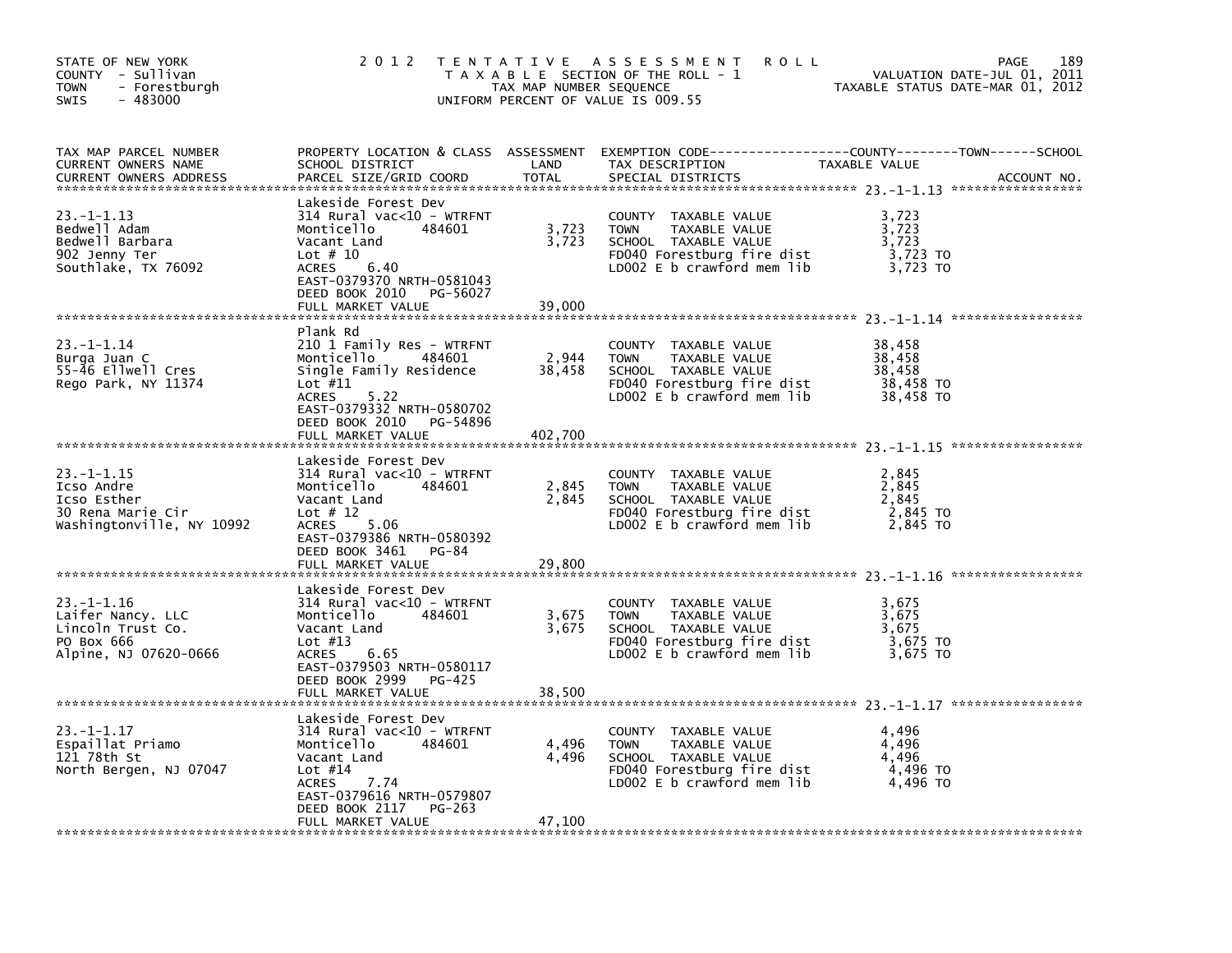STATE OF NEW YORK
COUNTY - Sullivan
TOWN - Forestburgh
SWIS - 483000

# 2012 TENTATIVE ASSESSMENT ROLL

TAXABLE SECTION OF THE ROLL - 1
TAX MAP NUMBER SEQUENCE
UNIFORM PERCENT OF VALUE IS 009.55

VALUATION DATE-JUL 01, 2011
TAXABLE STATUS DATE-MAR 01, 2012

| TAX MAP PARCEL NUMBER / CURRENT OWNERS NAME / CURRENT OWNERS ADDRESS | PROPERTY LOCATION & CLASS / SCHOOL DISTRICT / PARCEL SIZE/GRID COORD | ASSESSMENT LAND / TOTAL | EXEMPTION CODE / TAX DESCRIPTION / SPECIAL DISTRICTS | TAXABLE VALUE (COUNTY / TOWN / SCHOOL) | ACCOUNT NO. |
|---|---|---|---|---|---|
| 23.-1-1.13 | Lakeside Forest Dev | | | | |
| Bedwell Adam | 314 Rural vac<10 - WTRFNT | | COUNTY TAXABLE VALUE | 3,723 | |
| Bedwell Barbara | Monticello 484601 | 3,723 | TOWN TAXABLE VALUE | 3,723 | |
| 902 Jenny Ter | Vacant Land | 3,723 | SCHOOL TAXABLE VALUE | 3,723 | |
| Southlake, TX 76092 | Lot # 10 | | FD040 Forestburg fire dist | 3,723 TO | |
| | ACRES 6.40 | | LD002 E b crawford mem lib | 3,723 TO | |
| | EAST-0379370 NRTH-0581043 | | | | |
| | DEED BOOK 2010 PG-56027 | | | | |
| | FULL MARKET VALUE | 39,000 | | | |
| 23.-1-1.14 | Plank Rd | | | | |
| Burga Juan C | 210 1 Family Res - WTRFNT | | COUNTY TAXABLE VALUE | 38,458 | |
| 55-46 Ellwell Cres | Monticello 484601 | 2,944 | TOWN TAXABLE VALUE | 38,458 | |
| Rego Park, NY 11374 | Single Family Residence | 38,458 | SCHOOL TAXABLE VALUE | 38,458 | |
| | Lot #11 | | FD040 Forestburg fire dist | 38,458 TO | |
| | ACRES 5.22 | | LD002 E b crawford mem lib | 38,458 TO | |
| | EAST-0379332 NRTH-0580702 | | | | |
| | DEED BOOK 2010 PG-54896 | | | | |
| | FULL MARKET VALUE | 402,700 | | | |
| 23.-1-1.15 | Lakeside Forest Dev | | | | |
| Icso Andre | 314 Rural vac<10 - WTRFNT | | COUNTY TAXABLE VALUE | 2,845 | |
| Icso Esther | Monticello 484601 | 2,845 | TOWN TAXABLE VALUE | 2,845 | |
| 30 Rena Marie Cir | Vacant Land | 2,845 | SCHOOL TAXABLE VALUE | 2,845 | |
| Washingtonville, NY 10992 | Lot # 12 | | FD040 Forestburg fire dist | 2,845 TO | |
| | ACRES 5.06 | | LD002 E b crawford mem lib | 2,845 TO | |
| | EAST-0379386 NRTH-0580392 | | | | |
| | DEED BOOK 3461 PG-84 | | | | |
| | FULL MARKET VALUE | 29,800 | | | |
| 23.-1-1.16 | Lakeside Forest Dev | | | | |
| Laifer Nancy. LLC | 314 Rural vac<10 - WTRFNT | | COUNTY TAXABLE VALUE | 3,675 | |
| Lincoln Trust Co. | Monticello 484601 | 3,675 | TOWN TAXABLE VALUE | 3,675 | |
| PO Box 666 | Vacant Land | 3,675 | SCHOOL TAXABLE VALUE | 3,675 | |
| Alpine, NJ 07620-0666 | Lot #13 | | FD040 Forestburg fire dist | 3,675 TO | |
| | ACRES 6.65 | | LD002 E b crawford mem lib | 3,675 TO | |
| | EAST-0379503 NRTH-0580117 | | | | |
| | DEED BOOK 2999 PG-425 | | | | |
| | FULL MARKET VALUE | 38,500 | | | |
| 23.-1-1.17 | Lakeside Forest Dev | | | | |
| Espaillat Priamo | 314 Rural vac<10 - WTRFNT | | COUNTY TAXABLE VALUE | 4,496 | |
| 121 78th St | Monticello 484601 | 4,496 | TOWN TAXABLE VALUE | 4,496 | |
| North Bergen, NJ 07047 | Vacant Land | 4,496 | SCHOOL TAXABLE VALUE | 4,496 | |
| | Lot #14 | | FD040 Forestburg fire dist | 4,496 TO | |
| | ACRES 7.74 | | LD002 E b crawford mem lib | 4,496 TO | |
| | EAST-0379616 NRTH-0579807 | | | | |
| | DEED BOOK 2117 PG-263 | | | | |
| | FULL MARKET VALUE | 47,100 | | | |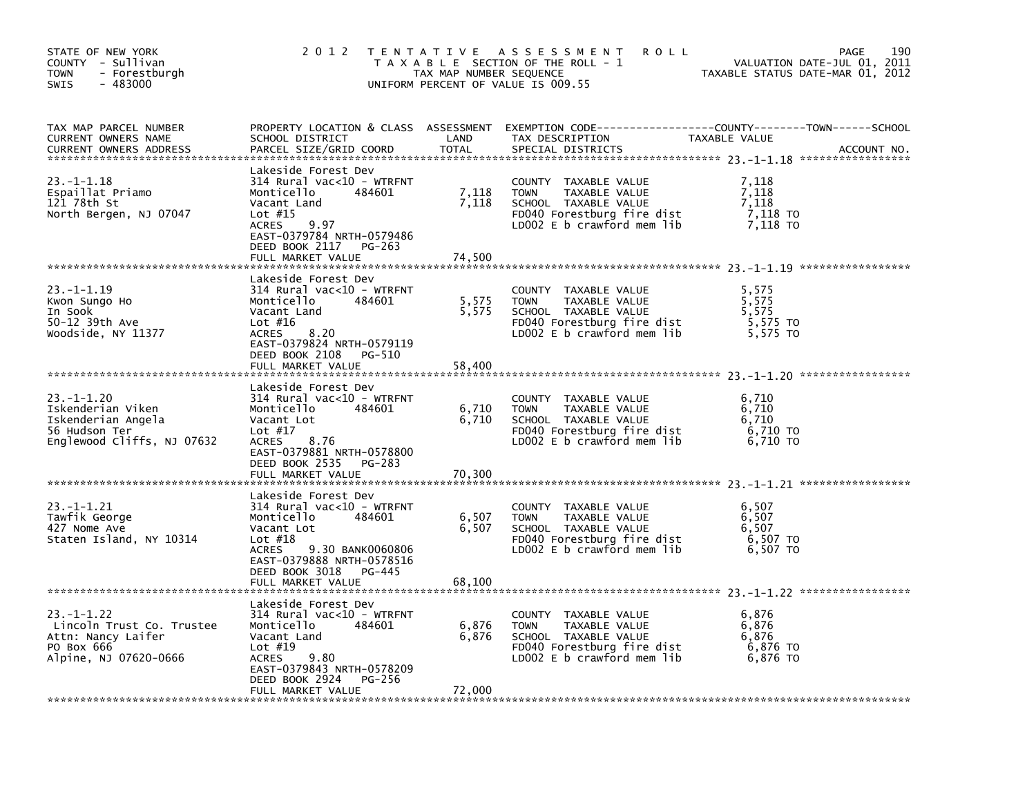STATE OF NEW YORK
COUNTY - Sullivan
TOWN - Forestburgh
SWIS - 483000

2012 TENTATIVE ASSESSMENT ROLL
TAXABLE SECTION OF THE ROLL - 1
TAX MAP NUMBER SEQUENCE
UNIFORM PERCENT OF VALUE IS 009.55

VALUATION DATE-JUL 01, 2011
TAXABLE STATUS DATE-MAR 01, 2012

| TAX MAP PARCEL NUMBER / CURRENT OWNERS NAME / CURRENT OWNERS ADDRESS | PROPERTY LOCATION & CLASS / SCHOOL DISTRICT / PARCEL SIZE/GRID COORD | ASSESSMENT LAND | TOTAL | EXEMPTION CODE / TAX DESCRIPTION / SPECIAL DISTRICTS | TAXABLE VALUE (COUNTY--TOWN--SCHOOL) | ACCOUNT NO. |
|---|---|---|---|---|---|---|
| **23.-1-1.18** | Lakeside Forest Dev | | | | | |
| 23.-1-1.18 | 314 Rural vac<10 - WTRFNT | | | COUNTY TAXABLE VALUE | 7,118 | |
| Espaillat Priamo | Monticello 484601 | 7,118 | | TOWN TAXABLE VALUE | 7,118 | |
| 121 78th St | Vacant Land | | 7,118 | SCHOOL TAXABLE VALUE | 7,118 | |
| North Bergen, NJ 07047 | Lot #15 | | | FD040 Forestburg fire dist | 7,118 TO | |
| | ACRES 9.97 | | | LD002 E b crawford mem lib | 7,118 TO | |
| | EAST-0379784 NRTH-0579486 | | | | | |
| | DEED BOOK 2117 PG-263 | | | | | |
| | FULL MARKET VALUE | | 74,500 | | | |
| **23.-1-1.19** | Lakeside Forest Dev | | | | | |
| 23.-1-1.19 | 314 Rural vac<10 - WTRFNT | | | COUNTY TAXABLE VALUE | 5,575 | |
| Kwon Sungo Ho | Monticello 484601 | 5,575 | | TOWN TAXABLE VALUE | 5,575 | |
| In Sook | Vacant Land | | 5,575 | SCHOOL TAXABLE VALUE | 5,575 | |
| 50-12 39th Ave | Lot #16 | | | FD040 Forestburg fire dist | 5,575 TO | |
| Woodside, NY 11377 | ACRES 8.20 | | | LD002 E b crawford mem lib | 5,575 TO | |
| | EAST-0379824 NRTH-0579119 | | | | | |
| | DEED BOOK 2108 PG-510 | | | | | |
| | FULL MARKET VALUE | | 58,400 | | | |
| **23.-1-1.20** | Lakeside Forest Dev | | | | | |
| 23.-1-1.20 | 314 Rural vac<10 - WTRFNT | | | COUNTY TAXABLE VALUE | 6,710 | |
| Iskenderian Viken | Monticello 484601 | 6,710 | | TOWN TAXABLE VALUE | 6,710 | |
| Iskenderian Angela | Vacant Lot | | 6,710 | SCHOOL TAXABLE VALUE | 6,710 | |
| 56 Hudson Ter | Lot #17 | | | FD040 Forestburg fire dist | 6,710 TO | |
| Englewood Cliffs, NJ 07632 | ACRES 8.76 | | | LD002 E b crawford mem lib | 6,710 TO | |
| | EAST-0379881 NRTH-0578800 | | | | | |
| | DEED BOOK 2535 PG-283 | | | | | |
| | FULL MARKET VALUE | | 70,300 | | | |
| **23.-1-1.21** | Lakeside Forest Dev | | | | | |
| 23.-1-1.21 | 314 Rural vac<10 - WTRFNT | | | COUNTY TAXABLE VALUE | 6,507 | |
| Tawfik George | Monticello 484601 | 6,507 | | TOWN TAXABLE VALUE | 6,507 | |
| 427 Nome Ave | Vacant Lot | | 6,507 | SCHOOL TAXABLE VALUE | 6,507 | |
| Staten Island, NY 10314 | Lot #18 | | | FD040 Forestburg fire dist | 6,507 TO | |
| | ACRES 9.30 BANK0060806 | | | LD002 E b crawford mem lib | 6,507 TO | |
| | EAST-0379888 NRTH-0578516 | | | | | |
| | DEED BOOK 3018 PG-445 | | | | | |
| | FULL MARKET VALUE | | 68,100 | | | |
| **23.-1-1.22** | Lakeside Forest Dev | | | | | |
| 23.-1-1.22 | 314 Rural vac<10 - WTRFNT | | | COUNTY TAXABLE VALUE | 6,876 | |
| Lincoln Trust Co. Trustee | Monticello 484601 | 6,876 | | TOWN TAXABLE VALUE | 6,876 | |
| Attn: Nancy Laifer | Vacant Land | | 6,876 | SCHOOL TAXABLE VALUE | 6,876 | |
| PO Box 666 | Lot #19 | | | FD040 Forestburg fire dist | 6,876 TO | |
| Alpine, NJ 07620-0666 | ACRES 9.80 | | | LD002 E b crawford mem lib | 6,876 TO | |
| | EAST-0379843 NRTH-0578209 | | | | | |
| | DEED BOOK 2924 PG-256 | | | | | |
| | FULL MARKET VALUE | | 72,000 | | | |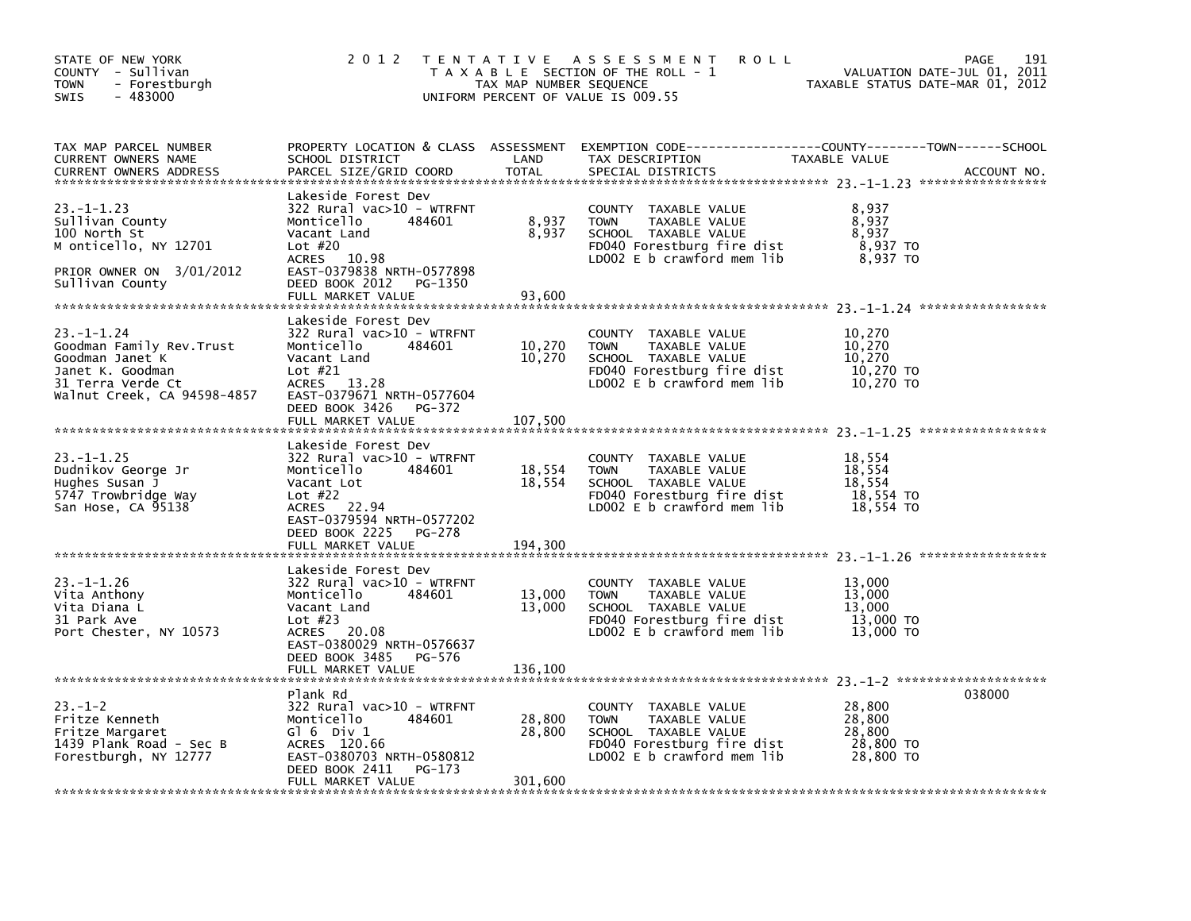STATE OF NEW YORK
COUNTY - Sullivan
TOWN - Forestburgh
SWIS - 483000

2012 TENTATIVE ASSESSMENT ROLL
TAXABLE SECTION OF THE ROLL - 1
TAX MAP NUMBER SEQUENCE
UNIFORM PERCENT OF VALUE IS 009.55

VALUATION DATE-JUL 01, 2011
TAXABLE STATUS DATE-MAR 01, 2012

| TAX MAP PARCEL NUMBER / CURRENT OWNERS NAME / CURRENT OWNERS ADDRESS | PROPERTY LOCATION & CLASS / SCHOOL DISTRICT / PARCEL SIZE/GRID COORD | ASSESSMENT LAND | TOTAL | EXEMPTION CODE / TAX DESCRIPTION / SPECIAL DISTRICTS | TAXABLE VALUE (COUNTY / TOWN / SCHOOL) | ACCOUNT NO. |
|---|---|---|---|---|---|---|
| 23.-1-1.23 | Lakeside Forest Dev | | | | | |
| Sullivan County | 322 Rural vac>10 - WTRFNT | | | COUNTY TAXABLE VALUE | 8,937 | |
| 100 North St | Monticello 484601 | 8,937 | | TOWN TAXABLE VALUE | 8,937 | |
| M onticello, NY 12701 | Vacant Land | | 8,937 | SCHOOL TAXABLE VALUE | 8,937 | |
| | Lot #20 | | | FD040 Forestburg fire dist | 8,937 TO | |
| PRIOR OWNER ON 3/01/2012 | ACRES 10.98 | | | LD002 E b crawford mem lib | 8,937 TO | |
| Sullivan County | EAST-0379838 NRTH-0577898 | | | | | |
| | DEED BOOK 2012 PG-1350 | | | | | |
| | FULL MARKET VALUE | | 93,600 | | | |
| 23.-1-1.24 | Lakeside Forest Dev | | | | | |
| Goodman Family Rev.Trust | 322 Rural vac>10 - WTRFNT | | | COUNTY TAXABLE VALUE | 10,270 | |
| Goodman Janet K | Monticello 484601 | 10,270 | | TOWN TAXABLE VALUE | 10,270 | |
| Janet K. Goodman | Vacant Land | | 10,270 | SCHOOL TAXABLE VALUE | 10,270 | |
| 31 Terra Verde Ct | Lot #21 | | | FD040 Forestburg fire dist | 10,270 TO | |
| Walnut Creek, CA 94598-4857 | ACRES 13.28 | | | LD002 E b crawford mem lib | 10,270 TO | |
| | EAST-0379671 NRTH-0577604 | | | | | |
| | DEED BOOK 3426 PG-372 | | | | | |
| | FULL MARKET VALUE | | 107,500 | | | |
| 23.-1-1.25 | Lakeside Forest Dev | | | | | |
| Dudnikov George Jr | 322 Rural vac>10 - WTRFNT | | | COUNTY TAXABLE VALUE | 18,554 | |
| Hughes Susan J | Monticello 484601 | 18,554 | | TOWN TAXABLE VALUE | 18,554 | |
| 5747 Trowbridge Way | Vacant Lot | | 18,554 | SCHOOL TAXABLE VALUE | 18,554 | |
| San Hose, CA 95138 | Lot #22 | | | FD040 Forestburg fire dist | 18,554 TO | |
| | ACRES 22.94 | | | LD002 E b crawford mem lib | 18,554 TO | |
| | EAST-0379594 NRTH-0577202 | | | | | |
| | DEED BOOK 2225 PG-278 | | | | | |
| | FULL MARKET VALUE | | 194,300 | | | |
| 23.-1-1.26 | Lakeside Forest Dev | | | | | |
| Vita Anthony | 322 Rural vac>10 - WTRFNT | | | COUNTY TAXABLE VALUE | 13,000 | |
| Vita Diana L | Monticello 484601 | 13,000 | | TOWN TAXABLE VALUE | 13,000 | |
| 31 Park Ave | Vacant Land | | 13,000 | SCHOOL TAXABLE VALUE | 13,000 | |
| Port Chester, NY 10573 | Lot #23 | | | FD040 Forestburg fire dist | 13,000 TO | |
| | ACRES 20.08 | | | LD002 E b crawford mem lib | 13,000 TO | |
| | EAST-0380029 NRTH-0576637 | | | | | |
| | DEED BOOK 3485 PG-576 | | | | | |
| | FULL MARKET VALUE | | 136,100 | | | |
| 23.-1-2 | Plank Rd | | | | | 038000 |
| Fritze Kenneth | 322 Rural vac>10 - WTRFNT | | | COUNTY TAXABLE VALUE | 28,800 | |
| Fritze Margaret | Monticello 484601 | 28,800 | | TOWN TAXABLE VALUE | 28,800 | |
| 1439 Plank Road - Sec B | Gl 6 Div 1 | | 28,800 | SCHOOL TAXABLE VALUE | 28,800 | |
| Forestburgh, NY 12777 | ACRES 120.66 | | | FD040 Forestburg fire dist | 28,800 TO | |
| | EAST-0380703 NRTH-0580812 | | | LD002 E b crawford mem lib | 28,800 TO | |
| | DEED BOOK 2411 PG-173 | | | | | |
| | FULL MARKET VALUE | | 301,600 | | | |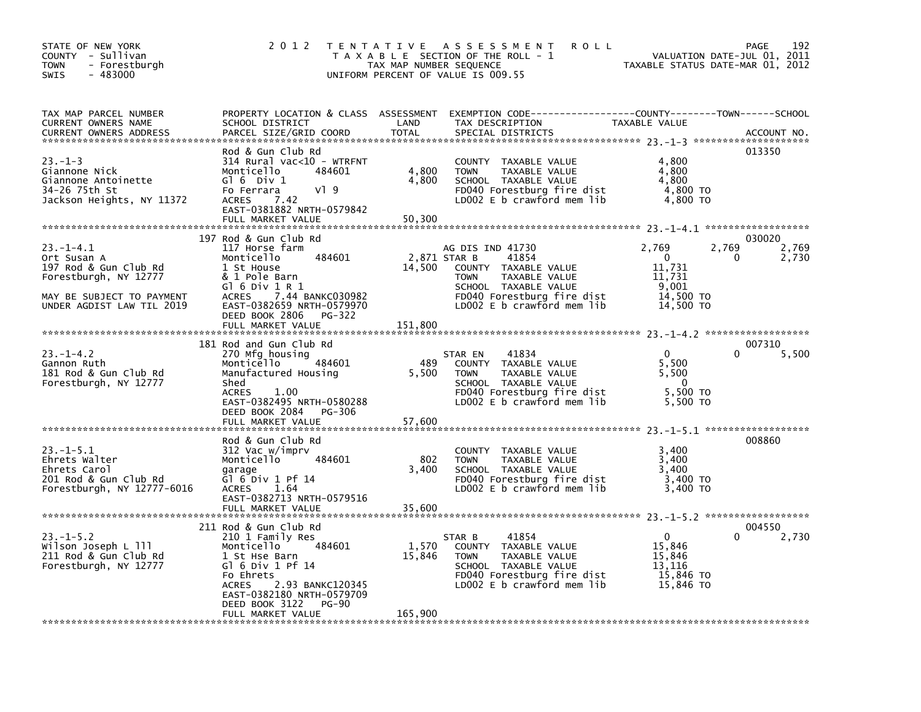STATE OF NEW YORK
COUNTY - Sullivan
TOWN - Forestburgh
SWIS - 483000

2012 TENTATIVE ASSESSMENT ROLL
TAXABLE SECTION OF THE ROLL - 1
TAX MAP NUMBER SEQUENCE
UNIFORM PERCENT OF VALUE IS 009.55

VALUATION DATE-JUL 01, 2011
TAXABLE STATUS DATE-MAR 01, 2012

| TAX MAP PARCEL NUMBER / CURRENT OWNERS NAME / CURRENT OWNERS ADDRESS | PROPERTY LOCATION & CLASS / SCHOOL DISTRICT / PARCEL SIZE/GRID COORD | ASSESSMENT LAND | TOTAL | EXEMPTION CODE / TAX DESCRIPTION / SPECIAL DISTRICTS | COUNTY TAXABLE VALUE | TOWN | SCHOOL | ACCOUNT NO. |
|---|---|---|---|---|---|---|---|---|
| **23.-1-3** | Rod & Gun Club Rd | | | | | | | 013350 |
| Giannone Nick | 314 Rural vac<10 - WTRFNT | | | COUNTY TAXABLE VALUE | 4,800 | | | |
| Giannone Antoinette | Monticello 484601 | 4,800 | | TOWN TAXABLE VALUE | 4,800 | | | |
| 34-26 75th St | Gl 6 Div 1 | | 4,800 | SCHOOL TAXABLE VALUE | 4,800 | | | |
| Jackson Heights, NY 11372 | Fo Ferrara Vl 9 | | | FD040 Forestburg fire dist | 4,800 TO | | | |
| | ACRES 7.42 | | | LD002 E b crawford mem lib | 4,800 TO | | | |
| | EAST-0381882 NRTH-0579842 | | | | | | | |
| | FULL MARKET VALUE | | 50,300 | | | | | |
| **23.-1-4.1** | 197 Rod & Gun Club Rd | | | | | | | 030020 |
| Ort Susan A | 117 Horse farm | | | AG DIS IND 41730 | 2,769 | 2,769 | 2,769 | |
| 197 Rod & Gun Club Rd | Monticello 484601 | 2,871 | | STAR B 41854 | 0 | 0 | 2,730 | |
| Forestburgh, NY 12777 | 1 St House | | 14,500 | COUNTY TAXABLE VALUE | 11,731 | | | |
| | & 1 Pole Barn | | | TOWN TAXABLE VALUE | 11,731 | | | |
| | Gl 6 Div 1 R 1 | | | SCHOOL TAXABLE VALUE | 9,001 | | | |
| MAY BE SUBJECT TO PAYMENT | ACRES 7.44 BANKC030982 | | | FD040 Forestburg fire dist | 14,500 TO | | | |
| UNDER AGDIST LAW TIL 2019 | EAST-0382659 NRTH-0579970 | | | LD002 E b crawford mem lib | 14,500 TO | | | |
| | DEED BOOK 2806 PG-322 | | | | | | | |
| | FULL MARKET VALUE | | 151,800 | | | | | |
| **23.-1-4.2** | 181 Rod and Gun Club Rd | | | | | | | 007310 |
| Gannon Ruth | 270 Mfg housing | | | STAR EN 41834 | 0 | 0 | 5,500 | |
| 181 Rod & Gun Club Rd | Monticello 484601 | 489 | | COUNTY TAXABLE VALUE | 5,500 | | | |
| Forestburgh, NY 12777 | Manufactured Housing | | 5,500 | TOWN TAXABLE VALUE | 5,500 | | | |
| | Shed | | | SCHOOL TAXABLE VALUE | 0 | | | |
| | ACRES 1.00 | | | FD040 Forestburg fire dist | 5,500 TO | | | |
| | EAST-0382495 NRTH-0580288 | | | LD002 E b crawford mem lib | 5,500 TO | | | |
| | DEED BOOK 2084 PG-306 | | | | | | | |
| | FULL MARKET VALUE | | 57,600 | | | | | |
| **23.-1-5.1** | Rod & Gun Club Rd | | | | | | | 008860 |
| Ehrets Walter | 312 Vac w/imprv | | | COUNTY TAXABLE VALUE | 3,400 | | | |
| Ehrets Carol | Monticello 484601 | 802 | | TOWN TAXABLE VALUE | 3,400 | | | |
| 201 Rod & Gun Club Rd | garage | | 3,400 | SCHOOL TAXABLE VALUE | 3,400 | | | |
| Forestburgh, NY 12777-6016 | Gl 6 Div 1 Pf 14 | | | FD040 Forestburg fire dist | 3,400 TO | | | |
| | ACRES 1.64 | | | LD002 E b crawford mem lib | 3,400 TO | | | |
| | EAST-0382713 NRTH-0579516 | | | | | | | |
| | FULL MARKET VALUE | | 35,600 | | | | | |
| **23.-1-5.2** | 211 Rod & Gun Club Rd | | | | | | | 004550 |
| Wilson Joseph L lll | 210 1 Family Res | | | STAR B 41854 | 0 | 0 | 2,730 | |
| 211 Rod & Gun Club Rd | Monticello 484601 | 1,570 | | COUNTY TAXABLE VALUE | 15,846 | | | |
| Forestburgh, NY 12777 | 1 St Hse Barn | | 15,846 | TOWN TAXABLE VALUE | 15,846 | | | |
| | Gl 6 Div 1 Pf 14 | | | SCHOOL TAXABLE VALUE | 13,116 | | | |
| | Fo Ehrets | | | FD040 Forestburg fire dist | 15,846 TO | | | |
| | ACRES 2.93 BANKC120345 | | | LD002 E b crawford mem lib | 15,846 TO | | | |
| | EAST-0382180 NRTH-0579709 | | | | | | | |
| | DEED BOOK 3122 PG-90 | | | | | | | |
| | FULL MARKET VALUE | | 165,900 | | | | | |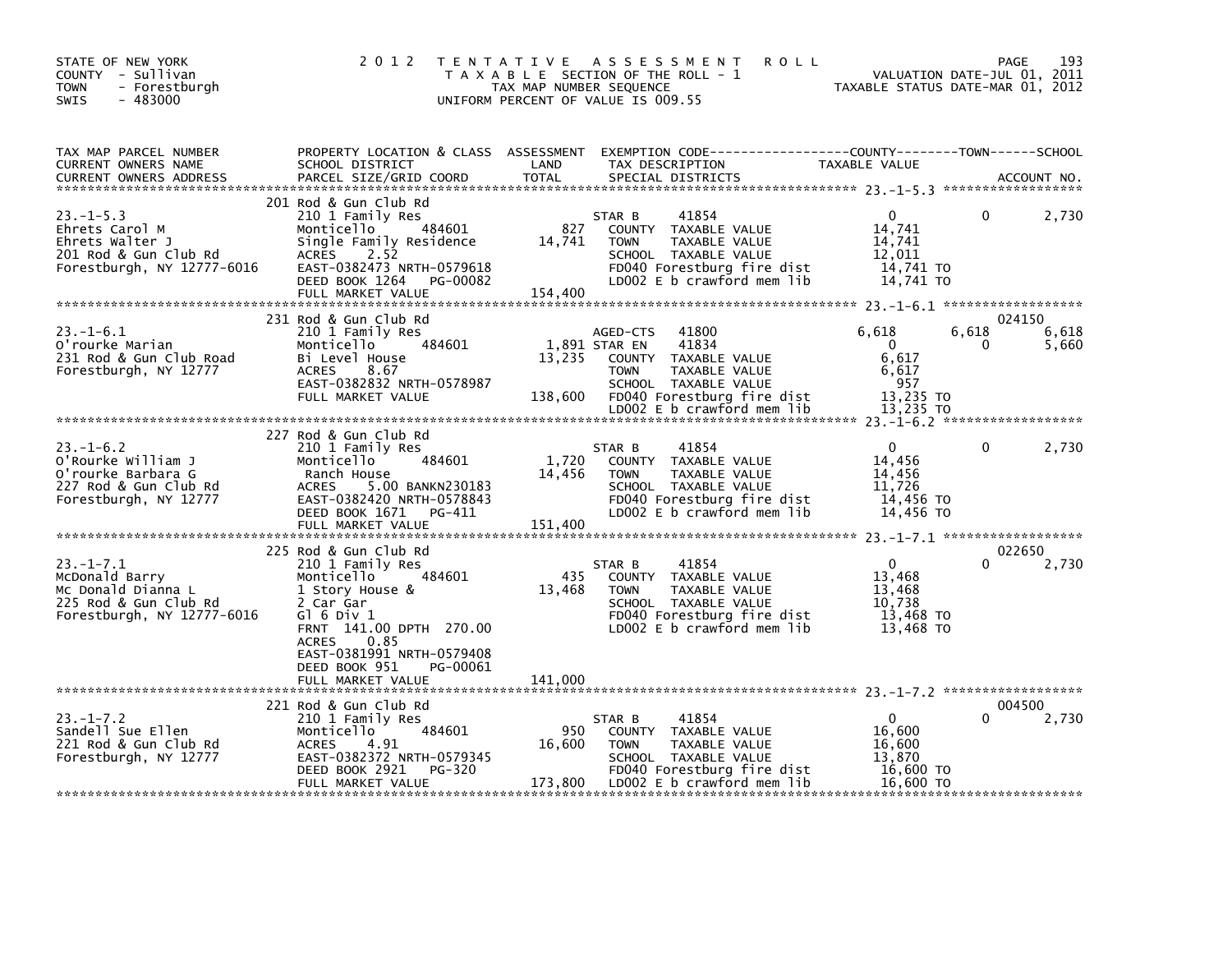STATE OF NEW YORK
COUNTY - Sullivan
TOWN - Forestburgh
SWIS - 483000

# 2012 TENTATIVE ASSESSMENT ROLL

TAXABLE SECTION OF THE ROLL - 1
TAX MAP NUMBER SEQUENCE
UNIFORM PERCENT OF VALUE IS 009.55

VALUATION DATE-JUL 01, 2011
TAXABLE STATUS DATE-MAR 01, 2012

| TAX MAP PARCEL NUMBER / CURRENT OWNERS NAME / CURRENT OWNERS ADDRESS | PROPERTY LOCATION & CLASS / SCHOOL DISTRICT / PARCEL SIZE/GRID COORD | ASSESSMENT LAND / TOTAL | EXEMPTION CODE / TAX DESCRIPTION / SPECIAL DISTRICTS | COUNTY TAXABLE VALUE | TOWN | SCHOOL | ACCOUNT NO. |
|---|---|---|---|---|---|---|---|
| 23.-1-5.3 | 201 Rod & Gun Club Rd | | | | | | |
| Ehrets Carol M | 210 1 Family Res | | STAR B 41854 | 0 | 0 | 2,730 | |
| Ehrets Walter J | Monticello 484601 | 827 | COUNTY TAXABLE VALUE | 14,741 | | | |
| 201 Rod & Gun Club Rd | Single Family Residence | 14,741 | TOWN TAXABLE VALUE | 14,741 | | | |
| Forestburgh, NY 12777-6016 | ACRES 2.52 | | SCHOOL TAXABLE VALUE | 12,011 | | | |
| | EAST-0382473 NRTH-0579618 | | FD040 Forestburg fire dist | 14,741 TO | | | |
| | DEED BOOK 1264 PG-00082 | | LD002 E b crawford mem lib | 14,741 TO | | | |
| | FULL MARKET VALUE | 154,400 | | | | | |
| 23.-1-6.1 | 231 Rod & Gun Club Rd | | | | | | 024150 |
| O'rourke Marian | 210 1 Family Res | | AGED-CTS 41800 | 6,618 | 6,618 | 6,618 | |
| 231 Rod & Gun Club Road | Monticello 484601 | 1,891 | STAR EN 41834 | 0 | 0 | 5,660 | |
| Forestburgh, NY 12777 | Bi Level House | 13,235 | COUNTY TAXABLE VALUE | 6,617 | | | |
| | ACRES 8.67 | | TOWN TAXABLE VALUE | 6,617 | | | |
| | EAST-0382832 NRTH-0578987 | | SCHOOL TAXABLE VALUE | 957 | | | |
| | FULL MARKET VALUE | 138,600 | FD040 Forestburg fire dist | 13,235 TO | | | |
| | | | LD002 E b crawford mem lib | 13,235 TO | | | |
| 23.-1-6.2 | 227 Rod & Gun Club Rd | | | | | | |
| O'Rourke William J | 210 1 Family Res | | STAR B 41854 | 0 | 0 | 2,730 | |
| O'rourke Barbara G | Monticello 484601 | 1,720 | COUNTY TAXABLE VALUE | 14,456 | | | |
| 227 Rod & Gun Club Rd | Ranch House | 14,456 | TOWN TAXABLE VALUE | 14,456 | | | |
| Forestburgh, NY 12777 | ACRES 5.00 BANKN230183 | | SCHOOL TAXABLE VALUE | 11,726 | | | |
| | EAST-0382420 NRTH-0578843 | | FD040 Forestburg fire dist | 14,456 TO | | | |
| | DEED BOOK 1671 PG-411 | | LD002 E b crawford mem lib | 14,456 TO | | | |
| | FULL MARKET VALUE | 151,400 | | | | | |
| 23.-1-7.1 | 225 Rod & Gun Club Rd | | | | | | 022650 |
| McDonald Barry | 210 1 Family Res | | STAR B 41854 | 0 | 0 | 2,730 | |
| Mc Donald Dianna L | Monticello 484601 | 435 | COUNTY TAXABLE VALUE | 13,468 | | | |
| 225 Rod & Gun Club Rd | 1 Story House & | 13,468 | TOWN TAXABLE VALUE | 13,468 | | | |
| Forestburgh, NY 12777-6016 | 2 Car Gar | | SCHOOL TAXABLE VALUE | 10,738 | | | |
| | Gl 6 Div 1 | | FD040 Forestburg fire dist | 13,468 TO | | | |
| | FRNT 141.00 DPTH 270.00 | | LD002 E b crawford mem lib | 13,468 TO | | | |
| | ACRES 0.85 | | | | | | |
| | EAST-0381991 NRTH-0579408 | | | | | | |
| | DEED BOOK 951 PG-00061 | | | | | | |
| | FULL MARKET VALUE | 141,000 | | | | | |
| 23.-1-7.2 | 221 Rod & Gun Club Rd | | | | | | 004500 |
| Sandell Sue Ellen | 210 1 Family Res | | STAR B 41854 | 0 | 0 | 2,730 | |
| 221 Rod & Gun Club Rd | Monticello 484601 | 950 | COUNTY TAXABLE VALUE | 16,600 | | | |
| Forestburgh, NY 12777 | ACRES 4.91 | 16,600 | TOWN TAXABLE VALUE | 16,600 | | | |
| | EAST-0382372 NRTH-0579345 | | SCHOOL TAXABLE VALUE | 13,870 | | | |
| | DEED BOOK 2921 PG-320 | | FD040 Forestburg fire dist | 16,600 TO | | | |
| | FULL MARKET VALUE | 173,800 | LD002 E b crawford mem lib | 16,600 TO | | | |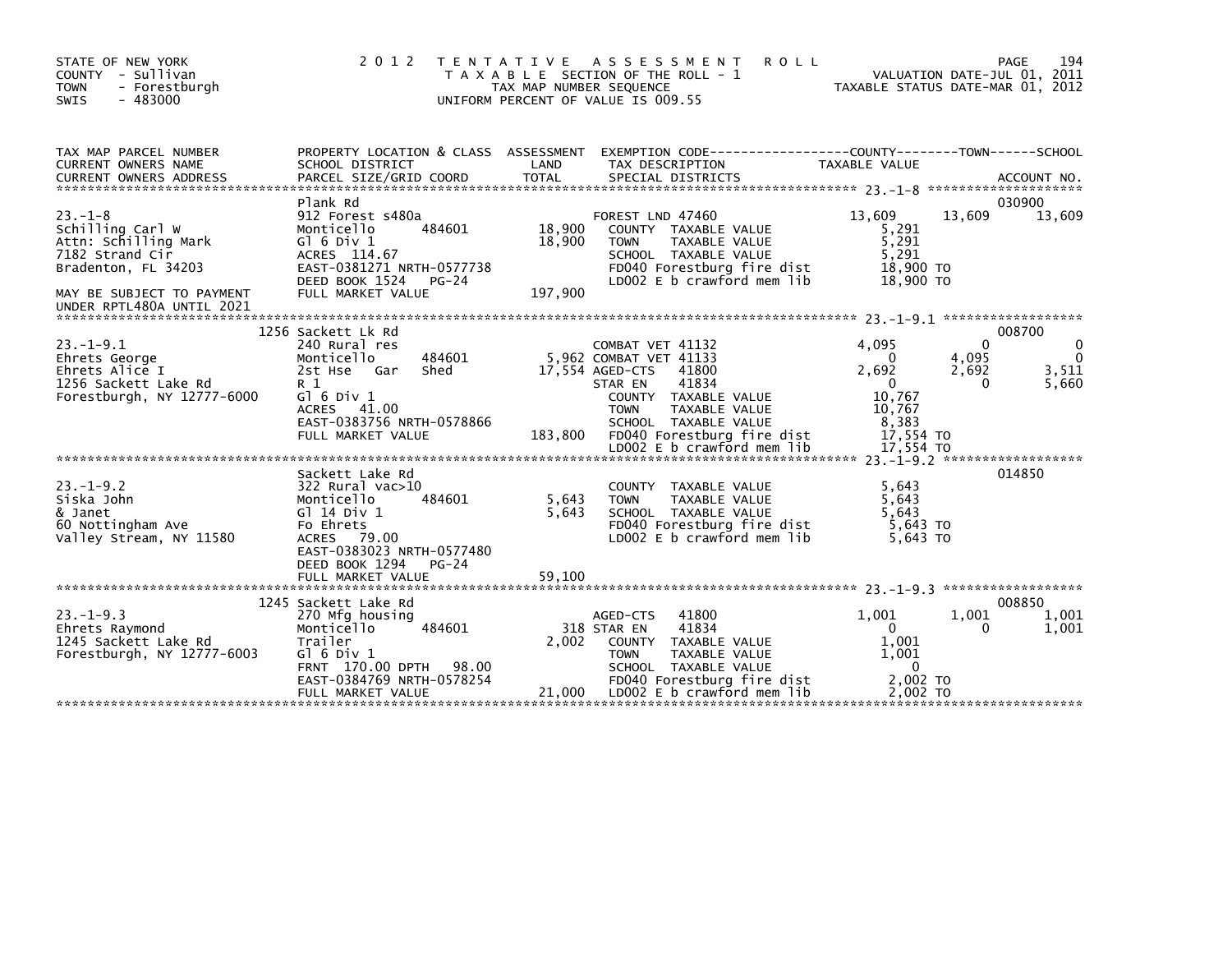STATE OF NEW YORK
COUNTY - Sullivan
TOWN - Forestburgh
SWIS - 483000

2012 TENTATIVE ASSESSMENT ROLL
TAXABLE SECTION OF THE ROLL - 1
TAX MAP NUMBER SEQUENCE
UNIFORM PERCENT OF VALUE IS 009.55

VALUATION DATE-JUL 01, 2011
TAXABLE STATUS DATE-MAR 01, 2012

| TAX MAP PARCEL NUMBER / CURRENT OWNERS NAME / CURRENT OWNERS ADDRESS | PROPERTY LOCATION & CLASS / SCHOOL DISTRICT / PARCEL SIZE/GRID COORD | ASSESSMENT LAND / TOTAL | EXEMPTION CODE / TAX DESCRIPTION / SPECIAL DISTRICTS | COUNTY TAXABLE VALUE | TOWN | SCHOOL / ACCOUNT NO. |
|---|---|---|---|---|---|---|
| 23.-1-8 | Plank Rd | | | | | 030900 |
| 23.-1-8 | 912 Forest s480a | | FOREST LND 47460 | 13,609 | 13,609 | 13,609 |
| Schilling Carl W | Monticello 484601 | 18,900 | COUNTY TAXABLE VALUE | 5,291 | | |
| Attn: Schilling Mark | Gl 6 Div 1 | 18,900 | TOWN TAXABLE VALUE | 5,291 | | |
| 7182 Strand Cir | ACRES 114.67 | | SCHOOL TAXABLE VALUE | 5,291 | | |
| Bradenton, FL 34203 | EAST-0381271 NRTH-0577738 | | FD040 Forestburg fire dist | 18,900 TO | | |
| | DEED BOOK 1524 PG-24 | | LD002 E b crawford mem lib | 18,900 TO | | |
| MAY BE SUBJECT TO PAYMENT UNDER RPTL480A UNTIL 2021 | FULL MARKET VALUE | 197,900 | | | | |
| 23.-1-9.1 | 1256 Sackett Lk Rd | | | | | 008700 |
| 23.-1-9.1 | 240 Rural res | | COMBAT VET 41132 | 4,095 | 0 | 0 |
| Ehrets George | Monticello 484601 | 5,962 | COMBAT VET 41133 | 0 | 4,095 | 0 |
| Ehrets Alice I | 2st Hse Gar Shed | 17,554 | AGED-CTS 41800 | 2,692 | 2,692 | 3,511 |
| 1256 Sackett Lake Rd | R 1 | | STAR EN 41834 | 0 | 0 | 5,660 |
| Forestburgh, NY 12777-6000 | Gl 6 Div 1 | | COUNTY TAXABLE VALUE | 10,767 | | |
| | ACRES 41.00 | | TOWN TAXABLE VALUE | 10,767 | | |
| | EAST-0383756 NRTH-0578866 | | SCHOOL TAXABLE VALUE | 8,383 | | |
| | FULL MARKET VALUE | 183,800 | FD040 Forestburg fire dist | 17,554 TO | | |
| | | | LD002 E b crawford mem lib | 17,554 TO | | |
| 23.-1-9.2 | Sackett Lake Rd | | | | | 014850 |
| 23.-1-9.2 | 322 Rural vac>10 | | COUNTY TAXABLE VALUE | 5,643 | | |
| Siska John | Monticello 484601 | 5,643 | TOWN TAXABLE VALUE | 5,643 | | |
| & Janet | Gl 14 Div 1 | 5,643 | SCHOOL TAXABLE VALUE | 5,643 | | |
| 60 Nottingham Ave | Fo Ehrets | | FD040 Forestburg fire dist | 5,643 TO | | |
| Valley Stream, NY 11580 | ACRES 79.00 | | LD002 E b crawford mem lib | 5,643 TO | | |
| | EAST-0383023 NRTH-0577480 | | | | | |
| | DEED BOOK 1294 PG-24 | | | | | |
| | FULL MARKET VALUE | 59,100 | | | | |
| 23.-1-9.3 | 1245 Sackett Lake Rd | | | | | 008850 |
| 23.-1-9.3 | 270 Mfg housing | | AGED-CTS 41800 | 1,001 | 1,001 | 1,001 |
| Ehrets Raymond | Monticello 484601 | 318 | STAR EN 41834 | 0 | 0 | 1,001 |
| 1245 Sackett Lake Rd | Trailer | 2,002 | COUNTY TAXABLE VALUE | 1,001 | | |
| Forestburgh, NY 12777-6003 | Gl 6 Div 1 | | TOWN TAXABLE VALUE | 1,001 | | |
| | FRNT 170.00 DPTH 98.00 | | SCHOOL TAXABLE VALUE | 0 | | |
| | EAST-0384769 NRTH-0578254 | | FD040 Forestburg fire dist | 2,002 TO | | |
| | FULL MARKET VALUE | 21,000 | LD002 E b crawford mem lib | 2,002 TO | | |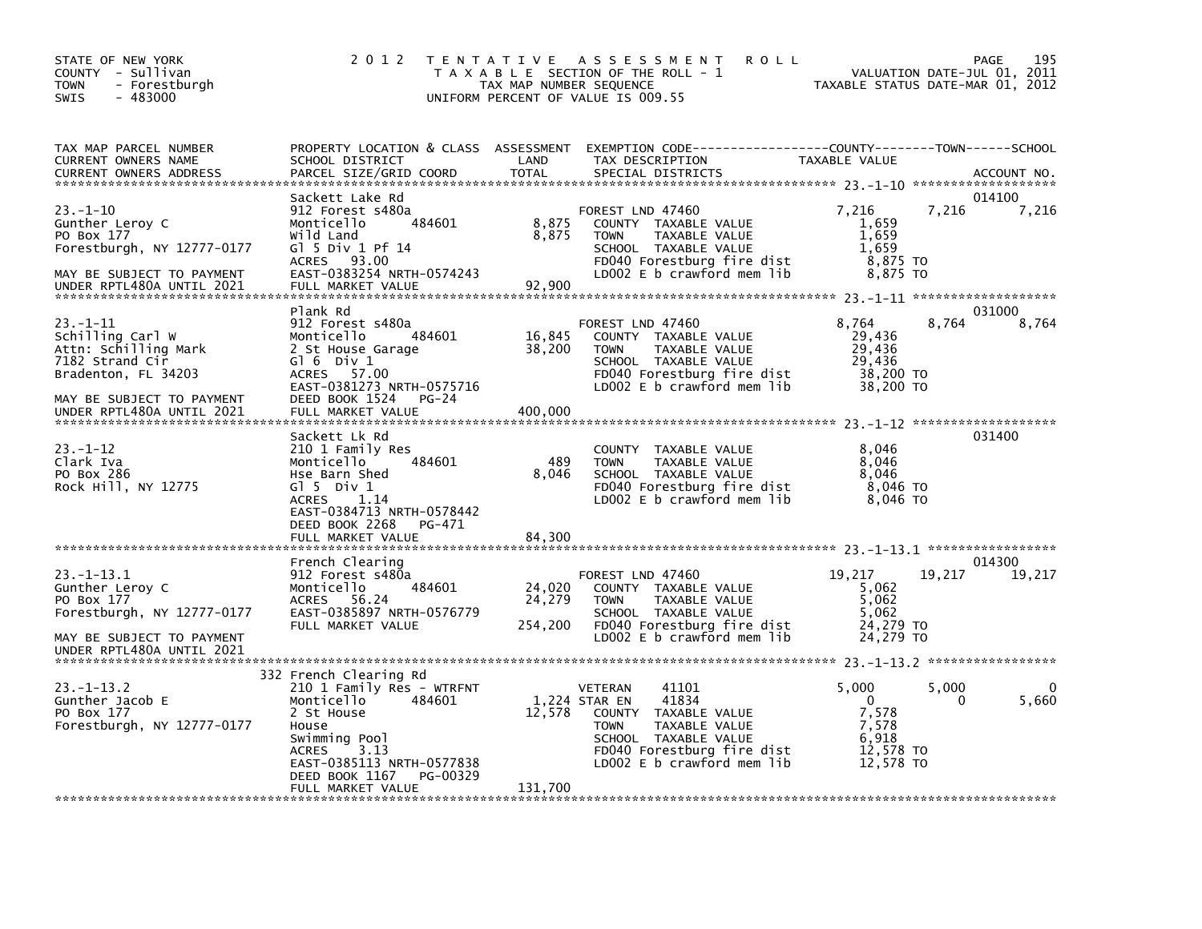STATE OF NEW YORK
COUNTY - Sullivan
TOWN - Forestburgh
SWIS - 483000

2 0 1 2 T E N T A T I V E A S S E S S M E N T R O L L
T A X A B L E SECTION OF THE ROLL - 1
TAX MAP NUMBER SEQUENCE
UNIFORM PERCENT OF VALUE IS 009.55

VALUATION DATE-JUL 01, 2011
TAXABLE STATUS DATE-MAR 01, 2012

| TAX MAP PARCEL NUMBER / CURRENT OWNERS NAME / CURRENT OWNERS ADDRESS | PROPERTY LOCATION & CLASS / SCHOOL DISTRICT / PARCEL SIZE/GRID COORD | ASSESSMENT LAND / TOTAL | EXEMPTION CODE / TAX DESCRIPTION / SPECIAL DISTRICTS | COUNTY TAXABLE VALUE | TOWN | SCHOOL / ACCOUNT NO. |
|---|---|---|---|---|---|---|
| **23.-1-10** | Sackett Lake Rd | | | | | 014100 |
| 23.-1-10 | 912 Forest s480a | | FOREST LND 47460 | 7,216 | 7,216 | 7,216 |
| Gunther Leroy C | Monticello 484601 | 8,875 | COUNTY TAXABLE VALUE | 1,659 | | |
| PO Box 177 | Wild Land | 8,875 | TOWN TAXABLE VALUE | 1,659 | | |
| Forestburgh, NY 12777-0177 | Gl 5 Div 1 Pf 14 | | SCHOOL TAXABLE VALUE | 1,659 | | |
| | ACRES 93.00 | | FD040 Forestburg fire dist | 8,875 TO | | |
| MAY BE SUBJECT TO PAYMENT | EAST-0383254 NRTH-0574243 | | LD002 E b crawford mem lib | 8,875 TO | | |
| UNDER RPTL480A UNTIL 2021 | FULL MARKET VALUE | 92,900 | | | | |
| **23.-1-11** | Plank Rd | | | | | 031000 |
| 23.-1-11 | 912 Forest s480a | | FOREST LND 47460 | 8,764 | 8,764 | 8,764 |
| Schilling Carl W | Monticello 484601 | 16,845 | COUNTY TAXABLE VALUE | 29,436 | | |
| Attn: Schilling Mark | 2 St House Garage | 38,200 | TOWN TAXABLE VALUE | 29,436 | | |
| 7182 Strand Cir | Gl 6 Div 1 | | SCHOOL TAXABLE VALUE | 29,436 | | |
| Bradenton, FL 34203 | ACRES 57.00 | | FD040 Forestburg fire dist | 38,200 TO | | |
| | EAST-0381273 NRTH-0575716 | | LD002 E b crawford mem lib | 38,200 TO | | |
| MAY BE SUBJECT TO PAYMENT | DEED BOOK 1524 PG-24 | | | | | |
| UNDER RPTL480A UNTIL 2021 | FULL MARKET VALUE | 400,000 | | | | |
| **23.-1-12** | Sackett Lk Rd | | | | | 031400 |
| 23.-1-12 | 210 1 Family Res | | COUNTY TAXABLE VALUE | 8,046 | | |
| Clark Iva | Monticello 484601 | 489 | TOWN TAXABLE VALUE | 8,046 | | |
| PO Box 286 | Hse Barn Shed | 8,046 | SCHOOL TAXABLE VALUE | 8,046 | | |
| Rock Hill, NY 12775 | Gl 5 Div 1 | | FD040 Forestburg fire dist | 8,046 TO | | |
| | ACRES 1.14 | | LD002 E b crawford mem lib | 8,046 TO | | |
| | EAST-0384713 NRTH-0578442 | | | | | |
| | DEED BOOK 2268 PG-471 | | | | | |
| | FULL MARKET VALUE | 84,300 | | | | |
| **23.-1-13.1** | French Clearing | | | | | 014300 |
| 23.-1-13.1 | 912 Forest s480a | | FOREST LND 47460 | 19,217 | 19,217 | 19,217 |
| Gunther Leroy C | Monticello 484601 | 24,020 | COUNTY TAXABLE VALUE | 5,062 | | |
| PO Box 177 | ACRES 56.24 | 24,279 | TOWN TAXABLE VALUE | 5,062 | | |
| Forestburgh, NY 12777-0177 | EAST-0385897 NRTH-0576779 | | SCHOOL TAXABLE VALUE | 5,062 | | |
| | FULL MARKET VALUE | 254,200 | FD040 Forestburg fire dist | 24,279 TO | | |
| MAY BE SUBJECT TO PAYMENT | | | LD002 E b crawford mem lib | 24,279 TO | | |
| UNDER RPTL480A UNTIL 2021 | | | | | | |
| **23.-1-13.2** | 332 French Clearing Rd | | | | | |
| 23.-1-13.2 | 210 1 Family Res - WTRFNT | | VETERAN 41101 | 5,000 | 5,000 | 0 |
| Gunther Jacob E | Monticello 484601 | 1,224 | STAR EN 41834 | 0 | 0 | 5,660 |
| PO Box 177 | 2 St House | 12,578 | COUNTY TAXABLE VALUE | 7,578 | | |
| Forestburgh, NY 12777-0177 | House | | TOWN TAXABLE VALUE | 7,578 | | |
| | Swimming Pool | | SCHOOL TAXABLE VALUE | 6,918 | | |
| | ACRES 3.13 | | FD040 Forestburg fire dist | 12,578 TO | | |
| | EAST-0385113 NRTH-0577838 | | LD002 E b crawford mem lib | 12,578 TO | | |
| | DEED BOOK 1167 PG-00329 | | | | | |
| | FULL MARKET VALUE | 131,700 | | | | |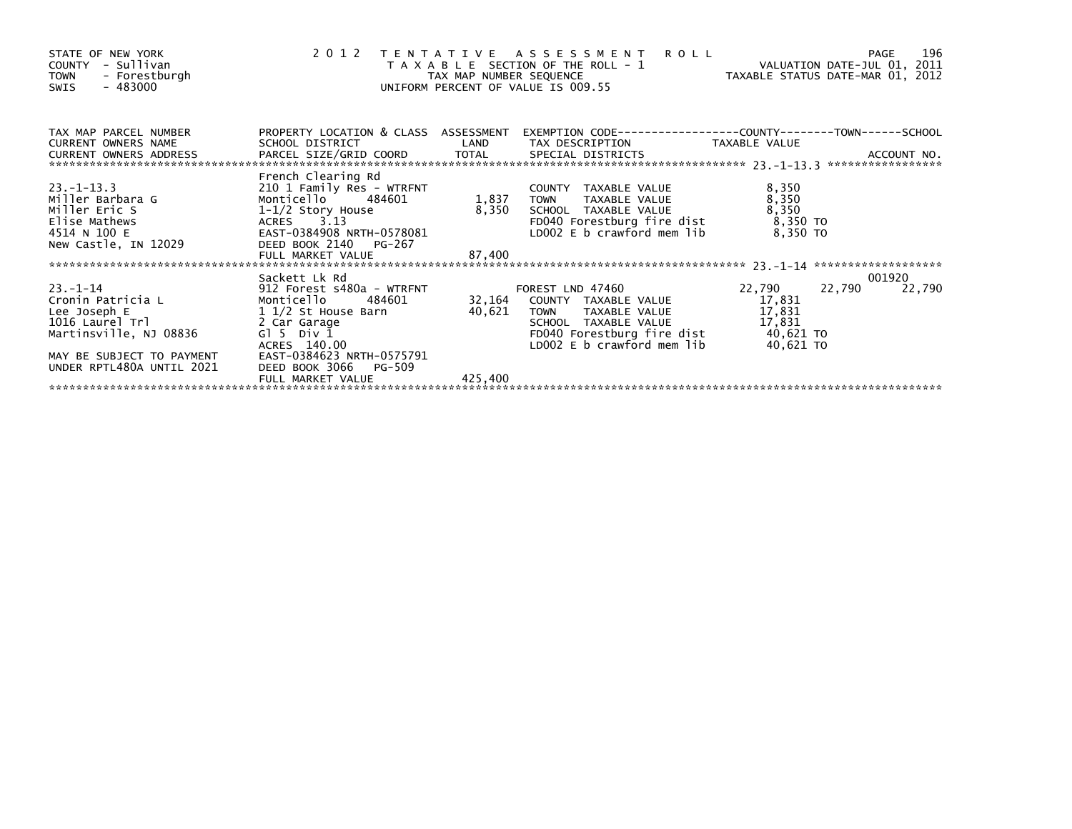STATE OF NEW YORK
COUNTY - Sullivan
TOWN - Forestburgh
SWIS - 483000

2 0 1 2 T E N T A T I V E A S S E S S M E N T R O L L
T A X A B L E SECTION OF THE ROLL - 1
TAX MAP NUMBER SEQUENCE
UNIFORM PERCENT OF VALUE IS 009.55

VALUATION DATE-JUL 01, 2011
TAXABLE STATUS DATE-MAR 01, 2012

| TAX MAP PARCEL NUMBER / CURRENT OWNERS NAME / CURRENT OWNERS ADDRESS | PROPERTY LOCATION & CLASS / SCHOOL DISTRICT / PARCEL SIZE/GRID COORD | ASSESSMENT LAND / TOTAL | EXEMPTION CODE / TAX DESCRIPTION / SPECIAL DISTRICTS | COUNTY TAXABLE VALUE | TOWN | SCHOOL / ACCOUNT NO. |
|---|---|---|---|---|---|---|
| 23.-1-13.3 | French Clearing Rd | | | | | |
| | 210 1 Family Res - WTRFNT | | COUNTY TAXABLE VALUE | 8,350 | | |
| Miller Barbara G | Monticello 484601 | 1,837 | TOWN TAXABLE VALUE | 8,350 | | |
| Miller Eric S | 1-1/2 Story House | 8,350 | SCHOOL TAXABLE VALUE | 8,350 | | |
| Elise Mathews | ACRES 3.13 | | FD040 Forestburg fire dist | 8,350 TO | | |
| 4514 N 100 E | EAST-0384908 NRTH-0578081 | | LD002 E b crawford mem lib | 8,350 TO | | |
| New Castle, IN 12029 | DEED BOOK 2140 PG-267 | | | | | |
| | FULL MARKET VALUE | 87,400 | | | | |
| 23.-1-14 | Sackett Lk Rd | | | | | 001920 |
| | 912 Forest s480a - WTRFNT | | FOREST LND 47460 | 22,790 | 22,790 | 22,790 |
| Cronin Patricia L | Monticello 484601 | 32,164 | COUNTY TAXABLE VALUE | 17,831 | | |
| Lee Joseph E | 1 1/2 St House Barn | 40,621 | TOWN TAXABLE VALUE | 17,831 | | |
| 1016 Laurel Trl | 2 Car Garage | | SCHOOL TAXABLE VALUE | 17,831 | | |
| Martinsville, NJ 08836 | Gl 5 Div 1 | | FD040 Forestburg fire dist | 40,621 TO | | |
| | ACRES 140.00 | | LD002 E b crawford mem lib | 40,621 TO | | |
| MAY BE SUBJECT TO PAYMENT | EAST-0384623 NRTH-0575791 | | | | | |
| UNDER RPTL480A UNTIL 2021 | DEED BOOK 3066 PG-509 | | | | | |
| | FULL MARKET VALUE | 425,400 | | | | |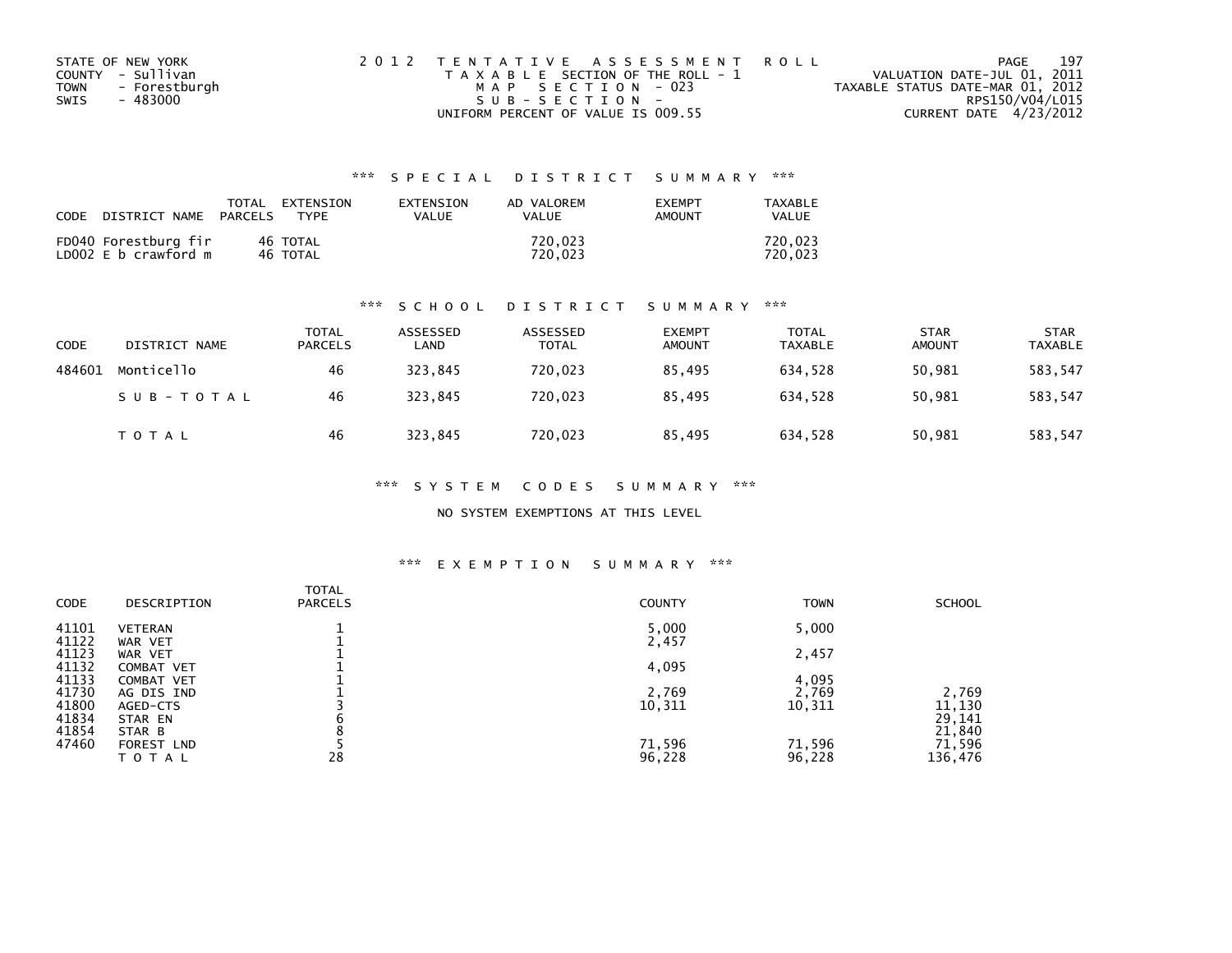STATE OF NEW YORK
COUNTY - Sullivan
TOWN - Forestburgh
SWIS - 483000

2 0 1 2 T E N T A T I V E A S S E S S M E N T R O L L
T A X A B L E SECTION OF THE ROLL - 1
M A P S E C T I O N - 023
S U B - S E C T I O N -
UNIFORM PERCENT OF VALUE IS 009.55

VALUATION DATE-JUL 01, 2011
TAXABLE STATUS DATE-MAR 01, 2012
RPS150/V04/L015
CURRENT DATE 4/23/2012

### \*\*\* S P E C I A L D I S T R I C T S U M M A R Y \*\*\*

| CODE | DISTRICT NAME | TOTAL PARCELS | EXTENSION TYPE | EXTENSION VALUE | AD VALOREM VALUE | EXEMPT AMOUNT | TAXABLE VALUE |
|---|---|---|---|---|---|---|---|
| FD040 | Forestburg fir | 46 | TOTAL | | 720,023 | | 720,023 |
| LD002 | E b crawford m | 46 | TOTAL | | 720,023 | | 720,023 |

### \*\*\* S C H O O L D I S T R I C T S U M M A R Y \*\*\*

| CODE | DISTRICT NAME | TOTAL PARCELS | ASSESSED LAND | ASSESSED TOTAL | EXEMPT AMOUNT | TOTAL TAXABLE | STAR AMOUNT | STAR TAXABLE |
|---|---|---|---|---|---|---|---|---|
| 484601 | Monticello | 46 | 323,845 | 720,023 | 85,495 | 634,528 | 50,981 | 583,547 |
| | S U B - T O T A L | 46 | 323,845 | 720,023 | 85,495 | 634,528 | 50,981 | 583,547 |
| | T O T A L | 46 | 323,845 | 720,023 | 85,495 | 634,528 | 50,981 | 583,547 |

### \*\*\* S Y S T E M C O D E S S U M M A R Y \*\*\*

NO SYSTEM EXEMPTIONS AT THIS LEVEL

### \*\*\* E X E M P T I O N S U M M A R Y \*\*\*

| CODE | DESCRIPTION | TOTAL PARCELS | COUNTY | TOWN | SCHOOL |
|---|---|---|---|---|---|
| 41101 | VETERAN | 1 | 5,000 | 5,000 | |
| 41122 | WAR VET | 1 | 2,457 | | |
| 41123 | WAR VET | 1 | | 2,457 | |
| 41132 | COMBAT VET | 1 | 4,095 | | |
| 41133 | COMBAT VET | 1 | | 4,095 | |
| 41730 | AG DIS IND | 1 | 2,769 | 2,769 | 2,769 |
| 41800 | AGED-CTS | 3 | 10,311 | 10,311 | 11,130 |
| 41834 | STAR EN | 6 | | | 29,141 |
| 41854 | STAR B | 8 | | | 21,840 |
| 47460 | FOREST LND | 5 | 71,596 | 71,596 | 71,596 |
| | T O T A L | 28 | 96,228 | 96,228 | 136,476 |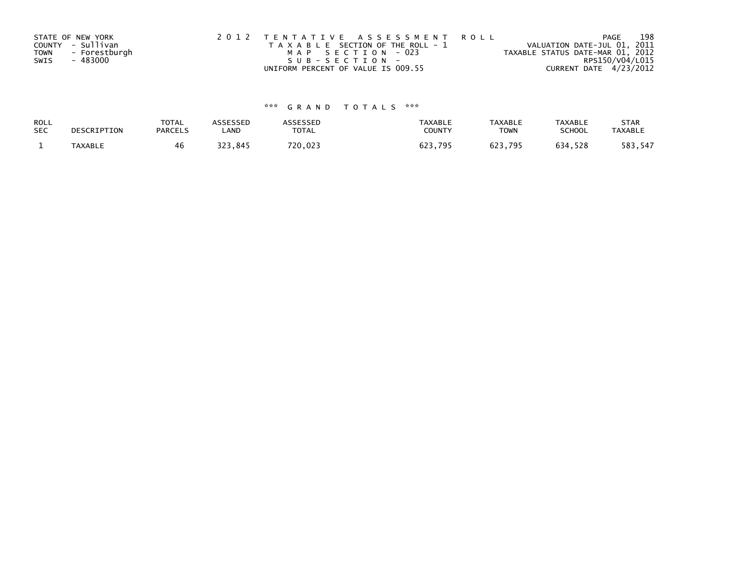STATE OF NEW YORK
COUNTY - Sullivan
TOWN - Forestburgh
SWIS - 483000

2012 TENTATIVE ASSESSMENT ROLL
TAXABLE SECTION OF THE ROLL - 1
MAP SECTION - 023
SUB-SECTION -
UNIFORM PERCENT OF VALUE IS 009.55

VALUATION DATE-JUL 01, 2011
TAXABLE STATUS DATE-MAR 01, 2012
RPS150/V04/L015
CURRENT DATE 4/23/2012

*** GRAND TOTALS ***

| ROLL SEC | DESCRIPTION | TOTAL PARCELS | ASSESSED LAND | ASSESSED TOTAL | TAXABLE COUNTY | TAXABLE TOWN | TAXABLE SCHOOL | STAR TAXABLE |
|---|---|---|---|---|---|---|---|---|
| 1 | TAXABLE | 46 | 323,845 | 720,023 | 623,795 | 623,795 | 634,528 | 583,547 |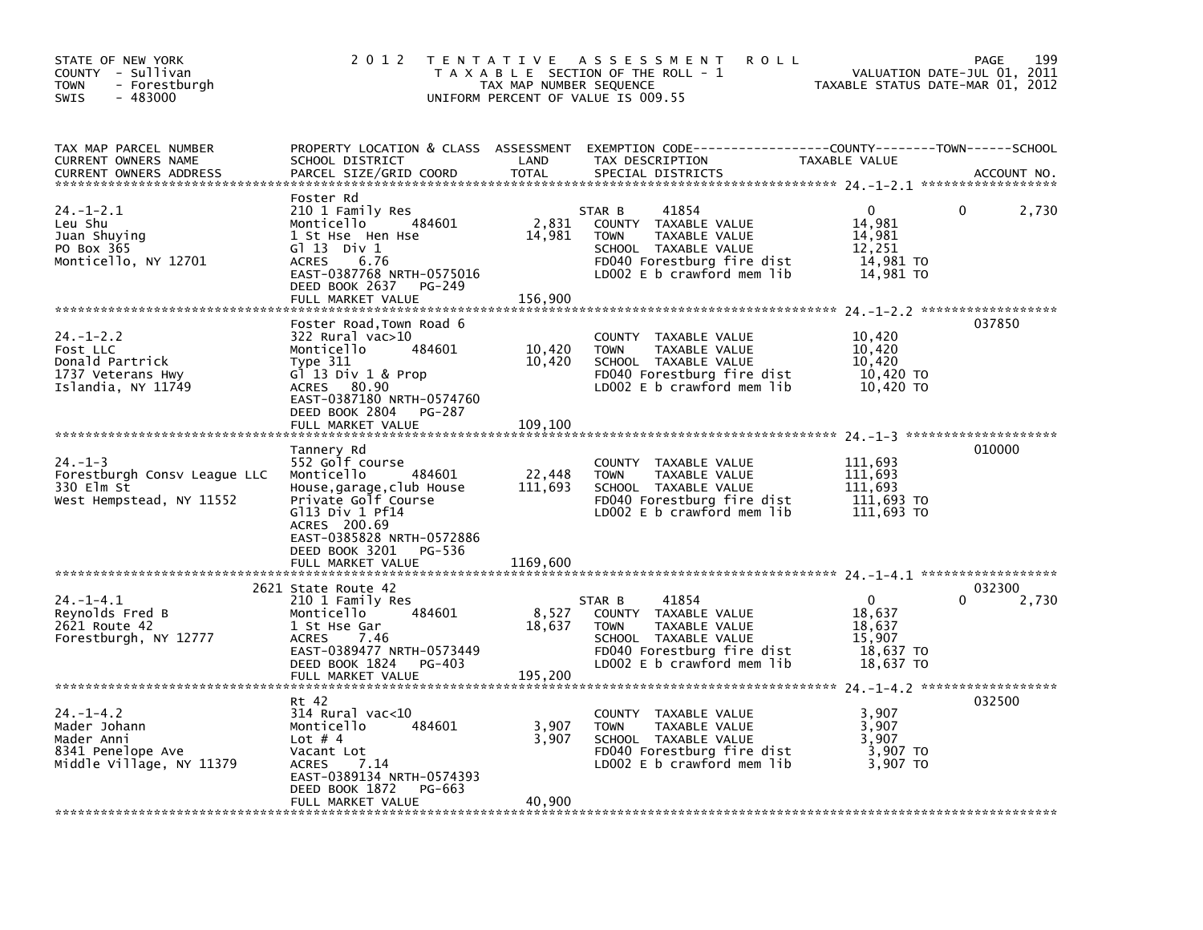STATE OF NEW YORK
COUNTY - Sullivan
TOWN - Forestburgh
SWIS - 483000

# 2012 TENTATIVE ASSESSMENT ROLL

TAXABLE SECTION OF THE ROLL - 1
TAX MAP NUMBER SEQUENCE
UNIFORM PERCENT OF VALUE IS 009.55

VALUATION DATE-JUL 01, 2011
TAXABLE STATUS DATE-MAR 01, 2012

| TAX MAP PARCEL NUMBER / CURRENT OWNERS NAME / CURRENT OWNERS ADDRESS | PROPERTY LOCATION & CLASS / SCHOOL DISTRICT / PARCEL SIZE/GRID COORD | ASSESSMENT LAND / TOTAL | EXEMPTION CODE / TAX DESCRIPTION / SPECIAL DISTRICTS | COUNTY TAXABLE VALUE | TOWN | SCHOOL / ACCOUNT NO. |
|---|---|---|---|---|---|---|
| **24.-1-2.1** | Foster Rd | | | | | |
| 24.-1-2.1 | 210 1 Family Res | | STAR B 41854 | 0 | 0 | 2,730 |
| Leu Shu | Monticello 484601 | 2,831 | COUNTY TAXABLE VALUE | 14,981 | | |
| Juan Shuying | 1 St Hse Hen Hse | 14,981 | TOWN TAXABLE VALUE | 14,981 | | |
| PO Box 365 | Gl 13 Div 1 | | SCHOOL TAXABLE VALUE | 12,251 | | |
| Monticello, NY 12701 | ACRES 6.76 | | FD040 Forestburg fire dist | 14,981 TO | | |
| | EAST-0387768 NRTH-0575016 | | LD002 E b crawford mem lib | 14,981 TO | | |
| | DEED BOOK 2637 PG-249 | | | | | |
| | FULL MARKET VALUE | 156,900 | | | | |
| **24.-1-2.2** | Foster Road,Town Road 6 | | | | | 037850 |
| 24.-1-2.2 | 322 Rural vac>10 | | COUNTY TAXABLE VALUE | 10,420 | | |
| Fost LLC | Monticello 484601 | 10,420 | TOWN TAXABLE VALUE | 10,420 | | |
| Donald Partrick | Type 311 | 10,420 | SCHOOL TAXABLE VALUE | 10,420 | | |
| 1737 Veterans Hwy | Gl 13 Div 1 & Prop | | FD040 Forestburg fire dist | 10,420 TO | | |
| Islandia, NY 11749 | ACRES 80.90 | | LD002 E b crawford mem lib | 10,420 TO | | |
| | EAST-0387180 NRTH-0574760 | | | | | |
| | DEED BOOK 2804 PG-287 | | | | | |
| | FULL MARKET VALUE | 109,100 | | | | |
| **24.-1-3** | Tannery Rd | | | | | 010000 |
| 24.-1-3 | 552 Golf course | | COUNTY TAXABLE VALUE | 111,693 | | |
| Forestburgh Consv League LLC | Monticello 484601 | 22,448 | TOWN TAXABLE VALUE | 111,693 | | |
| 330 Elm St | House,garage,club House | 111,693 | SCHOOL TAXABLE VALUE | 111,693 | | |
| West Hempstead, NY 11552 | Private Golf Course | | FD040 Forestburg fire dist | 111,693 TO | | |
| | Gl13 Div 1 Pf14 | | LD002 E b crawford mem lib | 111,693 TO | | |
| | ACRES 200.69 | | | | | |
| | EAST-0385828 NRTH-0572886 | | | | | |
| | DEED BOOK 3201 PG-536 | | | | | |
| | FULL MARKET VALUE | 1169,600 | | | | |
| **24.-1-4.1** | 2621 State Route 42 | | | | | 032300 |
| 24.-1-4.1 | 210 1 Family Res | | STAR B 41854 | 0 | 0 | 2,730 |
| Reynolds Fred B | Monticello 484601 | 8,527 | COUNTY TAXABLE VALUE | 18,637 | | |
| 2621 Route 42 | 1 St Hse Gar | 18,637 | TOWN TAXABLE VALUE | 18,637 | | |
| Forestburgh, NY 12777 | ACRES 7.46 | | SCHOOL TAXABLE VALUE | 15,907 | | |
| | EAST-0389477 NRTH-0573449 | | FD040 Forestburg fire dist | 18,637 TO | | |
| | DEED BOOK 1824 PG-403 | | LD002 E b crawford mem lib | 18,637 TO | | |
| | FULL MARKET VALUE | 195,200 | | | | |
| **24.-1-4.2** | Rt 42 | | | | | 032500 |
| 24.-1-4.2 | 314 Rural vac<10 | | COUNTY TAXABLE VALUE | 3,907 | | |
| Mader Johann | Monticello 484601 | 3,907 | TOWN TAXABLE VALUE | 3,907 | | |
| Mader Anni | Lot # 4 | 3,907 | SCHOOL TAXABLE VALUE | 3,907 | | |
| 8341 Penelope Ave | Vacant Lot | | FD040 Forestburg fire dist | 3,907 TO | | |
| Middle Village, NY 11379 | ACRES 7.14 | | LD002 E b crawford mem lib | 3,907 TO | | |
| | EAST-0389134 NRTH-0574393 | | | | | |
| | DEED BOOK 1872 PG-663 | | | | | |
| | FULL MARKET VALUE | 40,900 | | | | |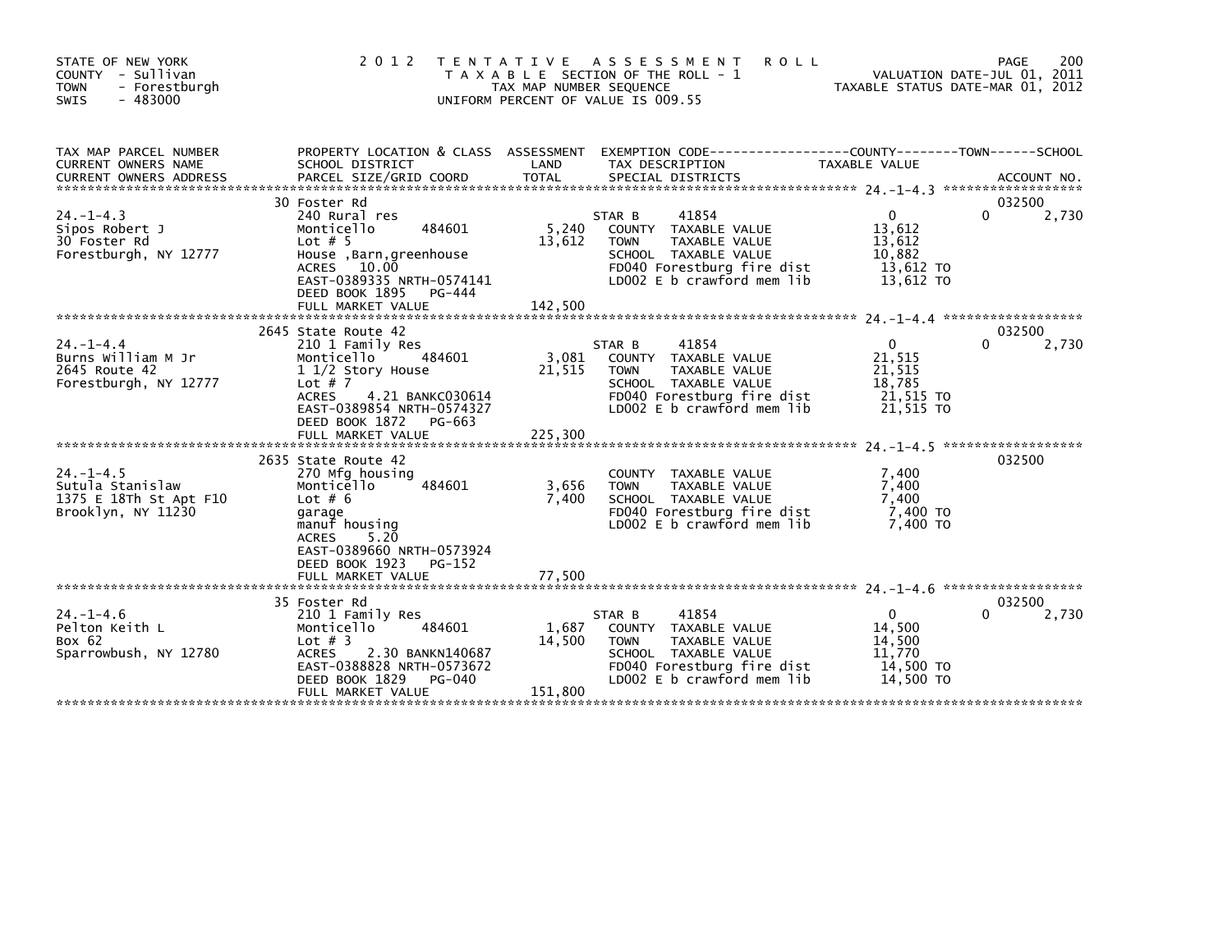STATE OF NEW YORK
COUNTY - Sullivan
TOWN - Forestburgh
SWIS - 483000

2012 TENTATIVE ASSESSMENT ROLL
TAXABLE SECTION OF THE ROLL - 1
TAX MAP NUMBER SEQUENCE
UNIFORM PERCENT OF VALUE IS 009.55

VALUATION DATE-JUL 01, 2011
TAXABLE STATUS DATE-MAR 01, 2012

| TAX MAP PARCEL NUMBER / CURRENT OWNERS NAME / CURRENT OWNERS ADDRESS | PROPERTY LOCATION & CLASS / SCHOOL DISTRICT / PARCEL SIZE/GRID COORD | ASSESSMENT LAND / TOTAL | EXEMPTION CODE / TAX DESCRIPTION / SPECIAL DISTRICTS | COUNTY TAXABLE VALUE | TOWN | SCHOOL / ACCOUNT NO. |
|---|---|---|---|---|---|---|
| 24.-1-4.3 | 30 Foster Rd | | | | | 032500 |
| Sipos Robert J | 240 Rural res | | STAR B 41854 | 0 | 0 | 2,730 |
| 30 Foster Rd | Monticello 484601 | 5,240 | COUNTY TAXABLE VALUE | 13,612 | | |
| Forestburgh, NY 12777 | Lot # 5 | 13,612 | TOWN TAXABLE VALUE | 13,612 | | |
| | House ,Barn,greenhouse | | SCHOOL TAXABLE VALUE | 10,882 | | |
| | ACRES 10.00 | | FD040 Forestburg fire dist | 13,612 TO | | |
| | EAST-0389335 NRTH-0574141 | | LD002 E b crawford mem lib | 13,612 TO | | |
| | DEED BOOK 1895 PG-444 | | | | | |
| | FULL MARKET VALUE | 142,500 | | | | |
| 24.-1-4.4 | 2645 State Route 42 | | | | | 032500 |
| Burns William M Jr | 210 1 Family Res | | STAR B 41854 | 0 | 0 | 2,730 |
| 2645 Route 42 | Monticello 484601 | 3,081 | COUNTY TAXABLE VALUE | 21,515 | | |
| Forestburgh, NY 12777 | 1 1/2 Story House | 21,515 | TOWN TAXABLE VALUE | 21,515 | | |
| | Lot # 7 | | SCHOOL TAXABLE VALUE | 18,785 | | |
| | ACRES 4.21 BANKC030614 | | FD040 Forestburg fire dist | 21,515 TO | | |
| | EAST-0389854 NRTH-0574327 | | LD002 E b crawford mem lib | 21,515 TO | | |
| | DEED BOOK 1872 PG-663 | | | | | |
| | FULL MARKET VALUE | 225,300 | | | | |
| 24.-1-4.5 | 2635 State Route 42 | | | | | 032500 |
| Sutula Stanislaw | 270 Mfg housing | | COUNTY TAXABLE VALUE | 7,400 | | |
| 1375 E 18Th St Apt F10 | Monticello 484601 | 3,656 | TOWN TAXABLE VALUE | 7,400 | | |
| Brooklyn, NY 11230 | Lot # 6 | 7,400 | SCHOOL TAXABLE VALUE | 7,400 | | |
| | garage | | FD040 Forestburg fire dist | 7,400 TO | | |
| | manuf housing | | LD002 E b crawford mem lib | 7,400 TO | | |
| | ACRES 5.20 | | | | | |
| | EAST-0389660 NRTH-0573924 | | | | | |
| | DEED BOOK 1923 PG-152 | | | | | |
| | FULL MARKET VALUE | 77,500 | | | | |
| 24.-1-4.6 | 35 Foster Rd | | | | | 032500 |
| Pelton Keith L | 210 1 Family Res | | STAR B 41854 | 0 | 0 | 2,730 |
| Box 62 | Monticello 484601 | 1,687 | COUNTY TAXABLE VALUE | 14,500 | | |
| Sparrowbush, NY 12780 | Lot # 3 | 14,500 | TOWN TAXABLE VALUE | 14,500 | | |
| | ACRES 2.30 BANKN140687 | | SCHOOL TAXABLE VALUE | 11,770 | | |
| | EAST-0388828 NRTH-0573672 | | FD040 Forestburg fire dist | 14,500 TO | | |
| | DEED BOOK 1829 PG-040 | | LD002 E b crawford mem lib | 14,500 TO | | |
| | FULL MARKET VALUE | 151,800 | | | | |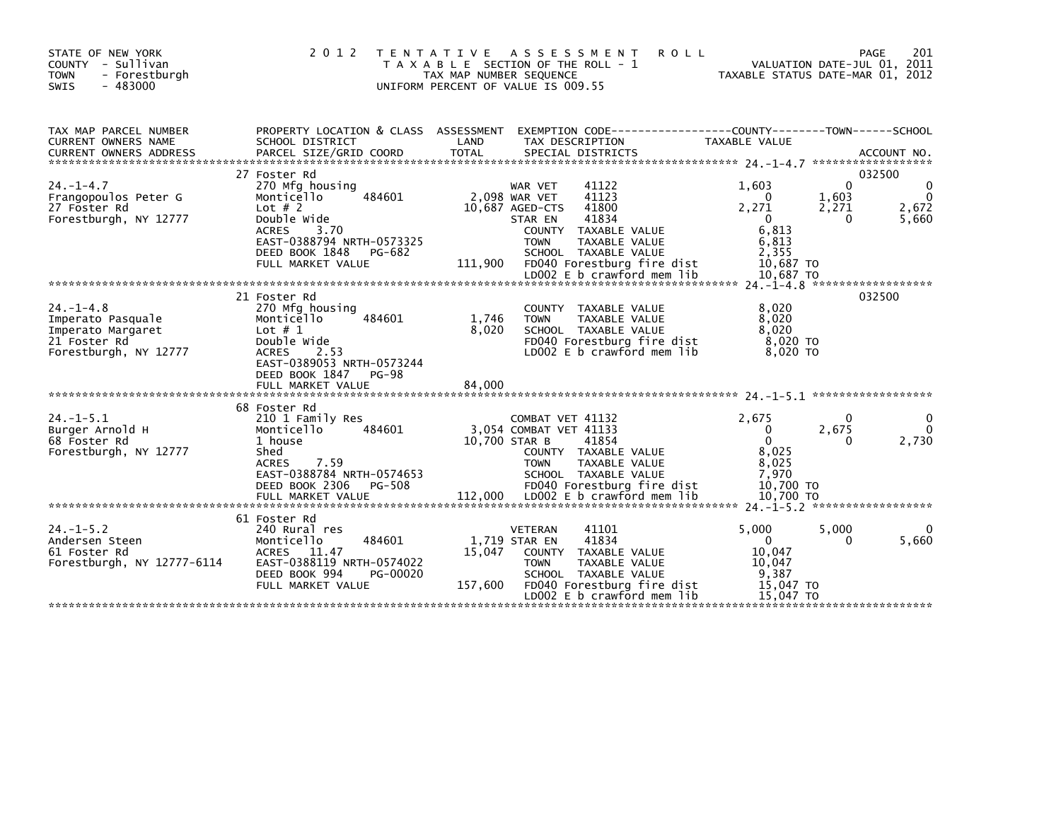STATE OF NEW YORK
COUNTY - Sullivan
TOWN - Forestburgh
SWIS - 483000

# 2012 TENTATIVE ASSESSMENT ROLL

TAXABLE SECTION OF THE ROLL - 1
TAX MAP NUMBER SEQUENCE
UNIFORM PERCENT OF VALUE IS 009.55

VALUATION DATE-JUL 01, 2011
TAXABLE STATUS DATE-MAR 01, 2012

| TAX MAP PARCEL NUMBER / CURRENT OWNERS NAME / CURRENT OWNERS ADDRESS | PROPERTY LOCATION & CLASS / SCHOOL DISTRICT / PARCEL SIZE/GRID COORD | ASSESSMENT LAND / TOTAL | EXEMPTION CODE / TAX DESCRIPTION / SPECIAL DISTRICTS | COUNTY TAXABLE VALUE | TOWN | SCHOOL | ACCOUNT NO. |
|---|---|---|---|---|---|---|---|
| **24.-1-4.7** | 27 Foster Rd | | | | | | 032500 |
| Frangopoulos Peter G | 270 Mfg housing | | WAR VET 41122 | 1,603 | 0 | 0 | |
| 27 Foster Rd | Monticello 484601 | 2,098 | WAR VET 41123 | 0 | 1,603 | 0 | |
| Forestburgh, NY 12777 | Lot # 2 | 10,687 | AGED-CTS 41800 | 2,271 | 2,271 | 2,672 | |
| | Double Wide | | STAR EN 41834 | 0 | 0 | 5,660 | |
| | ACRES 3.70 | | COUNTY TAXABLE VALUE | 6,813 | | | |
| | EAST-0388794 NRTH-0573325 | | TOWN TAXABLE VALUE | 6,813 | | | |
| | DEED BOOK 1848 PG-682 | | SCHOOL TAXABLE VALUE | 2,355 | | | |
| | FULL MARKET VALUE | 111,900 | FD040 Forestburg fire dist | 10,687 TO | | | |
| | | | LD002 E b crawford mem lib | 10,687 TO | | | |
| **24.-1-4.8** | 21 Foster Rd | | | | | | 032500 |
| Imperato Pasquale | 270 Mfg housing | | COUNTY TAXABLE VALUE | 8,020 | | | |
| Imperato Margaret | Monticello 484601 | 1,746 | TOWN TAXABLE VALUE | 8,020 | | | |
| 21 Foster Rd | Lot # 1 | 8,020 | SCHOOL TAXABLE VALUE | 8,020 | | | |
| Forestburgh, NY 12777 | Double Wide | | FD040 Forestburg fire dist | 8,020 TO | | | |
| | ACRES 2.53 | | LD002 E b crawford mem lib | 8,020 TO | | | |
| | EAST-0389053 NRTH-0573244 | | | | | | |
| | DEED BOOK 1847 PG-98 | | | | | | |
| | FULL MARKET VALUE | 84,000 | | | | | |
| **24.-1-5.1** | 68 Foster Rd | | | | | | |
| Burger Arnold H | 210 1 Family Res | | COMBAT VET 41132 | 2,675 | 0 | 0 | |
| 68 Foster Rd | Monticello 484601 | 3,054 | COMBAT VET 41133 | 0 | 2,675 | 0 | |
| Forestburgh, NY 12777 | 1 house | 10,700 | STAR B 41854 | 0 | 0 | 2,730 | |
| | Shed | | COUNTY TAXABLE VALUE | 8,025 | | | |
| | ACRES 7.59 | | TOWN TAXABLE VALUE | 8,025 | | | |
| | EAST-0388784 NRTH-0574653 | | SCHOOL TAXABLE VALUE | 7,970 | | | |
| | DEED BOOK 2306 PG-508 | | FD040 Forestburg fire dist | 10,700 TO | | | |
| | FULL MARKET VALUE | 112,000 | LD002 E b crawford mem lib | 10,700 TO | | | |
| **24.-1-5.2** | 61 Foster Rd | | | | | | |
| Andersen Steen | 240 Rural res | | VETERAN 41101 | 5,000 | 5,000 | 0 | |
| 61 Foster Rd | Monticello 484601 | 1,719 | STAR EN 41834 | 0 | 0 | 5,660 | |
| Forestburgh, NY 12777-6114 | ACRES 11.47 | 15,047 | COUNTY TAXABLE VALUE | 10,047 | | | |
| | EAST-0388119 NRTH-0574022 | | TOWN TAXABLE VALUE | 10,047 | | | |
| | DEED BOOK 994 PG-00020 | | SCHOOL TAXABLE VALUE | 9,387 | | | |
| | FULL MARKET VALUE | 157,600 | FD040 Forestburg fire dist | 15,047 TO | | | |
| | | | LD002 E b crawford mem lib | 15,047 TO | | | |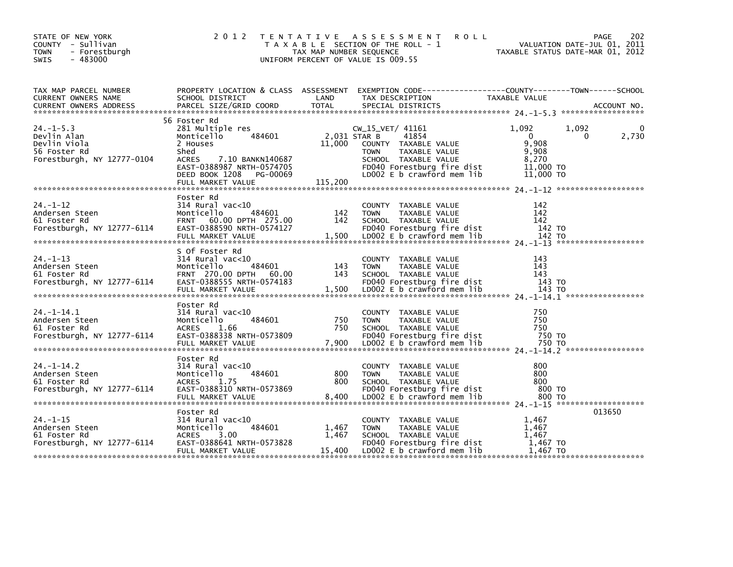STATE OF NEW YORK
COUNTY - Sullivan
TOWN - Forestburgh
SWIS - 483000

2012 TENTATIVE ASSESSMENT ROLL
TAXABLE SECTION OF THE ROLL - 1
TAX MAP NUMBER SEQUENCE
UNIFORM PERCENT OF VALUE IS 009.55

VALUATION DATE-JUL 01, 2011
TAXABLE STATUS DATE-MAR 01, 2012

| TAX MAP PARCEL NUMBER / CURRENT OWNERS NAME / CURRENT OWNERS ADDRESS | PROPERTY LOCATION & CLASS / SCHOOL DISTRICT / PARCEL SIZE/GRID COORD | ASSESSMENT LAND | TOTAL | EXEMPTION CODE / TAX DESCRIPTION / SPECIAL DISTRICTS | COUNTY TAXABLE VALUE | TOWN | SCHOOL | ACCOUNT NO. |
|---|---|---|---|---|---|---|---|---|
| 24.-1-5.3 | 56 Foster Rd | | | | | | | |
| | 281 Multiple res | | | CW_15_VET/ 41161 | 1,092 | 1,092 | 0 | |
| Devlin Alan | Monticello 484601 | 2,031 | | STAR B 41854 | 0 | 0 | 2,730 | |
| Devlin Viola | 2 Houses | | 11,000 | COUNTY TAXABLE VALUE | 9,908 | | | |
| 56 Foster Rd | Shed | | | TOWN TAXABLE VALUE | 9,908 | | | |
| Forestburgh, NY 12777-0104 | ACRES 7.10 BANKN140687 | | | SCHOOL TAXABLE VALUE | 8,270 | | | |
| | EAST-0388987 NRTH-0574705 | | | FD040 Forestburg fire dist | 11,000 TO | | | |
| | DEED BOOK 1208 PG-00069 | | | LD002 E b crawford mem lib | 11,000 TO | | | |
| | FULL MARKET VALUE | | 115,200 | | | | | |
| 24.-1-12 | Foster Rd | | | | | | | |
| | 314 Rural vac<10 | | | COUNTY TAXABLE VALUE | 142 | | | |
| Andersen Steen | Monticello 484601 | 142 | | TOWN TAXABLE VALUE | 142 | | | |
| 61 Foster Rd | FRNT 60.00 DPTH 275.00 | | 142 | SCHOOL TAXABLE VALUE | 142 | | | |
| Forestburgh, NY 12777-6114 | EAST-0388590 NRTH-0574127 | | | FD040 Forestburg fire dist | 142 TO | | | |
| | FULL MARKET VALUE | | 1,500 | LD002 E b crawford mem lib | 142 TO | | | |
| 24.-1-13 | S Of Foster Rd | | | | | | | |
| | 314 Rural vac<10 | | | COUNTY TAXABLE VALUE | 143 | | | |
| Andersen Steen | Monticello 484601 | 143 | | TOWN TAXABLE VALUE | 143 | | | |
| 61 Foster Rd | FRNT 270.00 DPTH 60.00 | | 143 | SCHOOL TAXABLE VALUE | 143 | | | |
| Forestburgh, NY 12777-6114 | EAST-0388555 NRTH-0574183 | | | FD040 Forestburg fire dist | 143 TO | | | |
| | FULL MARKET VALUE | | 1,500 | LD002 E b crawford mem lib | 143 TO | | | |
| 24.-1-14.1 | Foster Rd | | | | | | | |
| | 314 Rural vac<10 | | | COUNTY TAXABLE VALUE | 750 | | | |
| Andersen Steen | Monticello 484601 | 750 | | TOWN TAXABLE VALUE | 750 | | | |
| 61 Foster Rd | ACRES 1.66 | | 750 | SCHOOL TAXABLE VALUE | 750 | | | |
| Forestburgh, NY 12777-6114 | EAST-0388338 NRTH-0573809 | | | FD040 Forestburg fire dist | 750 TO | | | |
| | FULL MARKET VALUE | | 7,900 | LD002 E b crawford mem lib | 750 TO | | | |
| 24.-1-14.2 | Foster Rd | | | | | | | |
| | 314 Rural vac<10 | | | COUNTY TAXABLE VALUE | 800 | | | |
| Andersen Steen | Monticello 484601 | 800 | | TOWN TAXABLE VALUE | 800 | | | |
| 61 Foster Rd | ACRES 1.75 | | 800 | SCHOOL TAXABLE VALUE | 800 | | | |
| Forestburgh, NY 12777-6114 | EAST-0388310 NRTH-0573869 | | | FD040 Forestburg fire dist | 800 TO | | | |
| | FULL MARKET VALUE | | 8,400 | LD002 E b crawford mem lib | 800 TO | | | |
| 24.-1-15 | Foster Rd | | | | | | | 013650 |
| | 314 Rural vac<10 | | | COUNTY TAXABLE VALUE | 1,467 | | | |
| Andersen Steen | Monticello 484601 | 1,467 | | TOWN TAXABLE VALUE | 1,467 | | | |
| 61 Foster Rd | ACRES 3.00 | | 1,467 | SCHOOL TAXABLE VALUE | 1,467 | | | |
| Forestburgh, NY 12777-6114 | EAST-0388641 NRTH-0573828 | | | FD040 Forestburg fire dist | 1,467 TO | | | |
| | FULL MARKET VALUE | | 15,400 | LD002 E b crawford mem lib | 1,467 TO | | | |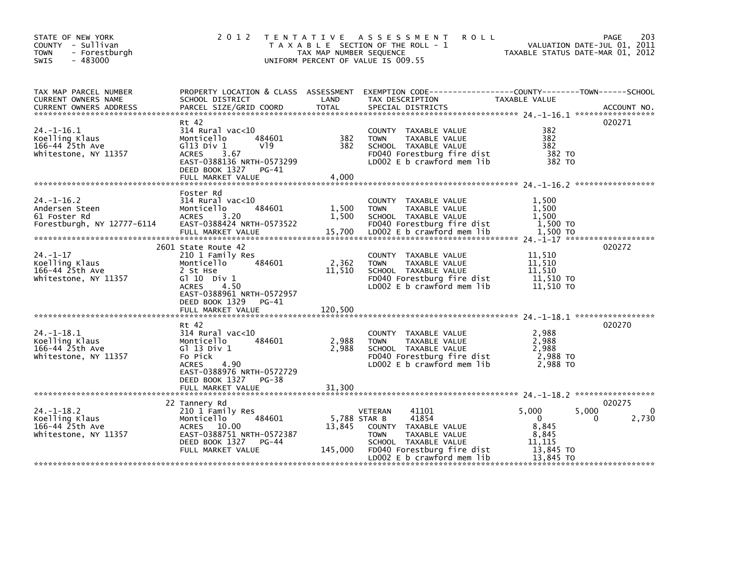STATE OF NEW YORK
COUNTY - Sullivan
TOWN - Forestburgh
SWIS - 483000

2012 TENTATIVE ASSESSMENT ROLL
TAXABLE SECTION OF THE ROLL - 1
TAX MAP NUMBER SEQUENCE
UNIFORM PERCENT OF VALUE IS 009.55

VALUATION DATE-JUL 01, 2011
TAXABLE STATUS DATE-MAR 01, 2012

| TAX MAP PARCEL NUMBER / CURRENT OWNERS NAME / CURRENT OWNERS ADDRESS | PROPERTY LOCATION & CLASS / SCHOOL DISTRICT / PARCEL SIZE/GRID COORD | ASSESSMENT LAND | TOTAL | EXEMPTION CODE / TAX DESCRIPTION / SPECIAL DISTRICTS | COUNTY TAXABLE VALUE | TOWN | SCHOOL | ACCOUNT NO. |
|---|---|---|---|---|---|---|---|---|
| **24.-1-16.1** | Rt 42 | | | | | | | 020271 |
| Koelling Klaus | 314 Rural vac<10 | | | COUNTY TAXABLE VALUE | 382 | | | |
| 166-44 25th Ave | Monticello 484601 | 382 | | TOWN TAXABLE VALUE | 382 | | | |
| Whitestone, NY 11357 | Gl13 Div 1 Vl9 | | 382 | SCHOOL TAXABLE VALUE | 382 | | | |
| | ACRES 3.67 | | | FD040 Forestburg fire dist | 382 TO | | | |
| | EAST-0388136 NRTH-0573299 | | | LD002 E b crawford mem lib | 382 TO | | | |
| | DEED BOOK 1327 PG-41 | | | | | | | |
| | FULL MARKET VALUE | | 4,000 | | | | | |
| **24.-1-16.2** | Foster Rd | | | | | | | |
| Andersen Steen | 314 Rural vac<10 | | | COUNTY TAXABLE VALUE | 1,500 | | | |
| 61 Foster Rd | Monticello 484601 | 1,500 | | TOWN TAXABLE VALUE | 1,500 | | | |
| Forestburgh, NY 12777-6114 | ACRES 3.20 | | 1,500 | SCHOOL TAXABLE VALUE | 1,500 | | | |
| | EAST-0388424 NRTH-0573522 | | | FD040 Forestburg fire dist | 1,500 TO | | | |
| | FULL MARKET VALUE | | 15,700 | LD002 E b crawford mem lib | 1,500 TO | | | |
| **24.-1-17** | 2601 State Route 42 | | | | | | | 020272 |
| Koelling Klaus | 210 1 Family Res | | | COUNTY TAXABLE VALUE | 11,510 | | | |
| 166-44 25th Ave | Monticello 484601 | 2,362 | | TOWN TAXABLE VALUE | 11,510 | | | |
| Whitestone, NY 11357 | 2 St Hse | | 11,510 | SCHOOL TAXABLE VALUE | 11,510 | | | |
| | Gl 10 Div 1 | | | FD040 Forestburg fire dist | 11,510 TO | | | |
| | ACRES 4.50 | | | LD002 E b crawford mem lib | 11,510 TO | | | |
| | EAST-0388961 NRTH-0572957 | | | | | | | |
| | DEED BOOK 1329 PG-41 | | | | | | | |
| | FULL MARKET VALUE | | 120,500 | | | | | |
| **24.-1-18.1** | Rt 42 | | | | | | | 020270 |
| Koelling Klaus | 314 Rural vac<10 | | | COUNTY TAXABLE VALUE | 2,988 | | | |
| 166-44 25th Ave | Monticello 484601 | 2,988 | | TOWN TAXABLE VALUE | 2,988 | | | |
| Whitestone, NY 11357 | Gl 13 Div 1 | | 2,988 | SCHOOL TAXABLE VALUE | 2,988 | | | |
| | Fo Pick | | | FD040 Forestburg fire dist | 2,988 TO | | | |
| | ACRES 4.90 | | | LD002 E b crawford mem lib | 2,988 TO | | | |
| | EAST-0388976 NRTH-0572729 | | | | | | | |
| | DEED BOOK 1327 PG-38 | | | | | | | |
| | FULL MARKET VALUE | | 31,300 | | | | | |
| **24.-1-18.2** | 22 Tannery Rd | | | | | | | 020275 |
| Koelling Klaus | 210 1 Family Res | | | VETERAN 41101 | 5,000 | 5,000 | 0 | |
| 166-44 25th Ave | Monticello 484601 | 5,788 | | STAR B 41854 | 0 | 0 | 2,730 | |
| Whitestone, NY 11357 | ACRES 10.00 | | 13,845 | COUNTY TAXABLE VALUE | 8,845 | | | |
| | EAST-0388751 NRTH-0572387 | | | TOWN TAXABLE VALUE | 8,845 | | | |
| | DEED BOOK 1327 PG-44 | | | SCHOOL TAXABLE VALUE | 11,115 | | | |
| | FULL MARKET VALUE | | 145,000 | FD040 Forestburg fire dist | 13,845 TO | | | |
| | | | | LD002 E b crawford mem lib | 13,845 TO | | | |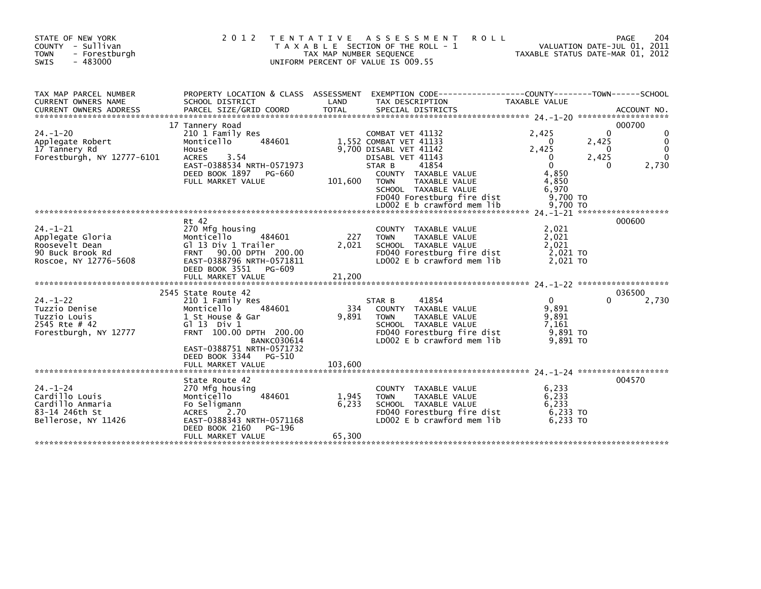STATE OF NEW YORK
COUNTY - Sullivan
TOWN - Forestburgh
SWIS - 483000

2 0 1 2 T E N T A T I V E A S S E S S M E N T R O L L
T A X A B L E SECTION OF THE ROLL - 1
TAX MAP NUMBER SEQUENCE
UNIFORM PERCENT OF VALUE IS 009.55

VALUATION DATE-JUL 01, 2011
TAXABLE STATUS DATE-MAR 01, 2012

| TAX MAP PARCEL NUMBER / CURRENT OWNERS NAME / CURRENT OWNERS ADDRESS | PROPERTY LOCATION & CLASS / SCHOOL DISTRICT / PARCEL SIZE/GRID COORD | ASSESSMENT LAND / TOTAL | EXEMPTION CODE / TAX DESCRIPTION / SPECIAL DISTRICTS | COUNTY TAXABLE VALUE | TOWN | SCHOOL | ACCOUNT NO. |
|---|---|---|---|---|---|---|---|
| 24.-1-20 | 17 Tannery Road | | | | | | 000700 |
| | 210 1 Family Res | | COMBAT VET 41132 | 2,425 | 0 | 0 | |
| Applegate Robert | Monticello 484601 | 1,552 | COMBAT VET 41133 | 0 | 2,425 | 0 | |
| 17 Tannery Rd | House | 9,700 | DISABL VET 41142 | 2,425 | 0 | 0 | |
| Forestburgh, NY 12777-6101 | ACRES 3.54 | | DISABL VET 41143 | 0 | 2,425 | 0 | |
| | EAST-0388534 NRTH-0571973 | | STAR B 41854 | 0 | 0 | 2,730 | |
| | DEED BOOK 1897 PG-660 | | COUNTY TAXABLE VALUE | 4,850 | | | |
| | FULL MARKET VALUE | 101,600 | TOWN TAXABLE VALUE | 4,850 | | | |
| | | | SCHOOL TAXABLE VALUE | 6,970 | | | |
| | | | FD040 Forestburg fire dist | 9,700 TO | | | |
| | | | LD002 E b crawford mem lib | 9,700 TO | | | |
| 24.-1-21 | Rt 42 | | | | | | 000600 |
| Applegate Gloria | 270 Mfg housing | | COUNTY TAXABLE VALUE | 2,021 | | | |
| Roosevelt Dean | Monticello 484601 | 227 | TOWN TAXABLE VALUE | 2,021 | | | |
| 90 Buck Brook Rd | Gl 13 Div 1 Trailer | 2,021 | SCHOOL TAXABLE VALUE | 2,021 | | | |
| Roscoe, NY 12776-5608 | FRNT 90.00 DPTH 200.00 | | FD040 Forestburg fire dist | 2,021 TO | | | |
| | EAST-0388796 NRTH-0571811 | | LD002 E b crawford mem lib | 2,021 TO | | | |
| | DEED BOOK 3551 PG-609 | | | | | | |
| | FULL MARKET VALUE | 21,200 | | | | | |
| 24.-1-22 | 2545 State Route 42 | | | | | | 036500 |
| | 210 1 Family Res | | STAR B 41854 | 0 | 0 | 2,730 | |
| Tuzzio Denise | Monticello 484601 | 334 | COUNTY TAXABLE VALUE | 9,891 | | | |
| Tuzzio Louis | 1 St House & Gar | 9,891 | TOWN TAXABLE VALUE | 9,891 | | | |
| 2545 Rte # 42 | Gl 13 Div 1 | | SCHOOL TAXABLE VALUE | 7,161 | | | |
| Forestburgh, NY 12777 | FRNT 100.00 DPTH 200.00 | | FD040 Forestburg fire dist | 9,891 TO | | | |
| | BANKC030614 | | LD002 E b crawford mem lib | 9,891 TO | | | |
| | EAST-0388751 NRTH-0571732 | | | | | | |
| | DEED BOOK 3344 PG-510 | | | | | | |
| | FULL MARKET VALUE | 103,600 | | | | | |
| 24.-1-24 | State Route 42 | | | | | | 004570 |
| Cardillo Louis | 270 Mfg housing | | COUNTY TAXABLE VALUE | 6,233 | | | |
| Cardillo Anmaria | Monticello 484601 | 1,945 | TOWN TAXABLE VALUE | 6,233 | | | |
| 83-14 246th St | Fo Seligmann | 6,233 | SCHOOL TAXABLE VALUE | 6,233 | | | |
| Bellerose, NY 11426 | ACRES 2.70 | | FD040 Forestburg fire dist | 6,233 TO | | | |
| | EAST-0388343 NRTH-0571168 | | LD002 E b crawford mem lib | 6,233 TO | | | |
| | DEED BOOK 2160 PG-196 | | | | | | |
| | FULL MARKET VALUE | 65,300 | | | | | |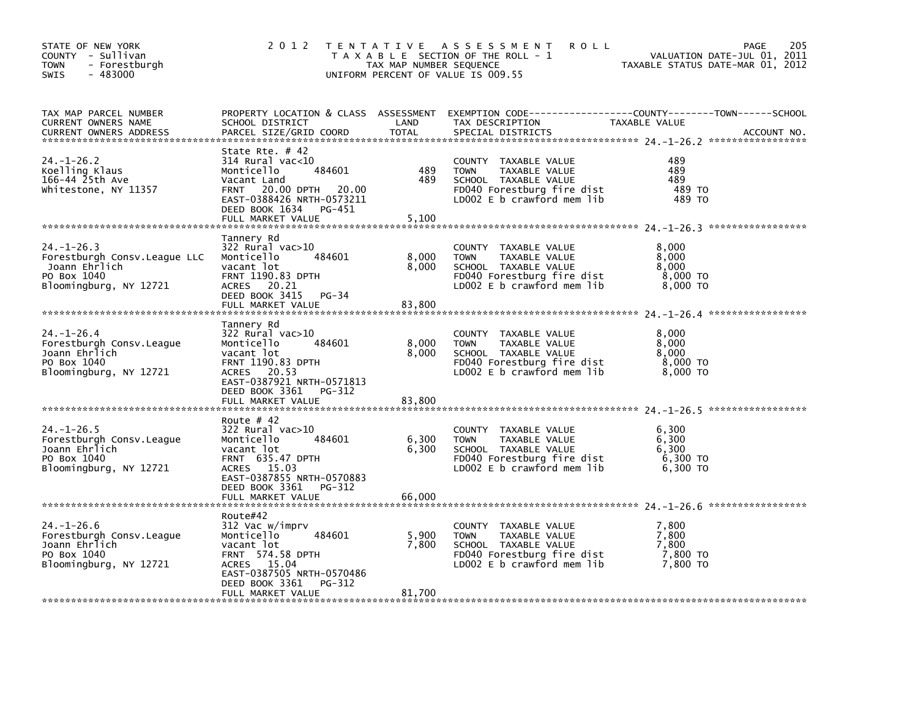STATE OF NEW YORK
COUNTY - Sullivan
TOWN - Forestburgh
SWIS - 483000

# 2012 TENTATIVE ASSESSMENT ROLL

TAXABLE SECTION OF THE ROLL - 1
TAX MAP NUMBER SEQUENCE
UNIFORM PERCENT OF VALUE IS 009.55

VALUATION DATE-JUL 01, 2011
TAXABLE STATUS DATE-MAR 01, 2012

| TAX MAP PARCEL NUMBER / CURRENT OWNERS NAME / CURRENT OWNERS ADDRESS | PROPERTY LOCATION & CLASS / SCHOOL DISTRICT / PARCEL SIZE/GRID COORD | ASSESSMENT LAND | TOTAL | EXEMPTION CODE / TAX DESCRIPTION / SPECIAL DISTRICTS | COUNTY / TOWN / SCHOOL TAXABLE VALUE | ACCOUNT NO. |
|---|---|---|---|---|---|---|
| 24.-1-26.2 | State Rte. # 42 | | | | | |
| Koelling Klaus | 314 Rural vac<10 | | | COUNTY TAXABLE VALUE | 489 | |
| 166-44 25th Ave | Monticello 484601 | 489 | | TOWN TAXABLE VALUE | 489 | |
| Whitestone, NY 11357 | Vacant Land | | 489 | SCHOOL TAXABLE VALUE | 489 | |
| | FRNT 20.00 DPTH 20.00 | | | FD040 Forestburg fire dist | 489 TO | |
| | EAST-0388426 NRTH-0573211 | | | LD002 E b crawford mem lib | 489 TO | |
| | DEED BOOK 1634 PG-451 | | | | | |
| | FULL MARKET VALUE | | 5,100 | | | |
| 24.-1-26.3 | Tannery Rd | | | | | |
| Forestburgh Consv.League LLC | 322 Rural vac>10 | | | COUNTY TAXABLE VALUE | 8,000 | |
| Joann Ehrlich | Monticello 484601 | 8,000 | | TOWN TAXABLE VALUE | 8,000 | |
| PO Box 1040 | vacant lot | | 8,000 | SCHOOL TAXABLE VALUE | 8,000 | |
| Bloomingburg, NY 12721 | FRNT 1190.83 DPTH | | | FD040 Forestburg fire dist | 8,000 TO | |
| | ACRES 20.21 | | | LD002 E b crawford mem lib | 8,000 TO | |
| | DEED BOOK 3415 PG-34 | | | | | |
| | FULL MARKET VALUE | | 83,800 | | | |
| 24.-1-26.4 | Tannery Rd | | | | | |
| Forestburgh Consv.League | 322 Rural vac>10 | | | COUNTY TAXABLE VALUE | 8,000 | |
| Joann Ehrlich | Monticello 484601 | 8,000 | | TOWN TAXABLE VALUE | 8,000 | |
| PO Box 1040 | vacant lot | | 8,000 | SCHOOL TAXABLE VALUE | 8,000 | |
| Bloomingburg, NY 12721 | FRNT 1190.83 DPTH | | | FD040 Forestburg fire dist | 8,000 TO | |
| | ACRES 20.53 | | | LD002 E b crawford mem lib | 8,000 TO | |
| | EAST-0387921 NRTH-0571813 | | | | | |
| | DEED BOOK 3361 PG-312 | | | | | |
| | FULL MARKET VALUE | | 83,800 | | | |
| 24.-1-26.5 | Route # 42 | | | | | |
| Forestburgh Consv.League | 322 Rural vac>10 | | | COUNTY TAXABLE VALUE | 6,300 | |
| Joann Ehrlich | Monticello 484601 | 6,300 | | TOWN TAXABLE VALUE | 6,300 | |
| PO Box 1040 | vacant lot | | 6,300 | SCHOOL TAXABLE VALUE | 6,300 | |
| Bloomingburg, NY 12721 | FRNT 635.47 DPTH | | | FD040 Forestburg fire dist | 6,300 TO | |
| | ACRES 15.03 | | | LD002 E b crawford mem lib | 6,300 TO | |
| | EAST-0387855 NRTH-0570883 | | | | | |
| | DEED BOOK 3361 PG-312 | | | | | |
| | FULL MARKET VALUE | | 66,000 | | | |
| 24.-1-26.6 | Route#42 | | | | | |
| Forestburgh Consv.League | 312 Vac w/imprv | | | COUNTY TAXABLE VALUE | 7,800 | |
| Joann Ehrlich | Monticello 484601 | 5,900 | | TOWN TAXABLE VALUE | 7,800 | |
| PO Box 1040 | vacant lot | | 7,800 | SCHOOL TAXABLE VALUE | 7,800 | |
| Bloomingburg, NY 12721 | FRNT 574.58 DPTH | | | FD040 Forestburg fire dist | 7,800 TO | |
| | ACRES 15.04 | | | LD002 E b crawford mem lib | 7,800 TO | |
| | EAST-0387505 NRTH-0570486 | | | | | |
| | DEED BOOK 3361 PG-312 | | | | | |
| | FULL MARKET VALUE | | 81,700 | | | |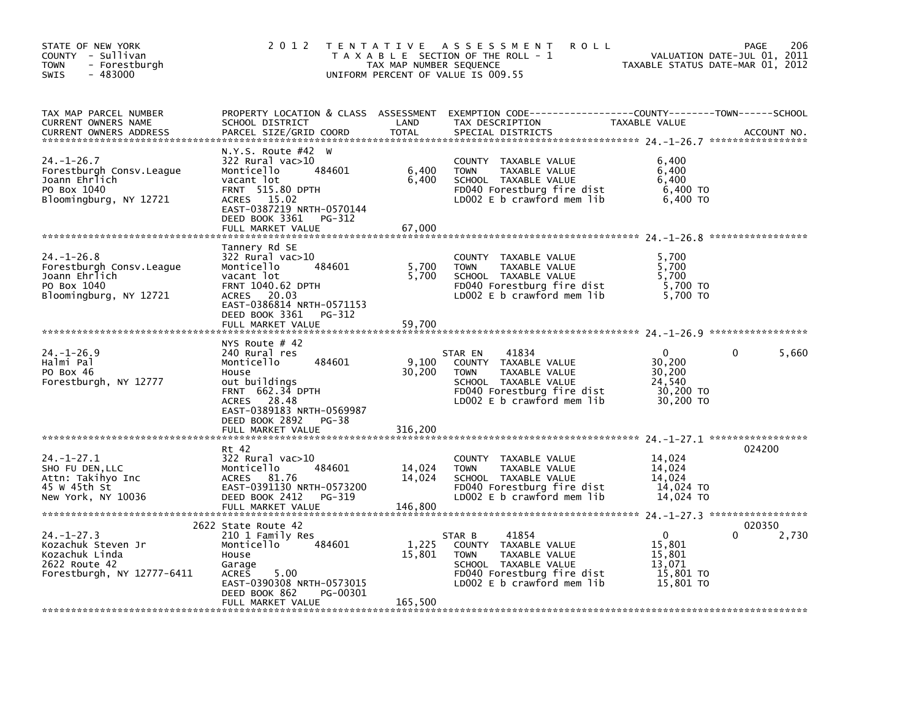STATE OF NEW YORK
COUNTY - Sullivan
TOWN - Forestburgh
SWIS - 483000

2012 TENTATIVE ASSESSMENT ROLL
TAXABLE SECTION OF THE ROLL - 1
TAX MAP NUMBER SEQUENCE
UNIFORM PERCENT OF VALUE IS 009.55

VALUATION DATE-JUL 01, 2011
TAXABLE STATUS DATE-MAR 01, 2012

| TAX MAP PARCEL NUMBER / CURRENT OWNERS NAME / CURRENT OWNERS ADDRESS | PROPERTY LOCATION & CLASS / SCHOOL DISTRICT / PARCEL SIZE/GRID COORD | ASSESSMENT LAND | TOTAL | EXEMPTION CODE / TAX DESCRIPTION / SPECIAL DISTRICTS | COUNTY TAXABLE VALUE | TOWN | SCHOOL | ACCOUNT NO. |
|---|---|---|---|---|---|---|---|---|
| **24.-1-26.7** | N.Y.S. Route #42 W | | | | | | | |
| 24.-1-26.7 | 322 Rural vac>10 | | | COUNTY TAXABLE VALUE | 6,400 | | | |
| Forestburgh Consv.League | Monticello 484601 | 6,400 | | TOWN TAXABLE VALUE | 6,400 | | | |
| Joann Ehrlich | vacant lot | | 6,400 | SCHOOL TAXABLE VALUE | 6,400 | | | |
| PO Box 1040 | FRNT 515.80 DPTH | | | FD040 Forestburg fire dist | 6,400 TO | | | |
| Bloomingburg, NY 12721 | ACRES 15.02 | | | LD002 E b crawford mem lib | 6,400 TO | | | |
| | EAST-0387219 NRTH-0570144 | | | | | | | |
| | DEED BOOK 3361 PG-312 | | | | | | | |
| | FULL MARKET VALUE | | 67,000 | | | | | |
| **24.-1-26.8** | Tannery Rd SE | | | | | | | |
| 24.-1-26.8 | 322 Rural vac>10 | | | COUNTY TAXABLE VALUE | 5,700 | | | |
| Forestburgh Consv.League | Monticello 484601 | 5,700 | | TOWN TAXABLE VALUE | 5,700 | | | |
| Joann Ehrlich | vacant lot | | 5,700 | SCHOOL TAXABLE VALUE | 5,700 | | | |
| PO Box 1040 | FRNT 1040.62 DPTH | | | FD040 Forestburg fire dist | 5,700 TO | | | |
| Bloomingburg, NY 12721 | ACRES 20.03 | | | LD002 E b crawford mem lib | 5,700 TO | | | |
| | EAST-0386814 NRTH-0571153 | | | | | | | |
| | DEED BOOK 3361 PG-312 | | | | | | | |
| | FULL MARKET VALUE | | 59,700 | | | | | |
| **24.-1-26.9** | NYS Route # 42 | | | | | | | |
| 24.-1-26.9 | 240 Rural res | | | STAR EN 41834 | 0 | 0 | 5,660 | |
| Halmi Pal | Monticello 484601 | 9,100 | | COUNTY TAXABLE VALUE | 30,200 | | | |
| PO Box 46 | House | | 30,200 | TOWN TAXABLE VALUE | 30,200 | | | |
| Forestburgh, NY 12777 | out buildings | | | SCHOOL TAXABLE VALUE | 24,540 | | | |
| | FRNT 662.34 DPTH | | | FD040 Forestburg fire dist | 30,200 TO | | | |
| | ACRES 28.48 | | | LD002 E b crawford mem lib | 30,200 TO | | | |
| | EAST-0389183 NRTH-0569987 | | | | | | | |
| | DEED BOOK 2892 PG-38 | | | | | | | |
| | FULL MARKET VALUE | | 316,200 | | | | | |
| **24.-1-27.1** | Rt 42 | | | | | | | 024200 |
| 24.-1-27.1 | 322 Rural vac>10 | | | COUNTY TAXABLE VALUE | 14,024 | | | |
| SHO FU DEN,LLC | Monticello 484601 | 14,024 | | TOWN TAXABLE VALUE | 14,024 | | | |
| Attn: Takihyo Inc | ACRES 81.76 | | 14,024 | SCHOOL TAXABLE VALUE | 14,024 | | | |
| 45 W 45th St | EAST-0391130 NRTH-0573200 | | | FD040 Forestburg fire dist | 14,024 TO | | | |
| New York, NY 10036 | DEED BOOK 2412 PG-319 | | | LD002 E b crawford mem lib | 14,024 TO | | | |
| | FULL MARKET VALUE | | 146,800 | | | | | |
| **24.-1-27.3** | 2622 State Route 42 | | | | | | | 020350 |
| 24.-1-27.3 | 210 1 Family Res | | | STAR B 41854 | 0 | 0 | 2,730 | |
| Kozachuk Steven Jr | Monticello 484601 | 1,225 | | COUNTY TAXABLE VALUE | 15,801 | | | |
| Kozachuk Linda | House | | 15,801 | TOWN TAXABLE VALUE | 15,801 | | | |
| 2622 Route 42 | Garage | | | SCHOOL TAXABLE VALUE | 13,071 | | | |
| Forestburgh, NY 12777-6411 | ACRES 5.00 | | | FD040 Forestburg fire dist | 15,801 TO | | | |
| | EAST-0390308 NRTH-0573015 | | | LD002 E b crawford mem lib | 15,801 TO | | | |
| | DEED BOOK 862 PG-00301 | | | | | | | |
| | FULL MARKET VALUE | | 165,500 | | | | | |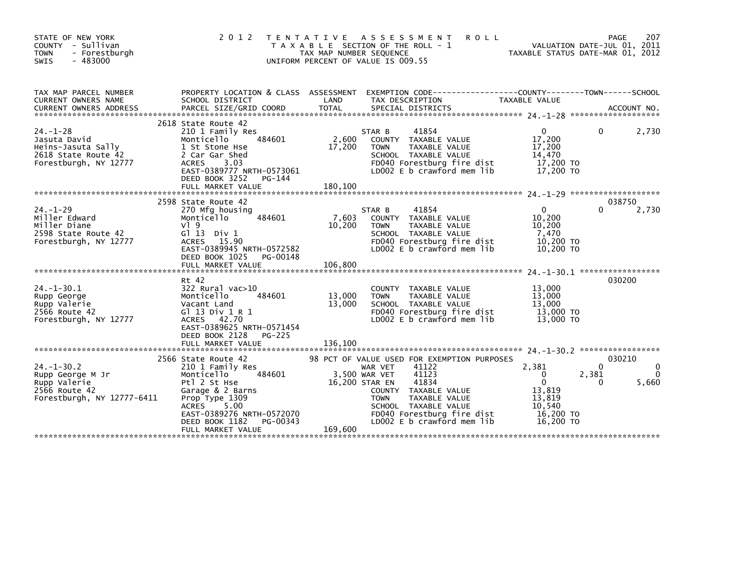STATE OF NEW YORK
COUNTY - Sullivan
TOWN - Forestburgh
SWIS - 483000

# 2012 TENTATIVE ASSESSMENT ROLL

TAXABLE SECTION OF THE ROLL - 1
TAX MAP NUMBER SEQUENCE
UNIFORM PERCENT OF VALUE IS 009.55

VALUATION DATE-JUL 01, 2011
TAXABLE STATUS DATE-MAR 01, 2012

| TAX MAP PARCEL NUMBER / CURRENT OWNERS NAME / CURRENT OWNERS ADDRESS | PROPERTY LOCATION & CLASS / SCHOOL DISTRICT / PARCEL SIZE/GRID COORD | ASSESSMENT LAND / TOTAL | EXEMPTION CODE / TAX DESCRIPTION / SPECIAL DISTRICTS | COUNTY TAXABLE VALUE | TOWN | SCHOOL / ACCOUNT NO. |
|---|---|---|---|---|---|---|
| **24.-1-28** | 2618 State Route 42 | | | | | |
| | 210 1 Family Res | | STAR B 41854 | 0 | 0 | 2,730 |
| Jasuta David | Monticello 484601 | 2,600 | COUNTY TAXABLE VALUE | 17,200 | | |
| Heins-Jasuta Sally | 1 St Stone Hse | 17,200 | TOWN TAXABLE VALUE | 17,200 | | |
| 2618 State Route 42 | 2 Car Gar Shed | | SCHOOL TAXABLE VALUE | 14,470 | | |
| Forestburgh, NY 12777 | ACRES 3.03 | | FD040 Forestburg fire dist | 17,200 TO | | |
| | EAST-0389777 NRTH-0573061 | | LD002 E b crawford mem lib | 17,200 TO | | |
| | DEED BOOK 3252 PG-144 | | | | | |
| | FULL MARKET VALUE | 180,100 | | | | |
| **24.-1-29** | 2598 State Route 42 | | | | | 038750 |
| | 270 Mfg housing | | STAR B 41854 | 0 | 0 | 2,730 |
| Miller Edward | Monticello 484601 | 7,603 | COUNTY TAXABLE VALUE | 10,200 | | |
| Miller Diane | Vl 9 | 10,200 | TOWN TAXABLE VALUE | 10,200 | | |
| 2598 State Route 42 | Gl 13 Div 1 | | SCHOOL TAXABLE VALUE | 7,470 | | |
| Forestburgh, NY 12777 | ACRES 15.90 | | FD040 Forestburg fire dist | 10,200 TO | | |
| | EAST-0389945 NRTH-0572582 | | LD002 E b crawford mem lib | 10,200 TO | | |
| | DEED BOOK 1025 PG-00148 | | | | | |
| | FULL MARKET VALUE | 106,800 | | | | |
| **24.-1-30.1** | Rt 42 | | | | | 030200 |
| | 322 Rural vac>10 | | COUNTY TAXABLE VALUE | 13,000 | | |
| Rupp George | Monticello 484601 | 13,000 | TOWN TAXABLE VALUE | 13,000 | | |
| Rupp Valerie | Vacant Land | 13,000 | SCHOOL TAXABLE VALUE | 13,000 | | |
| 2566 Route 42 | Gl 13 Div 1 R 1 | | FD040 Forestburg fire dist | 13,000 TO | | |
| Forestburgh, NY 12777 | ACRES 42.70 | | LD002 E b crawford mem lib | 13,000 TO | | |
| | EAST-0389625 NRTH-0571454 | | | | | |
| | DEED BOOK 2128 PG-225 | | | | | |
| | FULL MARKET VALUE | 136,100 | | | | |
| **24.-1-30.2** | 2566 State Route 42 | | 98 PCT OF VALUE USED FOR EXEMPTION PURPOSES | | | 030210 |
| | 210 1 Family Res | | WAR VET 41122 | 2,381 | 0 | 0 |
| Rupp George M Jr | Monticello 484601 | 3,500 | WAR VET 41123 | 0 | 2,381 | 0 |
| Rupp Valerie | Ptl 2 St Hse | 16,200 | STAR EN 41834 | 0 | 0 | 5,660 |
| 2566 Route 42 | Garage & 2 Barns | | COUNTY TAXABLE VALUE | 13,819 | | |
| Forestburgh, NY 12777-6411 | Prop Type 1309 | | TOWN TAXABLE VALUE | 13,819 | | |
| | ACRES 5.00 | | SCHOOL TAXABLE VALUE | 10,540 | | |
| | EAST-0389276 NRTH-0572070 | | FD040 Forestburg fire dist | 16,200 TO | | |
| | DEED BOOK 1182 PG-00343 | | LD002 E b crawford mem lib | 16,200 TO | | |
| | FULL MARKET VALUE | 169,600 | | | | |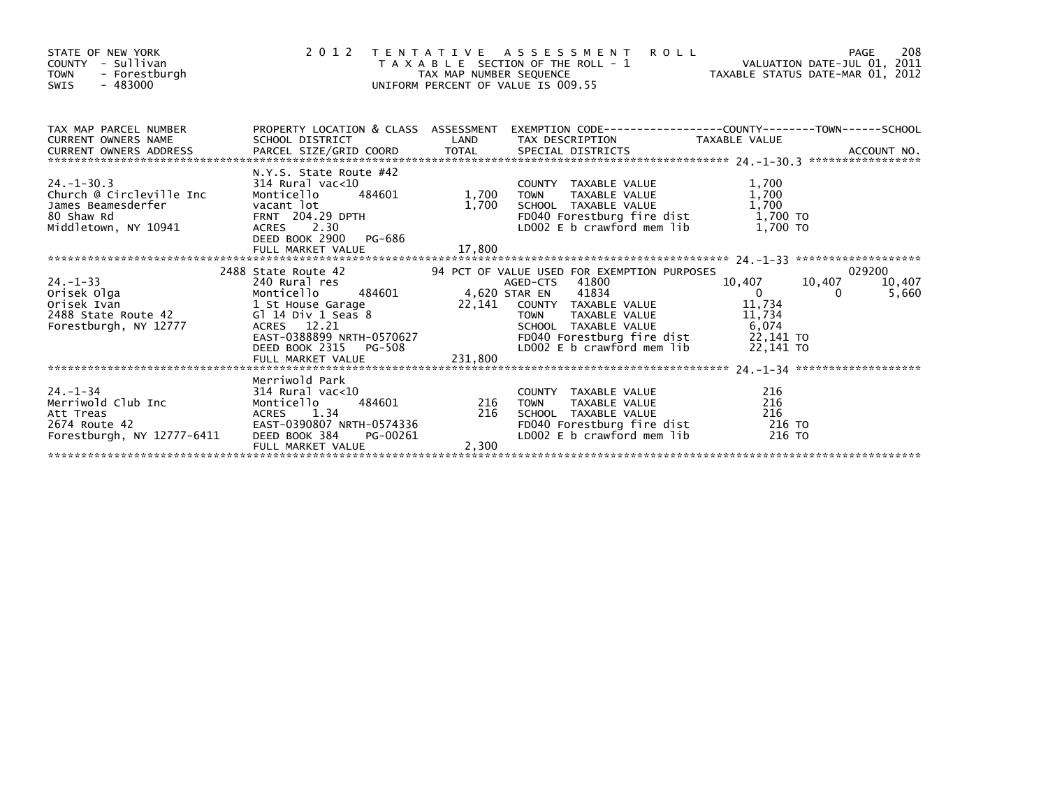STATE OF NEW YORK
COUNTY - Sullivan
TOWN - Forestburgh
SWIS - 483000

2 0 1 2 T E N T A T I V E A S S E S S M E N T R O L L
T A X A B L E SECTION OF THE ROLL - 1
TAX MAP NUMBER SEQUENCE
UNIFORM PERCENT OF VALUE IS 009.55

VALUATION DATE-JUL 01, 2011
TAXABLE STATUS DATE-MAR 01, 2012

| TAX MAP PARCEL NUMBER / CURRENT OWNERS NAME / CURRENT OWNERS ADDRESS | PROPERTY LOCATION & CLASS / SCHOOL DISTRICT / PARCEL SIZE/GRID COORD | ASSESSMENT LAND / TOTAL | EXEMPTION CODE / TAX DESCRIPTION / SPECIAL DISTRICTS | COUNTY TAXABLE VALUE | TOWN | SCHOOL | ACCOUNT NO. |
|---|---|---|---|---|---|---|---|
| **24.-1-30.3** | N.Y.S. State Route #42 | | | | | | |
| 24.-1-30.3 | 314 Rural vac<10 | | COUNTY TAXABLE VALUE | 1,700 | | | |
| Church @ Circleville Inc | Monticello 484601 | 1,700 | TOWN TAXABLE VALUE | 1,700 | | | |
| James Beamesderfer | vacant lot | 1,700 | SCHOOL TAXABLE VALUE | 1,700 | | | |
| 80 Shaw Rd | FRNT 204.29 DPTH | | FD040 Forestburg fire dist | 1,700 TO | | | |
| Middletown, NY 10941 | ACRES 2.30 | | LD002 E b crawford mem lib | 1,700 TO | | | |
| | DEED BOOK 2900 PG-686 | | | | | | |
| | FULL MARKET VALUE | 17,800 | | | | | |
| **24.-1-33** | 2488 State Route 42 | | 94 PCT OF VALUE USED FOR EXEMPTION PURPOSES | | | | 029200 |
| 24.-1-33 | 240 Rural res | | AGED-CTS 41800 | 10,407 | 10,407 | 10,407 | |
| Orisek Olga | Monticello 484601 | 4,620 | STAR EN 41834 | 0 | 0 | 5,660 | |
| Orisek Ivan | 1 St House Garage | 22,141 | COUNTY TAXABLE VALUE | 11,734 | | | |
| 2488 State Route 42 | Gl 14 Div 1 Seas 8 | | TOWN TAXABLE VALUE | 11,734 | | | |
| Forestburgh, NY 12777 | ACRES 12.21 | | SCHOOL TAXABLE VALUE | 6,074 | | | |
| | EAST-0388899 NRTH-0570627 | | FD040 Forestburg fire dist | 22,141 TO | | | |
| | DEED BOOK 2315 PG-508 | | LD002 E b crawford mem lib | 22,141 TO | | | |
| | FULL MARKET VALUE | 231,800 | | | | | |
| **24.-1-34** | Merriwold Park | | | | | | |
| 24.-1-34 | 314 Rural vac<10 | | COUNTY TAXABLE VALUE | 216 | | | |
| Merriwold Club Inc | Monticello 484601 | 216 | TOWN TAXABLE VALUE | 216 | | | |
| Att Treas | ACRES 1.34 | 216 | SCHOOL TAXABLE VALUE | 216 | | | |
| 2674 Route 42 | EAST-0390807 NRTH-0574336 | | FD040 Forestburg fire dist | 216 TO | | | |
| Forestburgh, NY 12777-6411 | DEED BOOK 384 PG-00261 | | LD002 E b crawford mem lib | 216 TO | | | |
| | FULL MARKET VALUE | 2,300 | | | | | |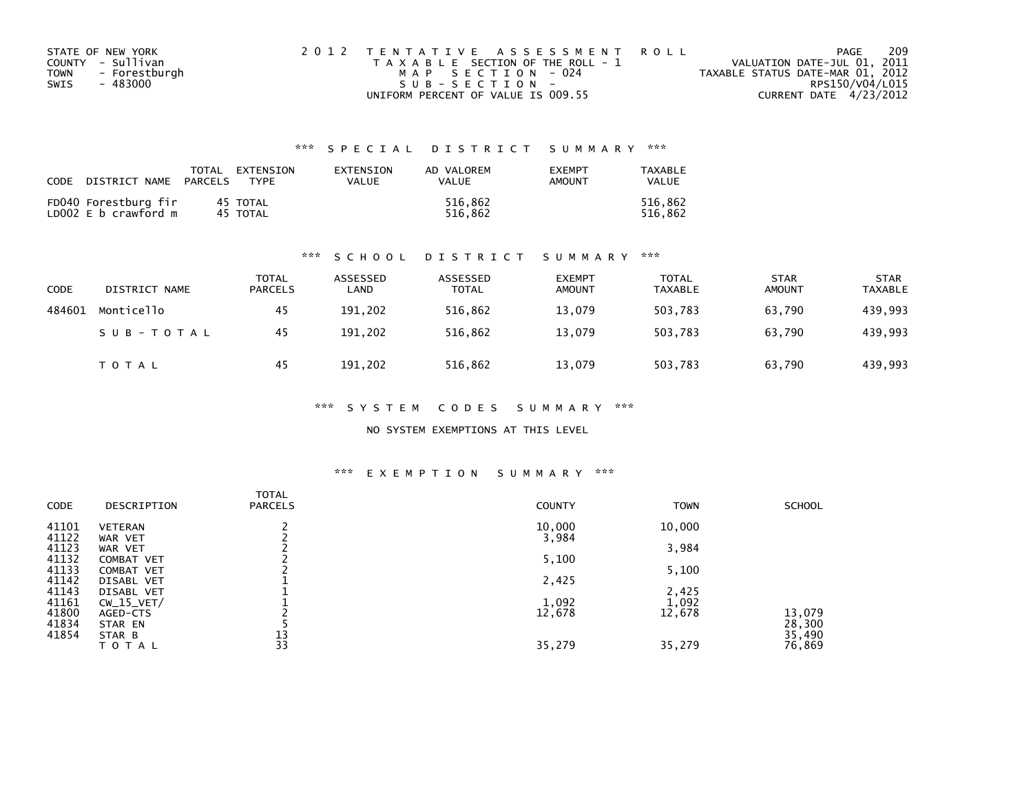STATE OF NEW YORK
COUNTY - Sullivan
TOWN - Forestburgh
SWIS - 483000

2012 TENTATIVE ASSESSMENT ROLL
TAXABLE SECTION OF THE ROLL - 1
MAP SECTION - 024
SUB-SECTION -
UNIFORM PERCENT OF VALUE IS 009.55

VALUATION DATE-JUL 01, 2011
TAXABLE STATUS DATE-MAR 01, 2012
RPS150/V04/L015
CURRENT DATE 4/23/2012

### *** SPECIAL DISTRICT SUMMARY ***

| CODE | DISTRICT NAME | TOTAL PARCELS | EXTENSION TYPE | EXTENSION VALUE | AD VALOREM VALUE | EXEMPT AMOUNT | TAXABLE VALUE |
|---|---|---|---|---|---|---|---|
| FD040 | Forestburg fir | 45 | TOTAL | | 516,862 | | 516,862 |
| LD002 | E b crawford m | 45 | TOTAL | | 516,862 | | 516,862 |

### *** SCHOOL DISTRICT SUMMARY ***

| CODE | DISTRICT NAME | TOTAL PARCELS | ASSESSED LAND | ASSESSED TOTAL | EXEMPT AMOUNT | TOTAL TAXABLE | STAR AMOUNT | STAR TAXABLE |
|---|---|---|---|---|---|---|---|---|
| 484601 | Monticello | 45 | 191,202 | 516,862 | 13,079 | 503,783 | 63,790 | 439,993 |
| | SUB-TOTAL | 45 | 191,202 | 516,862 | 13,079 | 503,783 | 63,790 | 439,993 |
| | TOTAL | 45 | 191,202 | 516,862 | 13,079 | 503,783 | 63,790 | 439,993 |

### *** SYSTEM CODES SUMMARY ***

NO SYSTEM EXEMPTIONS AT THIS LEVEL

### *** EXEMPTION SUMMARY ***

| CODE | DESCRIPTION | TOTAL PARCELS | COUNTY | TOWN | SCHOOL |
|---|---|---|---|---|---|
| 41101 | VETERAN | 2 | 10,000 | 10,000 | |
| 41122 | WAR VET | 2 | 3,984 | | |
| 41123 | WAR VET | 2 | | 3,984 | |
| 41132 | COMBAT VET | 2 | 5,100 | | |
| 41133 | COMBAT VET | 2 | | 5,100 | |
| 41142 | DISABL VET | 1 | 2,425 | | |
| 41143 | DISABL VET | 1 | | 2,425 | |
| 41161 | CW_15_VET/ | 1 | 1,092 | 1,092 | |
| 41800 | AGED-CTS | 2 | 12,678 | 12,678 | 13,079 |
| 41834 | STAR EN | 5 | | | 28,300 |
| 41854 | STAR B | 13 | | | 35,490 |
| | TOTAL | 33 | 35,279 | 35,279 | 76,869 |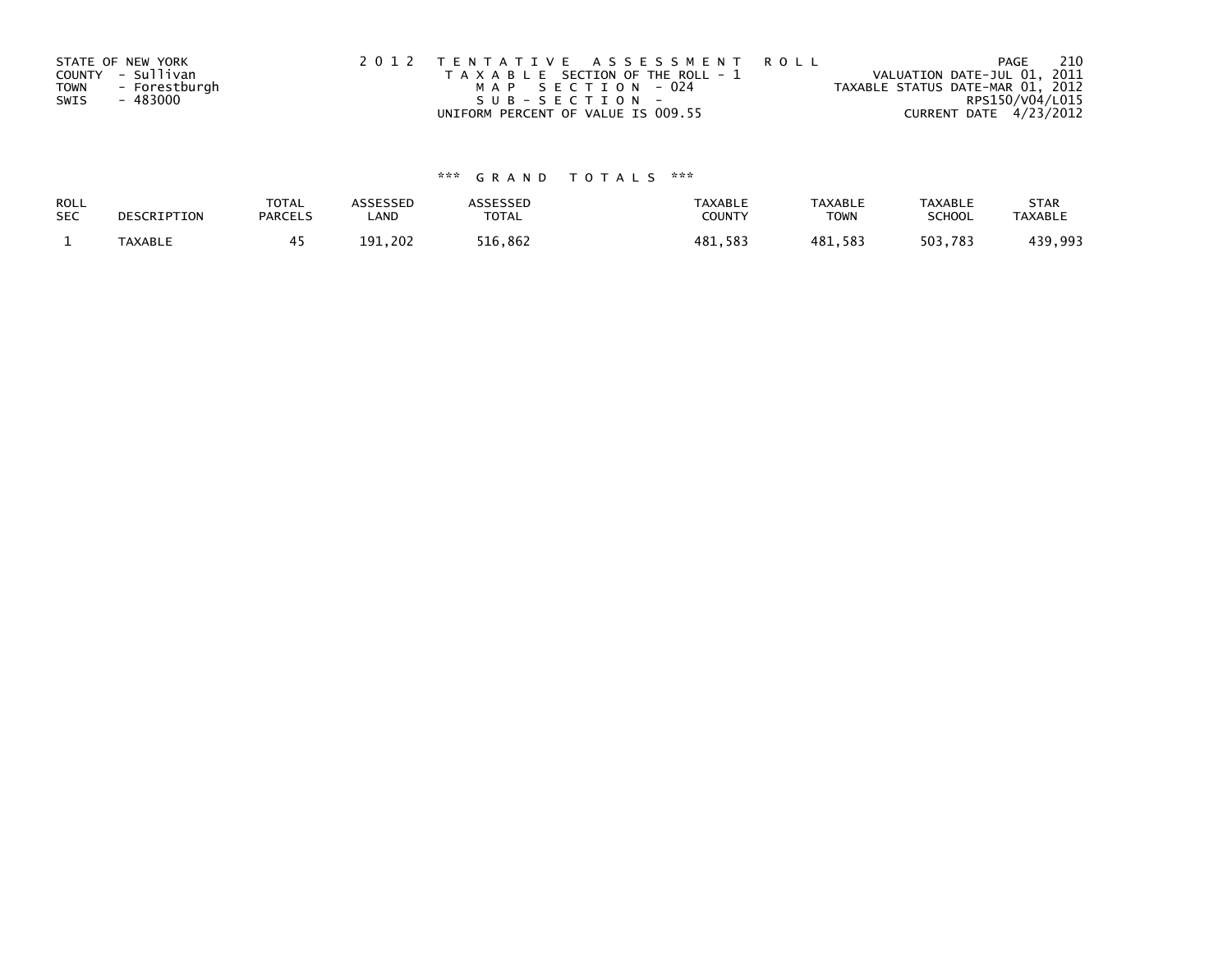STATE OF NEW YORK
COUNTY - Sullivan
TOWN - Forestburgh
SWIS - 483000

2 0 1 2 T E N T A T I V E A S S E S S M E N T R O L L
T A X A B L E SECTION OF THE ROLL - 1
M A P S E C T I O N - 024
S U B - S E C T I O N -
UNIFORM PERCENT OF VALUE IS 009.55

VALUATION DATE-JUL 01, 2011
TAXABLE STATUS DATE-MAR 01, 2012
RPS150/V04/L015
CURRENT DATE 4/23/2012

### *** G R A N D T O T A L S ***

| ROLL SEC | DESCRIPTION | TOTAL PARCELS | ASSESSED LAND | ASSESSED TOTAL | TAXABLE COUNTY | TAXABLE TOWN | TAXABLE SCHOOL | STAR TAXABLE |
|---|---|---|---|---|---|---|---|---|
| 1 | TAXABLE | 45 | 191,202 | 516,862 | 481,583 | 481,583 | 503,783 | 439,993 |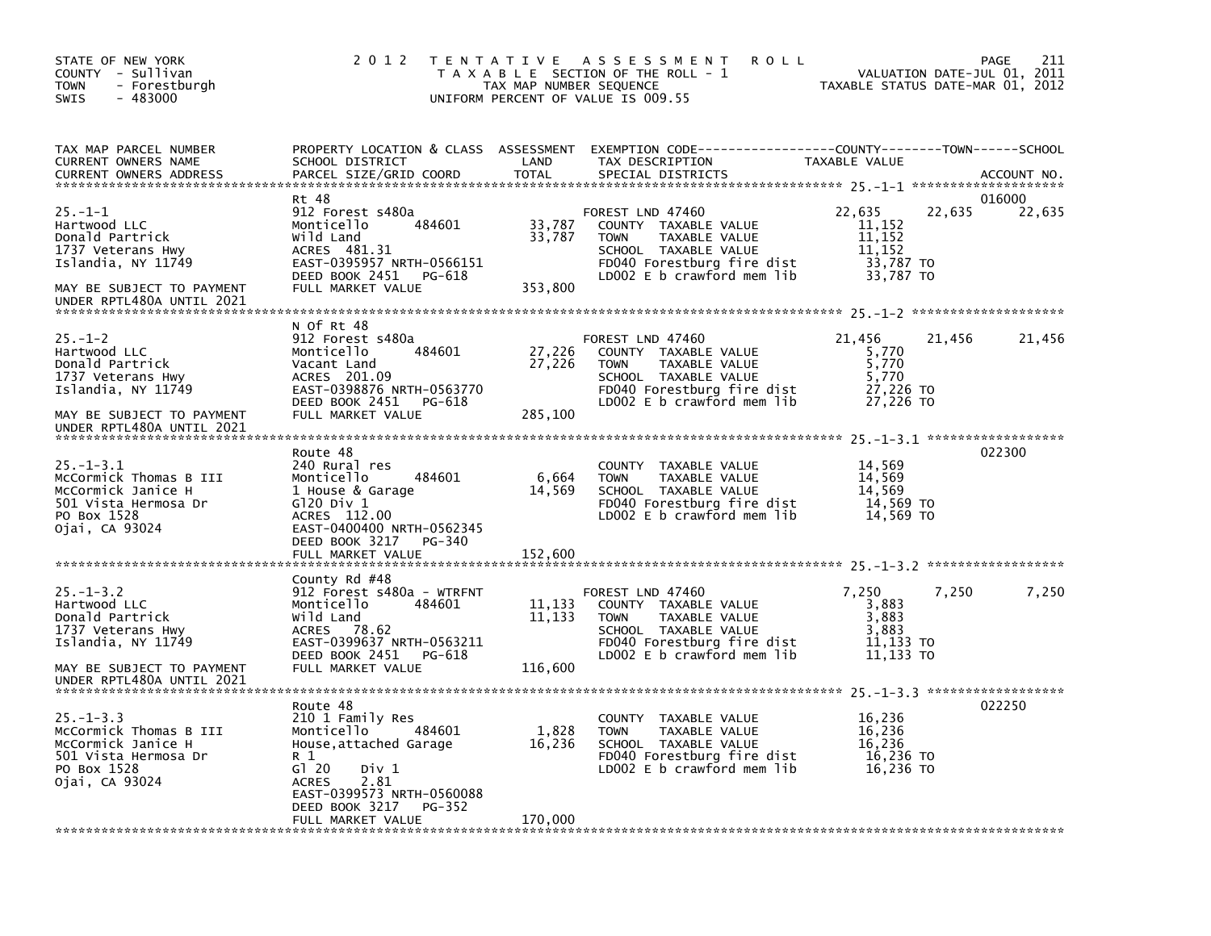STATE OF NEW YORK
COUNTY - Sullivan
TOWN - Forestburgh
SWIS - 483000

# 2012 TENTATIVE ASSESSMENT ROLL
TAXABLE SECTION OF THE ROLL - 1
TAX MAP NUMBER SEQUENCE
UNIFORM PERCENT OF VALUE IS 009.55

VALUATION DATE-JUL 01, 2011
TAXABLE STATUS DATE-MAR 01, 2012

| TAX MAP PARCEL NUMBER / CURRENT OWNERS NAME / CURRENT OWNERS ADDRESS | PROPERTY LOCATION & CLASS / SCHOOL DISTRICT / PARCEL SIZE/GRID COORD | ASSESSMENT LAND / TOTAL | EXEMPTION CODE / TAX DESCRIPTION / SPECIAL DISTRICTS | COUNTY TAXABLE VALUE | TOWN | SCHOOL / ACCOUNT NO. |
|---|---|---|---|---|---|---|
| **25.-1-1** | Rt 48 | | | | | 016000 |
| 25.-1-1 | 912 Forest s480a | | FOREST LND 47460 | 22,635 | 22,635 | 22,635 |
| Hartwood LLC | Monticello 484601 | 33,787 | COUNTY TAXABLE VALUE | 11,152 | | |
| Donald Partrick | Wild Land | 33,787 | TOWN TAXABLE VALUE | 11,152 | | |
| 1737 Veterans Hwy | ACRES 481.31 | | SCHOOL TAXABLE VALUE | 11,152 | | |
| Islandia, NY 11749 | EAST-0395957 NRTH-0566151 | | FD040 Forestburg fire dist | 33,787 TO | | |
| | DEED BOOK 2451 PG-618 | | LD002 E b crawford mem lib | 33,787 TO | | |
| MAY BE SUBJECT TO PAYMENT UNDER RPTL480A UNTIL 2021 | FULL MARKET VALUE | 353,800 | | | | |
| **25.-1-2** | N Of Rt 48 | | | | | |
| 25.-1-2 | 912 Forest s480a | | FOREST LND 47460 | 21,456 | 21,456 | 21,456 |
| Hartwood LLC | Monticello 484601 | 27,226 | COUNTY TAXABLE VALUE | 5,770 | | |
| Donald Partrick | Vacant Land | 27,226 | TOWN TAXABLE VALUE | 5,770 | | |
| 1737 Veterans Hwy | ACRES 201.09 | | SCHOOL TAXABLE VALUE | 5,770 | | |
| Islandia, NY 11749 | EAST-0398876 NRTH-0563770 | | FD040 Forestburg fire dist | 27,226 TO | | |
| | DEED BOOK 2451 PG-618 | | LD002 E b crawford mem lib | 27,226 TO | | |
| MAY BE SUBJECT TO PAYMENT UNDER RPTL480A UNTIL 2021 | FULL MARKET VALUE | 285,100 | | | | |
| **25.-1-3.1** | Route 48 | | | | | 022300 |
| 25.-1-3.1 | 240 Rural res | | COUNTY TAXABLE VALUE | 14,569 | | |
| McCormick Thomas B III | Monticello 484601 | 6,664 | TOWN TAXABLE VALUE | 14,569 | | |
| McCormick Janice H | 1 House & Garage | 14,569 | SCHOOL TAXABLE VALUE | 14,569 | | |
| 501 Vista Hermosa Dr | Gl20 Div 1 | | FD040 Forestburg fire dist | 14,569 TO | | |
| PO Box 1528 | ACRES 112.00 | | LD002 E b crawford mem lib | 14,569 TO | | |
| Ojai, CA 93024 | EAST-0400400 NRTH-0562345 | | | | | |
| | DEED BOOK 3217 PG-340 | | | | | |
| | FULL MARKET VALUE | 152,600 | | | | |
| **25.-1-3.2** | County Rd #48 | | | | | |
| 25.-1-3.2 | 912 Forest s480a - WTRFNT | | FOREST LND 47460 | 7,250 | 7,250 | 7,250 |
| Hartwood LLC | Monticello 484601 | 11,133 | COUNTY TAXABLE VALUE | 3,883 | | |
| Donald Partrick | Wild Land | 11,133 | TOWN TAXABLE VALUE | 3,883 | | |
| 1737 Veterans Hwy | ACRES 78.62 | | SCHOOL TAXABLE VALUE | 3,883 | | |
| Islandia, NY 11749 | EAST-0399637 NRTH-0563211 | | FD040 Forestburg fire dist | 11,133 TO | | |
| | DEED BOOK 2451 PG-618 | | LD002 E b crawford mem lib | 11,133 TO | | |
| MAY BE SUBJECT TO PAYMENT UNDER RPTL480A UNTIL 2021 | FULL MARKET VALUE | 116,600 | | | | |
| **25.-1-3.3** | Route 48 | | | | | 022250 |
| 25.-1-3.3 | 210 1 Family Res | | COUNTY TAXABLE VALUE | 16,236 | | |
| McCormick Thomas B III | Monticello 484601 | 1,828 | TOWN TAXABLE VALUE | 16,236 | | |
| McCormick Janice H | House,attached Garage | 16,236 | SCHOOL TAXABLE VALUE | 16,236 | | |
| 501 Vista Hermosa Dr | R 1 | | FD040 Forestburg fire dist | 16,236 TO | | |
| PO Box 1528 | Gl 20 Div 1 | | LD002 E b crawford mem lib | 16,236 TO | | |
| Ojai, CA 93024 | ACRES 2.81 | | | | | |
| | EAST-0399573 NRTH-0560088 | | | | | |
| | DEED BOOK 3217 PG-352 | | | | | |
| | FULL MARKET VALUE | 170,000 | | | | |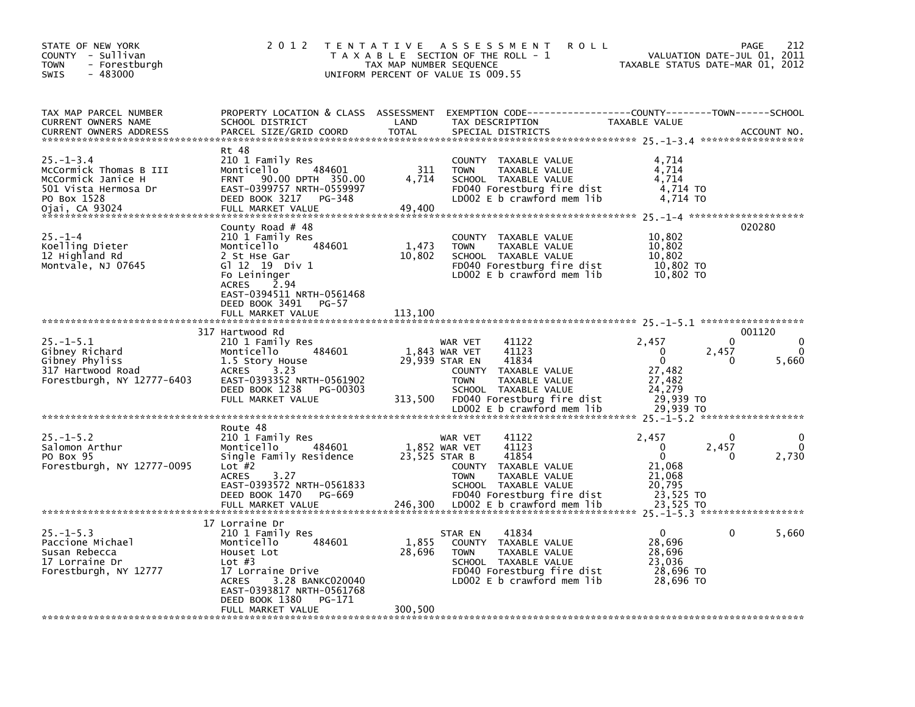STATE OF NEW YORK
COUNTY - Sullivan
TOWN - Forestburgh
SWIS - 483000

# 2012 TENTATIVE ASSESSMENT ROLL

TAXABLE SECTION OF THE ROLL - 1
TAX MAP NUMBER SEQUENCE
UNIFORM PERCENT OF VALUE IS 009.55

VALUATION DATE-JUL 01, 2011
TAXABLE STATUS DATE-MAR 01, 2012

| TAX MAP PARCEL NUMBER / CURRENT OWNERS NAME / CURRENT OWNERS ADDRESS | PROPERTY LOCATION & CLASS / SCHOOL DISTRICT / PARCEL SIZE/GRID COORD | ASSESSMENT LAND / TOTAL | EXEMPTION CODE / TAX DESCRIPTION / SPECIAL DISTRICTS | COUNTY TAXABLE VALUE | TOWN | SCHOOL | ACCOUNT NO. |
|---|---|---|---|---|---|---|---|
| 25.-1-3.4 | Rt 48 | | | | | | |
| | 210 1 Family Res | | COUNTY TAXABLE VALUE | 4,714 | | | |
| McCormick Thomas B III | Monticello 484601 | 311 | TOWN TAXABLE VALUE | 4,714 | | | |
| McCormick Janice H | FRNT 90.00 DPTH 350.00 | 4,714 | SCHOOL TAXABLE VALUE | 4,714 | | | |
| 501 Vista Hermosa Dr | EAST-0399757 NRTH-0559997 | | FD040 Forestburg fire dist | 4,714 TO | | | |
| PO Box 1528 | DEED BOOK 3217 PG-348 | | LD002 E b crawford mem lib | 4,714 TO | | | |
| Ojai, CA 93024 | FULL MARKET VALUE | 49,400 | | | | | |
| 25.-1-4 | County Road # 48 | | | | | | 020280 |
| | 210 1 Family Res | | COUNTY TAXABLE VALUE | 10,802 | | | |
| Koelling Dieter | Monticello 484601 | 1,473 | TOWN TAXABLE VALUE | 10,802 | | | |
| 12 Highland Rd | 2 St Hse Gar | 10,802 | SCHOOL TAXABLE VALUE | 10,802 | | | |
| Montvale, NJ 07645 | Gl 12 19 Div 1 | | FD040 Forestburg fire dist | 10,802 TO | | | |
| | Fo Leininger | | LD002 E b crawford mem lib | 10,802 TO | | | |
| | ACRES 2.94 | | | | | | |
| | EAST-0394511 NRTH-0561468 | | | | | | |
| | DEED BOOK 3491 PG-57 | | | | | | |
| | FULL MARKET VALUE | 113,100 | | | | | |
| 25.-1-5.1 | 317 Hartwood Rd | | | | | | 001120 |
| | 210 1 Family Res | | WAR VET 41122 | 2,457 | 0 | 0 | |
| Gibney Richard | Monticello 484601 | 1,843 | WAR VET 41123 | 0 | 2,457 | 0 | |
| Gibney Phyliss | 1.5 Story House | 29,939 | STAR EN 41834 | 0 | 0 | 5,660 | |
| 317 Hartwood Road | ACRES 3.23 | | COUNTY TAXABLE VALUE | 27,482 | | | |
| Forestburgh, NY 12777-6403 | EAST-0393352 NRTH-0561902 | | TOWN TAXABLE VALUE | 27,482 | | | |
| | DEED BOOK 1238 PG-00303 | | SCHOOL TAXABLE VALUE | 24,279 | | | |
| | FULL MARKET VALUE | 313,500 | FD040 Forestburg fire dist | 29,939 TO | | | |
| | | | LD002 E b crawford mem lib | 29,939 TO | | | |
| 25.-1-5.2 | Route 48 | | | | | | |
| | 210 1 Family Res | | WAR VET 41122 | 2,457 | 0 | 0 | |
| Salomon Arthur | Monticello 484601 | 1,852 | WAR VET 41123 | 0 | 2,457 | 0 | |
| PO Box 95 | Single Family Residence | 23,525 | STAR B 41854 | 0 | 0 | 2,730 | |
| Forestburgh, NY 12777-0095 | Lot #2 | | COUNTY TAXABLE VALUE | 21,068 | | | |
| | ACRES 3.27 | | TOWN TAXABLE VALUE | 21,068 | | | |
| | EAST-0393572 NRTH-0561833 | | SCHOOL TAXABLE VALUE | 20,795 | | | |
| | DEED BOOK 1470 PG-669 | | FD040 Forestburg fire dist | 23,525 TO | | | |
| | FULL MARKET VALUE | 246,300 | LD002 E b crawford mem lib | 23,525 TO | | | |
| 25.-1-5.3 | 17 Lorraine Dr | | | | | | |
| | 210 1 Family Res | | STAR EN 41834 | 0 | 0 | 5,660 | |
| Paccione Michael | Monticello 484601 | 1,855 | COUNTY TAXABLE VALUE | 28,696 | | | |
| Susan Rebecca | Houset Lot | 28,696 | TOWN TAXABLE VALUE | 28,696 | | | |
| 17 Lorraine Dr | Lot #3 | | SCHOOL TAXABLE VALUE | 23,036 | | | |
| Forestburgh, NY 12777 | 17 Lorraine Drive | | FD040 Forestburg fire dist | 28,696 TO | | | |
| | ACRES 3.28 BANKC020040 | | LD002 E b crawford mem lib | 28,696 TO | | | |
| | EAST-0393817 NRTH-0561768 | | | | | | |
| | DEED BOOK 1380 PG-171 | | | | | | |
| | FULL MARKET VALUE | 300,500 | | | | | |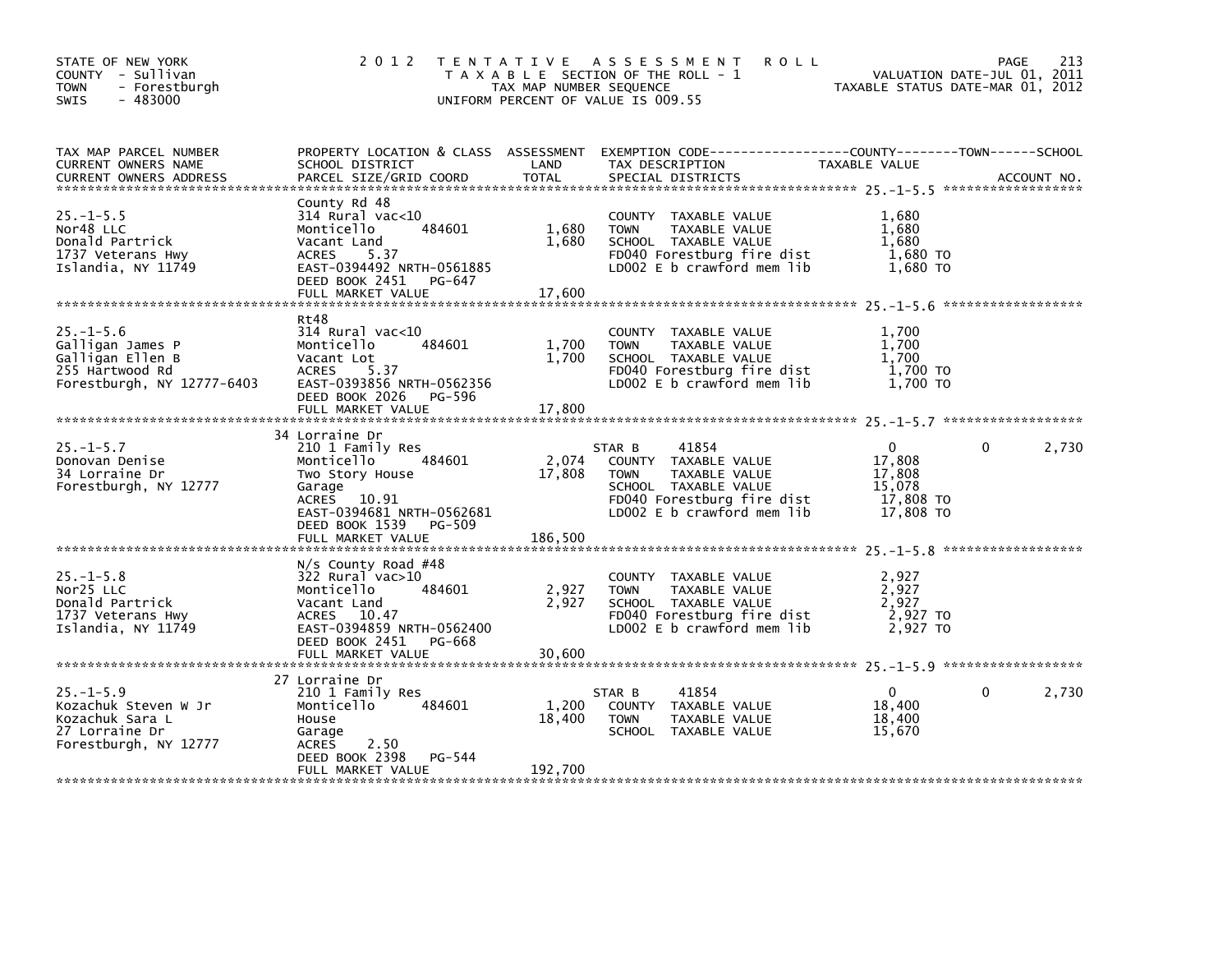STATE OF NEW YORK
COUNTY - Sullivan
TOWN - Forestburgh
SWIS - 483000

2012 TENTATIVE ASSESSMENT ROLL
TAXABLE SECTION OF THE ROLL - 1
TAX MAP NUMBER SEQUENCE
UNIFORM PERCENT OF VALUE IS 009.55

VALUATION DATE-JUL 01, 2011
TAXABLE STATUS DATE-MAR 01, 2012

| TAX MAP PARCEL NUMBER / CURRENT OWNERS NAME / CURRENT OWNERS ADDRESS | PROPERTY LOCATION & CLASS / SCHOOL DISTRICT / PARCEL SIZE/GRID COORD | ASSESSMENT LAND / TOTAL | EXEMPTION CODE / TAX DESCRIPTION / SPECIAL DISTRICTS | COUNTY TAXABLE VALUE | TOWN | SCHOOL |
|---|---|---|---|---|---|---|
| **25.-1-5.5** | County Rd 48 | | | | | |
| Nor48 LLC | 314 Rural vac<10 | | COUNTY TAXABLE VALUE | 1,680 | | |
| Donald Partrick | Monticello 484601 | 1,680 | TOWN TAXABLE VALUE | 1,680 | | |
| 1737 Veterans Hwy | Vacant Land | 1,680 | SCHOOL TAXABLE VALUE | 1,680 | | |
| Islandia, NY 11749 | ACRES 5.37 | | FD040 Forestburg fire dist | 1,680 TO | | |
| | EAST-0394492 NRTH-0561885 | | LD002 E b crawford mem lib | 1,680 TO | | |
| | DEED BOOK 2451 PG-647 | | | | | |
| | FULL MARKET VALUE | 17,600 | | | | |
| **25.-1-5.6** | Rt48 | | | | | |
| Galligan James P | 314 Rural vac<10 | | COUNTY TAXABLE VALUE | 1,700 | | |
| Galligan Ellen B | Monticello 484601 | 1,700 | TOWN TAXABLE VALUE | 1,700 | | |
| 255 Hartwood Rd | Vacant Lot | 1,700 | SCHOOL TAXABLE VALUE | 1,700 | | |
| Forestburgh, NY 12777-6403 | ACRES 5.37 | | FD040 Forestburg fire dist | 1,700 TO | | |
| | EAST-0393856 NRTH-0562356 | | LD002 E b crawford mem lib | 1,700 TO | | |
| | DEED BOOK 2026 PG-596 | | | | | |
| | FULL MARKET VALUE | 17,800 | | | | |
| **25.-1-5.7** | 34 Lorraine Dr | | | | | |
| Donovan Denise | 210 1 Family Res | | STAR B 41854 | 0 | 0 | 2,730 |
| 34 Lorraine Dr | Monticello 484601 | 2,074 | COUNTY TAXABLE VALUE | 17,808 | | |
| Forestburgh, NY 12777 | Two Story House | 17,808 | TOWN TAXABLE VALUE | 17,808 | | |
| | Garage | | SCHOOL TAXABLE VALUE | 15,078 | | |
| | ACRES 10.91 | | FD040 Forestburg fire dist | 17,808 TO | | |
| | EAST-0394681 NRTH-0562681 | | LD002 E b crawford mem lib | 17,808 TO | | |
| | DEED BOOK 1539 PG-509 | | | | | |
| | FULL MARKET VALUE | 186,500 | | | | |
| **25.-1-5.8** | N/s County Road #48 | | | | | |
| Nor25 LLC | 322 Rural vac>10 | | COUNTY TAXABLE VALUE | 2,927 | | |
| Donald Partrick | Monticello 484601 | 2,927 | TOWN TAXABLE VALUE | 2,927 | | |
| 1737 Veterans Hwy | Vacant Land | 2,927 | SCHOOL TAXABLE VALUE | 2,927 | | |
| Islandia, NY 11749 | ACRES 10.47 | | FD040 Forestburg fire dist | 2,927 TO | | |
| | EAST-0394859 NRTH-0562400 | | LD002 E b crawford mem lib | 2,927 TO | | |
| | DEED BOOK 2451 PG-668 | | | | | |
| | FULL MARKET VALUE | 30,600 | | | | |
| **25.-1-5.9** | 27 Lorraine Dr | | | | | |
| Kozachuk Steven W Jr | 210 1 Family Res | | STAR B 41854 | 0 | 0 | 2,730 |
| Kozachuk Sara L | Monticello 484601 | 1,200 | COUNTY TAXABLE VALUE | 18,400 | | |
| 27 Lorraine Dr | House | 18,400 | TOWN TAXABLE VALUE | 18,400 | | |
| Forestburgh, NY 12777 | Garage | | SCHOOL TAXABLE VALUE | 15,670 | | |
| | ACRES 2.50 | | | | | |
| | DEED BOOK 2398 PG-544 | | | | | |
| | FULL MARKET VALUE | 192,700 | | | | |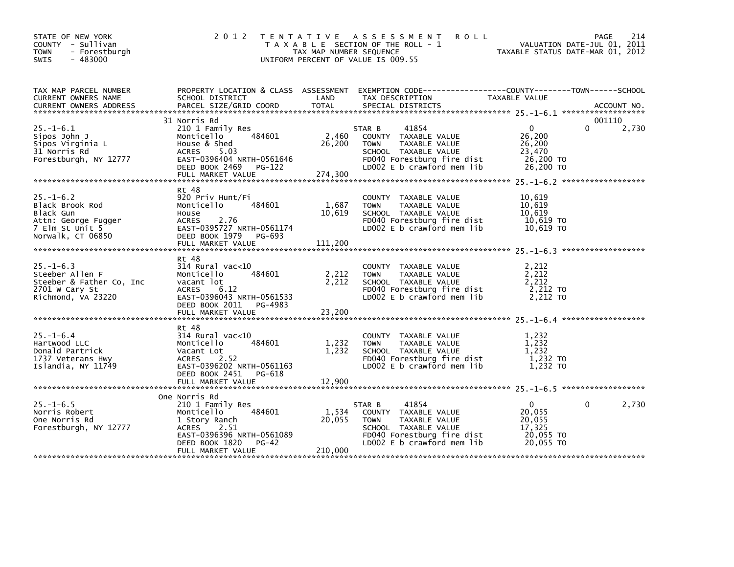STATE OF NEW YORK
COUNTY - Sullivan
TOWN - Forestburgh
SWIS - 483000

2 0 1 2 T E N T A T I V E A S S E S S M E N T R O L L
T A X A B L E SECTION OF THE ROLL - 1
TAX MAP NUMBER SEQUENCE
UNIFORM PERCENT OF VALUE IS 009.55

VALUATION DATE-JUL 01, 2011
TAXABLE STATUS DATE-MAR 01, 2012

| TAX MAP PARCEL NUMBER / CURRENT OWNERS NAME / CURRENT OWNERS ADDRESS | PROPERTY LOCATION & CLASS / SCHOOL DISTRICT / PARCEL SIZE/GRID COORD | ASSESSMENT LAND / TOTAL | EXEMPTION CODE / TAX DESCRIPTION / SPECIAL DISTRICTS | COUNTY TAXABLE VALUE | TOWN | SCHOOL / ACCOUNT NO. |
|---|---|---|---|---|---|---|
| **25.-1-6.1** | 31 Norris Rd | | | | | 001110 |
| 25.-1-6.1 | 210 1 Family Res | | STAR B 41854 | 0 | 0 | 2,730 |
| Sipos John J | Monticello 484601 | 2,460 | COUNTY TAXABLE VALUE | 26,200 | | |
| Sipos Virginia L | House & Shed | 26,200 | TOWN TAXABLE VALUE | 26,200 | | |
| 31 Norris Rd | ACRES 5.03 | | SCHOOL TAXABLE VALUE | 23,470 | | |
| Forestburgh, NY 12777 | EAST-0396404 NRTH-0561646 | | FD040 Forestburg fire dist | 26,200 TO | | |
| | DEED BOOK 2469 PG-122 | | LD002 E b crawford mem lib | 26,200 TO | | |
| | FULL MARKET VALUE | 274,300 | | | | |
| **25.-1-6.2** | Rt 48 | | | | | |
| 25.-1-6.2 | 920 Priv Hunt/Fi | | COUNTY TAXABLE VALUE | 10,619 | | |
| Black Brook Rod | Monticello 484601 | 1,687 | TOWN TAXABLE VALUE | 10,619 | | |
| Black Gun | House | 10,619 | SCHOOL TAXABLE VALUE | 10,619 | | |
| Attn: George Fugger | ACRES 2.76 | | FD040 Forestburg fire dist | 10,619 TO | | |
| 7 Elm St Unit 5 | EAST-0395727 NRTH-0561174 | | LD002 E b crawford mem lib | 10,619 TO | | |
| Norwalk, CT 06850 | DEED BOOK 1979 PG-693 | | | | | |
| | FULL MARKET VALUE | 111,200 | | | | |
| **25.-1-6.3** | Rt 48 | | | | | |
| 25.-1-6.3 | 314 Rural vac<10 | | COUNTY TAXABLE VALUE | 2,212 | | |
| Steeber Allen F | Monticello 484601 | 2,212 | TOWN TAXABLE VALUE | 2,212 | | |
| Steeber & Father Co, Inc | vacant lot | 2,212 | SCHOOL TAXABLE VALUE | 2,212 | | |
| 2701 W Cary St | ACRES 6.12 | | FD040 Forestburg fire dist | 2,212 TO | | |
| Richmond, VA 23220 | EAST-0396043 NRTH-0561533 | | LD002 E b crawford mem lib | 2,212 TO | | |
| | DEED BOOK 2011 PG-4983 | | | | | |
| | FULL MARKET VALUE | 23,200 | | | | |
| **25.-1-6.4** | Rt 48 | | | | | |
| 25.-1-6.4 | 314 Rural vac<10 | | COUNTY TAXABLE VALUE | 1,232 | | |
| Hartwood LLC | Monticello 484601 | 1,232 | TOWN TAXABLE VALUE | 1,232 | | |
| Donald Partrick | Vacant Lot | 1,232 | SCHOOL TAXABLE VALUE | 1,232 | | |
| 1737 Veterans Hwy | ACRES 2.52 | | FD040 Forestburg fire dist | 1,232 TO | | |
| Islandia, NY 11749 | EAST-0396202 NRTH-0561163 | | LD002 E b crawford mem lib | 1,232 TO | | |
| | DEED BOOK 2451 PG-618 | | | | | |
| | FULL MARKET VALUE | 12,900 | | | | |
| **25.-1-6.5** | One Norris Rd | | | | | |
| 25.-1-6.5 | 210 1 Family Res | | STAR B 41854 | 0 | 0 | 2,730 |
| Norris Robert | Monticello 484601 | 1,534 | COUNTY TAXABLE VALUE | 20,055 | | |
| One Norris Rd | 1 Story Ranch | 20,055 | TOWN TAXABLE VALUE | 20,055 | | |
| Forestburgh, NY 12777 | ACRES 2.51 | | SCHOOL TAXABLE VALUE | 17,325 | | |
| | EAST-0396396 NRTH-0561089 | | FD040 Forestburg fire dist | 20,055 TO | | |
| | DEED BOOK 1820 PG-42 | | LD002 E b crawford mem lib | 20,055 TO | | |
| | FULL MARKET VALUE | 210,000 | | | | |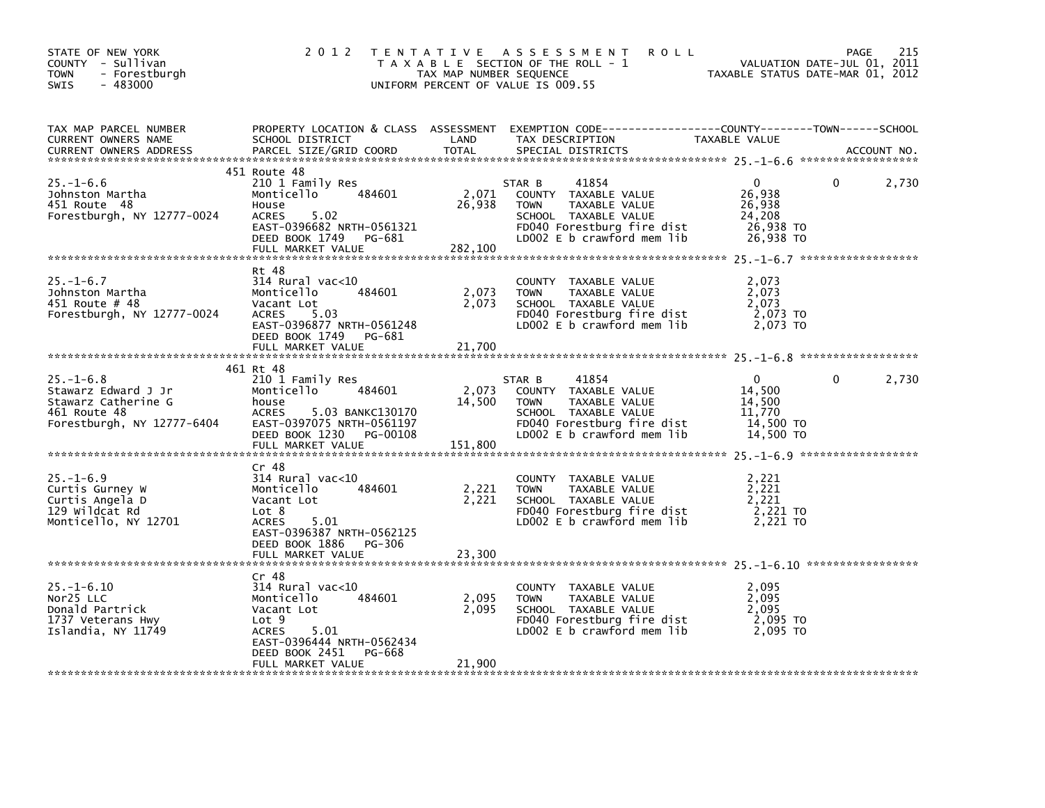STATE OF NEW YORK
COUNTY - Sullivan
TOWN - Forestburgh
SWIS - 483000

2 0 1 2 T E N T A T I V E A S S E S S M E N T R O L L
T A X A B L E SECTION OF THE ROLL - 1
TAX MAP NUMBER SEQUENCE
UNIFORM PERCENT OF VALUE IS 009.55

VALUATION DATE-JUL 01, 2011
TAXABLE STATUS DATE-MAR 01, 2012

| TAX MAP PARCEL NUMBER / CURRENT OWNERS NAME / CURRENT OWNERS ADDRESS | PROPERTY LOCATION & CLASS / SCHOOL DISTRICT / PARCEL SIZE/GRID COORD | ASSESSMENT LAND / TOTAL | EXEMPTION CODE / TAX DESCRIPTION / SPECIAL DISTRICTS | COUNTY TAXABLE VALUE | TOWN | SCHOOL | ACCOUNT NO. |
|---|---|---|---|---|---|---|---|
| **25.-1-6.6** | 451 Route 48 | | | | | | |
| 25.-1-6.6 | 210 1 Family Res | | STAR B 41854 | 0 | 0 | 2,730 | |
| Johnston Martha | Monticello 484601 | 2,071 | COUNTY TAXABLE VALUE | 26,938 | | | |
| 451 Route 48 | House | 26,938 | TOWN TAXABLE VALUE | 26,938 | | | |
| Forestburgh, NY 12777-0024 | ACRES 5.02 | | SCHOOL TAXABLE VALUE | 24,208 | | | |
| | EAST-0396682 NRTH-0561321 | | FD040 Forestburg fire dist | 26,938 TO | | | |
| | DEED BOOK 1749 PG-681 | | LD002 E b crawford mem lib | 26,938 TO | | | |
| | FULL MARKET VALUE | 282,100 | | | | | |
| **25.-1-6.7** | Rt 48 | | | | | | |
| 25.-1-6.7 | 314 Rural vac<10 | | COUNTY TAXABLE VALUE | 2,073 | | | |
| Johnston Martha | Monticello 484601 | 2,073 | TOWN TAXABLE VALUE | 2,073 | | | |
| 451 Route # 48 | Vacant Lot | 2,073 | SCHOOL TAXABLE VALUE | 2,073 | | | |
| Forestburgh, NY 12777-0024 | ACRES 5.03 | | FD040 Forestburg fire dist | 2,073 TO | | | |
| | EAST-0396877 NRTH-0561248 | | LD002 E b crawford mem lib | 2,073 TO | | | |
| | DEED BOOK 1749 PG-681 | | | | | | |
| | FULL MARKET VALUE | 21,700 | | | | | |
| **25.-1-6.8** | 461 Rt 48 | | | | | | |
| 25.-1-6.8 | 210 1 Family Res | | STAR B 41854 | 0 | 0 | 2,730 | |
| Stawarz Edward J Jr | Monticello 484601 | 2,073 | COUNTY TAXABLE VALUE | 14,500 | | | |
| Stawarz Catherine G | house | 14,500 | TOWN TAXABLE VALUE | 14,500 | | | |
| 461 Route 48 | ACRES 5.03 BANKC130170 | | SCHOOL TAXABLE VALUE | 11,770 | | | |
| Forestburgh, NY 12777-6404 | EAST-0397075 NRTH-0561197 | | FD040 Forestburg fire dist | 14,500 TO | | | |
| | DEED BOOK 1230 PG-00108 | | LD002 E b crawford mem lib | 14,500 TO | | | |
| | FULL MARKET VALUE | 151,800 | | | | | |
| **25.-1-6.9** | Cr 48 | | | | | | |
| 25.-1-6.9 | 314 Rural vac<10 | | COUNTY TAXABLE VALUE | 2,221 | | | |
| Curtis Gurney W | Monticello 484601 | 2,221 | TOWN TAXABLE VALUE | 2,221 | | | |
| Curtis Angela D | Vacant Lot | 2,221 | SCHOOL TAXABLE VALUE | 2,221 | | | |
| 129 Wildcat Rd | Lot 8 | | FD040 Forestburg fire dist | 2,221 TO | | | |
| Monticello, NY 12701 | ACRES 5.01 | | LD002 E b crawford mem lib | 2,221 TO | | | |
| | EAST-0396387 NRTH-0562125 | | | | | | |
| | DEED BOOK 1886 PG-306 | | | | | | |
| | FULL MARKET VALUE | 23,300 | | | | | |
| **25.-1-6.10** | Cr 48 | | | | | | |
| 25.-1-6.10 | 314 Rural vac<10 | | COUNTY TAXABLE VALUE | 2,095 | | | |
| Nor25 LLC | Monticello 484601 | 2,095 | TOWN TAXABLE VALUE | 2,095 | | | |
| Donald Partrick | Vacant Lot | 2,095 | SCHOOL TAXABLE VALUE | 2,095 | | | |
| 1737 Veterans Hwy | Lot 9 | | FD040 Forestburg fire dist | 2,095 TO | | | |
| Islandia, NY 11749 | ACRES 5.01 | | LD002 E b crawford mem lib | 2,095 TO | | | |
| | EAST-0396444 NRTH-0562434 | | | | | | |
| | DEED BOOK 2451 PG-668 | | | | | | |
| | FULL MARKET VALUE | 21,900 | | | | | |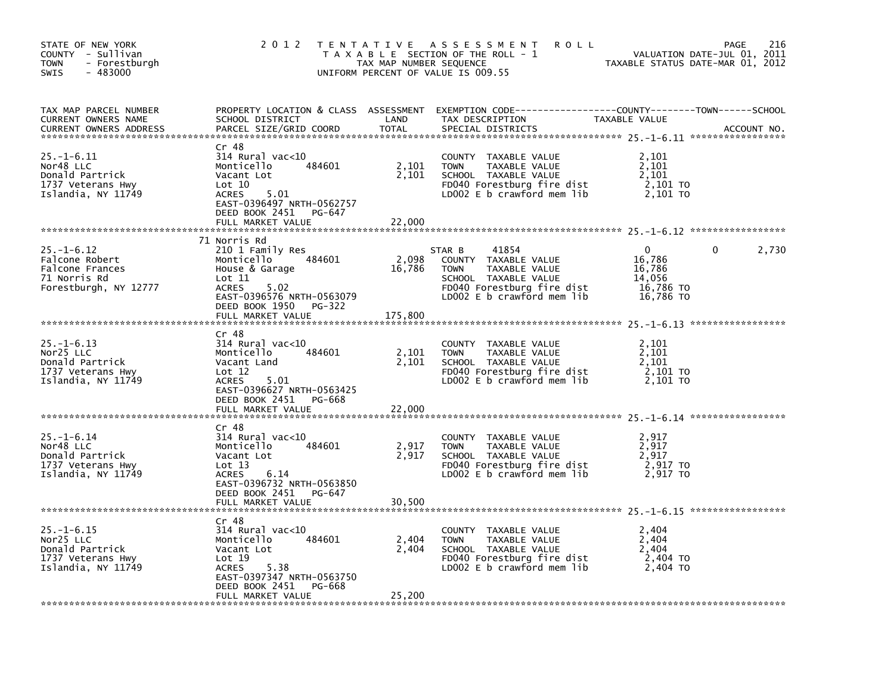STATE OF NEW YORK
COUNTY - Sullivan
TOWN - Forestburgh
SWIS - 483000

# 2012 TENTATIVE ASSESSMENT ROLL

TAXABLE SECTION OF THE ROLL - 1
TAX MAP NUMBER SEQUENCE
UNIFORM PERCENT OF VALUE IS 009.55

VALUATION DATE-JUL 01, 2011
TAXABLE STATUS DATE-MAR 01, 2012

| TAX MAP PARCEL NUMBER / CURRENT OWNERS NAME / CURRENT OWNERS ADDRESS | PROPERTY LOCATION & CLASS / SCHOOL DISTRICT / PARCEL SIZE/GRID COORD | ASSESSMENT LAND / TOTAL | EXEMPTION CODE / TAX DESCRIPTION / SPECIAL DISTRICTS | COUNTY TAXABLE VALUE | TOWN | SCHOOL | ACCOUNT NO. |
|---|---|---|---|---|---|---|---|
| **25.-1-6.11** | Cr 48 | | | | | | |
| 25.-1-6.11 | 314 Rural vac<10 | | COUNTY TAXABLE VALUE | 2,101 | | | |
| Nor48 LLC | Monticello 484601 | 2,101 | TOWN TAXABLE VALUE | 2,101 | | | |
| Donald Partrick | Vacant Lot | 2,101 | SCHOOL TAXABLE VALUE | 2,101 | | | |
| 1737 Veterans Hwy | Lot 10 | | FD040 Forestburg fire dist | 2,101 TO | | | |
| Islandia, NY 11749 | ACRES 5.01 | | LD002 E b crawford mem lib | 2,101 TO | | | |
| | EAST-0396497 NRTH-0562757 | | | | | | |
| | DEED BOOK 2451 PG-647 | | | | | | |
| | FULL MARKET VALUE | 22,000 | | | | | |
| **25.-1-6.12** | 71 Norris Rd | | | | | | |
| 25.-1-6.12 | 210 1 Family Res | | STAR B 41854 | 0 | 0 | 2,730 | |
| Falcone Robert | Monticello 484601 | 2,098 | COUNTY TAXABLE VALUE | 16,786 | | | |
| Falcone Frances | House & Garage | 16,786 | TOWN TAXABLE VALUE | 16,786 | | | |
| 71 Norris Rd | Lot 11 | | SCHOOL TAXABLE VALUE | 14,056 | | | |
| Forestburgh, NY 12777 | ACRES 5.02 | | FD040 Forestburg fire dist | 16,786 TO | | | |
| | EAST-0396576 NRTH-0563079 | | LD002 E b crawford mem lib | 16,786 TO | | | |
| | DEED BOOK 1950 PG-322 | | | | | | |
| | FULL MARKET VALUE | 175,800 | | | | | |
| **25.-1-6.13** | Cr 48 | | | | | | |
| 25.-1-6.13 | 314 Rural vac<10 | | COUNTY TAXABLE VALUE | 2,101 | | | |
| Nor25 LLC | Monticello 484601 | 2,101 | TOWN TAXABLE VALUE | 2,101 | | | |
| Donald Partrick | Vacant Land | 2,101 | SCHOOL TAXABLE VALUE | 2,101 | | | |
| 1737 Veterans Hwy | Lot 12 | | FD040 Forestburg fire dist | 2,101 TO | | | |
| Islandia, NY 11749 | ACRES 5.01 | | LD002 E b crawford mem lib | 2,101 TO | | | |
| | EAST-0396627 NRTH-0563425 | | | | | | |
| | DEED BOOK 2451 PG-668 | | | | | | |
| | FULL MARKET VALUE | 22,000 | | | | | |
| **25.-1-6.14** | Cr 48 | | | | | | |
| 25.-1-6.14 | 314 Rural vac<10 | | COUNTY TAXABLE VALUE | 2,917 | | | |
| Nor48 LLC | Monticello 484601 | 2,917 | TOWN TAXABLE VALUE | 2,917 | | | |
| Donald Partrick | Vacant Lot | 2,917 | SCHOOL TAXABLE VALUE | 2,917 | | | |
| 1737 Veterans Hwy | Lot 13 | | FD040 Forestburg fire dist | 2,917 TO | | | |
| Islandia, NY 11749 | ACRES 6.14 | | LD002 E b crawford mem lib | 2,917 TO | | | |
| | EAST-0396732 NRTH-0563850 | | | | | | |
| | DEED BOOK 2451 PG-647 | | | | | | |
| | FULL MARKET VALUE | 30,500 | | | | | |
| **25.-1-6.15** | Cr 48 | | | | | | |
| 25.-1-6.15 | 314 Rural vac<10 | | COUNTY TAXABLE VALUE | 2,404 | | | |
| Nor25 LLC | Monticello 484601 | 2,404 | TOWN TAXABLE VALUE | 2,404 | | | |
| Donald Partrick | Vacant Lot | 2,404 | SCHOOL TAXABLE VALUE | 2,404 | | | |
| 1737 Veterans Hwy | Lot 19 | | FD040 Forestburg fire dist | 2,404 TO | | | |
| Islandia, NY 11749 | ACRES 5.38 | | LD002 E b crawford mem lib | 2,404 TO | | | |
| | EAST-0397347 NRTH-0563750 | | | | | | |
| | DEED BOOK 2451 PG-668 | | | | | | |
| | FULL MARKET VALUE | 25,200 | | | | | |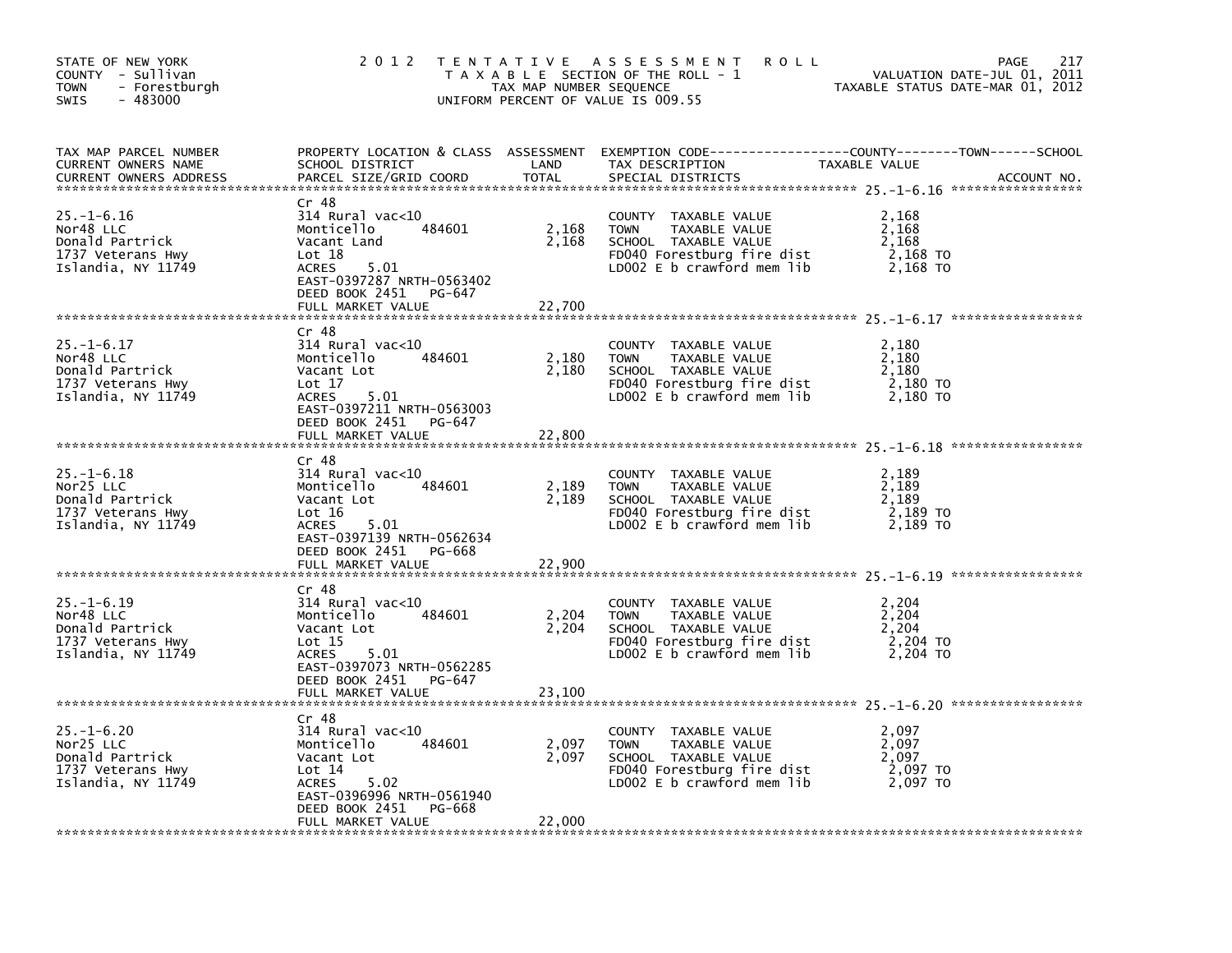STATE OF NEW YORK
COUNTY - Sullivan
TOWN - Forestburgh
SWIS - 483000

2 0 1 2 T E N T A T I V E A S S E S S M E N T R O L L
T A X A B L E SECTION OF THE ROLL - 1
TAX MAP NUMBER SEQUENCE
UNIFORM PERCENT OF VALUE IS 009.55

VALUATION DATE-JUL 01, 2011
TAXABLE STATUS DATE-MAR 01, 2012

| TAX MAP PARCEL NUMBER / CURRENT OWNERS NAME / CURRENT OWNERS ADDRESS | PROPERTY LOCATION & CLASS / SCHOOL DISTRICT / PARCEL SIZE/GRID COORD | ASSESSMENT LAND / TOTAL | EXEMPTION CODE / TAX DESCRIPTION / SPECIAL DISTRICTS | TAXABLE VALUE (COUNTY / TOWN / SCHOOL) | ACCOUNT NO. |
|---|---|---|---|---|---|
| 25.-1-6.16 | Cr 48 | | | | |
| Nor48 LLC | 314 Rural vac<10 | | COUNTY TAXABLE VALUE | 2,168 | |
| Donald Partrick | Monticello 484601 | 2,168 | TOWN TAXABLE VALUE | 2,168 | |
| 1737 Veterans Hwy | Vacant Land | 2,168 | SCHOOL TAXABLE VALUE | 2,168 | |
| Islandia, NY 11749 | Lot 18 | | FD040 Forestburg fire dist | 2,168 TO | |
| | ACRES 5.01 | | LD002 E b crawford mem lib | 2,168 TO | |
| | EAST-0397287 NRTH-0563402 | | | | |
| | DEED BOOK 2451 PG-647 | | | | |
| | FULL MARKET VALUE | 22,700 | | | |
| 25.-1-6.17 | Cr 48 | | | | |
| Nor48 LLC | 314 Rural vac<10 | | COUNTY TAXABLE VALUE | 2,180 | |
| Donald Partrick | Monticello 484601 | 2,180 | TOWN TAXABLE VALUE | 2,180 | |
| 1737 Veterans Hwy | Vacant Lot | 2,180 | SCHOOL TAXABLE VALUE | 2,180 | |
| Islandia, NY 11749 | Lot 17 | | FD040 Forestburg fire dist | 2,180 TO | |
| | ACRES 5.01 | | LD002 E b crawford mem lib | 2,180 TO | |
| | EAST-0397211 NRTH-0563003 | | | | |
| | DEED BOOK 2451 PG-647 | | | | |
| | FULL MARKET VALUE | 22,800 | | | |
| 25.-1-6.18 | Cr 48 | | | | |
| Nor25 LLC | 314 Rural vac<10 | | COUNTY TAXABLE VALUE | 2,189 | |
| Donald Partrick | Monticello 484601 | 2,189 | TOWN TAXABLE VALUE | 2,189 | |
| 1737 Veterans Hwy | Vacant Lot | 2,189 | SCHOOL TAXABLE VALUE | 2,189 | |
| Islandia, NY 11749 | Lot 16 | | FD040 Forestburg fire dist | 2,189 TO | |
| | ACRES 5.01 | | LD002 E b crawford mem lib | 2,189 TO | |
| | EAST-0397139 NRTH-0562634 | | | | |
| | DEED BOOK 2451 PG-668 | | | | |
| | FULL MARKET VALUE | 22,900 | | | |
| 25.-1-6.19 | Cr 48 | | | | |
| Nor48 LLC | 314 Rural vac<10 | | COUNTY TAXABLE VALUE | 2,204 | |
| Donald Partrick | Monticello 484601 | 2,204 | TOWN TAXABLE VALUE | 2,204 | |
| 1737 Veterans Hwy | Vacant Lot | 2,204 | SCHOOL TAXABLE VALUE | 2,204 | |
| Islandia, NY 11749 | Lot 15 | | FD040 Forestburg fire dist | 2,204 TO | |
| | ACRES 5.01 | | LD002 E b crawford mem lib | 2,204 TO | |
| | EAST-0397073 NRTH-0562285 | | | | |
| | DEED BOOK 2451 PG-647 | | | | |
| | FULL MARKET VALUE | 23,100 | | | |
| 25.-1-6.20 | Cr 48 | | | | |
| Nor25 LLC | 314 Rural vac<10 | | COUNTY TAXABLE VALUE | 2,097 | |
| Donald Partrick | Monticello 484601 | 2,097 | TOWN TAXABLE VALUE | 2,097 | |
| 1737 Veterans Hwy | Vacant Lot | 2,097 | SCHOOL TAXABLE VALUE | 2,097 | |
| Islandia, NY 11749 | Lot 14 | | FD040 Forestburg fire dist | 2,097 TO | |
| | ACRES 5.02 | | LD002 E b crawford mem lib | 2,097 TO | |
| | EAST-0396996 NRTH-0561940 | | | | |
| | DEED BOOK 2451 PG-668 | | | | |
| | FULL MARKET VALUE | 22,000 | | | |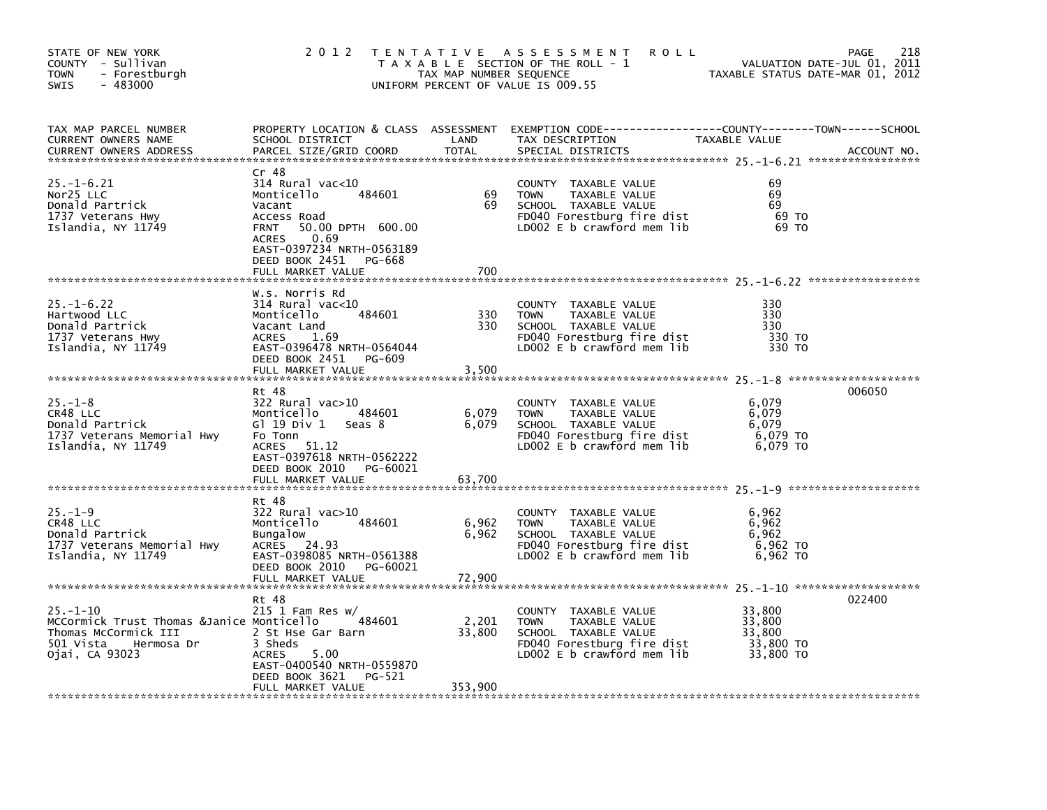STATE OF NEW YORK
COUNTY - Sullivan
TOWN - Forestburgh
SWIS - 483000

# 2012 TENTATIVE ASSESSMENT ROLL

TAXABLE SECTION OF THE ROLL - 1
TAX MAP NUMBER SEQUENCE
UNIFORM PERCENT OF VALUE IS 009.55

VALUATION DATE-JUL 01, 2011
TAXABLE STATUS DATE-MAR 01, 2012

| TAX MAP PARCEL NUMBER / CURRENT OWNERS NAME / CURRENT OWNERS ADDRESS | PROPERTY LOCATION & CLASS / SCHOOL DISTRICT / PARCEL SIZE/GRID COORD | ASSESSMENT LAND | TOTAL | EXEMPTION CODE / TAX DESCRIPTION / SPECIAL DISTRICTS | TAXABLE VALUE (COUNTY / TOWN / SCHOOL) | ACCOUNT NO. |
|---|---|---|---|---|---|---|
| 25.-1-6.21 | Cr 48 | | | | | |
| 25.-1-6.21 | 314 Rural vac<10 | | | COUNTY TAXABLE VALUE | 69 | |
| Nor25 LLC | Monticello 484601 | 69 | | TOWN TAXABLE VALUE | 69 | |
| Donald Partrick | Vacant | | 69 | SCHOOL TAXABLE VALUE | 69 | |
| 1737 Veterans Hwy | Access Road | | | FD040 Forestburg fire dist | 69 TO | |
| Islandia, NY 11749 | FRNT 50.00 DPTH 600.00 | | | LD002 E b crawford mem lib | 69 TO | |
| | ACRES 0.69 | | | | | |
| | EAST-0397234 NRTH-0563189 | | | | | |
| | DEED BOOK 2451 PG-668 | | | | | |
| | FULL MARKET VALUE | | 700 | | | |
| 25.-1-6.22 | W.s. Norris Rd | | | | | |
| 25.-1-6.22 | 314 Rural vac<10 | | | COUNTY TAXABLE VALUE | 330 | |
| Hartwood LLC | Monticello 484601 | 330 | | TOWN TAXABLE VALUE | 330 | |
| Donald Partrick | Vacant Land | | 330 | SCHOOL TAXABLE VALUE | 330 | |
| 1737 Veterans Hwy | ACRES 1.69 | | | FD040 Forestburg fire dist | 330 TO | |
| Islandia, NY 11749 | EAST-0396478 NRTH-0564044 | | | LD002 E b crawford mem lib | 330 TO | |
| | DEED BOOK 2451 PG-609 | | | | | |
| | FULL MARKET VALUE | | 3,500 | | | |
| 25.-1-8 | Rt 48 | | | | | 006050 |
| 25.-1-8 | 322 Rural vac>10 | | | COUNTY TAXABLE VALUE | 6,079 | |
| CR48 LLC | Monticello 484601 | 6,079 | | TOWN TAXABLE VALUE | 6,079 | |
| Donald Partrick | Gl 19 Div 1 Seas 8 | | 6,079 | SCHOOL TAXABLE VALUE | 6,079 | |
| 1737 Veterans Memorial Hwy | Fo Tonn | | | FD040 Forestburg fire dist | 6,079 TO | |
| Islandia, NY 11749 | ACRES 51.12 | | | LD002 E b crawford mem lib | 6,079 TO | |
| | EAST-0397618 NRTH-0562222 | | | | | |
| | DEED BOOK 2010 PG-60021 | | | | | |
| | FULL MARKET VALUE | | 63,700 | | | |
| 25.-1-9 | Rt 48 | | | | | |
| 25.-1-9 | 322 Rural vac>10 | | | COUNTY TAXABLE VALUE | 6,962 | |
| CR48 LLC | Monticello 484601 | 6,962 | | TOWN TAXABLE VALUE | 6,962 | |
| Donald Partrick | Bungalow | | 6,962 | SCHOOL TAXABLE VALUE | 6,962 | |
| 1737 Veterans Memorial Hwy | ACRES 24.93 | | | FD040 Forestburg fire dist | 6,962 TO | |
| Islandia, NY 11749 | EAST-0398085 NRTH-0561388 | | | LD002 E b crawford mem lib | 6,962 TO | |
| | DEED BOOK 2010 PG-60021 | | | | | |
| | FULL MARKET VALUE | | 72,900 | | | |
| 25.-1-10 | Rt 48 | | | | | 022400 |
| 25.-1-10 | 215 1 Fam Res w/ | | | COUNTY TAXABLE VALUE | 33,800 | |
| MCCormick Trust Thomas &Janice | Monticello 484601 | 2,201 | | TOWN TAXABLE VALUE | 33,800 | |
| Thomas McCormick III | 2 St Hse Gar Barn | | 33,800 | SCHOOL TAXABLE VALUE | 33,800 | |
| 501 Vista Hermosa Dr | 3 Sheds | | | FD040 Forestburg fire dist | 33,800 TO | |
| Ojai, CA 93023 | ACRES 5.00 | | | LD002 E b crawford mem lib | 33,800 TO | |
| | EAST-0400540 NRTH-0559870 | | | | | |
| | DEED BOOK 3621 PG-521 | | | | | |
| | FULL MARKET VALUE | | 353,900 | | | |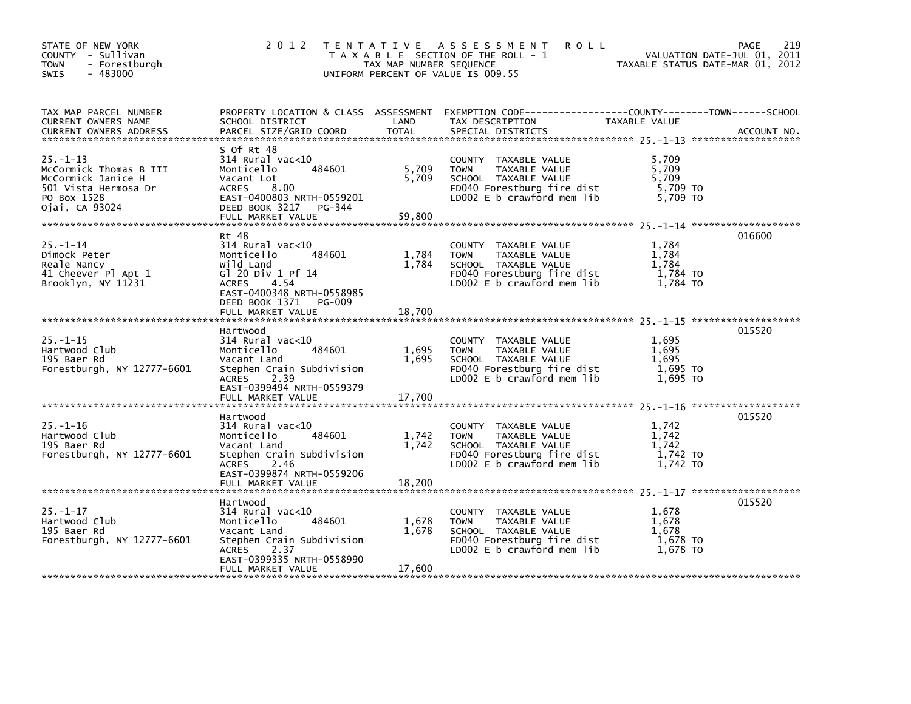STATE OF NEW YORK
COUNTY - Sullivan
TOWN - Forestburgh
SWIS - 483000

# 2012 TENTATIVE ASSESSMENT ROLL

TAXABLE SECTION OF THE ROLL - 1
TAX MAP NUMBER SEQUENCE
UNIFORM PERCENT OF VALUE IS 009.55

VALUATION DATE-JUL 01, 2011
TAXABLE STATUS DATE-MAR 01, 2012

| TAX MAP PARCEL NUMBER / CURRENT OWNERS NAME / CURRENT OWNERS ADDRESS | PROPERTY LOCATION & CLASS / SCHOOL DISTRICT / PARCEL SIZE/GRID COORD | ASSESSMENT LAND | TOTAL | EXEMPTION CODE / TAX DESCRIPTION / SPECIAL DISTRICTS | TAXABLE VALUE (COUNTY / TOWN / SCHOOL) | ACCOUNT NO. |
|---|---|---|---|---|---|---|
| 25.-1-13 | S Of Rt 48 | | | | | |
| McCormick Thomas B III | 314 Rural vac<10 | | | COUNTY TAXABLE VALUE | 5,709 | |
| McCormick Janice H | Monticello 484601 | 5,709 | | TOWN TAXABLE VALUE | 5,709 | |
| 501 Vista Hermosa Dr | Vacant Lot | | 5,709 | SCHOOL TAXABLE VALUE | 5,709 | |
| PO Box 1528 | ACRES 8.00 | | | FD040 Forestburg fire dist | 5,709 TO | |
| Ojai, CA 93024 | EAST-0400803 NRTH-0559201 | | | LD002 E b crawford mem lib | 5,709 TO | |
| | DEED BOOK 3217 PG-344 | | | | | |
| | FULL MARKET VALUE | | 59,800 | | | |
| 25.-1-14 | Rt 48 | | | | | 016600 |
| Dimock Peter | 314 Rural vac<10 | | | COUNTY TAXABLE VALUE | 1,784 | |
| Reale Nancy | Monticello 484601 | 1,784 | | TOWN TAXABLE VALUE | 1,784 | |
| 41 Cheever Pl Apt 1 | Wild Land | | 1,784 | SCHOOL TAXABLE VALUE | 1,784 | |
| Brooklyn, NY 11231 | Gl 20 Div 1 Pf 14 | | | FD040 Forestburg fire dist | 1,784 TO | |
| | ACRES 4.54 | | | LD002 E b crawford mem lib | 1,784 TO | |
| | EAST-0400348 NRTH-0558985 | | | | | |
| | DEED BOOK 1371 PG-009 | | | | | |
| | FULL MARKET VALUE | | 18,700 | | | |
| 25.-1-15 | Hartwood | | | | | 015520 |
| Hartwood Club | 314 Rural vac<10 | | | COUNTY TAXABLE VALUE | 1,695 | |
| 195 Baer Rd | Monticello 484601 | 1,695 | | TOWN TAXABLE VALUE | 1,695 | |
| Forestburgh, NY 12777-6601 | Vacant Land | | 1,695 | SCHOOL TAXABLE VALUE | 1,695 | |
| | Stephen Crain Subdivision | | | FD040 Forestburg fire dist | 1,695 TO | |
| | ACRES 2.39 | | | LD002 E b crawford mem lib | 1,695 TO | |
| | EAST-0399494 NRTH-0559379 | | | | | |
| | FULL MARKET VALUE | | 17,700 | | | |
| 25.-1-16 | Hartwood | | | | | 015520 |
| Hartwood Club | 314 Rural vac<10 | | | COUNTY TAXABLE VALUE | 1,742 | |
| 195 Baer Rd | Monticello 484601 | 1,742 | | TOWN TAXABLE VALUE | 1,742 | |
| Forestburgh, NY 12777-6601 | Vacant Land | | 1,742 | SCHOOL TAXABLE VALUE | 1,742 | |
| | Stephen Crain Subdivision | | | FD040 Forestburg fire dist | 1,742 TO | |
| | ACRES 2.46 | | | LD002 E b crawford mem lib | 1,742 TO | |
| | EAST-0399874 NRTH-0559206 | | | | | |
| | FULL MARKET VALUE | | 18,200 | | | |
| 25.-1-17 | Hartwood | | | | | 015520 |
| Hartwood Club | 314 Rural vac<10 | | | COUNTY TAXABLE VALUE | 1,678 | |
| 195 Baer Rd | Monticello 484601 | 1,678 | | TOWN TAXABLE VALUE | 1,678 | |
| Forestburgh, NY 12777-6601 | Vacant Land | | 1,678 | SCHOOL TAXABLE VALUE | 1,678 | |
| | Stephen Crain Subdivision | | | FD040 Forestburg fire dist | 1,678 TO | |
| | ACRES 2.37 | | | LD002 E b crawford mem lib | 1,678 TO | |
| | EAST-0399335 NRTH-0558990 | | | | | |
| | FULL MARKET VALUE | | 17,600 | | | |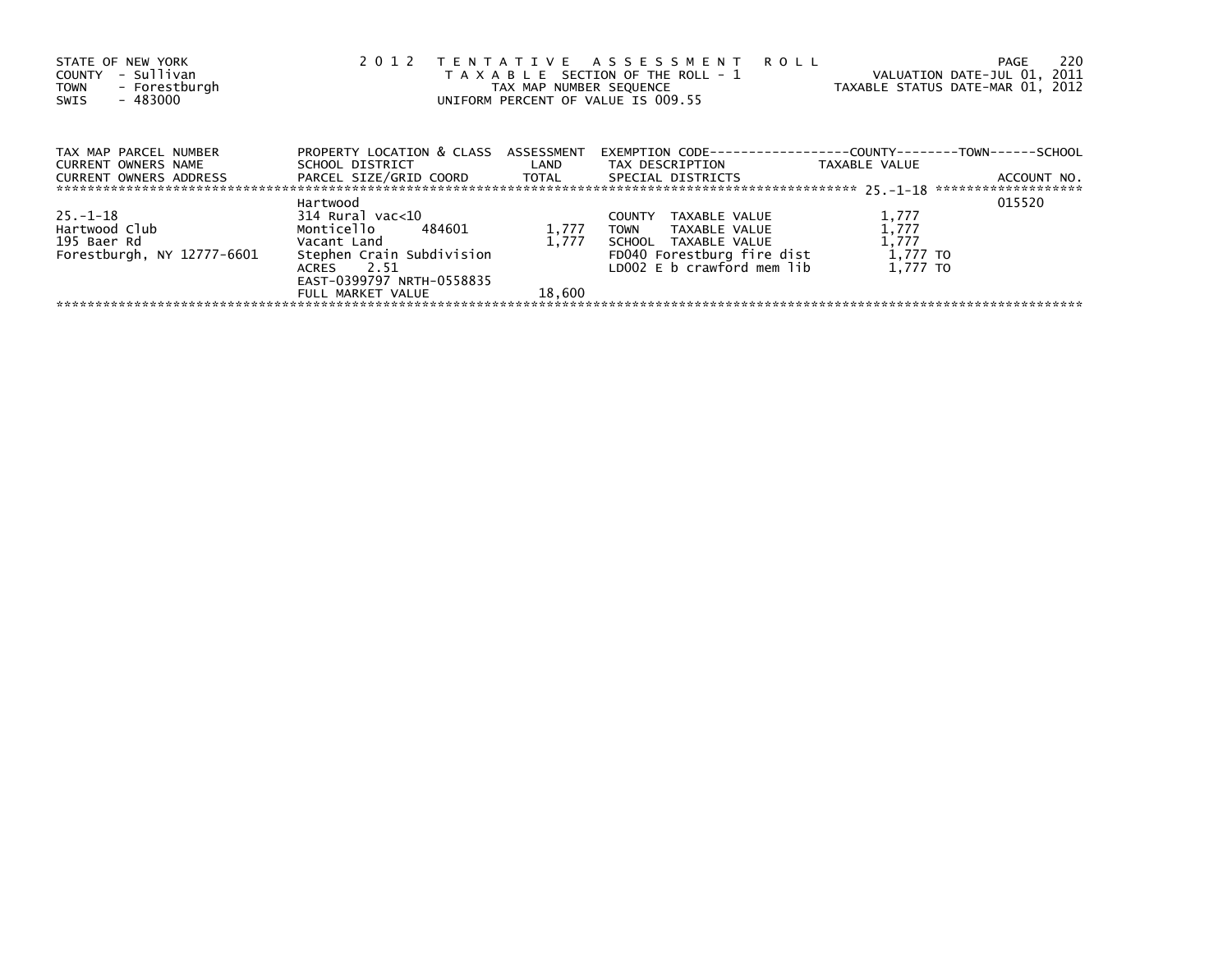STATE OF NEW YORK
COUNTY - Sullivan
TOWN - Forestburgh
SWIS - 483000

2 0 1 2 T E N T A T I V E A S S E S S M E N T R O L L
T A X A B L E SECTION OF THE ROLL - 1
TAX MAP NUMBER SEQUENCE
UNIFORM PERCENT OF VALUE IS 009.55

VALUATION DATE-JUL 01, 2011
TAXABLE STATUS DATE-MAR 01, 2012

| TAX MAP PARCEL NUMBER<br>CURRENT OWNERS NAME<br>CURRENT OWNERS ADDRESS | PROPERTY LOCATION & CLASS<br>SCHOOL DISTRICT<br>PARCEL SIZE/GRID COORD | ASSESSMENT<br>LAND<br>TOTAL | EXEMPTION CODE-----COUNTY-----TOWN-----SCHOOL<br>TAX DESCRIPTION<br>SPECIAL DISTRICTS | TAXABLE VALUE | ACCOUNT NO. |
|---|---|---|---|---|---|
| | Hartwood | | | | 015520 |
| 25.-1-18 | 314 Rural vac<10 | | COUNTY TAXABLE VALUE | 1,777 | |
| Hartwood Club | Monticello 484601 | 1,777 | TOWN TAXABLE VALUE | 1,777 | |
| 195 Baer Rd | Vacant Land | 1,777 | SCHOOL TAXABLE VALUE | 1,777 | |
| Forestburgh, NY 12777-6601 | Stephen Crain Subdivision | | FD040 Forestburg fire dist | 1,777 TO | |
| | ACRES 2.51 | | LD002 E b crawford mem lib | 1,777 TO | |
| | EAST-0399797 NRTH-0558835 | | | | |
| | FULL MARKET VALUE | 18,600 | | | |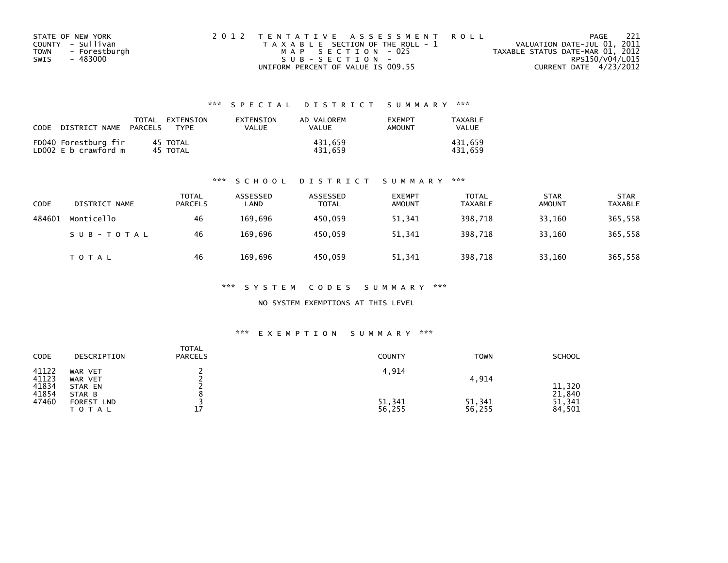STATE OF NEW YORK
COUNTY - Sullivan
TOWN - Forestburgh
SWIS - 483000

2012 TENTATIVE ASSESSMENT ROLL
TAXABLE SECTION OF THE ROLL - 1
MAP SECTION - 025
SUB-SECTION -
UNIFORM PERCENT OF VALUE IS 009.55

VALUATION DATE-JUL 01, 2011
TAXABLE STATUS DATE-MAR 01, 2012
RPS150/V04/L015
CURRENT DATE 4/23/2012

### *** SPECIAL DISTRICT SUMMARY ***

| CODE | DISTRICT NAME | TOTAL PARCELS | EXTENSION TYPE | EXTENSION VALUE | AD VALOREM VALUE | EXEMPT AMOUNT | TAXABLE VALUE |
|---|---|---|---|---|---|---|---|
| FD040 | Forestburg fir | 45 | TOTAL | | 431,659 | | 431,659 |
| LD002 | E b crawford m | 45 | TOTAL | | 431,659 | | 431,659 |

### *** SCHOOL DISTRICT SUMMARY ***

| CODE | DISTRICT NAME | TOTAL PARCELS | ASSESSED LAND | ASSESSED TOTAL | EXEMPT AMOUNT | TOTAL TAXABLE | STAR AMOUNT | STAR TAXABLE |
|---|---|---|---|---|---|---|---|---|
| 484601 | Monticello | 46 | 169,696 | 450,059 | 51,341 | 398,718 | 33,160 | 365,558 |
| | SUB-TOTAL | 46 | 169,696 | 450,059 | 51,341 | 398,718 | 33,160 | 365,558 |
| | TOTAL | 46 | 169,696 | 450,059 | 51,341 | 398,718 | 33,160 | 365,558 |

### *** SYSTEM CODES SUMMARY ***

NO SYSTEM EXEMPTIONS AT THIS LEVEL

### *** EXEMPTION SUMMARY ***

| CODE | DESCRIPTION | TOTAL PARCELS | COUNTY | TOWN | SCHOOL |
|---|---|---|---|---|---|
| 41122 | WAR VET | 2 | 4,914 | | |
| 41123 | WAR VET | 2 | | 4,914 | |
| 41834 | STAR EN | 2 | | | 11,320 |
| 41854 | STAR B | 8 | | | 21,840 |
| 47460 | FOREST LND | 3 | 51,341 | 51,341 | 51,341 |
| | TOTAL | 17 | 56,255 | 56,255 | 84,501 |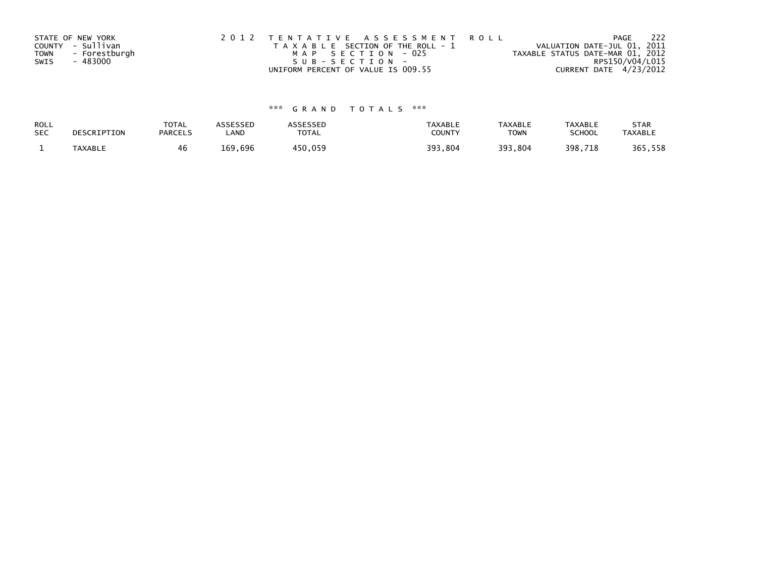STATE OF NEW YORK
COUNTY - Sullivan
TOWN - Forestburgh
SWIS - 483000

2012 TENTATIVE ASSESSMENT ROLL
TAXABLE SECTION OF THE ROLL - 1
MAP SECTION - 025
SUB-SECTION -
UNIFORM PERCENT OF VALUE IS 009.55

VALUATION DATE-JUL 01, 2011
TAXABLE STATUS DATE-MAR 01, 2012
RPS150/V04/L015
CURRENT DATE 4/23/2012

### *** GRAND TOTALS ***

| ROLL SEC | DESCRIPTION | TOTAL PARCELS | ASSESSED LAND | ASSESSED TOTAL | TAXABLE COUNTY | TAXABLE TOWN | TAXABLE SCHOOL | STAR TAXABLE |
|---|---|---|---|---|---|---|---|---|
| 1 | TAXABLE | 46 | 169,696 | 450,059 | 393,804 | 393,804 | 398,718 | 365,558 |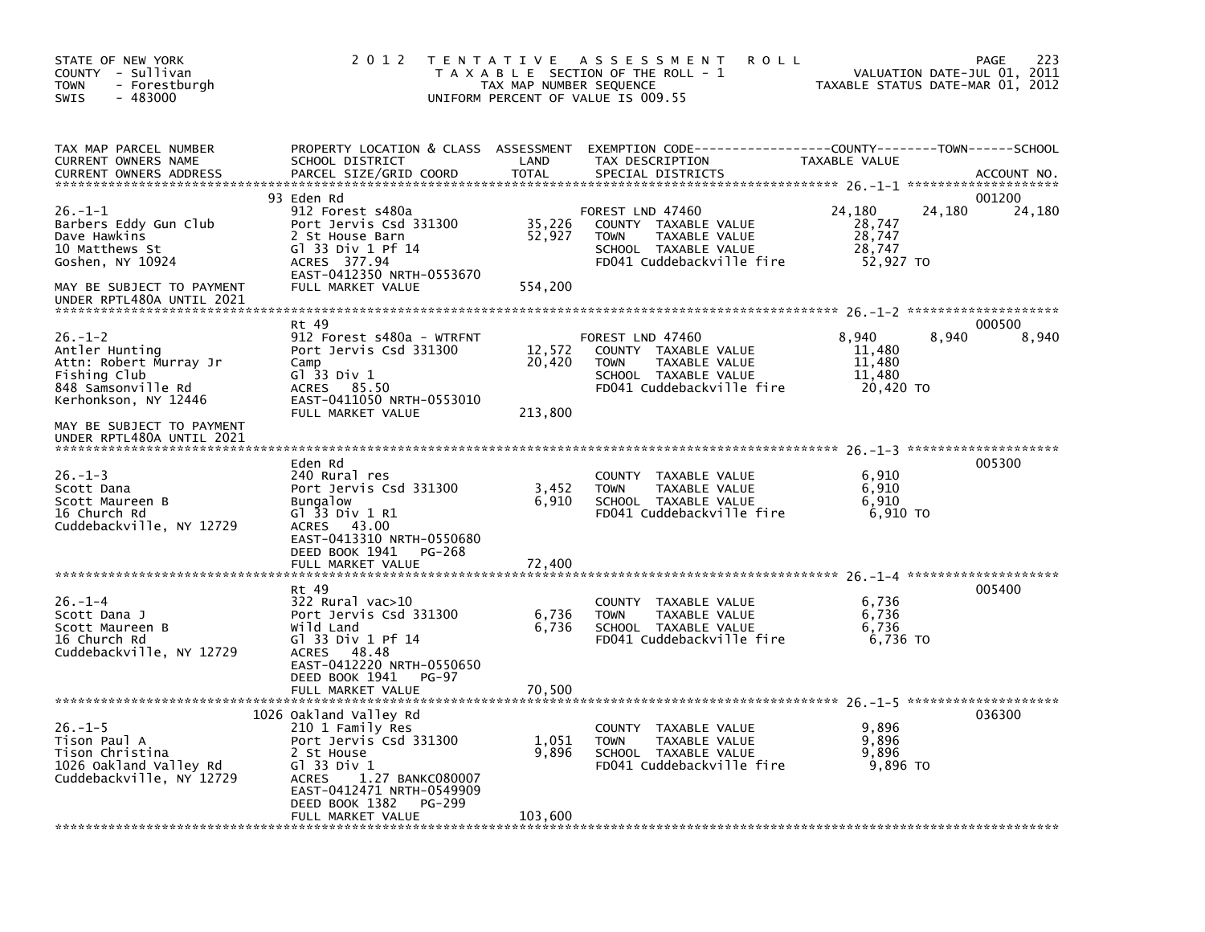STATE OF NEW YORK
COUNTY - Sullivan
TOWN - Forestburgh
SWIS - 483000

2012 TENTATIVE ASSESSMENT ROLL
TAXABLE SECTION OF THE ROLL - 1
TAX MAP NUMBER SEQUENCE
UNIFORM PERCENT OF VALUE IS 009.55

VALUATION DATE-JUL 01, 2011
TAXABLE STATUS DATE-MAR 01, 2012

| TAX MAP PARCEL NUMBER / CURRENT OWNERS NAME / CURRENT OWNERS ADDRESS | PROPERTY LOCATION & CLASS / SCHOOL DISTRICT / PARCEL SIZE/GRID COORD | ASSESSMENT LAND / TOTAL | EXEMPTION CODE / TAX DESCRIPTION / SPECIAL DISTRICTS | COUNTY | TOWN | SCHOOL / ACCOUNT NO. |
|---|---|---|---|---|---|---|
| 26.-1-1 | 93 Eden Rd | | | | | 001200 |
| Barbers Eddy Gun Club | 912 Forest s480a | | FOREST LND 47460 | 24,180 | 24,180 | 24,180 |
| Dave Hawkins | Port Jervis Csd 331300 | 35,226 | COUNTY TAXABLE VALUE | 28,747 | | |
| 10 Matthews St | 2 St House Barn | 52,927 | TOWN TAXABLE VALUE | | 28,747 | |
| Goshen, NY 10924 | Gl 33 Div 1 Pf 14 | | SCHOOL TAXABLE VALUE | | | 28,747 |
| | ACRES 377.94 | | FD041 Cuddebackville fire | 52,927 TO | | |
| | EAST-0412350 NRTH-0553670 | | | | | |
| MAY BE SUBJECT TO PAYMENT UNDER RPTL480A UNTIL 2021 | FULL MARKET VALUE | 554,200 | | | | |
| 26.-1-2 | Rt 49 | | | | | 000500 |
| Antler Hunting | 912 Forest s480a - WTRFNT | | FOREST LND 47460 | 8,940 | 8,940 | 8,940 |
| Attn: Robert Murray Jr | Port Jervis Csd 331300 | 12,572 | COUNTY TAXABLE VALUE | 11,480 | | |
| Fishing Club | Camp | 20,420 | TOWN TAXABLE VALUE | | 11,480 | |
| 848 Samsonville Rd | Gl 33 Div 1 | | SCHOOL TAXABLE VALUE | | | 11,480 |
| Kerhonkson, NY 12446 | ACRES 85.50 | | FD041 Cuddebackville fire | 20,420 TO | | |
| | EAST-0411050 NRTH-0553010 | | | | | |
| MAY BE SUBJECT TO PAYMENT UNDER RPTL480A UNTIL 2021 | FULL MARKET VALUE | 213,800 | | | | |
| 26.-1-3 | Eden Rd | | | | | 005300 |
| Scott Dana | 240 Rural res | | COUNTY TAXABLE VALUE | 6,910 | | |
| Scott Maureen B | Port Jervis Csd 331300 | 3,452 | TOWN TAXABLE VALUE | | 6,910 | |
| 16 Church Rd | Bungalow | 6,910 | SCHOOL TAXABLE VALUE | | | 6,910 |
| Cuddebackville, NY 12729 | Gl 33 Div 1 R1 | | FD041 Cuddebackville fire | 6,910 TO | | |
| | ACRES 43.00 | | | | | |
| | EAST-0413310 NRTH-0550680 | | | | | |
| | DEED BOOK 1941 PG-268 | | | | | |
| | FULL MARKET VALUE | 72,400 | | | | |
| 26.-1-4 | Rt 49 | | | | | 005400 |
| Scott Dana J | 322 Rural vac>10 | | COUNTY TAXABLE VALUE | 6,736 | | |
| Scott Maureen B | Port Jervis Csd 331300 | 6,736 | TOWN TAXABLE VALUE | | 6,736 | |
| 16 Church Rd | Wild Land | 6,736 | SCHOOL TAXABLE VALUE | | | 6,736 |
| Cuddebackville, NY 12729 | Gl 33 Div 1 Pf 14 | | FD041 Cuddebackville fire | 6,736 TO | | |
| | ACRES 48.48 | | | | | |
| | EAST-0412220 NRTH-0550650 | | | | | |
| | DEED BOOK 1941 PG-97 | | | | | |
| | FULL MARKET VALUE | 70,500 | | | | |
| 26.-1-5 | 1026 Oakland Valley Rd | | | | | 036300 |
| Tison Paul A | 210 1 Family Res | | COUNTY TAXABLE VALUE | 9,896 | | |
| Tison Christina | Port Jervis Csd 331300 | 1,051 | TOWN TAXABLE VALUE | | 9,896 | |
| 1026 Oakland Valley Rd | 2 St House | 9,896 | SCHOOL TAXABLE VALUE | | | 9,896 |
| Cuddebackville, NY 12729 | Gl 33 Div 1 | | FD041 Cuddebackville fire | 9,896 TO | | |
| | ACRES 1.27 BANKC080007 | | | | | |
| | EAST-0412471 NRTH-0549909 | | | | | |
| | DEED BOOK 1382 PG-299 | | | | | |
| | FULL MARKET VALUE | 103,600 | | | | |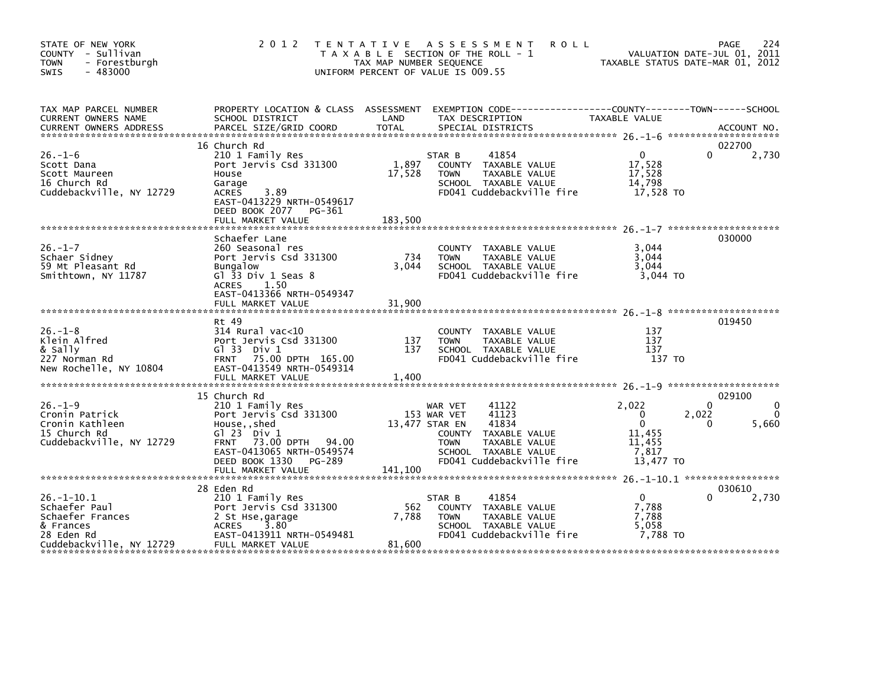STATE OF NEW YORK
COUNTY - Sullivan
TOWN - Forestburgh
SWIS - 483000

# 2012 TENTATIVE ASSESSMENT ROLL

TAXABLE SECTION OF THE ROLL - 1
TAX MAP NUMBER SEQUENCE
UNIFORM PERCENT OF VALUE IS 009.55

VALUATION DATE-JUL 01, 2011
TAXABLE STATUS DATE-MAR 01, 2012

| TAX MAP PARCEL NUMBER / CURRENT OWNERS NAME / CURRENT OWNERS ADDRESS | PROPERTY LOCATION & CLASS / SCHOOL DISTRICT / PARCEL SIZE/GRID COORD | ASSESSMENT LAND | TOTAL | EXEMPTION CODE / TAX DESCRIPTION / SPECIAL DISTRICTS | COUNTY TAXABLE VALUE | TOWN | SCHOOL / ACCOUNT NO. |
|---|---|---|---|---|---|---|---|
| 26.-1-6 | 16 Church Rd | | | | | | 022700 |
| Scott Dana | 210 1 Family Res | | | STAR B 41854 | 0 | 0 | 2,730 |
| Scott Maureen | Port Jervis Csd 331300 | 1,897 | | COUNTY TAXABLE VALUE | 17,528 | | |
| 16 Church Rd | House | | 17,528 | TOWN TAXABLE VALUE | 17,528 | | |
| Cuddebackville, NY 12729 | Garage | | | SCHOOL TAXABLE VALUE | 14,798 | | |
| | ACRES 3.89 | | | FD041 Cuddebackville fire | 17,528 TO | | |
| | EAST-0413229 NRTH-0549617 | | | | | | |
| | DEED BOOK 2077 PG-361 | | | | | | |
| | FULL MARKET VALUE | | 183,500 | | | | |
| 26.-1-7 | Schaefer Lane | | | | | | 030000 |
| Schaer Sidney | 260 Seasonal res | | | COUNTY TAXABLE VALUE | 3,044 | | |
| 59 Mt Pleasant Rd | Port Jervis Csd 331300 | 734 | | TOWN TAXABLE VALUE | 3,044 | | |
| Smithtown, NY 11787 | Bungalow | | 3,044 | SCHOOL TAXABLE VALUE | 3,044 | | |
| | Gl 33 Div 1 Seas 8 | | | FD041 Cuddebackville fire | 3,044 TO | | |
| | ACRES 1.50 | | | | | | |
| | EAST-0413366 NRTH-0549347 | | | | | | |
| | FULL MARKET VALUE | | 31,900 | | | | |
| 26.-1-8 | Rt 49 | | | | | | 019450 |
| Klein Alfred | 314 Rural vac<10 | | | COUNTY TAXABLE VALUE | 137 | | |
| & Sally | Port Jervis Csd 331300 | 137 | | TOWN TAXABLE VALUE | 137 | | |
| 227 Norman Rd | Gl 33 Div 1 | | 137 | SCHOOL TAXABLE VALUE | 137 | | |
| New Rochelle, NY 10804 | FRNT 75.00 DPTH 165.00 | | | FD041 Cuddebackville fire | 137 TO | | |
| | EAST-0413549 NRTH-0549314 | | | | | | |
| | FULL MARKET VALUE | | 1,400 | | | | |
| 26.-1-9 | 15 Church Rd | | | | | | 029100 |
| Cronin Patrick | 210 1 Family Res | | | WAR VET 41122 | 2,022 | 0 | 0 |
| Cronin Kathleen | Port Jervis Csd 331300 | 153 | | WAR VET 41123 | 0 | 2,022 | 0 |
| 15 Church Rd | House,,shed | | 13,477 | STAR EN 41834 | 0 | 0 | 5,660 |
| Cuddebackville, NY 12729 | Gl 23 Div 1 | | | COUNTY TAXABLE VALUE | 11,455 | | |
| | FRNT 73.00 DPTH 94.00 | | | TOWN TAXABLE VALUE | 11,455 | | |
| | EAST-0413065 NRTH-0549574 | | | SCHOOL TAXABLE VALUE | 7,817 | | |
| | DEED BOOK 1330 PG-289 | | | FD041 Cuddebackville fire | 13,477 TO | | |
| | FULL MARKET VALUE | | 141,100 | | | | |
| 26.-1-10.1 | 28 Eden Rd | | | | | | 030610 |
| Schaefer Paul | 210 1 Family Res | | | STAR B 41854 | 0 | 0 | 2,730 |
| Schaefer Frances | Port Jervis Csd 331300 | 562 | | COUNTY TAXABLE VALUE | 7,788 | | |
| & Frances | 2 St Hse,garage | | 7,788 | TOWN TAXABLE VALUE | 7,788 | | |
| 28 Eden Rd | ACRES 3.80 | | | SCHOOL TAXABLE VALUE | 5,058 | | |
| Cuddebackville, NY 12729 | EAST-0413911 NRTH-0549481 | | | FD041 Cuddebackville fire | 7,788 TO | | |
| | FULL MARKET VALUE | | 81,600 | | | | |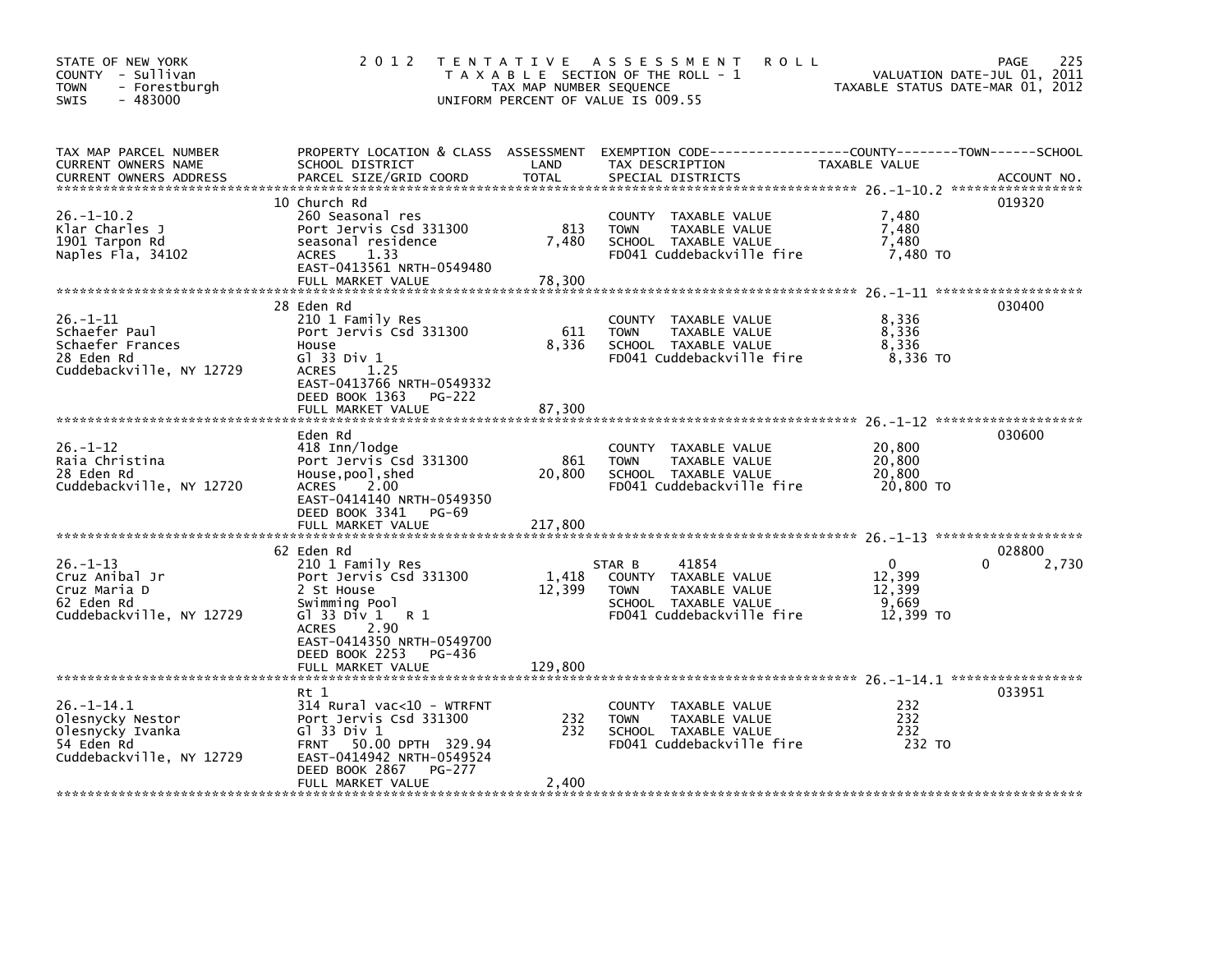STATE OF NEW YORK
COUNTY - Sullivan
TOWN - Forestburgh
SWIS - 483000

2012 TENTATIVE ASSESSMENT ROLL
TAXABLE SECTION OF THE ROLL - 1
TAX MAP NUMBER SEQUENCE
UNIFORM PERCENT OF VALUE IS 009.55

VALUATION DATE-JUL 01, 2011
TAXABLE STATUS DATE-MAR 01, 2012

| TAX MAP PARCEL NUMBER / CURRENT OWNERS NAME / CURRENT OWNERS ADDRESS | PROPERTY LOCATION & CLASS / SCHOOL DISTRICT / PARCEL SIZE/GRID COORD | ASSESSMENT LAND / TOTAL | EXEMPTION CODE / TAX DESCRIPTION / SPECIAL DISTRICTS | COUNTY TAXABLE VALUE | TOWN | SCHOOL | ACCOUNT NO. |
|---|---|---|---|---|---|---|---|
| 26.-1-10.2 | 10 Church Rd | | | | | | 019320 |
| Klar Charles J | 260 Seasonal res | | COUNTY TAXABLE VALUE | 7,480 | | | |
| 1901 Tarpon Rd | Port Jervis Csd 331300 | 813 | TOWN TAXABLE VALUE | 7,480 | | | |
| Naples Fla, 34102 | seasonal residence | 7,480 | SCHOOL TAXABLE VALUE | 7,480 | | | |
| | ACRES 1.33 | | FD041 Cuddebackville fire | 7,480 TO | | | |
| | EAST-0413561 NRTH-0549480 | | | | | | |
| | FULL MARKET VALUE | 78,300 | | | | | |
| 26.-1-11 | 28 Eden Rd | | | | | | 030400 |
| Schaefer Paul | 210 1 Family Res | | COUNTY TAXABLE VALUE | 8,336 | | | |
| Schaefer Frances | Port Jervis Csd 331300 | 611 | TOWN TAXABLE VALUE | 8,336 | | | |
| 28 Eden Rd | House | 8,336 | SCHOOL TAXABLE VALUE | 8,336 | | | |
| Cuddebackville, NY 12729 | Gl 33 Div 1 | | FD041 Cuddebackville fire | 8,336 TO | | | |
| | ACRES 1.25 | | | | | | |
| | EAST-0413766 NRTH-0549332 | | | | | | |
| | DEED BOOK 1363 PG-222 | | | | | | |
| | FULL MARKET VALUE | 87,300 | | | | | |
| 26.-1-12 | Eden Rd | | | | | | 030600 |
| Raia Christina | 418 Inn/lodge | | COUNTY TAXABLE VALUE | 20,800 | | | |
| 28 Eden Rd | Port Jervis Csd 331300 | 861 | TOWN TAXABLE VALUE | 20,800 | | | |
| Cuddebackville, NY 12720 | House,pool,shed | 20,800 | SCHOOL TAXABLE VALUE | 20,800 | | | |
| | ACRES 2.00 | | FD041 Cuddebackville fire | 20,800 TO | | | |
| | EAST-0414140 NRTH-0549350 | | | | | | |
| | DEED BOOK 3341 PG-69 | | | | | | |
| | FULL MARKET VALUE | 217,800 | | | | | |
| 26.-1-13 | 62 Eden Rd | | | | | | 028800 |
| Cruz Anibal Jr | 210 1 Family Res | | STAR B 41854 | 0 | 0 | 2,730 | |
| Cruz Maria D | Port Jervis Csd 331300 | 1,418 | COUNTY TAXABLE VALUE | 12,399 | | | |
| 62 Eden Rd | 2 St House | 12,399 | TOWN TAXABLE VALUE | 12,399 | | | |
| Cuddebackville, NY 12729 | Swimming Pool | | SCHOOL TAXABLE VALUE | 9,669 | | | |
| | Gl 33 Div 1 R 1 | | FD041 Cuddebackville fire | 12,399 TO | | | |
| | ACRES 2.90 | | | | | | |
| | EAST-0414350 NRTH-0549700 | | | | | | |
| | DEED BOOK 2253 PG-436 | | | | | | |
| | FULL MARKET VALUE | 129,800 | | | | | |
| 26.-1-14.1 | Rt 1 | | | | | | 033951 |
| Olesnycky Nestor | 314 Rural vac<10 - WTRFNT | | COUNTY TAXABLE VALUE | 232 | | | |
| Olesnycky Ivanka | Port Jervis Csd 331300 | 232 | TOWN TAXABLE VALUE | 232 | | | |
| 54 Eden Rd | Gl 33 Div 1 | 232 | SCHOOL TAXABLE VALUE | 232 | | | |
| Cuddebackville, NY 12729 | FRNT 50.00 DPTH 329.94 | | FD041 Cuddebackville fire | 232 TO | | | |
| | EAST-0414942 NRTH-0549524 | | | | | | |
| | DEED BOOK 2867 PG-277 | | | | | | |
| | FULL MARKET VALUE | 2,400 | | | | | |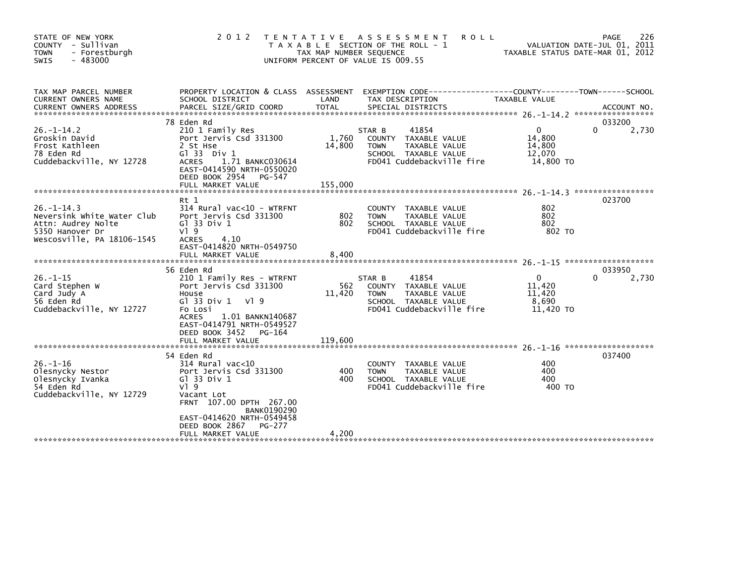STATE OF NEW YORK
COUNTY - Sullivan
TOWN - Forestburgh
SWIS - 483000

2012 TENTATIVE ASSESSMENT ROLL
TAXABLE SECTION OF THE ROLL - 1
TAX MAP NUMBER SEQUENCE
UNIFORM PERCENT OF VALUE IS 009.55

VALUATION DATE-JUL 01, 2011
TAXABLE STATUS DATE-MAR 01, 2012

| TAX MAP PARCEL NUMBER / CURRENT OWNERS NAME / CURRENT OWNERS ADDRESS | PROPERTY LOCATION & CLASS / SCHOOL DISTRICT / PARCEL SIZE/GRID COORD | ASSESSMENT LAND / TOTAL | EXEMPTION CODE / TAX DESCRIPTION / SPECIAL DISTRICTS | COUNTY / TOWN TAXABLE VALUE | SCHOOL / ACCOUNT NO. |
|---|---|---|---|---|---|
| 26.-1-14.2 | 78 Eden Rd | | | | 033200 |
| | 210 1 Family Res | | STAR B 41854 | 0 | 0 2,730 |
| Groskin David | Port Jervis Csd 331300 | 1,760 | COUNTY TAXABLE VALUE | 14,800 | |
| Frost Kathleen | 2 St Hse | 14,800 | TOWN TAXABLE VALUE | 14,800 | |
| 78 Eden Rd | Gl 33 Div 1 | | SCHOOL TAXABLE VALUE | 12,070 | |
| Cuddebackville, NY 12728 | ACRES 1.71 BANKC030614 | | FD041 Cuddebackville fire | 14,800 TO | |
| | EAST-0414590 NRTH-0550020 | | | | |
| | DEED BOOK 2954 PG-547 | | | | |
| | FULL MARKET VALUE | 155,000 | | | |
| 26.-1-14.3 | Rt 1 | | | | 023700 |
| | 314 Rural vac<10 - WTRFNT | | COUNTY TAXABLE VALUE | 802 | |
| Neversink White Water Club | Port Jervis Csd 331300 | 802 | TOWN TAXABLE VALUE | 802 | |
| Attn: Audrey Nolte | Gl 33 Div 1 | 802 | SCHOOL TAXABLE VALUE | 802 | |
| 5350 Hanover Dr | Vl 9 | | FD041 Cuddebackville fire | 802 TO | |
| Wescosville, PA 18106-1545 | ACRES 4.10 | | | | |
| | EAST-0414820 NRTH-0549750 | | | | |
| | FULL MARKET VALUE | 8,400 | | | |
| 26.-1-15 | 56 Eden Rd | | | | 033950 |
| | 210 1 Family Res - WTRFNT | | STAR B 41854 | 0 | 0 2,730 |
| Card Stephen W | Port Jervis Csd 331300 | 562 | COUNTY TAXABLE VALUE | 11,420 | |
| Card Judy A | House | 11,420 | TOWN TAXABLE VALUE | 11,420 | |
| 56 Eden Rd | Gl 33 Div 1 Vl 9 | | SCHOOL TAXABLE VALUE | 8,690 | |
| Cuddebackville, NY 12727 | Fo Losi | | FD041 Cuddebackville fire | 11,420 TO | |
| | ACRES 1.01 BANKN140687 | | | | |
| | EAST-0414791 NRTH-0549527 | | | | |
| | DEED BOOK 3452 PG-164 | | | | |
| | FULL MARKET VALUE | 119,600 | | | |
| 26.-1-16 | 54 Eden Rd | | | | 037400 |
| | 314 Rural vac<10 | | COUNTY TAXABLE VALUE | 400 | |
| Olesnycky Nestor | Port Jervis Csd 331300 | 400 | TOWN TAXABLE VALUE | 400 | |
| Olesnycky Ivanka | Gl 33 Div 1 | 400 | SCHOOL TAXABLE VALUE | 400 | |
| 54 Eden Rd | Vl 9 | | FD041 Cuddebackville fire | 400 TO | |
| Cuddebackville, NY 12729 | Vacant Lot | | | | |
| | FRNT 107.00 DPTH 267.00 | | | | |
| | BANK0190290 | | | | |
| | EAST-0414620 NRTH-0549458 | | | | |
| | DEED BOOK 2867 PG-277 | | | | |
| | FULL MARKET VALUE | 4,200 | | | |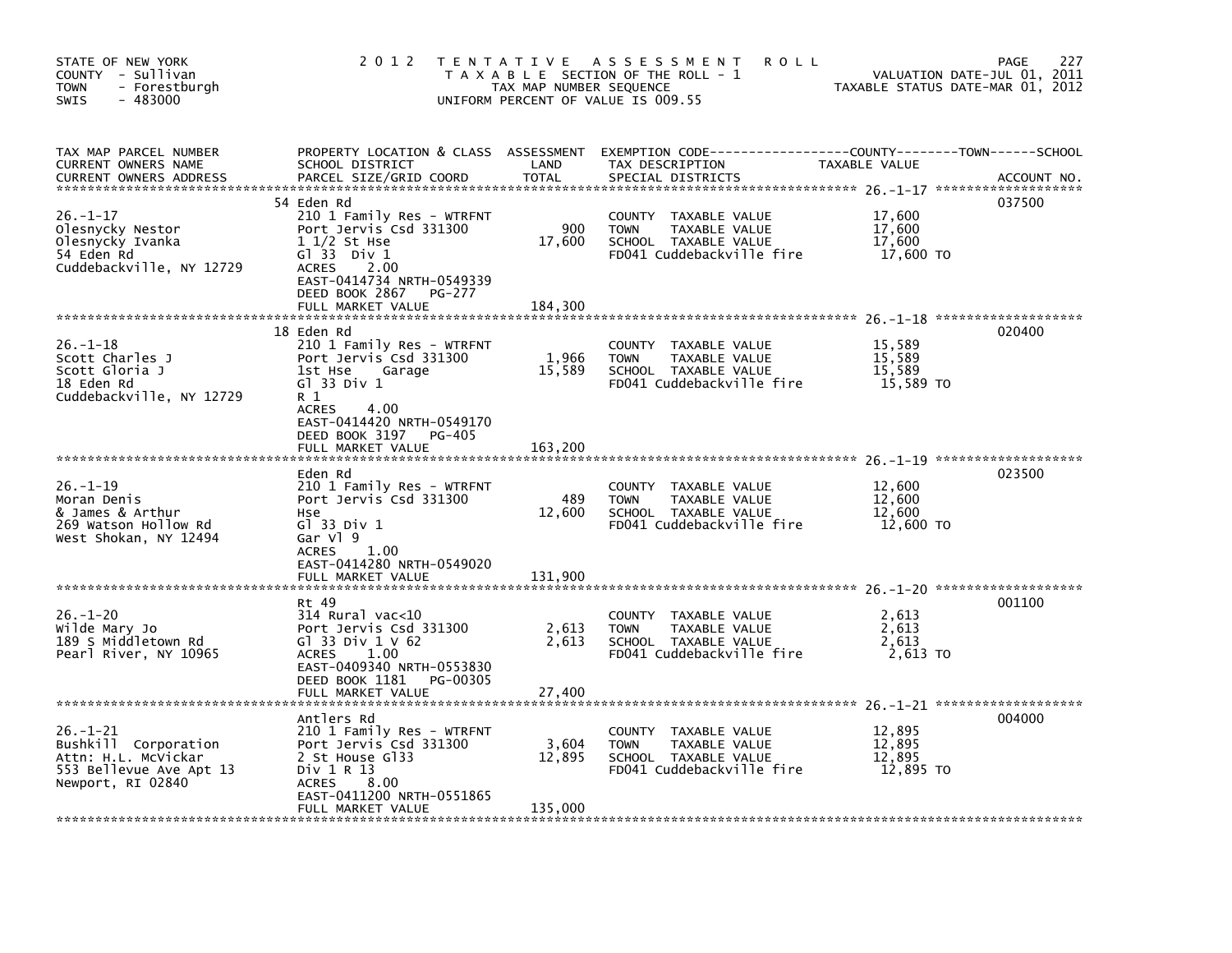STATE OF NEW YORK
COUNTY - Sullivan
TOWN - Forestburgh
SWIS - 483000

2012 TENTATIVE ASSESSMENT ROLL
TAXABLE SECTION OF THE ROLL - 1
TAX MAP NUMBER SEQUENCE
UNIFORM PERCENT OF VALUE IS 009.55

VALUATION DATE-JUL 01, 2011
TAXABLE STATUS DATE-MAR 01, 2012

| TAX MAP PARCEL NUMBER / CURRENT OWNERS NAME / CURRENT OWNERS ADDRESS | PROPERTY LOCATION & CLASS / SCHOOL DISTRICT / PARCEL SIZE/GRID COORD | ASSESSMENT LAND | TOTAL | EXEMPTION CODE / TAX DESCRIPTION / SPECIAL DISTRICTS | TAXABLE VALUE (COUNTY--TOWN--SCHOOL) | ACCOUNT NO. |
|---|---|---|---|---|---|---|
| 26.-1-17 | 54 Eden Rd | | | | | 037500 |
| Olesnycky Nestor | 210 1 Family Res - WTRFNT | | | COUNTY TAXABLE VALUE | 17,600 | |
| Olesnycky Ivanka | Port Jervis Csd 331300 | 900 | | TOWN TAXABLE VALUE | 17,600 | |
| 54 Eden Rd | 1 1/2 St Hse | | 17,600 | SCHOOL TAXABLE VALUE | 17,600 | |
| Cuddebackville, NY 12729 | Gl 33 Div 1 | | | FD041 Cuddebackville fire | 17,600 TO | |
| | ACRES 2.00 | | | | | |
| | EAST-0414734 NRTH-0549339 | | | | | |
| | DEED BOOK 2867 PG-277 | | | | | |
| | FULL MARKET VALUE | | 184,300 | | | |
| 26.-1-18 | 18 Eden Rd | | | | | 020400 |
| Scott Charles J | 210 1 Family Res - WTRFNT | | | COUNTY TAXABLE VALUE | 15,589 | |
| Scott Gloria J | Port Jervis Csd 331300 | 1,966 | | TOWN TAXABLE VALUE | 15,589 | |
| 18 Eden Rd | 1st Hse Garage | | 15,589 | SCHOOL TAXABLE VALUE | 15,589 | |
| Cuddebackville, NY 12729 | Gl 33 Div 1 | | | FD041 Cuddebackville fire | 15,589 TO | |
| | R 1 | | | | | |
| | ACRES 4.00 | | | | | |
| | EAST-0414420 NRTH-0549170 | | | | | |
| | DEED BOOK 3197 PG-405 | | | | | |
| | FULL MARKET VALUE | | 163,200 | | | |
| 26.-1-19 | Eden Rd | | | | | 023500 |
| Moran Denis | 210 1 Family Res - WTRFNT | | | COUNTY TAXABLE VALUE | 12,600 | |
| & James & Arthur | Port Jervis Csd 331300 | 489 | | TOWN TAXABLE VALUE | 12,600 | |
| 269 Watson Hollow Rd | Hse | | 12,600 | SCHOOL TAXABLE VALUE | 12,600 | |
| West Shokan, NY 12494 | Gl 33 Div 1 | | | FD041 Cuddebackville fire | 12,600 TO | |
| | Gar Vl 9 | | | | | |
| | ACRES 1.00 | | | | | |
| | EAST-0414280 NRTH-0549020 | | | | | |
| | FULL MARKET VALUE | | 131,900 | | | |
| 26.-1-20 | Rt 49 | | | | | 001100 |
| Wilde Mary Jo | 314 Rural vac<10 | | | COUNTY TAXABLE VALUE | 2,613 | |
| 189 S Middletown Rd | Port Jervis Csd 331300 | 2,613 | | TOWN TAXABLE VALUE | 2,613 | |
| Pearl River, NY 10965 | Gl 33 Div 1 V 62 | | 2,613 | SCHOOL TAXABLE VALUE | 2,613 | |
| | ACRES 1.00 | | | FD041 Cuddebackville fire | 2,613 TO | |
| | EAST-0409340 NRTH-0553830 | | | | | |
| | DEED BOOK 1181 PG-00305 | | | | | |
| | FULL MARKET VALUE | | 27,400 | | | |
| 26.-1-21 | Antlers Rd | | | | | 004000 |
| Bushkill Corporation | 210 1 Family Res - WTRFNT | | | COUNTY TAXABLE VALUE | 12,895 | |
| Attn: H.L. McVickar | Port Jervis Csd 331300 | 3,604 | | TOWN TAXABLE VALUE | 12,895 | |
| 553 Bellevue Ave Apt 13 | 2 St House Gl33 | | 12,895 | SCHOOL TAXABLE VALUE | 12,895 | |
| Newport, RI 02840 | Div 1 R 13 | | | FD041 Cuddebackville fire | 12,895 TO | |
| | ACRES 8.00 | | | | | |
| | EAST-0411200 NRTH-0551865 | | | | | |
| | FULL MARKET VALUE | | 135,000 | | | |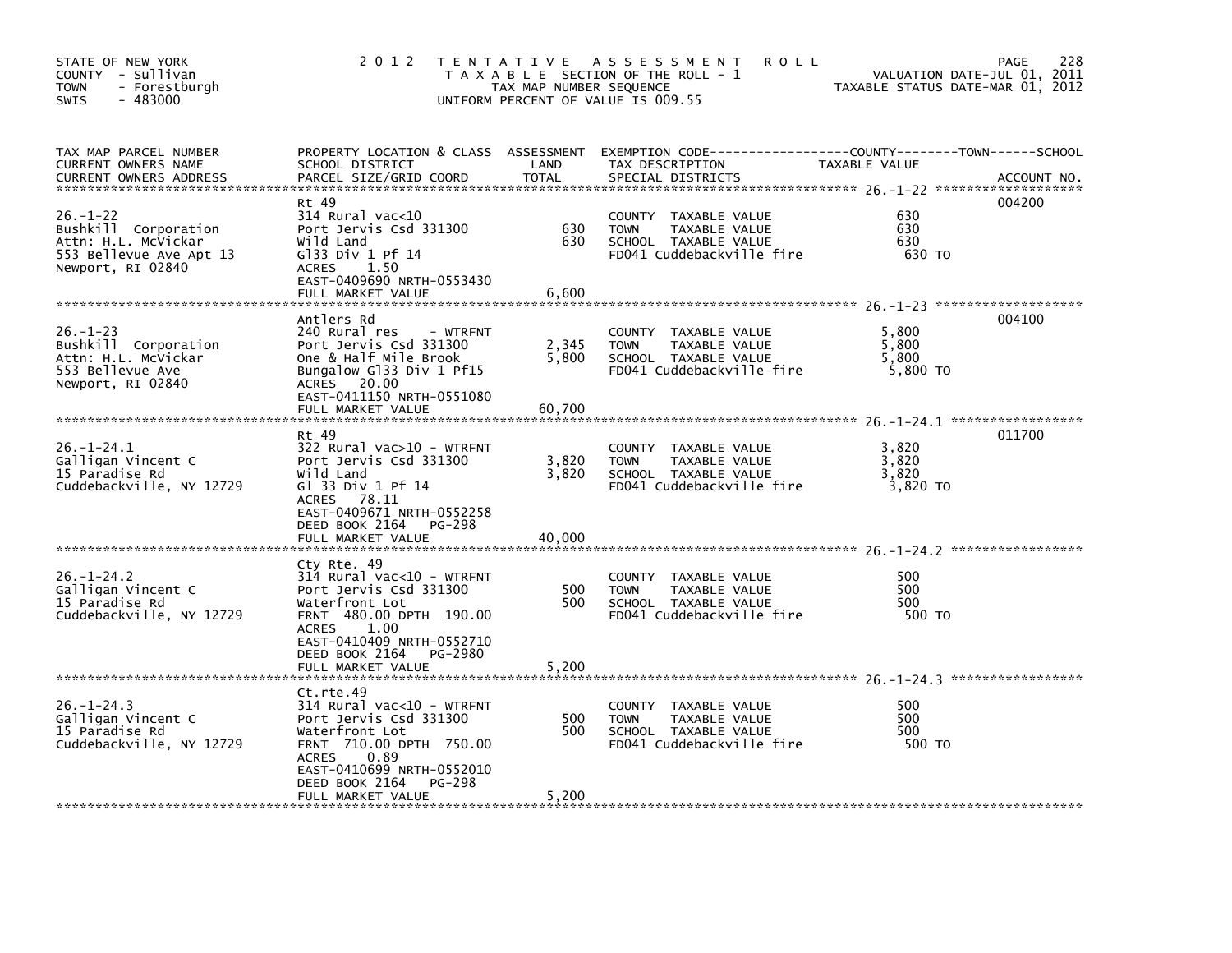STATE OF NEW YORK
COUNTY - Sullivan
TOWN - Forestburgh
SWIS - 483000

2012 TENTATIVE ASSESSMENT ROLL
TAXABLE SECTION OF THE ROLL - 1
TAX MAP NUMBER SEQUENCE
UNIFORM PERCENT OF VALUE IS 009.55

VALUATION DATE-JUL 01, 2011
TAXABLE STATUS DATE-MAR 01, 2012

| TAX MAP PARCEL NUMBER / CURRENT OWNERS NAME / CURRENT OWNERS ADDRESS | PROPERTY LOCATION & CLASS / SCHOOL DISTRICT / PARCEL SIZE/GRID COORD | ASSESSMENT LAND / TOTAL | EXEMPTION CODE / TAX DESCRIPTION / SPECIAL DISTRICTS | TAXABLE VALUE (COUNTY / TOWN / SCHOOL) | ACCOUNT NO. |
|---|---|---|---|---|---|
| 26.-1-22 | Rt 49 | | | | 004200 |
| | 314 Rural vac<10 | | COUNTY TAXABLE VALUE | 630 | |
| Bushkill Corporation | Port Jervis Csd 331300 | 630 | TOWN TAXABLE VALUE | 630 | |
| Attn: H.L. McVickar | Wild Land | 630 | SCHOOL TAXABLE VALUE | 630 | |
| 553 Bellevue Ave Apt 13 | Gl33 Div 1 Pf 14 | | FD041 Cuddebackville fire | 630 TO | |
| Newport, RI 02840 | ACRES 1.50 | | | | |
| | EAST-0409690 NRTH-0553430 | | | | |
| | FULL MARKET VALUE | 6,600 | | | |
| 26.-1-23 | Antlers Rd | | | | 004100 |
| | 240 Rural res - WTRFNT | | COUNTY TAXABLE VALUE | 5,800 | |
| Bushkill Corporation | Port Jervis Csd 331300 | 2,345 | TOWN TAXABLE VALUE | 5,800 | |
| Attn: H.L. McVickar | One & Half Mile Brook | 5,800 | SCHOOL TAXABLE VALUE | 5,800 | |
| 553 Bellevue Ave | Bungalow Gl33 Div 1 Pf15 | | FD041 Cuddebackville fire | 5,800 TO | |
| Newport, RI 02840 | ACRES 20.00 | | | | |
| | EAST-0411150 NRTH-0551080 | | | | |
| | FULL MARKET VALUE | 60,700 | | | |
| 26.-1-24.1 | Rt 49 | | | | 011700 |
| | 322 Rural vac>10 - WTRFNT | | COUNTY TAXABLE VALUE | 3,820 | |
| Galligan Vincent C | Port Jervis Csd 331300 | 3,820 | TOWN TAXABLE VALUE | 3,820 | |
| 15 Paradise Rd | Wild Land | 3,820 | SCHOOL TAXABLE VALUE | 3,820 | |
| Cuddebackville, NY 12729 | Gl 33 Div 1 Pf 14 | | FD041 Cuddebackville fire | 3,820 TO | |
| | ACRES 78.11 | | | | |
| | EAST-0409671 NRTH-0552258 | | | | |
| | DEED BOOK 2164 PG-298 | | | | |
| | FULL MARKET VALUE | 40,000 | | | |
| 26.-1-24.2 | Cty Rte. 49 | | | | |
| | 314 Rural vac<10 - WTRFNT | | COUNTY TAXABLE VALUE | 500 | |
| Galligan Vincent C | Port Jervis Csd 331300 | 500 | TOWN TAXABLE VALUE | 500 | |
| 15 Paradise Rd | Waterfront Lot | 500 | SCHOOL TAXABLE VALUE | 500 | |
| Cuddebackville, NY 12729 | FRNT 480.00 DPTH 190.00 | | FD041 Cuddebackville fire | 500 TO | |
| | ACRES 1.00 | | | | |
| | EAST-0410409 NRTH-0552710 | | | | |
| | DEED BOOK 2164 PG-2980 | | | | |
| | FULL MARKET VALUE | 5,200 | | | |
| 26.-1-24.3 | Ct.rte.49 | | | | |
| | 314 Rural vac<10 - WTRFNT | | COUNTY TAXABLE VALUE | 500 | |
| Galligan Vincent C | Port Jervis Csd 331300 | 500 | TOWN TAXABLE VALUE | 500 | |
| 15 Paradise Rd | Waterfront Lot | 500 | SCHOOL TAXABLE VALUE | 500 | |
| Cuddebackville, NY 12729 | FRNT 710.00 DPTH 750.00 | | FD041 Cuddebackville fire | 500 TO | |
| | ACRES 0.89 | | | | |
| | EAST-0410699 NRTH-0552010 | | | | |
| | DEED BOOK 2164 PG-298 | | | | |
| | FULL MARKET VALUE | 5,200 | | | |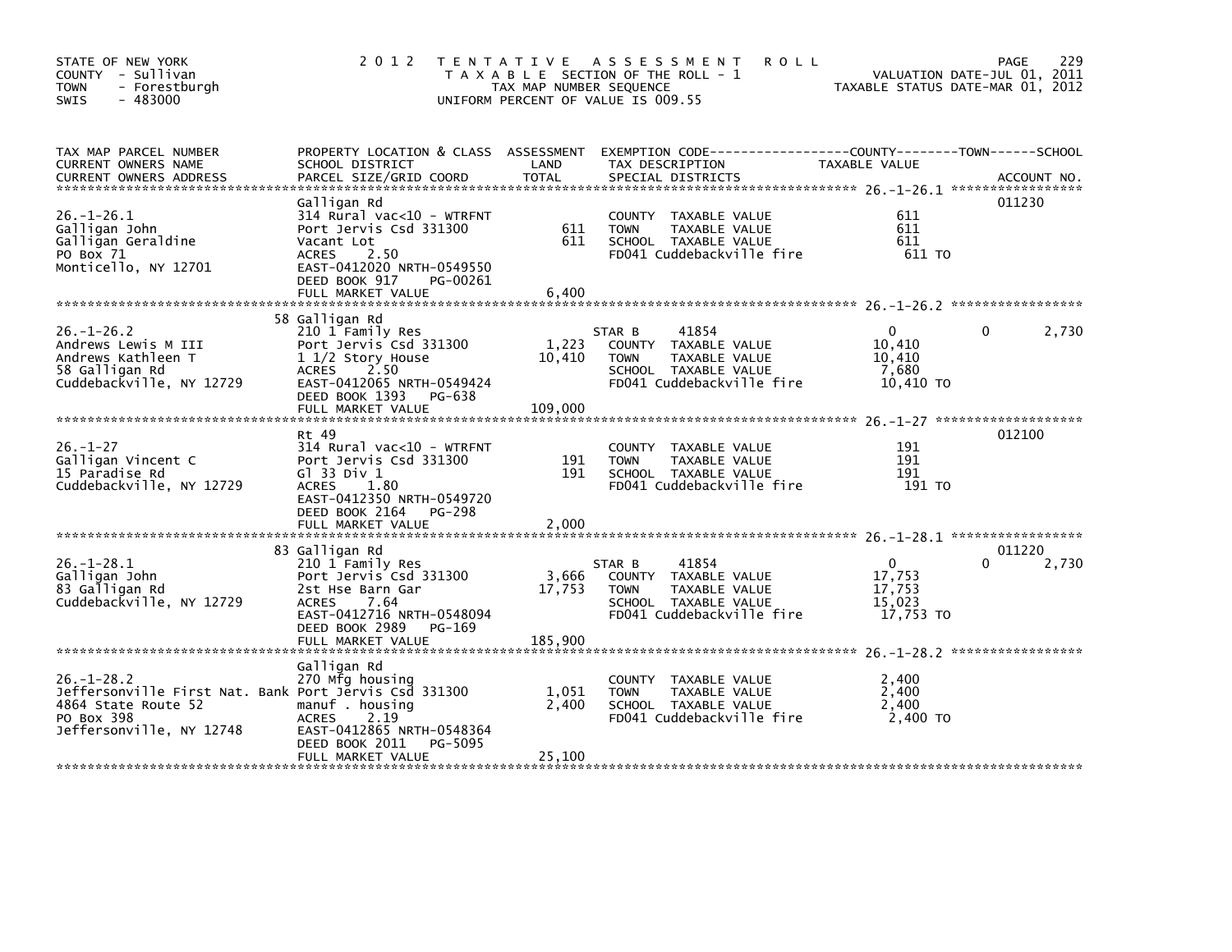STATE OF NEW YORK
COUNTY - Sullivan
TOWN - Forestburgh
SWIS - 483000

# 2012 TENTATIVE ASSESSMENT ROLL

TAXABLE SECTION OF THE ROLL - 1
TAX MAP NUMBER SEQUENCE
UNIFORM PERCENT OF VALUE IS 009.55

VALUATION DATE-JUL 01, 2011
TAXABLE STATUS DATE-MAR 01, 2012

| TAX MAP PARCEL NUMBER / CURRENT OWNERS NAME / CURRENT OWNERS ADDRESS | PROPERTY LOCATION & CLASS / SCHOOL DISTRICT / PARCEL SIZE/GRID COORD | ASSESSMENT LAND / TOTAL | EXEMPTION CODE / TAX DESCRIPTION / SPECIAL DISTRICTS | COUNTY TAXABLE VALUE | TOWN | SCHOOL / ACCOUNT NO. |
|---|---|---|---|---|---|---|
| 26.-1-26.1 | Galligan Rd | | | | | 011230 |
| | 314 Rural vac<10 - WTRFNT | | COUNTY TAXABLE VALUE | 611 | | |
| Galligan John | Port Jervis Csd 331300 | 611 | TOWN TAXABLE VALUE | 611 | | |
| Galligan Geraldine | Vacant Lot | 611 | SCHOOL TAXABLE VALUE | 611 | | |
| PO Box 71 | ACRES 2.50 | | FD041 Cuddebackville fire | 611 TO | | |
| Monticello, NY 12701 | EAST-0412020 NRTH-0549550 | | | | | |
| | DEED BOOK 917 PG-00261 | | | | | |
| | FULL MARKET VALUE | 6,400 | | | | |
| 26.-1-26.2 | 58 Galligan Rd | | | | | |
| | 210 1 Family Res | | STAR B 41854 | 0 | 0 | 2,730 |
| Andrews Lewis M III | Port Jervis Csd 331300 | 1,223 | COUNTY TAXABLE VALUE | 10,410 | | |
| Andrews Kathleen T | 1 1/2 Story House | 10,410 | TOWN TAXABLE VALUE | 10,410 | | |
| 58 Galligan Rd | ACRES 2.50 | | SCHOOL TAXABLE VALUE | 7,680 | | |
| Cuddebackville, NY 12729 | EAST-0412065 NRTH-0549424 | | FD041 Cuddebackville fire | 10,410 TO | | |
| | DEED BOOK 1393 PG-638 | | | | | |
| | FULL MARKET VALUE | 109,000 | | | | |
| 26.-1-27 | Rt 49 | | | | | 012100 |
| | 314 Rural vac<10 - WTRFNT | | COUNTY TAXABLE VALUE | 191 | | |
| Galligan Vincent C | Port Jervis Csd 331300 | 191 | TOWN TAXABLE VALUE | 191 | | |
| 15 Paradise Rd | Gl 33 Div 1 | 191 | SCHOOL TAXABLE VALUE | 191 | | |
| Cuddebackville, NY 12729 | ACRES 1.80 | | FD041 Cuddebackville fire | 191 TO | | |
| | EAST-0412350 NRTH-0549720 | | | | | |
| | DEED BOOK 2164 PG-298 | | | | | |
| | FULL MARKET VALUE | 2,000 | | | | |
| 26.-1-28.1 | 83 Galligan Rd | | | | | 011220 |
| | 210 1 Family Res | | STAR B 41854 | 0 | 0 | 2,730 |
| Galligan John | Port Jervis Csd 331300 | 3,666 | COUNTY TAXABLE VALUE | 17,753 | | |
| 83 Galligan Rd | 2st Hse Barn Gar | 17,753 | TOWN TAXABLE VALUE | 17,753 | | |
| Cuddebackville, NY 12729 | ACRES 7.64 | | SCHOOL TAXABLE VALUE | 15,023 | | |
| | EAST-0412716 NRTH-0548094 | | FD041 Cuddebackville fire | 17,753 TO | | |
| | DEED BOOK 2989 PG-169 | | | | | |
| | FULL MARKET VALUE | 185,900 | | | | |
| 26.-1-28.2 | Galligan Rd | | | | | |
| | 270 Mfg housing | | COUNTY TAXABLE VALUE | 2,400 | | |
| Jeffersonville First Nat. Bank | Port Jervis Csd 331300 | 1,051 | TOWN TAXABLE VALUE | 2,400 | | |
| 4864 State Route 52 | manuf . housing | 2,400 | SCHOOL TAXABLE VALUE | 2,400 | | |
| PO Box 398 | ACRES 2.19 | | FD041 Cuddebackville fire | 2,400 TO | | |
| Jeffersonville, NY 12748 | EAST-0412865 NRTH-0548364 | | | | | |
| | DEED BOOK 2011 PG-5095 | | | | | |
| | FULL MARKET VALUE | 25,100 | | | | |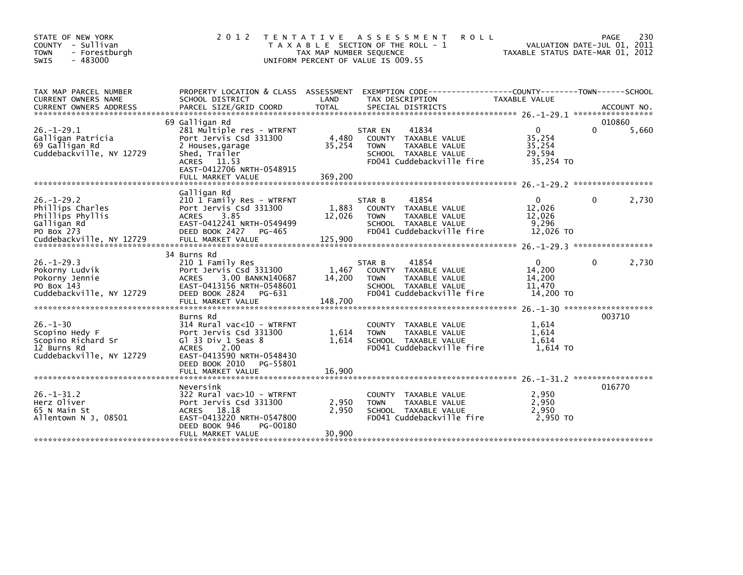STATE OF NEW YORK
COUNTY - Sullivan
TOWN - Forestburgh
SWIS - 483000

2 0 1 2 T E N T A T I V E A S S E S S M E N T R O L L
T A X A B L E SECTION OF THE ROLL - 1
TAX MAP NUMBER SEQUENCE
UNIFORM PERCENT OF VALUE IS 009.55

VALUATION DATE-JUL 01, 2011
TAXABLE STATUS DATE-MAR 01, 2012

| TAX MAP PARCEL NUMBER / CURRENT OWNERS NAME / CURRENT OWNERS ADDRESS | PROPERTY LOCATION & CLASS / SCHOOL DISTRICT / PARCEL SIZE/GRID COORD | ASSESSMENT LAND / TOTAL | EXEMPTION CODE / TAX DESCRIPTION / SPECIAL DISTRICTS | COUNTY TAXABLE VALUE | TOWN | SCHOOL | ACCOUNT NO. |
|---|---|---|---|---|---|---|---|
| 26.-1-29.1 | 69 Galligan Rd | | | | | | 010860 |
| Galligan Patricia | 281 Multiple res - WTRFNT | | STAR EN 41834 | 0 | 0 | 5,660 | |
| 69 Galligan Rd | Port Jervis Csd 331300 | 4,480 | COUNTY TAXABLE VALUE | 35,254 | | | |
| Cuddebackville, NY 12729 | 2 Houses,garage | 35,254 | TOWN TAXABLE VALUE | 35,254 | | | |
| | Shed, Trailer | | SCHOOL TAXABLE VALUE | 29,594 | | | |
| | ACRES 11.53 | | FD041 Cuddebackville fire | 35,254 TO | | | |
| | EAST-0412706 NRTH-0548915 | | | | | | |
| | FULL MARKET VALUE | 369,200 | | | | | |
| 26.-1-29.2 | Galligan Rd | | | | | | |
| Phillips Charles | 210 1 Family Res - WTRFNT | | STAR B 41854 | 0 | 0 | 2,730 | |
| Phillips Phyllis | Port Jervis Csd 331300 | 1,883 | COUNTY TAXABLE VALUE | 12,026 | | | |
| Galligan Rd | ACRES 3.85 | 12,026 | TOWN TAXABLE VALUE | 12,026 | | | |
| PO Box 273 | EAST-0412241 NRTH-0549499 | | SCHOOL TAXABLE VALUE | 9,296 | | | |
| Cuddebackville, NY 12729 | DEED BOOK 2427 PG-465 | | FD041 Cuddebackville fire | 12,026 TO | | | |
| | FULL MARKET VALUE | 125,900 | | | | | |
| 26.-1-29.3 | 34 Burns Rd | | | | | | |
| Pokorny Ludvik | 210 1 Family Res | | STAR B 41854 | 0 | 0 | 2,730 | |
| Pokorny Jennie | Port Jervis Csd 331300 | 1,467 | COUNTY TAXABLE VALUE | 14,200 | | | |
| PO Box 143 | ACRES 3.00 BANKN140687 | 14,200 | TOWN TAXABLE VALUE | 14,200 | | | |
| Cuddebackville, NY 12729 | EAST-0413156 NRTH-0548601 | | SCHOOL TAXABLE VALUE | 11,470 | | | |
| | DEED BOOK 2824 PG-631 | | FD041 Cuddebackville fire | 14,200 TO | | | |
| | FULL MARKET VALUE | 148,700 | | | | | |
| 26.-1-30 | Burns Rd | | | | | | 003710 |
| Scopino Hedy F | 314 Rural vac<10 - WTRFNT | | COUNTY TAXABLE VALUE | 1,614 | | | |
| Scopino Richard Sr | Port Jervis Csd 331300 | 1,614 | TOWN TAXABLE VALUE | 1,614 | | | |
| 12 Burns Rd | Gl 33 Div 1 Seas 8 | 1,614 | SCHOOL TAXABLE VALUE | 1,614 | | | |
| Cuddebackville, NY 12729 | ACRES 2.00 | | FD041 Cuddebackville fire | 1,614 TO | | | |
| | EAST-0413590 NRTH-0548430 | | | | | | |
| | DEED BOOK 2010 PG-55801 | | | | | | |
| | FULL MARKET VALUE | 16,900 | | | | | |
| 26.-1-31.2 | Neversink | | | | | | 016770 |
| Herz Oliver | 322 Rural vac>10 - WTRFNT | | COUNTY TAXABLE VALUE | 2,950 | | | |
| 65 N Main St | Port Jervis Csd 331300 | 2,950 | TOWN TAXABLE VALUE | 2,950 | | | |
| Allentown N J, 08501 | ACRES 18.18 | 2,950 | SCHOOL TAXABLE VALUE | 2,950 | | | |
| | EAST-0413220 NRTH-0547800 | | FD041 Cuddebackville fire | 2,950 TO | | | |
| | DEED BOOK 946 PG-00180 | | | | | | |
| | FULL MARKET VALUE | 30,900 | | | | | |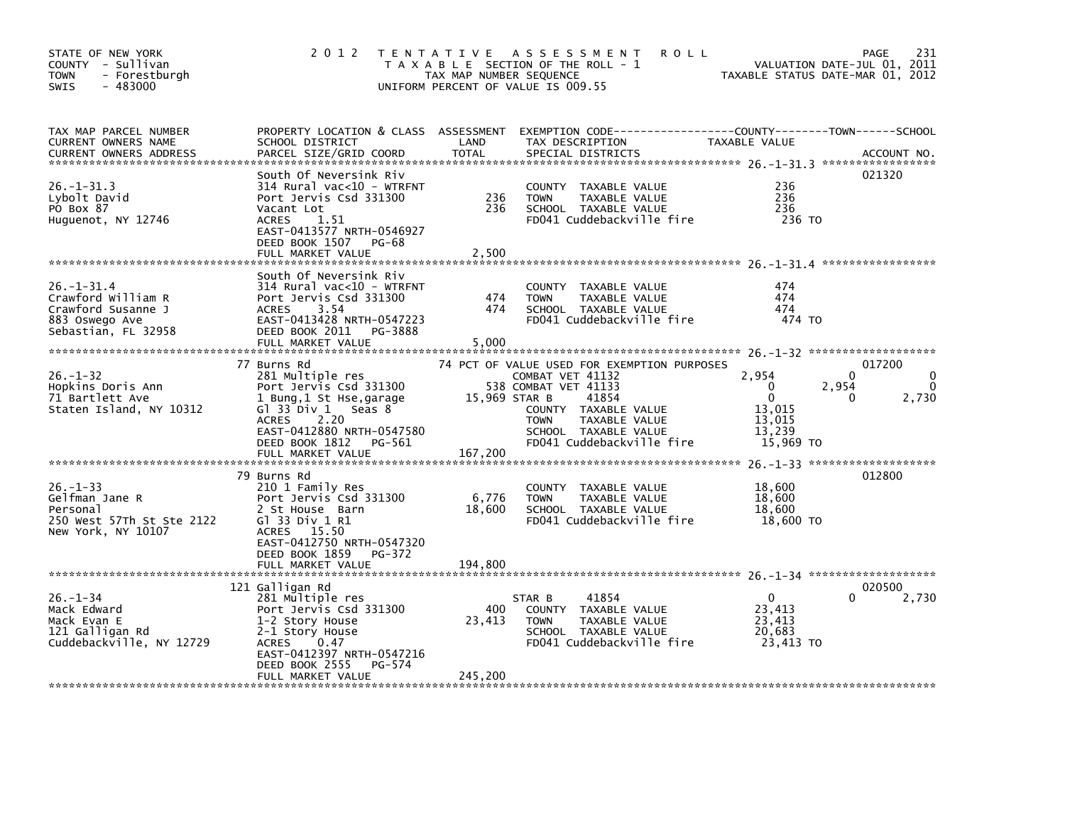STATE OF NEW YORK
COUNTY - Sullivan
TOWN - Forestburgh
SWIS - 483000

2 0 1 2 T E N T A T I V E A S S E S S M E N T R O L L
T A X A B L E SECTION OF THE ROLL - 1
TAX MAP NUMBER SEQUENCE
UNIFORM PERCENT OF VALUE IS 009.55

VALUATION DATE-JUL 01, 2011
TAXABLE STATUS DATE-MAR 01, 2012

| TAX MAP PARCEL NUMBER / CURRENT OWNERS NAME / CURRENT OWNERS ADDRESS | PROPERTY LOCATION & CLASS / SCHOOL DISTRICT / PARCEL SIZE/GRID COORD | ASSESSMENT LAND / TOTAL | EXEMPTION CODE / TAX DESCRIPTION / SPECIAL DISTRICTS | COUNTY TAXABLE VALUE | TOWN | SCHOOL | ACCOUNT NO. |
|---|---|---|---|---|---|---|---|
| 26.-1-31.3 | South Of Neversink Riv | | | | | | 021320 |
| | 314 Rural vac<10 - WTRFNT | | COUNTY TAXABLE VALUE | 236 | | | |
| Lybolt David | Port Jervis Csd 331300 | 236 | TOWN TAXABLE VALUE | 236 | | | |
| PO Box 87 | Vacant Lot | 236 | SCHOOL TAXABLE VALUE | 236 | | | |
| Huguenot, NY 12746 | ACRES 1.51 | | FD041 Cuddebackville fire | 236 TO | | | |
| | EAST-0413577 NRTH-0546927 | | | | | | |
| | DEED BOOK 1507 PG-68 | | | | | | |
| | FULL MARKET VALUE | 2,500 | | | | | |
| 26.-1-31.4 | South Of Neversink Riv | | | | | | |
| | 314 Rural vac<10 - WTRFNT | | COUNTY TAXABLE VALUE | 474 | | | |
| Crawford William R | Port Jervis Csd 331300 | 474 | TOWN TAXABLE VALUE | 474 | | | |
| Crawford Susanne J | ACRES 3.54 | 474 | SCHOOL TAXABLE VALUE | 474 | | | |
| 883 Oswego Ave | EAST-0413428 NRTH-0547223 | | FD041 Cuddebackville fire | 474 TO | | | |
| Sebastian, FL 32958 | DEED BOOK 2011 PG-3888 | | | | | | |
| | FULL MARKET VALUE | 5,000 | | | | | |
| 26.-1-32 | 77 Burns Rd | | 74 PCT OF VALUE USED FOR EXEMPTION PURPOSES | | | | 017200 |
| | 281 Multiple res | | COMBAT VET 41132 | 2,954 | 0 | 0 | |
| Hopkins Doris Ann | Port Jervis Csd 331300 | 538 | COMBAT VET 41133 | 0 | 2,954 | 0 | |
| 71 Bartlett Ave | 1 Bung,1 St Hse,garage | 15,969 | STAR B 41854 | 0 | 0 | 2,730 | |
| Staten Island, NY 10312 | Gl 33 Div 1 Seas 8 | | COUNTY TAXABLE VALUE | 13,015 | | | |
| | ACRES 2.20 | | TOWN TAXABLE VALUE | 13,015 | | | |
| | EAST-0412880 NRTH-0547580 | | SCHOOL TAXABLE VALUE | 13,239 | | | |
| | DEED BOOK 1812 PG-561 | | FD041 Cuddebackville fire | 15,969 TO | | | |
| | FULL MARKET VALUE | 167,200 | | | | | |
| 26.-1-33 | 79 Burns Rd | | | | | | 012800 |
| | 210 1 Family Res | | COUNTY TAXABLE VALUE | 18,600 | | | |
| Gelfman Jane R | Port Jervis Csd 331300 | 6,776 | TOWN TAXABLE VALUE | 18,600 | | | |
| Personal | 2 St House Barn | 18,600 | SCHOOL TAXABLE VALUE | 18,600 | | | |
| 250 West 57Th St Ste 2122 | Gl 33 Div 1 R1 | | FD041 Cuddebackville fire | 18,600 TO | | | |
| New York, NY 10107 | ACRES 15.50 | | | | | | |
| | EAST-0412750 NRTH-0547320 | | | | | | |
| | DEED BOOK 1859 PG-372 | | | | | | |
| | FULL MARKET VALUE | 194,800 | | | | | |
| 26.-1-34 | 121 Galligan Rd | | | | | | 020500 |
| | 281 Multiple res | | STAR B 41854 | 0 | 0 | 2,730 | |
| Mack Edward | Port Jervis Csd 331300 | 400 | COUNTY TAXABLE VALUE | 23,413 | | | |
| Mack Evan E | 1-2 Story House | 23,413 | TOWN TAXABLE VALUE | 23,413 | | | |
| 121 Galligan Rd | 2-1 Story House | | SCHOOL TAXABLE VALUE | 20,683 | | | |
| Cuddebackville, NY 12729 | ACRES 0.47 | | FD041 Cuddebackville fire | 23,413 TO | | | |
| | EAST-0412397 NRTH-0547216 | | | | | | |
| | DEED BOOK 2555 PG-574 | | | | | | |
| | FULL MARKET VALUE | 245,200 | | | | | |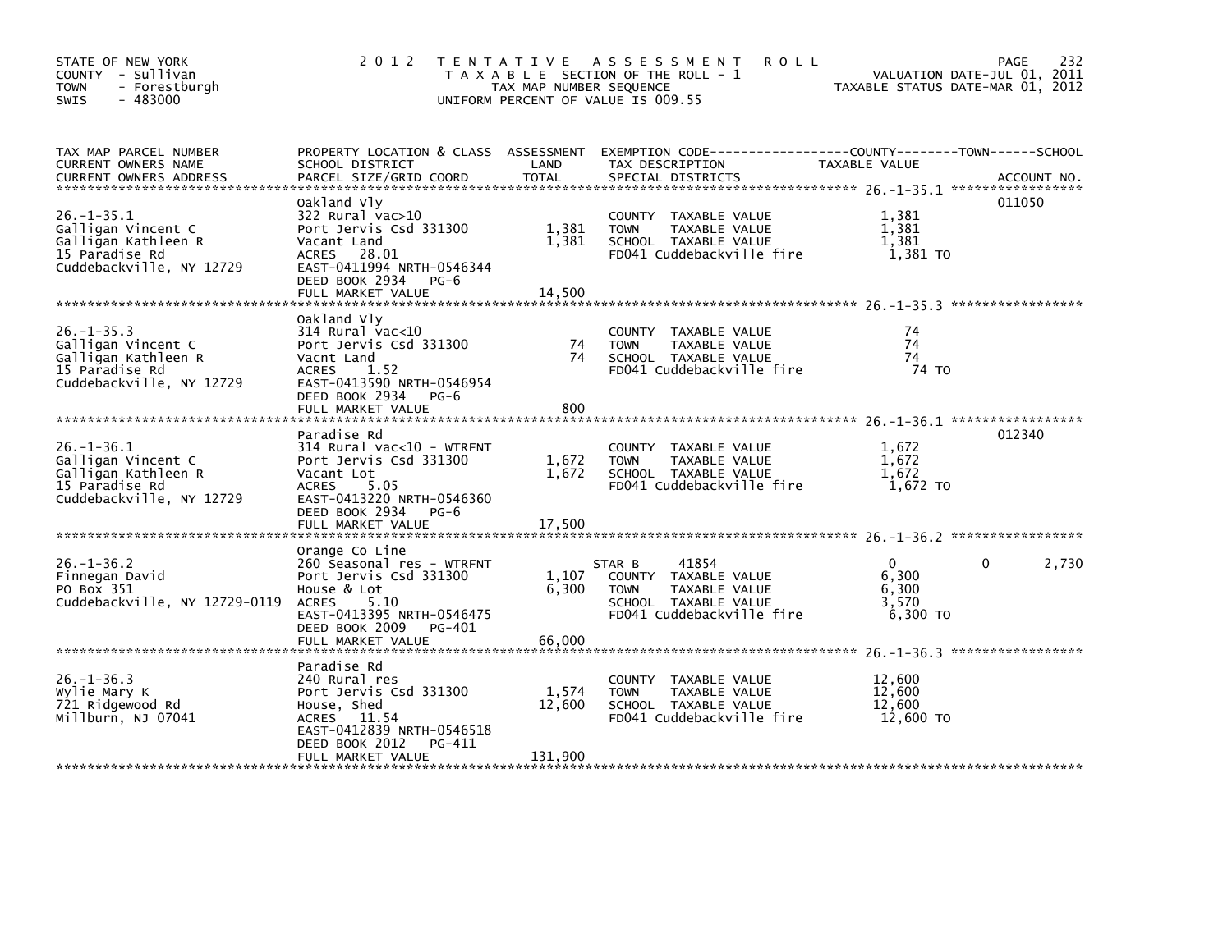STATE OF NEW YORK
COUNTY - Sullivan
TOWN - Forestburgh
SWIS - 483000

2 0 1 2 T E N T A T I V E A S S E S S M E N T R O L L
T A X A B L E SECTION OF THE ROLL - 1
TAX MAP NUMBER SEQUENCE
UNIFORM PERCENT OF VALUE IS 009.55

VALUATION DATE-JUL 01, 2011
TAXABLE STATUS DATE-MAR 01, 2012

| TAX MAP PARCEL NUMBER / CURRENT OWNERS NAME / CURRENT OWNERS ADDRESS | PROPERTY LOCATION & CLASS / SCHOOL DISTRICT / PARCEL SIZE/GRID COORD | ASSESSMENT LAND / TOTAL | EXEMPTION CODE / TAX DESCRIPTION / SPECIAL DISTRICTS | COUNTY TAXABLE VALUE | TOWN | SCHOOL | ACCOUNT NO. |
|---|---|---|---|---|---|---|---|
| 26.-1-35.1 | Oakland Vly | | | | | | 011050 |
| Galligan Vincent C | 322 Rural vac>10 | | COUNTY TAXABLE VALUE | 1,381 | | | |
| Galligan Kathleen R | Port Jervis Csd 331300 | 1,381 | TOWN TAXABLE VALUE | 1,381 | | | |
| 15 Paradise Rd | Vacant Land | 1,381 | SCHOOL TAXABLE VALUE | 1,381 | | | |
| Cuddebackville, NY 12729 | ACRES 28.01 | | FD041 Cuddebackville fire | 1,381 TO | | | |
| | EAST-0411994 NRTH-0546344 | | | | | | |
| | DEED BOOK 2934 PG-6 | | | | | | |
| | FULL MARKET VALUE | 14,500 | | | | | |
| 26.-1-35.3 | Oakland Vly | | | | | | |
| Galligan Vincent C | 314 Rural vac<10 | | COUNTY TAXABLE VALUE | 74 | | | |
| Galligan Kathleen R | Port Jervis Csd 331300 | 74 | TOWN TAXABLE VALUE | 74 | | | |
| 15 Paradise Rd | Vacnt Land | 74 | SCHOOL TAXABLE VALUE | 74 | | | |
| Cuddebackville, NY 12729 | ACRES 1.52 | | FD041 Cuddebackville fire | 74 TO | | | |
| | EAST-0413590 NRTH-0546954 | | | | | | |
| | DEED BOOK 2934 PG-6 | | | | | | |
| | FULL MARKET VALUE | 800 | | | | | |
| 26.-1-36.1 | Paradise Rd | | | | | | 012340 |
| Galligan Vincent C | 314 Rural vac<10 - WTRFNT | | COUNTY TAXABLE VALUE | 1,672 | | | |
| Galligan Kathleen R | Port Jervis Csd 331300 | 1,672 | TOWN TAXABLE VALUE | 1,672 | | | |
| 15 Paradise Rd | Vacant Lot | 1,672 | SCHOOL TAXABLE VALUE | 1,672 | | | |
| Cuddebackville, NY 12729 | ACRES 5.05 | | FD041 Cuddebackville fire | 1,672 TO | | | |
| | EAST-0413220 NRTH-0546360 | | | | | | |
| | DEED BOOK 2934 PG-6 | | | | | | |
| | FULL MARKET VALUE | 17,500 | | | | | |
| 26.-1-36.2 | Orange Co Line | | | | | | |
| Finnegan David | 260 Seasonal res - WTRFNT | | STAR B 41854 | 0 | 0 | 2,730 | |
| PO Box 351 | Port Jervis Csd 331300 | 1,107 | COUNTY TAXABLE VALUE | 6,300 | | | |
| Cuddebackville, NY 12729-0119 | House & Lot | 6,300 | TOWN TAXABLE VALUE | 6,300 | | | |
| | ACRES 5.10 | | SCHOOL TAXABLE VALUE | 3,570 | | | |
| | EAST-0413395 NRTH-0546475 | | FD041 Cuddebackville fire | 6,300 TO | | | |
| | DEED BOOK 2009 PG-401 | | | | | | |
| | FULL MARKET VALUE | 66,000 | | | | | |
| 26.-1-36.3 | Paradise Rd | | | | | | |
| Wylie Mary K | 240 Rural res | | COUNTY TAXABLE VALUE | 12,600 | | | |
| 721 Ridgewood Rd | Port Jervis Csd 331300 | 1,574 | TOWN TAXABLE VALUE | 12,600 | | | |
| Millburn, NJ 07041 | House, Shed | 12,600 | SCHOOL TAXABLE VALUE | 12,600 | | | |
| | ACRES 11.54 | | FD041 Cuddebackville fire | 12,600 TO | | | |
| | EAST-0412839 NRTH-0546518 | | | | | | |
| | DEED BOOK 2012 PG-411 | | | | | | |
| | FULL MARKET VALUE | 131,900 | | | | | |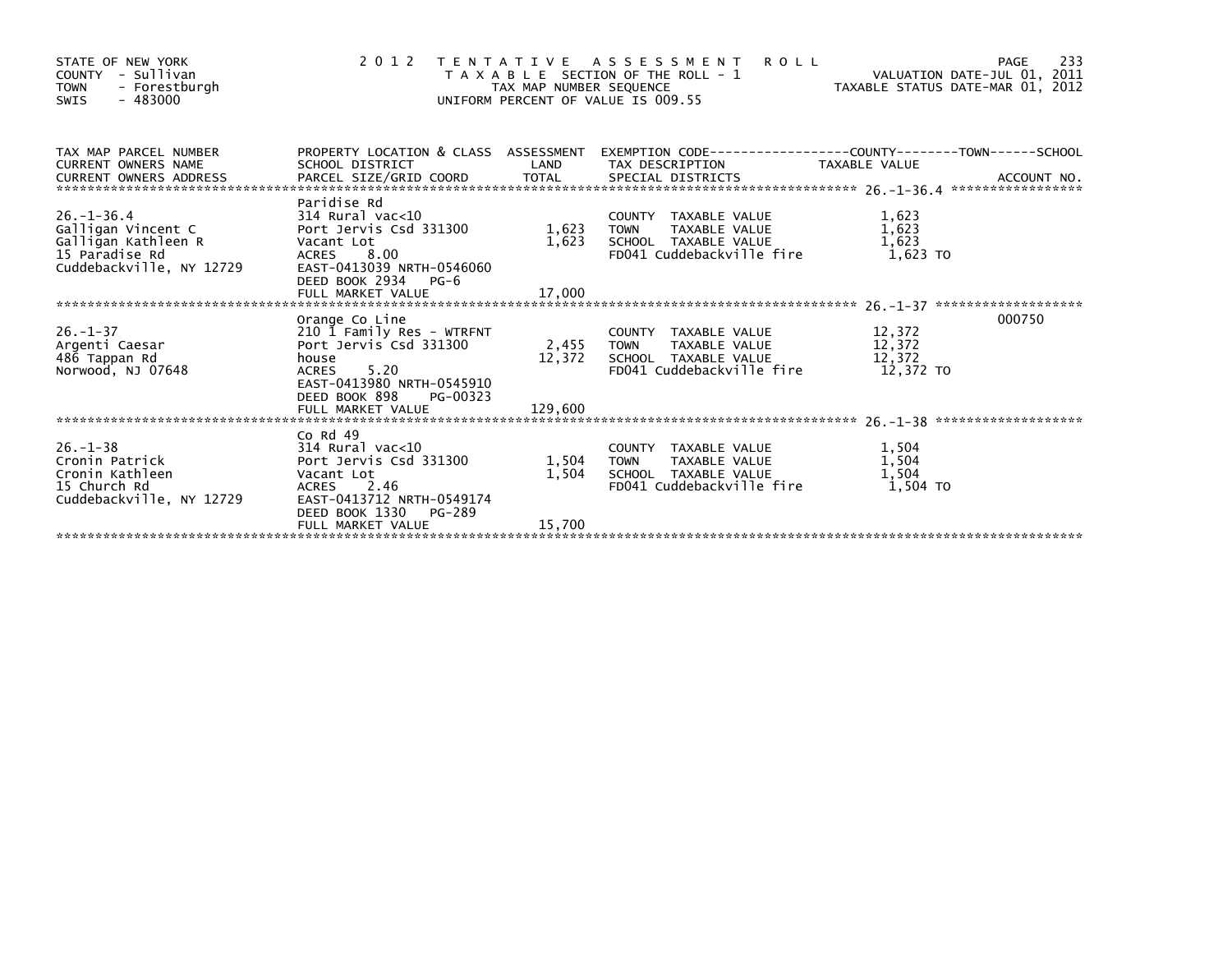STATE OF NEW YORK
COUNTY - Sullivan
TOWN - Forestburgh
SWIS - 483000

2012 TENTATIVE ASSESSMENT ROLL
TAXABLE SECTION OF THE ROLL - 1
TAX MAP NUMBER SEQUENCE
UNIFORM PERCENT OF VALUE IS 009.55

VALUATION DATE-JUL 01, 2011
TAXABLE STATUS DATE-MAR 01, 2012

| TAX MAP PARCEL NUMBER / CURRENT OWNERS NAME / CURRENT OWNERS ADDRESS | PROPERTY LOCATION & CLASS / SCHOOL DISTRICT / PARCEL SIZE/GRID COORD | ASSESSMENT LAND / TOTAL | EXEMPTION CODE / TAX DESCRIPTION / SPECIAL DISTRICTS | TAXABLE VALUE (COUNTY / TOWN / SCHOOL) | ACCOUNT NO. |
|---|---|---|---|---|---|
| 26.-1-36.4 | Paridise Rd | | | | |
| Galligan Vincent C | 314 Rural vac<10 | | COUNTY TAXABLE VALUE | 1,623 | |
| Galligan Kathleen R | Port Jervis Csd 331300 | 1,623 | TOWN TAXABLE VALUE | 1,623 | |
| 15 Paradise Rd | Vacant Lot | 1,623 | SCHOOL TAXABLE VALUE | 1,623 | |
| Cuddebackville, NY 12729 | ACRES 8.00 | | FD041 Cuddebackville fire | 1,623 TO | |
| | EAST-0413039 NRTH-0546060 | | | | |
| | DEED BOOK 2934 PG-6 | | | | |
| | FULL MARKET VALUE | 17,000 | | | |
| 26.-1-37 | Orange Co Line | | | | 000750 |
| Argenti Caesar | 210 1 Family Res - WTRFNT | | COUNTY TAXABLE VALUE | 12,372 | |
| 486 Tappan Rd | Port Jervis Csd 331300 | 2,455 | TOWN TAXABLE VALUE | 12,372 | |
| Norwood, NJ 07648 | house | 12,372 | SCHOOL TAXABLE VALUE | 12,372 | |
| | ACRES 5.20 | | FD041 Cuddebackville fire | 12,372 TO | |
| | EAST-0413980 NRTH-0545910 | | | | |
| | DEED BOOK 898 PG-00323 | | | | |
| | FULL MARKET VALUE | 129,600 | | | |
| 26.-1-38 | Co Rd 49 | | | | |
| Cronin Patrick | 314 Rural vac<10 | | COUNTY TAXABLE VALUE | 1,504 | |
| Cronin Kathleen | Port Jervis Csd 331300 | 1,504 | TOWN TAXABLE VALUE | 1,504 | |
| 15 Church Rd | Vacant Lot | 1,504 | SCHOOL TAXABLE VALUE | 1,504 | |
| Cuddebackville, NY 12729 | ACRES 2.46 | | FD041 Cuddebackville fire | 1,504 TO | |
| | EAST-0413712 NRTH-0549174 | | | | |
| | DEED BOOK 1330 PG-289 | | | | |
| | FULL MARKET VALUE | 15,700 | | | |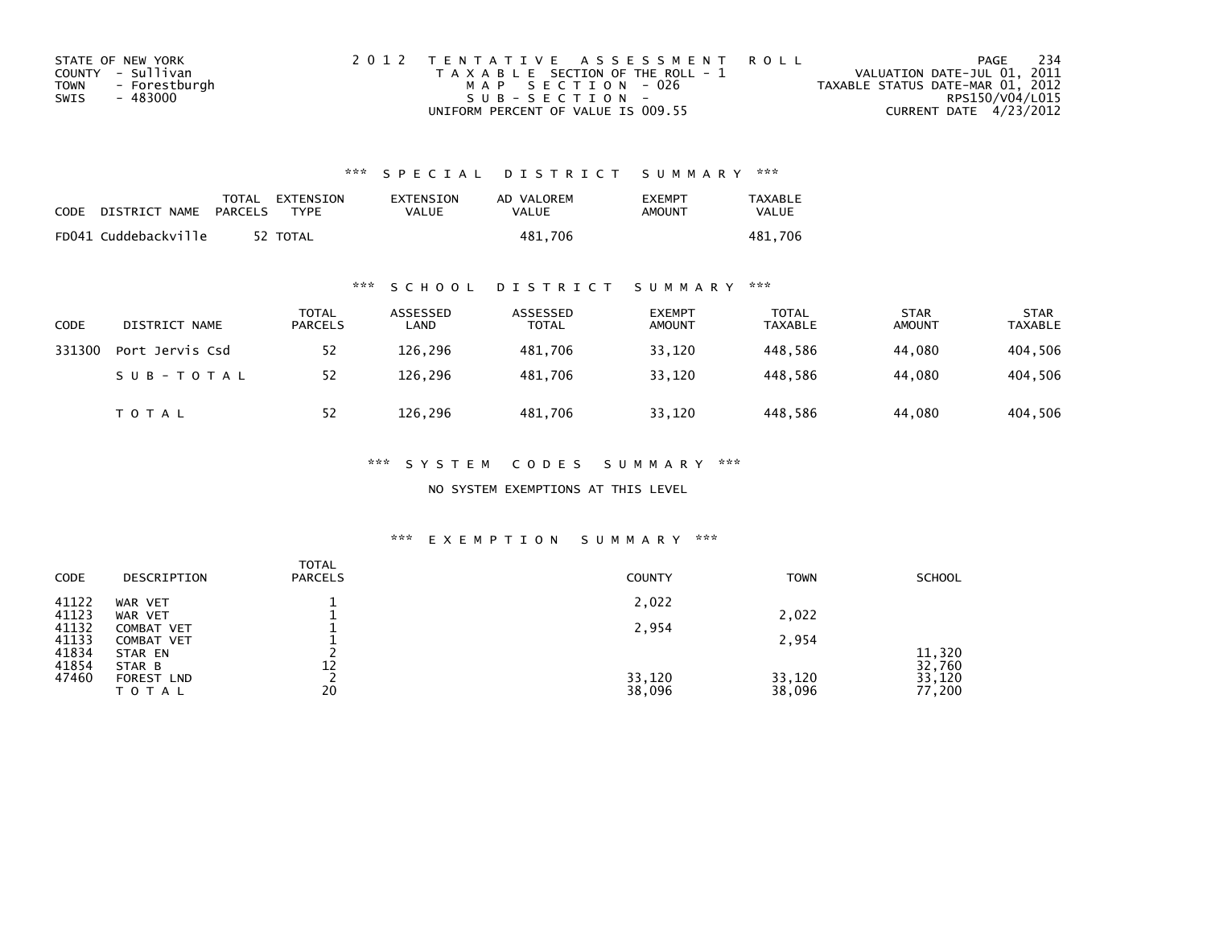STATE OF NEW YORK
COUNTY - Sullivan
TOWN - Forestburgh
SWIS - 483000

2012 TENTATIVE ASSESSMENT ROLL
TAXABLE SECTION OF THE ROLL - 1
MAP SECTION - 026
SUB-SECTION -
UNIFORM PERCENT OF VALUE IS 009.55

VALUATION DATE-JUL 01, 2011
TAXABLE STATUS DATE-MAR 01, 2012
RPS150/V04/L015
CURRENT DATE 4/23/2012

### *** SPECIAL DISTRICT SUMMARY ***

| CODE | DISTRICT NAME | TOTAL PARCELS | EXTENSION TYPE | EXTENSION VALUE | AD VALOREM VALUE | EXEMPT AMOUNT | TAXABLE VALUE |
|---|---|---|---|---|---|---|---|
| FD041 | Cuddebackville | 52 | TOTAL | | 481,706 | | 481,706 |

### *** SCHOOL DISTRICT SUMMARY ***

| CODE | DISTRICT NAME | TOTAL PARCELS | ASSESSED LAND | ASSESSED TOTAL | EXEMPT AMOUNT | TOTAL TAXABLE | STAR AMOUNT | STAR TAXABLE |
|---|---|---|---|---|---|---|---|---|
| 331300 | Port Jervis Csd | 52 | 126,296 | 481,706 | 33,120 | 448,586 | 44,080 | 404,506 |
| | SUB-TOTAL | 52 | 126,296 | 481,706 | 33,120 | 448,586 | 44,080 | 404,506 |
| | TOTAL | 52 | 126,296 | 481,706 | 33,120 | 448,586 | 44,080 | 404,506 |

### *** SYSTEM CODES SUMMARY ***

NO SYSTEM EXEMPTIONS AT THIS LEVEL

### *** EXEMPTION SUMMARY ***

| CODE | DESCRIPTION | TOTAL PARCELS | COUNTY | TOWN | SCHOOL |
|---|---|---|---|---|---|
| 41122 | WAR VET | 1 | 2,022 | | |
| 41123 | WAR VET | 1 | | 2,022 | |
| 41132 | COMBAT VET | 1 | 2,954 | | |
| 41133 | COMBAT VET | 1 | | 2,954 | |
| 41834 | STAR EN | 2 | | | 11,320 |
| 41854 | STAR B | 12 | | | 32,760 |
| 47460 | FOREST LND | 2 | 33,120 | 33,120 | 33,120 |
| | TOTAL | 20 | 38,096 | 38,096 | 77,200 |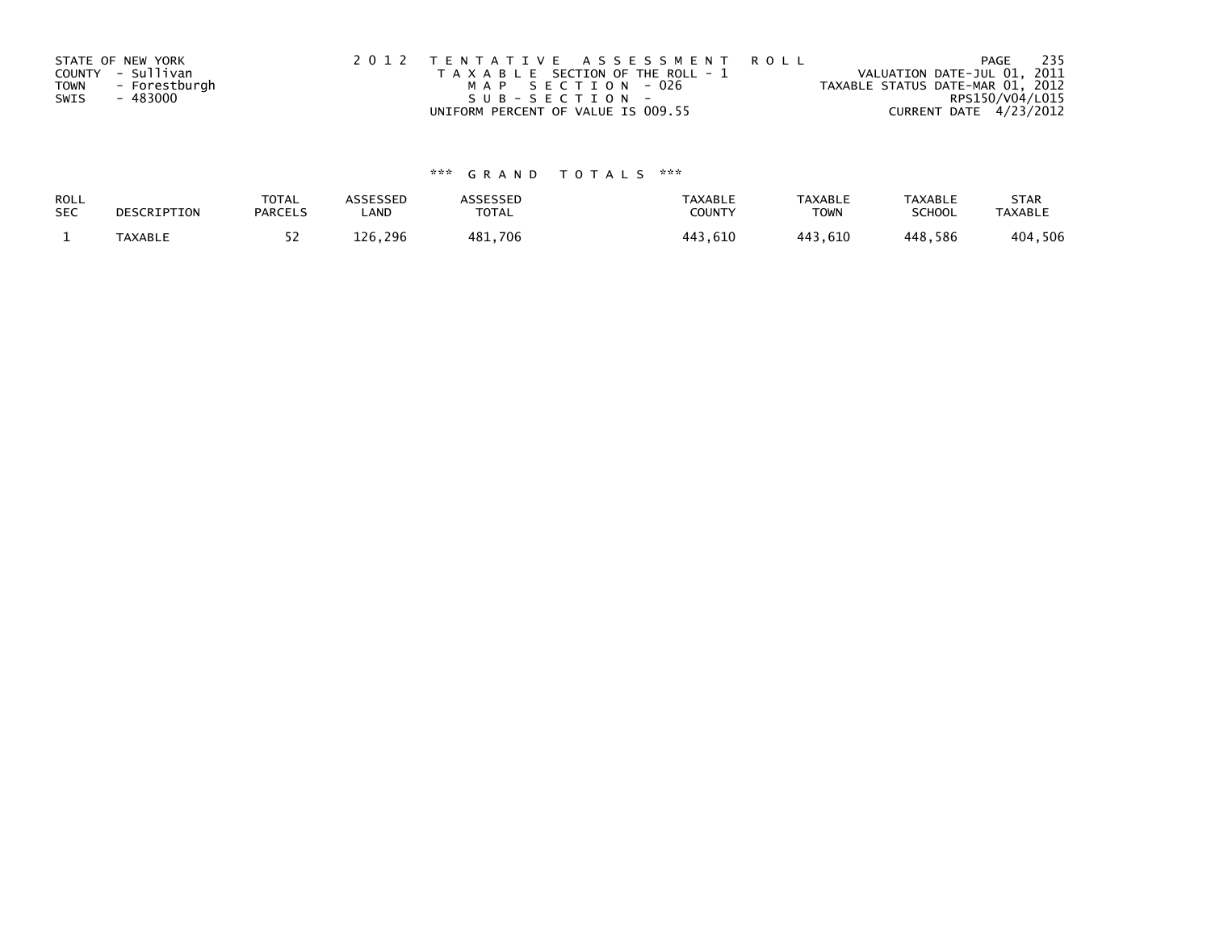STATE OF NEW YORK
COUNTY - Sullivan
TOWN - Forestburgh
SWIS - 483000

2 0 1 2 T E N T A T I V E A S S E S S M E N T R O L L
T A X A B L E SECTION OF THE ROLL - 1
M A P S E C T I O N - 026
S U B - S E C T I O N -
UNIFORM PERCENT OF VALUE IS 009.55

VALUATION DATE-JUL 01, 2011
TAXABLE STATUS DATE-MAR 01, 2012
RPS150/V04/L015
CURRENT DATE 4/23/2012

\*\*\* G R A N D T O T A L S \*\*\*

| ROLL SEC | DESCRIPTION | TOTAL PARCELS | ASSESSED LAND | ASSESSED TOTAL | TAXABLE COUNTY | TAXABLE TOWN | TAXABLE SCHOOL | STAR TAXABLE |
|---|---|---|---|---|---|---|---|---|
| 1 | TAXABLE | 52 | 126,296 | 481,706 | 443,610 | 443,610 | 448,586 | 404,506 |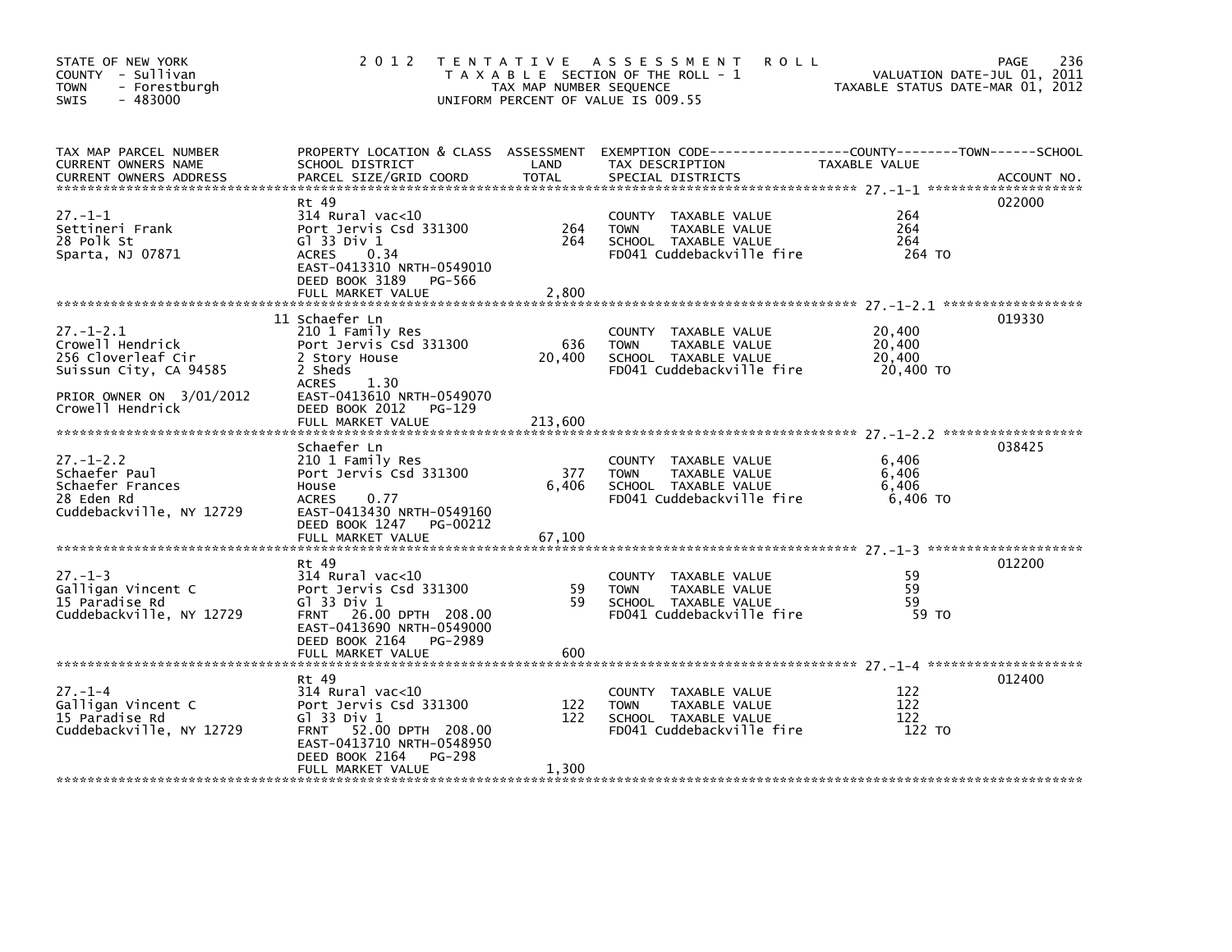STATE OF NEW YORK
COUNTY - Sullivan
TOWN - Forestburgh
SWIS - 483000

2 0 1 2 T E N T A T I V E A S S E S S M E N T R O L L
T A X A B L E SECTION OF THE ROLL - 1
TAX MAP NUMBER SEQUENCE
UNIFORM PERCENT OF VALUE IS 009.55

VALUATION DATE-JUL 01, 2011
TAXABLE STATUS DATE-MAR 01, 2012

| TAX MAP PARCEL NUMBER<br>CURRENT OWNERS NAME<br>CURRENT OWNERS ADDRESS | PROPERTY LOCATION & CLASS<br>SCHOOL DISTRICT<br>PARCEL SIZE/GRID COORD | ASSESSMENT<br>LAND<br>TOTAL | EXEMPTION CODE------------------COUNTY--------TOWN------SCHOOL<br>TAX DESCRIPTION<br>SPECIAL DISTRICTS | TAXABLE VALUE | ACCOUNT NO. |
|---|---|---|---|---|---|
| 27.-1-1 | Rt 49 | | | | 022000 |
| 27.-1-1 | 314 Rural vac<10 | | COUNTY TAXABLE VALUE | 264 | |
| Settineri Frank | Port Jervis Csd 331300 | 264 | TOWN TAXABLE VALUE | 264 | |
| 28 Polk St | Gl 33 Div 1 | 264 | SCHOOL TAXABLE VALUE | 264 | |
| Sparta, NJ 07871 | ACRES 0.34 | | FD041 Cuddebackville fire | 264 TO | |
| | EAST-0413310 NRTH-0549010 | | | | |
| | DEED BOOK 3189 PG-566 | | | | |
| | FULL MARKET VALUE | 2,800 | | | |
| 27.-1-2.1 | 11 Schaefer Ln | | | | 019330 |
| 27.-1-2.1 | 210 1 Family Res | | COUNTY TAXABLE VALUE | 20,400 | |
| Crowell Hendrick | Port Jervis Csd 331300 | 636 | TOWN TAXABLE VALUE | 20,400 | |
| 256 Cloverleaf Cir | 2 Story House | 20,400 | SCHOOL TAXABLE VALUE | 20,400 | |
| Suissun City, CA 94585 | 2 Sheds | | FD041 Cuddebackville fire | 20,400 TO | |
| | ACRES 1.30 | | | | |
| PRIOR OWNER ON 3/01/2012 | EAST-0413610 NRTH-0549070 | | | | |
| Crowell Hendrick | DEED BOOK 2012 PG-129 | | | | |
| | FULL MARKET VALUE | 213,600 | | | |
| 27.-1-2.2 | Schaefer Ln | | | | 038425 |
| 27.-1-2.2 | 210 1 Family Res | | COUNTY TAXABLE VALUE | 6,406 | |
| Schaefer Paul | Port Jervis Csd 331300 | 377 | TOWN TAXABLE VALUE | 6,406 | |
| Schaefer Frances | House | 6,406 | SCHOOL TAXABLE VALUE | 6,406 | |
| 28 Eden Rd | ACRES 0.77 | | FD041 Cuddebackville fire | 6,406 TO | |
| Cuddebackville, NY 12729 | EAST-0413430 NRTH-0549160 | | | | |
| | DEED BOOK 1247 PG-00212 | | | | |
| | FULL MARKET VALUE | 67,100 | | | |
| 27.-1-3 | Rt 49 | | | | 012200 |
| 27.-1-3 | 314 Rural vac<10 | | COUNTY TAXABLE VALUE | 59 | |
| Galligan Vincent C | Port Jervis Csd 331300 | 59 | TOWN TAXABLE VALUE | 59 | |
| 15 Paradise Rd | Gl 33 Div 1 | 59 | SCHOOL TAXABLE VALUE | 59 | |
| Cuddebackville, NY 12729 | FRNT 26.00 DPTH 208.00 | | FD041 Cuddebackville fire | 59 TO | |
| | EAST-0413690 NRTH-0549000 | | | | |
| | DEED BOOK 2164 PG-2989 | | | | |
| | FULL MARKET VALUE | 600 | | | |
| 27.-1-4 | Rt 49 | | | | 012400 |
| 27.-1-4 | 314 Rural vac<10 | | COUNTY TAXABLE VALUE | 122 | |
| Galligan Vincent C | Port Jervis Csd 331300 | 122 | TOWN TAXABLE VALUE | 122 | |
| 15 Paradise Rd | Gl 33 Div 1 | 122 | SCHOOL TAXABLE VALUE | 122 | |
| Cuddebackville, NY 12729 | FRNT 52.00 DPTH 208.00 | | FD041 Cuddebackville fire | 122 TO | |
| | EAST-0413710 NRTH-0548950 | | | | |
| | DEED BOOK 2164 PG-298 | | | | |
| | FULL MARKET VALUE | 1,300 | | | |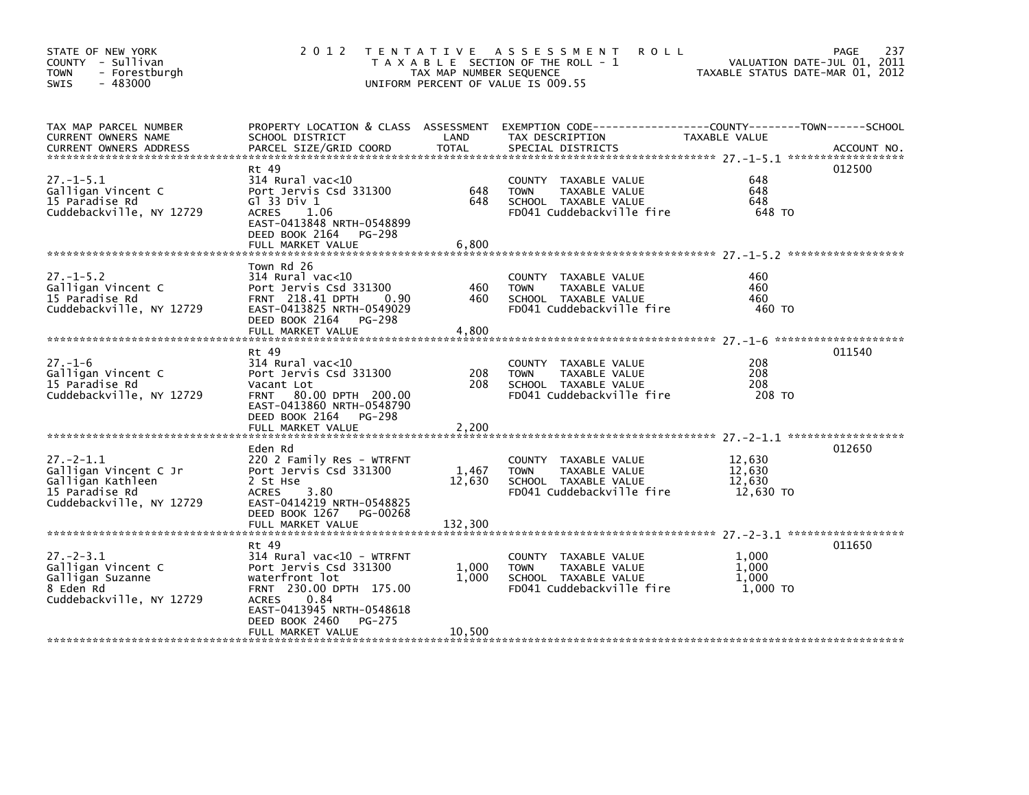STATE OF NEW YORK
COUNTY - Sullivan
TOWN - Forestburgh
SWIS - 483000

# 2012 TENTATIVE ASSESSMENT ROLL

TAXABLE SECTION OF THE ROLL - 1
TAX MAP NUMBER SEQUENCE
UNIFORM PERCENT OF VALUE IS 009.55

VALUATION DATE-JUL 01, 2011
TAXABLE STATUS DATE-MAR 01, 2012

| TAX MAP PARCEL NUMBER / CURRENT OWNERS NAME / CURRENT OWNERS ADDRESS | PROPERTY LOCATION & CLASS / SCHOOL DISTRICT / PARCEL SIZE/GRID COORD | ASSESSMENT LAND | TOTAL | EXEMPTION CODE / TAX DESCRIPTION / SPECIAL DISTRICTS | TAXABLE VALUE | ACCOUNT NO. |
|---|---|---|---|---|---|---|
| 27.-1-5.1 | Rt 49 | | | | | 012500 |
| Galligan Vincent C | 314 Rural vac<10 | | | COUNTY TAXABLE VALUE | 648 | |
| 15 Paradise Rd | Port Jervis Csd 331300 | 648 | | TOWN TAXABLE VALUE | 648 | |
| Cuddebackville, NY 12729 | Gl 33 Div 1 | | 648 | SCHOOL TAXABLE VALUE | 648 | |
| | ACRES 1.06 | | | FD041 Cuddebackville fire | 648 TO | |
| | EAST-0413848 NRTH-0548899 | | | | | |
| | DEED BOOK 2164 PG-298 | | | | | |
| | FULL MARKET VALUE | | 6,800 | | | |
| 27.-1-5.2 | Town Rd 26 | | | | | |
| Galligan Vincent C | 314 Rural vac<10 | | | COUNTY TAXABLE VALUE | 460 | |
| 15 Paradise Rd | Port Jervis Csd 331300 | 460 | | TOWN TAXABLE VALUE | 460 | |
| Cuddebackville, NY 12729 | FRNT 218.41 DPTH 0.90 | | 460 | SCHOOL TAXABLE VALUE | 460 | |
| | EAST-0413825 NRTH-0549029 | | | FD041 Cuddebackville fire | 460 TO | |
| | DEED BOOK 2164 PG-298 | | | | | |
| | FULL MARKET VALUE | | 4,800 | | | |
| 27.-1-6 | Rt 49 | | | | | 011540 |
| Galligan Vincent C | 314 Rural vac<10 | | | COUNTY TAXABLE VALUE | 208 | |
| 15 Paradise Rd | Port Jervis Csd 331300 | 208 | | TOWN TAXABLE VALUE | 208 | |
| Cuddebackville, NY 12729 | Vacant Lot | | 208 | SCHOOL TAXABLE VALUE | 208 | |
| | FRNT 80.00 DPTH 200.00 | | | FD041 Cuddebackville fire | 208 TO | |
| | EAST-0413860 NRTH-0548790 | | | | | |
| | DEED BOOK 2164 PG-298 | | | | | |
| | FULL MARKET VALUE | | 2,200 | | | |
| 27.-2-1.1 | Eden Rd | | | | | 012650 |
| Galligan Vincent C Jr | 220 2 Family Res - WTRFNT | | | COUNTY TAXABLE VALUE | 12,630 | |
| Galligan Kathleen | Port Jervis Csd 331300 | 1,467 | | TOWN TAXABLE VALUE | 12,630 | |
| 15 Paradise Rd | 2 St Hse | | 12,630 | SCHOOL TAXABLE VALUE | 12,630 | |
| Cuddebackville, NY 12729 | ACRES 3.80 | | | FD041 Cuddebackville fire | 12,630 TO | |
| | EAST-0414219 NRTH-0548825 | | | | | |
| | DEED BOOK 1267 PG-00268 | | | | | |
| | FULL MARKET VALUE | | 132,300 | | | |
| 27.-2-3.1 | Rt 49 | | | | | 011650 |
| Galligan Vincent C | 314 Rural vac<10 - WTRFNT | | | COUNTY TAXABLE VALUE | 1,000 | |
| Galligan Suzanne | Port Jervis Csd 331300 | 1,000 | | TOWN TAXABLE VALUE | 1,000 | |
| 8 Eden Rd | waterfront lot | | 1,000 | SCHOOL TAXABLE VALUE | 1,000 | |
| Cuddebackville, NY 12729 | FRNT 230.00 DPTH 175.00 | | | FD041 Cuddebackville fire | 1,000 TO | |
| | ACRES 0.84 | | | | | |
| | EAST-0413945 NRTH-0548618 | | | | | |
| | DEED BOOK 2460 PG-275 | | | | | |
| | FULL MARKET VALUE | | 10,500 | | | |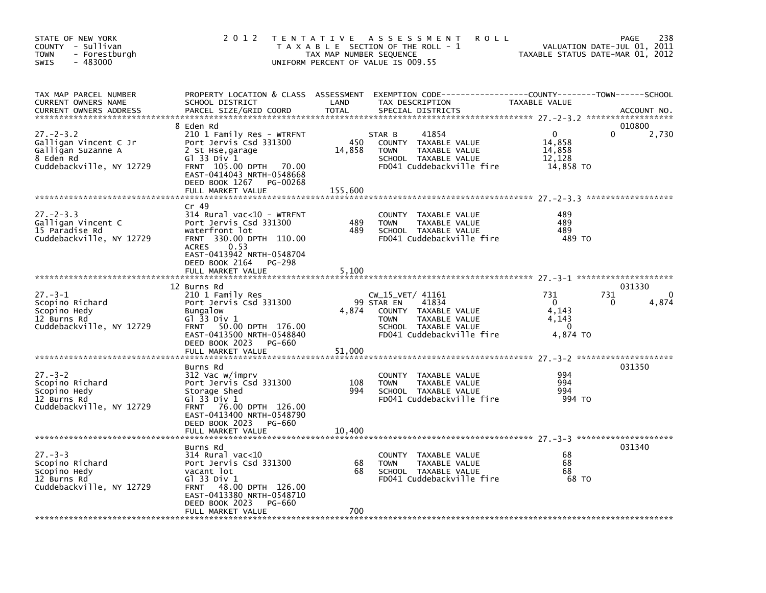STATE OF NEW YORK
COUNTY - Sullivan
TOWN - Forestburgh
SWIS - 483000

2012 TENTATIVE ASSESSMENT ROLL
TAXABLE SECTION OF THE ROLL - 1
TAX MAP NUMBER SEQUENCE
UNIFORM PERCENT OF VALUE IS 009.55

VALUATION DATE-JUL 01, 2011
TAXABLE STATUS DATE-MAR 01, 2012

| TAX MAP PARCEL NUMBER / CURRENT OWNERS NAME / CURRENT OWNERS ADDRESS | PROPERTY LOCATION & CLASS / SCHOOL DISTRICT / PARCEL SIZE/GRID COORD | ASSESSMENT LAND / TOTAL | EXEMPTION CODE / TAX DESCRIPTION / SPECIAL DISTRICTS | COUNTY TAXABLE VALUE | TOWN | SCHOOL / ACCOUNT NO. |
|---|---|---|---|---|---|---|
| 27.-2-3.2 | 8 Eden Rd | | | | | 010800 |
| Galligan Vincent C Jr | 210 1 Family Res - WTRFNT | | STAR B 41854 | 0 | 0 | 2,730 |
| Galligan Suzanne A | Port Jervis Csd 331300 | 450 | COUNTY TAXABLE VALUE | 14,858 | | |
| 8 Eden Rd | 2 St Hse,garage | 14,858 | TOWN TAXABLE VALUE | 14,858 | | |
| Cuddebackville, NY 12729 | Gl 33 Div 1 | | SCHOOL TAXABLE VALUE | 12,128 | | |
| | FRNT 105.00 DPTH 70.00 | | FD041 Cuddebackville fire | 14,858 TO | | |
| | EAST-0414043 NRTH-0548668 | | | | | |
| | DEED BOOK 1267 PG-00268 | | | | | |
| | FULL MARKET VALUE | 155,600 | | | | |
| 27.-2-3.3 | Cr 49 | | | | | |
| Galligan Vincent C | 314 Rural vac<10 - WTRFNT | | COUNTY TAXABLE VALUE | 489 | | |
| 15 Paradise Rd | Port Jervis Csd 331300 | 489 | TOWN TAXABLE VALUE | 489 | | |
| Cuddebackville, NY 12729 | waterfront lot | 489 | SCHOOL TAXABLE VALUE | 489 | | |
| | FRNT 330.00 DPTH 110.00 | | FD041 Cuddebackville fire | 489 TO | | |
| | ACRES 0.53 | | | | | |
| | EAST-0413942 NRTH-0548704 | | | | | |
| | DEED BOOK 2164 PG-298 | | | | | |
| | FULL MARKET VALUE | 5,100 | | | | |
| 27.-3-1 | 12 Burns Rd | | | | | 031330 |
| Scopino Richard | 210 1 Family Res | | CW_15_VET/ 41161 | 731 | 731 | 0 |
| Scopino Hedy | Port Jervis Csd 331300 | 99 | STAR EN 41834 | 0 | 0 | 4,874 |
| 12 Burns Rd | Bungalow | 4,874 | COUNTY TAXABLE VALUE | 4,143 | | |
| Cuddebackville, NY 12729 | Gl 33 Div 1 | | TOWN TAXABLE VALUE | 4,143 | | |
| | FRNT 50.00 DPTH 176.00 | | SCHOOL TAXABLE VALUE | 0 | | |
| | EAST-0413500 NRTH-0548840 | | FD041 Cuddebackville fire | 4,874 TO | | |
| | DEED BOOK 2023 PG-660 | | | | | |
| | FULL MARKET VALUE | 51,000 | | | | |
| 27.-3-2 | Burns Rd | | | | | 031350 |
| Scopino Richard | 312 Vac w/imprv | | COUNTY TAXABLE VALUE | 994 | | |
| Scopino Hedy | Port Jervis Csd 331300 | 108 | TOWN TAXABLE VALUE | 994 | | |
| 12 Burns Rd | Storage Shed | 994 | SCHOOL TAXABLE VALUE | 994 | | |
| Cuddebackville, NY 12729 | Gl 33 Div 1 | | FD041 Cuddebackville fire | 994 TO | | |
| | FRNT 76.00 DPTH 126.00 | | | | | |
| | EAST-0413400 NRTH-0548790 | | | | | |
| | DEED BOOK 2023 PG-660 | | | | | |
| | FULL MARKET VALUE | 10,400 | | | | |
| 27.-3-3 | Burns Rd | | | | | 031340 |
| Scopino Richard | 314 Rural vac<10 | | COUNTY TAXABLE VALUE | 68 | | |
| Scopino Hedy | Port Jervis Csd 331300 | 68 | TOWN TAXABLE VALUE | 68 | | |
| 12 Burns Rd | vacant lot | 68 | SCHOOL TAXABLE VALUE | 68 | | |
| Cuddebackville, NY 12729 | Gl 33 Div 1 | | FD041 Cuddebackville fire | 68 TO | | |
| | FRNT 48.00 DPTH 126.00 | | | | | |
| | EAST-0413380 NRTH-0548710 | | | | | |
| | DEED BOOK 2023 PG-660 | | | | | |
| | FULL MARKET VALUE | 700 | | | | |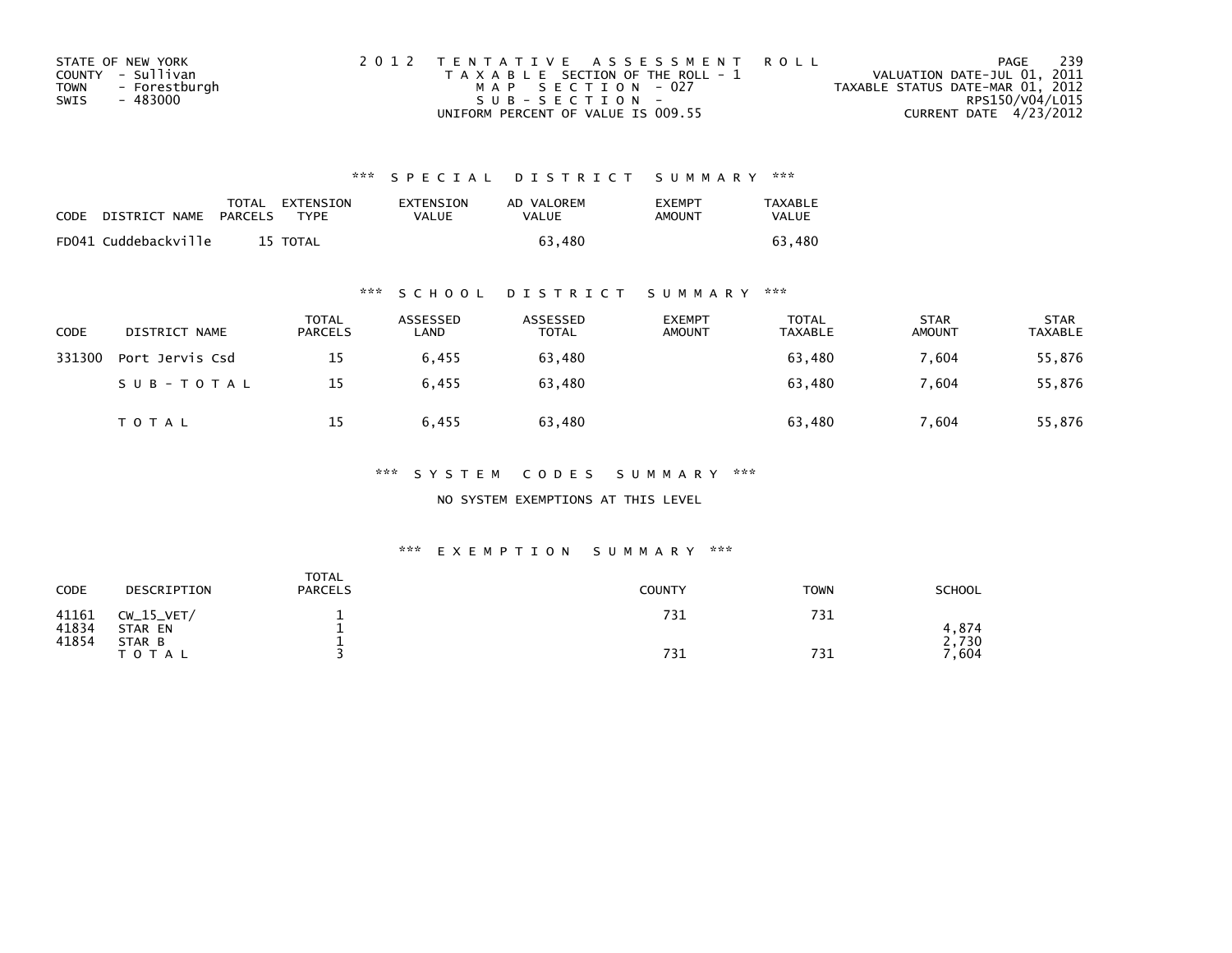STATE OF NEW YORK
COUNTY - Sullivan
TOWN - Forestburgh
SWIS - 483000

2012 TENTATIVE ASSESSMENT ROLL
TAXABLE SECTION OF THE ROLL - 1
MAP SECTION - 027
SUB-SECTION -
UNIFORM PERCENT OF VALUE IS 009.55

VALUATION DATE-JUL 01, 2011
TAXABLE STATUS DATE-MAR 01, 2012
RPS150/V04/L015
CURRENT DATE 4/23/2012

### *** SPECIAL DISTRICT SUMMARY ***

| CODE | DISTRICT NAME | TOTAL PARCELS | EXTENSION TYPE | EXTENSION VALUE | AD VALOREM VALUE | EXEMPT AMOUNT | TAXABLE VALUE |
|---|---|---|---|---|---|---|---|
| FD041 | Cuddebackville | 15 | TOTAL | | 63,480 | | 63,480 |

### *** SCHOOL DISTRICT SUMMARY ***

| CODE | DISTRICT NAME | TOTAL PARCELS | ASSESSED LAND | ASSESSED TOTAL | EXEMPT AMOUNT | TOTAL TAXABLE | STAR AMOUNT | STAR TAXABLE |
|---|---|---|---|---|---|---|---|---|
| 331300 | Port Jervis Csd | 15 | 6,455 | 63,480 | | 63,480 | 7,604 | 55,876 |
| | SUB-TOTAL | 15 | 6,455 | 63,480 | | 63,480 | 7,604 | 55,876 |
| | TOTAL | 15 | 6,455 | 63,480 | | 63,480 | 7,604 | 55,876 |

### *** SYSTEM CODES SUMMARY ***

NO SYSTEM EXEMPTIONS AT THIS LEVEL

### *** EXEMPTION SUMMARY ***

| CODE | DESCRIPTION | TOTAL PARCELS | COUNTY | TOWN | SCHOOL |
|---|---|---|---|---|---|
| 41161 | CW_15_VET/ | 1 | 731 | 731 | |
| 41834 | STAR EN | 1 | | | 4,874 |
| 41854 | STAR B | 1 | | | 2,730 |
| | TOTAL | 3 | 731 | 731 | 7,604 |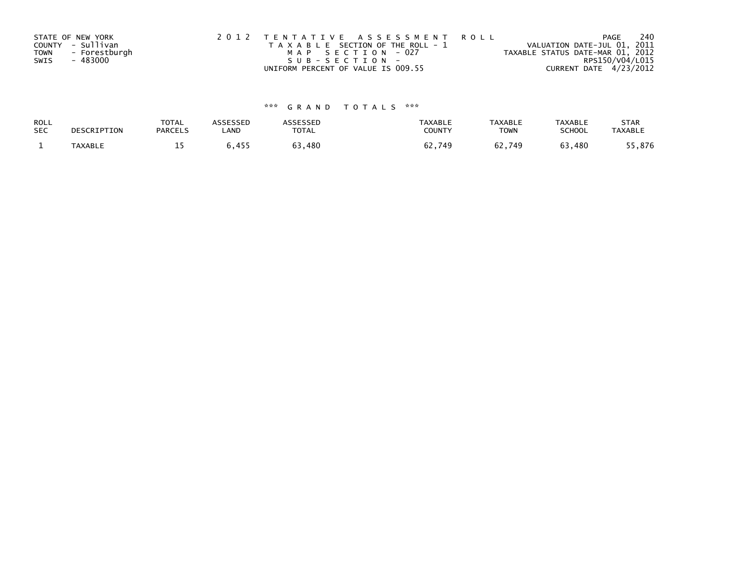STATE OF NEW YORK
COUNTY - Sullivan
TOWN - Forestburgh
SWIS - 483000

2012 TENTATIVE ASSESSMENT ROLL
TAXABLE SECTION OF THE ROLL - 1
MAP SECTION - 027
SUB-SECTION -
UNIFORM PERCENT OF VALUE IS 009.55

VALUATION DATE-JUL 01, 2011
TAXABLE STATUS DATE-MAR 01, 2012
RPS150/V04/L015
CURRENT DATE 4/23/2012

### *** GRAND TOTALS ***

| ROLL SEC | DESCRIPTION | TOTAL PARCELS | ASSESSED LAND | ASSESSED TOTAL | TAXABLE COUNTY | TAXABLE TOWN | TAXABLE SCHOOL | STAR TAXABLE |
|---|---|---|---|---|---|---|---|---|
| 1 | TAXABLE | 15 | 6,455 | 63,480 | 62,749 | 62,749 | 63,480 | 55,876 |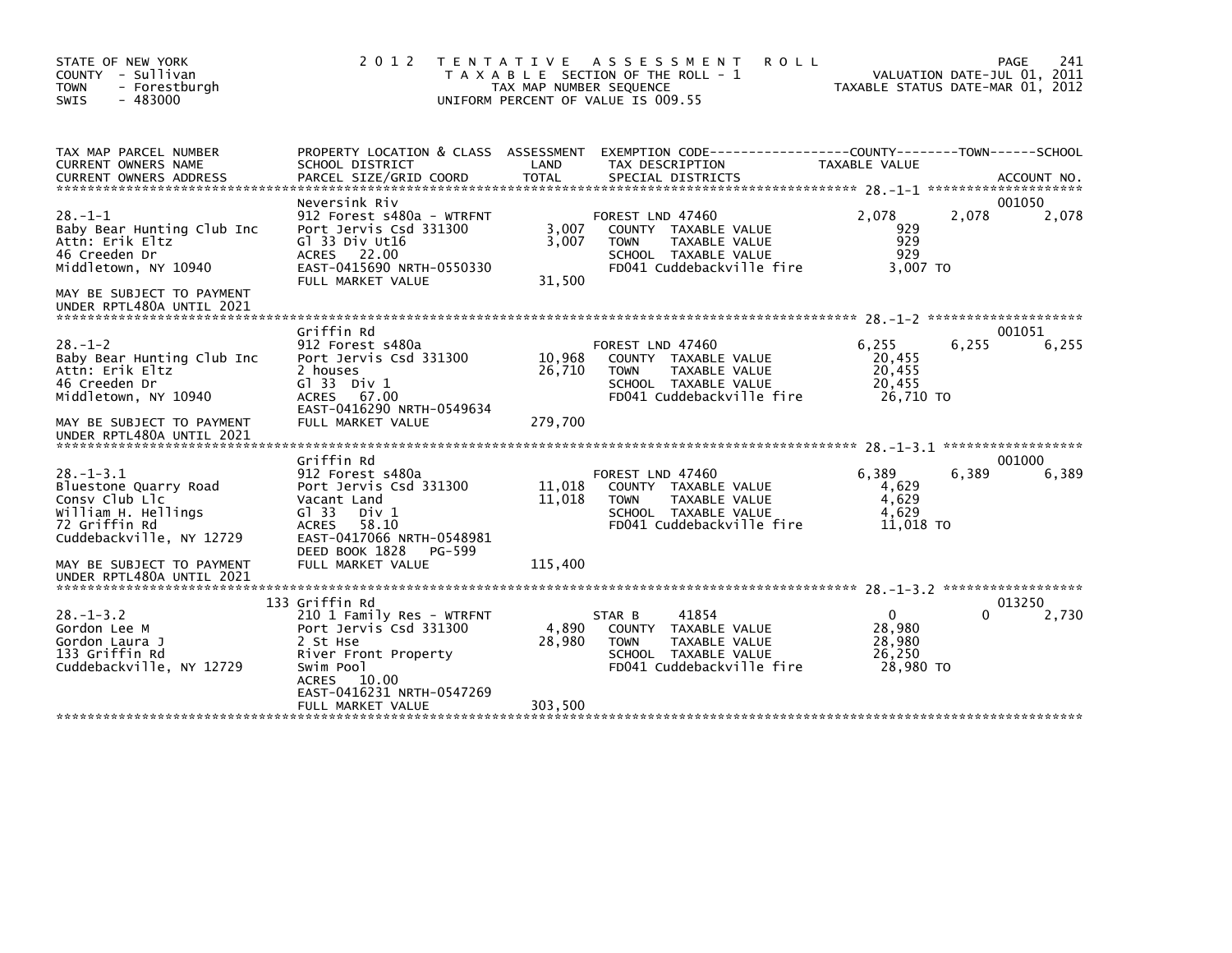STATE OF NEW YORK
COUNTY - Sullivan
TOWN - Forestburgh
SWIS - 483000

2012 TENTATIVE ASSESSMENT ROLL
TAXABLE SECTION OF THE ROLL - 1
TAX MAP NUMBER SEQUENCE
UNIFORM PERCENT OF VALUE IS 009.55

VALUATION DATE-JUL 01, 2011
TAXABLE STATUS DATE-MAR 01, 2012

| TAX MAP PARCEL NUMBER / CURRENT OWNERS NAME / CURRENT OWNERS ADDRESS | PROPERTY LOCATION & CLASS / SCHOOL DISTRICT / PARCEL SIZE/GRID COORD | ASSESSMENT LAND / TOTAL | EXEMPTION CODE / TAX DESCRIPTION / SPECIAL DISTRICTS | COUNTY TAXABLE VALUE | TOWN | SCHOOL / ACCOUNT NO. |
|---|---|---|---|---|---|---|
| **28.-1-1** | Neversink Riv | | | | | 001050 |
| 28.-1-1 | 912 Forest s480a - WTRFNT | | FOREST LND 47460 | 2,078 | 2,078 | 2,078 |
| Baby Bear Hunting Club Inc | Port Jervis Csd 331300 | 3,007 | COUNTY TAXABLE VALUE | 929 | | |
| Attn: Erik Eltz | Gl 33 Div Ut16 | 3,007 | TOWN TAXABLE VALUE | 929 | | |
| 46 Creeden Dr | ACRES 22.00 | | SCHOOL TAXABLE VALUE | 929 | | |
| Middletown, NY 10940 | EAST-0415690 NRTH-0550330 | | FD041 Cuddebackville fire | 3,007 TO | | |
| | FULL MARKET VALUE | 31,500 | | | | |
| MAY BE SUBJECT TO PAYMENT UNDER RPTL480A UNTIL 2021 | | | | | | |
| **28.-1-2** | Griffin Rd | | | | | 001051 |
| 28.-1-2 | 912 Forest s480a | | FOREST LND 47460 | 6,255 | 6,255 | 6,255 |
| Baby Bear Hunting Club Inc | Port Jervis Csd 331300 | 10,968 | COUNTY TAXABLE VALUE | 20,455 | | |
| Attn: Erik Eltz | 2 houses | 26,710 | TOWN TAXABLE VALUE | 20,455 | | |
| 46 Creeden Dr | Gl 33 Div 1 | | SCHOOL TAXABLE VALUE | 20,455 | | |
| Middletown, NY 10940 | ACRES 67.00 | | FD041 Cuddebackville fire | 26,710 TO | | |
| | EAST-0416290 NRTH-0549634 | | | | | |
| MAY BE SUBJECT TO PAYMENT UNDER RPTL480A UNTIL 2021 | FULL MARKET VALUE | 279,700 | | | | |
| **28.-1-3.1** | Griffin Rd | | | | | 001000 |
| 28.-1-3.1 | 912 Forest s480a | | FOREST LND 47460 | 6,389 | 6,389 | 6,389 |
| Bluestone Quarry Road | Port Jervis Csd 331300 | 11,018 | COUNTY TAXABLE VALUE | 4,629 | | |
| Consv Club Llc | Vacant Land | 11,018 | TOWN TAXABLE VALUE | 4,629 | | |
| William H. Hellings | Gl 33 Div 1 | | SCHOOL TAXABLE VALUE | 4,629 | | |
| 72 Griffin Rd | ACRES 58.10 | | FD041 Cuddebackville fire | 11,018 TO | | |
| Cuddebackville, NY 12729 | EAST-0417066 NRTH-0548981 | | | | | |
| | DEED BOOK 1828 PG-599 | | | | | |
| MAY BE SUBJECT TO PAYMENT UNDER RPTL480A UNTIL 2021 | FULL MARKET VALUE | 115,400 | | | | |
| **28.-1-3.2** | 133 Griffin Rd | | | | | 013250 |
| 28.-1-3.2 | 210 1 Family Res - WTRFNT | | STAR B 41854 | 0 | 0 | 2,730 |
| Gordon Lee M | Port Jervis Csd 331300 | 4,890 | COUNTY TAXABLE VALUE | 28,980 | | |
| Gordon Laura J | 2 St Hse | 28,980 | TOWN TAXABLE VALUE | 28,980 | | |
| 133 Griffin Rd | River Front Property | | SCHOOL TAXABLE VALUE | 26,250 | | |
| Cuddebackville, NY 12729 | Swim Pool | | FD041 Cuddebackville fire | 28,980 TO | | |
| | ACRES 10.00 | | | | | |
| | EAST-0416231 NRTH-0547269 | | | | | |
| | FULL MARKET VALUE | 303,500 | | | | |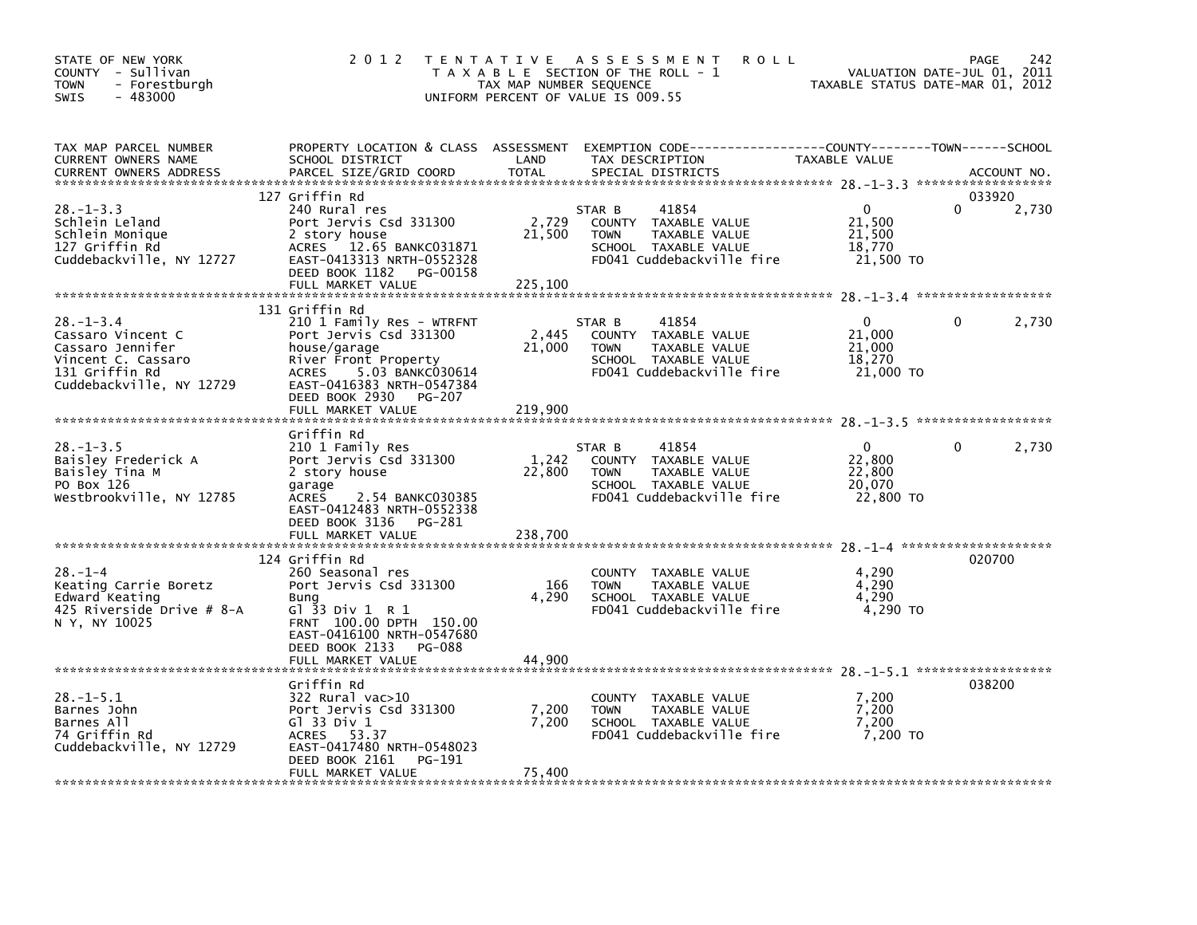STATE OF NEW YORK
COUNTY - Sullivan
TOWN - Forestburgh
SWIS - 483000

2 0 1 2 T E N T A T I V E A S S E S S M E N T R O L L
T A X A B L E SECTION OF THE ROLL - 1
TAX MAP NUMBER SEQUENCE
UNIFORM PERCENT OF VALUE IS 009.55

VALUATION DATE-JUL 01, 2011
TAXABLE STATUS DATE-MAR 01, 2012

| TAX MAP PARCEL NUMBER / CURRENT OWNERS NAME / CURRENT OWNERS ADDRESS | PROPERTY LOCATION & CLASS / SCHOOL DISTRICT / PARCEL SIZE/GRID COORD | ASSESSMENT LAND / TOTAL | EXEMPTION CODE / TAX DESCRIPTION / SPECIAL DISTRICTS | COUNTY / TOWN / SCHOOL TAXABLE VALUE | ACCOUNT NO. |
|---|---|---|---|---|---|
| 28.-1-3.3 | 127 Griffin Rd | | | | 033920 |
| | 240 Rural res | | STAR B 41854 | 0 0 2,730 | |
| Schlein Leland | Port Jervis Csd 331300 | 2,729 | COUNTY TAXABLE VALUE | 21,500 | |
| Schlein Monique | 2 story house | 21,500 | TOWN TAXABLE VALUE | 21,500 | |
| 127 Griffin Rd | ACRES 12.65 BANKC031871 | | SCHOOL TAXABLE VALUE | 18,770 | |
| Cuddebackville, NY 12727 | EAST-0413313 NRTH-0552328 | | FD041 Cuddebackville fire | 21,500 TO | |
| | DEED BOOK 1182 PG-00158 | | | | |
| | FULL MARKET VALUE | 225,100 | | | |
| 28.-1-3.4 | 131 Griffin Rd | | | | |
| | 210 1 Family Res - WTRFNT | | STAR B 41854 | 0 0 2,730 | |
| Cassaro Vincent C | Port Jervis Csd 331300 | 2,445 | COUNTY TAXABLE VALUE | 21,000 | |
| Cassaro Jennifer | house/garage | 21,000 | TOWN TAXABLE VALUE | 21,000 | |
| Vincent C. Cassaro | River Front Property | | SCHOOL TAXABLE VALUE | 18,270 | |
| 131 Griffin Rd | ACRES 5.03 BANKC030614 | | FD041 Cuddebackville fire | 21,000 TO | |
| Cuddebackville, NY 12729 | EAST-0416383 NRTH-0547384 | | | | |
| | DEED BOOK 2930 PG-207 | | | | |
| | FULL MARKET VALUE | 219,900 | | | |
| 28.-1-3.5 | Griffin Rd | | | | |
| | 210 1 Family Res | | STAR B 41854 | 0 0 2,730 | |
| Baisley Frederick A | Port Jervis Csd 331300 | 1,242 | COUNTY TAXABLE VALUE | 22,800 | |
| Baisley Tina M | 2 story house | 22,800 | TOWN TAXABLE VALUE | 22,800 | |
| PO Box 126 | garage | | SCHOOL TAXABLE VALUE | 20,070 | |
| Westbrookville, NY 12785 | ACRES 2.54 BANKC030385 | | FD041 Cuddebackville fire | 22,800 TO | |
| | EAST-0412483 NRTH-0552338 | | | | |
| | DEED BOOK 3136 PG-281 | | | | |
| | FULL MARKET VALUE | 238,700 | | | |
| 28.-1-4 | 124 Griffin Rd | | | | 020700 |
| | 260 Seasonal res | | COUNTY TAXABLE VALUE | 4,290 | |
| Keating Carrie Boretz | Port Jervis Csd 331300 | 166 | TOWN TAXABLE VALUE | 4,290 | |
| Edward Keating | Bung | 4,290 | SCHOOL TAXABLE VALUE | 4,290 | |
| 425 Riverside Drive # 8-A | Gl 33 Div 1 R 1 | | FD041 Cuddebackville fire | 4,290 TO | |
| N Y, NY 10025 | FRNT 100.00 DPTH 150.00 | | | | |
| | EAST-0416100 NRTH-0547680 | | | | |
| | DEED BOOK 2133 PG-088 | | | | |
| | FULL MARKET VALUE | 44,900 | | | |
| 28.-1-5.1 | Griffin Rd | | | | 038200 |
| | 322 Rural vac>10 | | COUNTY TAXABLE VALUE | 7,200 | |
| Barnes John | Port Jervis Csd 331300 | 7,200 | TOWN TAXABLE VALUE | 7,200 | |
| Barnes All | Gl 33 Div 1 | 7,200 | SCHOOL TAXABLE VALUE | 7,200 | |
| 74 Griffin Rd | ACRES 53.37 | | FD041 Cuddebackville fire | 7,200 TO | |
| Cuddebackville, NY 12729 | EAST-0417480 NRTH-0548023 | | | | |
| | DEED BOOK 2161 PG-191 | | | | |
| | FULL MARKET VALUE | 75,400 | | | |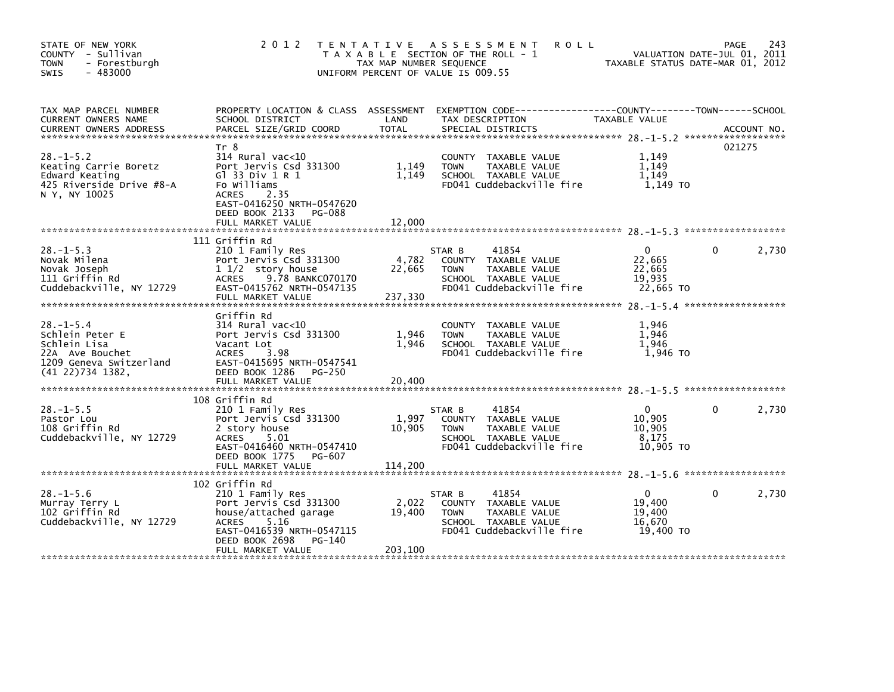STATE OF NEW YORK
COUNTY - Sullivan
TOWN - Forestburgh
SWIS - 483000

# 2012 TENTATIVE ASSESSMENT ROLL

TAXABLE SECTION OF THE ROLL - 1
TAX MAP NUMBER SEQUENCE
UNIFORM PERCENT OF VALUE IS 009.55

VALUATION DATE-JUL 01, 2011
TAXABLE STATUS DATE-MAR 01, 2012

| TAX MAP PARCEL NUMBER / CURRENT OWNERS NAME / CURRENT OWNERS ADDRESS | PROPERTY LOCATION & CLASS / SCHOOL DISTRICT / PARCEL SIZE/GRID COORD | ASSESSMENT LAND | TOTAL | EXEMPTION CODE / TAX DESCRIPTION / SPECIAL DISTRICTS | COUNTY TAXABLE VALUE | TOWN | SCHOOL | ACCOUNT NO. |
|---|---|---|---|---|---|---|---|---|
| 28.-1-5.2 | Tr 8 | | | | | | | 021275 |
| Keating Carrie Boretz | 314 Rural vac<10 | | | COUNTY TAXABLE VALUE | 1,149 | | | |
| Edward Keating | Port Jervis Csd 331300 | 1,149 | | TOWN TAXABLE VALUE | 1,149 | | | |
| 425 Riverside Drive #8-A | Gl 33 Div 1 R 1 | | 1,149 | SCHOOL TAXABLE VALUE | 1,149 | | | |
| N Y, NY 10025 | Fo Williams | | | FD041 Cuddebackville fire | 1,149 TO | | | |
| | ACRES 2.35 | | | | | | | |
| | EAST-0416250 NRTH-0547620 | | | | | | | |
| | DEED BOOK 2133 PG-088 | | | | | | | |
| | FULL MARKET VALUE | | 12,000 | | | | | |
| 28.-1-5.3 | 111 Griffin Rd | | | | | | | |
| Novak Milena | 210 1 Family Res | | | STAR B 41854 | 0 | 0 | 2,730 | |
| Novak Joseph | Port Jervis Csd 331300 | 4,782 | | COUNTY TAXABLE VALUE | 22,665 | | | |
| 111 Griffin Rd | 1 1/2 story house | | 22,665 | TOWN TAXABLE VALUE | 22,665 | | | |
| Cuddebackville, NY 12729 | ACRES 9.78 BANKC070170 | | | SCHOOL TAXABLE VALUE | 19,935 | | | |
| | EAST-0415762 NRTH-0547135 | | | FD041 Cuddebackville fire | 22,665 TO | | | |
| | FULL MARKET VALUE | | 237,330 | | | | | |
| 28.-1-5.4 | Griffin Rd | | | | | | | |
| Schlein Peter E | 314 Rural vac<10 | | | COUNTY TAXABLE VALUE | 1,946 | | | |
| Schlein Lisa | Port Jervis Csd 331300 | 1,946 | | TOWN TAXABLE VALUE | 1,946 | | | |
| 22A Ave Bouchet | Vacant Lot | | 1,946 | SCHOOL TAXABLE VALUE | 1,946 | | | |
| 1209 Geneva Switzerland | ACRES 3.98 | | | FD041 Cuddebackville fire | 1,946 TO | | | |
| (41 22)734 1382, | EAST-0415695 NRTH-0547541 | | | | | | | |
| | DEED BOOK 1286 PG-250 | | | | | | | |
| | FULL MARKET VALUE | | 20,400 | | | | | |
| 28.-1-5.5 | 108 Griffin Rd | | | | | | | |
| Pastor Lou | 210 1 Family Res | | | STAR B 41854 | 0 | 0 | 2,730 | |
| 108 Griffin Rd | Port Jervis Csd 331300 | 1,997 | | COUNTY TAXABLE VALUE | 10,905 | | | |
| Cuddebackville, NY 12729 | 2 story house | | 10,905 | TOWN TAXABLE VALUE | 10,905 | | | |
| | ACRES 5.01 | | | SCHOOL TAXABLE VALUE | 8,175 | | | |
| | EAST-0416460 NRTH-0547410 | | | FD041 Cuddebackville fire | 10,905 TO | | | |
| | DEED BOOK 1775 PG-607 | | | | | | | |
| | FULL MARKET VALUE | | 114,200 | | | | | |
| 28.-1-5.6 | 102 Griffin Rd | | | | | | | |
| Murray Terry L | 210 1 Family Res | | | STAR B 41854 | 0 | 0 | 2,730 | |
| 102 Griffin Rd | Port Jervis Csd 331300 | 2,022 | | COUNTY TAXABLE VALUE | 19,400 | | | |
| Cuddebackville, NY 12729 | house/attached garage | | 19,400 | TOWN TAXABLE VALUE | 19,400 | | | |
| | ACRES 5.16 | | | SCHOOL TAXABLE VALUE | 16,670 | | | |
| | EAST-0416539 NRTH-0547115 | | | FD041 Cuddebackville fire | 19,400 TO | | | |
| | DEED BOOK 2698 PG-140 | | | | | | | |
| | FULL MARKET VALUE | | 203,100 | | | | | |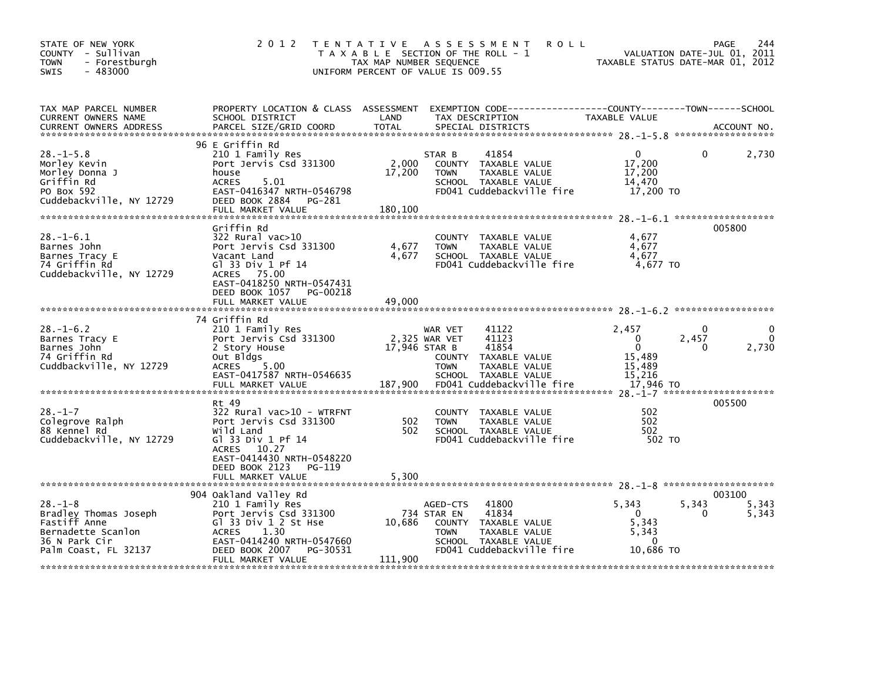STATE OF NEW YORK
COUNTY - Sullivan
TOWN - Forestburgh
SWIS - 483000

# 2012 TENTATIVE ASSESSMENT ROLL

TAXABLE SECTION OF THE ROLL - 1
TAX MAP NUMBER SEQUENCE
UNIFORM PERCENT OF VALUE IS 009.55

VALUATION DATE-JUL 01, 2011
TAXABLE STATUS DATE-MAR 01, 2012

| TAX MAP PARCEL NUMBER / CURRENT OWNERS NAME / CURRENT OWNERS ADDRESS | PROPERTY LOCATION & CLASS / SCHOOL DISTRICT / PARCEL SIZE/GRID COORD | ASSESSMENT LAND / TOTAL | EXEMPTION CODE / TAX DESCRIPTION / SPECIAL DISTRICTS | COUNTY TAXABLE VALUE | TOWN | SCHOOL | ACCOUNT NO. |
|---|---|---|---|---|---|---|---|
| 28.-1-5.8 | 96 E Griffin Rd | | | | | | |
| | 210 1 Family Res | | STAR B 41854 | 0 | 0 | 2,730 | |
| Morley Kevin | Port Jervis Csd 331300 | 2,000 | COUNTY TAXABLE VALUE | 17,200 | | | |
| Morley Donna J | house | 17,200 | TOWN TAXABLE VALUE | 17,200 | | | |
| Griffin Rd | ACRES 5.01 | | SCHOOL TAXABLE VALUE | 14,470 | | | |
| PO Box 592 | EAST-0416347 NRTH-0546798 | | FD041 Cuddebackville fire | 17,200 TO | | | |
| Cuddebackville, NY 12729 | DEED BOOK 2884 PG-281 | | | | | | |
| | FULL MARKET VALUE | 180,100 | | | | | |
| 28.-1-6.1 | Griffin Rd | | | | | | 005800 |
| | 322 Rural vac>10 | | COUNTY TAXABLE VALUE | 4,677 | | | |
| Barnes John | Port Jervis Csd 331300 | 4,677 | TOWN TAXABLE VALUE | 4,677 | | | |
| Barnes Tracy E | Vacant Land | 4,677 | SCHOOL TAXABLE VALUE | 4,677 | | | |
| 74 Griffin Rd | Gl 33 Div 1 Pf 14 | | FD041 Cuddebackville fire | 4,677 TO | | | |
| Cuddebackville, NY 12729 | ACRES 75.00 | | | | | | |
| | EAST-0418250 NRTH-0547431 | | | | | | |
| | DEED BOOK 1057 PG-00218 | | | | | | |
| | FULL MARKET VALUE | 49,000 | | | | | |
| 28.-1-6.2 | 74 Griffin Rd | | | | | | |
| | 210 1 Family Res | | WAR VET 41122 | 2,457 | 0 | 0 | |
| Barnes Tracy E | Port Jervis Csd 331300 | 2,325 | WAR VET 41123 | 0 | 2,457 | 0 | |
| Barnes John | 2 Story House | 17,946 | STAR B 41854 | 0 | 0 | 2,730 | |
| 74 Griffin Rd | Out Bldgs | | COUNTY TAXABLE VALUE | 15,489 | | | |
| Cuddbackville, NY 12729 | ACRES 5.00 | | TOWN TAXABLE VALUE | 15,489 | | | |
| | EAST-0417587 NRTH-0546635 | | SCHOOL TAXABLE VALUE | 15,216 | | | |
| | FULL MARKET VALUE | 187,900 | FD041 Cuddebackville fire | 17,946 TO | | | |
| 28.-1-7 | Rt 49 | | | | | | 005500 |
| | 322 Rural vac>10 - WTRFNT | | COUNTY TAXABLE VALUE | 502 | | | |
| Colegrove Ralph | Port Jervis Csd 331300 | 502 | TOWN TAXABLE VALUE | 502 | | | |
| 88 Kennel Rd | Wild Land | 502 | SCHOOL TAXABLE VALUE | 502 | | | |
| Cuddebackville, NY 12729 | Gl 33 Div 1 Pf 14 | | FD041 Cuddebackville fire | 502 TO | | | |
| | ACRES 10.27 | | | | | | |
| | EAST-0414430 NRTH-0548220 | | | | | | |
| | DEED BOOK 2123 PG-119 | | | | | | |
| | FULL MARKET VALUE | 5,300 | | | | | |
| 28.-1-8 | 904 Oakland Valley Rd | | | | | | 003100 |
| | 210 1 Family Res | | AGED-CTS 41800 | 5,343 | 5,343 | 5,343 | |
| Bradley Thomas Joseph | Port Jervis Csd 331300 | 734 | STAR EN 41834 | 0 | 0 | 5,343 | |
| Fastiff Anne | Gl 33 Div 1 2 St Hse | 10,686 | COUNTY TAXABLE VALUE | 5,343 | | | |
| Bernadette Scanlon | ACRES 1.30 | | TOWN TAXABLE VALUE | 5,343 | | | |
| 36 N Park Cir | EAST-0414240 NRTH-0547660 | | SCHOOL TAXABLE VALUE | 0 | | | |
| Palm Coast, FL 32137 | DEED BOOK 2007 PG-30531 | | FD041 Cuddebackville fire | 10,686 TO | | | |
| | FULL MARKET VALUE | 111,900 | | | | | |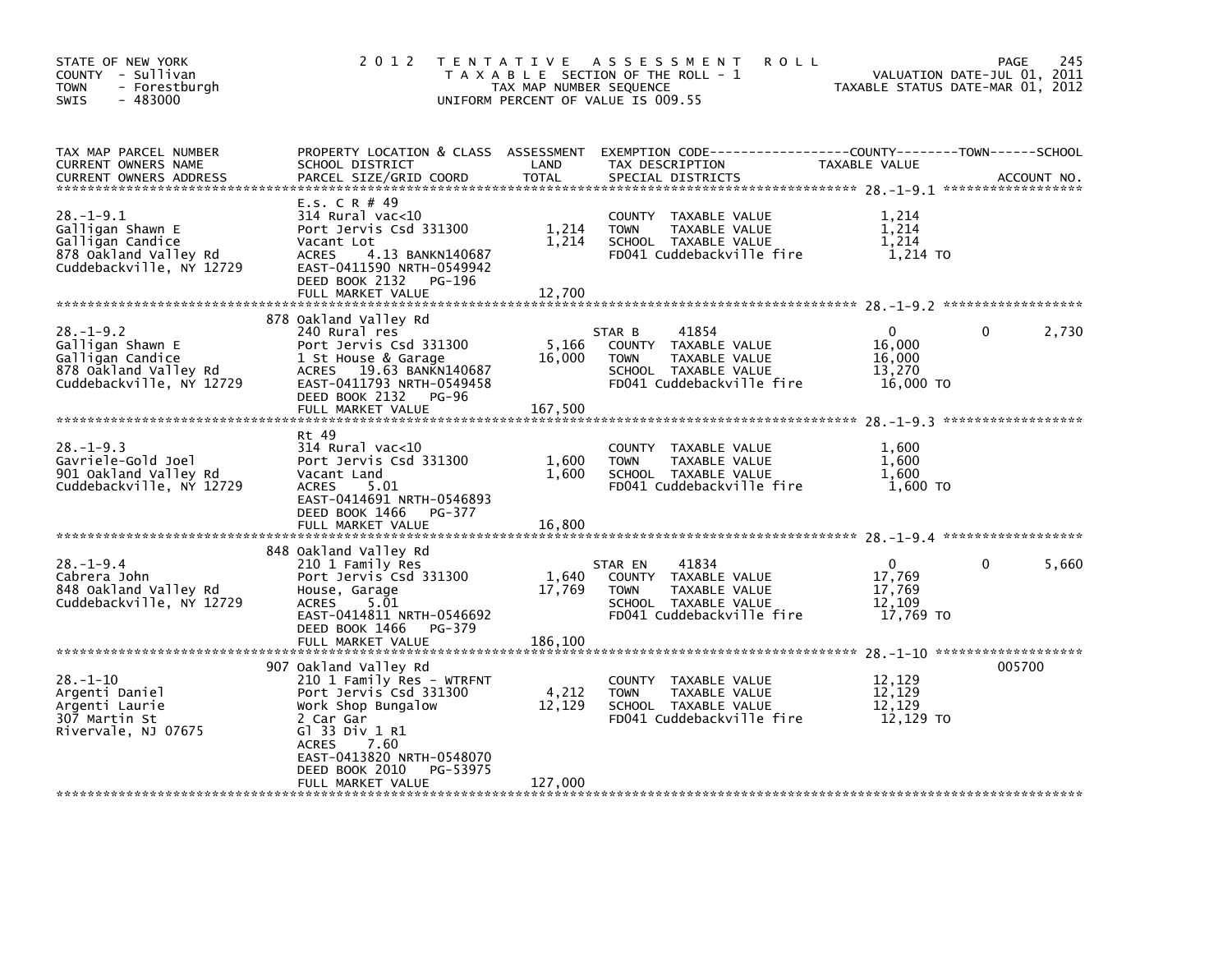STATE OF NEW YORK
COUNTY - Sullivan
TOWN - Forestburgh
SWIS - 483000

# 2012 TENTATIVE ASSESSMENT ROLL

TAXABLE SECTION OF THE ROLL - 1
TAX MAP NUMBER SEQUENCE
UNIFORM PERCENT OF VALUE IS 009.55

VALUATION DATE-JUL 01, 2011
TAXABLE STATUS DATE-MAR 01, 2012

| TAX MAP PARCEL NUMBER / CURRENT OWNERS NAME / CURRENT OWNERS ADDRESS | PROPERTY LOCATION & CLASS / SCHOOL DISTRICT / PARCEL SIZE/GRID COORD | ASSESSMENT LAND / TOTAL | EXEMPTION CODE / TAX DESCRIPTION / SPECIAL DISTRICTS | COUNTY TAXABLE VALUE | TOWN | SCHOOL / ACCOUNT NO. |
|---|---|---|---|---|---|---|
| **28.-1-9.1** | E.s. C R # 49 | | | | | |
| Galligan Shawn E | 314 Rural vac<10 | | COUNTY TAXABLE VALUE | 1,214 | | |
| Galligan Candice | Port Jervis Csd 331300 | 1,214 | TOWN TAXABLE VALUE | 1,214 | | |
| 878 Oakland Valley Rd | Vacant Lot | 1,214 | SCHOOL TAXABLE VALUE | 1,214 | | |
| Cuddebackville, NY 12729 | ACRES 4.13 BANKN140687 | | FD041 Cuddebackville fire | 1,214 TO | | |
| | EAST-0411590 NRTH-0549942 | | | | | |
| | DEED BOOK 2132 PG-196 | | | | | |
| | FULL MARKET VALUE | 12,700 | | | | |
| **28.-1-9.2** | 878 Oakland Valley Rd | | | | | |
| Galligan Shawn E | 240 Rural res | | STAR B 41854 | 0 | 0 | 2,730 |
| Galligan Candice | Port Jervis Csd 331300 | 5,166 | COUNTY TAXABLE VALUE | 16,000 | | |
| 878 Oakland Valley Rd | 1 St House & Garage | 16,000 | TOWN TAXABLE VALUE | 16,000 | | |
| Cuddebackville, NY 12729 | ACRES 19.63 BANKN140687 | | SCHOOL TAXABLE VALUE | 13,270 | | |
| | EAST-0411793 NRTH-0549458 | | FD041 Cuddebackville fire | 16,000 TO | | |
| | DEED BOOK 2132 PG-96 | | | | | |
| | FULL MARKET VALUE | 167,500 | | | | |
| **28.-1-9.3** | Rt 49 | | | | | |
| Gavriele-Gold Joel | 314 Rural vac<10 | | COUNTY TAXABLE VALUE | 1,600 | | |
| 901 Oakland Valley Rd | Port Jervis Csd 331300 | 1,600 | TOWN TAXABLE VALUE | 1,600 | | |
| Cuddebackville, NY 12729 | Vacant Land | 1,600 | SCHOOL TAXABLE VALUE | 1,600 | | |
| | ACRES 5.01 | | FD041 Cuddebackville fire | 1,600 TO | | |
| | EAST-0414691 NRTH-0546893 | | | | | |
| | DEED BOOK 1466 PG-377 | | | | | |
| | FULL MARKET VALUE | 16,800 | | | | |
| **28.-1-9.4** | 848 Oakland Valley Rd | | | | | |
| Cabrera John | 210 1 Family Res | | STAR EN 41834 | 0 | 0 | 5,660 |
| 848 Oakland Valley Rd | Port Jervis Csd 331300 | 1,640 | COUNTY TAXABLE VALUE | 17,769 | | |
| Cuddebackville, NY 12729 | House, Garage | 17,769 | TOWN TAXABLE VALUE | 17,769 | | |
| | ACRES 5.01 | | SCHOOL TAXABLE VALUE | 12,109 | | |
| | EAST-0414811 NRTH-0546692 | | FD041 Cuddebackville fire | 17,769 TO | | |
| | DEED BOOK 1466 PG-379 | | | | | |
| | FULL MARKET VALUE | 186,100 | | | | |
| **28.-1-10** | 907 Oakland Valley Rd | | | | | 005700 |
| Argenti Daniel | 210 1 Family Res - WTRFNT | | COUNTY TAXABLE VALUE | 12,129 | | |
| Argenti Laurie | Port Jervis Csd 331300 | 4,212 | TOWN TAXABLE VALUE | 12,129 | | |
| 307 Martin St | Work Shop Bungalow | 12,129 | SCHOOL TAXABLE VALUE | 12,129 | | |
| Rivervale, NJ 07675 | 2 Car Gar | | FD041 Cuddebackville fire | 12,129 TO | | |
| | Gl 33 Div 1 R1 | | | | | |
| | ACRES 7.60 | | | | | |
| | EAST-0413820 NRTH-0548070 | | | | | |
| | DEED BOOK 2010 PG-53975 | | | | | |
| | FULL MARKET VALUE | 127,000 | | | | |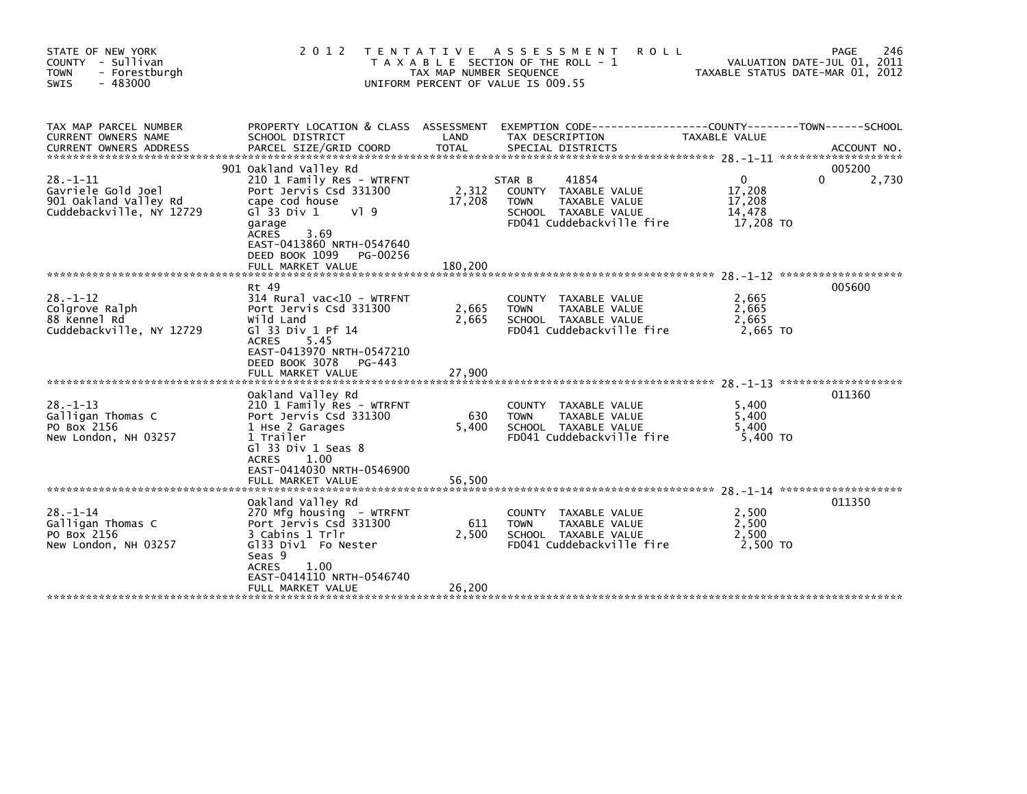STATE OF NEW YORK
COUNTY - Sullivan
TOWN - Forestburgh
SWIS - 483000

2012 TENTATIVE ASSESSMENT ROLL
TAXABLE SECTION OF THE ROLL - 1
TAX MAP NUMBER SEQUENCE
UNIFORM PERCENT OF VALUE IS 009.55

VALUATION DATE-JUL 01, 2011
TAXABLE STATUS DATE-MAR 01, 2012

| TAX MAP PARCEL NUMBER / CURRENT OWNERS NAME / CURRENT OWNERS ADDRESS | PROPERTY LOCATION & CLASS / SCHOOL DISTRICT / PARCEL SIZE/GRID COORD | ASSESSMENT LAND / TOTAL | EXEMPTION CODE / TAX DESCRIPTION / SPECIAL DISTRICTS | COUNTY TAXABLE VALUE | TOWN | SCHOOL | ACCOUNT NO. |
|---|---|---|---|---|---|---|---|
| 28.-1-11 | 901 Oakland Valley Rd | | | | | | 005200 |
| Gavriele Gold Joel | 210 1 Family Res - WTRFNT | | STAR B 41854 | 0 | 0 | 2,730 | |
| 901 Oakland Valley Rd | Port Jervis Csd 331300 | 2,312 | COUNTY TAXABLE VALUE | 17,208 | | | |
| Cuddebackville, NY 12729 | cape cod house | 17,208 | TOWN TAXABLE VALUE | 17,208 | | | |
| | Gl 33 Div 1 Vl 9 | | SCHOOL TAXABLE VALUE | 14,478 | | | |
| | garage | | FD041 Cuddebackville fire | 17,208 TO | | | |
| | ACRES 3.69 | | | | | | |
| | EAST-0413860 NRTH-0547640 | | | | | | |
| | DEED BOOK 1099 PG-00256 | | | | | | |
| | FULL MARKET VALUE | 180,200 | | | | | |
| 28.-1-12 | Rt 49 | | | | | | 005600 |
| Colgrove Ralph | 314 Rural vac<10 - WTRFNT | | COUNTY TAXABLE VALUE | 2,665 | | | |
| 88 Kennel Rd | Port Jervis Csd 331300 | 2,665 | TOWN TAXABLE VALUE | 2,665 | | | |
| Cuddebackville, NY 12729 | Wild Land | 2,665 | SCHOOL TAXABLE VALUE | 2,665 | | | |
| | Gl 33 Div 1 Pf 14 | | FD041 Cuddebackville fire | 2,665 TO | | | |
| | ACRES 5.45 | | | | | | |
| | EAST-0413970 NRTH-0547210 | | | | | | |
| | DEED BOOK 3078 PG-443 | | | | | | |
| | FULL MARKET VALUE | 27,900 | | | | | |
| 28.-1-13 | Oakland Valley Rd | | | | | | 011360 |
| Galligan Thomas C | 210 1 Family Res - WTRFNT | | COUNTY TAXABLE VALUE | 5,400 | | | |
| PO Box 2156 | Port Jervis Csd 331300 | 630 | TOWN TAXABLE VALUE | 5,400 | | | |
| New London, NH 03257 | 1 Hse 2 Garages | 5,400 | SCHOOL TAXABLE VALUE | 5,400 | | | |
| | 1 Trailer | | FD041 Cuddebackville fire | 5,400 TO | | | |
| | Gl 33 Div 1 Seas 8 | | | | | | |
| | ACRES 1.00 | | | | | | |
| | EAST-0414030 NRTH-0546900 | | | | | | |
| | FULL MARKET VALUE | 56,500 | | | | | |
| 28.-1-14 | Oakland Valley Rd | | | | | | 011350 |
| Galligan Thomas C | 270 Mfg housing - WTRFNT | | COUNTY TAXABLE VALUE | 2,500 | | | |
| PO Box 2156 | Port Jervis Csd 331300 | 611 | TOWN TAXABLE VALUE | 2,500 | | | |
| New London, NH 03257 | 3 Cabins 1 Trlr | 2,500 | SCHOOL TAXABLE VALUE | 2,500 | | | |
| | Gl33 Div1 Fo Nester | | FD041 Cuddebackville fire | 2,500 TO | | | |
| | Seas 9 | | | | | | |
| | ACRES 1.00 | | | | | | |
| | EAST-0414110 NRTH-0546740 | | | | | | |
| | FULL MARKET VALUE | 26,200 | | | | | |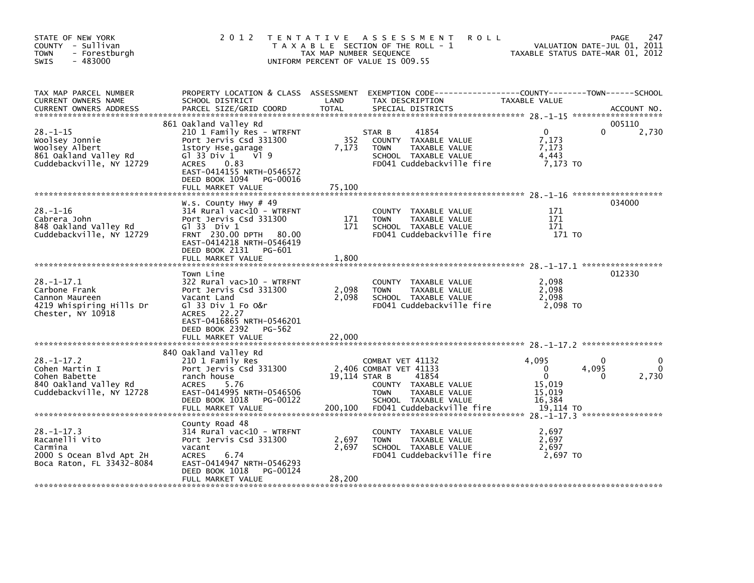STATE OF NEW YORK
COUNTY - Sullivan
TOWN - Forestburgh
SWIS - 483000

# 2012 TENTATIVE ASSESSMENT ROLL

TAXABLE SECTION OF THE ROLL - 1
TAX MAP NUMBER SEQUENCE
UNIFORM PERCENT OF VALUE IS 009.55

VALUATION DATE-JUL 01, 2011
TAXABLE STATUS DATE-MAR 01, 2012

```
TAX MAP PARCEL NUMBER          PROPERTY LOCATION & CLASS  ASSESSMENT  EXEMPTION CODE------------------COUNTY--------TOWN------SCHOOL
CURRENT OWNERS NAME            SCHOOL DISTRICT               LAND      TAX DESCRIPTION            TAXABLE VALUE
CURRENT OWNERS ADDRESS         PARCEL SIZE/GRID COORD        TOTAL     SPECIAL DISTRICTS                                   ACCOUNT NO.
******************************************************************************************************* 28.-1-15 *******************
                               861 Oakland Valley Rd                                                                     005110
28.-1-15                       210 1 Family Res - WTRFNT           STAR B       41854              0              0         2,730
Woolsey Jonnie                 Port Jervis Csd 331300        352   COUNTY  TAXABLE VALUE          7,173
Woolsey Albert                 1story Hse,garage           7,173   TOWN    TAXABLE VALUE          7,173
861 Oakland Valley Rd          Gl 33 Div 1    Vl 9                 SCHOOL  TAXABLE VALUE          4,443
Cuddebackville, NY 12729       ACRES    0.83                       FD041 Cuddebackville fire       7,173 TO
                               EAST-0414155 NRTH-0546572
                               DEED BOOK 1094   PG-00016
                               FULL MARKET VALUE          75,100
******************************************************************************************************* 28.-1-16 *******************
                               W.s. County Hwy # 49                                                                      034000
28.-1-16                       314 Rural vac<10 - WTRFNT           COUNTY  TAXABLE VALUE            171
Cabrera John                   Port Jervis Csd 331300        171   TOWN    TAXABLE VALUE            171
848 Oakland Valley Rd          Gl 33  Div 1                  171   SCHOOL  TAXABLE VALUE            171
Cuddebackville, NY 12729       FRNT 230.00 DPTH  80.00             FD041 Cuddebackville fire         171 TO
                               EAST-0414218 NRTH-0546419
                               DEED BOOK 2131   PG-601
                               FULL MARKET VALUE           1,800
******************************************************************************************************* 28.-1-17.1 *****************
                               Town Line                                                                                 012330
28.-1-17.1                     322 Rural vac>10 - WTRFNT           COUNTY  TAXABLE VALUE          2,098
Carbone Frank                  Port Jervis Csd 331300      2,098   TOWN    TAXABLE VALUE          2,098
Cannon Maureen                 Vacant Land                 2,098   SCHOOL  TAXABLE VALUE          2,098
4219 Whispiring Hills Dr       Gl 33 Div 1 Fo O&r                  FD041 Cuddebackville fire       2,098 TO
Chester, NY 10918              ACRES   22.27
                               EAST-0416865 NRTH-0546201
                               DEED BOOK 2392   PG-562
                               FULL MARKET VALUE          22,000
******************************************************************************************************* 28.-1-17.2 *****************
                               840 Oakland Valley Rd
28.-1-17.2                     210 1 Family Res                    COMBAT VET 41132              4,095              0             0
Cohen Martin I                 Port Jervis Csd 331300      2,406 COMBAT VET 41133                    0          4,095             0
Cohen Babette                  ranch house                19,114 STAR B       41854                  0              0         2,730
840 Oakland Valley Rd          ACRES    5.76                       COUNTY  TAXABLE VALUE         15,019
Cuddebackville, NY 12728       EAST-0414995 NRTH-0546506           TOWN    TAXABLE VALUE         15,019
                               DEED BOOK 1018   PG-00122           SCHOOL  TAXABLE VALUE         16,384
                               FULL MARKET VALUE         200,100   FD041 Cuddebackville fire      19,114 TO
******************************************************************************************************* 28.-1-17.3 *****************
                               County Road 48
28.-1-17.3                     314 Rural vac<10 - WTRFNT           COUNTY  TAXABLE VALUE          2,697
Racanelli Vito                 Port Jervis Csd 331300      2,697   TOWN    TAXABLE VALUE          2,697
Carmina                        vacant                      2,697   SCHOOL  TAXABLE VALUE          2,697
2000 S Ocean Blvd Apt 2H       ACRES    6.74                       FD041 Cuddebackville fire       2,697 TO
Boca Raton, FL 33432-8084      EAST-0414947 NRTH-0546293
                               DEED BOOK 1018   PG-00124
                               FULL MARKET VALUE          28,200
************************************************************************************************************************************
```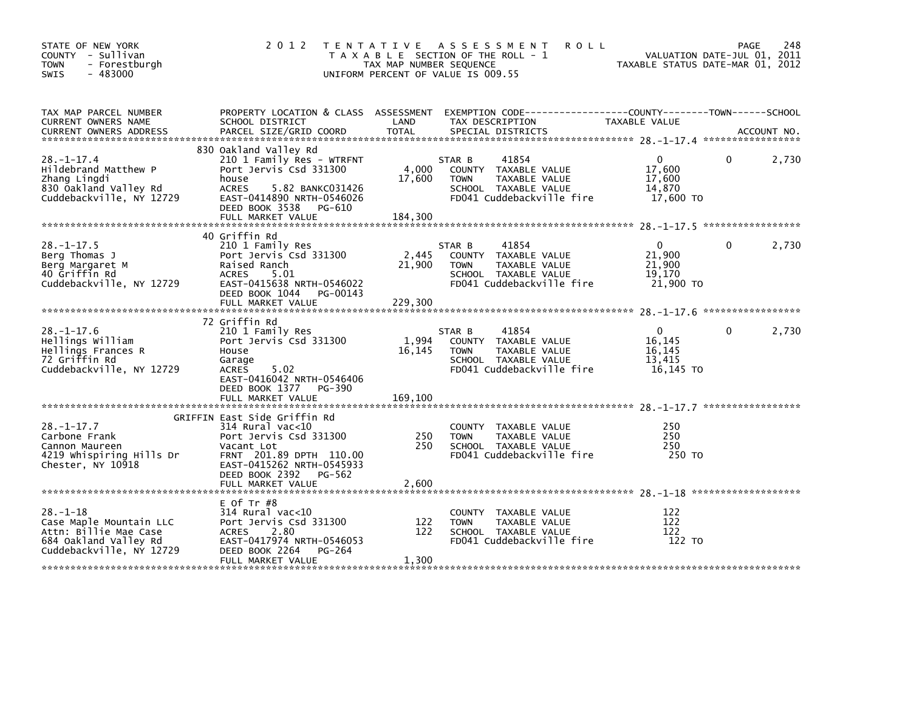STATE OF NEW YORK
COUNTY - Sullivan
TOWN - Forestburgh
SWIS - 483000

2 0 1 2 T E N T A T I V E A S S E S S M E N T R O L L
T A X A B L E SECTION OF THE ROLL - 1
TAX MAP NUMBER SEQUENCE
UNIFORM PERCENT OF VALUE IS 009.55

VALUATION DATE-JUL 01, 2011
TAXABLE STATUS DATE-MAR 01, 2012

| TAX MAP PARCEL NUMBER / CURRENT OWNERS NAME / CURRENT OWNERS ADDRESS | PROPERTY LOCATION & CLASS / SCHOOL DISTRICT / PARCEL SIZE/GRID COORD | ASSESSMENT LAND / TOTAL | EXEMPTION CODE / TAX DESCRIPTION / SPECIAL DISTRICTS | COUNTY TAXABLE VALUE | TOWN | SCHOOL |
|---|---|---|---|---|---|---|
| **28.-1-17.4** | 830 Oakland Valley Rd | | | | | |
| 28.-1-17.4 | 210 1 Family Res - WTRFNT | | STAR B 41854 | 0 | 0 | 2,730 |
| Hildebrand Matthew P | Port Jervis Csd 331300 | 4,000 | COUNTY TAXABLE VALUE | 17,600 | | |
| Zhang Lingdi | house | 17,600 | TOWN TAXABLE VALUE | 17,600 | | |
| 830 Oakland Valley Rd | ACRES 5.82 BANKC031426 | | SCHOOL TAXABLE VALUE | 14,870 | | |
| Cuddebackville, NY 12729 | EAST-0414890 NRTH-0546026 | | FD041 Cuddebackville fire | 17,600 TO | | |
| | DEED BOOK 3538 PG-610 | | | | | |
| | FULL MARKET VALUE | 184,300 | | | | |
| **28.-1-17.5** | 40 Griffin Rd | | | | | |
| 28.-1-17.5 | 210 1 Family Res | | STAR B 41854 | 0 | 0 | 2,730 |
| Berg Thomas J | Port Jervis Csd 331300 | 2,445 | COUNTY TAXABLE VALUE | 21,900 | | |
| Berg Margaret M | Raised Ranch | 21,900 | TOWN TAXABLE VALUE | 21,900 | | |
| 40 Griffin Rd | ACRES 5.01 | | SCHOOL TAXABLE VALUE | 19,170 | | |
| Cuddebackville, NY 12729 | EAST-0415638 NRTH-0546022 | | FD041 Cuddebackville fire | 21,900 TO | | |
| | DEED BOOK 1044 PG-00143 | | | | | |
| | FULL MARKET VALUE | 229,300 | | | | |
| **28.-1-17.6** | 72 Griffin Rd | | | | | |
| 28.-1-17.6 | 210 1 Family Res | | STAR B 41854 | 0 | 0 | 2,730 |
| Hellings William | Port Jervis Csd 331300 | 1,994 | COUNTY TAXABLE VALUE | 16,145 | | |
| Hellings Frances R | House | 16,145 | TOWN TAXABLE VALUE | 16,145 | | |
| 72 Griffin Rd | Garage | | SCHOOL TAXABLE VALUE | 13,415 | | |
| Cuddebackville, NY 12729 | ACRES 5.02 | | FD041 Cuddebackville fire | 16,145 TO | | |
| | EAST-0416042 NRTH-0546406 | | | | | |
| | DEED BOOK 1377 PG-390 | | | | | |
| | FULL MARKET VALUE | 169,100 | | | | |
| **28.-1-17.7** | GRIFFIN East Side Griffin Rd | | | | | |
| 28.-1-17.7 | 314 Rural vac<10 | | COUNTY TAXABLE VALUE | 250 | | |
| Carbone Frank | Port Jervis Csd 331300 | 250 | TOWN TAXABLE VALUE | 250 | | |
| Cannon Maureen | Vacant Lot | 250 | SCHOOL TAXABLE VALUE | 250 | | |
| 4219 Whispiring Hills Dr | FRNT 201.89 DPTH 110.00 | | FD041 Cuddebackville fire | 250 TO | | |
| Chester, NY 10918 | EAST-0415262 NRTH-0545933 | | | | | |
| | DEED BOOK 2392 PG-562 | | | | | |
| | FULL MARKET VALUE | 2,600 | | | | |
| **28.-1-18** | E Of Tr #8 | | | | | |
| 28.-1-18 | 314 Rural vac<10 | | COUNTY TAXABLE VALUE | 122 | | |
| Case Maple Mountain LLC | Port Jervis Csd 331300 | 122 | TOWN TAXABLE VALUE | 122 | | |
| Attn: Billie Mae Case | ACRES 2.80 | 122 | SCHOOL TAXABLE VALUE | 122 | | |
| 684 Oakland Valley Rd | EAST-0417974 NRTH-0546053 | | FD041 Cuddebackville fire | 122 TO | | |
| Cuddebackville, NY 12729 | DEED BOOK 2264 PG-264 | | | | | |
| | FULL MARKET VALUE | 1,300 | | | | |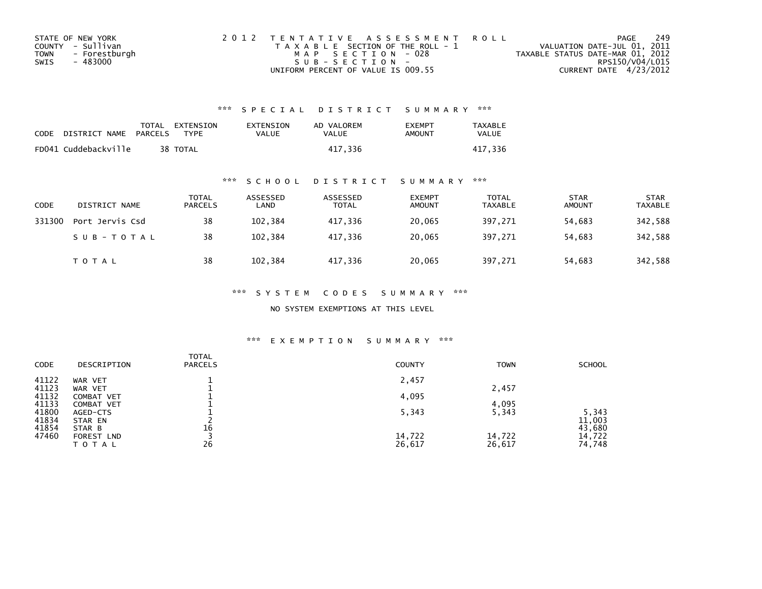STATE OF NEW YORK
COUNTY - Sullivan
TOWN - Forestburgh
SWIS - 483000

2012 TENTATIVE ASSESSMENT ROLL
TAXABLE SECTION OF THE ROLL - 1
MAP SECTION - 028
SUB-SECTION -
UNIFORM PERCENT OF VALUE IS 009.55

VALUATION DATE-JUL 01, 2011
TAXABLE STATUS DATE-MAR 01, 2012
RPS150/V04/L015
CURRENT DATE 4/23/2012

### *** SPECIAL DISTRICT SUMMARY ***

| CODE | DISTRICT NAME | TOTAL PARCELS | EXTENSION TYPE | EXTENSION VALUE | AD VALOREM VALUE | EXEMPT AMOUNT | TAXABLE VALUE |
|---|---|---|---|---|---|---|---|
| FD041 | Cuddebackville | 38 | TOTAL | | 417,336 | | 417,336 |

### *** SCHOOL DISTRICT SUMMARY ***

| CODE | DISTRICT NAME | TOTAL PARCELS | ASSESSED LAND | ASSESSED TOTAL | EXEMPT AMOUNT | TOTAL TAXABLE | STAR AMOUNT | STAR TAXABLE |
|---|---|---|---|---|---|---|---|---|
| 331300 | Port Jervis Csd | 38 | 102,384 | 417,336 | 20,065 | 397,271 | 54,683 | 342,588 |
| | SUB-TOTAL | 38 | 102,384 | 417,336 | 20,065 | 397,271 | 54,683 | 342,588 |
| | TOTAL | 38 | 102,384 | 417,336 | 20,065 | 397,271 | 54,683 | 342,588 |

### *** SYSTEM CODES SUMMARY ***

NO SYSTEM EXEMPTIONS AT THIS LEVEL

### *** EXEMPTION SUMMARY ***

| CODE | DESCRIPTION | TOTAL PARCELS | COUNTY | TOWN | SCHOOL |
|---|---|---|---|---|---|
| 41122 | WAR VET | 1 | 2,457 | | |
| 41123 | WAR VET | 1 | | 2,457 | |
| 41132 | COMBAT VET | 1 | 4,095 | | |
| 41133 | COMBAT VET | 1 | | 4,095 | |
| 41800 | AGED-CTS | 1 | 5,343 | 5,343 | 5,343 |
| 41834 | STAR EN | 2 | | | 11,003 |
| 41854 | STAR B | 16 | | | 43,680 |
| 47460 | FOREST LND | 3 | 14,722 | 14,722 | 14,722 |
| | TOTAL | 26 | 26,617 | 26,617 | 74,748 |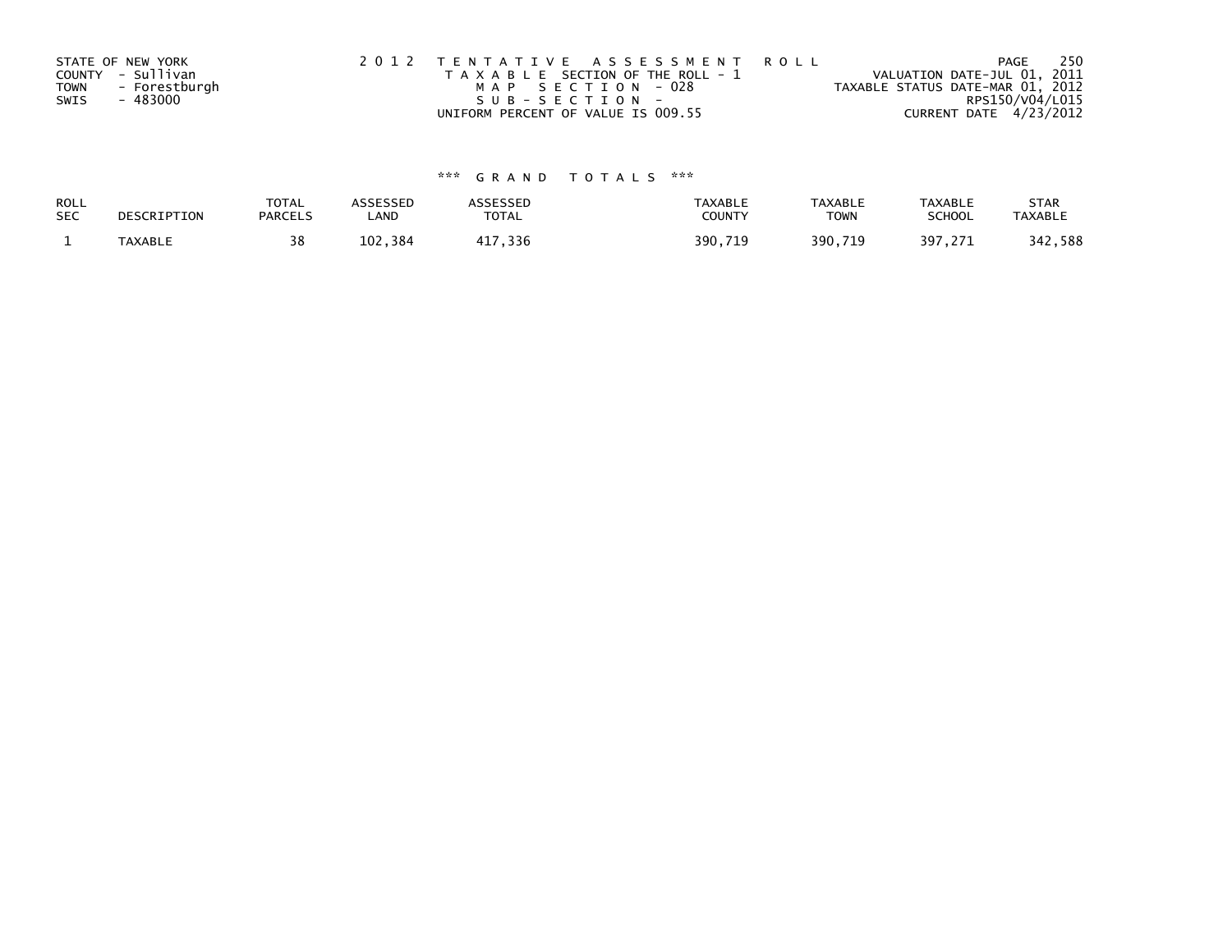STATE OF NEW YORK
COUNTY - Sullivan
TOWN - Forestburgh
SWIS - 483000

2 0 1 2 T E N T A T I V E A S S E S S M E N T R O L L
T A X A B L E SECTION OF THE ROLL - 1
M A P S E C T I O N - 028
S U B - S E C T I O N -
UNIFORM PERCENT OF VALUE IS 009.55

VALUATION DATE-JUL 01, 2011
TAXABLE STATUS DATE-MAR 01, 2012
RPS150/V04/L015
CURRENT DATE 4/23/2012

*** G R A N D T O T A L S ***

| ROLL SEC | DESCRIPTION | TOTAL PARCELS | ASSESSED LAND | ASSESSED TOTAL | TAXABLE COUNTY | TAXABLE TOWN | TAXABLE SCHOOL | STAR TAXABLE |
|---|---|---|---|---|---|---|---|---|
| 1 | TAXABLE | 38 | 102,384 | 417,336 | 390,719 | 390,719 | 397,271 | 342,588 |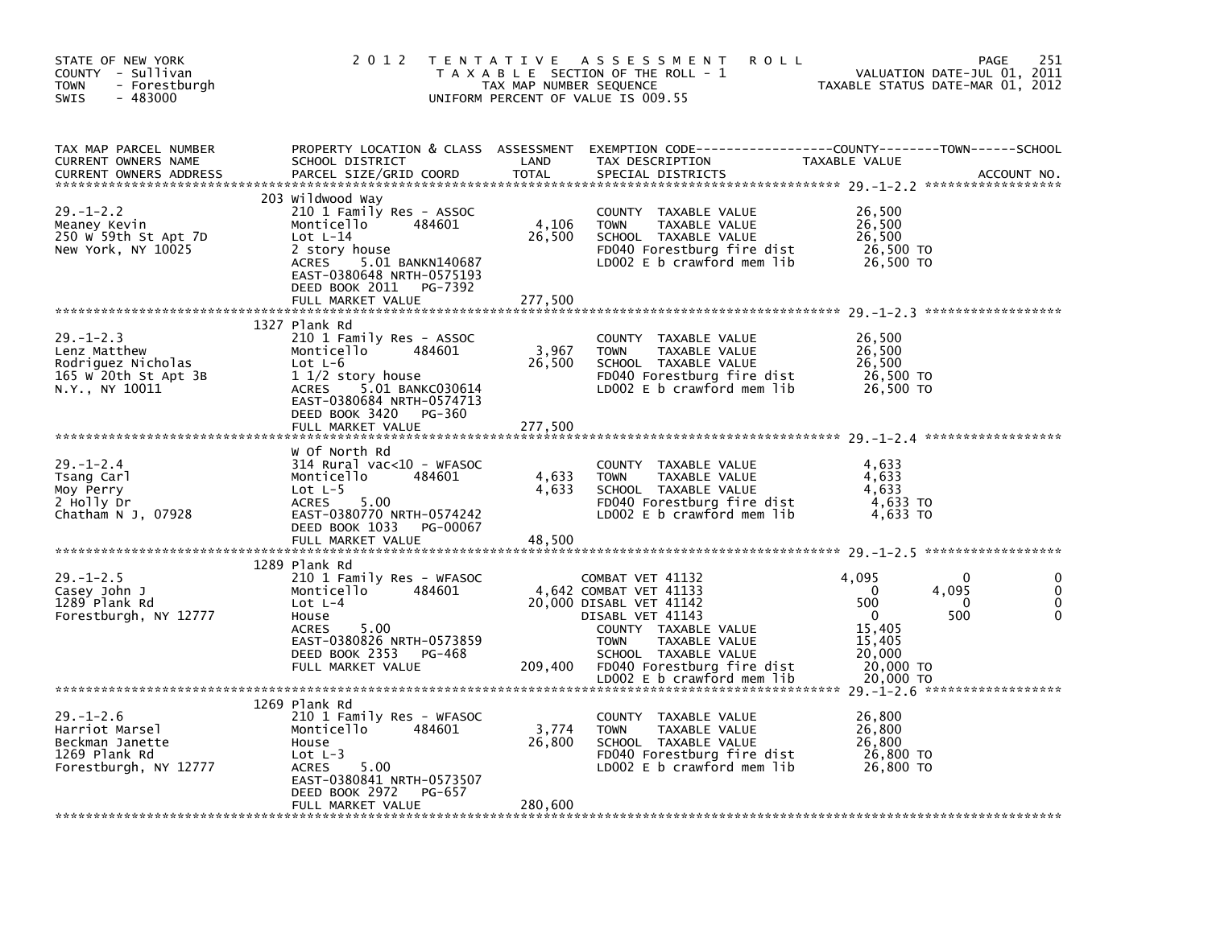STATE OF NEW YORK
COUNTY - Sullivan
TOWN - Forestburgh
SWIS - 483000

2012 TENTATIVE ASSESSMENT ROLL
TAXABLE SECTION OF THE ROLL - 1
TAX MAP NUMBER SEQUENCE
UNIFORM PERCENT OF VALUE IS 009.55

VALUATION DATE-JUL 01, 2011
TAXABLE STATUS DATE-MAR 01, 2012

| TAX MAP PARCEL NUMBER / CURRENT OWNERS NAME / CURRENT OWNERS ADDRESS | PROPERTY LOCATION & CLASS / SCHOOL DISTRICT / PARCEL SIZE/GRID COORD | ASSESSMENT LAND | TOTAL | EXEMPTION CODE / TAX DESCRIPTION / SPECIAL DISTRICTS | COUNTY TAXABLE VALUE | TOWN | SCHOOL |
|---|---|---|---|---|---|---|---|
| **29.-1-2.2** | 203 Wildwood Way | | | | | | |
| Meaney Kevin | 210 1 Family Res - ASSOC | | | | | | |
| 250 W 59th St Apt 7D | Monticello 484601 | 4,106 | | COUNTY TAXABLE VALUE | 26,500 | | |
| New York, NY 10025 | Lot L-14 | | 26,500 | TOWN TAXABLE VALUE | 26,500 | | |
| | 2 story house | | | SCHOOL TAXABLE VALUE | 26,500 | | |
| | ACRES 5.01 BANKN140687 | | | FD040 Forestburg fire dist | 26,500 TO | | |
| | EAST-0380648 NRTH-0575193 | | | LD002 E b crawford mem lib | 26,500 TO | | |
| | DEED BOOK 2011 PG-7392 | | | | | | |
| | FULL MARKET VALUE | | 277,500 | | | | |
| **29.-1-2.3** | 1327 Plank Rd | | | | | | |
| Lenz Matthew | 210 1 Family Res - ASSOC | | | | | | |
| Rodriguez Nicholas | Monticello 484601 | 3,967 | | COUNTY TAXABLE VALUE | 26,500 | | |
| 165 W 20th St Apt 3B | Lot L-6 | | 26,500 | TOWN TAXABLE VALUE | 26,500 | | |
| N.Y., NY 10011 | 1 1/2 story house | | | SCHOOL TAXABLE VALUE | 26,500 | | |
| | ACRES 5.01 BANKC030614 | | | FD040 Forestburg fire dist | 26,500 TO | | |
| | EAST-0380684 NRTH-0574713 | | | LD002 E b crawford mem lib | 26,500 TO | | |
| | DEED BOOK 3420 PG-360 | | | | | | |
| | FULL MARKET VALUE | | 277,500 | | | | |
| **29.-1-2.4** | W Of North Rd | | | | | | |
| Tsang Carl | 314 Rural vac<10 - WFASOC | | | | | | |
| Moy Perry | Monticello 484601 | 4,633 | | COUNTY TAXABLE VALUE | 4,633 | | |
| 2 Holly Dr | Lot L-5 | | 4,633 | TOWN TAXABLE VALUE | 4,633 | | |
| Chatham N J, 07928 | ACRES 5.00 | | | SCHOOL TAXABLE VALUE | 4,633 | | |
| | EAST-0380770 NRTH-0574242 | | | FD040 Forestburg fire dist | 4,633 TO | | |
| | DEED BOOK 1033 PG-00067 | | | LD002 E b crawford mem lib | 4,633 TO | | |
| | FULL MARKET VALUE | | 48,500 | | | | |
| **29.-1-2.5** | 1289 Plank Rd | | | | | | |
| Casey John J | 210 1 Family Res - WFASOC | | | COMBAT VET 41132 | 4,095 | 0 | 0 |
| 1289 Plank Rd | Monticello 484601 | 4,642 | | COMBAT VET 41133 | 0 | 4,095 | 0 |
| Forestburgh, NY 12777 | Lot L-4 | | 20,000 | DISABL VET 41142 | 500 | 0 | 0 |
| | House | | | DISABL VET 41143 | 0 | 500 | 0 |
| | ACRES 5.00 | | | COUNTY TAXABLE VALUE | 15,405 | | |
| | EAST-0380826 NRTH-0573859 | | | TOWN TAXABLE VALUE | 15,405 | | |
| | DEED BOOK 2353 PG-468 | | | SCHOOL TAXABLE VALUE | 20,000 | | |
| | FULL MARKET VALUE | | 209,400 | FD040 Forestburg fire dist | 20,000 TO | | |
| | | | | LD002 E b crawford mem lib | 20,000 TO | | |
| **29.-1-2.6** | 1269 Plank Rd | | | | | | |
| Harriot Marsel | 210 1 Family Res - WFASOC | | | | | | |
| Beckman Janette | Monticello 484601 | 3,774 | | COUNTY TAXABLE VALUE | 26,800 | | |
| 1269 Plank Rd | House | | 26,800 | TOWN TAXABLE VALUE | 26,800 | | |
| Forestburgh, NY 12777 | Lot L-3 | | | SCHOOL TAXABLE VALUE | 26,800 | | |
| | ACRES 5.00 | | | FD040 Forestburg fire dist | 26,800 TO | | |
| | EAST-0380841 NRTH-0573507 | | | LD002 E b crawford mem lib | 26,800 TO | | |
| | DEED BOOK 2972 PG-657 | | | | | | |
| | FULL MARKET VALUE | | 280,600 | | | | |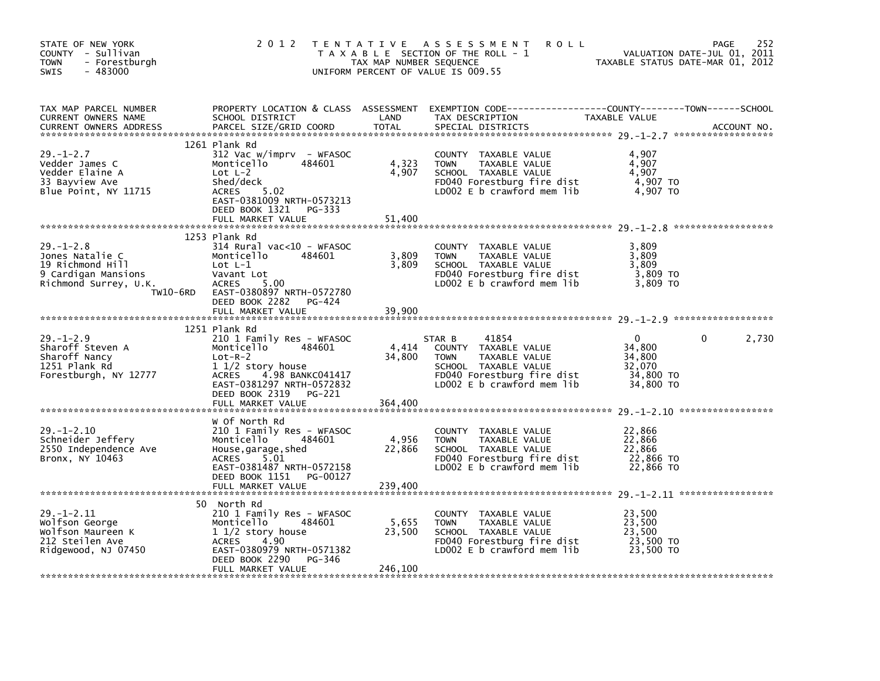STATE OF NEW YORK
COUNTY - Sullivan
TOWN - Forestburgh
SWIS - 483000

2 0 1 2 T E N T A T I V E A S S E S S M E N T R O L L
T A X A B L E SECTION OF THE ROLL - 1
TAX MAP NUMBER SEQUENCE
UNIFORM PERCENT OF VALUE IS 009.55

VALUATION DATE-JUL 01, 2011
TAXABLE STATUS DATE-MAR 01, 2012

| TAX MAP PARCEL NUMBER / CURRENT OWNERS NAME / CURRENT OWNERS ADDRESS | PROPERTY LOCATION & CLASS / SCHOOL DISTRICT / PARCEL SIZE/GRID COORD | ASSESSMENT LAND / TOTAL | EXEMPTION CODE / TAX DESCRIPTION / SPECIAL DISTRICTS | COUNTY TAXABLE VALUE | TOWN | SCHOOL | ACCOUNT NO. |
|---|---|---|---|---|---|---|---|
| **29.-1-2.7** | 1261 Plank Rd | | | | | | |
| Vedder James C | 312 Vac w/imprv - WFASOC | | COUNTY TAXABLE VALUE | 4,907 | | | |
| Vedder Elaine A | Monticello 484601 | 4,323 | TOWN TAXABLE VALUE | 4,907 | | | |
| 33 Bayview Ave | Lot L-2 | 4,907 | SCHOOL TAXABLE VALUE | 4,907 | | | |
| Blue Point, NY 11715 | Shed/deck | | FD040 Forestburg fire dist | 4,907 TO | | | |
| | ACRES 5.02 | | LD002 E b crawford mem lib | 4,907 TO | | | |
| | EAST-0381009 NRTH-0573213 | | | | | | |
| | DEED BOOK 1321 PG-333 | | | | | | |
| | FULL MARKET VALUE | 51,400 | | | | | |
| **29.-1-2.8** | 1253 Plank Rd | | | | | | |
| Jones Natalie C | 314 Rural vac<10 - WFASOC | | COUNTY TAXABLE VALUE | 3,809 | | | |
| 19 Richmond Hill | Monticello 484601 | 3,809 | TOWN TAXABLE VALUE | 3,809 | | | |
| 9 Cardigan Mansions | Lot L-1 | 3,809 | SCHOOL TAXABLE VALUE | 3,809 | | | |
| Richmond Surrey, U.K. | Vavant Lot | | FD040 Forestburg fire dist | 3,809 TO | | | |
| TW10-6RD | ACRES 5.00 | | LD002 E b crawford mem lib | 3,809 TO | | | |
| | EAST-0380897 NRTH-0572780 | | | | | | |
| | DEED BOOK 2282 PG-424 | | | | | | |
| | FULL MARKET VALUE | 39,900 | | | | | |
| **29.-1-2.9** | 1251 Plank Rd | | | | | | |
| Sharoff Steven A | 210 1 Family Res - WFASOC | | STAR B 41854 | 0 | 0 | 2,730 | |
| Sharoff Nancy | Monticello 484601 | 4,414 | COUNTY TAXABLE VALUE | 34,800 | | | |
| 1251 Plank Rd | Lot-R-2 | 34,800 | TOWN TAXABLE VALUE | 34,800 | | | |
| Forestburgh, NY 12777 | 1 1/2 story house | | SCHOOL TAXABLE VALUE | 32,070 | | | |
| | ACRES 4.98 BANKC041417 | | FD040 Forestburg fire dist | 34,800 TO | | | |
| | EAST-0381297 NRTH-0572832 | | LD002 E b crawford mem lib | 34,800 TO | | | |
| | DEED BOOK 2319 PG-221 | | | | | | |
| | FULL MARKET VALUE | 364,400 | | | | | |
| **29.-1-2.10** | W Of North Rd | | | | | | |
| Schneider Jeffery | 210 1 Family Res - WFASOC | | COUNTY TAXABLE VALUE | 22,866 | | | |
| 2550 Independence Ave | Monticello 484601 | 4,956 | TOWN TAXABLE VALUE | 22,866 | | | |
| Bronx, NY 10463 | House,garage,shed | 22,866 | SCHOOL TAXABLE VALUE | 22,866 | | | |
| | ACRES 5.01 | | FD040 Forestburg fire dist | 22,866 TO | | | |
| | EAST-0381487 NRTH-0572158 | | LD002 E b crawford mem lib | 22,866 TO | | | |
| | DEED BOOK 1151 PG-00127 | | | | | | |
| | FULL MARKET VALUE | 239,400 | | | | | |
| **29.-1-2.11** | 50 North Rd | | | | | | |
| Wolfson George | 210 1 Family Res - WFASOC | | COUNTY TAXABLE VALUE | 23,500 | | | |
| Wolfson Maureen K | Monticello 484601 | 5,655 | TOWN TAXABLE VALUE | 23,500 | | | |
| 212 Steilen Ave | 1 1/2 story house | 23,500 | SCHOOL TAXABLE VALUE | 23,500 | | | |
| Ridgewood, NJ 07450 | ACRES 4.90 | | FD040 Forestburg fire dist | 23,500 TO | | | |
| | EAST-0380979 NRTH-0571382 | | LD002 E b crawford mem lib | 23,500 TO | | | |
| | DEED BOOK 2290 PG-346 | | | | | | |
| | FULL MARKET VALUE | 246,100 | | | | | |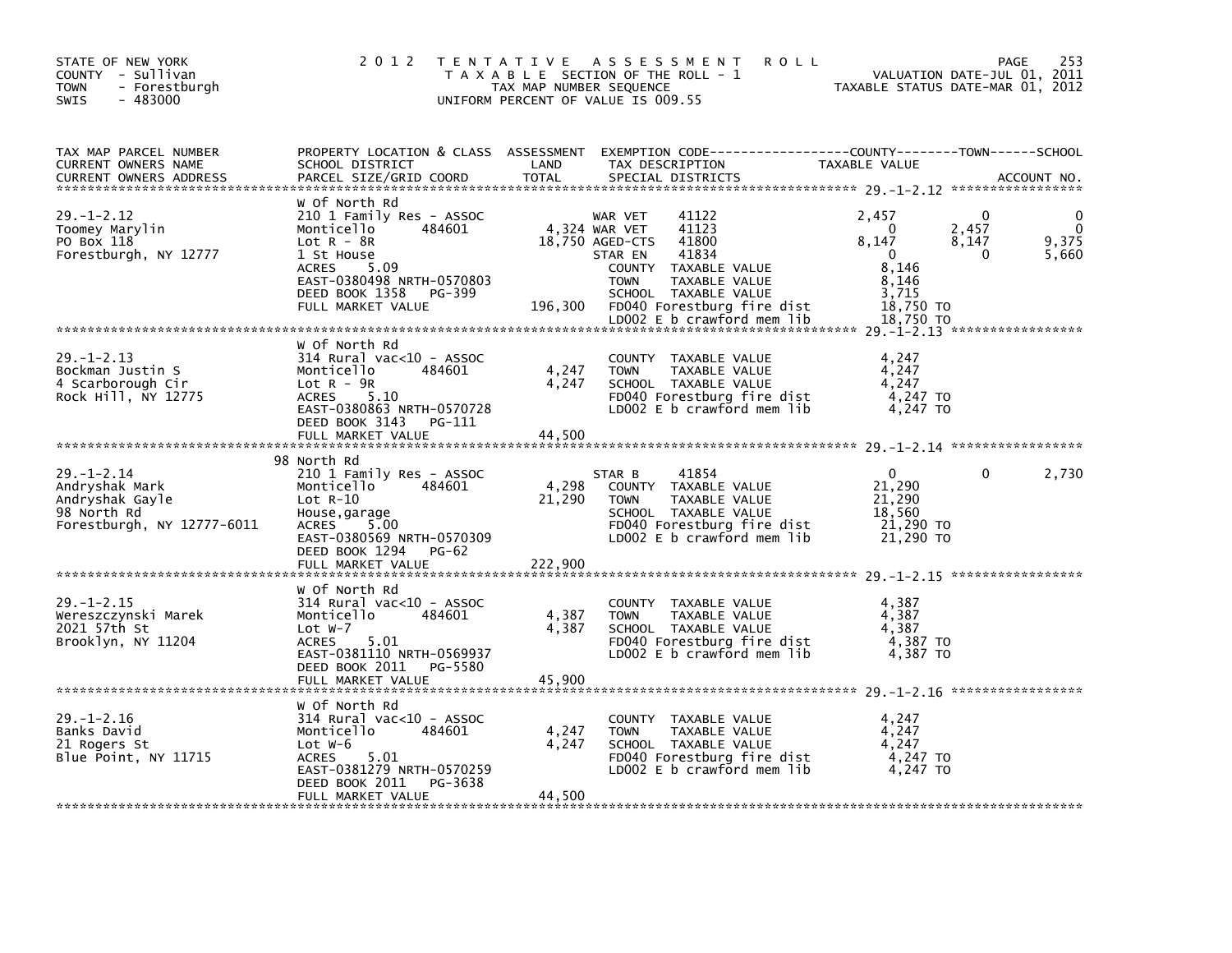STATE OF NEW YORK
COUNTY - Sullivan
TOWN - Forestburgh
SWIS - 483000

# 2012 TENTATIVE ASSESSMENT ROLL

TAXABLE SECTION OF THE ROLL - 1
TAX MAP NUMBER SEQUENCE
UNIFORM PERCENT OF VALUE IS 009.55

VALUATION DATE-JUL 01, 2011
TAXABLE STATUS DATE-MAR 01, 2012

| TAX MAP PARCEL NUMBER / CURRENT OWNERS NAME / CURRENT OWNERS ADDRESS | PROPERTY LOCATION & CLASS / SCHOOL DISTRICT / PARCEL SIZE/GRID COORD | ASSESSMENT LAND / TOTAL | EXEMPTION CODE / TAX DESCRIPTION / SPECIAL DISTRICTS | COUNTY TAXABLE VALUE | TOWN | SCHOOL / ACCOUNT NO. |
|---|---|---|---|---|---|---|
| **29.-1-2.12** | W Of North Rd | | | | | |
| 29.-1-2.12 | 210 1 Family Res - ASSOC | | WAR VET 41122 | 2,457 | 0 | 0 |
| Toomey Marylin | Monticello 484601 | 4,324 | WAR VET 41123 | 0 | 2,457 | 0 |
| PO Box 118 | Lot R - 8R | 18,750 | AGED-CTS 41800 | 8,147 | 8,147 | 9,375 |
| Forestburgh, NY 12777 | 1 St House | | STAR EN 41834 | 0 | 0 | 5,660 |
| | ACRES 5.09 | | COUNTY TAXABLE VALUE | 8,146 | | |
| | EAST-0380498 NRTH-0570803 | | TOWN TAXABLE VALUE | 8,146 | | |
| | DEED BOOK 1358 PG-399 | | SCHOOL TAXABLE VALUE | 3,715 | | |
| | FULL MARKET VALUE | 196,300 | FD040 Forestburg fire dist | 18,750 TO | | |
| | | | LD002 E b crawford mem lib | 18,750 TO | | |
| **29.-1-2.13** | W Of North Rd | | | | | |
| 29.-1-2.13 | 314 Rural vac<10 - ASSOC | | COUNTY TAXABLE VALUE | 4,247 | | |
| Bockman Justin S | Monticello 484601 | 4,247 | TOWN TAXABLE VALUE | 4,247 | | |
| 4 Scarborough Cir | Lot R - 9R | 4,247 | SCHOOL TAXABLE VALUE | 4,247 | | |
| Rock Hill, NY 12775 | ACRES 5.10 | | FD040 Forestburg fire dist | 4,247 TO | | |
| | EAST-0380863 NRTH-0570728 | | LD002 E b crawford mem lib | 4,247 TO | | |
| | DEED BOOK 3143 PG-111 | | | | | |
| | FULL MARKET VALUE | 44,500 | | | | |
| **29.-1-2.14** | 98 North Rd | | | | | |
| 29.-1-2.14 | 210 1 Family Res - ASSOC | | STAR B 41854 | 0 | 0 | 2,730 |
| Andryshak Mark | Monticello 484601 | 4,298 | COUNTY TAXABLE VALUE | 21,290 | | |
| Andryshak Gayle | Lot R-10 | 21,290 | TOWN TAXABLE VALUE | 21,290 | | |
| 98 North Rd | House,garage | | SCHOOL TAXABLE VALUE | 18,560 | | |
| Forestburgh, NY 12777-6011 | ACRES 5.00 | | FD040 Forestburg fire dist | 21,290 TO | | |
| | EAST-0380569 NRTH-0570309 | | LD002 E b crawford mem lib | 21,290 TO | | |
| | DEED BOOK 1294 PG-62 | | | | | |
| | FULL MARKET VALUE | 222,900 | | | | |
| **29.-1-2.15** | W Of North Rd | | | | | |
| 29.-1-2.15 | 314 Rural vac<10 - ASSOC | | COUNTY TAXABLE VALUE | 4,387 | | |
| Wereszczynski Marek | Monticello 484601 | 4,387 | TOWN TAXABLE VALUE | 4,387 | | |
| 2021 57th St | Lot W-7 | 4,387 | SCHOOL TAXABLE VALUE | 4,387 | | |
| Brooklyn, NY 11204 | ACRES 5.01 | | FD040 Forestburg fire dist | 4,387 TO | | |
| | EAST-0381110 NRTH-0569937 | | LD002 E b crawford mem lib | 4,387 TO | | |
| | DEED BOOK 2011 PG-5580 | | | | | |
| | FULL MARKET VALUE | 45,900 | | | | |
| **29.-1-2.16** | W Of North Rd | | | | | |
| 29.-1-2.16 | 314 Rural vac<10 - ASSOC | | COUNTY TAXABLE VALUE | 4,247 | | |
| Banks David | Monticello 484601 | 4,247 | TOWN TAXABLE VALUE | 4,247 | | |
| 21 Rogers St | Lot W-6 | 4,247 | SCHOOL TAXABLE VALUE | 4,247 | | |
| Blue Point, NY 11715 | ACRES 5.01 | | FD040 Forestburg fire dist | 4,247 TO | | |
| | EAST-0381279 NRTH-0570259 | | LD002 E b crawford mem lib | 4,247 TO | | |
| | DEED BOOK 2011 PG-3638 | | | | | |
| | FULL MARKET VALUE | 44,500 | | | | |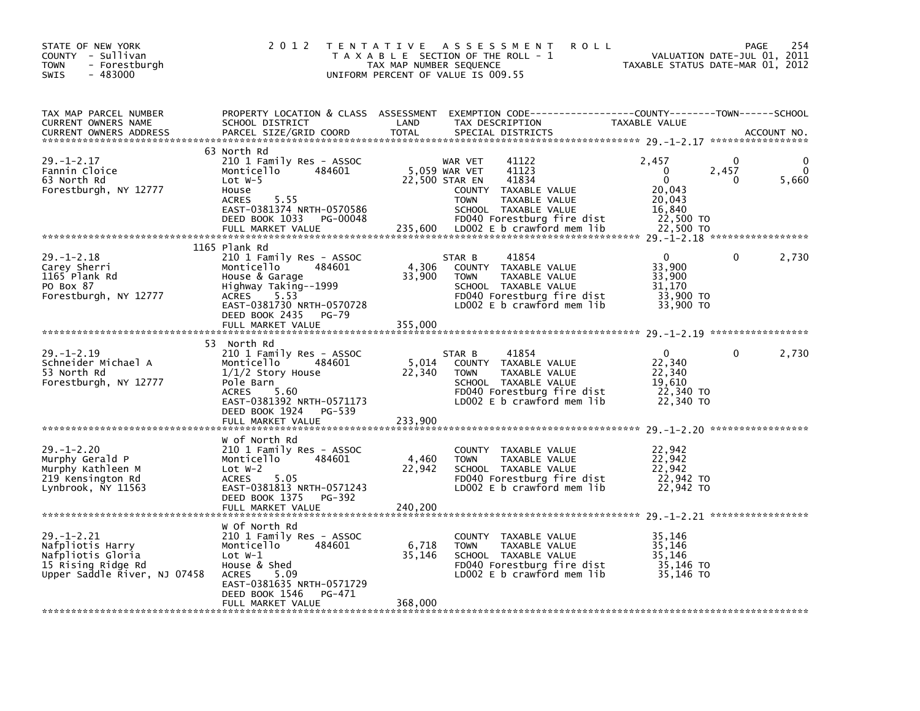STATE OF NEW YORK
COUNTY - Sullivan
TOWN - Forestburgh
SWIS - 483000

# 2012 TENTATIVE ASSESSMENT ROLL

TAXABLE SECTION OF THE ROLL - 1
TAX MAP NUMBER SEQUENCE
UNIFORM PERCENT OF VALUE IS 009.55

VALUATION DATE-JUL 01, 2011
TAXABLE STATUS DATE-MAR 01, 2012

| TAX MAP PARCEL NUMBER / CURRENT OWNERS NAME / CURRENT OWNERS ADDRESS | PROPERTY LOCATION & CLASS / SCHOOL DISTRICT / PARCEL SIZE/GRID COORD | ASSESSMENT LAND / TOTAL | EXEMPTION CODE / TAX DESCRIPTION / SPECIAL DISTRICTS | COUNTY TAXABLE VALUE | TOWN | SCHOOL |
|---|---|---|---|---|---|---|
| **29.-1-2.17** | 63 North Rd | | | | | |
| 29.-1-2.17 | 210 1 Family Res - ASSOC | | WAR VET 41122 | 2,457 | 0 | 0 |
| Fannin Cloice | Monticello 484601 | 5,059 | WAR VET 41123 | 0 | 2,457 | 0 |
| 63 North Rd | Lot W-5 | 22,500 | STAR EN 41834 | 0 | 0 | 5,660 |
| Forestburgh, NY 12777 | House | | COUNTY TAXABLE VALUE | 20,043 | | |
| | ACRES 5.55 | | TOWN TAXABLE VALUE | 20,043 | | |
| | EAST-0381374 NRTH-0570586 | | SCHOOL TAXABLE VALUE | 16,840 | | |
| | DEED BOOK 1033 PG-00048 | | FD040 Forestburg fire dist | 22,500 TO | | |
| | FULL MARKET VALUE | 235,600 | LD002 E b crawford mem lib | 22,500 TO | | |
| **29.-1-2.18** | 1165 Plank Rd | | | | | |
| 29.-1-2.18 | 210 1 Family Res - ASSOC | | STAR B 41854 | 0 | 0 | 2,730 |
| Carey Sherri | Monticello 484601 | 4,306 | COUNTY TAXABLE VALUE | 33,900 | | |
| 1165 Plank Rd | House & Garage | 33,900 | TOWN TAXABLE VALUE | 33,900 | | |
| PO Box 87 | Highway Taking--1999 | | SCHOOL TAXABLE VALUE | 31,170 | | |
| Forestburgh, NY 12777 | ACRES 5.53 | | FD040 Forestburg fire dist | 33,900 TO | | |
| | EAST-0381730 NRTH-0570728 | | LD002 E b crawford mem lib | 33,900 TO | | |
| | DEED BOOK 2435 PG-79 | | | | | |
| | FULL MARKET VALUE | 355,000 | | | | |
| **29.-1-2.19** | 53 North Rd | | | | | |
| 29.-1-2.19 | 210 1 Family Res - ASSOC | | STAR B 41854 | 0 | 0 | 2,730 |
| Schneider Michael A | Monticello 484601 | 5,014 | COUNTY TAXABLE VALUE | 22,340 | | |
| 53 North Rd | 1/1/2 Story House | 22,340 | TOWN TAXABLE VALUE | 22,340 | | |
| Forestburgh, NY 12777 | Pole Barn | | SCHOOL TAXABLE VALUE | 19,610 | | |
| | ACRES 5.60 | | FD040 Forestburg fire dist | 22,340 TO | | |
| | EAST-0381392 NRTH-0571173 | | LD002 E b crawford mem lib | 22,340 TO | | |
| | DEED BOOK 1924 PG-539 | | | | | |
| | FULL MARKET VALUE | 233,900 | | | | |
| **29.-1-2.20** | W of North Rd | | | | | |
| 29.-1-2.20 | 210 1 Family Res - ASSOC | | COUNTY TAXABLE VALUE | 22,942 | | |
| Murphy Gerald P | Monticello 484601 | 4,460 | TOWN TAXABLE VALUE | 22,942 | | |
| Murphy Kathleen M | Lot W-2 | 22,942 | SCHOOL TAXABLE VALUE | 22,942 | | |
| 219 Kensington Rd | ACRES 5.05 | | FD040 Forestburg fire dist | 22,942 TO | | |
| Lynbrook, NY 11563 | EAST-0381813 NRTH-0571243 | | LD002 E b crawford mem lib | 22,942 TO | | |
| | DEED BOOK 1375 PG-392 | | | | | |
| | FULL MARKET VALUE | 240,200 | | | | |
| **29.-1-2.21** | W Of North Rd | | | | | |
| 29.-1-2.21 | 210 1 Family Res - ASSOC | | COUNTY TAXABLE VALUE | 35,146 | | |
| Nafpliotis Harry | Monticello 484601 | 6,718 | TOWN TAXABLE VALUE | 35,146 | | |
| Nafpliotis Gloria | Lot W-1 | 35,146 | SCHOOL TAXABLE VALUE | 35,146 | | |
| 15 Rising Ridge Rd | House & Shed | | FD040 Forestburg fire dist | 35,146 TO | | |
| Upper Saddle River, NJ 07458 | ACRES 5.09 | | LD002 E b crawford mem lib | 35,146 TO | | |
| | EAST-0381635 NRTH-0571729 | | | | | |
| | DEED BOOK 1546 PG-471 | | | | | |
| | FULL MARKET VALUE | 368,000 | | | | |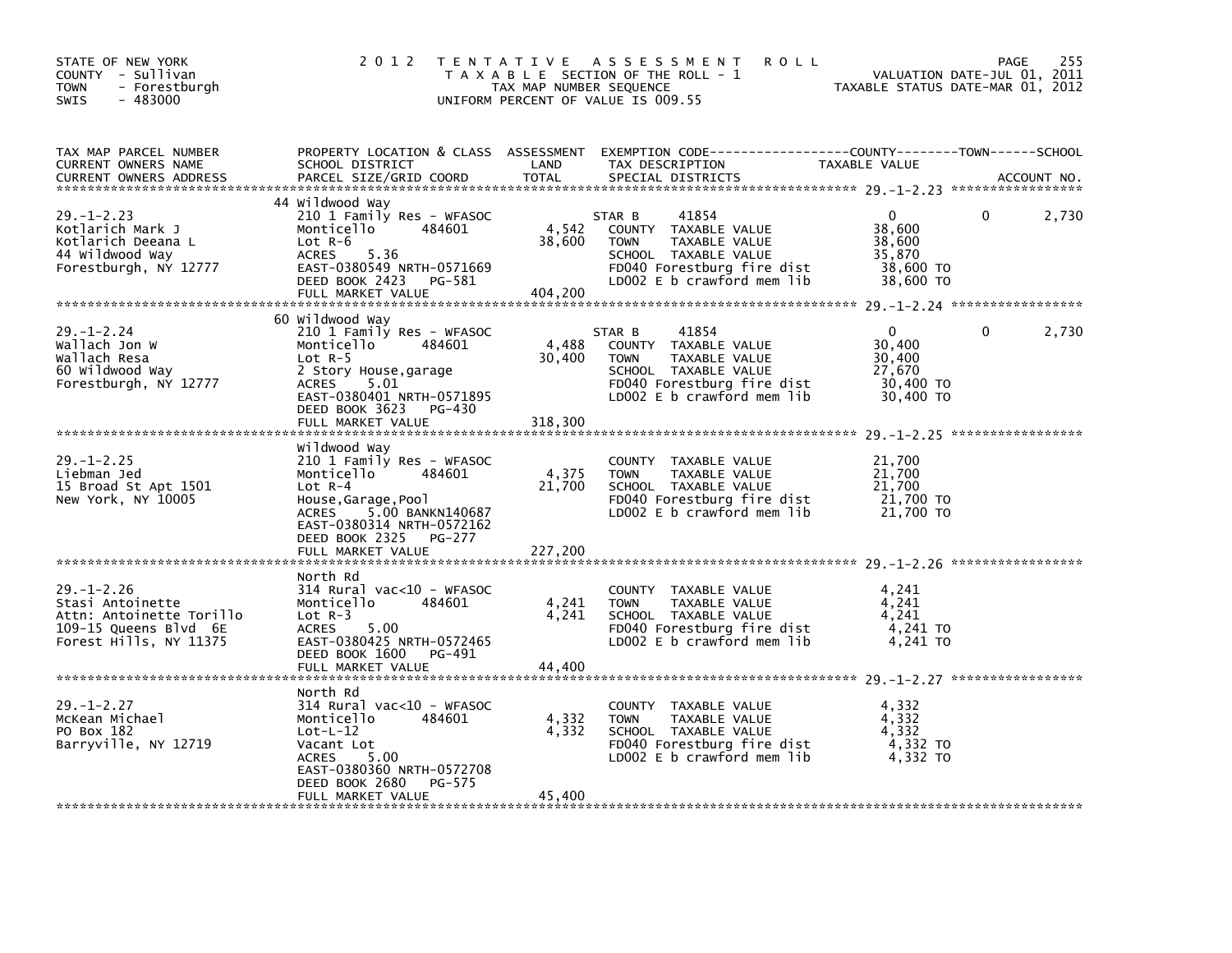STATE OF NEW YORK
COUNTY - Sullivan
TOWN - Forestburgh
SWIS - 483000

2012 TENTATIVE ASSESSMENT ROLL
TAXABLE SECTION OF THE ROLL - 1
TAX MAP NUMBER SEQUENCE
UNIFORM PERCENT OF VALUE IS 009.55

VALUATION DATE-JUL 01, 2011
TAXABLE STATUS DATE-MAR 01, 2012

| TAX MAP PARCEL NUMBER / CURRENT OWNERS NAME / CURRENT OWNERS ADDRESS | PROPERTY LOCATION & CLASS / SCHOOL DISTRICT / PARCEL SIZE/GRID COORD | ASSESSMENT LAND / TOTAL | EXEMPTION CODE / TAX DESCRIPTION / SPECIAL DISTRICTS | COUNTY TAXABLE VALUE | TOWN | SCHOOL / ACCOUNT NO. |
|---|---|---|---|---|---|---|
| | 44 Wildwood Way | | | | | |
| 29.-1-2.23 | 210 1 Family Res - WFASOC | | STAR B 41854 | 0 | 0 | 2,730 |
| Kotlarich Mark J | Monticello 484601 | 4,542 | COUNTY TAXABLE VALUE | 38,600 | | |
| Kotlarich Deeana L | Lot R-6 | 38,600 | TOWN TAXABLE VALUE | 38,600 | | |
| 44 Wildwood Way | ACRES 5.36 | | SCHOOL TAXABLE VALUE | 35,870 | | |
| Forestburgh, NY 12777 | EAST-0380549 NRTH-0571669 | | FD040 Forestburg fire dist | 38,600 TO | | |
| | DEED BOOK 2423 PG-581 | | LD002 E b crawford mem lib | 38,600 TO | | |
| | FULL MARKET VALUE | 404,200 | | | | |
| | 60 Wildwood Way | | | | | |
| 29.-1-2.24 | 210 1 Family Res - WFASOC | | STAR B 41854 | 0 | 0 | 2,730 |
| Wallach Jon W | Monticello 484601 | 4,488 | COUNTY TAXABLE VALUE | 30,400 | | |
| Wallach Resa | Lot R-5 | 30,400 | TOWN TAXABLE VALUE | 30,400 | | |
| 60 Wildwood Way | 2 Story House,garage | | SCHOOL TAXABLE VALUE | 27,670 | | |
| Forestburgh, NY 12777 | ACRES 5.01 | | FD040 Forestburg fire dist | 30,400 TO | | |
| | EAST-0380401 NRTH-0571895 | | LD002 E b crawford mem lib | 30,400 TO | | |
| | DEED BOOK 3623 PG-430 | | | | | |
| | FULL MARKET VALUE | 318,300 | | | | |
| | Wildwood Way | | | | | |
| 29.-1-2.25 | 210 1 Family Res - WFASOC | | COUNTY TAXABLE VALUE | 21,700 | | |
| Liebman Jed | Monticello 484601 | 4,375 | TOWN TAXABLE VALUE | 21,700 | | |
| 15 Broad St Apt 1501 | Lot R-4 | 21,700 | SCHOOL TAXABLE VALUE | 21,700 | | |
| New York, NY 10005 | House,Garage,Pool | | FD040 Forestburg fire dist | 21,700 TO | | |
| | ACRES 5.00 BANKN140687 | | LD002 E b crawford mem lib | 21,700 TO | | |
| | EAST-0380314 NRTH-0572162 | | | | | |
| | DEED BOOK 2325 PG-277 | | | | | |
| | FULL MARKET VALUE | 227,200 | | | | |
| | North Rd | | | | | |
| 29.-1-2.26 | 314 Rural vac<10 - WFASOC | | COUNTY TAXABLE VALUE | 4,241 | | |
| Stasi Antoinette | Monticello 484601 | 4,241 | TOWN TAXABLE VALUE | 4,241 | | |
| Attn: Antoinette Torillo | Lot R-3 | 4,241 | SCHOOL TAXABLE VALUE | 4,241 | | |
| 109-15 Queens Blvd 6E | ACRES 5.00 | | FD040 Forestburg fire dist | 4,241 TO | | |
| Forest Hills, NY 11375 | EAST-0380425 NRTH-0572465 | | LD002 E b crawford mem lib | 4,241 TO | | |
| | DEED BOOK 1600 PG-491 | | | | | |
| | FULL MARKET VALUE | 44,400 | | | | |
| | North Rd | | | | | |
| 29.-1-2.27 | 314 Rural vac<10 - WFASOC | | COUNTY TAXABLE VALUE | 4,332 | | |
| McKean Michael | Monticello 484601 | 4,332 | TOWN TAXABLE VALUE | 4,332 | | |
| PO Box 182 | Lot-L-12 | 4,332 | SCHOOL TAXABLE VALUE | 4,332 | | |
| Barryville, NY 12719 | Vacant Lot | | FD040 Forestburg fire dist | 4,332 TO | | |
| | ACRES 5.00 | | LD002 E b crawford mem lib | 4,332 TO | | |
| | EAST-0380360 NRTH-0572708 | | | | | |
| | DEED BOOK 2680 PG-575 | | | | | |
| | FULL MARKET VALUE | 45,400 | | | | |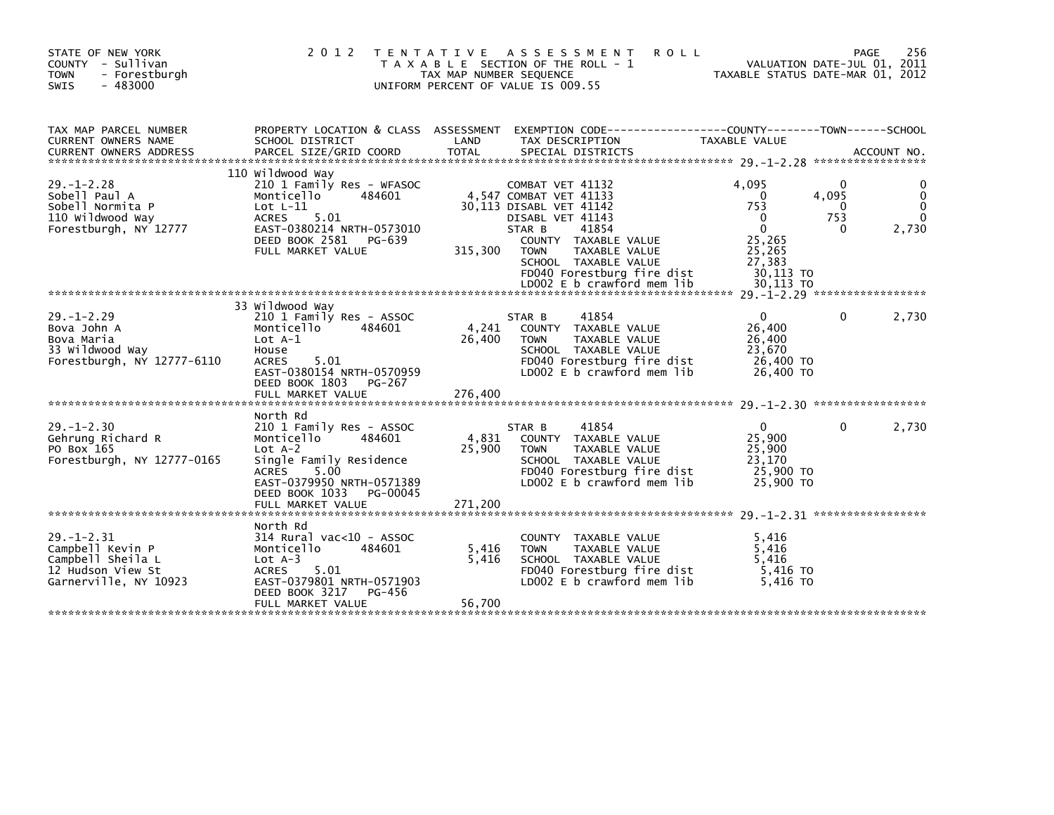STATE OF NEW YORK
COUNTY - Sullivan
TOWN - Forestburgh
SWIS - 483000

2012 TENTATIVE ASSESSMENT ROLL
TAXABLE SECTION OF THE ROLL - 1
TAX MAP NUMBER SEQUENCE
UNIFORM PERCENT OF VALUE IS 009.55

VALUATION DATE-JUL 01, 2011
TAXABLE STATUS DATE-MAR 01, 2012

| TAX MAP PARCEL NUMBER / CURRENT OWNERS NAME / CURRENT OWNERS ADDRESS | PROPERTY LOCATION & CLASS / SCHOOL DISTRICT / PARCEL SIZE/GRID COORD | ASSESSMENT LAND / TOTAL | EXEMPTION CODE / TAX DESCRIPTION / SPECIAL DISTRICTS | COUNTY TAXABLE VALUE | TOWN | SCHOOL |
|---|---|---|---|---|---|---|
| **29.-1-2.28** | 110 Wildwood Way | | | | | |
| 29.-1-2.28 | 210 1 Family Res - WFASOC | | COMBAT VET 41132 | 4,095 | 0 | 0 |
| Sobell Paul A | Monticello 484601 | 4,547 | COMBAT VET 41133 | 0 | 4,095 | 0 |
| Sobell Normita P | Lot L-11 | 30,113 | DISABL VET 41142 | 753 | 0 | 0 |
| 110 Wildwood Way | ACRES 5.01 | | DISABL VET 41143 | 0 | 753 | 0 |
| Forestburgh, NY 12777 | EAST-0380214 NRTH-0573010 | | STAR B 41854 | 0 | 0 | 2,730 |
| | DEED BOOK 2581 PG-639 | | COUNTY TAXABLE VALUE | 25,265 | | |
| | FULL MARKET VALUE | 315,300 | TOWN TAXABLE VALUE | 25,265 | | |
| | | | SCHOOL TAXABLE VALUE | 27,383 | | |
| | | | FD040 Forestburg fire dist | 30,113 TO | | |
| | | | LD002 E b crawford mem lib | 30,113 TO | | |
| **29.-1-2.29** | 33 Wildwood Way | | | | | |
| 29.-1-2.29 | 210 1 Family Res - ASSOC | | STAR B 41854 | 0 | 0 | 2,730 |
| Bova John A | Monticello 484601 | 4,241 | COUNTY TAXABLE VALUE | 26,400 | | |
| Bova Maria | Lot A-1 | 26,400 | TOWN TAXABLE VALUE | 26,400 | | |
| 33 Wildwood Way | House | | SCHOOL TAXABLE VALUE | 23,670 | | |
| Forestburgh, NY 12777-6110 | ACRES 5.01 | | FD040 Forestburg fire dist | 26,400 TO | | |
| | EAST-0380154 NRTH-0570959 | | LD002 E b crawford mem lib | 26,400 TO | | |
| | DEED BOOK 1803 PG-267 | | | | | |
| | FULL MARKET VALUE | 276,400 | | | | |
| **29.-1-2.30** | North Rd | | | | | |
| 29.-1-2.30 | 210 1 Family Res - ASSOC | | STAR B 41854 | 0 | 0 | 2,730 |
| Gehrung Richard R | Monticello 484601 | 4,831 | COUNTY TAXABLE VALUE | 25,900 | | |
| PO Box 165 | Lot A-2 | 25,900 | TOWN TAXABLE VALUE | 25,900 | | |
| Forestburgh, NY 12777-0165 | Single Family Residence | | SCHOOL TAXABLE VALUE | 23,170 | | |
| | ACRES 5.00 | | FD040 Forestburg fire dist | 25,900 TO | | |
| | EAST-0379950 NRTH-0571389 | | LD002 E b crawford mem lib | 25,900 TO | | |
| | DEED BOOK 1033 PG-00045 | | | | | |
| | FULL MARKET VALUE | 271,200 | | | | |
| **29.-1-2.31** | North Rd | | | | | |
| 29.-1-2.31 | 314 Rural vac<10 - ASSOC | | COUNTY TAXABLE VALUE | 5,416 | | |
| Campbell Kevin P | Monticello 484601 | 5,416 | TOWN TAXABLE VALUE | 5,416 | | |
| Campbell Sheila L | Lot A-3 | 5,416 | SCHOOL TAXABLE VALUE | 5,416 | | |
| 12 Hudson View St | ACRES 5.01 | | FD040 Forestburg fire dist | 5,416 TO | | |
| Garnerville, NY 10923 | EAST-0379801 NRTH-0571903 | | LD002 E b crawford mem lib | 5,416 TO | | |
| | DEED BOOK 3217 PG-456 | | | | | |
| | FULL MARKET VALUE | 56,700 | | | | |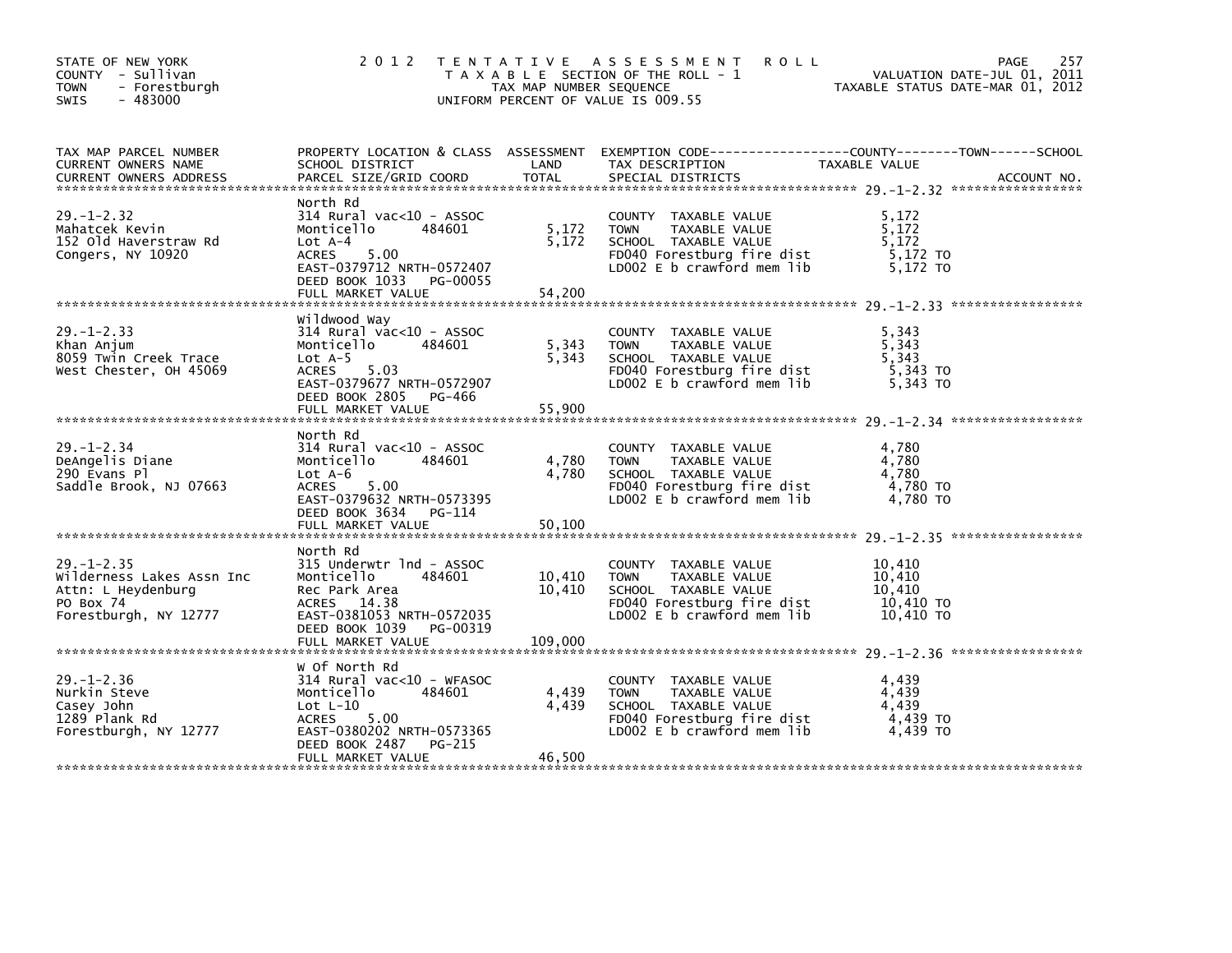STATE OF NEW YORK
COUNTY - Sullivan
TOWN - Forestburgh
SWIS - 483000

2012 TENTATIVE ASSESSMENT ROLL
TAXABLE SECTION OF THE ROLL - 1
TAX MAP NUMBER SEQUENCE
UNIFORM PERCENT OF VALUE IS 009.55

VALUATION DATE-JUL 01, 2011
TAXABLE STATUS DATE-MAR 01, 2012

| TAX MAP PARCEL NUMBER / CURRENT OWNERS NAME / CURRENT OWNERS ADDRESS | PROPERTY LOCATION & CLASS / SCHOOL DISTRICT / PARCEL SIZE/GRID COORD | ASSESSMENT LAND / TOTAL | EXEMPTION CODE / TAX DESCRIPTION / SPECIAL DISTRICTS | TAXABLE VALUE (COUNTY / TOWN / SCHOOL) | ACCOUNT NO. |
|---|---|---|---|---|---|
| **29.-1-2.32** | North Rd | | | | |
| Mahatcek Kevin | 314 Rural vac<10 - ASSOC | | COUNTY TAXABLE VALUE | 5,172 | |
| 152 Old Haverstraw Rd | Monticello 484601 | 5,172 | TOWN TAXABLE VALUE | 5,172 | |
| Congers, NY 10920 | Lot A-4 | 5,172 | SCHOOL TAXABLE VALUE | 5,172 | |
| | ACRES 5.00 | | FD040 Forestburg fire dist | 5,172 TO | |
| | EAST-0379712 NRTH-0572407 | | LD002 E b crawford mem lib | 5,172 TO | |
| | DEED BOOK 1033 PG-00055 | | | | |
| | FULL MARKET VALUE | 54,200 | | | |
| **29.-1-2.33** | Wildwood Way | | | | |
| Khan Anjum | 314 Rural vac<10 - ASSOC | | COUNTY TAXABLE VALUE | 5,343 | |
| 8059 Twin Creek Trace | Monticello 484601 | 5,343 | TOWN TAXABLE VALUE | 5,343 | |
| West Chester, OH 45069 | Lot A-5 | 5,343 | SCHOOL TAXABLE VALUE | 5,343 | |
| | ACRES 5.03 | | FD040 Forestburg fire dist | 5,343 TO | |
| | EAST-0379677 NRTH-0572907 | | LD002 E b crawford mem lib | 5,343 TO | |
| | DEED BOOK 2805 PG-466 | | | | |
| | FULL MARKET VALUE | 55,900 | | | |
| **29.-1-2.34** | North Rd | | | | |
| DeAngelis Diane | 314 Rural vac<10 - ASSOC | | COUNTY TAXABLE VALUE | 4,780 | |
| 290 Evans Pl | Monticello 484601 | 4,780 | TOWN TAXABLE VALUE | 4,780 | |
| Saddle Brook, NJ 07663 | Lot A-6 | 4,780 | SCHOOL TAXABLE VALUE | 4,780 | |
| | ACRES 5.00 | | FD040 Forestburg fire dist | 4,780 TO | |
| | EAST-0379632 NRTH-0573395 | | LD002 E b crawford mem lib | 4,780 TO | |
| | DEED BOOK 3634 PG-114 | | | | |
| | FULL MARKET VALUE | 50,100 | | | |
| **29.-1-2.35** | North Rd | | | | |
| Wilderness Lakes Assn Inc | 315 Underwtr lnd - ASSOC | | COUNTY TAXABLE VALUE | 10,410 | |
| Attn: L Heydenburg | Monticello 484601 | 10,410 | TOWN TAXABLE VALUE | 10,410 | |
| PO Box 74 | Rec Park Area | 10,410 | SCHOOL TAXABLE VALUE | 10,410 | |
| Forestburgh, NY 12777 | ACRES 14.38 | | FD040 Forestburg fire dist | 10,410 TO | |
| | EAST-0381053 NRTH-0572035 | | LD002 E b crawford mem lib | 10,410 TO | |
| | DEED BOOK 1039 PG-00319 | | | | |
| | FULL MARKET VALUE | 109,000 | | | |
| **29.-1-2.36** | W Of North Rd | | | | |
| Nurkin Steve | 314 Rural vac<10 - WFASOC | | COUNTY TAXABLE VALUE | 4,439 | |
| Casey John | Monticello 484601 | 4,439 | TOWN TAXABLE VALUE | 4,439 | |
| 1289 Plank Rd | Lot L-10 | 4,439 | SCHOOL TAXABLE VALUE | 4,439 | |
| Forestburgh, NY 12777 | ACRES 5.00 | | FD040 Forestburg fire dist | 4,439 TO | |
| | EAST-0380202 NRTH-0573365 | | LD002 E b crawford mem lib | 4,439 TO | |
| | DEED BOOK 2487 PG-215 | | | | |
| | FULL MARKET VALUE | 46,500 | | | |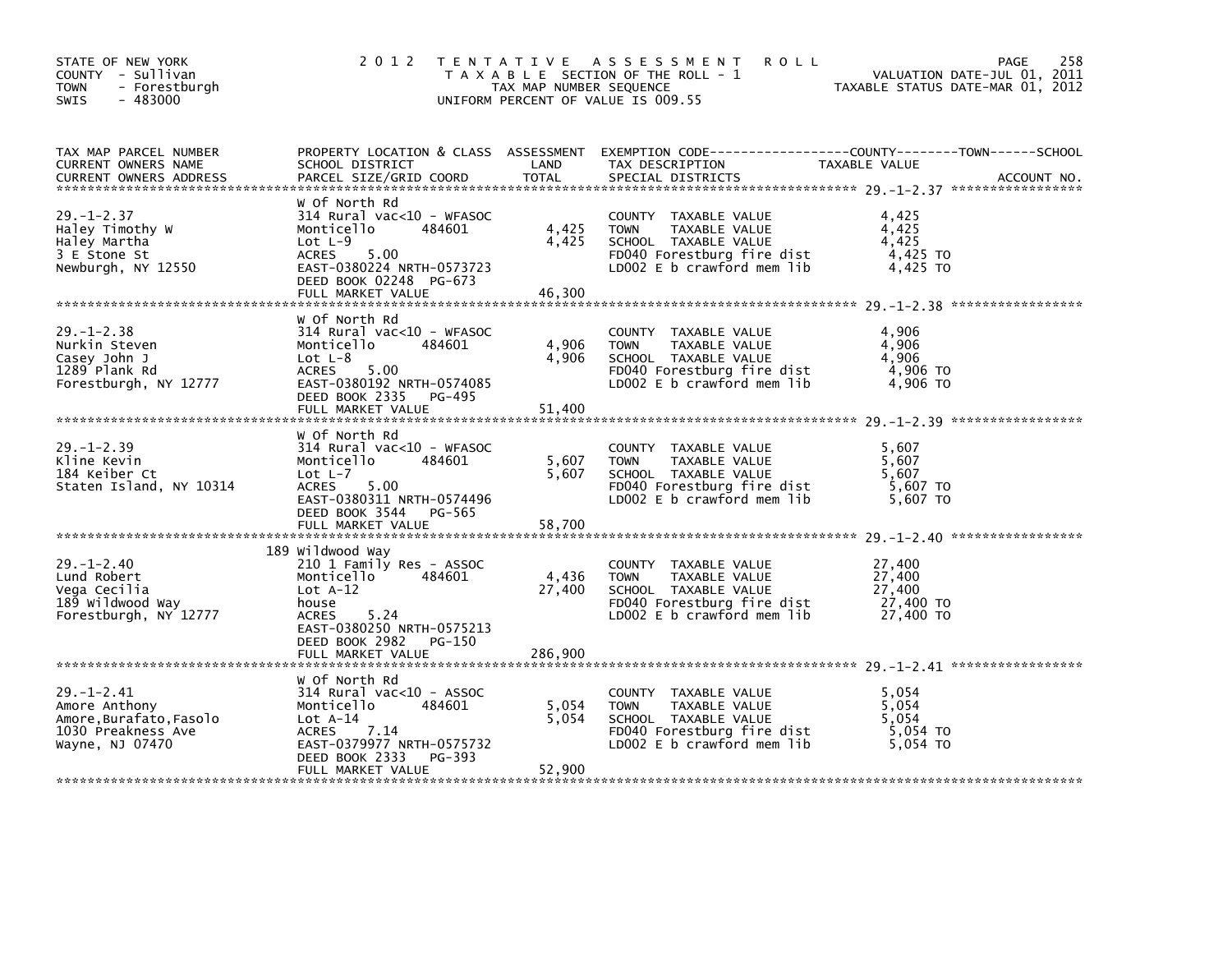STATE OF NEW YORK
COUNTY - Sullivan
TOWN - Forestburgh
SWIS - 483000

2012 TENTATIVE ASSESSMENT ROLL
TAXABLE SECTION OF THE ROLL - 1
TAX MAP NUMBER SEQUENCE
UNIFORM PERCENT OF VALUE IS 009.55

VALUATION DATE-JUL 01, 2011
TAXABLE STATUS DATE-MAR 01, 2012

| TAX MAP PARCEL NUMBER / CURRENT OWNERS NAME / CURRENT OWNERS ADDRESS | PROPERTY LOCATION & CLASS / SCHOOL DISTRICT / PARCEL SIZE/GRID COORD | ASSESSMENT LAND | TOTAL | EXEMPTION CODE / TAX DESCRIPTION / SPECIAL DISTRICTS | TAXABLE VALUE (COUNTY / TOWN / SCHOOL) | ACCOUNT NO. |
|---|---|---|---|---|---|---|
| 29.-1-2.37 | W Of North Rd | | | | | |
| 29.-1-2.37 | 314 Rural vac<10 - WFASOC | | | COUNTY TAXABLE VALUE | 4,425 | |
| Haley Timothy W | Monticello 484601 | 4,425 | | TOWN TAXABLE VALUE | 4,425 | |
| Haley Martha | Lot L-9 | | 4,425 | SCHOOL TAXABLE VALUE | 4,425 | |
| 3 E Stone St | ACRES 5.00 | | | FD040 Forestburg fire dist | 4,425 TO | |
| Newburgh, NY 12550 | EAST-0380224 NRTH-0573723 | | | LD002 E b crawford mem lib | 4,425 TO | |
| | DEED BOOK 02248 PG-673 | | | | | |
| | FULL MARKET VALUE | | 46,300 | | | |
| 29.-1-2.38 | W Of North Rd | | | | | |
| 29.-1-2.38 | 314 Rural vac<10 - WFASOC | | | COUNTY TAXABLE VALUE | 4,906 | |
| Nurkin Steven | Monticello 484601 | 4,906 | | TOWN TAXABLE VALUE | 4,906 | |
| Casey John J | Lot L-8 | | 4,906 | SCHOOL TAXABLE VALUE | 4,906 | |
| 1289 Plank Rd | ACRES 5.00 | | | FD040 Forestburg fire dist | 4,906 TO | |
| Forestburgh, NY 12777 | EAST-0380192 NRTH-0574085 | | | LD002 E b crawford mem lib | 4,906 TO | |
| | DEED BOOK 2335 PG-495 | | | | | |
| | FULL MARKET VALUE | | 51,400 | | | |
| 29.-1-2.39 | W Of North Rd | | | | | |
| 29.-1-2.39 | 314 Rural vac<10 - WFASOC | | | COUNTY TAXABLE VALUE | 5,607 | |
| Kline Kevin | Monticello 484601 | 5,607 | | TOWN TAXABLE VALUE | 5,607 | |
| 184 Keiber Ct | Lot L-7 | | 5,607 | SCHOOL TAXABLE VALUE | 5,607 | |
| Staten Island, NY 10314 | ACRES 5.00 | | | FD040 Forestburg fire dist | 5,607 TO | |
| | EAST-0380311 NRTH-0574496 | | | LD002 E b crawford mem lib | 5,607 TO | |
| | DEED BOOK 3544 PG-565 | | | | | |
| | FULL MARKET VALUE | | 58,700 | | | |
| 29.-1-2.40 | 189 Wildwood Way | | | | | |
| 29.-1-2.40 | 210 1 Family Res - ASSOC | | | COUNTY TAXABLE VALUE | 27,400 | |
| Lund Robert | Monticello 484601 | 4,436 | | TOWN TAXABLE VALUE | 27,400 | |
| Vega Cecilia | Lot A-12 | | 27,400 | SCHOOL TAXABLE VALUE | 27,400 | |
| 189 Wildwood Way | house | | | FD040 Forestburg fire dist | 27,400 TO | |
| Forestburgh, NY 12777 | ACRES 5.24 | | | LD002 E b crawford mem lib | 27,400 TO | |
| | EAST-0380250 NRTH-0575213 | | | | | |
| | DEED BOOK 2982 PG-150 | | | | | |
| | FULL MARKET VALUE | | 286,900 | | | |
| 29.-1-2.41 | W Of North Rd | | | | | |
| 29.-1-2.41 | 314 Rural vac<10 - ASSOC | | | COUNTY TAXABLE VALUE | 5,054 | |
| Amore Anthony | Monticello 484601 | 5,054 | | TOWN TAXABLE VALUE | 5,054 | |
| Amore,Burafato,Fasolo | Lot A-14 | | 5,054 | SCHOOL TAXABLE VALUE | 5,054 | |
| 1030 Preakness Ave | ACRES 7.14 | | | FD040 Forestburg fire dist | 5,054 TO | |
| Wayne, NJ 07470 | EAST-0379977 NRTH-0575732 | | | LD002 E b crawford mem lib | 5,054 TO | |
| | DEED BOOK 2333 PG-393 | | | | | |
| | FULL MARKET VALUE | | 52,900 | | | |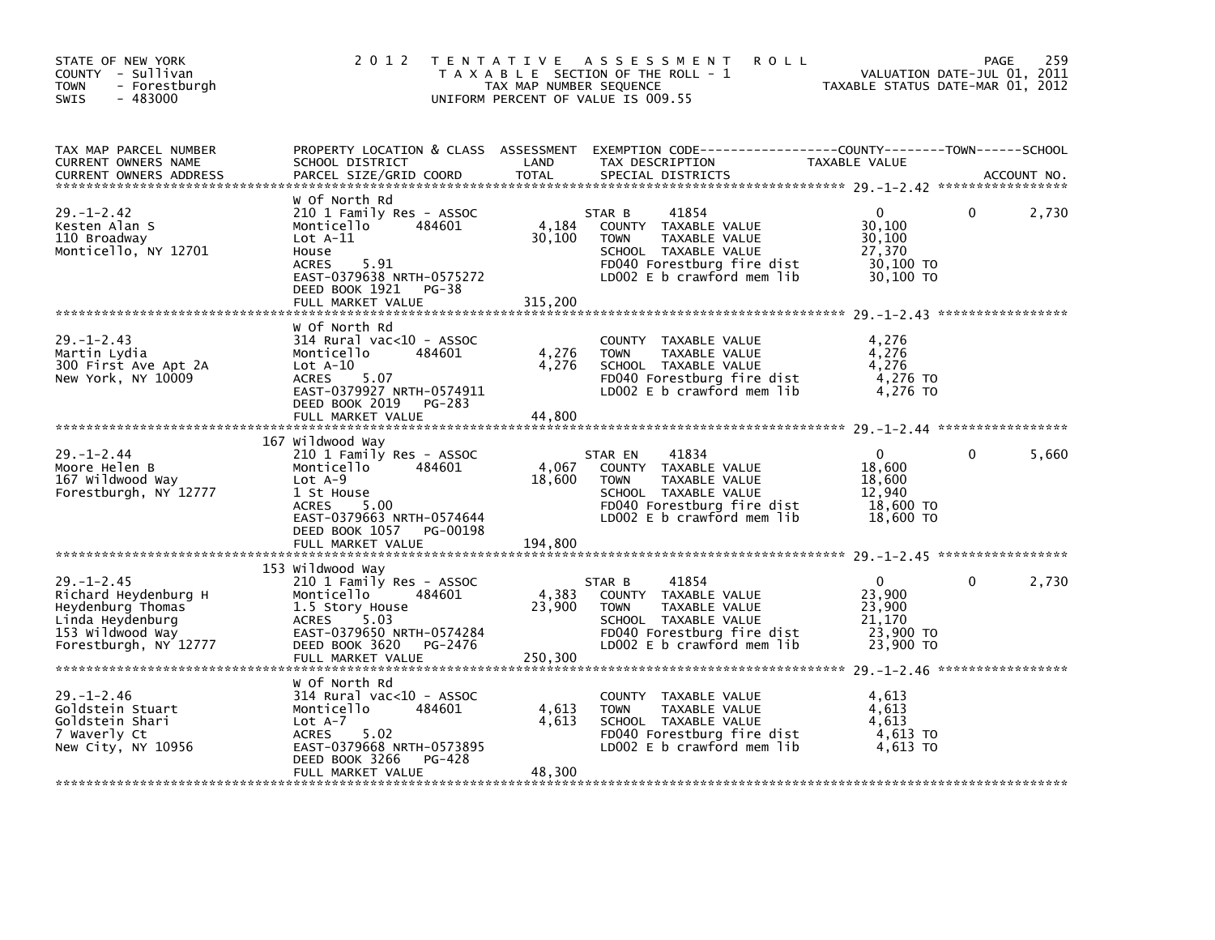STATE OF NEW YORK
COUNTY - Sullivan
TOWN - Forestburgh
SWIS - 483000

2012 TENTATIVE ASSESSMENT ROLL
TAXABLE SECTION OF THE ROLL - 1
TAX MAP NUMBER SEQUENCE
UNIFORM PERCENT OF VALUE IS 009.55

VALUATION DATE-JUL 01, 2011
TAXABLE STATUS DATE-MAR 01, 2012

| TAX MAP PARCEL NUMBER / CURRENT OWNERS NAME / CURRENT OWNERS ADDRESS | PROPERTY LOCATION & CLASS / SCHOOL DISTRICT / PARCEL SIZE/GRID COORD | ASSESSMENT LAND / TOTAL | EXEMPTION CODE / TAX DESCRIPTION / SPECIAL DISTRICTS | COUNTY TAXABLE VALUE | TOWN | SCHOOL / ACCOUNT NO. |
|---|---|---|---|---|---|---|
| 29.-1-2.42 | W Of North Rd | | | | | |
| | 210 1 Family Res - ASSOC | | STAR B 41854 | 0 | 0 | 2,730 |
| Kesten Alan S | Monticello 484601 | 4,184 | COUNTY TAXABLE VALUE | 30,100 | | |
| 110 Broadway | Lot A-11 | 30,100 | TOWN TAXABLE VALUE | 30,100 | | |
| Monticello, NY 12701 | House | | SCHOOL TAXABLE VALUE | 27,370 | | |
| | ACRES 5.91 | | FD040 Forestburg fire dist | 30,100 TO | | |
| | EAST-0379638 NRTH-0575272 | | LD002 E b crawford mem lib | 30,100 TO | | |
| | DEED BOOK 1921 PG-38 | | | | | |
| | FULL MARKET VALUE | 315,200 | | | | |
| 29.-1-2.43 | W Of North Rd | | | | | |
| | 314 Rural vac<10 - ASSOC | | COUNTY TAXABLE VALUE | 4,276 | | |
| Martin Lydia | Monticello 484601 | 4,276 | TOWN TAXABLE VALUE | 4,276 | | |
| 300 First Ave Apt 2A | Lot A-10 | 4,276 | SCHOOL TAXABLE VALUE | 4,276 | | |
| New York, NY 10009 | ACRES 5.07 | | FD040 Forestburg fire dist | 4,276 TO | | |
| | EAST-0379927 NRTH-0574911 | | LD002 E b crawford mem lib | 4,276 TO | | |
| | DEED BOOK 2019 PG-283 | | | | | |
| | FULL MARKET VALUE | 44,800 | | | | |
| 29.-1-2.44 | 167 Wildwood Way | | | | | |
| | 210 1 Family Res - ASSOC | | STAR EN 41834 | 0 | 0 | 5,660 |
| Moore Helen B | Monticello 484601 | 4,067 | COUNTY TAXABLE VALUE | 18,600 | | |
| 167 Wildwood Way | Lot A-9 | 18,600 | TOWN TAXABLE VALUE | 18,600 | | |
| Forestburgh, NY 12777 | 1 St House | | SCHOOL TAXABLE VALUE | 12,940 | | |
| | ACRES 5.00 | | FD040 Forestburg fire dist | 18,600 TO | | |
| | EAST-0379663 NRTH-0574644 | | LD002 E b crawford mem lib | 18,600 TO | | |
| | DEED BOOK 1057 PG-00198 | | | | | |
| | FULL MARKET VALUE | 194,800 | | | | |
| 29.-1-2.45 | 153 Wildwood Way | | | | | |
| | 210 1 Family Res - ASSOC | | STAR B 41854 | 0 | 0 | 2,730 |
| Richard Heydenburg H | Monticello 484601 | 4,383 | COUNTY TAXABLE VALUE | 23,900 | | |
| Heydenburg Thomas | 1.5 Story House | 23,900 | TOWN TAXABLE VALUE | 23,900 | | |
| Linda Heydenburg | ACRES 5.03 | | SCHOOL TAXABLE VALUE | 21,170 | | |
| 153 Wildwood Way | EAST-0379650 NRTH-0574284 | | FD040 Forestburg fire dist | 23,900 TO | | |
| Forestburgh, NY 12777 | DEED BOOK 3620 PG-2476 | | LD002 E b crawford mem lib | 23,900 TO | | |
| | FULL MARKET VALUE | 250,300 | | | | |
| 29.-1-2.46 | W Of North Rd | | | | | |
| | 314 Rural vac<10 - ASSOC | | COUNTY TAXABLE VALUE | 4,613 | | |
| Goldstein Stuart | Monticello 484601 | 4,613 | TOWN TAXABLE VALUE | 4,613 | | |
| Goldstein Shari | Lot A-7 | 4,613 | SCHOOL TAXABLE VALUE | 4,613 | | |
| 7 Waverly Ct | ACRES 5.02 | | FD040 Forestburg fire dist | 4,613 TO | | |
| New City, NY 10956 | EAST-0379668 NRTH-0573895 | | LD002 E b crawford mem lib | 4,613 TO | | |
| | DEED BOOK 3266 PG-428 | | | | | |
| | FULL MARKET VALUE | 48,300 | | | | |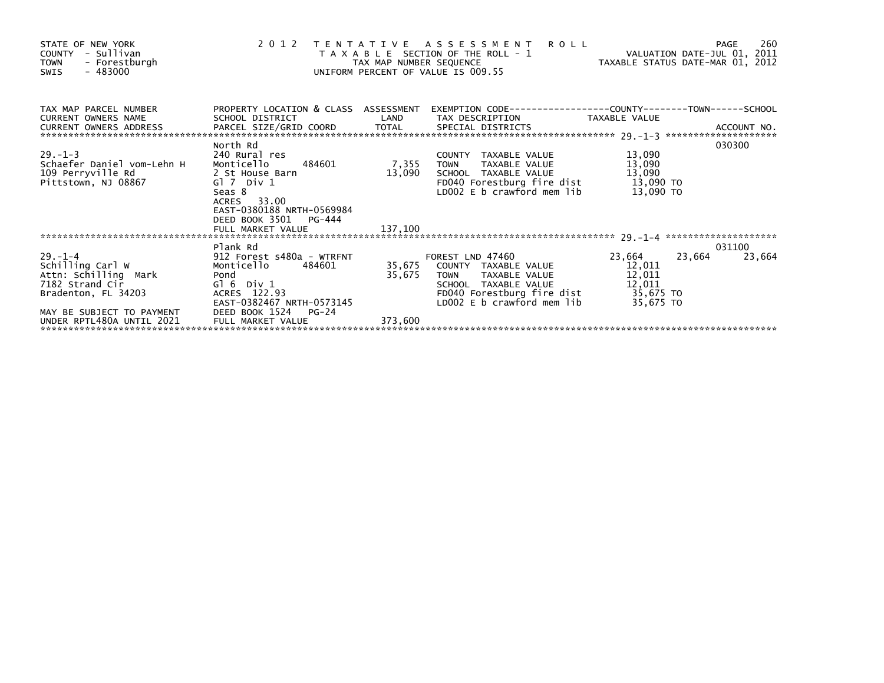STATE OF NEW YORK
COUNTY - Sullivan
TOWN - Forestburgh
SWIS - 483000

2012 TENTATIVE ASSESSMENT ROLL
TAXABLE SECTION OF THE ROLL - 1
TAX MAP NUMBER SEQUENCE
UNIFORM PERCENT OF VALUE IS 009.55

VALUATION DATE-JUL 01, 2011
TAXABLE STATUS DATE-MAR 01, 2012

| TAX MAP PARCEL NUMBER / CURRENT OWNERS NAME / CURRENT OWNERS ADDRESS | PROPERTY LOCATION & CLASS / SCHOOL DISTRICT / PARCEL SIZE/GRID COORD | ASSESSMENT LAND | TOTAL | EXEMPTION CODE / TAX DESCRIPTION / SPECIAL DISTRICTS | COUNTY TAXABLE VALUE | TOWN | SCHOOL | ACCOUNT NO. |
|---|---|---|---|---|---|---|---|---|
| 29.-1-3 | North Rd | | | | | | | 030300 |
| | 240 Rural res | | | COUNTY TAXABLE VALUE | 13,090 | | | |
| Schaefer Daniel vom-Lehn H | Monticello 484601 | 7,355 | | TOWN TAXABLE VALUE | 13,090 | | | |
| 109 Perryville Rd | 2 St House Barn | | 13,090 | SCHOOL TAXABLE VALUE | 13,090 | | | |
| Pittstown, NJ 08867 | Gl 7 Div 1 | | | FD040 Forestburg fire dist | 13,090 TO | | | |
| | Seas 8 | | | LD002 E b crawford mem lib | 13,090 TO | | | |
| | ACRES 33.00 | | | | | | | |
| | EAST-0380188 NRTH-0569984 | | | | | | | |
| | DEED BOOK 3501 PG-444 | | | | | | | |
| | FULL MARKET VALUE | | 137,100 | | | | | |
| 29.-1-4 | Plank Rd | | | | | | | 031100 |
| | 912 Forest s480a - WTRFNT | | | FOREST LND 47460 | 23,664 | 23,664 | 23,664 | |
| Schilling Carl W | Monticello 484601 | 35,675 | | COUNTY TAXABLE VALUE | 12,011 | | | |
| Attn: Schilling Mark | Pond | | 35,675 | TOWN TAXABLE VALUE | 12,011 | | | |
| 7182 Strand Cir | Gl 6 Div 1 | | | SCHOOL TAXABLE VALUE | 12,011 | | | |
| Bradenton, FL 34203 | ACRES 122.93 | | | FD040 Forestburg fire dist | 35,675 TO | | | |
| | EAST-0382467 NRTH-0573145 | | | LD002 E b crawford mem lib | 35,675 TO | | | |
| MAY BE SUBJECT TO PAYMENT | DEED BOOK 1524 PG-24 | | | | | | | |
| UNDER RPTL480A UNTIL 2021 | FULL MARKET VALUE | | 373,600 | | | | | |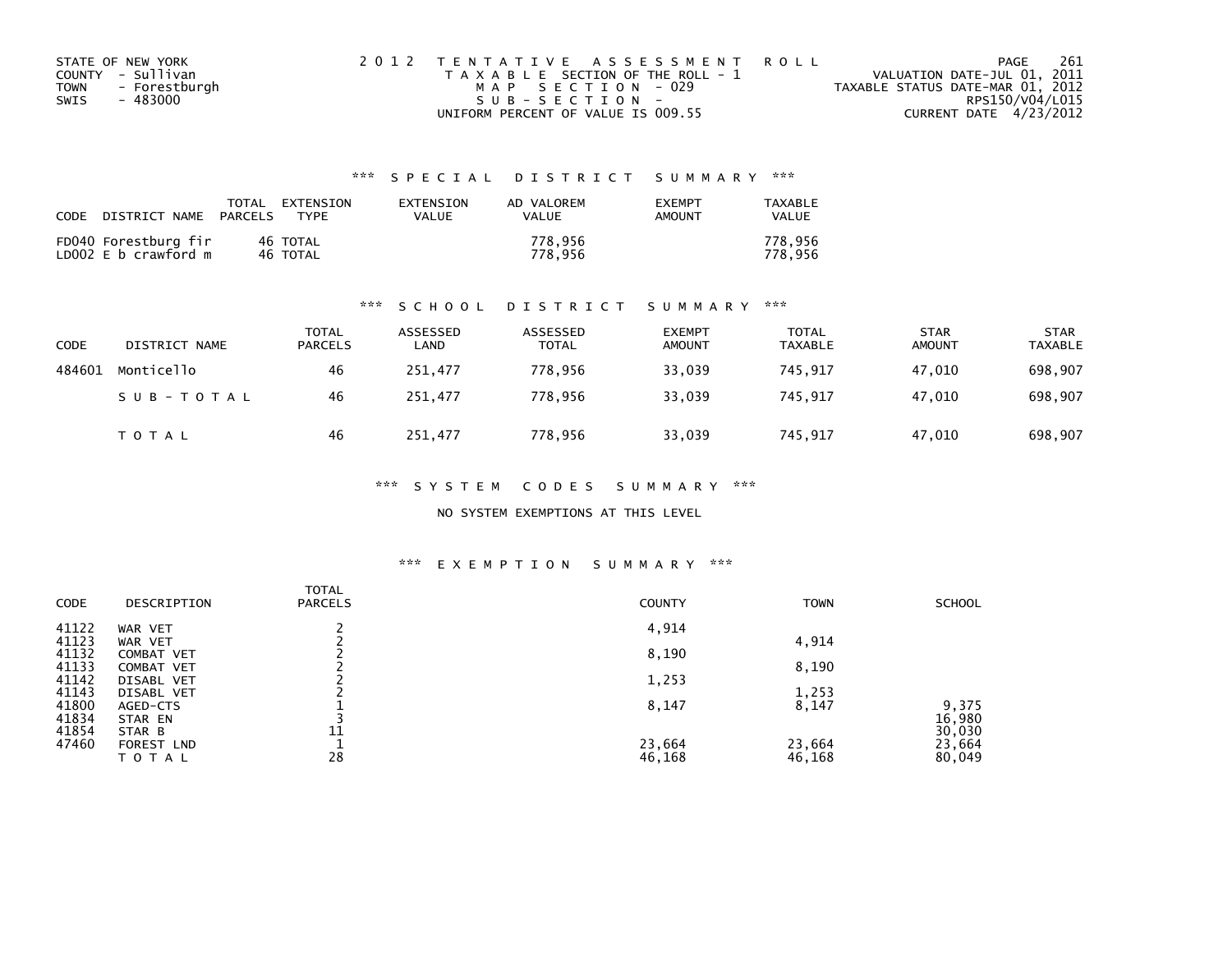STATE OF NEW YORK
COUNTY - Sullivan
TOWN - Forestburgh
SWIS - 483000

2012 TENTATIVE ASSESSMENT ROLL
TAXABLE SECTION OF THE ROLL - 1
MAP SECTION - 029
SUB-SECTION -
UNIFORM PERCENT OF VALUE IS 009.55

VALUATION DATE-JUL 01, 2011
TAXABLE STATUS DATE-MAR 01, 2012
RPS150/V04/L015
CURRENT DATE 4/23/2012

## *** SPECIAL DISTRICT SUMMARY ***

| CODE DISTRICT NAME | TOTAL PARCELS | EXTENSION TYPE | EXTENSION VALUE | AD VALOREM VALUE | EXEMPT AMOUNT | TAXABLE VALUE |
|---|---|---|---|---|---|---|
| FD040 Forestburg fir | 46 | TOTAL | | 778,956 | | 778,956 |
| LD002 E b crawford m | 46 | TOTAL | | 778,956 | | 778,956 |

## *** SCHOOL DISTRICT SUMMARY ***

| CODE | DISTRICT NAME | TOTAL PARCELS | ASSESSED LAND | ASSESSED TOTAL | EXEMPT AMOUNT | TOTAL TAXABLE | STAR AMOUNT | STAR TAXABLE |
|---|---|---|---|---|---|---|---|---|
| 484601 | Monticello | 46 | 251,477 | 778,956 | 33,039 | 745,917 | 47,010 | 698,907 |
| | SUB-TOTAL | 46 | 251,477 | 778,956 | 33,039 | 745,917 | 47,010 | 698,907 |
| | TOTAL | 46 | 251,477 | 778,956 | 33,039 | 745,917 | 47,010 | 698,907 |

## *** SYSTEM CODES SUMMARY ***

NO SYSTEM EXEMPTIONS AT THIS LEVEL

## *** EXEMPTION SUMMARY ***

| CODE | DESCRIPTION | TOTAL PARCELS | COUNTY | TOWN | SCHOOL |
|---|---|---|---|---|---|
| 41122 | WAR VET | 2 | 4,914 | | |
| 41123 | WAR VET | 2 | | 4,914 | |
| 41132 | COMBAT VET | 2 | 8,190 | | |
| 41133 | COMBAT VET | 2 | | 8,190 | |
| 41142 | DISABL VET | 2 | 1,253 | | |
| 41143 | DISABL VET | 2 | | 1,253 | |
| 41800 | AGED-CTS | 1 | 8,147 | 8,147 | 9,375 |
| 41834 | STAR EN | 3 | | | 16,980 |
| 41854 | STAR B | 11 | | | 30,030 |
| 47460 | FOREST LND | 1 | 23,664 | 23,664 | 23,664 |
| | TOTAL | 28 | 46,168 | 46,168 | 80,049 |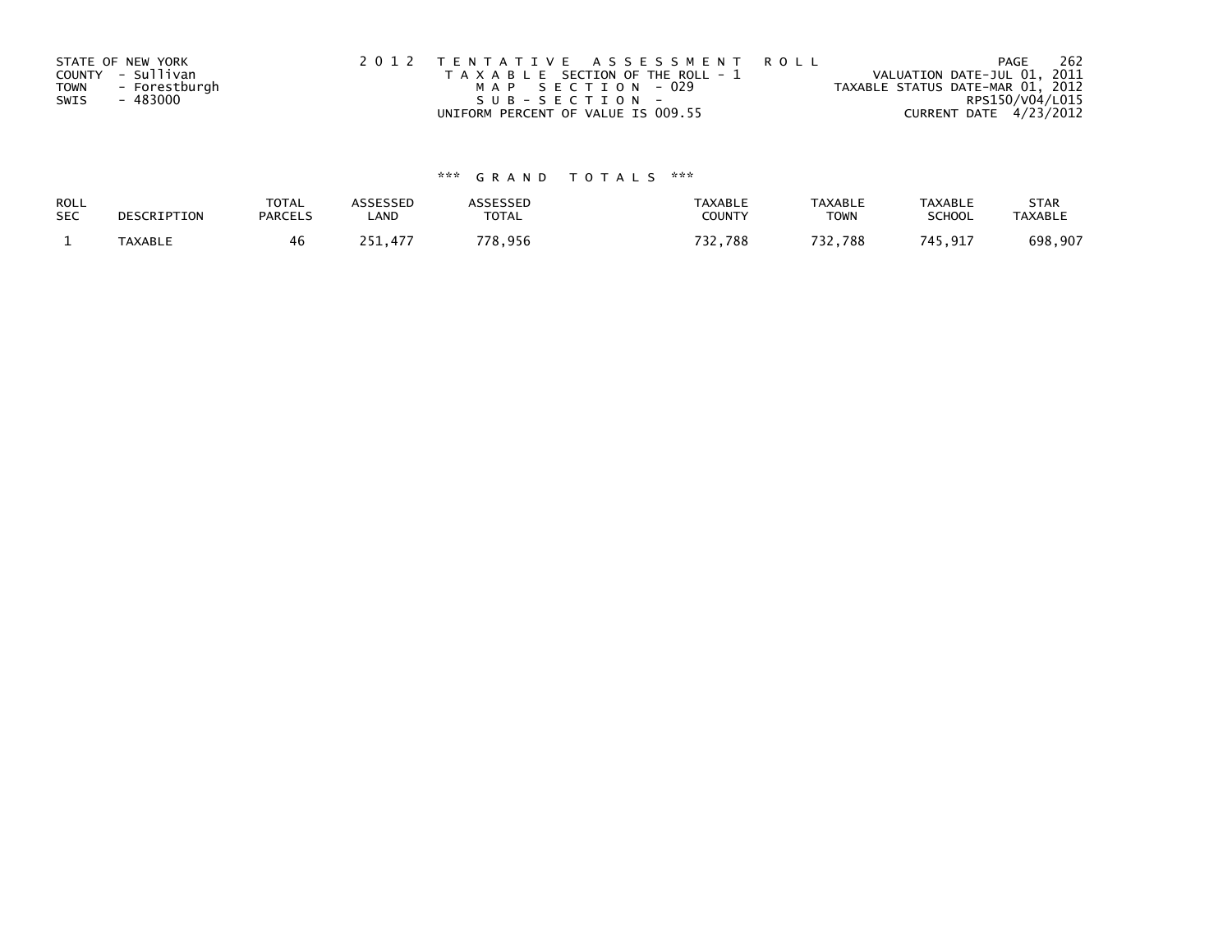STATE OF NEW YORK
COUNTY - Sullivan
TOWN - Forestburgh
SWIS - 483000

2 0 1 2 T E N T A T I V E A S S E S S M E N T R O L L
T A X A B L E SECTION OF THE ROLL - 1
M A P S E C T I O N - 029
S U B - S E C T I O N -
UNIFORM PERCENT OF VALUE IS 009.55

PAGE 262
VALUATION DATE-JUL 01, 2011
TAXABLE STATUS DATE-MAR 01, 2012
RPS150/V04/L015
CURRENT DATE 4/23/2012

*** G R A N D T O T A L S ***

| ROLL SEC | DESCRIPTION | TOTAL PARCELS | ASSESSED LAND | ASSESSED TOTAL | TAXABLE COUNTY | TAXABLE TOWN | TAXABLE SCHOOL | STAR TAXABLE |
|---|---|---|---|---|---|---|---|---|
| 1 | TAXABLE | 46 | 251,477 | 778,956 | 732,788 | 732,788 | 745,917 | 698,907 |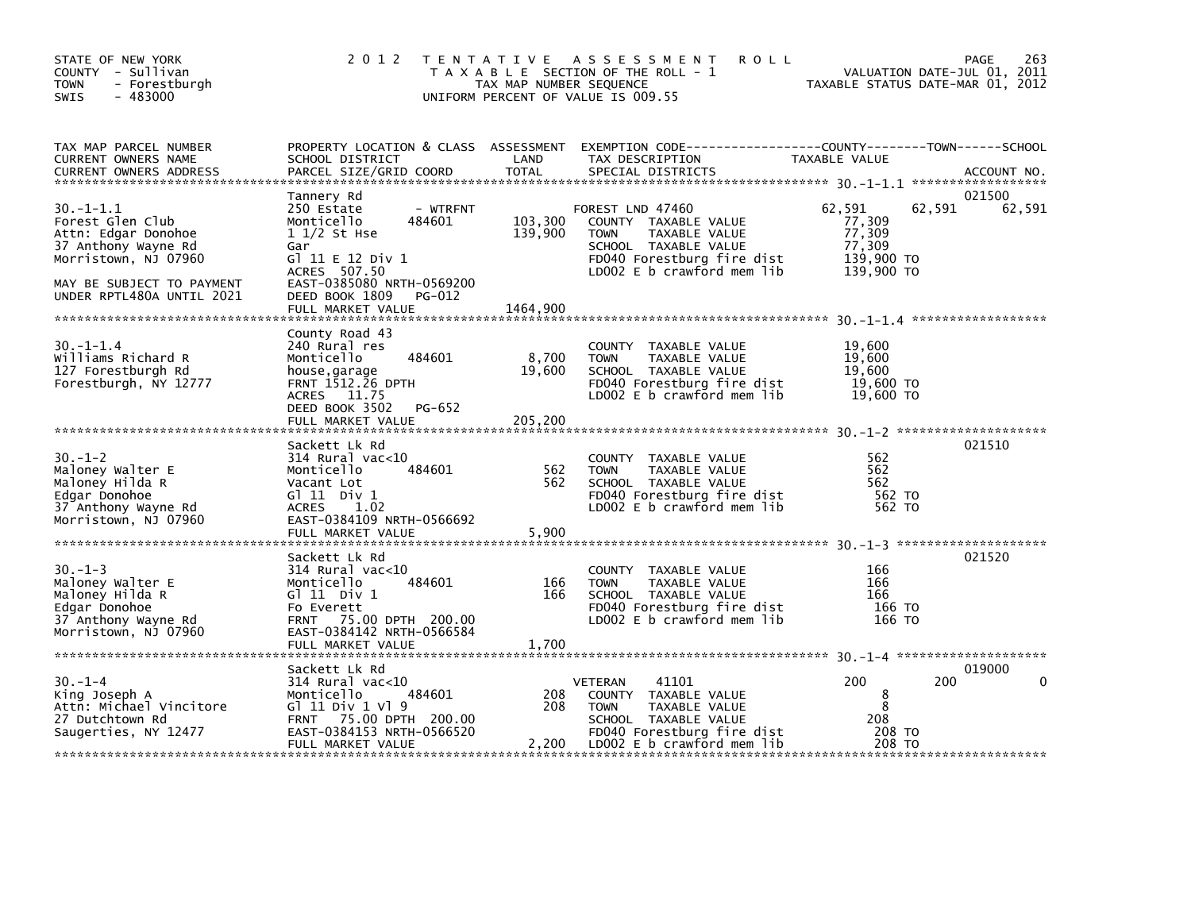STATE OF NEW YORK
COUNTY - Sullivan
TOWN - Forestburgh
SWIS - 483000

# 2012 TENTATIVE ASSESSMENT ROLL

TAXABLE SECTION OF THE ROLL - 1
TAX MAP NUMBER SEQUENCE
UNIFORM PERCENT OF VALUE IS 009.55

VALUATION DATE-JUL 01, 2011
TAXABLE STATUS DATE-MAR 01, 2012

| TAX MAP PARCEL NUMBER / CURRENT OWNERS NAME / CURRENT OWNERS ADDRESS | PROPERTY LOCATION & CLASS / SCHOOL DISTRICT / PARCEL SIZE/GRID COORD | ASSESSMENT LAND / TOTAL | EXEMPTION CODE / TAX DESCRIPTION / SPECIAL DISTRICTS | COUNTY | TOWN | SCHOOL | ACCOUNT NO. |
|---|---|---|---|---|---|---|---|
| 30.-1-1.1 | Tannery Rd | | | | | | 021500 |
| Forest Glen Club | 250 Estate - WTRFNT | | FOREST LND 47460 | 62,591 | 62,591 | 62,591 | |
| Attn: Edgar Donohoe | Monticello 484601 | 103,300 | COUNTY TAXABLE VALUE | 77,309 | | | |
| 37 Anthony Wayne Rd | 1 1/2 St Hse | 139,900 | TOWN TAXABLE VALUE | 77,309 | | | |
| Morristown, NJ 07960 | Gar | | SCHOOL TAXABLE VALUE | 77,309 | | | |
| | Gl 11 E 12 Div 1 | | FD040 Forestburg fire dist | 139,900 TO | | | |
| | ACRES 507.50 | | LD002 E b crawford mem lib | 139,900 TO | | | |
| MAY BE SUBJECT TO PAYMENT | EAST-0385080 NRTH-0569200 | | | | | | |
| UNDER RPTL480A UNTIL 2021 | DEED BOOK 1809 PG-012 | | | | | | |
| | FULL MARKET VALUE | 1464,900 | | | | | |
| 30.-1-1.4 | County Road 43 | | | | | | |
| Williams Richard R | 240 Rural res | | COUNTY TAXABLE VALUE | 19,600 | | | |
| 127 Forestburgh Rd | Monticello 484601 | 8,700 | TOWN TAXABLE VALUE | 19,600 | | | |
| Forestburgh, NY 12777 | house,garage | 19,600 | SCHOOL TAXABLE VALUE | 19,600 | | | |
| | FRNT 1512.26 DPTH | | FD040 Forestburg fire dist | 19,600 TO | | | |
| | ACRES 11.75 | | LD002 E b crawford mem lib | 19,600 TO | | | |
| | DEED BOOK 3502 PG-652 | | | | | | |
| | FULL MARKET VALUE | 205,200 | | | | | |
| 30.-1-2 | Sackett Lk Rd | | | | | | 021510 |
| Maloney Walter E | 314 Rural vac<10 | | COUNTY TAXABLE VALUE | 562 | | | |
| Maloney Hilda R | Monticello 484601 | 562 | TOWN TAXABLE VALUE | 562 | | | |
| Edgar Donohoe | Vacant Lot | 562 | SCHOOL TAXABLE VALUE | 562 | | | |
| 37 Anthony Wayne Rd | Gl 11 Div 1 | | FD040 Forestburg fire dist | 562 TO | | | |
| Morristown, NJ 07960 | ACRES 1.02 | | LD002 E b crawford mem lib | 562 TO | | | |
| | EAST-0384109 NRTH-0566692 | | | | | | |
| | FULL MARKET VALUE | 5,900 | | | | | |
| 30.-1-3 | Sackett Lk Rd | | | | | | 021520 |
| Maloney Walter E | 314 Rural vac<10 | | COUNTY TAXABLE VALUE | 166 | | | |
| Maloney Hilda R | Monticello 484601 | 166 | TOWN TAXABLE VALUE | 166 | | | |
| Edgar Donohoe | Gl 11 Div 1 | 166 | SCHOOL TAXABLE VALUE | 166 | | | |
| 37 Anthony Wayne Rd | Fo Everett | | FD040 Forestburg fire dist | 166 TO | | | |
| Morristown, NJ 07960 | FRNT 75.00 DPTH 200.00 | | LD002 E b crawford mem lib | 166 TO | | | |
| | EAST-0384142 NRTH-0566584 | | | | | | |
| | FULL MARKET VALUE | 1,700 | | | | | |
| 30.-1-4 | Sackett Lk Rd | | | | | | 019000 |
| King Joseph A | 314 Rural vac<10 | | VETERAN 41101 | 200 | 200 | 0 | |
| Attn: Michael Vincitore | Monticello 484601 | 208 | COUNTY TAXABLE VALUE | 8 | | | |
| 27 Dutchtown Rd | Gl 11 Div 1 Vl 9 | 208 | TOWN TAXABLE VALUE | 8 | | | |
| Saugerties, NY 12477 | FRNT 75.00 DPTH 200.00 | | SCHOOL TAXABLE VALUE | 208 | | | |
| | EAST-0384153 NRTH-0566520 | | FD040 Forestburg fire dist | 208 TO | | | |
| | FULL MARKET VALUE | 2,200 | LD002 E b crawford mem lib | 208 TO | | | |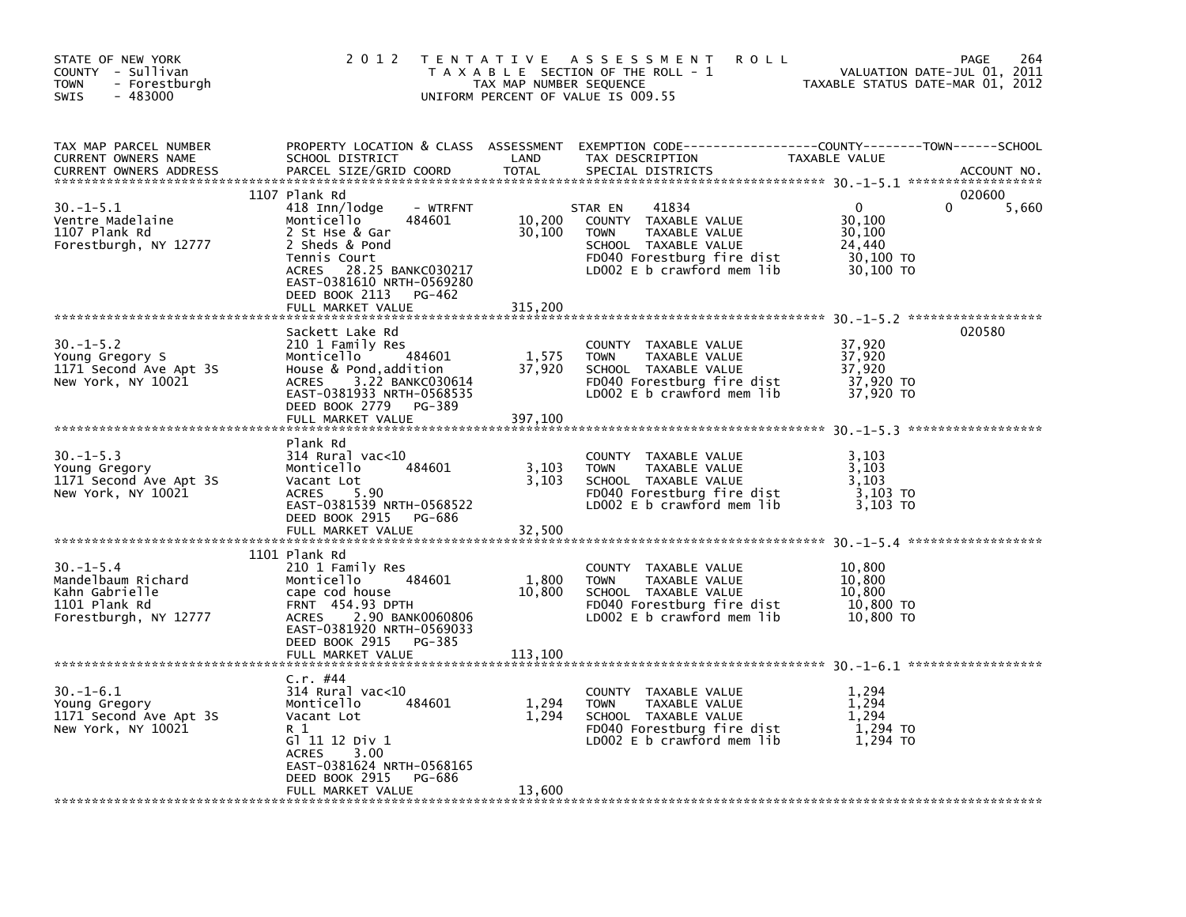STATE OF NEW YORK
COUNTY - Sullivan
TOWN - Forestburgh
SWIS - 483000

2 0 1 2 T E N T A T I V E A S S E S S M E N T R O L L
T A X A B L E SECTION OF THE ROLL - 1
TAX MAP NUMBER SEQUENCE
UNIFORM PERCENT OF VALUE IS 009.55

VALUATION DATE-JUL 01, 2011
TAXABLE STATUS DATE-MAR 01, 2012

| TAX MAP PARCEL NUMBER / CURRENT OWNERS NAME / CURRENT OWNERS ADDRESS | PROPERTY LOCATION & CLASS / SCHOOL DISTRICT / PARCEL SIZE/GRID COORD | ASSESSMENT LAND | TOTAL | EXEMPTION CODE / TAX DESCRIPTION / SPECIAL DISTRICTS | COUNTY | TOWN | SCHOOL | ACCOUNT NO. |
|---|---|---|---|---|---|---|---|---|
| **30.-1-5.1** | 1107 Plank Rd | | | | | | | 020600 |
| Ventre Madelaine | 418 Inn/lodge - WTRFNT | | | STAR EN 41834 | 0 | 0 | 5,660 | |
| 1107 Plank Rd | Monticello 484601 | 10,200 | | COUNTY TAXABLE VALUE | 30,100 | | | |
| Forestburgh, NY 12777 | 2 St Hse & Gar | | 30,100 | TOWN TAXABLE VALUE | | 30,100 | | |
| | 2 Sheds & Pond | | | SCHOOL TAXABLE VALUE | | | 24,440 | |
| | Tennis Court | | | FD040 Forestburg fire dist | 30,100 TO | | | |
| | ACRES 28.25 BANKC030217 | | | LD002 E b crawford mem lib | 30,100 TO | | | |
| | EAST-0381610 NRTH-0569280 | | | | | | | |
| | DEED BOOK 2113 PG-462 | | | | | | | |
| | FULL MARKET VALUE | | 315,200 | | | | | |
| **30.-1-5.2** | Sackett Lake Rd | | | | | | | 020580 |
| Young Gregory S | 210 1 Family Res | | | COUNTY TAXABLE VALUE | 37,920 | | | |
| 1171 Second Ave Apt 3S | Monticello 484601 | 1,575 | | TOWN TAXABLE VALUE | | 37,920 | | |
| New York, NY 10021 | House & Pond,addition | | 37,920 | SCHOOL TAXABLE VALUE | | | 37,920 | |
| | ACRES 3.22 BANKC030614 | | | FD040 Forestburg fire dist | 37,920 TO | | | |
| | EAST-0381933 NRTH-0568535 | | | LD002 E b crawford mem lib | 37,920 TO | | | |
| | DEED BOOK 2779 PG-389 | | | | | | | |
| | FULL MARKET VALUE | | 397,100 | | | | | |
| **30.-1-5.3** | Plank Rd | | | | | | | |
| Young Gregory | 314 Rural vac<10 | | | COUNTY TAXABLE VALUE | 3,103 | | | |
| 1171 Second Ave Apt 3S | Monticello 484601 | 3,103 | | TOWN TAXABLE VALUE | | 3,103 | | |
| New York, NY 10021 | Vacant Lot | | 3,103 | SCHOOL TAXABLE VALUE | | | 3,103 | |
| | ACRES 5.90 | | | FD040 Forestburg fire dist | 3,103 TO | | | |
| | EAST-0381539 NRTH-0568522 | | | LD002 E b crawford mem lib | 3,103 TO | | | |
| | DEED BOOK 2915 PG-686 | | | | | | | |
| | FULL MARKET VALUE | | 32,500 | | | | | |
| **30.-1-5.4** | 1101 Plank Rd | | | | | | | |
| Mandelbaum Richard | 210 1 Family Res | | | COUNTY TAXABLE VALUE | 10,800 | | | |
| Kahn Gabrielle | Monticello 484601 | 1,800 | | TOWN TAXABLE VALUE | | 10,800 | | |
| 1101 Plank Rd | cape cod house | | 10,800 | SCHOOL TAXABLE VALUE | | | 10,800 | |
| Forestburgh, NY 12777 | FRNT 454.93 DPTH | | | FD040 Forestburg fire dist | 10,800 TO | | | |
| | ACRES 2.90 BANK0060806 | | | LD002 E b crawford mem lib | 10,800 TO | | | |
| | EAST-0381920 NRTH-0569033 | | | | | | | |
| | DEED BOOK 2915 PG-385 | | | | | | | |
| | FULL MARKET VALUE | | 113,100 | | | | | |
| **30.-1-6.1** | C.r. #44 | | | | | | | |
| Young Gregory | 314 Rural vac<10 | | | COUNTY TAXABLE VALUE | 1,294 | | | |
| 1171 Second Ave Apt 3S | Monticello 484601 | 1,294 | | TOWN TAXABLE VALUE | | 1,294 | | |
| New York, NY 10021 | Vacant Lot | | 1,294 | SCHOOL TAXABLE VALUE | | | 1,294 | |
| | R 1 | | | FD040 Forestburg fire dist | 1,294 TO | | | |
| | Gl 11 12 Div 1 | | | LD002 E b crawford mem lib | 1,294 TO | | | |
| | ACRES 3.00 | | | | | | | |
| | EAST-0381624 NRTH-0568165 | | | | | | | |
| | DEED BOOK 2915 PG-686 | | | | | | | |
| | FULL MARKET VALUE | | 13,600 | | | | | |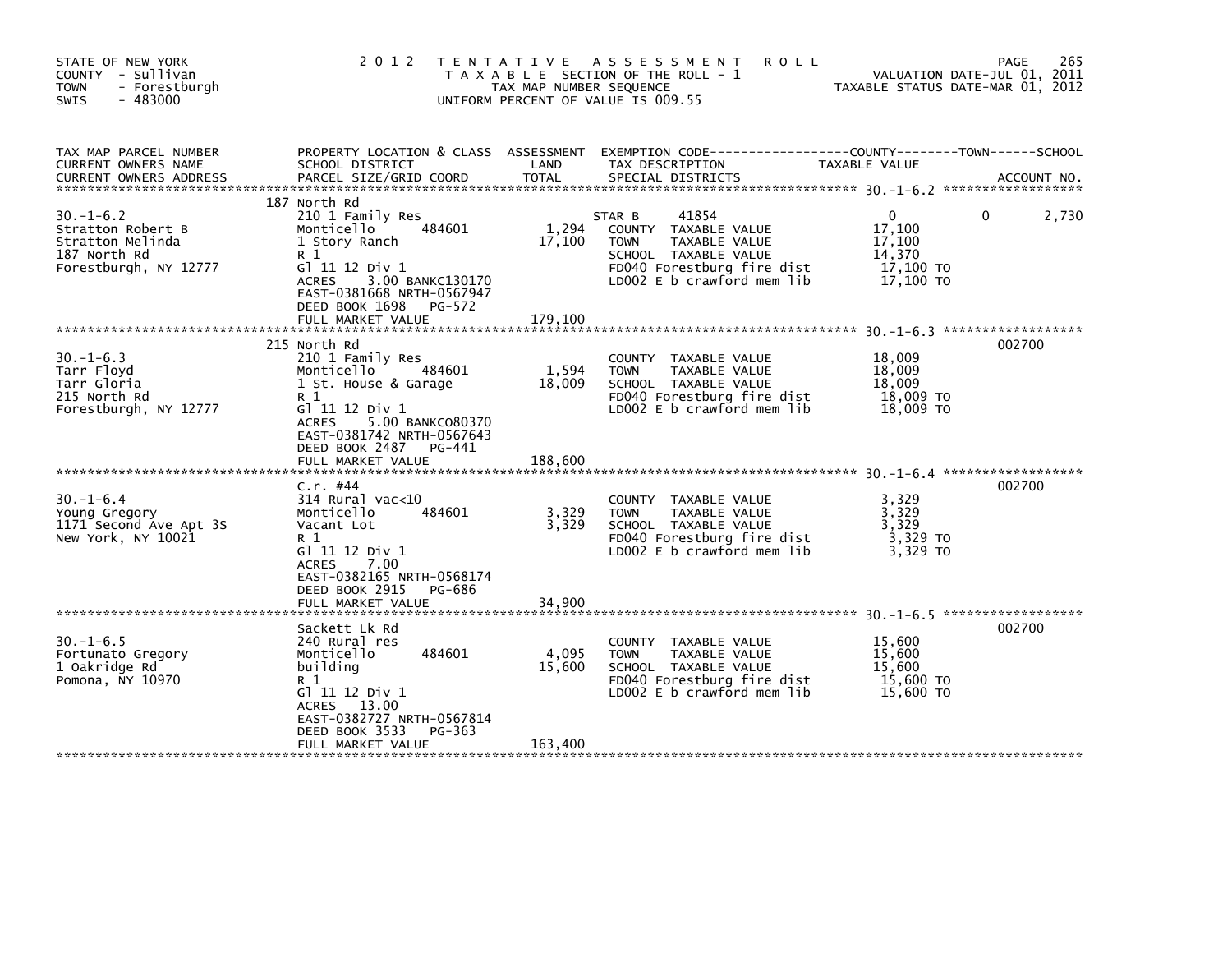STATE OF NEW YORK
COUNTY - Sullivan
TOWN - Forestburgh
SWIS - 483000

2012 TENTATIVE ASSESSMENT ROLL
TAXABLE SECTION OF THE ROLL - 1
TAX MAP NUMBER SEQUENCE
UNIFORM PERCENT OF VALUE IS 009.55

VALUATION DATE-JUL 01, 2011
TAXABLE STATUS DATE-MAR 01, 2012

| TAX MAP PARCEL NUMBER / CURRENT OWNERS NAME / CURRENT OWNERS ADDRESS | PROPERTY LOCATION & CLASS / SCHOOL DISTRICT / PARCEL SIZE/GRID COORD | ASSESSMENT LAND | TOTAL | EXEMPTION CODE / TAX DESCRIPTION / SPECIAL DISTRICTS | COUNTY TAXABLE VALUE | TOWN | SCHOOL | ACCOUNT NO. |
|---|---|---|---|---|---|---|---|---|
| 30.-1-6.2 | 187 North Rd | | | | | | | |
| Stratton Robert B | 210 1 Family Res | | | STAR B 41854 | 0 | 0 | 2,730 | |
| Stratton Melinda | Monticello 484601 | 1,294 | | COUNTY TAXABLE VALUE | 17,100 | | | |
| 187 North Rd | 1 Story Ranch | | 17,100 | TOWN TAXABLE VALUE | 17,100 | | | |
| Forestburgh, NY 12777 | R 1 | | | SCHOOL TAXABLE VALUE | 14,370 | | | |
| | Gl 11 12 Div 1 | | | FD040 Forestburg fire dist | 17,100 TO | | | |
| | ACRES 3.00 BANKC130170 | | | LD002 E b crawford mem lib | 17,100 TO | | | |
| | EAST-0381668 NRTH-0567947 | | | | | | | |
| | DEED BOOK 1698 PG-572 | | | | | | | |
| | FULL MARKET VALUE | | 179,100 | | | | | |
| 30.-1-6.3 | 215 North Rd | | | | | | | 002700 |
| Tarr Floyd | 210 1 Family Res | | | COUNTY TAXABLE VALUE | 18,009 | | | |
| Tarr Gloria | Monticello 484601 | 1,594 | | TOWN TAXABLE VALUE | 18,009 | | | |
| 215 North Rd | 1 St. House & Garage | | 18,009 | SCHOOL TAXABLE VALUE | 18,009 | | | |
| Forestburgh, NY 12777 | R 1 | | | FD040 Forestburg fire dist | 18,009 TO | | | |
| | Gl 11 12 Div 1 | | | LD002 E b crawford mem lib | 18,009 TO | | | |
| | ACRES 5.00 BANKC080370 | | | | | | | |
| | EAST-0381742 NRTH-0567643 | | | | | | | |
| | DEED BOOK 2487 PG-441 | | | | | | | |
| | FULL MARKET VALUE | | 188,600 | | | | | |
| 30.-1-6.4 | C.r. #44 | | | | | | | 002700 |
| Young Gregory | 314 Rural vac<10 | | | COUNTY TAXABLE VALUE | 3,329 | | | |
| 1171 Second Ave Apt 3S | Monticello 484601 | 3,329 | | TOWN TAXABLE VALUE | 3,329 | | | |
| New York, NY 10021 | Vacant Lot | | 3,329 | SCHOOL TAXABLE VALUE | 3,329 | | | |
| | R 1 | | | FD040 Forestburg fire dist | 3,329 TO | | | |
| | Gl 11 12 Div 1 | | | LD002 E b crawford mem lib | 3,329 TO | | | |
| | ACRES 7.00 | | | | | | | |
| | EAST-0382165 NRTH-0568174 | | | | | | | |
| | DEED BOOK 2915 PG-686 | | | | | | | |
| | FULL MARKET VALUE | | 34,900 | | | | | |
| 30.-1-6.5 | Sackett Lk Rd | | | | | | | 002700 |
| Fortunato Gregory | 240 Rural res | | | COUNTY TAXABLE VALUE | 15,600 | | | |
| 1 Oakridge Rd | Monticello 484601 | 4,095 | | TOWN TAXABLE VALUE | 15,600 | | | |
| Pomona, NY 10970 | building | | 15,600 | SCHOOL TAXABLE VALUE | 15,600 | | | |
| | R 1 | | | FD040 Forestburg fire dist | 15,600 TO | | | |
| | Gl 11 12 Div 1 | | | LD002 E b crawford mem lib | 15,600 TO | | | |
| | ACRES 13.00 | | | | | | | |
| | EAST-0382727 NRTH-0567814 | | | | | | | |
| | DEED BOOK 3533 PG-363 | | | | | | | |
| | FULL MARKET VALUE | | 163,400 | | | | | |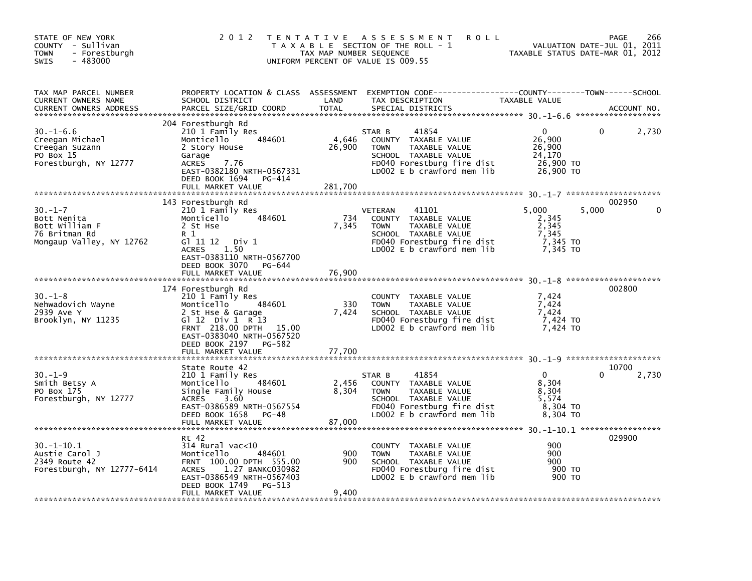STATE OF NEW YORK
COUNTY - Sullivan
TOWN - Forestburgh
SWIS - 483000

2012 TENTATIVE ASSESSMENT ROLL
TAXABLE SECTION OF THE ROLL - 1
TAX MAP NUMBER SEQUENCE
UNIFORM PERCENT OF VALUE IS 009.55

VALUATION DATE-JUL 01, 2011
TAXABLE STATUS DATE-MAR 01, 2012

| TAX MAP PARCEL NUMBER / CURRENT OWNERS NAME / CURRENT OWNERS ADDRESS | PROPERTY LOCATION & CLASS / SCHOOL DISTRICT / PARCEL SIZE/GRID COORD | ASSESSMENT LAND / TOTAL | EXEMPTION CODE / TAX DESCRIPTION / SPECIAL DISTRICTS | COUNTY TAXABLE VALUE | TOWN | SCHOOL | ACCOUNT NO. |
|---|---|---|---|---|---|---|---|
| 30.-1-6.6 | 204 Forestburgh Rd | | | | | | |
| | 210 1 Family Res | | STAR B 41854 | 0 | 0 | 2,730 | |
| Creegan Michael | Monticello 484601 | 4,646 | COUNTY TAXABLE VALUE | 26,900 | | | |
| Creegan Suzann | 2 Story House | 26,900 | TOWN TAXABLE VALUE | 26,900 | | | |
| PO Box 15 | Garage | | SCHOOL TAXABLE VALUE | 24,170 | | | |
| Forestburgh, NY 12777 | ACRES 7.76 | | FD040 Forestburg fire dist | 26,900 TO | | | |
| | EAST-0382180 NRTH-0567331 | | LD002 E b crawford mem lib | 26,900 TO | | | |
| | DEED BOOK 1694 PG-414 | | | | | | |
| | FULL MARKET VALUE | 281,700 | | | | | |
| 30.-1-7 | 143 Forestburgh Rd | | | | | | 002950 |
| | 210 1 Family Res | | VETERAN 41101 | 5,000 | 5,000 | 0 | |
| Bott Nenita | Monticello 484601 | 734 | COUNTY TAXABLE VALUE | 2,345 | | | |
| Bott William F | 2 St Hse | 7,345 | TOWN TAXABLE VALUE | 2,345 | | | |
| 76 Britman Rd | R 1 | | SCHOOL TAXABLE VALUE | 7,345 | | | |
| Mongaup Valley, NY 12762 | Gl 11 12 Div 1 | | FD040 Forestburg fire dist | 7,345 TO | | | |
| | ACRES 1.50 | | LD002 E b crawford mem lib | 7,345 TO | | | |
| | EAST-0383110 NRTH-0567700 | | | | | | |
| | DEED BOOK 3070 PG-644 | | | | | | |
| | FULL MARKET VALUE | 76,900 | | | | | |
| 30.-1-8 | 174 Forestburgh Rd | | | | | | 002800 |
| | 210 1 Family Res | | COUNTY TAXABLE VALUE | 7,424 | | | |
| Nehwadovich Wayne | Monticello 484601 | 330 | TOWN TAXABLE VALUE | 7,424 | | | |
| 2939 Ave Y | 2 St Hse & Garage | 7,424 | SCHOOL TAXABLE VALUE | 7,424 | | | |
| Brooklyn, NY 11235 | Gl 12 Div 1 R 13 | | FD040 Forestburg fire dist | 7,424 TO | | | |
| | FRNT 218.00 DPTH 15.00 | | LD002 E b crawford mem lib | 7,424 TO | | | |
| | EAST-0383040 NRTH-0567520 | | | | | | |
| | DEED BOOK 2197 PG-582 | | | | | | |
| | FULL MARKET VALUE | 77,700 | | | | | |
| 30.-1-9 | State Route 42 | | | | | | 10700 |
| | 210 1 Family Res | | STAR B 41854 | 0 | 0 | 2,730 | |
| Smith Betsy A | Monticello 484601 | 2,456 | COUNTY TAXABLE VALUE | 8,304 | | | |
| PO Box 175 | Single Family House | 8,304 | TOWN TAXABLE VALUE | 8,304 | | | |
| Forestburgh, NY 12777 | ACRES 3.60 | | SCHOOL TAXABLE VALUE | 5,574 | | | |
| | EAST-0386589 NRTH-0567554 | | FD040 Forestburg fire dist | 8,304 TO | | | |
| | DEED BOOK 1658 PG-48 | | LD002 E b crawford mem lib | 8,304 TO | | | |
| | FULL MARKET VALUE | 87,000 | | | | | |
| 30.-1-10.1 | Rt 42 | | | | | | 029900 |
| | 314 Rural vac<10 | | COUNTY TAXABLE VALUE | 900 | | | |
| Austie Carol J | Monticello 484601 | 900 | TOWN TAXABLE VALUE | 900 | | | |
| 2349 Route 42 | FRNT 100.00 DPTH 555.00 | 900 | SCHOOL TAXABLE VALUE | 900 | | | |
| Forestburgh, NY 12777-6414 | ACRES 1.27 BANKC030982 | | FD040 Forestburg fire dist | 900 TO | | | |
| | EAST-0386549 NRTH-0567403 | | LD002 E b crawford mem lib | 900 TO | | | |
| | DEED BOOK 1749 PG-513 | | | | | | |
| | FULL MARKET VALUE | 9,400 | | | | | |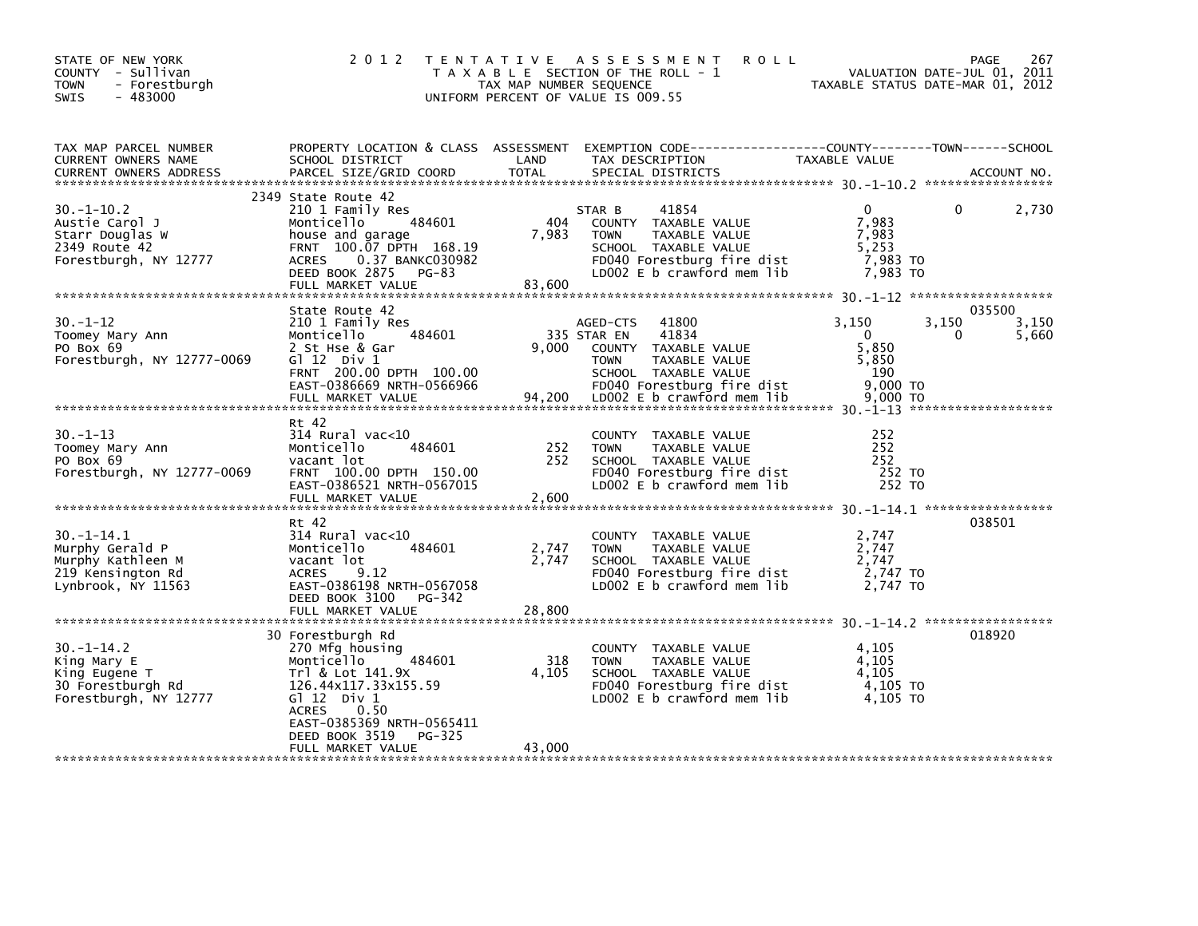STATE OF NEW YORK
COUNTY - Sullivan
TOWN - Forestburgh
SWIS - 483000

# 2012 TENTATIVE ASSESSMENT ROLL

TAXABLE SECTION OF THE ROLL - 1
TAX MAP NUMBER SEQUENCE
UNIFORM PERCENT OF VALUE IS 009.55

VALUATION DATE-JUL 01, 2011
TAXABLE STATUS DATE-MAR 01, 2012

| TAX MAP PARCEL NUMBER / CURRENT OWNERS NAME / CURRENT OWNERS ADDRESS | PROPERTY LOCATION & CLASS / SCHOOL DISTRICT / PARCEL SIZE/GRID COORD | ASSESSMENT LAND | TOTAL | EXEMPTION CODE / TAX DESCRIPTION / SPECIAL DISTRICTS | COUNTY TAXABLE VALUE | TOWN | SCHOOL | ACCOUNT NO. |
|---|---|---|---|---|---|---|---|---|
| **30.-1-10.2** | 2349 State Route 42 | | | | | | | |
| 30.-1-10.2 | 210 1 Family Res | | | STAR B 41854 | 0 | 0 | 2,730 | |
| Austie Carol J | Monticello 484601 | 404 | | COUNTY TAXABLE VALUE | 7,983 | | | |
| Starr Douglas W | house and garage | | 7,983 | TOWN TAXABLE VALUE | 7,983 | | | |
| 2349 Route 42 | FRNT 100.07 DPTH 168.19 | | | SCHOOL TAXABLE VALUE | 5,253 | | | |
| Forestburgh, NY 12777 | ACRES 0.37 BANKC030982 | | | FD040 Forestburg fire dist | 7,983 TO | | | |
| | DEED BOOK 2875 PG-83 | | | LD002 E b crawford mem lib | 7,983 TO | | | |
| | FULL MARKET VALUE | | 83,600 | | | | | |
| **30.-1-12** | State Route 42 | | | | | | | 035500 |
| 30.-1-12 | 210 1 Family Res | | | AGED-CTS 41800 | 3,150 | 3,150 | 3,150 | |
| Toomey Mary Ann | Monticello 484601 | 335 | | STAR EN 41834 | 0 | 0 | 5,660 | |
| PO Box 69 | 2 St Hse & Gar | | 9,000 | COUNTY TAXABLE VALUE | 5,850 | | | |
| Forestburgh, NY 12777-0069 | Gl 12 Div 1 | | | TOWN TAXABLE VALUE | 5,850 | | | |
| | FRNT 200.00 DPTH 100.00 | | | SCHOOL TAXABLE VALUE | 190 | | | |
| | EAST-0386669 NRTH-0566966 | | | FD040 Forestburg fire dist | 9,000 TO | | | |
| | FULL MARKET VALUE | | 94,200 | LD002 E b crawford mem lib | 9,000 TO | | | |
| **30.-1-13** | Rt 42 | | | | | | | |
| 30.-1-13 | 314 Rural vac<10 | | | COUNTY TAXABLE VALUE | 252 | | | |
| Toomey Mary Ann | Monticello 484601 | 252 | | TOWN TAXABLE VALUE | 252 | | | |
| PO Box 69 | vacant lot | | 252 | SCHOOL TAXABLE VALUE | 252 | | | |
| Forestburgh, NY 12777-0069 | FRNT 100.00 DPTH 150.00 | | | FD040 Forestburg fire dist | 252 TO | | | |
| | EAST-0386521 NRTH-0567015 | | | LD002 E b crawford mem lib | 252 TO | | | |
| | FULL MARKET VALUE | | 2,600 | | | | | |
| **30.-1-14.1** | Rt 42 | | | | | | | 038501 |
| 30.-1-14.1 | 314 Rural vac<10 | | | COUNTY TAXABLE VALUE | 2,747 | | | |
| Murphy Gerald P | Monticello 484601 | 2,747 | | TOWN TAXABLE VALUE | 2,747 | | | |
| Murphy Kathleen M | vacant lot | | 2,747 | SCHOOL TAXABLE VALUE | 2,747 | | | |
| 219 Kensington Rd | ACRES 9.12 | | | FD040 Forestburg fire dist | 2,747 TO | | | |
| Lynbrook, NY 11563 | EAST-0386198 NRTH-0567058 | | | LD002 E b crawford mem lib | 2,747 TO | | | |
| | DEED BOOK 3100 PG-342 | | | | | | | |
| | FULL MARKET VALUE | | 28,800 | | | | | |
| **30.-1-14.2** | 30 Forestburgh Rd | | | | | | | 018920 |
| 30.-1-14.2 | 270 Mfg housing | | | COUNTY TAXABLE VALUE | 4,105 | | | |
| King Mary E | Monticello 484601 | 318 | | TOWN TAXABLE VALUE | 4,105 | | | |
| King Eugene T | Trl & Lot 141.9X | | 4,105 | SCHOOL TAXABLE VALUE | 4,105 | | | |
| 30 Forestburgh Rd | 126.44x117.33x155.59 | | | FD040 Forestburg fire dist | 4,105 TO | | | |
| Forestburgh, NY 12777 | Gl 12 Div 1 | | | LD002 E b crawford mem lib | 4,105 TO | | | |
| | ACRES 0.50 | | | | | | | |
| | EAST-0385369 NRTH-0565411 | | | | | | | |
| | DEED BOOK 3519 PG-325 | | | | | | | |
| | FULL MARKET VALUE | | 43,000 | | | | | |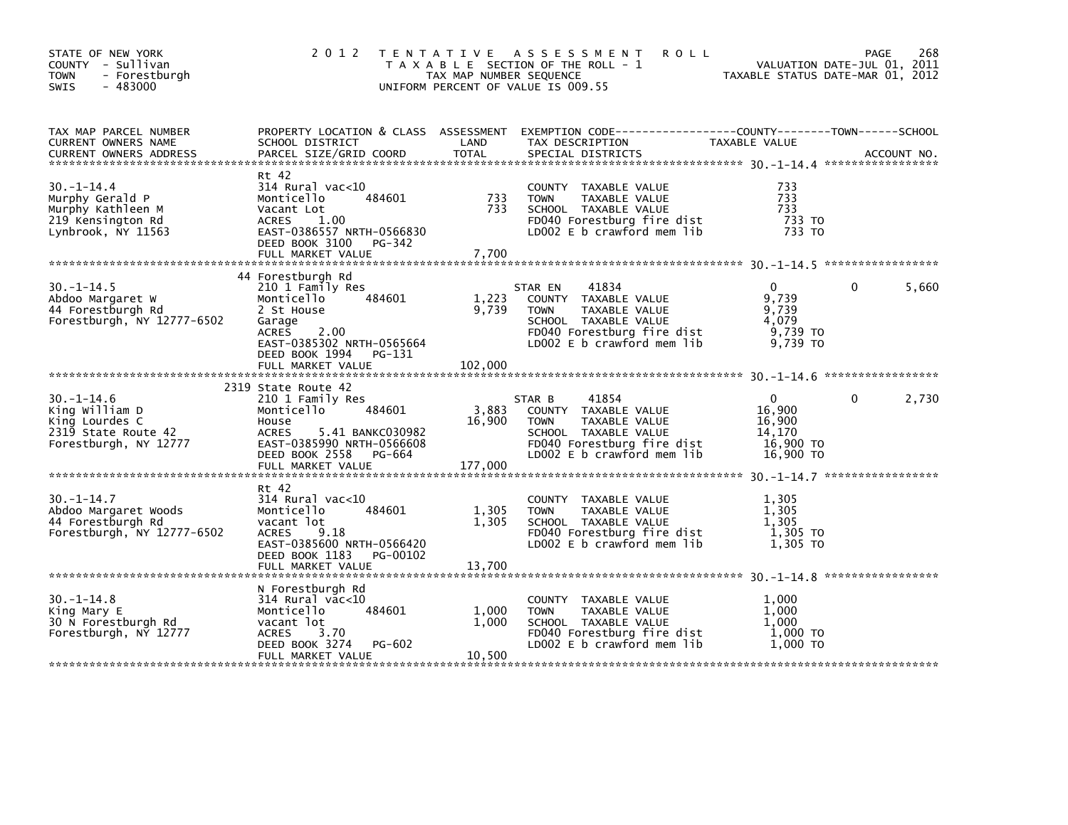STATE OF NEW YORK
COUNTY - Sullivan
TOWN - Forestburgh
SWIS - 483000

2 0 1 2 T E N T A T I V E A S S E S S M E N T R O L L
T A X A B L E SECTION OF THE ROLL - 1
TAX MAP NUMBER SEQUENCE
UNIFORM PERCENT OF VALUE IS 009.55

VALUATION DATE-JUL 01, 2011
TAXABLE STATUS DATE-MAR 01, 2012

| TAX MAP PARCEL NUMBER / CURRENT OWNERS NAME / CURRENT OWNERS ADDRESS | PROPERTY LOCATION & CLASS / SCHOOL DISTRICT / PARCEL SIZE/GRID COORD | ASSESSMENT LAND / TOTAL | EXEMPTION CODE / TAX DESCRIPTION / SPECIAL DISTRICTS | COUNTY TAXABLE VALUE | TOWN | SCHOOL / ACCOUNT NO. |
|---|---|---|---|---|---|---|
| **30.-1-14.4** | Rt 42 | | | | | |
| 30.-1-14.4 | 314 Rural vac<10 | | COUNTY TAXABLE VALUE | 733 | | |
| Murphy Gerald P | Monticello 484601 | 733 | TOWN TAXABLE VALUE | 733 | | |
| Murphy Kathleen M | Vacant Lot | 733 | SCHOOL TAXABLE VALUE | 733 | | |
| 219 Kensington Rd | ACRES 1.00 | | FD040 Forestburg fire dist | 733 TO | | |
| Lynbrook, NY 11563 | EAST-0386557 NRTH-0566830 | | LD002 E b crawford mem lib | 733 TO | | |
| | DEED BOOK 3100 PG-342 | | | | | |
| | FULL MARKET VALUE | 7,700 | | | | |
| **30.-1-14.5** | 44 Forestburgh Rd | | | | | |
| 30.-1-14.5 | 210 1 Family Res | | STAR EN 41834 | 0 | 0 | 5,660 |
| Abdoo Margaret W | Monticello 484601 | 1,223 | COUNTY TAXABLE VALUE | 9,739 | | |
| 44 Forestburgh Rd | 2 St House | 9,739 | TOWN TAXABLE VALUE | 9,739 | | |
| Forestburgh, NY 12777-6502 | Garage | | SCHOOL TAXABLE VALUE | 4,079 | | |
| | ACRES 2.00 | | FD040 Forestburg fire dist | 9,739 TO | | |
| | EAST-0385302 NRTH-0565664 | | LD002 E b crawford mem lib | 9,739 TO | | |
| | DEED BOOK 1994 PG-131 | | | | | |
| | FULL MARKET VALUE | 102,000 | | | | |
| **30.-1-14.6** | 2319 State Route 42 | | | | | |
| 30.-1-14.6 | 210 1 Family Res | | STAR B 41854 | 0 | 0 | 2,730 |
| King William D | Monticello 484601 | 3,883 | COUNTY TAXABLE VALUE | 16,900 | | |
| King Lourdes C | House | 16,900 | TOWN TAXABLE VALUE | 16,900 | | |
| 2319 State Route 42 | ACRES 5.41 BANKC030982 | | SCHOOL TAXABLE VALUE | 14,170 | | |
| Forestburgh, NY 12777 | EAST-0385990 NRTH-0566608 | | FD040 Forestburg fire dist | 16,900 TO | | |
| | DEED BOOK 2558 PG-664 | | LD002 E b crawford mem lib | 16,900 TO | | |
| | FULL MARKET VALUE | 177,000 | | | | |
| **30.-1-14.7** | Rt 42 | | | | | |
| 30.-1-14.7 | 314 Rural vac<10 | | COUNTY TAXABLE VALUE | 1,305 | | |
| Abdoo Margaret Woods | Monticello 484601 | 1,305 | TOWN TAXABLE VALUE | 1,305 | | |
| 44 Forestburgh Rd | vacant lot | 1,305 | SCHOOL TAXABLE VALUE | 1,305 | | |
| Forestburgh, NY 12777-6502 | ACRES 9.18 | | FD040 Forestburg fire dist | 1,305 TO | | |
| | EAST-0385600 NRTH-0566420 | | LD002 E b crawford mem lib | 1,305 TO | | |
| | DEED BOOK 1183 PG-00102 | | | | | |
| | FULL MARKET VALUE | 13,700 | | | | |
| **30.-1-14.8** | N Forestburgh Rd | | | | | |
| 30.-1-14.8 | 314 Rural vac<10 | | COUNTY TAXABLE VALUE | 1,000 | | |
| King Mary E | Monticello 484601 | 1,000 | TOWN TAXABLE VALUE | 1,000 | | |
| 30 N Forestburgh Rd | vacant lot | 1,000 | SCHOOL TAXABLE VALUE | 1,000 | | |
| Forestburgh, NY 12777 | ACRES 3.70 | | FD040 Forestburg fire dist | 1,000 TO | | |
| | DEED BOOK 3274 PG-602 | | LD002 E b crawford mem lib | 1,000 TO | | |
| | FULL MARKET VALUE | 10,500 | | | | |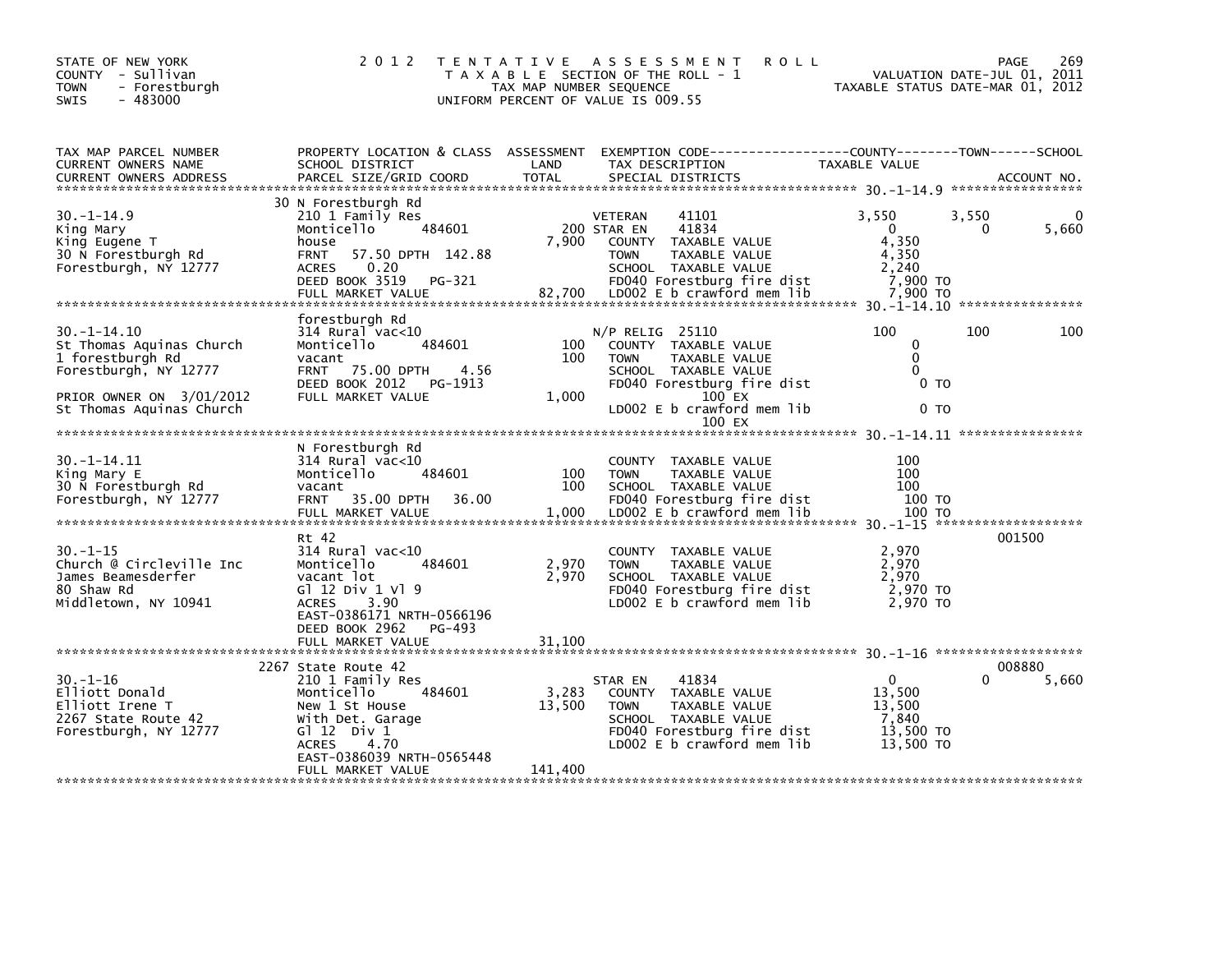STATE OF NEW YORK
COUNTY - Sullivan
TOWN - Forestburgh
SWIS - 483000

# 2012 TENTATIVE ASSESSMENT ROLL

TAXABLE SECTION OF THE ROLL - 1
TAX MAP NUMBER SEQUENCE
UNIFORM PERCENT OF VALUE IS 009.55

VALUATION DATE-JUL 01, 2011
TAXABLE STATUS DATE-MAR 01, 2012

| TAX MAP PARCEL NUMBER / CURRENT OWNERS NAME / CURRENT OWNERS ADDRESS | PROPERTY LOCATION & CLASS / SCHOOL DISTRICT / PARCEL SIZE/GRID COORD | ASSESSMENT LAND | TOTAL | EXEMPTION CODE / TAX DESCRIPTION / SPECIAL DISTRICTS | COUNTY TAXABLE VALUE | TOWN | SCHOOL | ACCOUNT NO. |
|---|---|---|---|---|---|---|---|---|
| **30.-1-14.9** | 30 N Forestburgh Rd | | | | | | | |
| 30.-1-14.9 | 210 1 Family Res | | | VETERAN 41101 | 3,550 | 3,550 | 0 | |
| King Mary | Monticello 484601 | 200 | | STAR EN 41834 | 0 | 0 | 5,660 | |
| King Eugene T | house | | 7,900 | COUNTY TAXABLE VALUE | 4,350 | | | |
| 30 N Forestburgh Rd | FRNT 57.50 DPTH 142.88 | | | TOWN TAXABLE VALUE | 4,350 | | | |
| Forestburgh, NY 12777 | ACRES 0.20 | | | SCHOOL TAXABLE VALUE | 2,240 | | | |
| | DEED BOOK 3519 PG-321 | | | FD040 Forestburg fire dist | 7,900 TO | | | |
| | FULL MARKET VALUE | | 82,700 | LD002 E b crawford mem lib | 7,900 TO | | | |
| **30.-1-14.10** | forestburgh Rd | | | | | | | |
| 30.-1-14.10 | 314 Rural vac<10 | | | N/P RELIG 25110 | 100 | 100 | 100 | |
| St Thomas Aquinas Church | Monticello 484601 | 100 | | COUNTY TAXABLE VALUE | 0 | | | |
| 1 forestburgh Rd | vacant | | 100 | TOWN TAXABLE VALUE | 0 | | | |
| Forestburgh, NY 12777 | FRNT 75.00 DPTH 4.56 | | | SCHOOL TAXABLE VALUE | 0 | | | |
| | DEED BOOK 2012 PG-1913 | | | FD040 Forestburg fire dist | 0 TO | | | |
| PRIOR OWNER ON 3/01/2012 | FULL MARKET VALUE | | 1,000 | 100 EX | | | | |
| St Thomas Aquinas Church | | | | LD002 E b crawford mem lib | 0 TO | | | |
| | | | | 100 EX | | | | |
| **30.-1-14.11** | N Forestburgh Rd | | | | | | | |
| 30.-1-14.11 | 314 Rural vac<10 | | | COUNTY TAXABLE VALUE | 100 | | | |
| King Mary E | Monticello 484601 | 100 | | TOWN TAXABLE VALUE | 100 | | | |
| 30 N Forestburgh Rd | vacant | | 100 | SCHOOL TAXABLE VALUE | 100 | | | |
| Forestburgh, NY 12777 | FRNT 35.00 DPTH 36.00 | | | FD040 Forestburg fire dist | 100 TO | | | |
| | FULL MARKET VALUE | | 1,000 | LD002 E b crawford mem lib | 100 TO | | | |
| **30.-1-15** | Rt 42 | | | | | | | 001500 |
| 30.-1-15 | 314 Rural vac<10 | | | COUNTY TAXABLE VALUE | 2,970 | | | |
| Church @ Circleville Inc | Monticello 484601 | 2,970 | | TOWN TAXABLE VALUE | 2,970 | | | |
| James Beamesderfer | vacant lot | | 2,970 | SCHOOL TAXABLE VALUE | 2,970 | | | |
| 80 Shaw Rd | Gl 12 Div 1 Vl 9 | | | FD040 Forestburg fire dist | 2,970 TO | | | |
| Middletown, NY 10941 | ACRES 3.90 | | | LD002 E b crawford mem lib | 2,970 TO | | | |
| | EAST-0386171 NRTH-0566196 | | | | | | | |
| | DEED BOOK 2962 PG-493 | | | | | | | |
| | FULL MARKET VALUE | | 31,100 | | | | | |
| **30.-1-16** | 2267 State Route 42 | | | | | | | 008880 |
| 30.-1-16 | 210 1 Family Res | | | STAR EN 41834 | 0 | 0 | 5,660 | |
| Elliott Donald | Monticello 484601 | 3,283 | | COUNTY TAXABLE VALUE | 13,500 | | | |
| Elliott Irene T | New 1 St House | | 13,500 | TOWN TAXABLE VALUE | 13,500 | | | |
| 2267 State Route 42 | With Det. Garage | | | SCHOOL TAXABLE VALUE | 7,840 | | | |
| Forestburgh, NY 12777 | Gl 12 Div 1 | | | FD040 Forestburg fire dist | 13,500 TO | | | |
| | ACRES 4.70 | | | LD002 E b crawford mem lib | 13,500 TO | | | |
| | EAST-0386039 NRTH-0565448 | | | | | | | |
| | FULL MARKET VALUE | | 141,400 | | | | | |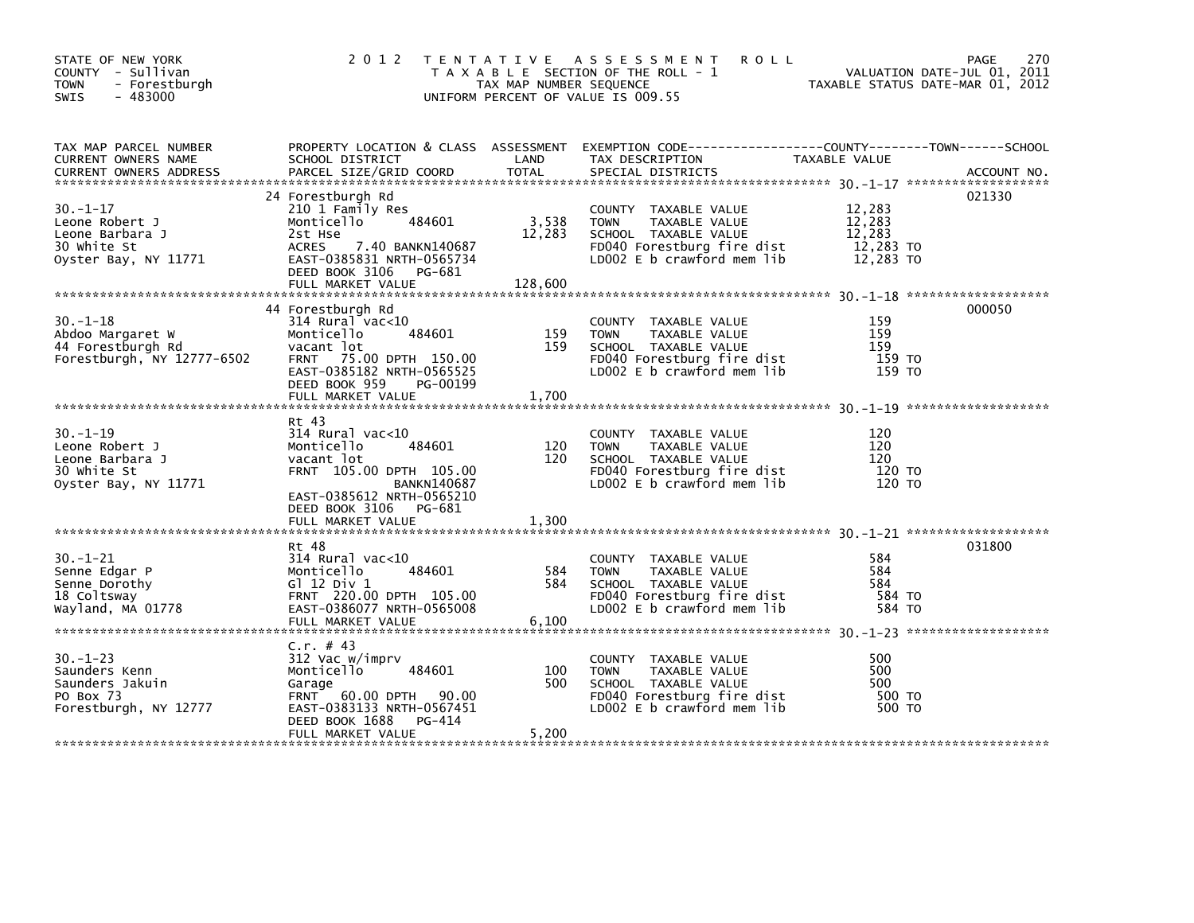STATE OF NEW YORK
COUNTY - Sullivan
TOWN - Forestburgh
SWIS - 483000

# 2012 TENTATIVE ASSESSMENT ROLL

TAXABLE SECTION OF THE ROLL - 1
TAX MAP NUMBER SEQUENCE
UNIFORM PERCENT OF VALUE IS 009.55

VALUATION DATE-JUL 01, 2011
TAXABLE STATUS DATE-MAR 01, 2012

| TAX MAP PARCEL NUMBER / CURRENT OWNERS NAME / CURRENT OWNERS ADDRESS | PROPERTY LOCATION & CLASS / SCHOOL DISTRICT / PARCEL SIZE/GRID COORD | ASSESSMENT LAND / TOTAL | EXEMPTION CODE / TAX DESCRIPTION / SPECIAL DISTRICTS | TAXABLE VALUE | ACCOUNT NO. |
|---|---|---|---|---|---|
| 30.-1-17 | 24 Forestburgh Rd | | | | 021330 |
| | 210 1 Family Res | | COUNTY TAXABLE VALUE | 12,283 | |
| Leone Robert J | Monticello 484601 | 3,538 | TOWN TAXABLE VALUE | 12,283 | |
| Leone Barbara J | 2st Hse | 12,283 | SCHOOL TAXABLE VALUE | 12,283 | |
| 30 White St | ACRES 7.40 BANKN140687 | | FD040 Forestburg fire dist | 12,283 TO | |
| Oyster Bay, NY 11771 | EAST-0385831 NRTH-0565734 | | LD002 E b crawford mem lib | 12,283 TO | |
| | DEED BOOK 3106 PG-681 | | | | |
| | FULL MARKET VALUE | 128,600 | | | |
| 30.-1-18 | 44 Forestburgh Rd | | | | 000050 |
| | 314 Rural vac<10 | | COUNTY TAXABLE VALUE | 159 | |
| Abdoo Margaret W | Monticello 484601 | 159 | TOWN TAXABLE VALUE | 159 | |
| 44 Forestburgh Rd | vacant lot | 159 | SCHOOL TAXABLE VALUE | 159 | |
| Forestburgh, NY 12777-6502 | FRNT 75.00 DPTH 150.00 | | FD040 Forestburg fire dist | 159 TO | |
| | EAST-0385182 NRTH-0565525 | | LD002 E b crawford mem lib | 159 TO | |
| | DEED BOOK 959 PG-00199 | | | | |
| | FULL MARKET VALUE | 1,700 | | | |
| 30.-1-19 | Rt 43 | | | | |
| | 314 Rural vac<10 | | COUNTY TAXABLE VALUE | 120 | |
| Leone Robert J | Monticello 484601 | 120 | TOWN TAXABLE VALUE | 120 | |
| Leone Barbara J | vacant lot | 120 | SCHOOL TAXABLE VALUE | 120 | |
| 30 White St | FRNT 105.00 DPTH 105.00 | | FD040 Forestburg fire dist | 120 TO | |
| Oyster Bay, NY 11771 | BANKN140687 | | LD002 E b crawford mem lib | 120 TO | |
| | EAST-0385612 NRTH-0565210 | | | | |
| | DEED BOOK 3106 PG-681 | | | | |
| | FULL MARKET VALUE | 1,300 | | | |
| 30.-1-21 | Rt 48 | | | | 031800 |
| | 314 Rural vac<10 | | COUNTY TAXABLE VALUE | 584 | |
| Senne Edgar P | Monticello 484601 | 584 | TOWN TAXABLE VALUE | 584 | |
| Senne Dorothy | Gl 12 Div 1 | 584 | SCHOOL TAXABLE VALUE | 584 | |
| 18 Coltsway | FRNT 220.00 DPTH 105.00 | | FD040 Forestburg fire dist | 584 TO | |
| Wayland, MA 01778 | EAST-0386077 NRTH-0565008 | | LD002 E b crawford mem lib | 584 TO | |
| | FULL MARKET VALUE | 6,100 | | | |
| 30.-1-23 | C.r. # 43 | | | | |
| | 312 Vac w/imprv | | COUNTY TAXABLE VALUE | 500 | |
| Saunders Kenn | Monticello 484601 | 100 | TOWN TAXABLE VALUE | 500 | |
| Saunders Jakuin | Garage | 500 | SCHOOL TAXABLE VALUE | 500 | |
| PO Box 73 | FRNT 60.00 DPTH 90.00 | | FD040 Forestburg fire dist | 500 TO | |
| Forestburgh, NY 12777 | EAST-0383133 NRTH-0567451 | | LD002 E b crawford mem lib | 500 TO | |
| | DEED BOOK 1688 PG-414 | | | | |
| | FULL MARKET VALUE | 5,200 | | | |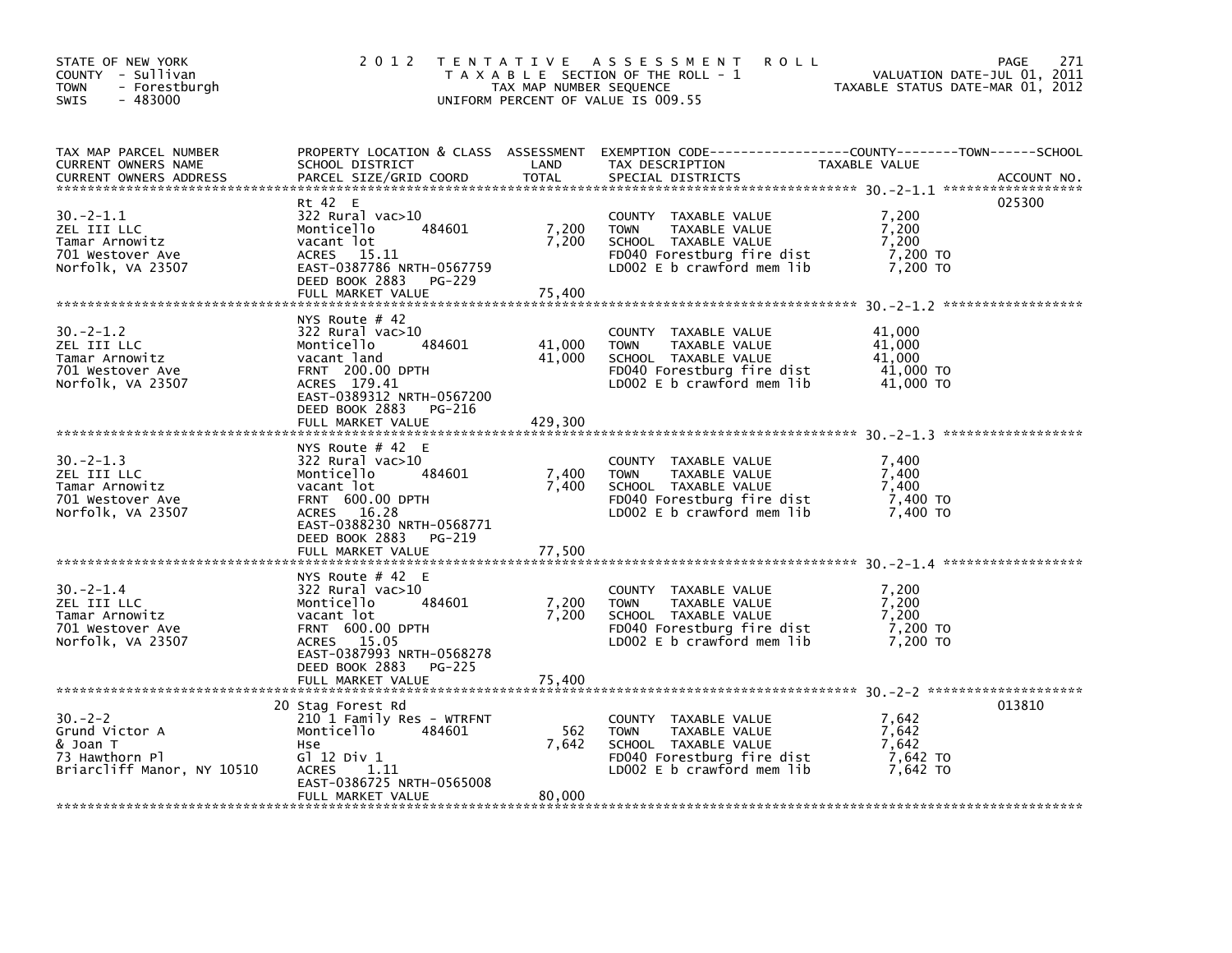STATE OF NEW YORK
COUNTY - Sullivan
TOWN - Forestburgh
SWIS - 483000

2 0 1 2 T E N T A T I V E A S S E S S M E N T R O L L
T A X A B L E SECTION OF THE ROLL - 1
TAX MAP NUMBER SEQUENCE
UNIFORM PERCENT OF VALUE IS 009.55

VALUATION DATE-JUL 01, 2011
TAXABLE STATUS DATE-MAR 01, 2012

| TAX MAP PARCEL NUMBER / CURRENT OWNERS NAME / CURRENT OWNERS ADDRESS | PROPERTY LOCATION & CLASS / SCHOOL DISTRICT / PARCEL SIZE/GRID COORD | ASSESSMENT LAND | ASSESSMENT TOTAL | EXEMPTION CODE / TAX DESCRIPTION / SPECIAL DISTRICTS | TAXABLE VALUE (COUNTY / TOWN / SCHOOL) | ACCOUNT NO. |
|---|---|---|---|---|---|---|
| 30.-2-1.1 | Rt 42 E | | | | | 025300 |
| ZEL III LLC | 322 Rural vac>10 | | | COUNTY TAXABLE VALUE | 7,200 | |
| Tamar Arnowitz | Monticello 484601 | 7,200 | | TOWN TAXABLE VALUE | 7,200 | |
| 701 Westover Ave | vacant lot | | 7,200 | SCHOOL TAXABLE VALUE | 7,200 | |
| Norfolk, VA 23507 | ACRES 15.11 | | | FD040 Forestburg fire dist | 7,200 TO | |
| | EAST-0387786 NRTH-0567759 | | | LD002 E b crawford mem lib | 7,200 TO | |
| | DEED BOOK 2883 PG-229 | | | | | |
| | FULL MARKET VALUE | | 75,400 | | | |
| 30.-2-1.2 | NYS Route # 42 | | | | | |
| ZEL III LLC | 322 Rural vac>10 | | | COUNTY TAXABLE VALUE | 41,000 | |
| Tamar Arnowitz | Monticello 484601 | 41,000 | | TOWN TAXABLE VALUE | 41,000 | |
| 701 Westover Ave | vacant land | | 41,000 | SCHOOL TAXABLE VALUE | 41,000 | |
| Norfolk, VA 23507 | FRNT 200.00 DPTH | | | FD040 Forestburg fire dist | 41,000 TO | |
| | ACRES 179.41 | | | LD002 E b crawford mem lib | 41,000 TO | |
| | EAST-0389312 NRTH-0567200 | | | | | |
| | DEED BOOK 2883 PG-216 | | | | | |
| | FULL MARKET VALUE | | 429,300 | | | |
| 30.-2-1.3 | NYS Route # 42 E | | | | | |
| ZEL III LLC | 322 Rural vac>10 | | | COUNTY TAXABLE VALUE | 7,400 | |
| Tamar Arnowitz | Monticello 484601 | 7,400 | | TOWN TAXABLE VALUE | 7,400 | |
| 701 Westover Ave | vacant lot | | 7,400 | SCHOOL TAXABLE VALUE | 7,400 | |
| Norfolk, VA 23507 | FRNT 600.00 DPTH | | | FD040 Forestburg fire dist | 7,400 TO | |
| | ACRES 16.28 | | | LD002 E b crawford mem lib | 7,400 TO | |
| | EAST-0388230 NRTH-0568771 | | | | | |
| | DEED BOOK 2883 PG-219 | | | | | |
| | FULL MARKET VALUE | | 77,500 | | | |
| 30.-2-1.4 | NYS Route # 42 E | | | | | |
| ZEL III LLC | 322 Rural vac>10 | | | COUNTY TAXABLE VALUE | 7,200 | |
| Tamar Arnowitz | Monticello 484601 | 7,200 | | TOWN TAXABLE VALUE | 7,200 | |
| 701 Westover Ave | vacant lot | | 7,200 | SCHOOL TAXABLE VALUE | 7,200 | |
| Norfolk, VA 23507 | FRNT 600.00 DPTH | | | FD040 Forestburg fire dist | 7,200 TO | |
| | ACRES 15.05 | | | LD002 E b crawford mem lib | 7,200 TO | |
| | EAST-0387993 NRTH-0568278 | | | | | |
| | DEED BOOK 2883 PG-225 | | | | | |
| | FULL MARKET VALUE | | 75,400 | | | |
| 30.-2-2 | 20 Stag Forest Rd | | | | | 013810 |
| Grund Victor A | 210 1 Family Res - WTRFNT | | | COUNTY TAXABLE VALUE | 7,642 | |
| & Joan T | Monticello 484601 | 562 | | TOWN TAXABLE VALUE | 7,642 | |
| 73 Hawthorn Pl | Hse | | 7,642 | SCHOOL TAXABLE VALUE | 7,642 | |
| Briarcliff Manor, NY 10510 | Gl 12 Div 1 | | | FD040 Forestburg fire dist | 7,642 TO | |
| | ACRES 1.11 | | | LD002 E b crawford mem lib | 7,642 TO | |
| | EAST-0386725 NRTH-0565008 | | | | | |
| | FULL MARKET VALUE | | 80,000 | | | |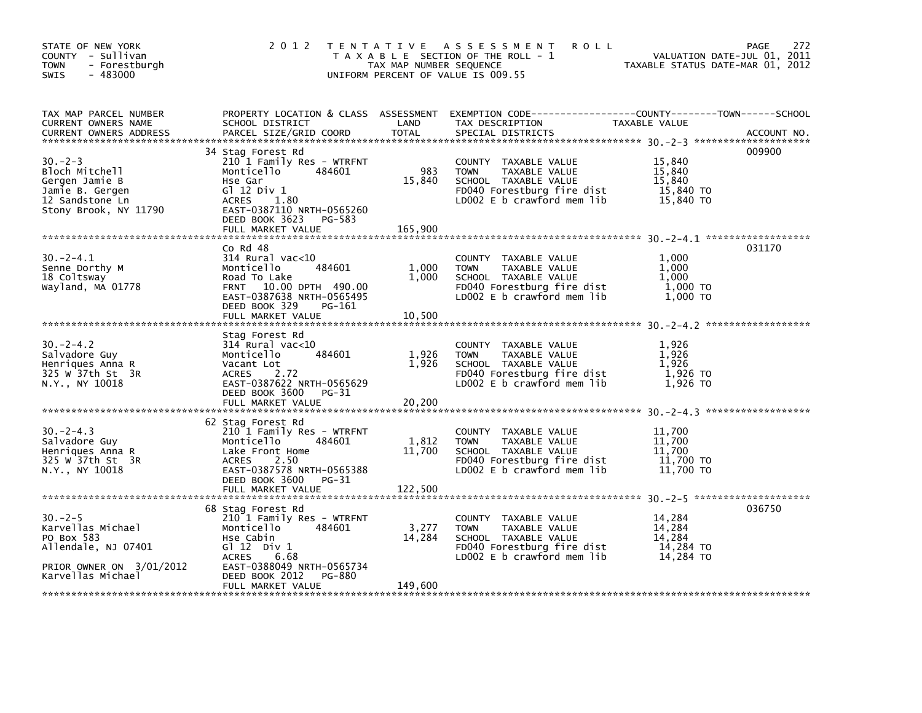STATE OF NEW YORK
COUNTY - Sullivan
TOWN - Forestburgh
SWIS - 483000

# 2012 TENTATIVE ASSESSMENT ROLL
TAXABLE SECTION OF THE ROLL - 1
TAX MAP NUMBER SEQUENCE
UNIFORM PERCENT OF VALUE IS 009.55

VALUATION DATE-JUL 01, 2011
TAXABLE STATUS DATE-MAR 01, 2012

| TAX MAP PARCEL NUMBER / CURRENT OWNERS NAME / CURRENT OWNERS ADDRESS | PROPERTY LOCATION & CLASS / SCHOOL DISTRICT / PARCEL SIZE/GRID COORD | ASSESSMENT LAND / TOTAL | EXEMPTION CODE / TAX DESCRIPTION / SPECIAL DISTRICTS | TAXABLE VALUE (COUNTY / TOWN / SCHOOL) | ACCOUNT NO. |
|---|---|---|---|---|---|
| **30.-2-3** | 34 Stag Forest Rd | | | | 009900 |
| Bloch Mitchell | 210 1 Family Res - WTRFNT | | COUNTY TAXABLE VALUE | 15,840 | |
| Gergen Jamie B | Monticello 484601 | 983 | TOWN TAXABLE VALUE | 15,840 | |
| Jamie B. Gergen | Hse Gar | 15,840 | SCHOOL TAXABLE VALUE | 15,840 | |
| 12 Sandstone Ln | Gl 12 Div 1 | | FD040 Forestburg fire dist | 15,840 TO | |
| Stony Brook, NY 11790 | ACRES 1.80 | | LD002 E b crawford mem lib | 15,840 TO | |
| | EAST-0387110 NRTH-0565260 | | | | |
| | DEED BOOK 3623 PG-583 | | | | |
| | FULL MARKET VALUE | 165,900 | | | |
| **30.-2-4.1** | Co Rd 48 | | | | 031170 |
| Senne Dorthy M | 314 Rural vac<10 | | COUNTY TAXABLE VALUE | 1,000 | |
| 18 Coltsway | Monticello 484601 | 1,000 | TOWN TAXABLE VALUE | 1,000 | |
| Wayland, MA 01778 | Road To Lake | 1,000 | SCHOOL TAXABLE VALUE | 1,000 | |
| | FRNT 10.00 DPTH 490.00 | | FD040 Forestburg fire dist | 1,000 TO | |
| | EAST-0387638 NRTH-0565495 | | LD002 E b crawford mem lib | 1,000 TO | |
| | DEED BOOK 329 PG-161 | | | | |
| | FULL MARKET VALUE | 10,500 | | | |
| **30.-2-4.2** | Stag Forest Rd | | | | |
| Salvadore Guy | 314 Rural vac<10 | | COUNTY TAXABLE VALUE | 1,926 | |
| Henriques Anna R | Monticello 484601 | 1,926 | TOWN TAXABLE VALUE | 1,926 | |
| 325 W 37th St 3R | Vacant Lot | 1,926 | SCHOOL TAXABLE VALUE | 1,926 | |
| N.Y., NY 10018 | ACRES 2.72 | | FD040 Forestburg fire dist | 1,926 TO | |
| | EAST-0387622 NRTH-0565629 | | LD002 E b crawford mem lib | 1,926 TO | |
| | DEED BOOK 3600 PG-31 | | | | |
| | FULL MARKET VALUE | 20,200 | | | |
| **30.-2-4.3** | 62 Stag Forest Rd | | | | |
| Salvadore Guy | 210 1 Family Res - WTRFNT | | COUNTY TAXABLE VALUE | 11,700 | |
| Henriques Anna R | Monticello 484601 | 1,812 | TOWN TAXABLE VALUE | 11,700 | |
| 325 W 37th St 3R | Lake Front Home | 11,700 | SCHOOL TAXABLE VALUE | 11,700 | |
| N.Y., NY 10018 | ACRES 2.50 | | FD040 Forestburg fire dist | 11,700 TO | |
| | EAST-0387578 NRTH-0565388 | | LD002 E b crawford mem lib | 11,700 TO | |
| | DEED BOOK 3600 PG-31 | | | | |
| | FULL MARKET VALUE | 122,500 | | | |
| **30.-2-5** | 68 Stag Forest Rd | | | | 036750 |
| Karvellas Michael | 210 1 Family Res - WTRFNT | | COUNTY TAXABLE VALUE | 14,284 | |
| PO Box 583 | Monticello 484601 | 3,277 | TOWN TAXABLE VALUE | 14,284 | |
| Allendale, NJ 07401 | Hse Cabin | 14,284 | SCHOOL TAXABLE VALUE | 14,284 | |
| | Gl 12 Div 1 | | FD040 Forestburg fire dist | 14,284 TO | |
| | ACRES 6.68 | | LD002 E b crawford mem lib | 14,284 TO | |
| PRIOR OWNER ON 3/01/2012 | EAST-0388049 NRTH-0565734 | | | | |
| Karvellas Michael | DEED BOOK 2012 PG-880 | | | | |
| | FULL MARKET VALUE | 149,600 | | | |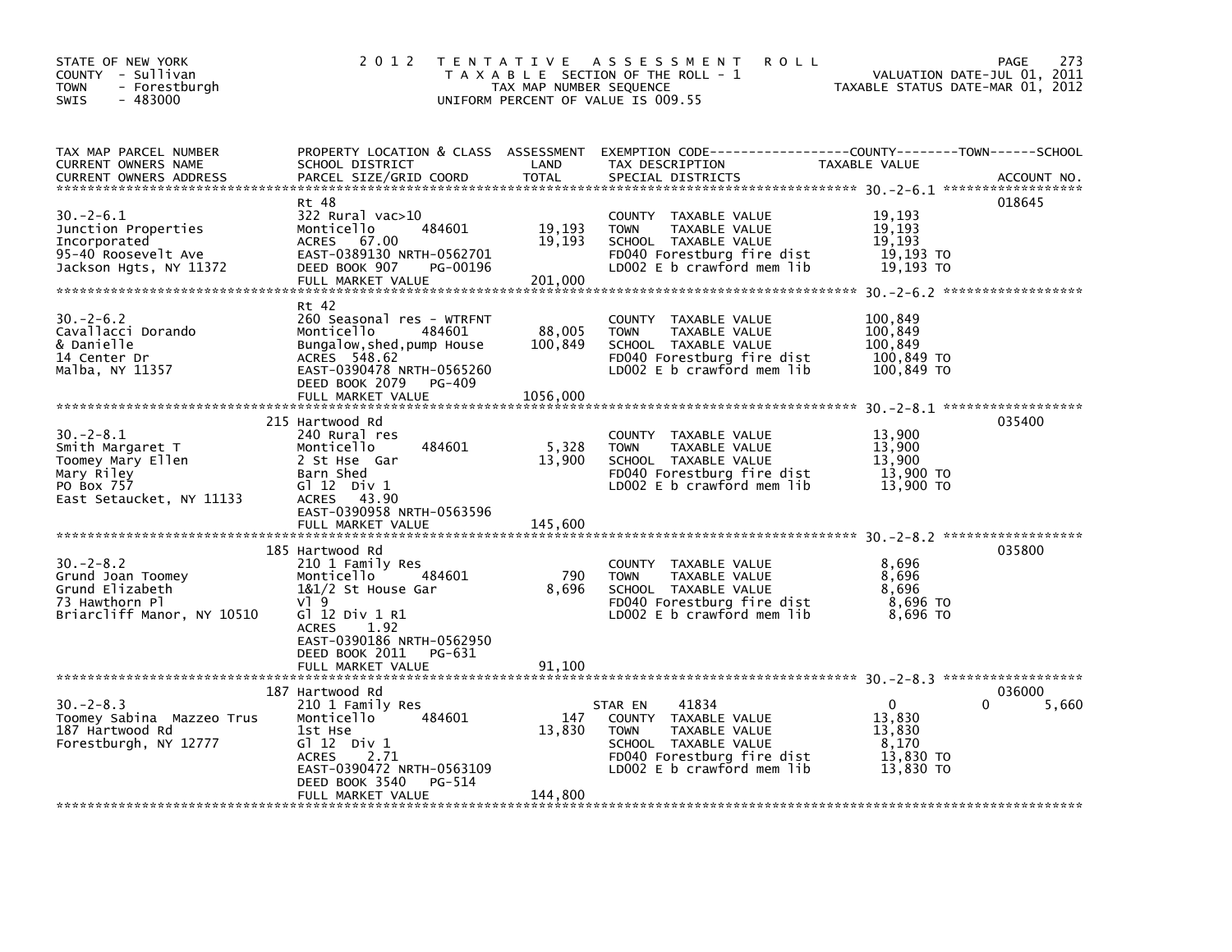STATE OF NEW YORK
COUNTY - Sullivan
TOWN - Forestburgh
SWIS - 483000

2 0 1 2 T E N T A T I V E A S S E S S M E N T R O L L
T A X A B L E SECTION OF THE ROLL - 1
TAX MAP NUMBER SEQUENCE
UNIFORM PERCENT OF VALUE IS 009.55

VALUATION DATE-JUL 01, 2011
TAXABLE STATUS DATE-MAR 01, 2012

| TAX MAP PARCEL NUMBER / CURRENT OWNERS NAME / CURRENT OWNERS ADDRESS | PROPERTY LOCATION & CLASS / SCHOOL DISTRICT / PARCEL SIZE/GRID COORD | ASSESSMENT LAND | TOTAL | EXEMPTION CODE / TAX DESCRIPTION / SPECIAL DISTRICTS | COUNTY / TOWN / SCHOOL TAXABLE VALUE | ACCOUNT NO. |
|---|---|---|---|---|---|---|
| 30.-2-6.1 | Rt 48 | | | | | 018645 |
| Junction Properties | 322 Rural vac>10 | | | COUNTY TAXABLE VALUE | 19,193 | |
| Incorporated | Monticello 484601 | 19,193 | | TOWN TAXABLE VALUE | 19,193 | |
| 95-40 Roosevelt Ave | ACRES 67.00 | | 19,193 | SCHOOL TAXABLE VALUE | 19,193 | |
| Jackson Hgts, NY 11372 | EAST-0389130 NRTH-0562701 | | | FD040 Forestburg fire dist | 19,193 TO | |
| | DEED BOOK 907 PG-00196 | | | LD002 E b crawford mem lib | 19,193 TO | |
| | FULL MARKET VALUE | | 201,000 | | | |
| 30.-2-6.2 | Rt 42 | | | | | |
| Cavallacci Dorando | 260 Seasonal res - WTRFNT | | | COUNTY TAXABLE VALUE | 100,849 | |
| & Danielle | Monticello 484601 | 88,005 | | TOWN TAXABLE VALUE | 100,849 | |
| 14 Center Dr | Bungalow,shed,pump House | | 100,849 | SCHOOL TAXABLE VALUE | 100,849 | |
| Malba, NY 11357 | ACRES 548.62 | | | FD040 Forestburg fire dist | 100,849 TO | |
| | EAST-0390478 NRTH-0565260 | | | LD002 E b crawford mem lib | 100,849 TO | |
| | DEED BOOK 2079 PG-409 | | | | | |
| | FULL MARKET VALUE | | 1056,000 | | | |
| 30.-2-8.1 | 215 Hartwood Rd | | | | | 035400 |
| Smith Margaret T | 240 Rural res | | | COUNTY TAXABLE VALUE | 13,900 | |
| Toomey Mary Ellen | Monticello 484601 | 5,328 | | TOWN TAXABLE VALUE | 13,900 | |
| Mary Riley | 2 St Hse Gar | | 13,900 | SCHOOL TAXABLE VALUE | 13,900 | |
| PO Box 757 | Barn Shed | | | FD040 Forestburg fire dist | 13,900 TO | |
| East Setaucket, NY 11133 | Gl 12 Div 1 | | | LD002 E b crawford mem lib | 13,900 TO | |
| | ACRES 43.90 | | | | | |
| | EAST-0390958 NRTH-0563596 | | | | | |
| | FULL MARKET VALUE | | 145,600 | | | |
| 30.-2-8.2 | 185 Hartwood Rd | | | | | 035800 |
| Grund Joan Toomey | 210 1 Family Res | | | COUNTY TAXABLE VALUE | 8,696 | |
| Grund Elizabeth | Monticello 484601 | 790 | | TOWN TAXABLE VALUE | 8,696 | |
| 73 Hawthorn Pl | 1&1/2 St House Gar | | 8,696 | SCHOOL TAXABLE VALUE | 8,696 | |
| Briarcliff Manor, NY 10510 | Vl 9 | | | FD040 Forestburg fire dist | 8,696 TO | |
| | Gl 12 Div 1 R1 | | | LD002 E b crawford mem lib | 8,696 TO | |
| | ACRES 1.92 | | | | | |
| | EAST-0390186 NRTH-0562950 | | | | | |
| | DEED BOOK 2011 PG-631 | | | | | |
| | FULL MARKET VALUE | | 91,100 | | | |
| 30.-2-8.3 | 187 Hartwood Rd | | | | | 036000 |
| Toomey Sabina Mazzeo Trus | 210 1 Family Res | | | STAR EN 41834 | 0 / 0 / 5,660 | |
| 187 Hartwood Rd | Monticello 484601 | 147 | | COUNTY TAXABLE VALUE | 13,830 | |
| Forestburgh, NY 12777 | 1st Hse | | 13,830 | TOWN TAXABLE VALUE | 13,830 | |
| | Gl 12 Div 1 | | | SCHOOL TAXABLE VALUE | 8,170 | |
| | ACRES 2.71 | | | FD040 Forestburg fire dist | 13,830 TO | |
| | EAST-0390472 NRTH-0563109 | | | LD002 E b crawford mem lib | 13,830 TO | |
| | DEED BOOK 3540 PG-514 | | | | | |
| | FULL MARKET VALUE | | 144,800 | | | |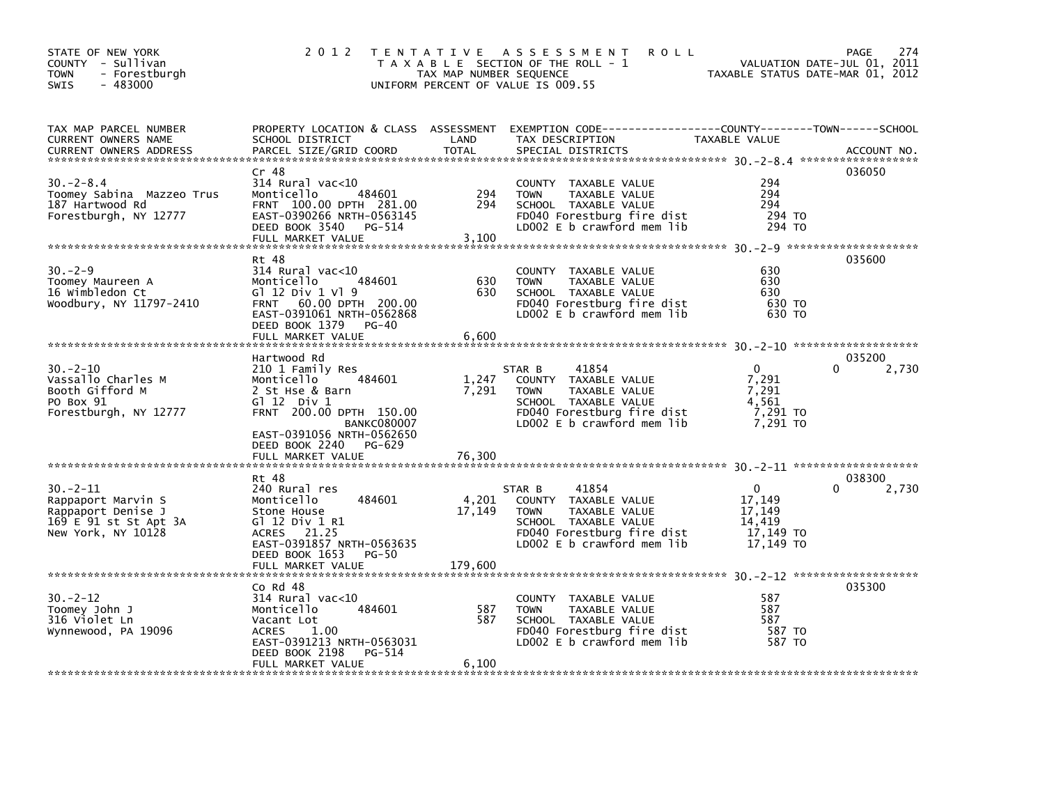STATE OF NEW YORK
COUNTY - Sullivan
TOWN - Forestburgh
SWIS - 483000

2012 TENTATIVE ASSESSMENT ROLL
TAXABLE SECTION OF THE ROLL - 1
TAX MAP NUMBER SEQUENCE
UNIFORM PERCENT OF VALUE IS 009.55

VALUATION DATE-JUL 01, 2011
TAXABLE STATUS DATE-MAR 01, 2012

| TAX MAP PARCEL NUMBER / CURRENT OWNERS NAME / CURRENT OWNERS ADDRESS | PROPERTY LOCATION & CLASS / SCHOOL DISTRICT / PARCEL SIZE/GRID COORD | ASSESSMENT LAND | TOTAL | EXEMPTION CODE / TAX DESCRIPTION / SPECIAL DISTRICTS | COUNTY TAXABLE VALUE | TOWN | SCHOOL | ACCOUNT NO. |
|---|---|---|---|---|---|---|---|---|
| 30.-2-8.4 | Cr 48 | | | | | | | 036050 |
| Toomey Sabina Mazzeo Trus | 314 Rural vac<10 | | | COUNTY TAXABLE VALUE | 294 | | | |
| 187 Hartwood Rd | Monticello 484601 | 294 | | TOWN TAXABLE VALUE | 294 | | | |
| Forestburgh, NY 12777 | FRNT 100.00 DPTH 281.00 | | 294 | SCHOOL TAXABLE VALUE | 294 | | | |
| | EAST-0390266 NRTH-0563145 | | | FD040 Forestburg fire dist | 294 TO | | | |
| | DEED BOOK 3540 PG-514 | | | LD002 E b crawford mem lib | 294 TO | | | |
| | FULL MARKET VALUE | | 3,100 | | | | | |
| 30.-2-9 | Rt 48 | | | | | | | 035600 |
| Toomey Maureen A | 314 Rural vac<10 | | | COUNTY TAXABLE VALUE | 630 | | | |
| 16 Wimbledon Ct | Monticello 484601 | 630 | | TOWN TAXABLE VALUE | 630 | | | |
| Woodbury, NY 11797-2410 | Gl 12 Div 1 Vl 9 | | 630 | SCHOOL TAXABLE VALUE | 630 | | | |
| | FRNT 60.00 DPTH 200.00 | | | FD040 Forestburg fire dist | 630 TO | | | |
| | EAST-0391061 NRTH-0562868 | | | LD002 E b crawford mem lib | 630 TO | | | |
| | DEED BOOK 1379 PG-40 | | | | | | | |
| | FULL MARKET VALUE | | 6,600 | | | | | |
| 30.-2-10 | Hartwood Rd | | | | | | | 035200 |
| Vassallo Charles M | 210 1 Family Res | | | STAR B 41854 | 0 | 0 | 2,730 | |
| Booth Gifford M | Monticello 484601 | 1,247 | | COUNTY TAXABLE VALUE | 7,291 | | | |
| PO Box 91 | 2 St Hse & Barn | | 7,291 | TOWN TAXABLE VALUE | 7,291 | | | |
| Forestburgh, NY 12777 | Gl 12 Div 1 | | | SCHOOL TAXABLE VALUE | 4,561 | | | |
| | FRNT 200.00 DPTH 150.00 | | | FD040 Forestburg fire dist | 7,291 TO | | | |
| | BANKC080007 | | | LD002 E b crawford mem lib | 7,291 TO | | | |
| | EAST-0391056 NRTH-0562650 | | | | | | | |
| | DEED BOOK 2240 PG-629 | | | | | | | |
| | FULL MARKET VALUE | | 76,300 | | | | | |
| 30.-2-11 | Rt 48 | | | | | | | 038300 |
| Rappaport Marvin S | 240 Rural res | | | STAR B 41854 | 0 | 0 | 2,730 | |
| Rappaport Denise J | Monticello 484601 | 4,201 | | COUNTY TAXABLE VALUE | 17,149 | | | |
| 169 E 91 st St Apt 3A | Stone House | | 17,149 | TOWN TAXABLE VALUE | 17,149 | | | |
| New York, NY 10128 | Gl 12 Div 1 R1 | | | SCHOOL TAXABLE VALUE | 14,419 | | | |
| | ACRES 21.25 | | | FD040 Forestburg fire dist | 17,149 TO | | | |
| | EAST-0391857 NRTH-0563635 | | | LD002 E b crawford mem lib | 17,149 TO | | | |
| | DEED BOOK 1653 PG-50 | | | | | | | |
| | FULL MARKET VALUE | | 179,600 | | | | | |
| 30.-2-12 | Co Rd 48 | | | | | | | 035300 |
| Toomey John J | 314 Rural vac<10 | | | COUNTY TAXABLE VALUE | 587 | | | |
| 316 Violet Ln | Monticello 484601 | 587 | | TOWN TAXABLE VALUE | 587 | | | |
| Wynnewood, PA 19096 | Vacant Lot | | 587 | SCHOOL TAXABLE VALUE | 587 | | | |
| | ACRES 1.00 | | | FD040 Forestburg fire dist | 587 TO | | | |
| | EAST-0391213 NRTH-0563031 | | | LD002 E b crawford mem lib | 587 TO | | | |
| | DEED BOOK 2198 PG-514 | | | | | | | |
| | FULL MARKET VALUE | | 6,100 | | | | | |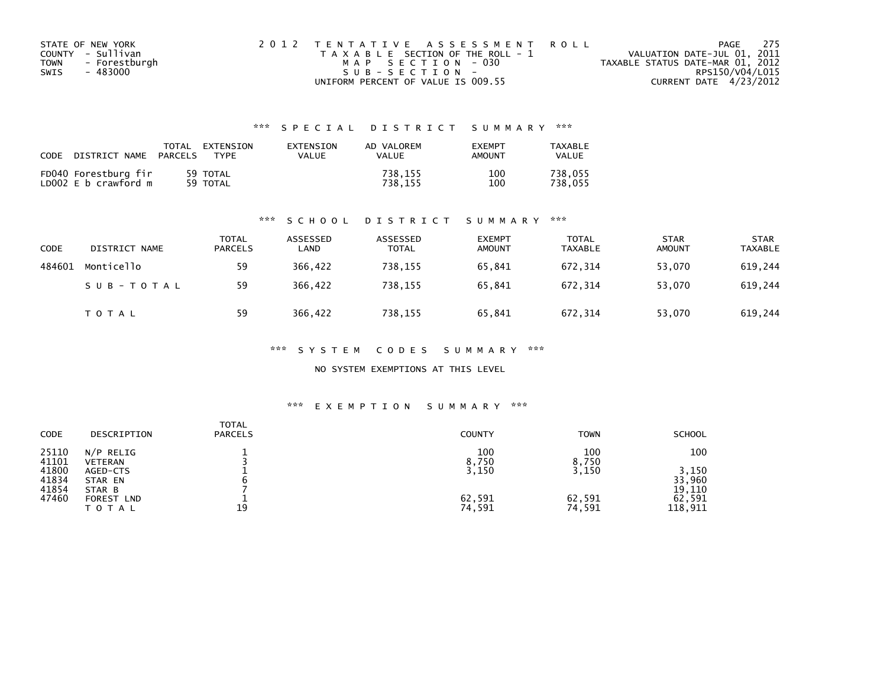STATE OF NEW YORK
COUNTY - Sullivan
TOWN - Forestburgh
SWIS - 483000

2012 TENTATIVE ASSESSMENT ROLL
TAXABLE SECTION OF THE ROLL - 1
MAP SECTION - 030
SUB-SECTION -
UNIFORM PERCENT OF VALUE IS 009.55

VALUATION DATE-JUL 01, 2011
TAXABLE STATUS DATE-MAR 01, 2012
RPS150/V04/L015
CURRENT DATE 4/23/2012

### *** SPECIAL DISTRICT SUMMARY ***

| CODE | DISTRICT NAME | TOTAL PARCELS | EXTENSION TYPE | EXTENSION VALUE | AD VALOREM VALUE | EXEMPT AMOUNT | TAXABLE VALUE |
|---|---|---|---|---|---|---|---|
| FD040 | Forestburg fir | 59 | TOTAL | | 738,155 | 100 | 738,055 |
| LD002 | E b crawford m | 59 | TOTAL | | 738,155 | 100 | 738,055 |

### *** SCHOOL DISTRICT SUMMARY ***

| CODE | DISTRICT NAME | TOTAL PARCELS | ASSESSED LAND | ASSESSED TOTAL | EXEMPT AMOUNT | TOTAL TAXABLE | STAR AMOUNT | STAR TAXABLE |
|---|---|---|---|---|---|---|---|---|
| 484601 | Monticello | 59 | 366,422 | 738,155 | 65,841 | 672,314 | 53,070 | 619,244 |
| | SUB-TOTAL | 59 | 366,422 | 738,155 | 65,841 | 672,314 | 53,070 | 619,244 |
| | TOTAL | 59 | 366,422 | 738,155 | 65,841 | 672,314 | 53,070 | 619,244 |

### *** SYSTEM CODES SUMMARY ***

NO SYSTEM EXEMPTIONS AT THIS LEVEL

### *** EXEMPTION SUMMARY ***

| CODE | DESCRIPTION | TOTAL PARCELS | COUNTY | TOWN | SCHOOL |
|---|---|---|---|---|---|
| 25110 | N/P RELIG | 1 | 100 | 100 | 100 |
| 41101 | VETERAN | 3 | 8,750 | 8,750 | |
| 41800 | AGED-CTS | 1 | 3,150 | 3,150 | 3,150 |
| 41834 | STAR EN | 6 | | | 33,960 |
| 41854 | STAR B | 7 | | | 19,110 |
| 47460 | FOREST LND | 1 | 62,591 | 62,591 | 62,591 |
| | TOTAL | 19 | 74,591 | 74,591 | 118,911 |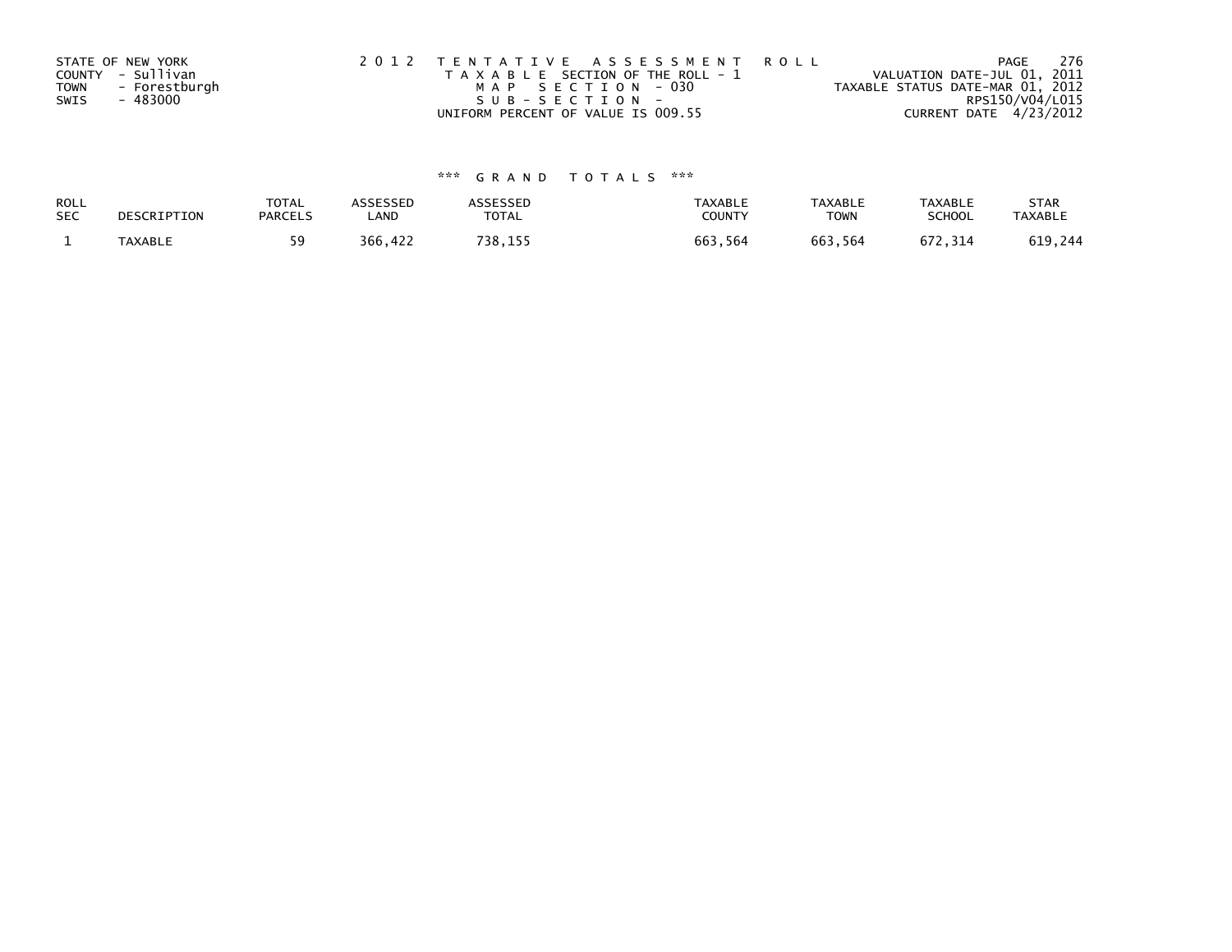STATE OF NEW YORK
COUNTY - Sullivan
TOWN - Forestburgh
SWIS - 483000

2 0 1 2 T E N T A T I V E A S S E S S M E N T R O L L
T A X A B L E SECTION OF THE ROLL - 1
M A P S E C T I O N - 030
S U B - S E C T I O N -
UNIFORM PERCENT OF VALUE IS 009.55

PAGE 276
VALUATION DATE-JUL 01, 2011
TAXABLE STATUS DATE-MAR 01, 2012
RPS150/V04/L015
CURRENT DATE 4/23/2012

### *** G R A N D T O T A L S ***

| ROLL SEC | DESCRIPTION | TOTAL PARCELS | ASSESSED LAND | ASSESSED TOTAL | TAXABLE COUNTY | TAXABLE TOWN | TAXABLE SCHOOL | STAR TAXABLE |
|---|---|---|---|---|---|---|---|---|
| 1 | TAXABLE | 59 | 366,422 | 738,155 | 663,564 | 663,564 | 672,314 | 619,244 |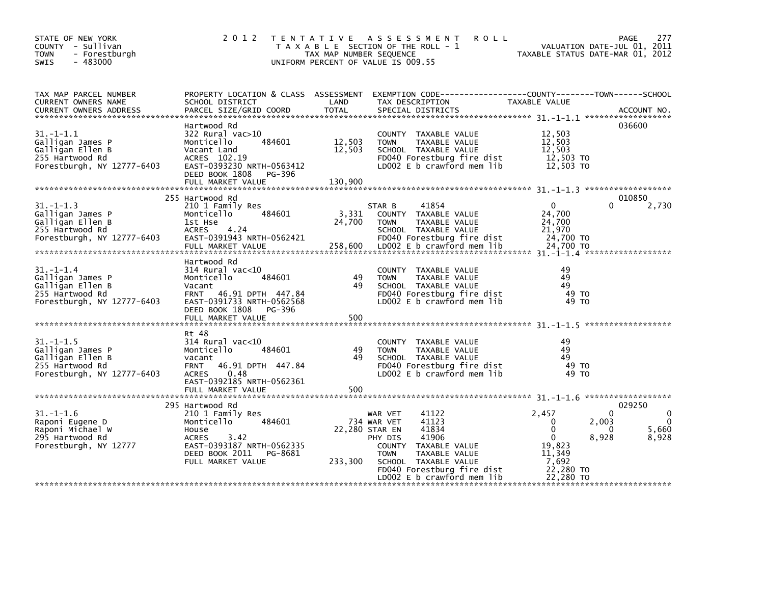STATE OF NEW YORK
COUNTY - Sullivan
TOWN - Forestburgh
SWIS - 483000

# 2012 TENTATIVE ASSESSMENT ROLL

TAXABLE SECTION OF THE ROLL - 1
TAX MAP NUMBER SEQUENCE
UNIFORM PERCENT OF VALUE IS 009.55

VALUATION DATE-JUL 01, 2011
TAXABLE STATUS DATE-MAR 01, 2012

| TAX MAP PARCEL NUMBER / CURRENT OWNERS NAME / CURRENT OWNERS ADDRESS | PROPERTY LOCATION & CLASS / SCHOOL DISTRICT / PARCEL SIZE/GRID COORD | ASSESSMENT LAND / TOTAL | EXEMPTION CODE / TAX DESCRIPTION / SPECIAL DISTRICTS | COUNTY | TOWN | SCHOOL | ACCOUNT NO. |
|---|---|---|---|---|---|---|---|
| 31.-1-1.1 | Hartwood Rd | | | | | | 036600 |
| | 322 Rural vac>10 | | COUNTY TAXABLE VALUE | 12,503 | | | |
| Galligan James P | Monticello 484601 | 12,503 | TOWN TAXABLE VALUE | | 12,503 | | |
| Galligan Ellen B | Vacant Land | 12,503 | SCHOOL TAXABLE VALUE | | | 12,503 | |
| 255 Hartwood Rd | ACRES 102.19 | | FD040 Forestburg fire dist | 12,503 TO | | | |
| Forestburgh, NY 12777-6403 | EAST-0393230 NRTH-0563412 | | LD002 E b crawford mem lib | 12,503 TO | | | |
| | DEED BOOK 1808 PG-396 | | | | | | |
| | FULL MARKET VALUE | 130,900 | | | | | |
| 31.-1-1.3 | 255 Hartwood Rd | | | | | | 010850 |
| | 210 1 Family Res | | STAR B 41854 | 0 | 0 | 2,730 | |
| Galligan James P | Monticello 484601 | 3,331 | COUNTY TAXABLE VALUE | 24,700 | | | |
| Galligan Ellen B | 1st Hse | 24,700 | TOWN TAXABLE VALUE | | 24,700 | | |
| 255 Hartwood Rd | ACRES 4.24 | | SCHOOL TAXABLE VALUE | | | 21,970 | |
| Forestburgh, NY 12777-6403 | EAST-0391943 NRTH-0562421 | | FD040 Forestburg fire dist | 24,700 TO | | | |
| | FULL MARKET VALUE | 258,600 | LD002 E b crawford mem lib | 24,700 TO | | | |
| 31.-1-1.4 | Hartwood Rd | | | | | | |
| | 314 Rural vac<10 | | COUNTY TAXABLE VALUE | 49 | | | |
| Galligan James P | Monticello 484601 | 49 | TOWN TAXABLE VALUE | | 49 | | |
| Galligan Ellen B | Vacant | 49 | SCHOOL TAXABLE VALUE | | | 49 | |
| 255 Hartwood Rd | FRNT 46.91 DPTH 447.84 | | FD040 Forestburg fire dist | 49 TO | | | |
| Forestburgh, NY 12777-6403 | EAST-0391733 NRTH-0562568 | | LD002 E b crawford mem lib | 49 TO | | | |
| | DEED BOOK 1808 PG-396 | | | | | | |
| | FULL MARKET VALUE | 500 | | | | | |
| 31.-1-1.5 | Rt 48 | | | | | | |
| | 314 Rural vac<10 | | COUNTY TAXABLE VALUE | 49 | | | |
| Galligan James P | Monticello 484601 | 49 | TOWN TAXABLE VALUE | | 49 | | |
| Galligan Ellen B | vacant | 49 | SCHOOL TAXABLE VALUE | | | 49 | |
| 255 Hartwood Rd | FRNT 46.91 DPTH 447.84 | | FD040 Forestburg fire dist | 49 TO | | | |
| Forestburgh, NY 12777-6403 | ACRES 0.48 | | LD002 E b crawford mem lib | 49 TO | | | |
| | EAST-0392185 NRTH-0562361 | | | | | | |
| | FULL MARKET VALUE | 500 | | | | | |
| 31.-1-1.6 | 295 Hartwood Rd | | | | | | 029250 |
| | 210 1 Family Res | | WAR VET 41122 | 2,457 | 0 | 0 | |
| Raponi Eugene D | Monticello 484601 | 734 | WAR VET 41123 | 0 | 2,003 | 0 | |
| Raponi Michael W | House | 22,280 | STAR EN 41834 | 0 | 0 | 5,660 | |
| 295 Hartwood Rd | ACRES 3.42 | | PHY DIS 41906 | 0 | 8,928 | 8,928 | |
| Forestburgh, NY 12777 | EAST-0393187 NRTH-0562335 | | COUNTY TAXABLE VALUE | 19,823 | | | |
| | DEED BOOK 2011 PG-8681 | | TOWN TAXABLE VALUE | | 11,349 | | |
| | FULL MARKET VALUE | 233,300 | SCHOOL TAXABLE VALUE | | | 7,692 | |
| | | | FD040 Forestburg fire dist | 22,280 TO | | | |
| | | | LD002 E b crawford mem lib | 22,280 TO | | | |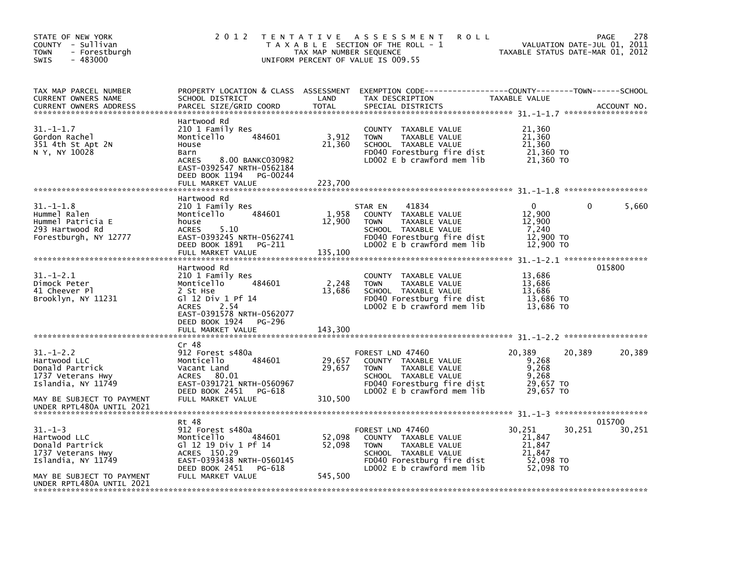STATE OF NEW YORK
COUNTY - Sullivan
TOWN - Forestburgh
SWIS - 483000

2012 TENTATIVE ASSESSMENT ROLL
TAXABLE SECTION OF THE ROLL - 1
TAX MAP NUMBER SEQUENCE
UNIFORM PERCENT OF VALUE IS 009.55

VALUATION DATE-JUL 01, 2011
TAXABLE STATUS DATE-MAR 01, 2012

| TAX MAP PARCEL NUMBER / CURRENT OWNERS NAME / CURRENT OWNERS ADDRESS | PROPERTY LOCATION & CLASS / SCHOOL DISTRICT / PARCEL SIZE/GRID COORD | ASSESSMENT LAND / TOTAL | EXEMPTION CODE / TAX DESCRIPTION / SPECIAL DISTRICTS | COUNTY TAXABLE VALUE | TOWN | SCHOOL | ACCOUNT NO. |
|---|---|---|---|---|---|---|---|
| 31.-1-1.7 | Hartwood Rd | | | | | | |
| Gordon Rachel | 210 1 Family Res | | COUNTY TAXABLE VALUE | 21,360 | | | |
| 351 4th St Apt 2N | Monticello 484601 | 3,912 | TOWN TAXABLE VALUE | 21,360 | | | |
| N Y, NY 10028 | House | 21,360 | SCHOOL TAXABLE VALUE | 21,360 | | | |
| | Barn | | FD040 Forestburg fire dist | 21,360 TO | | | |
| | ACRES 8.00 BANKC030982 | | LD002 E b crawford mem lib | 21,360 TO | | | |
| | EAST-0392547 NRTH-0562184 | | | | | | |
| | DEED BOOK 1194 PG-00244 | | | | | | |
| | FULL MARKET VALUE | 223,700 | | | | | |
| 31.-1-1.8 | Hartwood Rd | | | | | | |
| Hummel Ralen | 210 1 Family Res | | STAR EN 41834 | 0 | 0 | 5,660 | |
| Hummel Patricia E | Monticello 484601 | 1,958 | COUNTY TAXABLE VALUE | 12,900 | | | |
| 293 Hartwood Rd | house | 12,900 | TOWN TAXABLE VALUE | 12,900 | | | |
| Forestburgh, NY 12777 | ACRES 5.10 | | SCHOOL TAXABLE VALUE | 7,240 | | | |
| | EAST-0393245 NRTH-0562741 | | FD040 Forestburg fire dist | 12,900 TO | | | |
| | DEED BOOK 1891 PG-211 | | LD002 E b crawford mem lib | 12,900 TO | | | |
| | FULL MARKET VALUE | 135,100 | | | | | |
| 31.-1-2.1 | Hartwood Rd | | | | | | 015800 |
| Dimock Peter | 210 1 Family Res | | COUNTY TAXABLE VALUE | 13,686 | | | |
| 41 Cheever Pl | Monticello 484601 | 2,248 | TOWN TAXABLE VALUE | 13,686 | | | |
| Brooklyn, NY 11231 | 2 St Hse | 13,686 | SCHOOL TAXABLE VALUE | 13,686 | | | |
| | Gl 12 Div 1 Pf 14 | | FD040 Forestburg fire dist | 13,686 TO | | | |
| | ACRES 2.54 | | LD002 E b crawford mem lib | 13,686 TO | | | |
| | EAST-0391578 NRTH-0562077 | | | | | | |
| | DEED BOOK 1924 PG-296 | | | | | | |
| | FULL MARKET VALUE | 143,300 | | | | | |
| 31.-1-2.2 | Cr 48 | | | | | | |
| Hartwood LLC | 912 Forest s480a | | FOREST LND 47460 | 20,389 | 20,389 | 20,389 | |
| Donald Partrick | Monticello 484601 | 29,657 | COUNTY TAXABLE VALUE | 9,268 | | | |
| 1737 Veterans Hwy | Vacant Land | 29,657 | TOWN TAXABLE VALUE | 9,268 | | | |
| Islandia, NY 11749 | ACRES 80.01 | | SCHOOL TAXABLE VALUE | 9,268 | | | |
| | EAST-0391721 NRTH-0560967 | | FD040 Forestburg fire dist | 29,657 TO | | | |
| | DEED BOOK 2451 PG-618 | | LD002 E b crawford mem lib | 29,657 TO | | | |
| MAY BE SUBJECT TO PAYMENT UNDER RPTL480A UNTIL 2021 | FULL MARKET VALUE | 310,500 | | | | | |
| 31.-1-3 | Rt 48 | | | | | | 015700 |
| Hartwood LLC | 912 Forest s480a | | FOREST LND 47460 | 30,251 | 30,251 | 30,251 | |
| Donald Partrick | Monticello 484601 | 52,098 | COUNTY TAXABLE VALUE | 21,847 | | | |
| 1737 Veterans Hwy | Gl 12 19 Div 1 Pf 14 | 52,098 | TOWN TAXABLE VALUE | 21,847 | | | |
| Islandia, NY 11749 | ACRES 150.29 | | SCHOOL TAXABLE VALUE | 21,847 | | | |
| | EAST-0393438 NRTH-0560145 | | FD040 Forestburg fire dist | 52,098 TO | | | |
| | DEED BOOK 2451 PG-618 | | LD002 E b crawford mem lib | 52,098 TO | | | |
| MAY BE SUBJECT TO PAYMENT UNDER RPTL480A UNTIL 2021 | FULL MARKET VALUE | 545,500 | | | | | |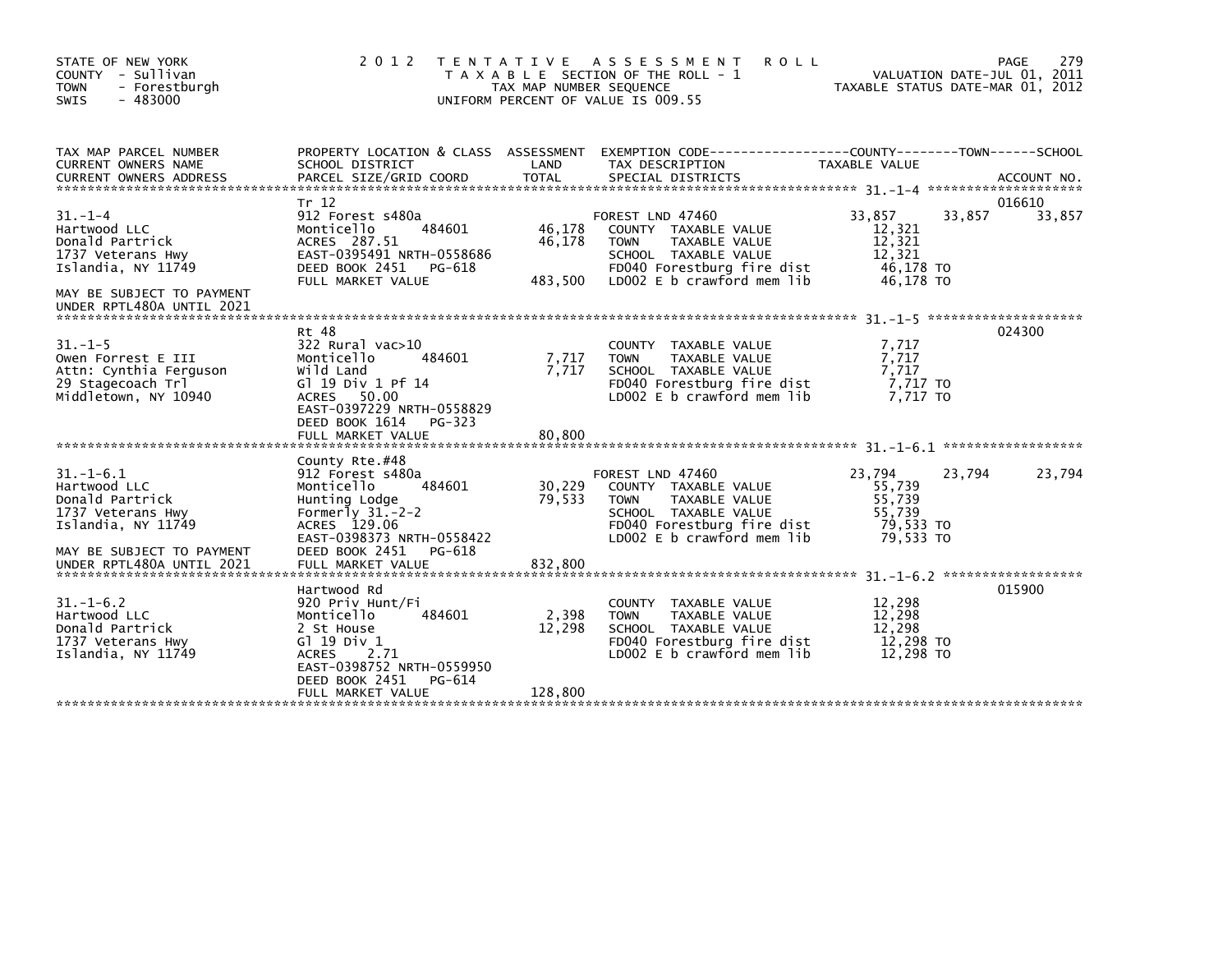STATE OF NEW YORK
COUNTY - Sullivan
TOWN - Forestburgh
SWIS - 483000

2012 TENTATIVE ASSESSMENT ROLL
TAXABLE SECTION OF THE ROLL - 1
TAX MAP NUMBER SEQUENCE
UNIFORM PERCENT OF VALUE IS 009.55

VALUATION DATE-JUL 01, 2011
TAXABLE STATUS DATE-MAR 01, 2012

| TAX MAP PARCEL NUMBER / CURRENT OWNERS NAME / CURRENT OWNERS ADDRESS | PROPERTY LOCATION & CLASS / SCHOOL DISTRICT / PARCEL SIZE/GRID COORD | ASSESSMENT LAND | TOTAL | EXEMPTION CODE / TAX DESCRIPTION / SPECIAL DISTRICTS | COUNTY TAXABLE VALUE | TOWN | SCHOOL | ACCOUNT NO. |
|---|---|---|---|---|---|---|---|---|
| ******* 31.-1-4 ******* | | | | | | | | |
| | Tr 12 | | | | | | | 016610 |
| 31.-1-4 | 912 Forest s480a | | | FOREST LND 47460 | 33,857 | 33,857 | 33,857 | |
| Hartwood LLC | Monticello 484601 | 46,178 | | COUNTY TAXABLE VALUE | 12,321 | | | |
| Donald Partrick | ACRES 287.51 | | 46,178 | TOWN TAXABLE VALUE | 12,321 | | | |
| 1737 Veterans Hwy | EAST-0395491 NRTH-0558686 | | | SCHOOL TAXABLE VALUE | 12,321 | | | |
| Islandia, NY 11749 | DEED BOOK 2451 PG-618 | | | FD040 Forestburg fire dist | 46,178 TO | | | |
| | FULL MARKET VALUE | | 483,500 | LD002 E b crawford mem lib | 46,178 TO | | | |
| MAY BE SUBJECT TO PAYMENT UNDER RPTL480A UNTIL 2021 | | | | | | | | |
| ******* 31.-1-5 ******* | | | | | | | | |
| | Rt 48 | | | | | | | 024300 |
| 31.-1-5 | 322 Rural vac>10 | | | COUNTY TAXABLE VALUE | 7,717 | | | |
| Owen Forrest E III | Monticello 484601 | 7,717 | | TOWN TAXABLE VALUE | 7,717 | | | |
| Attn: Cynthia Ferguson | Wild Land | | 7,717 | SCHOOL TAXABLE VALUE | 7,717 | | | |
| 29 Stagecoach Trl | Gl 19 Div 1 Pf 14 | | | FD040 Forestburg fire dist | 7,717 TO | | | |
| Middletown, NY 10940 | ACRES 50.00 | | | LD002 E b crawford mem lib | 7,717 TO | | | |
| | EAST-0397229 NRTH-0558829 | | | | | | | |
| | DEED BOOK 1614 PG-323 | | | | | | | |
| | FULL MARKET VALUE | | 80,800 | | | | | |
| ******* 31.-1-6.1 ******* | | | | | | | | |
| | County Rte.#48 | | | | | | | |
| 31.-1-6.1 | 912 Forest s480a | | | FOREST LND 47460 | 23,794 | 23,794 | 23,794 | |
| Hartwood LLC | Monticello 484601 | 30,229 | | COUNTY TAXABLE VALUE | 55,739 | | | |
| Donald Partrick | Hunting Lodge | | 79,533 | TOWN TAXABLE VALUE | 55,739 | | | |
| 1737 Veterans Hwy | Formerly 31.-2-2 | | | SCHOOL TAXABLE VALUE | 55,739 | | | |
| Islandia, NY 11749 | ACRES 129.06 | | | FD040 Forestburg fire dist | 79,533 TO | | | |
| | EAST-0398373 NRTH-0558422 | | | LD002 E b crawford mem lib | 79,533 TO | | | |
| MAY BE SUBJECT TO PAYMENT | DEED BOOK 2451 PG-618 | | | | | | | |
| UNDER RPTL480A UNTIL 2021 | FULL MARKET VALUE | | 832,800 | | | | | |
| ******* 31.-1-6.2 ******* | | | | | | | | |
| | Hartwood Rd | | | | | | | 015900 |
| 31.-1-6.2 | 920 Priv Hunt/Fi | | | COUNTY TAXABLE VALUE | 12,298 | | | |
| Hartwood LLC | Monticello 484601 | 2,398 | | TOWN TAXABLE VALUE | 12,298 | | | |
| Donald Partrick | 2 St House | | 12,298 | SCHOOL TAXABLE VALUE | 12,298 | | | |
| 1737 Veterans Hwy | Gl 19 Div 1 | | | FD040 Forestburg fire dist | 12,298 TO | | | |
| Islandia, NY 11749 | ACRES 2.71 | | | LD002 E b crawford mem lib | 12,298 TO | | | |
| | EAST-0398752 NRTH-0559950 | | | | | | | |
| | DEED BOOK 2451 PG-614 | | | | | | | |
| | FULL MARKET VALUE | | 128,800 | | | | | |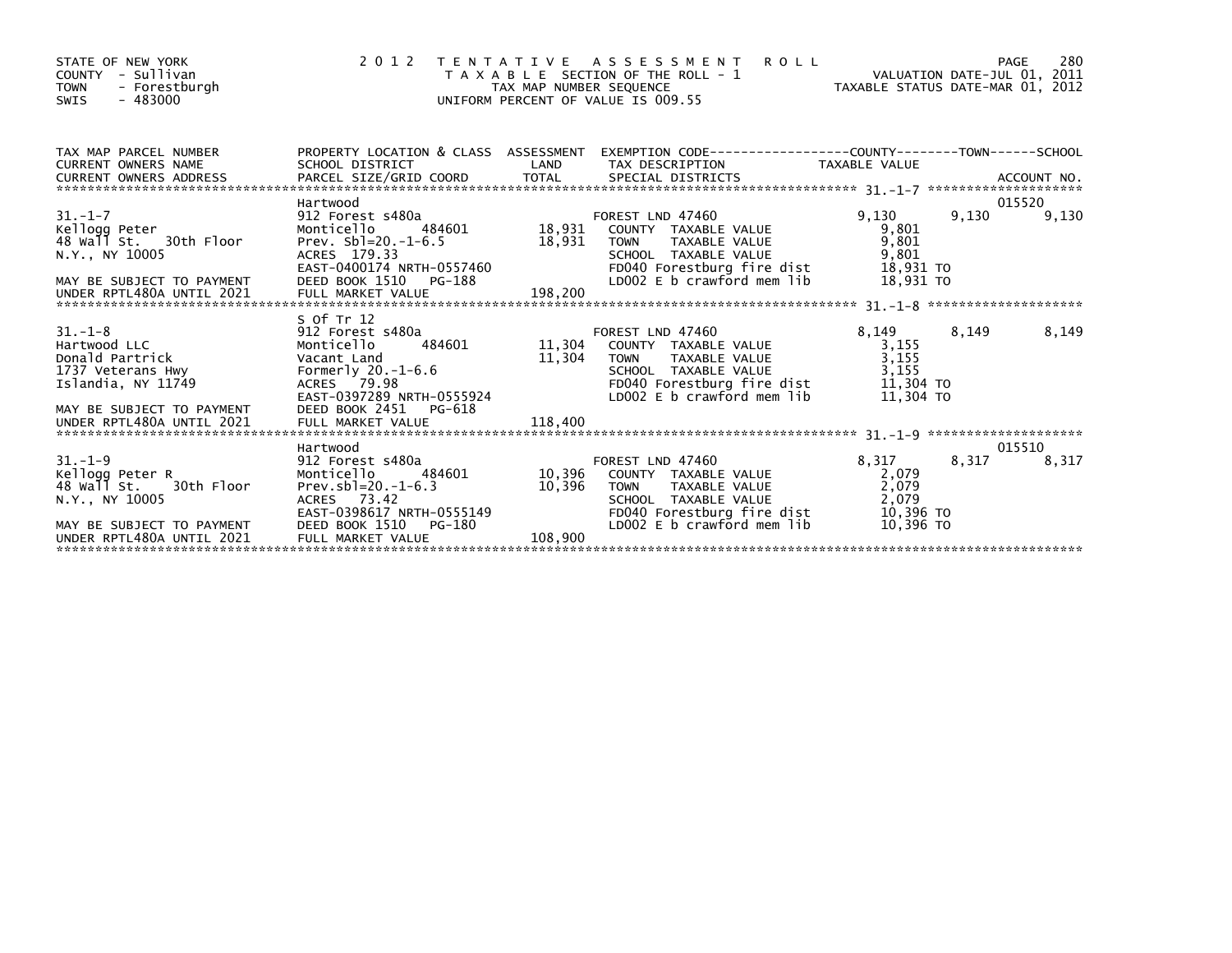STATE OF NEW YORK
COUNTY - Sullivan
TOWN - Forestburgh
SWIS - 483000

# 2012 TENTATIVE ASSESSMENT ROLL

TAXABLE SECTION OF THE ROLL - 1
TAX MAP NUMBER SEQUENCE
UNIFORM PERCENT OF VALUE IS 009.55

VALUATION DATE-JUL 01, 2011
TAXABLE STATUS DATE-MAR 01, 2012

| TAX MAP PARCEL NUMBER / CURRENT OWNERS NAME / CURRENT OWNERS ADDRESS | PROPERTY LOCATION & CLASS / SCHOOL DISTRICT / PARCEL SIZE/GRID COORD | ASSESSMENT LAND / TOTAL | EXEMPTION CODE / TAX DESCRIPTION / SPECIAL DISTRICTS | COUNTY TAXABLE VALUE | TOWN | SCHOOL / ACCOUNT NO. |
|---|---|---|---|---|---|---|
| 31.-1-7 | Hartwood | | | | | 015520 |
| | 912 Forest s480a | | FOREST LND 47460 | 9,130 | 9,130 | 9,130 |
| Kellogg Peter | Monticello 484601 | 18,931 | COUNTY TAXABLE VALUE | 9,801 | | |
| 48 Wall St. 30th Floor | Prev. Sbl=20.-1-6.5 | 18,931 | TOWN TAXABLE VALUE | 9,801 | | |
| N.Y., NY 10005 | ACRES 179.33 | | SCHOOL TAXABLE VALUE | 9,801 | | |
| | EAST-0400174 NRTH-0557460 | | FD040 Forestburg fire dist | 18,931 TO | | |
| MAY BE SUBJECT TO PAYMENT | DEED BOOK 1510 PG-188 | | LD002 E b crawford mem lib | 18,931 TO | | |
| UNDER RPTL480A UNTIL 2021 | FULL MARKET VALUE | 198,200 | | | | |
| 31.-1-8 | S Of Tr 12 | | | | | |
| | 912 Forest s480a | | FOREST LND 47460 | 8,149 | 8,149 | 8,149 |
| Hartwood LLC | Monticello 484601 | 11,304 | COUNTY TAXABLE VALUE | 3,155 | | |
| Donald Partrick | Vacant Land | 11,304 | TOWN TAXABLE VALUE | 3,155 | | |
| 1737 Veterans Hwy | Formerly 20.-1-6.6 | | SCHOOL TAXABLE VALUE | 3,155 | | |
| Islandia, NY 11749 | ACRES 79.98 | | FD040 Forestburg fire dist | 11,304 TO | | |
| | EAST-0397289 NRTH-0555924 | | LD002 E b crawford mem lib | 11,304 TO | | |
| MAY BE SUBJECT TO PAYMENT | DEED BOOK 2451 PG-618 | | | | | |
| UNDER RPTL480A UNTIL 2021 | FULL MARKET VALUE | 118,400 | | | | |
| 31.-1-9 | Hartwood | | | | | 015510 |
| | 912 Forest s480a | | FOREST LND 47460 | 8,317 | 8,317 | 8,317 |
| Kellogg Peter R | Monticello 484601 | 10,396 | COUNTY TAXABLE VALUE | 2,079 | | |
| 48 Wall St. 30th Floor | Prev.sbl=20.-1-6.3 | 10,396 | TOWN TAXABLE VALUE | 2,079 | | |
| N.Y., NY 10005 | ACRES 73.42 | | SCHOOL TAXABLE VALUE | 2,079 | | |
| | EAST-0398617 NRTH-0555149 | | FD040 Forestburg fire dist | 10,396 TO | | |
| MAY BE SUBJECT TO PAYMENT | DEED BOOK 1510 PG-180 | | LD002 E b crawford mem lib | 10,396 TO | | |
| UNDER RPTL480A UNTIL 2021 | FULL MARKET VALUE | 108,900 | | | | |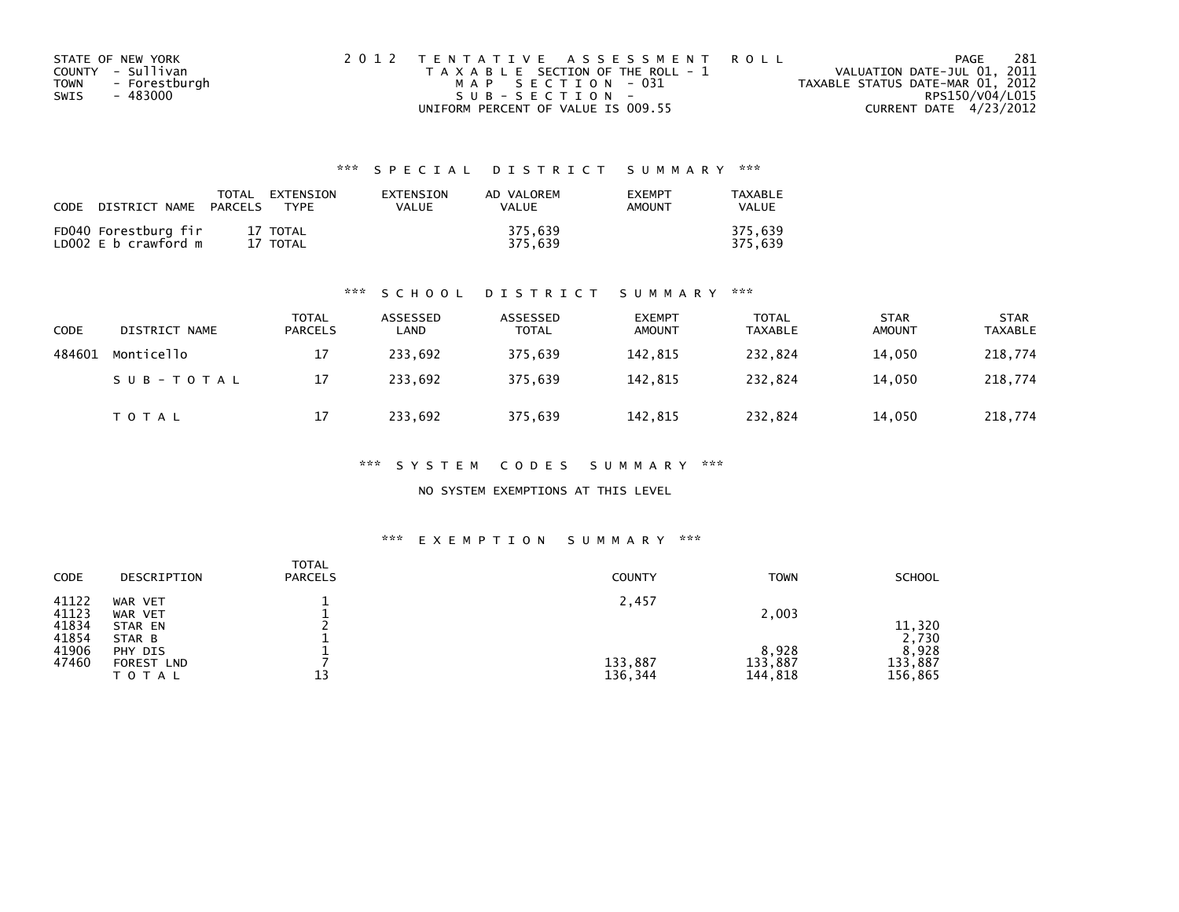STATE OF NEW YORK
COUNTY - Sullivan
TOWN - Forestburgh
SWIS - 483000

2012 TENTATIVE ASSESSMENT ROLL
TAXABLE SECTION OF THE ROLL - 1
MAP SECTION - 031
SUB-SECTION -
UNIFORM PERCENT OF VALUE IS 009.55

VALUATION DATE-JUL 01, 2011
TAXABLE STATUS DATE-MAR 01, 2012
RPS150/V04/L015
CURRENT DATE 4/23/2012

### *** SPECIAL DISTRICT SUMMARY ***

| CODE | DISTRICT NAME | TOTAL PARCELS | EXTENSION TYPE | EXTENSION VALUE | AD VALOREM VALUE | EXEMPT AMOUNT | TAXABLE VALUE |
|---|---|---|---|---|---|---|---|
| FD040 | Forestburg fir | 17 | TOTAL | | 375,639 | | 375,639 |
| LD002 | E b crawford m | 17 | TOTAL | | 375,639 | | 375,639 |

### *** SCHOOL DISTRICT SUMMARY ***

| CODE | DISTRICT NAME | TOTAL PARCELS | ASSESSED LAND | ASSESSED TOTAL | EXEMPT AMOUNT | TOTAL TAXABLE | STAR AMOUNT | STAR TAXABLE |
|---|---|---|---|---|---|---|---|---|
| 484601 | Monticello | 17 | 233,692 | 375,639 | 142,815 | 232,824 | 14,050 | 218,774 |
| | SUB-TOTAL | 17 | 233,692 | 375,639 | 142,815 | 232,824 | 14,050 | 218,774 |
| | TOTAL | 17 | 233,692 | 375,639 | 142,815 | 232,824 | 14,050 | 218,774 |

### *** SYSTEM CODES SUMMARY ***

NO SYSTEM EXEMPTIONS AT THIS LEVEL

### *** EXEMPTION SUMMARY ***

| CODE | DESCRIPTION | TOTAL PARCELS | COUNTY | TOWN | SCHOOL |
|---|---|---|---|---|---|
| 41122 | WAR VET | 1 | 2,457 | | |
| 41123 | WAR VET | 1 | | 2,003 | |
| 41834 | STAR EN | 2 | | | 11,320 |
| 41854 | STAR B | 1 | | | 2,730 |
| 41906 | PHY DIS | 1 | | 8,928 | 8,928 |
| 47460 | FOREST LND | 7 | 133,887 | 133,887 | 133,887 |
| | TOTAL | 13 | 136,344 | 144,818 | 156,865 |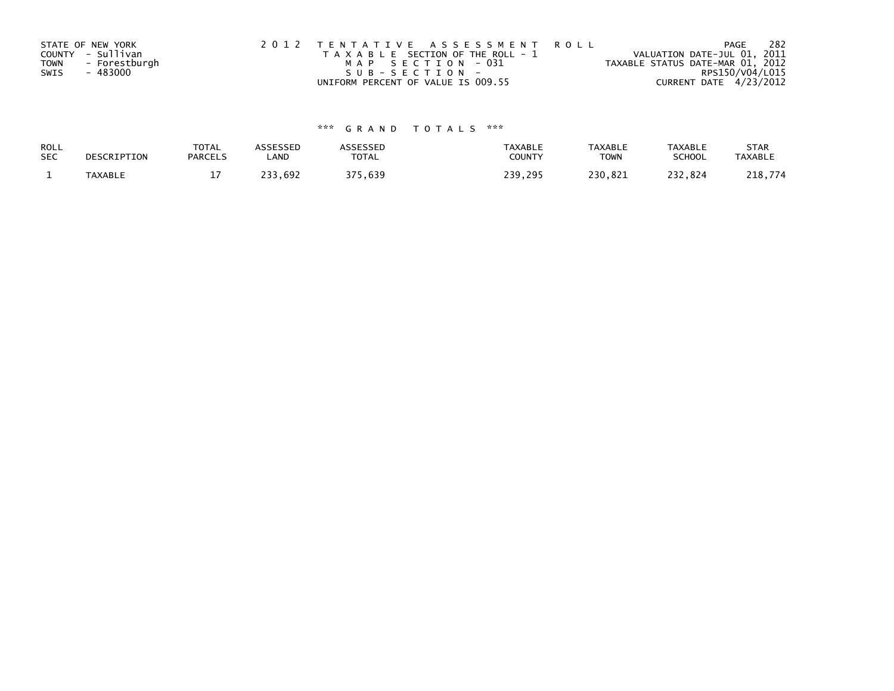STATE OF NEW YORK
COUNTY - Sullivan
TOWN - Forestburgh
SWIS - 483000

2012 TENTATIVE ASSESSMENT ROLL
TAXABLE SECTION OF THE ROLL - 1
MAP SECTION - 031
SUB-SECTION -
UNIFORM PERCENT OF VALUE IS 009.55

VALUATION DATE-JUL 01, 2011
TAXABLE STATUS DATE-MAR 01, 2012
RPS150/V04/L015
CURRENT DATE 4/23/2012

*** GRAND TOTALS ***

| ROLL SEC | DESCRIPTION | TOTAL PARCELS | ASSESSED LAND | ASSESSED TOTAL | TAXABLE COUNTY | TAXABLE TOWN | TAXABLE SCHOOL | STAR TAXABLE |
|---|---|---|---|---|---|---|---|---|
| 1 | TAXABLE | 17 | 233,692 | 375,639 | 239,295 | 230,821 | 232,824 | 218,774 |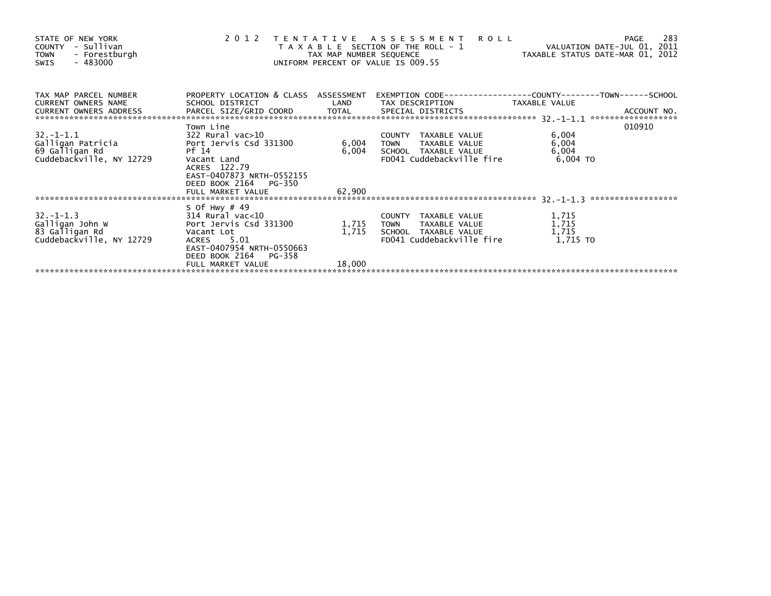STATE OF NEW YORK
COUNTY - Sullivan
TOWN - Forestburgh
SWIS - 483000

2 0 1 2 T E N T A T I V E A S S E S S M E N T R O L L
T A X A B L E SECTION OF THE ROLL - 1
TAX MAP NUMBER SEQUENCE
UNIFORM PERCENT OF VALUE IS 009.55

VALUATION DATE-JUL 01, 2011
TAXABLE STATUS DATE-MAR 01, 2012

| TAX MAP PARCEL NUMBER / CURRENT OWNERS NAME / CURRENT OWNERS ADDRESS | PROPERTY LOCATION & CLASS / SCHOOL DISTRICT / PARCEL SIZE/GRID COORD | ASSESSMENT LAND / TOTAL | EXEMPTION CODE / TAX DESCRIPTION / SPECIAL DISTRICTS | TAXABLE VALUE (COUNTY / TOWN / SCHOOL) | ACCOUNT NO. |
|---|---|---|---|---|---|
| 32.-1-1.1 | Town Line | | | | 010910 |
| | 322 Rural vac>10 | | COUNTY TAXABLE VALUE | 6,004 | |
| Galligan Patricia | Port Jervis Csd 331300 | 6,004 | TOWN TAXABLE VALUE | 6,004 | |
| 69 Galligan Rd | Pf 14 | 6,004 | SCHOOL TAXABLE VALUE | 6,004 | |
| Cuddebackville, NY 12729 | Vacant Land | | FD041 Cuddebackville fire | 6,004 TO | |
| | ACRES 122.79 | | | | |
| | EAST-0407873 NRTH-0552155 | | | | |
| | DEED BOOK 2164 PG-350 | | | | |
| | FULL MARKET VALUE | 62,900 | | | |
| 32.-1-1.3 | S Of Hwy # 49 | | | | |
| | 314 Rural vac<10 | | COUNTY TAXABLE VALUE | 1,715 | |
| Galligan John W | Port Jervis Csd 331300 | 1,715 | TOWN TAXABLE VALUE | 1,715 | |
| 83 Galligan Rd | Vacant Lot | 1,715 | SCHOOL TAXABLE VALUE | 1,715 | |
| Cuddebackville, NY 12729 | ACRES 5.01 | | FD041 Cuddebackville fire | 1,715 TO | |
| | EAST-0407954 NRTH-0550663 | | | | |
| | DEED BOOK 2164 PG-358 | | | | |
| | FULL MARKET VALUE | 18,000 | | | |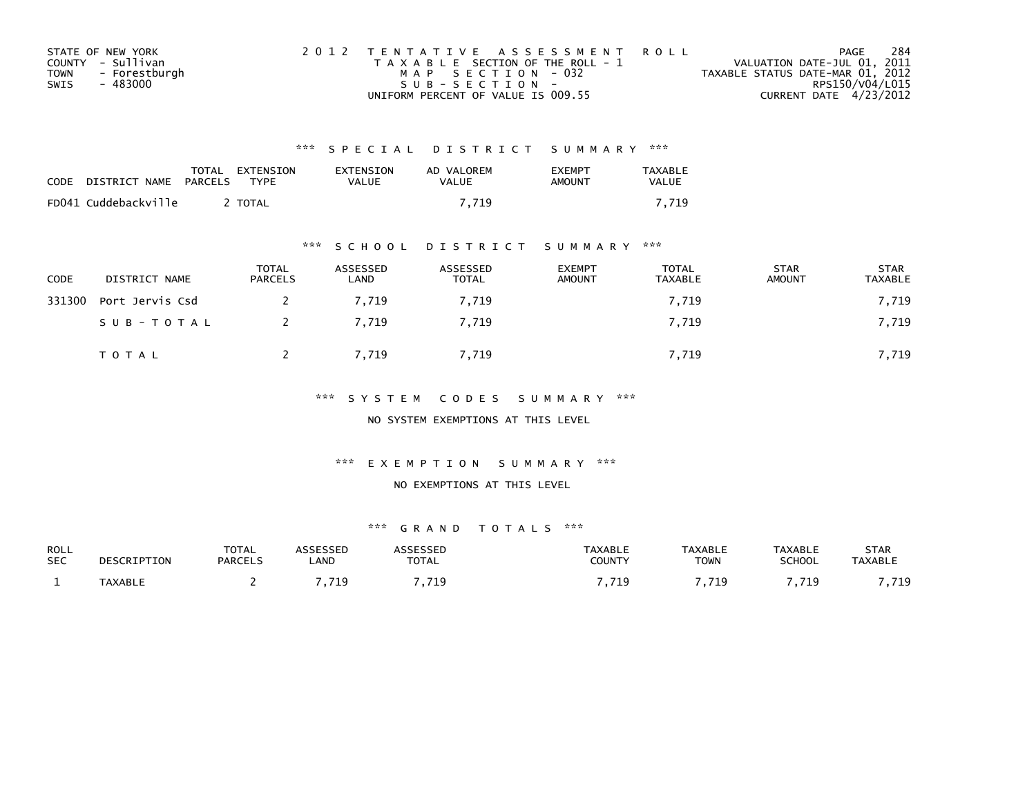STATE OF NEW YORK
COUNTY - Sullivan
TOWN - Forestburgh
SWIS - 483000

2 0 1 2 T E N T A T I V E A S S E S S M E N T R O L L
T A X A B L E SECTION OF THE ROLL - 1
M A P S E C T I O N - 032
S U B - S E C T I O N -
UNIFORM PERCENT OF VALUE IS 009.55

VALUATION DATE-JUL 01, 2011
TAXABLE STATUS DATE-MAR 01, 2012
RPS150/V04/L015
CURRENT DATE 4/23/2012

### *** S P E C I A L D I S T R I C T S U M M A R Y ***

| CODE | DISTRICT NAME | TOTAL PARCELS | EXTENSION TYPE | EXTENSION VALUE | AD VALOREM VALUE | EXEMPT AMOUNT | TAXABLE VALUE |
|---|---|---|---|---|---|---|---|
| FD041 | Cuddebackville | 2 | TOTAL | | 7,719 | | 7,719 |

### *** S C H O O L D I S T R I C T S U M M A R Y ***

| CODE | DISTRICT NAME | TOTAL PARCELS | ASSESSED LAND | ASSESSED TOTAL | EXEMPT AMOUNT | TOTAL TAXABLE | STAR AMOUNT | STAR TAXABLE |
|---|---|---|---|---|---|---|---|---|
| 331300 | Port Jervis Csd | 2 | 7,719 | 7,719 | | 7,719 | | 7,719 |
| | S U B - T O T A L | 2 | 7,719 | 7,719 | | 7,719 | | 7,719 |
| | T O T A L | 2 | 7,719 | 7,719 | | 7,719 | | 7,719 |

### *** S Y S T E M C O D E S S U M M A R Y ***

NO SYSTEM EXEMPTIONS AT THIS LEVEL

### *** E X E M P T I O N S U M M A R Y ***

NO EXEMPTIONS AT THIS LEVEL

### *** G R A N D T O T A L S ***

| ROLL SEC | DESCRIPTION | TOTAL PARCELS | ASSESSED LAND | ASSESSED TOTAL | TAXABLE COUNTY | TAXABLE TOWN | TAXABLE SCHOOL | STAR TAXABLE |
|---|---|---|---|---|---|---|---|---|
| 1 | TAXABLE | 2 | 7,719 | 7,719 | 7,719 | 7,719 | 7,719 | 7,719 |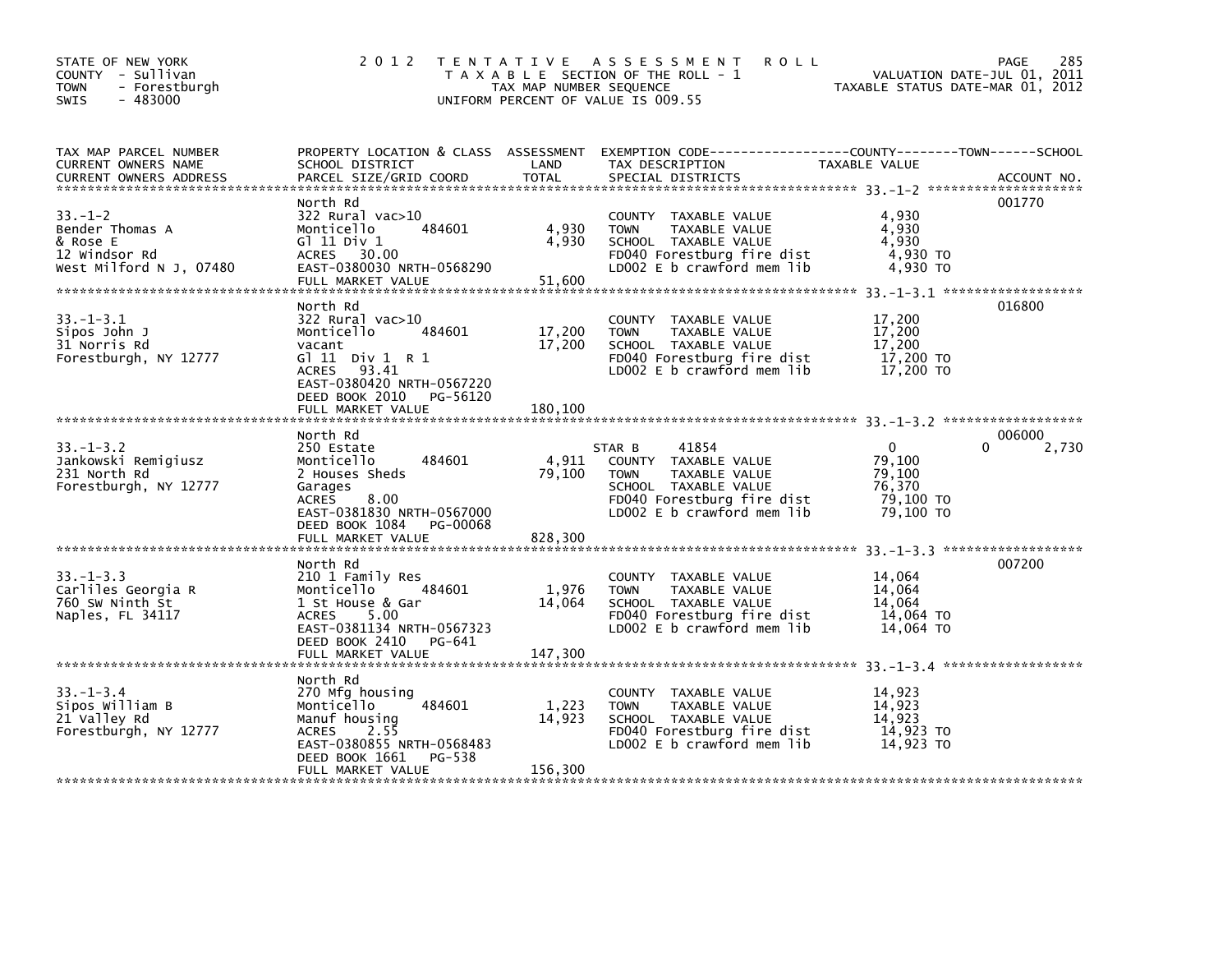STATE OF NEW YORK
COUNTY - Sullivan
TOWN - Forestburgh
SWIS - 483000

# 2012 TENTATIVE ASSESSMENT ROLL

TAXABLE SECTION OF THE ROLL - 1
TAX MAP NUMBER SEQUENCE
UNIFORM PERCENT OF VALUE IS 009.55

VALUATION DATE-JUL 01, 2011
TAXABLE STATUS DATE-MAR 01, 2012

| TAX MAP PARCEL NUMBER / CURRENT OWNERS NAME / CURRENT OWNERS ADDRESS | PROPERTY LOCATION & CLASS / SCHOOL DISTRICT / PARCEL SIZE/GRID COORD | ASSESSMENT LAND | TOTAL | EXEMPTION CODE / TAX DESCRIPTION / SPECIAL DISTRICTS | COUNTY TAXABLE VALUE | TOWN | SCHOOL | ACCOUNT NO. |
|---|---|---|---|---|---|---|---|---|
| 33.-1-2 | North Rd | | | | | | | 001770 |
| Bender Thomas A | 322 Rural vac>10 | | | COUNTY TAXABLE VALUE | 4,930 | | | |
| & Rose E | Monticello 484601 | 4,930 | | TOWN TAXABLE VALUE | 4,930 | | | |
| 12 Windsor Rd | Gl 11 Div 1 | | 4,930 | SCHOOL TAXABLE VALUE | 4,930 | | | |
| West Milford N J, 07480 | ACRES 30.00 | | | FD040 Forestburg fire dist | 4,930 TO | | | |
| | EAST-0380030 NRTH-0568290 | | | LD002 E b crawford mem lib | 4,930 TO | | | |
| | FULL MARKET VALUE | | 51,600 | | | | | |
| 33.-1-3.1 | North Rd | | | | | | | 016800 |
| Sipos John J | 322 Rural vac>10 | | | COUNTY TAXABLE VALUE | 17,200 | | | |
| 31 Norris Rd | Monticello 484601 | 17,200 | | TOWN TAXABLE VALUE | 17,200 | | | |
| Forestburgh, NY 12777 | vacant | | 17,200 | SCHOOL TAXABLE VALUE | 17,200 | | | |
| | Gl 11 Div 1 R 1 | | | FD040 Forestburg fire dist | 17,200 TO | | | |
| | ACRES 93.41 | | | LD002 E b crawford mem lib | 17,200 TO | | | |
| | EAST-0380420 NRTH-0567220 | | | | | | | |
| | DEED BOOK 2010 PG-56120 | | | | | | | |
| | FULL MARKET VALUE | | 180,100 | | | | | |
| 33.-1-3.2 | North Rd | | | | | | | 006000 |
| Jankowski Remigiusz | 250 Estate | | | STAR B 41854 | 0 | | 0 | 2,730 |
| 231 North Rd | Monticello 484601 | 4,911 | | COUNTY TAXABLE VALUE | 79,100 | | | |
| Forestburgh, NY 12777 | 2 Houses Sheds | | 79,100 | TOWN TAXABLE VALUE | 79,100 | | | |
| | Garages | | | SCHOOL TAXABLE VALUE | 76,370 | | | |
| | ACRES 8.00 | | | FD040 Forestburg fire dist | 79,100 TO | | | |
| | EAST-0381830 NRTH-0567000 | | | LD002 E b crawford mem lib | 79,100 TO | | | |
| | DEED BOOK 1084 PG-00068 | | | | | | | |
| | FULL MARKET VALUE | | 828,300 | | | | | |
| 33.-1-3.3 | North Rd | | | | | | | 007200 |
| Carliles Georgia R | 210 1 Family Res | | | COUNTY TAXABLE VALUE | 14,064 | | | |
| 760 SW Ninth St | Monticello 484601 | 1,976 | | TOWN TAXABLE VALUE | 14,064 | | | |
| Naples, FL 34117 | 1 St House & Gar | | 14,064 | SCHOOL TAXABLE VALUE | 14,064 | | | |
| | ACRES 5.00 | | | FD040 Forestburg fire dist | 14,064 TO | | | |
| | EAST-0381134 NRTH-0567323 | | | LD002 E b crawford mem lib | 14,064 TO | | | |
| | DEED BOOK 2410 PG-641 | | | | | | | |
| | FULL MARKET VALUE | | 147,300 | | | | | |
| 33.-1-3.4 | North Rd | | | | | | | |
| Sipos William B | 270 Mfg housing | | | COUNTY TAXABLE VALUE | 14,923 | | | |
| 21 Valley Rd | Monticello 484601 | 1,223 | | TOWN TAXABLE VALUE | 14,923 | | | |
| Forestburgh, NY 12777 | Manuf housing | | 14,923 | SCHOOL TAXABLE VALUE | 14,923 | | | |
| | ACRES 2.55 | | | FD040 Forestburg fire dist | 14,923 TO | | | |
| | EAST-0380855 NRTH-0568483 | | | LD002 E b crawford mem lib | 14,923 TO | | | |
| | DEED BOOK 1661 PG-538 | | | | | | | |
| | FULL MARKET VALUE | | 156,300 | | | | | |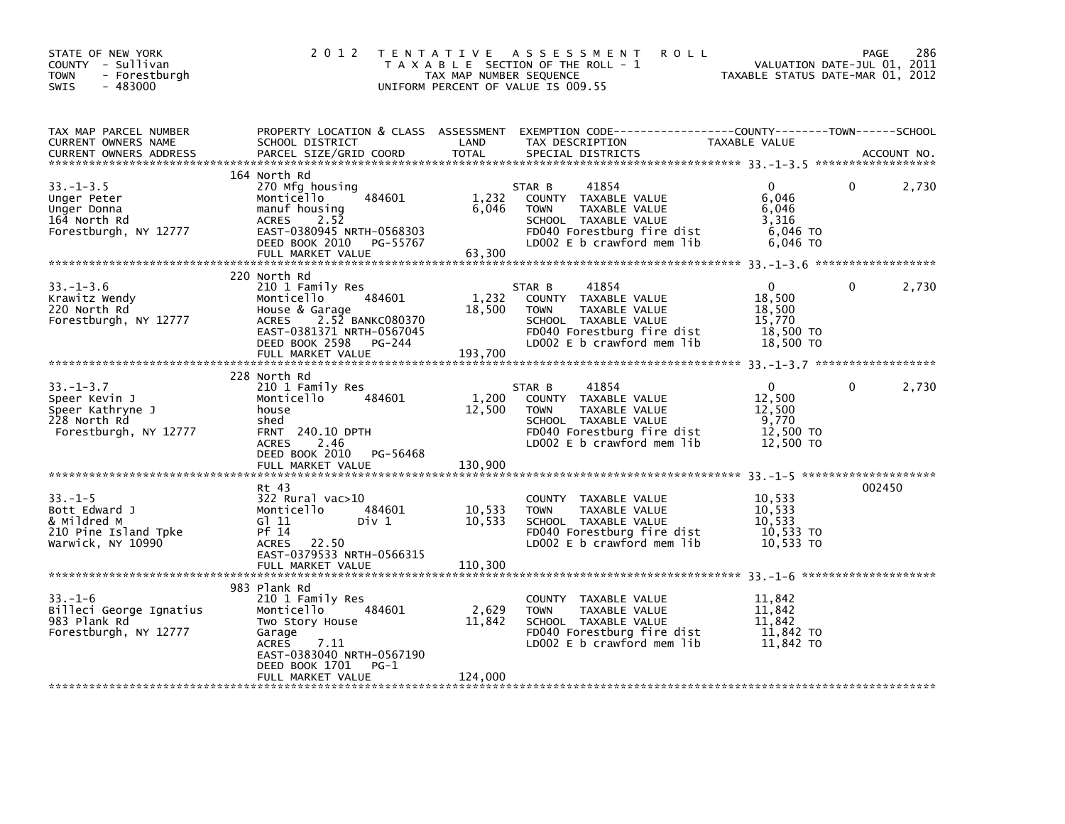STATE OF NEW YORK
COUNTY - Sullivan
TOWN - Forestburgh
SWIS - 483000

2012 TENTATIVE ASSESSMENT ROLL
TAXABLE SECTION OF THE ROLL - 1
TAX MAP NUMBER SEQUENCE
UNIFORM PERCENT OF VALUE IS 009.55

VALUATION DATE-JUL 01, 2011
TAXABLE STATUS DATE-MAR 01, 2012

| TAX MAP PARCEL NUMBER / CURRENT OWNERS NAME / CURRENT OWNERS ADDRESS | PROPERTY LOCATION & CLASS / SCHOOL DISTRICT / PARCEL SIZE/GRID COORD | ASSESSMENT LAND / TOTAL | EXEMPTION CODE / TAX DESCRIPTION / SPECIAL DISTRICTS | COUNTY TAXABLE VALUE | TOWN | SCHOOL / ACCOUNT NO. |
|---|---|---|---|---|---|---|
| 33.-1-3.5 | 164 North Rd | | | | | |
| Unger Peter | 270 Mfg housing | | STAR B 41854 | 0 | 0 | 2,730 |
| Unger Donna | Monticello 484601 | 1,232 | COUNTY TAXABLE VALUE | 6,046 | | |
| 164 North Rd | manuf housing | 6,046 | TOWN TAXABLE VALUE | 6,046 | | |
| Forestburgh, NY 12777 | ACRES 2.52 | | SCHOOL TAXABLE VALUE | 3,316 | | |
| | EAST-0380945 NRTH-0568303 | | FD040 Forestburg fire dist | 6,046 TO | | |
| | DEED BOOK 2010 PG-55767 | | LD002 E b crawford mem lib | 6,046 TO | | |
| | FULL MARKET VALUE | 63,300 | | | | |
| 33.-1-3.6 | 220 North Rd | | | | | |
| Krawitz Wendy | 210 1 Family Res | | STAR B 41854 | 0 | 0 | 2,730 |
| 220 North Rd | Monticello 484601 | 1,232 | COUNTY TAXABLE VALUE | 18,500 | | |
| Forestburgh, NY 12777 | House & Garage | 18,500 | TOWN TAXABLE VALUE | 18,500 | | |
| | ACRES 2.52 BANKC080370 | | SCHOOL TAXABLE VALUE | 15,770 | | |
| | EAST-0381371 NRTH-0567045 | | FD040 Forestburg fire dist | 18,500 TO | | |
| | DEED BOOK 2598 PG-244 | | LD002 E b crawford mem lib | 18,500 TO | | |
| | FULL MARKET VALUE | 193,700 | | | | |
| 33.-1-3.7 | 228 North Rd | | | | | |
| Speer Kevin J | 210 1 Family Res | | STAR B 41854 | 0 | 0 | 2,730 |
| Speer Kathryne J | Monticello 484601 | 1,200 | COUNTY TAXABLE VALUE | 12,500 | | |
| 228 North Rd | house | 12,500 | TOWN TAXABLE VALUE | 12,500 | | |
| Forestburgh, NY 12777 | shed | | SCHOOL TAXABLE VALUE | 9,770 | | |
| | FRNT 240.10 DPTH | | FD040 Forestburg fire dist | 12,500 TO | | |
| | ACRES 2.46 | | LD002 E b crawford mem lib | 12,500 TO | | |
| | DEED BOOK 2010 PG-56468 | | | | | |
| | FULL MARKET VALUE | 130,900 | | | | |
| 33.-1-5 | Rt 43 | | | | | 002450 |
| Bott Edward J | 322 Rural vac>10 | | COUNTY TAXABLE VALUE | 10,533 | | |
| & Mildred M | Monticello 484601 | 10,533 | TOWN TAXABLE VALUE | 10,533 | | |
| 210 Pine Island Tpke | Gl 11 Div 1 | 10,533 | SCHOOL TAXABLE VALUE | 10,533 | | |
| Warwick, NY 10990 | Pf 14 | | FD040 Forestburg fire dist | 10,533 TO | | |
| | ACRES 22.50 | | LD002 E b crawford mem lib | 10,533 TO | | |
| | EAST-0379533 NRTH-0566315 | | | | | |
| | FULL MARKET VALUE | 110,300 | | | | |
| 33.-1-6 | 983 Plank Rd | | | | | |
| Billeci George Ignatius | 210 1 Family Res | | COUNTY TAXABLE VALUE | 11,842 | | |
| 983 Plank Rd | Monticello 484601 | 2,629 | TOWN TAXABLE VALUE | 11,842 | | |
| Forestburgh, NY 12777 | Two Story House | 11,842 | SCHOOL TAXABLE VALUE | 11,842 | | |
| | Garage | | FD040 Forestburg fire dist | 11,842 TO | | |
| | ACRES 7.11 | | LD002 E b crawford mem lib | 11,842 TO | | |
| | EAST-0383040 NRTH-0567190 | | | | | |
| | DEED BOOK 1701 PG-1 | | | | | |
| | FULL MARKET VALUE | 124,000 | | | | |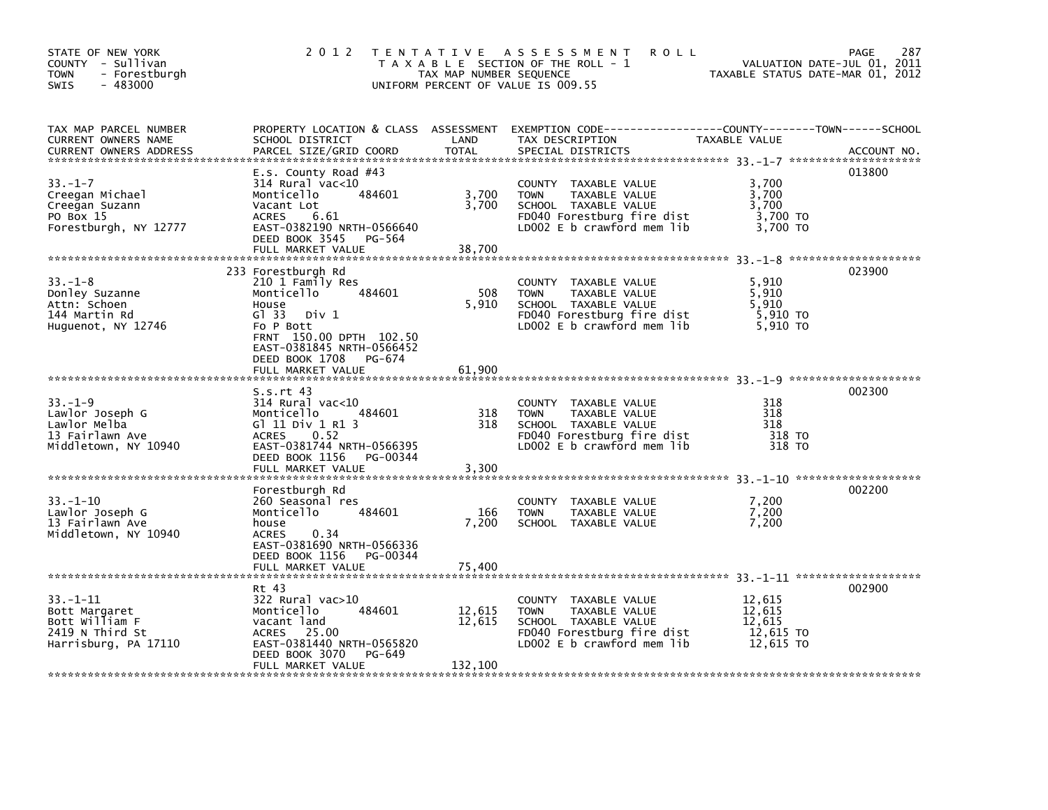STATE OF NEW YORK
COUNTY - Sullivan
TOWN - Forestburgh
SWIS - 483000

2012 TENTATIVE ASSESSMENT ROLL
TAXABLE SECTION OF THE ROLL - 1
TAX MAP NUMBER SEQUENCE
UNIFORM PERCENT OF VALUE IS 009.55

VALUATION DATE-JUL 01, 2011
TAXABLE STATUS DATE-MAR 01, 2012

| TAX MAP PARCEL NUMBER / CURRENT OWNERS NAME / CURRENT OWNERS ADDRESS | PROPERTY LOCATION & CLASS / SCHOOL DISTRICT / PARCEL SIZE/GRID COORD | ASSESSMENT LAND | TOTAL | EXEMPTION CODE / TAX DESCRIPTION / SPECIAL DISTRICTS | TAXABLE VALUE | ACCOUNT NO. |
|---|---|---|---|---|---|---|
| 33.-1-7 | E.s. County Road #43 | | | | | 013800 |
| | 314 Rural vac<10 | | | COUNTY TAXABLE VALUE | 3,700 | |
| Creegan Michael | Monticello 484601 | 3,700 | | TOWN TAXABLE VALUE | 3,700 | |
| Creegan Suzann | Vacant Lot | | 3,700 | SCHOOL TAXABLE VALUE | 3,700 | |
| PO Box 15 | ACRES 6.61 | | | FD040 Forestburg fire dist | 3,700 TO | |
| Forestburgh, NY 12777 | EAST-0382190 NRTH-0566640 | | | LD002 E b crawford mem lib | 3,700 TO | |
| | DEED BOOK 3545 PG-564 | | | | | |
| | FULL MARKET VALUE | | 38,700 | | | |
| 33.-1-8 | 233 Forestburgh Rd | | | | | 023900 |
| | 210 1 Family Res | | | COUNTY TAXABLE VALUE | 5,910 | |
| Donley Suzanne | Monticello 484601 | 508 | | TOWN TAXABLE VALUE | 5,910 | |
| Attn: Schoen | House | | 5,910 | SCHOOL TAXABLE VALUE | 5,910 | |
| 144 Martin Rd | Gl 33 Div 1 | | | FD040 Forestburg fire dist | 5,910 TO | |
| Huguenot, NY 12746 | Fo P Bott | | | LD002 E b crawford mem lib | 5,910 TO | |
| | FRNT 150.00 DPTH 102.50 | | | | | |
| | EAST-0381845 NRTH-0566452 | | | | | |
| | DEED BOOK 1708 PG-674 | | | | | |
| | FULL MARKET VALUE | | 61,900 | | | |
| 33.-1-9 | S.s.rt 43 | | | | | 002300 |
| | 314 Rural vac<10 | | | COUNTY TAXABLE VALUE | 318 | |
| Lawlor Joseph G | Monticello 484601 | 318 | | TOWN TAXABLE VALUE | 318 | |
| Lawlor Melba | Gl 11 Div 1 Rl 3 | | 318 | SCHOOL TAXABLE VALUE | 318 | |
| 13 Fairlawn Ave | ACRES 0.52 | | | FD040 Forestburg fire dist | 318 TO | |
| Middletown, NY 10940 | EAST-0381744 NRTH-0566395 | | | LD002 E b crawford mem lib | 318 TO | |
| | DEED BOOK 1156 PG-00344 | | | | | |
| | FULL MARKET VALUE | | 3,300 | | | |
| 33.-1-10 | Forestburgh Rd | | | | | 002200 |
| | 260 Seasonal res | | | COUNTY TAXABLE VALUE | 7,200 | |
| Lawlor Joseph G | Monticello 484601 | 166 | | TOWN TAXABLE VALUE | 7,200 | |
| 13 Fairlawn Ave | house | | 7,200 | SCHOOL TAXABLE VALUE | 7,200 | |
| Middletown, NY 10940 | ACRES 0.34 | | | | | |
| | EAST-0381690 NRTH-0566336 | | | | | |
| | DEED BOOK 1156 PG-00344 | | | | | |
| | FULL MARKET VALUE | | 75,400 | | | |
| 33.-1-11 | Rt 43 | | | | | 002900 |
| | 322 Rural vac>10 | | | COUNTY TAXABLE VALUE | 12,615 | |
| Bott Margaret | Monticello 484601 | 12,615 | | TOWN TAXABLE VALUE | 12,615 | |
| Bott William F | vacant land | | 12,615 | SCHOOL TAXABLE VALUE | 12,615 | |
| 2419 N Third St | ACRES 25.00 | | | FD040 Forestburg fire dist | 12,615 TO | |
| Harrisburg, PA 17110 | EAST-0381440 NRTH-0565820 | | | LD002 E b crawford mem lib | 12,615 TO | |
| | DEED BOOK 3070 PG-649 | | | | | |
| | FULL MARKET VALUE | | 132,100 | | | |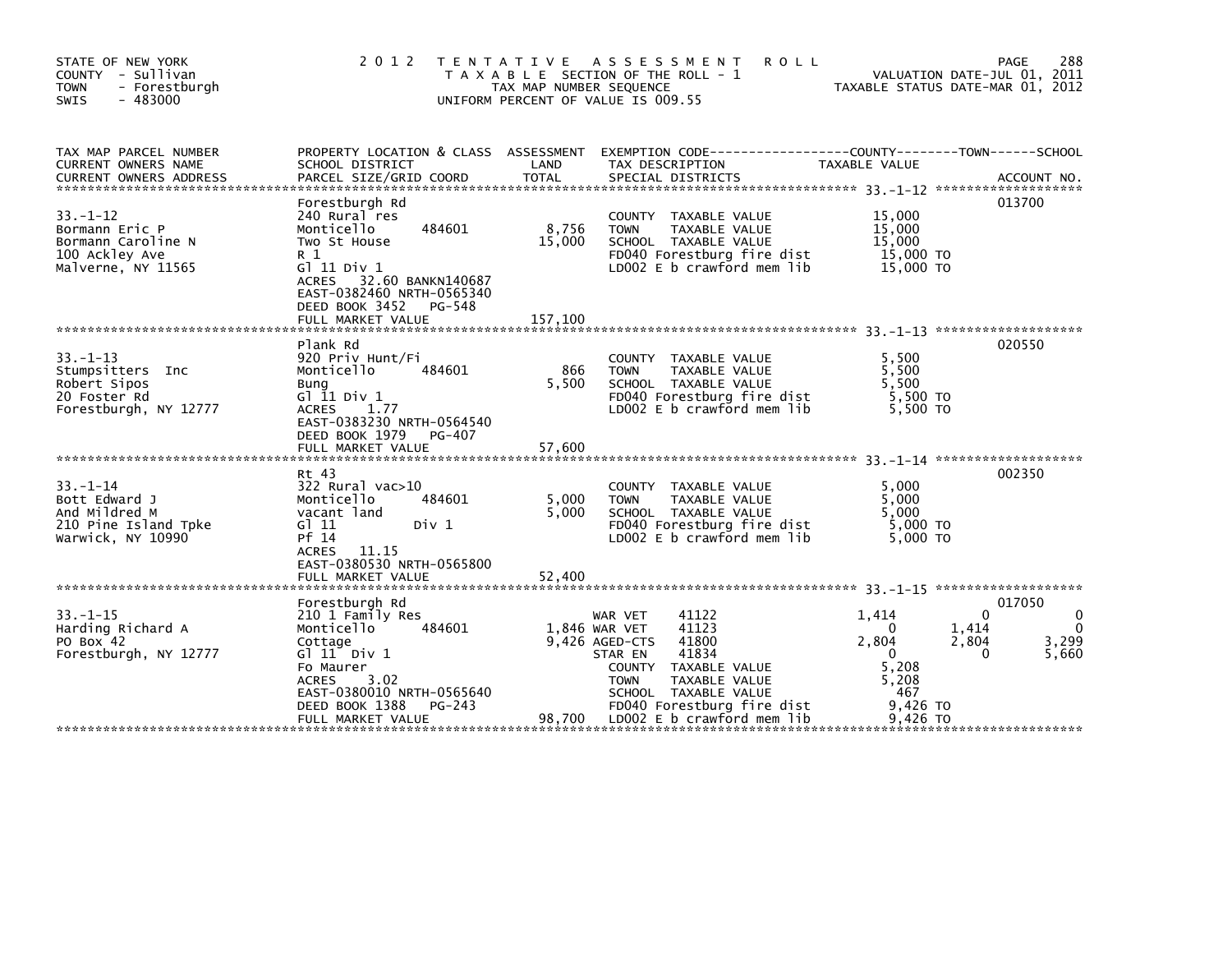STATE OF NEW YORK
COUNTY - Sullivan
TOWN - Forestburgh
SWIS - 483000

2012 TENTATIVE ASSESSMENT ROLL
TAXABLE SECTION OF THE ROLL - 1
TAX MAP NUMBER SEQUENCE
UNIFORM PERCENT OF VALUE IS 009.55

VALUATION DATE-JUL 01, 2011
TAXABLE STATUS DATE-MAR 01, 2012

| TAX MAP PARCEL NUMBER / CURRENT OWNERS NAME / CURRENT OWNERS ADDRESS | PROPERTY LOCATION & CLASS / SCHOOL DISTRICT / PARCEL SIZE/GRID COORD | ASSESSMENT LAND | TOTAL | EXEMPTION CODE / TAX DESCRIPTION / SPECIAL DISTRICTS | COUNTY TAXABLE VALUE | TOWN | SCHOOL | ACCOUNT NO. |
|---|---|---|---|---|---|---|---|---|
| 33.-1-12 | Forestburgh Rd | | | | | | | 013700 |
| Bormann Eric P | 240 Rural res | | | COUNTY TAXABLE VALUE | 15,000 | | | |
| Bormann Caroline N | Monticello 484601 | 8,756 | | TOWN TAXABLE VALUE | 15,000 | | | |
| 100 Ackley Ave | Two St House | | 15,000 | SCHOOL TAXABLE VALUE | 15,000 | | | |
| Malverne, NY 11565 | R 1 | | | FD040 Forestburg fire dist | 15,000 TO | | | |
| | Gl 11 Div 1 | | | LD002 E b crawford mem lib | 15,000 TO | | | |
| | ACRES 32.60 BANKN140687 | | | | | | | |
| | EAST-0382460 NRTH-0565340 | | | | | | | |
| | DEED BOOK 3452 PG-548 | | | | | | | |
| | FULL MARKET VALUE | | 157,100 | | | | | |
| 33.-1-13 | Plank Rd | | | | | | | 020550 |
| Stumpsitters Inc | 920 Priv Hunt/Fi | | | COUNTY TAXABLE VALUE | 5,500 | | | |
| Robert Sipos | Monticello 484601 | 866 | | TOWN TAXABLE VALUE | 5,500 | | | |
| 20 Foster Rd | Bung | | 5,500 | SCHOOL TAXABLE VALUE | 5,500 | | | |
| Forestburgh, NY 12777 | Gl 11 Div 1 | | | FD040 Forestburg fire dist | 5,500 TO | | | |
| | ACRES 1.77 | | | LD002 E b crawford mem lib | 5,500 TO | | | |
| | EAST-0383230 NRTH-0564540 | | | | | | | |
| | DEED BOOK 1979 PG-407 | | | | | | | |
| | FULL MARKET VALUE | | 57,600 | | | | | |
| 33.-1-14 | Rt 43 | | | | | | | 002350 |
| Bott Edward J | 322 Rural vac>10 | | | COUNTY TAXABLE VALUE | 5,000 | | | |
| And Mildred M | Monticello 484601 | 5,000 | | TOWN TAXABLE VALUE | 5,000 | | | |
| 210 Pine Island Tpke | vacant land | | 5,000 | SCHOOL TAXABLE VALUE | 5,000 | | | |
| Warwick, NY 10990 | Gl 11 Div 1 | | | FD040 Forestburg fire dist | 5,000 TO | | | |
| | Pf 14 | | | LD002 E b crawford mem lib | 5,000 TO | | | |
| | ACRES 11.15 | | | | | | | |
| | EAST-0380530 NRTH-0565800 | | | | | | | |
| | FULL MARKET VALUE | | 52,400 | | | | | |
| 33.-1-15 | Forestburgh Rd | | | | | | | 017050 |
| Harding Richard A | 210 1 Family Res | | | WAR VET 41122 | 1,414 | 0 | 0 | |
| PO Box 42 | Monticello 484601 | 1,846 | | WAR VET 41123 | 0 | 1,414 | 0 | |
| Forestburgh, NY 12777 | Cottage | | 9,426 | AGED-CTS 41800 | 2,804 | 2,804 | 3,299 | |
| | Gl 11 Div 1 | | | STAR EN 41834 | 0 | 0 | 5,660 | |
| | Fo Maurer | | | COUNTY TAXABLE VALUE | 5,208 | | | |
| | ACRES 3.02 | | | TOWN TAXABLE VALUE | 5,208 | | | |
| | EAST-0380010 NRTH-0565640 | | | SCHOOL TAXABLE VALUE | 467 | | | |
| | DEED BOOK 1388 PG-243 | | | FD040 Forestburg fire dist | 9,426 TO | | | |
| | FULL MARKET VALUE | | 98,700 | LD002 E b crawford mem lib | 9,426 TO | | | |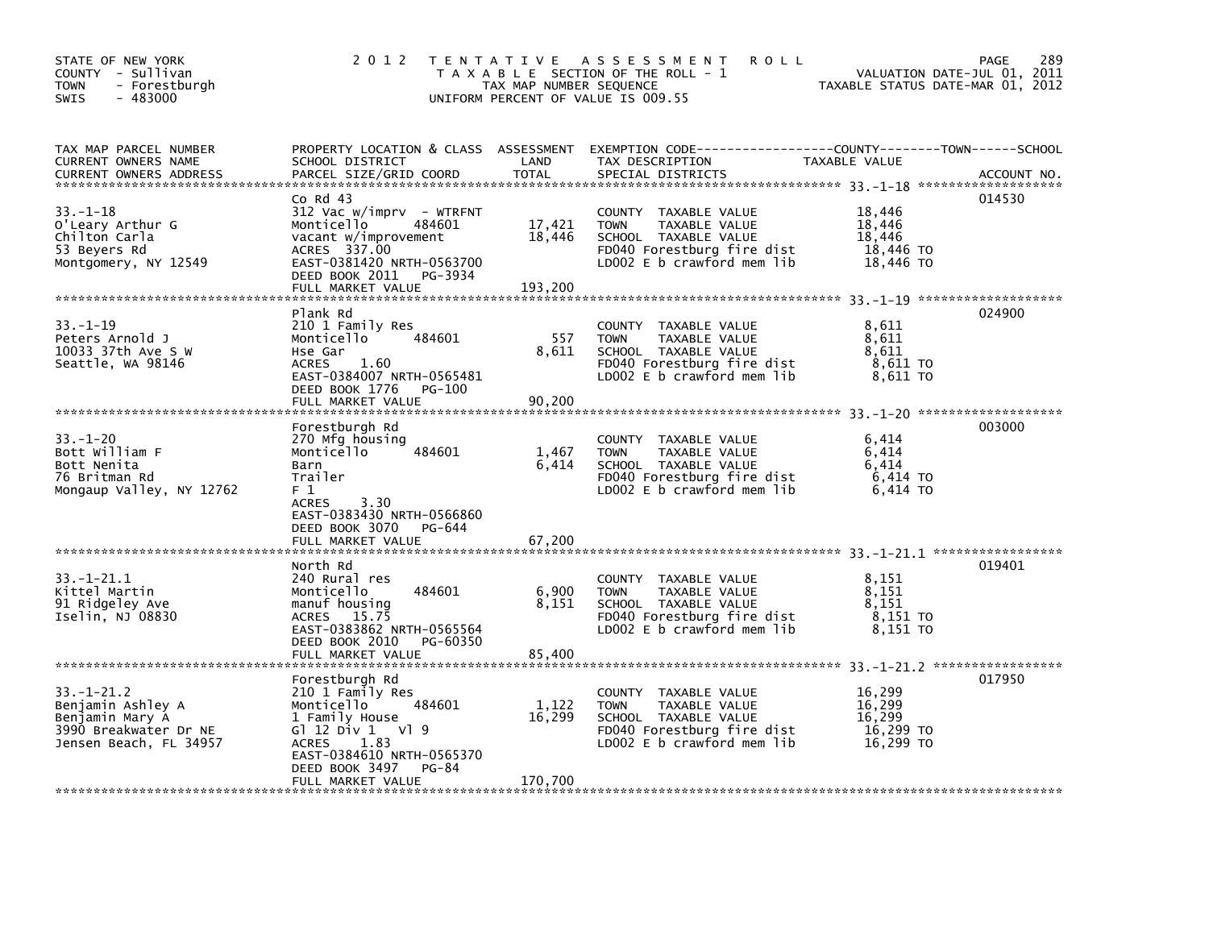STATE OF NEW YORK
COUNTY - Sullivan
TOWN - Forestburgh
SWIS - 483000

2012 TENTATIVE ASSESSMENT ROLL
TAXABLE SECTION OF THE ROLL - 1
TAX MAP NUMBER SEQUENCE
UNIFORM PERCENT OF VALUE IS 009.55

VALUATION DATE-JUL 01, 2011
TAXABLE STATUS DATE-MAR 01, 2012

| TAX MAP PARCEL NUMBER / CURRENT OWNERS NAME / CURRENT OWNERS ADDRESS | PROPERTY LOCATION & CLASS / SCHOOL DISTRICT / PARCEL SIZE/GRID COORD | ASSESSMENT LAND | TOTAL | EXEMPTION CODE / TAX DESCRIPTION / SPECIAL DISTRICTS | TAXABLE VALUE | ACCOUNT NO. |
|---|---|---|---|---|---|---|
| 33.-1-18 | Co Rd 43 | | | | | 014530 |
| O'Leary Arthur G | 312 Vac w/imprv - WTRFNT | | | COUNTY TAXABLE VALUE | 18,446 | |
| Chilton Carla | Monticello 484601 | 17,421 | | TOWN TAXABLE VALUE | 18,446 | |
| 53 Beyers Rd | vacant w/improvement | | 18,446 | SCHOOL TAXABLE VALUE | 18,446 | |
| Montgomery, NY 12549 | ACRES 337.00 | | | FD040 Forestburg fire dist | 18,446 TO | |
| | EAST-0381420 NRTH-0563700 | | | LD002 E b crawford mem lib | 18,446 TO | |
| | DEED BOOK 2011 PG-3934 | | | | | |
| | FULL MARKET VALUE | | 193,200 | | | |
| 33.-1-19 | Plank Rd | | | | | 024900 |
| Peters Arnold J | 210 1 Family Res | | | COUNTY TAXABLE VALUE | 8,611 | |
| 10033 37th Ave S W | Monticello 484601 | 557 | | TOWN TAXABLE VALUE | 8,611 | |
| Seattle, WA 98146 | Hse Gar | | 8,611 | SCHOOL TAXABLE VALUE | 8,611 | |
| | ACRES 1.60 | | | FD040 Forestburg fire dist | 8,611 TO | |
| | EAST-0384007 NRTH-0565481 | | | LD002 E b crawford mem lib | 8,611 TO | |
| | DEED BOOK 1776 PG-100 | | | | | |
| | FULL MARKET VALUE | | 90,200 | | | |
| 33.-1-20 | Forestburgh Rd | | | | | 003000 |
| Bott William F | 270 Mfg housing | | | COUNTY TAXABLE VALUE | 6,414 | |
| Bott Nenita | Monticello 484601 | 1,467 | | TOWN TAXABLE VALUE | 6,414 | |
| 76 Britman Rd | Barn | | 6,414 | SCHOOL TAXABLE VALUE | 6,414 | |
| Mongaup Valley, NY 12762 | Trailer | | | FD040 Forestburg fire dist | 6,414 TO | |
| | F 1 | | | LD002 E b crawford mem lib | 6,414 TO | |
| | ACRES 3.30 | | | | | |
| | EAST-0383430 NRTH-0566860 | | | | | |
| | DEED BOOK 3070 PG-644 | | | | | |
| | FULL MARKET VALUE | | 67,200 | | | |
| 33.-1-21.1 | North Rd | | | | | 019401 |
| Kittel Martin | 240 Rural res | | | COUNTY TAXABLE VALUE | 8,151 | |
| 91 Ridgeley Ave | Monticello 484601 | 6,900 | | TOWN TAXABLE VALUE | 8,151 | |
| Iselin, NJ 08830 | manuf housing | | 8,151 | SCHOOL TAXABLE VALUE | 8,151 | |
| | ACRES 15.75 | | | FD040 Forestburg fire dist | 8,151 TO | |
| | EAST-0383862 NRTH-0565564 | | | LD002 E b crawford mem lib | 8,151 TO | |
| | DEED BOOK 2010 PG-60350 | | | | | |
| | FULL MARKET VALUE | | 85,400 | | | |
| 33.-1-21.2 | Forestburgh Rd | | | | | 017950 |
| Benjamin Ashley A | 210 1 Family Res | | | COUNTY TAXABLE VALUE | 16,299 | |
| Benjamin Mary A | Monticello 484601 | 1,122 | | TOWN TAXABLE VALUE | 16,299 | |
| 3990 Breakwater Dr NE | 1 Family House | | 16,299 | SCHOOL TAXABLE VALUE | 16,299 | |
| Jensen Beach, FL 34957 | Gl 12 Div 1 Vl 9 | | | FD040 Forestburg fire dist | 16,299 TO | |
| | ACRES 1.83 | | | LD002 E b crawford mem lib | 16,299 TO | |
| | EAST-0384610 NRTH-0565370 | | | | | |
| | DEED BOOK 3497 PG-84 | | | | | |
| | FULL MARKET VALUE | | 170,700 | | | |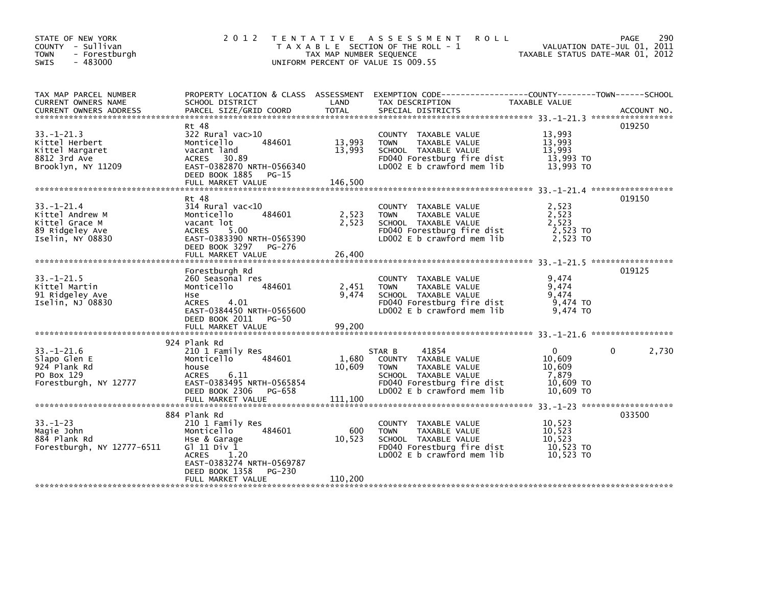STATE OF NEW YORK
COUNTY - Sullivan
TOWN - Forestburgh
SWIS - 483000

2012 TENTATIVE ASSESSMENT ROLL
TAXABLE SECTION OF THE ROLL - 1
TAX MAP NUMBER SEQUENCE
UNIFORM PERCENT OF VALUE IS 009.55

VALUATION DATE-JUL 01, 2011
TAXABLE STATUS DATE-MAR 01, 2012

| TAX MAP PARCEL NUMBER / CURRENT OWNERS NAME / CURRENT OWNERS ADDRESS | PROPERTY LOCATION & CLASS / SCHOOL DISTRICT / PARCEL SIZE/GRID COORD | ASSESSMENT LAND | TOTAL | EXEMPTION CODE / TAX DESCRIPTION / SPECIAL DISTRICTS | COUNTY | TOWN | SCHOOL | ACCOUNT NO. |
|---|---|---|---|---|---|---|---|---|
| 33.-1-21.3 | Rt 48 | | | | | | | 019250 |
| Kittel Herbert | 322 Rural vac>10 | | | COUNTY TAXABLE VALUE | 13,993 | | | |
| Kittel Margaret | Monticello 484601 | 13,993 | | TOWN TAXABLE VALUE | | 13,993 | | |
| 8812 3rd Ave | vacant land | | 13,993 | SCHOOL TAXABLE VALUE | | | 13,993 | |
| Brooklyn, NY 11209 | ACRES 30.89 | | | FD040 Forestburg fire dist | 13,993 TO | | | |
| | EAST-0382870 NRTH-0566340 | | | LD002 E b crawford mem lib | 13,993 TO | | | |
| | DEED BOOK 1885 PG-15 | | | | | | | |
| | FULL MARKET VALUE | | 146,500 | | | | | |
| 33.-1-21.4 | Rt 48 | | | | | | | 019150 |
| Kittel Andrew M | 314 Rural vac<10 | | | COUNTY TAXABLE VALUE | 2,523 | | | |
| Kittel Grace M | Monticello 484601 | 2,523 | | TOWN TAXABLE VALUE | | 2,523 | | |
| 89 Ridgeley Ave | vacant lot | | 2,523 | SCHOOL TAXABLE VALUE | | | 2,523 | |
| Iselin, NY 08830 | ACRES 5.00 | | | FD040 Forestburg fire dist | 2,523 TO | | | |
| | EAST-0383390 NRTH-0565390 | | | LD002 E b crawford mem lib | 2,523 TO | | | |
| | DEED BOOK 3297 PG-276 | | | | | | | |
| | FULL MARKET VALUE | | 26,400 | | | | | |
| 33.-1-21.5 | Forestburgh Rd | | | | | | | 019125 |
| Kittel Martin | 260 Seasonal res | | | COUNTY TAXABLE VALUE | 9,474 | | | |
| 91 Ridgeley Ave | Monticello 484601 | 2,451 | | TOWN TAXABLE VALUE | | 9,474 | | |
| Iselin, NJ 08830 | Hse | | 9,474 | SCHOOL TAXABLE VALUE | | | 9,474 | |
| | ACRES 4.01 | | | FD040 Forestburg fire dist | 9,474 TO | | | |
| | EAST-0384450 NRTH-0565600 | | | LD002 E b crawford mem lib | 9,474 TO | | | |
| | DEED BOOK 2011 PG-50 | | | | | | | |
| | FULL MARKET VALUE | | 99,200 | | | | | |
| 33.-1-21.6 | 924 Plank Rd | | | | | | | |
| Slapo Glen E | 210 1 Family Res | | | STAR B 41854 | 0 | 0 | 2,730 | |
| 924 Plank Rd | Monticello 484601 | 1,680 | | COUNTY TAXABLE VALUE | 10,609 | | | |
| PO Box 129 | house | | 10,609 | TOWN TAXABLE VALUE | | 10,609 | | |
| Forestburgh, NY 12777 | ACRES 6.11 | | | SCHOOL TAXABLE VALUE | | | 7,879 | |
| | EAST-0383495 NRTH-0565854 | | | FD040 Forestburg fire dist | 10,609 TO | | | |
| | DEED BOOK 2306 PG-658 | | | LD002 E b crawford mem lib | 10,609 TO | | | |
| | FULL MARKET VALUE | | 111,100 | | | | | |
| 33.-1-23 | 884 Plank Rd | | | | | | | 033500 |
| Magie John | 210 1 Family Res | | | COUNTY TAXABLE VALUE | 10,523 | | | |
| 884 Plank Rd | Monticello 484601 | 600 | | TOWN TAXABLE VALUE | | 10,523 | | |
| Forestburgh, NY 12777-6511 | Hse & Garage | | 10,523 | SCHOOL TAXABLE VALUE | | | 10,523 | |
| | Gl 11 Div 1 | | | FD040 Forestburg fire dist | 10,523 TO | | | |
| | ACRES 1.20 | | | LD002 E b crawford mem lib | 10,523 TO | | | |
| | EAST-0383274 NRTH-0569787 | | | | | | | |
| | DEED BOOK 1358 PG-230 | | | | | | | |
| | FULL MARKET VALUE | | 110,200 | | | | | |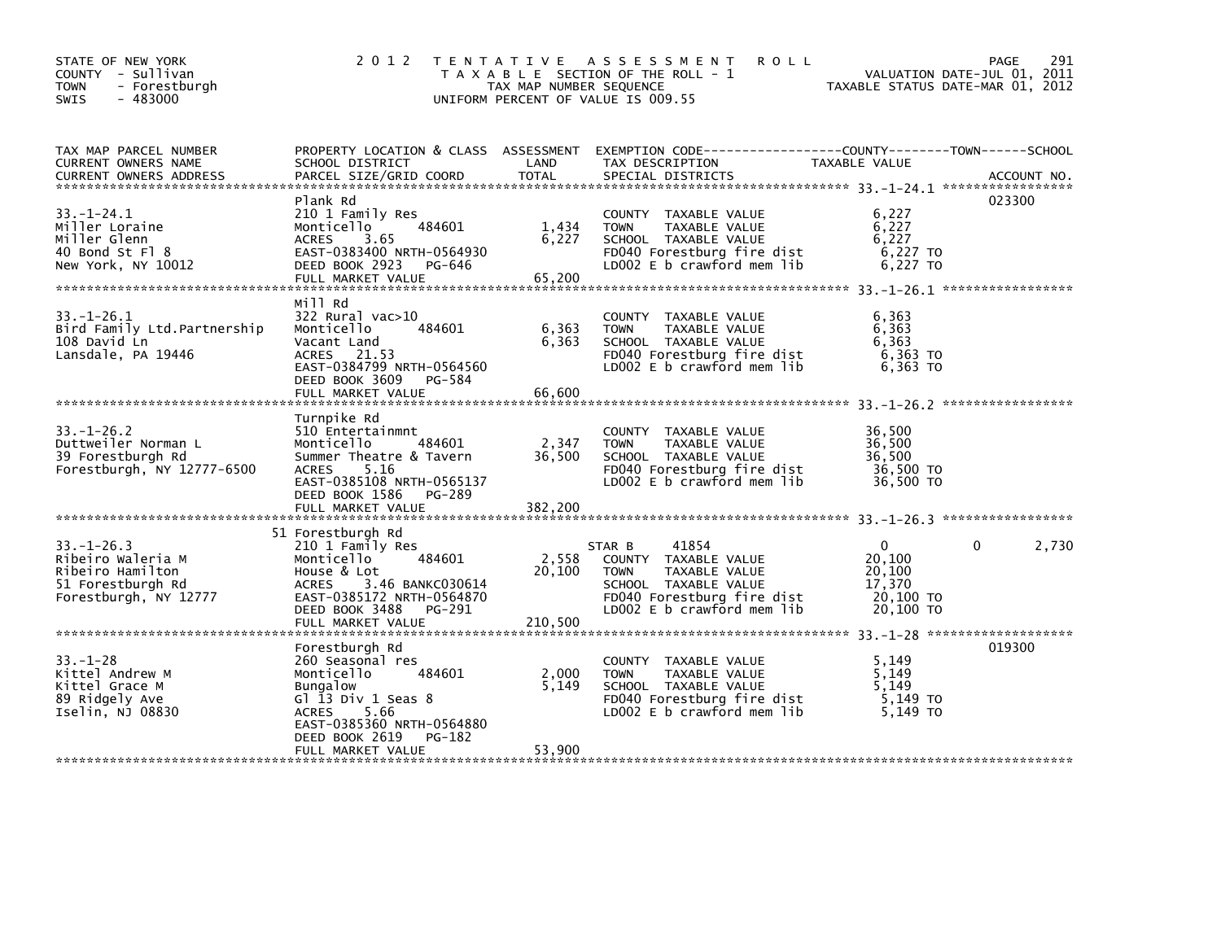STATE OF NEW YORK
COUNTY - Sullivan
TOWN - Forestburgh
SWIS - 483000

2012 TENTATIVE ASSESSMENT ROLL
TAXABLE SECTION OF THE ROLL - 1
TAX MAP NUMBER SEQUENCE
UNIFORM PERCENT OF VALUE IS 009.55

VALUATION DATE-JUL 01, 2011
TAXABLE STATUS DATE-MAR 01, 2012

| TAX MAP PARCEL NUMBER / CURRENT OWNERS NAME / CURRENT OWNERS ADDRESS | PROPERTY LOCATION & CLASS / SCHOOL DISTRICT / PARCEL SIZE/GRID COORD | ASSESSMENT LAND / TOTAL | EXEMPTION CODE / TAX DESCRIPTION / SPECIAL DISTRICTS | COUNTY | TOWN | SCHOOL | TAXABLE VALUE | ACCOUNT NO. |
|---|---|---|---|---|---|---|---|---|
| 33.-1-24.1 | Plank Rd | | | | | | | 023300 |
| | 210 1 Family Res | | COUNTY TAXABLE VALUE | | | | 6,227 | |
| Miller Loraine | Monticello 484601 | 1,434 | TOWN TAXABLE VALUE | | | | 6,227 | |
| Miller Glenn | ACRES 3.65 | 6,227 | SCHOOL TAXABLE VALUE | | | | 6,227 | |
| 40 Bond St Fl 8 | EAST-0383400 NRTH-0564930 | | FD040 Forestburg fire dist | | | | 6,227 TO | |
| New York, NY 10012 | DEED BOOK 2923 PG-646 | | LD002 E b crawford mem lib | | | | 6,227 TO | |
| | FULL MARKET VALUE | 65,200 | | | | | | |
| 33.-1-26.1 | Mill Rd | | | | | | | |
| | 322 Rural vac>10 | | COUNTY TAXABLE VALUE | | | | 6,363 | |
| Bird Family Ltd.Partnership | Monticello 484601 | 6,363 | TOWN TAXABLE VALUE | | | | 6,363 | |
| 108 David Ln | Vacant Land | 6,363 | SCHOOL TAXABLE VALUE | | | | 6,363 | |
| Lansdale, PA 19446 | ACRES 21.53 | | FD040 Forestburg fire dist | | | | 6,363 TO | |
| | EAST-0384799 NRTH-0564560 | | LD002 E b crawford mem lib | | | | 6,363 TO | |
| | DEED BOOK 3609 PG-584 | | | | | | | |
| | FULL MARKET VALUE | 66,600 | | | | | | |
| 33.-1-26.2 | Turnpike Rd | | | | | | | |
| | 510 Entertainmnt | | COUNTY TAXABLE VALUE | | | | 36,500 | |
| Duttweiler Norman L | Monticello 484601 | 2,347 | TOWN TAXABLE VALUE | | | | 36,500 | |
| 39 Forestburgh Rd | Summer Theatre & Tavern | 36,500 | SCHOOL TAXABLE VALUE | | | | 36,500 | |
| Forestburgh, NY 12777-6500 | ACRES 5.16 | | FD040 Forestburg fire dist | | | | 36,500 TO | |
| | EAST-0385108 NRTH-0565137 | | LD002 E b crawford mem lib | | | | 36,500 TO | |
| | DEED BOOK 1586 PG-289 | | | | | | | |
| | FULL MARKET VALUE | 382,200 | | | | | | |
| 33.-1-26.3 | 51 Forestburgh Rd | | | | | | | |
| | 210 1 Family Res | | STAR B 41854 | 0 | 0 | 2,730 | | |
| Ribeiro Waleria M | Monticello 484601 | 2,558 | COUNTY TAXABLE VALUE | | | | 20,100 | |
| Ribeiro Hamilton | House & Lot | 20,100 | TOWN TAXABLE VALUE | | | | 20,100 | |
| 51 Forestburgh Rd | ACRES 3.46 BANKC030614 | | SCHOOL TAXABLE VALUE | | | | 17,370 | |
| Forestburgh, NY 12777 | EAST-0385172 NRTH-0564870 | | FD040 Forestburg fire dist | | | | 20,100 TO | |
| | DEED BOOK 3488 PG-291 | | LD002 E b crawford mem lib | | | | 20,100 TO | |
| | FULL MARKET VALUE | 210,500 | | | | | | |
| 33.-1-28 | Forestburgh Rd | | | | | | | 019300 |
| | 260 Seasonal res | | COUNTY TAXABLE VALUE | | | | 5,149 | |
| Kittel Andrew M | Monticello 484601 | 2,000 | TOWN TAXABLE VALUE | | | | 5,149 | |
| Kittel Grace M | Bungalow | 5,149 | SCHOOL TAXABLE VALUE | | | | 5,149 | |
| 89 Ridgely Ave | Gl 13 Div 1 Seas 8 | | FD040 Forestburg fire dist | | | | 5,149 TO | |
| Iselin, NJ 08830 | ACRES 5.66 | | LD002 E b crawford mem lib | | | | 5,149 TO | |
| | EAST-0385360 NRTH-0564880 | | | | | | | |
| | DEED BOOK 2619 PG-182 | | | | | | | |
| | FULL MARKET VALUE | 53,900 | | | | | | |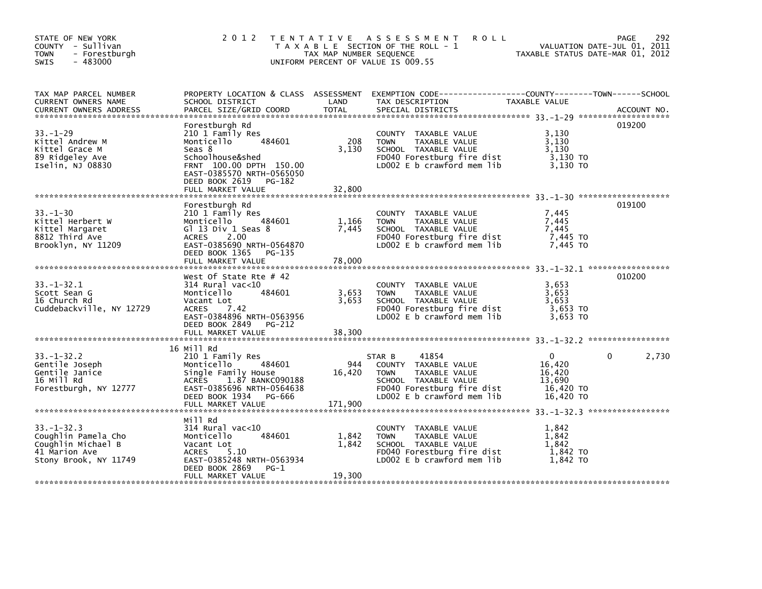STATE OF NEW YORK
COUNTY - Sullivan
TOWN - Forestburgh
SWIS - 483000

# 2012 TENTATIVE ASSESSMENT ROLL

TAXABLE SECTION OF THE ROLL - 1
TAX MAP NUMBER SEQUENCE
UNIFORM PERCENT OF VALUE IS 009.55

VALUATION DATE-JUL 01, 2011
TAXABLE STATUS DATE-MAR 01, 2012

| TAX MAP PARCEL NUMBER / CURRENT OWNERS NAME / CURRENT OWNERS ADDRESS | PROPERTY LOCATION & CLASS / SCHOOL DISTRICT / PARCEL SIZE/GRID COORD | ASSESSMENT LAND / TOTAL | EXEMPTION CODE / TAX DESCRIPTION / SPECIAL DISTRICTS | COUNTY TAXABLE VALUE | TOWN | SCHOOL / ACCOUNT NO. |
|---|---|---|---|---|---|---|
| 33.-1-29 | Forestburgh Rd | | | | | 019200 |
| | 210 1 Family Res | | COUNTY TAXABLE VALUE | 3,130 | | |
| Kittel Andrew M | Monticello 484601 | 208 | TOWN TAXABLE VALUE | 3,130 | | |
| Kittel Grace M | Seas 8 | 3,130 | SCHOOL TAXABLE VALUE | 3,130 | | |
| 89 Ridgeley Ave | Schoolhouse&shed | | FD040 Forestburg fire dist | 3,130 TO | | |
| Iselin, NJ 08830 | FRNT 100.00 DPTH 150.00 | | LD002 E b crawford mem lib | 3,130 TO | | |
| | EAST-0385570 NRTH-0565050 | | | | | |
| | DEED BOOK 2619 PG-182 | | | | | |
| | FULL MARKET VALUE | 32,800 | | | | |
| 33.-1-30 | Forestburgh Rd | | | | | 019100 |
| | 210 1 Family Res | | COUNTY TAXABLE VALUE | 7,445 | | |
| Kittel Herbert W | Monticello 484601 | 1,166 | TOWN TAXABLE VALUE | 7,445 | | |
| Kittel Margaret | Gl 13 Div 1 Seas 8 | 7,445 | SCHOOL TAXABLE VALUE | 7,445 | | |
| 8812 Third Ave | ACRES 2.00 | | FD040 Forestburg fire dist | 7,445 TO | | |
| Brooklyn, NY 11209 | EAST-0385690 NRTH-0564870 | | LD002 E b crawford mem lib | 7,445 TO | | |
| | DEED BOOK 1365 PG-135 | | | | | |
| | FULL MARKET VALUE | 78,000 | | | | |
| 33.-1-32.1 | West Of State Rte # 42 | | | | | 010200 |
| | 314 Rural vac<10 | | COUNTY TAXABLE VALUE | 3,653 | | |
| Scott Sean G | Monticello 484601 | 3,653 | TOWN TAXABLE VALUE | 3,653 | | |
| 16 Church Rd | Vacant Lot | 3,653 | SCHOOL TAXABLE VALUE | 3,653 | | |
| Cuddebackville, NY 12729 | ACRES 7.42 | | FD040 Forestburg fire dist | 3,653 TO | | |
| | EAST-0384896 NRTH-0563956 | | LD002 E b crawford mem lib | 3,653 TO | | |
| | DEED BOOK 2849 PG-212 | | | | | |
| | FULL MARKET VALUE | 38,300 | | | | |
| 33.-1-32.2 | 16 Mill Rd | | | | | |
| | 210 1 Family Res | | STAR B 41854 | 0 | 0 | 2,730 |
| Gentile Joseph | Monticello 484601 | 944 | COUNTY TAXABLE VALUE | 16,420 | | |
| Gentile Janice | Single Family House | 16,420 | TOWN TAXABLE VALUE | 16,420 | | |
| 16 Mill Rd | ACRES 1.87 BANKC090188 | | SCHOOL TAXABLE VALUE | 13,690 | | |
| Forestburgh, NY 12777 | EAST-0385696 NRTH-0564638 | | FD040 Forestburg fire dist | 16,420 TO | | |
| | DEED BOOK 1934 PG-666 | | LD002 E b crawford mem lib | 16,420 TO | | |
| | FULL MARKET VALUE | 171,900 | | | | |
| 33.-1-32.3 | Mill Rd | | | | | |
| | 314 Rural vac<10 | | COUNTY TAXABLE VALUE | 1,842 | | |
| Coughlin Pamela Cho | Monticello 484601 | 1,842 | TOWN TAXABLE VALUE | 1,842 | | |
| Coughlin Michael B | Vacant Lot | 1,842 | SCHOOL TAXABLE VALUE | 1,842 | | |
| 41 Marion Ave | ACRES 5.10 | | FD040 Forestburg fire dist | 1,842 TO | | |
| Stony Brook, NY 11749 | EAST-0385248 NRTH-0563934 | | LD002 E b crawford mem lib | 1,842 TO | | |
| | DEED BOOK 2869 PG-1 | | | | | |
| | FULL MARKET VALUE | 19,300 | | | | |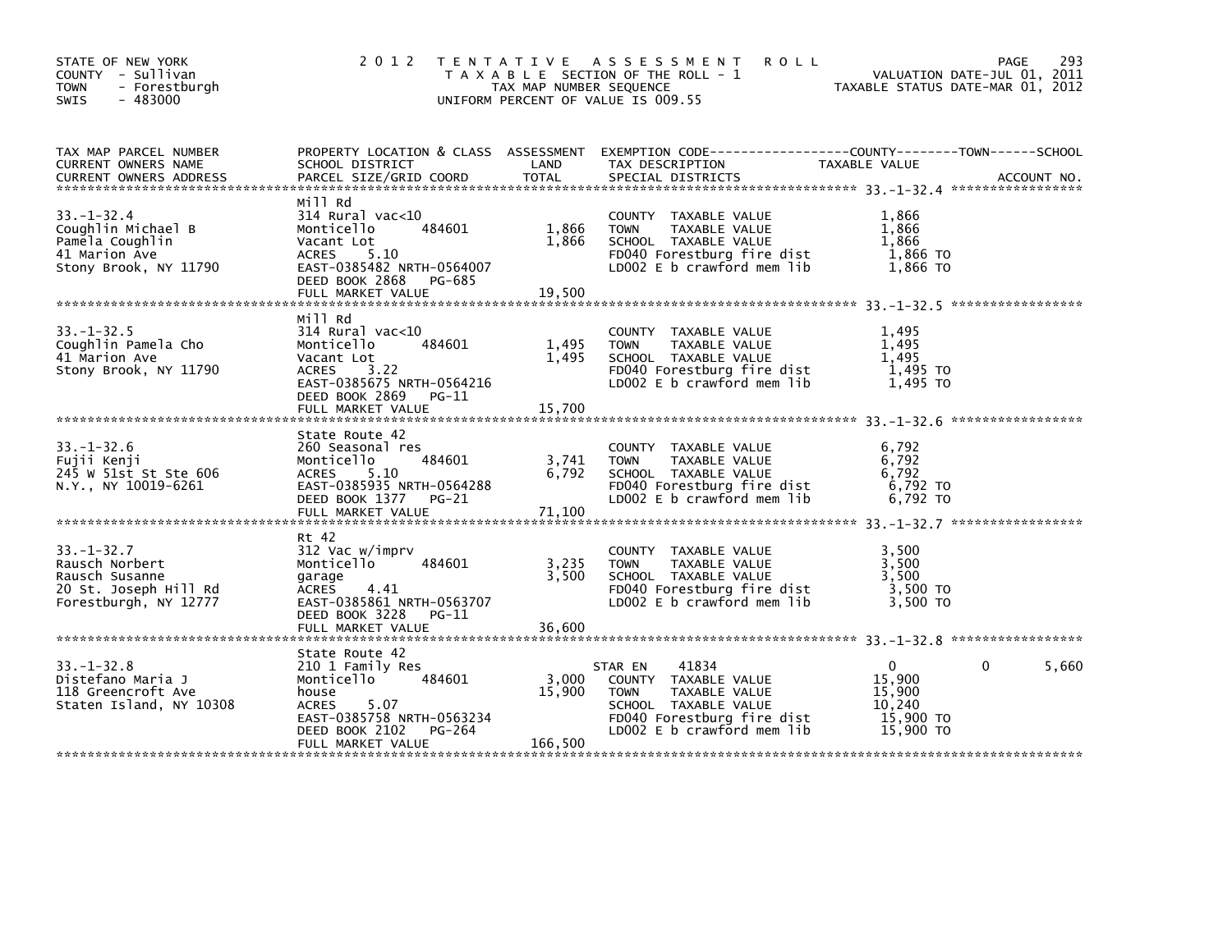STATE OF NEW YORK
COUNTY - Sullivan
TOWN - Forestburgh
SWIS - 483000

2012 TENTATIVE ASSESSMENT ROLL
TAXABLE SECTION OF THE ROLL - 1
TAX MAP NUMBER SEQUENCE
UNIFORM PERCENT OF VALUE IS 009.55

VALUATION DATE-JUL 01, 2011
TAXABLE STATUS DATE-MAR 01, 2012

| TAX MAP PARCEL NUMBER / CURRENT OWNERS NAME / CURRENT OWNERS ADDRESS | PROPERTY LOCATION & CLASS / SCHOOL DISTRICT / PARCEL SIZE/GRID COORD | ASSESSMENT LAND | TOTAL | EXEMPTION CODE / TAX DESCRIPTION / SPECIAL DISTRICTS | COUNTY TAXABLE VALUE | TOWN | SCHOOL |
|---|---|---|---|---|---|---|---|
| 33.-1-32.4 | Mill Rd | | | | | | |
| 33.-1-32.4 | 314 Rural vac<10 | | | COUNTY TAXABLE VALUE | 1,866 | | |
| Coughlin Michael B | Monticello 484601 | 1,866 | | TOWN TAXABLE VALUE | 1,866 | | |
| Pamela Coughlin | Vacant Lot | | 1,866 | SCHOOL TAXABLE VALUE | 1,866 | | |
| 41 Marion Ave | ACRES 5.10 | | | FD040 Forestburg fire dist | 1,866 TO | | |
| Stony Brook, NY 11790 | EAST-0385482 NRTH-0564007 | | | LD002 E b crawford mem lib | 1,866 TO | | |
| | DEED BOOK 2868 PG-685 | | | | | | |
| | FULL MARKET VALUE | | 19,500 | | | | |
| 33.-1-32.5 | Mill Rd | | | | | | |
| 33.-1-32.5 | 314 Rural vac<10 | | | COUNTY TAXABLE VALUE | 1,495 | | |
| Coughlin Pamela Cho | Monticello 484601 | 1,495 | | TOWN TAXABLE VALUE | 1,495 | | |
| 41 Marion Ave | Vacant Lot | | 1,495 | SCHOOL TAXABLE VALUE | 1,495 | | |
| Stony Brook, NY 11790 | ACRES 3.22 | | | FD040 Forestburg fire dist | 1,495 TO | | |
| | EAST-0385675 NRTH-0564216 | | | LD002 E b crawford mem lib | 1,495 TO | | |
| | DEED BOOK 2869 PG-11 | | | | | | |
| | FULL MARKET VALUE | | 15,700 | | | | |
| 33.-1-32.6 | State Route 42 | | | | | | |
| 33.-1-32.6 | 260 Seasonal res | | | COUNTY TAXABLE VALUE | 6,792 | | |
| Fujii Kenji | Monticello 484601 | 3,741 | | TOWN TAXABLE VALUE | 6,792 | | |
| 245 W 51st St Ste 606 | ACRES 5.10 | | 6,792 | SCHOOL TAXABLE VALUE | 6,792 | | |
| N.Y., NY 10019-6261 | EAST-0385935 NRTH-0564288 | | | FD040 Forestburg fire dist | 6,792 TO | | |
| | DEED BOOK 1377 PG-21 | | | LD002 E b crawford mem lib | 6,792 TO | | |
| | FULL MARKET VALUE | | 71,100 | | | | |
| 33.-1-32.7 | Rt 42 | | | | | | |
| 33.-1-32.7 | 312 Vac w/imprv | | | COUNTY TAXABLE VALUE | 3,500 | | |
| Rausch Norbert | Monticello 484601 | 3,235 | | TOWN TAXABLE VALUE | 3,500 | | |
| Rausch Susanne | garage | | 3,500 | SCHOOL TAXABLE VALUE | 3,500 | | |
| 20 St. Joseph Hill Rd | ACRES 4.41 | | | FD040 Forestburg fire dist | 3,500 TO | | |
| Forestburgh, NY 12777 | EAST-0385861 NRTH-0563707 | | | LD002 E b crawford mem lib | 3,500 TO | | |
| | DEED BOOK 3228 PG-11 | | | | | | |
| | FULL MARKET VALUE | | 36,600 | | | | |
| 33.-1-32.8 | State Route 42 | | | | | | |
| 33.-1-32.8 | 210 1 Family Res | | | STAR EN 41834 | 0 | 0 | 5,660 |
| Distefano Maria J | Monticello 484601 | 3,000 | | COUNTY TAXABLE VALUE | 15,900 | | |
| 118 Greencroft Ave | house | | 15,900 | TOWN TAXABLE VALUE | 15,900 | | |
| Staten Island, NY 10308 | ACRES 5.07 | | | SCHOOL TAXABLE VALUE | 10,240 | | |
| | EAST-0385758 NRTH-0563234 | | | FD040 Forestburg fire dist | 15,900 TO | | |
| | DEED BOOK 2102 PG-264 | | | LD002 E b crawford mem lib | 15,900 TO | | |
| | FULL MARKET VALUE | | 166,500 | | | | |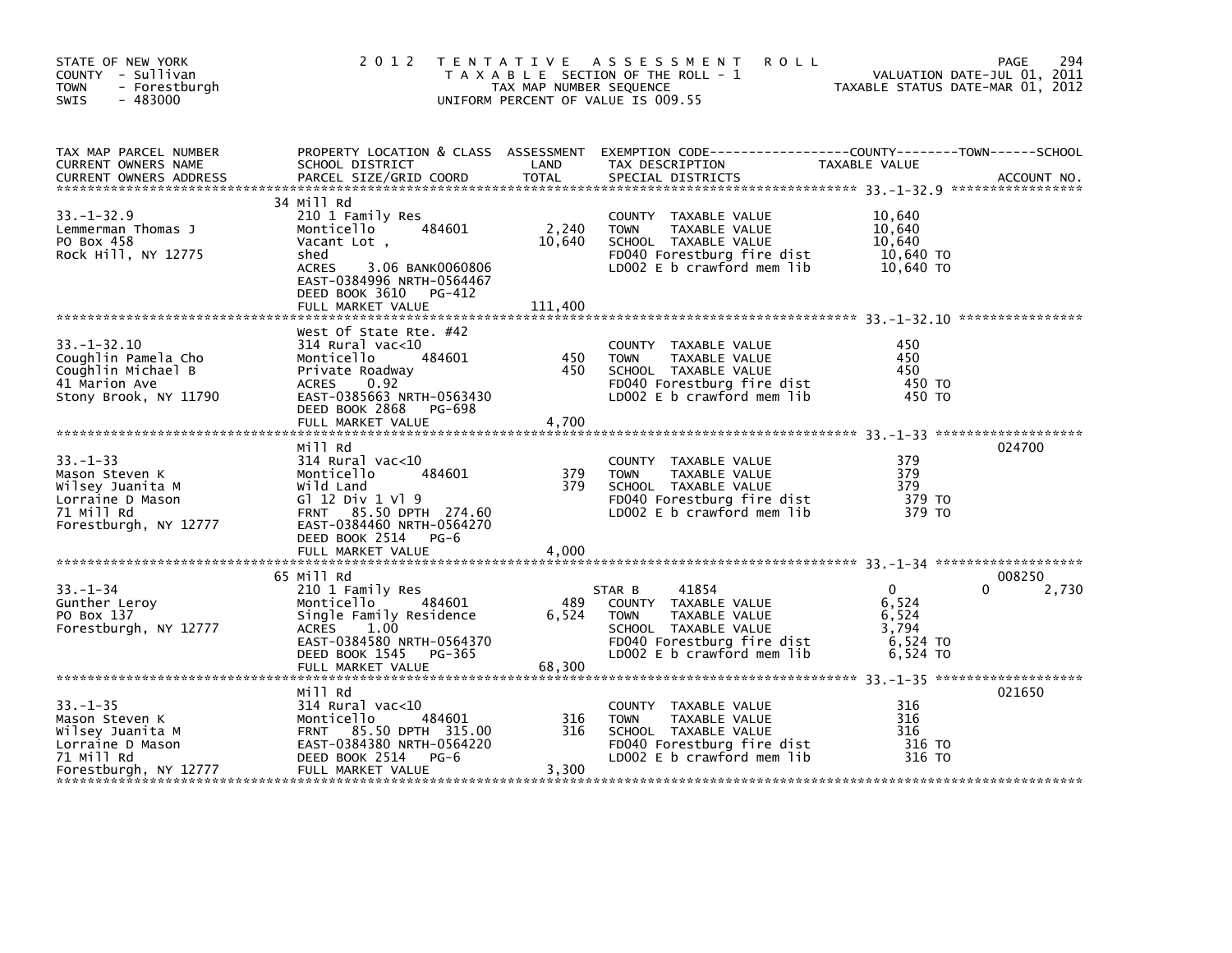STATE OF NEW YORK
COUNTY - Sullivan
TOWN - Forestburgh
SWIS - 483000

# 2012 TENTATIVE ASSESSMENT ROLL

TAXABLE SECTION OF THE ROLL - 1
TAX MAP NUMBER SEQUENCE
UNIFORM PERCENT OF VALUE IS 009.55

VALUATION DATE-JUL 01, 2011
TAXABLE STATUS DATE-MAR 01, 2012

| TAX MAP PARCEL NUMBER / CURRENT OWNERS NAME / CURRENT OWNERS ADDRESS | PROPERTY LOCATION & CLASS / SCHOOL DISTRICT / PARCEL SIZE/GRID COORD | ASSESSMENT LAND / TOTAL | EXEMPTION CODE / TAX DESCRIPTION / SPECIAL DISTRICTS | COUNTY TAXABLE VALUE | TOWN | SCHOOL | ACCOUNT NO. |
|---|---|---|---|---|---|---|---|
| 33.-1-32.9 | 34 Mill Rd | | | | | | |
| Lemmerman Thomas J | 210 1 Family Res | | COUNTY TAXABLE VALUE | 10,640 | | | |
| PO Box 458 | Monticello 484601 | 2,240 | TOWN TAXABLE VALUE | 10,640 | | | |
| Rock Hill, NY 12775 | Vacant Lot , | 10,640 | SCHOOL TAXABLE VALUE | 10,640 | | | |
| | shed | | FD040 Forestburg fire dist | 10,640 TO | | | |
| | ACRES 3.06 BANK0060806 | | LD002 E b crawford mem lib | 10,640 TO | | | |
| | EAST-0384996 NRTH-0564467 | | | | | | |
| | DEED BOOK 3610 PG-412 | | | | | | |
| | FULL MARKET VALUE | 111,400 | | | | | |
| 33.-1-32.10 | West Of State Rte. #42 | | | | | | |
| Coughlin Pamela Cho | 314 Rural vac<10 | | COUNTY TAXABLE VALUE | 450 | | | |
| Coughlin Michael B | Monticello 484601 | 450 | TOWN TAXABLE VALUE | 450 | | | |
| 41 Marion Ave | Private Roadway | 450 | SCHOOL TAXABLE VALUE | 450 | | | |
| Stony Brook, NY 11790 | ACRES 0.92 | | FD040 Forestburg fire dist | 450 TO | | | |
| | EAST-0385663 NRTH-0563430 | | LD002 E b crawford mem lib | 450 TO | | | |
| | DEED BOOK 2868 PG-698 | | | | | | |
| | FULL MARKET VALUE | 4,700 | | | | | |
| 33.-1-33 | Mill Rd | | | | | | 024700 |
| Mason Steven K | 314 Rural vac<10 | | COUNTY TAXABLE VALUE | 379 | | | |
| Wilsey Juanita M | Monticello 484601 | 379 | TOWN TAXABLE VALUE | 379 | | | |
| Lorraine D Mason | Wild Land | 379 | SCHOOL TAXABLE VALUE | 379 | | | |
| 71 Mill Rd | Gl 12 Div 1 Vl 9 | | FD040 Forestburg fire dist | 379 TO | | | |
| Forestburgh, NY 12777 | FRNT 85.50 DPTH 274.60 | | LD002 E b crawford mem lib | 379 TO | | | |
| | EAST-0384460 NRTH-0564270 | | | | | | |
| | DEED BOOK 2514 PG-6 | | | | | | |
| | FULL MARKET VALUE | 4,000 | | | | | |
| 33.-1-34 | 65 Mill Rd | | | | | | 008250 |
| Gunther Leroy | 210 1 Family Res | | STAR B 41854 | 0 | 0 | 2,730 | |
| PO Box 137 | Monticello 484601 | 489 | COUNTY TAXABLE VALUE | 6,524 | | | |
| Forestburgh, NY 12777 | Single Family Residence | 6,524 | TOWN TAXABLE VALUE | 6,524 | | | |
| | ACRES 1.00 | | SCHOOL TAXABLE VALUE | 3,794 | | | |
| | EAST-0384580 NRTH-0564370 | | FD040 Forestburg fire dist | 6,524 TO | | | |
| | DEED BOOK 1545 PG-365 | | LD002 E b crawford mem lib | 6,524 TO | | | |
| | FULL MARKET VALUE | 68,300 | | | | | |
| 33.-1-35 | Mill Rd | | | | | | 021650 |
| Mason Steven K | 314 Rural vac<10 | | COUNTY TAXABLE VALUE | 316 | | | |
| Wilsey Juanita M | Monticello 484601 | 316 | TOWN TAXABLE VALUE | 316 | | | |
| Lorraine D Mason | FRNT 85.50 DPTH 315.00 | 316 | SCHOOL TAXABLE VALUE | 316 | | | |
| 71 Mill Rd | EAST-0384380 NRTH-0564220 | | FD040 Forestburg fire dist | 316 TO | | | |
| Forestburgh, NY 12777 | DEED BOOK 2514 PG-6 | | LD002 E b crawford mem lib | 316 TO | | | |
| | FULL MARKET VALUE | 3,300 | | | | | |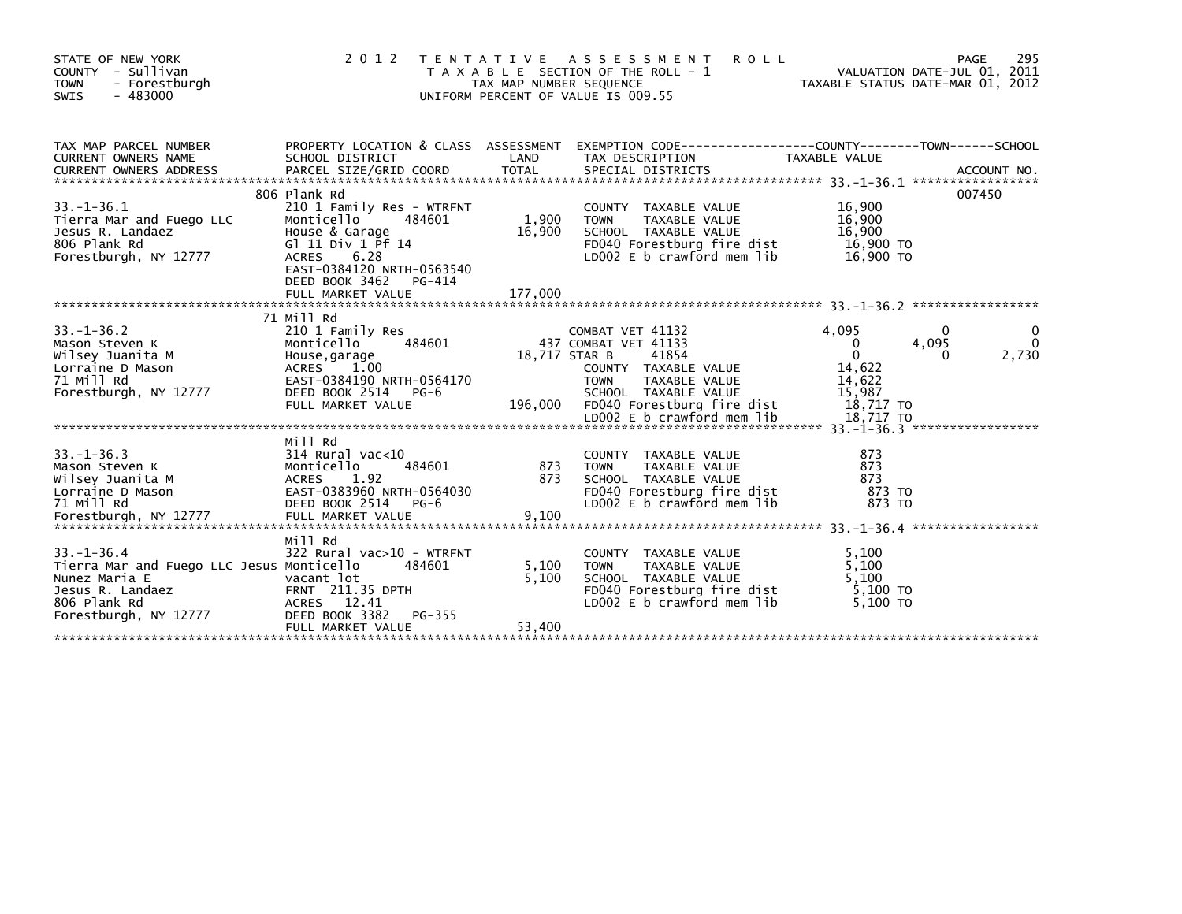STATE OF NEW YORK
COUNTY - Sullivan
TOWN - Forestburgh
SWIS - 483000

2 0 1 2 T E N T A T I V E A S S E S S M E N T R O L L
T A X A B L E SECTION OF THE ROLL - 1
TAX MAP NUMBER SEQUENCE
UNIFORM PERCENT OF VALUE IS 009.55

VALUATION DATE-JUL 01, 2011
TAXABLE STATUS DATE-MAR 01, 2012

| TAX MAP PARCEL NUMBER / CURRENT OWNERS NAME / CURRENT OWNERS ADDRESS | PROPERTY LOCATION & CLASS / SCHOOL DISTRICT / PARCEL SIZE/GRID COORD | ASSESSMENT LAND / TOTAL | EXEMPTION CODE / TAX DESCRIPTION / SPECIAL DISTRICTS | COUNTY TAXABLE VALUE | TOWN | SCHOOL | ACCOUNT NO. |
|---|---|---|---|---|---|---|---|
| **33.-1-36.1** | 806 Plank Rd | | | | | | 007450 |
| 33.-1-36.1 | 210 1 Family Res - WTRFNT | | COUNTY TAXABLE VALUE | 16,900 | | | |
| Tierra Mar and Fuego LLC | Monticello 484601 | 1,900 | TOWN TAXABLE VALUE | 16,900 | | | |
| Jesus R. Landaez | House & Garage | 16,900 | SCHOOL TAXABLE VALUE | 16,900 | | | |
| 806 Plank Rd | Gl 11 Div 1 Pf 14 | | FD040 Forestburg fire dist | 16,900 TO | | | |
| Forestburgh, NY 12777 | ACRES 6.28 | | LD002 E b crawford mem lib | 16,900 TO | | | |
| | EAST-0384120 NRTH-0563540 | | | | | | |
| | DEED BOOK 3462 PG-414 | | | | | | |
| | FULL MARKET VALUE | 177,000 | | | | | |
| **33.-1-36.2** | 71 Mill Rd | | | | | | |
| 33.-1-36.2 | 210 1 Family Res | | COMBAT VET 41132 | 4,095 | 0 | 0 | |
| Mason Steven K | Monticello 484601 | 437 | COMBAT VET 41133 | 0 | 4,095 | 0 | |
| Wilsey Juanita M | House,garage | 18,717 | STAR B 41854 | 0 | 0 | 2,730 | |
| Lorraine D Mason | ACRES 1.00 | | COUNTY TAXABLE VALUE | 14,622 | | | |
| 71 Mill Rd | EAST-0384190 NRTH-0564170 | | TOWN TAXABLE VALUE | 14,622 | | | |
| Forestburgh, NY 12777 | DEED BOOK 2514 PG-6 | | SCHOOL TAXABLE VALUE | 15,987 | | | |
| | FULL MARKET VALUE | 196,000 | FD040 Forestburg fire dist | 18,717 TO | | | |
| | | | LD002 E b crawford mem lib | 18,717 TO | | | |
| **33.-1-36.3** | Mill Rd | | | | | | |
| 33.-1-36.3 | 314 Rural vac<10 | | COUNTY TAXABLE VALUE | 873 | | | |
| Mason Steven K | Monticello 484601 | 873 | TOWN TAXABLE VALUE | 873 | | | |
| Wilsey Juanita M | ACRES 1.92 | 873 | SCHOOL TAXABLE VALUE | 873 | | | |
| Lorraine D Mason | EAST-0383960 NRTH-0564030 | | FD040 Forestburg fire dist | 873 TO | | | |
| 71 Mill Rd | DEED BOOK 2514 PG-6 | | LD002 E b crawford mem lib | 873 TO | | | |
| Forestburgh, NY 12777 | FULL MARKET VALUE | 9,100 | | | | | |
| **33.-1-36.4** | Mill Rd | | | | | | |
| 33.-1-36.4 | 322 Rural vac>10 - WTRFNT | | COUNTY TAXABLE VALUE | 5,100 | | | |
| Tierra Mar and Fuego LLC Jesus | Monticello 484601 | 5,100 | TOWN TAXABLE VALUE | 5,100 | | | |
| Nunez Maria E | vacant lot | 5,100 | SCHOOL TAXABLE VALUE | 5,100 | | | |
| Jesus R. Landaez | FRNT 211.35 DPTH | | FD040 Forestburg fire dist | 5,100 TO | | | |
| 806 Plank Rd | ACRES 12.41 | | LD002 E b crawford mem lib | 5,100 TO | | | |
| Forestburgh, NY 12777 | DEED BOOK 3382 PG-355 | | | | | | |
| | FULL MARKET VALUE | 53,400 | | | | | |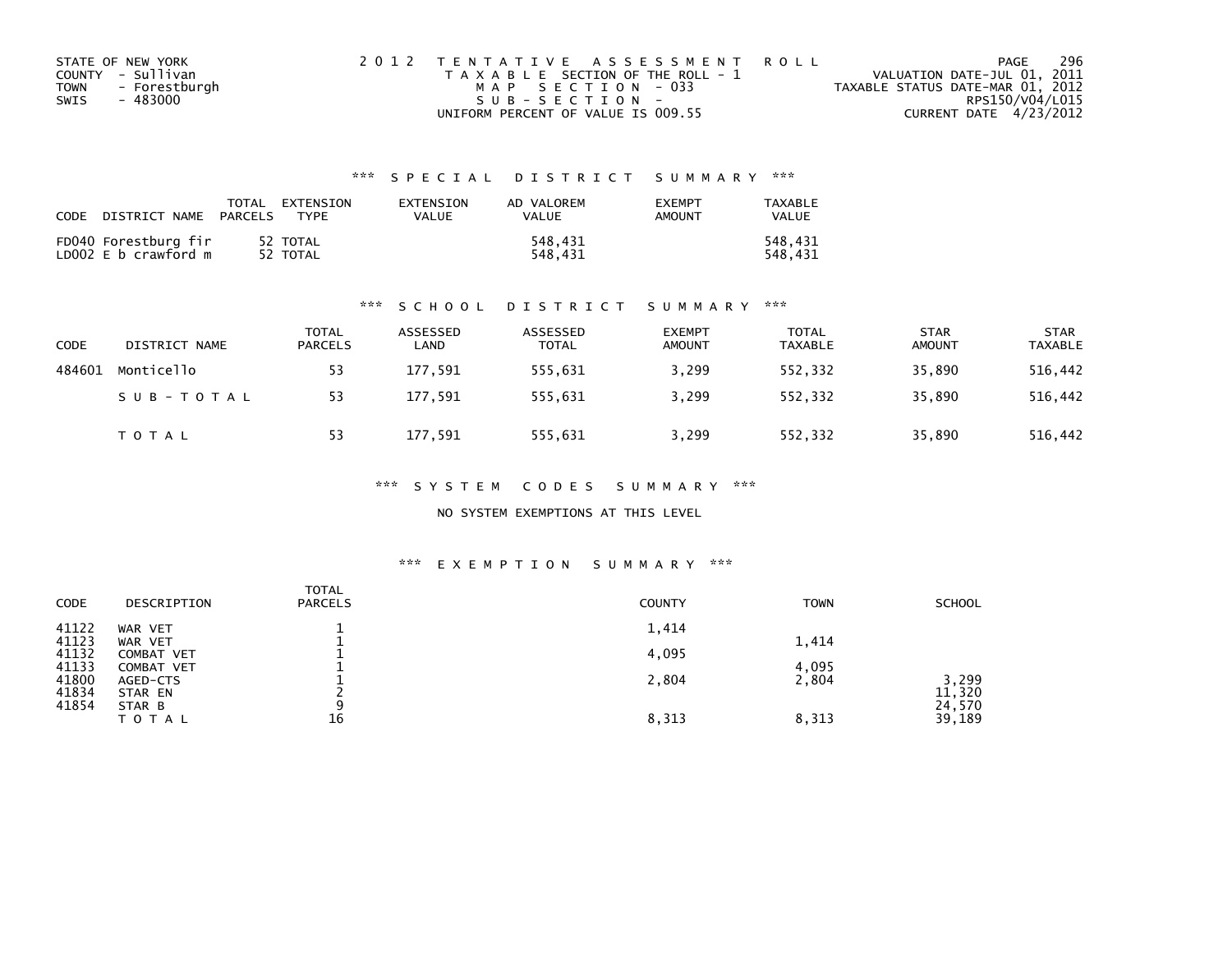STATE OF NEW YORK
COUNTY - Sullivan
TOWN - Forestburgh
SWIS - 483000

2 0 1 2 T E N T A T I V E A S S E S S M E N T R O L L
T A X A B L E SECTION OF THE ROLL - 1
M A P S E C T I O N - 033
S U B - S E C T I O N -
UNIFORM PERCENT OF VALUE IS 009.55

VALUATION DATE-JUL 01, 2011
TAXABLE STATUS DATE-MAR 01, 2012
RPS150/V04/L015
CURRENT DATE 4/23/2012

### *** S P E C I A L D I S T R I C T S U M M A R Y ***

| CODE | DISTRICT NAME | TOTAL PARCELS | EXTENSION TYPE | EXTENSION VALUE | AD VALOREM VALUE | EXEMPT AMOUNT | TAXABLE VALUE |
|---|---|---|---|---|---|---|---|
| FD040 | Forestburg fir | 52 | TOTAL | | 548,431 | | 548,431 |
| LD002 | E b crawford m | 52 | TOTAL | | 548,431 | | 548,431 |

### *** S C H O O L D I S T R I C T S U M M A R Y ***

| CODE | DISTRICT NAME | TOTAL PARCELS | ASSESSED LAND | ASSESSED TOTAL | EXEMPT AMOUNT | TOTAL TAXABLE | STAR AMOUNT | STAR TAXABLE |
|---|---|---|---|---|---|---|---|---|
| 484601 | Monticello | 53 | 177,591 | 555,631 | 3,299 | 552,332 | 35,890 | 516,442 |
| | S U B - T O T A L | 53 | 177,591 | 555,631 | 3,299 | 552,332 | 35,890 | 516,442 |
| | T O T A L | 53 | 177,591 | 555,631 | 3,299 | 552,332 | 35,890 | 516,442 |

### *** S Y S T E M C O D E S S U M M A R Y ***

NO SYSTEM EXEMPTIONS AT THIS LEVEL

### *** E X E M P T I O N S U M M A R Y ***

| CODE | DESCRIPTION | TOTAL PARCELS | COUNTY | TOWN | SCHOOL |
|---|---|---|---|---|---|
| 41122 | WAR VET | 1 | 1,414 | | |
| 41123 | WAR VET | 1 | | 1,414 | |
| 41132 | COMBAT VET | 1 | 4,095 | | |
| 41133 | COMBAT VET | 1 | | 4,095 | |
| 41800 | AGED-CTS | 1 | 2,804 | 2,804 | 3,299 |
| 41834 | STAR EN | 2 | | | 11,320 |
| 41854 | STAR B | 9 | | | 24,570 |
| | T O T A L | 16 | 8,313 | 8,313 | 39,189 |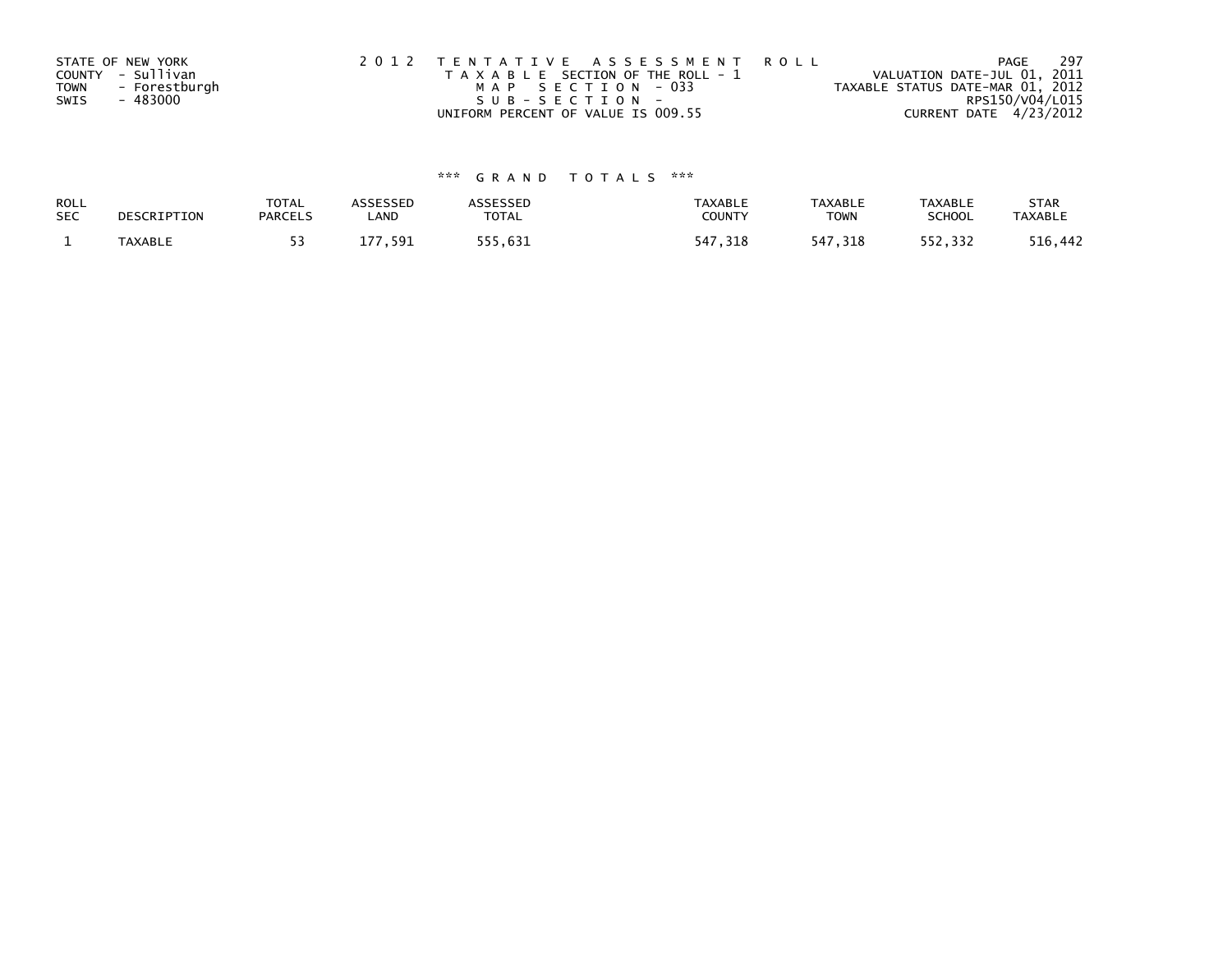STATE OF NEW YORK
COUNTY - Sullivan
TOWN - Forestburgh
SWIS - 483000

2 0 1 2 T E N T A T I V E A S S E S S M E N T R O L L
T A X A B L E SECTION OF THE ROLL - 1
M A P S E C T I O N - 033
S U B - S E C T I O N -
UNIFORM PERCENT OF VALUE IS 009.55

VALUATION DATE-JUL 01, 2011
TAXABLE STATUS DATE-MAR 01, 2012
RPS150/V04/L015
CURRENT DATE 4/23/2012

### *** G R A N D T O T A L S ***

| ROLL SEC | DESCRIPTION | TOTAL PARCELS | ASSESSED LAND | ASSESSED TOTAL | TAXABLE COUNTY | TAXABLE TOWN | TAXABLE SCHOOL | STAR TAXABLE |
|---|---|---|---|---|---|---|---|---|
| 1 | TAXABLE | 53 | 177,591 | 555,631 | 547,318 | 547,318 | 552,332 | 516,442 |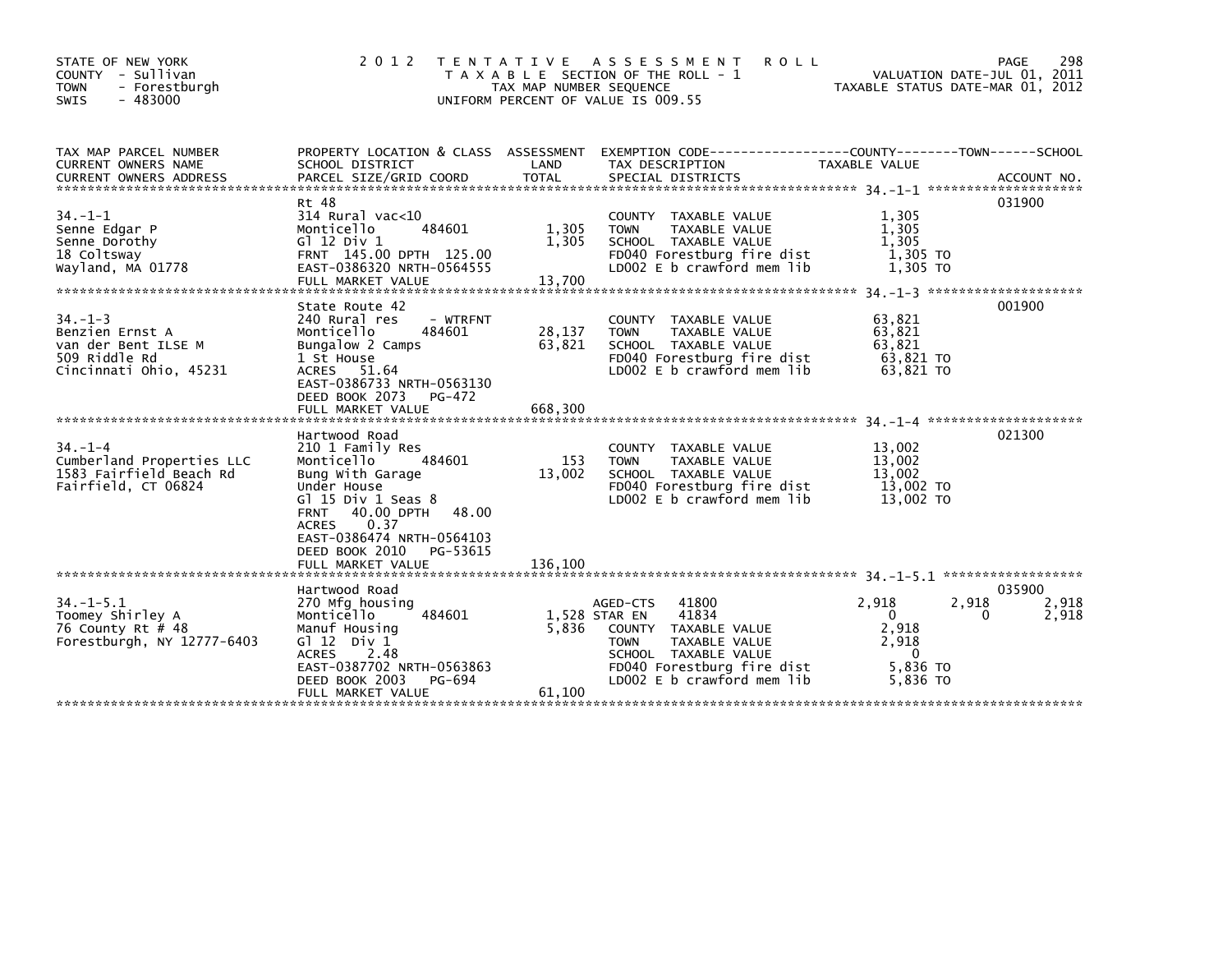STATE OF NEW YORK
COUNTY - Sullivan
TOWN - Forestburgh
SWIS - 483000

# 2012 TENTATIVE ASSESSMENT ROLL

TAXABLE SECTION OF THE ROLL - 1
TAX MAP NUMBER SEQUENCE
UNIFORM PERCENT OF VALUE IS 009.55

VALUATION DATE-JUL 01, 2011
TAXABLE STATUS DATE-MAR 01, 2012

| TAX MAP PARCEL NUMBER / CURRENT OWNERS NAME / CURRENT OWNERS ADDRESS | PROPERTY LOCATION & CLASS / SCHOOL DISTRICT / PARCEL SIZE/GRID COORD | ASSESSMENT LAND / TOTAL | EXEMPTION CODE / TAX DESCRIPTION / SPECIAL DISTRICTS | COUNTY TAXABLE VALUE | TOWN | SCHOOL | ACCOUNT NO. |
|---|---|---|---|---|---|---|---|
| **34.-1-1** | Rt 48 | | | | | | 031900 |
| Senne Edgar P | 314 Rural vac<10 | | COUNTY TAXABLE VALUE | 1,305 | | | |
| Senne Dorothy | Monticello 484601 | 1,305 | TOWN TAXABLE VALUE | 1,305 | | | |
| 18 Coltsway | Gl 12 Div 1 | 1,305 | SCHOOL TAXABLE VALUE | 1,305 | | | |
| Wayland, MA 01778 | FRNT 145.00 DPTH 125.00 | | FD040 Forestburg fire dist | 1,305 TO | | | |
| | EAST-0386320 NRTH-0564555 | | LD002 E b crawford mem lib | 1,305 TO | | | |
| | FULL MARKET VALUE | 13,700 | | | | | |
| **34.-1-3** | State Route 42 | | | | | | 001900 |
| Benzien Ernst A | 240 Rural res - WTRFNT | | COUNTY TAXABLE VALUE | 63,821 | | | |
| van der Bent ILSE M | Monticello 484601 | 28,137 | TOWN TAXABLE VALUE | 63,821 | | | |
| 509 Riddle Rd | Bungalow 2 Camps | 63,821 | SCHOOL TAXABLE VALUE | 63,821 | | | |
| Cincinnati Ohio, 45231 | 1 St House | | FD040 Forestburg fire dist | 63,821 TO | | | |
| | ACRES 51.64 | | LD002 E b crawford mem lib | 63,821 TO | | | |
| | EAST-0386733 NRTH-0563130 | | | | | | |
| | DEED BOOK 2073 PG-472 | | | | | | |
| | FULL MARKET VALUE | 668,300 | | | | | |
| **34.-1-4** | Hartwood Road | | | | | | 021300 |
| Cumberland Properties LLC | 210 1 Family Res | | COUNTY TAXABLE VALUE | 13,002 | | | |
| 1583 Fairfield Beach Rd | Monticello 484601 | 153 | TOWN TAXABLE VALUE | 13,002 | | | |
| Fairfield, CT 06824 | Bung With Garage | 13,002 | SCHOOL TAXABLE VALUE | 13,002 | | | |
| | Under House | | FD040 Forestburg fire dist | 13,002 TO | | | |
| | Gl 15 Div 1 Seas 8 | | LD002 E b crawford mem lib | 13,002 TO | | | |
| | FRNT 40.00 DPTH 48.00 | | | | | | |
| | ACRES 0.37 | | | | | | |
| | EAST-0386474 NRTH-0564103 | | | | | | |
| | DEED BOOK 2010 PG-53615 | | | | | | |
| | FULL MARKET VALUE | 136,100 | | | | | |
| **34.-1-5.1** | Hartwood Road | | | | | | 035900 |
| Toomey Shirley A | 270 Mfg housing | | AGED-CTS 41800 | 2,918 | 2,918 | 2,918 | |
| 76 County Rt # 48 | Monticello 484601 | 1,528 | STAR EN 41834 | 0 | 0 | 2,918 | |
| Forestburgh, NY 12777-6403 | Manuf Housing | 5,836 | COUNTY TAXABLE VALUE | 2,918 | | | |
| | Gl 12 Div 1 | | TOWN TAXABLE VALUE | 2,918 | | | |
| | ACRES 2.48 | | SCHOOL TAXABLE VALUE | 0 | | | |
| | EAST-0387702 NRTH-0563863 | | FD040 Forestburg fire dist | 5,836 TO | | | |
| | DEED BOOK 2003 PG-694 | | LD002 E b crawford mem lib | 5,836 TO | | | |
| | FULL MARKET VALUE | 61,100 | | | | | |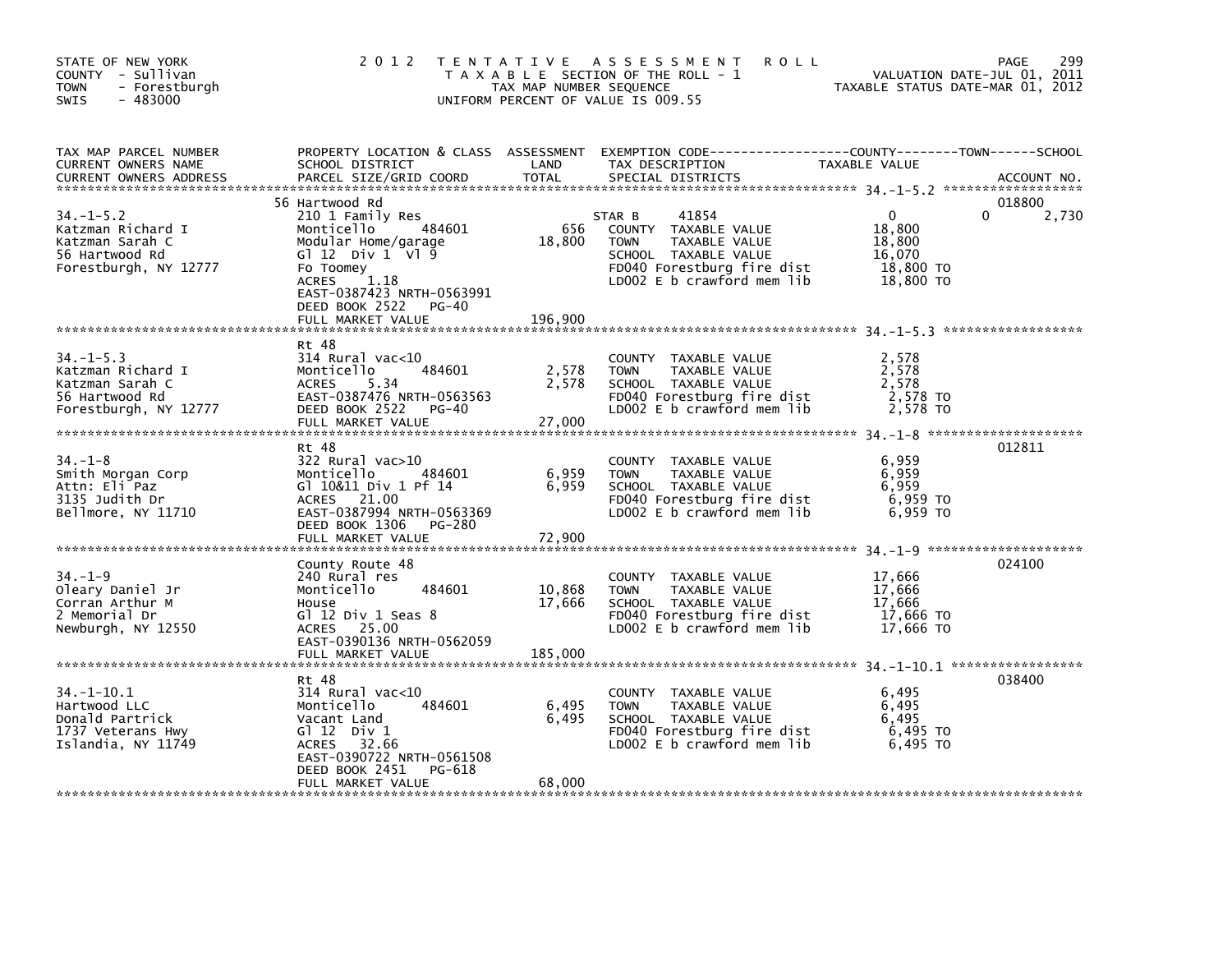STATE OF NEW YORK
COUNTY - Sullivan
TOWN - Forestburgh
SWIS - 483000

# 2012 TENTATIVE ASSESSMENT ROLL

TAXABLE SECTION OF THE ROLL - 1
TAX MAP NUMBER SEQUENCE
UNIFORM PERCENT OF VALUE IS 009.55

VALUATION DATE-JUL 01, 2011
TAXABLE STATUS DATE-MAR 01, 2012

| TAX MAP PARCEL NUMBER / CURRENT OWNERS NAME / CURRENT OWNERS ADDRESS | PROPERTY LOCATION & CLASS / SCHOOL DISTRICT / PARCEL SIZE/GRID COORD | ASSESSMENT LAND | TOTAL | EXEMPTION CODE / TAX DESCRIPTION / SPECIAL DISTRICTS | COUNTY TAXABLE VALUE | TOWN | SCHOOL | ACCOUNT NO. |
|---|---|---|---|---|---|---|---|---|
| 34.-1-5.2 | 56 Hartwood Rd | | | | | | | 018800 |
| Katzman Richard I | 210 1 Family Res | | | STAR B 41854 | 0 | 0 | 2,730 | |
| Katzman Sarah C | Monticello 484601 | 656 | | COUNTY TAXABLE VALUE | 18,800 | | | |
| 56 Hartwood Rd | Modular Home/garage | | 18,800 | TOWN TAXABLE VALUE | 18,800 | | | |
| Forestburgh, NY 12777 | Gl 12 Div 1 Vl 9 | | | SCHOOL TAXABLE VALUE | 16,070 | | | |
| | Fo Toomey | | | FD040 Forestburg fire dist | 18,800 TO | | | |
| | ACRES 1.18 | | | LD002 E b crawford mem lib | 18,800 TO | | | |
| | EAST-0387423 NRTH-0563991 | | | | | | | |
| | DEED BOOK 2522 PG-40 | | | | | | | |
| | FULL MARKET VALUE | | 196,900 | | | | | |
| 34.-1-5.3 | Rt 48 | | | | | | | |
| Katzman Richard I | 314 Rural vac<10 | | | COUNTY TAXABLE VALUE | 2,578 | | | |
| Katzman Sarah C | Monticello 484601 | 2,578 | | TOWN TAXABLE VALUE | 2,578 | | | |
| 56 Hartwood Rd | ACRES 5.34 | | 2,578 | SCHOOL TAXABLE VALUE | 2,578 | | | |
| Forestburgh, NY 12777 | EAST-0387476 NRTH-0563563 | | | FD040 Forestburg fire dist | 2,578 TO | | | |
| | DEED BOOK 2522 PG-40 | | | LD002 E b crawford mem lib | 2,578 TO | | | |
| | FULL MARKET VALUE | | 27,000 | | | | | |
| 34.-1-8 | Rt 48 | | | | | | | 012811 |
| Smith Morgan Corp | 322 Rural vac>10 | | | COUNTY TAXABLE VALUE | 6,959 | | | |
| Attn: Eli Paz | Monticello 484601 | 6,959 | | TOWN TAXABLE VALUE | 6,959 | | | |
| 3135 Judith Dr | Gl 10&11 Div 1 Pf 14 | | 6,959 | SCHOOL TAXABLE VALUE | 6,959 | | | |
| Bellmore, NY 11710 | ACRES 21.00 | | | FD040 Forestburg fire dist | 6,959 TO | | | |
| | EAST-0387994 NRTH-0563369 | | | LD002 E b crawford mem lib | 6,959 TO | | | |
| | DEED BOOK 1306 PG-280 | | | | | | | |
| | FULL MARKET VALUE | | 72,900 | | | | | |
| 34.-1-9 | County Route 48 | | | | | | | 024100 |
| Oleary Daniel Jr | 240 Rural res | | | COUNTY TAXABLE VALUE | 17,666 | | | |
| Corran Arthur M | Monticello 484601 | 10,868 | | TOWN TAXABLE VALUE | 17,666 | | | |
| 2 Memorial Dr | House | | 17,666 | SCHOOL TAXABLE VALUE | 17,666 | | | |
| Newburgh, NY 12550 | Gl 12 Div 1 Seas 8 | | | FD040 Forestburg fire dist | 17,666 TO | | | |
| | ACRES 25.00 | | | LD002 E b crawford mem lib | 17,666 TO | | | |
| | EAST-0390136 NRTH-0562059 | | | | | | | |
| | FULL MARKET VALUE | | 185,000 | | | | | |
| 34.-1-10.1 | Rt 48 | | | | | | | 038400 |
| Hartwood LLC | 314 Rural vac<10 | | | COUNTY TAXABLE VALUE | 6,495 | | | |
| Donald Partrick | Monticello 484601 | 6,495 | | TOWN TAXABLE VALUE | 6,495 | | | |
| 1737 Veterans Hwy | Vacant Land | | 6,495 | SCHOOL TAXABLE VALUE | 6,495 | | | |
| Islandia, NY 11749 | Gl 12 Div 1 | | | FD040 Forestburg fire dist | 6,495 TO | | | |
| | ACRES 32.66 | | | LD002 E b crawford mem lib | 6,495 TO | | | |
| | EAST-0390722 NRTH-0561508 | | | | | | | |
| | DEED BOOK 2451 PG-618 | | | | | | | |
| | FULL MARKET VALUE | | 68,000 | | | | | |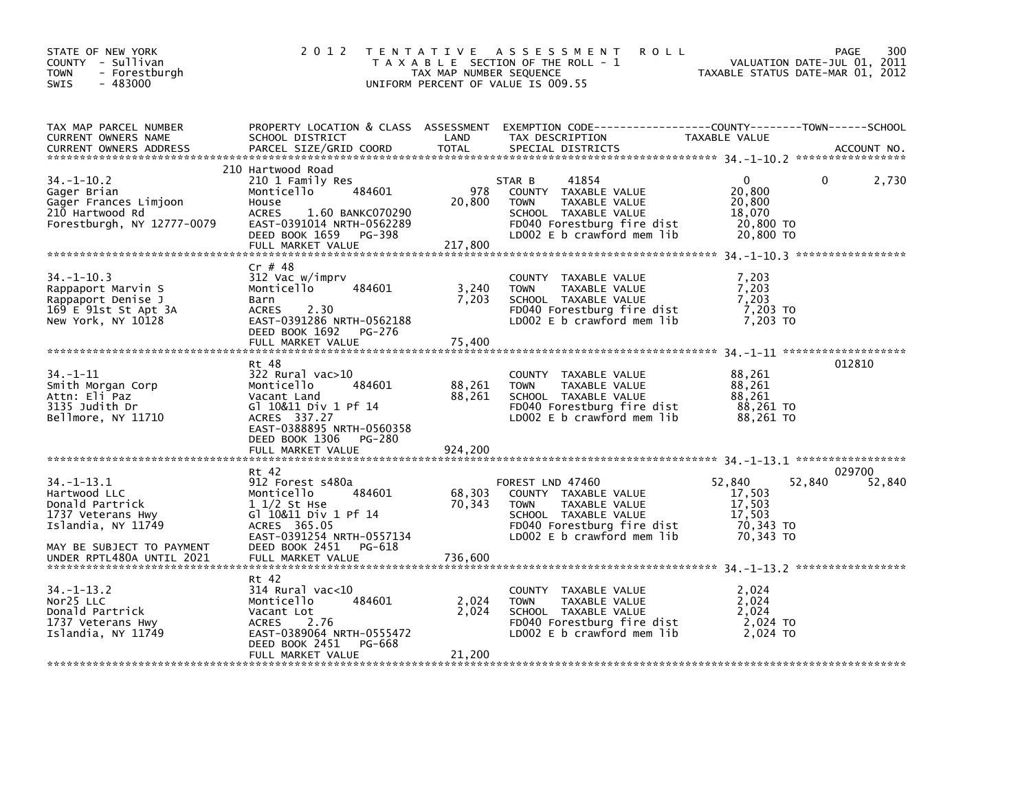STATE OF NEW YORK
COUNTY - Sullivan
TOWN - Forestburgh
SWIS - 483000

# 2012 TENTATIVE ASSESSMENT ROLL

TAXABLE SECTION OF THE ROLL - 1
TAX MAP NUMBER SEQUENCE
UNIFORM PERCENT OF VALUE IS 009.55

VALUATION DATE-JUL 01, 2011
TAXABLE STATUS DATE-MAR 01, 2012

| TAX MAP PARCEL NUMBER / CURRENT OWNERS NAME / CURRENT OWNERS ADDRESS | PROPERTY LOCATION & CLASS / SCHOOL DISTRICT / PARCEL SIZE/GRID COORD | ASSESSMENT LAND / TOTAL | EXEMPTION CODE / TAX DESCRIPTION / SPECIAL DISTRICTS | COUNTY TAXABLE VALUE | TOWN | SCHOOL / ACCOUNT NO. |
|---|---|---|---|---|---|---|
| **34.-1-10.2** | 210 Hartwood Road | | | | | |
| 34.-1-10.2 | 210 1 Family Res | | STAR B 41854 | 0 | 0 | 2,730 |
| Gager Brian | Monticello 484601 | 978 | COUNTY TAXABLE VALUE | 20,800 | | |
| Gager Frances Limjoon | House | 20,800 | TOWN TAXABLE VALUE | 20,800 | | |
| 210 Hartwood Rd | ACRES 1.60 BANKC070290 | | SCHOOL TAXABLE VALUE | 18,070 | | |
| Forestburgh, NY 12777-0079 | EAST-0391014 NRTH-0562289 | | FD040 Forestburg fire dist | 20,800 TO | | |
| | DEED BOOK 1659 PG-398 | | LD002 E b crawford mem lib | 20,800 TO | | |
| | FULL MARKET VALUE | 217,800 | | | | |
| **34.-1-10.3** | Cr # 48 | | | | | |
| 34.-1-10.3 | 312 Vac w/imprv | | COUNTY TAXABLE VALUE | 7,203 | | |
| Rappaport Marvin S | Monticello 484601 | 3,240 | TOWN TAXABLE VALUE | 7,203 | | |
| Rappaport Denise J | Barn | 7,203 | SCHOOL TAXABLE VALUE | 7,203 | | |
| 169 E 91st St Apt 3A | ACRES 2.30 | | FD040 Forestburg fire dist | 7,203 TO | | |
| New York, NY 10128 | EAST-0391286 NRTH-0562188 | | LD002 E b crawford mem lib | 7,203 TO | | |
| | DEED BOOK 1692 PG-276 | | | | | |
| | FULL MARKET VALUE | 75,400 | | | | |
| **34.-1-11** | Rt 48 | | | | | 012810 |
| 34.-1-11 | 322 Rural vac>10 | | COUNTY TAXABLE VALUE | 88,261 | | |
| Smith Morgan Corp | Monticello 484601 | 88,261 | TOWN TAXABLE VALUE | 88,261 | | |
| Attn: Eli Paz | Vacant Land | 88,261 | SCHOOL TAXABLE VALUE | 88,261 | | |
| 3135 Judith Dr | Gl 10&11 Div 1 Pf 14 | | FD040 Forestburg fire dist | 88,261 TO | | |
| Bellmore, NY 11710 | ACRES 337.27 | | LD002 E b crawford mem lib | 88,261 TO | | |
| | EAST-0388895 NRTH-0560358 | | | | | |
| | DEED BOOK 1306 PG-280 | | | | | |
| | FULL MARKET VALUE | 924,200 | | | | |
| **34.-1-13.1** | Rt 42 | | | | | 029700 |
| 34.-1-13.1 | 912 Forest s480a | | FOREST LND 47460 | 52,840 | 52,840 | 52,840 |
| Hartwood LLC | Monticello 484601 | 68,303 | COUNTY TAXABLE VALUE | 17,503 | | |
| Donald Partrick | 1 1/2 St Hse | 70,343 | TOWN TAXABLE VALUE | 17,503 | | |
| 1737 Veterans Hwy | Gl 10&11 Div 1 Pf 14 | | SCHOOL TAXABLE VALUE | 17,503 | | |
| Islandia, NY 11749 | ACRES 365.05 | | FD040 Forestburg fire dist | 70,343 TO | | |
| | EAST-0391254 NRTH-0557134 | | LD002 E b crawford mem lib | 70,343 TO | | |
| MAY BE SUBJECT TO PAYMENT | DEED BOOK 2451 PG-618 | | | | | |
| UNDER RPTL480A UNTIL 2021 | FULL MARKET VALUE | 736,600 | | | | |
| **34.-1-13.2** | Rt 42 | | | | | |
| 34.-1-13.2 | 314 Rural vac<10 | | COUNTY TAXABLE VALUE | 2,024 | | |
| Nor25 LLC | Monticello 484601 | 2,024 | TOWN TAXABLE VALUE | 2,024 | | |
| Donald Partrick | Vacant Lot | 2,024 | SCHOOL TAXABLE VALUE | 2,024 | | |
| 1737 Veterans Hwy | ACRES 2.76 | | FD040 Forestburg fire dist | 2,024 TO | | |
| Islandia, NY 11749 | EAST-0389064 NRTH-0555472 | | LD002 E b crawford mem lib | 2,024 TO | | |
| | DEED BOOK 2451 PG-668 | | | | | |
| | FULL MARKET VALUE | 21,200 | | | | |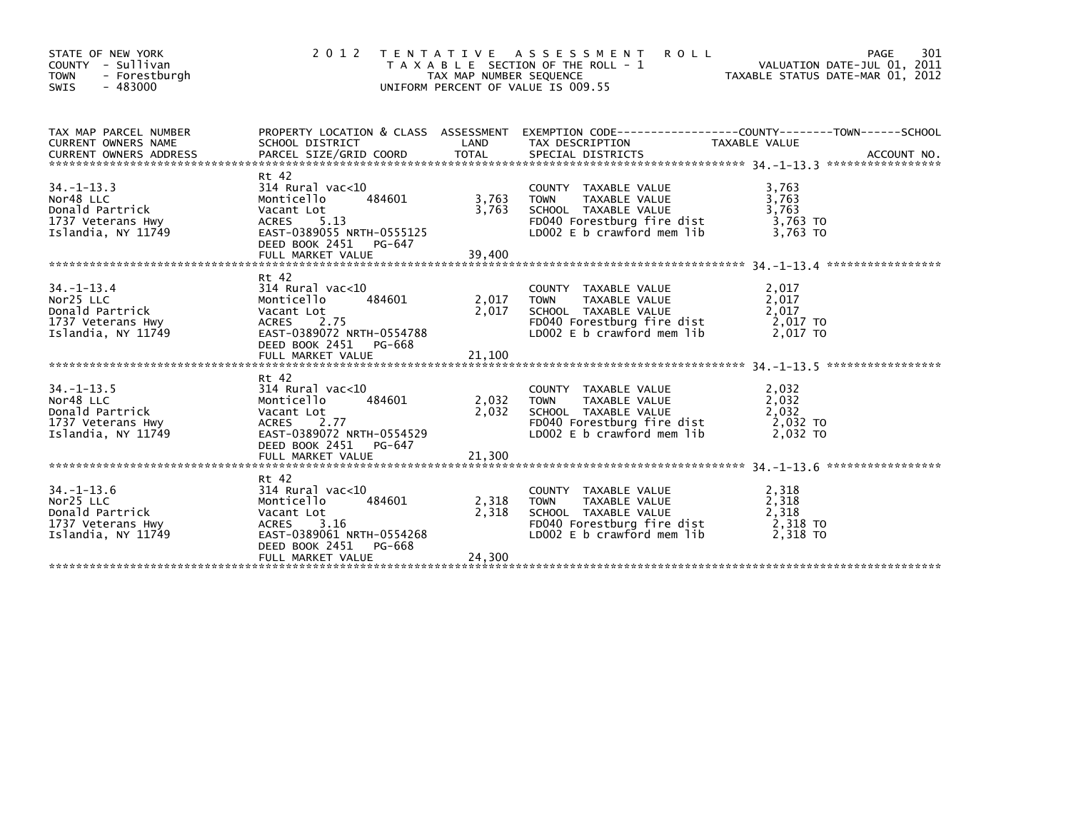STATE OF NEW YORK
COUNTY - Sullivan
TOWN - Forestburgh
SWIS - 483000

2012 TENTATIVE ASSESSMENT ROLL
TAXABLE SECTION OF THE ROLL - 1
TAX MAP NUMBER SEQUENCE
UNIFORM PERCENT OF VALUE IS 009.55

VALUATION DATE-JUL 01, 2011
TAXABLE STATUS DATE-MAR 01, 2012

| TAX MAP PARCEL NUMBER / CURRENT OWNERS NAME / CURRENT OWNERS ADDRESS | PROPERTY LOCATION & CLASS / SCHOOL DISTRICT / PARCEL SIZE/GRID COORD | ASSESSMENT LAND | TOTAL | EXEMPTION CODE / TAX DESCRIPTION / SPECIAL DISTRICTS | TAXABLE VALUE (COUNTY--TOWN--SCHOOL) | ACCOUNT NO. |
|---|---|---|---|---|---|---|
| 34.-1-13.3 | Rt 42 | | | | | |
| 34.-1-13.3 | 314 Rural vac<10 | | | COUNTY TAXABLE VALUE | 3,763 | |
| Nor48 LLC | Monticello 484601 | 3,763 | | TOWN TAXABLE VALUE | 3,763 | |
| Donald Partrick | Vacant Lot | | 3,763 | SCHOOL TAXABLE VALUE | 3,763 | |
| 1737 Veterans Hwy | ACRES 5.13 | | | FD040 Forestburg fire dist | 3,763 TO | |
| Islandia, NY 11749 | EAST-0389055 NRTH-0555125 | | | LD002 E b crawford mem lib | 3,763 TO | |
| | DEED BOOK 2451 PG-647 | | | | | |
| | FULL MARKET VALUE | | 39,400 | | | |
| 34.-1-13.4 | Rt 42 | | | | | |
| 34.-1-13.4 | 314 Rural vac<10 | | | COUNTY TAXABLE VALUE | 2,017 | |
| Nor25 LLC | Monticello 484601 | 2,017 | | TOWN TAXABLE VALUE | 2,017 | |
| Donald Partrick | Vacant Lot | | 2,017 | SCHOOL TAXABLE VALUE | 2,017 | |
| 1737 Veterans Hwy | ACRES 2.75 | | | FD040 Forestburg fire dist | 2,017 TO | |
| Islandia, NY 11749 | EAST-0389072 NRTH-0554788 | | | LD002 E b crawford mem lib | 2,017 TO | |
| | DEED BOOK 2451 PG-668 | | | | | |
| | FULL MARKET VALUE | | 21,100 | | | |
| 34.-1-13.5 | Rt 42 | | | | | |
| 34.-1-13.5 | 314 Rural vac<10 | | | COUNTY TAXABLE VALUE | 2,032 | |
| Nor48 LLC | Monticello 484601 | 2,032 | | TOWN TAXABLE VALUE | 2,032 | |
| Donald Partrick | Vacant Lot | | 2,032 | SCHOOL TAXABLE VALUE | 2,032 | |
| 1737 Veterans Hwy | ACRES 2.77 | | | FD040 Forestburg fire dist | 2,032 TO | |
| Islandia, NY 11749 | EAST-0389072 NRTH-0554529 | | | LD002 E b crawford mem lib | 2,032 TO | |
| | DEED BOOK 2451 PG-647 | | | | | |
| | FULL MARKET VALUE | | 21,300 | | | |
| 34.-1-13.6 | Rt 42 | | | | | |
| 34.-1-13.6 | 314 Rural vac<10 | | | COUNTY TAXABLE VALUE | 2,318 | |
| Nor25 LLC | Monticello 484601 | 2,318 | | TOWN TAXABLE VALUE | 2,318 | |
| Donald Partrick | Vacant Lot | | 2,318 | SCHOOL TAXABLE VALUE | 2,318 | |
| 1737 Veterans Hwy | ACRES 3.16 | | | FD040 Forestburg fire dist | 2,318 TO | |
| Islandia, NY 11749 | EAST-0389061 NRTH-0554268 | | | LD002 E b crawford mem lib | 2,318 TO | |
| | DEED BOOK 2451 PG-668 | | | | | |
| | FULL MARKET VALUE | | 24,300 | | | |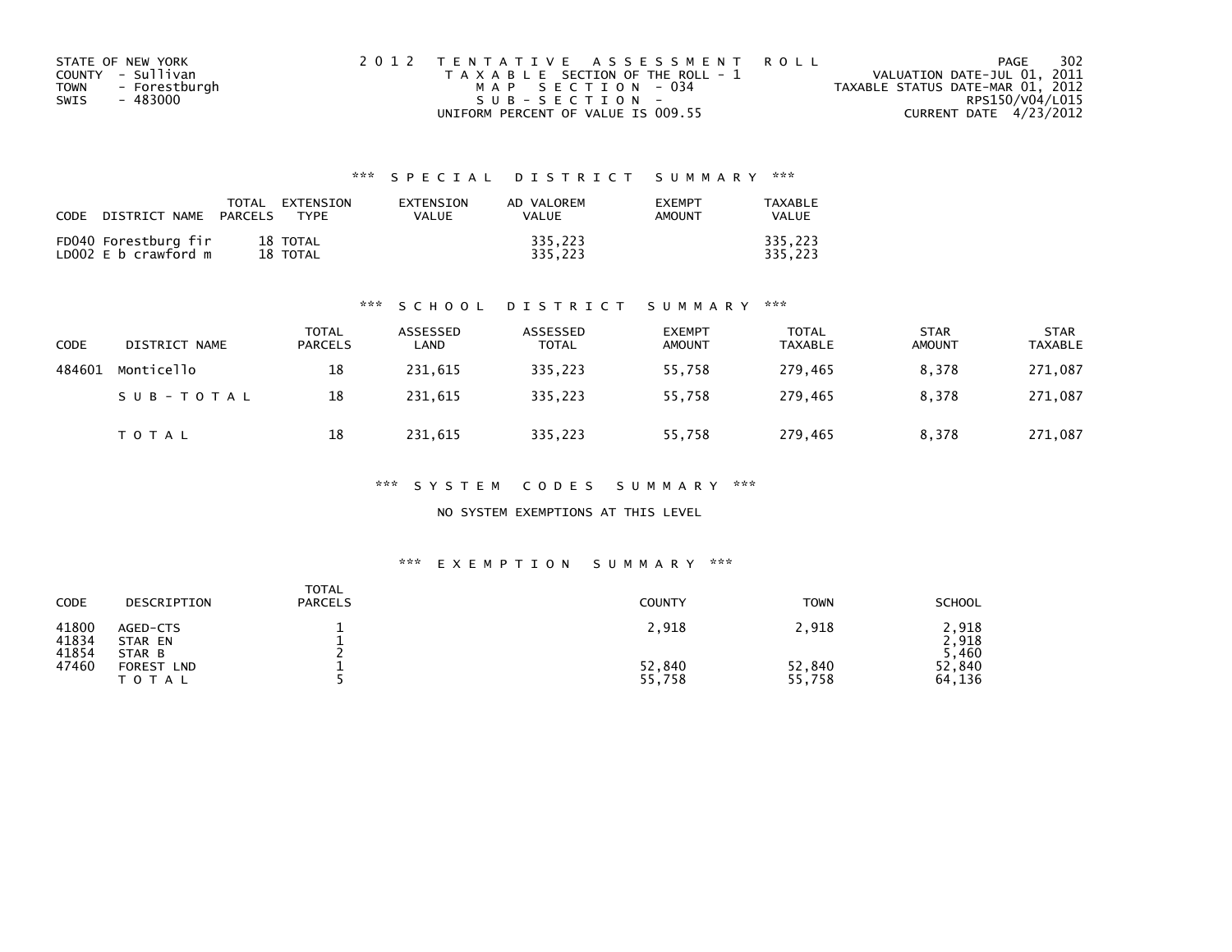STATE OF NEW YORK
COUNTY - Sullivan
TOWN - Forestburgh
SWIS - 483000

2012 TENTATIVE ASSESSMENT ROLL
TAXABLE SECTION OF THE ROLL - 1
MAP SECTION - 034
SUB-SECTION -
UNIFORM PERCENT OF VALUE IS 009.55

VALUATION DATE-JUL 01, 2011
TAXABLE STATUS DATE-MAR 01, 2012
RPS150/V04/L015
CURRENT DATE 4/23/2012

### *** SPECIAL DISTRICT SUMMARY ***

| CODE DISTRICT NAME | TOTAL PARCELS | EXTENSION TYPE | EXTENSION VALUE | AD VALOREM VALUE | EXEMPT AMOUNT | TAXABLE VALUE |
|---|---|---|---|---|---|---|
| FD040 Forestburg fir | 18 | TOTAL | | 335,223 | | 335,223 |
| LD002 E b crawford m | 18 | TOTAL | | 335,223 | | 335,223 |

### *** SCHOOL DISTRICT SUMMARY ***

| CODE | DISTRICT NAME | TOTAL PARCELS | ASSESSED LAND | ASSESSED TOTAL | EXEMPT AMOUNT | TOTAL TAXABLE | STAR AMOUNT | STAR TAXABLE |
|---|---|---|---|---|---|---|---|---|
| 484601 | Monticello | 18 | 231,615 | 335,223 | 55,758 | 279,465 | 8,378 | 271,087 |
| | SUB-TOTAL | 18 | 231,615 | 335,223 | 55,758 | 279,465 | 8,378 | 271,087 |
| | TOTAL | 18 | 231,615 | 335,223 | 55,758 | 279,465 | 8,378 | 271,087 |

### *** SYSTEM CODES SUMMARY ***

NO SYSTEM EXEMPTIONS AT THIS LEVEL

### *** EXEMPTION SUMMARY ***

| CODE | DESCRIPTION | TOTAL PARCELS | COUNTY | TOWN | SCHOOL |
|---|---|---|---|---|---|
| 41800 | AGED-CTS | 1 | 2,918 | 2,918 | 2,918 |
| 41834 | STAR EN | 1 | | | 2,918 |
| 41854 | STAR B | 2 | | | 5,460 |
| 47460 | FOREST LND | 1 | 52,840 | 52,840 | 52,840 |
| | TOTAL | 5 | 55,758 | 55,758 | 64,136 |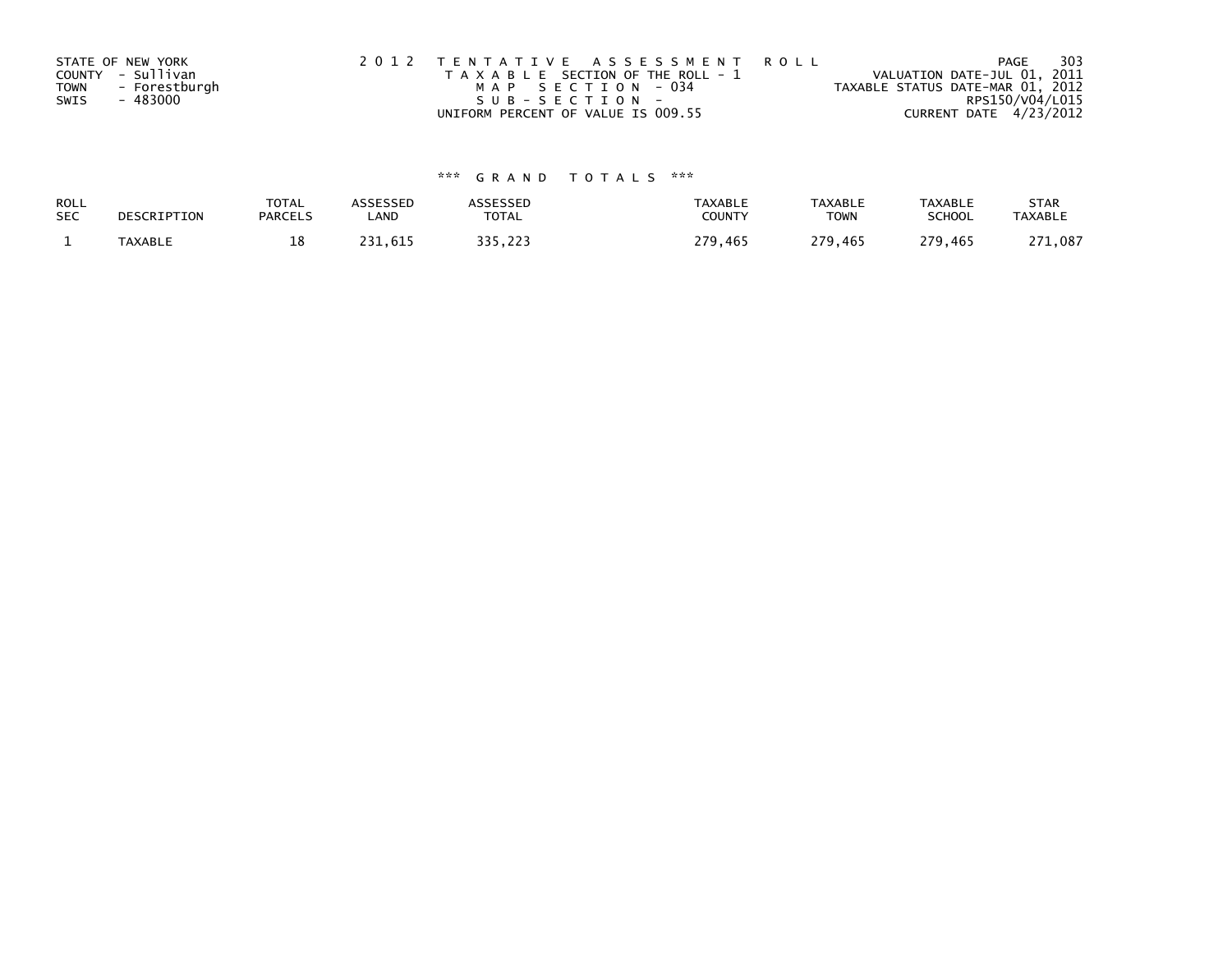STATE OF NEW YORK
COUNTY - Sullivan
TOWN - Forestburgh
SWIS - 483000

2012 TENTATIVE ASSESSMENT ROLL
TAXABLE SECTION OF THE ROLL - 1
MAP SECTION - 034
SUB-SECTION -
UNIFORM PERCENT OF VALUE IS 009.55

VALUATION DATE-JUL 01, 2011
TAXABLE STATUS DATE-MAR 01, 2012
RPS150/V04/L015
CURRENT DATE 4/23/2012

### *** GRAND TOTALS ***

| ROLL SEC | DESCRIPTION | TOTAL PARCELS | ASSESSED LAND | ASSESSED TOTAL | TAXABLE COUNTY | TAXABLE TOWN | TAXABLE SCHOOL | STAR TAXABLE |
|---|---|---|---|---|---|---|---|---|
| 1 | TAXABLE | 18 | 231,615 | 335,223 | 279,465 | 279,465 | 279,465 | 271,087 |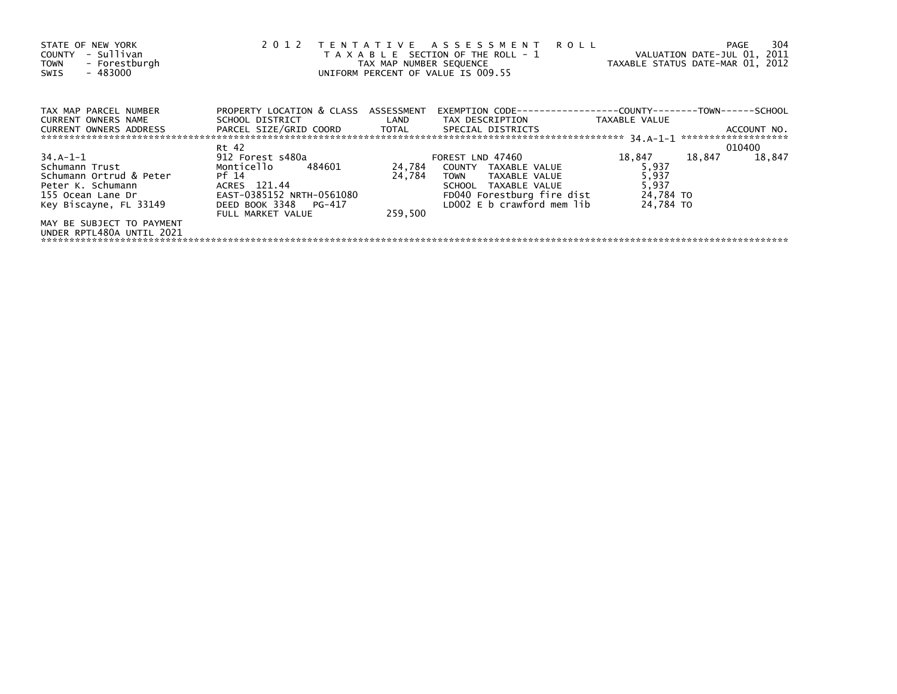STATE OF NEW YORK
COUNTY - Sullivan
TOWN - Forestburgh
SWIS - 483000

2 0 1 2 T E N T A T I V E A S S E S S M E N T R O L L
T A X A B L E SECTION OF THE ROLL - 1
TAX MAP NUMBER SEQUENCE
UNIFORM PERCENT OF VALUE IS 009.55

VALUATION DATE-JUL 01, 2011
TAXABLE STATUS DATE-MAR 01, 2012

| TAX MAP PARCEL NUMBER<br>CURRENT OWNERS NAME<br>CURRENT OWNERS ADDRESS | PROPERTY LOCATION & CLASS<br>SCHOOL DISTRICT<br>PARCEL SIZE/GRID COORD | ASSESSMENT<br>LAND<br>TOTAL | EXEMPTION CODE<br>TAX DESCRIPTION<br>SPECIAL DISTRICTS | COUNTY<br>TAXABLE VALUE | TOWN | SCHOOL<br>ACCOUNT NO. |
|---|---|---|---|---|---|---|
| 34.A-1-1 | Rt 42 | | | | | 010400 |
| 34.A-1-1 | 912 Forest s480a | | FOREST LND 47460 | 18,847 | 18,847 | 18,847 |
| Schumann Trust | Monticello 484601 | 24,784 | COUNTY TAXABLE VALUE | 5,937 | | |
| Schumann Ortrud & Peter | Pf 14 | 24,784 | TOWN TAXABLE VALUE | 5,937 | | |
| Peter K. Schumann | ACRES 121.44 | | SCHOOL TAXABLE VALUE | 5,937 | | |
| 155 Ocean Lane Dr | EAST-0385152 NRTH-0561080 | | FD040 Forestburg fire dist | 24,784 TO | | |
| Key Biscayne, FL 33149 | DEED BOOK 3348 PG-417 | | LD002 E b crawford mem lib | 24,784 TO | | |
| | FULL MARKET VALUE | 259,500 | | | | |
| MAY BE SUBJECT TO PAYMENT<br>UNDER RPTL480A UNTIL 2021 | | | | | | |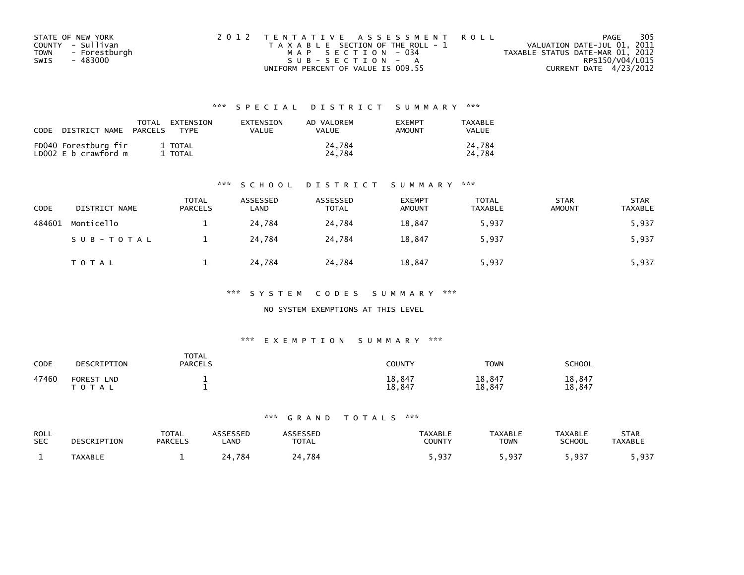STATE OF NEW YORK
COUNTY - Sullivan
TOWN - Forestburgh
SWIS - 483000

2 0 1 2 T E N T A T I V E A S S E S S M E N T R O L L
T A X A B L E SECTION OF THE ROLL - 1
M A P S E C T I O N - 034
S U B - S E C T I O N - A
UNIFORM PERCENT OF VALUE IS 009.55

VALUATION DATE-JUL 01, 2011
TAXABLE STATUS DATE-MAR 01, 2012
RPS150/V04/L015
CURRENT DATE 4/23/2012

## *** S P E C I A L D I S T R I C T S U M M A R Y ***

| CODE DISTRICT NAME | TOTAL PARCELS | EXTENSION TYPE | EXTENSION VALUE | AD VALOREM VALUE | EXEMPT AMOUNT | TAXABLE VALUE |
|---|---|---|---|---|---|---|
| FD040 Forestburg fir | 1 | TOTAL | | 24,784 | | 24,784 |
| LD002 E b crawford m | 1 | TOTAL | | 24,784 | | 24,784 |

## *** S C H O O L D I S T R I C T S U M M A R Y ***

| CODE | DISTRICT NAME | TOTAL PARCELS | ASSESSED LAND | ASSESSED TOTAL | EXEMPT AMOUNT | TOTAL TAXABLE | STAR AMOUNT | STAR TAXABLE |
|---|---|---|---|---|---|---|---|---|
| 484601 | Monticello | 1 | 24,784 | 24,784 | 18,847 | 5,937 | | 5,937 |
| | S U B - T O T A L | 1 | 24,784 | 24,784 | 18,847 | 5,937 | | 5,937 |
| | T O T A L | 1 | 24,784 | 24,784 | 18,847 | 5,937 | | 5,937 |

## *** S Y S T E M C O D E S S U M M A R Y ***

NO SYSTEM EXEMPTIONS AT THIS LEVEL

## *** E X E M P T I O N S U M M A R Y ***

| CODE | DESCRIPTION | TOTAL PARCELS | COUNTY | TOWN | SCHOOL |
|---|---|---|---|---|---|
| 47460 | FOREST LND | 1 | 18,847 | 18,847 | 18,847 |
| | T O T A L | 1 | 18,847 | 18,847 | 18,847 |

## *** G R A N D T O T A L S ***

| ROLL SEC | DESCRIPTION | TOTAL PARCELS | ASSESSED LAND | ASSESSED TOTAL | TAXABLE COUNTY | TAXABLE TOWN | TAXABLE SCHOOL | STAR TAXABLE |
|---|---|---|---|---|---|---|---|---|
| 1 | TAXABLE | 1 | 24,784 | 24,784 | 5,937 | 5,937 | 5,937 | 5,937 |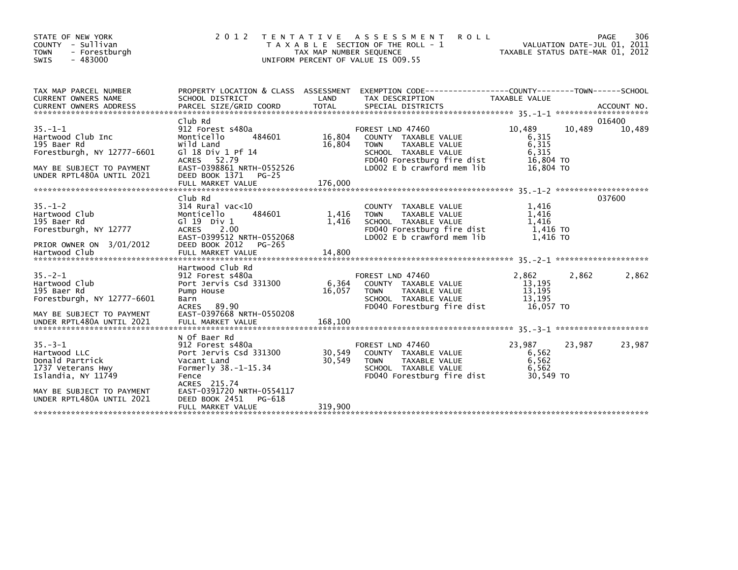STATE OF NEW YORK
COUNTY - Sullivan
TOWN - Forestburgh
SWIS - 483000

# 2012 TENTATIVE ASSESSMENT ROLL

TAXABLE SECTION OF THE ROLL - 1
TAX MAP NUMBER SEQUENCE
UNIFORM PERCENT OF VALUE IS 009.55

VALUATION DATE-JUL 01, 2011
TAXABLE STATUS DATE-MAR 01, 2012

| TAX MAP PARCEL NUMBER / CURRENT OWNERS NAME / CURRENT OWNERS ADDRESS | PROPERTY LOCATION & CLASS / SCHOOL DISTRICT / PARCEL SIZE/GRID COORD | ASSESSMENT LAND / TOTAL | EXEMPTION CODE / TAX DESCRIPTION / SPECIAL DISTRICTS | COUNTY | TOWN | SCHOOL | ACCOUNT NO. |
|---|---|---|---|---|---|---|---|
| **35.-1-1** | Club Rd | | | | | | 016400 |
| Hartwood Club Inc | 912 Forest s480a | | FOREST LND 47460 | 10,489 | 10,489 | 10,489 | |
| 195 Baer Rd | Monticello 484601 | 16,804 | COUNTY TAXABLE VALUE | 6,315 | | | |
| Forestburgh, NY 12777-6601 | Wild Land | 16,804 | TOWN TAXABLE VALUE | 6,315 | | | |
| | Gl 18 Div 1 Pf 14 | | SCHOOL TAXABLE VALUE | 6,315 | | | |
| MAY BE SUBJECT TO PAYMENT | ACRES 52.79 | | FD040 Forestburg fire dist | 16,804 TO | | | |
| UNDER RPTL480A UNTIL 2021 | EAST-0398861 NRTH-0552526 | | LD002 E b crawford mem lib | 16,804 TO | | | |
| | DEED BOOK 1371 PG-25 | | | | | | |
| | FULL MARKET VALUE | 176,000 | | | | | |
| **35.-1-2** | Club Rd | | | | | | 037600 |
| Hartwood Club | 314 Rural vac<10 | | COUNTY TAXABLE VALUE | 1,416 | | | |
| 195 Baer Rd | Monticello 484601 | 1,416 | TOWN TAXABLE VALUE | 1,416 | | | |
| Forestburgh, NY 12777 | Gl 19 Div 1 | 1,416 | SCHOOL TAXABLE VALUE | 1,416 | | | |
| | ACRES 2.00 | | FD040 Forestburg fire dist | 1,416 TO | | | |
| | EAST-0399512 NRTH-0552068 | | LD002 E b crawford mem lib | 1,416 TO | | | |
| PRIOR OWNER ON 3/01/2012 | DEED BOOK 2012 PG-265 | | | | | | |
| Hartwood Club | FULL MARKET VALUE | 14,800 | | | | | |
| **35.-2-1** | Hartwood Club Rd | | | | | | |
| Hartwood Club | 912 Forest s480a | | FOREST LND 47460 | 2,862 | 2,862 | 2,862 | |
| 195 Baer Rd | Port Jervis Csd 331300 | 6,364 | COUNTY TAXABLE VALUE | 13,195 | | | |
| Forestburgh, NY 12777-6601 | Pump House | 16,057 | TOWN TAXABLE VALUE | 13,195 | | | |
| | Barn | | SCHOOL TAXABLE VALUE | 13,195 | | | |
| | ACRES 89.90 | | FD040 Forestburg fire dist | 16,057 TO | | | |
| MAY BE SUBJECT TO PAYMENT | EAST-0397668 NRTH-0550208 | | | | | | |
| UNDER RPTL480A UNTIL 2021 | FULL MARKET VALUE | 168,100 | | | | | |
| **35.-3-1** | N Of Baer Rd | | | | | | |
| Hartwood LLC | 912 Forest s480a | | FOREST LND 47460 | 23,987 | 23,987 | 23,987 | |
| Donald Partrick | Port Jervis Csd 331300 | 30,549 | COUNTY TAXABLE VALUE | 6,562 | | | |
| 1737 Veterans Hwy | Vacant Land | 30,549 | TOWN TAXABLE VALUE | 6,562 | | | |
| Islandia, NY 11749 | Formerly 38.-1-15.34 | | SCHOOL TAXABLE VALUE | 6,562 | | | |
| | Fence | | FD040 Forestburg fire dist | 30,549 TO | | | |
| | ACRES 215.74 | | | | | | |
| MAY BE SUBJECT TO PAYMENT | EAST-0391720 NRTH-0554117 | | | | | | |
| UNDER RPTL480A UNTIL 2021 | DEED BOOK 2451 PG-618 | | | | | | |
| | FULL MARKET VALUE | 319,900 | | | | | |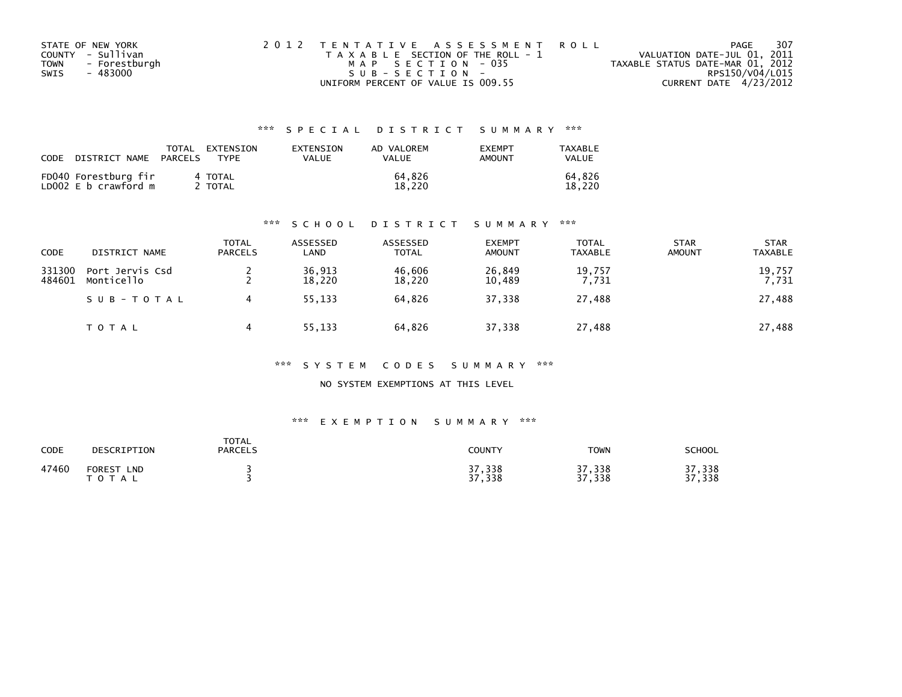STATE OF NEW YORK
COUNTY - Sullivan
TOWN - Forestburgh
SWIS - 483000

2 0 1 2 T E N T A T I V E A S S E S S M E N T R O L L
T A X A B L E SECTION OF THE ROLL - 1
M A P S E C T I O N - 035
S U B - S E C T I O N -
UNIFORM PERCENT OF VALUE IS 009.55

VALUATION DATE-JUL 01, 2011
TAXABLE STATUS DATE-MAR 01, 2012
RPS150/V04/L015
CURRENT DATE 4/23/2012

## *** S P E C I A L D I S T R I C T S U M M A R Y ***

| CODE | DISTRICT NAME | TOTAL PARCELS | EXTENSION TYPE | EXTENSION VALUE | AD VALOREM VALUE | EXEMPT AMOUNT | TAXABLE VALUE |
|---|---|---|---|---|---|---|---|
| FD040 | Forestburg fir | 4 | TOTAL | | 64,826 | | 64,826 |
| LD002 | E b crawford m | 2 | TOTAL | | 18,220 | | 18,220 |

## *** S C H O O L D I S T R I C T S U M M A R Y ***

| CODE | DISTRICT NAME | TOTAL PARCELS | ASSESSED LAND | ASSESSED TOTAL | EXEMPT AMOUNT | TOTAL TAXABLE | STAR AMOUNT | STAR TAXABLE |
|---|---|---|---|---|---|---|---|---|
| 331300 | Port Jervis Csd | 2 | 36,913 | 46,606 | 26,849 | 19,757 | | 19,757 |
| 484601 | Monticello | 2 | 18,220 | 18,220 | 10,489 | 7,731 | | 7,731 |
| | S U B - T O T A L | 4 | 55,133 | 64,826 | 37,338 | 27,488 | | 27,488 |
| | T O T A L | 4 | 55,133 | 64,826 | 37,338 | 27,488 | | 27,488 |

## *** S Y S T E M C O D E S S U M M A R Y ***

NO SYSTEM EXEMPTIONS AT THIS LEVEL

## *** E X E M P T I O N S U M M A R Y ***

| CODE | DESCRIPTION | TOTAL PARCELS | COUNTY | TOWN | SCHOOL |
|---|---|---|---|---|---|
| 47460 | FOREST LND | 3 | 37,338 | 37,338 | 37,338 |
| | T O T A L | 3 | 37,338 | 37,338 | 37,338 |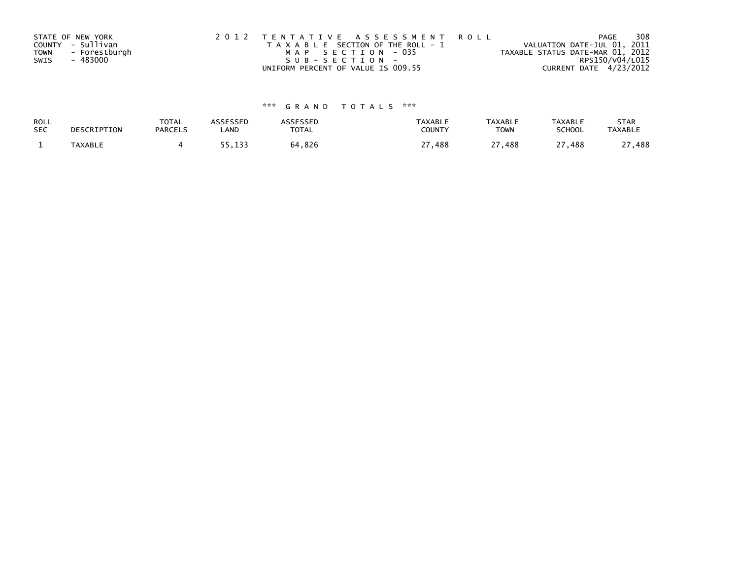STATE OF NEW YORK
COUNTY - Sullivan
TOWN - Forestburgh
SWIS - 483000

2 0 1 2 T E N T A T I V E A S S E S S M E N T R O L L
T A X A B L E SECTION OF THE ROLL - 1
M A P S E C T I O N - 035
S U B - S E C T I O N -
UNIFORM PERCENT OF VALUE IS 009.55

VALUATION DATE-JUL 01, 2011
TAXABLE STATUS DATE-MAR 01, 2012
RPS150/V04/L015
CURRENT DATE 4/23/2012

### *** G R A N D T O T A L S ***

| ROLL SEC | DESCRIPTION | TOTAL PARCELS | ASSESSED LAND | ASSESSED TOTAL | TAXABLE COUNTY | TAXABLE TOWN | TAXABLE SCHOOL | STAR TAXABLE |
|---|---|---|---|---|---|---|---|---|
| 1 | TAXABLE | 4 | 55,133 | 64,826 | 27,488 | 27,488 | 27,488 | 27,488 |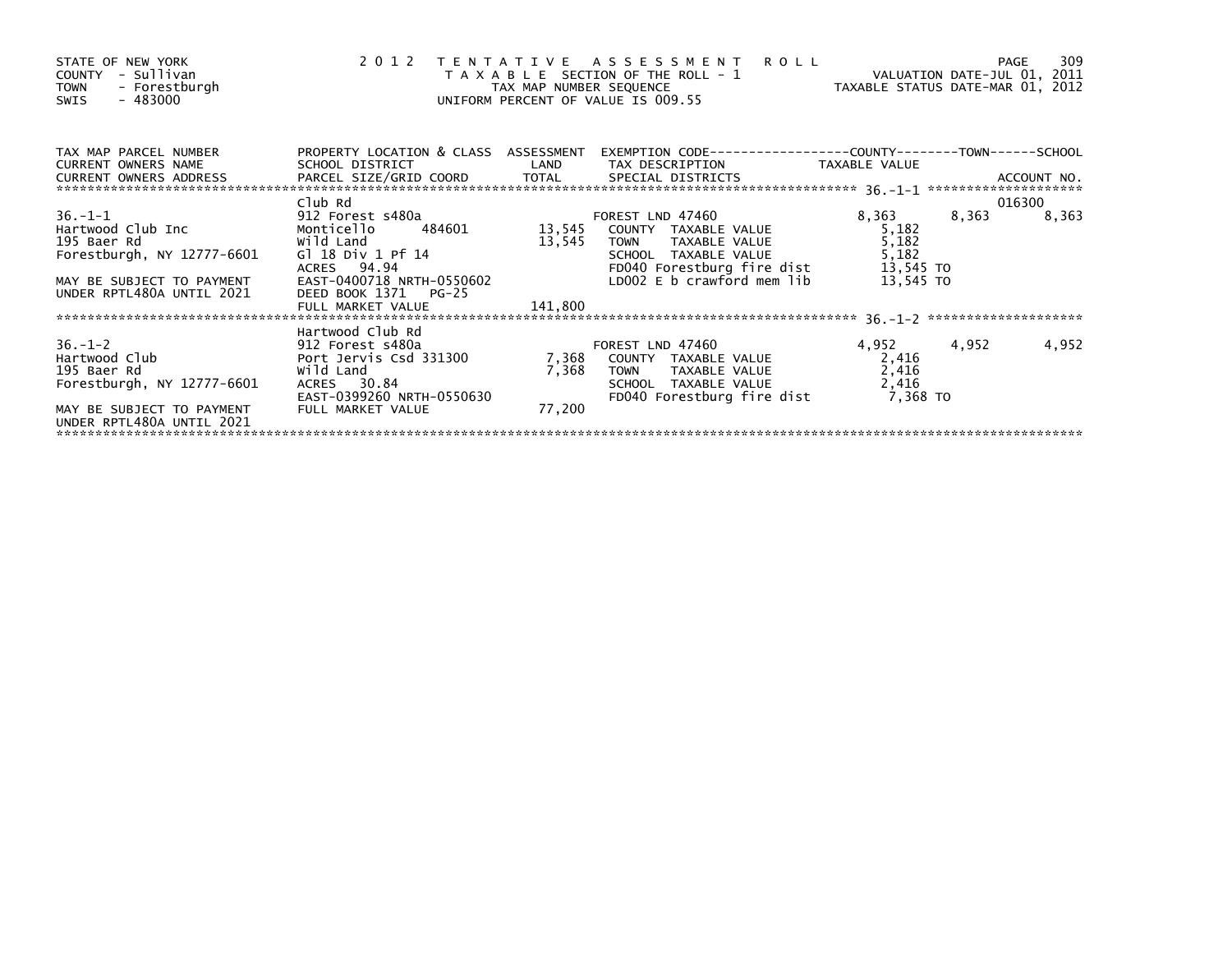STATE OF NEW YORK
COUNTY - Sullivan
TOWN - Forestburgh
SWIS - 483000

2012 TENTATIVE ASSESSMENT ROLL
TAXABLE SECTION OF THE ROLL - 1
TAX MAP NUMBER SEQUENCE
UNIFORM PERCENT OF VALUE IS 009.55

VALUATION DATE-JUL 01, 2011
TAXABLE STATUS DATE-MAR 01, 2012

| TAX MAP PARCEL NUMBER / CURRENT OWNERS NAME / CURRENT OWNERS ADDRESS | PROPERTY LOCATION & CLASS / SCHOOL DISTRICT / PARCEL SIZE/GRID COORD | ASSESSMENT LAND / TOTAL | EXEMPTION CODE / TAX DESCRIPTION / SPECIAL DISTRICTS | COUNTY TAXABLE VALUE | TOWN | SCHOOL / ACCOUNT NO. |
|---|---|---|---|---|---|---|
| 36.-1-1 | Club Rd | | | | | 016300 |
| | 912 Forest s480a | | FOREST LND 47460 | 8,363 | 8,363 | 8,363 |
| Hartwood Club Inc | Monticello 484601 | 13,545 | COUNTY TAXABLE VALUE | 5,182 | | |
| 195 Baer Rd | Wild Land | 13,545 | TOWN TAXABLE VALUE | 5,182 | | |
| Forestburgh, NY 12777-6601 | Gl 18 Div 1 Pf 14 | | SCHOOL TAXABLE VALUE | 5,182 | | |
| | ACRES 94.94 | | FD040 Forestburg fire dist | 13,545 TO | | |
| MAY BE SUBJECT TO PAYMENT | EAST-0400718 NRTH-0550602 | | LD002 E b crawford mem lib | 13,545 TO | | |
| UNDER RPTL480A UNTIL 2021 | DEED BOOK 1371 PG-25 | | | | | |
| | FULL MARKET VALUE | 141,800 | | | | |
| 36.-1-2 | Hartwood Club Rd | | | | | |
| | 912 Forest s480a | | FOREST LND 47460 | 4,952 | 4,952 | 4,952 |
| Hartwood Club | Port Jervis Csd 331300 | 7,368 | COUNTY TAXABLE VALUE | 2,416 | | |
| 195 Baer Rd | Wild Land | 7,368 | TOWN TAXABLE VALUE | 2,416 | | |
| Forestburgh, NY 12777-6601 | ACRES 30.84 | | SCHOOL TAXABLE VALUE | 2,416 | | |
| | EAST-0399260 NRTH-0550630 | | FD040 Forestburg fire dist | 7,368 TO | | |
| MAY BE SUBJECT TO PAYMENT | FULL MARKET VALUE | 77,200 | | | | |
| UNDER RPTL480A UNTIL 2021 | | | | | | |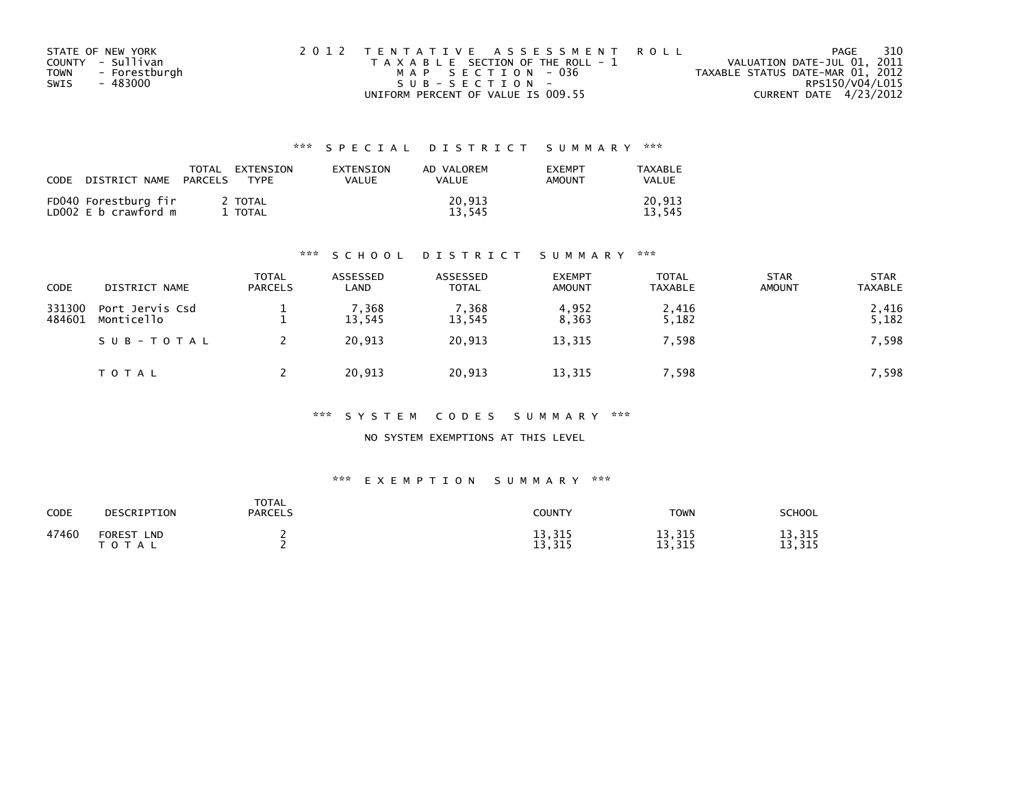STATE OF NEW YORK
COUNTY - Sullivan
TOWN - Forestburgh
SWIS - 483000

2012 TENTATIVE ASSESSMENT ROLL
TAXABLE SECTION OF THE ROLL - 1
MAP SECTION - 036
SUB-SECTION -
UNIFORM PERCENT OF VALUE IS 009.55

VALUATION DATE-JUL 01, 2011
TAXABLE STATUS DATE-MAR 01, 2012
RPS150/V04/L015
CURRENT DATE 4/23/2012

### *** SPECIAL DISTRICT SUMMARY ***

| CODE | DISTRICT NAME | TOTAL PARCELS | EXTENSION TYPE | EXTENSION VALUE | AD VALOREM VALUE | EXEMPT AMOUNT | TAXABLE VALUE |
|---|---|---|---|---|---|---|---|
| FD040 | Forestburg fir | 2 | TOTAL | | 20,913 | | 20,913 |
| LD002 | E b crawford m | 1 | TOTAL | | 13,545 | | 13,545 |

### *** SCHOOL DISTRICT SUMMARY ***

| CODE | DISTRICT NAME | TOTAL PARCELS | ASSESSED LAND | ASSESSED TOTAL | EXEMPT AMOUNT | TOTAL TAXABLE | STAR AMOUNT | STAR TAXABLE |
|---|---|---|---|---|---|---|---|---|
| 331300 | Port Jervis Csd | 1 | 7,368 | 7,368 | 4,952 | 2,416 | | 2,416 |
| 484601 | Monticello | 1 | 13,545 | 13,545 | 8,363 | 5,182 | | 5,182 |
| | SUB-TOTAL | 2 | 20,913 | 20,913 | 13,315 | 7,598 | | 7,598 |
| | TOTAL | 2 | 20,913 | 20,913 | 13,315 | 7,598 | | 7,598 |

### *** SYSTEM CODES SUMMARY ***

NO SYSTEM EXEMPTIONS AT THIS LEVEL

### *** EXEMPTION SUMMARY ***

| CODE | DESCRIPTION | TOTAL PARCELS | COUNTY | TOWN | SCHOOL |
|---|---|---|---|---|---|
| 47460 | FOREST LND | 2 | 13,315 | 13,315 | 13,315 |
| | TOTAL | 2 | 13,315 | 13,315 | 13,315 |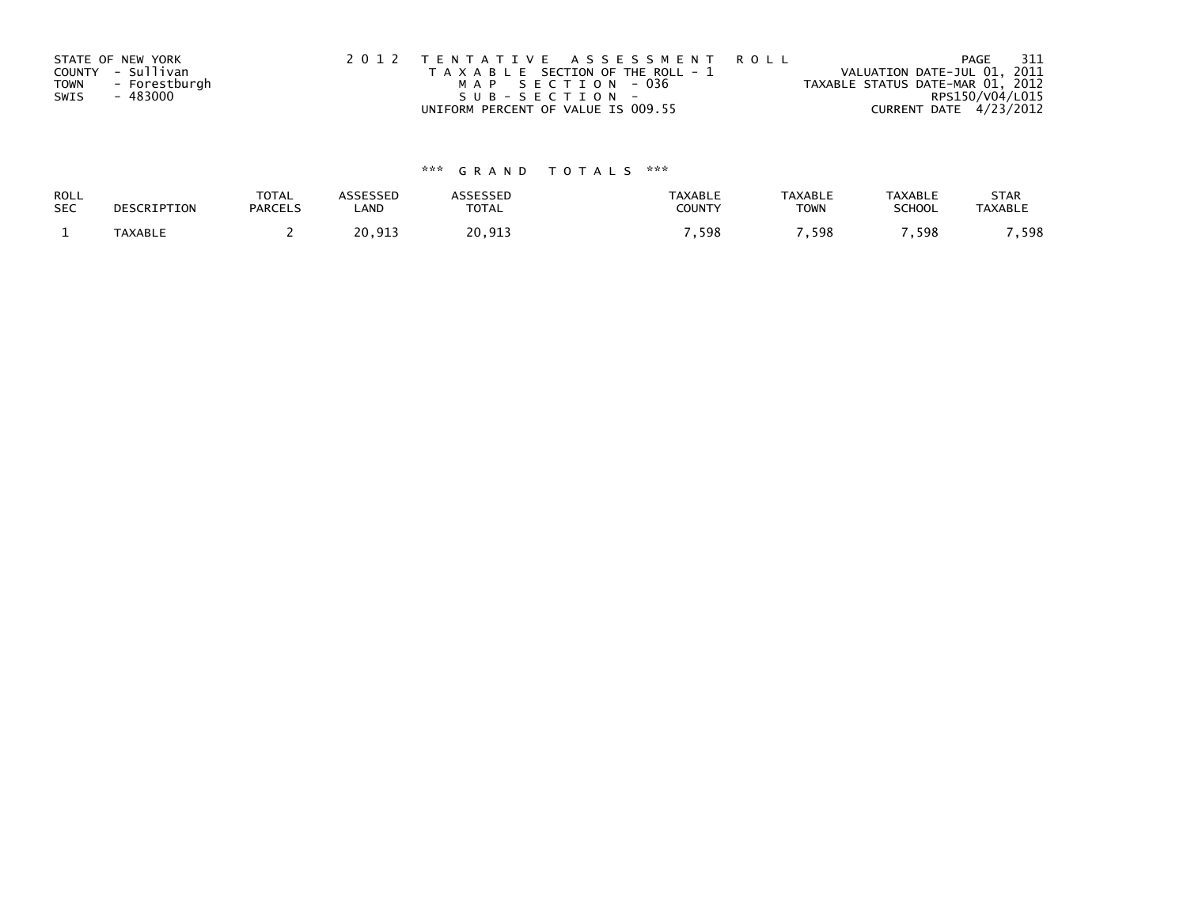STATE OF NEW YORK
COUNTY - Sullivan
TOWN - Forestburgh
SWIS - 483000

2 0 1 2 T E N T A T I V E A S S E S S M E N T R O L L
T A X A B L E SECTION OF THE ROLL - 1
M A P S E C T I O N - 036
S U B - S E C T I O N -
UNIFORM PERCENT OF VALUE IS 009.55

VALUATION DATE-JUL 01, 2011
TAXABLE STATUS DATE-MAR 01, 2012
RPS150/V04/L015
CURRENT DATE 4/23/2012

### *** G R A N D T O T A L S ***

| ROLL SEC | DESCRIPTION | TOTAL PARCELS | ASSESSED LAND | ASSESSED TOTAL | TAXABLE COUNTY | TAXABLE TOWN | TAXABLE SCHOOL | STAR TAXABLE |
|---|---|---|---|---|---|---|---|---|
| 1 | TAXABLE | 2 | 20,913 | 20,913 | 7,598 | 7,598 | 7,598 | 7,598 |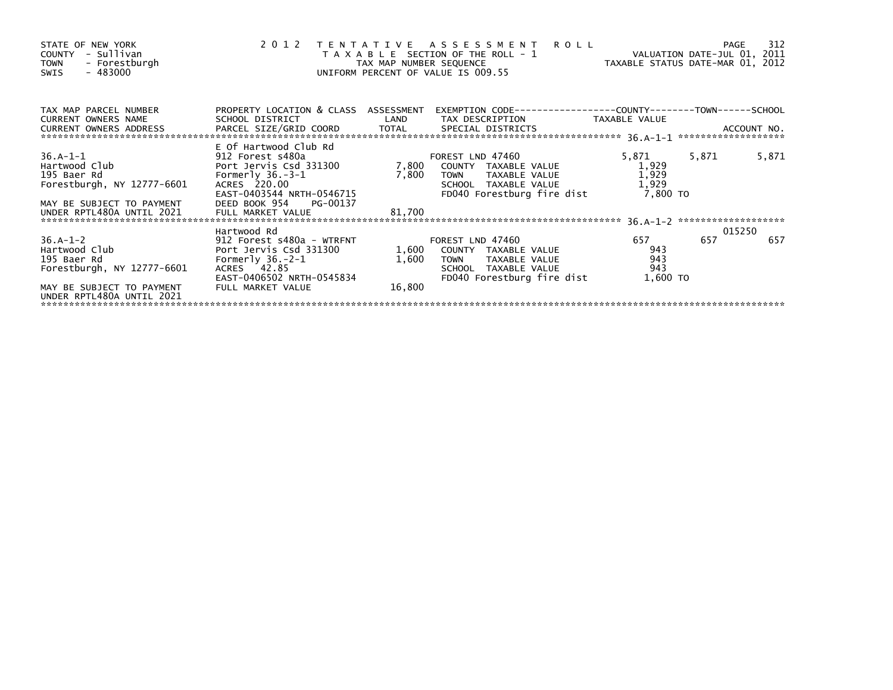STATE OF NEW YORK
COUNTY - Sullivan
TOWN - Forestburgh
SWIS - 483000

2012 TENTATIVE ASSESSMENT ROLL
TAXABLE SECTION OF THE ROLL - 1
TAX MAP NUMBER SEQUENCE
UNIFORM PERCENT OF VALUE IS 009.55

VALUATION DATE-JUL 01, 2011
TAXABLE STATUS DATE-MAR 01, 2012

| TAX MAP PARCEL NUMBER / CURRENT OWNERS NAME / CURRENT OWNERS ADDRESS | PROPERTY LOCATION & CLASS / SCHOOL DISTRICT / PARCEL SIZE/GRID COORD | ASSESSMENT LAND / TOTAL | EXEMPTION CODE / TAX DESCRIPTION / SPECIAL DISTRICTS | COUNTY TAXABLE VALUE | TOWN | SCHOOL / ACCOUNT NO. |
|---|---|---|---|---|---|---|
| 36.A-1-1 | E Of Hartwood Club Rd | | | | | |
| | 912 Forest s480a | | FOREST LND 47460 | 5,871 | 5,871 | 5,871 |
| Hartwood Club | Port Jervis Csd 331300 | 7,800 | COUNTY TAXABLE VALUE | 1,929 | | |
| 195 Baer Rd | Formerly 36.-3-1 | 7,800 | TOWN TAXABLE VALUE | 1,929 | | |
| Forestburgh, NY 12777-6601 | ACRES 220.00 | | SCHOOL TAXABLE VALUE | 1,929 | | |
| | EAST-0403544 NRTH-0546715 | | FD040 Forestburg fire dist | 7,800 TO | | |
| MAY BE SUBJECT TO PAYMENT | DEED BOOK 954 PG-00137 | | | | | |
| UNDER RPTL480A UNTIL 2021 | FULL MARKET VALUE | 81,700 | | | | |
| 36.A-1-2 | Hartwood Rd | | | | | 015250 |
| | 912 Forest s480a - WTRFNT | | FOREST LND 47460 | 657 | 657 | 657 |
| Hartwood Club | Port Jervis Csd 331300 | 1,600 | COUNTY TAXABLE VALUE | 943 | | |
| 195 Baer Rd | Formerly 36.-2-1 | 1,600 | TOWN TAXABLE VALUE | 943 | | |
| Forestburgh, NY 12777-6601 | ACRES 42.85 | | SCHOOL TAXABLE VALUE | 943 | | |
| | EAST-0406502 NRTH-0545834 | | FD040 Forestburg fire dist | 1,600 TO | | |
| MAY BE SUBJECT TO PAYMENT | FULL MARKET VALUE | 16,800 | | | | |
| UNDER RPTL480A UNTIL 2021 | | | | | | |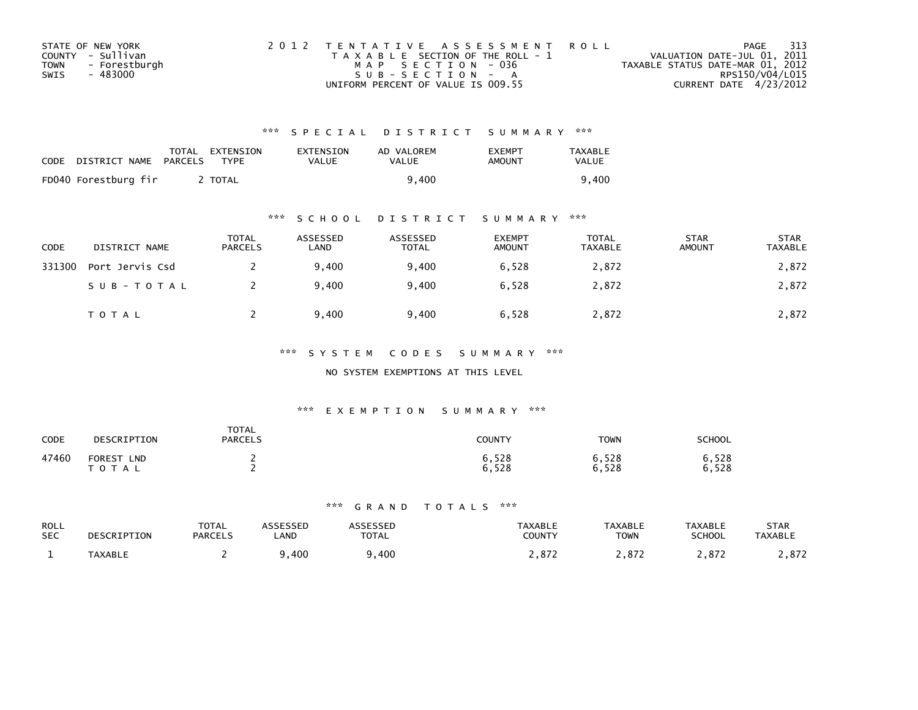STATE OF NEW YORK
COUNTY - Sullivan
TOWN - Forestburgh
SWIS - 483000

2012 TENTATIVE ASSESSMENT ROLL
TAXABLE SECTION OF THE ROLL - 1
MAP SECTION - 036
SUB-SECTION - A
UNIFORM PERCENT OF VALUE IS 009.55

VALUATION DATE-JUL 01, 2011
TAXABLE STATUS DATE-MAR 01, 2012
RPS150/V04/L015
CURRENT DATE 4/23/2012

## *** SPECIAL DISTRICT SUMMARY ***

| CODE | DISTRICT NAME | TOTAL PARCELS | EXTENSION TYPE | EXTENSION VALUE | AD VALOREM VALUE | EXEMPT AMOUNT | TAXABLE VALUE |
|---|---|---|---|---|---|---|---|
| FD040 | Forestburg fir | 2 | TOTAL | | 9,400 | | 9,400 |

## *** SCHOOL DISTRICT SUMMARY ***

| CODE | DISTRICT NAME | TOTAL PARCELS | ASSESSED LAND | ASSESSED TOTAL | EXEMPT AMOUNT | TOTAL TAXABLE | STAR AMOUNT | STAR TAXABLE |
|---|---|---|---|---|---|---|---|---|
| 331300 | Port Jervis Csd | 2 | 9,400 | 9,400 | 6,528 | 2,872 | | 2,872 |
| | SUB-TOTAL | 2 | 9,400 | 9,400 | 6,528 | 2,872 | | 2,872 |
| | TOTAL | 2 | 9,400 | 9,400 | 6,528 | 2,872 | | 2,872 |

## *** SYSTEM CODES SUMMARY ***

NO SYSTEM EXEMPTIONS AT THIS LEVEL

## *** EXEMPTION SUMMARY ***

| CODE | DESCRIPTION | TOTAL PARCELS | COUNTY | TOWN | SCHOOL |
|---|---|---|---|---|---|
| 47460 | FOREST LND | 2 | 6,528 | 6,528 | 6,528 |
| | TOTAL | 2 | 6,528 | 6,528 | 6,528 |

## *** GRAND TOTALS ***

| ROLL SEC | DESCRIPTION | TOTAL PARCELS | ASSESSED LAND | ASSESSED TOTAL | TAXABLE COUNTY | TAXABLE TOWN | TAXABLE SCHOOL | STAR TAXABLE |
|---|---|---|---|---|---|---|---|---|
| 1 | TAXABLE | 2 | 9,400 | 9,400 | 2,872 | 2,872 | 2,872 | 2,872 |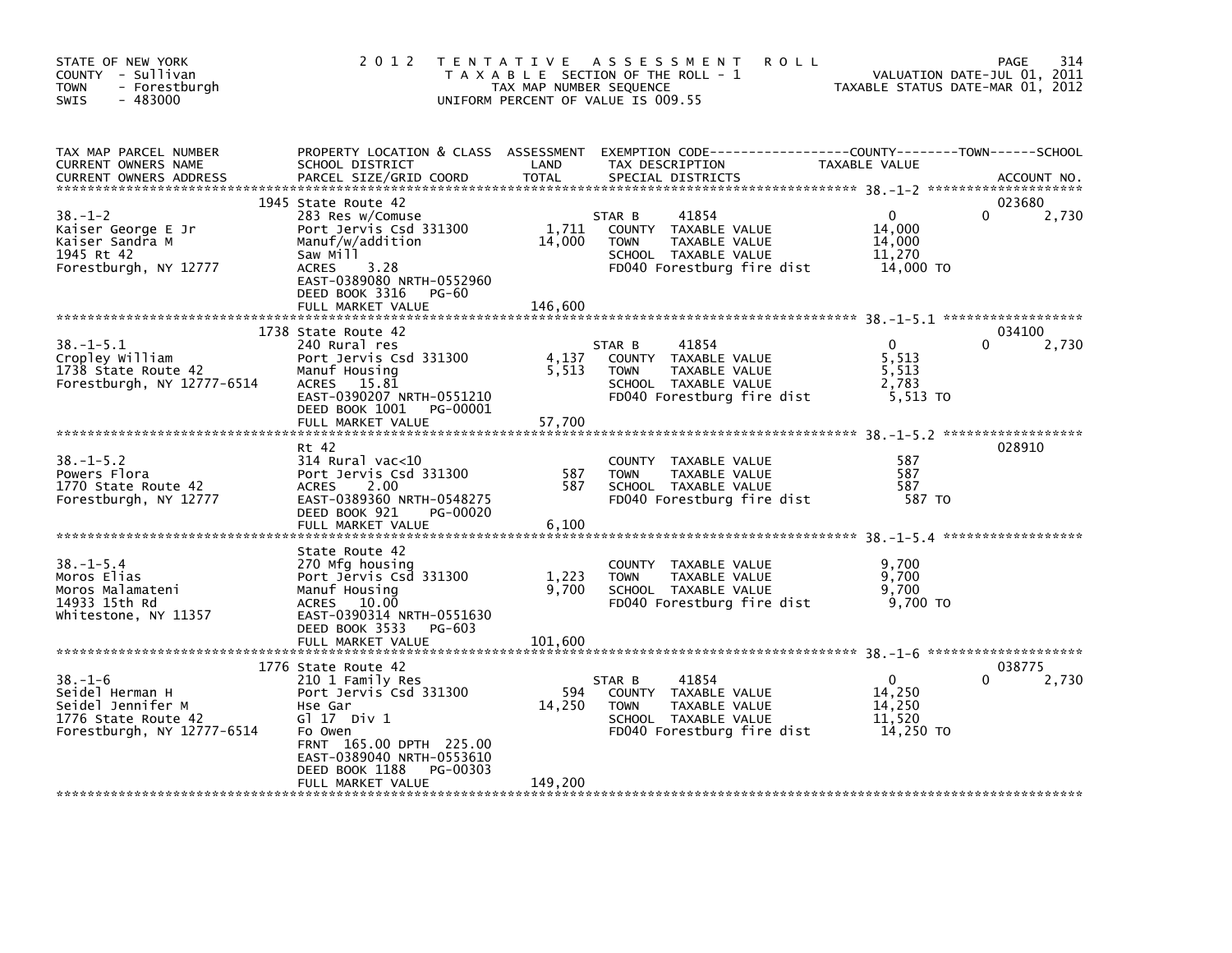STATE OF NEW YORK
COUNTY - Sullivan
TOWN - Forestburgh
SWIS - 483000

# 2012 TENTATIVE ASSESSMENT ROLL

TAXABLE SECTION OF THE ROLL - 1
TAX MAP NUMBER SEQUENCE
UNIFORM PERCENT OF VALUE IS 009.55

VALUATION DATE-JUL 01, 2011
TAXABLE STATUS DATE-MAR 01, 2012

| TAX MAP PARCEL NUMBER / CURRENT OWNERS NAME / CURRENT OWNERS ADDRESS | PROPERTY LOCATION & CLASS / SCHOOL DISTRICT / PARCEL SIZE/GRID COORD | ASSESSMENT LAND | ASSESSMENT TOTAL | EXEMPTION CODE / TAX DESCRIPTION / SPECIAL DISTRICTS | COUNTY TAXABLE VALUE | TOWN | SCHOOL / ACCOUNT NO. |
|---|---|---|---|---|---|---|---|
| 38.-1-2 | 1945 State Route 42 | | | | | | 023680 |
| Kaiser George E Jr | 283 Res w/Comuse | | | STAR B 41854 | 0 | 0 | 2,730 |
| Kaiser Sandra M | Port Jervis Csd 331300 | 1,711 | | COUNTY TAXABLE VALUE | 14,000 | | |
| 1945 Rt 42 | Manuf/w/addition | | 14,000 | TOWN TAXABLE VALUE | 14,000 | | |
| Forestburgh, NY 12777 | Saw Mill | | | SCHOOL TAXABLE VALUE | 11,270 | | |
| | ACRES 3.28 | | | FD040 Forestburg fire dist | 14,000 TO | | |
| | EAST-0389080 NRTH-0552960 | | | | | | |
| | DEED BOOK 3316 PG-60 | | | | | | |
| | FULL MARKET VALUE | | 146,600 | | | | |
| 38.-1-5.1 | 1738 State Route 42 | | | | | | 034100 |
| Cropley William | 240 Rural res | | | STAR B 41854 | 0 | 0 | 2,730 |
| 1738 State Route 42 | Port Jervis Csd 331300 | 4,137 | | COUNTY TAXABLE VALUE | 5,513 | | |
| Forestburgh, NY 12777-6514 | Manuf Housing | | 5,513 | TOWN TAXABLE VALUE | 5,513 | | |
| | ACRES 15.81 | | | SCHOOL TAXABLE VALUE | 2,783 | | |
| | EAST-0390207 NRTH-0551210 | | | FD040 Forestburg fire dist | 5,513 TO | | |
| | DEED BOOK 1001 PG-00001 | | | | | | |
| | FULL MARKET VALUE | | 57,700 | | | | |
| 38.-1-5.2 | Rt 42 | | | | | | 028910 |
| Powers Flora | 314 Rural vac<10 | | | COUNTY TAXABLE VALUE | 587 | | |
| 1770 State Route 42 | Port Jervis Csd 331300 | 587 | | TOWN TAXABLE VALUE | 587 | | |
| Forestburgh, NY 12777 | ACRES 2.00 | | 587 | SCHOOL TAXABLE VALUE | 587 | | |
| | EAST-0389360 NRTH-0548275 | | | FD040 Forestburg fire dist | 587 TO | | |
| | DEED BOOK 921 PG-00020 | | | | | | |
| | FULL MARKET VALUE | | 6,100 | | | | |
| 38.-1-5.4 | State Route 42 | | | | | | |
| Moros Elias | 270 Mfg housing | | | COUNTY TAXABLE VALUE | 9,700 | | |
| Moros Malamateni | Port Jervis Csd 331300 | 1,223 | | TOWN TAXABLE VALUE | 9,700 | | |
| 14933 15th Rd | Manuf Housing | | 9,700 | SCHOOL TAXABLE VALUE | 9,700 | | |
| Whitestone, NY 11357 | ACRES 10.00 | | | FD040 Forestburg fire dist | 9,700 TO | | |
| | EAST-0390314 NRTH-0551630 | | | | | | |
| | DEED BOOK 3533 PG-603 | | | | | | |
| | FULL MARKET VALUE | | 101,600 | | | | |
| 38.-1-6 | 1776 State Route 42 | | | | | | 038775 |
| Seidel Herman H | 210 1 Family Res | | | STAR B 41854 | 0 | 0 | 2,730 |
| Seidel Jennifer M | Port Jervis Csd 331300 | 594 | | COUNTY TAXABLE VALUE | 14,250 | | |
| 1776 State Route 42 | Hse Gar | | 14,250 | TOWN TAXABLE VALUE | 14,250 | | |
| Forestburgh, NY 12777-6514 | Gl 17 Div 1 | | | SCHOOL TAXABLE VALUE | 11,520 | | |
| | Fo Owen | | | FD040 Forestburg fire dist | 14,250 TO | | |
| | FRNT 165.00 DPTH 225.00 | | | | | | |
| | EAST-0389040 NRTH-0553610 | | | | | | |
| | DEED BOOK 1188 PG-00303 | | | | | | |
| | FULL MARKET VALUE | | 149,200 | | | | |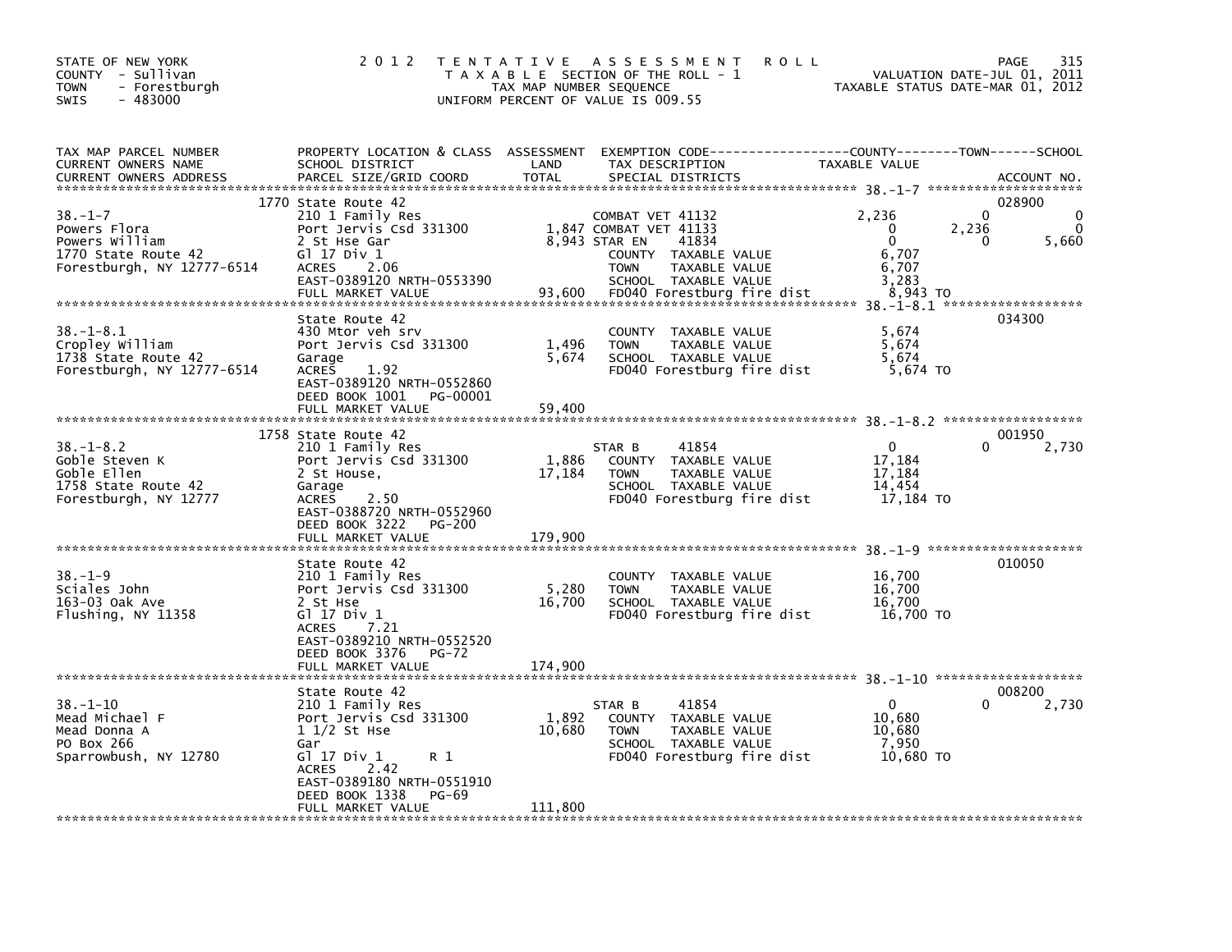STATE OF NEW YORK
COUNTY - Sullivan
TOWN - Forestburgh
SWIS - 483000

2012 TENTATIVE ASSESSMENT ROLL
TAXABLE SECTION OF THE ROLL - 1
TAX MAP NUMBER SEQUENCE
UNIFORM PERCENT OF VALUE IS 009.55

VALUATION DATE-JUL 01, 2011
TAXABLE STATUS DATE-MAR 01, 2012

| TAX MAP PARCEL NUMBER / CURRENT OWNERS NAME / CURRENT OWNERS ADDRESS | PROPERTY LOCATION & CLASS / SCHOOL DISTRICT / PARCEL SIZE/GRID COORD | ASSESSMENT LAND | TOTAL | EXEMPTION CODE / TAX DESCRIPTION / SPECIAL DISTRICTS | COUNTY TAXABLE VALUE | TOWN | SCHOOL | ACCOUNT NO. |
|---|---|---|---|---|---|---|---|---|
| **38.-1-7** | 1770 State Route 42 | | | | | | | 028900 |
| Powers Flora | 210 1 Family Res | | | COMBAT VET 41132 | 2,236 | 0 | 0 | |
| Powers William | Port Jervis Csd 331300 | 1,847 | | COMBAT VET 41133 | 0 | 2,236 | 0 | |
| 1770 State Route 42 | 2 St Hse Gar | | 8,943 | STAR EN 41834 | 0 | 0 | 5,660 | |
| Forestburgh, NY 12777-6514 | Gl 17 Div 1 | | | COUNTY TAXABLE VALUE | 6,707 | | | |
| | ACRES 2.06 | | | TOWN TAXABLE VALUE | 6,707 | | | |
| | EAST-0389120 NRTH-0553390 | | | SCHOOL TAXABLE VALUE | 3,283 | | | |
| | FULL MARKET VALUE | | 93,600 | FD040 Forestburg fire dist | 8,943 TO | | | |
| **38.-1-8.1** | State Route 42 | | | | | | | 034300 |
| Cropley William | 430 Mtor veh srv | | | COUNTY TAXABLE VALUE | 5,674 | | | |
| 1738 State Route 42 | Port Jervis Csd 331300 | 1,496 | | TOWN TAXABLE VALUE | 5,674 | | | |
| Forestburgh, NY 12777-6514 | Garage | | 5,674 | SCHOOL TAXABLE VALUE | 5,674 | | | |
| | ACRES 1.92 | | | FD040 Forestburg fire dist | 5,674 TO | | | |
| | EAST-0389120 NRTH-0552860 | | | | | | | |
| | DEED BOOK 1001 PG-00001 | | | | | | | |
| | FULL MARKET VALUE | | 59,400 | | | | | |
| **38.-1-8.2** | 1758 State Route 42 | | | | | | | 001950 |
| Goble Steven K | 210 1 Family Res | | | STAR B 41854 | 0 | 0 | 2,730 | |
| Goble Ellen | Port Jervis Csd 331300 | 1,886 | | COUNTY TAXABLE VALUE | 17,184 | | | |
| 1758 State Route 42 | 2 St House, | | 17,184 | TOWN TAXABLE VALUE | 17,184 | | | |
| Forestburgh, NY 12777 | Garage | | | SCHOOL TAXABLE VALUE | 14,454 | | | |
| | ACRES 2.50 | | | FD040 Forestburg fire dist | 17,184 TO | | | |
| | EAST-0388720 NRTH-0552960 | | | | | | | |
| | DEED BOOK 3222 PG-200 | | | | | | | |
| | FULL MARKET VALUE | | 179,900 | | | | | |
| **38.-1-9** | State Route 42 | | | | | | | 010050 |
| Sciales John | 210 1 Family Res | | | COUNTY TAXABLE VALUE | 16,700 | | | |
| 163-03 Oak Ave | Port Jervis Csd 331300 | 5,280 | | TOWN TAXABLE VALUE | 16,700 | | | |
| Flushing, NY 11358 | 2 St Hse | | 16,700 | SCHOOL TAXABLE VALUE | 16,700 | | | |
| | Gl 17 Div 1 | | | FD040 Forestburg fire dist | 16,700 TO | | | |
| | ACRES 7.21 | | | | | | | |
| | EAST-0389210 NRTH-0552520 | | | | | | | |
| | DEED BOOK 3376 PG-72 | | | | | | | |
| | FULL MARKET VALUE | | 174,900 | | | | | |
| **38.-1-10** | State Route 42 | | | | | | | 008200 |
| Mead Michael F | 210 1 Family Res | | | STAR B 41854 | 0 | 0 | 2,730 | |
| Mead Donna A | Port Jervis Csd 331300 | 1,892 | | COUNTY TAXABLE VALUE | 10,680 | | | |
| PO Box 266 | 1 1/2 St Hse | | 10,680 | TOWN TAXABLE VALUE | 10,680 | | | |
| Sparrowbush, NY 12780 | Gar | | | SCHOOL TAXABLE VALUE | 7,950 | | | |
| | Gl 17 Div 1 R 1 | | | FD040 Forestburg fire dist | 10,680 TO | | | |
| | ACRES 2.42 | | | | | | | |
| | EAST-0389180 NRTH-0551910 | | | | | | | |
| | DEED BOOK 1338 PG-69 | | | | | | | |
| | FULL MARKET VALUE | | 111,800 | | | | | |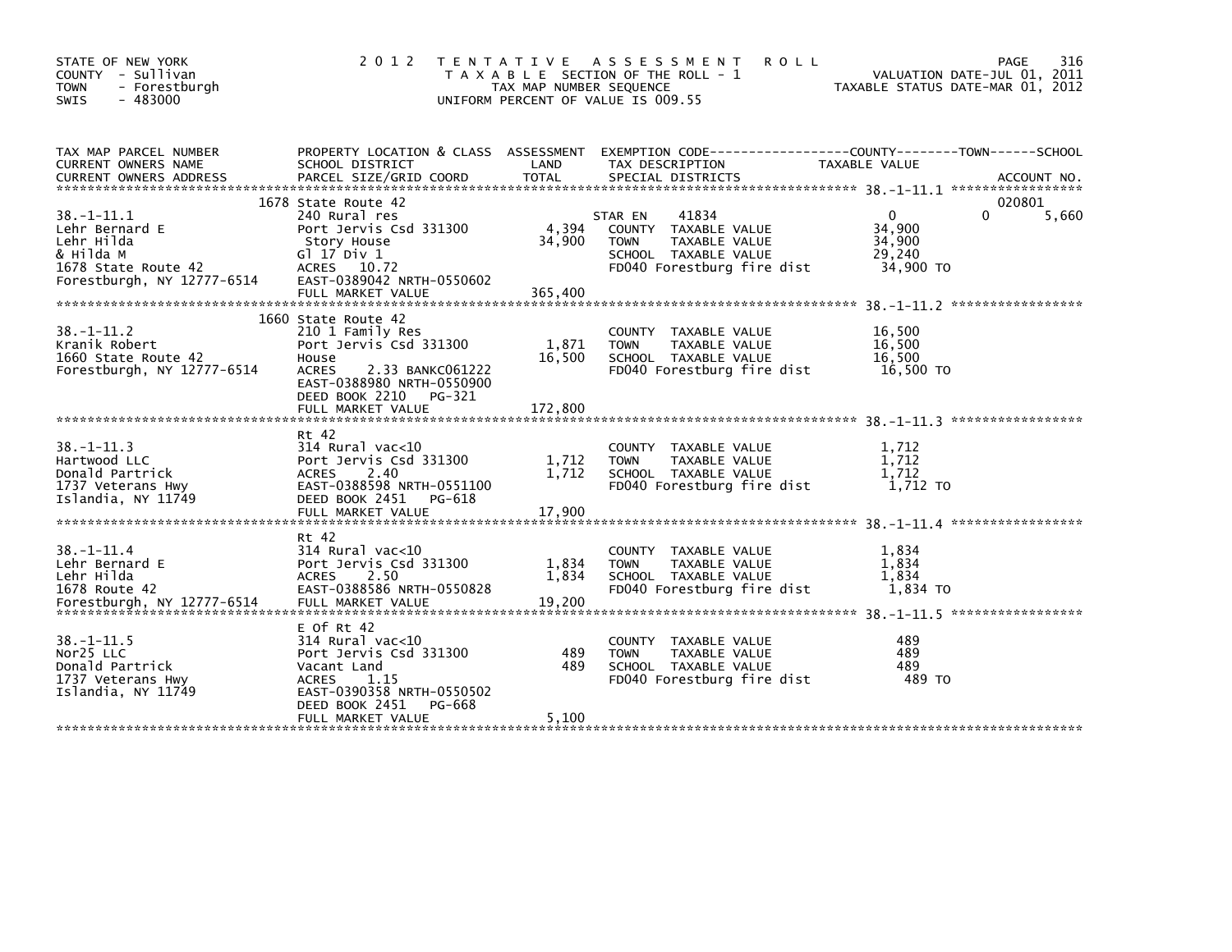STATE OF NEW YORK
COUNTY - Sullivan
TOWN - Forestburgh
SWIS - 483000

# 2012 TENTATIVE ASSESSMENT ROLL

TAXABLE SECTION OF THE ROLL - 1
TAX MAP NUMBER SEQUENCE
UNIFORM PERCENT OF VALUE IS 009.55

VALUATION DATE-JUL 01, 2011
TAXABLE STATUS DATE-MAR 01, 2012

| TAX MAP PARCEL NUMBER / CURRENT OWNERS NAME / CURRENT OWNERS ADDRESS | PROPERTY LOCATION & CLASS / SCHOOL DISTRICT / PARCEL SIZE/GRID COORD | ASSESSMENT LAND | TOTAL | EXEMPTION CODE / TAX DESCRIPTION / SPECIAL DISTRICTS | COUNTY TAXABLE VALUE | TOWN | SCHOOL / ACCOUNT NO. |
|---|---|---|---|---|---|---|---|
| 38.-1-11.1 | 1678 State Route 42 | | | | | | 020801 |
| Lehr Bernard E | 240 Rural res | | | STAR EN 41834 | 0 | 0 | 5,660 |
| Lehr Hilda | Port Jervis Csd 331300 | 4,394 | | COUNTY TAXABLE VALUE | 34,900 | | |
| & Hilda M | Story House | | 34,900 | TOWN TAXABLE VALUE | 34,900 | | |
| 1678 State Route 42 | Gl 17 Div 1 | | | SCHOOL TAXABLE VALUE | 29,240 | | |
| Forestburgh, NY 12777-6514 | ACRES 10.72 | | | FD040 Forestburg fire dist | 34,900 TO | | |
| | EAST-0389042 NRTH-0550602 | | | | | | |
| | FULL MARKET VALUE | | 365,400 | | | | |
| 38.-1-11.2 | 1660 State Route 42 | | | | | | |
| Kranik Robert | 210 1 Family Res | | | COUNTY TAXABLE VALUE | 16,500 | | |
| 1660 State Route 42 | Port Jervis Csd 331300 | 1,871 | | TOWN TAXABLE VALUE | 16,500 | | |
| Forestburgh, NY 12777-6514 | House | | 16,500 | SCHOOL TAXABLE VALUE | 16,500 | | |
| | ACRES 2.33 BANKC061222 | | | FD040 Forestburg fire dist | 16,500 TO | | |
| | EAST-0388980 NRTH-0550900 | | | | | | |
| | DEED BOOK 2210 PG-321 | | | | | | |
| | FULL MARKET VALUE | | 172,800 | | | | |
| 38.-1-11.3 | Rt 42 | | | | | | |
| Hartwood LLC | 314 Rural vac<10 | | | COUNTY TAXABLE VALUE | 1,712 | | |
| Donald Partrick | Port Jervis Csd 331300 | 1,712 | | TOWN TAXABLE VALUE | 1,712 | | |
| 1737 Veterans Hwy | ACRES 2.40 | | 1,712 | SCHOOL TAXABLE VALUE | 1,712 | | |
| Islandia, NY 11749 | EAST-0388598 NRTH-0551100 | | | FD040 Forestburg fire dist | 1,712 TO | | |
| | DEED BOOK 2451 PG-618 | | | | | | |
| | FULL MARKET VALUE | | 17,900 | | | | |
| 38.-1-11.4 | Rt 42 | | | | | | |
| Lehr Bernard E | 314 Rural vac<10 | | | COUNTY TAXABLE VALUE | 1,834 | | |
| Lehr Hilda | Port Jervis Csd 331300 | 1,834 | | TOWN TAXABLE VALUE | 1,834 | | |
| 1678 Route 42 | ACRES 2.50 | | 1,834 | SCHOOL TAXABLE VALUE | 1,834 | | |
| Forestburgh, NY 12777-6514 | EAST-0388586 NRTH-0550828 | | | FD040 Forestburg fire dist | 1,834 TO | | |
| | FULL MARKET VALUE | | 19,200 | | | | |
| 38.-1-11.5 | E Of Rt 42 | | | | | | |
| Nor25 LLC | 314 Rural vac<10 | | | COUNTY TAXABLE VALUE | 489 | | |
| Donald Partrick | Port Jervis Csd 331300 | 489 | | TOWN TAXABLE VALUE | 489 | | |
| 1737 Veterans Hwy | Vacant Land | | 489 | SCHOOL TAXABLE VALUE | 489 | | |
| Islandia, NY 11749 | ACRES 1.15 | | | FD040 Forestburg fire dist | 489 TO | | |
| | EAST-0390358 NRTH-0550502 | | | | | | |
| | DEED BOOK 2451 PG-668 | | | | | | |
| | FULL MARKET VALUE | | 5,100 | | | | |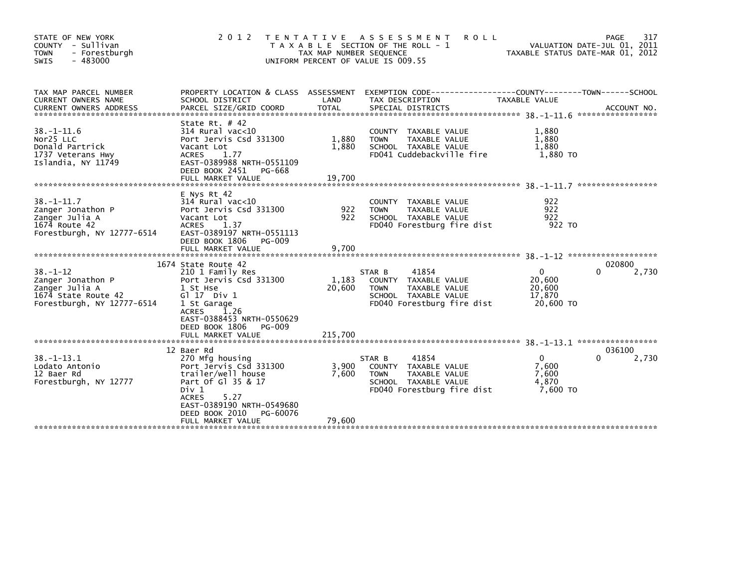STATE OF NEW YORK
COUNTY - Sullivan
TOWN - Forestburgh
SWIS - 483000

2012 TENTATIVE ASSESSMENT ROLL
TAXABLE SECTION OF THE ROLL - 1
TAX MAP NUMBER SEQUENCE
UNIFORM PERCENT OF VALUE IS 009.55

VALUATION DATE-JUL 01, 2011
TAXABLE STATUS DATE-MAR 01, 2012

| TAX MAP PARCEL NUMBER / CURRENT OWNERS NAME / CURRENT OWNERS ADDRESS | PROPERTY LOCATION & CLASS / SCHOOL DISTRICT / PARCEL SIZE/GRID COORD | ASSESSMENT LAND | TOTAL | EXEMPTION CODE / TAX DESCRIPTION / SPECIAL DISTRICTS | COUNTY / TOWN / SCHOOL TAXABLE VALUE | ACCOUNT NO. |
|---|---|---|---|---|---|---|
| 38.-1-11.6 | State Rt. # 42 | | | | | |
| 38.-1-11.6 | 314 Rural vac<10 | | | COUNTY TAXABLE VALUE | 1,880 | |
| Nor25 LLC | Port Jervis Csd 331300 | 1,880 | | TOWN TAXABLE VALUE | 1,880 | |
| Donald Partrick | Vacant Lot | | 1,880 | SCHOOL TAXABLE VALUE | 1,880 | |
| 1737 Veterans Hwy | ACRES 1.77 | | | FD041 Cuddebackville fire | 1,880 TO | |
| Islandia, NY 11749 | EAST-0389988 NRTH-0551109 | | | | | |
| | DEED BOOK 2451 PG-668 | | | | | |
| | FULL MARKET VALUE | | 19,700 | | | |
| 38.-1-11.7 | E Nys Rt 42 | | | | | |
| 38.-1-11.7 | 314 Rural vac<10 | | | COUNTY TAXABLE VALUE | 922 | |
| Zanger Jonathon P | Port Jervis Csd 331300 | 922 | | TOWN TAXABLE VALUE | 922 | |
| Zanger Julia A | Vacant Lot | | 922 | SCHOOL TAXABLE VALUE | 922 | |
| 1674 Route 42 | ACRES 1.37 | | | FD040 Forestburg fire dist | 922 TO | |
| Forestburgh, NY 12777-6514 | EAST-0389197 NRTH-0551113 | | | | | |
| | DEED BOOK 1806 PG-009 | | | | | |
| | FULL MARKET VALUE | | 9,700 | | | |
| 38.-1-12 | 1674 State Route 42 | | | | | 020800 |
| 38.-1-12 | 210 1 Family Res | | | STAR B 41854 | 0 0 2,730 | |
| Zanger Jonathon P | Port Jervis Csd 331300 | 1,183 | | COUNTY TAXABLE VALUE | 20,600 | |
| Zanger Julia A | 1 St Hse | | 20,600 | TOWN TAXABLE VALUE | 20,600 | |
| 1674 State Route 42 | Gl 17 Div 1 | | | SCHOOL TAXABLE VALUE | 17,870 | |
| Forestburgh, NY 12777-6514 | 1 St Garage | | | FD040 Forestburg fire dist | 20,600 TO | |
| | ACRES 1.26 | | | | | |
| | EAST-0388453 NRTH-0550629 | | | | | |
| | DEED BOOK 1806 PG-009 | | | | | |
| | FULL MARKET VALUE | | 215,700 | | | |
| 38.-1-13.1 | 12 Baer Rd | | | | | 036100 |
| 38.-1-13.1 | 270 Mfg housing | | | STAR B 41854 | 0 0 2,730 | |
| Lodato Antonio | Port Jervis Csd 331300 | 3,900 | | COUNTY TAXABLE VALUE | 7,600 | |
| 12 Baer Rd | trailer/well house | | 7,600 | TOWN TAXABLE VALUE | 7,600 | |
| Forestburgh, NY 12777 | Part Of Gl 35 & 17 | | | SCHOOL TAXABLE VALUE | 4,870 | |
| | Div 1 | | | FD040 Forestburg fire dist | 7,600 TO | |
| | ACRES 5.27 | | | | | |
| | EAST-0389190 NRTH-0549680 | | | | | |
| | DEED BOOK 2010 PG-60076 | | | | | |
| | FULL MARKET VALUE | | 79,600 | | | |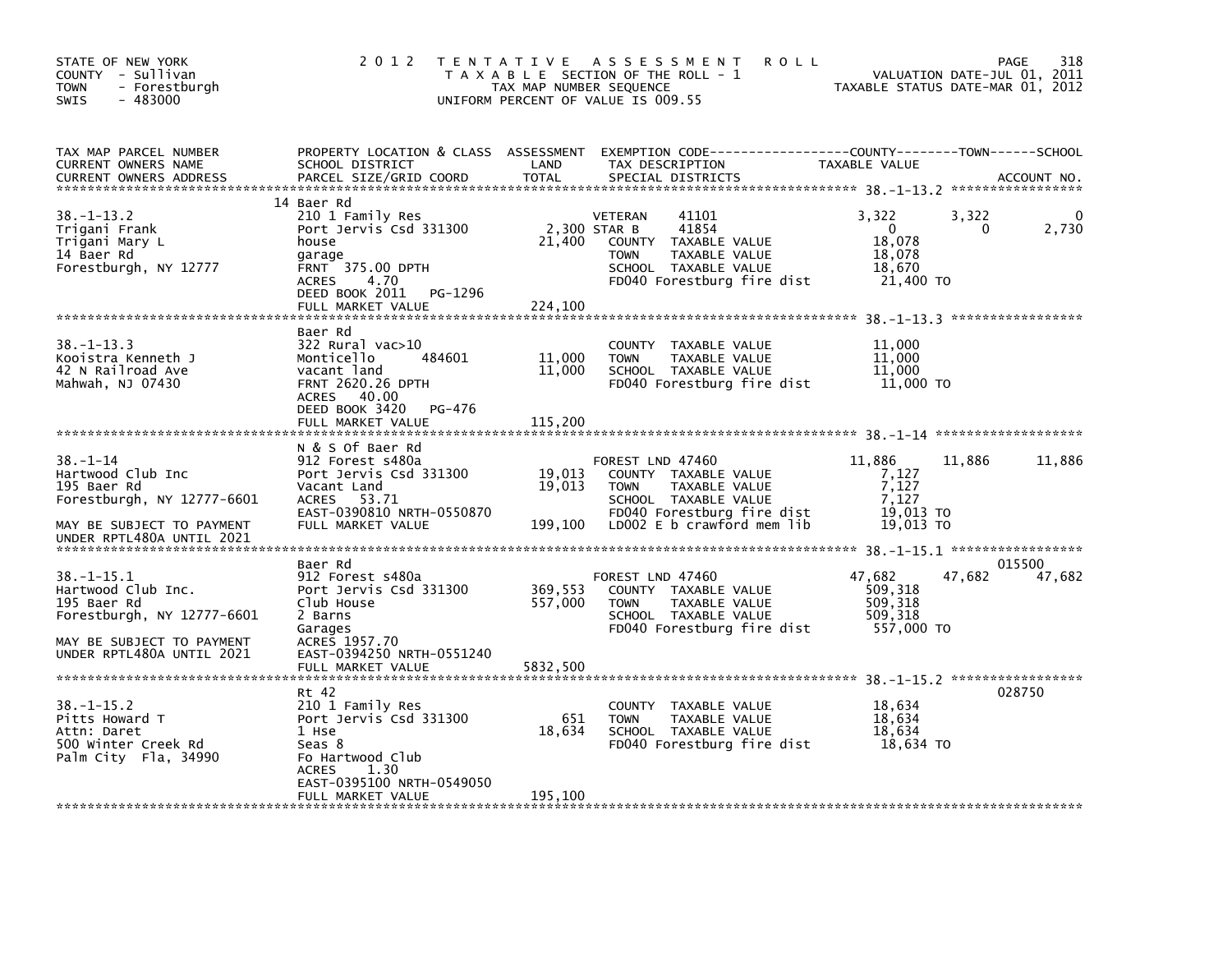STATE OF NEW YORK
COUNTY - Sullivan
TOWN - Forestburgh
SWIS - 483000

2012 TENTATIVE ASSESSMENT ROLL
TAXABLE SECTION OF THE ROLL - 1
TAX MAP NUMBER SEQUENCE
UNIFORM PERCENT OF VALUE IS 009.55

VALUATION DATE-JUL 01, 2011
TAXABLE STATUS DATE-MAR 01, 2012

| TAX MAP PARCEL NUMBER<br>CURRENT OWNERS NAME<br>CURRENT OWNERS ADDRESS | PROPERTY LOCATION & CLASS<br>SCHOOL DISTRICT<br>PARCEL SIZE/GRID COORD | ASSESSMENT<br>LAND<br>TOTAL | EXEMPTION CODE<br>TAX DESCRIPTION<br>SPECIAL DISTRICTS | COUNTY<br>TAXABLE VALUE | TOWN | SCHOOL<br>ACCOUNT NO. |
|---|---|---|---|---|---|---|
| **38.-1-13.2** | 14 Baer Rd | | | | | |
| 38.-1-13.2 | 210 1 Family Res | | VETERAN 41101 | 3,322 | 3,322 | 0 |
| Trigani Frank | Port Jervis Csd 331300 | 2,300 | STAR B 41854 | 0 | 0 | 2,730 |
| Trigani Mary L | house | 21,400 | COUNTY TAXABLE VALUE | 18,078 | | |
| 14 Baer Rd | garage | | TOWN TAXABLE VALUE | 18,078 | | |
| Forestburgh, NY 12777 | FRNT 375.00 DPTH | | SCHOOL TAXABLE VALUE | 18,670 | | |
| | ACRES 4.70 | | FD040 Forestburg fire dist | 21,400 TO | | |
| | DEED BOOK 2011 PG-1296 | | | | | |
| | FULL MARKET VALUE | 224,100 | | | | |
| **38.-1-13.3** | Baer Rd | | | | | |
| 38.-1-13.3 | 322 Rural vac>10 | | COUNTY TAXABLE VALUE | 11,000 | | |
| Kooistra Kenneth J | Monticello 484601 | 11,000 | TOWN TAXABLE VALUE | 11,000 | | |
| 42 N Railroad Ave | vacant land | 11,000 | SCHOOL TAXABLE VALUE | 11,000 | | |
| Mahwah, NJ 07430 | FRNT 2620.26 DPTH | | FD040 Forestburg fire dist | 11,000 TO | | |
| | ACRES 40.00 | | | | | |
| | DEED BOOK 3420 PG-476 | | | | | |
| | FULL MARKET VALUE | 115,200 | | | | |
| **38.-1-14** | N & S Of Baer Rd | | | | | |
| 38.-1-14 | 912 Forest s480a | | FOREST LND 47460 | 11,886 | 11,886 | 11,886 |
| Hartwood Club Inc | Port Jervis Csd 331300 | 19,013 | COUNTY TAXABLE VALUE | 7,127 | | |
| 195 Baer Rd | Vacant Land | 19,013 | TOWN TAXABLE VALUE | 7,127 | | |
| Forestburgh, NY 12777-6601 | ACRES 53.71 | | SCHOOL TAXABLE VALUE | 7,127 | | |
| | EAST-0390810 NRTH-0550870 | | FD040 Forestburg fire dist | 19,013 TO | | |
| MAY BE SUBJECT TO PAYMENT | FULL MARKET VALUE | 199,100 | LD002 E b crawford mem lib | 19,013 TO | | |
| UNDER RPTL480A UNTIL 2021 | | | | | | |
| **38.-1-15.1** | Baer Rd | | | | | 015500 |
| 38.-1-15.1 | 912 Forest s480a | | FOREST LND 47460 | 47,682 | 47,682 | 47,682 |
| Hartwood Club Inc. | Port Jervis Csd 331300 | 369,553 | COUNTY TAXABLE VALUE | 509,318 | | |
| 195 Baer Rd | Club House | 557,000 | TOWN TAXABLE VALUE | 509,318 | | |
| Forestburgh, NY 12777-6601 | 2 Barns | | SCHOOL TAXABLE VALUE | 509,318 | | |
| | Garages | | FD040 Forestburg fire dist | 557,000 TO | | |
| MAY BE SUBJECT TO PAYMENT | ACRES 1957.70 | | | | | |
| UNDER RPTL480A UNTIL 2021 | EAST-0394250 NRTH-0551240 | | | | | |
| | FULL MARKET VALUE | 5832,500 | | | | |
| **38.-1-15.2** | Rt 42 | | | | | 028750 |
| 38.-1-15.2 | 210 1 Family Res | | COUNTY TAXABLE VALUE | 18,634 | | |
| Pitts Howard T | Port Jervis Csd 331300 | 651 | TOWN TAXABLE VALUE | 18,634 | | |
| Attn: Daret | 1 Hse | 18,634 | SCHOOL TAXABLE VALUE | 18,634 | | |
| 500 Winter Creek Rd | Seas 8 | | FD040 Forestburg fire dist | 18,634 TO | | |
| Palm City Fla, 34990 | Fo Hartwood Club | | | | | |
| | ACRES 1.30 | | | | | |
| | EAST-0395100 NRTH-0549050 | | | | | |
| | FULL MARKET VALUE | 195,100 | | | | |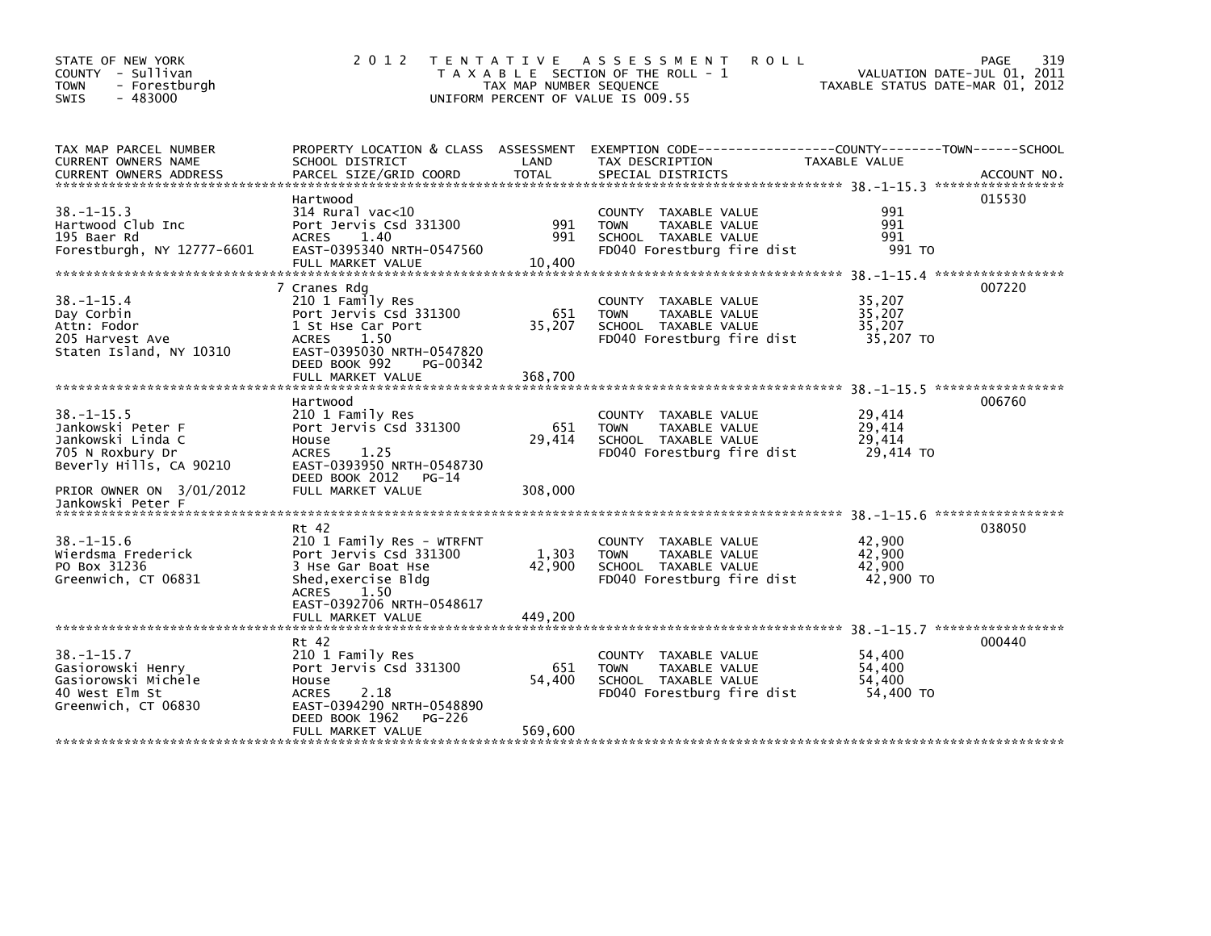STATE OF NEW YORK
COUNTY - Sullivan
TOWN - Forestburgh
SWIS - 483000

2012 TENTATIVE ASSESSMENT ROLL
TAXABLE SECTION OF THE ROLL - 1
TAX MAP NUMBER SEQUENCE
UNIFORM PERCENT OF VALUE IS 009.55

VALUATION DATE-JUL 01, 2011
TAXABLE STATUS DATE-MAR 01, 2012

| TAX MAP PARCEL NUMBER / CURRENT OWNERS NAME / CURRENT OWNERS ADDRESS | PROPERTY LOCATION & CLASS / SCHOOL DISTRICT / PARCEL SIZE/GRID COORD | ASSESSMENT LAND | TOTAL | EXEMPTION CODE / TAX DESCRIPTION / SPECIAL DISTRICTS | TAXABLE VALUE (COUNTY / TOWN / SCHOOL) | ACCOUNT NO. |
|---|---|---|---|---|---|---|
| 38.-1-15.3 | Hartwood | | | | | 015530 |
| Hartwood Club Inc | 314 Rural vac<10 | | | COUNTY TAXABLE VALUE | 991 | |
| 195 Baer Rd | Port Jervis Csd 331300 | 991 | | TOWN TAXABLE VALUE | 991 | |
| Forestburgh, NY 12777-6601 | ACRES 1.40 | | 991 | SCHOOL TAXABLE VALUE | 991 | |
| | EAST-0395340 NRTH-0547560 | | | FD040 Forestburg fire dist | 991 TO | |
| | FULL MARKET VALUE | | 10,400 | | | |
| 38.-1-15.4 | 7 Cranes Rdg | | | | | 007220 |
| Day Corbin | 210 1 Family Res | | | COUNTY TAXABLE VALUE | 35,207 | |
| Attn: Fodor | Port Jervis Csd 331300 | 651 | | TOWN TAXABLE VALUE | 35,207 | |
| 205 Harvest Ave | 1 St Hse Car Port | | 35,207 | SCHOOL TAXABLE VALUE | 35,207 | |
| Staten Island, NY 10310 | ACRES 1.50 | | | FD040 Forestburg fire dist | 35,207 TO | |
| | EAST-0395030 NRTH-0547820 | | | | | |
| | DEED BOOK 992 PG-00342 | | | | | |
| | FULL MARKET VALUE | | 368,700 | | | |
| 38.-1-15.5 | Hartwood | | | | | 006760 |
| Jankowski Peter F | 210 1 Family Res | | | COUNTY TAXABLE VALUE | 29,414 | |
| Jankowski Linda C | Port Jervis Csd 331300 | 651 | | TOWN TAXABLE VALUE | 29,414 | |
| 705 N Roxbury Dr | House | | 29,414 | SCHOOL TAXABLE VALUE | 29,414 | |
| Beverly Hills, CA 90210 | ACRES 1.25 | | | FD040 Forestburg fire dist | 29,414 TO | |
| | EAST-0393950 NRTH-0548730 | | | | | |
| | DEED BOOK 2012 PG-14 | | | | | |
| PRIOR OWNER ON 3/01/2012 | FULL MARKET VALUE | | 308,000 | | | |
| Jankowski Peter F | | | | | | |
| 38.-1-15.6 | Rt 42 | | | | | 038050 |
| Wierdsma Frederick | 210 1 Family Res - WTRFNT | | | COUNTY TAXABLE VALUE | 42,900 | |
| PO Box 31236 | Port Jervis Csd 331300 | 1,303 | | TOWN TAXABLE VALUE | 42,900 | |
| Greenwich, CT 06831 | 3 Hse Gar Boat Hse | | 42,900 | SCHOOL TAXABLE VALUE | 42,900 | |
| | Shed,exercise Bldg | | | FD040 Forestburg fire dist | 42,900 TO | |
| | ACRES 1.50 | | | | | |
| | EAST-0392706 NRTH-0548617 | | | | | |
| | FULL MARKET VALUE | | 449,200 | | | |
| 38.-1-15.7 | Rt 42 | | | | | 000440 |
| Gasiorowski Henry | 210 1 Family Res | | | COUNTY TAXABLE VALUE | 54,400 | |
| Gasiorowski Michele | Port Jervis Csd 331300 | 651 | | TOWN TAXABLE VALUE | 54,400 | |
| 40 West Elm St | House | | 54,400 | SCHOOL TAXABLE VALUE | 54,400 | |
| Greenwich, CT 06830 | ACRES 2.18 | | | FD040 Forestburg fire dist | 54,400 TO | |
| | EAST-0394290 NRTH-0548890 | | | | | |
| | DEED BOOK 1962 PG-226 | | | | | |
| | FULL MARKET VALUE | | 569,600 | | | |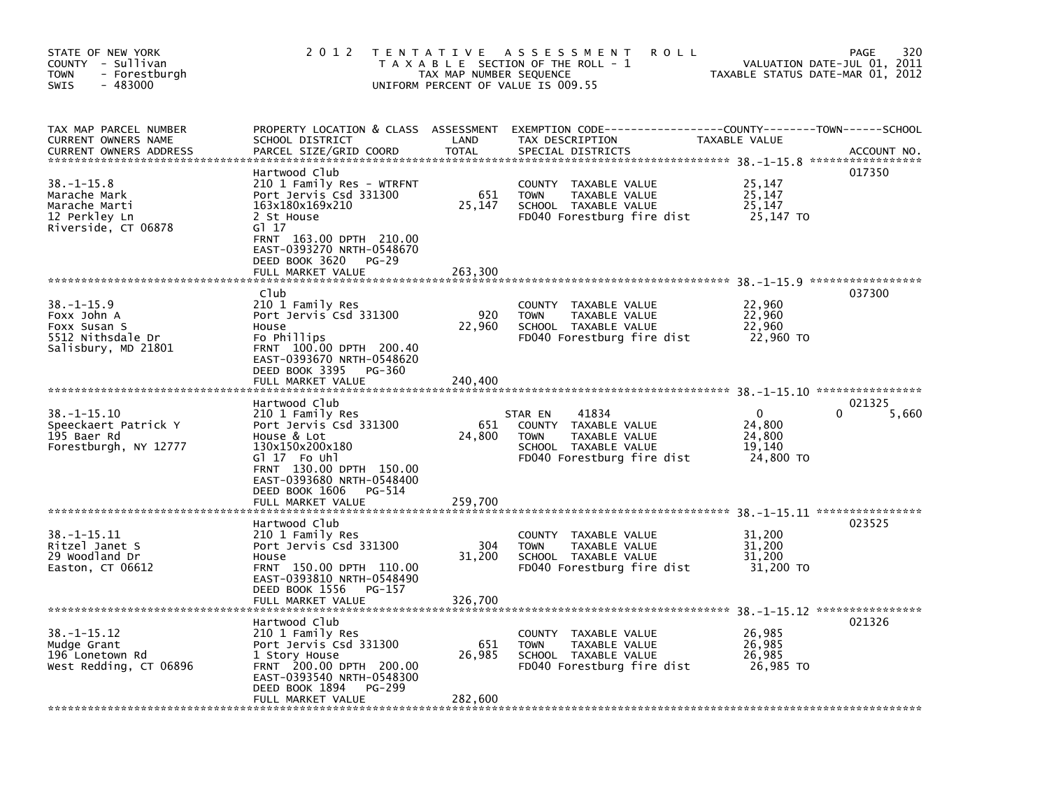STATE OF NEW YORK
COUNTY - Sullivan
TOWN - Forestburgh
SWIS - 483000

2 0 1 2 T E N T A T I V E A S S E S S M E N T R O L L
T A X A B L E SECTION OF THE ROLL - 1
TAX MAP NUMBER SEQUENCE
UNIFORM PERCENT OF VALUE IS 009.55

VALUATION DATE-JUL 01, 2011
TAXABLE STATUS DATE-MAR 01, 2012

| TAX MAP PARCEL NUMBER / CURRENT OWNERS NAME / CURRENT OWNERS ADDRESS | PROPERTY LOCATION & CLASS / SCHOOL DISTRICT / PARCEL SIZE/GRID COORD | ASSESSMENT LAND / TOTAL | EXEMPTION CODE / TAX DESCRIPTION / SPECIAL DISTRICTS | COUNTY TAXABLE VALUE | TOWN | SCHOOL / ACCOUNT NO. |
|---|---|---|---|---|---|---|
| 38.-1-15.8 | Hartwood Club | | | | | 017350 |
| Marache Mark | 210 1 Family Res - WTRFNT | | COUNTY TAXABLE VALUE | 25,147 | | |
| Marache Marti | Port Jervis Csd 331300 | 651 | TOWN TAXABLE VALUE | 25,147 | | |
| 12 Perkley Ln | 163x180x169x210 | 25,147 | SCHOOL TAXABLE VALUE | 25,147 | | |
| Riverside, CT 06878 | 2 St House | | FD040 Forestburg fire dist | 25,147 TO | | |
| | Gl 17 | | | | | |
| | FRNT 163.00 DPTH 210.00 | | | | | |
| | EAST-0393270 NRTH-0548670 | | | | | |
| | DEED BOOK 3620 PG-29 | | | | | |
| | FULL MARKET VALUE | 263,300 | | | | |
| 38.-1-15.9 | Club | | | | | 037300 |
| Foxx John A | 210 1 Family Res | | COUNTY TAXABLE VALUE | 22,960 | | |
| Foxx Susan S | Port Jervis Csd 331300 | 920 | TOWN TAXABLE VALUE | 22,960 | | |
| 5512 Nithsdale Dr | House | 22,960 | SCHOOL TAXABLE VALUE | 22,960 | | |
| Salisbury, MD 21801 | Fo Phillips | | FD040 Forestburg fire dist | 22,960 TO | | |
| | FRNT 100.00 DPTH 200.40 | | | | | |
| | EAST-0393670 NRTH-0548620 | | | | | |
| | DEED BOOK 3395 PG-360 | | | | | |
| | FULL MARKET VALUE | 240,400 | | | | |
| 38.-1-15.10 | Hartwood Club | | | | | 021325 |
| Speeckaert Patrick Y | 210 1 Family Res | | STAR EN 41834 | 0 | 0 | 5,660 |
| 195 Baer Rd | Port Jervis Csd 331300 | 651 | COUNTY TAXABLE VALUE | 24,800 | | |
| Forestburgh, NY 12777 | House & Lot | 24,800 | TOWN TAXABLE VALUE | 24,800 | | |
| | 130x150x200x180 | | SCHOOL TAXABLE VALUE | 19,140 | | |
| | Gl 17 Fo Uhl | | FD040 Forestburg fire dist | 24,800 TO | | |
| | FRNT 130.00 DPTH 150.00 | | | | | |
| | EAST-0393680 NRTH-0548400 | | | | | |
| | DEED BOOK 1606 PG-514 | | | | | |
| | FULL MARKET VALUE | 259,700 | | | | |
| 38.-1-15.11 | Hartwood Club | | | | | 023525 |
| Ritzel Janet S | 210 1 Family Res | | COUNTY TAXABLE VALUE | 31,200 | | |
| 29 Woodland Dr | Port Jervis Csd 331300 | 304 | TOWN TAXABLE VALUE | 31,200 | | |
| Easton, CT 06612 | House | 31,200 | SCHOOL TAXABLE VALUE | 31,200 | | |
| | FRNT 150.00 DPTH 110.00 | | FD040 Forestburg fire dist | 31,200 TO | | |
| | EAST-0393810 NRTH-0548490 | | | | | |
| | DEED BOOK 1556 PG-157 | | | | | |
| | FULL MARKET VALUE | 326,700 | | | | |
| 38.-1-15.12 | Hartwood Club | | | | | 021326 |
| Mudge Grant | 210 1 Family Res | | COUNTY TAXABLE VALUE | 26,985 | | |
| 196 Lonetown Rd | Port Jervis Csd 331300 | 651 | TOWN TAXABLE VALUE | 26,985 | | |
| West Redding, CT 06896 | 1 Story House | 26,985 | SCHOOL TAXABLE VALUE | 26,985 | | |
| | FRNT 200.00 DPTH 200.00 | | FD040 Forestburg fire dist | 26,985 TO | | |
| | EAST-0393540 NRTH-0548300 | | | | | |
| | DEED BOOK 1894 PG-299 | | | | | |
| | FULL MARKET VALUE | 282,600 | | | | |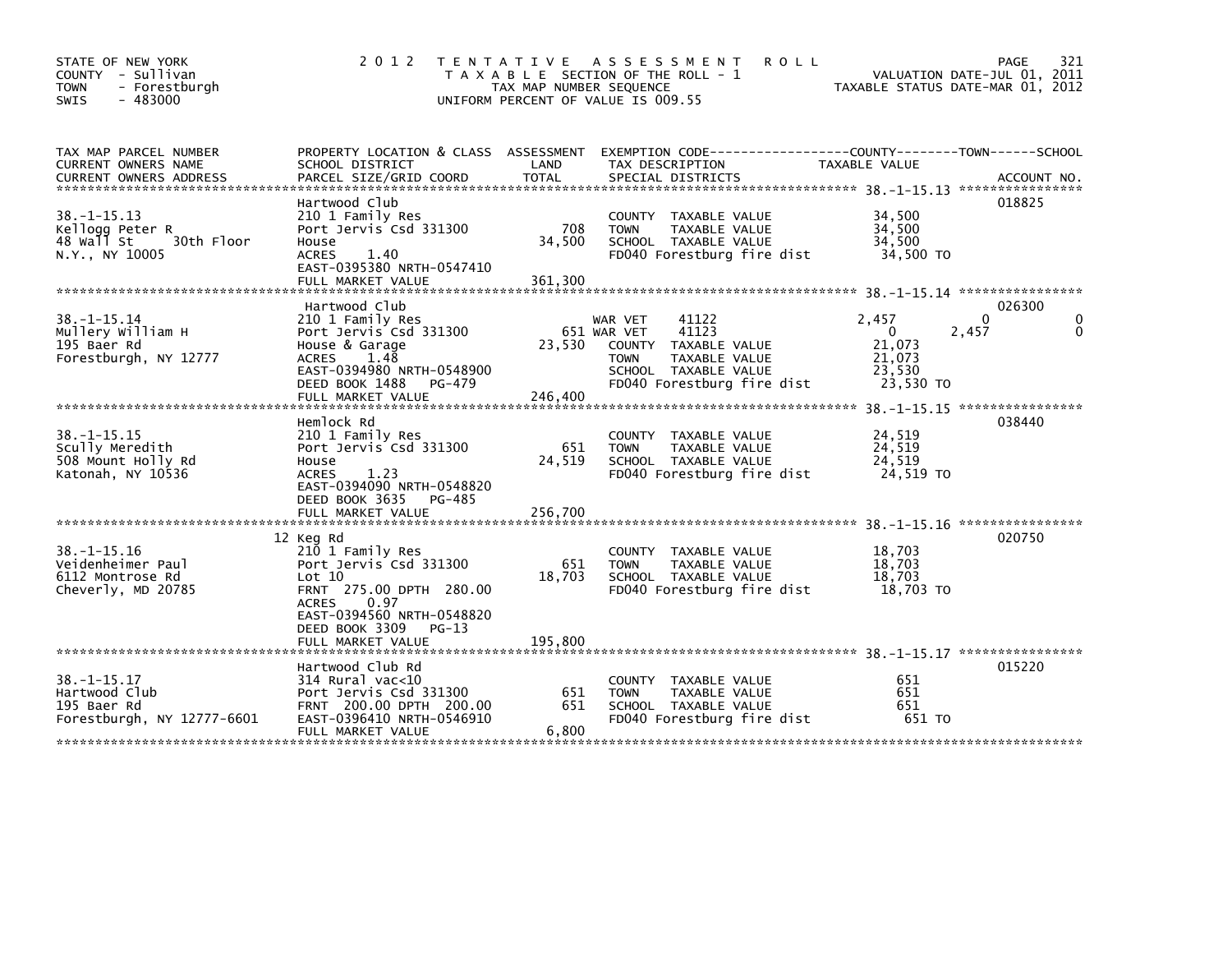STATE OF NEW YORK
COUNTY - Sullivan
TOWN - Forestburgh
SWIS - 483000

2012 TENTATIVE ASSESSMENT ROLL
TAXABLE SECTION OF THE ROLL - 1
TAX MAP NUMBER SEQUENCE
UNIFORM PERCENT OF VALUE IS 009.55

VALUATION DATE-JUL 01, 2011
TAXABLE STATUS DATE-MAR 01, 2012

| TAX MAP PARCEL NUMBER / CURRENT OWNERS NAME / CURRENT OWNERS ADDRESS | PROPERTY LOCATION & CLASS / SCHOOL DISTRICT / PARCEL SIZE/GRID COORD | ASSESSMENT LAND | TOTAL | EXEMPTION CODE / TAX DESCRIPTION / SPECIAL DISTRICTS | COUNTY | TOWN | SCHOOL | ACCOUNT NO. |
|---|---|---|---|---|---|---|---|---|
| 38.-1-15.13 | Hartwood Club | | | | | | | 018825 |
| Kellogg Peter R | 210 1 Family Res | | | COUNTY TAXABLE VALUE | 34,500 | | | |
| 48 Wall St 30th Floor | Port Jervis Csd 331300 | 708 | | TOWN TAXABLE VALUE | | 34,500 | | |
| N.Y., NY 10005 | House | | 34,500 | SCHOOL TAXABLE VALUE | | | 34,500 | |
| | ACRES 1.40 | | | FD040 Forestburg fire dist | 34,500 TO | | | |
| | EAST-0395380 NRTH-0547410 | | | | | | | |
| | FULL MARKET VALUE | | 361,300 | | | | | |
| 38.-1-15.14 | Hartwood Club | | | | | | | 026300 |
| Mullery William H | 210 1 Family Res | | | WAR VET 41122 | 2,457 | 0 | 0 | |
| 195 Baer Rd | Port Jervis Csd 331300 | 651 | | WAR VET 41123 | 0 | 2,457 | 0 | |
| Forestburgh, NY 12777 | House & Garage | | 23,530 | COUNTY TAXABLE VALUE | 21,073 | | | |
| | ACRES 1.48 | | | TOWN TAXABLE VALUE | | 21,073 | | |
| | EAST-0394980 NRTH-0548900 | | | SCHOOL TAXABLE VALUE | | | 23,530 | |
| | DEED BOOK 1488 PG-479 | | | FD040 Forestburg fire dist | 23,530 TO | | | |
| | FULL MARKET VALUE | | 246,400 | | | | | |
| 38.-1-15.15 | Hemlock Rd | | | | | | | 038440 |
| Scully Meredith | 210 1 Family Res | | | COUNTY TAXABLE VALUE | 24,519 | | | |
| 508 Mount Holly Rd | Port Jervis Csd 331300 | 651 | | TOWN TAXABLE VALUE | | 24,519 | | |
| Katonah, NY 10536 | House | | 24,519 | SCHOOL TAXABLE VALUE | | | 24,519 | |
| | ACRES 1.23 | | | FD040 Forestburg fire dist | 24,519 TO | | | |
| | EAST-0394090 NRTH-0548820 | | | | | | | |
| | DEED BOOK 3635 PG-485 | | | | | | | |
| | FULL MARKET VALUE | | 256,700 | | | | | |
| 38.-1-15.16 | 12 Keg Rd | | | | | | | 020750 |
| Veidenheimer Paul | 210 1 Family Res | | | COUNTY TAXABLE VALUE | 18,703 | | | |
| 6112 Montrose Rd | Port Jervis Csd 331300 | 651 | | TOWN TAXABLE VALUE | | 18,703 | | |
| Cheverly, MD 20785 | Lot 10 | | 18,703 | SCHOOL TAXABLE VALUE | | | 18,703 | |
| | FRNT 275.00 DPTH 280.00 | | | FD040 Forestburg fire dist | 18,703 TO | | | |
| | ACRES 0.97 | | | | | | | |
| | EAST-0394560 NRTH-0548820 | | | | | | | |
| | DEED BOOK 3309 PG-13 | | | | | | | |
| | FULL MARKET VALUE | | 195,800 | | | | | |
| 38.-1-15.17 | Hartwood Club Rd | | | | | | | 015220 |
| Hartwood Club | 314 Rural vac<10 | | | COUNTY TAXABLE VALUE | 651 | | | |
| 195 Baer Rd | Port Jervis Csd 331300 | 651 | | TOWN TAXABLE VALUE | | 651 | | |
| Forestburgh, NY 12777-6601 | FRNT 200.00 DPTH 200.00 | | 651 | SCHOOL TAXABLE VALUE | | | 651 | |
| | EAST-0396410 NRTH-0546910 | | | FD040 Forestburg fire dist | 651 TO | | | |
| | FULL MARKET VALUE | | 6,800 | | | | | |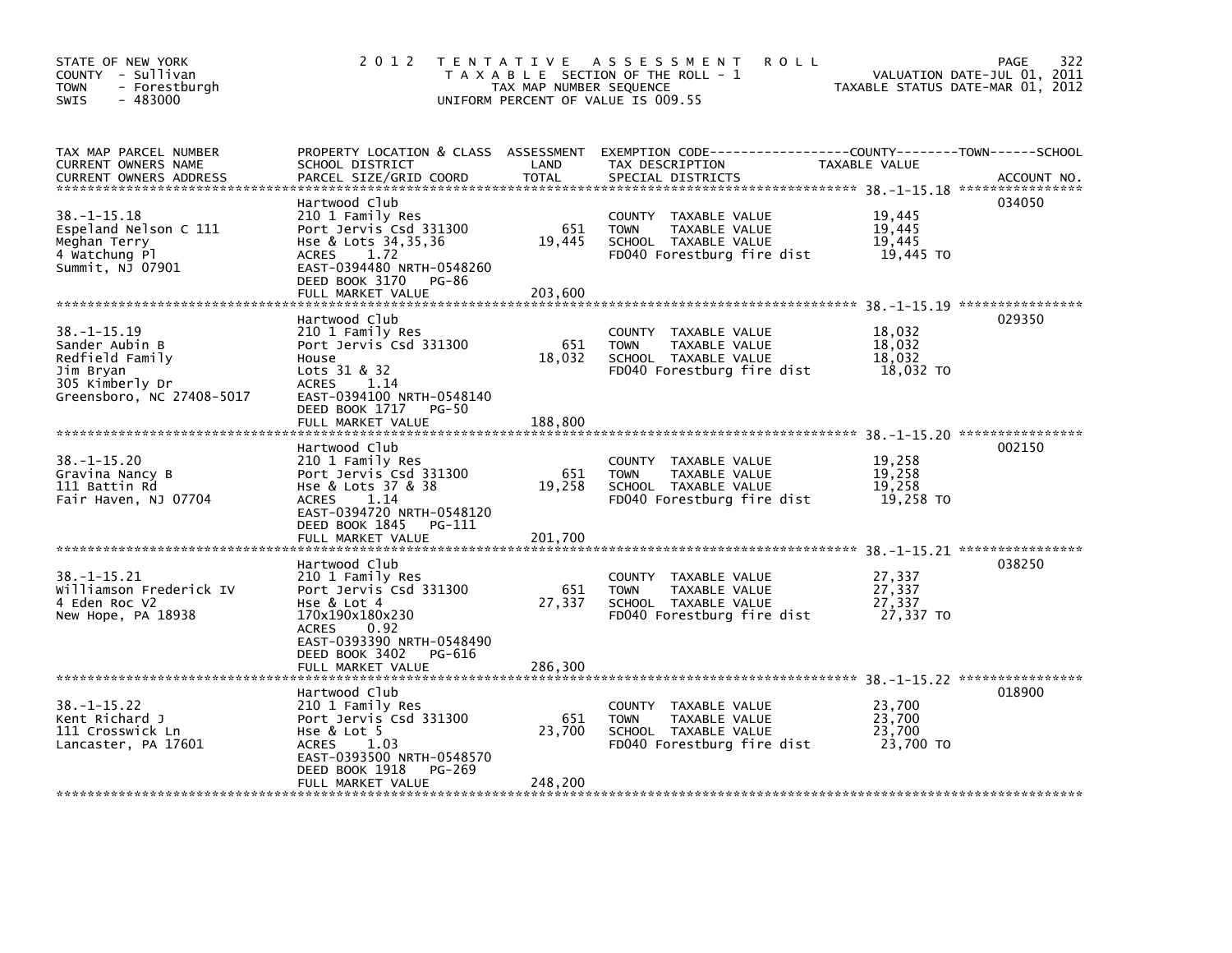STATE OF NEW YORK
COUNTY - Sullivan
TOWN - Forestburgh
SWIS - 483000

2012 TENTATIVE ASSESSMENT ROLL
TAXABLE SECTION OF THE ROLL - 1
TAX MAP NUMBER SEQUENCE
UNIFORM PERCENT OF VALUE IS 009.55

VALUATION DATE-JUL 01, 2011
TAXABLE STATUS DATE-MAR 01, 2012

| TAX MAP PARCEL NUMBER / CURRENT OWNERS NAME / CURRENT OWNERS ADDRESS | PROPERTY LOCATION & CLASS / SCHOOL DISTRICT / PARCEL SIZE/GRID COORD | ASSESSMENT LAND | TOTAL | EXEMPTION CODE / TAX DESCRIPTION / SPECIAL DISTRICTS | TAXABLE VALUE (COUNTY/TOWN/SCHOOL) | ACCOUNT NO. |
|---|---|---|---|---|---|---|
| 38.-1-15.18 | Hartwood Club | | | | | 034050 |
| Espeland Nelson C 111 | 210 1 Family Res | | | COUNTY TAXABLE VALUE | 19,445 | |
| Meghan Terry | Port Jervis Csd 331300 | 651 | | TOWN TAXABLE VALUE | 19,445 | |
| 4 Watchung Pl | Hse & Lots 34,35,36 | | 19,445 | SCHOOL TAXABLE VALUE | 19,445 | |
| Summit, NJ 07901 | ACRES 1.72 | | | FD040 Forestburg fire dist | 19,445 TO | |
| | EAST-0394480 NRTH-0548260 | | | | | |
| | DEED BOOK 3170 PG-86 | | | | | |
| | FULL MARKET VALUE | | 203,600 | | | |
| 38.-1-15.19 | Hartwood Club | | | | | 029350 |
| Sander Aubin B | 210 1 Family Res | | | COUNTY TAXABLE VALUE | 18,032 | |
| Redfield Family | Port Jervis Csd 331300 | 651 | | TOWN TAXABLE VALUE | 18,032 | |
| Jim Bryan | House | | 18,032 | SCHOOL TAXABLE VALUE | 18,032 | |
| 305 Kimberly Dr | Lots 31 & 32 | | | FD040 Forestburg fire dist | 18,032 TO | |
| Greensboro, NC 27408-5017 | ACRES 1.14 | | | | | |
| | EAST-0394100 NRTH-0548140 | | | | | |
| | DEED BOOK 1717 PG-50 | | | | | |
| | FULL MARKET VALUE | | 188,800 | | | |
| 38.-1-15.20 | Hartwood Club | | | | | 002150 |
| Gravina Nancy B | 210 1 Family Res | | | COUNTY TAXABLE VALUE | 19,258 | |
| 111 Battin Rd | Port Jervis Csd 331300 | 651 | | TOWN TAXABLE VALUE | 19,258 | |
| Fair Haven, NJ 07704 | Hse & Lots 37 & 38 | | 19,258 | SCHOOL TAXABLE VALUE | 19,258 | |
| | ACRES 1.14 | | | FD040 Forestburg fire dist | 19,258 TO | |
| | EAST-0394720 NRTH-0548120 | | | | | |
| | DEED BOOK 1845 PG-111 | | | | | |
| | FULL MARKET VALUE | | 201,700 | | | |
| 38.-1-15.21 | Hartwood Club | | | | | 038250 |
| Williamson Frederick IV | 210 1 Family Res | | | COUNTY TAXABLE VALUE | 27,337 | |
| 4 Eden Roc V2 | Port Jervis Csd 331300 | 651 | | TOWN TAXABLE VALUE | 27,337 | |
| New Hope, PA 18938 | Hse & Lot 4 | | 27,337 | SCHOOL TAXABLE VALUE | 27,337 | |
| | 170x190x180x230 | | | FD040 Forestburg fire dist | 27,337 TO | |
| | ACRES 0.92 | | | | | |
| | EAST-0393390 NRTH-0548490 | | | | | |
| | DEED BOOK 3402 PG-616 | | | | | |
| | FULL MARKET VALUE | | 286,300 | | | |
| 38.-1-15.22 | Hartwood Club | | | | | 018900 |
| Kent Richard J | 210 1 Family Res | | | COUNTY TAXABLE VALUE | 23,700 | |
| 111 Crosswick Ln | Port Jervis Csd 331300 | 651 | | TOWN TAXABLE VALUE | 23,700 | |
| Lancaster, PA 17601 | Hse & Lot 5 | | 23,700 | SCHOOL TAXABLE VALUE | 23,700 | |
| | ACRES 1.03 | | | FD040 Forestburg fire dist | 23,700 TO | |
| | EAST-0393500 NRTH-0548570 | | | | | |
| | DEED BOOK 1918 PG-269 | | | | | |
| | FULL MARKET VALUE | | 248,200 | | | |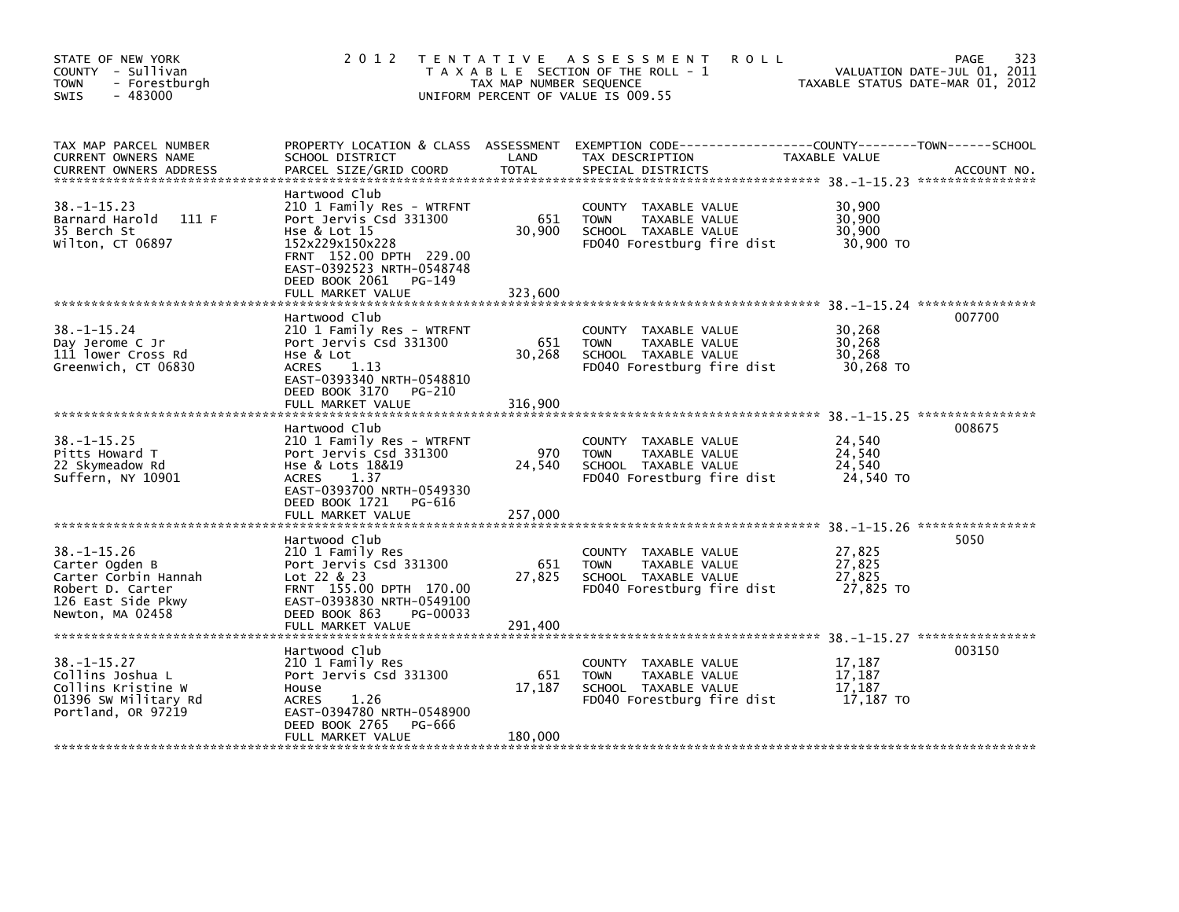STATE OF NEW YORK
COUNTY - Sullivan
TOWN - Forestburgh
SWIS - 483000

# 2012 TENTATIVE ASSESSMENT ROLL

TAXABLE SECTION OF THE ROLL - 1
TAX MAP NUMBER SEQUENCE
UNIFORM PERCENT OF VALUE IS 009.55

VALUATION DATE-JUL 01, 2011
TAXABLE STATUS DATE-MAR 01, 2012

| TAX MAP PARCEL NUMBER / CURRENT OWNERS NAME / CURRENT OWNERS ADDRESS | PROPERTY LOCATION & CLASS / SCHOOL DISTRICT / PARCEL SIZE/GRID COORD | ASSESSMENT LAND / TOTAL | EXEMPTION CODE / TAX DESCRIPTION / SPECIAL DISTRICTS | TAXABLE VALUE (COUNTY--TOWN--SCHOOL) | ACCOUNT NO. |
|---|---|---|---|---|---|
| 38.-1-15.23 | Hartwood Club | | | | |
| 38.-1-15.23 | 210 1 Family Res - WTRFNT | | COUNTY TAXABLE VALUE | 30,900 | |
| Barnard Harold 111 F | Port Jervis Csd 331300 | 651 | TOWN TAXABLE VALUE | 30,900 | |
| 35 Berch St | Hse & Lot 15 | 30,900 | SCHOOL TAXABLE VALUE | 30,900 | |
| Wilton, CT 06897 | 152x229x150x228 | | FD040 Forestburg fire dist | 30,900 TO | |
| | FRNT 152.00 DPTH 229.00 | | | | |
| | EAST-0392523 NRTH-0548748 | | | | |
| | DEED BOOK 2061 PG-149 | | | | |
| | FULL MARKET VALUE | 323,600 | | | |
| 38.-1-15.24 | Hartwood Club | | | | 007700 |
| 38.-1-15.24 | 210 1 Family Res - WTRFNT | | COUNTY TAXABLE VALUE | 30,268 | |
| Day Jerome C Jr | Port Jervis Csd 331300 | 651 | TOWN TAXABLE VALUE | 30,268 | |
| 111 lower Cross Rd | Hse & Lot | 30,268 | SCHOOL TAXABLE VALUE | 30,268 | |
| Greenwich, CT 06830 | ACRES 1.13 | | FD040 Forestburg fire dist | 30,268 TO | |
| | EAST-0393340 NRTH-0548810 | | | | |
| | DEED BOOK 3170 PG-210 | | | | |
| | FULL MARKET VALUE | 316,900 | | | |
| 38.-1-15.25 | Hartwood Club | | | | 008675 |
| 38.-1-15.25 | 210 1 Family Res - WTRFNT | | COUNTY TAXABLE VALUE | 24,540 | |
| Pitts Howard T | Port Jervis Csd 331300 | 970 | TOWN TAXABLE VALUE | 24,540 | |
| 22 Skymeadow Rd | Hse & Lots 18&19 | 24,540 | SCHOOL TAXABLE VALUE | 24,540 | |
| Suffern, NY 10901 | ACRES 1.37 | | FD040 Forestburg fire dist | 24,540 TO | |
| | EAST-0393700 NRTH-0549330 | | | | |
| | DEED BOOK 1721 PG-616 | | | | |
| | FULL MARKET VALUE | 257,000 | | | |
| 38.-1-15.26 | Hartwood Club | | | | 5050 |
| 38.-1-15.26 | 210 1 Family Res | | COUNTY TAXABLE VALUE | 27,825 | |
| Carter Ogden B | Port Jervis Csd 331300 | 651 | TOWN TAXABLE VALUE | 27,825 | |
| Carter Corbin Hannah | Lot 22 & 23 | 27,825 | SCHOOL TAXABLE VALUE | 27,825 | |
| Robert D. Carter | FRNT 155.00 DPTH 170.00 | | FD040 Forestburg fire dist | 27,825 TO | |
| 126 East Side Pkwy | EAST-0393830 NRTH-0549100 | | | | |
| Newton, MA 02458 | DEED BOOK 863 PG-00033 | | | | |
| | FULL MARKET VALUE | 291,400 | | | |
| 38.-1-15.27 | Hartwood Club | | | | 003150 |
| 38.-1-15.27 | 210 1 Family Res | | COUNTY TAXABLE VALUE | 17,187 | |
| Collins Joshua L | Port Jervis Csd 331300 | 651 | TOWN TAXABLE VALUE | 17,187 | |
| Collins Kristine W | House | 17,187 | SCHOOL TAXABLE VALUE | 17,187 | |
| 01396 SW Military Rd | ACRES 1.26 | | FD040 Forestburg fire dist | 17,187 TO | |
| Portland, OR 97219 | EAST-0394780 NRTH-0548900 | | | | |
| | DEED BOOK 2765 PG-666 | | | | |
| | FULL MARKET VALUE | 180,000 | | | |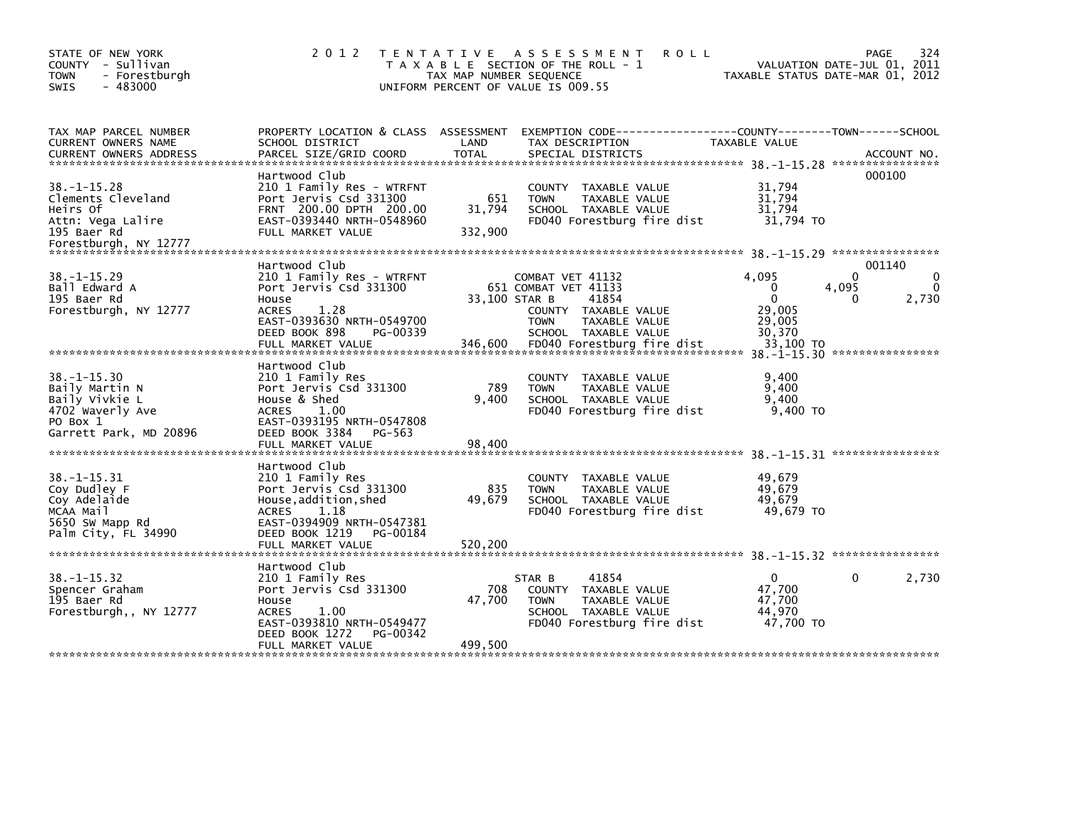STATE OF NEW YORK
COUNTY - Sullivan
TOWN - Forestburgh
SWIS - 483000

# 2012 TENTATIVE ASSESSMENT ROLL

TAXABLE SECTION OF THE ROLL - 1
TAX MAP NUMBER SEQUENCE
UNIFORM PERCENT OF VALUE IS 009.55

VALUATION DATE-JUL 01, 2011
TAXABLE STATUS DATE-MAR 01, 2012

| TAX MAP PARCEL NUMBER / CURRENT OWNERS NAME / CURRENT OWNERS ADDRESS | PROPERTY LOCATION & CLASS / SCHOOL DISTRICT / PARCEL SIZE/GRID COORD | ASSESSMENT LAND / TOTAL | EXEMPTION CODE / TAX DESCRIPTION / SPECIAL DISTRICTS | COUNTY TAXABLE VALUE | TOWN | SCHOOL | ACCOUNT NO. |
|---|---|---|---|---|---|---|---|
| 38.-1-15.28 | Hartwood Club | | | | | | 000100 |
| Clements Cleveland | 210 1 Family Res - WTRFNT | | COUNTY TAXABLE VALUE | 31,794 | | | |
| Heirs Of | Port Jervis Csd 331300 | 651 | TOWN TAXABLE VALUE | 31,794 | | | |
| Attn: Vega Lalire | FRNT 200.00 DPTH 200.00 | 31,794 | SCHOOL TAXABLE VALUE | 31,794 | | | |
| 195 Baer Rd | EAST-0393440 NRTH-0548960 | | FD040 Forestburg fire dist | 31,794 TO | | | |
| Forestburgh, NY 12777 | FULL MARKET VALUE | 332,900 | | | | | |
| 38.-1-15.29 | Hartwood Club | | | | | | 001140 |
| Ball Edward A | 210 1 Family Res - WTRFNT | | COMBAT VET 41132 | 4,095 | 0 | 0 | |
| 195 Baer Rd | Port Jervis Csd 331300 | 651 | COMBAT VET 41133 | 0 | 4,095 | 0 | |
| Forestburgh, NY 12777 | House | 33,100 | STAR B 41854 | 0 | 0 | 2,730 | |
| | ACRES 1.28 | | COUNTY TAXABLE VALUE | 29,005 | | | |
| | EAST-0393630 NRTH-0549700 | | TOWN TAXABLE VALUE | 29,005 | | | |
| | DEED BOOK 898 PG-00339 | | SCHOOL TAXABLE VALUE | 30,370 | | | |
| | FULL MARKET VALUE | 346,600 | FD040 Forestburg fire dist | 33,100 TO | | | |
| 38.-1-15.30 | Hartwood Club | | | | | | |
| Baily Martin N | 210 1 Family Res | | COUNTY TAXABLE VALUE | 9,400 | | | |
| Baily Vivkie L | Port Jervis Csd 331300 | 789 | TOWN TAXABLE VALUE | 9,400 | | | |
| 4702 Waverly Ave | House & Shed | 9,400 | SCHOOL TAXABLE VALUE | 9,400 | | | |
| PO Box 1 | ACRES 1.00 | | FD040 Forestburg fire dist | 9,400 TO | | | |
| Garrett Park, MD 20896 | EAST-0393195 NRTH-0547808 | | | | | | |
| | DEED BOOK 3384 PG-563 | | | | | | |
| | FULL MARKET VALUE | 98,400 | | | | | |
| 38.-1-15.31 | Hartwood Club | | | | | | |
| Coy Dudley F | 210 1 Family Res | | COUNTY TAXABLE VALUE | 49,679 | | | |
| Coy Adelaide | Port Jervis Csd 331300 | 835 | TOWN TAXABLE VALUE | 49,679 | | | |
| MCAA Mail | House,addition,shed | 49,679 | SCHOOL TAXABLE VALUE | 49,679 | | | |
| 5650 SW Mapp Rd | ACRES 1.18 | | FD040 Forestburg fire dist | 49,679 TO | | | |
| Palm City, FL 34990 | EAST-0394909 NRTH-0547381 | | | | | | |
| | DEED BOOK 1219 PG-00184 | | | | | | |
| | FULL MARKET VALUE | 520,200 | | | | | |
| 38.-1-15.32 | Hartwood Club | | | | | | |
| Spencer Graham | 210 1 Family Res | | STAR B 41854 | 0 | 0 | 2,730 | |
| 195 Baer Rd | Port Jervis Csd 331300 | 708 | COUNTY TAXABLE VALUE | 47,700 | | | |
| Forestburgh,, NY 12777 | House | 47,700 | TOWN TAXABLE VALUE | 47,700 | | | |
| | ACRES 1.00 | | SCHOOL TAXABLE VALUE | 44,970 | | | |
| | EAST-0393810 NRTH-0549477 | | FD040 Forestburg fire dist | 47,700 TO | | | |
| | DEED BOOK 1272 PG-00342 | | | | | | |
| | FULL MARKET VALUE | 499,500 | | | | | |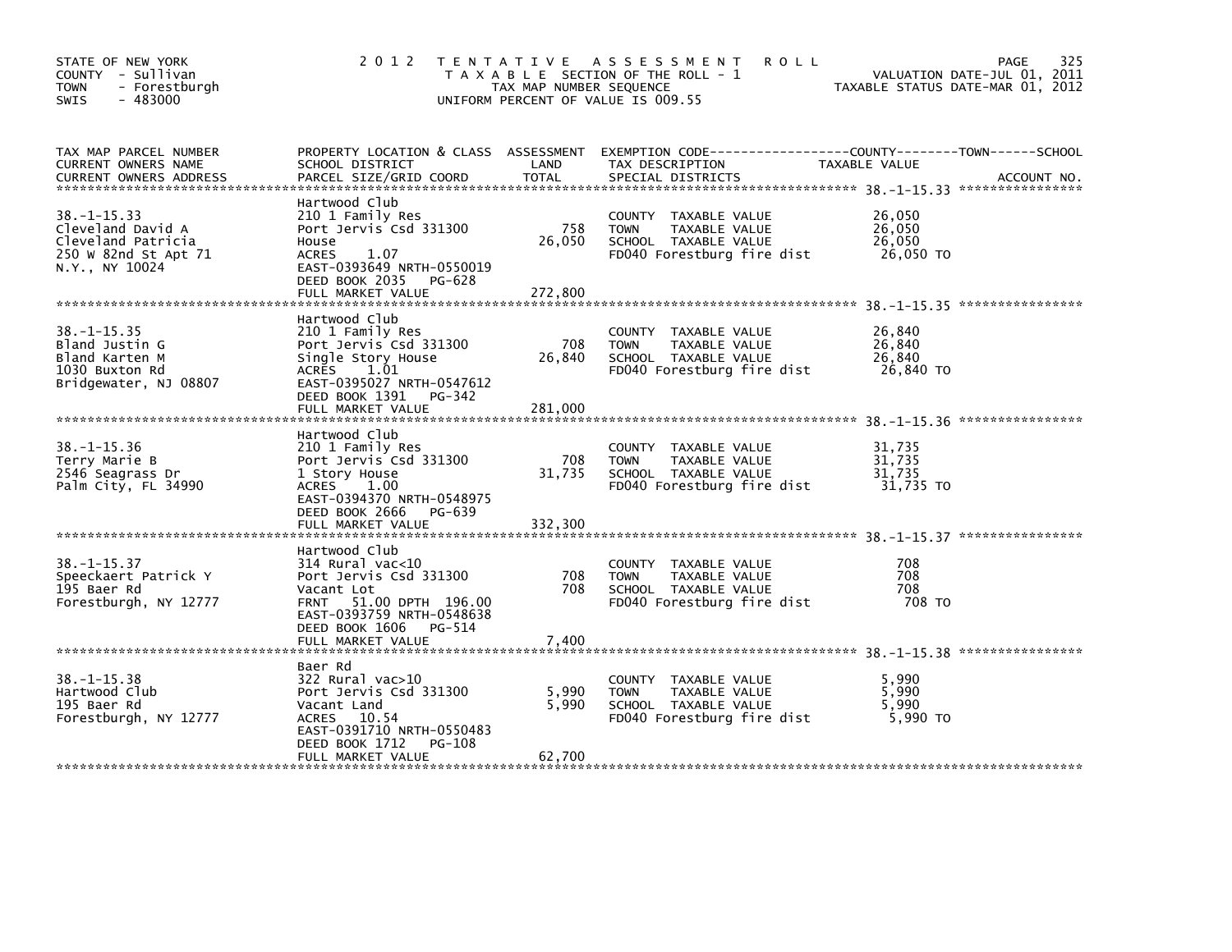STATE OF NEW YORK
COUNTY - Sullivan
TOWN - Forestburgh
SWIS - 483000

2 0 1 2 TENTATIVE ASSESSMENT ROLL
TAXABLE SECTION OF THE ROLL - 1
TAX MAP NUMBER SEQUENCE
UNIFORM PERCENT OF VALUE IS 009.55

VALUATION DATE-JUL 01, 2011
TAXABLE STATUS DATE-MAR 01, 2012

| TAX MAP PARCEL NUMBER / CURRENT OWNERS NAME / CURRENT OWNERS ADDRESS | PROPERTY LOCATION & CLASS / SCHOOL DISTRICT / PARCEL SIZE/GRID COORD | ASSESSMENT LAND | TOTAL | EXEMPTION CODE / TAX DESCRIPTION / SPECIAL DISTRICTS | TAXABLE VALUE (COUNTY / TOWN / SCHOOL) | ACCOUNT NO. |
|---|---|---|---|---|---|---|
| 38.-1-15.33 | Hartwood Club | | | | | |
| Cleveland David A | 210 1 Family Res | | | COUNTY TAXABLE VALUE | 26,050 | |
| Cleveland Patricia | Port Jervis Csd 331300 | 758 | | TOWN TAXABLE VALUE | 26,050 | |
| 250 W 82nd St Apt 71 | House | | 26,050 | SCHOOL TAXABLE VALUE | 26,050 | |
| N.Y., NY 10024 | ACRES 1.07 | | | FD040 Forestburg fire dist | 26,050 TO | |
| | EAST-0393649 NRTH-0550019 | | | | | |
| | DEED BOOK 2035 PG-628 | | | | | |
| | FULL MARKET VALUE | | 272,800 | | | |
| 38.-1-15.35 | Hartwood Club | | | | | |
| Bland Justin G | 210 1 Family Res | | | COUNTY TAXABLE VALUE | 26,840 | |
| Bland Karten M | Port Jervis Csd 331300 | 708 | | TOWN TAXABLE VALUE | 26,840 | |
| 1030 Buxton Rd | Single Story House | | 26,840 | SCHOOL TAXABLE VALUE | 26,840 | |
| Bridgewater, NJ 08807 | ACRES 1.01 | | | FD040 Forestburg fire dist | 26,840 TO | |
| | EAST-0395027 NRTH-0547612 | | | | | |
| | DEED BOOK 1391 PG-342 | | | | | |
| | FULL MARKET VALUE | | 281,000 | | | |
| 38.-1-15.36 | Hartwood Club | | | | | |
| Terry Marie B | 210 1 Family Res | | | COUNTY TAXABLE VALUE | 31,735 | |
| 2546 Seagrass Dr | Port Jervis Csd 331300 | 708 | | TOWN TAXABLE VALUE | 31,735 | |
| Palm City, FL 34990 | 1 Story House | | 31,735 | SCHOOL TAXABLE VALUE | 31,735 | |
| | ACRES 1.00 | | | FD040 Forestburg fire dist | 31,735 TO | |
| | EAST-0394370 NRTH-0548975 | | | | | |
| | DEED BOOK 2666 PG-639 | | | | | |
| | FULL MARKET VALUE | | 332,300 | | | |
| 38.-1-15.37 | Hartwood Club | | | | | |
| Speeckaert Patrick Y | 314 Rural vac<10 | | | COUNTY TAXABLE VALUE | 708 | |
| 195 Baer Rd | Port Jervis Csd 331300 | 708 | | TOWN TAXABLE VALUE | 708 | |
| Forestburgh, NY 12777 | Vacant Lot | | 708 | SCHOOL TAXABLE VALUE | 708 | |
| | FRNT 51.00 DPTH 196.00 | | | FD040 Forestburg fire dist | 708 TO | |
| | EAST-0393759 NRTH-0548638 | | | | | |
| | DEED BOOK 1606 PG-514 | | | | | |
| | FULL MARKET VALUE | | 7,400 | | | |
| 38.-1-15.38 | Baer Rd | | | | | |
| Hartwood Club | 322 Rural vac>10 | | | COUNTY TAXABLE VALUE | 5,990 | |
| 195 Baer Rd | Port Jervis Csd 331300 | 5,990 | | TOWN TAXABLE VALUE | 5,990 | |
| Forestburgh, NY 12777 | Vacant Land | | 5,990 | SCHOOL TAXABLE VALUE | 5,990 | |
| | ACRES 10.54 | | | FD040 Forestburg fire dist | 5,990 TO | |
| | EAST-0391710 NRTH-0550483 | | | | | |
| | DEED BOOK 1712 PG-108 | | | | | |
| | FULL MARKET VALUE | | 62,700 | | | |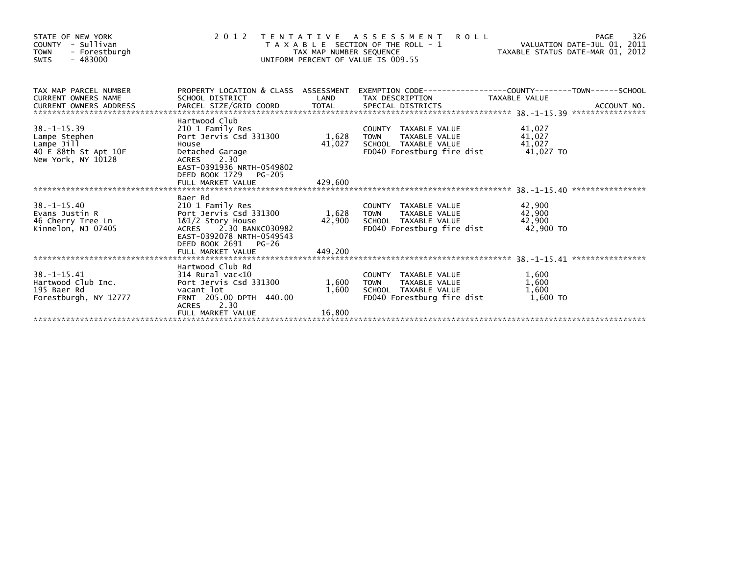STATE OF NEW YORK
COUNTY - Sullivan
TOWN - Forestburgh
SWIS - 483000

# 2012 TENTATIVE ASSESSMENT ROLL

TAXABLE SECTION OF THE ROLL - 1
TAX MAP NUMBER SEQUENCE
UNIFORM PERCENT OF VALUE IS 009.55

VALUATION DATE-JUL 01, 2011
TAXABLE STATUS DATE-MAR 01, 2012

| TAX MAP PARCEL NUMBER / CURRENT OWNERS NAME / CURRENT OWNERS ADDRESS | PROPERTY LOCATION & CLASS / SCHOOL DISTRICT / PARCEL SIZE/GRID COORD | ASSESSMENT LAND | TOTAL | EXEMPTION CODE / TAX DESCRIPTION / SPECIAL DISTRICTS | TAXABLE VALUE (COUNTY / TOWN / SCHOOL) | ACCOUNT NO. |
|---|---|---|---|---|---|---|
| 38.-1-15.39 | Hartwood Club | | | | | |
| 38.-1-15.39 | 210 1 Family Res | | | COUNTY TAXABLE VALUE | 41,027 | |
| Lampe Stephen | Port Jervis Csd 331300 | 1,628 | | TOWN TAXABLE VALUE | 41,027 | |
| Lampe Jill | House | | 41,027 | SCHOOL TAXABLE VALUE | 41,027 | |
| 40 E 88th St Apt 10F | Detached Garage | | | FD040 Forestburg fire dist | 41,027 TO | |
| New York, NY 10128 | ACRES 2.30 | | | | | |
| | EAST-0391936 NRTH-0549802 | | | | | |
| | DEED BOOK 1729 PG-205 | | | | | |
| | FULL MARKET VALUE | | 429,600 | | | |
| 38.-1-15.40 | Baer Rd | | | | | |
| 38.-1-15.40 | 210 1 Family Res | | | COUNTY TAXABLE VALUE | 42,900 | |
| Evans Justin R | Port Jervis Csd 331300 | 1,628 | | TOWN TAXABLE VALUE | 42,900 | |
| 46 Cherry Tree Ln | 1&1/2 Story House | | 42,900 | SCHOOL TAXABLE VALUE | 42,900 | |
| Kinnelon, NJ 07405 | ACRES 2.30 BANKC030982 | | | FD040 Forestburg fire dist | 42,900 TO | |
| | EAST-0392078 NRTH-0549543 | | | | | |
| | DEED BOOK 2691 PG-26 | | | | | |
| | FULL MARKET VALUE | | 449,200 | | | |
| 38.-1-15.41 | Hartwood Club Rd | | | | | |
| 38.-1-15.41 | 314 Rural vac<10 | | | COUNTY TAXABLE VALUE | 1,600 | |
| Hartwood Club Inc. | Port Jervis Csd 331300 | 1,600 | | TOWN TAXABLE VALUE | 1,600 | |
| 195 Baer Rd | vacant lot | | 1,600 | SCHOOL TAXABLE VALUE | 1,600 | |
| Forestburgh, NY 12777 | FRNT 205.00 DPTH 440.00 | | | FD040 Forestburg fire dist | 1,600 TO | |
| | ACRES 2.30 | | | | | |
| | FULL MARKET VALUE | | 16,800 | | | |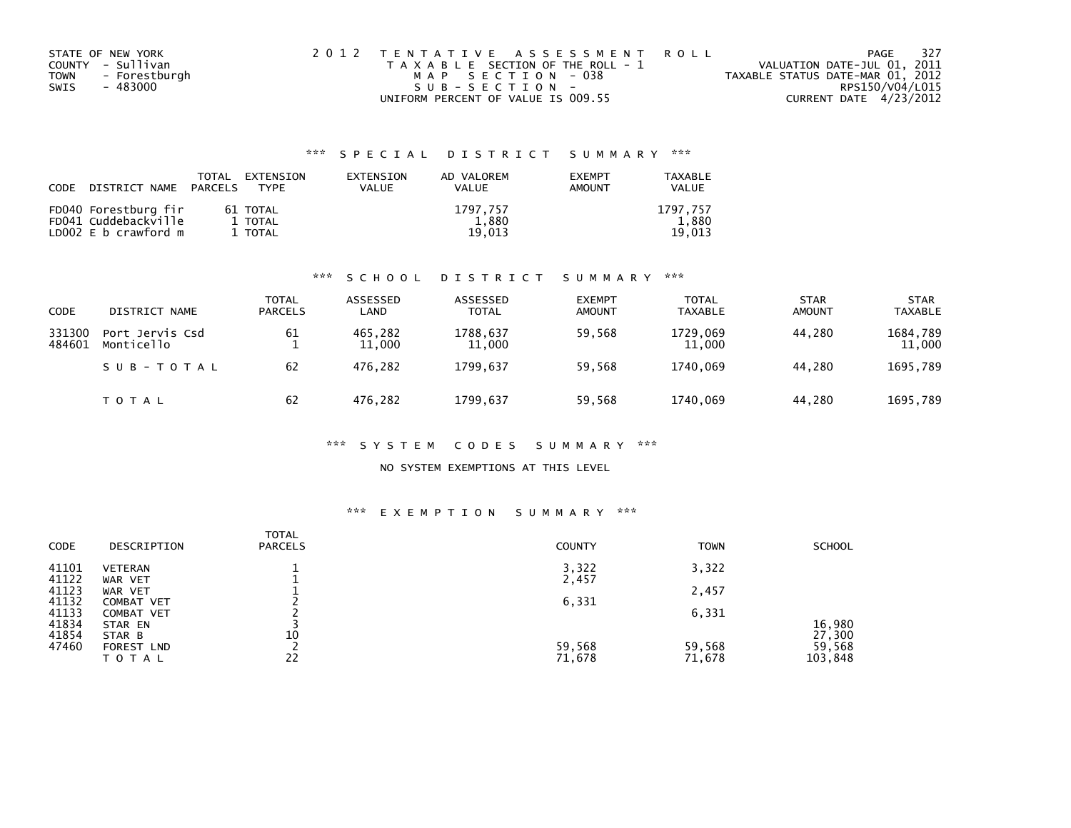STATE OF NEW YORK
COUNTY - Sullivan
TOWN - Forestburgh
SWIS - 483000

2 0 1 2 T E N T A T I V E A S S E S S M E N T R O L L
T A X A B L E SECTION OF THE ROLL - 1
M A P S E C T I O N - 038
S U B - S E C T I O N -
UNIFORM PERCENT OF VALUE IS 009.55

VALUATION DATE-JUL 01, 2011
TAXABLE STATUS DATE-MAR 01, 2012
RPS150/V04/L015
CURRENT DATE 4/23/2012

## *** S P E C I A L D I S T R I C T S U M M A R Y ***

| CODE | DISTRICT NAME | TOTAL PARCELS | EXTENSION TYPE | EXTENSION VALUE | AD VALOREM VALUE | EXEMPT AMOUNT | TAXABLE VALUE |
|---|---|---|---|---|---|---|---|
| FD040 | Forestburg fir | 61 | TOTAL | | 1797,757 | | 1797,757 |
| FD041 | Cuddebackville | 1 | TOTAL | | 1,880 | | 1,880 |
| LD002 | E b crawford m | 1 | TOTAL | | 19,013 | | 19,013 |

## *** S C H O O L D I S T R I C T S U M M A R Y ***

| CODE | DISTRICT NAME | TOTAL PARCELS | ASSESSED LAND | ASSESSED TOTAL | EXEMPT AMOUNT | TOTAL TAXABLE | STAR AMOUNT | STAR TAXABLE |
|---|---|---|---|---|---|---|---|---|
| 331300 | Port Jervis Csd | 61 | 465,282 | 1788,637 | 59,568 | 1729,069 | 44,280 | 1684,789 |
| 484601 | Monticello | 1 | 11,000 | 11,000 | | 11,000 | | 11,000 |
| | S U B - T O T A L | 62 | 476,282 | 1799,637 | 59,568 | 1740,069 | 44,280 | 1695,789 |
| | T O T A L | 62 | 476,282 | 1799,637 | 59,568 | 1740,069 | 44,280 | 1695,789 |

## *** S Y S T E M C O D E S S U M M A R Y ***

NO SYSTEM EXEMPTIONS AT THIS LEVEL

## *** E X E M P T I O N S U M M A R Y ***

| CODE | DESCRIPTION | TOTAL PARCELS | COUNTY | TOWN | SCHOOL |
|---|---|---|---|---|---|
| 41101 | VETERAN | 1 | 3,322 | 3,322 | |
| 41122 | WAR VET | 1 | 2,457 | | |
| 41123 | WAR VET | 1 | | 2,457 | |
| 41132 | COMBAT VET | 2 | 6,331 | | |
| 41133 | COMBAT VET | 2 | | 6,331 | |
| 41834 | STAR EN | 3 | | | 16,980 |
| 41854 | STAR B | 10 | | | 27,300 |
| 47460 | FOREST LND | 2 | 59,568 | 59,568 | 59,568 |
| | T O T A L | 22 | 71,678 | 71,678 | 103,848 |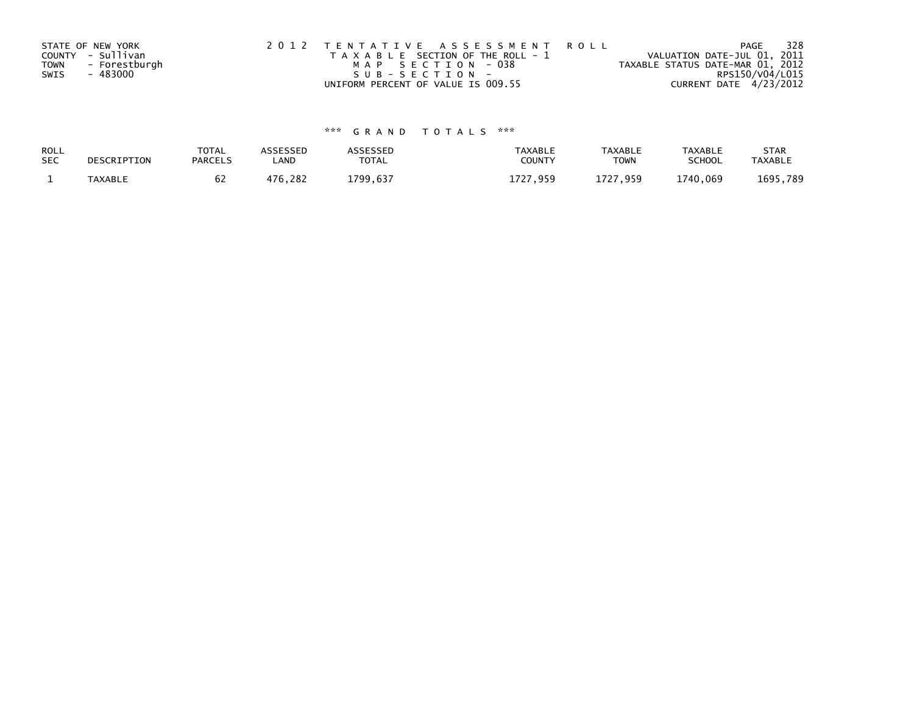STATE OF NEW YORK
COUNTY - Sullivan
TOWN - Forestburgh
SWIS - 483000

2 0 1 2 T E N T A T I V E A S S E S S M E N T R O L L
T A X A B L E SECTION OF THE ROLL - 1
M A P S E C T I O N - 038
S U B - S E C T I O N -
UNIFORM PERCENT OF VALUE IS 009.55

VALUATION DATE-JUL 01, 2011
TAXABLE STATUS DATE-MAR 01, 2012
RPS150/V04/L015
CURRENT DATE 4/23/2012

*** G R A N D T O T A L S ***

| ROLL SEC | DESCRIPTION | TOTAL PARCELS | ASSESSED LAND | ASSESSED TOTAL | TAXABLE COUNTY | TAXABLE TOWN | TAXABLE SCHOOL | STAR TAXABLE |
|---|---|---|---|---|---|---|---|---|
| 1 | TAXABLE | 62 | 476,282 | 1799,637 | 1727,959 | 1727,959 | 1740,069 | 1695,789 |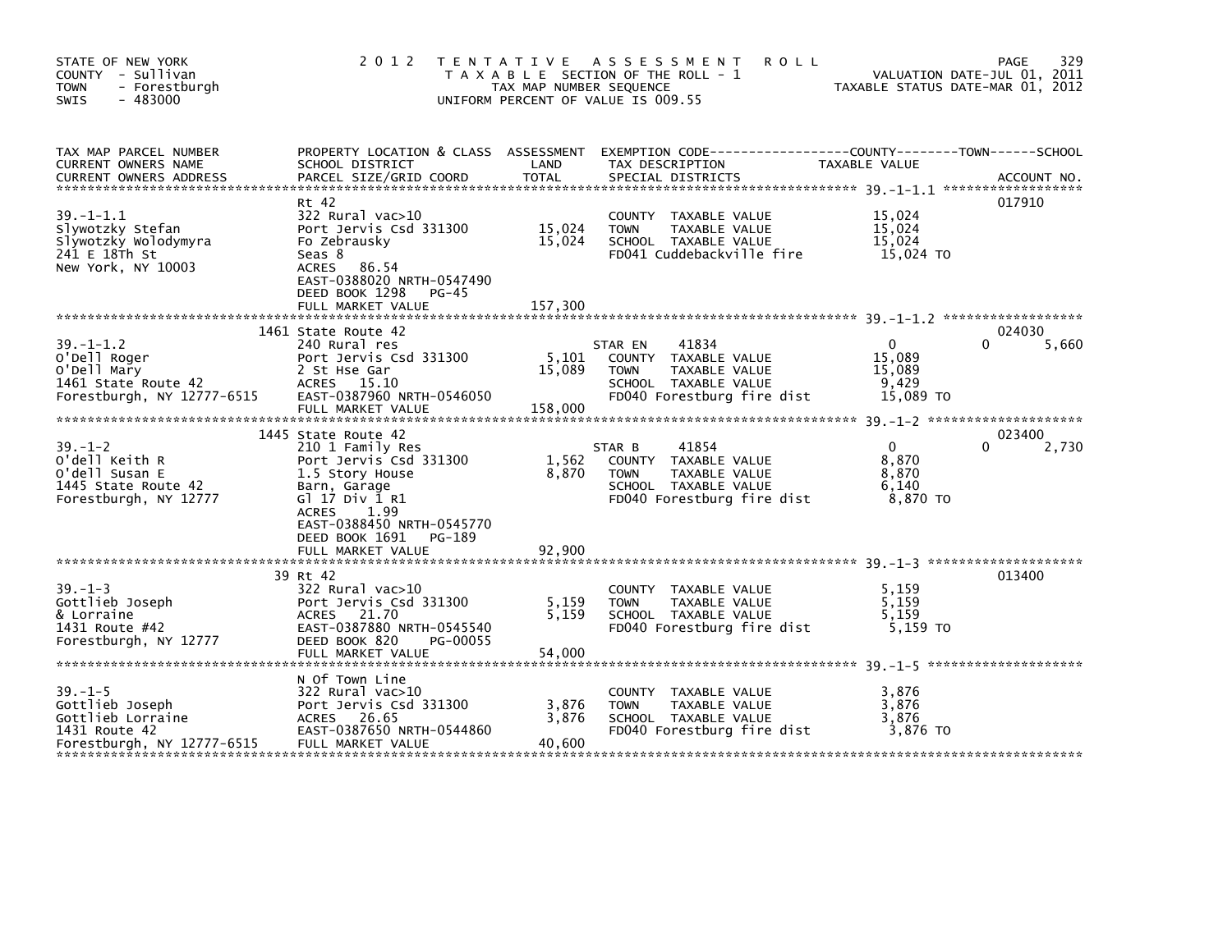STATE OF NEW YORK
COUNTY - Sullivan
TOWN - Forestburgh
SWIS - 483000

2012 TENTATIVE ASSESSMENT ROLL
TAXABLE SECTION OF THE ROLL - 1
TAX MAP NUMBER SEQUENCE
UNIFORM PERCENT OF VALUE IS 009.55

VALUATION DATE-JUL 01, 2011
TAXABLE STATUS DATE-MAR 01, 2012

| TAX MAP PARCEL NUMBER / CURRENT OWNERS NAME / CURRENT OWNERS ADDRESS | PROPERTY LOCATION & CLASS / SCHOOL DISTRICT / PARCEL SIZE/GRID COORD | ASSESSMENT LAND / TOTAL | EXEMPTION CODE / TAX DESCRIPTION / SPECIAL DISTRICTS | COUNTY | TOWN | SCHOOL | ACCOUNT NO. |
|---|---|---|---|---|---|---|---|
| **39.-1-1.1** | Rt 42 | | | | | | 017910 |
| Slywotzky Stefan | 322 Rural vac>10 | | COUNTY TAXABLE VALUE | 15,024 | | | |
| Slywotzky Wolodymyra | Port Jervis Csd 331300 | 15,024 | TOWN TAXABLE VALUE | | 15,024 | | |
| 241 E 18Th St | Fo Zebrausky | 15,024 | SCHOOL TAXABLE VALUE | | | 15,024 | |
| New York, NY 10003 | Seas 8 | | FD041 Cuddebackville fire | 15,024 TO | | | |
| | ACRES 86.54 | | | | | | |
| | EAST-0388020 NRTH-0547490 | | | | | | |
| | DEED BOOK 1298 PG-45 | | | | | | |
| | FULL MARKET VALUE | 157,300 | | | | | |
| **39.-1-1.2** | 1461 State Route 42 | | | | | | 024030 |
| O'Dell Roger | 240 Rural res | | STAR EN 41834 | 0 | 0 | 5,660 | |
| O'Dell Mary | Port Jervis Csd 331300 | 5,101 | COUNTY TAXABLE VALUE | 15,089 | | | |
| 1461 State Route 42 | 2 St Hse Gar | 15,089 | TOWN TAXABLE VALUE | | 15,089 | | |
| Forestburgh, NY 12777-6515 | ACRES 15.10 | | SCHOOL TAXABLE VALUE | | | 9,429 | |
| | EAST-0387960 NRTH-0546050 | | FD040 Forestburg fire dist | 15,089 TO | | | |
| | FULL MARKET VALUE | 158,000 | | | | | |
| **39.-1-2** | 1445 State Route 42 | | | | | | 023400 |
| O'dell Keith R | 210 1 Family Res | | STAR B 41854 | 0 | 0 | 2,730 | |
| O'dell Susan E | Port Jervis Csd 331300 | 1,562 | COUNTY TAXABLE VALUE | 8,870 | | | |
| 1445 State Route 42 | 1.5 Story House | 8,870 | TOWN TAXABLE VALUE | | 8,870 | | |
| Forestburgh, NY 12777 | Barn, Garage | | SCHOOL TAXABLE VALUE | | | 6,140 | |
| | Gl 17 Div 1 R1 | | FD040 Forestburg fire dist | 8,870 TO | | | |
| | ACRES 1.99 | | | | | | |
| | EAST-0388450 NRTH-0545770 | | | | | | |
| | DEED BOOK 1691 PG-189 | | | | | | |
| | FULL MARKET VALUE | 92,900 | | | | | |
| **39.-1-3** | 39 Rt 42 | | | | | | 013400 |
| Gottlieb Joseph | 322 Rural vac>10 | | COUNTY TAXABLE VALUE | 5,159 | | | |
| & Lorraine | Port Jervis Csd 331300 | 5,159 | TOWN TAXABLE VALUE | | 5,159 | | |
| 1431 Route #42 | ACRES 21.70 | 5,159 | SCHOOL TAXABLE VALUE | | | 5,159 | |
| Forestburgh, NY 12777 | EAST-0387880 NRTH-0545540 | | FD040 Forestburg fire dist | 5,159 TO | | | |
| | DEED BOOK 820 PG-00055 | | | | | | |
| | FULL MARKET VALUE | 54,000 | | | | | |
| **39.-1-5** | N Of Town Line | | | | | | |
| Gottlieb Joseph | 322 Rural vac>10 | | COUNTY TAXABLE VALUE | 3,876 | | | |
| Gottlieb Lorraine | Port Jervis Csd 331300 | 3,876 | TOWN TAXABLE VALUE | | 3,876 | | |
| 1431 Route 42 | ACRES 26.65 | 3,876 | SCHOOL TAXABLE VALUE | | | 3,876 | |
| Forestburgh, NY 12777-6515 | EAST-0387650 NRTH-0544860 | | FD040 Forestburg fire dist | 3,876 TO | | | |
| | FULL MARKET VALUE | 40,600 | | | | | |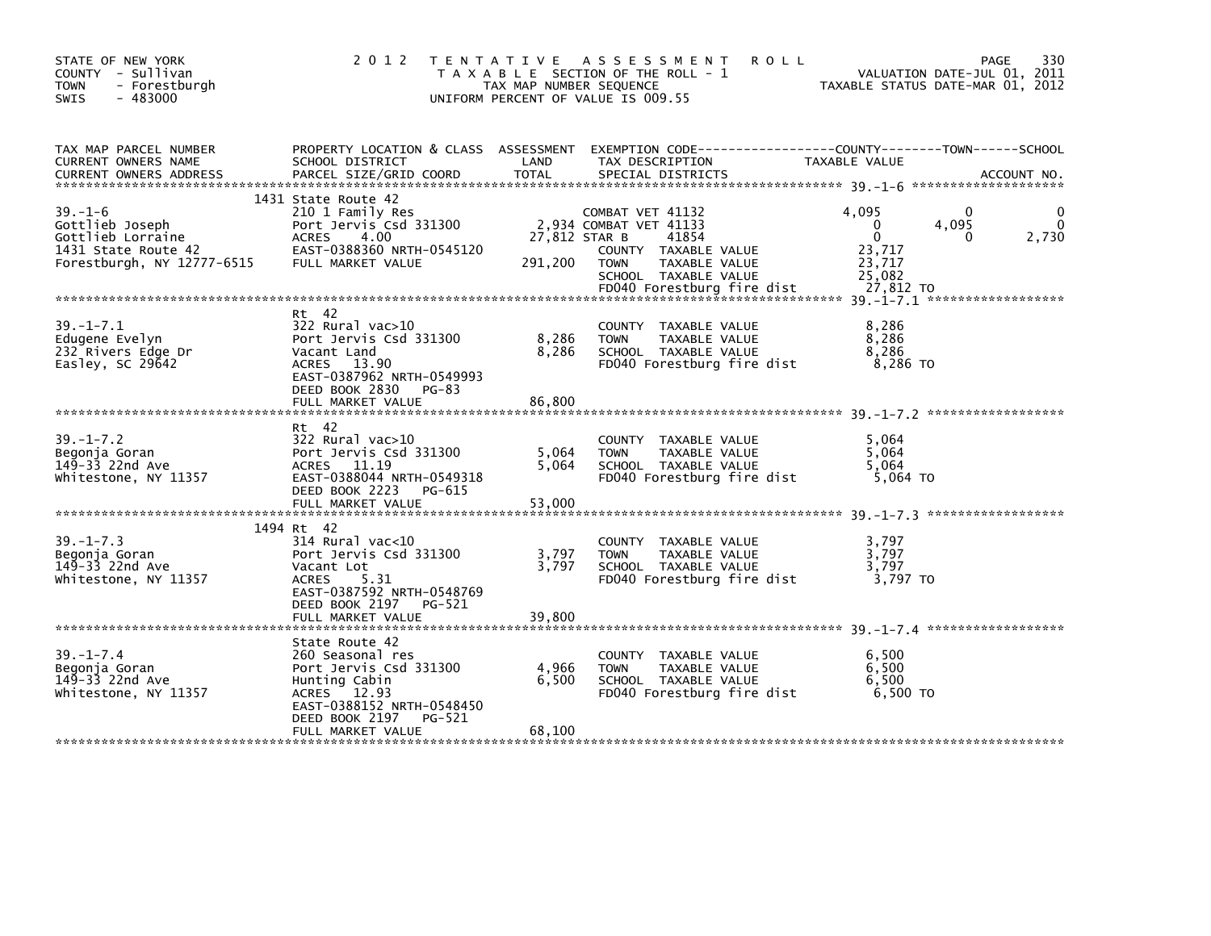STATE OF NEW YORK
COUNTY - Sullivan
TOWN - Forestburgh
SWIS - 483000

2012 TENTATIVE ASSESSMENT ROLL
TAXABLE SECTION OF THE ROLL - 1
TAX MAP NUMBER SEQUENCE
UNIFORM PERCENT OF VALUE IS 009.55

VALUATION DATE-JUL 01, 2011
TAXABLE STATUS DATE-MAR 01, 2012

| TAX MAP PARCEL NUMBER / CURRENT OWNERS NAME / CURRENT OWNERS ADDRESS | PROPERTY LOCATION & CLASS / SCHOOL DISTRICT / PARCEL SIZE/GRID COORD | ASSESSMENT LAND | TOTAL | EXEMPTION CODE / TAX DESCRIPTION / SPECIAL DISTRICTS | COUNTY TAXABLE VALUE | TOWN | SCHOOL |
|---|---|---|---|---|---|---|---|
| 39.-1-6 | 1431 State Route 42 | | | | | | |
| | 210 1 Family Res | | | COMBAT VET 41132 | 4,095 | 0 | 0 |
| Gottlieb Joseph | Port Jervis Csd 331300 | 2,934 | | COMBAT VET 41133 | 0 | 4,095 | 0 |
| Gottlieb Lorraine | ACRES 4.00 | | 27,812 | STAR B 41854 | 0 | 0 | 2,730 |
| 1431 State Route 42 | EAST-0388360 NRTH-0545120 | | | COUNTY TAXABLE VALUE | 23,717 | | |
| Forestburgh, NY 12777-6515 | FULL MARKET VALUE | | 291,200 | TOWN TAXABLE VALUE | 23,717 | | |
| | | | | SCHOOL TAXABLE VALUE | 25,082 | | |
| | | | | FD040 Forestburg fire dist | 27,812 TO | | |
| 39.-1-7.1 | Rt 42 | | | | | | |
| | 322 Rural vac>10 | | | COUNTY TAXABLE VALUE | 8,286 | | |
| Edugene Evelyn | Port Jervis Csd 331300 | 8,286 | | TOWN TAXABLE VALUE | 8,286 | | |
| 232 Rivers Edge Dr | Vacant Land | | 8,286 | SCHOOL TAXABLE VALUE | 8,286 | | |
| Easley, SC 29642 | ACRES 13.90 | | | FD040 Forestburg fire dist | 8,286 TO | | |
| | EAST-0387962 NRTH-0549993 | | | | | | |
| | DEED BOOK 2830 PG-83 | | | | | | |
| | FULL MARKET VALUE | | 86,800 | | | | |
| 39.-1-7.2 | Rt 42 | | | | | | |
| | 322 Rural vac>10 | | | COUNTY TAXABLE VALUE | 5,064 | | |
| Begonja Goran | Port Jervis Csd 331300 | 5,064 | | TOWN TAXABLE VALUE | 5,064 | | |
| 149-33 22nd Ave | ACRES 11.19 | | 5,064 | SCHOOL TAXABLE VALUE | 5,064 | | |
| Whitestone, NY 11357 | EAST-0388044 NRTH-0549318 | | | FD040 Forestburg fire dist | 5,064 TO | | |
| | DEED BOOK 2223 PG-615 | | | | | | |
| | FULL MARKET VALUE | | 53,000 | | | | |
| 39.-1-7.3 | 1494 Rt 42 | | | | | | |
| | 314 Rural vac<10 | | | COUNTY TAXABLE VALUE | 3,797 | | |
| Begonja Goran | Port Jervis Csd 331300 | 3,797 | | TOWN TAXABLE VALUE | 3,797 | | |
| 149-33 22nd Ave | Vacant Lot | | 3,797 | SCHOOL TAXABLE VALUE | 3,797 | | |
| Whitestone, NY 11357 | ACRES 5.31 | | | FD040 Forestburg fire dist | 3,797 TO | | |
| | EAST-0387592 NRTH-0548769 | | | | | | |
| | DEED BOOK 2197 PG-521 | | | | | | |
| | FULL MARKET VALUE | | 39,800 | | | | |
| 39.-1-7.4 | State Route 42 | | | | | | |
| | 260 Seasonal res | | | COUNTY TAXABLE VALUE | 6,500 | | |
| Begonja Goran | Port Jervis Csd 331300 | 4,966 | | TOWN TAXABLE VALUE | 6,500 | | |
| 149-33 22nd Ave | Hunting Cabin | | 6,500 | SCHOOL TAXABLE VALUE | 6,500 | | |
| Whitestone, NY 11357 | ACRES 12.93 | | | FD040 Forestburg fire dist | 6,500 TO | | |
| | EAST-0388152 NRTH-0548450 | | | | | | |
| | DEED BOOK 2197 PG-521 | | | | | | |
| | FULL MARKET VALUE | | 68,100 | | | | |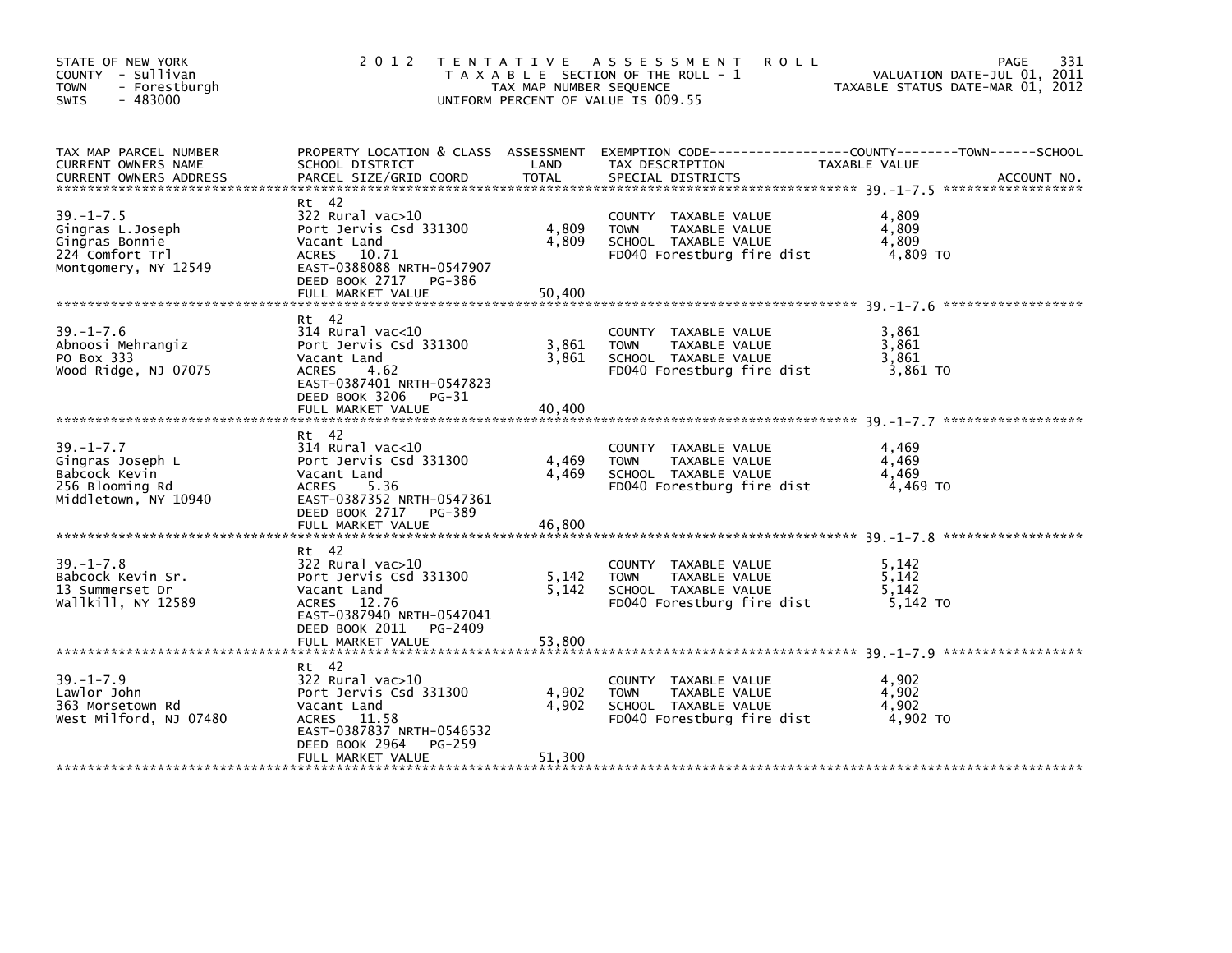STATE OF NEW YORK
COUNTY - Sullivan
TOWN - Forestburgh
SWIS - 483000

2012 TENTATIVE ASSESSMENT ROLL
TAXABLE SECTION OF THE ROLL - 1
TAX MAP NUMBER SEQUENCE
UNIFORM PERCENT OF VALUE IS 009.55

VALUATION DATE-JUL 01, 2011
TAXABLE STATUS DATE-MAR 01, 2012

| TAX MAP PARCEL NUMBER / CURRENT OWNERS NAME / CURRENT OWNERS ADDRESS | PROPERTY LOCATION & CLASS / SCHOOL DISTRICT / PARCEL SIZE/GRID COORD | ASSESSMENT LAND / TOTAL | EXEMPTION CODE / TAX DESCRIPTION / SPECIAL DISTRICTS | TAXABLE VALUE (COUNTY / TOWN / SCHOOL) | ACCOUNT NO. |
|---|---|---|---|---|---|
| **39.-1-7.5** | Rt 42 | | | | |
| Gingras L.Joseph | 322 Rural vac>10 | | COUNTY TAXABLE VALUE | 4,809 | |
| Gingras Bonnie | Port Jervis Csd 331300 | 4,809 | TOWN TAXABLE VALUE | 4,809 | |
| 224 Comfort Trl | Vacant Land | 4,809 | SCHOOL TAXABLE VALUE | 4,809 | |
| Montgomery, NY 12549 | ACRES 10.71 | | FD040 Forestburg fire dist | 4,809 TO | |
| | EAST-0388088 NRTH-0547907 | | | | |
| | DEED BOOK 2717 PG-386 | | | | |
| | FULL MARKET VALUE | 50,400 | | | |
| **39.-1-7.6** | Rt 42 | | | | |
| Abnoosi Mehrangiz | 314 Rural vac<10 | | COUNTY TAXABLE VALUE | 3,861 | |
| PO Box 333 | Port Jervis Csd 331300 | 3,861 | TOWN TAXABLE VALUE | 3,861 | |
| Wood Ridge, NJ 07075 | Vacant Land | 3,861 | SCHOOL TAXABLE VALUE | 3,861 | |
| | ACRES 4.62 | | FD040 Forestburg fire dist | 3,861 TO | |
| | EAST-0387401 NRTH-0547823 | | | | |
| | DEED BOOK 3206 PG-31 | | | | |
| | FULL MARKET VALUE | 40,400 | | | |
| **39.-1-7.7** | Rt 42 | | | | |
| Gingras Joseph L | 314 Rural vac<10 | | COUNTY TAXABLE VALUE | 4,469 | |
| Babcock Kevin | Port Jervis Csd 331300 | 4,469 | TOWN TAXABLE VALUE | 4,469 | |
| 256 Blooming Rd | Vacant Land | 4,469 | SCHOOL TAXABLE VALUE | 4,469 | |
| Middletown, NY 10940 | ACRES 5.36 | | FD040 Forestburg fire dist | 4,469 TO | |
| | EAST-0387352 NRTH-0547361 | | | | |
| | DEED BOOK 2717 PG-389 | | | | |
| | FULL MARKET VALUE | 46,800 | | | |
| **39.-1-7.8** | Rt 42 | | | | |
| Babcock Kevin Sr. | 322 Rural vac>10 | | COUNTY TAXABLE VALUE | 5,142 | |
| 13 Summerset Dr | Port Jervis Csd 331300 | 5,142 | TOWN TAXABLE VALUE | 5,142 | |
| Wallkill, NY 12589 | Vacant Land | 5,142 | SCHOOL TAXABLE VALUE | 5,142 | |
| | ACRES 12.76 | | FD040 Forestburg fire dist | 5,142 TO | |
| | EAST-0387940 NRTH-0547041 | | | | |
| | DEED BOOK 2011 PG-2409 | | | | |
| | FULL MARKET VALUE | 53,800 | | | |
| **39.-1-7.9** | Rt 42 | | | | |
| Lawlor John | 322 Rural vac>10 | | COUNTY TAXABLE VALUE | 4,902 | |
| 363 Morsetown Rd | Port Jervis Csd 331300 | 4,902 | TOWN TAXABLE VALUE | 4,902 | |
| West Milford, NJ 07480 | Vacant Land | 4,902 | SCHOOL TAXABLE VALUE | 4,902 | |
| | ACRES 11.58 | | FD040 Forestburg fire dist | 4,902 TO | |
| | EAST-0387837 NRTH-0546532 | | | | |
| | DEED BOOK 2964 PG-259 | | | | |
| | FULL MARKET VALUE | 51,300 | | | |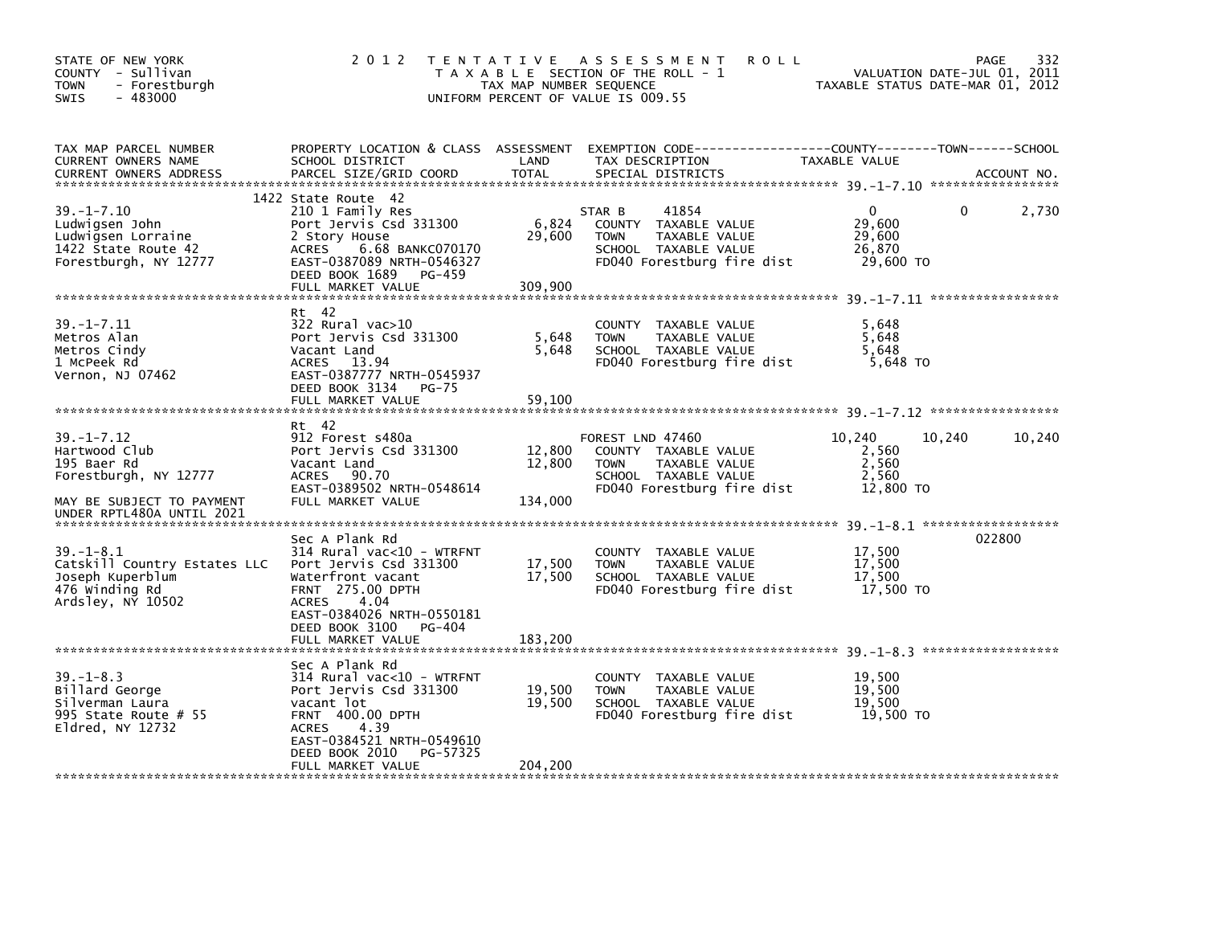STATE OF NEW YORK
COUNTY - Sullivan
TOWN - Forestburgh
SWIS - 483000

2012 TENTATIVE ASSESSMENT ROLL
TAXABLE SECTION OF THE ROLL - 1
TAX MAP NUMBER SEQUENCE
UNIFORM PERCENT OF VALUE IS 009.55

VALUATION DATE-JUL 01, 2011
TAXABLE STATUS DATE-MAR 01, 2012

| TAX MAP PARCEL NUMBER / CURRENT OWNERS NAME / CURRENT OWNERS ADDRESS | PROPERTY LOCATION & CLASS / SCHOOL DISTRICT / PARCEL SIZE/GRID COORD | ASSESSMENT LAND / TOTAL | EXEMPTION CODE / TAX DESCRIPTION / SPECIAL DISTRICTS | COUNTY TAXABLE VALUE | TOWN | SCHOOL / ACCOUNT NO. |
|---|---|---|---|---|---|---|
| **39.-1-7.10** | 1422 State Route 42 | | | | | |
| 39.-1-7.10 | 210 1 Family Res | | STAR B 41854 | 0 | 0 | 2,730 |
| Ludwigsen John | Port Jervis Csd 331300 | 6,824 | COUNTY TAXABLE VALUE | 29,600 | | |
| Ludwigsen Lorraine | 2 Story House | 29,600 | TOWN TAXABLE VALUE | 29,600 | | |
| 1422 State Route 42 | ACRES 6.68 BANKC070170 | | SCHOOL TAXABLE VALUE | 26,870 | | |
| Forestburgh, NY 12777 | EAST-0387089 NRTH-0546327 | | FD040 Forestburg fire dist | 29,600 TO | | |
| | DEED BOOK 1689 PG-459 | | | | | |
| | FULL MARKET VALUE | 309,900 | | | | |
| **39.-1-7.11** | Rt 42 | | | | | |
| 39.-1-7.11 | 322 Rural vac>10 | | COUNTY TAXABLE VALUE | 5,648 | | |
| Metros Alan | Port Jervis Csd 331300 | 5,648 | TOWN TAXABLE VALUE | 5,648 | | |
| Metros Cindy | Vacant Land | 5,648 | SCHOOL TAXABLE VALUE | 5,648 | | |
| 1 McPeek Rd | ACRES 13.94 | | FD040 Forestburg fire dist | 5,648 TO | | |
| Vernon, NJ 07462 | EAST-0387777 NRTH-0545937 | | | | | |
| | DEED BOOK 3134 PG-75 | | | | | |
| | FULL MARKET VALUE | 59,100 | | | | |
| **39.-1-7.12** | Rt 42 | | | | | |
| 39.-1-7.12 | 912 Forest s480a | | FOREST LND 47460 | 10,240 | 10,240 | 10,240 |
| Hartwood Club | Port Jervis Csd 331300 | 12,800 | COUNTY TAXABLE VALUE | 2,560 | | |
| 195 Baer Rd | Vacant Land | 12,800 | TOWN TAXABLE VALUE | 2,560 | | |
| Forestburgh, NY 12777 | ACRES 90.70 | | SCHOOL TAXABLE VALUE | 2,560 | | |
| | EAST-0389502 NRTH-0548614 | | FD040 Forestburg fire dist | 12,800 TO | | |
| MAY BE SUBJECT TO PAYMENT UNDER RPTL480A UNTIL 2021 | FULL MARKET VALUE | 134,000 | | | | |
| **39.-1-8.1** | Sec A Plank Rd | | | | | 022800 |
| 39.-1-8.1 | 314 Rural vac<10 - WTRFNT | | COUNTY TAXABLE VALUE | 17,500 | | |
| Catskill Country Estates LLC | Port Jervis Csd 331300 | 17,500 | TOWN TAXABLE VALUE | 17,500 | | |
| Joseph Kuperblum | Waterfront vacant | 17,500 | SCHOOL TAXABLE VALUE | 17,500 | | |
| 476 Winding Rd | FRNT 275.00 DPTH | | FD040 Forestburg fire dist | 17,500 TO | | |
| Ardsley, NY 10502 | ACRES 4.04 | | | | | |
| | EAST-0384026 NRTH-0550181 | | | | | |
| | DEED BOOK 3100 PG-404 | | | | | |
| | FULL MARKET VALUE | 183,200 | | | | |
| **39.-1-8.3** | Sec A Plank Rd | | | | | |
| 39.-1-8.3 | 314 Rural vac<10 - WTRFNT | | COUNTY TAXABLE VALUE | 19,500 | | |
| Billard George | Port Jervis Csd 331300 | 19,500 | TOWN TAXABLE VALUE | 19,500 | | |
| Silverman Laura | vacant lot | 19,500 | SCHOOL TAXABLE VALUE | 19,500 | | |
| 995 State Route # 55 | FRNT 400.00 DPTH | | FD040 Forestburg fire dist | 19,500 TO | | |
| Eldred, NY 12732 | ACRES 4.39 | | | | | |
| | EAST-0384521 NRTH-0549610 | | | | | |
| | DEED BOOK 2010 PG-57325 | | | | | |
| | FULL MARKET VALUE | 204,200 | | | | |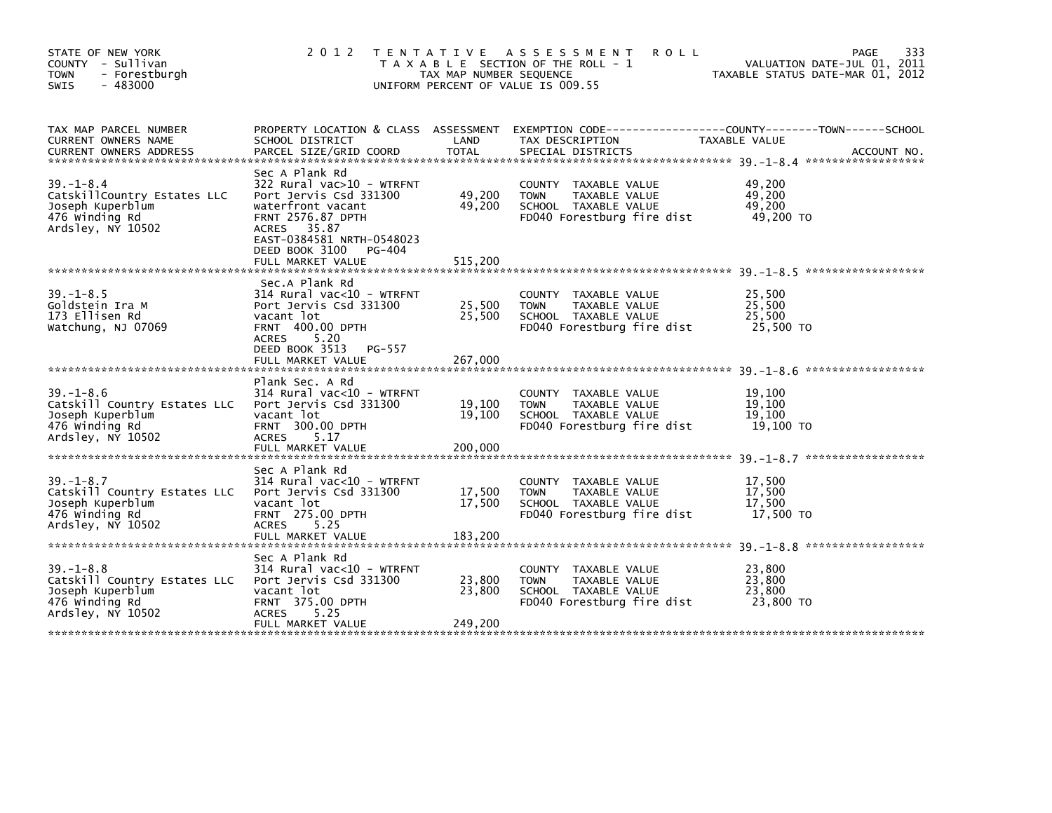STATE OF NEW YORK
COUNTY - Sullivan
TOWN - Forestburgh
SWIS - 483000

2012 TENTATIVE ASSESSMENT ROLL
TAXABLE SECTION OF THE ROLL - 1
TAX MAP NUMBER SEQUENCE
UNIFORM PERCENT OF VALUE IS 009.55

VALUATION DATE-JUL 01, 2011
TAXABLE STATUS DATE-MAR 01, 2012

| TAX MAP PARCEL NUMBER / CURRENT OWNERS NAME / CURRENT OWNERS ADDRESS | PROPERTY LOCATION & CLASS / SCHOOL DISTRICT / PARCEL SIZE/GRID COORD | ASSESSMENT LAND | TOTAL | EXEMPTION CODE / TAX DESCRIPTION / SPECIAL DISTRICTS | COUNTY / TOWN / SCHOOL TAXABLE VALUE | ACCOUNT NO. |
|---|---|---|---|---|---|---|
| 39.-1-8.4 | Sec A Plank Rd | | | | | |
| CatskillCountry Estates LLC | 322 Rural vac>10 - WTRFNT | | | COUNTY TAXABLE VALUE | 49,200 | |
| Joseph Kuperblum | Port Jervis Csd 331300 | 49,200 | | TOWN TAXABLE VALUE | 49,200 | |
| 476 Winding Rd | waterfront vacant | | 49,200 | SCHOOL TAXABLE VALUE | 49,200 | |
| Ardsley, NY 10502 | FRNT 2576.87 DPTH | | | FD040 Forestburg fire dist | 49,200 TO | |
| | ACRES 35.87 | | | | | |
| | EAST-0384581 NRTH-0548023 | | | | | |
| | DEED BOOK 3100 PG-404 | | | | | |
| | FULL MARKET VALUE | | 515,200 | | | |
| 39.-1-8.5 | Sec.A Plank Rd | | | | | |
| Goldstein Ira M | 314 Rural vac<10 - WTRFNT | | | COUNTY TAXABLE VALUE | 25,500 | |
| 173 Ellisen Rd | Port Jervis Csd 331300 | 25,500 | | TOWN TAXABLE VALUE | 25,500 | |
| Watchung, NJ 07069 | vacant lot | | 25,500 | SCHOOL TAXABLE VALUE | 25,500 | |
| | FRNT 400.00 DPTH | | | FD040 Forestburg fire dist | 25,500 TO | |
| | ACRES 5.20 | | | | | |
| | DEED BOOK 3513 PG-557 | | | | | |
| | FULL MARKET VALUE | | 267,000 | | | |
| 39.-1-8.6 | Plank Sec. A Rd | | | | | |
| Catskill Country Estates LLC | 314 Rural vac<10 - WTRFNT | | | COUNTY TAXABLE VALUE | 19,100 | |
| Joseph Kuperblum | Port Jervis Csd 331300 | 19,100 | | TOWN TAXABLE VALUE | 19,100 | |
| 476 Winding Rd | vacant lot | | 19,100 | SCHOOL TAXABLE VALUE | 19,100 | |
| Ardsley, NY 10502 | FRNT 300.00 DPTH | | | FD040 Forestburg fire dist | 19,100 TO | |
| | ACRES 5.17 | | | | | |
| | FULL MARKET VALUE | | 200,000 | | | |
| 39.-1-8.7 | Sec A Plank Rd | | | | | |
| Catskill Country Estates LLC | 314 Rural vac<10 - WTRFNT | | | COUNTY TAXABLE VALUE | 17,500 | |
| Joseph Kuperblum | Port Jervis Csd 331300 | 17,500 | | TOWN TAXABLE VALUE | 17,500 | |
| 476 Winding Rd | vacant lot | | 17,500 | SCHOOL TAXABLE VALUE | 17,500 | |
| Ardsley, NY 10502 | FRNT 275.00 DPTH | | | FD040 Forestburg fire dist | 17,500 TO | |
| | ACRES 5.25 | | | | | |
| | FULL MARKET VALUE | | 183,200 | | | |
| 39.-1-8.8 | Sec A Plank Rd | | | | | |
| Catskill Country Estates LLC | 314 Rural vac<10 - WTRFNT | | | COUNTY TAXABLE VALUE | 23,800 | |
| Joseph Kuperblum | Port Jervis Csd 331300 | 23,800 | | TOWN TAXABLE VALUE | 23,800 | |
| 476 Winding Rd | vacant lot | | 23,800 | SCHOOL TAXABLE VALUE | 23,800 | |
| Ardsley, NY 10502 | FRNT 375.00 DPTH | | | FD040 Forestburg fire dist | 23,800 TO | |
| | ACRES 5.25 | | | | | |
| | FULL MARKET VALUE | | 249,200 | | | |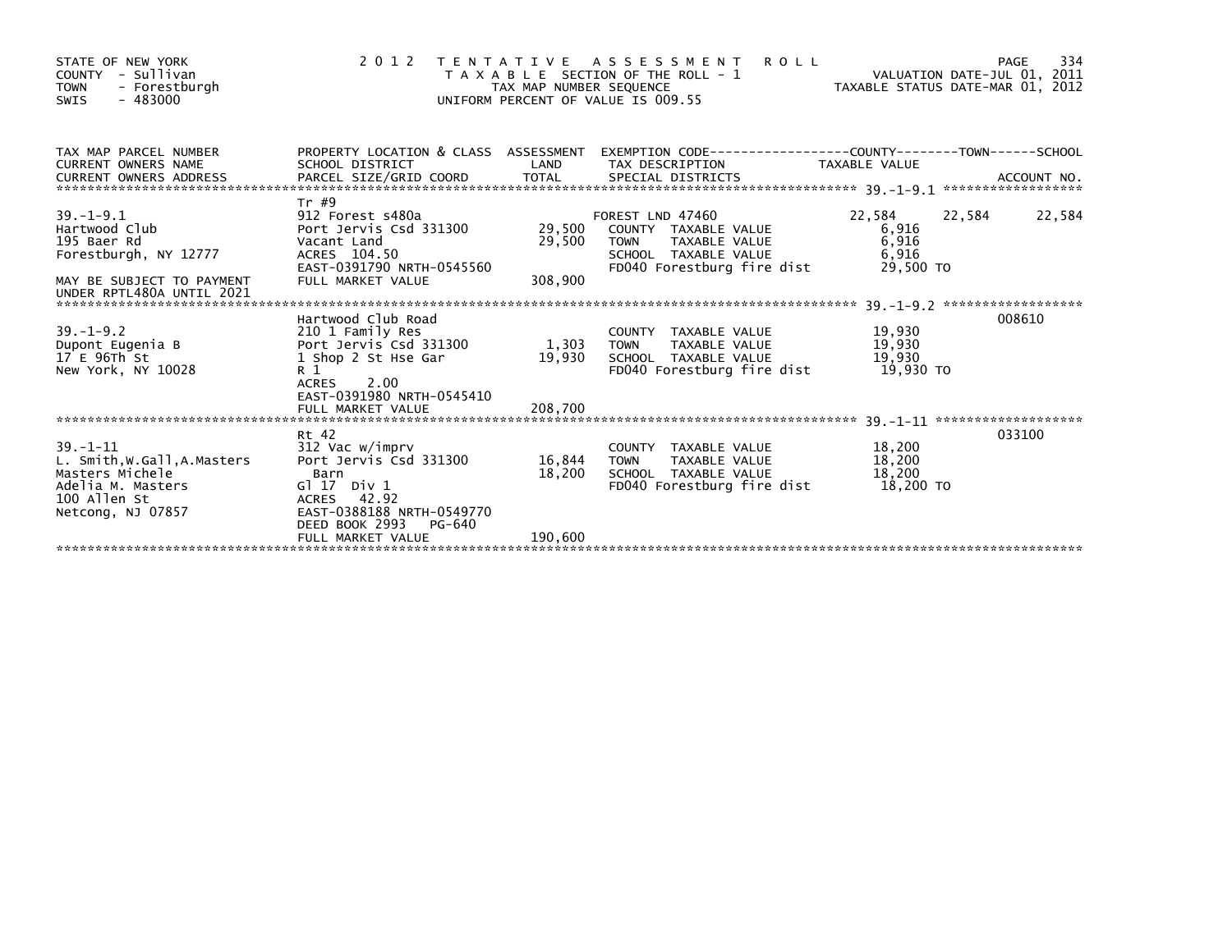STATE OF NEW YORK
COUNTY - Sullivan
TOWN - Forestburgh
SWIS - 483000

2 0 1 2 T E N T A T I V E A S S E S S M E N T R O L L
T A X A B L E SECTION OF THE ROLL - 1
TAX MAP NUMBER SEQUENCE
UNIFORM PERCENT OF VALUE IS 009.55

VALUATION DATE-JUL 01, 2011
TAXABLE STATUS DATE-MAR 01, 2012

| TAX MAP PARCEL NUMBER / CURRENT OWNERS NAME / CURRENT OWNERS ADDRESS | PROPERTY LOCATION & CLASS / SCHOOL DISTRICT / PARCEL SIZE/GRID COORD | ASSESSMENT LAND / TOTAL | EXEMPTION CODE / TAX DESCRIPTION / SPECIAL DISTRICTS | COUNTY TAXABLE VALUE | TOWN | SCHOOL | ACCOUNT NO. |
|---|---|---|---|---|---|---|---|
| **39.-1-9.1** | Tr #9 | | | | | | |
| 39.-1-9.1 | 912 Forest s480a | | FOREST LND 47460 | 22,584 | 22,584 | 22,584 | |
| Hartwood Club | Port Jervis Csd 331300 | 29,500 | COUNTY TAXABLE VALUE | 6,916 | | | |
| 195 Baer Rd | Vacant Land | 29,500 | TOWN TAXABLE VALUE | 6,916 | | | |
| Forestburgh, NY 12777 | ACRES 104.50 | | SCHOOL TAXABLE VALUE | 6,916 | | | |
| | EAST-0391790 NRTH-0545560 | | FD040 Forestburg fire dist | 29,500 TO | | | |
| MAY BE SUBJECT TO PAYMENT UNDER RPTL480A UNTIL 2021 | FULL MARKET VALUE | 308,900 | | | | | |
| **39.-1-9.2** | Hartwood Club Road | | | | | | 008610 |
| 39.-1-9.2 | 210 1 Family Res | | COUNTY TAXABLE VALUE | 19,930 | | | |
| Dupont Eugenia B | Port Jervis Csd 331300 | 1,303 | TOWN TAXABLE VALUE | 19,930 | | | |
| 17 E 96Th St | 1 Shop 2 St Hse Gar | 19,930 | SCHOOL TAXABLE VALUE | 19,930 | | | |
| New York, NY 10028 | R 1 | | FD040 Forestburg fire dist | 19,930 TO | | | |
| | ACRES 2.00 | | | | | | |
| | EAST-0391980 NRTH-0545410 | | | | | | |
| | FULL MARKET VALUE | 208,700 | | | | | |
| **39.-1-11** | Rt 42 | | | | | | 033100 |
| 39.-1-11 | 312 Vac w/imprv | | COUNTY TAXABLE VALUE | 18,200 | | | |
| L. Smith,W.Gall,A.Masters | Port Jervis Csd 331300 | 16,844 | TOWN TAXABLE VALUE | 18,200 | | | |
| Masters Michele | Barn | 18,200 | SCHOOL TAXABLE VALUE | 18,200 | | | |
| Adelia M. Masters | Gl 17 Div 1 | | FD040 Forestburg fire dist | 18,200 TO | | | |
| 100 Allen St | ACRES 42.92 | | | | | | |
| Netcong, NJ 07857 | EAST-0388188 NRTH-0549770 | | | | | | |
| | DEED BOOK 2993 PG-640 | | | | | | |
| | FULL MARKET VALUE | 190,600 | | | | | |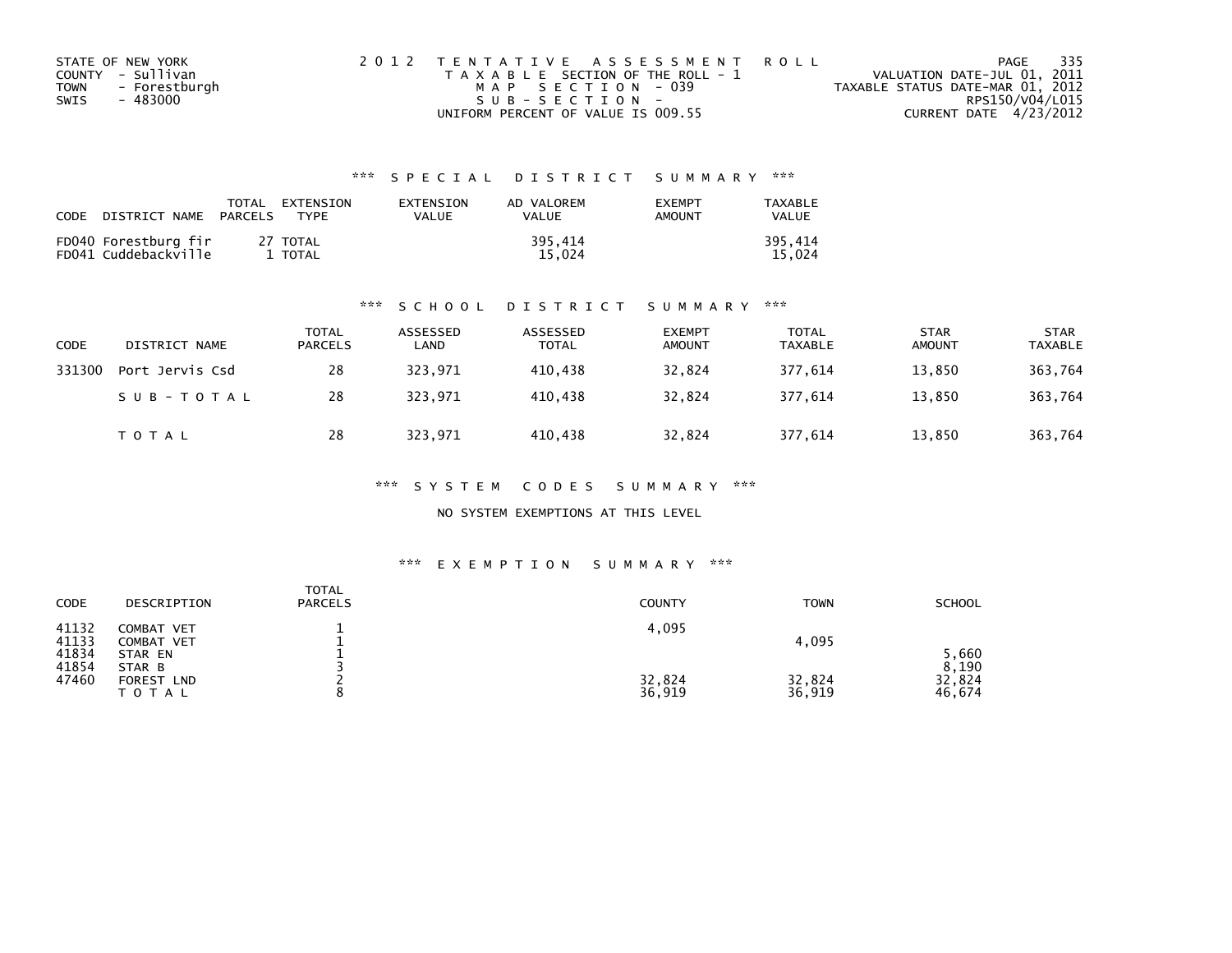STATE OF NEW YORK
COUNTY - Sullivan
TOWN - Forestburgh
SWIS - 483000

2012 TENTATIVE ASSESSMENT ROLL
TAXABLE SECTION OF THE ROLL - 1
MAP SECTION - 039
SUB-SECTION -
UNIFORM PERCENT OF VALUE IS 009.55

VALUATION DATE-JUL 01, 2011
TAXABLE STATUS DATE-MAR 01, 2012
RPS150/V04/L015
CURRENT DATE 4/23/2012

## *** SPECIAL DISTRICT SUMMARY ***

| CODE DISTRICT NAME | TOTAL PARCELS | EXTENSION TYPE | EXTENSION VALUE | AD VALOREM VALUE | EXEMPT AMOUNT | TAXABLE VALUE |
|---|---|---|---|---|---|---|
| FD040 Forestburg fir | 27 | TOTAL | | 395,414 | | 395,414 |
| FD041 Cuddebackville | 1 | TOTAL | | 15,024 | | 15,024 |

## *** SCHOOL DISTRICT SUMMARY ***

| CODE | DISTRICT NAME | TOTAL PARCELS | ASSESSED LAND | ASSESSED TOTAL | EXEMPT AMOUNT | TOTAL TAXABLE | STAR AMOUNT | STAR TAXABLE |
|---|---|---|---|---|---|---|---|---|
| 331300 | Port Jervis Csd | 28 | 323,971 | 410,438 | 32,824 | 377,614 | 13,850 | 363,764 |
| | SUB-TOTAL | 28 | 323,971 | 410,438 | 32,824 | 377,614 | 13,850 | 363,764 |
| | TOTAL | 28 | 323,971 | 410,438 | 32,824 | 377,614 | 13,850 | 363,764 |

## *** SYSTEM CODES SUMMARY ***

NO SYSTEM EXEMPTIONS AT THIS LEVEL

## *** EXEMPTION SUMMARY ***

| CODE | DESCRIPTION | TOTAL PARCELS | COUNTY | TOWN | SCHOOL |
|---|---|---|---|---|---|
| 41132 | COMBAT VET | 1 | 4,095 | | |
| 41133 | COMBAT VET | 1 | | 4,095 | |
| 41834 | STAR EN | 1 | | | 5,660 |
| 41854 | STAR B | 3 | | | 8,190 |
| 47460 | FOREST LND | 2 | 32,824 | 32,824 | 32,824 |
| | TOTAL | 8 | 36,919 | 36,919 | 46,674 |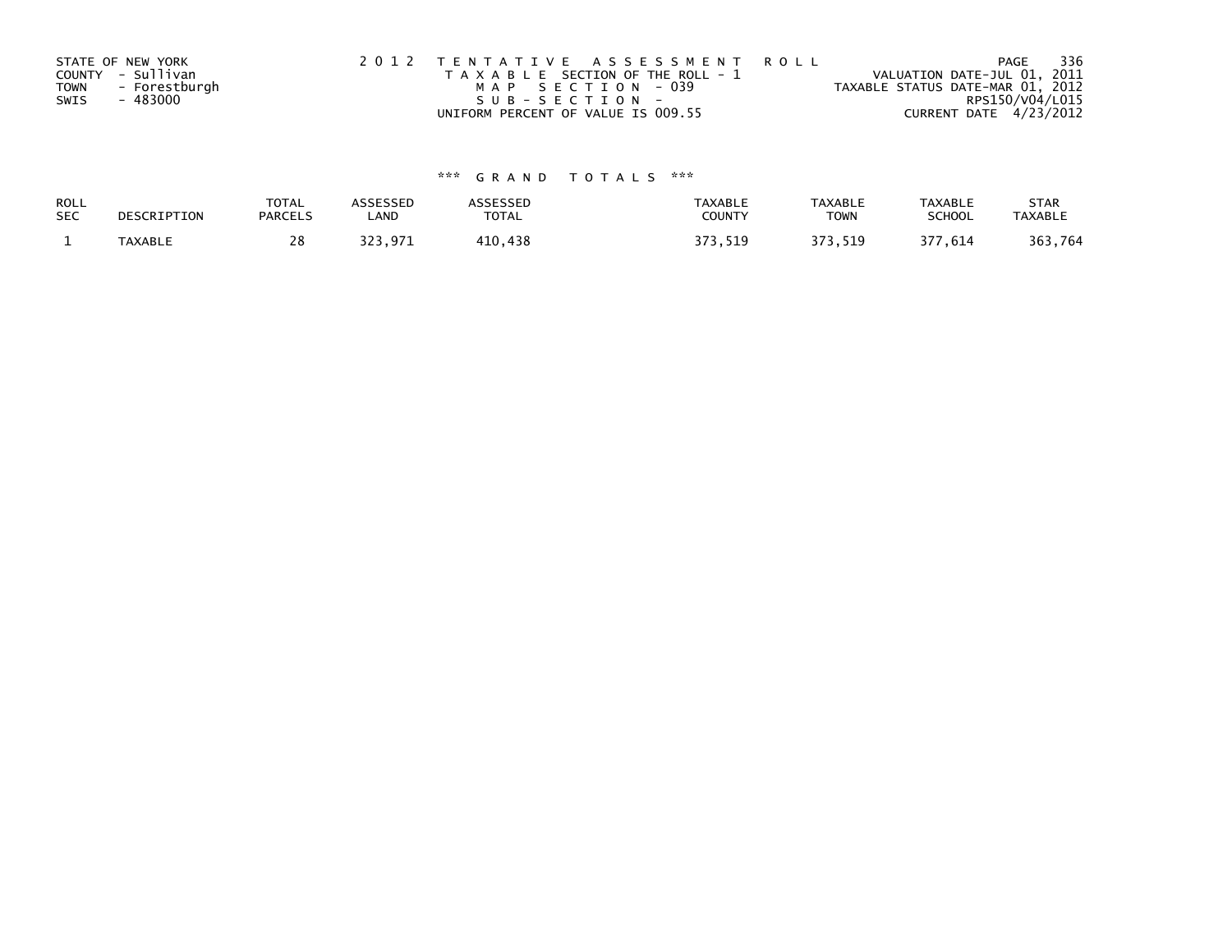STATE OF NEW YORK
COUNTY - Sullivan
TOWN - Forestburgh
SWIS - 483000

2 0 1 2 T E N T A T I V E A S S E S S M E N T R O L L
T A X A B L E SECTION OF THE ROLL - 1
M A P S E C T I O N - 039
S U B - S E C T I O N -
UNIFORM PERCENT OF VALUE IS 009.55

VALUATION DATE-JUL 01, 2011
TAXABLE STATUS DATE-MAR 01, 2012
RPS150/V04/L015
CURRENT DATE 4/23/2012

### *** G R A N D T O T A L S ***

| ROLL SEC | DESCRIPTION | TOTAL PARCELS | ASSESSED LAND | ASSESSED TOTAL | TAXABLE COUNTY | TAXABLE TOWN | TAXABLE SCHOOL | STAR TAXABLE |
|---|---|---|---|---|---|---|---|---|
| 1 | TAXABLE | 28 | 323,971 | 410,438 | 373,519 | 373,519 | 377,614 | 363,764 |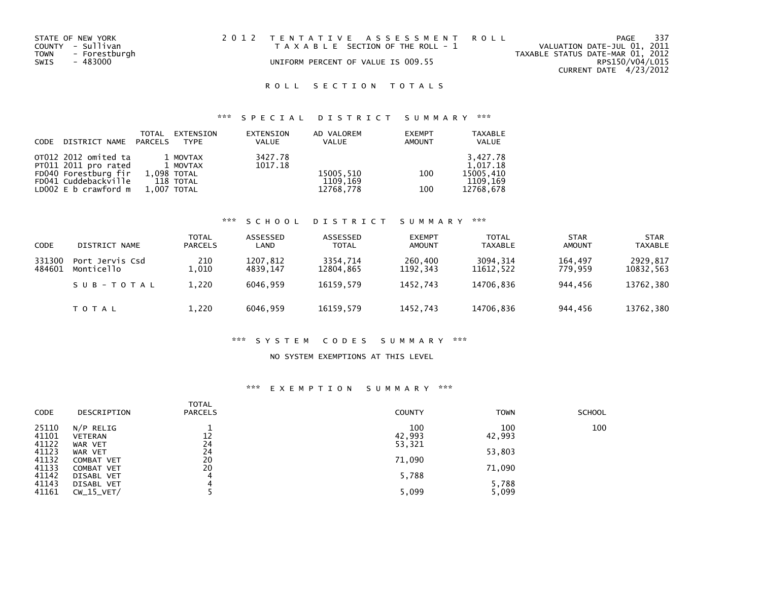STATE OF NEW YORK
COUNTY - Sullivan
TOWN - Forestburgh
SWIS - 483000

2012 TENTATIVE ASSESSMENT ROLL
TAXABLE SECTION OF THE ROLL - 1
UNIFORM PERCENT OF VALUE IS 009.55

VALUATION DATE-JUL 01, 2011
TAXABLE STATUS DATE-MAR 01, 2012
RPS150/V04/L015
CURRENT DATE 4/23/2012

# ROLL SECTION TOTALS

## *** SPECIAL DISTRICT SUMMARY ***

| CODE | DISTRICT NAME | TOTAL PARCELS | EXTENSION TYPE | EXTENSION VALUE | AD VALOREM VALUE | EXEMPT AMOUNT | TAXABLE VALUE |
|---|---|---|---|---|---|---|---|
| OT012 | 2012 omited ta | 1 | MOVTAX | 3427.78 | | | 3,427.78 |
| PT011 | 2011 pro rated | 1 | MOVTAX | 1017.18 | | | 1,017.18 |
| FD040 | Forestburg fir | 1,098 | TOTAL | | 15005,510 | 100 | 15005,410 |
| FD041 | Cuddebackville | 118 | TOTAL | | 1109,169 | | 1109,169 |
| LD002 | E b crawford m | 1,007 | TOTAL | | 12768,778 | 100 | 12768,678 |

## *** SCHOOL DISTRICT SUMMARY ***

| CODE | DISTRICT NAME | TOTAL PARCELS | ASSESSED LAND | ASSESSED TOTAL | EXEMPT AMOUNT | TOTAL TAXABLE | STAR AMOUNT | STAR TAXABLE |
|---|---|---|---|---|---|---|---|---|
| 331300 | Port Jervis Csd | 210 | 1207,812 | 3354,714 | 260,400 | 3094,314 | 164,497 | 2929,817 |
| 484601 | Monticello | 1,010 | 4839,147 | 12804,865 | 1192,343 | 11612,522 | 779,959 | 10832,563 |
| | SUB-TOTAL | 1,220 | 6046,959 | 16159,579 | 1452,743 | 14706,836 | 944,456 | 13762,380 |
| | TOTAL | 1,220 | 6046,959 | 16159,579 | 1452,743 | 14706,836 | 944,456 | 13762,380 |

## *** SYSTEM CODES SUMMARY ***

NO SYSTEM EXEMPTIONS AT THIS LEVEL

## *** EXEMPTION SUMMARY ***

| CODE | DESCRIPTION | TOTAL PARCELS | COUNTY | TOWN | SCHOOL |
|---|---|---|---|---|---|
| 25110 | N/P RELIG | 1 | 100 | 100 | 100 |
| 41101 | VETERAN | 12 | 42,993 | 42,993 | |
| 41122 | WAR VET | 24 | 53,321 | | |
| 41123 | WAR VET | 24 | | 53,803 | |
| 41132 | COMBAT VET | 20 | 71,090 | | |
| 41133 | COMBAT VET | 20 | | 71,090 | |
| 41142 | DISABL VET | 4 | 5,788 | | |
| 41143 | DISABL VET | 4 | | 5,788 | |
| 41161 | CW_15_VET/ | 5 | 5,099 | 5,099 | |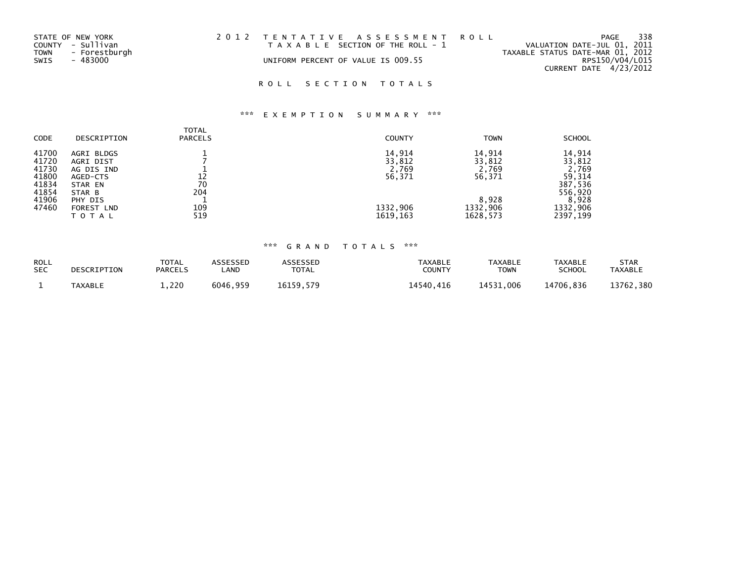STATE OF NEW YORK
COUNTY - Sullivan
TOWN - Forestburgh
SWIS - 483000

2012 TENTATIVE ASSESSMENT ROLL
TAXABLE SECTION OF THE ROLL - 1
UNIFORM PERCENT OF VALUE IS 009.55

VALUATION DATE-JUL 01, 2011
TAXABLE STATUS DATE-MAR 01, 2012
RPS150/V04/L015
CURRENT DATE 4/23/2012

## ROLL SECTION TOTALS

### *** EXEMPTION SUMMARY ***

| CODE | DESCRIPTION | TOTAL PARCELS | COUNTY | TOWN | SCHOOL |
|---|---|---|---|---|---|
| 41700 | AGRI BLDGS | 1 | 14,914 | 14,914 | 14,914 |
| 41720 | AGRI DIST | 7 | 33,812 | 33,812 | 33,812 |
| 41730 | AG DIS IND | 1 | 2,769 | 2,769 | 2,769 |
| 41800 | AGED-CTS | 12 | 56,371 | 56,371 | 59,314 |
| 41834 | STAR EN | 70 | | | 387,536 |
| 41854 | STAR B | 204 | | | 556,920 |
| 41906 | PHY DIS | 1 | | 8,928 | 8,928 |
| 47460 | FOREST LND | 109 | 1332,906 | 1332,906 | 1332,906 |
| | TOTAL | 519 | 1619,163 | 1628,573 | 2397,199 |

### *** GRAND TOTALS ***

| ROLL SEC | DESCRIPTION | TOTAL PARCELS | ASSESSED LAND | ASSESSED TOTAL | TAXABLE COUNTY | TAXABLE TOWN | TAXABLE SCHOOL | STAR TAXABLE |
|---|---|---|---|---|---|---|---|---|
| 1 | TAXABLE | 1,220 | 6046,959 | 16159,579 | 14540,416 | 14531,006 | 14706,836 | 13762,380 |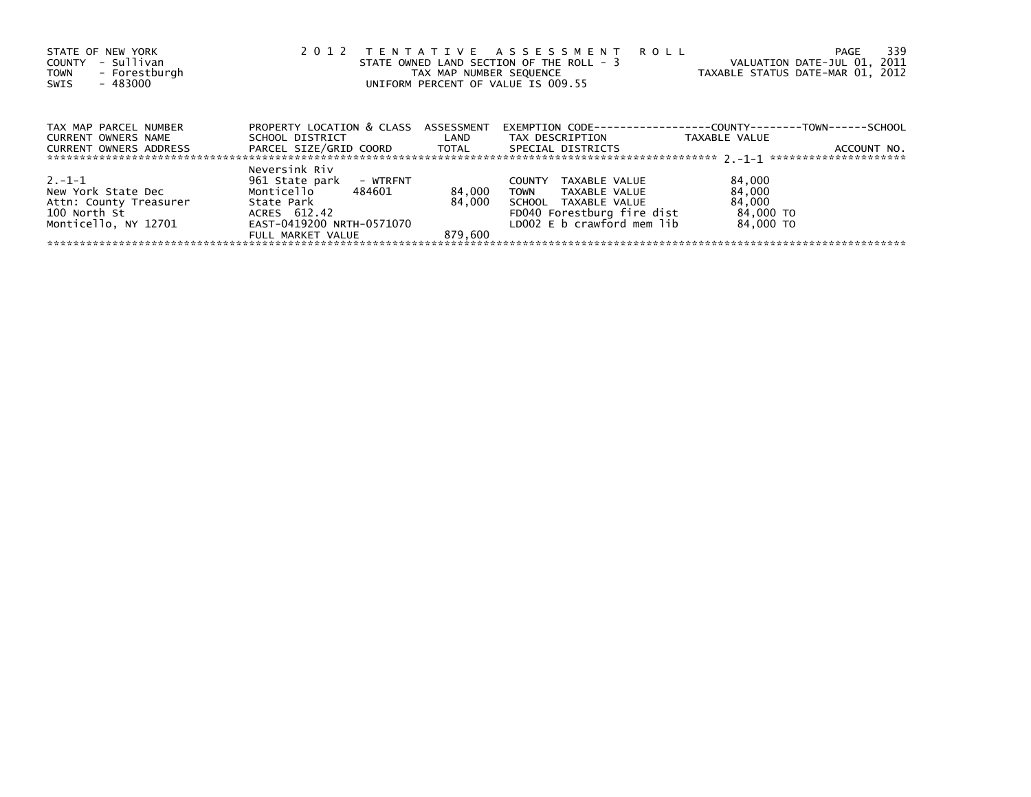STATE OF NEW YORK
COUNTY - Sullivan
TOWN - Forestburgh
SWIS - 483000

**2012 TENTATIVE ASSESSMENT ROLL**
STATE OWNED LAND SECTION OF THE ROLL - 3
TAX MAP NUMBER SEQUENCE
UNIFORM PERCENT OF VALUE IS 009.55

VALUATION DATE-JUL 01, 2011
TAXABLE STATUS DATE-MAR 01, 2012

| TAX MAP PARCEL NUMBER / CURRENT OWNERS NAME / CURRENT OWNERS ADDRESS | PROPERTY LOCATION & CLASS / SCHOOL DISTRICT / PARCEL SIZE/GRID COORD | ASSESSMENT LAND / TOTAL | EXEMPTION CODE / TAX DESCRIPTION / SPECIAL DISTRICTS | COUNTY--------TOWN------SCHOOL TAXABLE VALUE | ACCOUNT NO. |
|---|---|---|---|---|---|
| 2.-1-1 | Neversink Riv | | | | |
| | 961 State park - WTRFNT | | COUNTY TAXABLE VALUE | 84,000 | |
| New York State Dec | Monticello 484601 | 84,000 | TOWN TAXABLE VALUE | 84,000 | |
| Attn: County Treasurer | State Park | 84,000 | SCHOOL TAXABLE VALUE | 84,000 | |
| 100 North St | ACRES 612.42 | | FD040 Forestburg fire dist | 84,000 TO | |
| Monticello, NY 12701 | EAST-0419200 NRTH-0571070 | | LD002 E b crawford mem lib | 84,000 TO | |
| | FULL MARKET VALUE | 879,600 | | | |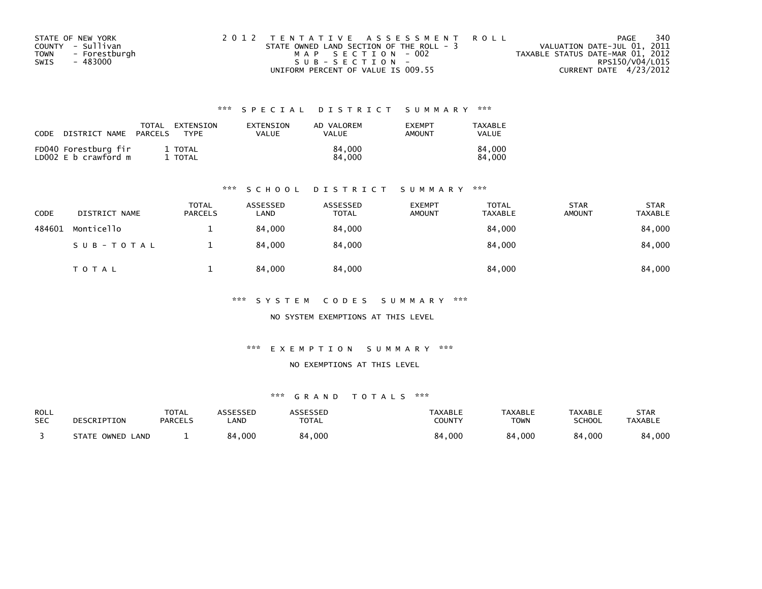STATE OF NEW YORK
COUNTY - Sullivan
TOWN - Forestburgh
SWIS - 483000

2 0 1 2 T E N T A T I V E A S S E S S M E N T R O L L
STATE OWNED LAND SECTION OF THE ROLL - 3
M A P S E C T I O N - 002
S U B - S E C T I O N -
UNIFORM PERCENT OF VALUE IS 009.55

VALUATION DATE-JUL 01, 2011
TAXABLE STATUS DATE-MAR 01, 2012
RPS150/V04/L015
CURRENT DATE 4/23/2012

### *** S P E C I A L D I S T R I C T S U M M A R Y ***

| CODE | DISTRICT NAME | TOTAL PARCELS | EXTENSION TYPE | EXTENSION VALUE | AD VALOREM VALUE | EXEMPT AMOUNT | TAXABLE VALUE |
|---|---|---|---|---|---|---|---|
| FD040 | Forestburg fir | 1 | TOTAL | | 84,000 | | 84,000 |
| LD002 | E b crawford m | 1 | TOTAL | | 84,000 | | 84,000 |

### *** S C H O O L D I S T R I C T S U M M A R Y ***

| CODE | DISTRICT NAME | TOTAL PARCELS | ASSESSED LAND | ASSESSED TOTAL | EXEMPT AMOUNT | TOTAL TAXABLE | STAR AMOUNT | STAR TAXABLE |
|---|---|---|---|---|---|---|---|---|
| 484601 | Monticello | 1 | 84,000 | 84,000 | | 84,000 | | 84,000 |
| | S U B - T O T A L | 1 | 84,000 | 84,000 | | 84,000 | | 84,000 |
| | T O T A L | 1 | 84,000 | 84,000 | | 84,000 | | 84,000 |

### *** S Y S T E M C O D E S S U M M A R Y ***

NO SYSTEM EXEMPTIONS AT THIS LEVEL

### *** E X E M P T I O N S U M M A R Y ***

NO EXEMPTIONS AT THIS LEVEL

### *** G R A N D T O T A L S ***

| ROLL SEC | DESCRIPTION | TOTAL PARCELS | ASSESSED LAND | ASSESSED TOTAL | TAXABLE COUNTY | TAXABLE TOWN | TAXABLE SCHOOL | STAR TAXABLE |
|---|---|---|---|---|---|---|---|---|
| 3 | STATE OWNED LAND | 1 | 84,000 | 84,000 | 84,000 | 84,000 | 84,000 | 84,000 |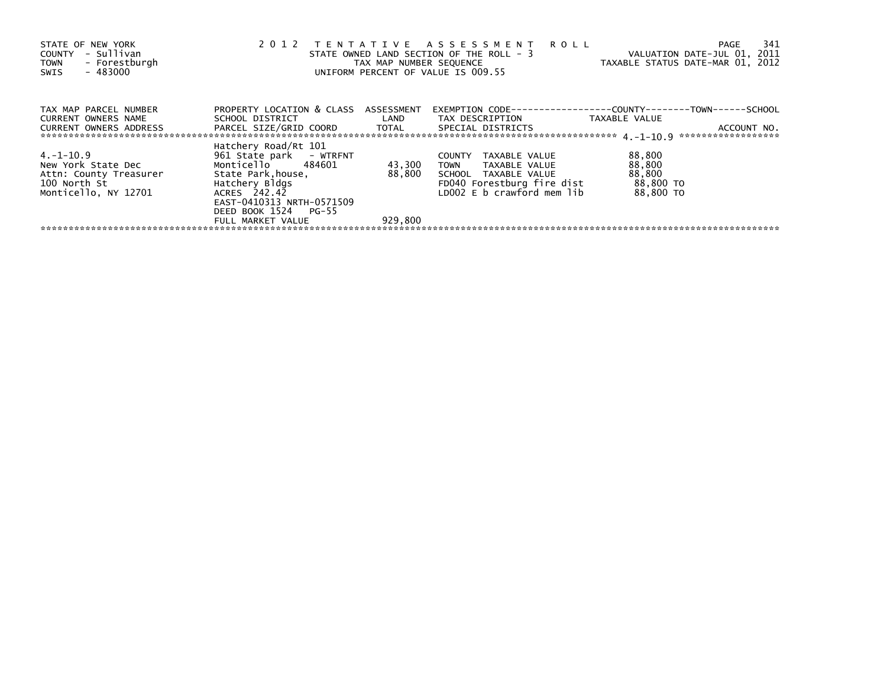STATE OF NEW YORK
COUNTY - Sullivan
TOWN - Forestburgh
SWIS - 483000

# 2012 TENTATIVE ASSESSMENT ROLL

STATE OWNED LAND SECTION OF THE ROLL - 3
TAX MAP NUMBER SEQUENCE
UNIFORM PERCENT OF VALUE IS 009.55

VALUATION DATE-JUL 01, 2011
TAXABLE STATUS DATE-MAR 01, 2012

| TAX MAP PARCEL NUMBER<br>CURRENT OWNERS NAME<br>CURRENT OWNERS ADDRESS | PROPERTY LOCATION & CLASS<br>SCHOOL DISTRICT<br>PARCEL SIZE/GRID COORD | ASSESSMENT<br>LAND<br>TOTAL | EXEMPTION CODE<br>TAX DESCRIPTION<br>SPECIAL DISTRICTS | COUNTY--------TOWN------SCHOOL<br>TAXABLE VALUE | ACCOUNT NO. |
|---|---|---|---|---|---|
| | Hatchery Road/Rt 101 | | | | 4.-1-10.9 |
| 4.-1-10.9 | 961 State park - WTRFNT | | COUNTY TAXABLE VALUE | 88,800 | |
| New York State Dec | Monticello 484601 | 43,300 | TOWN TAXABLE VALUE | 88,800 | |
| Attn: County Treasurer | State Park,house, | 88,800 | SCHOOL TAXABLE VALUE | 88,800 | |
| 100 North St | Hatchery Bldgs | | FD040 Forestburg fire dist | 88,800 TO | |
| Monticello, NY 12701 | ACRES 242.42 | | LD002 E b crawford mem lib | 88,800 TO | |
| | EAST-0410313 NRTH-0571509 | | | | |
| | DEED BOOK 1524 PG-55 | | | | |
| | FULL MARKET VALUE | 929,800 | | | |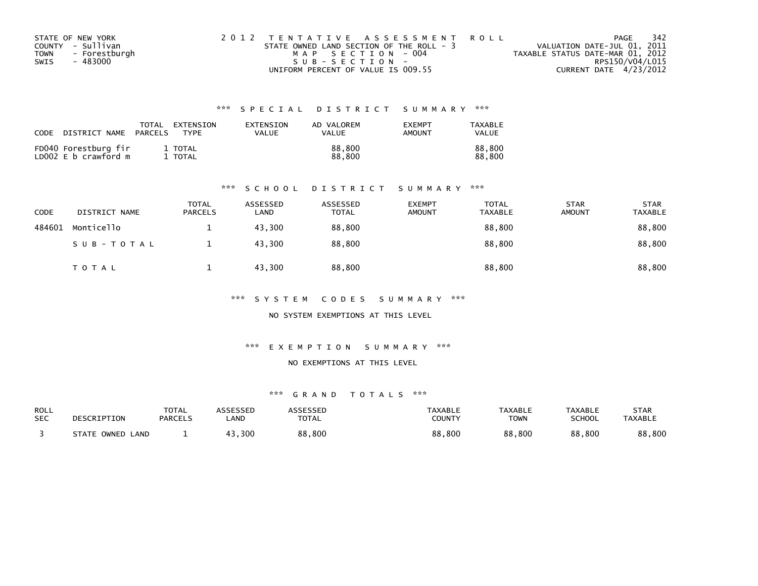STATE OF NEW YORK
COUNTY - Sullivan
TOWN - Forestburgh
SWIS - 483000

2 0 1 2 T E N T A T I V E A S S E S S M E N T R O L L
STATE OWNED LAND SECTION OF THE ROLL - 3
M A P S E C T I O N - 004
S U B - S E C T I O N -
UNIFORM PERCENT OF VALUE IS 009.55

VALUATION DATE-JUL 01, 2011
TAXABLE STATUS DATE-MAR 01, 2012
RPS150/V04/L015
CURRENT DATE 4/23/2012

### *** S P E C I A L D I S T R I C T S U M M A R Y ***

| CODE | DISTRICT NAME | TOTAL PARCELS | EXTENSION TYPE | EXTENSION VALUE | AD VALOREM VALUE | EXEMPT AMOUNT | TAXABLE VALUE |
|---|---|---|---|---|---|---|---|
| FD040 | Forestburg fir | 1 | TOTAL | | 88,800 | | 88,800 |
| LD002 | E b crawford m | 1 | TOTAL | | 88,800 | | 88,800 |

### *** S C H O O L D I S T R I C T S U M M A R Y ***

| CODE | DISTRICT NAME | TOTAL PARCELS | ASSESSED LAND | ASSESSED TOTAL | EXEMPT AMOUNT | TOTAL TAXABLE | STAR AMOUNT | STAR TAXABLE |
|---|---|---|---|---|---|---|---|---|
| 484601 | Monticello | 1 | 43,300 | 88,800 | | 88,800 | | 88,800 |
| | S U B - T O T A L | 1 | 43,300 | 88,800 | | 88,800 | | 88,800 |
| | T O T A L | 1 | 43,300 | 88,800 | | 88,800 | | 88,800 |

### *** S Y S T E M C O D E S S U M M A R Y ***

NO SYSTEM EXEMPTIONS AT THIS LEVEL

### *** E X E M P T I O N S U M M A R Y ***

NO EXEMPTIONS AT THIS LEVEL

### *** G R A N D T O T A L S ***

| ROLL SEC | DESCRIPTION | TOTAL PARCELS | ASSESSED LAND | ASSESSED TOTAL | TAXABLE COUNTY | TAXABLE TOWN | TAXABLE SCHOOL | STAR TAXABLE |
|---|---|---|---|---|---|---|---|---|
| 3 | STATE OWNED LAND | 1 | 43,300 | 88,800 | 88,800 | 88,800 | 88,800 | 88,800 |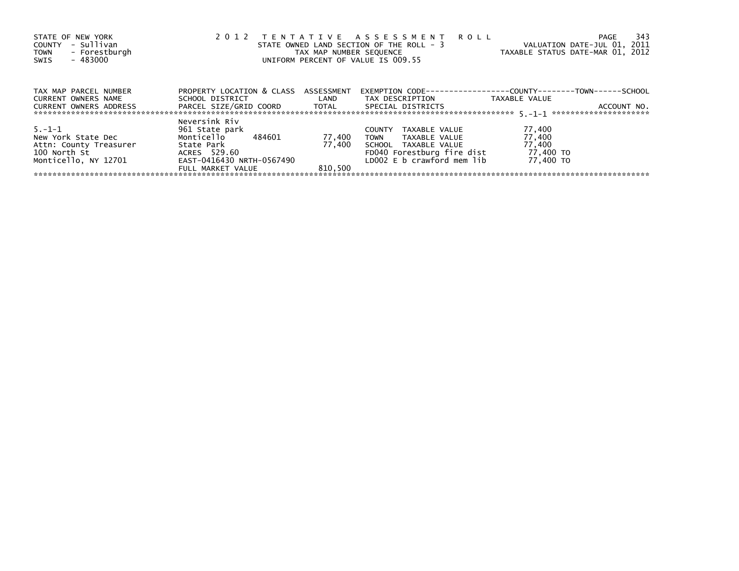STATE OF NEW YORK
COUNTY - Sullivan
TOWN - Forestburgh
SWIS - 483000

2012 TENTATIVE ASSESSMENT ROLL
STATE OWNED LAND SECTION OF THE ROLL - 3
TAX MAP NUMBER SEQUENCE
UNIFORM PERCENT OF VALUE IS 009.55

VALUATION DATE-JUL 01, 2011
TAXABLE STATUS DATE-MAR 01, 2012

| TAX MAP PARCEL NUMBER<br>CURRENT OWNERS NAME<br>CURRENT OWNERS ADDRESS | PROPERTY LOCATION & CLASS<br>SCHOOL DISTRICT<br>PARCEL SIZE/GRID COORD | ASSESSMENT<br>LAND<br>TOTAL | EXEMPTION CODE------------------COUNTY--------TOWN------SCHOOL<br>TAX DESCRIPTION<br>SPECIAL DISTRICTS | TAXABLE VALUE | ACCOUNT NO. |
|---|---|---|---|---|---|
| | Neversink Riv | | | | 5.-1-1 |
| 5.-1-1 | 961 State park | | COUNTY TAXABLE VALUE | 77,400 | |
| New York State Dec | Monticello 484601 | 77,400 | TOWN TAXABLE VALUE | 77,400 | |
| Attn: County Treasurer | State Park | 77,400 | SCHOOL TAXABLE VALUE | 77,400 | |
| 100 North St | ACRES 529.60 | | FD040 Forestburg fire dist | 77,400 TO | |
| Monticello, NY 12701 | EAST-0416430 NRTH-0567490 | | LD002 E b crawford mem lib | 77,400 TO | |
| | FULL MARKET VALUE | 810,500 | | | |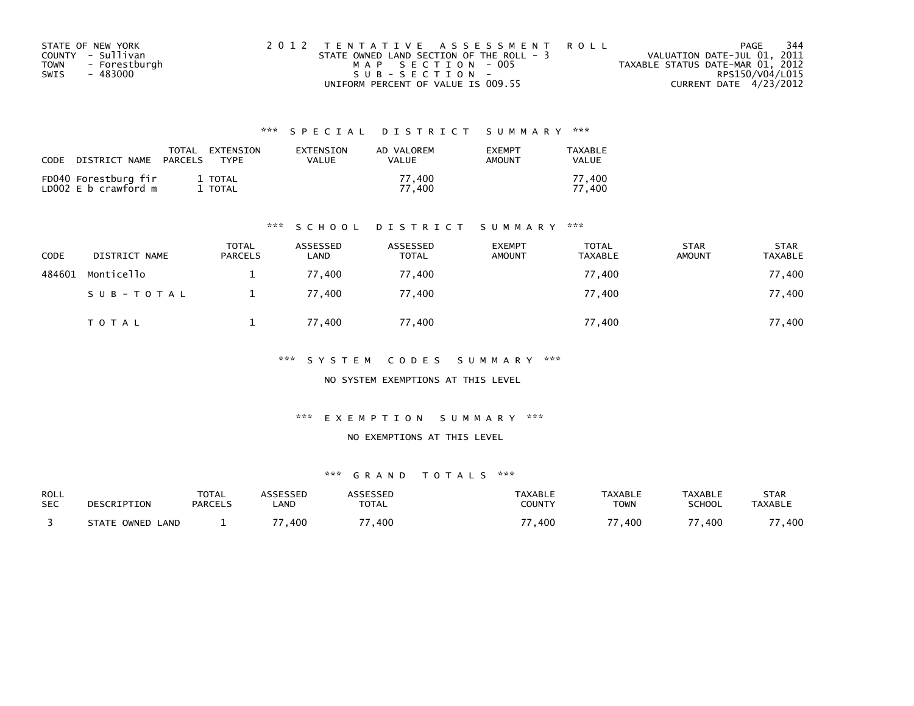STATE OF NEW YORK
COUNTY - Sullivan
TOWN - Forestburgh
SWIS - 483000

2 0 1 2 T E N T A T I V E A S S E S S M E N T R O L L
STATE OWNED LAND SECTION OF THE ROLL - 3
M A P S E C T I O N - 005
S U B - S E C T I O N -
UNIFORM PERCENT OF VALUE IS 009.55

VALUATION DATE-JUL 01, 2011
TAXABLE STATUS DATE-MAR 01, 2012
RPS150/V04/L015
CURRENT DATE 4/23/2012

### *** S P E C I A L D I S T R I C T S U M M A R Y ***

| CODE DISTRICT NAME | TOTAL PARCELS | EXTENSION TYPE | EXTENSION VALUE | AD VALOREM VALUE | EXEMPT AMOUNT | TAXABLE VALUE |
|---|---|---|---|---|---|---|
| FD040 Forestburg fir | 1 | TOTAL | | 77,400 | | 77,400 |
| LD002 E b crawford m | 1 | TOTAL | | 77,400 | | 77,400 |

### *** S C H O O L D I S T R I C T S U M M A R Y ***

| CODE | DISTRICT NAME | TOTAL PARCELS | ASSESSED LAND | ASSESSED TOTAL | EXEMPT AMOUNT | TOTAL TAXABLE | STAR AMOUNT | STAR TAXABLE |
|---|---|---|---|---|---|---|---|---|
| 484601 | Monticello | 1 | 77,400 | 77,400 | | 77,400 | | 77,400 |
| | S U B - T O T A L | 1 | 77,400 | 77,400 | | 77,400 | | 77,400 |
| | T O T A L | 1 | 77,400 | 77,400 | | 77,400 | | 77,400 |

### *** S Y S T E M C O D E S S U M M A R Y ***

NO SYSTEM EXEMPTIONS AT THIS LEVEL

### *** E X E M P T I O N S U M M A R Y ***

NO EXEMPTIONS AT THIS LEVEL

### *** G R A N D T O T A L S ***

| ROLL SEC | DESCRIPTION | TOTAL PARCELS | ASSESSED LAND | ASSESSED TOTAL | TAXABLE COUNTY | TAXABLE TOWN | TAXABLE SCHOOL | STAR TAXABLE |
|---|---|---|---|---|---|---|---|---|
| 3 | STATE OWNED LAND | 1 | 77,400 | 77,400 | 77,400 | 77,400 | 77,400 | 77,400 |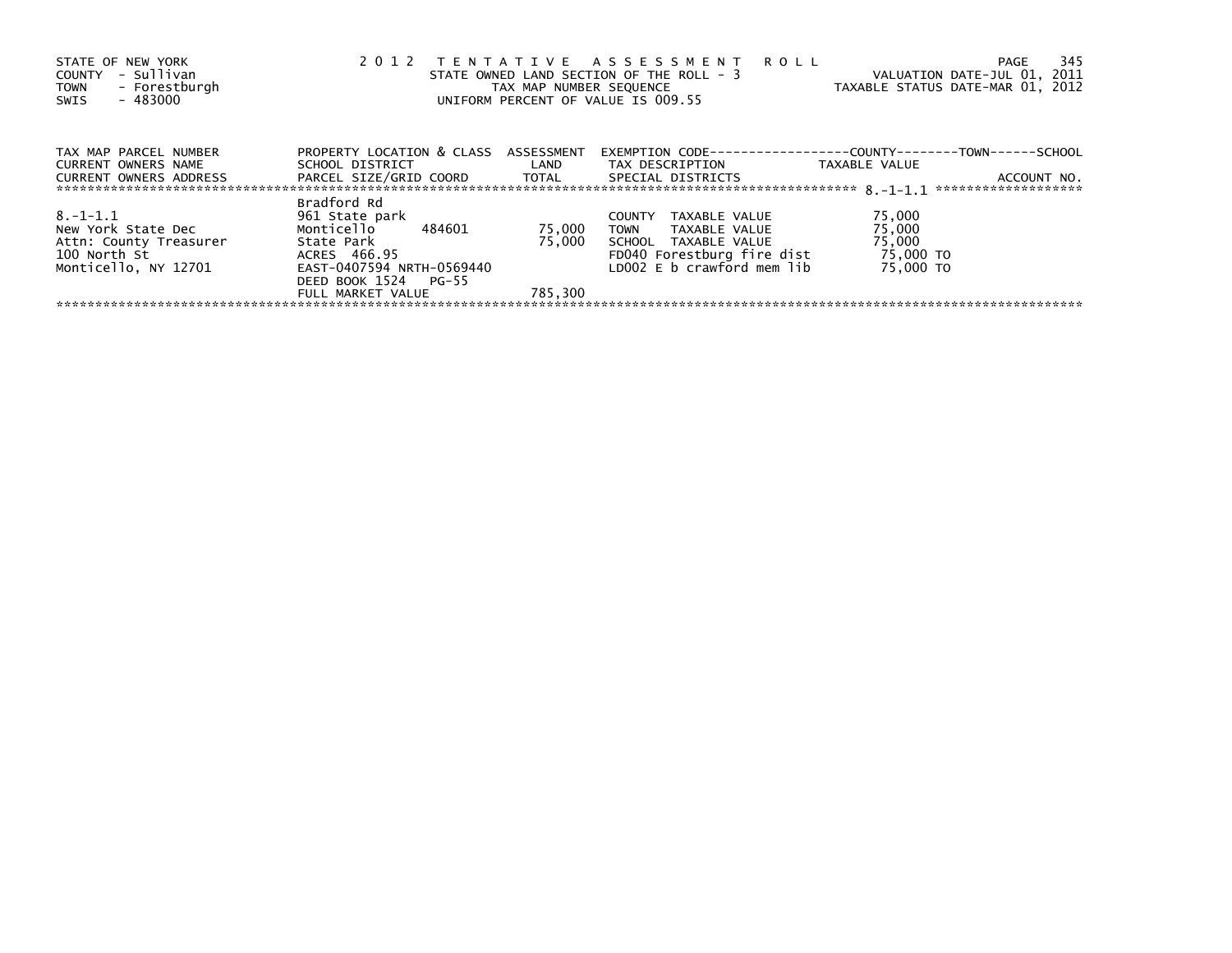STATE OF NEW YORK
COUNTY - Sullivan
TOWN - Forestburgh
SWIS - 483000

2012 TENTATIVE ASSESSMENT ROLL
STATE OWNED LAND SECTION OF THE ROLL - 3
TAX MAP NUMBER SEQUENCE
UNIFORM PERCENT OF VALUE IS 009.55

VALUATION DATE-JUL 01, 2011
TAXABLE STATUS DATE-MAR 01, 2012

| TAX MAP PARCEL NUMBER<br>CURRENT OWNERS NAME<br>CURRENT OWNERS ADDRESS | PROPERTY LOCATION & CLASS<br>SCHOOL DISTRICT<br>PARCEL SIZE/GRID COORD | ASSESSMENT<br>LAND<br>TOTAL | EXEMPTION CODE-----COUNTY-----TOWN-----SCHOOL<br>TAX DESCRIPTION<br>SPECIAL DISTRICTS | TAXABLE VALUE<br><br>ACCOUNT NO. |
|---|---|---|---|---|
| 8.-1-1.1 | Bradford Rd | | | |
| 8.-1-1.1 | 961 State park | | COUNTY TAXABLE VALUE | 75,000 |
| New York State Dec | Monticello 484601 | 75,000 | TOWN TAXABLE VALUE | 75,000 |
| Attn: County Treasurer | State Park | 75,000 | SCHOOL TAXABLE VALUE | 75,000 |
| 100 North St | ACRES 466.95 | | FD040 Forestburg fire dist | 75,000 TO |
| Monticello, NY 12701 | EAST-0407594 NRTH-0569440 | | LD002 E b crawford mem lib | 75,000 TO |
| | DEED BOOK 1524 PG-55 | | | |
| | FULL MARKET VALUE | 785,300 | | |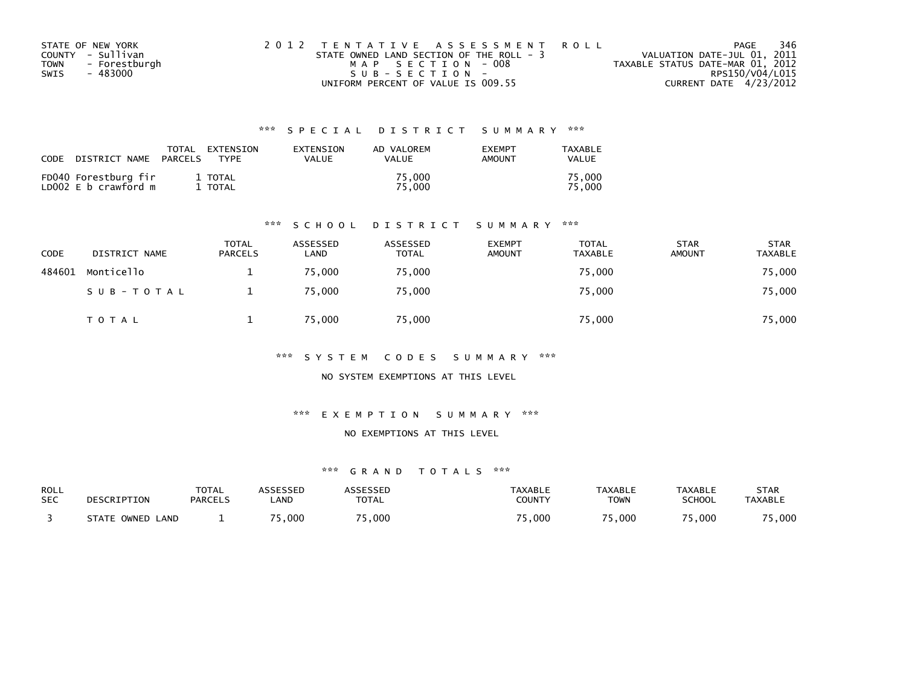STATE OF NEW YORK
COUNTY - Sullivan
TOWN - Forestburgh
SWIS - 483000

2 0 1 2 T E N T A T I V E A S S E S S M E N T R O L L
STATE OWNED LAND SECTION OF THE ROLL - 3
M A P S E C T I O N - 008
S U B - S E C T I O N -
UNIFORM PERCENT OF VALUE IS 009.55

VALUATION DATE-JUL 01, 2011
TAXABLE STATUS DATE-MAR 01, 2012
RPS150/V04/L015
CURRENT DATE 4/23/2012

### *** S P E C I A L D I S T R I C T S U M M A R Y ***

| CODE | DISTRICT NAME | TOTAL PARCELS | EXTENSION TYPE | EXTENSION VALUE | AD VALOREM VALUE | EXEMPT AMOUNT | TAXABLE VALUE |
|---|---|---|---|---|---|---|---|
| FD040 | Forestburg fir | 1 | TOTAL | | 75,000 | | 75,000 |
| LD002 | E b crawford m | 1 | TOTAL | | 75,000 | | 75,000 |

### *** S C H O O L D I S T R I C T S U M M A R Y ***

| CODE | DISTRICT NAME | TOTAL PARCELS | ASSESSED LAND | ASSESSED TOTAL | EXEMPT AMOUNT | TOTAL TAXABLE | STAR AMOUNT | STAR TAXABLE |
|---|---|---|---|---|---|---|---|---|
| 484601 | Monticello | 1 | 75,000 | 75,000 | | 75,000 | | 75,000 |
| | S U B - T O T A L | 1 | 75,000 | 75,000 | | 75,000 | | 75,000 |
| | T O T A L | 1 | 75,000 | 75,000 | | 75,000 | | 75,000 |

### *** S Y S T E M C O D E S S U M M A R Y ***

NO SYSTEM EXEMPTIONS AT THIS LEVEL

### *** E X E M P T I O N S U M M A R Y ***

NO EXEMPTIONS AT THIS LEVEL

### *** G R A N D T O T A L S ***

| ROLL SEC | DESCRIPTION | TOTAL PARCELS | ASSESSED LAND | ASSESSED TOTAL | TAXABLE COUNTY | TAXABLE TOWN | TAXABLE SCHOOL | STAR TAXABLE |
|---|---|---|---|---|---|---|---|---|
| 3 | STATE OWNED LAND | 1 | 75,000 | 75,000 | 75,000 | 75,000 | 75,000 | 75,000 |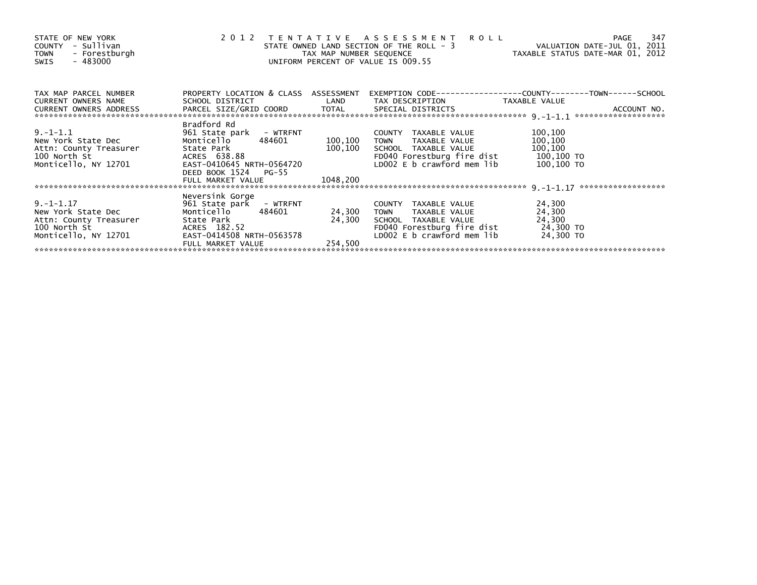STATE OF NEW YORK
COUNTY - Sullivan
TOWN - Forestburgh
SWIS - 483000

# 2012 TENTATIVE ASSESSMENT ROLL

STATE OWNED LAND SECTION OF THE ROLL - 3
TAX MAP NUMBER SEQUENCE
UNIFORM PERCENT OF VALUE IS 009.55

VALUATION DATE-JUL 01, 2011
TAXABLE STATUS DATE-MAR 01, 2012

| TAX MAP PARCEL NUMBER<br>CURRENT OWNERS NAME<br>CURRENT OWNERS ADDRESS | PROPERTY LOCATION & CLASS<br>SCHOOL DISTRICT<br>PARCEL SIZE/GRID COORD | ASSESSMENT<br>LAND<br>TOTAL | EXEMPTION CODE-----COUNTY-----TOWN-----SCHOOL<br>TAX DESCRIPTION<br>SPECIAL DISTRICTS | TAXABLE VALUE | ACCOUNT NO. |
|---|---|---|---|---|---|
| 9.-1-1.1 | Bradford Rd | | | | |
| | 961 State park - WTRFNT | | COUNTY TAXABLE VALUE | 100,100 | |
| New York State Dec | Monticello 484601 | 100,100 | TOWN TAXABLE VALUE | 100,100 | |
| Attn: County Treasurer | State Park | 100,100 | SCHOOL TAXABLE VALUE | 100,100 | |
| 100 North St | ACRES 638.88 | | FD040 Forestburg fire dist | 100,100 TO | |
| Monticello, NY 12701 | EAST-0410645 NRTH-0564720 | | LD002 E b crawford mem lib | 100,100 TO | |
| | DEED BOOK 1524 PG-55 | | | | |
| | FULL MARKET VALUE | 1048,200 | | | |
| 9.-1-1.17 | Neversink Gorge | | | | |
| | 961 State park - WTRFNT | | COUNTY TAXABLE VALUE | 24,300 | |
| New York State Dec | Monticello 484601 | 24,300 | TOWN TAXABLE VALUE | 24,300 | |
| Attn: County Treasurer | State Park | 24,300 | SCHOOL TAXABLE VALUE | 24,300 | |
| 100 North St | ACRES 182.52 | | FD040 Forestburg fire dist | 24,300 TO | |
| Monticello, NY 12701 | EAST-0414508 NRTH-0563578 | | LD002 E b crawford mem lib | 24,300 TO | |
| | FULL MARKET VALUE | 254,500 | | | |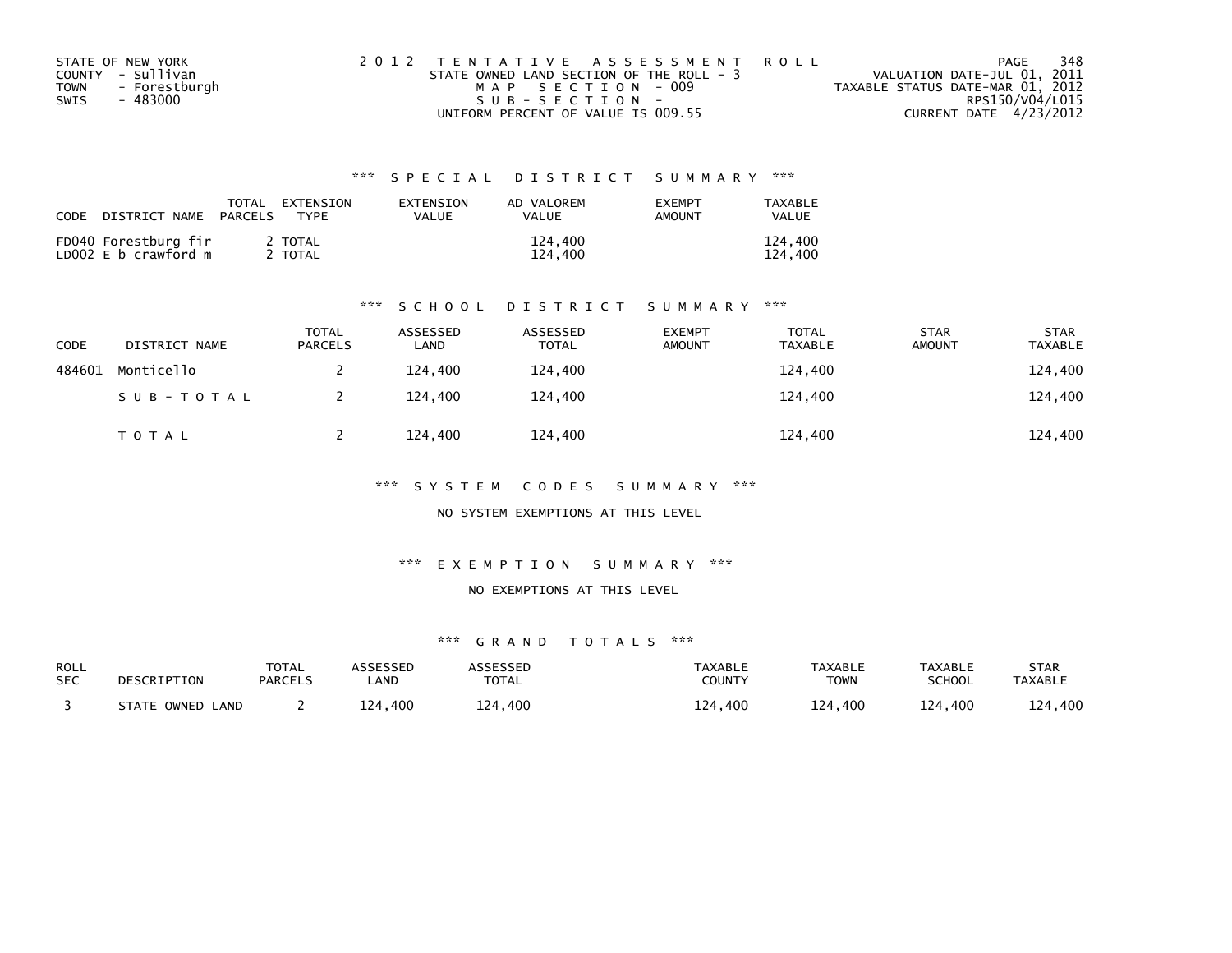STATE OF NEW YORK
COUNTY - Sullivan
TOWN - Forestburgh
SWIS - 483000

2 0 1 2 T E N T A T I V E A S S E S S M E N T R O L L
STATE OWNED LAND SECTION OF THE ROLL - 3
M A P S E C T I O N - 009
S U B - S E C T I O N -
UNIFORM PERCENT OF VALUE IS 009.55

VALUATION DATE-JUL 01, 2011
TAXABLE STATUS DATE-MAR 01, 2012
RPS150/V04/L015
CURRENT DATE 4/23/2012

### *** S P E C I A L D I S T R I C T S U M M A R Y ***

| CODE | DISTRICT NAME | TOTAL PARCELS | EXTENSION TYPE | EXTENSION VALUE | AD VALOREM VALUE | EXEMPT AMOUNT | TAXABLE VALUE |
|---|---|---|---|---|---|---|---|
| FD040 | Forestburg fir | 2 | TOTAL | | 124,400 | | 124,400 |
| LD002 | E b crawford m | 2 | TOTAL | | 124,400 | | 124,400 |

### *** S C H O O L D I S T R I C T S U M M A R Y ***

| CODE | DISTRICT NAME | TOTAL PARCELS | ASSESSED LAND | ASSESSED TOTAL | EXEMPT AMOUNT | TOTAL TAXABLE | STAR AMOUNT | STAR TAXABLE |
|---|---|---|---|---|---|---|---|---|
| 484601 | Monticello | 2 | 124,400 | 124,400 | | 124,400 | | 124,400 |
| | S U B - T O T A L | 2 | 124,400 | 124,400 | | 124,400 | | 124,400 |
| | T O T A L | 2 | 124,400 | 124,400 | | 124,400 | | 124,400 |

### *** S Y S T E M C O D E S S U M M A R Y ***

NO SYSTEM EXEMPTIONS AT THIS LEVEL

### *** E X E M P T I O N S U M M A R Y ***

NO EXEMPTIONS AT THIS LEVEL

### *** G R A N D T O T A L S ***

| ROLL SEC | DESCRIPTION | TOTAL PARCELS | ASSESSED LAND | ASSESSED TOTAL | TAXABLE COUNTY | TAXABLE TOWN | TAXABLE SCHOOL | STAR TAXABLE |
|---|---|---|---|---|---|---|---|---|
| 3 | STATE OWNED LAND | 2 | 124,400 | 124,400 | 124,400 | 124,400 | 124,400 | 124,400 |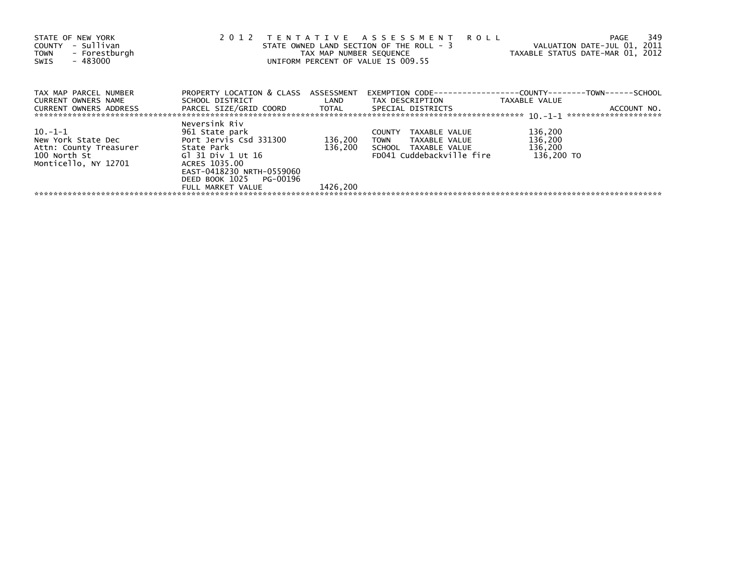STATE OF NEW YORK
COUNTY - Sullivan
TOWN - Forestburgh
SWIS - 483000

2 0 1 2 T E N T A T I V E A S S E S S M E N T R O L L
STATE OWNED LAND SECTION OF THE ROLL - 3
TAX MAP NUMBER SEQUENCE
UNIFORM PERCENT OF VALUE IS 009.55

VALUATION DATE-JUL 01, 2011
TAXABLE STATUS DATE-MAR 01, 2012

| TAX MAP PARCEL NUMBER<br>CURRENT OWNERS NAME<br>CURRENT OWNERS ADDRESS | PROPERTY LOCATION & CLASS<br>SCHOOL DISTRICT<br>PARCEL SIZE/GRID COORD | ASSESSMENT<br>LAND<br>TOTAL | EXEMPTION CODE<br>TAX DESCRIPTION<br>SPECIAL DISTRICTS | COUNTY--------TOWN------SCHOOL<br>TAXABLE VALUE | ACCOUNT NO. |
|---|---|---|---|---|---|
| ******************************** | | | | 10.-1-1 | ******************** |
| | Neversink Riv | | | | |
| 10.-1-1 | 961 State park | | COUNTY TAXABLE VALUE | 136,200 | |
| New York State Dec | Port Jervis Csd 331300 | 136,200 | TOWN TAXABLE VALUE | 136,200 | |
| Attn: County Treasurer | State Park | 136,200 | SCHOOL TAXABLE VALUE | 136,200 | |
| 100 North St | Gl 31 Div 1 Ut 16 | | FD041 Cuddebackville fire | 136,200 TO | |
| Monticello, NY 12701 | ACRES 1035.00 | | | | |
| | EAST-0418230 NRTH-0559060 | | | | |
| | DEED BOOK 1025 PG-00196 | | | | |
| | FULL MARKET VALUE | 1426,200 | | | |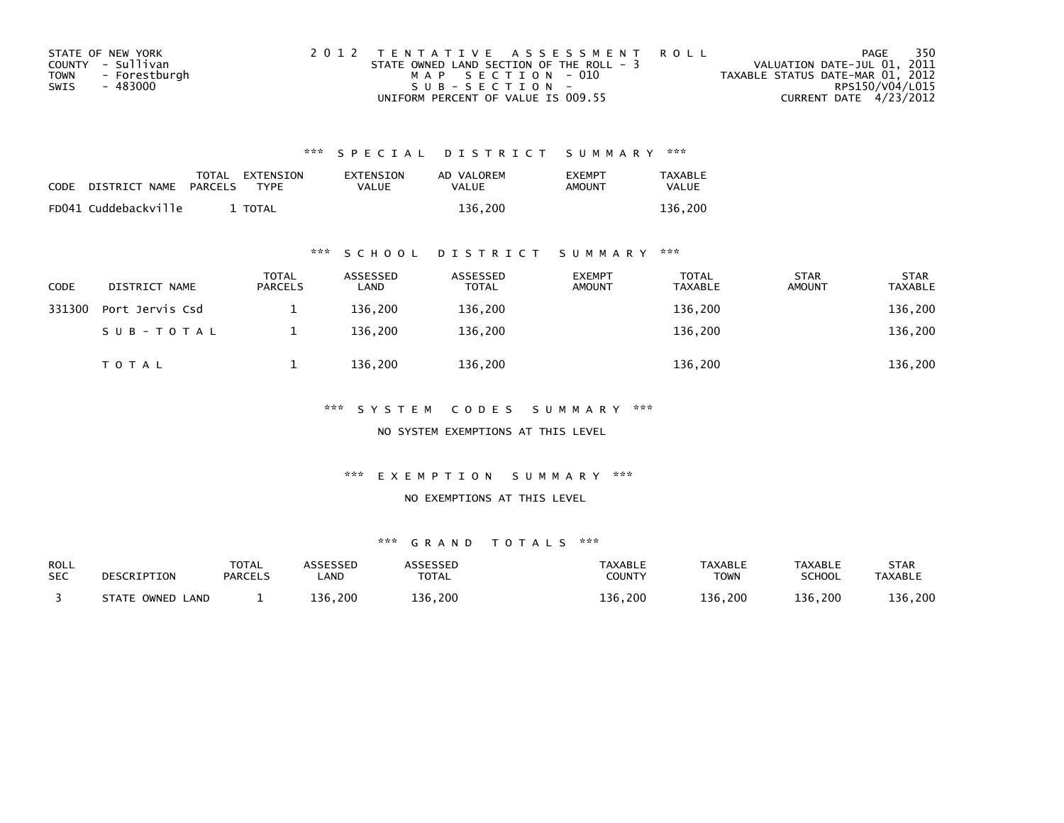STATE OF NEW YORK
COUNTY - Sullivan
TOWN - Forestburgh
SWIS - 483000

2012 TENTATIVE ASSESSMENT ROLL
STATE OWNED LAND SECTION OF THE ROLL - 3
MAP SECTION - 010
SUB-SECTION -
UNIFORM PERCENT OF VALUE IS 009.55

VALUATION DATE-JUL 01, 2011
TAXABLE STATUS DATE-MAR 01, 2012
RPS150/V04/L015
CURRENT DATE 4/23/2012

### *** SPECIAL DISTRICT SUMMARY ***

| CODE | DISTRICT NAME | TOTAL PARCELS | EXTENSION TYPE | EXTENSION VALUE | AD VALOREM VALUE | EXEMPT AMOUNT | TAXABLE VALUE |
|---|---|---|---|---|---|---|---|
| FD041 | Cuddebackville | 1 | TOTAL | | 136,200 | | 136,200 |

### *** SCHOOL DISTRICT SUMMARY ***

| CODE | DISTRICT NAME | TOTAL PARCELS | ASSESSED LAND | ASSESSED TOTAL | EXEMPT AMOUNT | TOTAL TAXABLE | STAR AMOUNT | STAR TAXABLE |
|---|---|---|---|---|---|---|---|---|
| 331300 | Port Jervis Csd | 1 | 136,200 | 136,200 | | 136,200 | | 136,200 |
| | SUB-TOTAL | 1 | 136,200 | 136,200 | | 136,200 | | 136,200 |
| | TOTAL | 1 | 136,200 | 136,200 | | 136,200 | | 136,200 |

### *** SYSTEM CODES SUMMARY ***

NO SYSTEM EXEMPTIONS AT THIS LEVEL

### *** EXEMPTION SUMMARY ***

NO EXEMPTIONS AT THIS LEVEL

### *** GRAND TOTALS ***

| ROLL SEC | DESCRIPTION | TOTAL PARCELS | ASSESSED LAND | ASSESSED TOTAL | TAXABLE COUNTY | TAXABLE TOWN | TAXABLE SCHOOL | STAR TAXABLE |
|---|---|---|---|---|---|---|---|---|
| 3 | STATE OWNED LAND | 1 | 136,200 | 136,200 | 136,200 | 136,200 | 136,200 | 136,200 |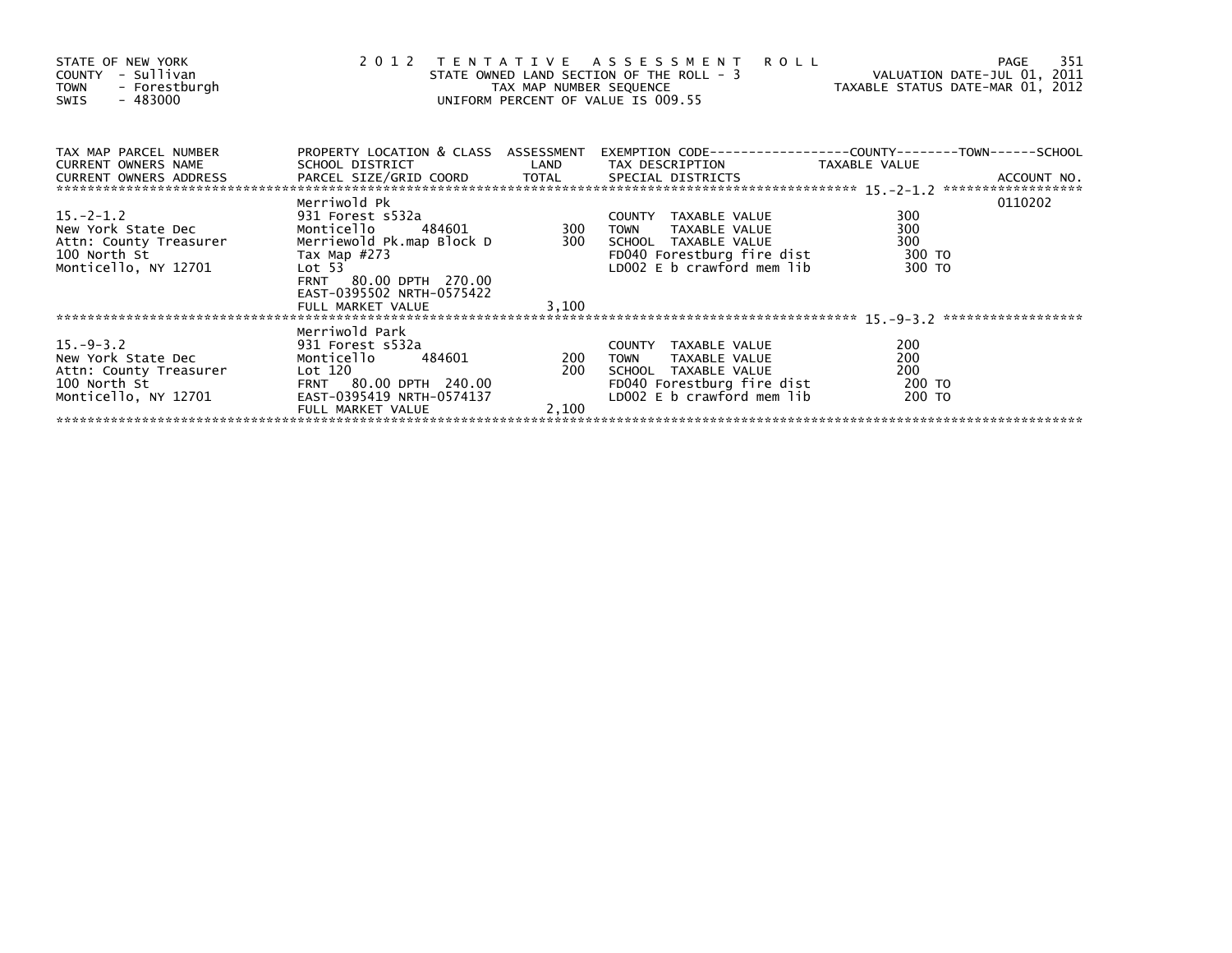STATE OF NEW YORK
COUNTY - Sullivan
TOWN - Forestburgh
SWIS - 483000

2012 TENTATIVE ASSESSMENT ROLL
STATE OWNED LAND SECTION OF THE ROLL - 3
TAX MAP NUMBER SEQUENCE
UNIFORM PERCENT OF VALUE IS 009.55

VALUATION DATE-JUL 01, 2011
TAXABLE STATUS DATE-MAR 01, 2012

| TAX MAP PARCEL NUMBER / CURRENT OWNERS NAME / CURRENT OWNERS ADDRESS | PROPERTY LOCATION & CLASS / SCHOOL DISTRICT / PARCEL SIZE/GRID COORD | ASSESSMENT LAND | ASSESSMENT TOTAL | EXEMPTION CODE / TAX DESCRIPTION / SPECIAL DISTRICTS | COUNTY / TOWN / SCHOOL TAXABLE VALUE | ACCOUNT NO. |
|---|---|---|---|---|---|---|
| 15.-2-1.2 | Merriwold Pk | | | | | 0110202 |
| New York State Dec | 931 Forest s532a | | | COUNTY TAXABLE VALUE | 300 | |
| Attn: County Treasurer | Monticello 484601 | 300 | | TOWN TAXABLE VALUE | 300 | |
| 100 North St | Merriewold Pk.map Block D | | 300 | SCHOOL TAXABLE VALUE | 300 | |
| Monticello, NY 12701 | Tax Map #273 | | | FD040 Forestburg fire dist | 300 TO | |
| | Lot 53 | | | LD002 E b crawford mem lib | 300 TO | |
| | FRNT 80.00 DPTH 270.00 | | | | | |
| | EAST-0395502 NRTH-0575422 | | | | | |
| | FULL MARKET VALUE | | 3,100 | | | |
| 15.-9-3.2 | Merriwold Park | | | | | |
| New York State Dec | 931 Forest s532a | | | COUNTY TAXABLE VALUE | 200 | |
| Attn: County Treasurer | Monticello 484601 | 200 | | TOWN TAXABLE VALUE | 200 | |
| 100 North St | Lot 120 | | 200 | SCHOOL TAXABLE VALUE | 200 | |
| Monticello, NY 12701 | FRNT 80.00 DPTH 240.00 | | | FD040 Forestburg fire dist | 200 TO | |
| | EAST-0395419 NRTH-0574137 | | | LD002 E b crawford mem lib | 200 TO | |
| | FULL MARKET VALUE | | 2,100 | | | |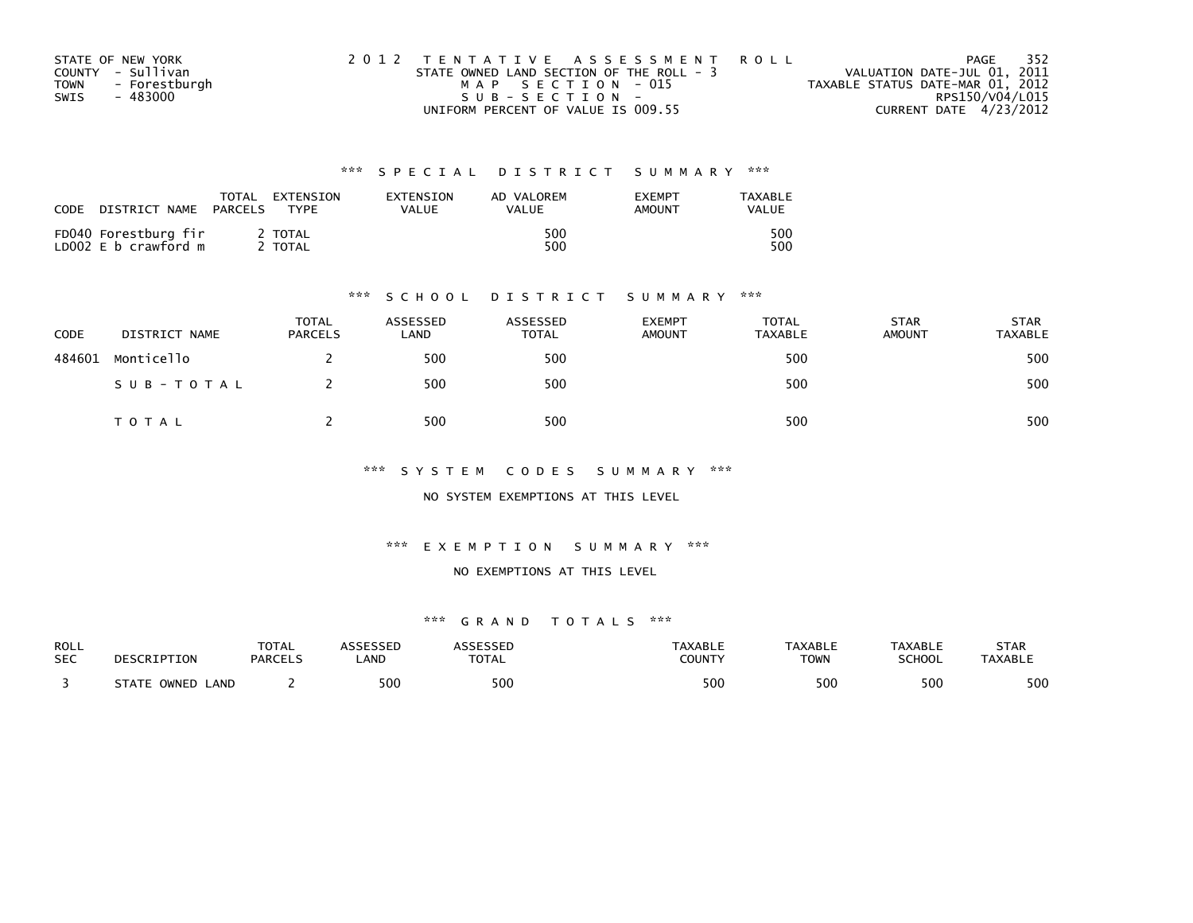STATE OF NEW YORK
COUNTY - Sullivan
TOWN - Forestburgh
SWIS - 483000

2 0 1 2 T E N T A T I V E A S S E S S M E N T R O L L
STATE OWNED LAND SECTION OF THE ROLL - 3
M A P S E C T I O N - 015
S U B - S E C T I O N -
UNIFORM PERCENT OF VALUE IS 009.55

VALUATION DATE-JUL 01, 2011
TAXABLE STATUS DATE-MAR 01, 2012
RPS150/V04/L015
CURRENT DATE 4/23/2012

### *** S P E C I A L D I S T R I C T S U M M A R Y ***

| CODE | DISTRICT NAME | TOTAL PARCELS | EXTENSION TYPE | EXTENSION VALUE | AD VALOREM VALUE | EXEMPT AMOUNT | TAXABLE VALUE |
|---|---|---|---|---|---|---|---|
| FD040 | Forestburg fir | 2 | TOTAL | | 500 | | 500 |
| LD002 | E b crawford m | 2 | TOTAL | | 500 | | 500 |

### *** S C H O O L D I S T R I C T S U M M A R Y ***

| CODE | DISTRICT NAME | TOTAL PARCELS | ASSESSED LAND | ASSESSED TOTAL | EXEMPT AMOUNT | TOTAL TAXABLE | STAR AMOUNT | STAR TAXABLE |
|---|---|---|---|---|---|---|---|---|
| 484601 | Monticello | 2 | 500 | 500 | | 500 | | 500 |
| | S U B - T O T A L | 2 | 500 | 500 | | 500 | | 500 |
| | T O T A L | 2 | 500 | 500 | | 500 | | 500 |

### *** S Y S T E M C O D E S S U M M A R Y ***

NO SYSTEM EXEMPTIONS AT THIS LEVEL

### *** E X E M P T I O N S U M M A R Y ***

NO EXEMPTIONS AT THIS LEVEL

### *** G R A N D T O T A L S ***

| ROLL SEC | DESCRIPTION | TOTAL PARCELS | ASSESSED LAND | ASSESSED TOTAL | TAXABLE COUNTY | TAXABLE TOWN | TAXABLE SCHOOL | STAR TAXABLE |
|---|---|---|---|---|---|---|---|---|
| 3 | STATE OWNED LAND | 2 | 500 | 500 | 500 | 500 | 500 | 500 |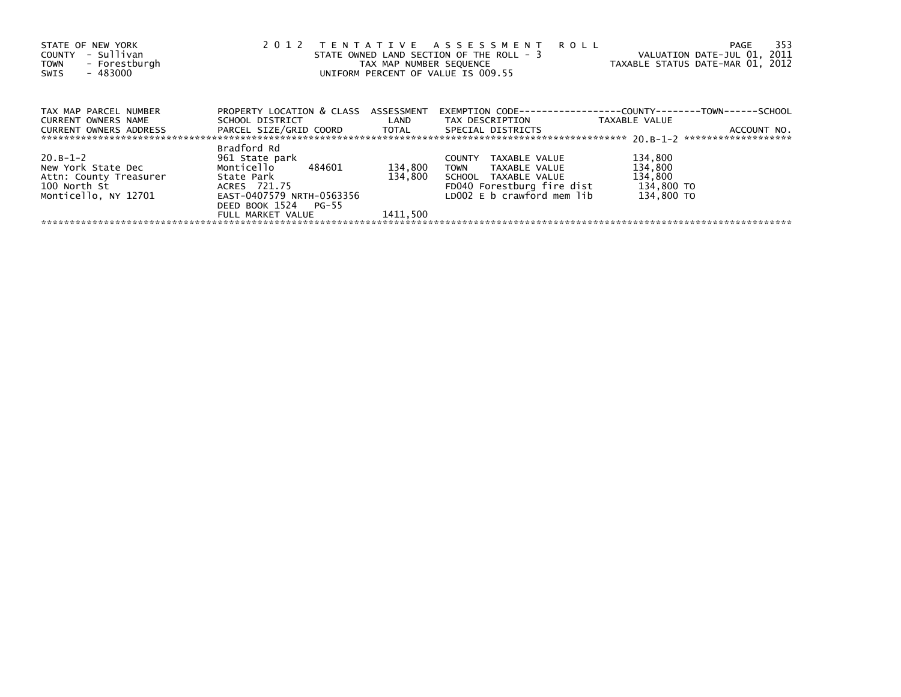STATE OF NEW YORK
COUNTY - Sullivan
TOWN - Forestburgh
SWIS - 483000

2 0 1 2 T E N T A T I V E A S S E S S M E N T R O L L
STATE OWNED LAND SECTION OF THE ROLL - 3
TAX MAP NUMBER SEQUENCE
UNIFORM PERCENT OF VALUE IS 009.55

VALUATION DATE-JUL 01, 2011
TAXABLE STATUS DATE-MAR 01, 2012

| TAX MAP PARCEL NUMBER / CURRENT OWNERS NAME / CURRENT OWNERS ADDRESS | PROPERTY LOCATION & CLASS / SCHOOL DISTRICT / PARCEL SIZE/GRID COORD | ASSESSMENT LAND / TOTAL | EXEMPTION CODE-----COUNTY-----TOWN-----SCHOOL / TAX DESCRIPTION / SPECIAL DISTRICTS | TAXABLE VALUE | ACCOUNT NO. |
|---|---|---|---|---|---|
| | Bradford Rd | | | | 20.B-1-2 |
| 20.B-1-2 | 961 State park | | COUNTY TAXABLE VALUE | 134,800 | |
| New York State Dec | Monticello 484601 | 134,800 | TOWN TAXABLE VALUE | 134,800 | |
| Attn: County Treasurer | State Park | 134,800 | SCHOOL TAXABLE VALUE | 134,800 | |
| 100 North St | ACRES 721.75 | | FD040 Forestburg fire dist | 134,800 TO | |
| Monticello, NY 12701 | EAST-0407579 NRTH-0563356 | | LD002 E b crawford mem lib | 134,800 TO | |
| | DEED BOOK 1524 PG-55 | | | | |
| | FULL MARKET VALUE | 1411,500 | | | |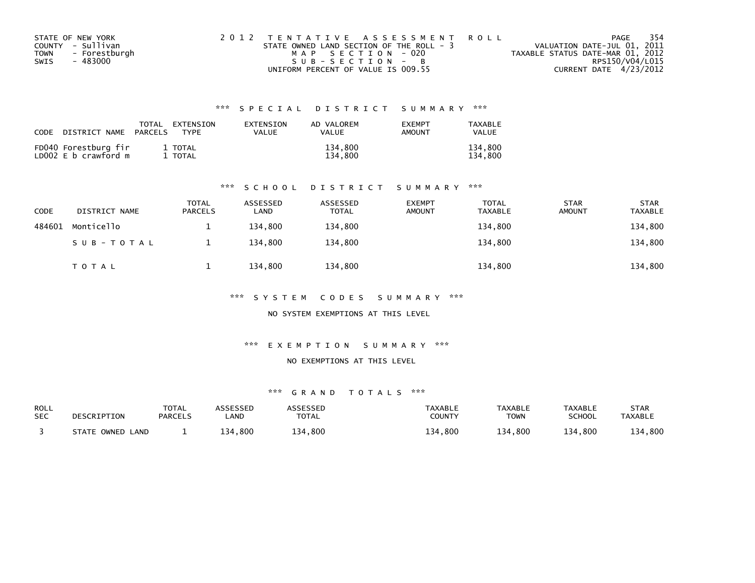STATE OF NEW YORK
COUNTY - Sullivan
TOWN - Forestburgh
SWIS - 483000

2 0 1 2 T E N T A T I V E A S S E S S M E N T R O L L
STATE OWNED LAND SECTION OF THE ROLL - 3
M A P S E C T I O N - 020
S U B - S E C T I O N - B
UNIFORM PERCENT OF VALUE IS 009.55

VALUATION DATE-JUL 01, 2011
TAXABLE STATUS DATE-MAR 01, 2012
RPS150/V04/L015
CURRENT DATE 4/23/2012

### *** S P E C I A L D I S T R I C T S U M M A R Y ***

| CODE DISTRICT NAME | TOTAL PARCELS | EXTENSION TYPE | EXTENSION VALUE | AD VALOREM VALUE | EXEMPT AMOUNT | TAXABLE VALUE |
|---|---|---|---|---|---|---|
| FD040 Forestburg fir | 1 | TOTAL | | 134,800 | | 134,800 |
| LD002 E b crawford m | 1 | TOTAL | | 134,800 | | 134,800 |

### *** S C H O O L D I S T R I C T S U M M A R Y ***

| CODE | DISTRICT NAME | TOTAL PARCELS | ASSESSED LAND | ASSESSED TOTAL | EXEMPT AMOUNT | TOTAL TAXABLE | STAR AMOUNT | STAR TAXABLE |
|---|---|---|---|---|---|---|---|---|
| 484601 | Monticello | 1 | 134,800 | 134,800 | | 134,800 | | 134,800 |
| | S U B - T O T A L | 1 | 134,800 | 134,800 | | 134,800 | | 134,800 |
| | T O T A L | 1 | 134,800 | 134,800 | | 134,800 | | 134,800 |

### *** S Y S T E M C O D E S S U M M A R Y ***

NO SYSTEM EXEMPTIONS AT THIS LEVEL

### *** E X E M P T I O N S U M M A R Y ***

NO EXEMPTIONS AT THIS LEVEL

### *** G R A N D T O T A L S ***

| ROLL SEC | DESCRIPTION | TOTAL PARCELS | ASSESSED LAND | ASSESSED TOTAL | TAXABLE COUNTY | TAXABLE TOWN | TAXABLE SCHOOL | STAR TAXABLE |
|---|---|---|---|---|---|---|---|---|
| 3 | STATE OWNED LAND | 1 | 134,800 | 134,800 | 134,800 | 134,800 | 134,800 | 134,800 |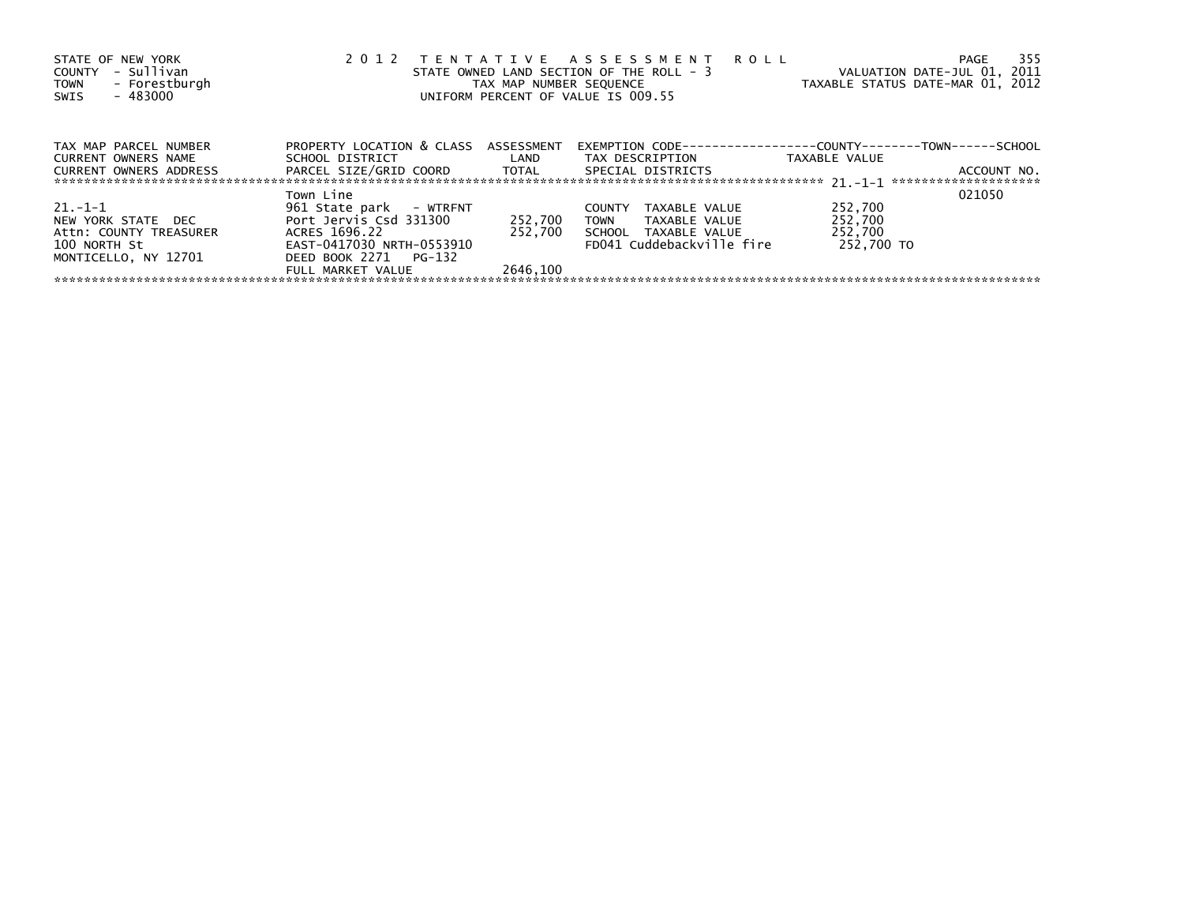STATE OF NEW YORK
COUNTY - Sullivan
TOWN - Forestburgh
SWIS - 483000

2 0 1 2 T E N T A T I V E A S S E S S M E N T R O L L
STATE OWNED LAND SECTION OF THE ROLL - 3
TAX MAP NUMBER SEQUENCE
UNIFORM PERCENT OF VALUE IS 009.55

VALUATION DATE-JUL 01, 2011
TAXABLE STATUS DATE-MAR 01, 2012

| TAX MAP PARCEL NUMBER / CURRENT OWNERS NAME / CURRENT OWNERS ADDRESS | PROPERTY LOCATION & CLASS / SCHOOL DISTRICT / PARCEL SIZE/GRID COORD | ASSESSMENT LAND / TOTAL | EXEMPTION CODE / TAX DESCRIPTION / SPECIAL DISTRICTS | COUNTY / TOWN / SCHOOL TAXABLE VALUE | ACCOUNT NO. |
|---|---|---|---|---|---|
| 21.-1-1 | Town Line | | | | 021050 |
| 21.-1-1 | 961 State park - WTRFNT | | COUNTY TAXABLE VALUE | 252,700 | |
| NEW YORK STATE DEC | Port Jervis Csd 331300 | 252,700 | TOWN TAXABLE VALUE | 252,700 | |
| Attn: COUNTY TREASURER | ACRES 1696.22 | 252,700 | SCHOOL TAXABLE VALUE | 252,700 | |
| 100 NORTH St | EAST-0417030 NRTH-0553910 | | FD041 Cuddebackville fire | 252,700 TO | |
| MONTICELLO, NY 12701 | DEED BOOK 2271 PG-132 | | | | |
| | FULL MARKET VALUE | 2646,100 | | | |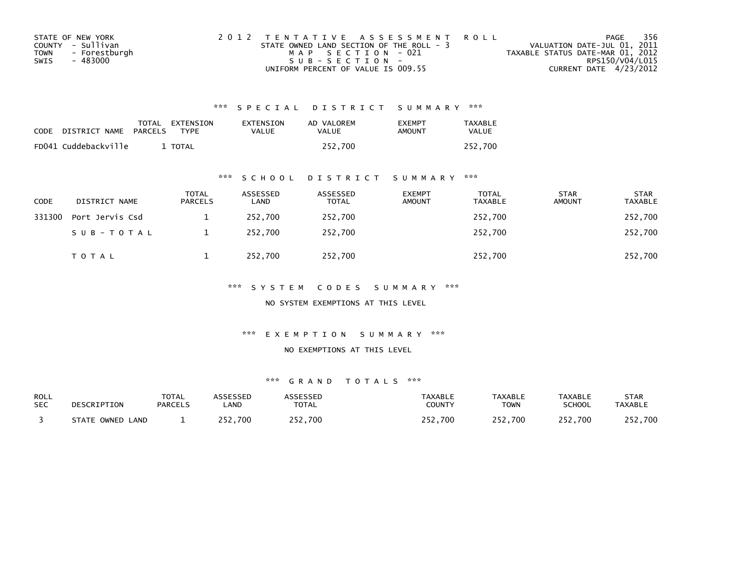STATE OF NEW YORK
COUNTY - Sullivan
TOWN - Forestburgh
SWIS - 483000

2 0 1 2 T E N T A T I V E A S S E S S M E N T R O L L
STATE OWNED LAND SECTION OF THE ROLL - 3
M A P S E C T I O N - 021
S U B - S E C T I O N -
UNIFORM PERCENT OF VALUE IS 009.55

VALUATION DATE-JUL 01, 2011
TAXABLE STATUS DATE-MAR 01, 2012
RPS150/V04/L015
CURRENT DATE 4/23/2012

### *** S P E C I A L D I S T R I C T S U M M A R Y ***

| CODE | DISTRICT NAME | TOTAL PARCELS | EXTENSION TYPE | EXTENSION VALUE | AD VALOREM VALUE | EXEMPT AMOUNT | TAXABLE VALUE |
|---|---|---|---|---|---|---|---|
| FD041 | Cuddebackville | 1 | TOTAL | | 252,700 | | 252,700 |

### *** S C H O O L D I S T R I C T S U M M A R Y ***

| CODE | DISTRICT NAME | TOTAL PARCELS | ASSESSED LAND | ASSESSED TOTAL | EXEMPT AMOUNT | TOTAL TAXABLE | STAR AMOUNT | STAR TAXABLE |
|---|---|---|---|---|---|---|---|---|
| 331300 | Port Jervis Csd | 1 | 252,700 | 252,700 | | 252,700 | | 252,700 |
| | S U B - T O T A L | 1 | 252,700 | 252,700 | | 252,700 | | 252,700 |
| | T O T A L | 1 | 252,700 | 252,700 | | 252,700 | | 252,700 |

### *** S Y S T E M C O D E S S U M M A R Y ***

NO SYSTEM EXEMPTIONS AT THIS LEVEL

### *** E X E M P T I O N S U M M A R Y ***

NO EXEMPTIONS AT THIS LEVEL

### *** G R A N D T O T A L S ***

| ROLL SEC | DESCRIPTION | TOTAL PARCELS | ASSESSED LAND | ASSESSED TOTAL | TAXABLE COUNTY | TAXABLE TOWN | TAXABLE SCHOOL | STAR TAXABLE |
|---|---|---|---|---|---|---|---|---|
| 3 | STATE OWNED LAND | 1 | 252,700 | 252,700 | 252,700 | 252,700 | 252,700 | 252,700 |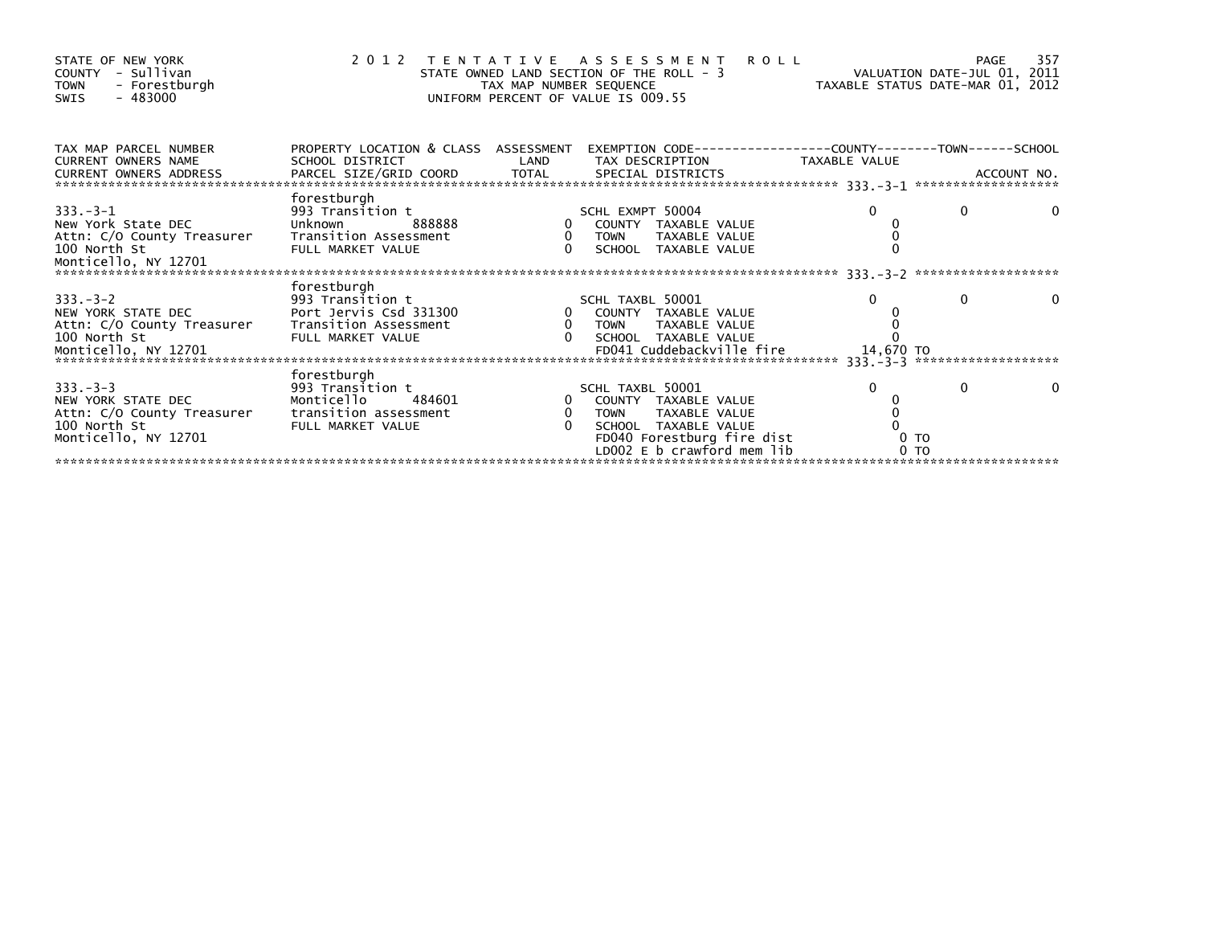STATE OF NEW YORK
COUNTY - Sullivan
TOWN - Forestburgh
SWIS - 483000

2 0 1 2 T E N T A T I V E A S S E S S M E N T R O L L
STATE OWNED LAND SECTION OF THE ROLL - 3
TAX MAP NUMBER SEQUENCE
UNIFORM PERCENT OF VALUE IS 009.55

VALUATION DATE-JUL 01, 2011
TAXABLE STATUS DATE-MAR 01, 2012

| TAX MAP PARCEL NUMBER / CURRENT OWNERS NAME / CURRENT OWNERS ADDRESS | PROPERTY LOCATION & CLASS / SCHOOL DISTRICT / PARCEL SIZE/GRID COORD | ASSESSMENT LAND / TOTAL | EXEMPTION CODE / TAX DESCRIPTION / SPECIAL DISTRICTS | COUNTY TAXABLE VALUE | TOWN | SCHOOL / ACCOUNT NO. |
|---|---|---|---|---|---|---|
| 333.-3-1 | forestburgh | | | | | |
| | 993 Transition t | | SCHL EXMPT 50004 | 0 | 0 | 0 |
| New York State DEC | Unknown 888888 | 0 | COUNTY TAXABLE VALUE | 0 | | |
| Attn: C/O County Treasurer | Transition Assessment | 0 | TOWN TAXABLE VALUE | 0 | | |
| 100 North St | FULL MARKET VALUE | 0 | SCHOOL TAXABLE VALUE | 0 | | |
| Monticello, NY 12701 | | | | | | |
| 333.-3-2 | forestburgh | | | | | |
| | 993 Transition t | | SCHL TAXBL 50001 | 0 | 0 | 0 |
| NEW YORK STATE DEC | Port Jervis Csd 331300 | 0 | COUNTY TAXABLE VALUE | 0 | | |
| Attn: C/O County Treasurer | Transition Assessment | 0 | TOWN TAXABLE VALUE | 0 | | |
| 100 North St | FULL MARKET VALUE | 0 | SCHOOL TAXABLE VALUE | 0 | | |
| Monticello, NY 12701 | | | FD041 Cuddebackville fire | 14,670 TO | | |
| 333.-3-3 | forestburgh | | | | | |
| | 993 Transition t | | SCHL TAXBL 50001 | 0 | 0 | 0 |
| NEW YORK STATE DEC | Monticello 484601 | 0 | COUNTY TAXABLE VALUE | 0 | | |
| Attn: C/O County Treasurer | transition assessment | 0 | TOWN TAXABLE VALUE | 0 | | |
| 100 North St | FULL MARKET VALUE | 0 | SCHOOL TAXABLE VALUE | 0 | | |
| Monticello, NY 12701 | | | FD040 Forestburg fire dist | 0 TO | | |
| | | | LD002 E b crawford mem lib | 0 TO | | |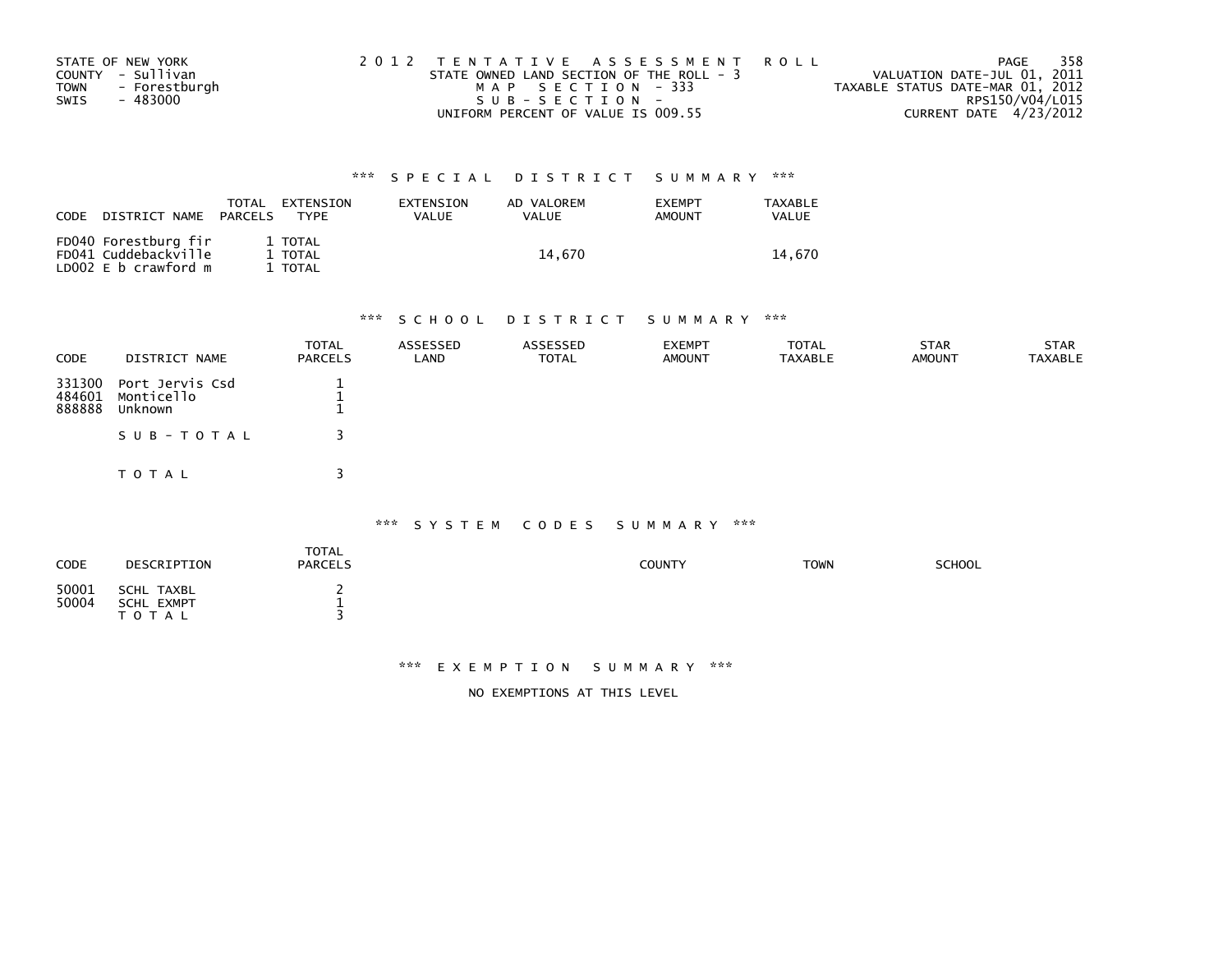STATE OF NEW YORK
COUNTY - Sullivan
TOWN - Forestburgh
SWIS - 483000

2 0 1 2 T E N T A T I V E A S S E S S M E N T R O L L
STATE OWNED LAND SECTION OF THE ROLL - 3
M A P S E C T I O N - 333
S U B - S E C T I O N -
UNIFORM PERCENT OF VALUE IS 009.55

VALUATION DATE-JUL 01, 2011
TAXABLE STATUS DATE-MAR 01, 2012
RPS150/V04/L015
CURRENT DATE 4/23/2012

## *** S P E C I A L D I S T R I C T S U M M A R Y ***

| CODE | DISTRICT NAME | TOTAL PARCELS | EXTENSION TYPE | EXTENSION VALUE | AD VALOREM VALUE | EXEMPT AMOUNT | TAXABLE VALUE |
|---|---|---|---|---|---|---|---|
| FD040 | Forestburg fir | 1 | TOTAL | | | | |
| FD041 | Cuddebackville | 1 | TOTAL | | 14,670 | | 14,670 |
| LD002 | E b crawford m | 1 | TOTAL | | | | |

## *** S C H O O L D I S T R I C T S U M M A R Y ***

| CODE | DISTRICT NAME | TOTAL PARCELS | ASSESSED LAND | ASSESSED TOTAL | EXEMPT AMOUNT | TOTAL TAXABLE | STAR AMOUNT | STAR TAXABLE |
|---|---|---|---|---|---|---|---|---|
| 331300 | Port Jervis Csd | 1 | | | | | | |
| 484601 | Monticello | 1 | | | | | | |
| 888888 | Unknown | 1 | | | | | | |
| | S U B - T O T A L | 3 | | | | | | |
| | T O T A L | 3 | | | | | | |

## *** S Y S T E M C O D E S S U M M A R Y ***

| CODE | DESCRIPTION | TOTAL PARCELS | COUNTY | TOWN | SCHOOL |
|---|---|---|---|---|---|
| 50001 | SCHL TAXBL | 2 | | | |
| 50004 | SCHL EXMPT | 1 | | | |
| | T O T A L | 3 | | | |

## *** E X E M P T I O N S U M M A R Y ***

NO EXEMPTIONS AT THIS LEVEL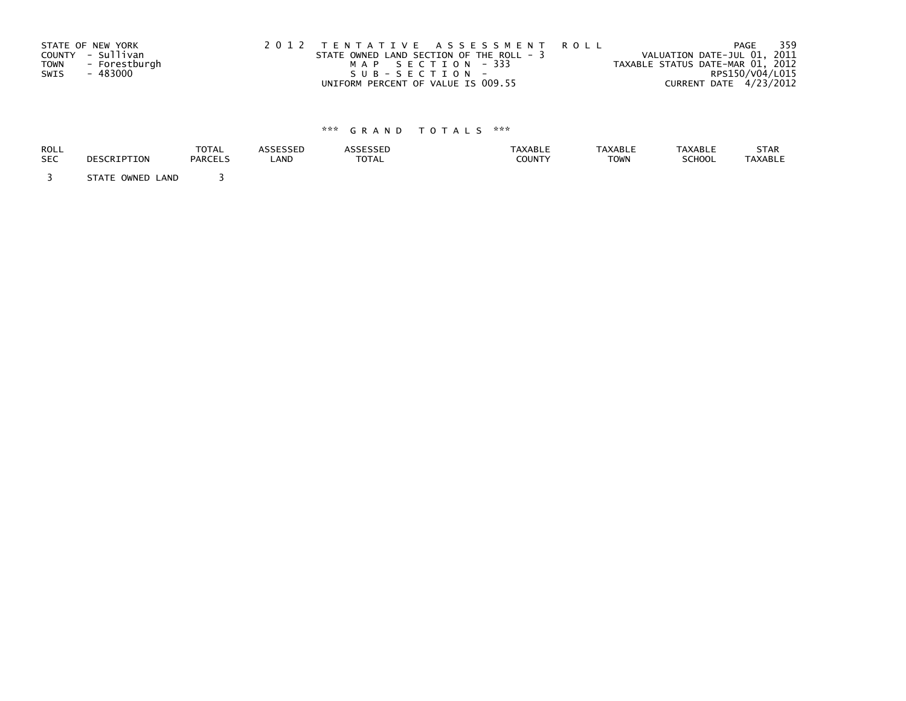STATE OF NEW YORK
COUNTY - Sullivan
TOWN - Forestburgh
SWIS - 483000

2 0 1 2 T E N T A T I V E A S S E S S M E N T R O L L
STATE OWNED LAND SECTION OF THE ROLL - 3
M A P S E C T I O N - 333
S U B - S E C T I O N -
UNIFORM PERCENT OF VALUE IS 009.55

VALUATION DATE-JUL 01, 2011
TAXABLE STATUS DATE-MAR 01, 2012
RPS150/V04/L015
CURRENT DATE 4/23/2012

*** G R A N D T O T A L S ***

| ROLL SEC | DESCRIPTION | TOTAL PARCELS | ASSESSED LAND | ASSESSED TOTAL | TAXABLE COUNTY | TAXABLE TOWN | TAXABLE SCHOOL | STAR TAXABLE |
|---|---|---|---|---|---|---|---|---|
| 3 | STATE OWNED LAND | 3 | | | | | | |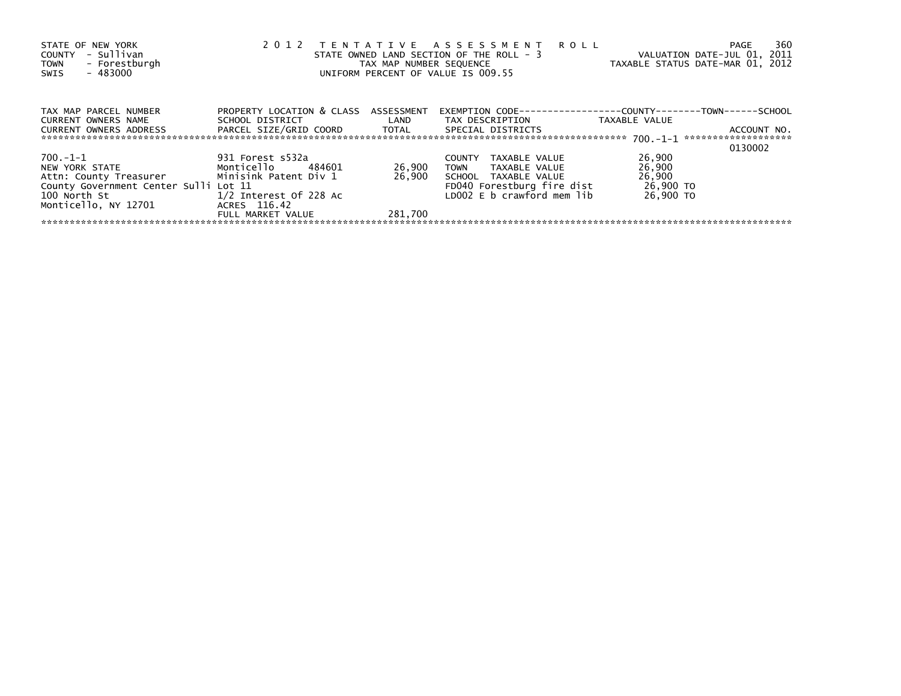STATE OF NEW YORK
COUNTY - Sullivan
TOWN - Forestburgh
SWIS - 483000

2 0 1 2 T E N T A T I V E A S S E S S M E N T R O L L
STATE OWNED LAND SECTION OF THE ROLL - 3
TAX MAP NUMBER SEQUENCE
UNIFORM PERCENT OF VALUE IS 009.55

VALUATION DATE-JUL 01, 2011
TAXABLE STATUS DATE-MAR 01, 2012

| TAX MAP PARCEL NUMBER / CURRENT OWNERS NAME / CURRENT OWNERS ADDRESS | PROPERTY LOCATION & CLASS / SCHOOL DISTRICT / PARCEL SIZE/GRID COORD | ASSESSMENT LAND / TOTAL | EXEMPTION CODE / TAX DESCRIPTION / SPECIAL DISTRICTS | COUNTY / TOWN / SCHOOL TAXABLE VALUE | ACCOUNT NO. |
|---|---|---|---|---|---|
| 700.-1-1 | | | | | 0130002 |
| 700.-1-1 | 931 Forest s532a | | COUNTY TAXABLE VALUE | 26,900 | |
| NEW YORK STATE | Monticello 484601 | 26,900 | TOWN TAXABLE VALUE | 26,900 | |
| Attn: County Treasurer | Minisink Patent Div 1 | 26,900 | SCHOOL TAXABLE VALUE | 26,900 | |
| County Government Center Sulli | Lot 11 | | FD040 Forestburg fire dist | 26,900 TO | |
| 100 North St | 1/2 Interest Of 228 Ac | | LD002 E b crawford mem lib | 26,900 TO | |
| Monticello, NY 12701 | ACRES 116.42 | | | | |
| | FULL MARKET VALUE | 281,700 | | | |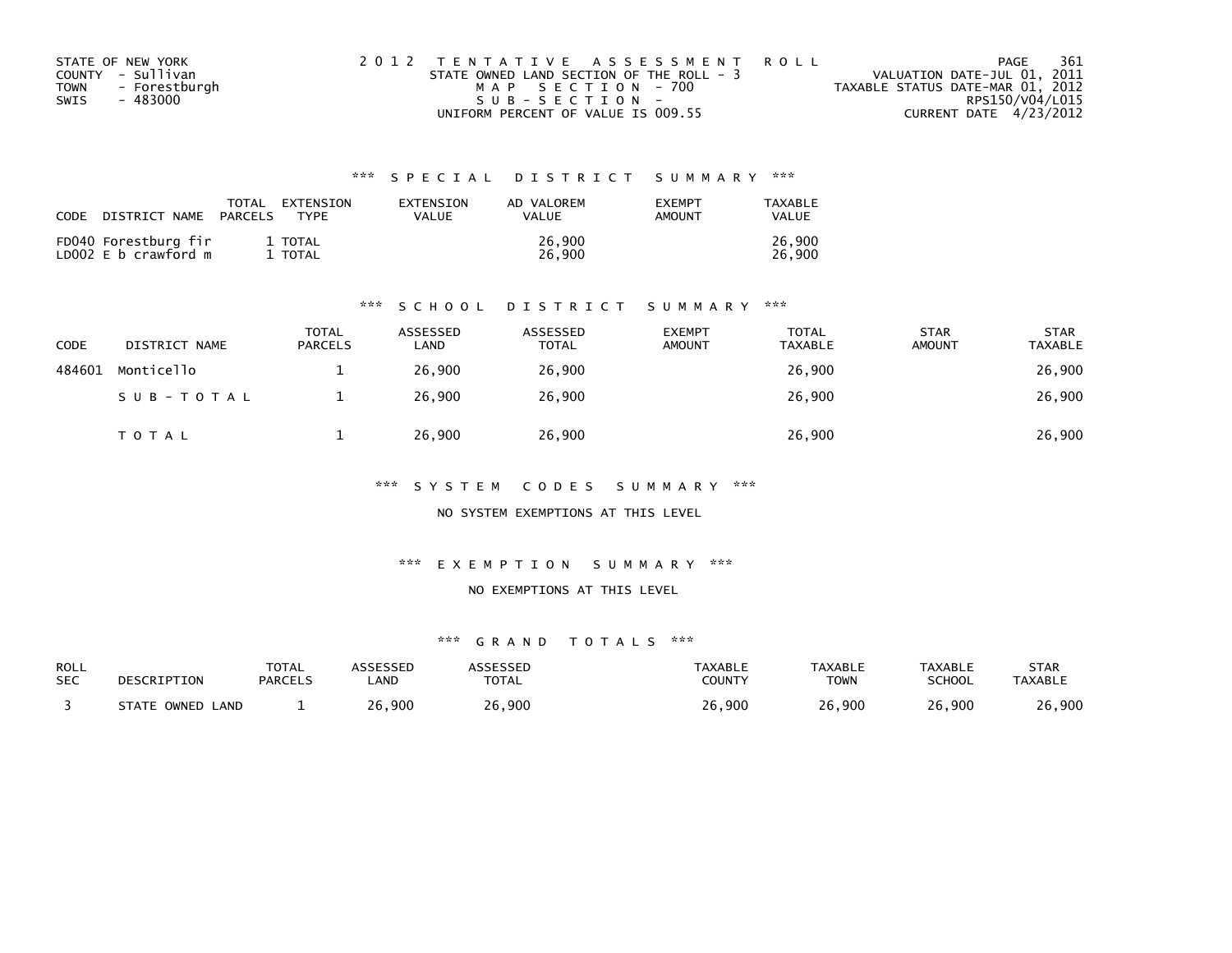STATE OF NEW YORK
COUNTY - Sullivan
TOWN - Forestburgh
SWIS - 483000

2 0 1 2 T E N T A T I V E A S S E S S M E N T R O L L
STATE OWNED LAND SECTION OF THE ROLL - 3
M A P S E C T I O N - 700
S U B - S E C T I O N -
UNIFORM PERCENT OF VALUE IS 009.55

VALUATION DATE-JUL 01, 2011
TAXABLE STATUS DATE-MAR 01, 2012
RPS150/V04/L015
CURRENT DATE 4/23/2012

### *** S P E C I A L D I S T R I C T S U M M A R Y ***

| CODE DISTRICT NAME | TOTAL PARCELS | EXTENSION TYPE | EXTENSION VALUE | AD VALOREM VALUE | EXEMPT AMOUNT | TAXABLE VALUE |
|---|---|---|---|---|---|---|
| FD040 Forestburg fir | 1 | TOTAL | | 26,900 | | 26,900 |
| LD002 E b crawford m | 1 | TOTAL | | 26,900 | | 26,900 |

### *** S C H O O L D I S T R I C T S U M M A R Y ***

| CODE | DISTRICT NAME | TOTAL PARCELS | ASSESSED LAND | ASSESSED TOTAL | EXEMPT AMOUNT | TOTAL TAXABLE | STAR AMOUNT | STAR TAXABLE |
|---|---|---|---|---|---|---|---|---|
| 484601 | Monticello | 1 | 26,900 | 26,900 | | 26,900 | | 26,900 |
| | S U B - T O T A L | 1 | 26,900 | 26,900 | | 26,900 | | 26,900 |
| | T O T A L | 1 | 26,900 | 26,900 | | 26,900 | | 26,900 |

### *** S Y S T E M C O D E S S U M M A R Y ***

NO SYSTEM EXEMPTIONS AT THIS LEVEL

### *** E X E M P T I O N S U M M A R Y ***

NO EXEMPTIONS AT THIS LEVEL

### *** G R A N D T O T A L S ***

| ROLL SEC | DESCRIPTION | TOTAL PARCELS | ASSESSED LAND | ASSESSED TOTAL | TAXABLE COUNTY | TAXABLE TOWN | TAXABLE SCHOOL | STAR TAXABLE |
|---|---|---|---|---|---|---|---|---|
| 3 | STATE OWNED LAND | 1 | 26,900 | 26,900 | 26,900 | 26,900 | 26,900 | 26,900 |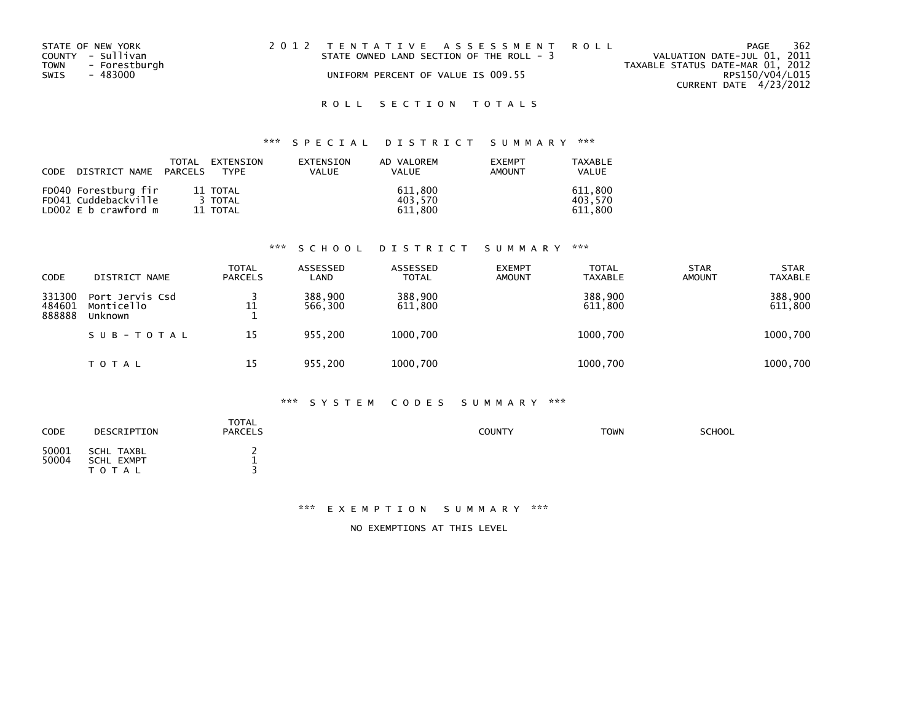STATE OF NEW YORK
COUNTY - Sullivan
TOWN - Forestburgh
SWIS - 483000

2012 TENTATIVE ASSESSMENT ROLL
STATE OWNED LAND SECTION OF THE ROLL - 3
UNIFORM PERCENT OF VALUE IS 009.55

VALUATION DATE-JUL 01, 2011
TAXABLE STATUS DATE-MAR 01, 2012
RPS150/V04/L015
CURRENT DATE 4/23/2012

## ROLL SECTION TOTALS

### *** SPECIAL DISTRICT SUMMARY ***

| CODE DISTRICT NAME | TOTAL PARCELS | EXTENSION TYPE | EXTENSION VALUE | AD VALOREM VALUE | EXEMPT AMOUNT | TAXABLE VALUE |
|---|---|---|---|---|---|---|
| FD040 Forestburg fir | 11 | TOTAL | | 611,800 | | 611,800 |
| FD041 Cuddebackville | 3 | TOTAL | | 403,570 | | 403,570 |
| LD002 E b crawford m | 11 | TOTAL | | 611,800 | | 611,800 |

### *** SCHOOL DISTRICT SUMMARY ***

| CODE | DISTRICT NAME | TOTAL PARCELS | ASSESSED LAND | ASSESSED TOTAL | EXEMPT AMOUNT | TOTAL TAXABLE | STAR AMOUNT | STAR TAXABLE |
|---|---|---|---|---|---|---|---|---|
| 331300 | Port Jervis Csd | 3 | 388,900 | 388,900 | | 388,900 | | 388,900 |
| 484601 | Monticello | 11 | 566,300 | 611,800 | | 611,800 | | 611,800 |
| 888888 | Unknown | 1 | | | | | | |
| | SUB-TOTAL | 15 | 955,200 | 1000,700 | | 1000,700 | | 1000,700 |
| | TOTAL | 15 | 955,200 | 1000,700 | | 1000,700 | | 1000,700 |

### *** SYSTEM CODES SUMMARY ***

| CODE | DESCRIPTION | TOTAL PARCELS | COUNTY | TOWN | SCHOOL |
|---|---|---|---|---|---|
| 50001 | SCHL TAXBL | 2 | | | |
| 50004 | SCHL EXMPT | 1 | | | |
| | TOTAL | 3 | | | |

### *** EXEMPTION SUMMARY ***

NO EXEMPTIONS AT THIS LEVEL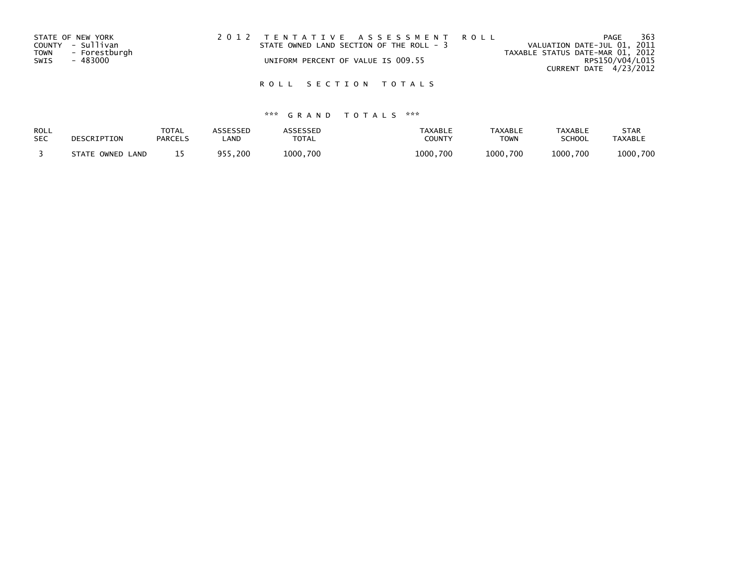STATE OF NEW YORK
COUNTY - Sullivan
TOWN - Forestburgh
SWIS - 483000

2 0 1 2 T E N T A T I V E A S S E S S M E N T R O L L
STATE OWNED LAND SECTION OF THE ROLL - 3
UNIFORM PERCENT OF VALUE IS 009.55

VALUATION DATE-JUL 01, 2011
TAXABLE STATUS DATE-MAR 01, 2012
RPS150/V04/L015
CURRENT DATE 4/23/2012

R O L L S E C T I O N T O T A L S

*** G R A N D T O T A L S ***

| ROLL SEC | DESCRIPTION | TOTAL PARCELS | ASSESSED LAND | ASSESSED TOTAL | TAXABLE COUNTY | TAXABLE TOWN | TAXABLE SCHOOL | STAR TAXABLE |
|---|---|---|---|---|---|---|---|---|
| 3 | STATE OWNED LAND | 15 | 955,200 | 1000,700 | 1000,700 | 1000,700 | 1000,700 | 1000,700 |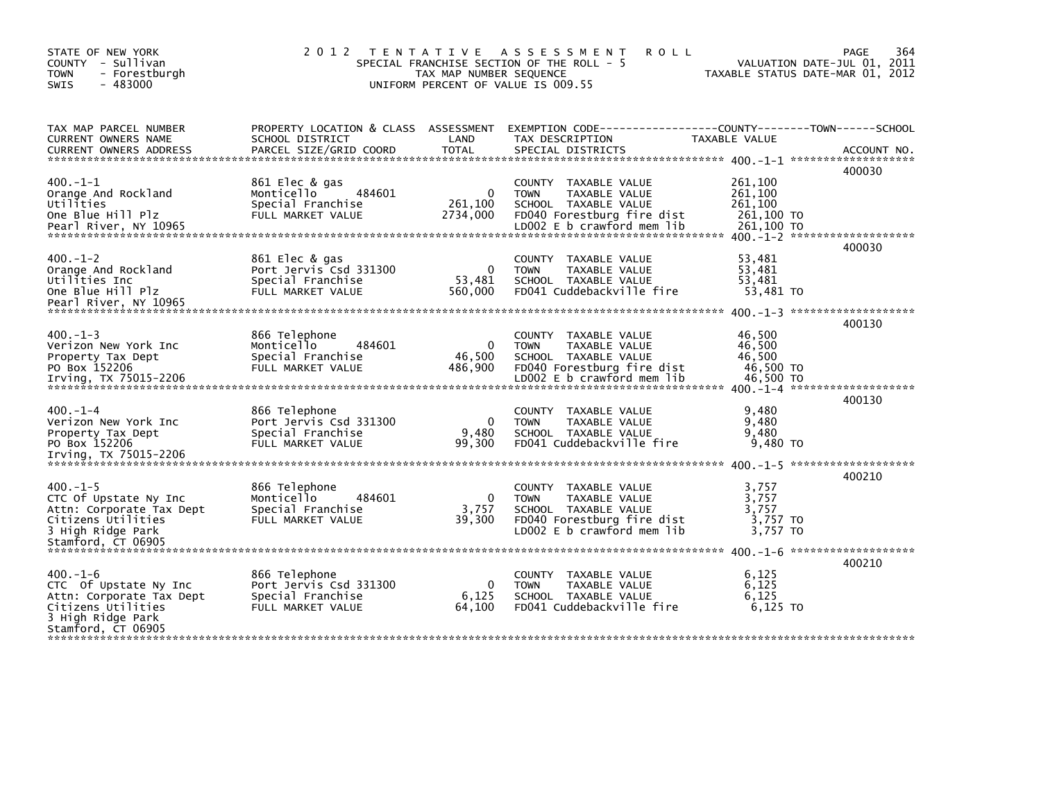STATE OF NEW YORK
COUNTY - Sullivan
TOWN - Forestburgh
SWIS - 483000

# 2012 TENTATIVE ASSESSMENT ROLL
SPECIAL FRANCHISE SECTION OF THE ROLL - 5
TAX MAP NUMBER SEQUENCE
UNIFORM PERCENT OF VALUE IS 009.55

VALUATION DATE-JUL 01, 2011
TAXABLE STATUS DATE-MAR 01, 2012

| TAX MAP PARCEL NUMBER / CURRENT OWNERS NAME / CURRENT OWNERS ADDRESS | PROPERTY LOCATION & CLASS / SCHOOL DISTRICT / PARCEL SIZE/GRID COORD | ASSESSMENT LAND / TOTAL | EXEMPTION CODE / TAX DESCRIPTION / SPECIAL DISTRICTS | TAXABLE VALUE (COUNTY / TOWN / SCHOOL) | ACCOUNT NO. |
|---|---|---|---|---|---|
| 400.-1-1 | | | | | 400030 |
| Orange And Rockland | 861 Elec & gas | | COUNTY TAXABLE VALUE | 261,100 | |
| Utilities | Monticello 484601 | 0 | TOWN TAXABLE VALUE | 261,100 | |
| One Blue Hill Plz | Special Franchise | 261,100 | SCHOOL TAXABLE VALUE | 261,100 | |
| Pearl River, NY 10965 | FULL MARKET VALUE | 2734,000 | FD040 Forestburg fire dist | 261,100 TO | |
| | | | LD002 E b crawford mem lib | 261,100 TO | |
| 400.-1-2 | | | | | 400030 |
| Orange And Rockland | 861 Elec & gas | | COUNTY TAXABLE VALUE | 53,481 | |
| Utilities Inc | Port Jervis Csd 331300 | 0 | TOWN TAXABLE VALUE | 53,481 | |
| One Blue Hill Plz | Special Franchise | 53,481 | SCHOOL TAXABLE VALUE | 53,481 | |
| Pearl River, NY 10965 | FULL MARKET VALUE | 560,000 | FD041 Cuddebackville fire | 53,481 TO | |
| 400.-1-3 | | | | | 400130 |
| Verizon New York Inc | 866 Telephone | | COUNTY TAXABLE VALUE | 46,500 | |
| Property Tax Dept | Monticello 484601 | 0 | TOWN TAXABLE VALUE | 46,500 | |
| PO Box 152206 | Special Franchise | 46,500 | SCHOOL TAXABLE VALUE | 46,500 | |
| Irving, TX 75015-2206 | FULL MARKET VALUE | 486,900 | FD040 Forestburg fire dist | 46,500 TO | |
| | | | LD002 E b crawford mem lib | 46,500 TO | |
| 400.-1-4 | | | | | 400130 |
| Verizon New York Inc | 866 Telephone | | COUNTY TAXABLE VALUE | 9,480 | |
| Property Tax Dept | Port Jervis Csd 331300 | 0 | TOWN TAXABLE VALUE | 9,480 | |
| PO Box 152206 | Special Franchise | 9,480 | SCHOOL TAXABLE VALUE | 9,480 | |
| Irving, TX 75015-2206 | FULL MARKET VALUE | 99,300 | FD041 Cuddebackville fire | 9,480 TO | |
| 400.-1-5 | | | | | 400210 |
| CTC Of Upstate Ny Inc | 866 Telephone | | COUNTY TAXABLE VALUE | 3,757 | |
| Attn: Corporate Tax Dept | Monticello 484601 | 0 | TOWN TAXABLE VALUE | 3,757 | |
| Citizens Utilities | Special Franchise | 3,757 | SCHOOL TAXABLE VALUE | 3,757 | |
| 3 High Ridge Park | FULL MARKET VALUE | 39,300 | FD040 Forestburg fire dist | 3,757 TO | |
| Stamford, CT 06905 | | | LD002 E b crawford mem lib | 3,757 TO | |
| 400.-1-6 | | | | | 400210 |
| CTC Of Upstate Ny Inc | 866 Telephone | | COUNTY TAXABLE VALUE | 6,125 | |
| Attn: Corporate Tax Dept | Port Jervis Csd 331300 | 0 | TOWN TAXABLE VALUE | 6,125 | |
| Citizens Utilities | Special Franchise | 6,125 | SCHOOL TAXABLE VALUE | 6,125 | |
| 3 High Ridge Park | FULL MARKET VALUE | 64,100 | FD041 Cuddebackville fire | 6,125 TO | |
| Stamford, CT 06905 | | | | | |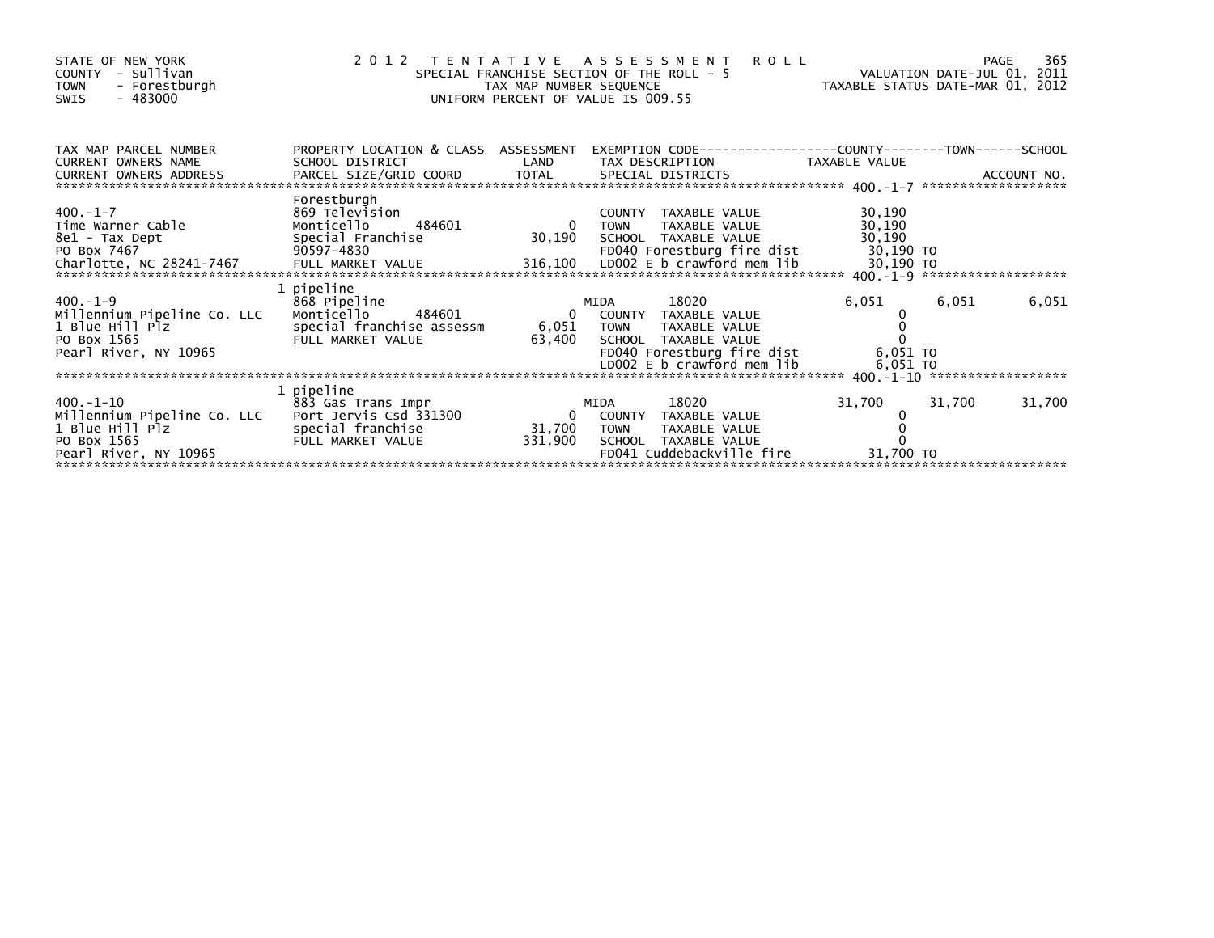STATE OF NEW YORK
COUNTY - Sullivan
TOWN - Forestburgh
SWIS - 483000

2012 TENTATIVE ASSESSMENT ROLL
SPECIAL FRANCHISE SECTION OF THE ROLL - 5
TAX MAP NUMBER SEQUENCE
UNIFORM PERCENT OF VALUE IS 009.55

VALUATION DATE-JUL 01, 2011
TAXABLE STATUS DATE-MAR 01, 2012

| TAX MAP PARCEL NUMBER / CURRENT OWNERS NAME / CURRENT OWNERS ADDRESS | PROPERTY LOCATION & CLASS / SCHOOL DISTRICT / PARCEL SIZE/GRID COORD | ASSESSMENT LAND / TOTAL | EXEMPTION CODE / TAX DESCRIPTION / SPECIAL DISTRICTS | COUNTY TAXABLE VALUE | TOWN | SCHOOL | ACCOUNT NO. |
|---|---|---|---|---|---|---|---|
| **400.-1-7** | Forestburgh | | | | | | |
| | 869 Television | | COUNTY TAXABLE VALUE | 30,190 | | | |
| Time Warner Cable | Monticello 484601 | 0 | TOWN TAXABLE VALUE | 30,190 | | | |
| 8e1 - Tax Dept | Special Franchise | 30,190 | SCHOOL TAXABLE VALUE | 30,190 | | | |
| PO Box 7467 | 90597-4830 | | FD040 Forestburg fire dist | 30,190 TO | | | |
| Charlotte, NC 28241-7467 | FULL MARKET VALUE | 316,100 | LD002 E b crawford mem lib | 30,190 TO | | | |
| **400.-1-9** | 1 pipeline | | | | | | |
| | 868 Pipeline | | MIDA 18020 | 6,051 | 6,051 | 6,051 | |
| Millennium Pipeline Co. LLC | Monticello 484601 | 0 | COUNTY TAXABLE VALUE | 0 | | | |
| 1 Blue Hill Plz | special franchise assessm | 6,051 | TOWN TAXABLE VALUE | 0 | | | |
| PO Box 1565 | FULL MARKET VALUE | 63,400 | SCHOOL TAXABLE VALUE | 0 | | | |
| Pearl River, NY 10965 | | | FD040 Forestburg fire dist | 6,051 TO | | | |
| | | | LD002 E b crawford mem lib | 6,051 TO | | | |
| **400.-1-10** | 1 pipeline | | | | | | |
| | 883 Gas Trans Impr | | MIDA 18020 | 31,700 | 31,700 | 31,700 | |
| Millennium Pipeline Co. LLC | Port Jervis Csd 331300 | 0 | COUNTY TAXABLE VALUE | 0 | | | |
| 1 Blue Hill Plz | special franchise | 31,700 | TOWN TAXABLE VALUE | 0 | | | |
| PO Box 1565 | FULL MARKET VALUE | 331,900 | SCHOOL TAXABLE VALUE | 0 | | | |
| Pearl River, NY 10965 | | | FD041 Cuddebackville fire | 31,700 TO | | | |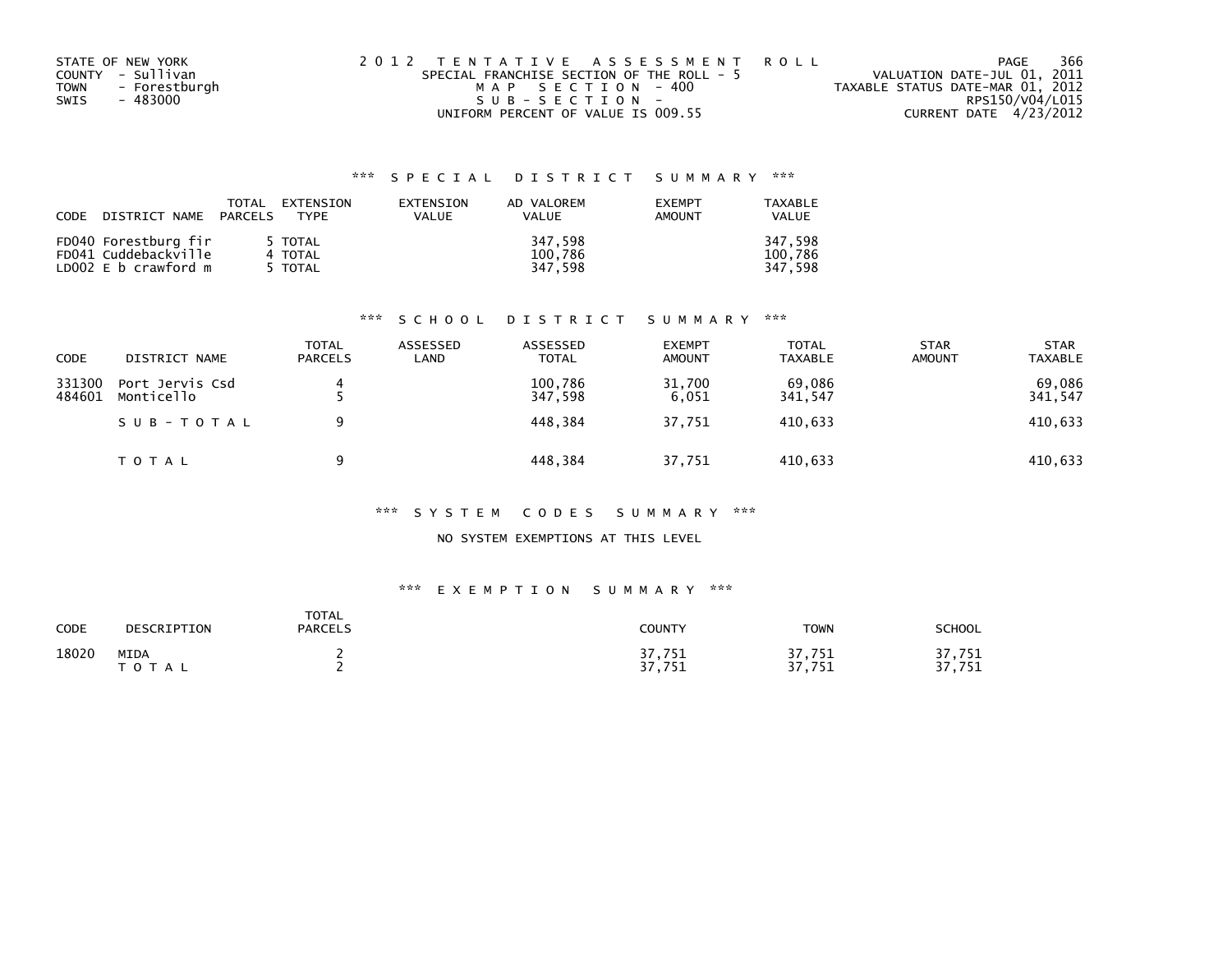STATE OF NEW YORK
COUNTY - Sullivan
TOWN - Forestburgh
SWIS - 483000

2 0 1 2 T E N T A T I V E A S S E S S M E N T R O L L
SPECIAL FRANCHISE SECTION OF THE ROLL - 5
M A P S E C T I O N - 400
S U B - S E C T I O N -
UNIFORM PERCENT OF VALUE IS 009.55

VALUATION DATE-JUL 01, 2011
TAXABLE STATUS DATE-MAR 01, 2012
RPS150/V04/L015
CURRENT DATE 4/23/2012

## *** S P E C I A L D I S T R I C T S U M M A R Y ***

| CODE | DISTRICT NAME | TOTAL PARCELS | EXTENSION TYPE | EXTENSION VALUE | AD VALOREM VALUE | EXEMPT AMOUNT | TAXABLE VALUE |
|---|---|---|---|---|---|---|---|
| FD040 | Forestburg fir | 5 | TOTAL | | 347,598 | | 347,598 |
| FD041 | Cuddebackville | 4 | TOTAL | | 100,786 | | 100,786 |
| LD002 | E b crawford m | 5 | TOTAL | | 347,598 | | 347,598 |

## *** S C H O O L D I S T R I C T S U M M A R Y ***

| CODE | DISTRICT NAME | TOTAL PARCELS | ASSESSED LAND | ASSESSED TOTAL | EXEMPT AMOUNT | TOTAL TAXABLE | STAR AMOUNT | STAR TAXABLE |
|---|---|---|---|---|---|---|---|---|
| 331300 | Port Jervis Csd | 4 | | 100,786 | 31,700 | 69,086 | | 69,086 |
| 484601 | Monticello | 5 | | 347,598 | 6,051 | 341,547 | | 341,547 |
| | S U B - T O T A L | 9 | | 448,384 | 37,751 | 410,633 | | 410,633 |
| | T O T A L | 9 | | 448,384 | 37,751 | 410,633 | | 410,633 |

## *** S Y S T E M C O D E S S U M M A R Y ***

NO SYSTEM EXEMPTIONS AT THIS LEVEL

## *** E X E M P T I O N S U M M A R Y ***

| CODE | DESCRIPTION | TOTAL PARCELS | COUNTY | TOWN | SCHOOL |
|---|---|---|---|---|---|
| 18020 | MIDA | 2 | 37,751 | 37,751 | 37,751 |
| | T O T A L | 2 | 37,751 | 37,751 | 37,751 |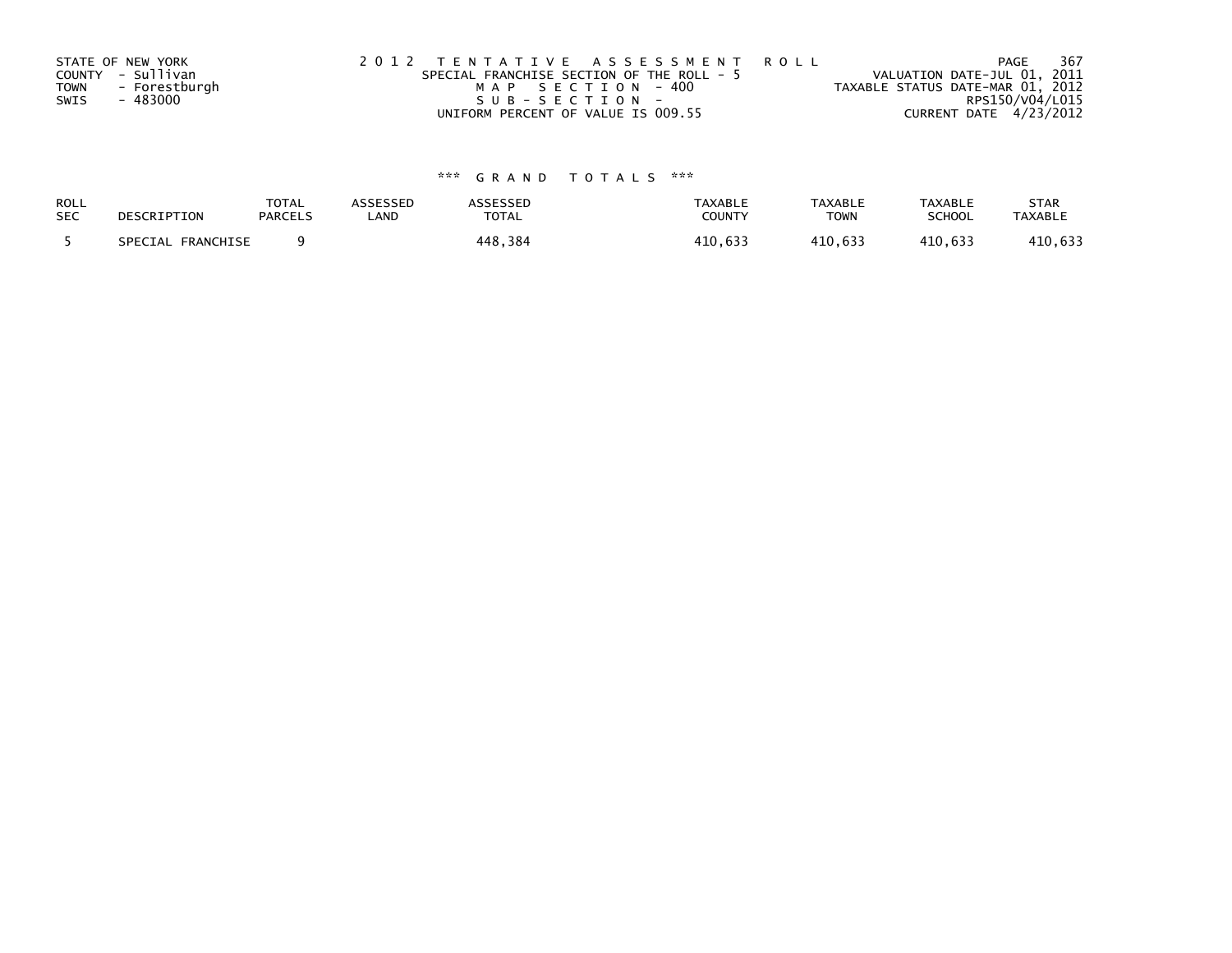STATE OF NEW YORK
COUNTY - Sullivan
TOWN - Forestburgh
SWIS - 483000

2 0 1 2 T E N T A T I V E A S S E S S M E N T R O L L
SPECIAL FRANCHISE SECTION OF THE ROLL - 5
M A P S E C T I O N - 400
S U B - S E C T I O N -
UNIFORM PERCENT OF VALUE IS 009.55

VALUATION DATE-JUL 01, 2011
TAXABLE STATUS DATE-MAR 01, 2012
RPS150/V04/L015
CURRENT DATE 4/23/2012

### *** G R A N D T O T A L S ***

| ROLL SEC | DESCRIPTION | TOTAL PARCELS | ASSESSED LAND | ASSESSED TOTAL | TAXABLE COUNTY | TAXABLE TOWN | TAXABLE SCHOOL | STAR TAXABLE |
|---|---|---|---|---|---|---|---|---|
| 5 | SPECIAL FRANCHISE | 9 | | 448,384 | 410,633 | 410,633 | 410,633 | 410,633 |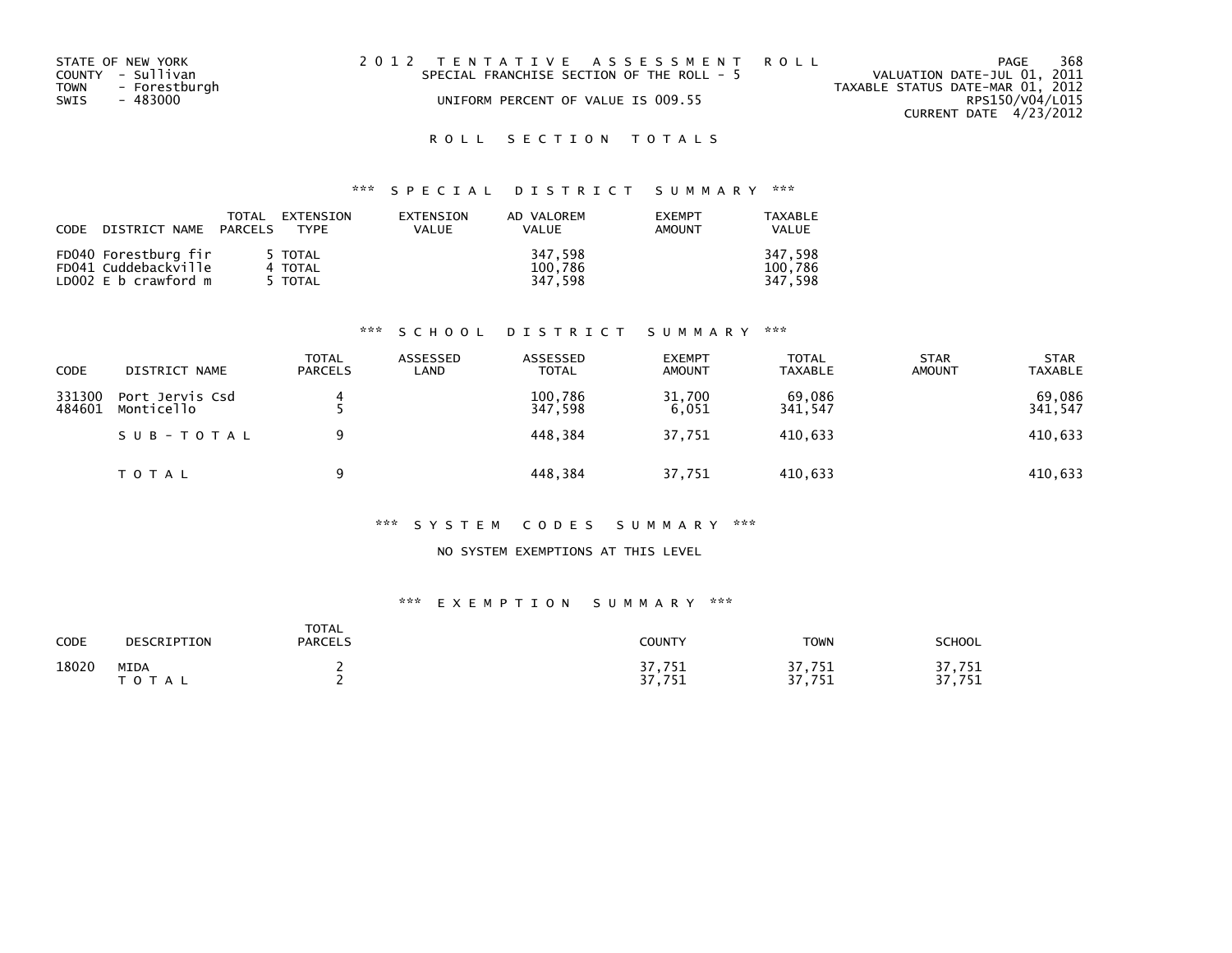STATE OF NEW YORK
COUNTY - Sullivan
TOWN - Forestburgh
SWIS - 483000

2 0 1 2 T E N T A T I V E A S S E S S M E N T R O L L
SPECIAL FRANCHISE SECTION OF THE ROLL - 5
UNIFORM PERCENT OF VALUE IS 009.55

VALUATION DATE-JUL 01, 2011
TAXABLE STATUS DATE-MAR 01, 2012
RPS150/V04/L015
CURRENT DATE 4/23/2012

R O L L S E C T I O N T O T A L S

*** S P E C I A L D I S T R I C T S U M M A R Y ***

| CODE DISTRICT NAME | TOTAL PARCELS | EXTENSION TYPE | EXTENSION VALUE | AD VALOREM VALUE | EXEMPT AMOUNT | TAXABLE VALUE |
|---|---|---|---|---|---|---|
| FD040 Forestburg fir | 5 | TOTAL | | 347,598 | | 347,598 |
| FD041 Cuddebackville | 4 | TOTAL | | 100,786 | | 100,786 |
| LD002 E b crawford m | 5 | TOTAL | | 347,598 | | 347,598 |

*** S C H O O L D I S T R I C T S U M M A R Y ***

| CODE | DISTRICT NAME | TOTAL PARCELS | ASSESSED LAND | ASSESSED TOTAL | EXEMPT AMOUNT | TOTAL TAXABLE | STAR AMOUNT | STAR TAXABLE |
|---|---|---|---|---|---|---|---|---|
| 331300 | Port Jervis Csd | 4 | | 100,786 | 31,700 | 69,086 | | 69,086 |
| 484601 | Monticello | 5 | | 347,598 | 6,051 | 341,547 | | 341,547 |
| | S U B - T O T A L | 9 | | 448,384 | 37,751 | 410,633 | | 410,633 |
| | T O T A L | 9 | | 448,384 | 37,751 | 410,633 | | 410,633 |

*** S Y S T E M C O D E S S U M M A R Y ***

NO SYSTEM EXEMPTIONS AT THIS LEVEL

*** E X E M P T I O N S U M M A R Y ***

| CODE | DESCRIPTION | TOTAL PARCELS | COUNTY | TOWN | SCHOOL |
|---|---|---|---|---|---|
| 18020 | MIDA | 2 | 37,751 | 37,751 | 37,751 |
| | T O T A L | 2 | 37,751 | 37,751 | 37,751 |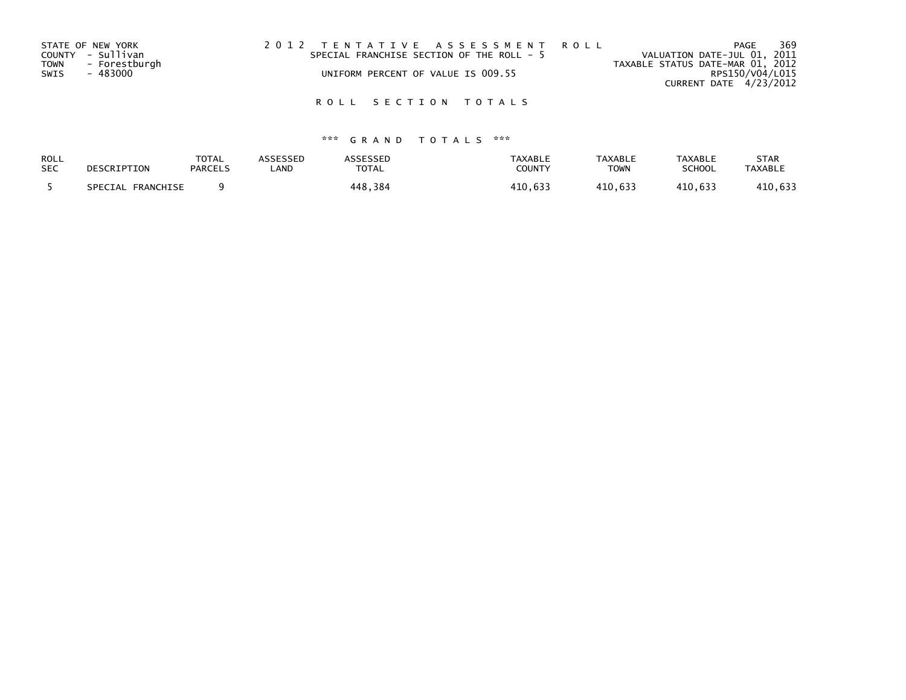STATE OF NEW YORK
COUNTY - Sullivan
TOWN - Forestburgh
SWIS - 483000

2 0 1 2 T E N T A T I V E A S S E S S M E N T R O L L
SPECIAL FRANCHISE SECTION OF THE ROLL - 5
UNIFORM PERCENT OF VALUE IS 009.55

VALUATION DATE-JUL 01, 2011
TAXABLE STATUS DATE-MAR 01, 2012
RPS150/V04/L015
CURRENT DATE 4/23/2012

R O L L S E C T I O N T O T A L S

*** G R A N D T O T A L S ***

| ROLL SEC | DESCRIPTION | TOTAL PARCELS | ASSESSED LAND | ASSESSED TOTAL | TAXABLE COUNTY | TAXABLE TOWN | TAXABLE SCHOOL | STAR TAXABLE |
|---|---|---|---|---|---|---|---|---|
| 5 | SPECIAL FRANCHISE | 9 | | 448,384 | 410,633 | 410,633 | 410,633 | 410,633 |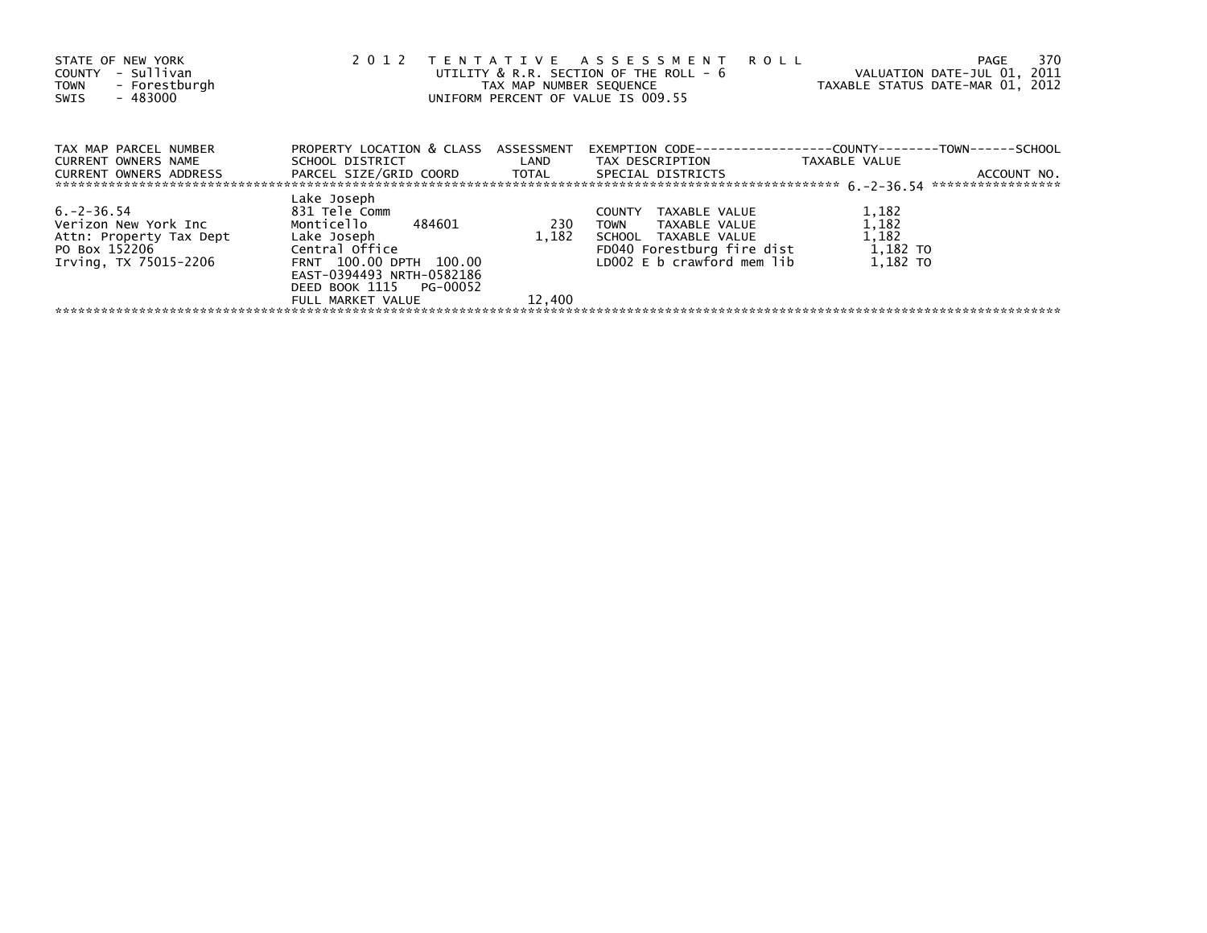STATE OF NEW YORK
COUNTY - Sullivan
TOWN - Forestburgh
SWIS - 483000

2 0 1 2 TENTATIVE ASSESSMENT ROLL
UTILITY & R.R. SECTION OF THE ROLL - 6
TAX MAP NUMBER SEQUENCE
UNIFORM PERCENT OF VALUE IS 009.55

VALUATION DATE-JUL 01, 2011
TAXABLE STATUS DATE-MAR 01, 2012

| TAX MAP PARCEL NUMBER<br>CURRENT OWNERS NAME<br>CURRENT OWNERS ADDRESS | PROPERTY LOCATION & CLASS<br>SCHOOL DISTRICT<br>PARCEL SIZE/GRID COORD | ASSESSMENT<br>LAND<br>TOTAL | EXEMPTION CODE------------------COUNTY--------TOWN------SCHOOL<br>TAX DESCRIPTION<br>SPECIAL DISTRICTS | TAXABLE VALUE<br><br>ACCOUNT NO. |
|---|---|---|---|---|
| 6.-2-36.54 | Lake Joseph | | | |
| 6.-2-36.54 | 831 Tele Comm | | COUNTY TAXABLE VALUE | 1,182 |
| Verizon New York Inc | Monticello 484601 | 230 | TOWN TAXABLE VALUE | 1,182 |
| Attn: Property Tax Dept | Lake Joseph | 1,182 | SCHOOL TAXABLE VALUE | 1,182 |
| PO Box 152206 | Central Office | | FD040 Forestburg fire dist | 1,182 TO |
| Irving, TX 75015-2206 | FRNT 100.00 DPTH 100.00 | | LD002 E b crawford mem lib | 1,182 TO |
| | EAST-0394493 NRTH-0582186 | | | |
| | DEED BOOK 1115 PG-00052 | | | |
| | FULL MARKET VALUE | 12,400 | | |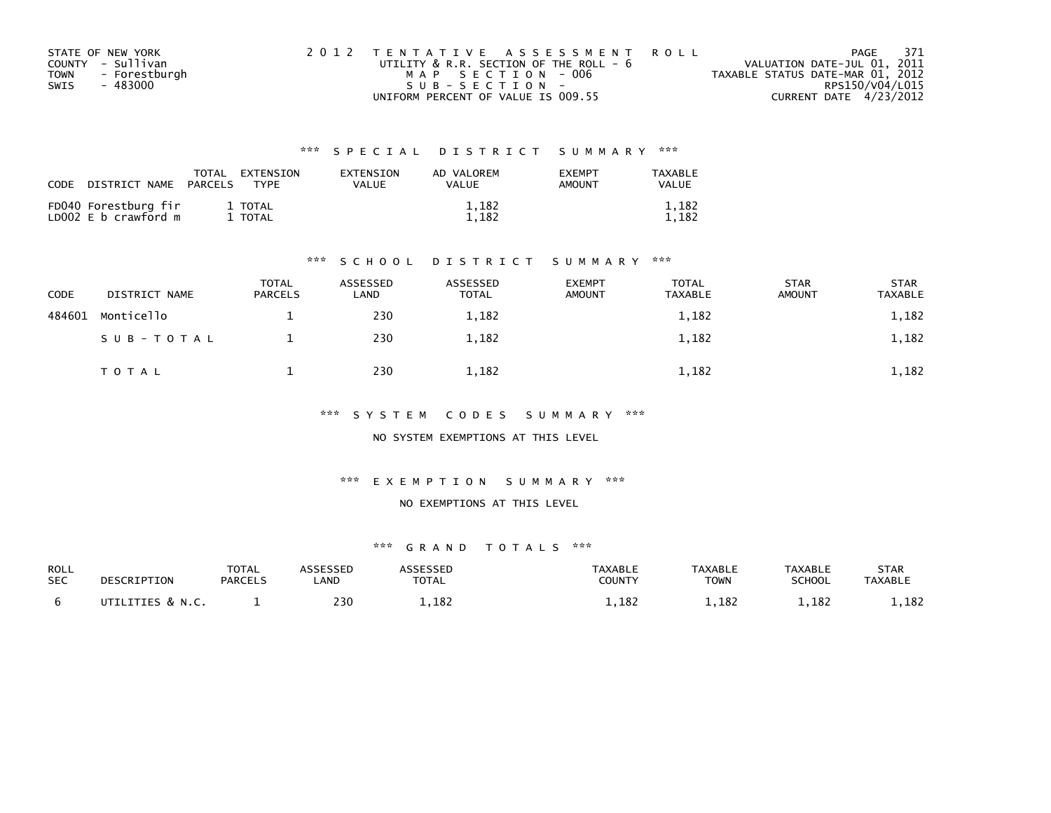STATE OF NEW YORK
COUNTY - Sullivan
TOWN - Forestburgh
SWIS - 483000

2 0 1 2 T E N T A T I V E A S S E S S M E N T R O L L
UTILITY & R.R. SECTION OF THE ROLL - 6
M A P S E C T I O N - 006
S U B - S E C T I O N -
UNIFORM PERCENT OF VALUE IS 009.55

VALUATION DATE-JUL 01, 2011
TAXABLE STATUS DATE-MAR 01, 2012
RPS150/V04/L015
CURRENT DATE 4/23/2012

### *** S P E C I A L D I S T R I C T S U M M A R Y ***

| CODE DISTRICT NAME | TOTAL PARCELS | EXTENSION TYPE | EXTENSION VALUE | AD VALOREM VALUE | EXEMPT AMOUNT | TAXABLE VALUE |
|---|---|---|---|---|---|---|
| FD040 Forestburg fir | 1 | TOTAL | | 1,182 | | 1,182 |
| LD002 E b crawford m | 1 | TOTAL | | 1,182 | | 1,182 |

### *** S C H O O L D I S T R I C T S U M M A R Y ***

| CODE | DISTRICT NAME | TOTAL PARCELS | ASSESSED LAND | ASSESSED TOTAL | EXEMPT AMOUNT | TOTAL TAXABLE | STAR AMOUNT | STAR TAXABLE |
|---|---|---|---|---|---|---|---|---|
| 484601 | Monticello | 1 | 230 | 1,182 | | 1,182 | | 1,182 |
| | S U B - T O T A L | 1 | 230 | 1,182 | | 1,182 | | 1,182 |
| | T O T A L | 1 | 230 | 1,182 | | 1,182 | | 1,182 |

### *** S Y S T E M C O D E S S U M M A R Y ***

NO SYSTEM EXEMPTIONS AT THIS LEVEL

### *** E X E M P T I O N S U M M A R Y ***

NO EXEMPTIONS AT THIS LEVEL

### *** G R A N D T O T A L S ***

| ROLL SEC | DESCRIPTION | TOTAL PARCELS | ASSESSED LAND | ASSESSED TOTAL | TAXABLE COUNTY | TAXABLE TOWN | TAXABLE SCHOOL | STAR TAXABLE |
|---|---|---|---|---|---|---|---|---|
| 6 | UTILITIES & N.C. | 1 | 230 | 1,182 | 1,182 | 1,182 | 1,182 | 1,182 |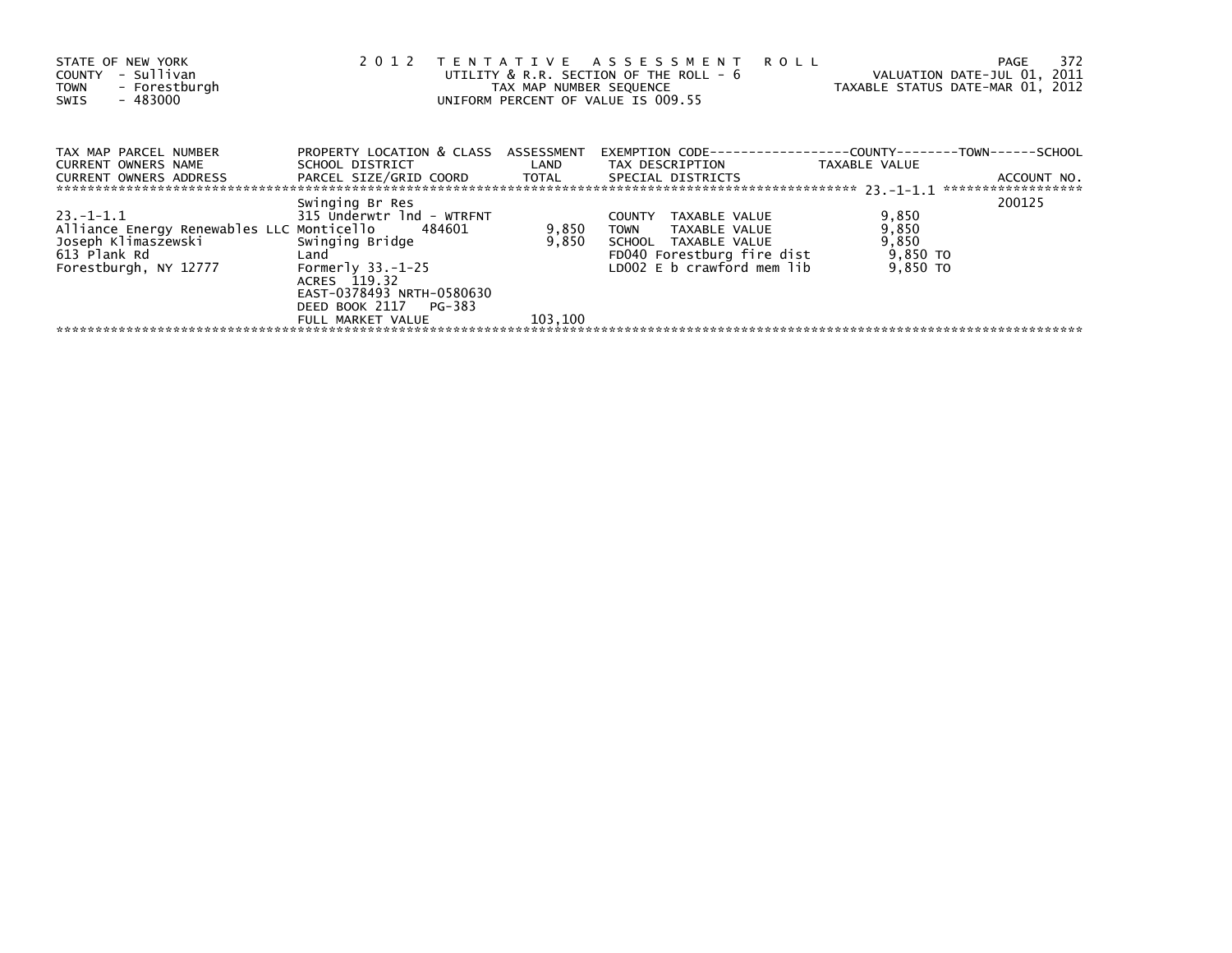STATE OF NEW YORK
COUNTY - Sullivan
TOWN - Forestburgh
SWIS - 483000

2 0 1 2 T E N T A T I V E A S S E S S M E N T R O L L
UTILITY & R.R. SECTION OF THE ROLL - 6
TAX MAP NUMBER SEQUENCE
UNIFORM PERCENT OF VALUE IS 009.55

VALUATION DATE-JUL 01, 2011
TAXABLE STATUS DATE-MAR 01, 2012

| TAX MAP PARCEL NUMBER / CURRENT OWNERS NAME / CURRENT OWNERS ADDRESS | PROPERTY LOCATION & CLASS / SCHOOL DISTRICT / PARCEL SIZE/GRID COORD | ASSESSMENT LAND / TOTAL | EXEMPTION CODE / TAX DESCRIPTION / SPECIAL DISTRICTS | COUNTY / TOWN / SCHOOL TAXABLE VALUE | ACCOUNT NO. |
|---|---|---|---|---|---|
| 23.-1-1.1 | Swinging Br Res | | | | 200125 |
| | 315 Underwtr lnd - WTRFNT | | COUNTY TAXABLE VALUE | 9,850 | |
| Alliance Energy Renewables LLC | Monticello 484601 | 9,850 | TOWN TAXABLE VALUE | 9,850 | |
| Joseph Klimaszewski | Swinging Bridge | 9,850 | SCHOOL TAXABLE VALUE | 9,850 | |
| 613 Plank Rd | Land | | FD040 Forestburg fire dist | 9,850 TO | |
| Forestburgh, NY 12777 | Formerly 33.-1-25 | | LD002 E b crawford mem lib | 9,850 TO | |
| | ACRES 119.32 | | | | |
| | EAST-0378493 NRTH-0580630 | | | | |
| | DEED BOOK 2117 PG-383 | | | | |
| | FULL MARKET VALUE | 103,100 | | | |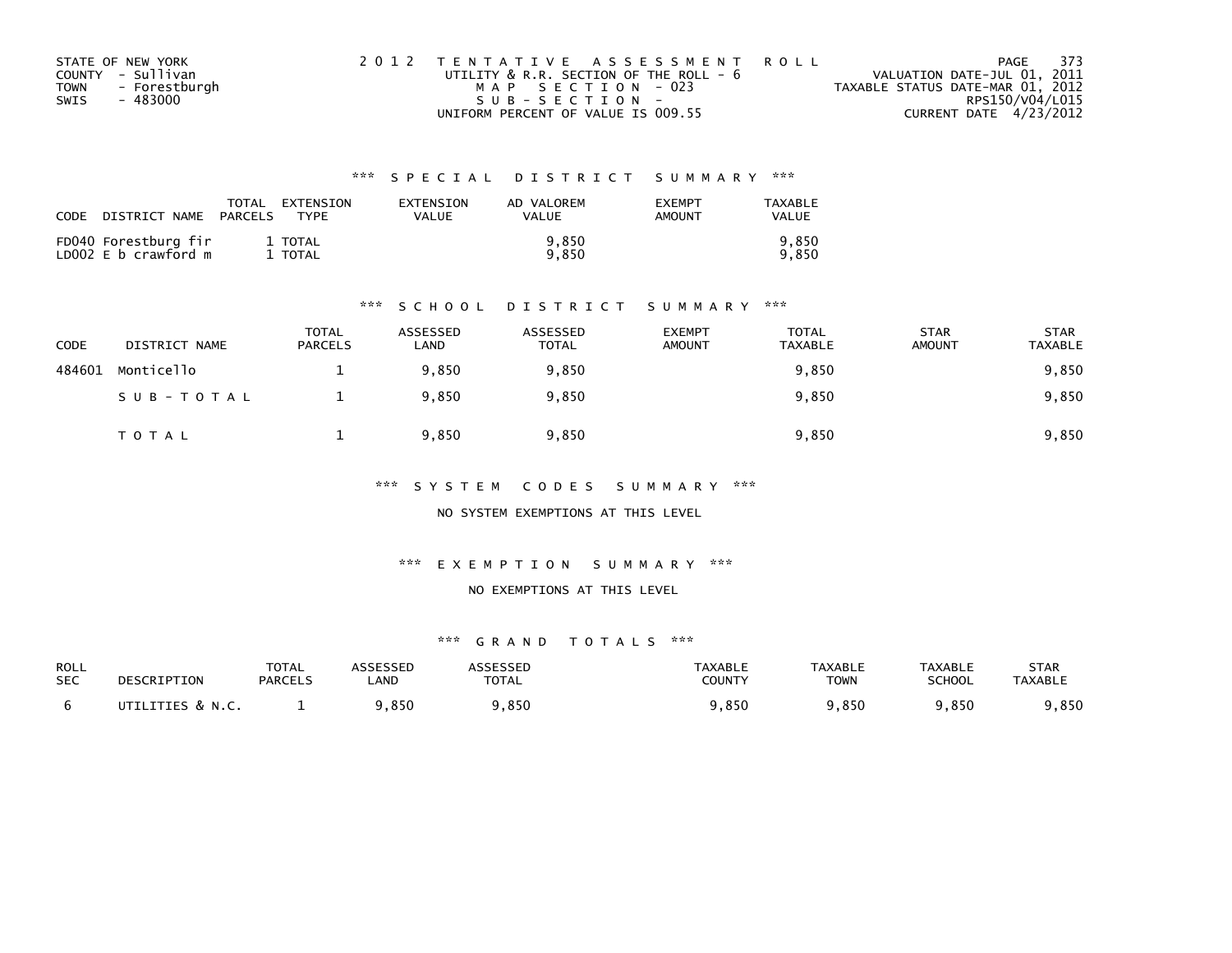STATE OF NEW YORK
COUNTY - Sullivan
TOWN - Forestburgh
SWIS - 483000

2 0 1 2 T E N T A T I V E A S S E S S M E N T R O L L
UTILITY & R.R. SECTION OF THE ROLL - 6
M A P S E C T I O N - 023
S U B - S E C T I O N -
UNIFORM PERCENT OF VALUE IS 009.55

VALUATION DATE-JUL 01, 2011
TAXABLE STATUS DATE-MAR 01, 2012
RPS150/V04/L015
CURRENT DATE 4/23/2012

### *** S P E C I A L D I S T R I C T S U M M A R Y ***

| CODE DISTRICT NAME | TOTAL PARCELS | EXTENSION TYPE | EXTENSION VALUE | AD VALOREM VALUE | EXEMPT AMOUNT | TAXABLE VALUE |
|---|---|---|---|---|---|---|
| FD040 Forestburg fir | 1 | TOTAL | | 9,850 | | 9,850 |
| LD002 E b crawford m | 1 | TOTAL | | 9,850 | | 9,850 |

### *** S C H O O L D I S T R I C T S U M M A R Y ***

| CODE | DISTRICT NAME | TOTAL PARCELS | ASSESSED LAND | ASSESSED TOTAL | EXEMPT AMOUNT | TOTAL TAXABLE | STAR AMOUNT | STAR TAXABLE |
|---|---|---|---|---|---|---|---|---|
| 484601 | Monticello | 1 | 9,850 | 9,850 | | 9,850 | | 9,850 |
| | S U B - T O T A L | 1 | 9,850 | 9,850 | | 9,850 | | 9,850 |
| | T O T A L | 1 | 9,850 | 9,850 | | 9,850 | | 9,850 |

### *** S Y S T E M C O D E S S U M M A R Y ***

NO SYSTEM EXEMPTIONS AT THIS LEVEL

### *** E X E M P T I O N S U M M A R Y ***

NO EXEMPTIONS AT THIS LEVEL

### *** G R A N D T O T A L S ***

| ROLL SEC | DESCRIPTION | TOTAL PARCELS | ASSESSED LAND | ASSESSED TOTAL | TAXABLE COUNTY | TAXABLE TOWN | TAXABLE SCHOOL | STAR TAXABLE |
|---|---|---|---|---|---|---|---|---|
| 6 | UTILITIES & N.C. | 1 | 9,850 | 9,850 | 9,850 | 9,850 | 9,850 | 9,850 |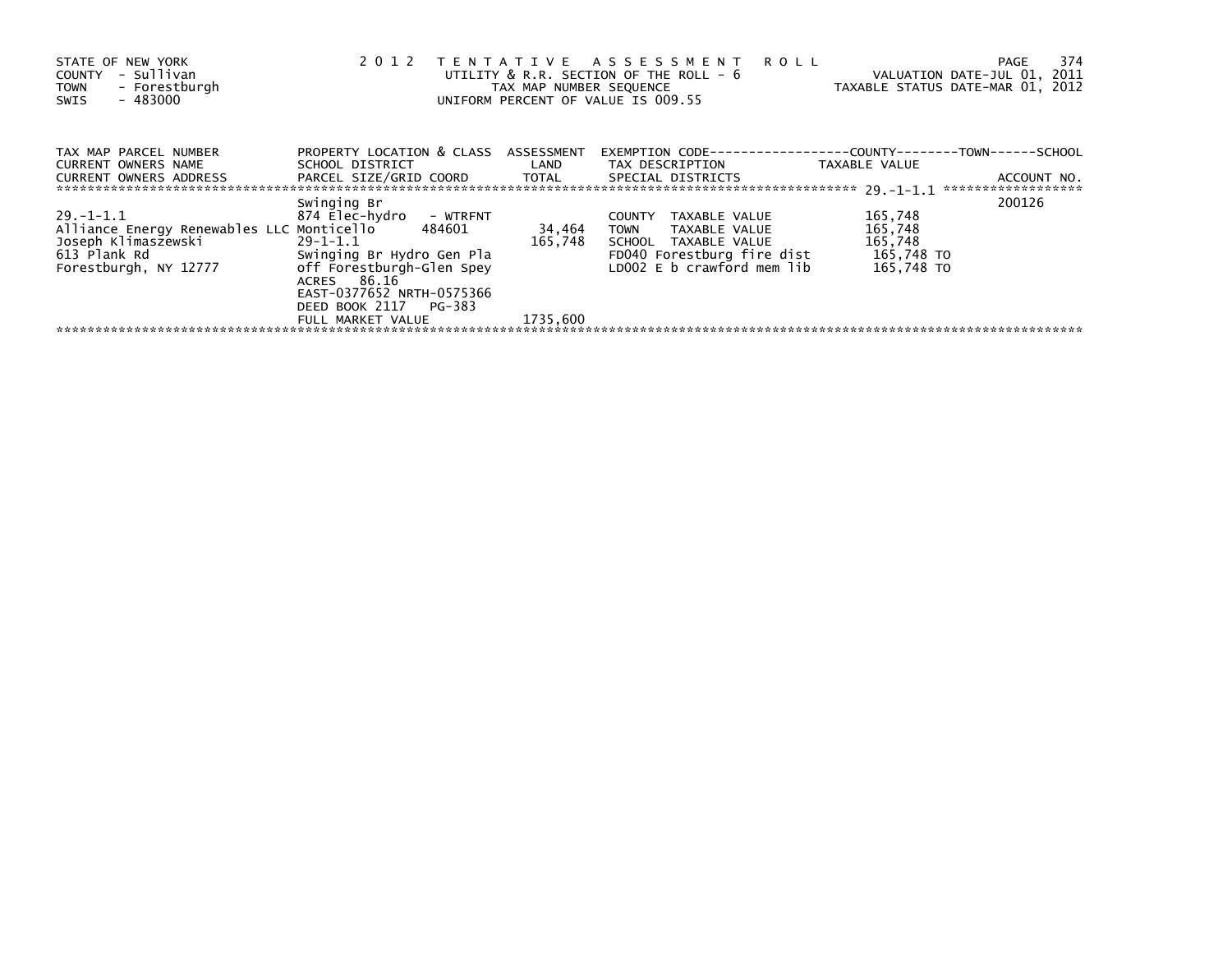STATE OF NEW YORK
COUNTY - Sullivan
TOWN - Forestburgh
SWIS - 483000

2 0 1 2 T E N T A T I V E A S S E S S M E N T R O L L
UTILITY & R.R. SECTION OF THE ROLL - 6
TAX MAP NUMBER SEQUENCE
UNIFORM PERCENT OF VALUE IS 009.55

VALUATION DATE-JUL 01, 2011
TAXABLE STATUS DATE-MAR 01, 2012

| TAX MAP PARCEL NUMBER<br>CURRENT OWNERS NAME<br>CURRENT OWNERS ADDRESS | PROPERTY LOCATION & CLASS<br>SCHOOL DISTRICT<br>PARCEL SIZE/GRID COORD | ASSESSMENT<br>LAND<br>TOTAL | EXEMPTION CODE------------------COUNTY--------TOWN------SCHOOL<br>TAX DESCRIPTION<br>SPECIAL DISTRICTS | TAXABLE VALUE | ACCOUNT NO. |
|---|---|---|---|---|---|
| 29.-1-1.1 | Swinging Br | | | | 200126 |
| 29.-1-1.1 | 874 Elec-hydro - WTRFNT | | COUNTY TAXABLE VALUE | 165,748 | |
| Alliance Energy Renewables LLC | Monticello 484601 | 34,464 | TOWN TAXABLE VALUE | 165,748 | |
| Joseph Klimaszewski | 29-1-1.1 | 165,748 | SCHOOL TAXABLE VALUE | 165,748 | |
| 613 Plank Rd | Swinging Br Hydro Gen Pla | | FD040 Forestburg fire dist | 165,748 TO | |
| Forestburgh, NY 12777 | off Forestburgh-Glen Spey | | LD002 E b crawford mem lib | 165,748 TO | |
| | ACRES 86.16 | | | | |
| | EAST-0377652 NRTH-0575366 | | | | |
| | DEED BOOK 2117 PG-383 | | | | |
| | FULL MARKET VALUE | 1735,600 | | | |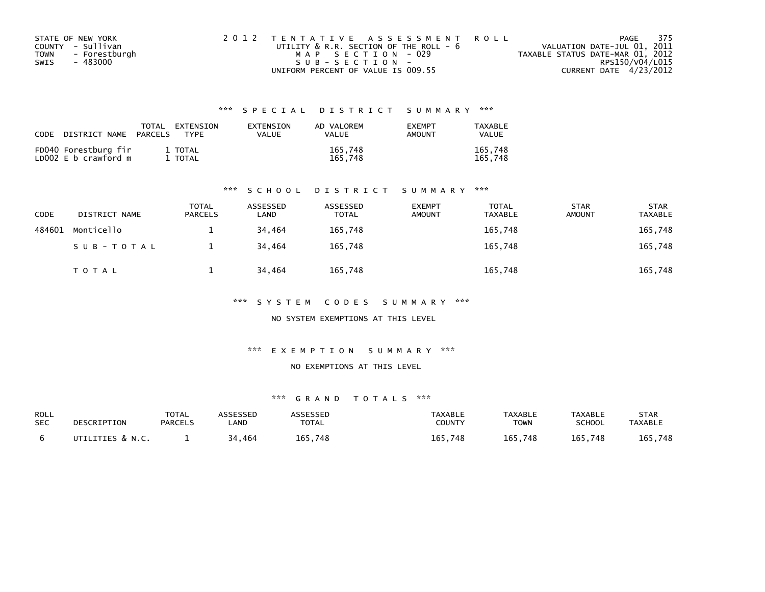STATE OF NEW YORK
COUNTY - Sullivan
TOWN - Forestburgh
SWIS - 483000

2 0 1 2 T E N T A T I V E A S S E S S M E N T R O L L
UTILITY & R.R. SECTION OF THE ROLL - 6
M A P S E C T I O N - 029
S U B - S E C T I O N -
UNIFORM PERCENT OF VALUE IS 009.55

VALUATION DATE-JUL 01, 2011
TAXABLE STATUS DATE-MAR 01, 2012
RPS150/V04/L015
CURRENT DATE 4/23/2012

### *** S P E C I A L D I S T R I C T S U M M A R Y ***

| CODE DISTRICT NAME | TOTAL PARCELS | EXTENSION TYPE | EXTENSION VALUE | AD VALOREM VALUE | EXEMPT AMOUNT | TAXABLE VALUE |
|---|---|---|---|---|---|---|
| FD040 Forestburg fir | 1 | TOTAL | | 165,748 | | 165,748 |
| LD002 E b crawford m | 1 | TOTAL | | 165,748 | | 165,748 |

### *** S C H O O L D I S T R I C T S U M M A R Y ***

| CODE | DISTRICT NAME | TOTAL PARCELS | ASSESSED LAND | ASSESSED TOTAL | EXEMPT AMOUNT | TOTAL TAXABLE | STAR AMOUNT | STAR TAXABLE |
|---|---|---|---|---|---|---|---|---|
| 484601 | Monticello | 1 | 34,464 | 165,748 | | 165,748 | | 165,748 |
| | S U B - T O T A L | 1 | 34,464 | 165,748 | | 165,748 | | 165,748 |
| | T O T A L | 1 | 34,464 | 165,748 | | 165,748 | | 165,748 |

### *** S Y S T E M C O D E S S U M M A R Y ***

NO SYSTEM EXEMPTIONS AT THIS LEVEL

### *** E X E M P T I O N S U M M A R Y ***

NO EXEMPTIONS AT THIS LEVEL

### *** G R A N D T O T A L S ***

| ROLL SEC | DESCRIPTION | TOTAL PARCELS | ASSESSED LAND | ASSESSED TOTAL | TAXABLE COUNTY | TAXABLE TOWN | TAXABLE SCHOOL | STAR TAXABLE |
|---|---|---|---|---|---|---|---|---|
| 6 | UTILITIES & N.C. | 1 | 34,464 | 165,748 | 165,748 | 165,748 | 165,748 | 165,748 |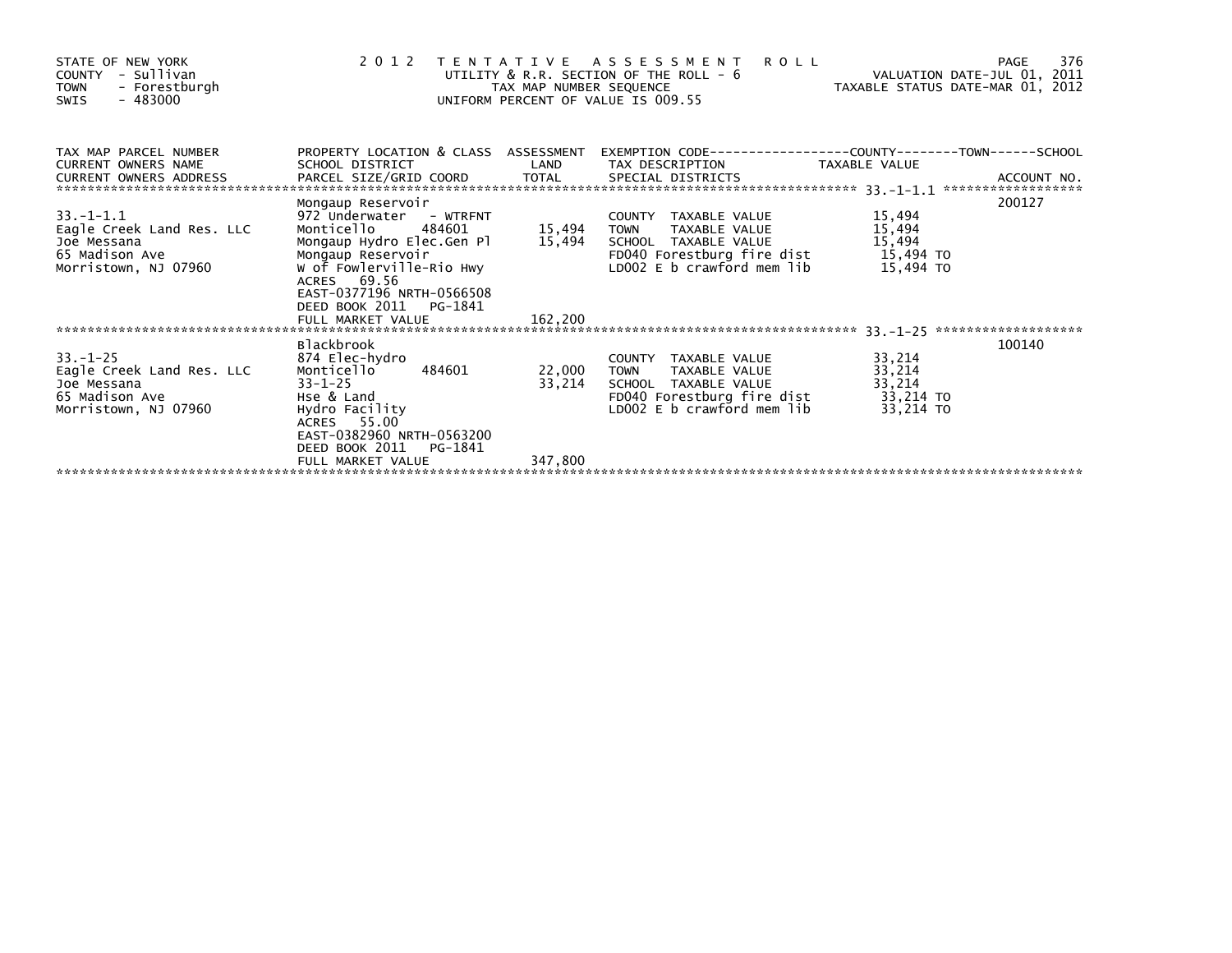STATE OF NEW YORK
COUNTY - Sullivan
TOWN - Forestburgh
SWIS - 483000

**2012 TENTATIVE ASSESSMENT ROLL**
UTILITY & R.R. SECTION OF THE ROLL - 6
TAX MAP NUMBER SEQUENCE
UNIFORM PERCENT OF VALUE IS 009.55

VALUATION DATE-JUL 01, 2011
TAXABLE STATUS DATE-MAR 01, 2012

| TAX MAP PARCEL NUMBER / CURRENT OWNERS NAME / CURRENT OWNERS ADDRESS | PROPERTY LOCATION & CLASS / SCHOOL DISTRICT / PARCEL SIZE/GRID COORD | ASSESSMENT LAND / TOTAL | EXEMPTION CODE / TAX DESCRIPTION / SPECIAL DISTRICTS | TAXABLE VALUE | ACCOUNT NO. |
|---|---|---|---|---|---|
| **33.-1-1.1** | Mongaup Reservoir | | | | 200127 |
| 33.-1-1.1 | 972 Underwater - WTRFNT | | COUNTY TAXABLE VALUE | 15,494 | |
| Eagle Creek Land Res. LLC | Monticello 484601 | 15,494 | TOWN TAXABLE VALUE | 15,494 | |
| Joe Messana | Mongaup Hydro Elec.Gen Pl | 15,494 | SCHOOL TAXABLE VALUE | 15,494 | |
| 65 Madison Ave | Mongaup Reservoir | | FD040 Forestburg fire dist | 15,494 TO | |
| Morristown, NJ 07960 | W of Fowlerville-Rio Hwy | | LD002 E b crawford mem lib | 15,494 TO | |
| | ACRES 69.56 | | | | |
| | EAST-0377196 NRTH-0566508 | | | | |
| | DEED BOOK 2011 PG-1841 | | | | |
| | FULL MARKET VALUE | 162,200 | | | |
| **33.-1-25** | Blackbrook | | | | 100140 |
| 33.-1-25 | 874 Elec-hydro | | COUNTY TAXABLE VALUE | 33,214 | |
| Eagle Creek Land Res. LLC | Monticello 484601 | 22,000 | TOWN TAXABLE VALUE | 33,214 | |
| Joe Messana | 33-1-25 | 33,214 | SCHOOL TAXABLE VALUE | 33,214 | |
| 65 Madison Ave | Hse & Land | | FD040 Forestburg fire dist | 33,214 TO | |
| Morristown, NJ 07960 | Hydro Facility | | LD002 E b crawford mem lib | 33,214 TO | |
| | ACRES 55.00 | | | | |
| | EAST-0382960 NRTH-0563200 | | | | |
| | DEED BOOK 2011 PG-1841 | | | | |
| | FULL MARKET VALUE | 347,800 | | | |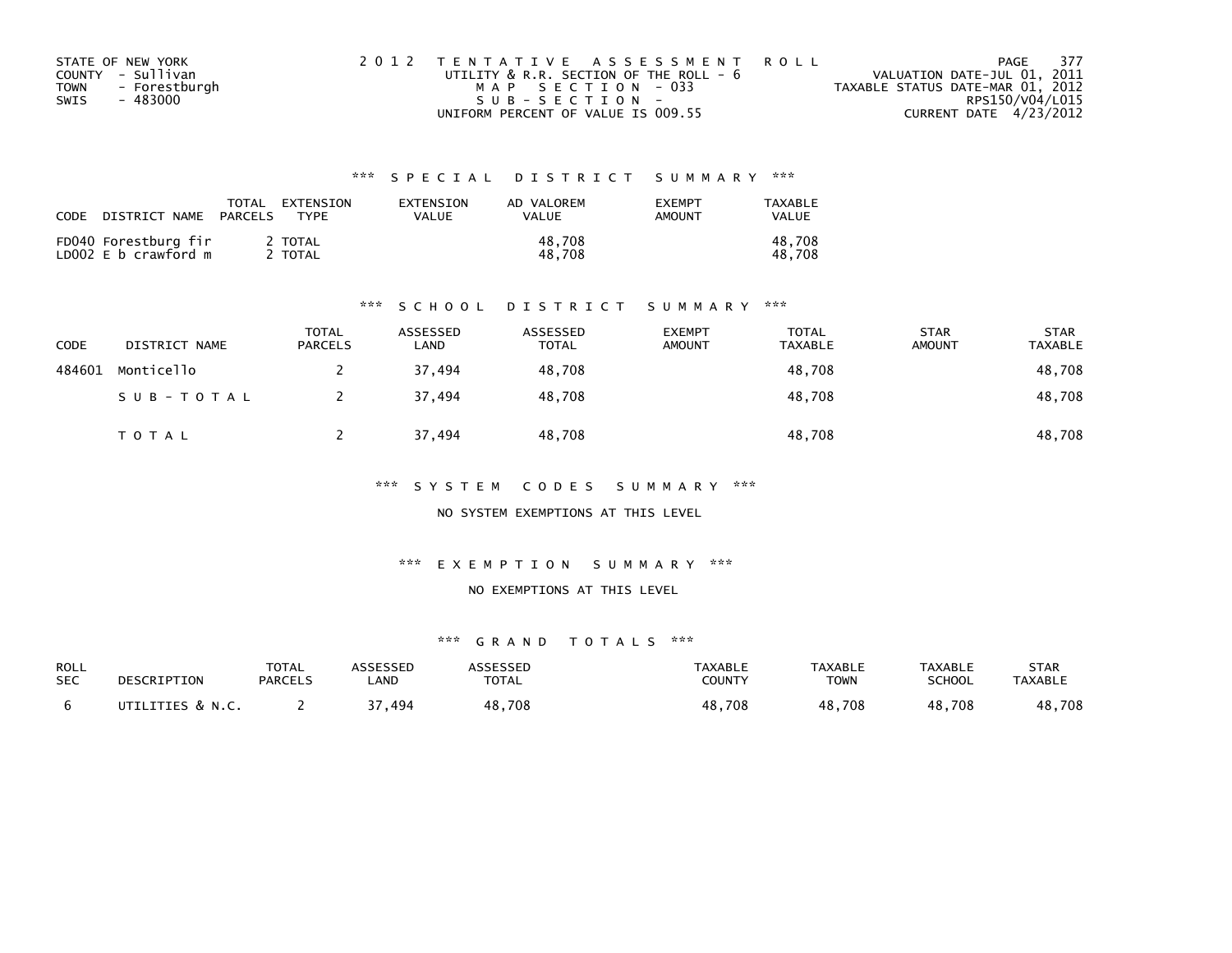STATE OF NEW YORK
COUNTY - Sullivan
TOWN - Forestburgh
SWIS - 483000

2 0 1 2 T E N T A T I V E A S S E S S M E N T R O L L
UTILITY & R.R. SECTION OF THE ROLL - 6
M A P S E C T I O N - 033
S U B - S E C T I O N -
UNIFORM PERCENT OF VALUE IS 009.55

VALUATION DATE-JUL 01, 2011
TAXABLE STATUS DATE-MAR 01, 2012
RPS150/V04/L015
CURRENT DATE 4/23/2012

### *** S P E C I A L D I S T R I C T S U M M A R Y ***

| CODE | DISTRICT NAME | TOTAL PARCELS | EXTENSION TYPE | EXTENSION VALUE | AD VALOREM VALUE | EXEMPT AMOUNT | TAXABLE VALUE |
|---|---|---|---|---|---|---|---|
| FD040 | Forestburg fir | 2 | TOTAL | | 48,708 | | 48,708 |
| LD002 | E b crawford m | 2 | TOTAL | | 48,708 | | 48,708 |

### *** S C H O O L D I S T R I C T S U M M A R Y ***

| CODE | DISTRICT NAME | TOTAL PARCELS | ASSESSED LAND | ASSESSED TOTAL | EXEMPT AMOUNT | TOTAL TAXABLE | STAR AMOUNT | STAR TAXABLE |
|---|---|---|---|---|---|---|---|---|
| 484601 | Monticello | 2 | 37,494 | 48,708 | | 48,708 | | 48,708 |
| | S U B - T O T A L | 2 | 37,494 | 48,708 | | 48,708 | | 48,708 |
| | T O T A L | 2 | 37,494 | 48,708 | | 48,708 | | 48,708 |

### *** S Y S T E M C O D E S S U M M A R Y ***

NO SYSTEM EXEMPTIONS AT THIS LEVEL

### *** E X E M P T I O N S U M M A R Y ***

NO EXEMPTIONS AT THIS LEVEL

### *** G R A N D T O T A L S ***

| ROLL SEC | DESCRIPTION | TOTAL PARCELS | ASSESSED LAND | ASSESSED TOTAL | TAXABLE COUNTY | TAXABLE TOWN | TAXABLE SCHOOL | STAR TAXABLE |
|---|---|---|---|---|---|---|---|---|
| 6 | UTILITIES & N.C. | 2 | 37,494 | 48,708 | 48,708 | 48,708 | 48,708 | 48,708 |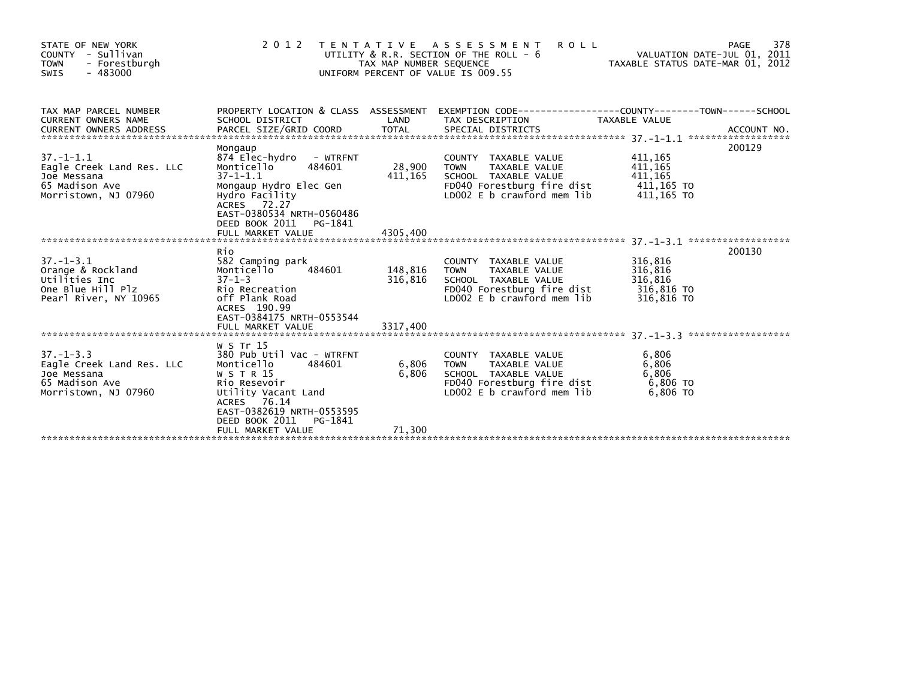STATE OF NEW YORK
COUNTY - Sullivan
TOWN - Forestburgh
SWIS - 483000

# 2012 TENTATIVE ASSESSMENT ROLL

UTILITY & R.R. SECTION OF THE ROLL - 6
TAX MAP NUMBER SEQUENCE
UNIFORM PERCENT OF VALUE IS 009.55

VALUATION DATE-JUL 01, 2011
TAXABLE STATUS DATE-MAR 01, 2012

| TAX MAP PARCEL NUMBER / CURRENT OWNERS NAME / CURRENT OWNERS ADDRESS | PROPERTY LOCATION & CLASS / SCHOOL DISTRICT / PARCEL SIZE/GRID COORD | ASSESSMENT LAND / TOTAL | EXEMPTION CODE / TAX DESCRIPTION / SPECIAL DISTRICTS | TAXABLE VALUE (COUNTY / TOWN / SCHOOL) | ACCOUNT NO. |
|---|---|---|---|---|---|
| 37.-1-1.1 | Mongaup | | | | 200129 |
| 37.-1-1.1 | 874 Elec-hydro - WTRFNT | | COUNTY TAXABLE VALUE | 411,165 | |
| Eagle Creek Land Res. LLC | Monticello 484601 | 28,900 | TOWN TAXABLE VALUE | 411,165 | |
| Joe Messana | 37-1-1.1 | 411,165 | SCHOOL TAXABLE VALUE | 411,165 | |
| 65 Madison Ave | Mongaup Hydro Elec Gen | | FD040 Forestburg fire dist | 411,165 TO | |
| Morristown, NJ 07960 | Hydro Facility | | LD002 E b crawford mem lib | 411,165 TO | |
| | ACRES 72.27 | | | | |
| | EAST-0380534 NRTH-0560486 | | | | |
| | DEED BOOK 2011 PG-1841 | | | | |
| | FULL MARKET VALUE | 4305,400 | | | |
| 37.-1-3.1 | Rio | | | | 200130 |
| 37.-1-3.1 | 582 Camping park | | COUNTY TAXABLE VALUE | 316,816 | |
| Orange & Rockland | Monticello 484601 | 148,816 | TOWN TAXABLE VALUE | 316,816 | |
| Utilities Inc | 37-1-3 | 316,816 | SCHOOL TAXABLE VALUE | 316,816 | |
| One Blue Hill Plz | Rio Recreation | | FD040 Forestburg fire dist | 316,816 TO | |
| Pearl River, NY 10965 | off Plank Road | | LD002 E b crawford mem lib | 316,816 TO | |
| | ACRES 190.99 | | | | |
| | EAST-0384175 NRTH-0553544 | | | | |
| | FULL MARKET VALUE | 3317,400 | | | |
| 37.-1-3.3 | W S Tr 15 | | | | |
| 37.-1-3.3 | 380 Pub Util Vac - WTRFNT | | COUNTY TAXABLE VALUE | 6,806 | |
| Eagle Creek Land Res. LLC | Monticello 484601 | 6,806 | TOWN TAXABLE VALUE | 6,806 | |
| Joe Messana | W S T R 15 | 6,806 | SCHOOL TAXABLE VALUE | 6,806 | |
| 65 Madison Ave | Rio Resevoir | | FD040 Forestburg fire dist | 6,806 TO | |
| Morristown, NJ 07960 | Utility Vacant Land | | LD002 E b crawford mem lib | 6,806 TO | |
| | ACRES 76.14 | | | | |
| | EAST-0382619 NRTH-0553595 | | | | |
| | DEED BOOK 2011 PG-1841 | | | | |
| | FULL MARKET VALUE | 71,300 | | | |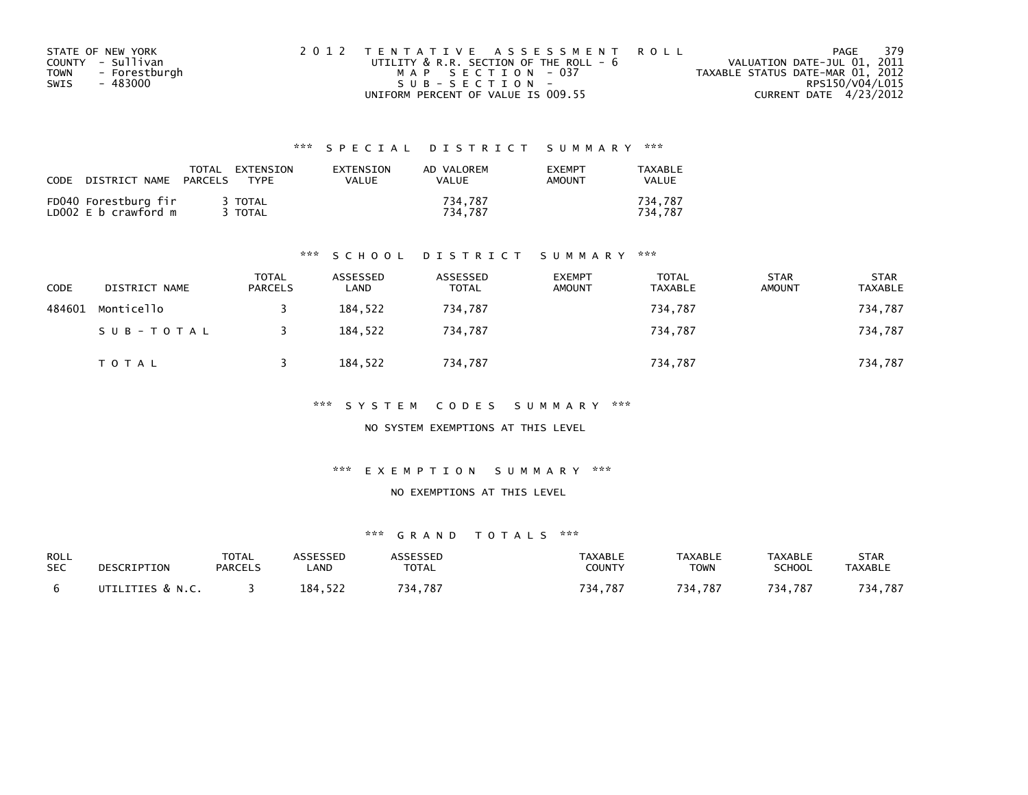STATE OF NEW YORK
COUNTY - Sullivan
TOWN - Forestburgh
SWIS - 483000

2 0 1 2 T E N T A T I V E A S S E S S M E N T R O L L
UTILITY & R.R. SECTION OF THE ROLL - 6
M A P S E C T I O N - 037
S U B - S E C T I O N -
UNIFORM PERCENT OF VALUE IS 009.55

VALUATION DATE-JUL 01, 2011
TAXABLE STATUS DATE-MAR 01, 2012
RPS150/V04/L015
CURRENT DATE 4/23/2012

### *** S P E C I A L D I S T R I C T S U M M A R Y ***

| CODE DISTRICT NAME | TOTAL PARCELS | EXTENSION TYPE | EXTENSION VALUE | AD VALOREM VALUE | EXEMPT AMOUNT | TAXABLE VALUE |
|---|---|---|---|---|---|---|
| FD040 Forestburg fir | 3 | TOTAL | | 734,787 | | 734,787 |
| LD002 E b crawford m | 3 | TOTAL | | 734,787 | | 734,787 |

### *** S C H O O L D I S T R I C T S U M M A R Y ***

| CODE | DISTRICT NAME | TOTAL PARCELS | ASSESSED LAND | ASSESSED TOTAL | EXEMPT AMOUNT | TOTAL TAXABLE | STAR AMOUNT | STAR TAXABLE |
|---|---|---|---|---|---|---|---|---|
| 484601 | Monticello | 3 | 184,522 | 734,787 | | 734,787 | | 734,787 |
| | S U B - T O T A L | 3 | 184,522 | 734,787 | | 734,787 | | 734,787 |
| | T O T A L | 3 | 184,522 | 734,787 | | 734,787 | | 734,787 |

### *** S Y S T E M C O D E S S U M M A R Y ***

NO SYSTEM EXEMPTIONS AT THIS LEVEL

### *** E X E M P T I O N S U M M A R Y ***

NO EXEMPTIONS AT THIS LEVEL

### *** G R A N D T O T A L S ***

| ROLL SEC | DESCRIPTION | TOTAL PARCELS | ASSESSED LAND | ASSESSED TOTAL | TAXABLE COUNTY | TAXABLE TOWN | TAXABLE SCHOOL | STAR TAXABLE |
|---|---|---|---|---|---|---|---|---|
| 6 | UTILITIES & N.C. | 3 | 184,522 | 734,787 | 734,787 | 734,787 | 734,787 | 734,787 |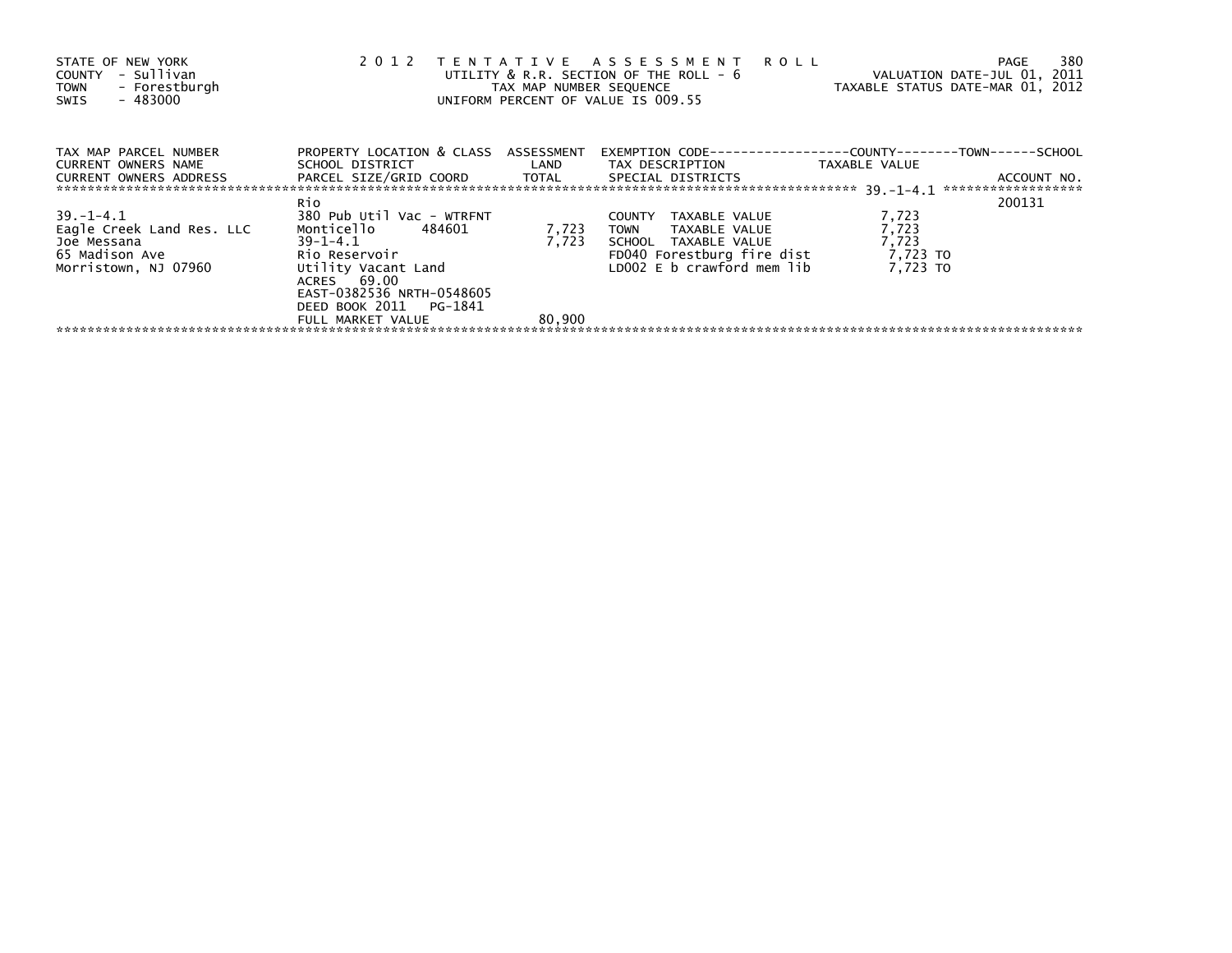STATE OF NEW YORK
COUNTY - Sullivan
TOWN - Forestburgh
SWIS - 483000

2 0 1 2 T E N T A T I V E A S S E S S M E N T R O L L
UTILITY & R.R. SECTION OF THE ROLL - 6
TAX MAP NUMBER SEQUENCE
UNIFORM PERCENT OF VALUE IS 009.55

VALUATION DATE-JUL 01, 2011
TAXABLE STATUS DATE-MAR 01, 2012

| TAX MAP PARCEL NUMBER<br>CURRENT OWNERS NAME<br>CURRENT OWNERS ADDRESS | PROPERTY LOCATION & CLASS<br>SCHOOL DISTRICT<br>PARCEL SIZE/GRID COORD | ASSESSMENT<br>LAND<br>TOTAL | EXEMPTION CODE-----COUNTY-----TOWN-----SCHOOL<br>TAX DESCRIPTION<br>SPECIAL DISTRICTS | TAXABLE VALUE | ACCOUNT NO. |
|---|---|---|---|---|---|
| | Rio | | | 39.-1-4.1 | 200131 |
| 39.-1-4.1 | 380 Pub Util Vac - WTRFNT | | COUNTY TAXABLE VALUE | 7,723 | |
| Eagle Creek Land Res. LLC | Monticello 484601 | 7,723 | TOWN TAXABLE VALUE | 7,723 | |
| Joe Messana | 39-1-4.1 | 7,723 | SCHOOL TAXABLE VALUE | 7,723 | |
| 65 Madison Ave | Rio Reservoir | | FD040 Forestburg fire dist | 7,723 TO | |
| Morristown, NJ 07960 | Utility Vacant Land | | LD002 E b crawford mem lib | 7,723 TO | |
| | ACRES 69.00 | | | | |
| | EAST-0382536 NRTH-0548605 | | | | |
| | DEED BOOK 2011 PG-1841 | | | | |
| | FULL MARKET VALUE | 80,900 | | | |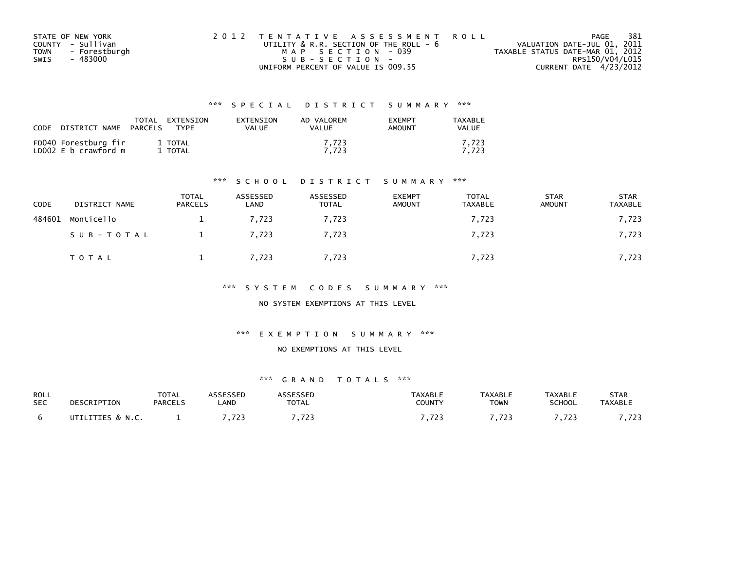STATE OF NEW YORK
COUNTY - Sullivan
TOWN - Forestburgh
SWIS - 483000

2 0 1 2 T E N T A T I V E A S S E S S M E N T R O L L
UTILITY & R.R. SECTION OF THE ROLL - 6
M A P S E C T I O N - 039
S U B - S E C T I O N -
UNIFORM PERCENT OF VALUE IS 009.55

VALUATION DATE-JUL 01, 2011
TAXABLE STATUS DATE-MAR 01, 2012
RPS150/V04/L015
CURRENT DATE 4/23/2012

### *** S P E C I A L D I S T R I C T S U M M A R Y ***

| CODE DISTRICT NAME | TOTAL PARCELS | EXTENSION TYPE | EXTENSION VALUE | AD VALOREM VALUE | EXEMPT AMOUNT | TAXABLE VALUE |
|---|---|---|---|---|---|---|
| FD040 Forestburg fir | 1 | TOTAL | | 7,723 | | 7,723 |
| LD002 E b crawford m | 1 | TOTAL | | 7,723 | | 7,723 |

### *** S C H O O L D I S T R I C T S U M M A R Y ***

| CODE | DISTRICT NAME | TOTAL PARCELS | ASSESSED LAND | ASSESSED TOTAL | EXEMPT AMOUNT | TOTAL TAXABLE | STAR AMOUNT | STAR TAXABLE |
|---|---|---|---|---|---|---|---|---|
| 484601 | Monticello | 1 | 7,723 | 7,723 | | 7,723 | | 7,723 |
| | S U B - T O T A L | 1 | 7,723 | 7,723 | | 7,723 | | 7,723 |
| | T O T A L | 1 | 7,723 | 7,723 | | 7,723 | | 7,723 |

### *** S Y S T E M C O D E S S U M M A R Y ***

NO SYSTEM EXEMPTIONS AT THIS LEVEL

### *** E X E M P T I O N S U M M A R Y ***

NO EXEMPTIONS AT THIS LEVEL

### *** G R A N D T O T A L S ***

| ROLL SEC | DESCRIPTION | TOTAL PARCELS | ASSESSED LAND | ASSESSED TOTAL | TAXABLE COUNTY | TAXABLE TOWN | TAXABLE SCHOOL | STAR TAXABLE |
|---|---|---|---|---|---|---|---|---|
| 6 | UTILITIES & N.C. | 1 | 7,723 | 7,723 | 7,723 | 7,723 | 7,723 | 7,723 |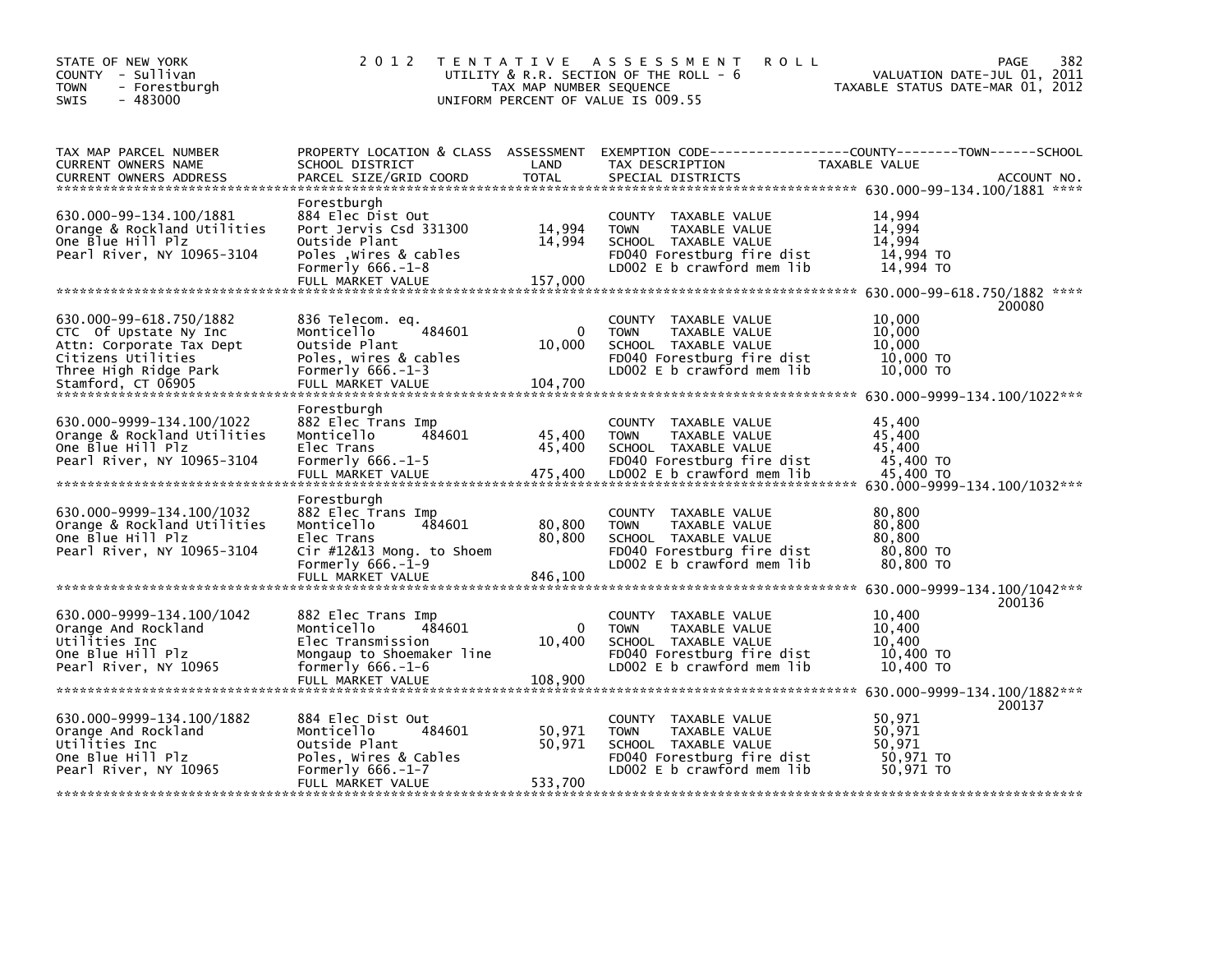STATE OF NEW YORK
COUNTY - Sullivan
TOWN - Forestburgh
SWIS - 483000

2 0 1 2 T E N T A T I V E A S S E S S M E N T R O L L
UTILITY & R.R. SECTION OF THE ROLL - 6
TAX MAP NUMBER SEQUENCE
UNIFORM PERCENT OF VALUE IS 009.55

VALUATION DATE-JUL 01, 2011
TAXABLE STATUS DATE-MAR 01, 2012

| TAX MAP PARCEL NUMBER / CURRENT OWNERS NAME / CURRENT OWNERS ADDRESS | PROPERTY LOCATION & CLASS / SCHOOL DISTRICT / PARCEL SIZE/GRID COORD | ASSESSMENT LAND / TOTAL | EXEMPTION CODE / TAX DESCRIPTION / SPECIAL DISTRICTS | TAXABLE VALUE (COUNTY / TOWN / SCHOOL) | ACCOUNT NO. |
|---|---|---|---|---|---|
| 630.000-99-134.100/1881 | Forestburgh | | | | |
| 630.000-99-134.100/1881 | 884 Elec Dist Out | | COUNTY TAXABLE VALUE | 14,994 | |
| Orange & Rockland Utilities | Port Jervis Csd 331300 | 14,994 | TOWN TAXABLE VALUE | 14,994 | |
| One Blue Hill Plz | Outside Plant | 14,994 | SCHOOL TAXABLE VALUE | 14,994 | |
| Pearl River, NY 10965-3104 | Poles ,Wires & cables | | FD040 Forestburg fire dist | 14,994 TO | |
| | Formerly 666.-1-8 | | LD002 E b crawford mem lib | 14,994 TO | |
| | FULL MARKET VALUE | 157,000 | | | |
| 630.000-99-618.750/1882 | | | | | 200080 |
| 630.000-99-618.750/1882 | 836 Telecom. eq. | | COUNTY TAXABLE VALUE | 10,000 | |
| CTC Of Upstate Ny Inc | Monticello 484601 | 0 | TOWN TAXABLE VALUE | 10,000 | |
| Attn: Corporate Tax Dept | Outside Plant | 10,000 | SCHOOL TAXABLE VALUE | 10,000 | |
| Citizens Utilities | Poles, wires & cables | | FD040 Forestburg fire dist | 10,000 TO | |
| Three High Ridge Park | Formerly 666.-1-3 | | LD002 E b crawford mem lib | 10,000 TO | |
| Stamford, CT 06905 | FULL MARKET VALUE | 104,700 | | | |
| 630.000-9999-134.100/1022 | Forestburgh | | | | |
| 630.000-9999-134.100/1022 | 882 Elec Trans Imp | | COUNTY TAXABLE VALUE | 45,400 | |
| Orange & Rockland Utilities | Monticello 484601 | 45,400 | TOWN TAXABLE VALUE | 45,400 | |
| One Blue Hill Plz | Elec Trans | 45,400 | SCHOOL TAXABLE VALUE | 45,400 | |
| Pearl River, NY 10965-3104 | Formerly 666.-1-5 | | FD040 Forestburg fire dist | 45,400 TO | |
| | FULL MARKET VALUE | 475,400 | LD002 E b crawford mem lib | 45,400 TO | |
| 630.000-9999-134.100/1032 | Forestburgh | | | | |
| 630.000-9999-134.100/1032 | 882 Elec Trans Imp | | COUNTY TAXABLE VALUE | 80,800 | |
| Orange & Rockland Utilities | Monticello 484601 | 80,800 | TOWN TAXABLE VALUE | 80,800 | |
| One Blue Hill Plz | Elec Trans | 80,800 | SCHOOL TAXABLE VALUE | 80,800 | |
| Pearl River, NY 10965-3104 | Cir #12&13 Mong. to Shoem | | FD040 Forestburg fire dist | 80,800 TO | |
| | Formerly 666.-1-9 | | LD002 E b crawford mem lib | 80,800 TO | |
| | FULL MARKET VALUE | 846,100 | | | |
| 630.000-9999-134.100/1042 | | | | | 200136 |
| 630.000-9999-134.100/1042 | 882 Elec Trans Imp | | COUNTY TAXABLE VALUE | 10,400 | |
| Orange And Rockland | Monticello 484601 | 0 | TOWN TAXABLE VALUE | 10,400 | |
| Utilities Inc | Elec Transmission | 10,400 | SCHOOL TAXABLE VALUE | 10,400 | |
| One Blue Hill Plz | Mongaup to Shoemaker line | | FD040 Forestburg fire dist | 10,400 TO | |
| Pearl River, NY 10965 | formerly 666.-1-6 | | LD002 E b crawford mem lib | 10,400 TO | |
| | FULL MARKET VALUE | 108,900 | | | |
| 630.000-9999-134.100/1882 | | | | | 200137 |
| 630.000-9999-134.100/1882 | 884 Elec Dist Out | | COUNTY TAXABLE VALUE | 50,971 | |
| Orange And Rockland | Monticello 484601 | 50,971 | TOWN TAXABLE VALUE | 50,971 | |
| Utilities Inc | Outside Plant | 50,971 | SCHOOL TAXABLE VALUE | 50,971 | |
| One Blue Hill Plz | Poles, Wires & Cables | | FD040 Forestburg fire dist | 50,971 TO | |
| Pearl River, NY 10965 | Formerly 666.-1-7 | | LD002 E b crawford mem lib | 50,971 TO | |
| | FULL MARKET VALUE | 533,700 | | | |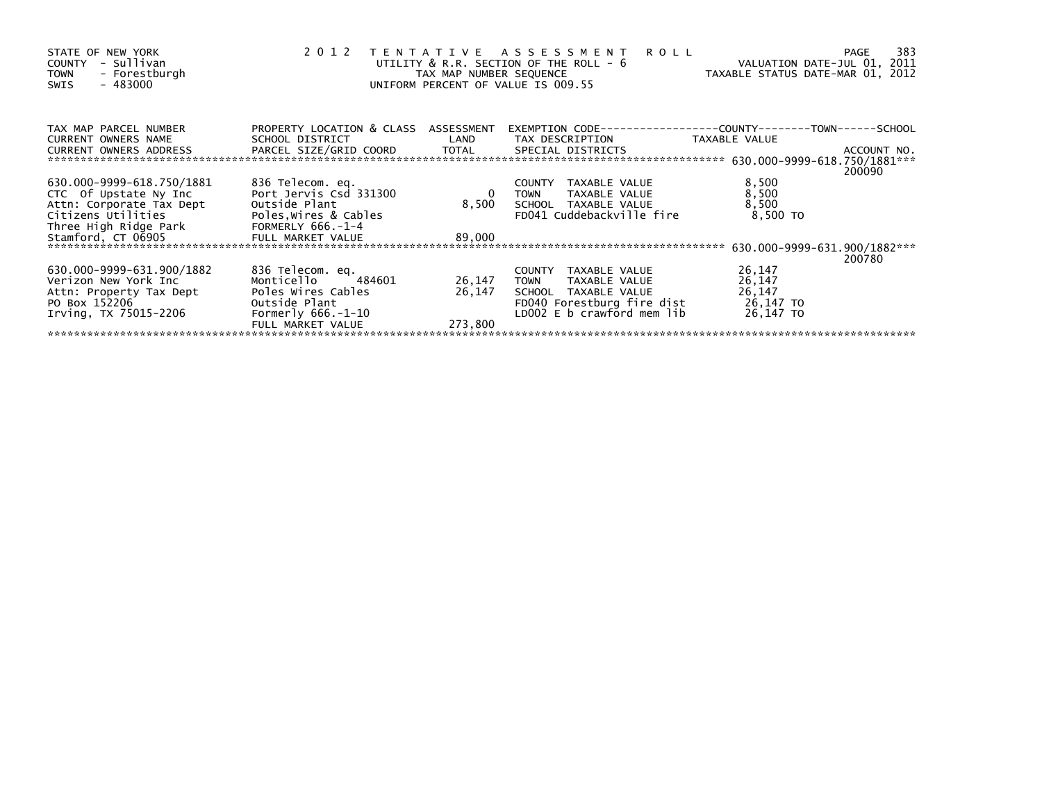STATE OF NEW YORK
COUNTY - Sullivan
TOWN - Forestburgh
SWIS - 483000

2 0 1 2 T E N T A T I V E A S S E S S M E N T R O L L
UTILITY & R.R. SECTION OF THE ROLL - 6
TAX MAP NUMBER SEQUENCE
UNIFORM PERCENT OF VALUE IS 009.55

VALUATION DATE-JUL 01, 2011
TAXABLE STATUS DATE-MAR 01, 2012

| TAX MAP PARCEL NUMBER / CURRENT OWNERS NAME / CURRENT OWNERS ADDRESS | PROPERTY LOCATION & CLASS / SCHOOL DISTRICT / PARCEL SIZE/GRID COORD | ASSESSMENT LAND / TOTAL | EXEMPTION CODE / TAX DESCRIPTION / SPECIAL DISTRICTS | COUNTY--------TOWN------SCHOOL TAXABLE VALUE | ACCOUNT NO. |
|---|---|---|---|---|---|
| 630.000-9999-618.750/1881 | | | | | 200090 |
| 630.000-9999-618.750/1881 | 836 Telecom. eq. | | COUNTY TAXABLE VALUE | 8,500 | |
| CTC Of Upstate Ny Inc | Port Jervis Csd 331300 | 0 | TOWN TAXABLE VALUE | 8,500 | |
| Attn: Corporate Tax Dept | Outside Plant | 8,500 | SCHOOL TAXABLE VALUE | 8,500 | |
| Citizens Utilities | Poles,Wires & Cables | | FD041 Cuddebackville fire | 8,500 TO | |
| Three High Ridge Park | FORMERLY 666.-1-4 | | | | |
| Stamford, CT 06905 | FULL MARKET VALUE | 89,000 | | | |
| 630.000-9999-631.900/1882 | | | | | 200780 |
| 630.000-9999-631.900/1882 | 836 Telecom. eq. | | COUNTY TAXABLE VALUE | 26,147 | |
| Verizon New York Inc | Monticello 484601 | 26,147 | TOWN TAXABLE VALUE | 26,147 | |
| Attn: Property Tax Dept | Poles Wires Cables | 26,147 | SCHOOL TAXABLE VALUE | 26,147 | |
| PO Box 152206 | Outside Plant | | FD040 Forestburg fire dist | 26,147 TO | |
| Irving, TX 75015-2206 | Formerly 666.-1-10 | | LD002 E b crawford mem lib | 26,147 TO | |
| | FULL MARKET VALUE | 273,800 | | | |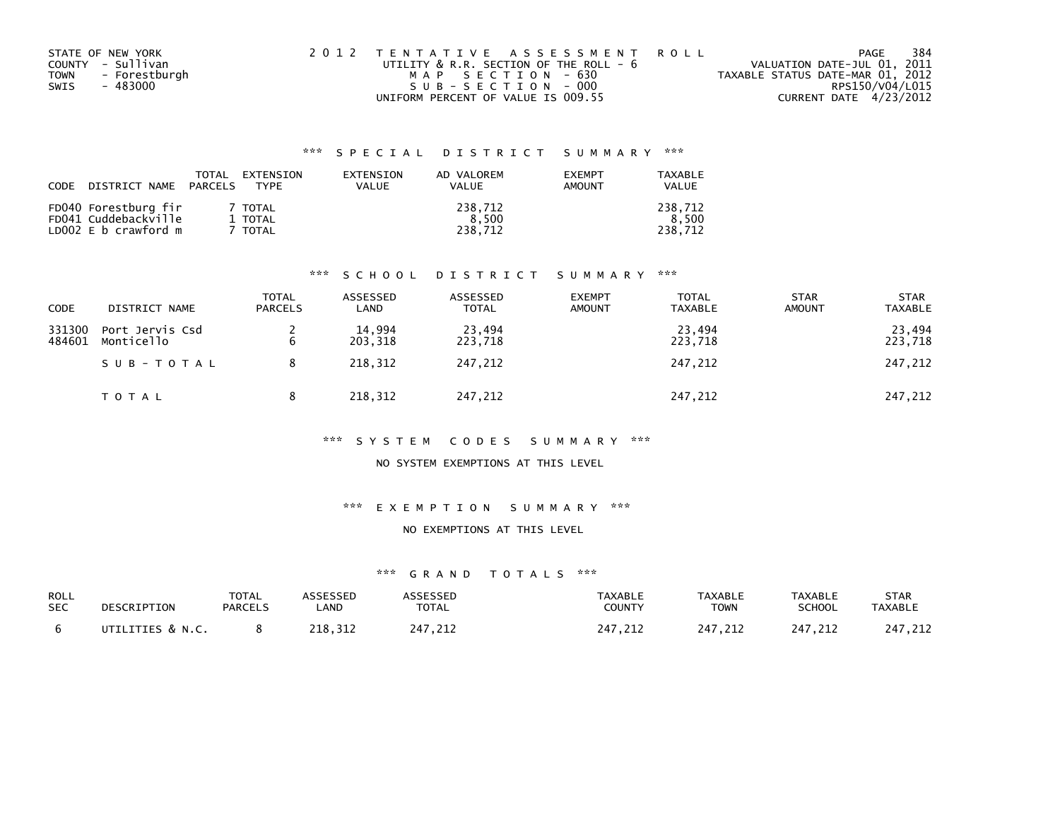STATE OF NEW YORK
COUNTY - Sullivan
TOWN - Forestburgh
SWIS - 483000

2 0 1 2 T E N T A T I V E A S S E S S M E N T R O L L
UTILITY & R.R. SECTION OF THE ROLL - 6
M A P S E C T I O N - 630
S U B - S E C T I O N - 000
UNIFORM PERCENT OF VALUE IS 009.55

VALUATION DATE-JUL 01, 2011
TAXABLE STATUS DATE-MAR 01, 2012
RPS150/V04/L015
CURRENT DATE 4/23/2012

## *** S P E C I A L D I S T R I C T S U M M A R Y ***

| CODE | DISTRICT NAME | TOTAL PARCELS | EXTENSION TYPE | EXTENSION VALUE | AD VALOREM VALUE | EXEMPT AMOUNT | TAXABLE VALUE |
|---|---|---|---|---|---|---|---|
| FD040 | Forestburg fir | 7 | TOTAL | | 238,712 | | 238,712 |
| FD041 | Cuddebackville | 1 | TOTAL | | 8,500 | | 8,500 |
| LD002 | E b crawford m | 7 | TOTAL | | 238,712 | | 238,712 |

## *** S C H O O L D I S T R I C T S U M M A R Y ***

| CODE | DISTRICT NAME | TOTAL PARCELS | ASSESSED LAND | ASSESSED TOTAL | EXEMPT AMOUNT | TOTAL TAXABLE | STAR AMOUNT | STAR TAXABLE |
|---|---|---|---|---|---|---|---|---|
| 331300 | Port Jervis Csd | 2 | 14,994 | 23,494 | | 23,494 | | 23,494 |
| 484601 | Monticello | 6 | 203,318 | 223,718 | | 223,718 | | 223,718 |
| | S U B - T O T A L | 8 | 218,312 | 247,212 | | 247,212 | | 247,212 |
| | T O T A L | 8 | 218,312 | 247,212 | | 247,212 | | 247,212 |

## *** S Y S T E M C O D E S S U M M A R Y ***

NO SYSTEM EXEMPTIONS AT THIS LEVEL

## *** E X E M P T I O N S U M M A R Y ***

NO EXEMPTIONS AT THIS LEVEL

## *** G R A N D T O T A L S ***

| ROLL SEC | DESCRIPTION | TOTAL PARCELS | ASSESSED LAND | ASSESSED TOTAL | TAXABLE COUNTY | TAXABLE TOWN | TAXABLE SCHOOL | STAR TAXABLE |
|---|---|---|---|---|---|---|---|---|
| 6 | UTILITIES & N.C. | 8 | 218,312 | 247,212 | 247,212 | 247,212 | 247,212 | 247,212 |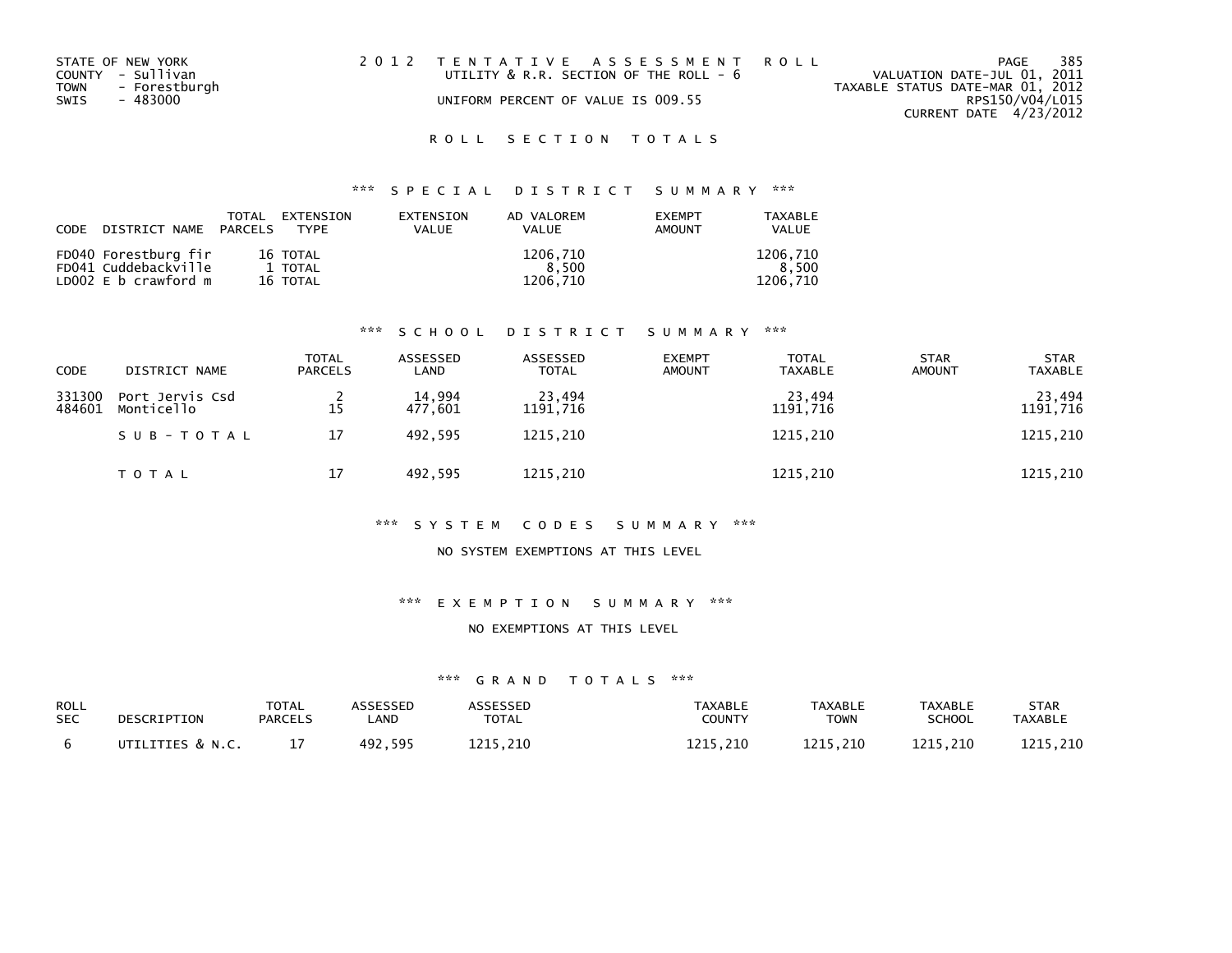STATE OF NEW YORK
COUNTY - Sullivan
TOWN - Forestburgh
SWIS - 483000

2 0 1 2 T E N T A T I V E A S S E S S M E N T R O L L
UTILITY & R.R. SECTION OF THE ROLL - 6
UNIFORM PERCENT OF VALUE IS 009.55

VALUATION DATE-JUL 01, 2011
TAXABLE STATUS DATE-MAR 01, 2012
RPS150/V04/L015
CURRENT DATE 4/23/2012

## R O L L S E C T I O N T O T A L S

### *** S P E C I A L D I S T R I C T S U M M A R Y ***

| CODE | DISTRICT NAME | TOTAL PARCELS | EXTENSION TYPE | EXTENSION VALUE | AD VALOREM VALUE | EXEMPT AMOUNT | TAXABLE VALUE |
|---|---|---|---|---|---|---|---|
| FD040 | Forestburg fir | 16 | TOTAL | | 1206,710 | | 1206,710 |
| FD041 | Cuddebackville | 1 | TOTAL | | 8,500 | | 8,500 |
| LD002 | E b crawford m | 16 | TOTAL | | 1206,710 | | 1206,710 |

### *** S C H O O L D I S T R I C T S U M M A R Y ***

| CODE | DISTRICT NAME | TOTAL PARCELS | ASSESSED LAND | ASSESSED TOTAL | EXEMPT AMOUNT | TOTAL TAXABLE | STAR AMOUNT | STAR TAXABLE |
|---|---|---|---|---|---|---|---|---|
| 331300 | Port Jervis Csd | 2 | 14,994 | 23,494 | | 23,494 | | 23,494 |
| 484601 | Monticello | 15 | 477,601 | 1191,716 | | 1191,716 | | 1191,716 |
| | S U B - T O T A L | 17 | 492,595 | 1215,210 | | 1215,210 | | 1215,210 |
| | T O T A L | 17 | 492,595 | 1215,210 | | 1215,210 | | 1215,210 |

### *** S Y S T E M C O D E S S U M M A R Y ***

NO SYSTEM EXEMPTIONS AT THIS LEVEL

### *** E X E M P T I O N S U M M A R Y ***

NO EXEMPTIONS AT THIS LEVEL

### *** G R A N D T O T A L S ***

| ROLL SEC | DESCRIPTION | TOTAL PARCELS | ASSESSED LAND | ASSESSED TOTAL | TAXABLE COUNTY | TAXABLE TOWN | TAXABLE SCHOOL | STAR TAXABLE |
|---|---|---|---|---|---|---|---|---|
| 6 | UTILITIES & N.C. | 17 | 492,595 | 1215,210 | 1215,210 | 1215,210 | 1215,210 | 1215,210 |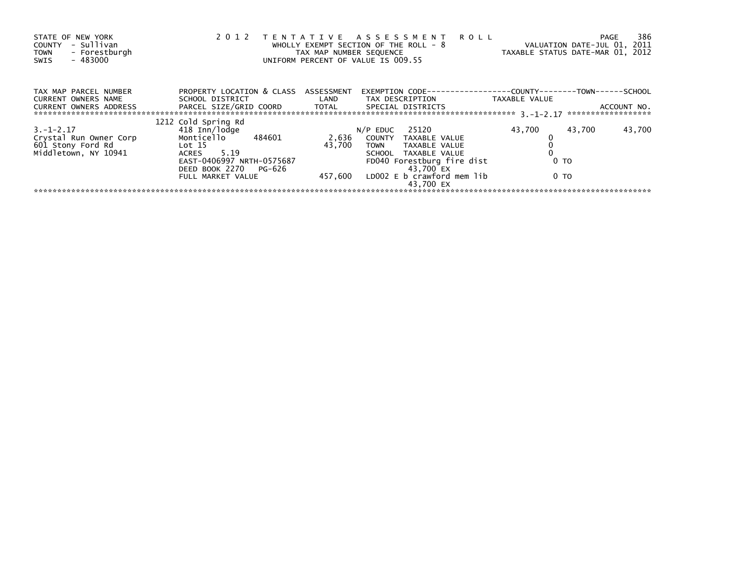STATE OF NEW YORK
COUNTY - Sullivan
TOWN - Forestburgh
SWIS - 483000

2 0 1 2 T E N T A T I V E A S S E S S M E N T R O L L
WHOLLY EXEMPT SECTION OF THE ROLL - 8
TAX MAP NUMBER SEQUENCE
UNIFORM PERCENT OF VALUE IS 009.55

VALUATION DATE-JUL 01, 2011
TAXABLE STATUS DATE-MAR 01, 2012

| TAX MAP PARCEL NUMBER<br>CURRENT OWNERS NAME<br>CURRENT OWNERS ADDRESS | PROPERTY LOCATION & CLASS<br>SCHOOL DISTRICT<br>PARCEL SIZE/GRID COORD | ASSESSMENT<br>LAND<br>TOTAL | EXEMPTION CODE<br>TAX DESCRIPTION<br>SPECIAL DISTRICTS | COUNTY<br>TAXABLE VALUE | TOWN | SCHOOL<br>ACCOUNT NO. |
|---|---|---|---|---|---|---|
| 3.-1-2.17 | 1212 Cold Spring Rd | | | | | |
| | 418 Inn/lodge | | N/P EDUC 25120 | 43,700 | 43,700 | 43,700 |
| Crystal Run Owner Corp | Monticello 484601 | 2,636 | COUNTY TAXABLE VALUE | 0 | | |
| 601 Stony Ford Rd | Lot 15 | 43,700 | TOWN TAXABLE VALUE | 0 | | |
| Middletown, NY 10941 | ACRES 5.19 | | SCHOOL TAXABLE VALUE | 0 | | |
| | EAST-0406997 NRTH-0575687 | | FD040 Forestburg fire dist | 0 TO | | |
| | DEED BOOK 2270 PG-626 | | 43,700 EX | | | |
| | FULL MARKET VALUE | 457,600 | LD002 E b crawford mem lib | 0 TO | | |
| | | | 43,700 EX | | | |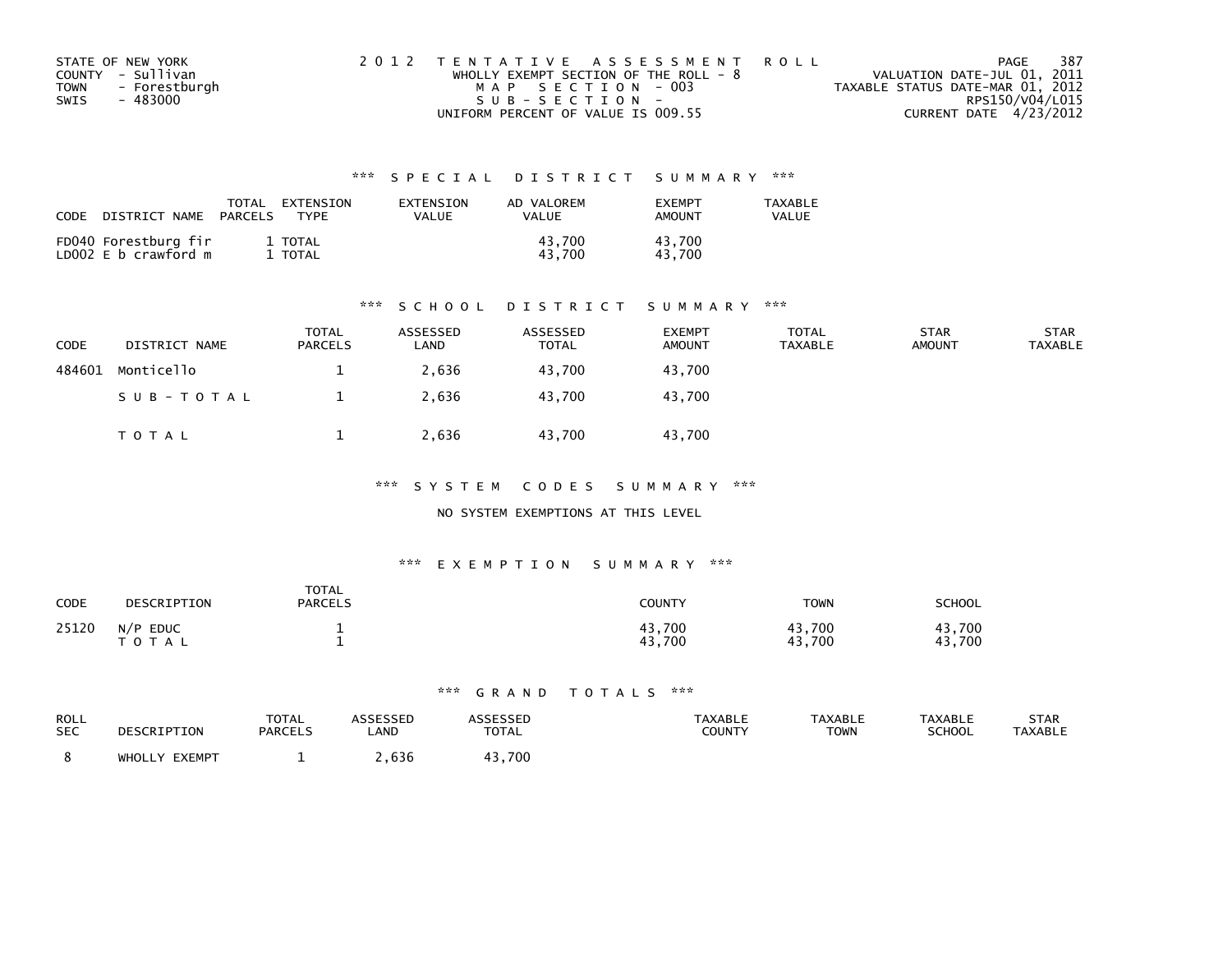STATE OF NEW YORK
COUNTY - Sullivan
TOWN - Forestburgh
SWIS - 483000

2 0 1 2 T E N T A T I V E A S S E S S M E N T R O L L
WHOLLY EXEMPT SECTION OF THE ROLL - 8
M A P S E C T I O N - 003
S U B - S E C T I O N -
UNIFORM PERCENT OF VALUE IS 009.55

VALUATION DATE-JUL 01, 2011
TAXABLE STATUS DATE-MAR 01, 2012
RPS150/V04/L015
CURRENT DATE 4/23/2012

### *** S P E C I A L D I S T R I C T S U M M A R Y ***

| CODE | DISTRICT NAME | TOTAL PARCELS | EXTENSION TYPE | EXTENSION VALUE | AD VALOREM VALUE | EXEMPT AMOUNT | TAXABLE VALUE |
|---|---|---|---|---|---|---|---|
| FD040 | Forestburg fir | 1 | TOTAL | | 43,700 | 43,700 | |
| LD002 | E b crawford m | 1 | TOTAL | | 43,700 | 43,700 | |

### *** S C H O O L D I S T R I C T S U M M A R Y ***

| CODE | DISTRICT NAME | TOTAL PARCELS | ASSESSED LAND | ASSESSED TOTAL | EXEMPT AMOUNT | TOTAL TAXABLE | STAR AMOUNT | STAR TAXABLE |
|---|---|---|---|---|---|---|---|---|
| 484601 | Monticello | 1 | 2,636 | 43,700 | 43,700 | | | |
| | S U B - T O T A L | 1 | 2,636 | 43,700 | 43,700 | | | |
| | T O T A L | 1 | 2,636 | 43,700 | 43,700 | | | |

### *** S Y S T E M C O D E S S U M M A R Y ***

NO SYSTEM EXEMPTIONS AT THIS LEVEL

### *** E X E M P T I O N S U M M A R Y ***

| CODE | DESCRIPTION | TOTAL PARCELS | COUNTY | TOWN | SCHOOL |
|---|---|---|---|---|---|
| 25120 | N/P EDUC | 1 | 43,700 | 43,700 | 43,700 |
| | T O T A L | 1 | 43,700 | 43,700 | 43,700 |

### *** G R A N D T O T A L S ***

| ROLL SEC | DESCRIPTION | TOTAL PARCELS | ASSESSED LAND | ASSESSED TOTAL | TAXABLE COUNTY | TAXABLE TOWN | TAXABLE SCHOOL | STAR TAXABLE |
|---|---|---|---|---|---|---|---|---|
| 8 | WHOLLY EXEMPT | 1 | 2,636 | 43,700 | | | | |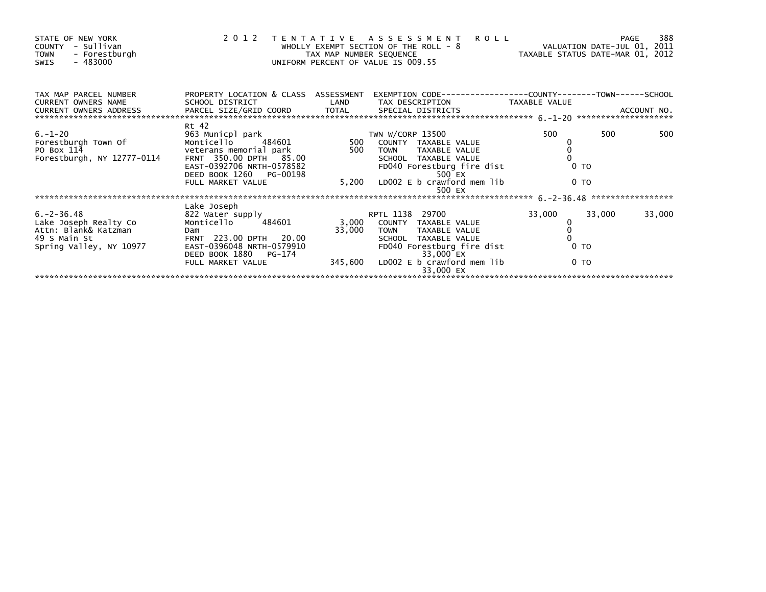STATE OF NEW YORK
COUNTY - Sullivan
TOWN - Forestburgh
SWIS - 483000

2 0 1 2 T E N T A T I V E A S S E S S M E N T R O L L
WHOLLY EXEMPT SECTION OF THE ROLL - 8
TAX MAP NUMBER SEQUENCE
UNIFORM PERCENT OF VALUE IS 009.55

VALUATION DATE-JUL 01, 2011
TAXABLE STATUS DATE-MAR 01, 2012

| TAX MAP PARCEL NUMBER / CURRENT OWNERS NAME / CURRENT OWNERS ADDRESS | PROPERTY LOCATION & CLASS / SCHOOL DISTRICT / PARCEL SIZE/GRID COORD | ASSESSMENT LAND / TOTAL | EXEMPTION CODE / TAX DESCRIPTION / SPECIAL DISTRICTS | COUNTY TAXABLE VALUE | TOWN | SCHOOL / ACCOUNT NO. |
|---|---|---|---|---|---|---|
| ******** 6.-1-20 ******** | | | | | | |
| | Rt 42 | | | | | |
| 6.-1-20 | 963 Municpl park | | TWN W/CORP 13500 | 500 | 500 | 500 |
| Forestburgh Town Of | Monticello 484601 | 500 | COUNTY TAXABLE VALUE | 0 | | |
| PO Box 114 | veterans memorial park | 500 | TOWN TAXABLE VALUE | 0 | | |
| Forestburgh, NY 12777-0114 | FRNT 350.00 DPTH 85.00 | | SCHOOL TAXABLE VALUE | 0 | | |
| | EAST-0392706 NRTH-0578582 | | FD040 Forestburg fire dist | 0 TO | | |
| | DEED BOOK 1260 PG-00198 | | 500 EX | | | |
| | FULL MARKET VALUE | 5,200 | LD002 E b crawford mem lib | 0 TO | | |
| | | | 500 EX | | | |
| ******** 6.-2-36.48 ******** | | | | | | |
| | Lake Joseph | | | | | |
| 6.-2-36.48 | 822 Water supply | | RPTL 1138 29700 | 33,000 | 33,000 | 33,000 |
| Lake Joseph Realty Co | Monticello 484601 | 3,000 | COUNTY TAXABLE VALUE | 0 | | |
| Attn: Blank& Katzman | Dam | 33,000 | TOWN TAXABLE VALUE | 0 | | |
| 49 S Main St | FRNT 223.00 DPTH 20.00 | | SCHOOL TAXABLE VALUE | 0 | | |
| Spring Valley, NY 10977 | EAST-0396048 NRTH-0579910 | | FD040 Forestburg fire dist | 0 TO | | |
| | DEED BOOK 1880 PG-174 | | 33,000 EX | | | |
| | FULL MARKET VALUE | 345,600 | LD002 E b crawford mem lib | 0 TO | | |
| | | | 33,000 EX | | | |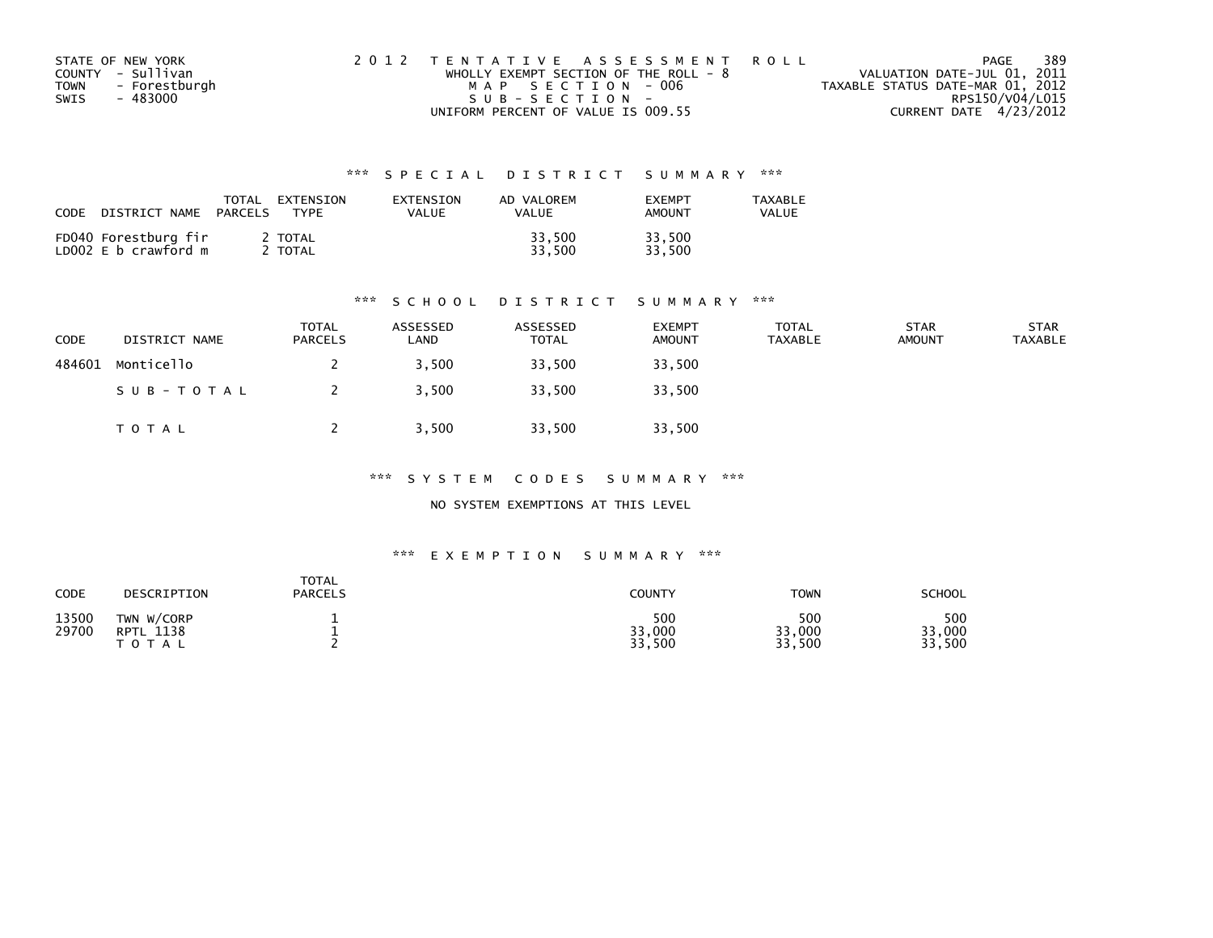STATE OF NEW YORK
COUNTY - Sullivan
TOWN - Forestburgh
SWIS - 483000

2 0 1 2 T E N T A T I V E A S S E S S M E N T R O L L
WHOLLY EXEMPT SECTION OF THE ROLL - 8
M A P S E C T I O N - 006
S U B - S E C T I O N -
UNIFORM PERCENT OF VALUE IS 009.55

VALUATION DATE-JUL 01, 2011
TAXABLE STATUS DATE-MAR 01, 2012
RPS150/V04/L015
CURRENT DATE 4/23/2012

### *** S P E C I A L D I S T R I C T S U M M A R Y ***

| CODE DISTRICT NAME | TOTAL PARCELS | EXTENSION TYPE | EXTENSION VALUE | AD VALOREM VALUE | EXEMPT AMOUNT | TAXABLE VALUE |
|---|---|---|---|---|---|---|
| FD040 Forestburg fir | 2 | TOTAL | | 33,500 | 33,500 | |
| LD002 E b crawford m | 2 | TOTAL | | 33,500 | 33,500 | |

### *** S C H O O L D I S T R I C T S U M M A R Y ***

| CODE | DISTRICT NAME | TOTAL PARCELS | ASSESSED LAND | ASSESSED TOTAL | EXEMPT AMOUNT | TOTAL TAXABLE | STAR AMOUNT | STAR TAXABLE |
|---|---|---|---|---|---|---|---|---|
| 484601 | Monticello | 2 | 3,500 | 33,500 | 33,500 | | | |
| | S U B - T O T A L | 2 | 3,500 | 33,500 | 33,500 | | | |
| | T O T A L | 2 | 3,500 | 33,500 | 33,500 | | | |

### *** S Y S T E M C O D E S S U M M A R Y ***

NO SYSTEM EXEMPTIONS AT THIS LEVEL

### *** E X E M P T I O N S U M M A R Y ***

| CODE | DESCRIPTION | TOTAL PARCELS | COUNTY | TOWN | SCHOOL |
|---|---|---|---|---|---|
| 13500 | TWN W/CORP | 1 | 500 | 500 | 500 |
| 29700 | RPTL 1138 | 1 | 33,000 | 33,000 | 33,000 |
| | T O T A L | 2 | 33,500 | 33,500 | 33,500 |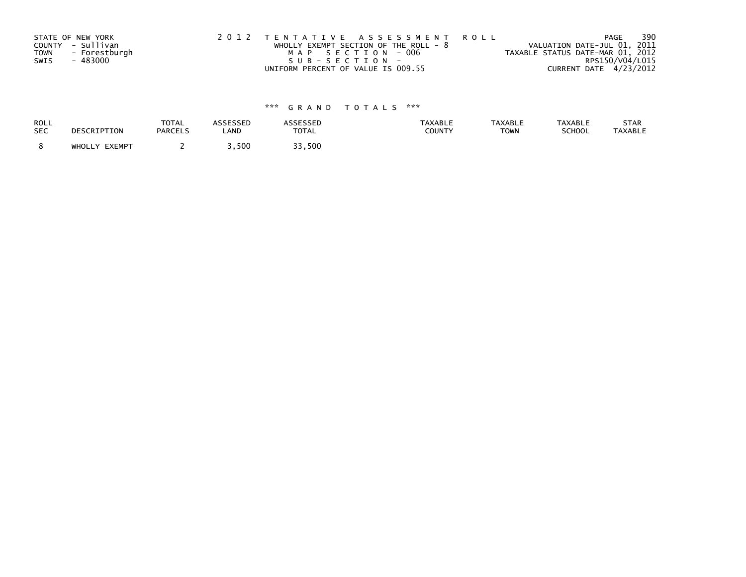STATE OF NEW YORK
COUNTY - Sullivan
TOWN - Forestburgh
SWIS - 483000

2012 TENTATIVE ASSESSMENT ROLL
WHOLLY EXEMPT SECTION OF THE ROLL - 8
MAP SECTION - 006
SUB-SECTION -
UNIFORM PERCENT OF VALUE IS 009.55

VALUATION DATE-JUL 01, 2011
TAXABLE STATUS DATE-MAR 01, 2012
RPS150/V04/L015
CURRENT DATE 4/23/2012

*** GRAND TOTALS ***

| ROLL SEC | DESCRIPTION | TOTAL PARCELS | ASSESSED LAND | ASSESSED TOTAL | TAXABLE COUNTY | TAXABLE TOWN | TAXABLE SCHOOL | STAR TAXABLE |
|---|---|---|---|---|---|---|---|---|
| 8 | WHOLLY EXEMPT | 2 | 3,500 | 33,500 | | | | |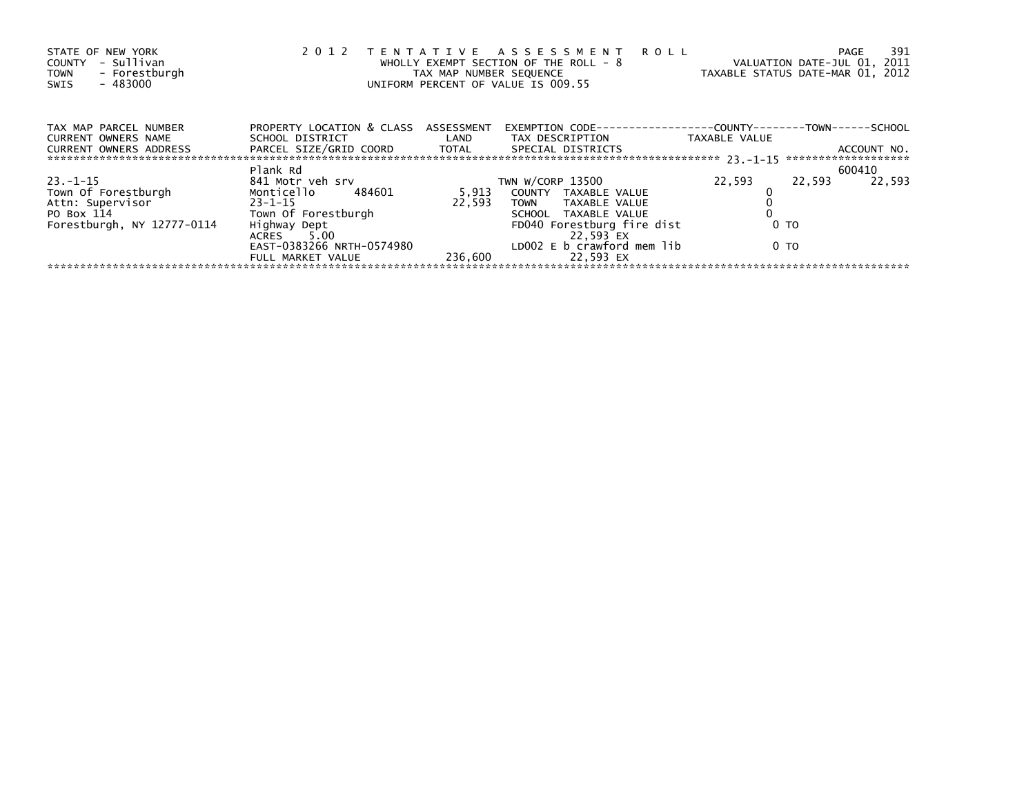STATE OF NEW YORK
COUNTY - Sullivan
TOWN - Forestburgh
SWIS - 483000

2 0 1 2 T E N T A T I V E A S S E S S M E N T R O L L
WHOLLY EXEMPT SECTION OF THE ROLL - 8
TAX MAP NUMBER SEQUENCE
UNIFORM PERCENT OF VALUE IS 009.55

VALUATION DATE-JUL 01, 2011
TAXABLE STATUS DATE-MAR 01, 2012

| TAX MAP PARCEL NUMBER<br>CURRENT OWNERS NAME<br>CURRENT OWNERS ADDRESS | PROPERTY LOCATION & CLASS<br>SCHOOL DISTRICT<br>PARCEL SIZE/GRID COORD | ASSESSMENT<br>LAND<br>TOTAL | EXEMPTION CODE<br>TAX DESCRIPTION<br>SPECIAL DISTRICTS | COUNTY<br>TAXABLE VALUE | TOWN | SCHOOL<br>ACCOUNT NO. |
|---|---|---|---|---|---|---|
| ********* 23.-1-15 ********* | | | | | | |
| | Plank Rd | | | | | 600410 |
| 23.-1-15 | 841 Motr veh srv | | TWN W/CORP 13500 | 22,593 | 22,593 | 22,593 |
| Town Of Forestburgh | Monticello 484601 | 5,913 | COUNTY TAXABLE VALUE | 0 | | |
| Attn: Supervisor | 23-1-15 | 22,593 | TOWN TAXABLE VALUE | 0 | | |
| PO Box 114 | Town Of Forestburgh | | SCHOOL TAXABLE VALUE | 0 | | |
| Forestburgh, NY 12777-0114 | Highway Dept | | FD040 Forestburg fire dist | 0 TO | | |
| | ACRES 5.00 | | 22,593 EX | | | |
| | EAST-0383266 NRTH-0574980 | | LD002 E b crawford mem lib | 0 TO | | |
| | FULL MARKET VALUE | 236,600 | 22,593 EX | | | |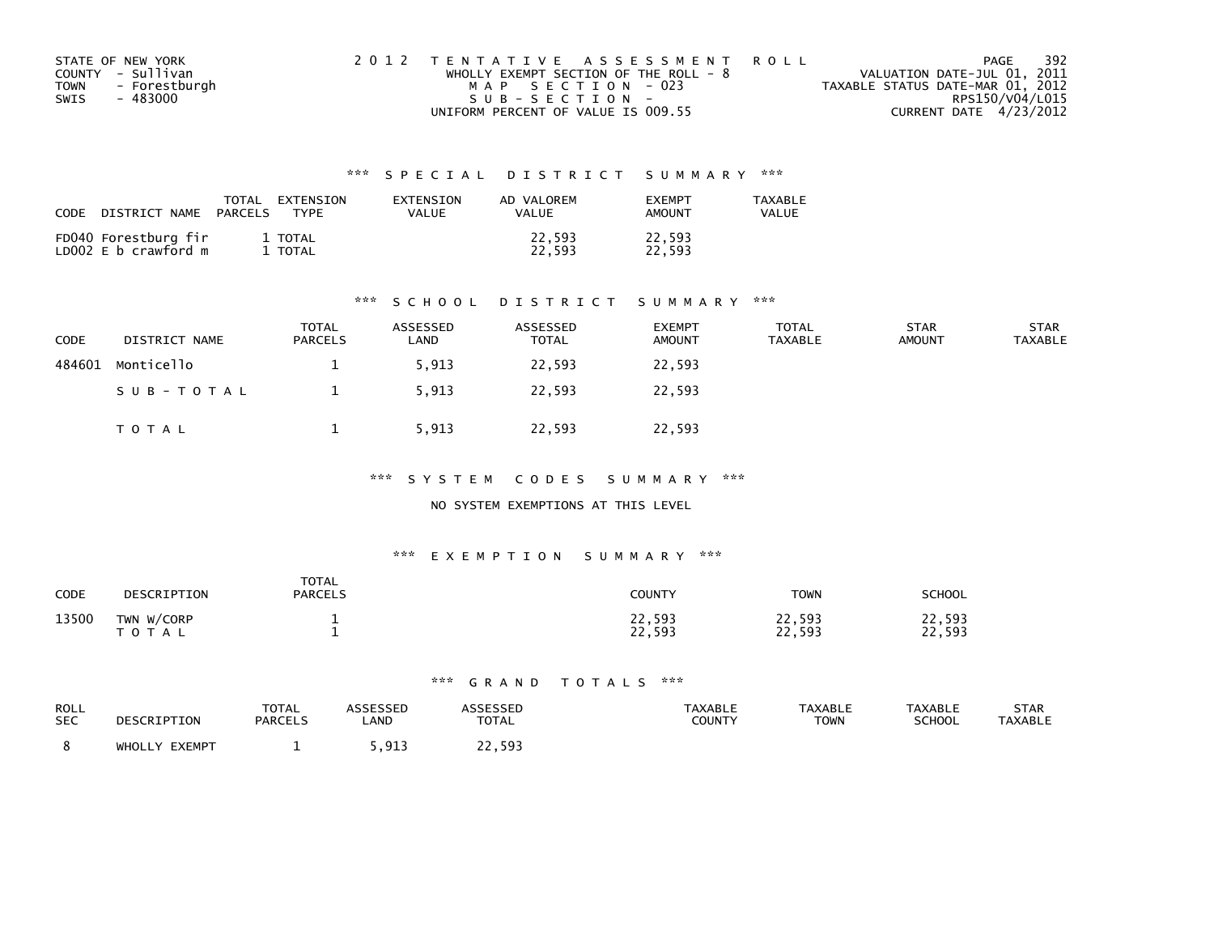STATE OF NEW YORK
COUNTY - Sullivan
TOWN - Forestburgh
SWIS - 483000

2 0 1 2 T E N T A T I V E A S S E S S M E N T R O L L
WHOLLY EXEMPT SECTION OF THE ROLL - 8
M A P S E C T I O N - 023
S U B - S E C T I O N -
UNIFORM PERCENT OF VALUE IS 009.55

VALUATION DATE-JUL 01, 2011
TAXABLE STATUS DATE-MAR 01, 2012
RPS150/V04/L015
CURRENT DATE 4/23/2012

### *** S P E C I A L D I S T R I C T S U M M A R Y ***

| CODE | DISTRICT NAME | TOTAL PARCELS | EXTENSION TYPE | EXTENSION VALUE | AD VALOREM VALUE | EXEMPT AMOUNT | TAXABLE VALUE |
|---|---|---|---|---|---|---|---|
| FD040 | Forestburg fir | 1 | TOTAL | | 22,593 | 22,593 | |
| LD002 | E b crawford m | 1 | TOTAL | | 22,593 | 22,593 | |

### *** S C H O O L D I S T R I C T S U M M A R Y ***

| CODE | DISTRICT NAME | TOTAL PARCELS | ASSESSED LAND | ASSESSED TOTAL | EXEMPT AMOUNT | TOTAL TAXABLE | STAR AMOUNT | STAR TAXABLE |
|---|---|---|---|---|---|---|---|---|
| 484601 | Monticello | 1 | 5,913 | 22,593 | 22,593 | | | |
| | S U B - T O T A L | 1 | 5,913 | 22,593 | 22,593 | | | |
| | T O T A L | 1 | 5,913 | 22,593 | 22,593 | | | |

### *** S Y S T E M C O D E S S U M M A R Y ***

NO SYSTEM EXEMPTIONS AT THIS LEVEL

### *** E X E M P T I O N S U M M A R Y ***

| CODE | DESCRIPTION | TOTAL PARCELS | COUNTY | TOWN | SCHOOL |
|---|---|---|---|---|---|
| 13500 | TWN W/CORP | 1 | 22,593 | 22,593 | 22,593 |
| | T O T A L | 1 | 22,593 | 22,593 | 22,593 |

### *** G R A N D T O T A L S ***

| ROLL SEC | DESCRIPTION | TOTAL PARCELS | ASSESSED LAND | ASSESSED TOTAL | TAXABLE COUNTY | TAXABLE TOWN | TAXABLE SCHOOL | STAR TAXABLE |
|---|---|---|---|---|---|---|---|---|
| 8 | WHOLLY EXEMPT | 1 | 5,913 | 22,593 | | | | |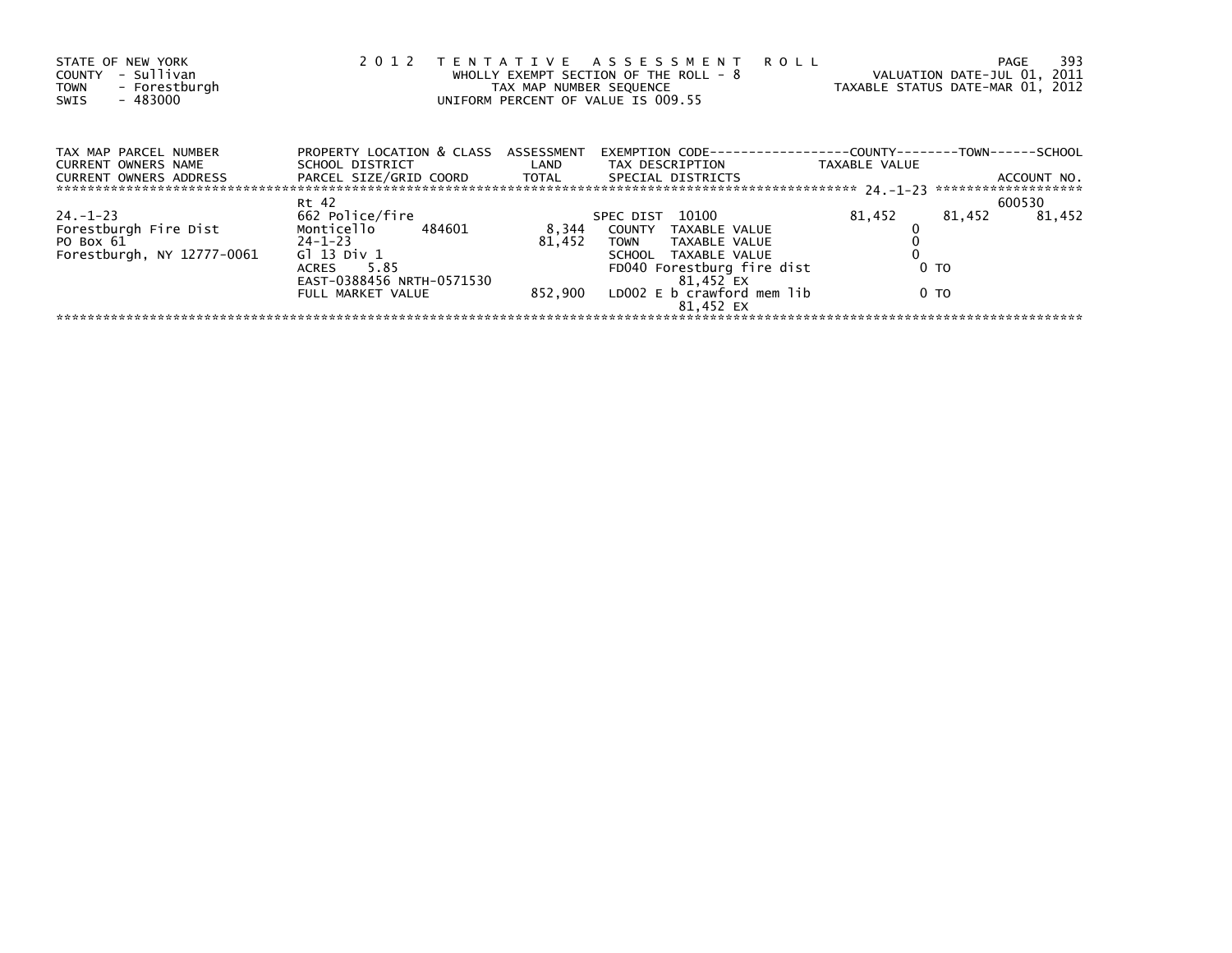STATE OF NEW YORK
COUNTY - Sullivan
TOWN - Forestburgh
SWIS - 483000

2012 TENTATIVE ASSESSMENT ROLL
WHOLLY EXEMPT SECTION OF THE ROLL - 8
TAX MAP NUMBER SEQUENCE
UNIFORM PERCENT OF VALUE IS 009.55

VALUATION DATE-JUL 01, 2011
TAXABLE STATUS DATE-MAR 01, 2012

| TAX MAP PARCEL NUMBER / CURRENT OWNERS NAME / CURRENT OWNERS ADDRESS | PROPERTY LOCATION & CLASS / SCHOOL DISTRICT / PARCEL SIZE/GRID COORD | ASSESSMENT LAND / TOTAL | EXEMPTION CODE / TAX DESCRIPTION / SPECIAL DISTRICTS | COUNTY TAXABLE VALUE | TOWN | SCHOOL / ACCOUNT NO. |
|---|---|---|---|---|---|---|
| 24.-1-23 | Rt 42 | | | | | 600530 |
| | 662 Police/fire | | SPEC DIST 10100 | 81,452 | 81,452 | 81,452 |
| Forestburgh Fire Dist | Monticello 484601 | 8,344 | COUNTY TAXABLE VALUE | 0 | | |
| PO Box 61 | 24-1-23 | 81,452 | TOWN TAXABLE VALUE | 0 | | |
| Forestburgh, NY 12777-0061 | Gl 13 Div 1 | | SCHOOL TAXABLE VALUE | 0 | | |
| | ACRES 5.85 | | FD040 Forestburg fire dist | 0 TO | | |
| | EAST-0388456 NRTH-0571530 | | 81,452 EX | | | |
| | FULL MARKET VALUE | 852,900 | LD002 E b crawford mem lib | 0 TO | | |
| | | | 81,452 EX | | | |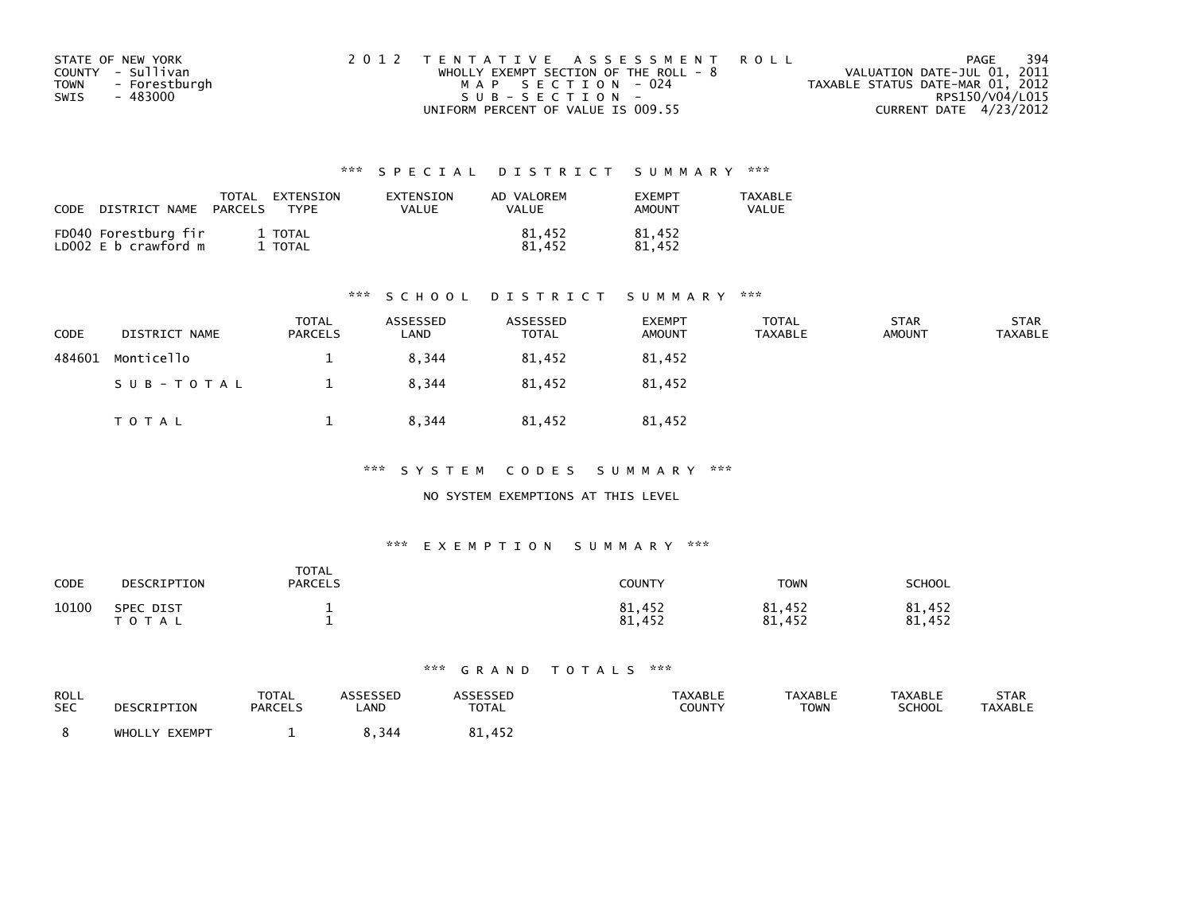STATE OF NEW YORK
COUNTY - Sullivan
TOWN - Forestburgh
SWIS - 483000

2012 TENTATIVE ASSESSMENT ROLL
WHOLLY EXEMPT SECTION OF THE ROLL - 8
MAP SECTION - 024
SUB-SECTION -
UNIFORM PERCENT OF VALUE IS 009.55

VALUATION DATE-JUL 01, 2011
TAXABLE STATUS DATE-MAR 01, 2012
RPS150/V04/L015
CURRENT DATE 4/23/2012

## *** SPECIAL DISTRICT SUMMARY ***

| CODE | DISTRICT NAME | TOTAL PARCELS | EXTENSION TYPE | EXTENSION VALUE | AD VALOREM VALUE | EXEMPT AMOUNT | TAXABLE VALUE |
|---|---|---|---|---|---|---|---|
| FD040 | Forestburg fir | 1 | TOTAL | | 81,452 | 81,452 | |
| LD002 | E b crawford m | 1 | TOTAL | | 81,452 | 81,452 | |

## *** SCHOOL DISTRICT SUMMARY ***

| CODE | DISTRICT NAME | TOTAL PARCELS | ASSESSED LAND | ASSESSED TOTAL | EXEMPT AMOUNT | TOTAL TAXABLE | STAR AMOUNT | STAR TAXABLE |
|---|---|---|---|---|---|---|---|---|
| 484601 | Monticello | 1 | 8,344 | 81,452 | 81,452 | | | |
| | SUB-TOTAL | 1 | 8,344 | 81,452 | 81,452 | | | |
| | TOTAL | 1 | 8,344 | 81,452 | 81,452 | | | |

## *** SYSTEM CODES SUMMARY ***

NO SYSTEM EXEMPTIONS AT THIS LEVEL

## *** EXEMPTION SUMMARY ***

| CODE | DESCRIPTION | TOTAL PARCELS | COUNTY | TOWN | SCHOOL |
|---|---|---|---|---|---|
| 10100 | SPEC DIST | 1 | 81,452 | 81,452 | 81,452 |
| | TOTAL | 1 | 81,452 | 81,452 | 81,452 |

## *** GRAND TOTALS ***

| ROLL SEC | DESCRIPTION | TOTAL PARCELS | ASSESSED LAND | ASSESSED TOTAL | TAXABLE COUNTY | TAXABLE TOWN | TAXABLE SCHOOL | STAR TAXABLE |
|---|---|---|---|---|---|---|---|---|
| 8 | WHOLLY EXEMPT | 1 | 8,344 | 81,452 | | | | |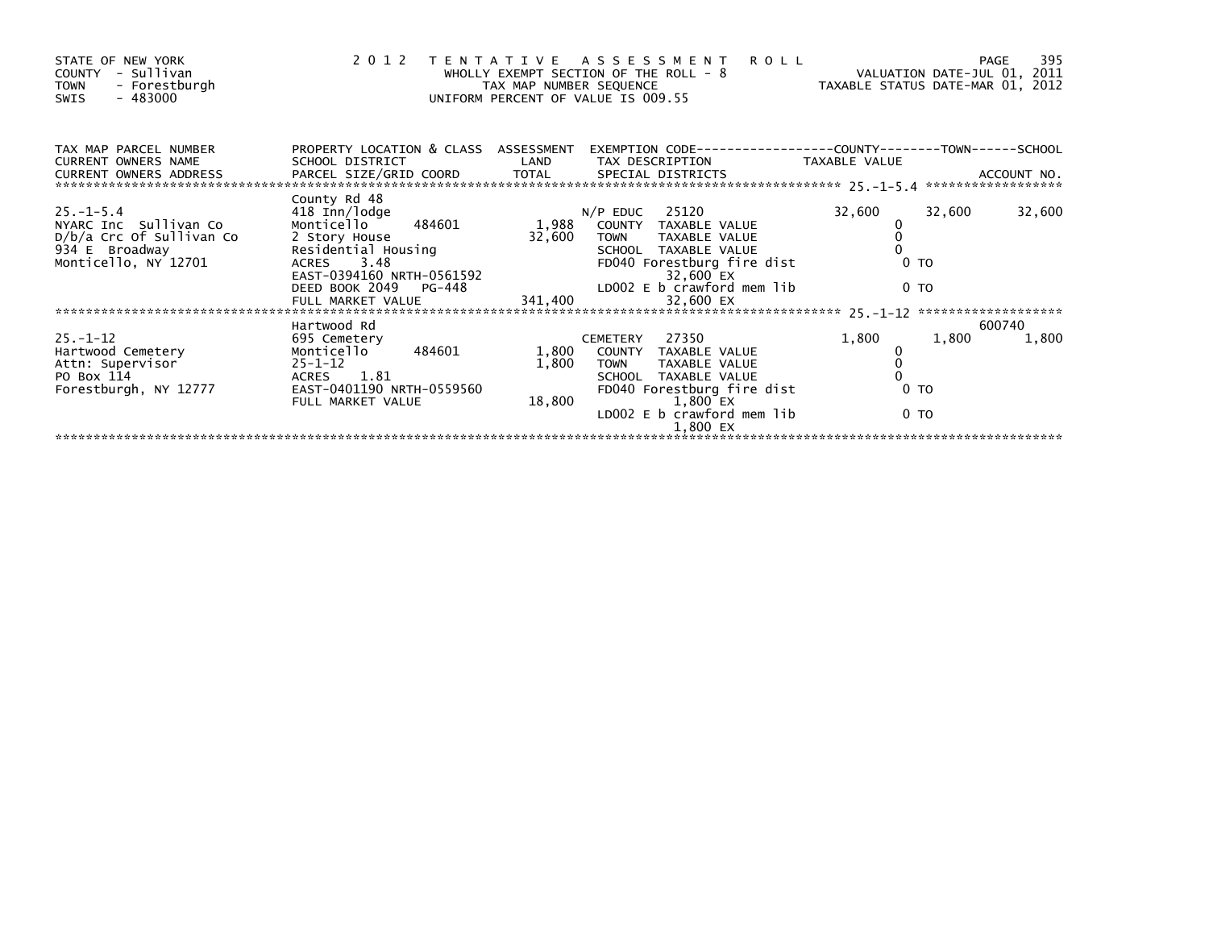STATE OF NEW YORK
COUNTY - Sullivan
TOWN - Forestburgh
SWIS - 483000

2 0 1 2 T E N T A T I V E A S S E S S M E N T R O L L
WHOLLY EXEMPT SECTION OF THE ROLL - 8
TAX MAP NUMBER SEQUENCE
UNIFORM PERCENT OF VALUE IS 009.55

VALUATION DATE-JUL 01, 2011
TAXABLE STATUS DATE-MAR 01, 2012

| TAX MAP PARCEL NUMBER / CURRENT OWNERS NAME / CURRENT OWNERS ADDRESS | PROPERTY LOCATION & CLASS / SCHOOL DISTRICT / PARCEL SIZE/GRID COORD | ASSESSMENT LAND / TOTAL | EXEMPTION CODE / TAX DESCRIPTION / SPECIAL DISTRICTS | COUNTY TAXABLE VALUE | TOWN | SCHOOL / ACCOUNT NO. |
|---|---|---|---|---|---|---|
| **25.-1-5.4** | County Rd 48 | | | | | |
| 25.-1-5.4 | 418 Inn/lodge | | N/P EDUC 25120 | 32,600 | 32,600 | 32,600 |
| NYARC Inc Sullivan Co | Monticello 484601 | 1,988 | COUNTY TAXABLE VALUE | 0 | | |
| D/b/a Crc Of Sullivan Co | 2 Story House | 32,600 | TOWN TAXABLE VALUE | 0 | | |
| 934 E Broadway | Residential Housing | | SCHOOL TAXABLE VALUE | 0 | | |
| Monticello, NY 12701 | ACRES 3.48 | | FD040 Forestburg fire dist | 0 TO | | |
| | EAST-0394160 NRTH-0561592 | | 32,600 EX | | | |
| | DEED BOOK 2049 PG-448 | | LD002 E b crawford mem lib | 0 TO | | |
| | FULL MARKET VALUE | 341,400 | 32,600 EX | | | |
| **25.-1-12** | Hartwood Rd | | | | | 600740 |
| 25.-1-12 | 695 Cemetery | | CEMETERY 27350 | 1,800 | 1,800 | 1,800 |
| Hartwood Cemetery | Monticello 484601 | 1,800 | COUNTY TAXABLE VALUE | 0 | | |
| Attn: Supervisor | 25-1-12 | 1,800 | TOWN TAXABLE VALUE | 0 | | |
| PO Box 114 | ACRES 1.81 | | SCHOOL TAXABLE VALUE | 0 | | |
| Forestburgh, NY 12777 | EAST-0401190 NRTH-0559560 | | FD040 Forestburg fire dist | 0 TO | | |
| | FULL MARKET VALUE | 18,800 | 1,800 EX | | | |
| | | | LD002 E b crawford mem lib | 0 TO | | |
| | | | 1,800 EX | | | |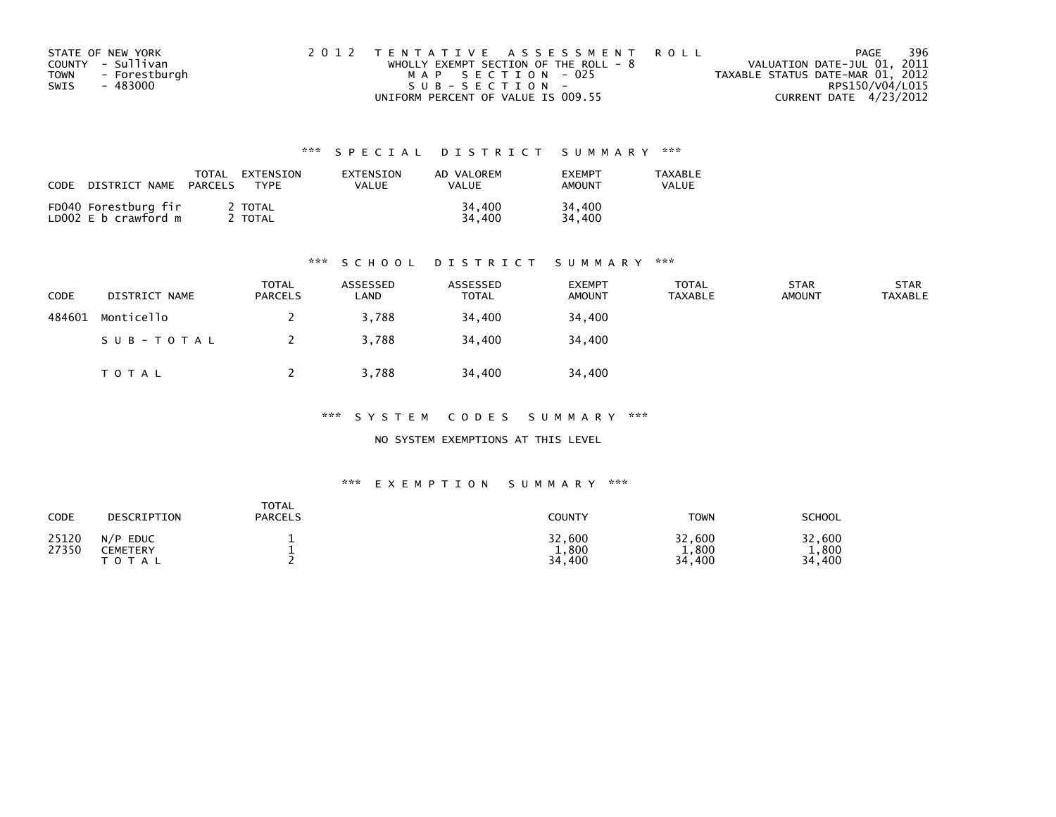STATE OF NEW YORK
COUNTY - Sullivan
TOWN - Forestburgh
SWIS - 483000

2012 TENTATIVE ASSESSMENT ROLL
WHOLLY EXEMPT SECTION OF THE ROLL - 8
MAP SECTION - 025
SUB-SECTION -
UNIFORM PERCENT OF VALUE IS 009.55

VALUATION DATE-JUL 01, 2011
TAXABLE STATUS DATE-MAR 01, 2012
RPS150/V04/L015
CURRENT DATE 4/23/2012

### *** SPECIAL DISTRICT SUMMARY ***

| CODE | DISTRICT NAME | TOTAL PARCELS | EXTENSION TYPE | EXTENSION VALUE | AD VALOREM VALUE | EXEMPT AMOUNT | TAXABLE VALUE |
|---|---|---|---|---|---|---|---|
| FD040 | Forestburg fir | 2 | TOTAL | | 34,400 | 34,400 | |
| LD002 | E b crawford m | 2 | TOTAL | | 34,400 | 34,400 | |

### *** SCHOOL DISTRICT SUMMARY ***

| CODE | DISTRICT NAME | TOTAL PARCELS | ASSESSED LAND | ASSESSED TOTAL | EXEMPT AMOUNT | TOTAL TAXABLE | STAR AMOUNT | STAR TAXABLE |
|---|---|---|---|---|---|---|---|---|
| 484601 | Monticello | 2 | 3,788 | 34,400 | 34,400 | | | |
| | SUB-TOTAL | 2 | 3,788 | 34,400 | 34,400 | | | |
| | TOTAL | 2 | 3,788 | 34,400 | 34,400 | | | |

### *** SYSTEM CODES SUMMARY ***

NO SYSTEM EXEMPTIONS AT THIS LEVEL

### *** EXEMPTION SUMMARY ***

| CODE | DESCRIPTION | TOTAL PARCELS | COUNTY | TOWN | SCHOOL |
|---|---|---|---|---|---|
| 25120 | N/P EDUC | 1 | 32,600 | 32,600 | 32,600 |
| 27350 | CEMETERY | 1 | 1,800 | 1,800 | 1,800 |
| | TOTAL | 2 | 34,400 | 34,400 | 34,400 |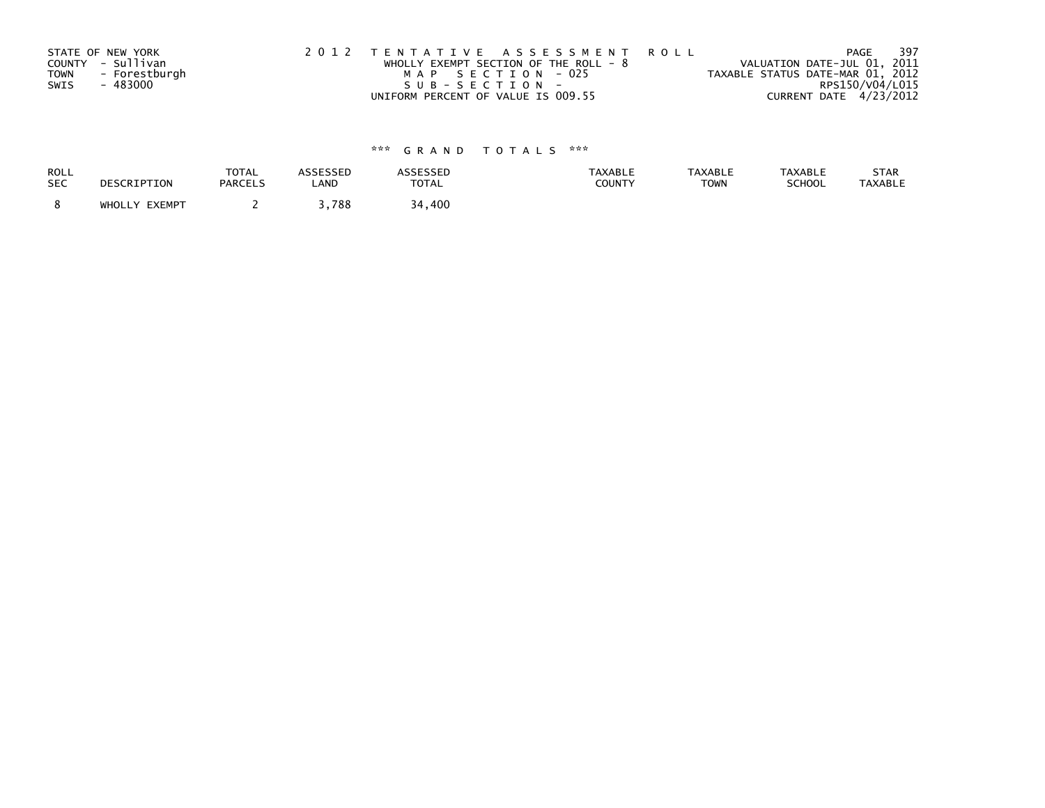STATE OF NEW YORK
COUNTY - Sullivan
TOWN - Forestburgh
SWIS - 483000

2012 TENTATIVE ASSESSMENT ROLL
WHOLLY EXEMPT SECTION OF THE ROLL - 8
MAP SECTION - 025
SUB-SECTION -
UNIFORM PERCENT OF VALUE IS 009.55

VALUATION DATE-JUL 01, 2011
TAXABLE STATUS DATE-MAR 01, 2012
RPS150/V04/L015
CURRENT DATE 4/23/2012

### *** GRAND TOTALS ***

| ROLL SEC | DESCRIPTION | TOTAL PARCELS | ASSESSED LAND | ASSESSED TOTAL | TAXABLE COUNTY | TAXABLE TOWN | TAXABLE SCHOOL | STAR TAXABLE |
|---|---|---|---|---|---|---|---|---|
| 8 | WHOLLY EXEMPT | 2 | 3,788 | 34,400 | | | | |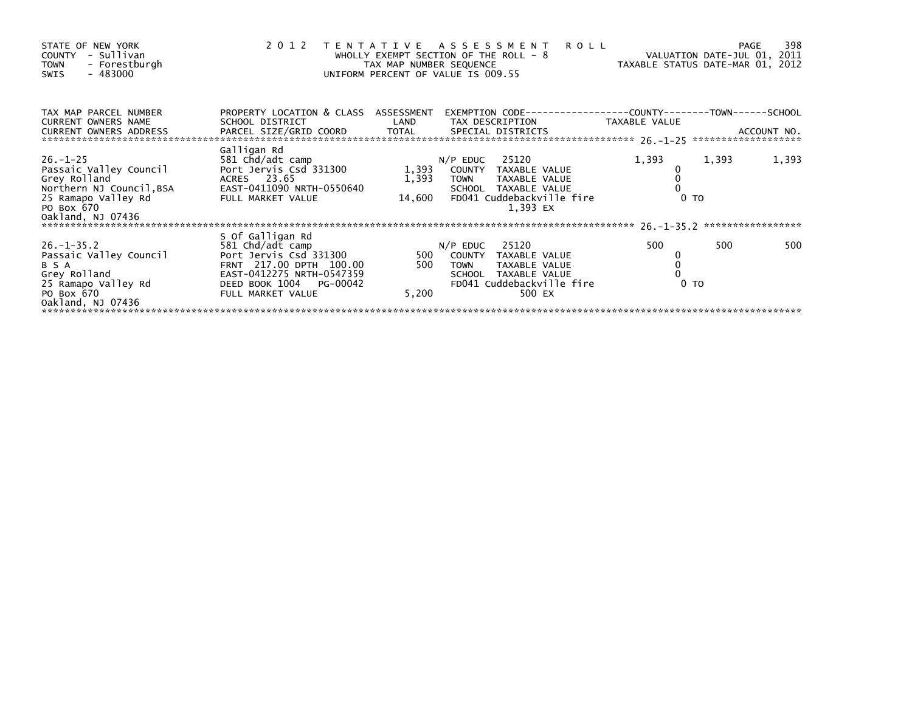STATE OF NEW YORK
COUNTY - Sullivan
TOWN - Forestburgh
SWIS - 483000

# 2012 TENTATIVE ASSESSMENT ROLL

WHOLLY EXEMPT SECTION OF THE ROLL - 8
TAX MAP NUMBER SEQUENCE
UNIFORM PERCENT OF VALUE IS 009.55

VALUATION DATE-JUL 01, 2011
TAXABLE STATUS DATE-MAR 01, 2012

| TAX MAP PARCEL NUMBER / CURRENT OWNERS NAME / CURRENT OWNERS ADDRESS | PROPERTY LOCATION & CLASS / SCHOOL DISTRICT / PARCEL SIZE/GRID COORD | ASSESSMENT LAND / TOTAL | EXEMPTION CODE / TAX DESCRIPTION / SPECIAL DISTRICTS | COUNTY TAXABLE VALUE | TOWN | SCHOOL / ACCOUNT NO. |
|---|---|---|---|---|---|---|
| 26.-1-25 | Galligan Rd | | | | | |
| | 581 Chd/adt camp | | N/P EDUC 25120 | 1,393 | 1,393 | 1,393 |
| Passaic Valley Council | Port Jervis Csd 331300 | 1,393 | COUNTY TAXABLE VALUE | 0 | | |
| Grey Rolland | ACRES 23.65 | 1,393 | TOWN TAXABLE VALUE | 0 | | |
| Northern NJ Council,BSA | EAST-0411090 NRTH-0550640 | | SCHOOL TAXABLE VALUE | 0 | | |
| 25 Ramapo Valley Rd | FULL MARKET VALUE | 14,600 | FD041 Cuddebackville fire | 0 TO | | |
| PO Box 670 | | | 1,393 EX | | | |
| Oakland, NJ 07436 | | | | | | |
| 26.-1-35.2 | S Of Galligan Rd | | | | | |
| | 581 Chd/adt camp | | N/P EDUC 25120 | 500 | 500 | 500 |
| Passaic Valley Council | Port Jervis Csd 331300 | 500 | COUNTY TAXABLE VALUE | 0 | | |
| B S A | FRNT 217.00 DPTH 100.00 | 500 | TOWN TAXABLE VALUE | 0 | | |
| Grey Rolland | EAST-0412275 NRTH-0547359 | | SCHOOL TAXABLE VALUE | 0 | | |
| 25 Ramapo Valley Rd | DEED BOOK 1004 PG-00042 | | FD041 Cuddebackville fire | 0 TO | | |
| PO Box 670 | FULL MARKET VALUE | 5,200 | 500 EX | | | |
| Oakland, NJ 07436 | | | | | | |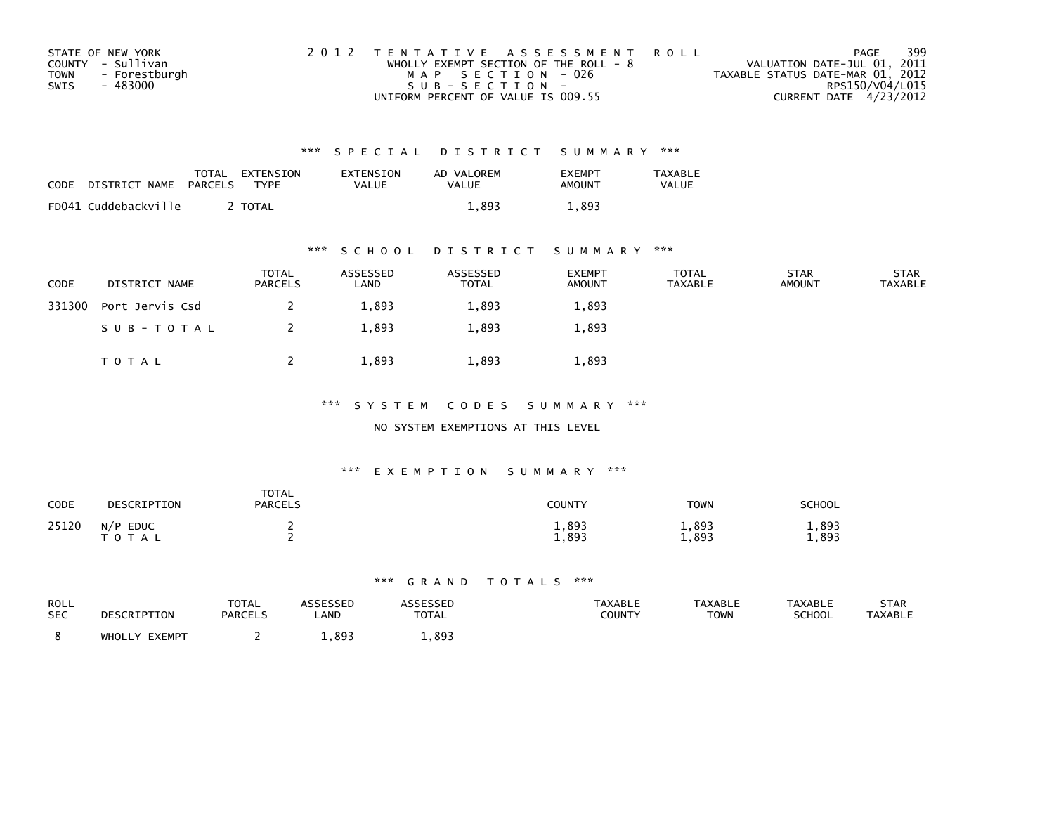STATE OF NEW YORK
COUNTY - Sullivan
TOWN - Forestburgh
SWIS - 483000

2012 TENTATIVE ASSESSMENT ROLL
WHOLLY EXEMPT SECTION OF THE ROLL - 8
MAP SECTION - 026
SUB-SECTION -
UNIFORM PERCENT OF VALUE IS 009.55

VALUATION DATE-JUL 01, 2011
TAXABLE STATUS DATE-MAR 01, 2012
RPS150/V04/L015
CURRENT DATE 4/23/2012

### *** SPECIAL DISTRICT SUMMARY ***

| CODE | DISTRICT NAME | TOTAL PARCELS | EXTENSION TYPE | EXTENSION VALUE | AD VALOREM VALUE | EXEMPT AMOUNT | TAXABLE VALUE |
|---|---|---|---|---|---|---|---|
| FD041 | Cuddebackville | 2 | TOTAL | | 1,893 | 1,893 | |

### *** SCHOOL DISTRICT SUMMARY ***

| CODE | DISTRICT NAME | TOTAL PARCELS | ASSESSED LAND | ASSESSED TOTAL | EXEMPT AMOUNT | TOTAL TAXABLE | STAR AMOUNT | STAR TAXABLE |
|---|---|---|---|---|---|---|---|---|
| 331300 | Port Jervis Csd | 2 | 1,893 | 1,893 | 1,893 | | | |
| | SUB-TOTAL | 2 | 1,893 | 1,893 | 1,893 | | | |
| | TOTAL | 2 | 1,893 | 1,893 | 1,893 | | | |

### *** SYSTEM CODES SUMMARY ***

NO SYSTEM EXEMPTIONS AT THIS LEVEL

### *** EXEMPTION SUMMARY ***

| CODE | DESCRIPTION | TOTAL PARCELS | COUNTY | TOWN | SCHOOL |
|---|---|---|---|---|---|
| 25120 | N/P EDUC | 2 | 1,893 | 1,893 | 1,893 |
| | TOTAL | 2 | 1,893 | 1,893 | 1,893 |

### *** GRAND TOTALS ***

| ROLL SEC | DESCRIPTION | TOTAL PARCELS | ASSESSED LAND | ASSESSED TOTAL | TAXABLE COUNTY | TAXABLE TOWN | TAXABLE SCHOOL | STAR TAXABLE |
|---|---|---|---|---|---|---|---|---|
| 8 | WHOLLY EXEMPT | 2 | 1,893 | 1,893 | | | | |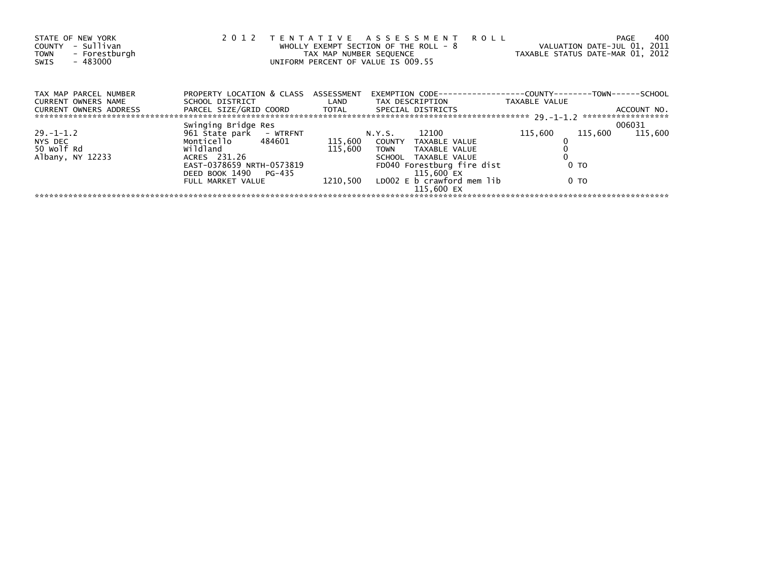STATE OF NEW YORK
COUNTY - Sullivan
TOWN - Forestburgh
SWIS - 483000

2 0 1 2 T E N T A T I V E A S S E S S M E N T R O L L
WHOLLY EXEMPT SECTION OF THE ROLL - 8
TAX MAP NUMBER SEQUENCE
UNIFORM PERCENT OF VALUE IS 009.55

VALUATION DATE-JUL 01, 2011
TAXABLE STATUS DATE-MAR 01, 2012

| TAX MAP PARCEL NUMBER<br>CURRENT OWNERS NAME<br>CURRENT OWNERS ADDRESS | PROPERTY LOCATION & CLASS<br>SCHOOL DISTRICT<br>PARCEL SIZE/GRID COORD | ASSESSMENT<br>LAND<br>TOTAL | EXEMPTION CODE<br>TAX DESCRIPTION<br>SPECIAL DISTRICTS | COUNTY<br>TAXABLE VALUE | TOWN | SCHOOL<br>ACCOUNT NO. |
|---|---|---|---|---|---|---|
| ******************** | | | | 29.-1-1.2 | | ******************** |
| | Swinging Bridge Res | | | | | 006031 |
| 29.-1-1.2 | 961 State park - WTRFNT | | N.Y.S. 12100 | 115,600 | 115,600 | 115,600 |
| NYS DEC | Monticello 484601 | 115,600 | COUNTY TAXABLE VALUE | 0 | | |
| 50 Wolf Rd | Wildland | 115,600 | TOWN TAXABLE VALUE | 0 | | |
| Albany, NY 12233 | ACRES 231.26 | | SCHOOL TAXABLE VALUE | 0 | | |
| | EAST-0378659 NRTH-0573819 | | FD040 Forestburg fire dist | 0 TO | | |
| | DEED BOOK 1490 PG-435 | | 115,600 EX | | | |
| | FULL MARKET VALUE | 1210,500 | LD002 E b crawford mem lib | 0 TO | | |
| | | | 115,600 EX | | | |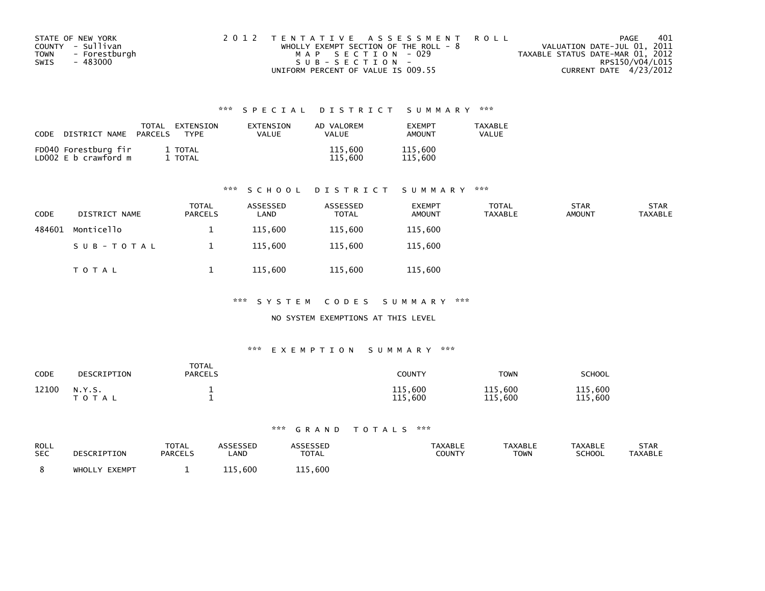STATE OF NEW YORK
COUNTY - Sullivan
TOWN - Forestburgh
SWIS - 483000

2 0 1 2 T E N T A T I V E A S S E S S M E N T R O L L
WHOLLY EXEMPT SECTION OF THE ROLL - 8
M A P S E C T I O N - 029
S U B - S E C T I O N -
UNIFORM PERCENT OF VALUE IS 009.55

VALUATION DATE-JUL 01, 2011
TAXABLE STATUS DATE-MAR 01, 2012
RPS150/V04/L015
CURRENT DATE 4/23/2012

### *** S P E C I A L D I S T R I C T S U M M A R Y ***

| CODE | DISTRICT NAME | TOTAL PARCELS | EXTENSION TYPE | EXTENSION VALUE | AD VALOREM VALUE | EXEMPT AMOUNT | TAXABLE VALUE |
|---|---|---|---|---|---|---|---|
| FD040 | Forestburg fir | 1 | TOTAL | | 115,600 | 115,600 | |
| LD002 | E b crawford m | 1 | TOTAL | | 115,600 | 115,600 | |

### *** S C H O O L D I S T R I C T S U M M A R Y ***

| CODE | DISTRICT NAME | TOTAL PARCELS | ASSESSED LAND | ASSESSED TOTAL | EXEMPT AMOUNT | TOTAL TAXABLE | STAR AMOUNT | STAR TAXABLE |
|---|---|---|---|---|---|---|---|---|
| 484601 | Monticello | 1 | 115,600 | 115,600 | 115,600 | | | |
| | S U B - T O T A L | 1 | 115,600 | 115,600 | 115,600 | | | |
| | T O T A L | 1 | 115,600 | 115,600 | 115,600 | | | |

### *** S Y S T E M C O D E S S U M M A R Y ***

NO SYSTEM EXEMPTIONS AT THIS LEVEL

### *** E X E M P T I O N S U M M A R Y ***

| CODE | DESCRIPTION | TOTAL PARCELS | COUNTY | TOWN | SCHOOL |
|---|---|---|---|---|---|
| 12100 | N.Y.S. | 1 | 115,600 | 115,600 | 115,600 |
| | T O T A L | 1 | 115,600 | 115,600 | 115,600 |

### *** G R A N D T O T A L S ***

| ROLL SEC | DESCRIPTION | TOTAL PARCELS | ASSESSED LAND | ASSESSED TOTAL | TAXABLE COUNTY | TAXABLE TOWN | TAXABLE SCHOOL | STAR TAXABLE |
|---|---|---|---|---|---|---|---|---|
| 8 | WHOLLY EXEMPT | 1 | 115,600 | 115,600 | | | | |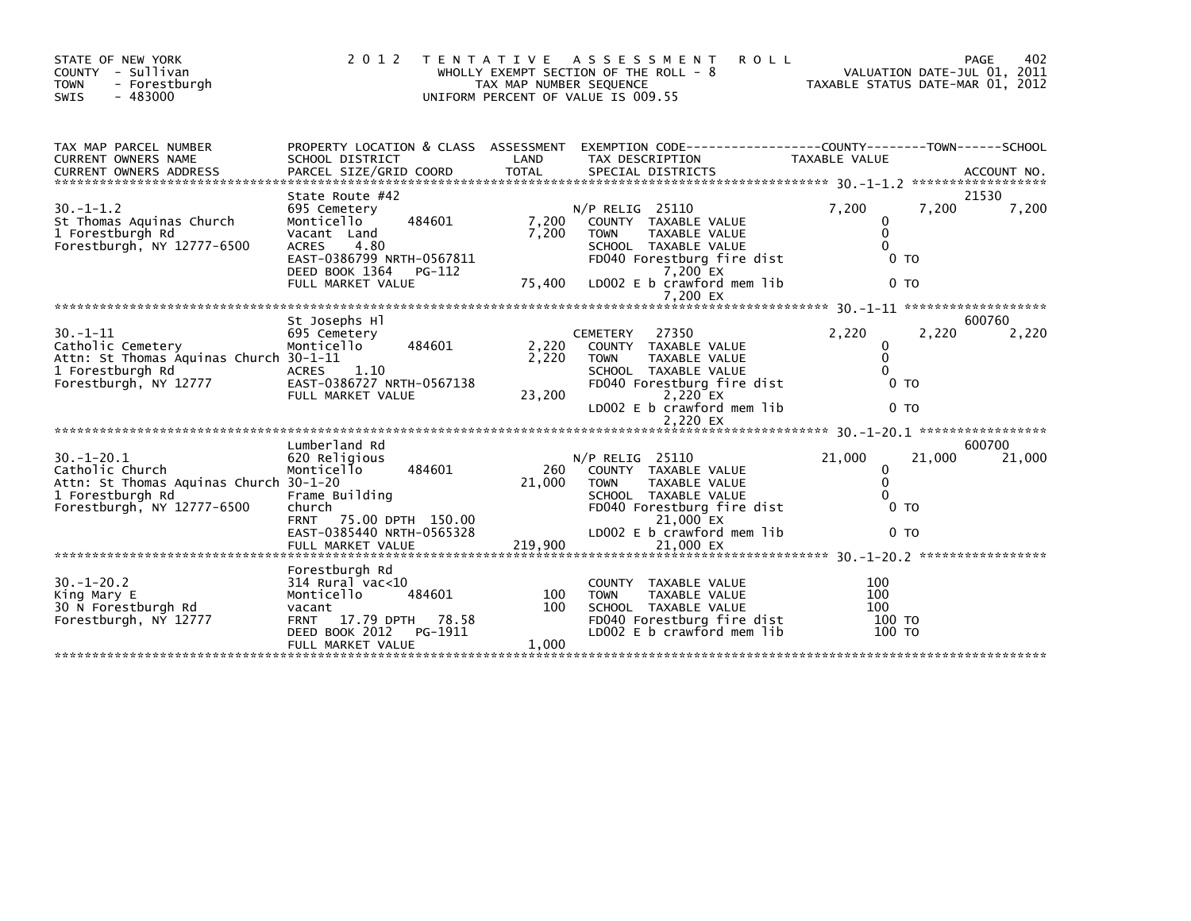STATE OF NEW YORK
COUNTY - Sullivan
TOWN - Forestburgh
SWIS - 483000

2012 TENTATIVE ASSESSMENT ROLL
WHOLLY EXEMPT SECTION OF THE ROLL - 8
TAX MAP NUMBER SEQUENCE
UNIFORM PERCENT OF VALUE IS 009.55

VALUATION DATE-JUL 01, 2011
TAXABLE STATUS DATE-MAR 01, 2012

| TAX MAP PARCEL NUMBER / CURRENT OWNERS NAME / CURRENT OWNERS ADDRESS | PROPERTY LOCATION & CLASS / SCHOOL DISTRICT / PARCEL SIZE/GRID COORD | ASSESSMENT LAND / TOTAL | EXEMPTION CODE / TAX DESCRIPTION / SPECIAL DISTRICTS | COUNTY TAXABLE VALUE | TOWN | SCHOOL / ACCOUNT NO. |
|---|---|---|---|---|---|---|
| 30.-1-1.2 | State Route #42 | | | | | 21530 |
| | 695 Cemetery | | N/P RELIG 25110 | 7,200 | 7,200 | 7,200 |
| St Thomas Aquinas Church | Monticello 484601 | 7,200 | COUNTY TAXABLE VALUE | 0 | | |
| 1 Forestburgh Rd | Vacant Land | 7,200 | TOWN TAXABLE VALUE | 0 | | |
| Forestburgh, NY 12777-6500 | ACRES 4.80 | | SCHOOL TAXABLE VALUE | 0 | | |
| | EAST-0386799 NRTH-0567811 | | FD040 Forestburg fire dist | 0 TO | | |
| | DEED BOOK 1364 PG-112 | | 7,200 EX | | | |
| | FULL MARKET VALUE | 75,400 | LD002 E b crawford mem lib | 0 TO | | |
| | | | 7,200 EX | | | |
| 30.-1-11 | St Josephs Hl | | | | | 600760 |
| | 695 Cemetery | | CEMETERY 27350 | 2,220 | 2,220 | 2,220 |
| Catholic Cemetery | Monticello 484601 | 2,220 | COUNTY TAXABLE VALUE | 0 | | |
| Attn: St Thomas Aquinas Church | 30-1-11 | 2,220 | TOWN TAXABLE VALUE | 0 | | |
| 1 Forestburgh Rd | ACRES 1.10 | | SCHOOL TAXABLE VALUE | 0 | | |
| Forestburgh, NY 12777 | EAST-0386727 NRTH-0567138 | | FD040 Forestburg fire dist | 0 TO | | |
| | FULL MARKET VALUE | 23,200 | 2,220 EX | | | |
| | | | LD002 E b crawford mem lib | 0 TO | | |
| | | | 2,220 EX | | | |
| 30.-1-20.1 | Lumberland Rd | | | | | 600700 |
| | 620 Religious | | N/P RELIG 25110 | 21,000 | 21,000 | 21,000 |
| Catholic Church | Monticello 484601 | 260 | COUNTY TAXABLE VALUE | 0 | | |
| Attn: St Thomas Aquinas Church | 30-1-20 | 21,000 | TOWN TAXABLE VALUE | 0 | | |
| 1 Forestburgh Rd | Frame Building | | SCHOOL TAXABLE VALUE | 0 | | |
| Forestburgh, NY 12777-6500 | church | | FD040 Forestburg fire dist | 0 TO | | |
| | FRNT 75.00 DPTH 150.00 | | 21,000 EX | | | |
| | EAST-0385440 NRTH-0565328 | | LD002 E b crawford mem lib | 0 TO | | |
| | FULL MARKET VALUE | 219,900 | 21,000 EX | | | |
| 30.-1-20.2 | Forestburgh Rd | | | | | |
| | 314 Rural vac<10 | | COUNTY TAXABLE VALUE | 100 | | |
| King Mary E | Monticello 484601 | 100 | TOWN TAXABLE VALUE | 100 | | |
| 30 N Forestburgh Rd | vacant | 100 | SCHOOL TAXABLE VALUE | 100 | | |
| Forestburgh, NY 12777 | FRNT 17.79 DPTH 78.58 | | FD040 Forestburg fire dist | 100 TO | | |
| | DEED BOOK 2012 PG-1911 | | LD002 E b crawford mem lib | 100 TO | | |
| | FULL MARKET VALUE | 1,000 | | | | |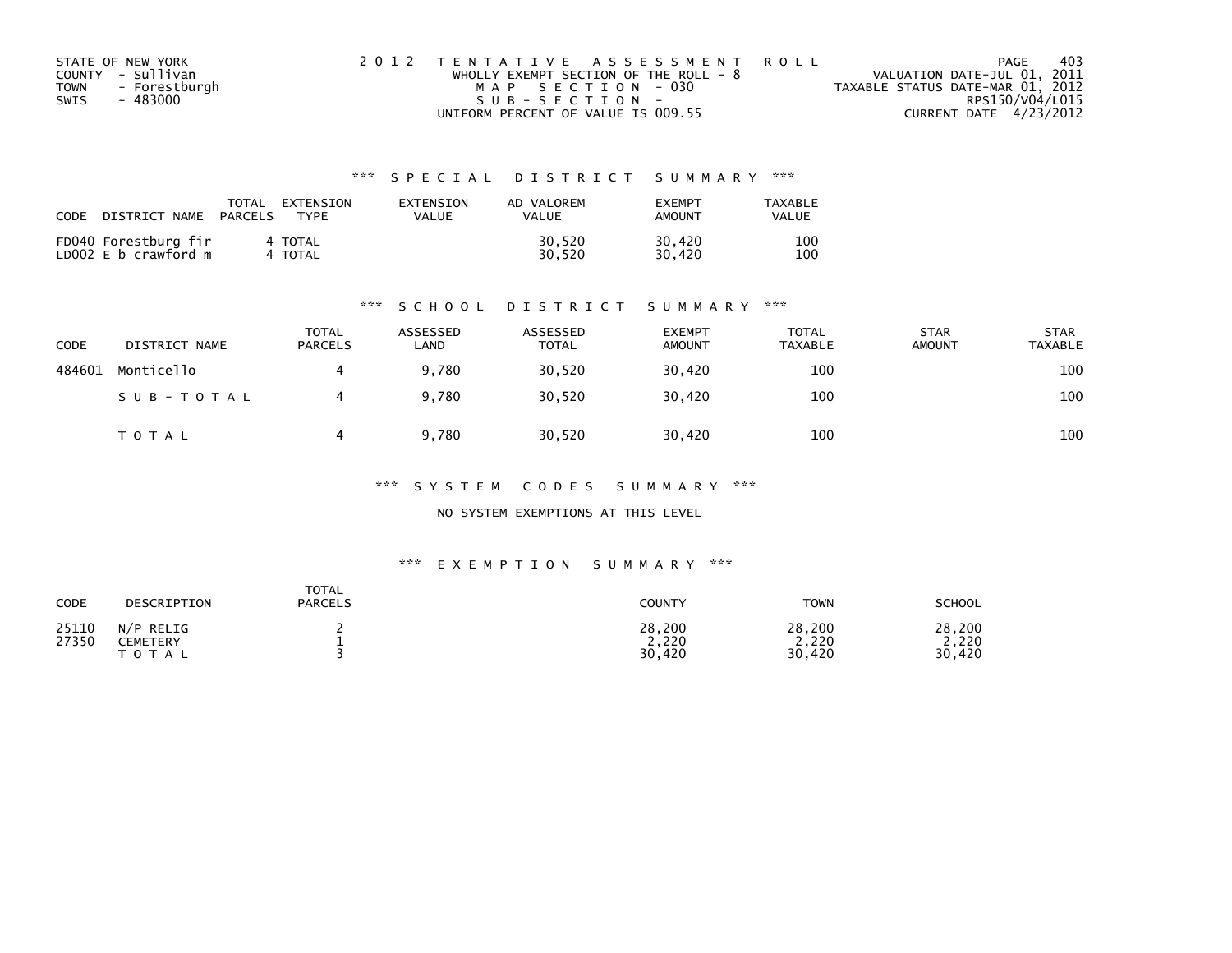STATE OF NEW YORK
COUNTY - Sullivan
TOWN - Forestburgh
SWIS - 483000

2012 TENTATIVE ASSESSMENT ROLL
WHOLLY EXEMPT SECTION OF THE ROLL - 8
MAP SECTION - 030
SUB-SECTION -
UNIFORM PERCENT OF VALUE IS 009.55

VALUATION DATE-JUL 01, 2011
TAXABLE STATUS DATE-MAR 01, 2012
RPS150/V04/L015
CURRENT DATE 4/23/2012

### *** SPECIAL DISTRICT SUMMARY ***

| CODE | DISTRICT NAME | TOTAL PARCELS | EXTENSION TYPE | EXTENSION VALUE | AD VALOREM VALUE | EXEMPT AMOUNT | TAXABLE VALUE |
|---|---|---|---|---|---|---|---|
| FD040 | Forestburg fir | 4 | TOTAL | | 30,520 | 30,420 | 100 |
| LD002 | E b crawford m | 4 | TOTAL | | 30,520 | 30,420 | 100 |

### *** SCHOOL DISTRICT SUMMARY ***

| CODE | DISTRICT NAME | TOTAL PARCELS | ASSESSED LAND | ASSESSED TOTAL | EXEMPT AMOUNT | TOTAL TAXABLE | STAR AMOUNT | STAR TAXABLE |
|---|---|---|---|---|---|---|---|---|
| 484601 | Monticello | 4 | 9,780 | 30,520 | 30,420 | 100 | | 100 |
| | SUB-TOTAL | 4 | 9,780 | 30,520 | 30,420 | 100 | | 100 |
| | TOTAL | 4 | 9,780 | 30,520 | 30,420 | 100 | | 100 |

### *** SYSTEM CODES SUMMARY ***

NO SYSTEM EXEMPTIONS AT THIS LEVEL

### *** EXEMPTION SUMMARY ***

| CODE | DESCRIPTION | TOTAL PARCELS | COUNTY | TOWN | SCHOOL |
|---|---|---|---|---|---|
| 25110 | N/P RELIG | 2 | 28,200 | 28,200 | 28,200 |
| 27350 | CEMETERY | 1 | 2,220 | 2,220 | 2,220 |
| | TOTAL | 3 | 30,420 | 30,420 | 30,420 |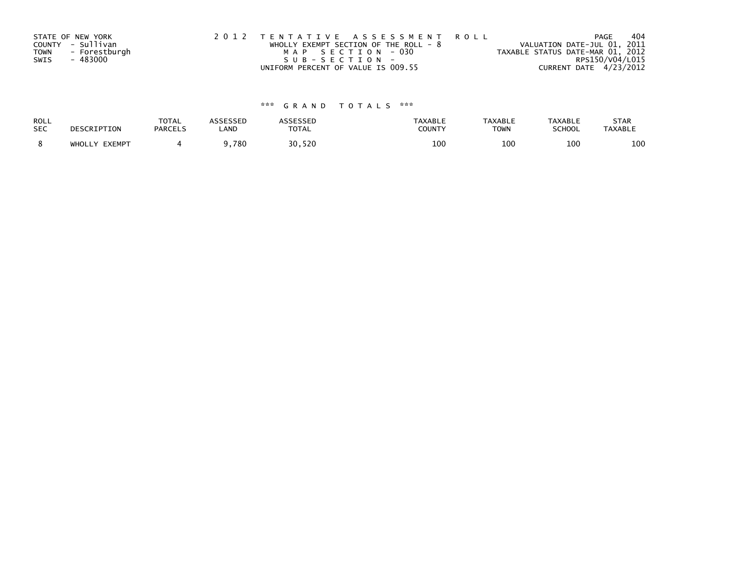STATE OF NEW YORK
COUNTY - Sullivan
TOWN - Forestburgh
SWIS - 483000

2 0 1 2 T E N T A T I V E A S S E S S M E N T R O L L
WHOLLY EXEMPT SECTION OF THE ROLL - 8
M A P S E C T I O N - 030
S U B - S E C T I O N -
UNIFORM PERCENT OF VALUE IS 009.55

VALUATION DATE-JUL 01, 2011
TAXABLE STATUS DATE-MAR 01, 2012
RPS150/V04/L015
CURRENT DATE 4/23/2012

### *** G R A N D T O T A L S ***

| ROLL SEC | DESCRIPTION | TOTAL PARCELS | ASSESSED LAND | ASSESSED TOTAL | TAXABLE COUNTY | TAXABLE TOWN | TAXABLE SCHOOL | STAR TAXABLE |
|---|---|---|---|---|---|---|---|---|
| 8 | WHOLLY EXEMPT | 4 | 9,780 | 30,520 | 100 | 100 | 100 | 100 |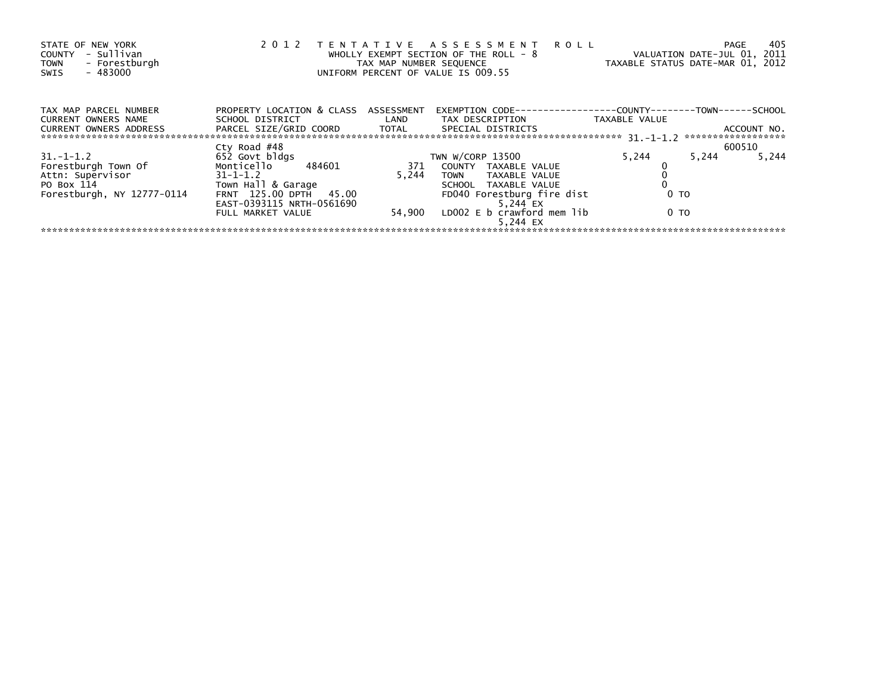STATE OF NEW YORK
COUNTY - Sullivan
TOWN - Forestburgh
SWIS - 483000

2 0 1 2 T E N T A T I V E A S S E S S M E N T R O L L
WHOLLY EXEMPT SECTION OF THE ROLL - 8
TAX MAP NUMBER SEQUENCE
UNIFORM PERCENT OF VALUE IS 009.55

VALUATION DATE-JUL 01, 2011
TAXABLE STATUS DATE-MAR 01, 2012

| TAX MAP PARCEL NUMBER / CURRENT OWNERS NAME / CURRENT OWNERS ADDRESS | PROPERTY LOCATION & CLASS / SCHOOL DISTRICT / PARCEL SIZE/GRID COORD | ASSESSMENT LAND / TOTAL | EXEMPTION CODE / TAX DESCRIPTION / SPECIAL DISTRICTS | COUNTY TAXABLE VALUE | TOWN | SCHOOL / ACCOUNT NO. |
|---|---|---|---|---|---|---|
| | Cty Road #48 | | | | | 600510 |
| 31.-1-1.2 | 652 Govt bldgs | | TWN W/CORP 13500 | 5,244 | 5,244 | 5,244 |
| Forestburgh Town Of | Monticello 484601 | 371 | COUNTY TAXABLE VALUE | 0 | | |
| Attn: Supervisor | 31-1-1.2 | 5,244 | TOWN TAXABLE VALUE | 0 | | |
| PO Box 114 | Town Hall & Garage | | SCHOOL TAXABLE VALUE | 0 | | |
| Forestburgh, NY 12777-0114 | FRNT 125.00 DPTH 45.00 | | FD040 Forestburg fire dist | 0 TO | | |
| | EAST-0393115 NRTH-0561690 | | 5,244 EX | | | |
| | FULL MARKET VALUE | 54,900 | LD002 E b crawford mem lib | 0 TO | | |
| | | | 5,244 EX | | | |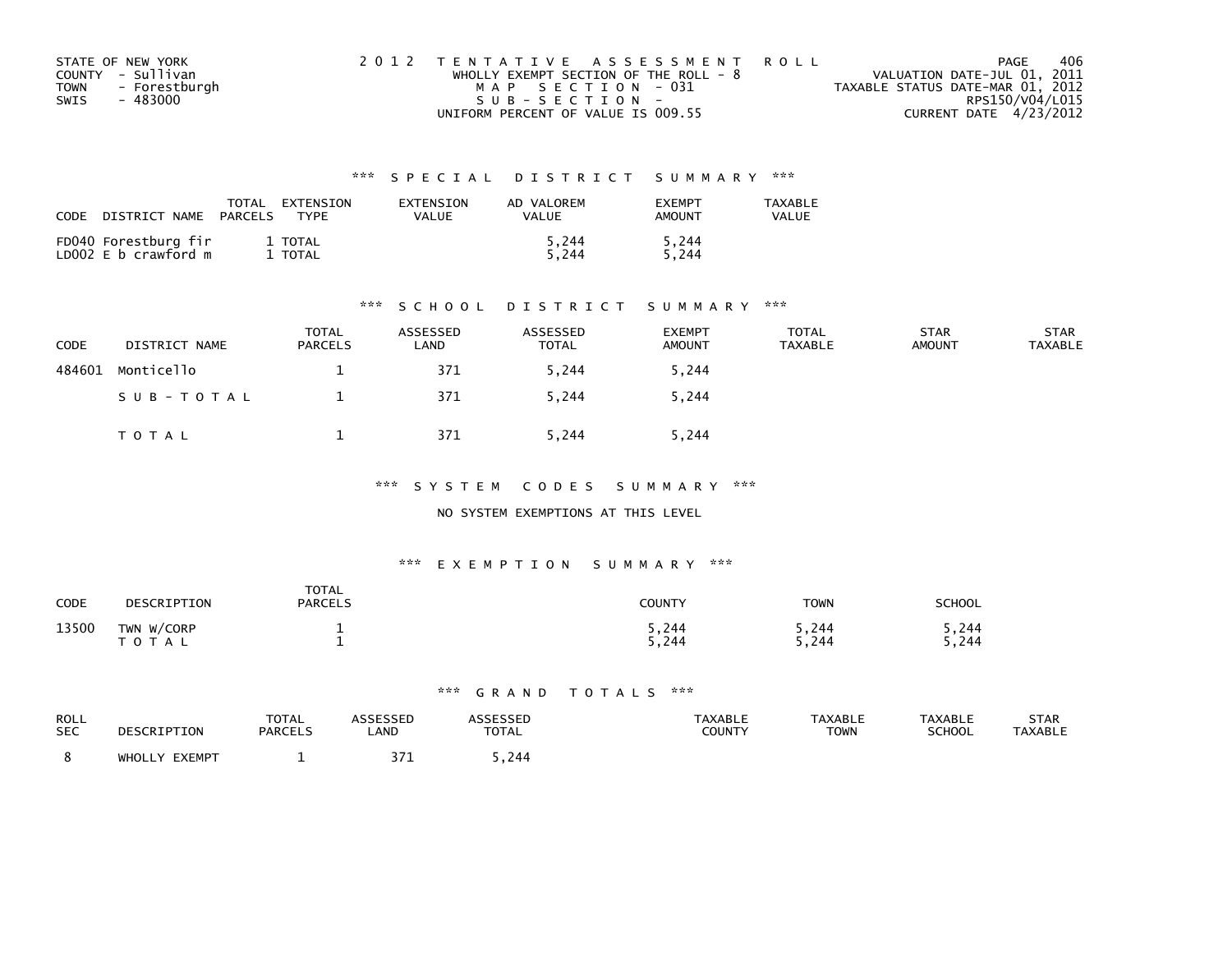STATE OF NEW YORK
COUNTY - Sullivan
TOWN - Forestburgh
SWIS - 483000

2 0 1 2 T E N T A T I V E A S S E S S M E N T R O L L
WHOLLY EXEMPT SECTION OF THE ROLL - 8
M A P S E C T I O N - 031
S U B - S E C T I O N -
UNIFORM PERCENT OF VALUE IS 009.55

VALUATION DATE-JUL 01, 2011
TAXABLE STATUS DATE-MAR 01, 2012
RPS150/V04/L015
CURRENT DATE 4/23/2012

## *** S P E C I A L D I S T R I C T S U M M A R Y ***

| CODE DISTRICT NAME | TOTAL PARCELS | EXTENSION TYPE | EXTENSION VALUE | AD VALOREM VALUE | EXEMPT AMOUNT | TAXABLE VALUE |
|---|---|---|---|---|---|---|
| FD040 Forestburg fir | 1 | TOTAL | | 5,244 | 5,244 | |
| LD002 E b crawford m | 1 | TOTAL | | 5,244 | 5,244 | |

## *** S C H O O L D I S T R I C T S U M M A R Y ***

| CODE | DISTRICT NAME | TOTAL PARCELS | ASSESSED LAND | ASSESSED TOTAL | EXEMPT AMOUNT | TOTAL TAXABLE | STAR AMOUNT | STAR TAXABLE |
|---|---|---|---|---|---|---|---|---|
| 484601 | Monticello | 1 | 371 | 5,244 | 5,244 | | | |
| | S U B - T O T A L | 1 | 371 | 5,244 | 5,244 | | | |
| | T O T A L | 1 | 371 | 5,244 | 5,244 | | | |

## *** S Y S T E M C O D E S S U M M A R Y ***

NO SYSTEM EXEMPTIONS AT THIS LEVEL

## *** E X E M P T I O N S U M M A R Y ***

| CODE | DESCRIPTION | TOTAL PARCELS | COUNTY | TOWN | SCHOOL |
|---|---|---|---|---|---|
| 13500 | TWN W/CORP | 1 | 5,244 | 5,244 | 5,244 |
| | T O T A L | 1 | 5,244 | 5,244 | 5,244 |

## *** G R A N D T O T A L S ***

| ROLL SEC | DESCRIPTION | TOTAL PARCELS | ASSESSED LAND | ASSESSED TOTAL | TAXABLE COUNTY | TAXABLE TOWN | TAXABLE SCHOOL | STAR TAXABLE |
|---|---|---|---|---|---|---|---|---|
| 8 | WHOLLY EXEMPT | 1 | 371 | 5,244 | | | | |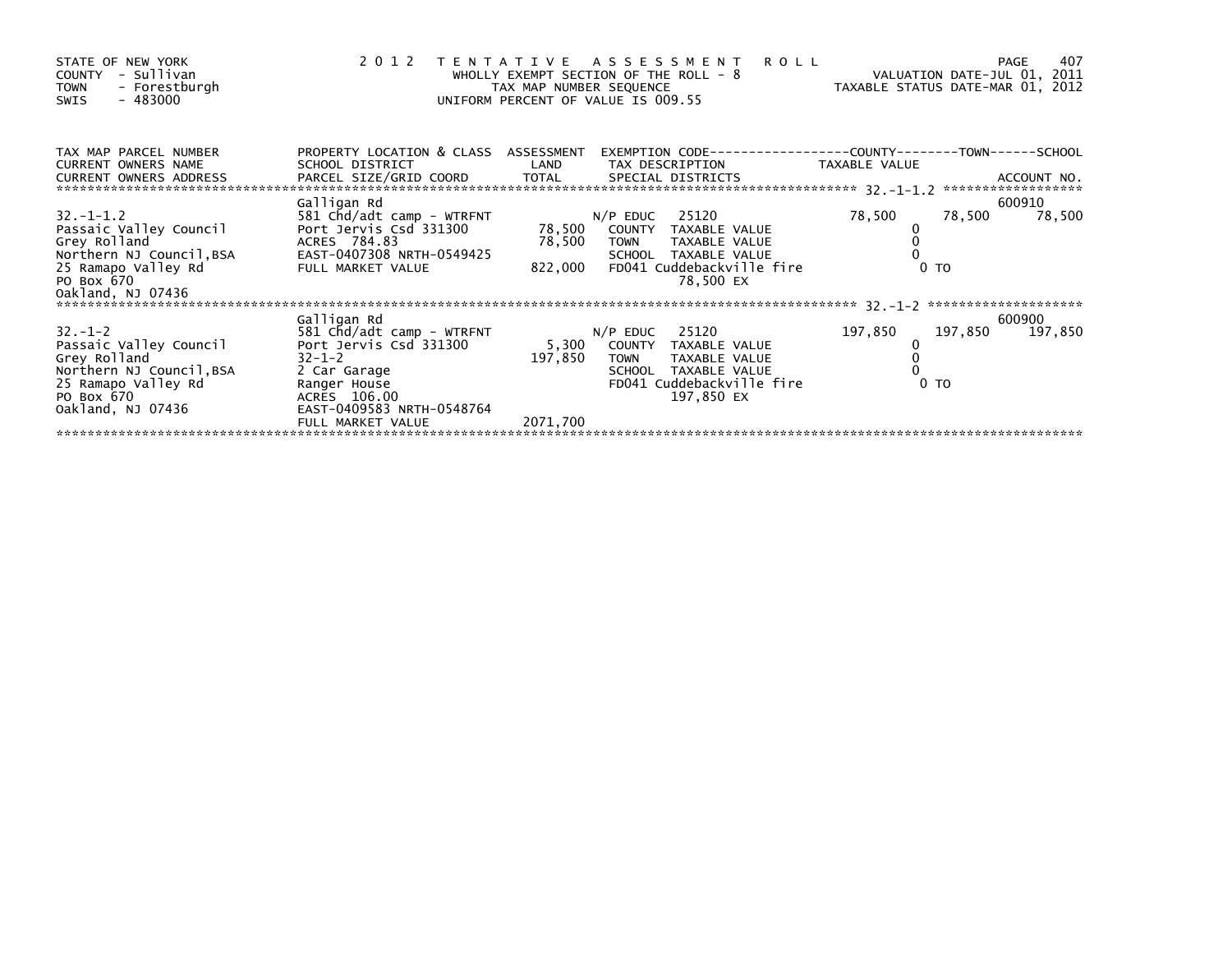STATE OF NEW YORK
COUNTY - Sullivan
TOWN - Forestburgh
SWIS - 483000

2 0 1 2 T E N T A T I V E A S S E S S M E N T R O L L
WHOLLY EXEMPT SECTION OF THE ROLL - 8
TAX MAP NUMBER SEQUENCE
UNIFORM PERCENT OF VALUE IS 009.55

VALUATION DATE-JUL 01, 2011
TAXABLE STATUS DATE-MAR 01, 2012

| TAX MAP PARCEL NUMBER / CURRENT OWNERS NAME / CURRENT OWNERS ADDRESS | PROPERTY LOCATION & CLASS / SCHOOL DISTRICT / PARCEL SIZE/GRID COORD | ASSESSMENT LAND / TOTAL | EXEMPTION CODE / TAX DESCRIPTION / SPECIAL DISTRICTS | COUNTY TAXABLE VALUE | TOWN | SCHOOL / ACCOUNT NO. |
|---|---|---|---|---|---|---|
| ******** 32.-1-1.2 ******** | | | | | | |
| | Galligan Rd | | | | | 600910 |
| 32.-1-1.2 | 581 Chd/adt camp - WTRFNT | | N/P EDUC 25120 | 78,500 | 78,500 | 78,500 |
| Passaic Valley Council | Port Jervis Csd 331300 | 78,500 | COUNTY TAXABLE VALUE | 0 | | |
| Grey Rolland | ACRES 784.83 | 78,500 | TOWN TAXABLE VALUE | 0 | | |
| Northern NJ Council,BSA | EAST-0407308 NRTH-0549425 | | SCHOOL TAXABLE VALUE | 0 | | |
| 25 Ramapo Valley Rd | FULL MARKET VALUE | 822,000 | FD041 Cuddebackville fire | 0 TO | | |
| PO Box 670 | | | 78,500 EX | | | |
| Oakland, NJ 07436 | | | | | | |
| ******** 32.-1-2 ******** | | | | | | |
| | Galligan Rd | | | | | 600900 |
| 32.-1-2 | 581 Chd/adt camp - WTRFNT | | N/P EDUC 25120 | 197,850 | 197,850 | 197,850 |
| Passaic Valley Council | Port Jervis Csd 331300 | 5,300 | COUNTY TAXABLE VALUE | 0 | | |
| Grey Rolland | 32-1-2 | 197,850 | TOWN TAXABLE VALUE | 0 | | |
| Northern NJ Council,BSA | 2 Car Garage | | SCHOOL TAXABLE VALUE | 0 | | |
| 25 Ramapo Valley Rd | Ranger House | | FD041 Cuddebackville fire | 0 TO | | |
| PO Box 670 | ACRES 106.00 | | 197,850 EX | | | |
| Oakland, NJ 07436 | EAST-0409583 NRTH-0548764 | | | | | |
| | FULL MARKET VALUE | 2071,700 | | | | |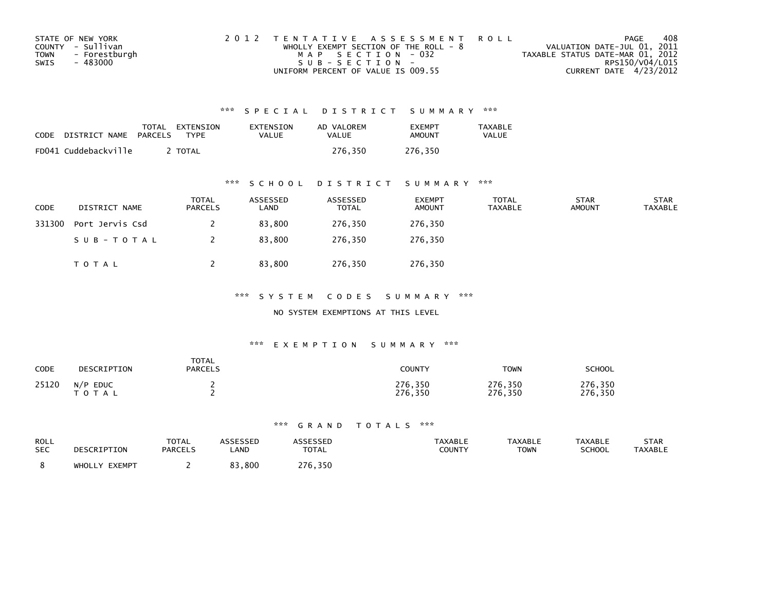STATE OF NEW YORK
COUNTY - Sullivan
TOWN - Forestburgh
SWIS - 483000

2 0 1 2 T E N T A T I V E A S S E S S M E N T R O L L
WHOLLY EXEMPT SECTION OF THE ROLL - 8
M A P S E C T I O N - 032
S U B - S E C T I O N -
UNIFORM PERCENT OF VALUE IS 009.55

VALUATION DATE-JUL 01, 2011
TAXABLE STATUS DATE-MAR 01, 2012
RPS150/V04/L015
CURRENT DATE 4/23/2012

### *** S P E C I A L D I S T R I C T S U M M A R Y ***

| CODE | DISTRICT NAME | TOTAL PARCELS | EXTENSION TYPE | EXTENSION VALUE | AD VALOREM VALUE | EXEMPT AMOUNT | TAXABLE VALUE |
|---|---|---|---|---|---|---|---|
| FD041 | Cuddebackville | 2 | TOTAL | | 276,350 | 276,350 | |

### *** S C H O O L D I S T R I C T S U M M A R Y ***

| CODE | DISTRICT NAME | TOTAL PARCELS | ASSESSED LAND | ASSESSED TOTAL | EXEMPT AMOUNT | TOTAL TAXABLE | STAR AMOUNT | STAR TAXABLE |
|---|---|---|---|---|---|---|---|---|
| 331300 | Port Jervis Csd | 2 | 83,800 | 276,350 | 276,350 | | | |
| | S U B - T O T A L | 2 | 83,800 | 276,350 | 276,350 | | | |
| | T O T A L | 2 | 83,800 | 276,350 | 276,350 | | | |

### *** S Y S T E M C O D E S S U M M A R Y ***

NO SYSTEM EXEMPTIONS AT THIS LEVEL

### *** E X E M P T I O N S U M M A R Y ***

| CODE | DESCRIPTION | TOTAL PARCELS | COUNTY | TOWN | SCHOOL |
|---|---|---|---|---|---|
| 25120 | N/P EDUC | 2 | 276,350 | 276,350 | 276,350 |
| | T O T A L | 2 | 276,350 | 276,350 | 276,350 |

### *** G R A N D T O T A L S ***

| ROLL SEC | DESCRIPTION | TOTAL PARCELS | ASSESSED LAND | ASSESSED TOTAL | TAXABLE COUNTY | TAXABLE TOWN | TAXABLE SCHOOL | STAR TAXABLE |
|---|---|---|---|---|---|---|---|---|
| 8 | WHOLLY EXEMPT | 2 | 83,800 | 276,350 | | | | |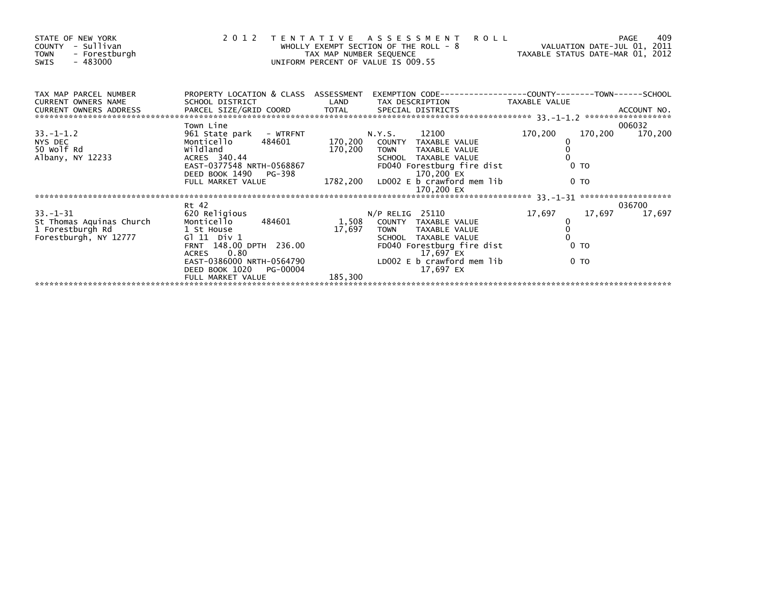STATE OF NEW YORK
COUNTY - Sullivan
TOWN - Forestburgh
SWIS - 483000

2 0 1 2 T E N T A T I V E A S S E S S M E N T R O L L
WHOLLY EXEMPT SECTION OF THE ROLL - 8
TAX MAP NUMBER SEQUENCE
UNIFORM PERCENT OF VALUE IS 009.55

VALUATION DATE-JUL 01, 2011
TAXABLE STATUS DATE-MAR 01, 2012

| TAX MAP PARCEL NUMBER<br>CURRENT OWNERS NAME<br>CURRENT OWNERS ADDRESS | PROPERTY LOCATION & CLASS<br>SCHOOL DISTRICT<br>PARCEL SIZE/GRID COORD | ASSESSMENT<br>LAND<br>TOTAL | EXEMPTION CODE<br>TAX DESCRIPTION<br>SPECIAL DISTRICTS | COUNTY<br>TAXABLE VALUE | TOWN | SCHOOL<br><br>ACCOUNT NO. |
|---|---|---|---|---|---|---|
| 33.-1-1.2 | Town Line | | | | | 006032 |
| 33.-1-1.2 | 961 State park - WTRFNT | | N.Y.S. 12100 | 170,200 | 170,200 | 170,200 |
| NYS DEC | Monticello 484601 | 170,200 | COUNTY TAXABLE VALUE | 0 | | |
| 50 Wolf Rd | Wildland | 170,200 | TOWN TAXABLE VALUE | 0 | | |
| Albany, NY 12233 | ACRES 340.44 | | SCHOOL TAXABLE VALUE | 0 | | |
| | EAST-0377548 NRTH-0568867 | | FD040 Forestburg fire dist | 0 TO | | |
| | DEED BOOK 1490 PG-398 | | 170,200 EX | | | |
| | FULL MARKET VALUE | 1782,200 | LD002 E b crawford mem lib | 0 TO | | |
| | | | 170,200 EX | | | |
| 33.-1-31 | Rt 42 | | | | | 036700 |
| 33.-1-31 | 620 Religious | | N/P RELIG 25110 | 17,697 | 17,697 | 17,697 |
| St Thomas Aquinas Church | Monticello 484601 | 1,508 | COUNTY TAXABLE VALUE | 0 | | |
| 1 Forestburgh Rd | 1 St House | 17,697 | TOWN TAXABLE VALUE | 0 | | |
| Forestburgh, NY 12777 | Gl 11 Div 1 | | SCHOOL TAXABLE VALUE | 0 | | |
| | FRNT 148.00 DPTH 236.00 | | FD040 Forestburg fire dist | 0 TO | | |
| | ACRES 0.80 | | 17,697 EX | | | |
| | EAST-0386000 NRTH-0564790 | | LD002 E b crawford mem lib | 0 TO | | |
| | DEED BOOK 1020 PG-00004 | | 17,697 EX | | | |
| | FULL MARKET VALUE | 185,300 | | | | |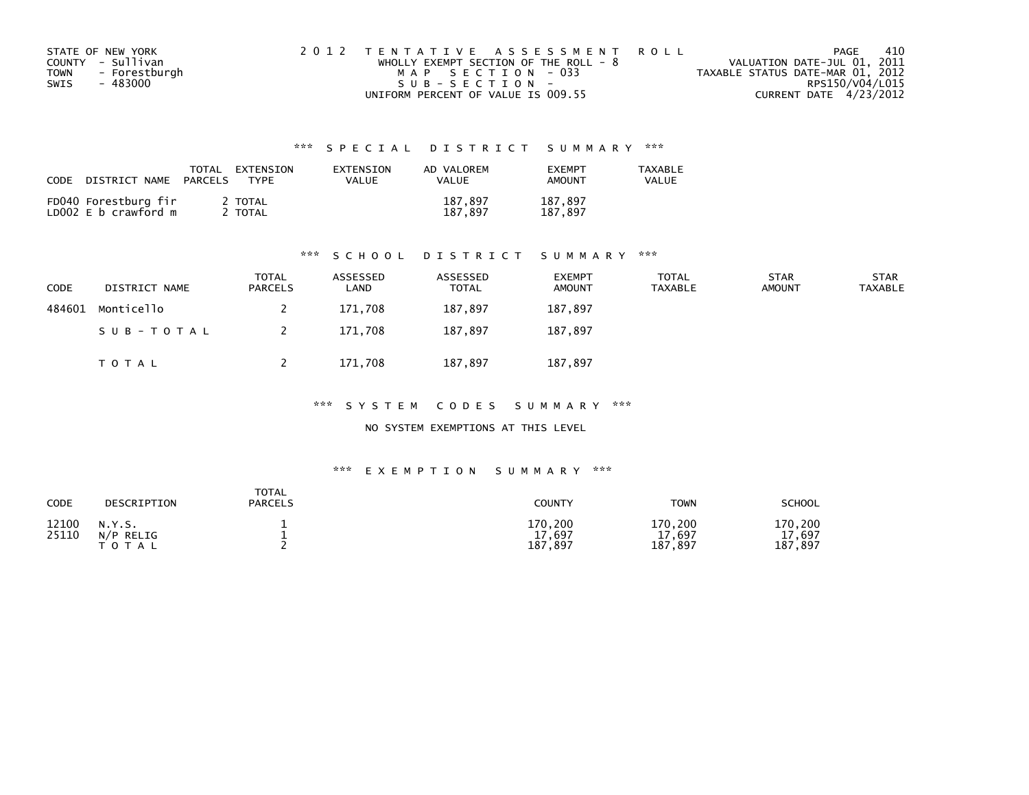STATE OF NEW YORK
COUNTY - Sullivan
TOWN - Forestburgh
SWIS - 483000

2 0 1 2 T E N T A T I V E A S S E S S M E N T R O L L
WHOLLY EXEMPT SECTION OF THE ROLL - 8
M A P S E C T I O N - 033
S U B - S E C T I O N -
UNIFORM PERCENT OF VALUE IS 009.55

VALUATION DATE-JUL 01, 2011
TAXABLE STATUS DATE-MAR 01, 2012
RPS150/V04/L015
CURRENT DATE 4/23/2012

## *** S P E C I A L D I S T R I C T S U M M A R Y ***

| CODE DISTRICT NAME | TOTAL PARCELS | EXTENSION TYPE | EXTENSION VALUE | AD VALOREM VALUE | EXEMPT AMOUNT | TAXABLE VALUE |
|---|---|---|---|---|---|---|
| FD040 Forestburg fir | 2 | TOTAL | | 187,897 | 187,897 | |
| LD002 E b crawford m | 2 | TOTAL | | 187,897 | 187,897 | |

## *** S C H O O L D I S T R I C T S U M M A R Y ***

| CODE | DISTRICT NAME | TOTAL PARCELS | ASSESSED LAND | ASSESSED TOTAL | EXEMPT AMOUNT | TOTAL TAXABLE | STAR AMOUNT | STAR TAXABLE |
|---|---|---|---|---|---|---|---|---|
| 484601 | Monticello | 2 | 171,708 | 187,897 | 187,897 | | | |
| | S U B - T O T A L | 2 | 171,708 | 187,897 | 187,897 | | | |
| | T O T A L | 2 | 171,708 | 187,897 | 187,897 | | | |

## *** S Y S T E M C O D E S S U M M A R Y ***

NO SYSTEM EXEMPTIONS AT THIS LEVEL

## *** E X E M P T I O N S U M M A R Y ***

| CODE | DESCRIPTION | TOTAL PARCELS | COUNTY | TOWN | SCHOOL |
|---|---|---|---|---|---|
| 12100 | N.Y.S. | 1 | 170,200 | 170,200 | 170,200 |
| 25110 | N/P RELIG | 1 | 17,697 | 17,697 | 17,697 |
| | T O T A L | 2 | 187,897 | 187,897 | 187,897 |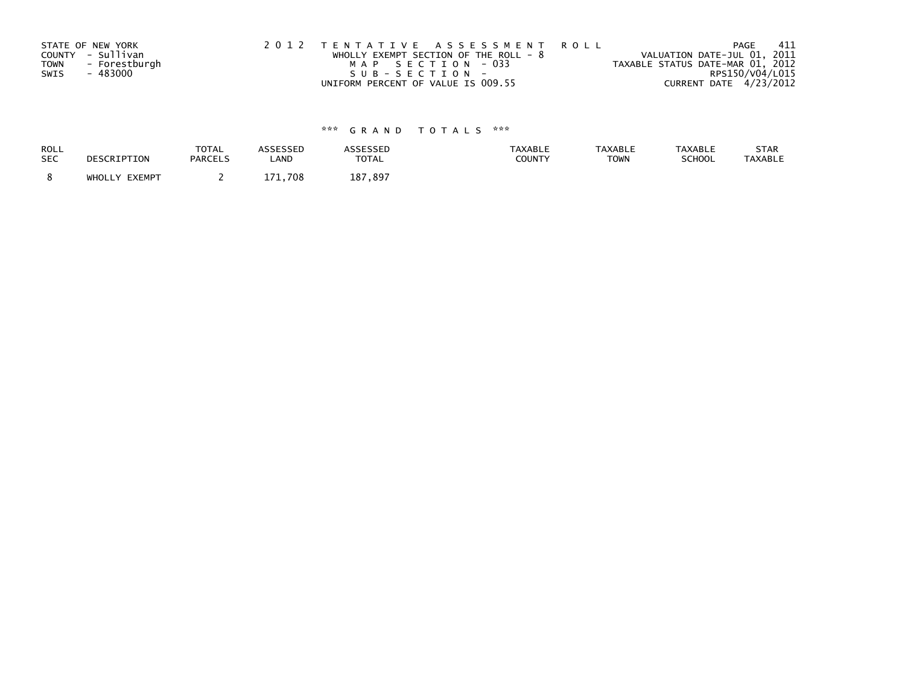STATE OF NEW YORK
COUNTY - Sullivan
TOWN - Forestburgh
SWIS - 483000

2 0 1 2 T E N T A T I V E A S S E S S M E N T R O L L
WHOLLY EXEMPT SECTION OF THE ROLL - 8
M A P S E C T I O N - 033
S U B - S E C T I O N -
UNIFORM PERCENT OF VALUE IS 009.55

VALUATION DATE-JUL 01, 2011
TAXABLE STATUS DATE-MAR 01, 2012
RPS150/V04/L015
CURRENT DATE 4/23/2012

### *** G R A N D T O T A L S ***

| ROLL SEC | DESCRIPTION | TOTAL PARCELS | ASSESSED LAND | ASSESSED TOTAL | TAXABLE COUNTY | TAXABLE TOWN | TAXABLE SCHOOL | STAR TAXABLE |
|---|---|---|---|---|---|---|---|---|
| 8 | WHOLLY EXEMPT | 2 | 171,708 | 187,897 | | | | |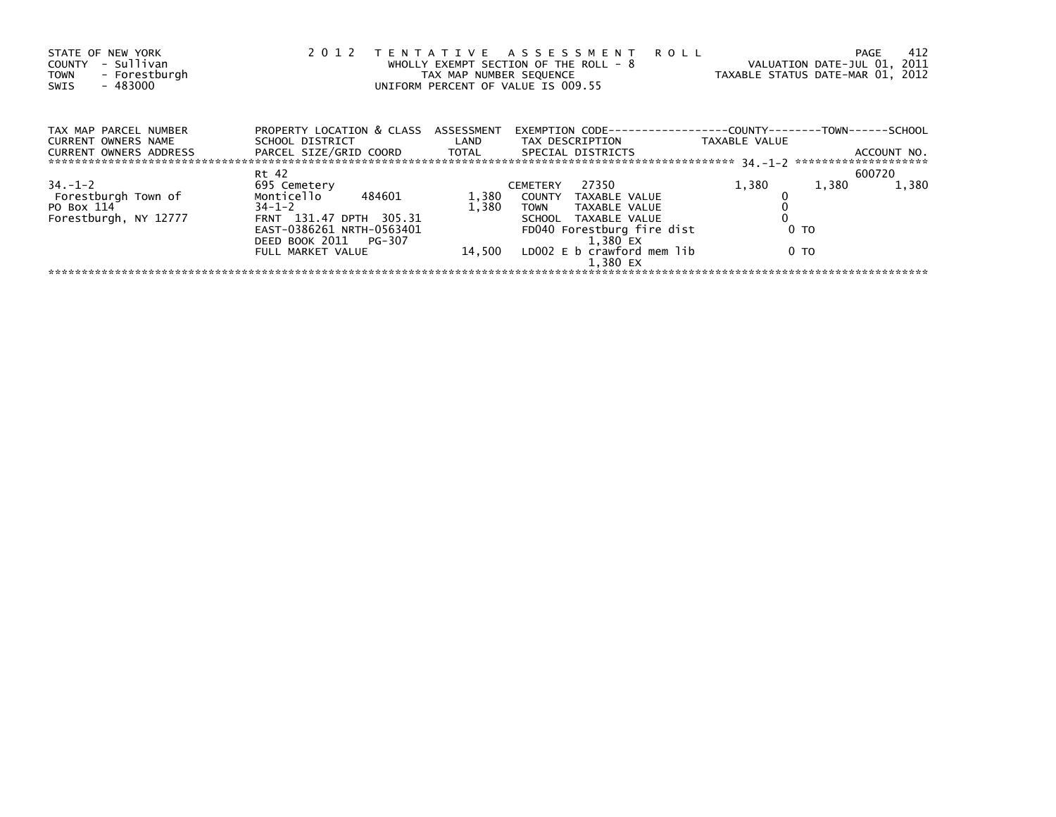STATE OF NEW YORK
COUNTY - Sullivan
TOWN - Forestburgh
SWIS - 483000

2012 TENTATIVE ASSESSMENT ROLL
WHOLLY EXEMPT SECTION OF THE ROLL - 8
TAX MAP NUMBER SEQUENCE
UNIFORM PERCENT OF VALUE IS 009.55

VALUATION DATE-JUL 01, 2011
TAXABLE STATUS DATE-MAR 01, 2012

| TAX MAP PARCEL NUMBER / CURRENT OWNERS NAME / CURRENT OWNERS ADDRESS | PROPERTY LOCATION & CLASS / SCHOOL DISTRICT / PARCEL SIZE/GRID COORD | ASSESSMENT LAND / TOTAL | EXEMPTION CODE / TAX DESCRIPTION / SPECIAL DISTRICTS | COUNTY TAXABLE VALUE | TOWN | SCHOOL / ACCOUNT NO. |
|---|---|---|---|---|---|---|
| ********** 34.-1-2 ********** | | | | | | |
| | Rt 42 | | | | | 600720 |
| 34.-1-2 | 695 Cemetery | | CEMETERY 27350 | 1,380 | 1,380 | 1,380 |
| Forestburgh Town of | Monticello 484601 | 1,380 | COUNTY TAXABLE VALUE | 0 | | |
| PO Box 114 | 34-1-2 | 1,380 | TOWN TAXABLE VALUE | 0 | | |
| Forestburgh, NY 12777 | FRNT 131.47 DPTH 305.31 | | SCHOOL TAXABLE VALUE | 0 | | |
| | EAST-0386261 NRTH-0563401 | | FD040 Forestburg fire dist | 0 TO | | |
| | DEED BOOK 2011 PG-307 | | 1,380 EX | | | |
| | FULL MARKET VALUE | 14,500 | LD002 E b crawford mem lib | 0 TO | | |
| | | | 1,380 EX | | | |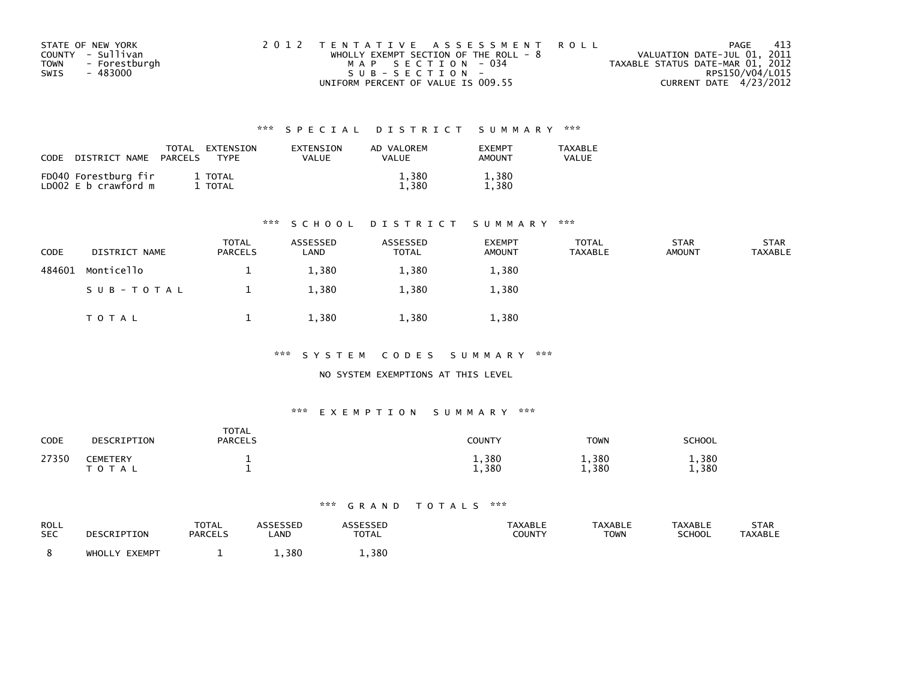STATE OF NEW YORK
COUNTY - Sullivan
TOWN - Forestburgh
SWIS - 483000

2012 TENTATIVE ASSESSMENT ROLL
WHOLLY EXEMPT SECTION OF THE ROLL - 8
MAP SECTION - 034
SUB-SECTION -
UNIFORM PERCENT OF VALUE IS 009.55

VALUATION DATE-JUL 01, 2011
TAXABLE STATUS DATE-MAR 01, 2012
RPS150/V04/L015
CURRENT DATE 4/23/2012

### *** SPECIAL DISTRICT SUMMARY ***

| CODE | DISTRICT NAME | TOTAL PARCELS | EXTENSION TYPE | EXTENSION VALUE | AD VALOREM VALUE | EXEMPT AMOUNT | TAXABLE VALUE |
|---|---|---|---|---|---|---|---|
| FD040 | Forestburg fir | 1 | TOTAL | | 1,380 | 1,380 | |
| LD002 | E b crawford m | 1 | TOTAL | | 1,380 | 1,380 | |

### *** SCHOOL DISTRICT SUMMARY ***

| CODE | DISTRICT NAME | TOTAL PARCELS | ASSESSED LAND | ASSESSED TOTAL | EXEMPT AMOUNT | TOTAL TAXABLE | STAR AMOUNT | STAR TAXABLE |
|---|---|---|---|---|---|---|---|---|
| 484601 | Monticello | 1 | 1,380 | 1,380 | 1,380 | | | |
| | SUB-TOTAL | 1 | 1,380 | 1,380 | 1,380 | | | |
| | TOTAL | 1 | 1,380 | 1,380 | 1,380 | | | |

### *** SYSTEM CODES SUMMARY ***

NO SYSTEM EXEMPTIONS AT THIS LEVEL

### *** EXEMPTION SUMMARY ***

| CODE | DESCRIPTION | TOTAL PARCELS | COUNTY | TOWN | SCHOOL |
|---|---|---|---|---|---|
| 27350 | CEMETERY | 1 | 1,380 | 1,380 | 1,380 |
| | TOTAL | 1 | 1,380 | 1,380 | 1,380 |

### *** GRAND TOTALS ***

| ROLL SEC | DESCRIPTION | TOTAL PARCELS | ASSESSED LAND | ASSESSED TOTAL | TAXABLE COUNTY | TAXABLE TOWN | TAXABLE SCHOOL | STAR TAXABLE |
|---|---|---|---|---|---|---|---|---|
| 8 | WHOLLY EXEMPT | 1 | 1,380 | 1,380 | | | | |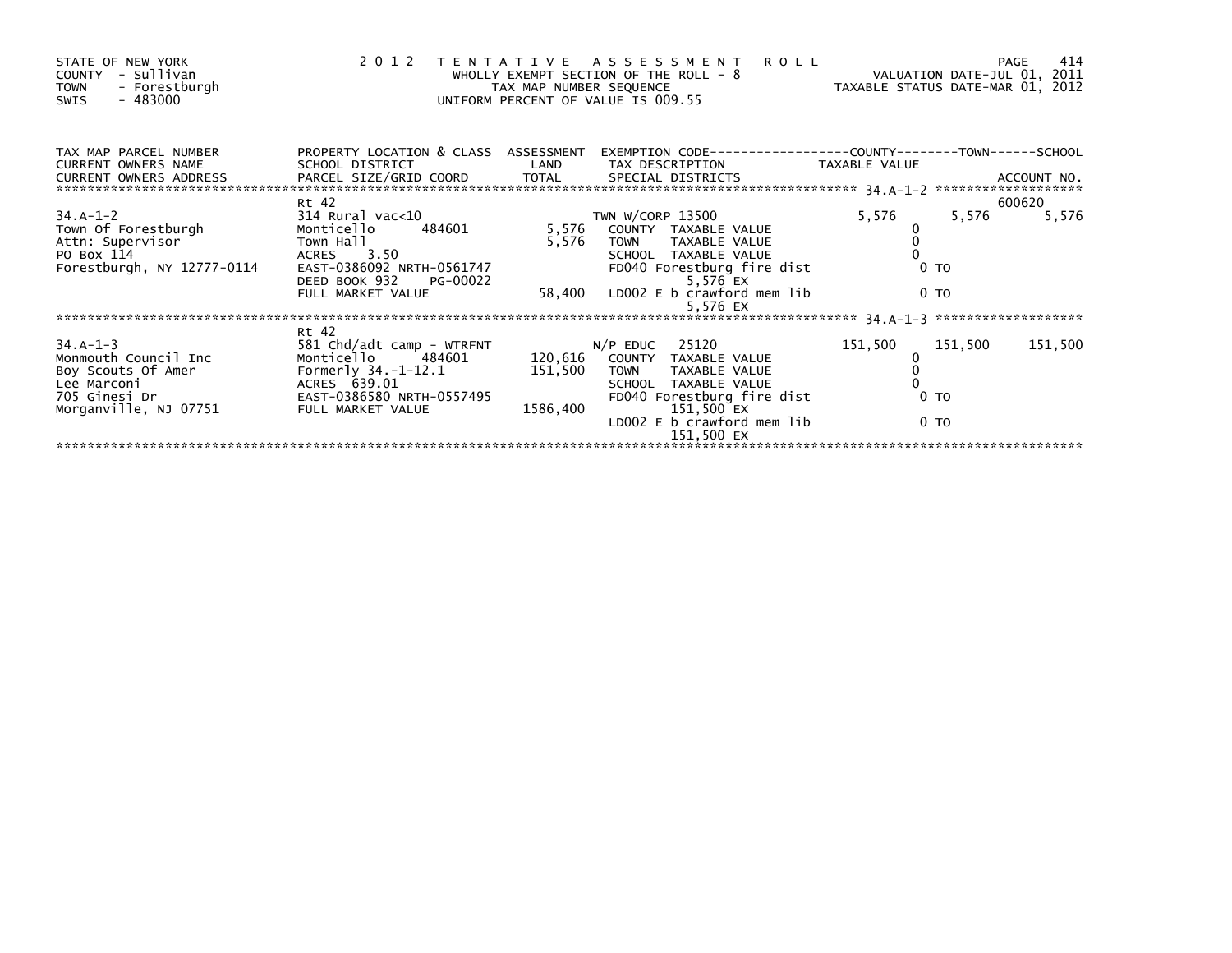STATE OF NEW YORK
COUNTY - Sullivan
TOWN - Forestburgh
SWIS - 483000

2 0 1 2 T E N T A T I V E A S S E S S M E N T R O L L
WHOLLY EXEMPT SECTION OF THE ROLL - 8
TAX MAP NUMBER SEQUENCE
UNIFORM PERCENT OF VALUE IS 009.55

VALUATION DATE-JUL 01, 2011
TAXABLE STATUS DATE-MAR 01, 2012

| TAX MAP PARCEL NUMBER / CURRENT OWNERS NAME / CURRENT OWNERS ADDRESS | PROPERTY LOCATION & CLASS / SCHOOL DISTRICT / PARCEL SIZE/GRID COORD | ASSESSMENT LAND / TOTAL | EXEMPTION CODE / TAX DESCRIPTION / SPECIAL DISTRICTS | COUNTY TAXABLE VALUE | TOWN | SCHOOL / ACCOUNT NO. |
|---|---|---|---|---|---|---|
| 34.A-1-2 | Rt 42 | | | | | 600620 |
| | 314 Rural vac<10 | | TWN W/CORP 13500 | 5,576 | 5,576 | 5,576 |
| Town Of Forestburgh | Monticello 484601 | 5,576 | COUNTY TAXABLE VALUE | 0 | | |
| Attn: Supervisor | Town Hall | 5,576 | TOWN TAXABLE VALUE | 0 | | |
| PO Box 114 | ACRES 3.50 | | SCHOOL TAXABLE VALUE | 0 | | |
| Forestburgh, NY 12777-0114 | EAST-0386092 NRTH-0561747 | | FD040 Forestburg fire dist | 0 TO | | |
| | DEED BOOK 932 PG-00022 | | 5,576 EX | | | |
| | FULL MARKET VALUE | 58,400 | LD002 E b crawford mem lib | 0 TO | | |
| | | | 5,576 EX | | | |
| 34.A-1-3 | Rt 42 | | | | | |
| | 581 Chd/adt camp - WTRFNT | | N/P EDUC 25120 | 151,500 | 151,500 | 151,500 |
| Monmouth Council Inc | Monticello 484601 | 120,616 | COUNTY TAXABLE VALUE | 0 | | |
| Boy Scouts Of Amer | Formerly 34.-1-12.1 | 151,500 | TOWN TAXABLE VALUE | 0 | | |
| Lee Marconi | ACRES 639.01 | | SCHOOL TAXABLE VALUE | 0 | | |
| 705 Ginesi Dr | EAST-0386580 NRTH-0557495 | | FD040 Forestburg fire dist | 0 TO | | |
| Morganville, NJ 07751 | FULL MARKET VALUE | 1586,400 | 151,500 EX | | | |
| | | | LD002 E b crawford mem lib | 0 TO | | |
| | | | 151,500 EX | | | |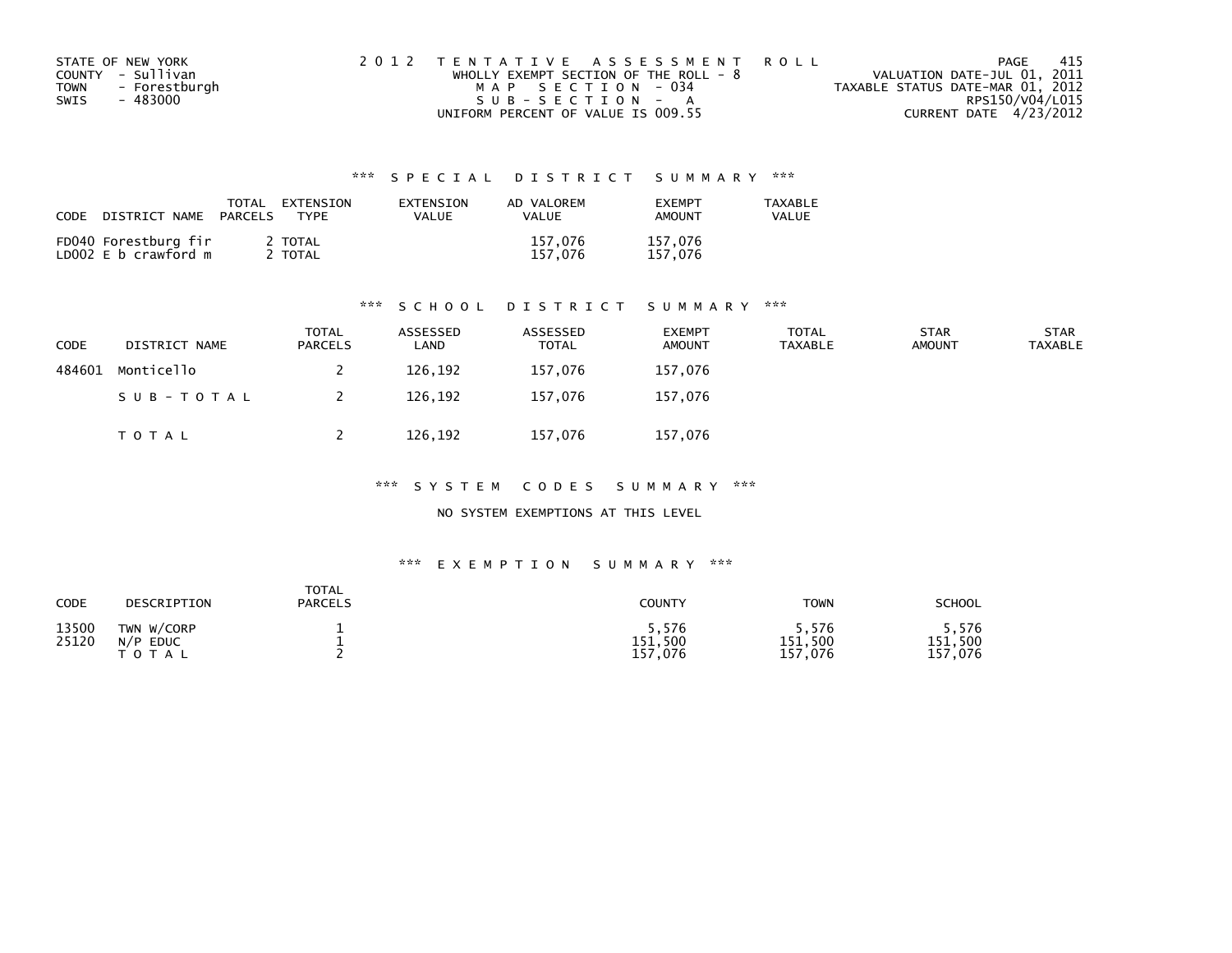STATE OF NEW YORK
COUNTY - Sullivan
TOWN - Forestburgh
SWIS - 483000

2 0 1 2 T E N T A T I V E A S S E S S M E N T R O L L
WHOLLY EXEMPT SECTION OF THE ROLL - 8
M A P S E C T I O N - 034
S U B - S E C T I O N - A
UNIFORM PERCENT OF VALUE IS 009.55

VALUATION DATE-JUL 01, 2011
TAXABLE STATUS DATE-MAR 01, 2012
RPS150/V04/L015
CURRENT DATE 4/23/2012

## *** S P E C I A L D I S T R I C T S U M M A R Y ***

| CODE | DISTRICT NAME | TOTAL PARCELS | EXTENSION TYPE | EXTENSION VALUE | AD VALOREM VALUE | EXEMPT AMOUNT | TAXABLE VALUE |
|---|---|---|---|---|---|---|---|
| FD040 | Forestburg fir | 2 | TOTAL | | 157,076 | 157,076 | |
| LD002 | E b crawford m | 2 | TOTAL | | 157,076 | 157,076 | |

## *** S C H O O L D I S T R I C T S U M M A R Y ***

| CODE | DISTRICT NAME | TOTAL PARCELS | ASSESSED LAND | ASSESSED TOTAL | EXEMPT AMOUNT | TOTAL TAXABLE | STAR AMOUNT | STAR TAXABLE |
|---|---|---|---|---|---|---|---|---|
| 484601 | Monticello | 2 | 126,192 | 157,076 | 157,076 | | | |
| | S U B - T O T A L | 2 | 126,192 | 157,076 | 157,076 | | | |
| | T O T A L | 2 | 126,192 | 157,076 | 157,076 | | | |

## *** S Y S T E M C O D E S S U M M A R Y ***

NO SYSTEM EXEMPTIONS AT THIS LEVEL

## *** E X E M P T I O N S U M M A R Y ***

| CODE | DESCRIPTION | TOTAL PARCELS | COUNTY | TOWN | SCHOOL |
|---|---|---|---|---|---|
| 13500 | TWN W/CORP | 1 | 5,576 | 5,576 | 5,576 |
| 25120 | N/P EDUC | 1 | 151,500 | 151,500 | 151,500 |
| | T O T A L | 2 | 157,076 | 157,076 | 157,076 |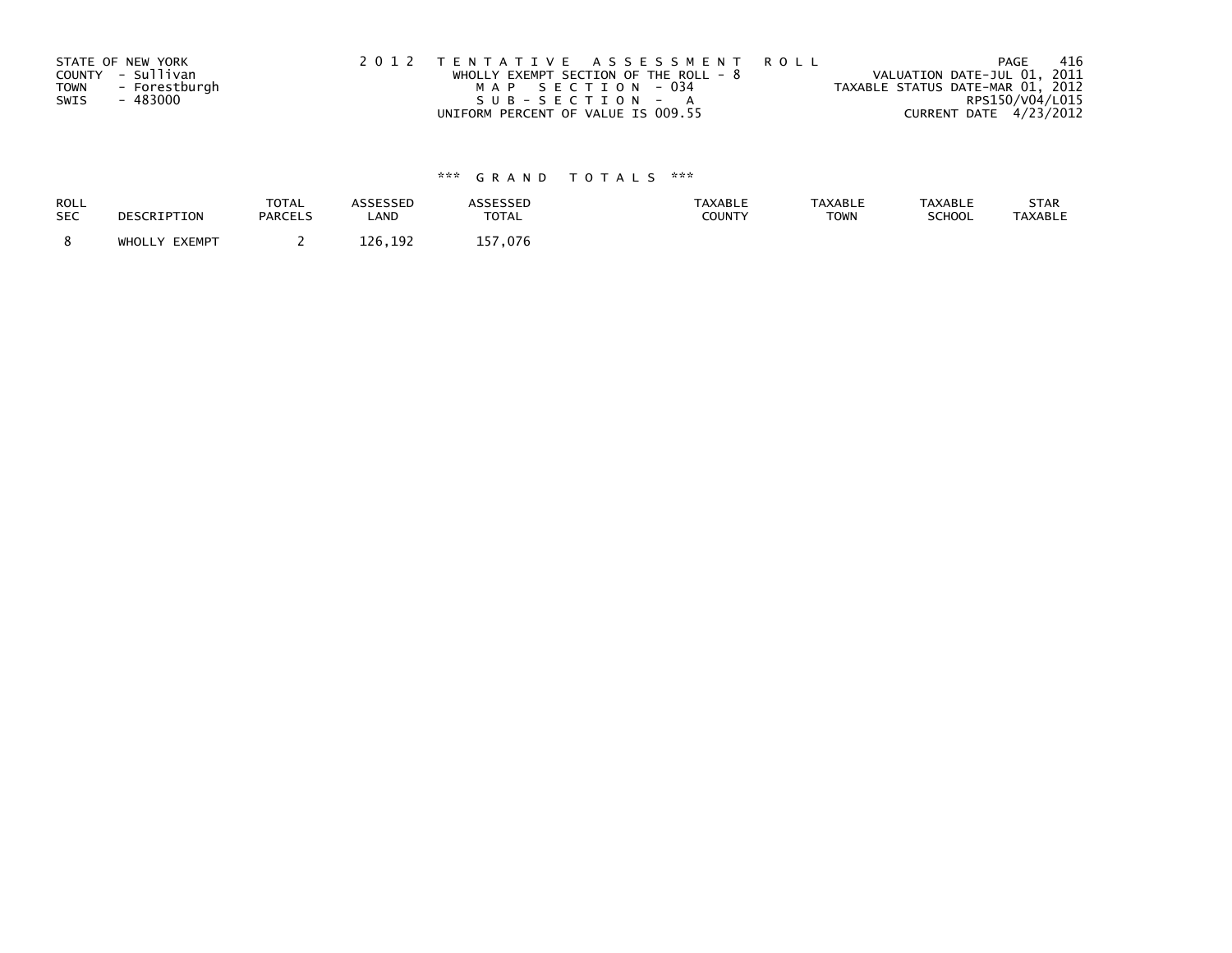STATE OF NEW YORK
COUNTY - Sullivan
TOWN - Forestburgh
SWIS - 483000

2 0 1 2 T E N T A T I V E A S S E S S M E N T R O L L
WHOLLY EXEMPT SECTION OF THE ROLL - 8
M A P S E C T I O N - 034
S U B - S E C T I O N - A
UNIFORM PERCENT OF VALUE IS 009.55

VALUATION DATE-JUL 01, 2011
TAXABLE STATUS DATE-MAR 01, 2012
RPS150/V04/L015
CURRENT DATE 4/23/2012

### \*\*\* G R A N D T O T A L S \*\*\*

| ROLL SEC | DESCRIPTION | TOTAL PARCELS | ASSESSED LAND | ASSESSED TOTAL | TAXABLE COUNTY | TAXABLE TOWN | TAXABLE SCHOOL | STAR TAXABLE |
|---|---|---|---|---|---|---|---|---|
| 8 | WHOLLY EXEMPT | 2 | 126,192 | 157,076 | | | | |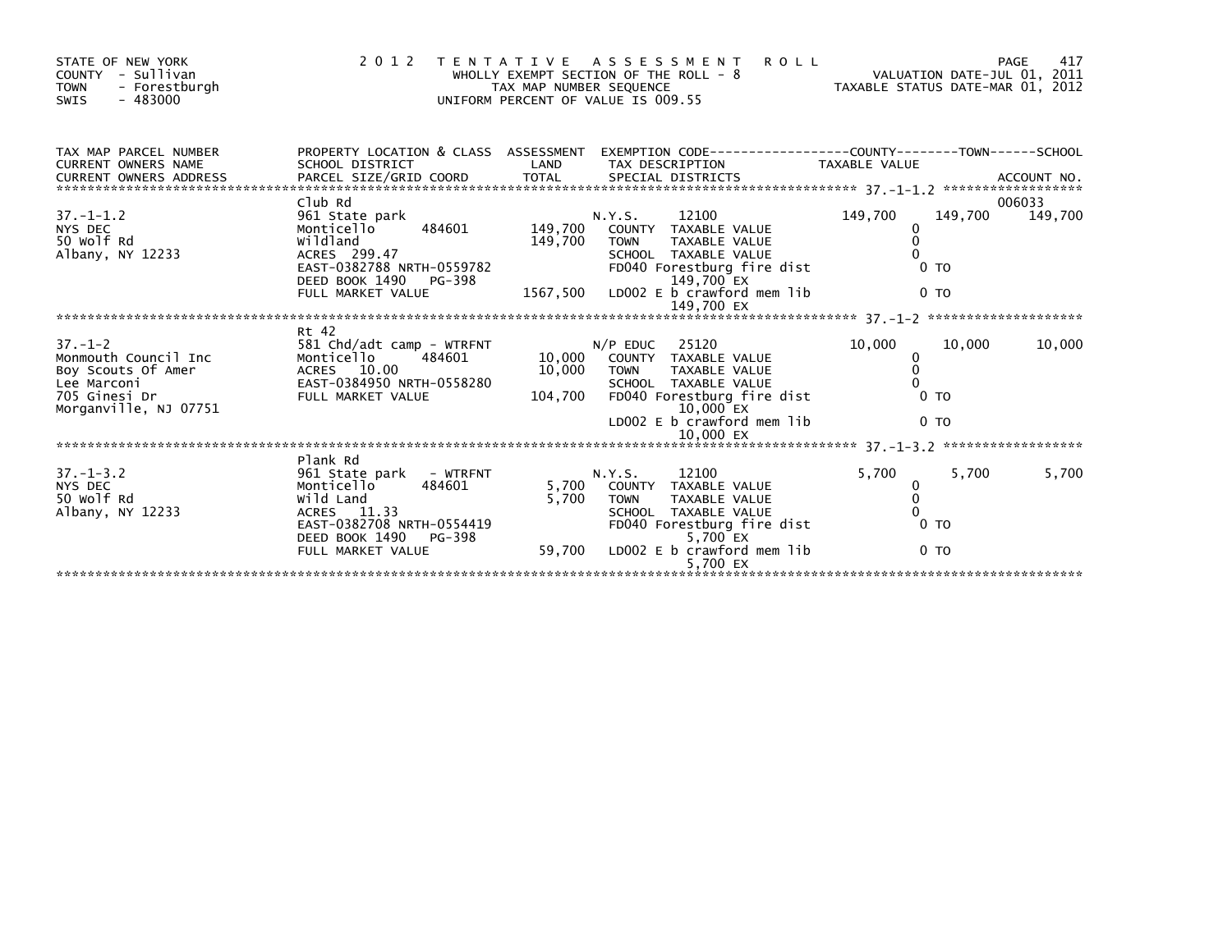STATE OF NEW YORK
COUNTY - Sullivan
TOWN - Forestburgh
SWIS - 483000

2 0 1 2 T E N T A T I V E A S S E S S M E N T R O L L
WHOLLY EXEMPT SECTION OF THE ROLL - 8
TAX MAP NUMBER SEQUENCE
UNIFORM PERCENT OF VALUE IS 009.55

VALUATION DATE-JUL 01, 2011
TAXABLE STATUS DATE-MAR 01, 2012

| TAX MAP PARCEL NUMBER / CURRENT OWNERS NAME / CURRENT OWNERS ADDRESS | PROPERTY LOCATION & CLASS / SCHOOL DISTRICT / PARCEL SIZE/GRID COORD | ASSESSMENT LAND / TOTAL | EXEMPTION CODE / TAX DESCRIPTION / SPECIAL DISTRICTS | COUNTY TAXABLE VALUE | TOWN | SCHOOL / ACCOUNT NO. |
|---|---|---|---|---|---|---|
| ******** 37.-1-1.2 ******** | | | | | | |
| | Club Rd | | | | | 006033 |
| 37.-1-1.2 | 961 State park | | N.Y.S. 12100 | 149,700 | 149,700 | 149,700 |
| NYS DEC | Monticello 484601 | 149,700 | COUNTY TAXABLE VALUE | 0 | | |
| 50 Wolf Rd | Wildland | 149,700 | TOWN TAXABLE VALUE | 0 | | |
| Albany, NY 12233 | ACRES 299.47 | | SCHOOL TAXABLE VALUE | 0 | | |
| | EAST-0382788 NRTH-0559782 | | FD040 Forestburg fire dist | 0 TO | | |
| | DEED BOOK 1490 PG-398 | | 149,700 EX | | | |
| | FULL MARKET VALUE | 1567,500 | LD002 E b crawford mem lib | 0 TO | | |
| | | | 149,700 EX | | | |
| ******** 37.-1-2 ******** | | | | | | |
| | Rt 42 | | | | | |
| 37.-1-2 | 581 Chd/adt camp - WTRFNT | | N/P EDUC 25120 | 10,000 | 10,000 | 10,000 |
| Monmouth Council Inc | Monticello 484601 | 10,000 | COUNTY TAXABLE VALUE | 0 | | |
| Boy Scouts Of Amer | ACRES 10.00 | 10,000 | TOWN TAXABLE VALUE | 0 | | |
| Lee Marconi | EAST-0384950 NRTH-0558280 | | SCHOOL TAXABLE VALUE | 0 | | |
| 705 Ginesi Dr | FULL MARKET VALUE | 104,700 | FD040 Forestburg fire dist | 0 TO | | |
| Morganville, NJ 07751 | | | 10,000 EX | | | |
| | | | LD002 E b crawford mem lib | 0 TO | | |
| | | | 10,000 EX | | | |
| ******** 37.-1-3.2 ******** | | | | | | |
| | Plank Rd | | | | | |
| 37.-1-3.2 | 961 State park - WTRFNT | | N.Y.S. 12100 | 5,700 | 5,700 | 5,700 |
| NYS DEC | Monticello 484601 | 5,700 | COUNTY TAXABLE VALUE | 0 | | |
| 50 Wolf Rd | Wild Land | 5,700 | TOWN TAXABLE VALUE | 0 | | |
| Albany, NY 12233 | ACRES 11.33 | | SCHOOL TAXABLE VALUE | 0 | | |
| | EAST-0382708 NRTH-0554419 | | FD040 Forestburg fire dist | 0 TO | | |
| | DEED BOOK 1490 PG-398 | | 5,700 EX | | | |
| | FULL MARKET VALUE | 59,700 | LD002 E b crawford mem lib | 0 TO | | |
| | | | 5,700 EX | | | |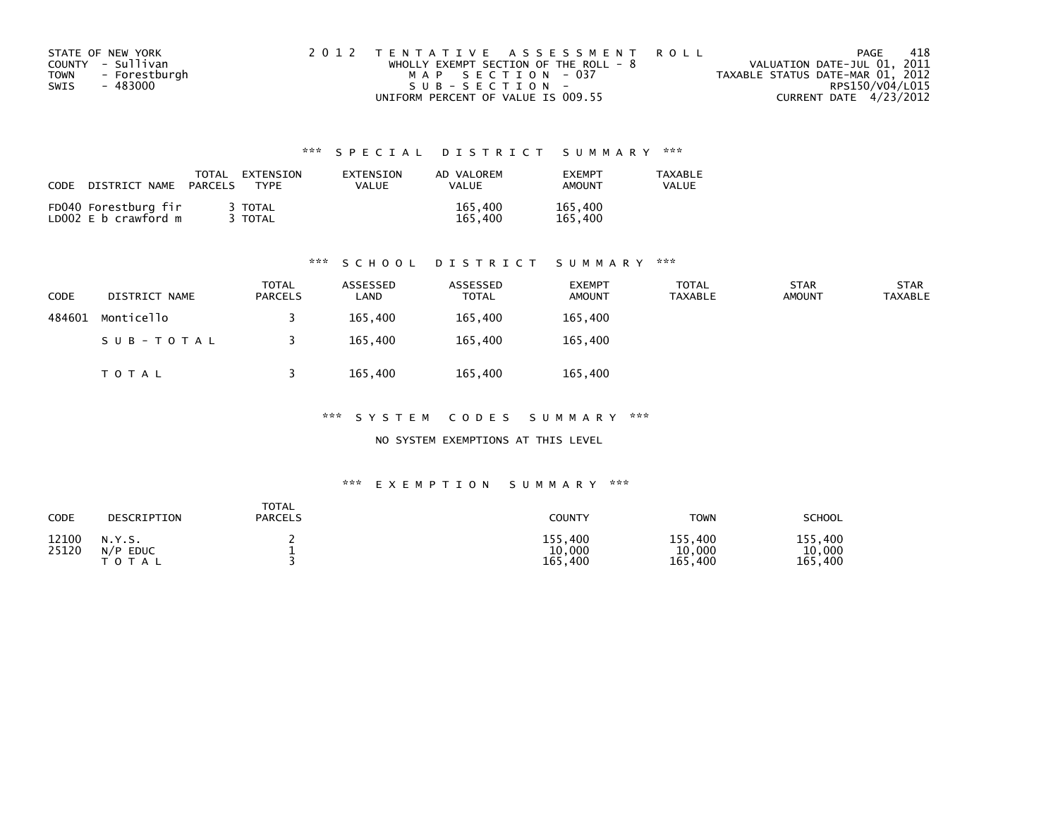STATE OF NEW YORK
COUNTY - Sullivan
TOWN - Forestburgh
SWIS - 483000

2 0 1 2 T E N T A T I V E A S S E S S M E N T R O L L
WHOLLY EXEMPT SECTION OF THE ROLL - 8
M A P S E C T I O N - 037
S U B - S E C T I O N -
UNIFORM PERCENT OF VALUE IS 009.55

VALUATION DATE-JUL 01, 2011
TAXABLE STATUS DATE-MAR 01, 2012
RPS150/V04/L015
CURRENT DATE 4/23/2012

### *** S P E C I A L D I S T R I C T S U M M A R Y ***

| CODE | DISTRICT NAME | TOTAL PARCELS | EXTENSION TYPE | EXTENSION VALUE | AD VALOREM VALUE | EXEMPT AMOUNT | TAXABLE VALUE |
|---|---|---|---|---|---|---|---|
| FD040 | Forestburg fir | 3 | TOTAL | | 165,400 | 165,400 | |
| LD002 | E b crawford m | 3 | TOTAL | | 165,400 | 165,400 | |

### *** S C H O O L D I S T R I C T S U M M A R Y ***

| CODE | DISTRICT NAME | TOTAL PARCELS | ASSESSED LAND | ASSESSED TOTAL | EXEMPT AMOUNT | TOTAL TAXABLE | STAR AMOUNT | STAR TAXABLE |
|---|---|---|---|---|---|---|---|---|
| 484601 | Monticello | 3 | 165,400 | 165,400 | 165,400 | | | |
| | S U B - T O T A L | 3 | 165,400 | 165,400 | 165,400 | | | |
| | T O T A L | 3 | 165,400 | 165,400 | 165,400 | | | |

### *** S Y S T E M C O D E S S U M M A R Y ***

NO SYSTEM EXEMPTIONS AT THIS LEVEL

### *** E X E M P T I O N S U M M A R Y ***

| CODE | DESCRIPTION | TOTAL PARCELS | COUNTY | TOWN | SCHOOL |
|---|---|---|---|---|---|
| 12100 | N.Y.S. | 2 | 155,400 | 155,400 | 155,400 |
| 25120 | N/P EDUC | 1 | 10,000 | 10,000 | 10,000 |
| | T O T A L | 3 | 165,400 | 165,400 | 165,400 |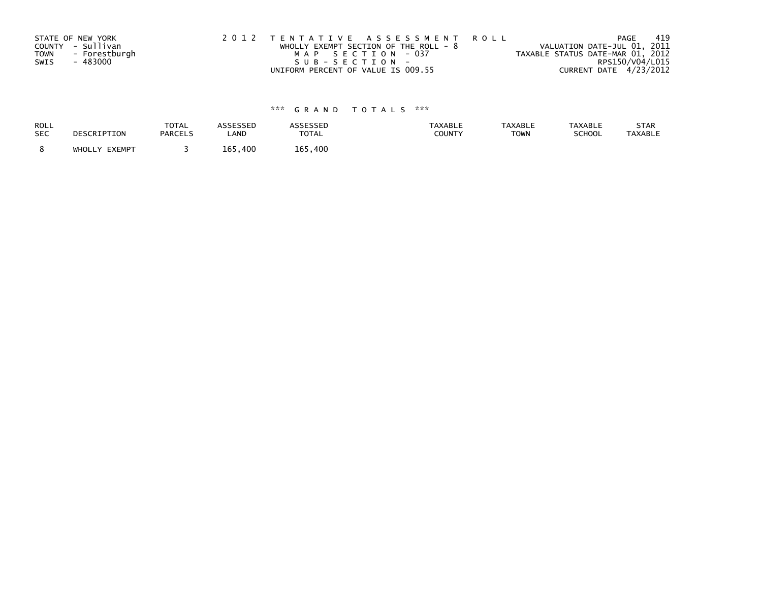STATE OF NEW YORK
COUNTY - Sullivan
TOWN - Forestburgh
SWIS - 483000

2 0 1 2 T E N T A T I V E A S S E S S M E N T R O L L
WHOLLY EXEMPT SECTION OF THE ROLL - 8
M A P S E C T I O N - 037
S U B - S E C T I O N -
UNIFORM PERCENT OF VALUE IS 009.55

VALUATION DATE-JUL 01, 2011
TAXABLE STATUS DATE-MAR 01, 2012
RPS150/V04/L015
CURRENT DATE 4/23/2012

*** G R A N D T O T A L S ***

| ROLL SEC | DESCRIPTION | TOTAL PARCELS | ASSESSED LAND | ASSESSED TOTAL | TAXABLE COUNTY | TAXABLE TOWN | TAXABLE SCHOOL | STAR TAXABLE |
|---|---|---|---|---|---|---|---|---|
| 8 | WHOLLY EXEMPT | 3 | 165,400 | 165,400 | | | | |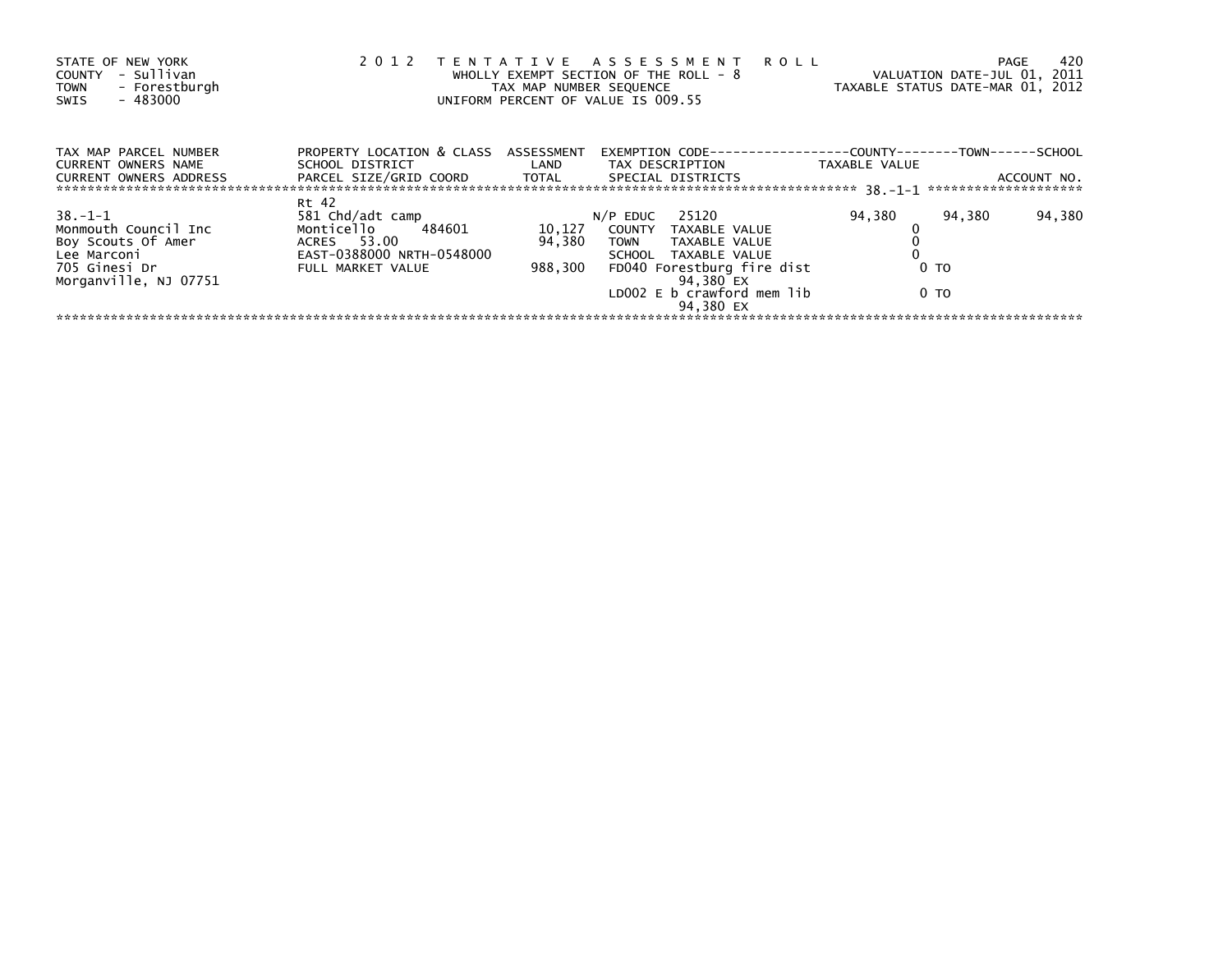STATE OF NEW YORK
COUNTY - Sullivan
TOWN - Forestburgh
SWIS - 483000

2 0 1 2 T E N T A T I V E A S S E S S M E N T R O L L
WHOLLY EXEMPT SECTION OF THE ROLL - 8
TAX MAP NUMBER SEQUENCE
UNIFORM PERCENT OF VALUE IS 009.55

VALUATION DATE-JUL 01, 2011
TAXABLE STATUS DATE-MAR 01, 2012

| TAX MAP PARCEL NUMBER / CURRENT OWNERS NAME / CURRENT OWNERS ADDRESS | PROPERTY LOCATION & CLASS / SCHOOL DISTRICT / PARCEL SIZE/GRID COORD | ASSESSMENT LAND / TOTAL | EXEMPTION CODE / TAX DESCRIPTION / SPECIAL DISTRICTS | COUNTY TAXABLE VALUE | TOWN | SCHOOL / ACCOUNT NO. |
|---|---|---|---|---|---|---|
| ******** 38.-1-1 ******** | | | | | | |
| | Rt 42 | | | | | |
| 38.-1-1 | 581 Chd/adt camp | | N/P EDUC 25120 | 94,380 | 94,380 | 94,380 |
| Monmouth Council Inc | Monticello 484601 | 10,127 | COUNTY TAXABLE VALUE | 0 | | |
| Boy Scouts Of Amer | ACRES 53.00 | 94,380 | TOWN TAXABLE VALUE | 0 | | |
| Lee Marconi | EAST-0388000 NRTH-0548000 | | SCHOOL TAXABLE VALUE | 0 | | |
| 705 Ginesi Dr | FULL MARKET VALUE | 988,300 | FD040 Forestburg fire dist | 0 TO | | |
| Morganville, NJ 07751 | | | 94,380 EX | | | |
| | | | LD002 E b crawford mem lib | 0 TO | | |
| | | | 94,380 EX | | | |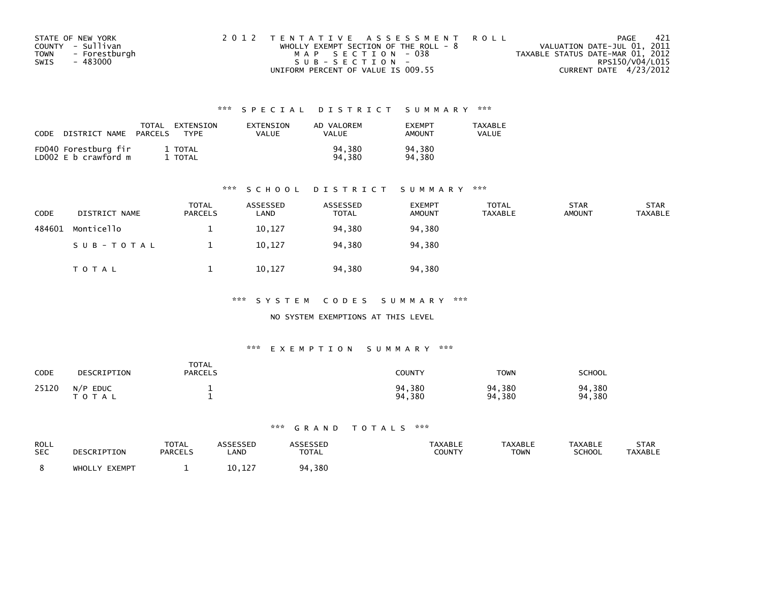STATE OF NEW YORK
COUNTY - Sullivan
TOWN - Forestburgh
SWIS - 483000

2 0 1 2 T E N T A T I V E A S S E S S M E N T R O L L
WHOLLY EXEMPT SECTION OF THE ROLL - 8
M A P S E C T I O N - 038
S U B - S E C T I O N -
UNIFORM PERCENT OF VALUE IS 009.55

VALUATION DATE-JUL 01, 2011
TAXABLE STATUS DATE-MAR 01, 2012
RPS150/V04/L015
CURRENT DATE 4/23/2012

### *** S P E C I A L D I S T R I C T S U M M A R Y ***

| CODE | DISTRICT NAME | TOTAL PARCELS | EXTENSION TYPE | EXTENSION VALUE | AD VALOREM VALUE | EXEMPT AMOUNT | TAXABLE VALUE |
|---|---|---|---|---|---|---|---|
| FD040 | Forestburg fir | 1 | TOTAL | | 94,380 | 94,380 | |
| LD002 | E b crawford m | 1 | TOTAL | | 94,380 | 94,380 | |

### *** S C H O O L D I S T R I C T S U M M A R Y ***

| CODE | DISTRICT NAME | TOTAL PARCELS | ASSESSED LAND | ASSESSED TOTAL | EXEMPT AMOUNT | TOTAL TAXABLE | STAR AMOUNT | STAR TAXABLE |
|---|---|---|---|---|---|---|---|---|
| 484601 | Monticello | 1 | 10,127 | 94,380 | 94,380 | | | |
| | S U B - T O T A L | 1 | 10,127 | 94,380 | 94,380 | | | |
| | T O T A L | 1 | 10,127 | 94,380 | 94,380 | | | |

### *** S Y S T E M C O D E S S U M M A R Y ***

NO SYSTEM EXEMPTIONS AT THIS LEVEL

### *** E X E M P T I O N S U M M A R Y ***

| CODE | DESCRIPTION | TOTAL PARCELS | COUNTY | TOWN | SCHOOL |
|---|---|---|---|---|---|
| 25120 | N/P EDUC | 1 | 94,380 | 94,380 | 94,380 |
| | T O T A L | 1 | 94,380 | 94,380 | 94,380 |

### *** G R A N D T O T A L S ***

| ROLL SEC | DESCRIPTION | TOTAL PARCELS | ASSESSED LAND | ASSESSED TOTAL | TAXABLE COUNTY | TAXABLE TOWN | TAXABLE SCHOOL | STAR TAXABLE |
|---|---|---|---|---|---|---|---|---|
| 8 | WHOLLY EXEMPT | 1 | 10,127 | 94,380 | | | | |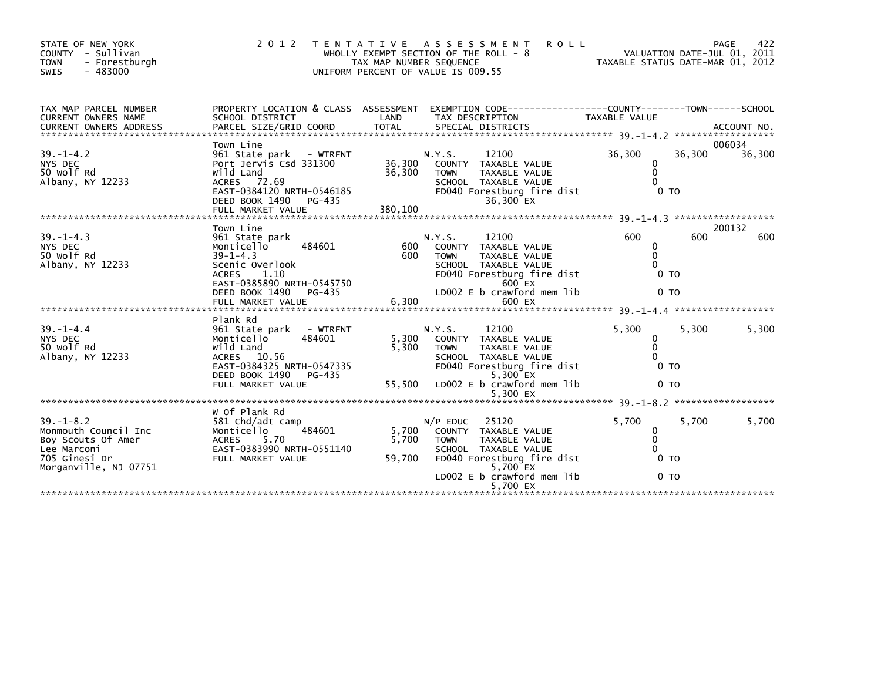STATE OF NEW YORK
COUNTY - Sullivan
TOWN - Forestburgh
SWIS - 483000

2012 TENTATIVE ASSESSMENT ROLL
WHOLLY EXEMPT SECTION OF THE ROLL - 8
TAX MAP NUMBER SEQUENCE
UNIFORM PERCENT OF VALUE IS 009.55

VALUATION DATE-JUL 01, 2011
TAXABLE STATUS DATE-MAR 01, 2012

| TAX MAP PARCEL NUMBER / CURRENT OWNERS NAME / CURRENT OWNERS ADDRESS | PROPERTY LOCATION & CLASS / SCHOOL DISTRICT / PARCEL SIZE/GRID COORD | ASSESSMENT LAND | TOTAL | EXEMPTION CODE / TAX DESCRIPTION / SPECIAL DISTRICTS | COUNTY | TOWN | SCHOOL / ACCOUNT NO. |
|---|---|---|---|---|---|---|---|
| 39.-1-4.2 | Town Line | | | | | | 006034 |
| NYS DEC | 961 State park - WTRFNT | | | N.Y.S. 12100 | 36,300 | 36,300 | 36,300 |
| 50 Wolf Rd | Port Jervis Csd 331300 | 36,300 | | COUNTY TAXABLE VALUE | 0 | | |
| Albany, NY 12233 | Wild Land | | 36,300 | TOWN TAXABLE VALUE | | 0 | |
| | ACRES 72.69 | | | SCHOOL TAXABLE VALUE | | | 0 |
| | EAST-0384120 NRTH-0546185 | | | FD040 Forestburg fire dist 36,300 EX | | 0 TO | |
| | DEED BOOK 1490 PG-435 | | | | | | |
| | FULL MARKET VALUE | | 380,100 | | | | |
| 39.-1-4.3 | Town Line | | | | | | 200132 |
| NYS DEC | 961 State park | | | N.Y.S. 12100 | 600 | 600 | 600 |
| 50 Wolf Rd | Monticello 484601 | 600 | | COUNTY TAXABLE VALUE | 0 | | |
| Albany, NY 12233 | 39-1-4.3 | | 600 | TOWN TAXABLE VALUE | | 0 | |
| | Scenic Overlook | | | SCHOOL TAXABLE VALUE | | | 0 |
| | ACRES 1.10 | | | FD040 Forestburg fire dist 600 EX | | 0 TO | |
| | EAST-0385890 NRTH-0545750 | | | | | | |
| | DEED BOOK 1490 PG-435 | | | LD002 E b crawford mem lib 600 EX | | 0 TO | |
| | FULL MARKET VALUE | | 6,300 | | | | |
| 39.-1-4.4 | Plank Rd | | | | | | |
| NYS DEC | 961 State park - WTRFNT | | | N.Y.S. 12100 | 5,300 | 5,300 | 5,300 |
| 50 Wolf Rd | Monticello 484601 | 5,300 | | COUNTY TAXABLE VALUE | 0 | | |
| Albany, NY 12233 | Wild Land | | 5,300 | TOWN TAXABLE VALUE | | 0 | |
| | ACRES 10.56 | | | SCHOOL TAXABLE VALUE | | | 0 |
| | EAST-0384325 NRTH-0547335 | | | FD040 Forestburg fire dist 5,300 EX | | 0 TO | |
| | DEED BOOK 1490 PG-435 | | | | | | |
| | FULL MARKET VALUE | | 55,500 | LD002 E b crawford mem lib 5,300 EX | | 0 TO | |
| 39.-1-8.2 | W Of Plank Rd | | | | | | |
| Monmouth Council Inc | 581 Chd/adt camp | | | N/P EDUC 25120 | 5,700 | 5,700 | 5,700 |
| Boy Scouts Of Amer | Monticello 484601 | 5,700 | | COUNTY TAXABLE VALUE | 0 | | |
| Lee Marconi | ACRES 5.70 | | 5,700 | TOWN TAXABLE VALUE | | 0 | |
| 705 Ginesi Dr | EAST-0383990 NRTH-0551140 | | | SCHOOL TAXABLE VALUE | | | 0 |
| Morganville, NJ 07751 | FULL MARKET VALUE | | 59,700 | FD040 Forestburg fire dist 5,700 EX | | 0 TO | |
| | | | | LD002 E b crawford mem lib 5,700 EX | | 0 TO | |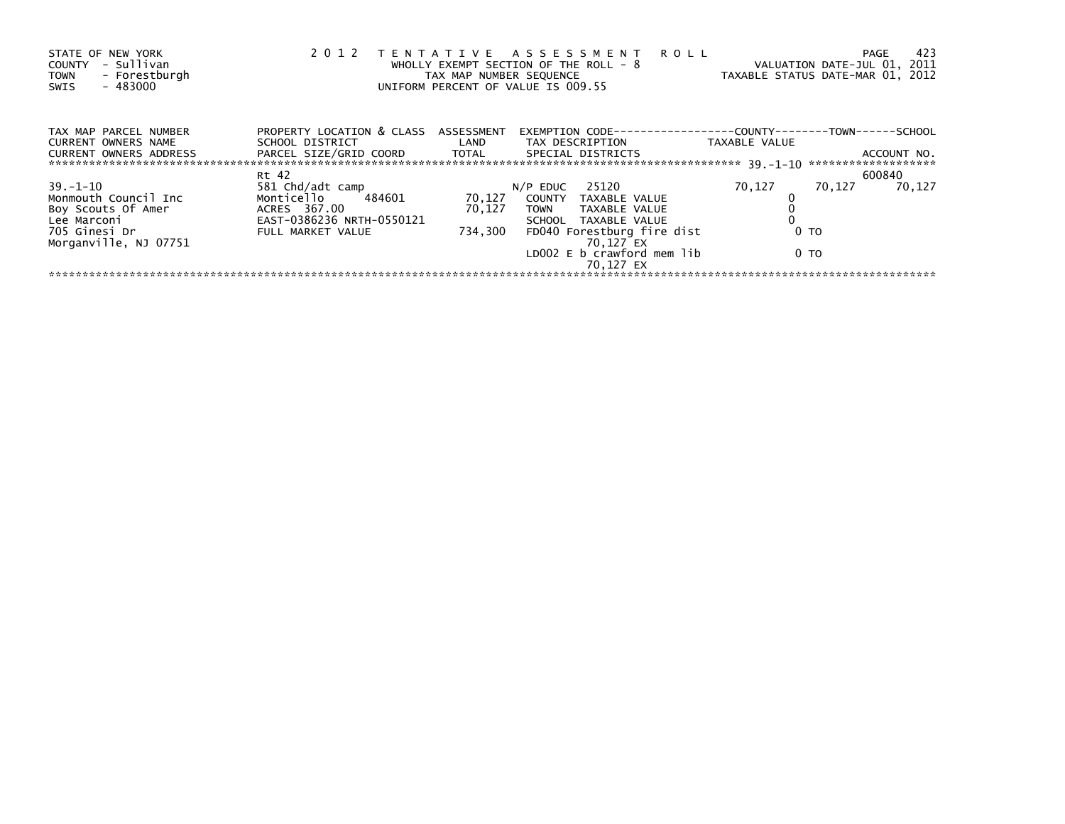STATE OF NEW YORK
COUNTY - Sullivan
TOWN - Forestburgh
SWIS - 483000

2 0 1 2 T E N T A T I V E A S S E S S M E N T R O L L
WHOLLY EXEMPT SECTION OF THE ROLL - 8
TAX MAP NUMBER SEQUENCE
UNIFORM PERCENT OF VALUE IS 009.55

VALUATION DATE-JUL 01, 2011
TAXABLE STATUS DATE-MAR 01, 2012

| TAX MAP PARCEL NUMBER<br>CURRENT OWNERS NAME<br>CURRENT OWNERS ADDRESS | PROPERTY LOCATION & CLASS<br>SCHOOL DISTRICT<br>PARCEL SIZE/GRID COORD | ASSESSMENT<br>LAND<br>TOTAL | EXEMPTION CODE<br>TAX DESCRIPTION<br>SPECIAL DISTRICTS | COUNTY<br>TAXABLE VALUE | TOWN | SCHOOL<br>ACCOUNT NO. |
|---|---|---|---|---|---|---|
| 39.-1-10 | Rt 42 | | | | | 600840 |
| | 581 Chd/adt camp | | N/P EDUC 25120 | 70,127 | 70,127 | 70,127 |
| Monmouth Council Inc | Monticello 484601 | 70,127 | COUNTY TAXABLE VALUE | 0 | | |
| Boy Scouts Of Amer | ACRES 367.00 | 70,127 | TOWN TAXABLE VALUE | 0 | | |
| Lee Marconi | EAST-0386236 NRTH-0550121 | | SCHOOL TAXABLE VALUE | 0 | | |
| 705 Ginesi Dr | FULL MARKET VALUE | 734,300 | FD040 Forestburg fire dist<br>70,127 EX | 0 TO | | |
| Morganville, NJ 07751 | | | LD002 E b crawford mem lib<br>70,127 EX | 0 TO | | |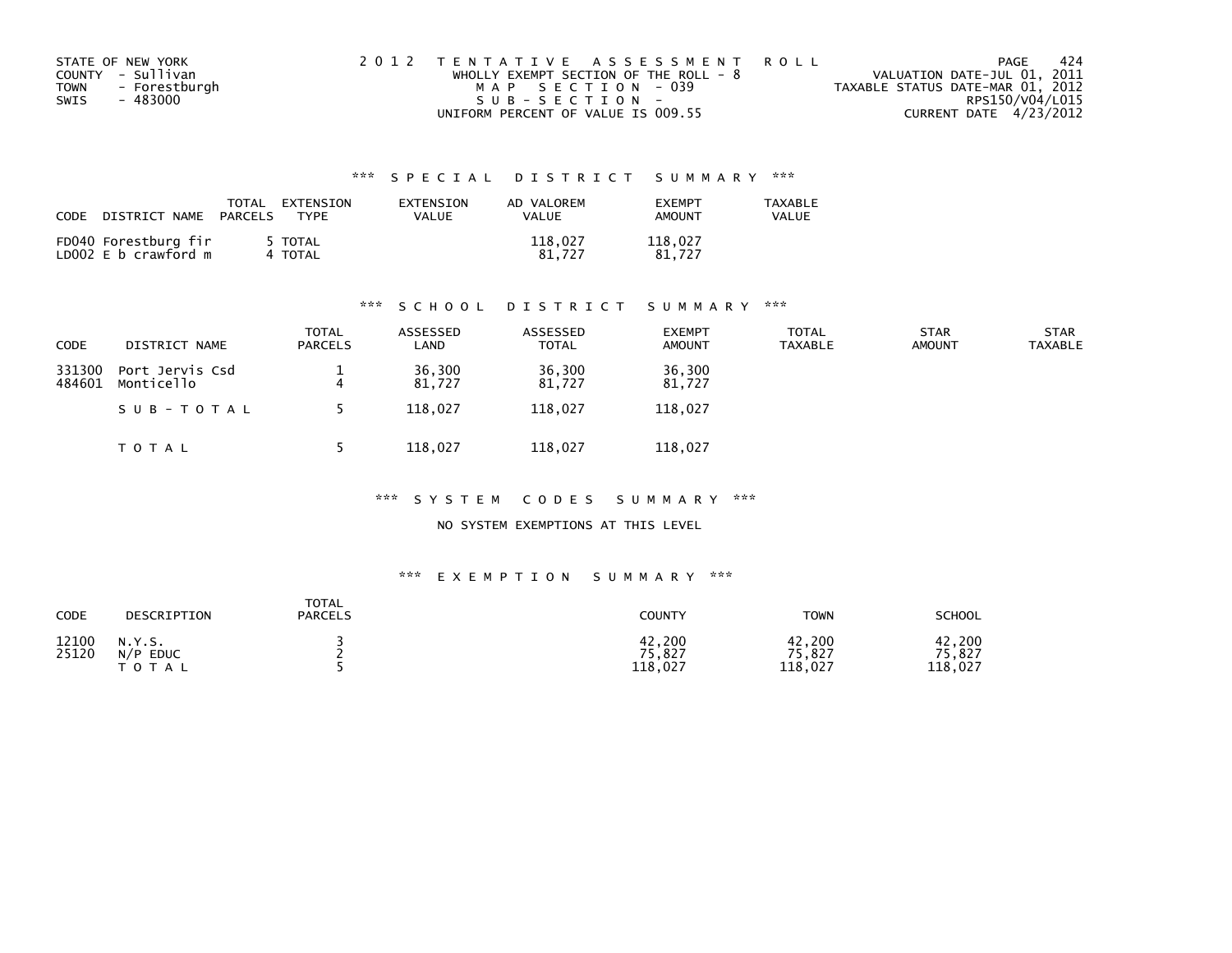STATE OF NEW YORK
COUNTY - Sullivan
TOWN - Forestburgh
SWIS - 483000

2012 TENTATIVE ASSESSMENT ROLL
WHOLLY EXEMPT SECTION OF THE ROLL - 8
MAP SECTION - 039
SUB-SECTION -
UNIFORM PERCENT OF VALUE IS 009.55

VALUATION DATE-JUL 01, 2011
TAXABLE STATUS DATE-MAR 01, 2012
RPS150/V04/L015
CURRENT DATE 4/23/2012

### *** SPECIAL DISTRICT SUMMARY ***

| CODE | DISTRICT NAME | TOTAL PARCELS | EXTENSION TYPE | EXTENSION VALUE | AD VALOREM VALUE | EXEMPT AMOUNT | TAXABLE VALUE |
|---|---|---|---|---|---|---|---|
| FD040 | Forestburg fir | 5 | TOTAL | | 118,027 | 118,027 | |
| LD002 | E b crawford m | 4 | TOTAL | | 81,727 | 81,727 | |

### *** SCHOOL DISTRICT SUMMARY ***

| CODE | DISTRICT NAME | TOTAL PARCELS | ASSESSED LAND | ASSESSED TOTAL | EXEMPT AMOUNT | TOTAL TAXABLE | STAR AMOUNT | STAR TAXABLE |
|---|---|---|---|---|---|---|---|---|
| 331300 | Port Jervis Csd | 1 | 36,300 | 36,300 | 36,300 | | | |
| 484601 | Monticello | 4 | 81,727 | 81,727 | 81,727 | | | |
| | SUB-TOTAL | 5 | 118,027 | 118,027 | 118,027 | | | |
| | TOTAL | 5 | 118,027 | 118,027 | 118,027 | | | |

### *** SYSTEM CODES SUMMARY ***

NO SYSTEM EXEMPTIONS AT THIS LEVEL

### *** EXEMPTION SUMMARY ***

| CODE | DESCRIPTION | TOTAL PARCELS | COUNTY | TOWN | SCHOOL |
|---|---|---|---|---|---|
| 12100 | N.Y.S. | 3 | 42,200 | 42,200 | 42,200 |
| 25120 | N/P EDUC | 2 | 75,827 | 75,827 | 75,827 |
| | TOTAL | 5 | 118,027 | 118,027 | 118,027 |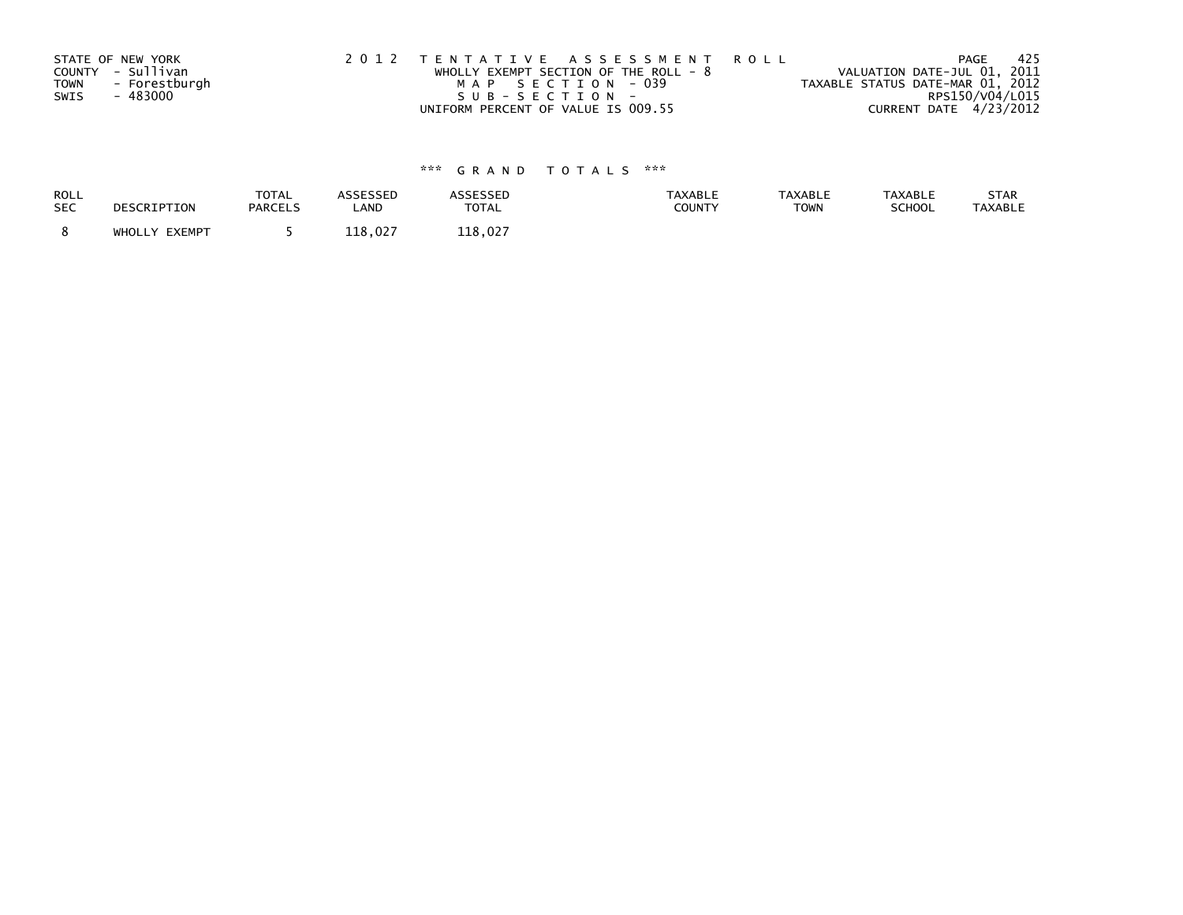STATE OF NEW YORK
COUNTY - Sullivan
TOWN - Forestburgh
SWIS - 483000

2 0 1 2 T E N T A T I V E A S S E S S M E N T R O L L
WHOLLY EXEMPT SECTION OF THE ROLL - 8
M A P S E C T I O N - 039
S U B - S E C T I O N -
UNIFORM PERCENT OF VALUE IS 009.55

VALUATION DATE-JUL 01, 2011
TAXABLE STATUS DATE-MAR 01, 2012
RPS150/V04/L015
CURRENT DATE 4/23/2012

### *** G R A N D T O T A L S ***

| ROLL SEC | DESCRIPTION | TOTAL PARCELS | ASSESSED LAND | ASSESSED TOTAL | TAXABLE COUNTY | TAXABLE TOWN | TAXABLE SCHOOL | STAR TAXABLE |
|---|---|---|---|---|---|---|---|---|
| 8 | WHOLLY EXEMPT | 5 | 118,027 | 118,027 | | | | |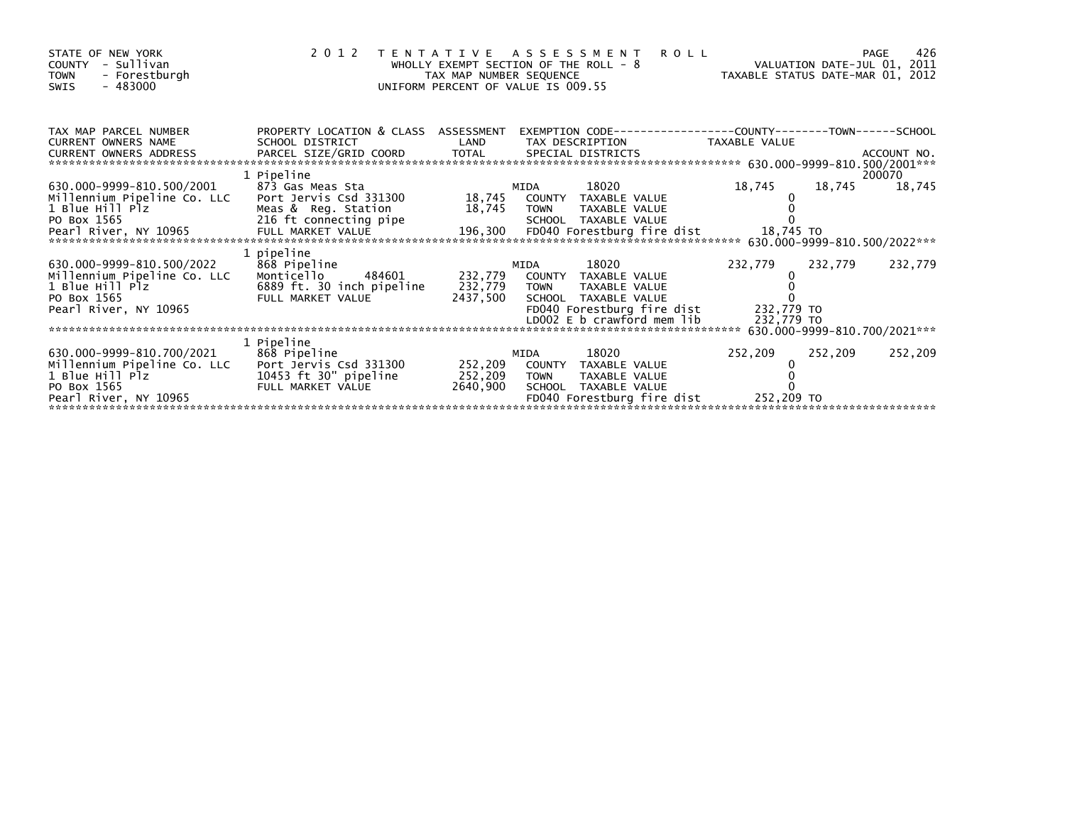STATE OF NEW YORK
COUNTY - Sullivan
TOWN - Forestburgh
SWIS - 483000

# 2012 TENTATIVE ASSESSMENT ROLL

WHOLLY EXEMPT SECTION OF THE ROLL - 8
TAX MAP NUMBER SEQUENCE
UNIFORM PERCENT OF VALUE IS 009.55

VALUATION DATE-JUL 01, 2011
TAXABLE STATUS DATE-MAR 01, 2012

| TAX MAP PARCEL NUMBER / CURRENT OWNERS NAME / CURRENT OWNERS ADDRESS | PROPERTY LOCATION & CLASS / SCHOOL DISTRICT / PARCEL SIZE/GRID COORD | ASSESSMENT LAND / TOTAL | EXEMPTION CODE / TAX DESCRIPTION / SPECIAL DISTRICTS | COUNTY TAXABLE VALUE | TOWN | SCHOOL | ACCOUNT NO. |
|---|---|---|---|---|---|---|---|
| **630.000-9999-810.500/2001** | 1 Pipeline | | | | | | 200070 |
| 630.000-9999-810.500/2001 | 873 Gas Meas Sta | | MIDA 18020 | 18,745 | 18,745 | 18,745 | |
| Millennium Pipeline Co. LLC | Port Jervis Csd 331300 | 18,745 | COUNTY TAXABLE VALUE | 0 | | | |
| 1 Blue Hill Plz | Meas & Reg. Station | 18,745 | TOWN TAXABLE VALUE | 0 | | | |
| PO Box 1565 | 216 ft connecting pipe | | SCHOOL TAXABLE VALUE | 0 | | | |
| Pearl River, NY 10965 | FULL MARKET VALUE | 196,300 | FD040 Forestburg fire dist | 18,745 TO | | | |
| **630.000-9999-810.500/2022** | 1 pipeline | | | | | | |
| 630.000-9999-810.500/2022 | 868 Pipeline | | MIDA 18020 | 232,779 | 232,779 | 232,779 | |
| Millennium Pipeline Co. LLC | Monticello 484601 | 232,779 | COUNTY TAXABLE VALUE | 0 | | | |
| 1 Blue Hill Plz | 6889 ft. 30 inch pipeline | 232,779 | TOWN TAXABLE VALUE | 0 | | | |
| PO Box 1565 | FULL MARKET VALUE | 2437,500 | SCHOOL TAXABLE VALUE | 0 | | | |
| Pearl River, NY 10965 | | | FD040 Forestburg fire dist | 232,779 TO | | | |
| | | | LD002 E b crawford mem lib | 232,779 TO | | | |
| **630.000-9999-810.700/2021** | 1 Pipeline | | | | | | |
| 630.000-9999-810.700/2021 | 868 Pipeline | | MIDA 18020 | 252,209 | 252,209 | 252,209 | |
| Millennium Pipeline Co. LLC | Port Jervis Csd 331300 | 252,209 | COUNTY TAXABLE VALUE | 0 | | | |
| 1 Blue Hill Plz | 10453 ft 30" pipeline | 252,209 | TOWN TAXABLE VALUE | 0 | | | |
| PO Box 1565 | FULL MARKET VALUE | 2640,900 | SCHOOL TAXABLE VALUE | 0 | | | |
| Pearl River, NY 10965 | | | FD040 Forestburg fire dist | 252,209 TO | | | |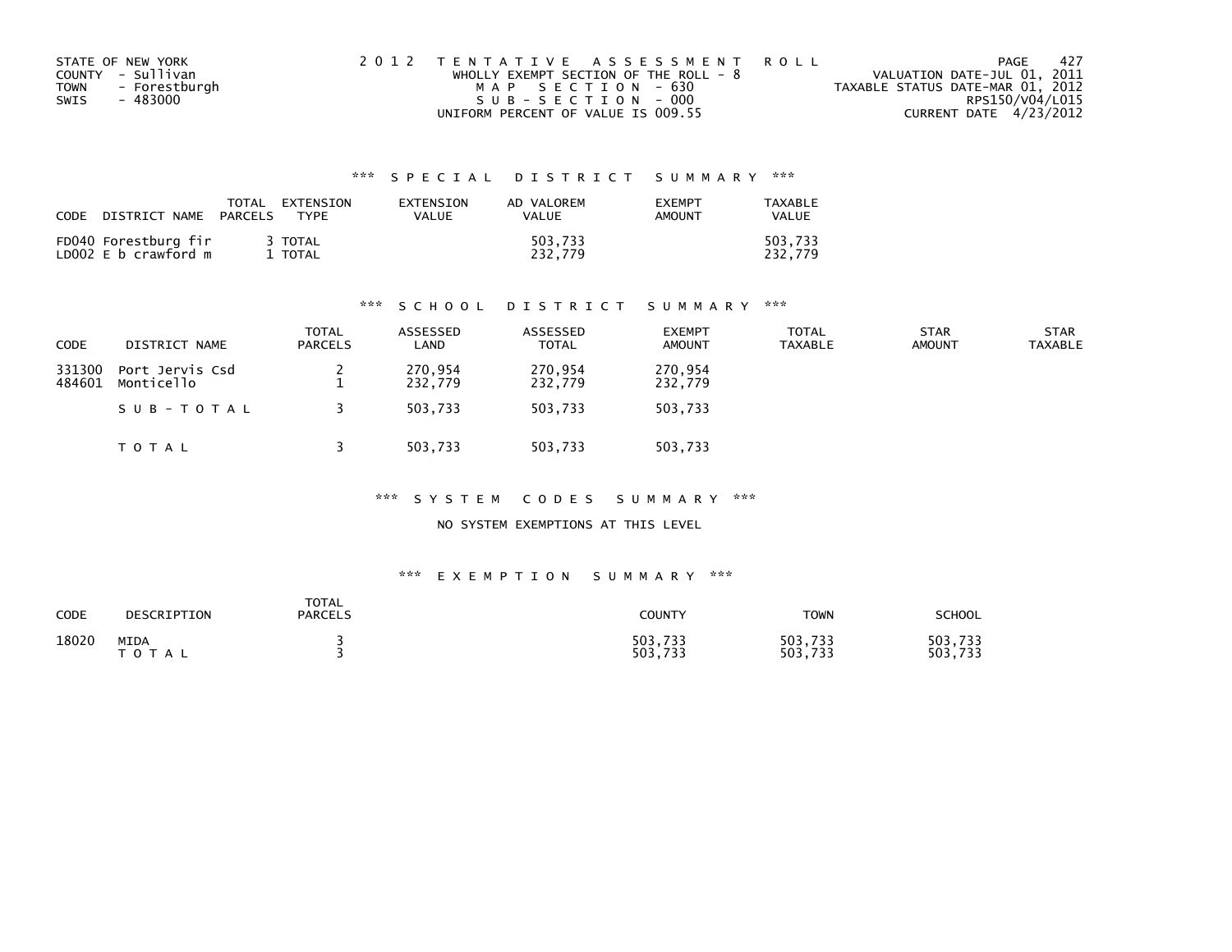STATE OF NEW YORK
COUNTY - Sullivan
TOWN - Forestburgh
SWIS - 483000

2 0 1 2 T E N T A T I V E A S S E S S M E N T R O L L
WHOLLY EXEMPT SECTION OF THE ROLL - 8
M A P S E C T I O N - 630
S U B - S E C T I O N - 000
UNIFORM PERCENT OF VALUE IS 009.55

VALUATION DATE-JUL 01, 2011
TAXABLE STATUS DATE-MAR 01, 2012
RPS150/V04/L015
CURRENT DATE 4/23/2012

### *** S P E C I A L D I S T R I C T S U M M A R Y ***

| CODE | DISTRICT NAME | TOTAL PARCELS | EXTENSION TYPE | EXTENSION VALUE | AD VALOREM VALUE | EXEMPT AMOUNT | TAXABLE VALUE |
|---|---|---|---|---|---|---|---|
| FD040 | Forestburg fir | 3 | TOTAL | | 503,733 | | 503,733 |
| LD002 | E b crawford m | 1 | TOTAL | | 232,779 | | 232,779 |

### *** S C H O O L D I S T R I C T S U M M A R Y ***

| CODE | DISTRICT NAME | TOTAL PARCELS | ASSESSED LAND | ASSESSED TOTAL | EXEMPT AMOUNT | TOTAL TAXABLE | STAR AMOUNT | STAR TAXABLE |
|---|---|---|---|---|---|---|---|---|
| 331300 | Port Jervis Csd | 2 | 270,954 | 270,954 | 270,954 | | | |
| 484601 | Monticello | 1 | 232,779 | 232,779 | 232,779 | | | |
| | S U B - T O T A L | 3 | 503,733 | 503,733 | 503,733 | | | |
| | T O T A L | 3 | 503,733 | 503,733 | 503,733 | | | |

### *** S Y S T E M C O D E S S U M M A R Y ***

NO SYSTEM EXEMPTIONS AT THIS LEVEL

### *** E X E M P T I O N S U M M A R Y ***

| CODE | DESCRIPTION | TOTAL PARCELS | COUNTY | TOWN | SCHOOL |
|---|---|---|---|---|---|
| 18020 | MIDA | 3 | 503,733 | 503,733 | 503,733 |
| | T O T A L | 3 | 503,733 | 503,733 | 503,733 |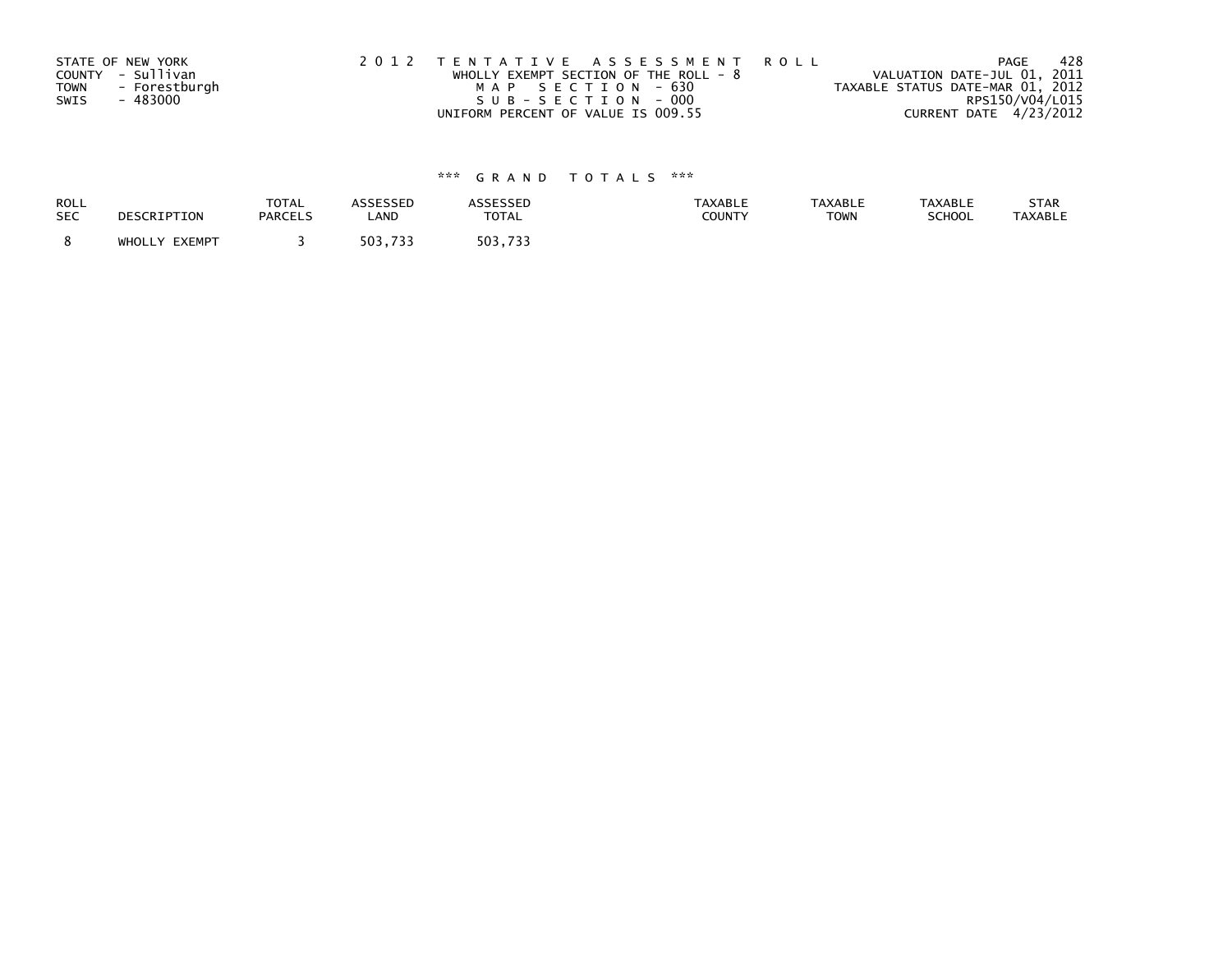STATE OF NEW YORK
COUNTY - Sullivan
TOWN - Forestburgh
SWIS - 483000

2 0 1 2 T E N T A T I V E A S S E S S M E N T R O L L
WHOLLY EXEMPT SECTION OF THE ROLL - 8
M A P S E C T I O N - 630
S U B - S E C T I O N - 000
UNIFORM PERCENT OF VALUE IS 009.55

VALUATION DATE-JUL 01, 2011
TAXABLE STATUS DATE-MAR 01, 2012
RPS150/V04/L015
CURRENT DATE 4/23/2012

*** G R A N D T O T A L S ***

| ROLL SEC | DESCRIPTION | TOTAL PARCELS | ASSESSED LAND | ASSESSED TOTAL | TAXABLE COUNTY | TAXABLE TOWN | TAXABLE SCHOOL | STAR TAXABLE |
|---|---|---|---|---|---|---|---|---|
| 8 | WHOLLY EXEMPT | 3 | 503,733 | 503,733 | | | | |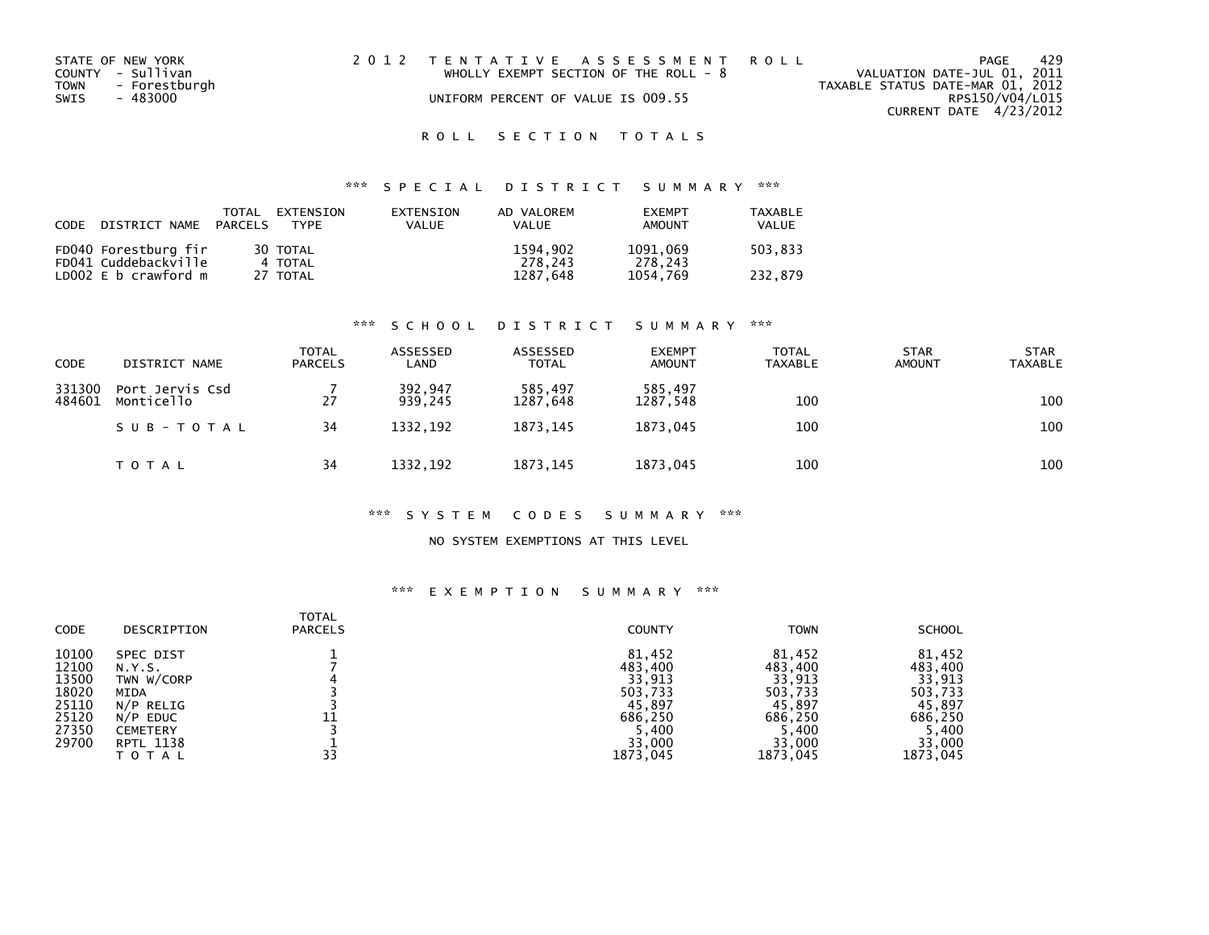STATE OF NEW YORK
COUNTY - Sullivan
TOWN - Forestburgh
SWIS - 483000

2 0 1 2 T E N T A T I V E A S S E S S M E N T R O L L
WHOLLY EXEMPT SECTION OF THE ROLL - 8
UNIFORM PERCENT OF VALUE IS 009.55

VALUATION DATE-JUL 01, 2011
TAXABLE STATUS DATE-MAR 01, 2012
RPS150/V04/L015
CURRENT DATE 4/23/2012

## R O L L S E C T I O N T O T A L S

### *** S P E C I A L D I S T R I C T S U M M A R Y ***

| CODE | DISTRICT NAME | TOTAL PARCELS | EXTENSION TYPE | EXTENSION VALUE | AD VALOREM VALUE | EXEMPT AMOUNT | TAXABLE VALUE |
|---|---|---|---|---|---|---|---|
| FD040 | Forestburg fir | 30 | TOTAL | | 1594,902 | 1091,069 | 503,833 |
| FD041 | Cuddebackville | 4 | TOTAL | | 278,243 | 278,243 | |
| LD002 | E b crawford m | 27 | TOTAL | | 1287,648 | 1054,769 | 232,879 |

### *** S C H O O L D I S T R I C T S U M M A R Y ***

| CODE | DISTRICT NAME | TOTAL PARCELS | ASSESSED LAND | ASSESSED TOTAL | EXEMPT AMOUNT | TOTAL TAXABLE | STAR AMOUNT | STAR TAXABLE |
|---|---|---|---|---|---|---|---|---|
| 331300 | Port Jervis Csd | 7 | 392,947 | 585,497 | 585,497 | | | |
| 484601 | Monticello | 27 | 939,245 | 1287,648 | 1287,548 | 100 | | 100 |
| | S U B - T O T A L | 34 | 1332,192 | 1873,145 | 1873,045 | 100 | | 100 |
| | T O T A L | 34 | 1332,192 | 1873,145 | 1873,045 | 100 | | 100 |

### *** S Y S T E M C O D E S S U M M A R Y ***

NO SYSTEM EXEMPTIONS AT THIS LEVEL

### *** E X E M P T I O N S U M M A R Y ***

| CODE | DESCRIPTION | TOTAL PARCELS | COUNTY | TOWN | SCHOOL |
|---|---|---|---|---|---|
| 10100 | SPEC DIST | 1 | 81,452 | 81,452 | 81,452 |
| 12100 | N.Y.S. | 7 | 483,400 | 483,400 | 483,400 |
| 13500 | TWN W/CORP | 4 | 33,913 | 33,913 | 33,913 |
| 18020 | MIDA | 3 | 503,733 | 503,733 | 503,733 |
| 25110 | N/P RELIG | 3 | 45,897 | 45,897 | 45,897 |
| 25120 | N/P EDUC | 11 | 686,250 | 686,250 | 686,250 |
| 27350 | CEMETERY | 3 | 5,400 | 5,400 | 5,400 |
| 29700 | RPTL 1138 | 1 | 33,000 | 33,000 | 33,000 |
| | T O T A L | 33 | 1873,045 | 1873,045 | 1873,045 |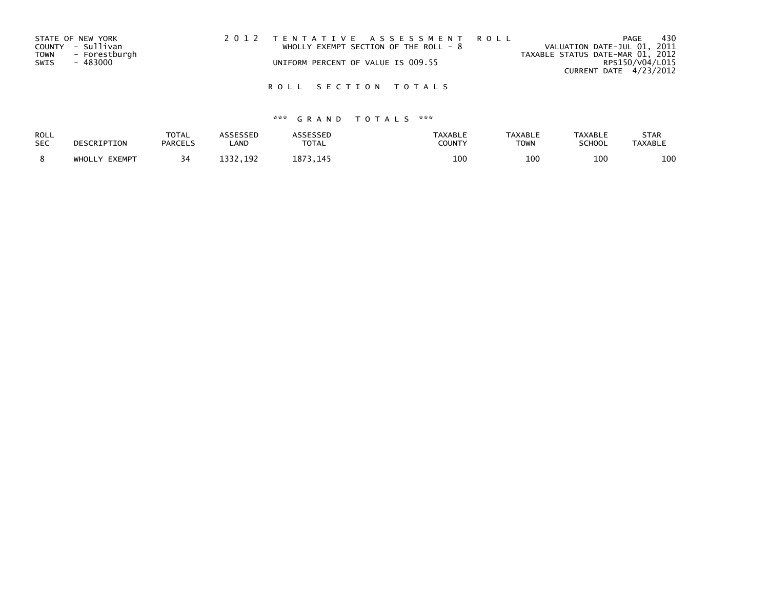STATE OF NEW YORK
COUNTY - Sullivan
TOWN - Forestburgh
SWIS - 483000

2012 TENTATIVE ASSESSMENT ROLL
WHOLLY EXEMPT SECTION OF THE ROLL - 8

UNIFORM PERCENT OF VALUE IS 009.55

VALUATION DATE-JUL 01, 2011
TAXABLE STATUS DATE-MAR 01, 2012
RPS150/V04/L015
CURRENT DATE 4/23/2012

ROLL SECTION TOTALS

*** GRAND TOTALS ***

| ROLL SEC | DESCRIPTION | TOTAL PARCELS | ASSESSED LAND | ASSESSED TOTAL | TAXABLE COUNTY | TAXABLE TOWN | TAXABLE SCHOOL | STAR TAXABLE |
|---|---|---|---|---|---|---|---|---|
| 8 | WHOLLY EXEMPT | 34 | 1332,192 | 1873,145 | 100 | 100 | 100 | 100 |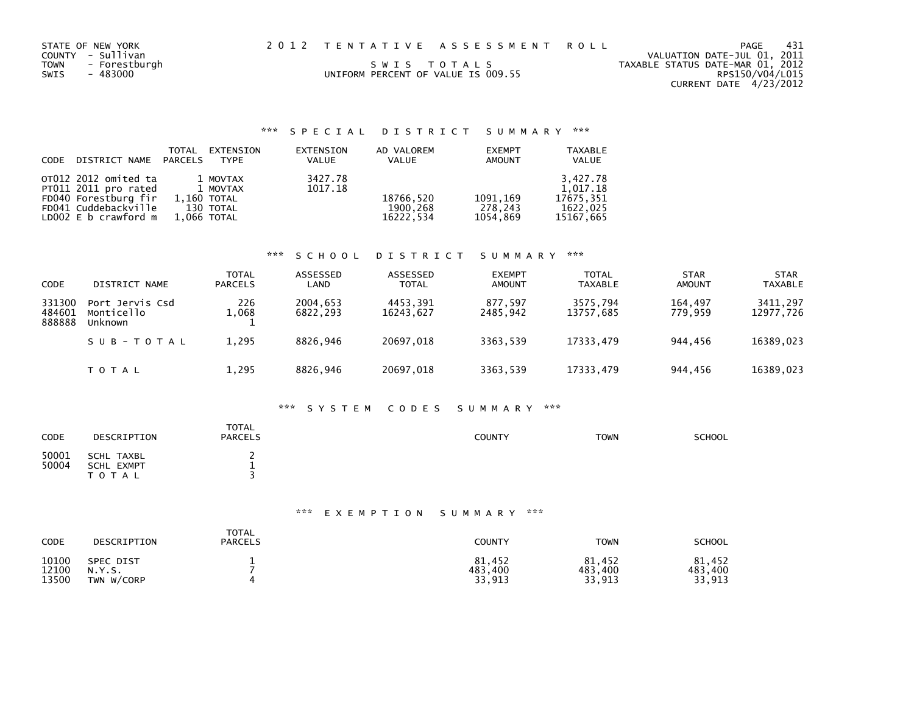STATE OF NEW YORK
COUNTY - Sullivan
TOWN - Forestburgh
SWIS - 483000

2 0 1 2 T E N T A T I V E A S S E S S M E N T R O L L

S W I S T O T A L S
UNIFORM PERCENT OF VALUE IS 009.55

VALUATION DATE-JUL 01, 2011
TAXABLE STATUS DATE-MAR 01, 2012
RPS150/V04/L015
CURRENT DATE 4/23/2012

## *** S P E C I A L D I S T R I C T S U M M A R Y ***

| CODE | DISTRICT NAME | TOTAL PARCELS | EXTENSION TYPE | EXTENSION VALUE | AD VALOREM VALUE | EXEMPT AMOUNT | TAXABLE VALUE |
|---|---|---|---|---|---|---|---|
| OT012 | 2012 omited ta | 1 | MOVTAX | 3427.78 | | | 3,427.78 |
| PT011 | 2011 pro rated | 1 | MOVTAX | 1017.18 | | | 1,017.18 |
| FD040 | Forestburg fir | 1,160 | TOTAL | | 18766,520 | 1091,169 | 17675,351 |
| FD041 | Cuddebackville | 130 | TOTAL | | 1900,268 | 278,243 | 1622,025 |
| LD002 | E b crawford m | 1,066 | TOTAL | | 16222,534 | 1054,869 | 15167,665 |

## *** S C H O O L D I S T R I C T S U M M A R Y ***

| CODE | DISTRICT NAME | TOTAL PARCELS | ASSESSED LAND | ASSESSED TOTAL | EXEMPT AMOUNT | TOTAL TAXABLE | STAR AMOUNT | STAR TAXABLE |
|---|---|---|---|---|---|---|---|---|
| 331300 | Port Jervis Csd | 226 | 2004,653 | 4453,391 | 877,597 | 3575,794 | 164,497 | 3411,297 |
| 484601 | Monticello | 1,068 | 6822,293 | 16243,627 | 2485,942 | 13757,685 | 779,959 | 12977,726 |
| 888888 | Unknown | 1 | | | | | | |
| | S U B - T O T A L | 1,295 | 8826,946 | 20697,018 | 3363,539 | 17333,479 | 944,456 | 16389,023 |
| | T O T A L | 1,295 | 8826,946 | 20697,018 | 3363,539 | 17333,479 | 944,456 | 16389,023 |

## *** S Y S T E M C O D E S S U M M A R Y ***

| CODE | DESCRIPTION | TOTAL PARCELS | COUNTY | TOWN | SCHOOL |
|---|---|---|---|---|---|
| 50001 | SCHL TAXBL | 2 | | | |
| 50004 | SCHL EXMPT | 1 | | | |
| | T O T A L | 3 | | | |

## *** E X E M P T I O N S U M M A R Y ***

| CODE | DESCRIPTION | TOTAL PARCELS | COUNTY | TOWN | SCHOOL |
|---|---|---|---|---|---|
| 10100 | SPEC DIST | 1 | 81,452 | 81,452 | 81,452 |
| 12100 | N.Y.S. | 7 | 483,400 | 483,400 | 483,400 |
| 13500 | TWN W/CORP | 4 | 33,913 | 33,913 | 33,913 |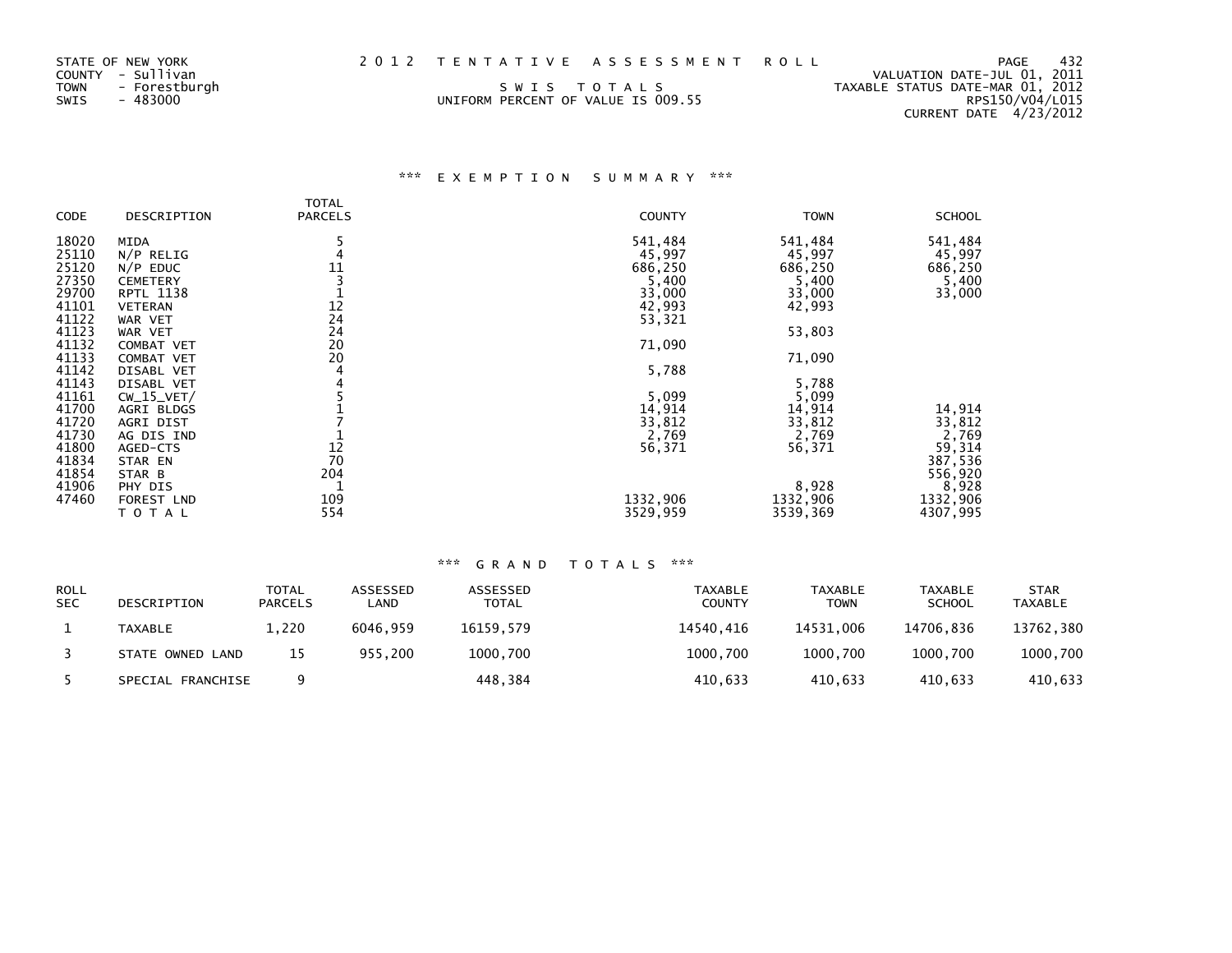STATE OF NEW YORK
COUNTY - Sullivan
TOWN - Forestburgh
SWIS - 483000

2 0 1 2 T E N T A T I V E A S S E S S M E N T R O L L

S W I S T O T A L S
UNIFORM PERCENT OF VALUE IS 009.55

VALUATION DATE-JUL 01, 2011
TAXABLE STATUS DATE-MAR 01, 2012
RPS150/V04/L015
CURRENT DATE 4/23/2012

### *** E X E M P T I O N S U M M A R Y ***

| CODE | DESCRIPTION | TOTAL PARCELS | COUNTY | TOWN | SCHOOL |
|---|---|---|---|---|---|
| 18020 | MIDA | 5 | 541,484 | 541,484 | 541,484 |
| 25110 | N/P RELIG | 4 | 45,997 | 45,997 | 45,997 |
| 25120 | N/P EDUC | 11 | 686,250 | 686,250 | 686,250 |
| 27350 | CEMETERY | 3 | 5,400 | 5,400 | 5,400 |
| 29700 | RPTL 1138 | 1 | 33,000 | 33,000 | 33,000 |
| 41101 | VETERAN | 12 | 42,993 | 42,993 | |
| 41122 | WAR VET | 24 | 53,321 | | |
| 41123 | WAR VET | 24 | | 53,803 | |
| 41132 | COMBAT VET | 20 | 71,090 | | |
| 41133 | COMBAT VET | 20 | | 71,090 | |
| 41142 | DISABL VET | 4 | 5,788 | | |
| 41143 | DISABL VET | 4 | | 5,788 | |
| 41161 | CW_15_VET/ | 5 | 5,099 | 5,099 | |
| 41700 | AGRI BLDGS | 1 | 14,914 | 14,914 | 14,914 |
| 41720 | AGRI DIST | 7 | 33,812 | 33,812 | 33,812 |
| 41730 | AG DIS IND | 1 | 2,769 | 2,769 | 2,769 |
| 41800 | AGED-CTS | 12 | 56,371 | 56,371 | 59,314 |
| 41834 | STAR EN | 70 | | | 387,536 |
| 41854 | STAR B | 204 | | | 556,920 |
| 41906 | PHY DIS | 1 | | 8,928 | 8,928 |
| 47460 | FOREST LND | 109 | 1332,906 | 1332,906 | 1332,906 |
| | T O T A L | 554 | 3529,959 | 3539,369 | 4307,995 |

### *** G R A N D T O T A L S ***

| ROLL SEC | DESCRIPTION | TOTAL PARCELS | ASSESSED LAND | ASSESSED TOTAL | TAXABLE COUNTY | TAXABLE TOWN | TAXABLE SCHOOL | STAR TAXABLE |
|---|---|---|---|---|---|---|---|---|
| 1 | TAXABLE | 1,220 | 6046,959 | 16159,579 | 14540,416 | 14531,006 | 14706,836 | 13762,380 |
| 3 | STATE OWNED LAND | 15 | 955,200 | 1000,700 | 1000,700 | 1000,700 | 1000,700 | 1000,700 |
| 5 | SPECIAL FRANCHISE | 9 | | 448,384 | 410,633 | 410,633 | 410,633 | 410,633 |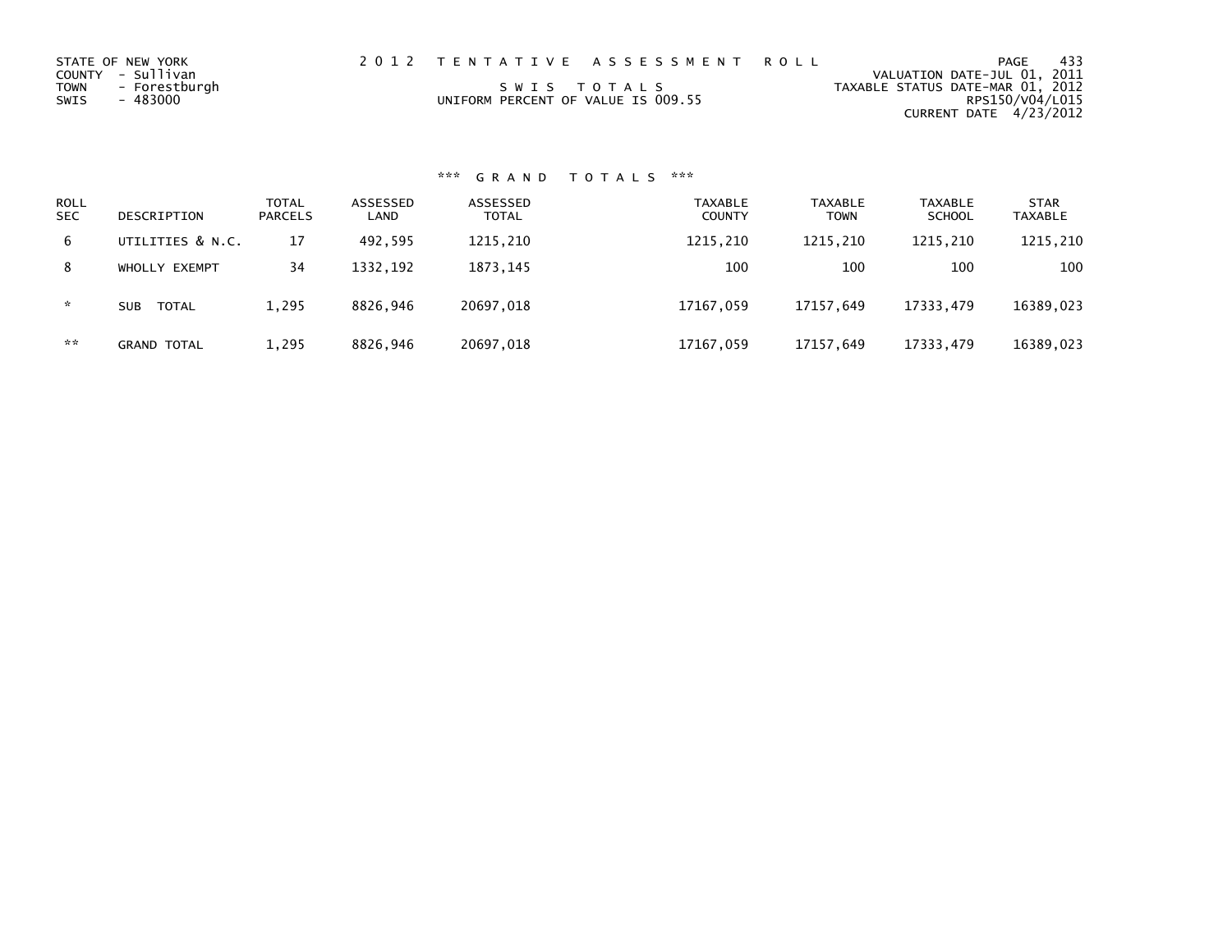STATE OF NEW YORK
COUNTY - Sullivan
TOWN - Forestburgh
SWIS - 483000

2 0 1 2 T E N T A T I V E A S S E S S M E N T R O L L

S W I S T O T A L S
UNIFORM PERCENT OF VALUE IS 009.55

VALUATION DATE-JUL 01, 2011
TAXABLE STATUS DATE-MAR 01, 2012
RPS150/V04/L015
CURRENT DATE 4/23/2012

### *** G R A N D T O T A L S ***

| ROLL SEC | DESCRIPTION | TOTAL PARCELS | ASSESSED LAND | ASSESSED TOTAL | TAXABLE COUNTY | TAXABLE TOWN | TAXABLE SCHOOL | STAR TAXABLE |
|---|---|---|---|---|---|---|---|---|
| 6 | UTILITIES & N.C. | 17 | 492,595 | 1215,210 | 1215,210 | 1215,210 | 1215,210 | 1215,210 |
| 8 | WHOLLY EXEMPT | 34 | 1332,192 | 1873,145 | 100 | 100 | 100 | 100 |
| * | SUB TOTAL | 1,295 | 8826,946 | 20697,018 | 17167,059 | 17157,649 | 17333,479 | 16389,023 |
| ** | GRAND TOTAL | 1,295 | 8826,946 | 20697,018 | 17167,059 | 17157,649 | 17333,479 | 16389,023 |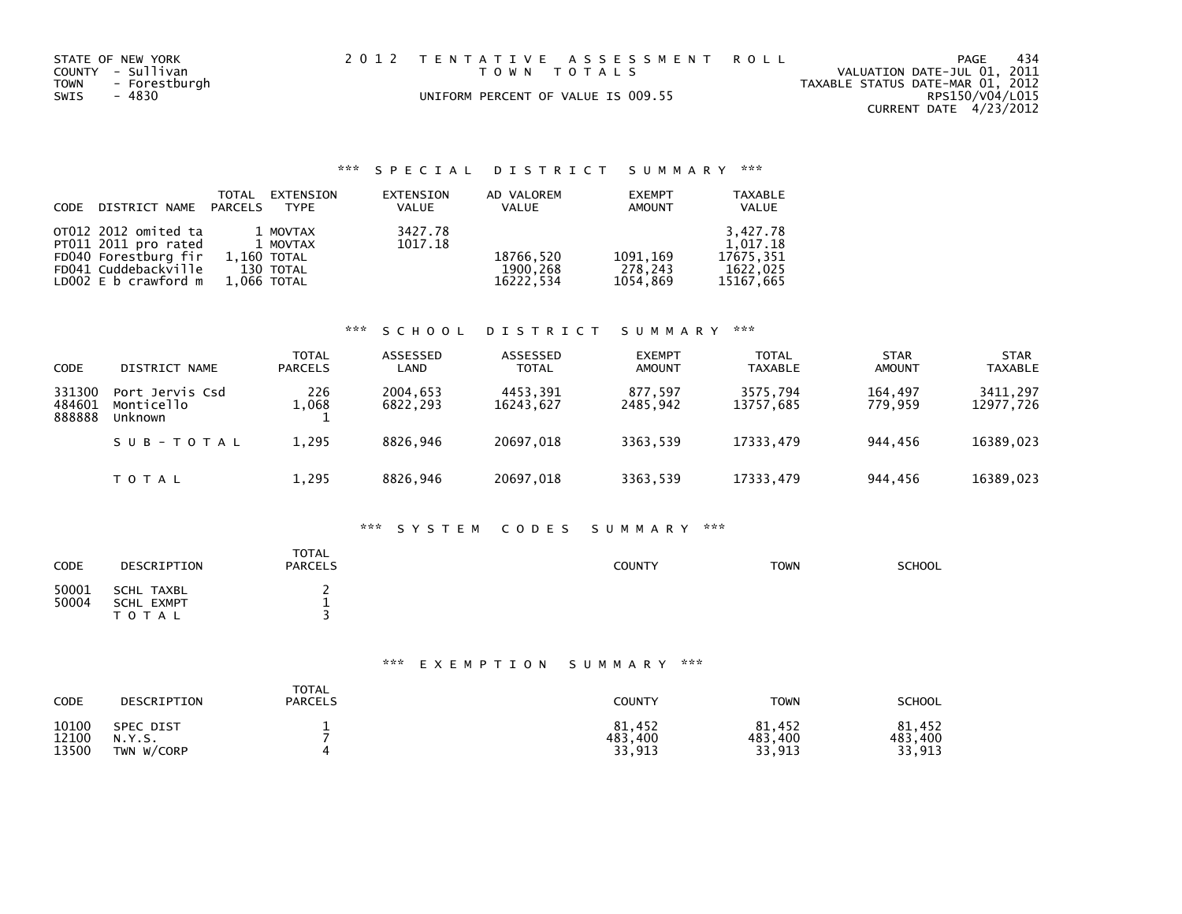STATE OF NEW YORK
COUNTY - Sullivan
TOWN - Forestburgh
SWIS - 4830

2 0 1 2 T E N T A T I V E A S S E S S M E N T R O L L
T O W N T O T A L S
UNIFORM PERCENT OF VALUE IS 009.55

VALUATION DATE-JUL 01, 2011
TAXABLE STATUS DATE-MAR 01, 2012
RPS150/V04/L015
CURRENT DATE 4/23/2012

## *** S P E C I A L D I S T R I C T S U M M A R Y ***

| CODE | DISTRICT NAME | TOTAL PARCELS | EXTENSION TYPE | EXTENSION VALUE | AD VALOREM VALUE | EXEMPT AMOUNT | TAXABLE VALUE |
|---|---|---|---|---|---|---|---|
| OT012 | 2012 omited ta | 1 | MOVTAX | 3427.78 | | | 3,427.78 |
| PT011 | 2011 pro rated | 1 | MOVTAX | 1017.18 | | | 1,017.18 |
| FD040 | Forestburg fir | 1,160 | TOTAL | | 18766,520 | 1091,169 | 17675,351 |
| FD041 | Cuddebackville | 130 | TOTAL | | 1900,268 | 278,243 | 1622,025 |
| LD002 | E b crawford m | 1,066 | TOTAL | | 16222,534 | 1054,869 | 15167,665 |

## *** S C H O O L D I S T R I C T S U M M A R Y ***

| CODE | DISTRICT NAME | TOTAL PARCELS | ASSESSED LAND | ASSESSED TOTAL | EXEMPT AMOUNT | TOTAL TAXABLE | STAR AMOUNT | STAR TAXABLE |
|---|---|---|---|---|---|---|---|---|
| 331300 | Port Jervis Csd | 226 | 2004,653 | 4453,391 | 877,597 | 3575,794 | 164,497 | 3411,297 |
| 484601 | Monticello | 1,068 | 6822,293 | 16243,627 | 2485,942 | 13757,685 | 779,959 | 12977,726 |
| 888888 | Unknown | 1 | | | | | | |
| | S U B - T O T A L | 1,295 | 8826,946 | 20697,018 | 3363,539 | 17333,479 | 944,456 | 16389,023 |
| | T O T A L | 1,295 | 8826,946 | 20697,018 | 3363,539 | 17333,479 | 944,456 | 16389,023 |

## *** S Y S T E M C O D E S S U M M A R Y ***

| CODE | DESCRIPTION | TOTAL PARCELS | COUNTY | TOWN | SCHOOL |
|---|---|---|---|---|---|
| 50001 | SCHL TAXBL | 2 | | | |
| 50004 | SCHL EXMPT | 1 | | | |
| | T O T A L | 3 | | | |

## *** E X E M P T I O N S U M M A R Y ***

| CODE | DESCRIPTION | TOTAL PARCELS | COUNTY | TOWN | SCHOOL |
|---|---|---|---|---|---|
| 10100 | SPEC DIST | 1 | 81,452 | 81,452 | 81,452 |
| 12100 | N.Y.S. | 7 | 483,400 | 483,400 | 483,400 |
| 13500 | TWN W/CORP | 4 | 33,913 | 33,913 | 33,913 |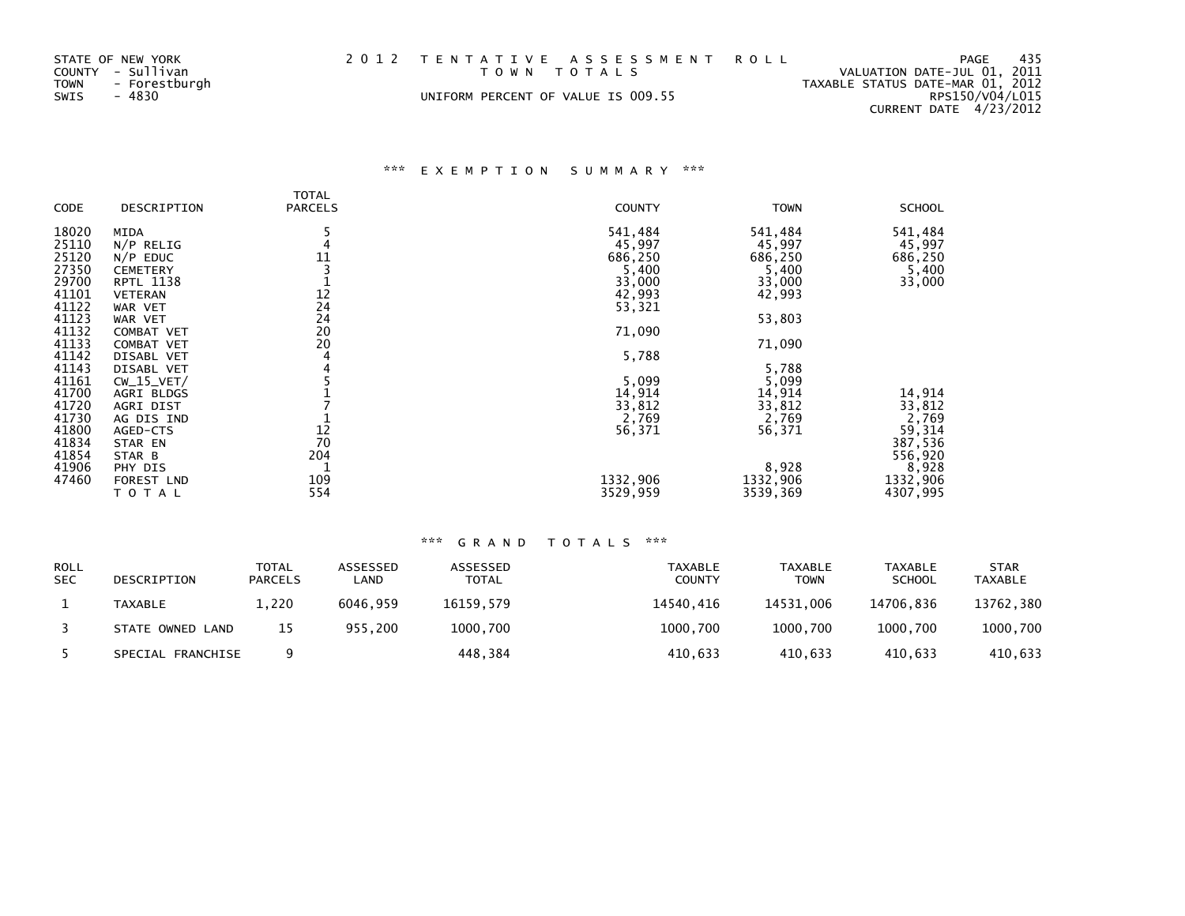STATE OF NEW YORK
COUNTY - Sullivan
TOWN - Forestburgh
SWIS - 4830

2012 TENTATIVE ASSESSMENT ROLL
TOWN TOTALS
UNIFORM PERCENT OF VALUE IS 009.55

VALUATION DATE-JUL 01, 2011
TAXABLE STATUS DATE-MAR 01, 2012
RPS150/V04/L015
CURRENT DATE 4/23/2012

### *** EXEMPTION SUMMARY ***

| CODE | DESCRIPTION | TOTAL PARCELS | COUNTY | TOWN | SCHOOL |
|---|---|---|---|---|---|
| 18020 | MIDA | 5 | 541,484 | 541,484 | 541,484 |
| 25110 | N/P RELIG | 4 | 45,997 | 45,997 | 45,997 |
| 25120 | N/P EDUC | 11 | 686,250 | 686,250 | 686,250 |
| 27350 | CEMETERY | 3 | 5,400 | 5,400 | 5,400 |
| 29700 | RPTL 1138 | 1 | 33,000 | 33,000 | 33,000 |
| 41101 | VETERAN | 12 | 42,993 | 42,993 | |
| 41122 | WAR VET | 24 | 53,321 | | |
| 41123 | WAR VET | 24 | | 53,803 | |
| 41132 | COMBAT VET | 20 | 71,090 | | |
| 41133 | COMBAT VET | 20 | | 71,090 | |
| 41142 | DISABL VET | 4 | 5,788 | | |
| 41143 | DISABL VET | 4 | | 5,788 | |
| 41161 | CW_15_VET/ | 5 | 5,099 | 5,099 | |
| 41700 | AGRI BLDGS | 1 | 14,914 | 14,914 | 14,914 |
| 41720 | AGRI DIST | 7 | 33,812 | 33,812 | 33,812 |
| 41730 | AG DIS IND | 1 | 2,769 | 2,769 | 2,769 |
| 41800 | AGED-CTS | 12 | 56,371 | 56,371 | 59,314 |
| 41834 | STAR EN | 70 | | | 387,536 |
| 41854 | STAR B | 204 | | | 556,920 |
| 41906 | PHY DIS | 1 | | 8,928 | 8,928 |
| 47460 | FOREST LND | 109 | 1332,906 | 1332,906 | 1332,906 |
| | TOTAL | 554 | 3529,959 | 3539,369 | 4307,995 |

### *** GRAND TOTALS ***

| ROLL SEC | DESCRIPTION | TOTAL PARCELS | ASSESSED LAND | ASSESSED TOTAL | TAXABLE COUNTY | TAXABLE TOWN | TAXABLE SCHOOL | STAR TAXABLE |
|---|---|---|---|---|---|---|---|---|
| 1 | TAXABLE | 1,220 | 6046,959 | 16159,579 | 14540,416 | 14531,006 | 14706,836 | 13762,380 |
| 3 | STATE OWNED LAND | 15 | 955,200 | 1000,700 | 1000,700 | 1000,700 | 1000,700 | 1000,700 |
| 5 | SPECIAL FRANCHISE | 9 | | 448,384 | 410,633 | 410,633 | 410,633 | 410,633 |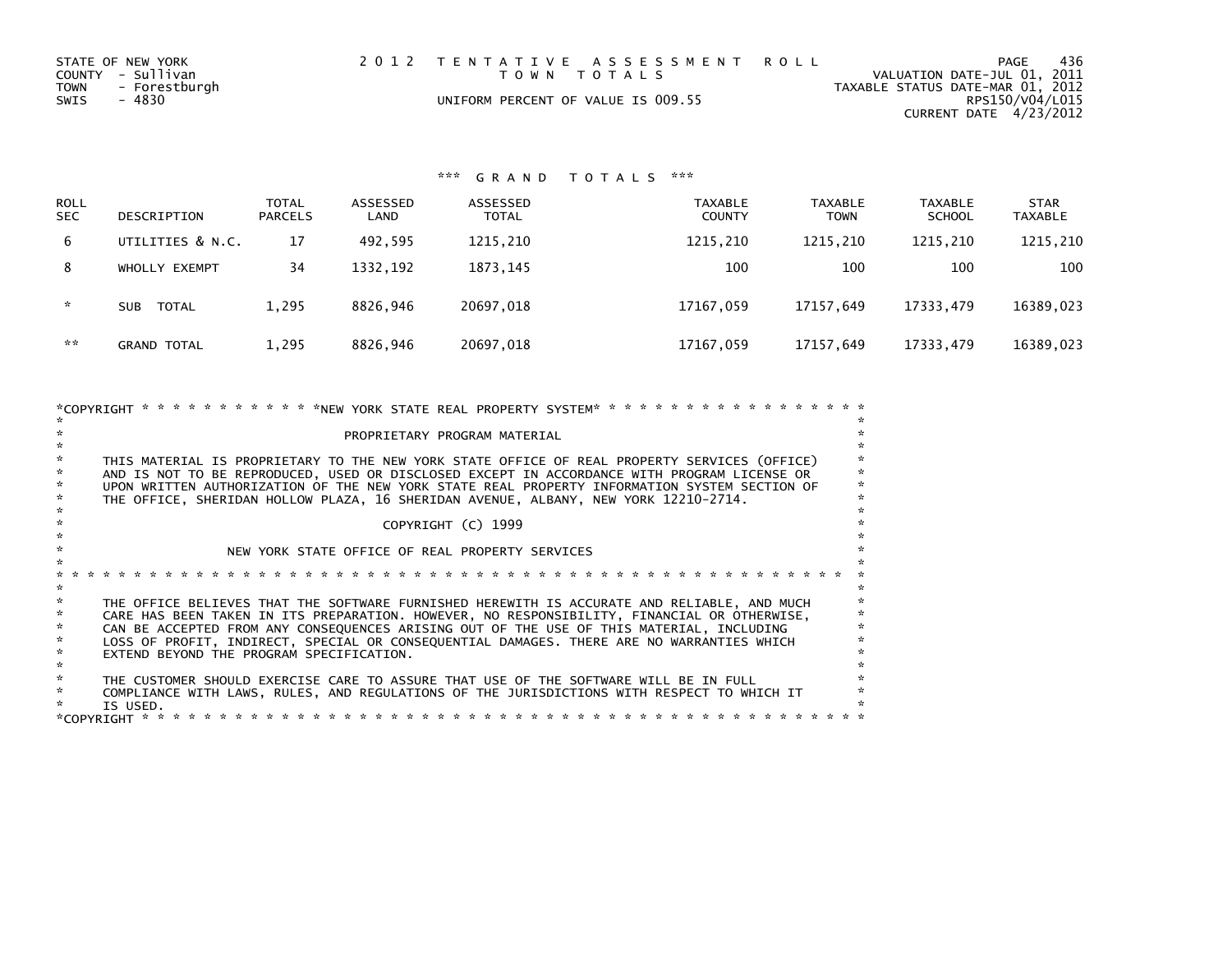STATE OF NEW YORK
COUNTY - Sullivan
TOWN - Forestburgh
SWIS - 4830

2 0 1 2 T E N T A T I V E A S S E S S M E N T R O L L
T O W N T O T A L S
UNIFORM PERCENT OF VALUE IS 009.55

VALUATION DATE-JUL 01, 2011
TAXABLE STATUS DATE-MAR 01, 2012
RPS150/V04/L015
CURRENT DATE 4/23/2012

## *** G R A N D T O T A L S ***

| ROLL SEC | DESCRIPTION | TOTAL PARCELS | ASSESSED LAND | ASSESSED TOTAL | TAXABLE COUNTY | TAXABLE TOWN | TAXABLE SCHOOL | STAR TAXABLE |
|---|---|---|---|---|---|---|---|---|
| 6 | UTILITIES & N.C. | 17 | 492,595 | 1215,210 | 1215,210 | 1215,210 | 1215,210 | 1215,210 |
| 8 | WHOLLY EXEMPT | 34 | 1332,192 | 1873,145 | 100 | 100 | 100 | 100 |
| * | SUB TOTAL | 1,295 | 8826,946 | 20697,018 | 17167,059 | 17157,649 | 17333,479 | 16389,023 |
| ** | GRAND TOTAL | 1,295 | 8826,946 | 20697,018 | 17167,059 | 17157,649 | 17333,479 | 16389,023 |

*COPYRIGHT * * * * * * * * * * * *NEW YORK STATE REAL PROPERTY SYSTEM* * * * * * * * * * * * * * * * * *

PROPRIETARY PROGRAM MATERIAL

THIS MATERIAL IS PROPRIETARY TO THE NEW YORK STATE OFFICE OF REAL PROPERTY SERVICES (OFFICE) AND IS NOT TO BE REPRODUCED, USED OR DISCLOSED EXCEPT IN ACCORDANCE WITH PROGRAM LICENSE OR UPON WRITTEN AUTHORIZATION OF THE NEW YORK STATE REAL PROPERTY INFORMATION SYSTEM SECTION OF THE OFFICE, SHERIDAN HOLLOW PLAZA, 16 SHERIDAN AVENUE, ALBANY, NEW YORK 12210-2714.

COPYRIGHT (C) 1999

NEW YORK STATE OFFICE OF REAL PROPERTY SERVICES

THE OFFICE BELIEVES THAT THE SOFTWARE FURNISHED HEREWITH IS ACCURATE AND RELIABLE, AND MUCH CARE HAS BEEN TAKEN IN ITS PREPARATION. HOWEVER, NO RESPONSIBILITY, FINANCIAL OR OTHERWISE, CAN BE ACCEPTED FROM ANY CONSEQUENCES ARISING OUT OF THE USE OF THIS MATERIAL, INCLUDING LOSS OF PROFIT, INDIRECT, SPECIAL OR CONSEQUENTIAL DAMAGES. THERE ARE NO WARRANTIES WHICH EXTEND BEYOND THE PROGRAM SPECIFICATION.

THE CUSTOMER SHOULD EXERCISE CARE TO ASSURE THAT USE OF THE SOFTWARE WILL BE IN FULL COMPLIANCE WITH LAWS, RULES, AND REGULATIONS OF THE JURISDICTIONS WITH RESPECT TO WHICH IT IS USED.

*COPYRIGHT * * * * * * * * * * * * * * * * * * * * * * * * * * * * * * * * * * * * * * * * * * * * * *